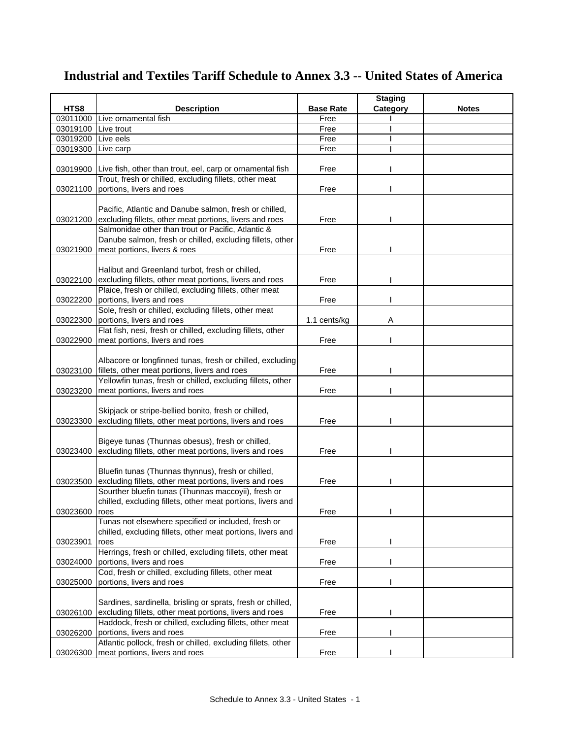# Industrial and Textiles Tariff Schedule to Annex 3.3 -- United States of America

| HTS8 | Description | Base Rate | Staging Category | Notes |
|---|---|---|---|---|
| 03011000 | Live ornamental fish | Free | I | |
| 03019100 | Live trout | Free | I | |
| 03019200 | Live eels | Free | I | |
| 03019300 | Live carp | Free | I | |
| 03019900 | Live fish, other than trout, eel, carp or ornamental fish | Free | I | |
| 03021100 | Trout, fresh or chilled, excluding fillets, other meat portions, livers and roes | Free | I | |
| 03021200 | Pacific, Atlantic and Danube salmon, fresh or chilled, excluding fillets, other meat portions, livers and roes | Free | I | |
| 03021900 | Salmonidae other than trout or Pacific, Atlantic & Danube salmon, fresh or chilled, excluding fillets, other meat portions, livers & roes | Free | I | |
| 03022100 | Halibut and Greenland turbot, fresh or chilled, excluding fillets, other meat portions, livers and roes | Free | I | |
| 03022200 | Plaice, fresh or chilled, excluding fillets, other meat portions, livers and roes | Free | I | |
| 03022300 | Sole, fresh or chilled, excluding fillets, other meat portions, livers and roes | 1.1 cents/kg | A | |
| 03022900 | Flat fish, nesi, fresh or chilled, excluding fillets, other meat portions, livers and roes | Free | I | |
| 03023100 | Albacore or longfinned tunas, fresh or chilled, excluding fillets, other meat portions, livers and roes | Free | I | |
| 03023200 | Yellowfin tunas, fresh or chilled, excluding fillets, other meat portions, livers and roes | Free | I | |
| 03023300 | Skipjack or stripe-bellied bonito, fresh or chilled, excluding fillets, other meat portions, livers and roes | Free | I | |
| 03023400 | Bigeye tunas (Thunnas obesus), fresh or chilled, excluding fillets, other meat portions, livers and roes | Free | I | |
| 03023500 | Bluefin tunas (Thunnas thynnus), fresh or chilled, excluding fillets, other meat portions, livers and roes | Free | I | |
| 03023600 | Sourther bluefin tunas (Thunnas maccoyii), fresh or chilled, excluding fillets, other meat portions, livers and roes | Free | I | |
| 03023901 | Tunas not elsewhere specified or included, fresh or chilled, excluding fillets, other meat portions, livers and roes | Free | I | |
| 03024000 | Herrings, fresh or chilled, excluding fillets, other meat portions, livers and roes | Free | I | |
| 03025000 | Cod, fresh or chilled, excluding fillets, other meat portions, livers and roes | Free | I | |
| 03026100 | Sardines, sardinella, brisling or sprats, fresh or chilled, excluding fillets, other meat portions, livers and roes | Free | I | |
| 03026200 | Haddock, fresh or chilled, excluding fillets, other meat portions, livers and roes | Free | I | |
| 03026300 | Atlantic pollock, fresh or chilled, excluding fillets, other meat portions, livers and roes | Free | I | |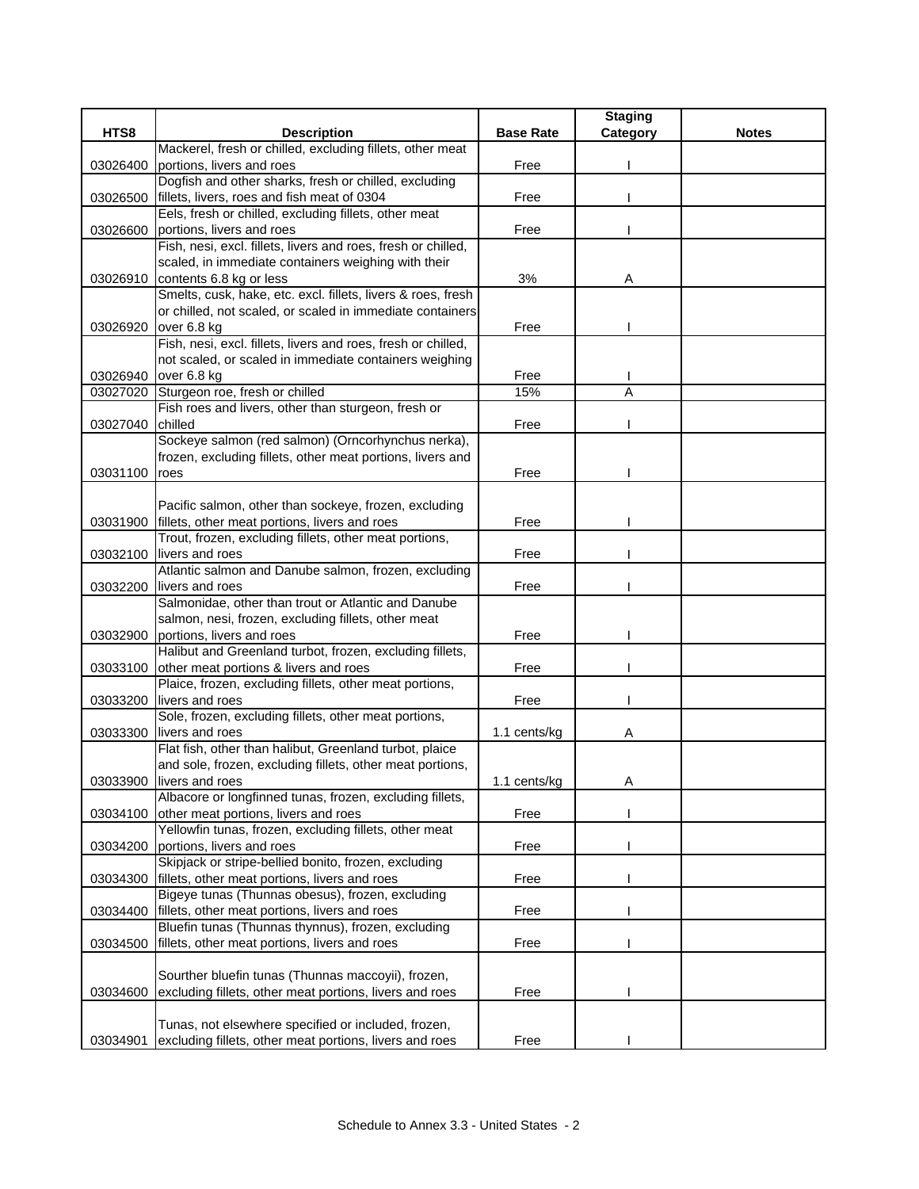| HTS8 | Description | Base Rate | Staging Category | Notes |
|---|---|---|---|---|
| 03026400 | Mackerel, fresh or chilled, excluding fillets, other meat portions, livers and roes | Free | I | |
| 03026500 | Dogfish and other sharks, fresh or chilled, excluding fillets, livers, roes and fish meat of 0304 | Free | I | |
| 03026600 | Eels, fresh or chilled, excluding fillets, other meat portions, livers and roes | Free | I | |
| 03026910 | Fish, nesi, excl. fillets, livers and roes, fresh or chilled, scaled, in immediate containers weighing with their contents 6.8 kg or less | 3% | A | |
| 03026920 | Smelts, cusk, hake, etc. excl. fillets, livers & roes, fresh or chilled, not scaled, or scaled in immediate containers over 6.8 kg | Free | I | |
| 03026940 | Fish, nesi, excl. fillets, livers and roes, fresh or chilled, not scaled, or scaled in immediate containers weighing over 6.8 kg | Free | I | |
| 03027020 | Sturgeon roe, fresh or chilled | 15% | A | |
| 03027040 | Fish roes and livers, other than sturgeon, fresh or chilled | Free | I | |
| 03031100 | Sockeye salmon (red salmon) (Orncorhynchus nerka), frozen, excluding fillets, other meat portions, livers and roes | Free | I | |
| 03031900 | Pacific salmon, other than sockeye, frozen, excluding fillets, other meat portions, livers and roes | Free | I | |
| 03032100 | Trout, frozen, excluding fillets, other meat portions, livers and roes | Free | I | |
| 03032200 | Atlantic salmon and Danube salmon, frozen, excluding livers and roes | Free | I | |
| 03032900 | Salmonidae, other than trout or Atlantic and Danube salmon, nesi, frozen, excluding fillets, other meat portions, livers and roes | Free | I | |
| 03033100 | Halibut and Greenland turbot, frozen, excluding fillets, other meat portions & livers and roes | Free | I | |
| 03033200 | Plaice, frozen, excluding fillets, other meat portions, livers and roes | Free | I | |
| 03033300 | Sole, frozen, excluding fillets, other meat portions, livers and roes | 1.1 cents/kg | A | |
| 03033900 | Flat fish, other than halibut, Greenland turbot, plaice and sole, frozen, excluding fillets, other meat portions, livers and roes | 1.1 cents/kg | A | |
| 03034100 | Albacore or longfinned tunas, frozen, excluding fillets, other meat portions, livers and roes | Free | I | |
| 03034200 | Yellowfin tunas, frozen, excluding fillets, other meat portions, livers and roes | Free | I | |
| 03034300 | Skipjack or stripe-bellied bonito, frozen, excluding fillets, other meat portions, livers and roes | Free | I | |
| 03034400 | Bigeye tunas (Thunnas obesus), frozen, excluding fillets, other meat portions, livers and roes | Free | I | |
| 03034500 | Bluefin tunas (Thunnas thynnus), frozen, excluding fillets, other meat portions, livers and roes | Free | I | |
| 03034600 | Sourther bluefin tunas (Thunnas maccoyii), frozen, excluding fillets, other meat portions, livers and roes | Free | I | |
| 03034901 | Tunas, not elsewhere specified or included, frozen, excluding fillets, other meat portions, livers and roes | Free | I | |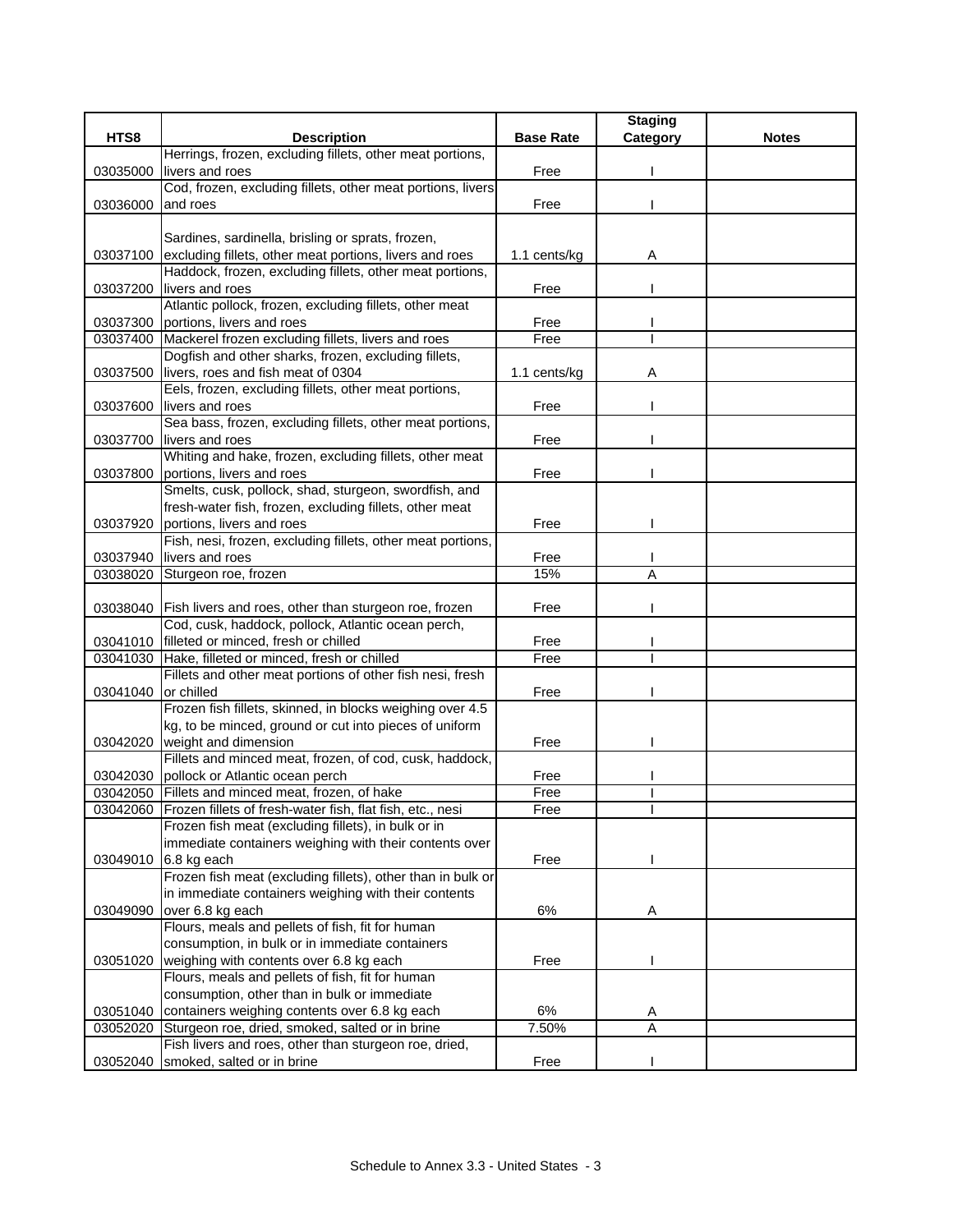| HTS8 | Description | Base Rate | Staging Category | Notes |
|---|---|---|---|---|
| 03035000 | Herrings, frozen, excluding fillets, other meat portions, livers and roes | Free | I | |
| 03036000 | Cod, frozen, excluding fillets, other meat portions, livers and roes | Free | I | |
| 03037100 | Sardines, sardinella, brisling or sprats, frozen, excluding fillets, other meat portions, livers and roes | 1.1 cents/kg | A | |
| 03037200 | Haddock, frozen, excluding fillets, other meat portions, livers and roes | Free | I | |
| 03037300 | Atlantic pollock, frozen, excluding fillets, other meat portions, livers and roes | Free | I | |
| 03037400 | Mackerel frozen excluding fillets, livers and roes | Free | I | |
| 03037500 | Dogfish and other sharks, frozen, excluding fillets, livers, roes and fish meat of 0304 | 1.1 cents/kg | A | |
| 03037600 | Eels, frozen, excluding fillets, other meat portions, livers and roes | Free | I | |
| 03037700 | Sea bass, frozen, excluding fillets, other meat portions, livers and roes | Free | I | |
| 03037800 | Whiting and hake, frozen, excluding fillets, other meat portions, livers and roes | Free | I | |
| 03037920 | Smelts, cusk, pollock, shad, sturgeon, swordfish, and fresh-water fish, frozen, excluding fillets, other meat portions, livers and roes | Free | I | |
| 03037940 | Fish, nesi, frozen, excluding fillets, other meat portions, livers and roes | Free | I | |
| 03038020 | Sturgeon roe, frozen | 15% | A | |
| 03038040 | Fish livers and roes, other than sturgeon roe, frozen | Free | I | |
| 03041010 | Cod, cusk, haddock, pollock, Atlantic ocean perch, filleted or minced, fresh or chilled | Free | I | |
| 03041030 | Hake, filleted or minced, fresh or chilled | Free | I | |
| 03041040 | Fillets and other meat portions of other fish nesi, fresh or chilled | Free | I | |
| 03042020 | Frozen fish fillets, skinned, in blocks weighing over 4.5 kg, to be minced, ground or cut into pieces of uniform weight and dimension | Free | I | |
| 03042030 | Fillets and minced meat, frozen, of cod, cusk, haddock, pollock or Atlantic ocean perch | Free | I | |
| 03042050 | Fillets and minced meat, frozen, of hake | Free | I | |
| 03042060 | Frozen fillets of fresh-water fish, flat fish, etc., nesi | Free | I | |
| 03049010 | Frozen fish meat (excluding fillets), in bulk or in immediate containers weighing with their contents over 6.8 kg each | Free | I | |
| 03049090 | Frozen fish meat (excluding fillets), other than in bulk or in immediate containers weighing with their contents over 6.8 kg each | 6% | A | |
| 03051020 | Flours, meals and pellets of fish, fit for human consumption, in bulk or in immediate containers weighing with contents over 6.8 kg each | Free | I | |
| 03051040 | Flours, meals and pellets of fish, fit for human consumption, other than in bulk or immediate containers weighing contents over 6.8 kg each | 6% | A | |
| 03052020 | Sturgeon roe, dried, smoked, salted or in brine | 7.50% | A | |
| 03052040 | Fish livers and roes, other than sturgeon roe, dried, smoked, salted or in brine | Free | I | |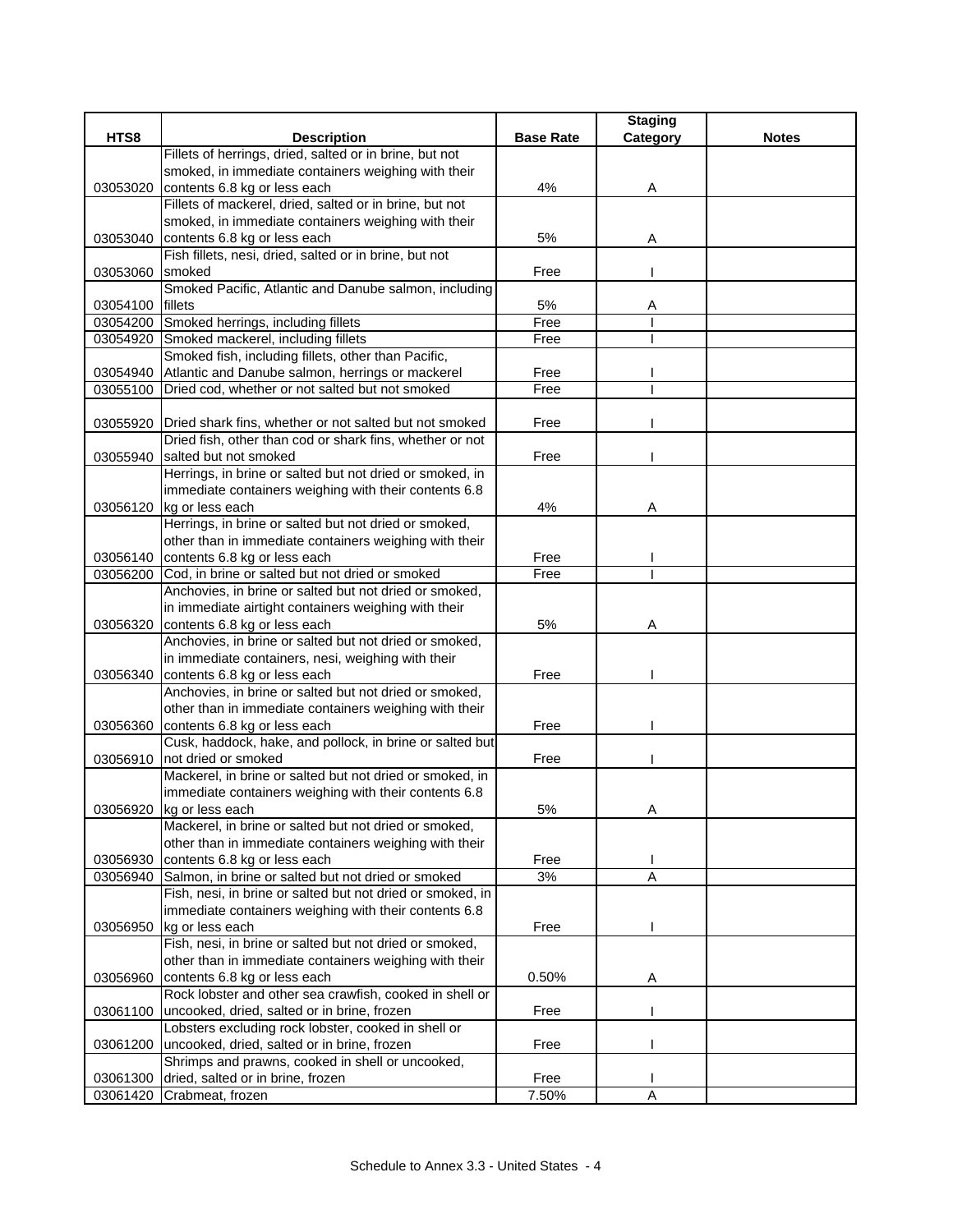| HTS8 | Description | Base Rate | Staging Category | Notes |
|---|---|---|---|---|
| 03053020 | Fillets of herrings, dried, salted or in brine, but not smoked, in immediate containers weighing with their contents 6.8 kg or less each | 4% | A | |
| 03053040 | Fillets of mackerel, dried, salted or in brine, but not smoked, in immediate containers weighing with their contents 6.8 kg or less each | 5% | A | |
| 03053060 | Fish fillets, nesi, dried, salted or in brine, but not smoked | Free | I | |
| 03054100 | Smoked Pacific, Atlantic and Danube salmon, including fillets | 5% | A | |
| 03054200 | Smoked herrings, including fillets | Free | I | |
| 03054920 | Smoked mackerel, including fillets | Free | I | |
| 03054940 | Smoked fish, including fillets, other than Pacific, Atlantic and Danube salmon, herrings or mackerel | Free | I | |
| 03055100 | Dried cod, whether or not salted but not smoked | Free | I | |
| 03055920 | Dried shark fins, whether or not salted but not smoked | Free | I | |
| 03055940 | Dried fish, other than cod or shark fins, whether or not salted but not smoked | Free | I | |
| 03056120 | Herrings, in brine or salted but not dried or smoked, in immediate containers weighing with their contents 6.8 kg or less each | 4% | A | |
| 03056140 | Herrings, in brine or salted but not dried or smoked, other than in immediate containers weighing with their contents 6.8 kg or less each | Free | I | |
| 03056200 | Cod, in brine or salted but not dried or smoked | Free | I | |
| 03056320 | Anchovies, in brine or salted but not dried or smoked, in immediate airtight containers weighing with their contents 6.8 kg or less each | 5% | A | |
| 03056340 | Anchovies, in brine or salted but not dried or smoked, in immediate containers, nesi, weighing with their contents 6.8 kg or less each | Free | I | |
| 03056360 | Anchovies, in brine or salted but not dried or smoked, other than in immediate containers weighing with their contents 6.8 kg or less each | Free | I | |
| 03056910 | Cusk, haddock, hake, and pollock, in brine or salted but not dried or smoked | Free | I | |
| 03056920 | Mackerel, in brine or salted but not dried or smoked, in immediate containers weighing with their contents 6.8 kg or less each | 5% | A | |
| 03056930 | Mackerel, in brine or salted but not dried or smoked, other than in immediate containers weighing with their contents 6.8 kg or less each | Free | I | |
| 03056940 | Salmon, in brine or salted but not dried or smoked | 3% | A | |
| 03056950 | Fish, nesi, in brine or salted but not dried or smoked, in immediate containers weighing with their contents 6.8 kg or less each | Free | I | |
| 03056960 | Fish, nesi, in brine or salted but not dried or smoked, other than in immediate containers weighing with their contents 6.8 kg or less each | 0.50% | A | |
| 03061100 | Rock lobster and other sea crawfish, cooked in shell or uncooked, dried, salted or in brine, frozen | Free | I | |
| 03061200 | Lobsters excluding rock lobster, cooked in shell or uncooked, dried, salted or in brine, frozen | Free | I | |
| 03061300 | Shrimps and prawns, cooked in shell or uncooked, dried, salted or in brine, frozen | Free | I | |
| 03061420 | Crabmeat, frozen | 7.50% | A | |

Schedule to Annex 3.3 - United States - 4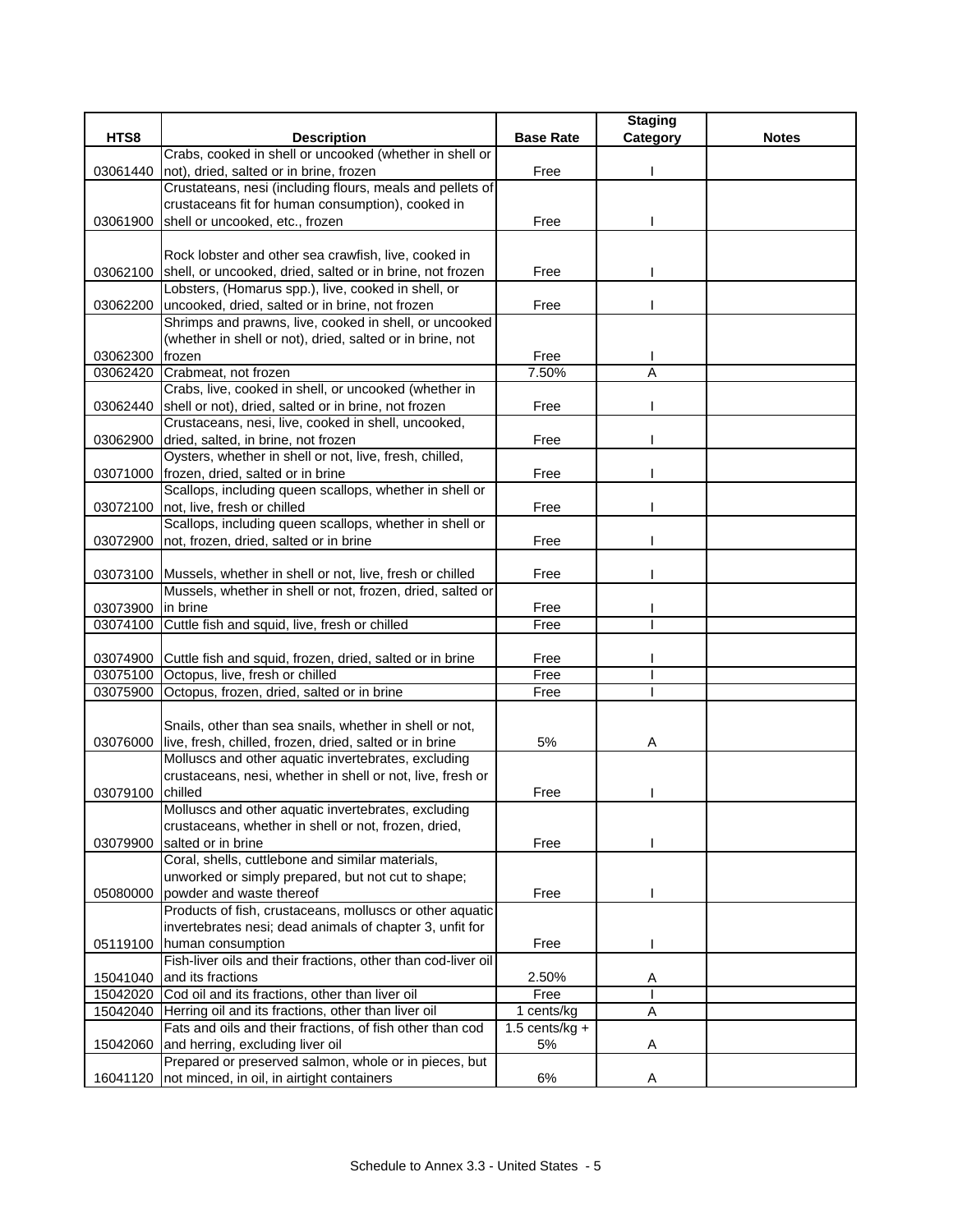| HTS8 | Description | Base Rate | Staging Category | Notes |
|---|---|---|---|---|
| 03061440 | Crabs, cooked in shell or uncooked (whether in shell or not), dried, salted or in brine, frozen | Free | I | |
| 03061900 | Crustateans, nesi (including flours, meals and pellets of crustaceans fit for human consumption), cooked in shell or uncooked, etc., frozen | Free | I | |
| 03062100 | Rock lobster and other sea crawfish, live, cooked in shell, or uncooked, dried, salted or in brine, not frozen | Free | I | |
| 03062200 | Lobsters, (Homarus spp.), live, cooked in shell, or uncooked, dried, salted or in brine, not frozen | Free | I | |
| 03062300 | Shrimps and prawns, live, cooked in shell, or uncooked (whether in shell or not), dried, salted or in brine, not frozen | Free | I | |
| 03062420 | Crabmeat, not frozen | 7.50% | A | |
| 03062440 | Crabs, live, cooked in shell, or uncooked (whether in shell or not), dried, salted or in brine, not frozen | Free | I | |
| 03062900 | Crustaceans, nesi, live, cooked in shell, uncooked, dried, salted, in brine, not frozen | Free | I | |
| 03071000 | Oysters, whether in shell or not, live, fresh, chilled, frozen, dried, salted or in brine | Free | I | |
| 03072100 | Scallops, including queen scallops, whether in shell or not, live, fresh or chilled | Free | I | |
| 03072900 | Scallops, including queen scallops, whether in shell or not, frozen, dried, salted or in brine | Free | I | |
| 03073100 | Mussels, whether in shell or not, live, fresh or chilled | Free | I | |
| 03073900 | Mussels, whether in shell or not, frozen, dried, salted or in brine | Free | I | |
| 03074100 | Cuttle fish and squid, live, fresh or chilled | Free | I | |
| 03074900 | Cuttle fish and squid, frozen, dried, salted or in brine | Free | I | |
| 03075100 | Octopus, live, fresh or chilled | Free | I | |
| 03075900 | Octopus, frozen, dried, salted or in brine | Free | I | |
| 03076000 | Snails, other than sea snails, whether in shell or not, live, fresh, chilled, frozen, dried, salted or in brine | 5% | A | |
| 03079100 | Molluscs and other aquatic invertebrates, excluding crustaceans, nesi, whether in shell or not, live, fresh or chilled | Free | I | |
| 03079900 | Molluscs and other aquatic invertebrates, excluding crustaceans, whether in shell or not, frozen, dried, salted or in brine | Free | I | |
| 05080000 | Coral, shells, cuttlebone and similar materials, unworked or simply prepared, but not cut to shape; powder and waste thereof | Free | I | |
| 05119100 | Products of fish, crustaceans, molluscs or other aquatic invertebrates nesi; dead animals of chapter 3, unfit for human consumption | Free | I | |
| 15041040 | Fish-liver oils and their fractions, other than cod-liver oil and its fractions | 2.50% | A | |
| 15042020 | Cod oil and its fractions, other than liver oil | Free | I | |
| 15042040 | Herring oil and its fractions, other than liver oil | 1 cents/kg | A | |
| 15042060 | Fats and oils and their fractions, of fish other than cod and herring, excluding liver oil | 1.5 cents/kg + 5% | A | |
| 16041120 | Prepared or preserved salmon, whole or in pieces, but not minced, in oil, in airtight containers | 6% | A | |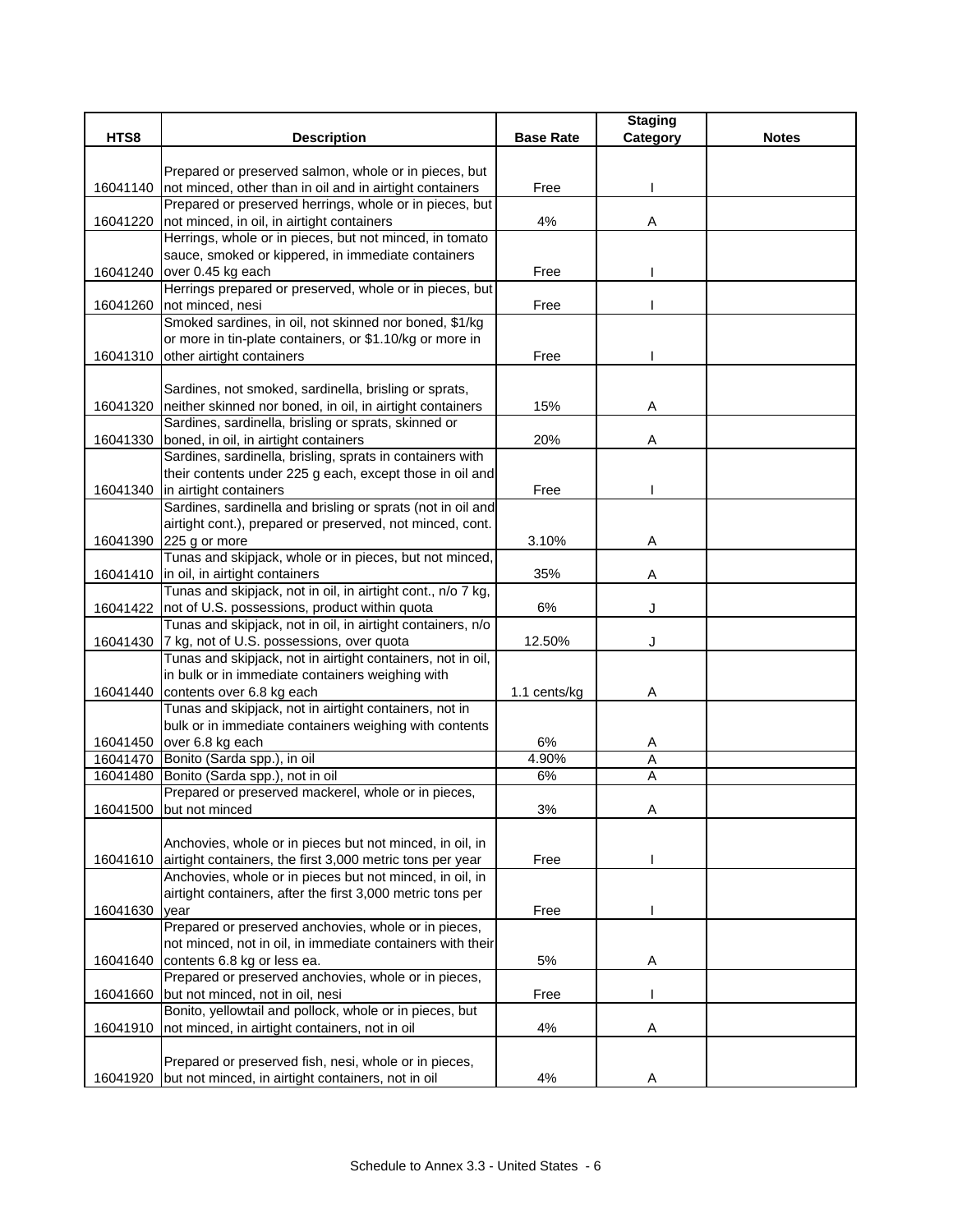| HTS8 | Description | Base Rate | Staging Category | Notes |
| --- | --- | --- | --- | --- |
| 16041140 | Prepared or preserved salmon, whole or in pieces, but not minced, other than in oil and in airtight containers | Free | I | |
| 16041220 | Prepared or preserved herrings, whole or in pieces, but not minced, in oil, in airtight containers | 4% | A | |
| 16041240 | Herrings, whole or in pieces, but not minced, in tomato sauce, smoked or kippered, in immediate containers over 0.45 kg each | Free | I | |
| 16041260 | Herrings prepared or preserved, whole or in pieces, but not minced, nesi | Free | I | |
| 16041310 | Smoked sardines, in oil, not skinned nor boned, $1/kg or more in tin-plate containers, or $1.10/kg or more in other airtight containers | Free | I | |
| 16041320 | Sardines, not smoked, sardinella, brisling or sprats, neither skinned nor boned, in oil, in airtight containers | 15% | A | |
| 16041330 | Sardines, sardinella, brisling or sprats, skinned or boned, in oil, in airtight containers | 20% | A | |
| 16041340 | Sardines, sardinella, brisling, sprats in containers with their contents under 225 g each, except those in oil and in airtight containers | Free | I | |
| 16041390 | Sardines, sardinella and brisling or sprats (not in oil and airtight cont.), prepared or preserved, not minced, cont. 225 g or more | 3.10% | A | |
| 16041410 | Tunas and skipjack, whole or in pieces, but not minced, in oil, in airtight containers | 35% | A | |
| 16041422 | Tunas and skipjack, not in oil, in airtight cont., n/o 7 kg, not of U.S. possessions, product within quota | 6% | J | |
| 16041430 | Tunas and skipjack, not in oil, in airtight containers, n/o 7 kg, not of U.S. possessions, over quota | 12.50% | J | |
| 16041440 | Tunas and skipjack, not in airtight containers, not in oil, in bulk or in immediate containers weighing with contents over 6.8 kg each | 1.1 cents/kg | A | |
| 16041450 | Tunas and skipjack, not in airtight containers, not in bulk or in immediate containers weighing with contents over 6.8 kg each | 6% | A | |
| 16041470 | Bonito (Sarda spp.), in oil | 4.90% | A | |
| 16041480 | Bonito (Sarda spp.), not in oil | 6% | A | |
| 16041500 | Prepared or preserved mackerel, whole or in pieces, but not minced | 3% | A | |
| 16041610 | Anchovies, whole or in pieces but not minced, in oil, in airtight containers, the first 3,000 metric tons per year | Free | I | |
| 16041630 | Anchovies, whole or in pieces but not minced, in oil, in airtight containers, after the first 3,000 metric tons per year | Free | I | |
| 16041640 | Prepared or preserved anchovies, whole or in pieces, not minced, not in oil, in immediate containers with their contents 6.8 kg or less ea. | 5% | A | |
| 16041660 | Prepared or preserved anchovies, whole or in pieces, but not minced, not in oil, nesi | Free | I | |
| 16041910 | Bonito, yellowtail and pollock, whole or in pieces, but not minced, in airtight containers, not in oil | 4% | A | |
| 16041920 | Prepared or preserved fish, nesi, whole or in pieces, but not minced, in airtight containers, not in oil | 4% | A | |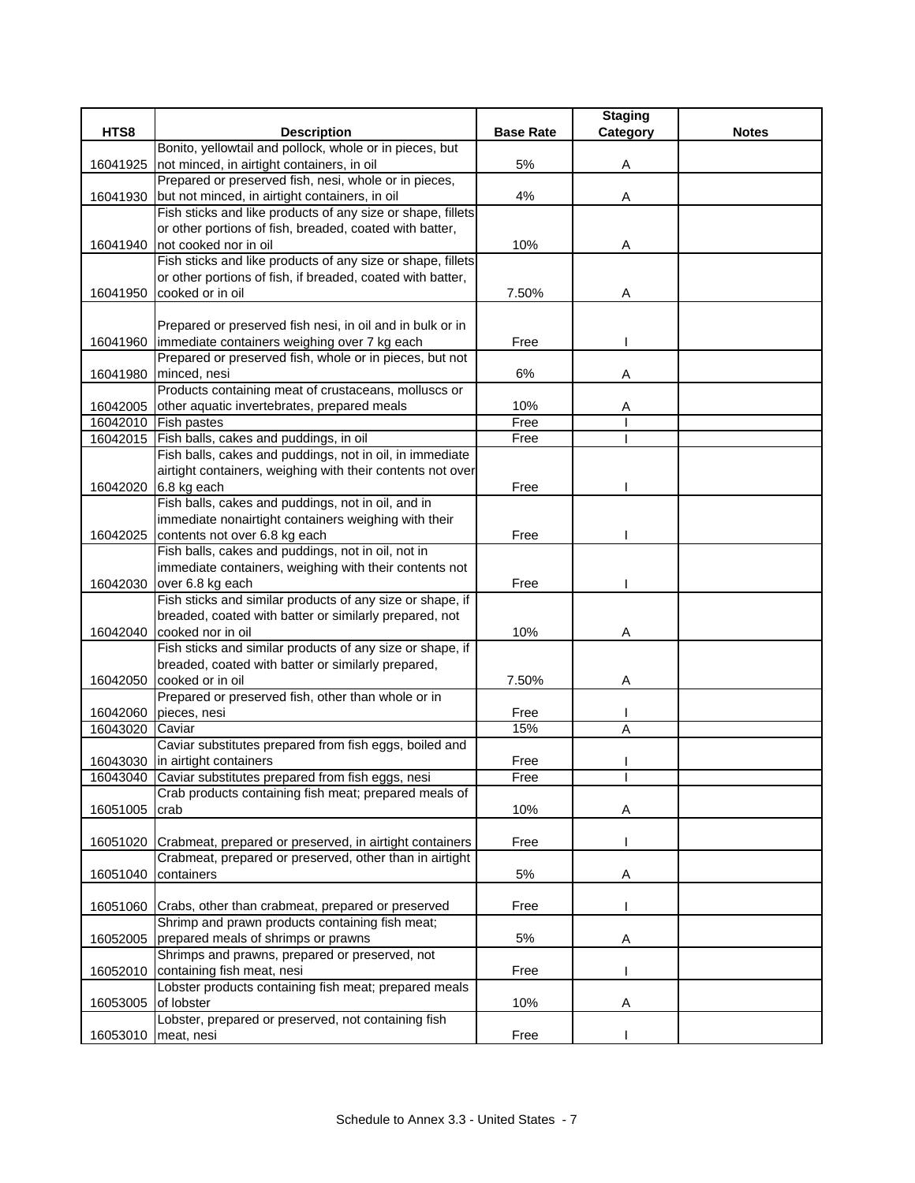| HTS8 | Description | Base Rate | Staging Category | Notes |
|---|---|---|---|---|
| 16041925 | Bonito, yellowtail and pollock, whole or in pieces, but not minced, in airtight containers, in oil | 5% | A | |
| 16041930 | Prepared or preserved fish, nesi, whole or in pieces, but not minced, in airtight containers, in oil | 4% | A | |
| 16041940 | Fish sticks and like products of any size or shape, fillets or other portions of fish, breaded, coated with batter, not cooked nor in oil | 10% | A | |
| 16041950 | Fish sticks and like products of any size or shape, fillets or other portions of fish, if breaded, coated with batter, cooked or in oil | 7.50% | A | |
| 16041960 | Prepared or preserved fish nesi, in oil and in bulk or in immediate containers weighing over 7 kg each | Free | I | |
| 16041980 | Prepared or preserved fish, whole or in pieces, but not minced, nesi | 6% | A | |
| 16042005 | Products containing meat of crustaceans, molluscs or other aquatic invertebrates, prepared meals | 10% | A | |
| 16042010 | Fish pastes | Free | I | |
| 16042015 | Fish balls, cakes and puddings, in oil | Free | I | |
| 16042020 | Fish balls, cakes and puddings, not in oil, in immediate airtight containers, weighing with their contents not over 6.8 kg each | Free | I | |
| 16042025 | Fish balls, cakes and puddings, not in oil, and in immediate nonairtight containers weighing with their contents not over 6.8 kg each | Free | I | |
| 16042030 | Fish balls, cakes and puddings, not in oil, not in immediate containers, weighing with their contents not over 6.8 kg each | Free | I | |
| 16042040 | Fish sticks and similar products of any size or shape, if breaded, coated with batter or similarly prepared, not cooked nor in oil | 10% | A | |
| 16042050 | Fish sticks and similar products of any size or shape, if breaded, coated with batter or similarly prepared, cooked or in oil | 7.50% | A | |
| 16042060 | Prepared or preserved fish, other than whole or in pieces, nesi | Free | I | |
| 16043020 | Caviar | 15% | A | |
| 16043030 | Caviar substitutes prepared from fish eggs, boiled and in airtight containers | Free | I | |
| 16043040 | Caviar substitutes prepared from fish eggs, nesi | Free | I | |
| 16051005 | Crab products containing fish meat; prepared meals of crab | 10% | A | |
| 16051020 | Crabmeat, prepared or preserved, in airtight containers | Free | I | |
| 16051040 | Crabmeat, prepared or preserved, other than in airtight containers | 5% | A | |
| 16051060 | Crabs, other than crabmeat, prepared or preserved | Free | I | |
| 16052005 | Shrimp and prawn products containing fish meat; prepared meals of shrimps or prawns | 5% | A | |
| 16052010 | Shrimps and prawns, prepared or preserved, not containing fish meat, nesi | Free | I | |
| 16053005 | Lobster products containing fish meat; prepared meals of lobster | 10% | A | |
| 16053010 | Lobster, prepared or preserved, not containing fish meat, nesi | Free | I | |

Schedule to Annex 3.3 - United States - 7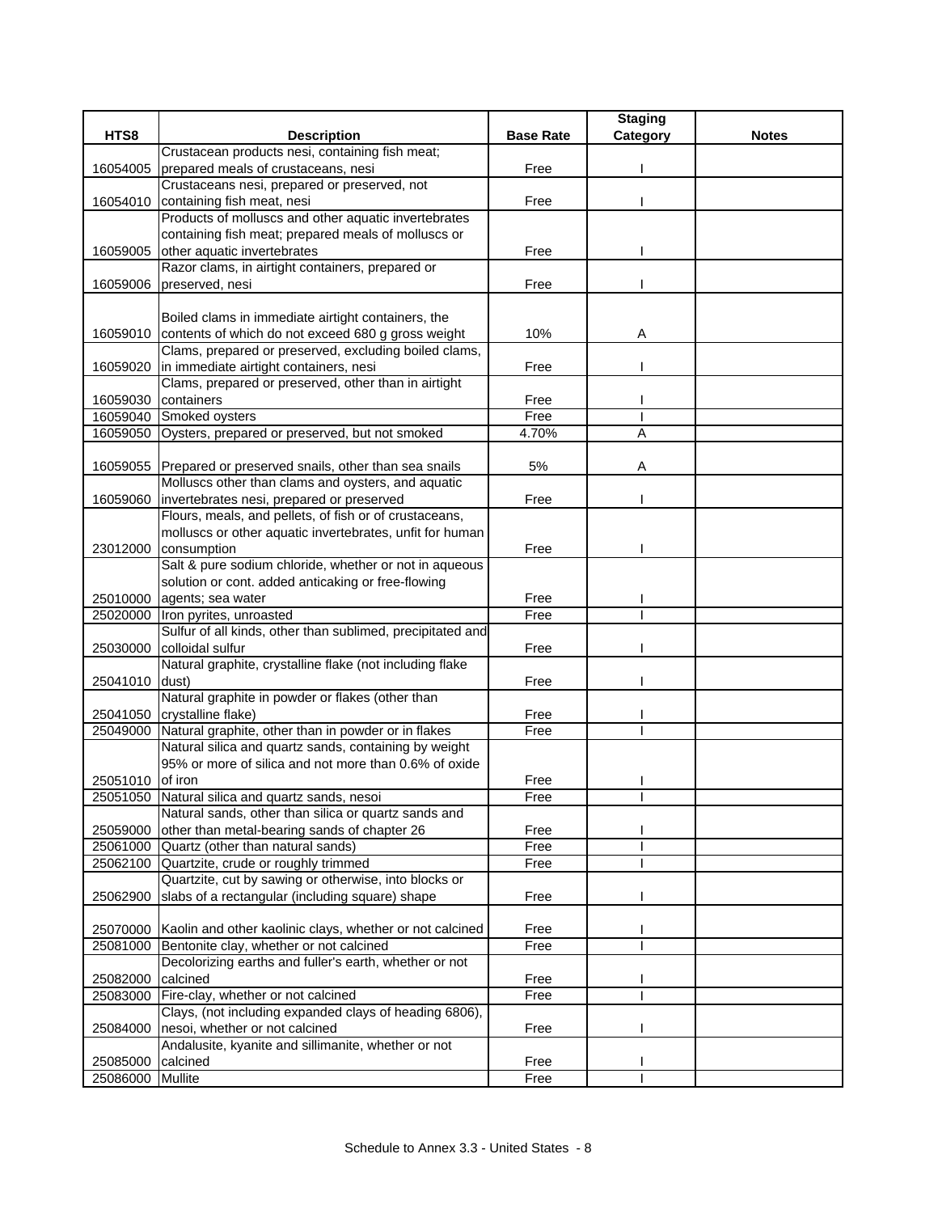| HTS8 | Description | Base Rate | Staging Category | Notes |
|---|---|---|---|---|
| 16054005 | Crustacean products nesi, containing fish meat; prepared meals of crustaceans, nesi | Free | I | |
| 16054010 | Crustaceans nesi, prepared or preserved, not containing fish meat, nesi | Free | I | |
| 16059005 | Products of molluscs and other aquatic invertebrates containing fish meat; prepared meals of molluscs or other aquatic invertebrates | Free | I | |
| 16059006 | Razor clams, in airtight containers, prepared or preserved, nesi | Free | I | |
| 16059010 | Boiled clams in immediate airtight containers, the contents of which do not exceed 680 g gross weight | 10% | A | |
| 16059020 | Clams, prepared or preserved, excluding boiled clams, in immediate airtight containers, nesi | Free | I | |
| 16059030 | Clams, prepared or preserved, other than in airtight containers | Free | I | |
| 16059040 | Smoked oysters | Free | I | |
| 16059050 | Oysters, prepared or preserved, but not smoked | 4.70% | A | |
| 16059055 | Prepared or preserved snails, other than sea snails | 5% | A | |
| 16059060 | Molluscs other than clams and oysters, and aquatic invertebrates nesi, prepared or preserved | Free | I | |
| 23012000 | Flours, meals, and pellets, of fish or of crustaceans, molluscs or other aquatic invertebrates, unfit for human consumption | Free | I | |
| 25010000 | Salt & pure sodium chloride, whether or not in aqueous solution or cont. added anticaking or free-flowing agents; sea water | Free | I | |
| 25020000 | Iron pyrites, unroasted | Free | I | |
| 25030000 | Sulfur of all kinds, other than sublimed, precipitated and colloidal sulfur | Free | I | |
| 25041010 | Natural graphite, crystalline flake (not including flake dust) | Free | I | |
| 25041050 | Natural graphite in powder or flakes (other than crystalline flake) | Free | I | |
| 25049000 | Natural graphite, other than in powder or in flakes | Free | I | |
| 25051010 | Natural silica and quartz sands, containing by weight 95% or more of silica and not more than 0.6% of oxide of iron | Free | I | |
| 25051050 | Natural silica and quartz sands, nesoi | Free | I | |
| 25059000 | Natural sands, other than silica or quartz sands and other than metal-bearing sands of chapter 26 | Free | I | |
| 25061000 | Quartz (other than natural sands) | Free | I | |
| 25062100 | Quartzite, crude or roughly trimmed | Free | I | |
| 25062900 | Quartzite, cut by sawing or otherwise, into blocks or slabs of a rectangular (including square) shape | Free | I | |
| 25070000 | Kaolin and other kaolinic clays, whether or not calcined | Free | I | |
| 25081000 | Bentonite clay, whether or not calcined | Free | I | |
| 25082000 | Decolorizing earths and fuller's earth, whether or not calcined | Free | I | |
| 25083000 | Fire-clay, whether or not calcined | Free | I | |
| 25084000 | Clays, (not including expanded clays of heading 6806), nesoi, whether or not calcined | Free | I | |
| 25085000 | Andalusite, kyanite and sillimanite, whether or not calcined | Free | I | |
| 25086000 | Mullite | Free | I | |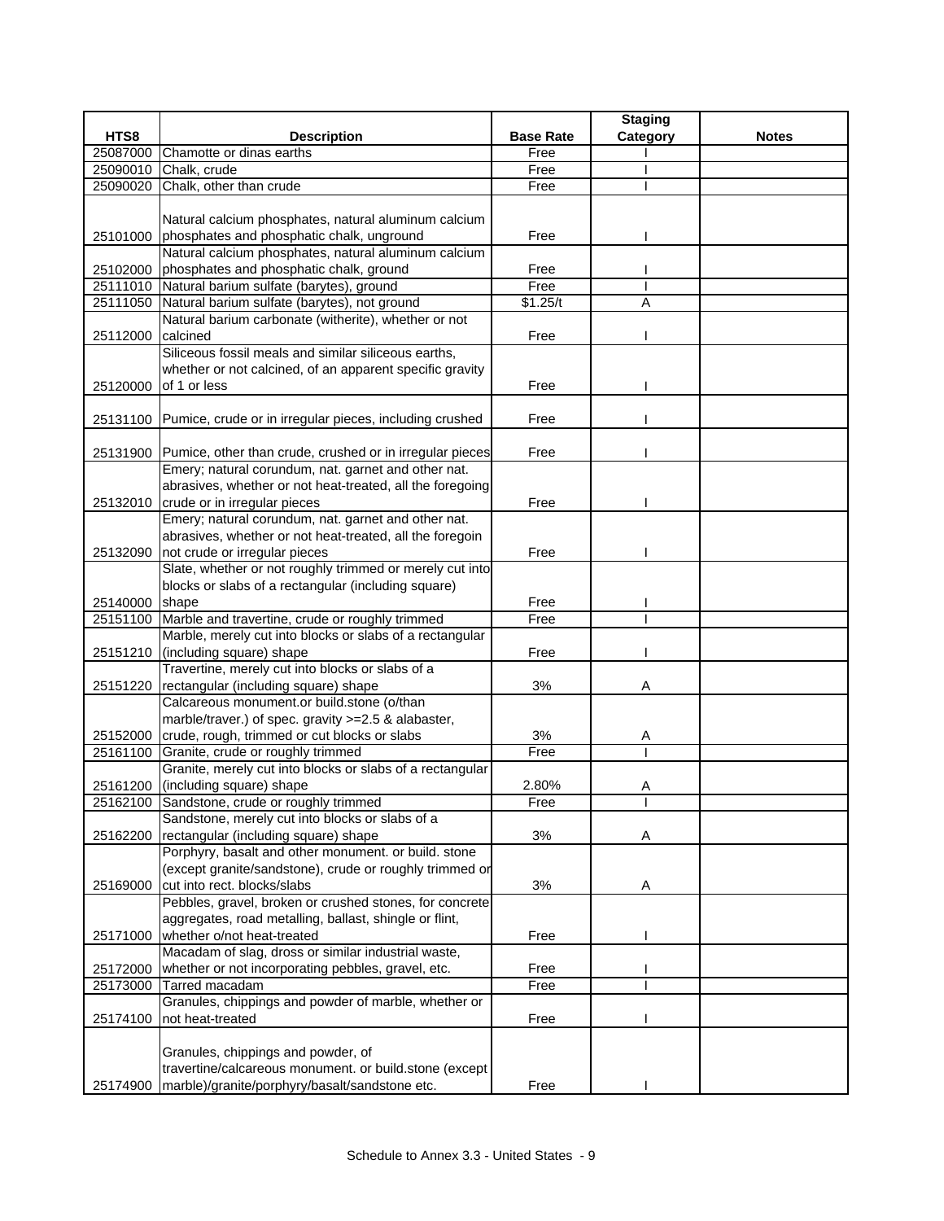| HTS8 | Description | Base Rate | Staging Category | Notes |
|---|---|---|---|---|
| 25087000 | Chamotte or dinas earths | Free | I | |
| 25090010 | Chalk, crude | Free | I | |
| 25090020 | Chalk, other than crude | Free | I | |
| 25101000 | Natural calcium phosphates, natural aluminum calcium phosphates and phosphatic chalk, unground | Free | I | |
| 25102000 | Natural calcium phosphates, natural aluminum calcium phosphates and phosphatic chalk, ground | Free | I | |
| 25111010 | Natural barium sulfate (barytes), ground | Free | I | |
| 25111050 | Natural barium sulfate (barytes), not ground | $1.25/t | A | |
| 25112000 | Natural barium carbonate (witherite), whether or not calcined | Free | I | |
| 25120000 | Siliceous fossil meals and similar siliceous earths, whether or not calcined, of an apparent specific gravity of 1 or less | Free | I | |
| 25131100 | Pumice, crude or in irregular pieces, including crushed | Free | I | |
| 25131900 | Pumice, other than crude, crushed or in irregular pieces | Free | I | |
| 25132010 | Emery; natural corundum, nat. garnet and other nat. abrasives, whether or not heat-treated, all the foregoing crude or in irregular pieces | Free | I | |
| 25132090 | Emery; natural corundum, nat. garnet and other nat. abrasives, whether or not heat-treated, all the foregoin not crude or irregular pieces | Free | I | |
| 25140000 | Slate, whether or not roughly trimmed or merely cut into blocks or slabs of a rectangular (including square) shape | Free | I | |
| 25151100 | Marble and travertine, crude or roughly trimmed | Free | I | |
| 25151210 | Marble, merely cut into blocks or slabs of a rectangular (including square) shape | Free | I | |
| 25151220 | Travertine, merely cut into blocks or slabs of a rectangular (including square) shape | 3% | A | |
| 25152000 | Calcareous monument.or build.stone (o/than marble/traver.) of spec. gravity >=2.5 & alabaster, crude, rough, trimmed or cut blocks or slabs | 3% | A | |
| 25161100 | Granite, crude or roughly trimmed | Free | I | |
| 25161200 | Granite, merely cut into blocks or slabs of a rectangular (including square) shape | 2.80% | A | |
| 25162100 | Sandstone, crude or roughly trimmed | Free | I | |
| 25162200 | Sandstone, merely cut into blocks or slabs of a rectangular (including square) shape | 3% | A | |
| 25169000 | Porphyry, basalt and other monument. or build. stone (except granite/sandstone), crude or roughly trimmed or cut into rect. blocks/slabs | 3% | A | |
| 25171000 | Pebbles, gravel, broken or crushed stones, for concrete aggregates, road metalling, ballast, shingle or flint, whether o/not heat-treated | Free | I | |
| 25172000 | Macadam of slag, dross or similar industrial waste, whether or not incorporating pebbles, gravel, etc. | Free | I | |
| 25173000 | Tarred macadam | Free | I | |
| 25174100 | Granules, chippings and powder of marble, whether or not heat-treated | Free | I | |
| 25174900 | Granules, chippings and powder, of travertine/calcareous monument. or build.stone (except marble)/granite/porphyry/basalt/sandstone etc. | Free | I | |

Schedule to Annex 3.3 - United States - 9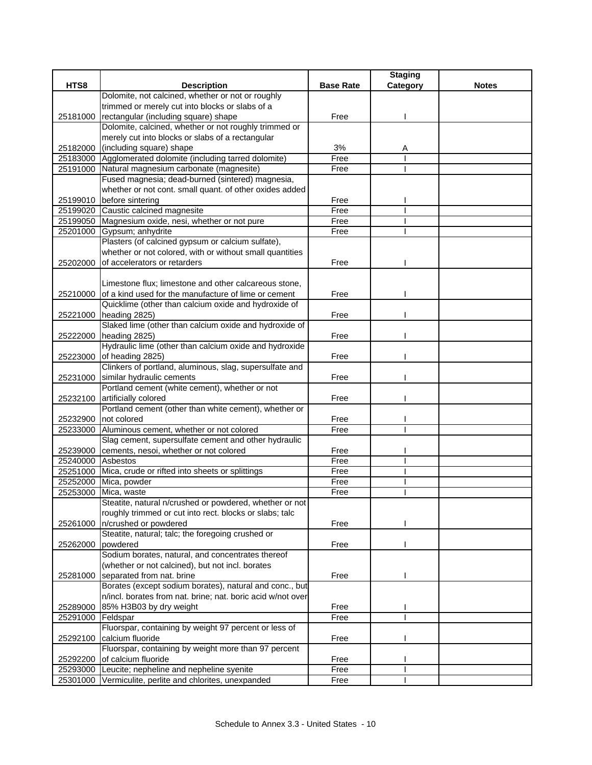| HTS8 | Description | Base Rate | Staging Category | Notes |
|---|---|---|---|---|
| 25181000 | Dolomite, not calcined, whether or not or roughly trimmed or merely cut into blocks or slabs of a rectangular (including square) shape | Free | I | |
| 25182000 | Dolomite, calcined, whether or not roughly trimmed or merely cut into blocks or slabs of a rectangular (including square) shape | 3% | A | |
| 25183000 | Agglomerated dolomite (including tarred dolomite) | Free | I | |
| 25191000 | Natural magnesium carbonate (magnesite) | Free | I | |
| 25199010 | Fused magnesia; dead-burned (sintered) magnesia, whether or not cont. small quant. of other oxides added before sintering | Free | I | |
| 25199020 | Caustic calcined magnesite | Free | I | |
| 25199050 | Magnesium oxide, nesi, whether or not pure | Free | I | |
| 25201000 | Gypsum; anhydrite | Free | I | |
| 25202000 | Plasters (of calcined gypsum or calcium sulfate), whether or not colored, with or without small quantities of accelerators or retarders | Free | I | |
| 25210000 | Limestone flux; limestone and other calcareous stone, of a kind used for the manufacture of lime or cement | Free | I | |
| 25221000 | Quicklime (other than calcium oxide and hydroxide of heading 2825) | Free | I | |
| 25222000 | Slaked lime (other than calcium oxide and hydroxide of heading 2825) | Free | I | |
| 25223000 | Hydraulic lime (other than calcium oxide and hydroxide of heading 2825) | Free | I | |
| 25231000 | Clinkers of portland, aluminous, slag, supersulfate and similar hydraulic cements | Free | I | |
| 25232100 | Portland cement (white cement), whether or not artificially colored | Free | I | |
| 25232900 | Portland cement (other than white cement), whether or not colored | Free | I | |
| 25233000 | Aluminous cement, whether or not colored | Free | I | |
| 25239000 | Slag cement, supersulfate cement and other hydraulic cements, nesoi, whether or not colored | Free | I | |
| 25240000 | Asbestos | Free | I | |
| 25251000 | Mica, crude or rifted into sheets or splittings | Free | I | |
| 25252000 | Mica, powder | Free | I | |
| 25253000 | Mica, waste | Free | I | |
| 25261000 | Steatite, natural n/crushed or powdered, whether or not roughly trimmed or cut into rect. blocks or slabs; talc n/crushed or powdered | Free | I | |
| 25262000 | Steatite, natural; talc; the foregoing crushed or powdered | Free | I | |
| 25281000 | Sodium borates, natural, and concentrates thereof (whether or not calcined), but not incl. borates separated from nat. brine | Free | I | |
| 25289000 | Borates (except sodium borates), natural and conc., but n/incl. borates from nat. brine; nat. boric acid w/not over 85% H3B03 by dry weight | Free | I | |
| 25291000 | Feldspar | Free | I | |
| 25292100 | Fluorspar, containing by weight 97 percent or less of calcium fluoride | Free | I | |
| 25292200 | Fluorspar, containing by weight more than 97 percent of calcium fluoride | Free | I | |
| 25293000 | Leucite; nepheline and nepheline syenite | Free | I | |
| 25301000 | Vermiculite, perlite and chlorites, unexpanded | Free | I | |

Schedule to Annex 3.3 - United States - 10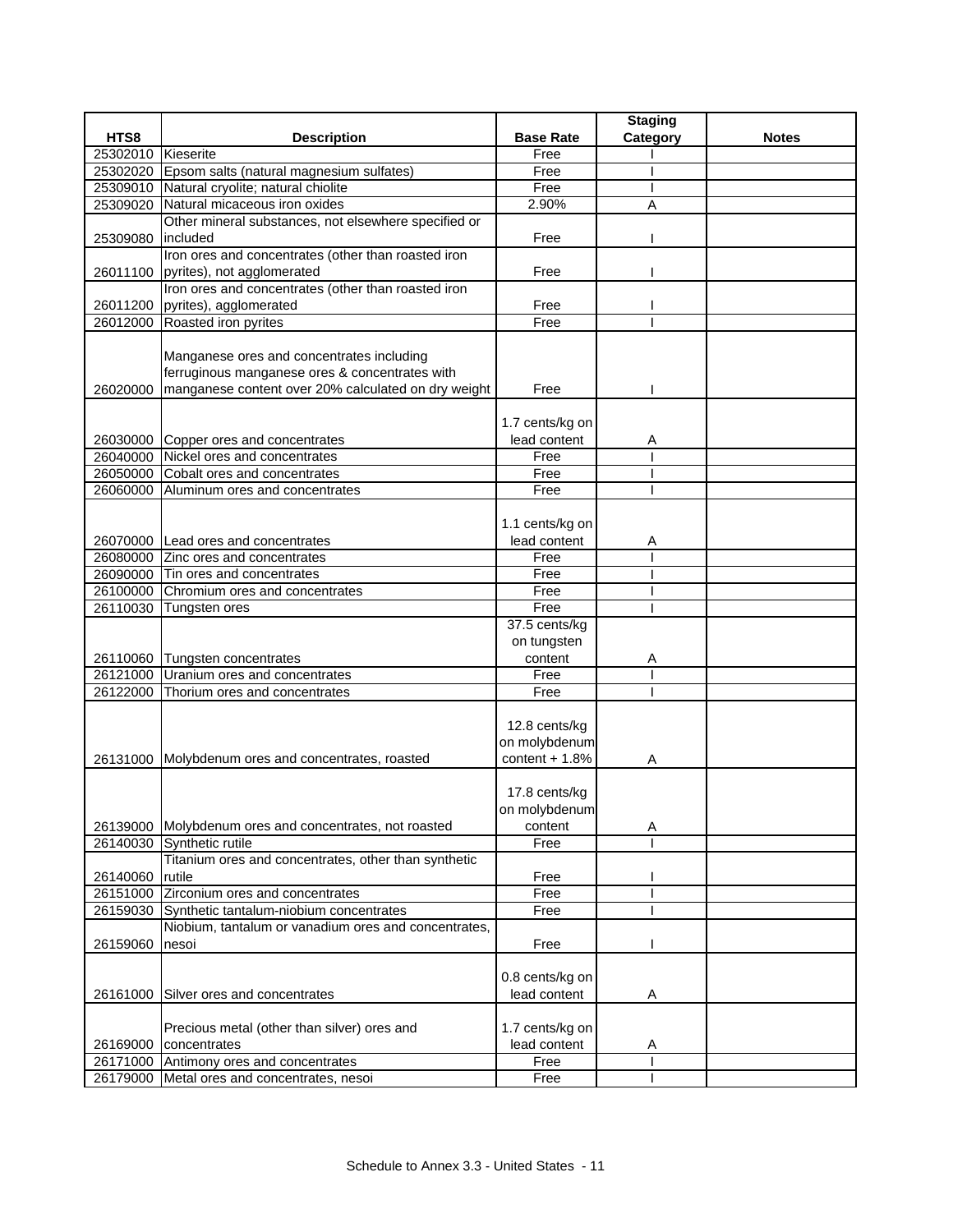| HTS8 | Description | Base Rate | Staging Category | Notes |
|---|---|---|---|---|
| 25302010 | Kieserite | Free | I | |
| 25302020 | Epsom salts (natural magnesium sulfates) | Free | I | |
| 25309010 | Natural cryolite; natural chiolite | Free | I | |
| 25309020 | Natural micaceous iron oxides | 2.90% | A | |
| 25309080 | Other mineral substances, not elsewhere specified or included | Free | I | |
| 26011100 | Iron ores and concentrates (other than roasted iron pyrites), not agglomerated | Free | I | |
| 26011200 | Iron ores and concentrates (other than roasted iron pyrites), agglomerated | Free | I | |
| 26012000 | Roasted iron pyrites | Free | I | |
| 26020000 | Manganese ores and concentrates including ferruginous manganese ores & concentrates with manganese content over 20% calculated on dry weight | Free | I | |
| 26030000 | Copper ores and concentrates | 1.7 cents/kg on lead content | A | |
| 26040000 | Nickel ores and concentrates | Free | I | |
| 26050000 | Cobalt ores and concentrates | Free | I | |
| 26060000 | Aluminum ores and concentrates | Free | I | |
| 26070000 | Lead ores and concentrates | 1.1 cents/kg on lead content | A | |
| 26080000 | Zinc ores and concentrates | Free | I | |
| 26090000 | Tin ores and concentrates | Free | I | |
| 26100000 | Chromium ores and concentrates | Free | I | |
| 26110030 | Tungsten ores | Free | I | |
| 26110060 | Tungsten concentrates | 37.5 cents/kg on tungsten content | A | |
| 26121000 | Uranium ores and concentrates | Free | I | |
| 26122000 | Thorium ores and concentrates | Free | I | |
| 26131000 | Molybdenum ores and concentrates, roasted | 12.8 cents/kg on molybdenum content + 1.8% | A | |
| 26139000 | Molybdenum ores and concentrates, not roasted | 17.8 cents/kg on molybdenum content | A | |
| 26140030 | Synthetic rutile | Free | I | |
| 26140060 | Titanium ores and concentrates, other than synthetic rutile | Free | I | |
| 26151000 | Zirconium ores and concentrates | Free | I | |
| 26159030 | Synthetic tantalum-niobium concentrates | Free | I | |
| 26159060 | Niobium, tantalum or vanadium ores and concentrates, nesoi | Free | I | |
| 26161000 | Silver ores and concentrates | 0.8 cents/kg on lead content | A | |
| 26169000 | Precious metal (other than silver) ores and concentrates | 1.7 cents/kg on lead content | A | |
| 26171000 | Antimony ores and concentrates | Free | I | |
| 26179000 | Metal ores and concentrates, nesoi | Free | I | |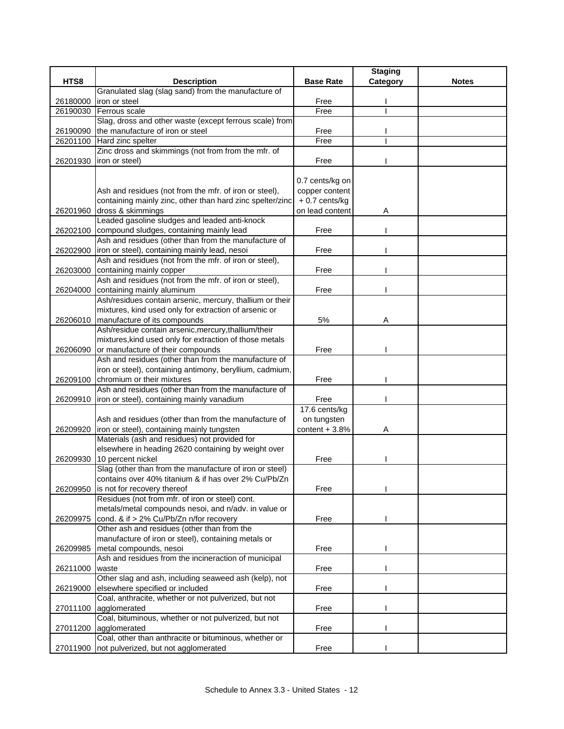| HTS8 | Description | Base Rate | Staging Category | Notes |
|---|---|---|---|---|
| 26180000 | Granulated slag (slag sand) from the manufacture of iron or steel | Free | I | |
| 26190030 | Ferrous scale | Free | I | |
| 26190090 | Slag, dross and other waste (except ferrous scale) from the manufacture of iron or steel | Free | I | |
| 26201100 | Hard zinc spelter | Free | I | |
| 26201930 | Zinc dross and skimmings (not from from the mfr. of iron or steel) | Free | I | |
| 26201960 | Ash and residues (not from the mfr. of iron or steel), containing mainly zinc, other than hard zinc spelter/zinc dross & skimmings | 0.7 cents/kg on copper content + 0.7 cents/kg on lead content | A | |
| 26202100 | Leaded gasoline sludges and leaded anti-knock compound sludges, containing mainly lead | Free | I | |
| 26202900 | Ash and residues (other than from the manufacture of iron or steel), containing mainly lead, nesoi | Free | I | |
| 26203000 | Ash and residues (not from the mfr. of iron or steel), containing mainly copper | Free | I | |
| 26204000 | Ash and residues (not from the mfr. of iron or steel), containing mainly aluminum | Free | I | |
| 26206010 | Ash/residues contain arsenic, mercury, thallium or their mixtures, kind used only for extraction of arsenic or manufacture of its compounds | 5% | A | |
| 26206090 | Ash/residue contain arsenic,mercury,thallium/their mixtures,kind used only for extraction of those metals or manufacture of their compounds | Free | I | |
| 26209100 | Ash and residues (other than from the manufacture of iron or steel), containing antimony, beryllium, cadmium, chromium or their mixtures | Free | I | |
| 26209910 | Ash and residues (other than from the manufacture of iron or steel), containing mainly vanadium | Free | I | |
| 26209920 | Ash and residues (other than from the manufacture of iron or steel), containing mainly tungsten | 17.6 cents/kg on tungsten content + 3.8% | A | |
| 26209930 | Materials (ash and residues) not provided for elsewhere in heading 2620 containing by weight over 10 percent nickel | Free | I | |
| 26209950 | Slag (other than from the manufacture of iron or steel) contains over 40% titanium & if has over 2% Cu/Pb/Zn is not for recovery thereof | Free | I | |
| 26209975 | Residues (not from mfr. of iron or steel) cont. metals/metal compounds nesoi, and n/adv. in value or cond. & if > 2% Cu/Pb/Zn n/for recovery | Free | I | |
| 26209985 | Other ash and residues (other than from the manufacture of iron or steel), containing metals or metal compounds, nesoi | Free | I | |
| 26211000 | Ash and residues from the incineraction of municipal waste | Free | I | |
| 26219000 | Other slag and ash, including seaweed ash (kelp), not elsewhere specified or included | Free | I | |
| 27011100 | Coal, anthracite, whether or not pulverized, but not agglomerated | Free | I | |
| 27011200 | Coal, bituminous, whether or not pulverized, but not agglomerated | Free | I | |
| 27011900 | Coal, other than anthracite or bituminous, whether or not pulverized, but not agglomerated | Free | I | |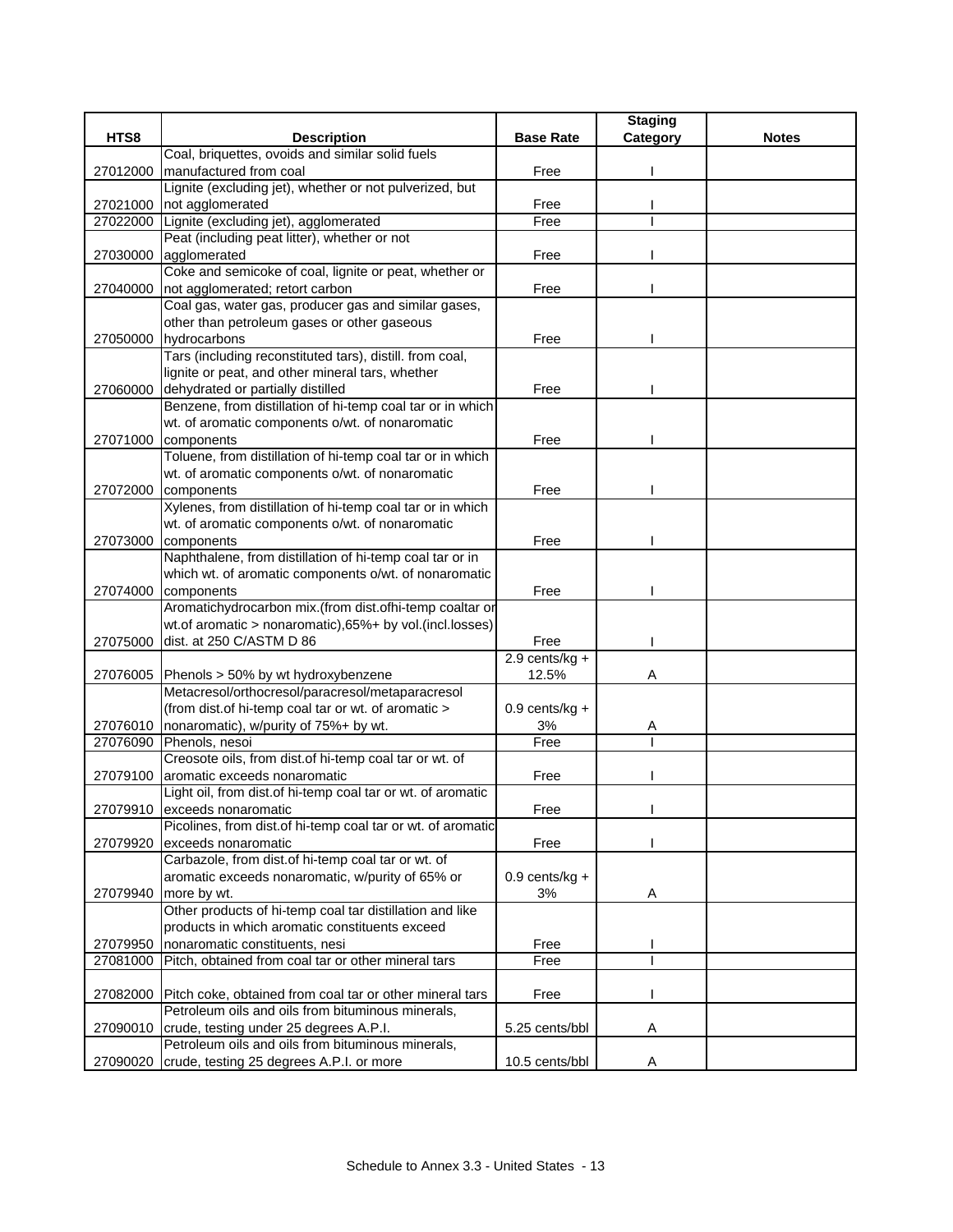| HTS8 | Description | Base Rate | Staging Category | Notes |
|---|---|---|---|---|
| 27012000 | Coal, briquettes, ovoids and similar solid fuels manufactured from coal | Free | I | |
| 27021000 | Lignite (excluding jet), whether or not pulverized, but not agglomerated | Free | I | |
| 27022000 | Lignite (excluding jet), agglomerated | Free | I | |
| 27030000 | Peat (including peat litter), whether or not agglomerated | Free | I | |
| 27040000 | Coke and semicoke of coal, lignite or peat, whether or not agglomerated; retort carbon | Free | I | |
| 27050000 | Coal gas, water gas, producer gas and similar gases, other than petroleum gases or other gaseous hydrocarbons | Free | I | |
| 27060000 | Tars (including reconstituted tars), distill. from coal, lignite or peat, and other mineral tars, whether dehydrated or partially distilled | Free | I | |
| 27071000 | Benzene, from distillation of hi-temp coal tar or in which wt. of aromatic components o/wt. of nonaromatic components | Free | I | |
| 27072000 | Toluene, from distillation of hi-temp coal tar or in which wt. of aromatic components o/wt. of nonaromatic components | Free | I | |
| 27073000 | Xylenes, from distillation of hi-temp coal tar or in which wt. of aromatic components o/wt. of nonaromatic components | Free | I | |
| 27074000 | Naphthalene, from distillation of hi-temp coal tar or in which wt. of aromatic components o/wt. of nonaromatic components | Free | I | |
| 27075000 | Aromatichydrocarbon mix.(from dist.ofhi-temp coaltar or wt.of aromatic > nonaromatic),65%+ by vol.(incl.losses) dist. at 250 C/ASTM D 86 | Free | I | |
| 27076005 | Phenols > 50% by wt hydroxybenzene | 2.9 cents/kg + 12.5% | A | |
| 27076010 | Metacresol/orthocresol/paracresol/metaparacresol (from dist.of hi-temp coal tar or wt. of aromatic > nonaromatic), w/purity of 75%+ by wt. | 0.9 cents/kg + 3% | A | |
| 27076090 | Phenols, nesoi | Free | I | |
| 27079100 | Creosote oils, from dist.of hi-temp coal tar or wt. of aromatic exceeds nonaromatic | Free | I | |
| 27079910 | Light oil, from dist.of hi-temp coal tar or wt. of aromatic exceeds nonaromatic | Free | I | |
| 27079920 | Picolines, from dist.of hi-temp coal tar or wt. of aromatic exceeds nonaromatic | Free | I | |
| 27079940 | Carbazole, from dist.of hi-temp coal tar or wt. of aromatic exceeds nonaromatic, w/purity of 65% or more by wt. | 0.9 cents/kg + 3% | A | |
| 27079950 | Other products of hi-temp coal tar distillation and like products in which aromatic constituents exceed nonaromatic constituents, nesi | Free | I | |
| 27081000 | Pitch, obtained from coal tar or other mineral tars | Free | I | |
| 27082000 | Pitch coke, obtained from coal tar or other mineral tars | Free | I | |
| 27090010 | Petroleum oils and oils from bituminous minerals, crude, testing under 25 degrees A.P.I. | 5.25 cents/bbl | A | |
| 27090020 | Petroleum oils and oils from bituminous minerals, crude, testing 25 degrees A.P.I. or more | 10.5 cents/bbl | A | |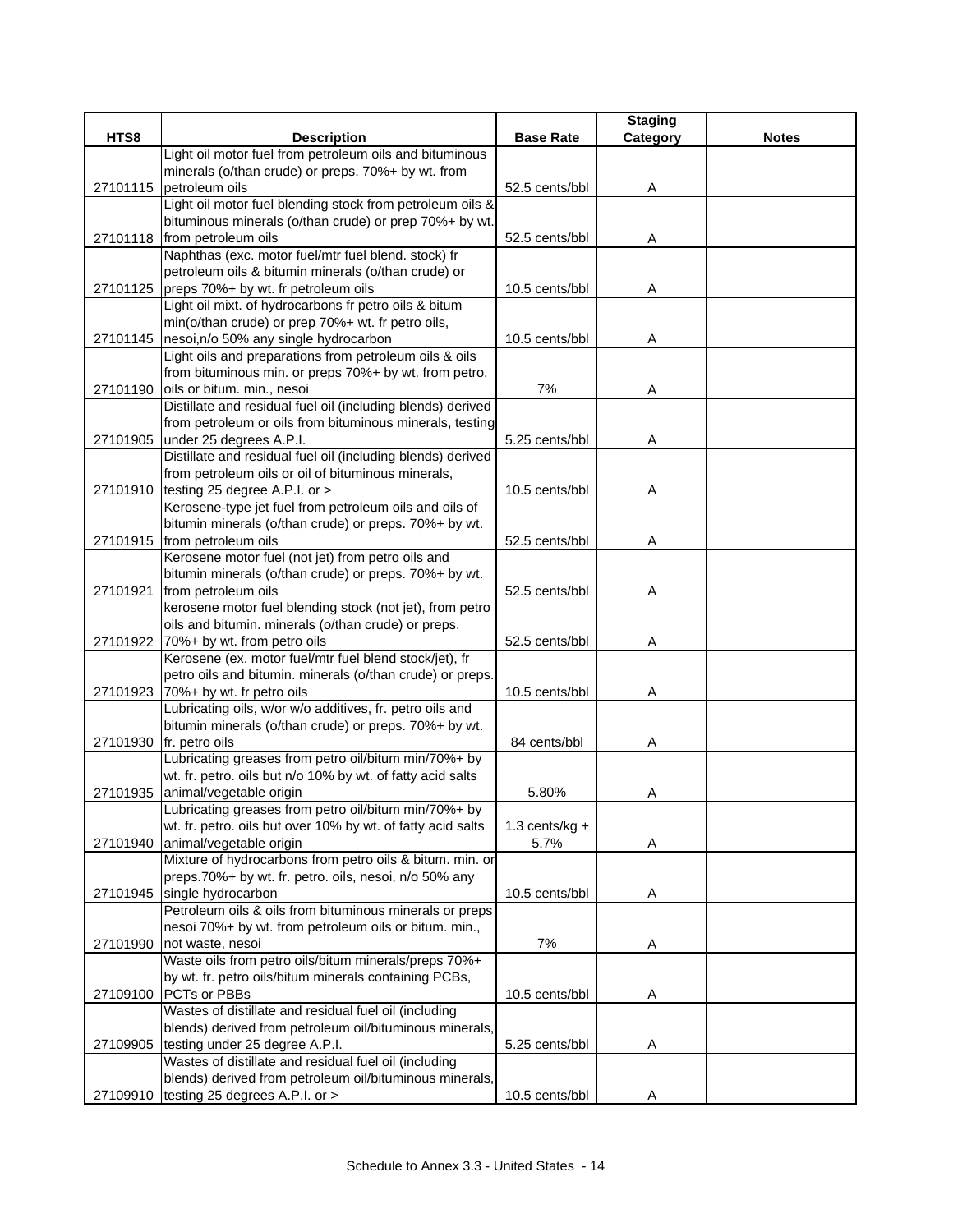| HTS8 | Description | Base Rate | Staging Category | Notes |
|---|---|---|---|---|
| 27101115 | Light oil motor fuel from petroleum oils and bituminous minerals (o/than crude) or preps. 70%+ by wt. from petroleum oils | 52.5 cents/bbl | A | |
| 27101118 | Light oil motor fuel blending stock from petroleum oils & bituminous minerals (o/than crude) or prep 70%+ by wt. from petroleum oils | 52.5 cents/bbl | A | |
| 27101125 | Naphthas (exc. motor fuel/mtr fuel blend. stock) fr petroleum oils & bitumin minerals (o/than crude) or preps 70%+ by wt. fr petroleum oils | 10.5 cents/bbl | A | |
| 27101145 | Light oil mixt. of hydrocarbons fr petro oils & bitum min(o/than crude) or prep 70%+ wt. fr petro oils, nesoi,n/o 50% any single hydrocarbon | 10.5 cents/bbl | A | |
| 27101190 | Light oils and preparations from petroleum oils & oils from bituminous min. or preps 70%+ by wt. from petro. oils or bitum. min., nesoi | 7% | A | |
| 27101905 | Distillate and residual fuel oil (including blends) derived from petroleum or oils from bituminous minerals, testing under 25 degrees A.P.I. | 5.25 cents/bbl | A | |
| 27101910 | Distillate and residual fuel oil (including blends) derived from petroleum oils or oil of bituminous minerals, testing 25 degree A.P.I. or > | 10.5 cents/bbl | A | |
| 27101915 | Kerosene-type jet fuel from petroleum oils and oils of bitumin minerals (o/than crude) or preps. 70%+ by wt. from petroleum oils | 52.5 cents/bbl | A | |
| 27101921 | Kerosene motor fuel (not jet) from petro oils and bitumin minerals (o/than crude) or preps. 70%+ by wt. from petroleum oils | 52.5 cents/bbl | A | |
| 27101922 | kerosene motor fuel blending stock (not jet), from petro oils and bitumin. minerals (o/than crude) or preps. 70%+ by wt. from petro oils | 52.5 cents/bbl | A | |
| 27101923 | Kerosene (ex. motor fuel/mtr fuel blend stock/jet), fr petro oils and bitumin. minerals (o/than crude) or preps. 70%+ by wt. fr petro oils | 10.5 cents/bbl | A | |
| 27101930 | Lubricating oils, w/or w/o additives, fr. petro oils and bitumin minerals (o/than crude) or preps. 70%+ by wt. fr. petro oils | 84 cents/bbl | A | |
| 27101935 | Lubricating greases from petro oil/bitum min/70%+ by wt. fr. petro. oils but n/o 10% by wt. of fatty acid salts animal/vegetable origin | 5.80% | A | |
| 27101940 | Lubricating greases from petro oil/bitum min/70%+ by wt. fr. petro. oils but over 10% by wt. of fatty acid salts animal/vegetable origin | 1.3 cents/kg + 5.7% | A | |
| 27101945 | Mixture of hydrocarbons from petro oils & bitum. min. or preps.70%+ by wt. fr. petro. oils, nesoi, n/o 50% any single hydrocarbon | 10.5 cents/bbl | A | |
| 27101990 | Petroleum oils & oils from bituminous minerals or preps nesoi 70%+ by wt. from petroleum oils or bitum. min., not waste, nesoi | 7% | A | |
| 27109100 | Waste oils from petro oils/bitum minerals/preps 70%+ by wt. fr. petro oils/bitum minerals containing PCBs, PCTs or PBBs | 10.5 cents/bbl | A | |
| 27109905 | Wastes of distillate and residual fuel oil (including blends) derived from petroleum oil/bituminous minerals, testing under 25 degree A.P.I. | 5.25 cents/bbl | A | |
| 27109910 | Wastes of distillate and residual fuel oil (including blends) derived from petroleum oil/bituminous minerals, testing 25 degrees A.P.I. or > | 10.5 cents/bbl | A | |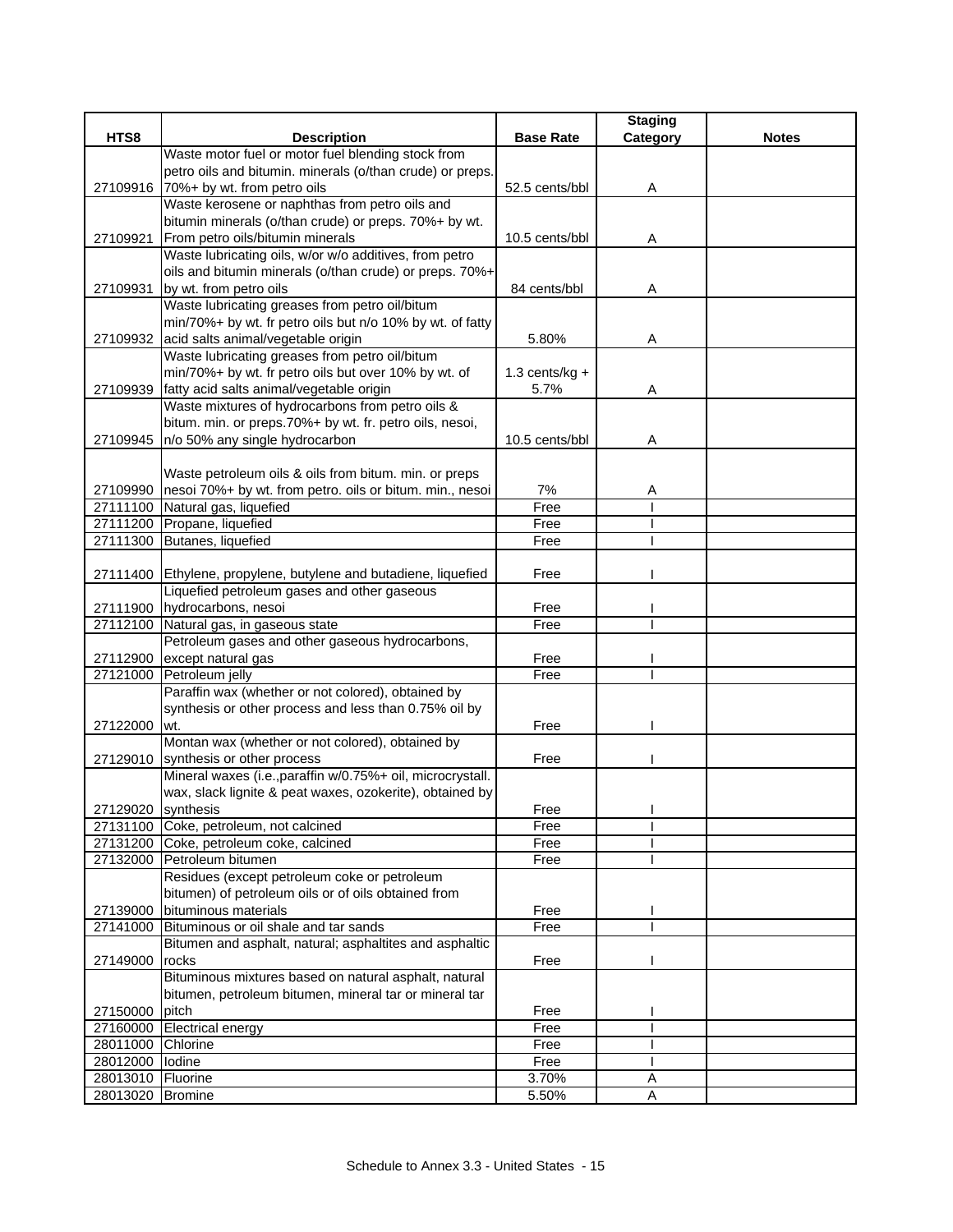| HTS8 | Description | Base Rate | Staging Category | Notes |
|---|---|---|---|---|
| 27109916 | Waste motor fuel or motor fuel blending stock from petro oils and bitumin. minerals (o/than crude) or preps. 70%+ by wt. from petro oils | 52.5 cents/bbl | A | |
| 27109921 | Waste kerosene or naphthas from petro oils and bitumin minerals (o/than crude) or preps. 70%+ by wt. From petro oils/bitumin minerals | 10.5 cents/bbl | A | |
| 27109931 | Waste lubricating oils, w/or w/o additives, from petro oils and bitumin minerals (o/than crude) or preps. 70%+ by wt. from petro oils | 84 cents/bbl | A | |
| 27109932 | Waste lubricating greases from petro oil/bitum min/70%+ by wt. fr petro oils but n/o 10% by wt. of fatty acid salts animal/vegetable origin | 5.80% | A | |
| 27109939 | Waste lubricating greases from petro oil/bitum min/70%+ by wt. fr petro oils but over 10% by wt. of fatty acid salts animal/vegetable origin | 1.3 cents/kg + 5.7% | A | |
| 27109945 | Waste mixtures of hydrocarbons from petro oils & bitum. min. or preps.70%+ by wt. fr. petro oils, nesoi, n/o 50% any single hydrocarbon | 10.5 cents/bbl | A | |
| 27109990 | Waste petroleum oils & oils from bitum. min. or preps nesoi 70%+ by wt. from petro. oils or bitum. min., nesoi | 7% | A | |
| 27111100 | Natural gas, liquefied | Free | I | |
| 27111200 | Propane, liquefied | Free | I | |
| 27111300 | Butanes, liquefied | Free | I | |
| 27111400 | Ethylene, propylene, butylene and butadiene, liquefied | Free | I | |
| 27111900 | Liquefied petroleum gases and other gaseous hydrocarbons, nesoi | Free | I | |
| 27112100 | Natural gas, in gaseous state | Free | I | |
| 27112900 | Petroleum gases and other gaseous hydrocarbons, except natural gas | Free | I | |
| 27121000 | Petroleum jelly | Free | I | |
| 27122000 | Paraffin wax (whether or not colored), obtained by synthesis or other process and less than 0.75% oil by wt. | Free | I | |
| 27129010 | Montan wax (whether or not colored), obtained by synthesis or other process | Free | I | |
| 27129020 | Mineral waxes (i.e.,paraffin w/0.75%+ oil, microcrystall. wax, slack lignite & peat waxes, ozokerite), obtained by synthesis | Free | I | |
| 27131100 | Coke, petroleum, not calcined | Free | I | |
| 27131200 | Coke, petroleum coke, calcined | Free | I | |
| 27132000 | Petroleum bitumen | Free | I | |
| 27139000 | Residues (except petroleum coke or petroleum bitumen) of petroleum oils or of oils obtained from bituminous materials | Free | I | |
| 27141000 | Bituminous or oil shale and tar sands | Free | I | |
| 27149000 | Bitumen and asphalt, natural; asphaltites and asphaltic rocks | Free | I | |
| 27150000 | Bituminous mixtures based on natural asphalt, natural bitumen, petroleum bitumen, mineral tar or mineral tar pitch | Free | I | |
| 27160000 | Electrical energy | Free | I | |
| 28011000 | Chlorine | Free | I | |
| 28012000 | Iodine | Free | I | |
| 28013010 | Fluorine | 3.70% | A | |
| 28013020 | Bromine | 5.50% | A | |

Schedule to Annex 3.3 - United States - 15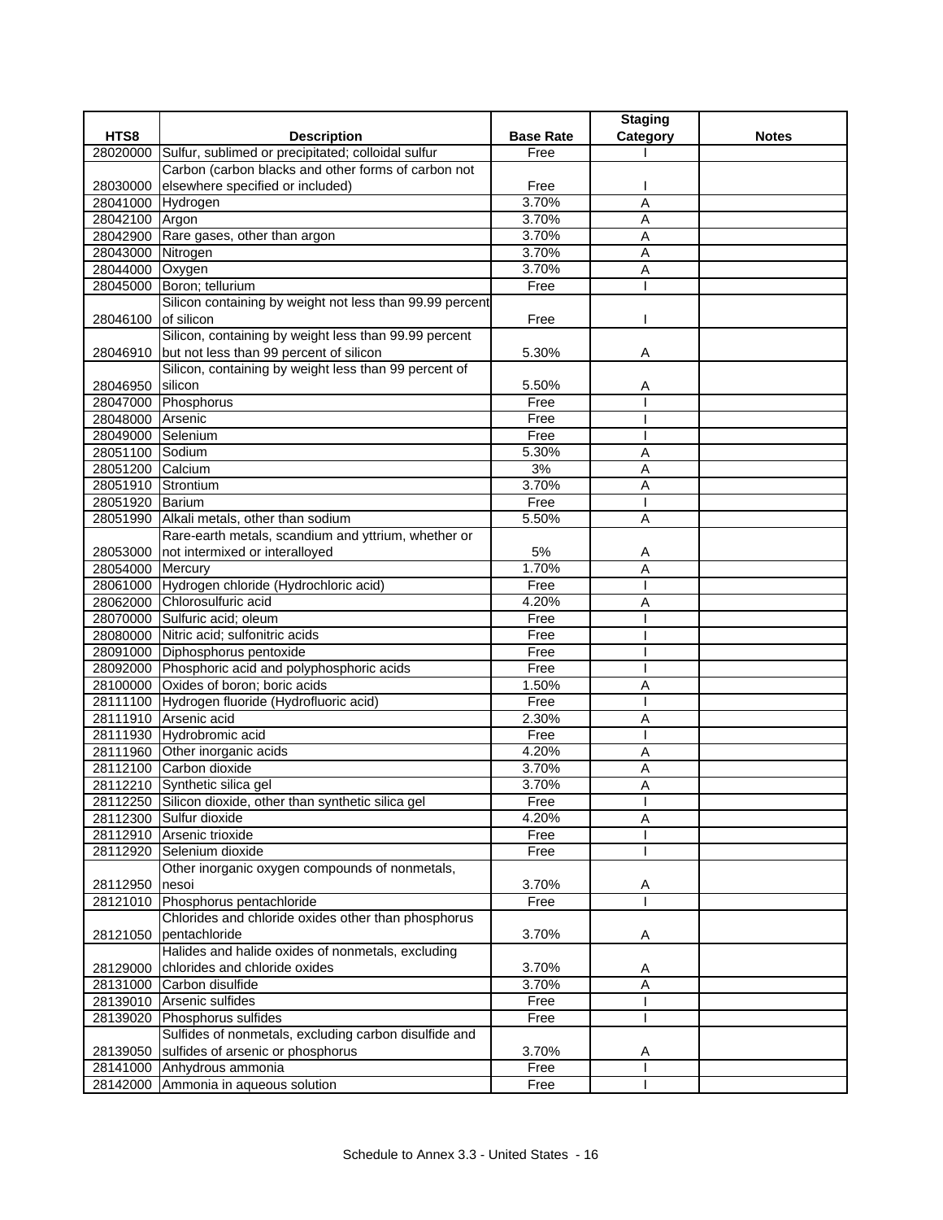| HTS8 | Description | Base Rate | Staging Category | Notes |
|---|---|---|---|---|
| 28020000 | Sulfur, sublimed or precipitated; colloidal sulfur | Free | I | |
| 28030000 | Carbon (carbon blacks and other forms of carbon not elsewhere specified or included) | Free | I | |
| 28041000 | Hydrogen | 3.70% | A | |
| 28042100 | Argon | 3.70% | A | |
| 28042900 | Rare gases, other than argon | 3.70% | A | |
| 28043000 | Nitrogen | 3.70% | A | |
| 28044000 | Oxygen | 3.70% | A | |
| 28045000 | Boron; tellurium | Free | I | |
| 28046100 | Silicon containing by weight not less than 99.99 percent of silicon | Free | I | |
| 28046910 | Silicon, containing by weight less than 99.99 percent but not less than 99 percent of silicon | 5.30% | A | |
| 28046950 | Silicon, containing by weight less than 99 percent of silicon | 5.50% | A | |
| 28047000 | Phosphorus | Free | I | |
| 28048000 | Arsenic | Free | I | |
| 28049000 | Selenium | Free | I | |
| 28051100 | Sodium | 5.30% | A | |
| 28051200 | Calcium | 3% | A | |
| 28051910 | Strontium | 3.70% | A | |
| 28051920 | Barium | Free | I | |
| 28051990 | Alkali metals, other than sodium | 5.50% | A | |
| 28053000 | Rare-earth metals, scandium and yttrium, whether or not intermixed or interalloyed | 5% | A | |
| 28054000 | Mercury | 1.70% | A | |
| 28061000 | Hydrogen chloride (Hydrochloric acid) | Free | I | |
| 28062000 | Chlorosulfuric acid | 4.20% | A | |
| 28070000 | Sulfuric acid; oleum | Free | I | |
| 28080000 | Nitric acid; sulfonitric acids | Free | I | |
| 28091000 | Diphosphorus pentoxide | Free | I | |
| 28092000 | Phosphoric acid and polyphosphoric acids | Free | I | |
| 28100000 | Oxides of boron; boric acids | 1.50% | A | |
| 28111100 | Hydrogen fluoride (Hydrofluoric acid) | Free | I | |
| 28111910 | Arsenic acid | 2.30% | A | |
| 28111930 | Hydrobromic acid | Free | I | |
| 28111960 | Other inorganic acids | 4.20% | A | |
| 28112100 | Carbon dioxide | 3.70% | A | |
| 28112210 | Synthetic silica gel | 3.70% | A | |
| 28112250 | Silicon dioxide, other than synthetic silica gel | Free | I | |
| 28112300 | Sulfur dioxide | 4.20% | A | |
| 28112910 | Arsenic trioxide | Free | I | |
| 28112920 | Selenium dioxide | Free | I | |
| 28112950 | Other inorganic oxygen compounds of nonmetals, nesoi | 3.70% | A | |
| 28121010 | Phosphorus pentachloride | Free | I | |
| 28121050 | Chlorides and chloride oxides other than phosphorus pentachloride | 3.70% | A | |
| 28129000 | Halides and halide oxides of nonmetals, excluding chlorides and chloride oxides | 3.70% | A | |
| 28131000 | Carbon disulfide | 3.70% | A | |
| 28139010 | Arsenic sulfides | Free | I | |
| 28139020 | Phosphorus sulfides | Free | I | |
| 28139050 | Sulfides of nonmetals, excluding carbon disulfide and sulfides of arsenic or phosphorus | 3.70% | A | |
| 28141000 | Anhydrous ammonia | Free | I | |
| 28142000 | Ammonia in aqueous solution | Free | I | |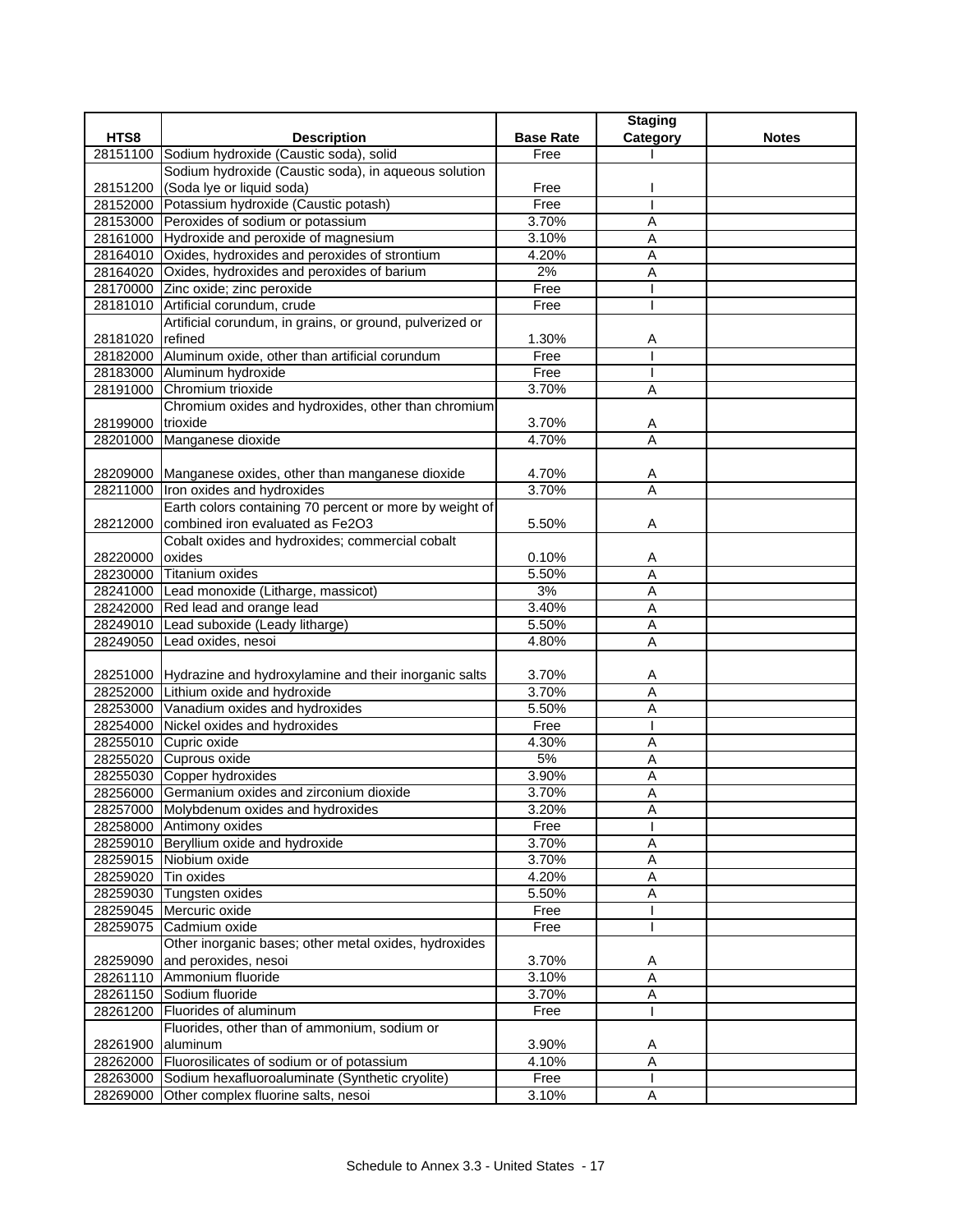| HTS8 | Description | Base Rate | Staging Category | Notes |
|---|---|---|---|---|
| 28151100 | Sodium hydroxide (Caustic soda), solid | Free | I | |
| 28151200 | Sodium hydroxide (Caustic soda), in aqueous solution (Soda lye or liquid soda) | Free | I | |
| 28152000 | Potassium hydroxide (Caustic potash) | Free | I | |
| 28153000 | Peroxides of sodium or potassium | 3.70% | A | |
| 28161000 | Hydroxide and peroxide of magnesium | 3.10% | A | |
| 28164010 | Oxides, hydroxides and peroxides of strontium | 4.20% | A | |
| 28164020 | Oxides, hydroxides and peroxides of barium | 2% | A | |
| 28170000 | Zinc oxide; zinc peroxide | Free | I | |
| 28181010 | Artificial corundum, crude | Free | I | |
| 28181020 | Artificial corundum, in grains, or ground, pulverized or refined | 1.30% | A | |
| 28182000 | Aluminum oxide, other than artificial corundum | Free | I | |
| 28183000 | Aluminum hydroxide | Free | I | |
| 28191000 | Chromium trioxide | 3.70% | A | |
| 28199000 | Chromium oxides and hydroxides, other than chromium trioxide | 3.70% | A | |
| 28201000 | Manganese dioxide | 4.70% | A | |
| 28209000 | Manganese oxides, other than manganese dioxide | 4.70% | A | |
| 28211000 | Iron oxides and hydroxides | 3.70% | A | |
| 28212000 | Earth colors containing 70 percent or more by weight of combined iron evaluated as Fe2O3 | 5.50% | A | |
| 28220000 | Cobalt oxides and hydroxides; commercial cobalt oxides | 0.10% | A | |
| 28230000 | Titanium oxides | 5.50% | A | |
| 28241000 | Lead monoxide (Litharge, massicot) | 3% | A | |
| 28242000 | Red lead and orange lead | 3.40% | A | |
| 28249010 | Lead suboxide (Leady litharge) | 5.50% | A | |
| 28249050 | Lead oxides, nesoi | 4.80% | A | |
| 28251000 | Hydrazine and hydroxylamine and their inorganic salts | 3.70% | A | |
| 28252000 | Lithium oxide and hydroxide | 3.70% | A | |
| 28253000 | Vanadium oxides and hydroxides | 5.50% | A | |
| 28254000 | Nickel oxides and hydroxides | Free | I | |
| 28255010 | Cupric oxide | 4.30% | A | |
| 28255020 | Cuprous oxide | 5% | A | |
| 28255030 | Copper hydroxides | 3.90% | A | |
| 28256000 | Germanium oxides and zirconium dioxide | 3.70% | A | |
| 28257000 | Molybdenum oxides and hydroxides | 3.20% | A | |
| 28258000 | Antimony oxides | Free | I | |
| 28259010 | Beryllium oxide and hydroxide | 3.70% | A | |
| 28259015 | Niobium oxide | 3.70% | A | |
| 28259020 | Tin oxides | 4.20% | A | |
| 28259030 | Tungsten oxides | 5.50% | A | |
| 28259045 | Mercuric oxide | Free | I | |
| 28259075 | Cadmium oxide | Free | I | |
| 28259090 | Other inorganic bases; other metal oxides, hydroxides and peroxides, nesoi | 3.70% | A | |
| 28261110 | Ammonium fluoride | 3.10% | A | |
| 28261150 | Sodium fluoride | 3.70% | A | |
| 28261200 | Fluorides of aluminum | Free | I | |
| 28261900 | Fluorides, other than of ammonium, sodium or aluminum | 3.90% | A | |
| 28262000 | Fluorosilicates of sodium or of potassium | 4.10% | A | |
| 28263000 | Sodium hexafluoroaluminate (Synthetic cryolite) | Free | I | |
| 28269000 | Other complex fluorine salts, nesoi | 3.10% | A | |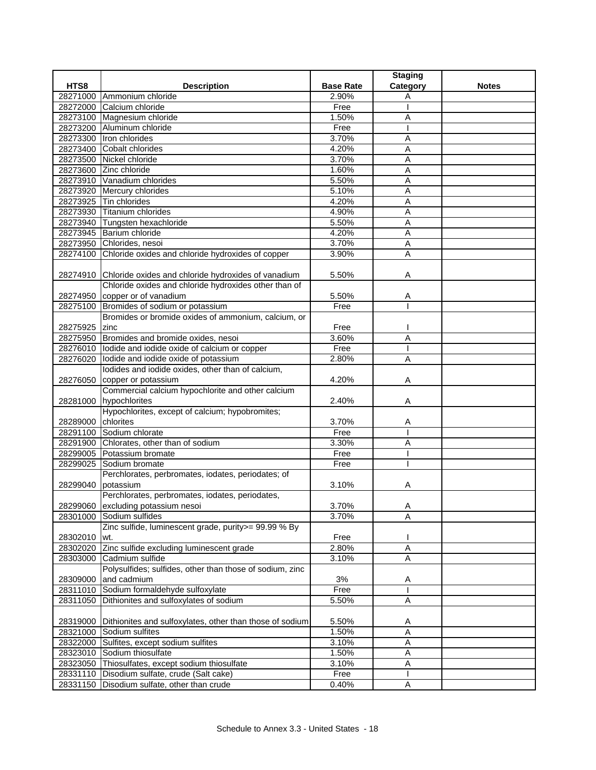| HTS8 | Description | Base Rate | Staging Category | Notes |
|---|---|---|---|---|
| 28271000 | Ammonium chloride | 2.90% | A | |
| 28272000 | Calcium chloride | Free | I | |
| 28273100 | Magnesium chloride | 1.50% | A | |
| 28273200 | Aluminum chloride | Free | I | |
| 28273300 | Iron chlorides | 3.70% | A | |
| 28273400 | Cobalt chlorides | 4.20% | A | |
| 28273500 | Nickel chloride | 3.70% | A | |
| 28273600 | Zinc chloride | 1.60% | A | |
| 28273910 | Vanadium chlorides | 5.50% | A | |
| 28273920 | Mercury chlorides | 5.10% | A | |
| 28273925 | Tin chlorides | 4.20% | A | |
| 28273930 | Titanium chlorides | 4.90% | A | |
| 28273940 | Tungsten hexachloride | 5.50% | A | |
| 28273945 | Barium chloride | 4.20% | A | |
| 28273950 | Chlorides, nesoi | 3.70% | A | |
| 28274100 | Chloride oxides and chloride hydroxides of copper | 3.90% | A | |
| 28274910 | Chloride oxides and chloride hydroxides of vanadium | 5.50% | A | |
| 28274950 | Chloride oxides and chloride hydroxides other than of copper or of vanadium | 5.50% | A | |
| 28275100 | Bromides of sodium or potassium | Free | I | |
| 28275925 | Bromides or bromide oxides of ammonium, calcium, or zinc | Free | I | |
| 28275950 | Bromides and bromide oxides, nesoi | 3.60% | A | |
| 28276010 | Iodide and iodide oxide of calcium or copper | Free | I | |
| 28276020 | Iodide and iodide oxide of potassium | 2.80% | A | |
| 28276050 | Iodides and iodide oxides, other than of calcium, copper or potassium | 4.20% | A | |
| 28281000 | Commercial calcium hypochlorite and other calcium hypochlorites | 2.40% | A | |
| 28289000 | Hypochlorites, except of calcium; hypobromites; chlorites | 3.70% | A | |
| 28291100 | Sodium chlorate | Free | I | |
| 28291900 | Chlorates, other than of sodium | 3.30% | A | |
| 28299005 | Potassium bromate | Free | I | |
| 28299025 | Sodium bromate | Free | I | |
| 28299040 | Perchlorates, perbromates, iodates, periodates; of potassium | 3.10% | A | |
| 28299060 | Perchlorates, perbromates, iodates, periodates, excluding potassium nesoi | 3.70% | A | |
| 28301000 | Sodium sulfides | 3.70% | A | |
| 28302010 | Zinc sulfide, luminescent grade, purity>= 99.99 % By wt. | Free | I | |
| 28302020 | Zinc sulfide excluding luminescent grade | 2.80% | A | |
| 28303000 | Cadmium sulfide | 3.10% | A | |
| 28309000 | Polysulfides; sulfides, other than those of sodium, zinc and cadmium | 3% | A | |
| 28311010 | Sodium formaldehyde sulfoxylate | Free | I | |
| 28311050 | Dithionites and sulfoxylates of sodium | 5.50% | A | |
| 28319000 | Dithionites and sulfoxylates, other than those of sodium | 5.50% | A | |
| 28321000 | Sodium sulfites | 1.50% | A | |
| 28322000 | Sulfites, except sodium sulfites | 3.10% | A | |
| 28323010 | Sodium thiosulfate | 1.50% | A | |
| 28323050 | Thiosulfates, except sodium thiosulfate | 3.10% | A | |
| 28331110 | Disodium sulfate, crude (Salt cake) | Free | I | |
| 28331150 | Disodium sulfate, other than crude | 0.40% | A | |

Schedule to Annex 3.3 - United States - 18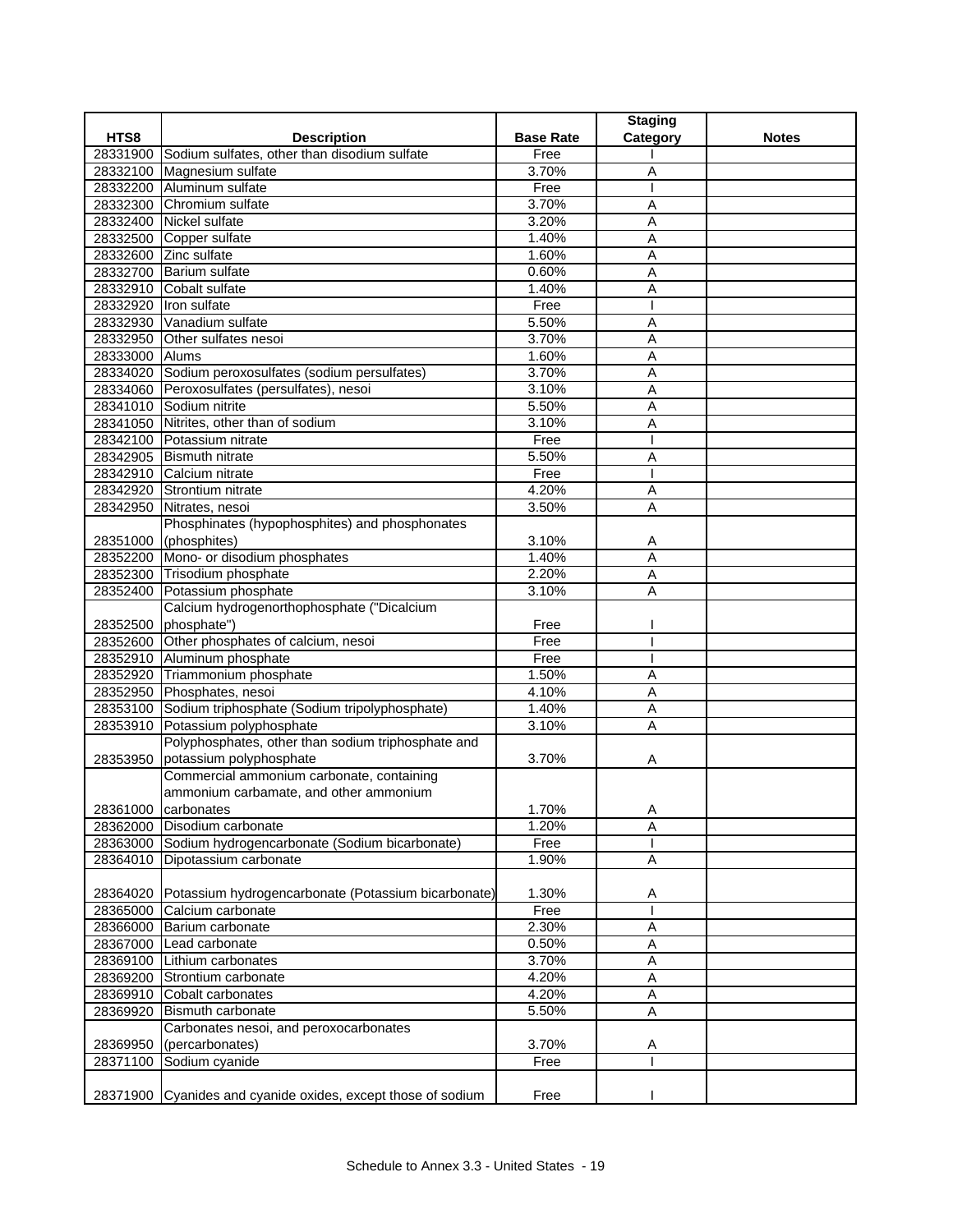| HTS8 | Description | Base Rate | Staging Category | Notes |
|---|---|---|---|---|
| 28331900 | Sodium sulfates, other than disodium sulfate | Free | I | |
| 28332100 | Magnesium sulfate | 3.70% | A | |
| 28332200 | Aluminum sulfate | Free | I | |
| 28332300 | Chromium sulfate | 3.70% | A | |
| 28332400 | Nickel sulfate | 3.20% | A | |
| 28332500 | Copper sulfate | 1.40% | A | |
| 28332600 | Zinc sulfate | 1.60% | A | |
| 28332700 | Barium sulfate | 0.60% | A | |
| 28332910 | Cobalt sulfate | 1.40% | A | |
| 28332920 | Iron sulfate | Free | I | |
| 28332930 | Vanadium sulfate | 5.50% | A | |
| 28332950 | Other sulfates nesoi | 3.70% | A | |
| 28333000 | Alums | 1.60% | A | |
| 28334020 | Sodium peroxosulfates (sodium persulfates) | 3.70% | A | |
| 28334060 | Peroxosulfates (persulfates), nesoi | 3.10% | A | |
| 28341010 | Sodium nitrite | 5.50% | A | |
| 28341050 | Nitrites, other than of sodium | 3.10% | A | |
| 28342100 | Potassium nitrate | Free | I | |
| 28342905 | Bismuth nitrate | 5.50% | A | |
| 28342910 | Calcium nitrate | Free | I | |
| 28342920 | Strontium nitrate | 4.20% | A | |
| 28342950 | Nitrates, nesoi | 3.50% | A | |
| 28351000 | Phosphinates (hypophosphites) and phosphonates (phosphites) | 3.10% | A | |
| 28352200 | Mono- or disodium phosphates | 1.40% | A | |
| 28352300 | Trisodium phosphate | 2.20% | A | |
| 28352400 | Potassium phosphate | 3.10% | A | |
| 28352500 | Calcium hydrogenorthophosphate ("Dicalcium phosphate") | Free | I | |
| 28352600 | Other phosphates of calcium, nesoi | Free | I | |
| 28352910 | Aluminum phosphate | Free | I | |
| 28352920 | Triammonium phosphate | 1.50% | A | |
| 28352950 | Phosphates, nesoi | 4.10% | A | |
| 28353100 | Sodium triphosphate (Sodium tripolyphosphate) | 1.40% | A | |
| 28353910 | Potassium polyphosphate | 3.10% | A | |
| 28353950 | Polyphosphates, other than sodium triphosphate and potassium polyphosphate | 3.70% | A | |
| 28361000 | Commercial ammonium carbonate, containing ammonium carbamate, and other ammonium carbonates | 1.70% | A | |
| 28362000 | Disodium carbonate | 1.20% | A | |
| 28363000 | Sodium hydrogencarbonate (Sodium bicarbonate) | Free | I | |
| 28364010 | Dipotassium carbonate | 1.90% | A | |
| 28364020 | Potassium hydrogencarbonate (Potassium bicarbonate) | 1.30% | A | |
| 28365000 | Calcium carbonate | Free | I | |
| 28366000 | Barium carbonate | 2.30% | A | |
| 28367000 | Lead carbonate | 0.50% | A | |
| 28369100 | Lithium carbonates | 3.70% | A | |
| 28369200 | Strontium carbonate | 4.20% | A | |
| 28369910 | Cobalt carbonates | 4.20% | A | |
| 28369920 | Bismuth carbonate | 5.50% | A | |
| 28369950 | Carbonates nesoi, and peroxocarbonates (percarbonates) | 3.70% | A | |
| 28371100 | Sodium cyanide | Free | I | |
| 28371900 | Cyanides and cyanide oxides, except those of sodium | Free | I | |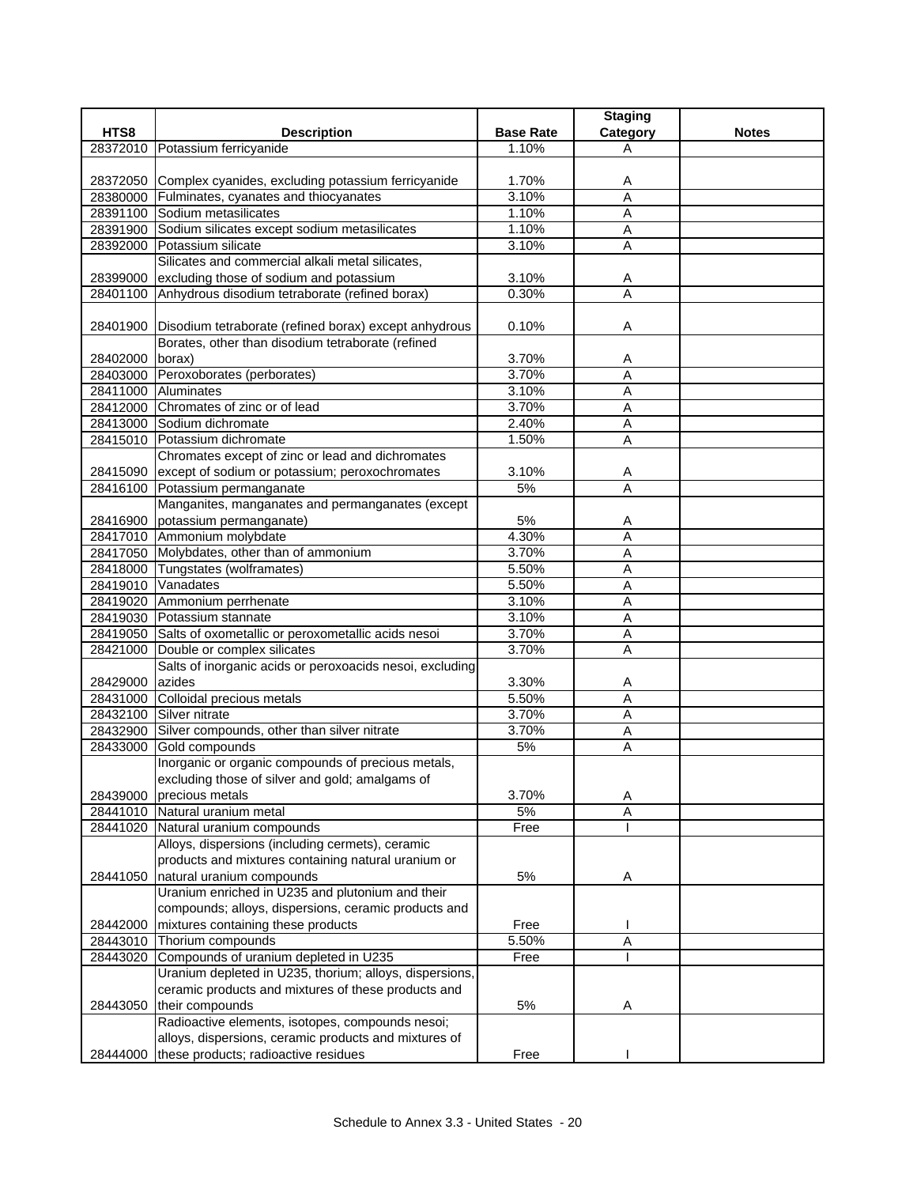| HTS8 | Description | Base Rate | Staging Category | Notes |
|---|---|---|---|---|
| 28372010 | Potassium ferricyanide | 1.10% | A | |
| 28372050 | Complex cyanides, excluding potassium ferricyanide | 1.70% | A | |
| 28380000 | Fulminates, cyanates and thiocyanates | 3.10% | A | |
| 28391100 | Sodium metasilicates | 1.10% | A | |
| 28391900 | Sodium silicates except sodium metasilicates | 1.10% | A | |
| 28392000 | Potassium silicate | 3.10% | A | |
| 28399000 | Silicates and commercial alkali metal silicates, excluding those of sodium and potassium | 3.10% | A | |
| 28401100 | Anhydrous disodium tetraborate (refined borax) | 0.30% | A | |
| 28401900 | Disodium tetraborate (refined borax) except anhydrous | 0.10% | A | |
| 28402000 | Borates, other than disodium tetraborate (refined borax) | 3.70% | A | |
| 28403000 | Peroxoborates (perborates) | 3.70% | A | |
| 28411000 | Aluminates | 3.10% | A | |
| 28412000 | Chromates of zinc or of lead | 3.70% | A | |
| 28413000 | Sodium dichromate | 2.40% | A | |
| 28415010 | Potassium dichromate | 1.50% | A | |
| 28415090 | Chromates except of zinc or lead and dichromates except of sodium or potassium; peroxochromates | 3.10% | A | |
| 28416100 | Potassium permanganate | 5% | A | |
| 28416900 | Manganites, manganates and permanganates (except potassium permanganate) | 5% | A | |
| 28417010 | Ammonium molybdate | 4.30% | A | |
| 28417050 | Molybdates, other than of ammonium | 3.70% | A | |
| 28418000 | Tungstates (wolframates) | 5.50% | A | |
| 28419010 | Vanadates | 5.50% | A | |
| 28419020 | Ammonium perrhenate | 3.10% | A | |
| 28419030 | Potassium stannate | 3.10% | A | |
| 28419050 | Salts of oxometallic or peroxometallic acids nesoi | 3.70% | A | |
| 28421000 | Double or complex silicates | 3.70% | A | |
| 28429000 | Salts of inorganic acids or peroxoacids nesoi, excluding azides | 3.30% | A | |
| 28431000 | Colloidal precious metals | 5.50% | A | |
| 28432100 | Silver nitrate | 3.70% | A | |
| 28432900 | Silver compounds, other than silver nitrate | 3.70% | A | |
| 28433000 | Gold compounds | 5% | A | |
| 28439000 | Inorganic or organic compounds of precious metals, excluding those of silver and gold; amalgams of precious metals | 3.70% | A | |
| 28441010 | Natural uranium metal | 5% | A | |
| 28441020 | Natural uranium compounds | Free | I | |
| 28441050 | Alloys, dispersions (including cermets), ceramic products and mixtures containing natural uranium or natural uranium compounds | 5% | A | |
| 28442000 | Uranium enriched in U235 and plutonium and their compounds; alloys, dispersions, ceramic products and mixtures containing these products | Free | I | |
| 28443010 | Thorium compounds | 5.50% | A | |
| 28443020 | Compounds of uranium depleted in U235 | Free | I | |
| 28443050 | Uranium depleted in U235, thorium; alloys, dispersions, ceramic products and mixtures of these products and their compounds | 5% | A | |
| 28444000 | Radioactive elements, isotopes, compounds nesoi; alloys, dispersions, ceramic products and mixtures of these products; radioactive residues | Free | I | |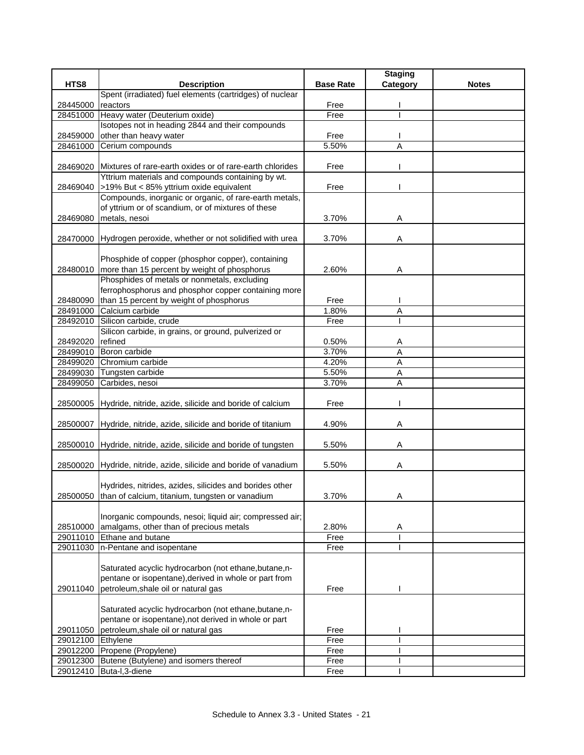| HTS8 | Description | Base Rate | Staging Category | Notes |
|---|---|---|---|---|
| 28445000 | Spent (irradiated) fuel elements (cartridges) of nuclear reactors | Free | I | |
| 28451000 | Heavy water (Deuterium oxide) | Free | I | |
| 28459000 | Isotopes not in heading 2844 and their compounds other than heavy water | Free | I | |
| 28461000 | Cerium compounds | 5.50% | A | |
| 28469020 | Mixtures of rare-earth oxides or of rare-earth chlorides | Free | I | |
| 28469040 | Yttrium materials and compounds containing by wt. >19% But < 85% yttrium oxide equivalent | Free | I | |
| 28469080 | Compounds, inorganic or organic, of rare-earth metals, of yttrium or of scandium, or of mixtures of these metals, nesoi | 3.70% | A | |
| 28470000 | Hydrogen peroxide, whether or not solidified with urea | 3.70% | A | |
| 28480010 | Phosphide of copper (phosphor copper), containing more than 15 percent by weight of phosphorus | 2.60% | A | |
| 28480090 | Phosphides of metals or nonmetals, excluding ferrophosphorus and phosphor copper containing more than 15 percent by weight of phosphorus | Free | I | |
| 28491000 | Calcium carbide | 1.80% | A | |
| 28492010 | Silicon carbide, crude | Free | I | |
| 28492020 | Silicon carbide, in grains, or ground, pulverized or refined | 0.50% | A | |
| 28499010 | Boron carbide | 3.70% | A | |
| 28499020 | Chromium carbide | 4.20% | A | |
| 28499030 | Tungsten carbide | 5.50% | A | |
| 28499050 | Carbides, nesoi | 3.70% | A | |
| 28500005 | Hydride, nitride, azide, silicide and boride of calcium | Free | I | |
| 28500007 | Hydride, nitride, azide, silicide and boride of titanium | 4.90% | A | |
| 28500010 | Hydride, nitride, azide, silicide and boride of tungsten | 5.50% | A | |
| 28500020 | Hydride, nitride, azide, silicide and boride of vanadium | 5.50% | A | |
| 28500050 | Hydrides, nitrides, azides, silicides and borides other than of calcium, titanium, tungsten or vanadium | 3.70% | A | |
| 28510000 | Inorganic compounds, nesoi; liquid air; compressed air; amalgams, other than of precious metals | 2.80% | A | |
| 29011010 | Ethane and butane | Free | I | |
| 29011030 | n-Pentane and isopentane | Free | I | |
| 29011040 | Saturated acyclic hydrocarbon (not ethane,butane,n-pentane or isopentane),derived in whole or part from petroleum,shale oil or natural gas | Free | I | |
| 29011050 | Saturated acyclic hydrocarbon (not ethane,butane,n-pentane or isopentane),not derived in whole or part petroleum,shale oil or natural gas | Free | I | |
| 29012100 | Ethylene | Free | I | |
| 29012200 | Propene (Propylene) | Free | I | |
| 29012300 | Butene (Butylene) and isomers thereof | Free | I | |
| 29012410 | Buta-l,3-diene | Free | I | |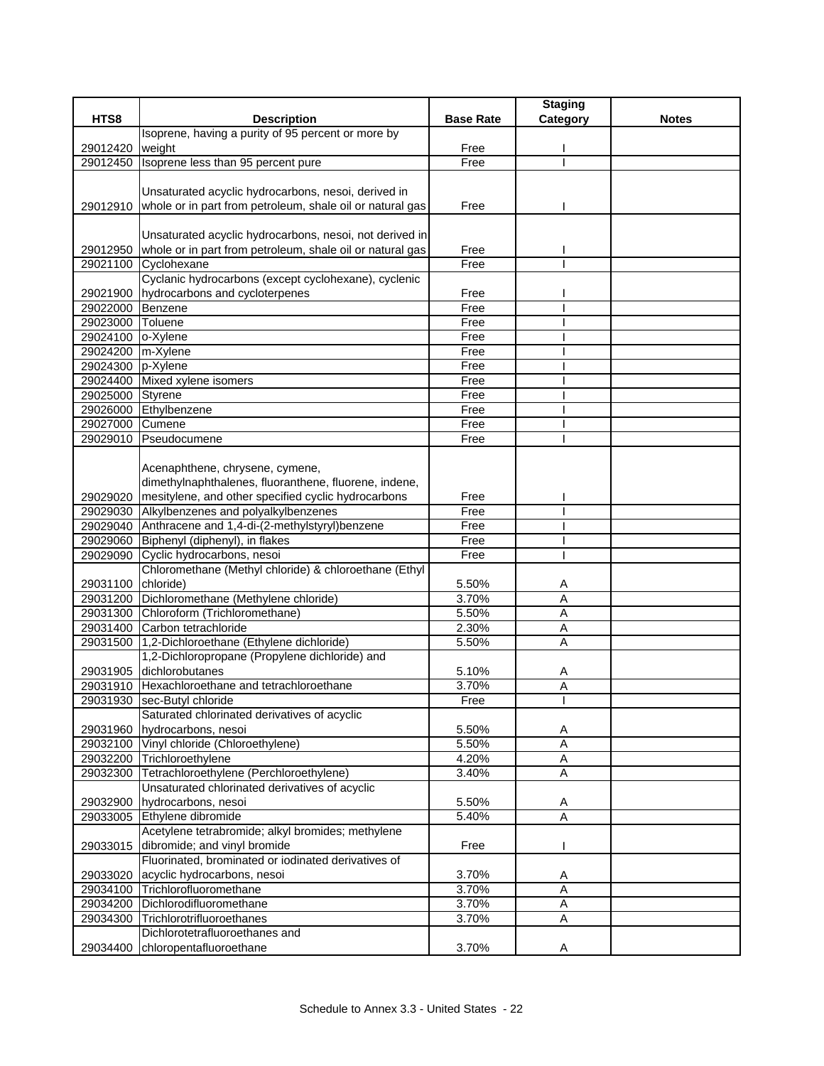| HTS8 | Description | Base Rate | Staging Category | Notes |
|---|---|---|---|---|
| 29012420 | Isoprene, having a purity of 95 percent or more by weight | Free | I | |
| 29012450 | Isoprene less than 95 percent pure | Free | I | |
| 29012910 | Unsaturated acyclic hydrocarbons, nesoi, derived in whole or in part from petroleum, shale oil or natural gas | Free | I | |
| 29012950 | Unsaturated acyclic hydrocarbons, nesoi, not derived in whole or in part from petroleum, shale oil or natural gas | Free | I | |
| 29021100 | Cyclohexane | Free | I | |
| 29021900 | Cyclanic hydrocarbons (except cyclohexane), cyclenic hydrocarbons and cycloterpenes | Free | I | |
| 29022000 | Benzene | Free | I | |
| 29023000 | Toluene | Free | I | |
| 29024100 | o-Xylene | Free | I | |
| 29024200 | m-Xylene | Free | I | |
| 29024300 | p-Xylene | Free | I | |
| 29024400 | Mixed xylene isomers | Free | I | |
| 29025000 | Styrene | Free | I | |
| 29026000 | Ethylbenzene | Free | I | |
| 29027000 | Cumene | Free | I | |
| 29029010 | Pseudocumene | Free | I | |
| 29029020 | Acenaphthene, chrysene, cymene, dimethylnaphthalenes, fluoranthene, fluorene, indene, mesitylene, and other specified cyclic hydrocarbons | Free | I | |
| 29029030 | Alkylbenzenes and polyalkylbenzenes | Free | I | |
| 29029040 | Anthracene and 1,4-di-(2-methylstyryl)benzene | Free | I | |
| 29029060 | Biphenyl (diphenyl), in flakes | Free | I | |
| 29029090 | Cyclic hydrocarbons, nesoi | Free | I | |
| 29031100 | Chloromethane (Methyl chloride) & chloroethane (Ethyl chloride) | 5.50% | A | |
| 29031200 | Dichloromethane (Methylene chloride) | 3.70% | A | |
| 29031300 | Chloroform (Trichloromethane) | 5.50% | A | |
| 29031400 | Carbon tetrachloride | 2.30% | A | |
| 29031500 | 1,2-Dichloroethane (Ethylene dichloride) | 5.50% | A | |
| 29031905 | 1,2-Dichloropropane (Propylene dichloride) and dichlorobutanes | 5.10% | A | |
| 29031910 | Hexachloroethane and tetrachloroethane | 3.70% | A | |
| 29031930 | sec-Butyl chloride | Free | I | |
| 29031960 | Saturated chlorinated derivatives of acyclic hydrocarbons, nesoi | 5.50% | A | |
| 29032100 | Vinyl chloride (Chloroethylene) | 5.50% | A | |
| 29032200 | Trichloroethylene | 4.20% | A | |
| 29032300 | Tetrachloroethylene (Perchloroethylene) | 3.40% | A | |
| 29032900 | Unsaturated chlorinated derivatives of acyclic hydrocarbons, nesoi | 5.50% | A | |
| 29033005 | Ethylene dibromide | 5.40% | A | |
| 29033015 | Acetylene tetrabromide; alkyl bromides; methylene dibromide; and vinyl bromide | Free | I | |
| 29033020 | Fluorinated, brominated or iodinated derivatives of acyclic hydrocarbons, nesoi | 3.70% | A | |
| 29034100 | Trichlorofluoromethane | 3.70% | A | |
| 29034200 | Dichlorodifluoromethane | 3.70% | A | |
| 29034300 | Trichlorotrifluoroethanes | 3.70% | A | |
| 29034400 | Dichlorotetrafluoroethanes and chloropentafluoroethane | 3.70% | A | |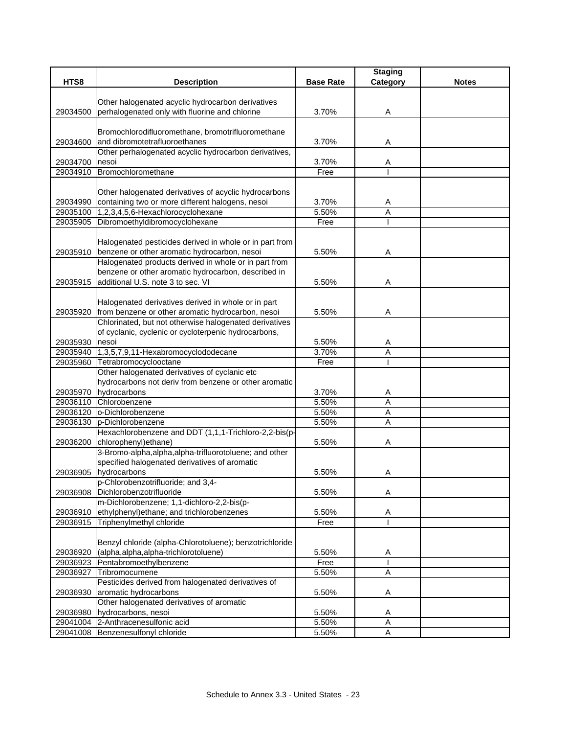| HTS8 | Description | Base Rate | Staging Category | Notes |
|---|---|---|---|---|
| 29034500 | Other halogenated acyclic hydrocarbon derivatives perhalogenated only with fluorine and chlorine | 3.70% | A | |
| 29034600 | Bromochlorodifluoromethane, bromotrifluoromethane and dibromotetrafluoroethanes | 3.70% | A | |
| 29034700 | Other perhalogenated acyclic hydrocarbon derivatives, nesoi | 3.70% | A | |
| 29034910 | Bromochloromethane | Free | I | |
| 29034990 | Other halogenated derivatives of acyclic hydrocarbons containing two or more different halogens, nesoi | 3.70% | A | |
| 29035100 | 1,2,3,4,5,6-Hexachlorocyclohexane | 5.50% | A | |
| 29035905 | Dibromoethyldibromocyclohexane | Free | I | |
| 29035910 | Halogenated pesticides derived in whole or in part from benzene or other aromatic hydrocarbon, nesoi | 5.50% | A | |
| 29035915 | Halogenated products derived in whole or in part from benzene or other aromatic hydrocarbon, described in additional U.S. note 3 to sec. VI | 5.50% | A | |
| 29035920 | Halogenated derivatives derived in whole or in part from benzene or other aromatic hydrocarbon, nesoi | 5.50% | A | |
| 29035930 | Chlorinated, but not otherwise halogenated derivatives of cyclanic, cyclenic or cycloterpenic hydrocarbons, nesoi | 5.50% | A | |
| 29035940 | 1,3,5,7,9,11-Hexabromocyclododecane | 3.70% | A | |
| 29035960 | Tetrabromocyclooctane | Free | I | |
| 29035970 | Other halogenated derivatives of cyclanic etc hydrocarbons not deriv from benzene or other aromatic hydrocarbons | 3.70% | A | |
| 29036110 | Chlorobenzene | 5.50% | A | |
| 29036120 | o-Dichlorobenzene | 5.50% | A | |
| 29036130 | p-Dichlorobenzene | 5.50% | A | |
| 29036200 | Hexachlorobenzene and DDT (1,1,1-Trichloro-2,2-bis(p-chlorophenyl)ethane) | 5.50% | A | |
| 29036905 | 3-Bromo-alpha,alpha,alpha-trifluorotoluene; and other specified halogenated derivatives of aromatic hydrocarbons | 5.50% | A | |
| 29036908 | p-Chlorobenzotrifluoride; and 3,4-Dichlorobenzotrifluoride | 5.50% | A | |
| 29036910 | m-Dichlorobenzene; 1,1-dichloro-2,2-bis(p-ethylphenyl)ethane; and trichlorobenzenes | 5.50% | A | |
| 29036915 | Triphenylmethyl chloride | Free | I | |
| 29036920 | Benzyl chloride (alpha-Chlorotoluene); benzotrichloride (alpha,alpha,alpha-trichlorotoluene) | 5.50% | A | |
| 29036923 | Pentabromoethylbenzene | Free | I | |
| 29036927 | Tribromocumene | 5.50% | A | |
| 29036930 | Pesticides derived from halogenated derivatives of aromatic hydrocarbons | 5.50% | A | |
| 29036980 | Other halogenated derivatives of aromatic hydrocarbons, nesoi | 5.50% | A | |
| 29041004 | 2-Anthracenesulfonic acid | 5.50% | A | |
| 29041008 | Benzenesulfonyl chloride | 5.50% | A | |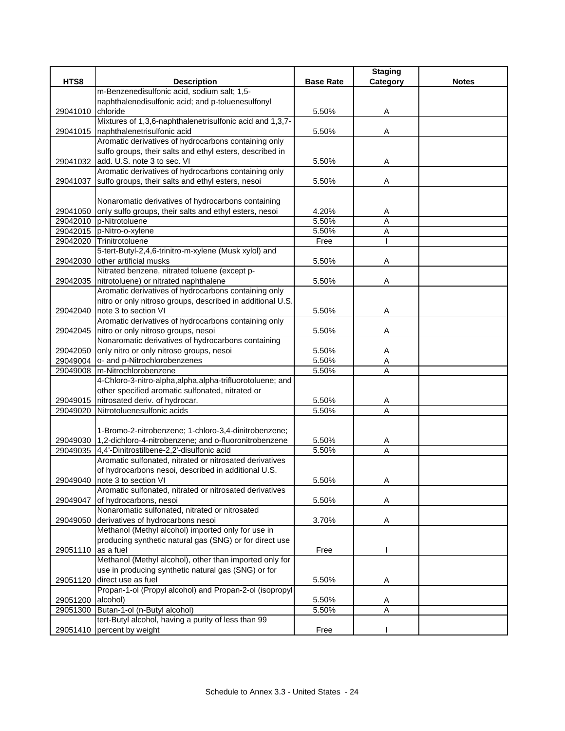| HTS8 | Description | Base Rate | Staging Category | Notes |
|---|---|---|---|---|
| 29041010 | m-Benzenedisulfonic acid, sodium salt; 1,5-naphthalenedisulfonic acid; and p-toluenesulfonyl chloride | 5.50% | A | |
| 29041015 | Mixtures of 1,3,6-naphthalenetrisulfonic acid and 1,3,7-naphthalenetrisulfonic acid | 5.50% | A | |
| 29041032 | Aromatic derivatives of hydrocarbons containing only sulfo groups, their salts and ethyl esters, described in add. U.S. note 3 to sec. VI | 5.50% | A | |
| 29041037 | Aromatic derivatives of hydrocarbons containing only sulfo groups, their salts and ethyl esters, nesoi | 5.50% | A | |
| 29041050 | Nonaromatic derivatives of hydrocarbons containing only sulfo groups, their salts and ethyl esters, nesoi | 4.20% | A | |
| 29042010 | p-Nitrotoluene | 5.50% | A | |
| 29042015 | p-Nitro-o-xylene | 5.50% | A | |
| 29042020 | Trinitrotoluene | Free | I | |
| 29042030 | 5-tert-Butyl-2,4,6-trinitro-m-xylene (Musk xylol) and other artificial musks | 5.50% | A | |
| 29042035 | Nitrated benzene, nitrated toluene (except p-nitrotoluene) or nitrated naphthalene | 5.50% | A | |
| 29042040 | Aromatic derivatives of hydrocarbons containing only nitro or only nitroso groups, described in additional U.S. note 3 to section VI | 5.50% | A | |
| 29042045 | Aromatic derivatives of hydrocarbons containing only nitro or only nitroso groups, nesoi | 5.50% | A | |
| 29042050 | Nonaromatic derivatives of hydrocarbons containing only nitro or only nitroso groups, nesoi | 5.50% | A | |
| 29049004 | o- and p-Nitrochlorobenzenes | 5.50% | A | |
| 29049008 | m-Nitrochlorobenzene | 5.50% | A | |
| 29049015 | 4-Chloro-3-nitro-alpha,alpha,alpha-trifluorotoluene; and other specified aromatic sulfonated, nitrated or nitrosated deriv. of hydrocar. | 5.50% | A | |
| 29049020 | Nitrotoluenesulfonic acids | 5.50% | A | |
| 29049030 | 1-Bromo-2-nitrobenzene; 1-chloro-3,4-dinitrobenzene; 1,2-dichloro-4-nitrobenzene; and o-fluoronitrobenzene | 5.50% | A | |
| 29049035 | 4,4'-Dinitrostilbene-2,2'-disulfonic acid | 5.50% | A | |
| 29049040 | Aromatic sulfonated, nitrated or nitrosated derivatives of hydrocarbons nesoi, described in additional U.S. note 3 to section VI | 5.50% | A | |
| 29049047 | Aromatic sulfonated, nitrated or nitrosated derivatives of hydrocarbons, nesoi | 5.50% | A | |
| 29049050 | Nonaromatic sulfonated, nitrated or nitrosated derivatives of hydrocarbons nesoi | 3.70% | A | |
| 29051110 | Methanol (Methyl alcohol) imported only for use in producing synthetic natural gas (SNG) or for direct use as a fuel | Free | I | |
| 29051120 | Methanol (Methyl alcohol), other than imported only for use in producing synthetic natural gas (SNG) or for direct use as fuel | 5.50% | A | |
| 29051200 | Propan-1-ol (Propyl alcohol) and Propan-2-ol (isopropyl alcohol) | 5.50% | A | |
| 29051300 | Butan-1-ol (n-Butyl alcohol) | 5.50% | A | |
| 29051410 | tert-Butyl alcohol, having a purity of less than 99 percent by weight | Free | I | |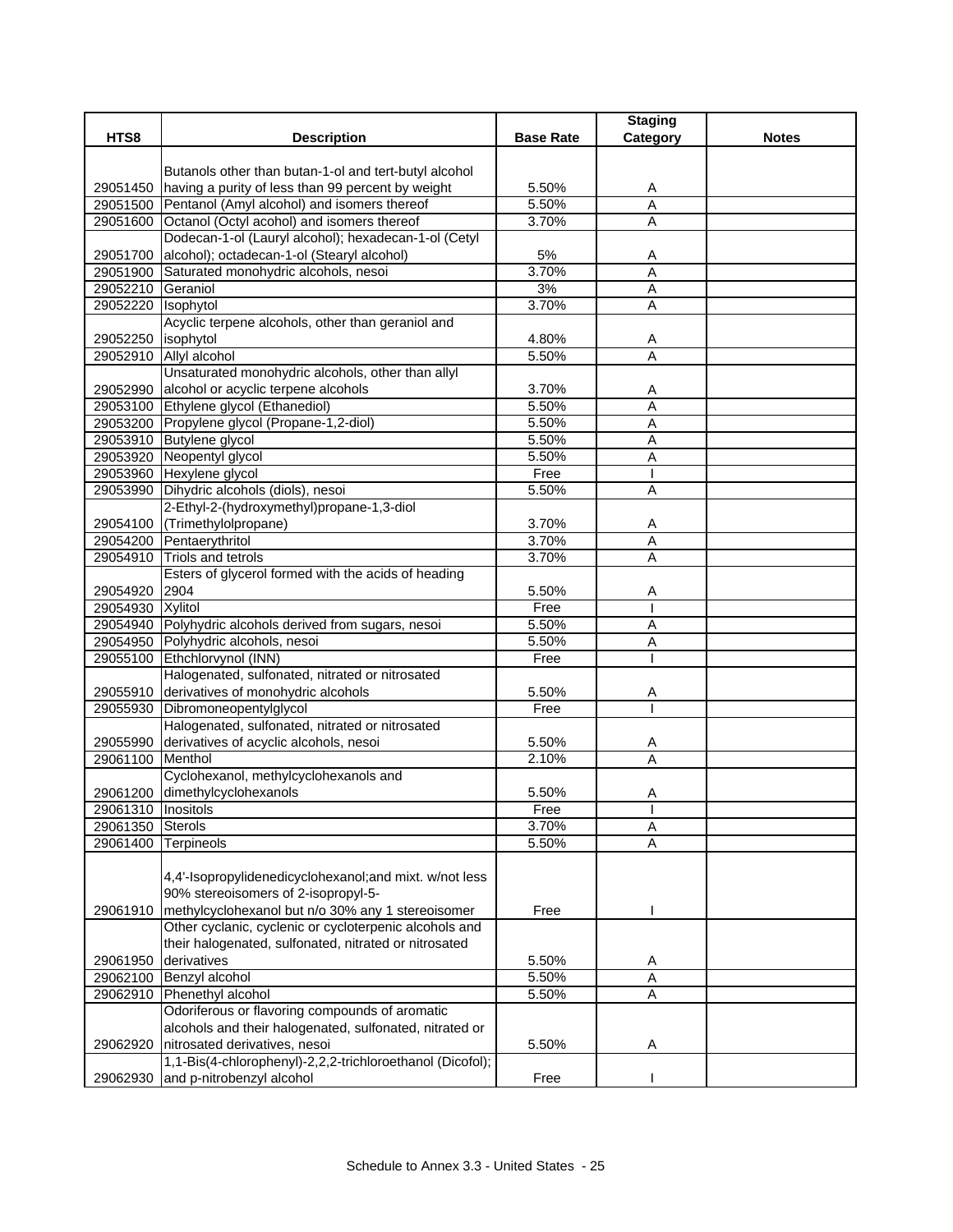| HTS8 | Description | Base Rate | Staging Category | Notes |
|---|---|---|---|---|
| 29051450 | Butanols other than butan-1-ol and tert-butyl alcohol having a purity of less than 99 percent by weight | 5.50% | A | |
| 29051500 | Pentanol (Amyl alcohol) and isomers thereof | 5.50% | A | |
| 29051600 | Octanol (Octyl acohol) and isomers thereof | 3.70% | A | |
| 29051700 | Dodecan-1-ol (Lauryl alcohol); hexadecan-1-ol (Cetyl alcohol); octadecan-1-ol (Stearyl alcohol) | 5% | A | |
| 29051900 | Saturated monohydric alcohols, nesoi | 3.70% | A | |
| 29052210 | Geraniol | 3% | A | |
| 29052220 | Isophytol | 3.70% | A | |
| 29052250 | Acyclic terpene alcohols, other than geraniol and isophytol | 4.80% | A | |
| 29052910 | Allyl alcohol | 5.50% | A | |
| 29052990 | Unsaturated monohydric alcohols, other than allyl alcohol or acyclic terpene alcohols | 3.70% | A | |
| 29053100 | Ethylene glycol (Ethanediol) | 5.50% | A | |
| 29053200 | Propylene glycol (Propane-1,2-diol) | 5.50% | A | |
| 29053910 | Butylene glycol | 5.50% | A | |
| 29053920 | Neopentyl glycol | 5.50% | A | |
| 29053960 | Hexylene glycol | Free | I | |
| 29053990 | Dihydric alcohols (diols), nesoi | 5.50% | A | |
| 29054100 | 2-Ethyl-2-(hydroxymethyl)propane-1,3-diol (Trimethylolpropane) | 3.70% | A | |
| 29054200 | Pentaerythritol | 3.70% | A | |
| 29054910 | Triols and tetrols | 3.70% | A | |
| 29054920 | Esters of glycerol formed with the acids of heading 2904 | 5.50% | A | |
| 29054930 | Xylitol | Free | I | |
| 29054940 | Polyhydric alcohols derived from sugars, nesoi | 5.50% | A | |
| 29054950 | Polyhydric alcohols, nesoi | 5.50% | A | |
| 29055100 | Ethchlorvynol (INN) | Free | I | |
| 29055910 | Halogenated, sulfonated, nitrated or nitrosated derivatives of monohydric alcohols | 5.50% | A | |
| 29055930 | Dibromoneopentylglycol | Free | I | |
| 29055990 | Halogenated, sulfonated, nitrated or nitrosated derivatives of acyclic alcohols, nesoi | 5.50% | A | |
| 29061100 | Menthol | 2.10% | A | |
| 29061200 | Cyclohexanol, methylcyclohexanols and dimethylcyclohexanols | 5.50% | A | |
| 29061310 | Inositols | Free | I | |
| 29061350 | Sterols | 3.70% | A | |
| 29061400 | Terpineols | 5.50% | A | |
| 29061910 | 4,4'-Isopropylidenedicyclohexanol;and mixt. w/not less 90% stereoisomers of 2-isopropyl-5-methylcyclohexanol but n/o 30% any 1 stereoisomer | Free | I | |
| 29061950 | Other cyclanic, cyclenic or cycloterpenic alcohols and their halogenated, sulfonated, nitrated or nitrosated derivatives | 5.50% | A | |
| 29062100 | Benzyl alcohol | 5.50% | A | |
| 29062910 | Phenethyl alcohol | 5.50% | A | |
| 29062920 | Odoriferous or flavoring compounds of aromatic alcohols and their halogenated, sulfonated, nitrated or nitrosated derivatives, nesoi | 5.50% | A | |
| 29062930 | 1,1-Bis(4-chlorophenyl)-2,2,2-trichloroethanol (Dicofol); and p-nitrobenzyl alcohol | Free | I | |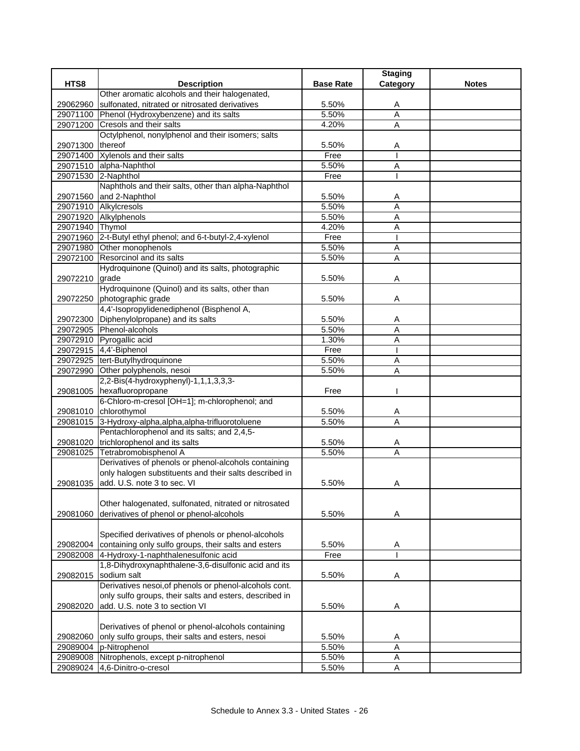| HTS8 | Description | Base Rate | Staging Category | Notes |
|---|---|---|---|---|
| 29062960 | Other aromatic alcohols and their halogenated, sulfonated, nitrated or nitrosated derivatives | 5.50% | A | |
| 29071100 | Phenol (Hydroxybenzene) and its salts | 5.50% | A | |
| 29071200 | Cresols and their salts | 4.20% | A | |
| 29071300 | Octylphenol, nonylphenol and their isomers; salts thereof | 5.50% | A | |
| 29071400 | Xylenols and their salts | Free | I | |
| 29071510 | alpha-Naphthol | 5.50% | A | |
| 29071530 | 2-Naphthol | Free | I | |
| 29071560 | Naphthols and their salts, other than alpha-Naphthol and 2-Naphthol | 5.50% | A | |
| 29071910 | Alkylcresols | 5.50% | A | |
| 29071920 | Alkylphenols | 5.50% | A | |
| 29071940 | Thymol | 4.20% | A | |
| 29071960 | 2-t-Butyl ethyl phenol; and 6-t-butyl-2,4-xylenol | Free | I | |
| 29071980 | Other monophenols | 5.50% | A | |
| 29072100 | Resorcinol and its salts | 5.50% | A | |
| 29072210 | Hydroquinone (Quinol) and its salts, photographic grade | 5.50% | A | |
| 29072250 | Hydroquinone (Quinol) and its salts, other than photographic grade | 5.50% | A | |
| 29072300 | 4,4'-Isopropylidenediphenol (Bisphenol A, Diphenylolpropane) and its salts | 5.50% | A | |
| 29072905 | Phenol-alcohols | 5.50% | A | |
| 29072910 | Pyrogallic acid | 1.30% | A | |
| 29072915 | 4,4'-Biphenol | Free | I | |
| 29072925 | tert-Butylhydroquinone | 5.50% | A | |
| 29072990 | Other polyphenols, nesoi | 5.50% | A | |
| 29081005 | 2,2-Bis(4-hydroxyphenyl)-1,1,1,3,3,3-hexafluoropropane | Free | I | |
| 29081010 | 6-Chloro-m-cresol [OH=1]; m-chlorophenol; and chlorothymol | 5.50% | A | |
| 29081015 | 3-Hydroxy-alpha,alpha,alpha-trifluorotoluene | 5.50% | A | |
| 29081020 | Pentachlorophenol and its salts; and 2,4,5-trichlorophenol and its salts | 5.50% | A | |
| 29081025 | Tetrabromobisphenol A | 5.50% | A | |
| 29081035 | Derivatives of phenols or phenol-alcohols containing only halogen substituents and their salts described in add. U.S. note 3 to sec. VI | 5.50% | A | |
| 29081060 | Other halogenated, sulfonated, nitrated or nitrosated derivatives of phenol or phenol-alcohols | 5.50% | A | |
| 29082004 | Specified derivatives of phenols or phenol-alcohols containing only sulfo groups, their salts and esters | 5.50% | A | |
| 29082008 | 4-Hydroxy-1-naphthalenesulfonic acid | Free | I | |
| 29082015 | 1,8-Dihydroxynaphthalene-3,6-disulfonic acid and its sodium salt | 5.50% | A | |
| 29082020 | Derivatives nesoi,of phenols or phenol-alcohols cont. only sulfo groups, their salts and esters, described in add. U.S. note 3 to section VI | 5.50% | A | |
| 29082060 | Derivatives of phenol or phenol-alcohols containing only sulfo groups, their salts and esters, nesoi | 5.50% | A | |
| 29089004 | p-Nitrophenol | 5.50% | A | |
| 29089008 | Nitrophenols, except p-nitrophenol | 5.50% | A | |
| 29089024 | 4,6-Dinitro-o-cresol | 5.50% | A | |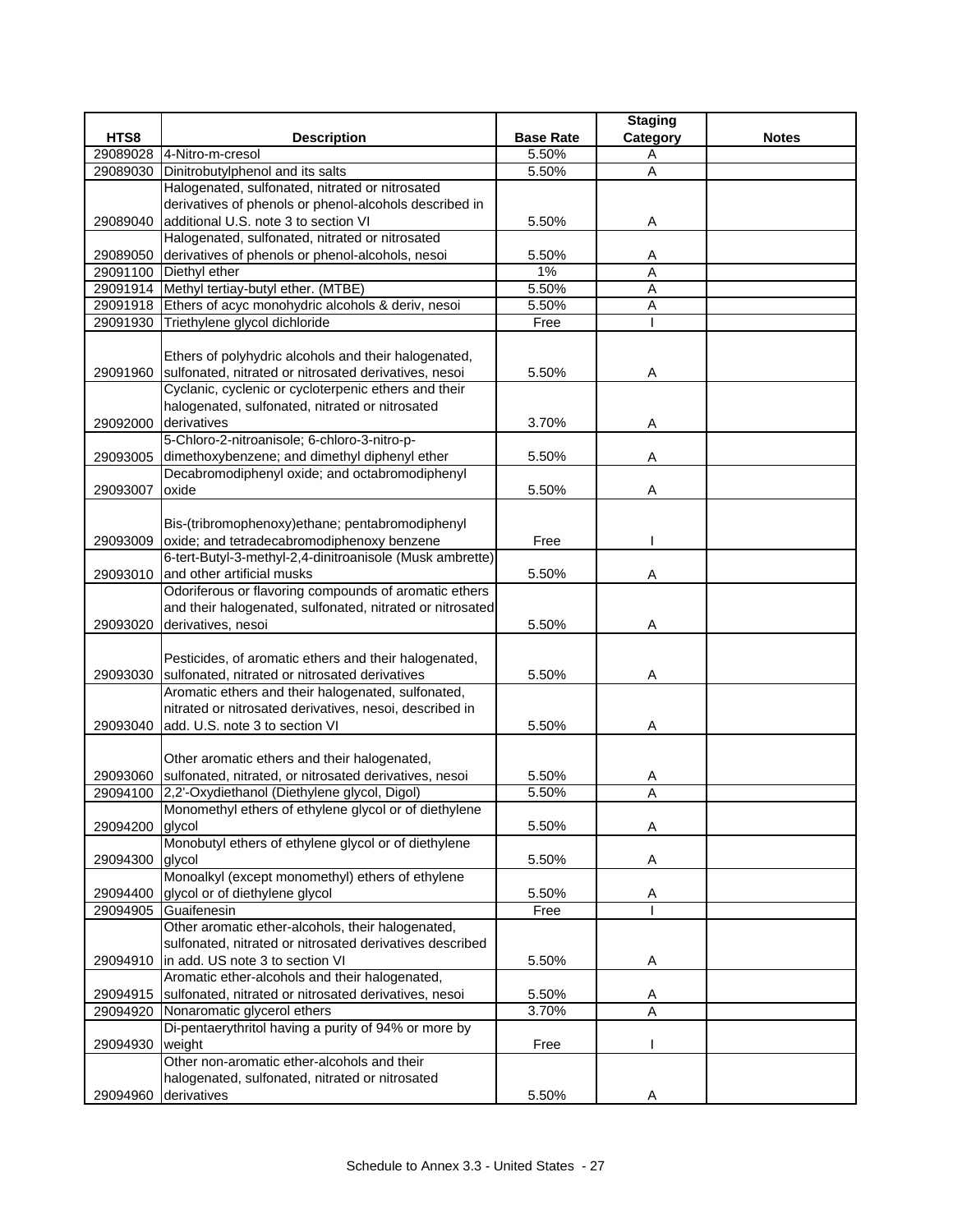| HTS8 | Description | Base Rate | Staging Category | Notes |
|---|---|---|---|---|
| 29089028 | 4-Nitro-m-cresol | 5.50% | A | |
| 29089030 | Dinitrobutylphenol and its salts | 5.50% | A | |
| 29089040 | Halogenated, sulfonated, nitrated or nitrosated derivatives of phenols or phenol-alcohols described in additional U.S. note 3 to section VI | 5.50% | A | |
| 29089050 | Halogenated, sulfonated, nitrated or nitrosated derivatives of phenols or phenol-alcohols, nesoi | 5.50% | A | |
| 29091100 | Diethyl ether | 1% | A | |
| 29091914 | Methyl tertiay-butyl ether. (MTBE) | 5.50% | A | |
| 29091918 | Ethers of acyc monohydric alcohols & deriv, nesoi | 5.50% | A | |
| 29091930 | Triethylene glycol dichloride | Free | I | |
| 29091960 | Ethers of polyhydric alcohols and their halogenated, sulfonated, nitrated or nitrosated derivatives, nesoi | 5.50% | A | |
| 29092000 | Cyclanic, cyclenic or cycloterpenic ethers and their halogenated, sulfonated, nitrated or nitrosated derivatives | 3.70% | A | |
| 29093005 | 5-Chloro-2-nitroanisole; 6-chloro-3-nitro-p-dimethoxybenzene; and dimethyl diphenyl ether | 5.50% | A | |
| 29093007 | Decabromodiphenyl oxide; and octabromodiphenyl oxide | 5.50% | A | |
| 29093009 | Bis-(tribromophenoxy)ethane; pentabromodiphenyl oxide; and tetradecabromodiphenoxy benzene | Free | I | |
| 29093010 | 6-tert-Butyl-3-methyl-2,4-dinitroanisole (Musk ambrette) and other artificial musks | 5.50% | A | |
| 29093020 | Odoriferous or flavoring compounds of aromatic ethers and their halogenated, sulfonated, nitrated or nitrosated derivatives, nesoi | 5.50% | A | |
| 29093030 | Pesticides, of aromatic ethers and their halogenated, sulfonated, nitrated or nitrosated derivatives | 5.50% | A | |
| 29093040 | Aromatic ethers and their halogenated, sulfonated, nitrated or nitrosated derivatives, nesoi, described in add. U.S. note 3 to section VI | 5.50% | A | |
| 29093060 | Other aromatic ethers and their halogenated, sulfonated, nitrated, or nitrosated derivatives, nesoi | 5.50% | A | |
| 29094100 | 2,2'-Oxydiethanol (Diethylene glycol, Digol) | 5.50% | A | |
| 29094200 | Monomethyl ethers of ethylene glycol or of diethylene glycol | 5.50% | A | |
| 29094300 | Monobutyl ethers of ethylene glycol or of diethylene glycol | 5.50% | A | |
| 29094400 | Monoalkyl (except monomethyl) ethers of ethylene glycol or of diethylene glycol | 5.50% | A | |
| 29094905 | Guaifenesin | Free | I | |
| 29094910 | Other aromatic ether-alcohols, their halogenated, sulfonated, nitrated or nitrosated derivatives described in add. US note 3 to section VI | 5.50% | A | |
| 29094915 | Aromatic ether-alcohols and their halogenated, sulfonated, nitrated or nitrosated derivatives, nesoi | 5.50% | A | |
| 29094920 | Nonaromatic glycerol ethers | 3.70% | A | |
| 29094930 | Di-pentaerythritol having a purity of 94% or more by weight | Free | I | |
| 29094960 | Other non-aromatic ether-alcohols and their halogenated, sulfonated, nitrated or nitrosated derivatives | 5.50% | A | |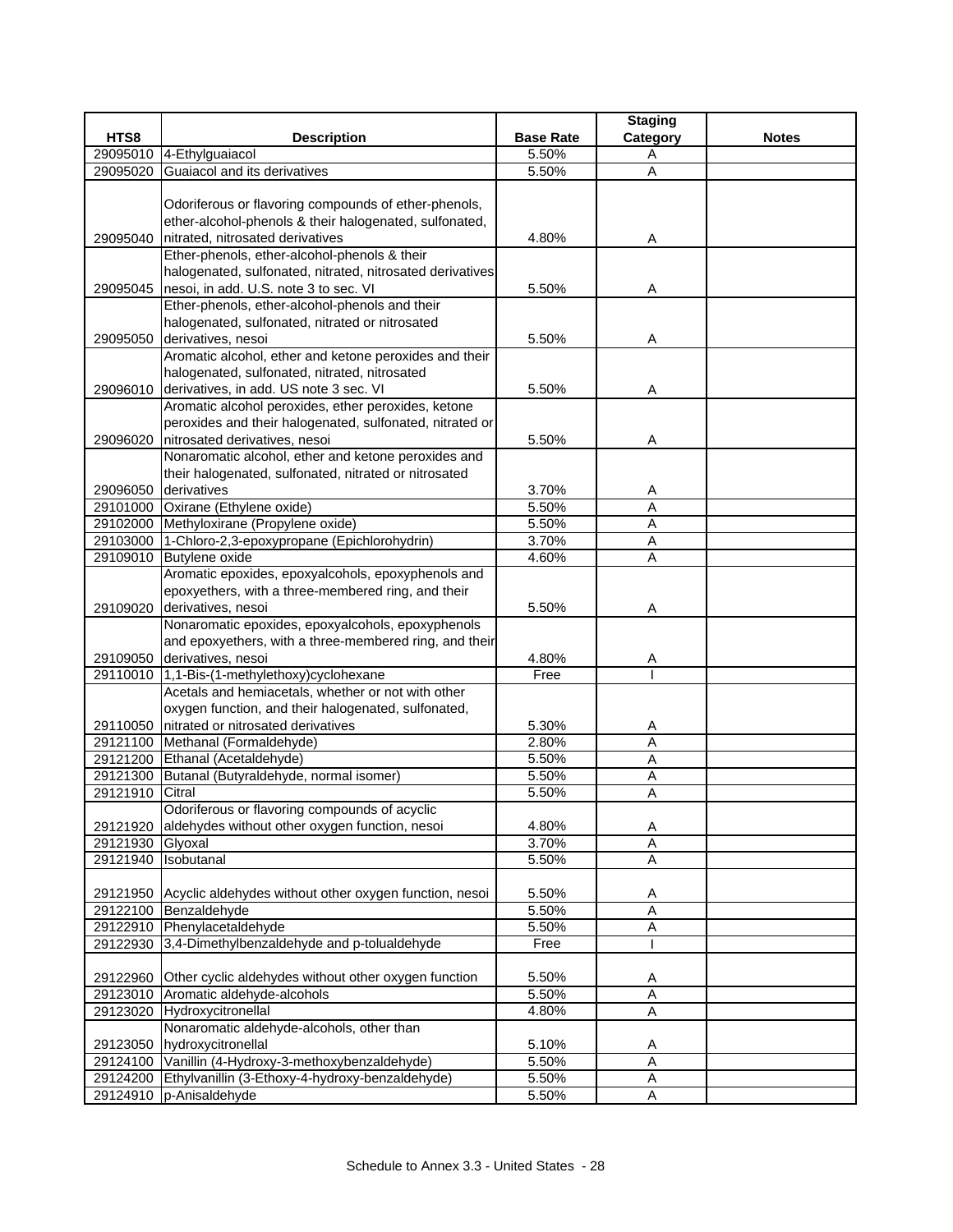| HTS8 | Description | Base Rate | Staging Category | Notes |
|---|---|---|---|---|
| 29095010 | 4-Ethylguaiacol | 5.50% | A | |
| 29095020 | Guaiacol and its derivatives | 5.50% | A | |
| 29095040 | Odoriferous or flavoring compounds of ether-phenols, ether-alcohol-phenols & their halogenated, sulfonated, nitrated, nitrosated derivatives | 4.80% | A | |
| 29095045 | Ether-phenols, ether-alcohol-phenols & their halogenated, sulfonated, nitrated, nitrosated derivatives nesoi, in add. U.S. note 3 to sec. VI | 5.50% | A | |
| 29095050 | Ether-phenols, ether-alcohol-phenols and their halogenated, sulfonated, nitrated or nitrosated derivatives, nesoi | 5.50% | A | |
| 29096010 | Aromatic alcohol, ether and ketone peroxides and their halogenated, sulfonated, nitrated, nitrosated derivatives, in add. US note 3 sec. VI | 5.50% | A | |
| 29096020 | Aromatic alcohol peroxides, ether peroxides, ketone peroxides and their halogenated, sulfonated, nitrated or nitrosated derivatives, nesoi | 5.50% | A | |
| 29096050 | Nonaromatic alcohol, ether and ketone peroxides and their halogenated, sulfonated, nitrated or nitrosated derivatives | 3.70% | A | |
| 29101000 | Oxirane (Ethylene oxide) | 5.50% | A | |
| 29102000 | Methyloxirane (Propylene oxide) | 5.50% | A | |
| 29103000 | 1-Chloro-2,3-epoxypropane (Epichlorohydrin) | 3.70% | A | |
| 29109010 | Butylene oxide | 4.60% | A | |
| 29109020 | Aromatic epoxides, epoxyalcohols, epoxyphenols and epoxyethers, with a three-membered ring, and their derivatives, nesoi | 5.50% | A | |
| 29109050 | Nonaromatic epoxides, epoxyalcohols, epoxyphenols and epoxyethers, with a three-membered ring, and their derivatives, nesoi | 4.80% | A | |
| 29110010 | 1,1-Bis-(1-methylethoxy)cyclohexane | Free | I | |
| 29110050 | Acetals and hemiacetals, whether or not with other oxygen function, and their halogenated, sulfonated, nitrated or nitrosated derivatives | 5.30% | A | |
| 29121100 | Methanal (Formaldehyde) | 2.80% | A | |
| 29121200 | Ethanal (Acetaldehyde) | 5.50% | A | |
| 29121300 | Butanal (Butyraldehyde, normal isomer) | 5.50% | A | |
| 29121910 | Citral | 5.50% | A | |
| 29121920 | Odoriferous or flavoring compounds of acyclic aldehydes without other oxygen function, nesoi | 4.80% | A | |
| 29121930 | Glyoxal | 3.70% | A | |
| 29121940 | Isobutanal | 5.50% | A | |
| 29121950 | Acyclic aldehydes without other oxygen function, nesoi | 5.50% | A | |
| 29122100 | Benzaldehyde | 5.50% | A | |
| 29122910 | Phenylacetaldehyde | 5.50% | A | |
| 29122930 | 3,4-Dimethylbenzaldehyde and p-tolualdehyde | Free | I | |
| 29122960 | Other cyclic aldehydes without other oxygen function | 5.50% | A | |
| 29123010 | Aromatic aldehyde-alcohols | 5.50% | A | |
| 29123020 | Hydroxycitronellal | 4.80% | A | |
| 29123050 | Nonaromatic aldehyde-alcohols, other than hydroxycitronellal | 5.10% | A | |
| 29124100 | Vanillin (4-Hydroxy-3-methoxybenzaldehyde) | 5.50% | A | |
| 29124200 | Ethylvanillin (3-Ethoxy-4-hydroxy-benzaldehyde) | 5.50% | A | |
| 29124910 | p-Anisaldehyde | 5.50% | A | |

Schedule to Annex 3.3 - United States - 28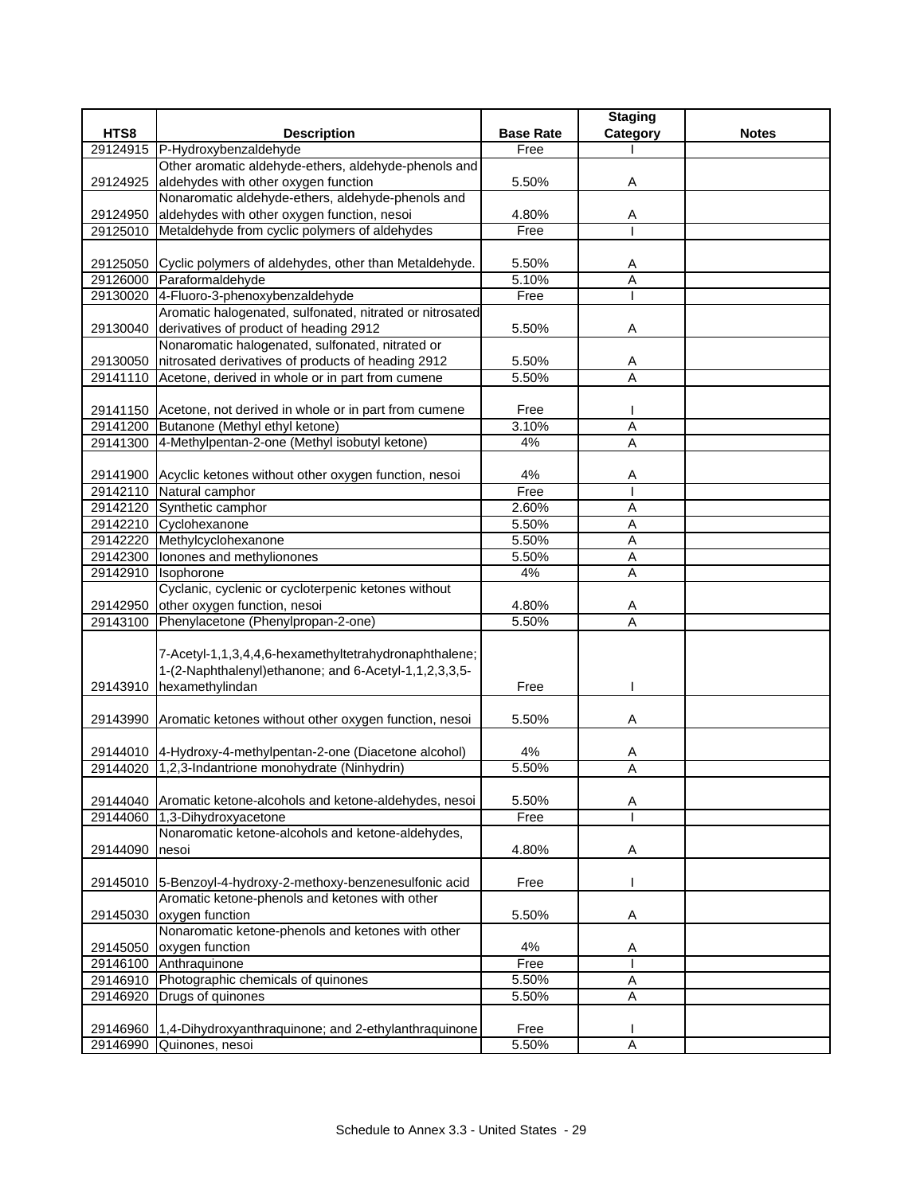| HTS8 | Description | Base Rate | Staging Category | Notes |
|---|---|---|---|---|
| 29124915 | P-Hydroxybenzaldehyde | Free | I | |
| 29124925 | Other aromatic aldehyde-ethers, aldehyde-phenols and aldehydes with other oxygen function | 5.50% | A | |
| 29124950 | Nonaromatic aldehyde-ethers, aldehyde-phenols and aldehydes with other oxygen function, nesoi | 4.80% | A | |
| 29125010 | Metaldehyde from cyclic polymers of aldehydes | Free | I | |
| 29125050 | Cyclic polymers of aldehydes, other than Metaldehyde. | 5.50% | A | |
| 29126000 | Paraformaldehyde | 5.10% | A | |
| 29130020 | 4-Fluoro-3-phenoxybenzaldehyde | Free | I | |
| 29130040 | Aromatic halogenated, sulfonated, nitrated or nitrosated derivatives of product of heading 2912 | 5.50% | A | |
| 29130050 | Nonaromatic halogenated, sulfonated, nitrated or nitrosated derivatives of products of heading 2912 | 5.50% | A | |
| 29141110 | Acetone, derived in whole or in part from cumene | 5.50% | A | |
| 29141150 | Acetone, not derived in whole or in part from cumene | Free | I | |
| 29141200 | Butanone (Methyl ethyl ketone) | 3.10% | A | |
| 29141300 | 4-Methylpentan-2-one (Methyl isobutyl ketone) | 4% | A | |
| 29141900 | Acyclic ketones without other oxygen function, nesoi | 4% | A | |
| 29142110 | Natural camphor | Free | I | |
| 29142120 | Synthetic camphor | 2.60% | A | |
| 29142210 | Cyclohexanone | 5.50% | A | |
| 29142220 | Methylcyclohexanone | 5.50% | A | |
| 29142300 | Ionones and methylionones | 5.50% | A | |
| 29142910 | Isophorone | 4% | A | |
| 29142950 | Cyclanic, cyclenic or cycloterpenic ketones without other oxygen function, nesoi | 4.80% | A | |
| 29143100 | Phenylacetone (Phenylpropan-2-one) | 5.50% | A | |
| 29143910 | 7-Acetyl-1,1,3,4,4,6-hexamethyltetrahydronaphthalene; 1-(2-Naphthalenyl)ethanone; and 6-Acetyl-1,1,2,3,3,5-hexamethylindan | Free | I | |
| 29143990 | Aromatic ketones without other oxygen function, nesoi | 5.50% | A | |
| 29144010 | 4-Hydroxy-4-methylpentan-2-one (Diacetone alcohol) | 4% | A | |
| 29144020 | 1,2,3-Indantrione monohydrate (Ninhydrin) | 5.50% | A | |
| 29144040 | Aromatic ketone-alcohols and ketone-aldehydes, nesoi | 5.50% | A | |
| 29144060 | 1,3-Dihydroxyacetone | Free | I | |
| 29144090 | Nonaromatic ketone-alcohols and ketone-aldehydes, nesoi | 4.80% | A | |
| 29145010 | 5-Benzoyl-4-hydroxy-2-methoxy-benzenesulfonic acid | Free | I | |
| 29145030 | Aromatic ketone-phenols and ketones with other oxygen function | 5.50% | A | |
| 29145050 | Nonaromatic ketone-phenols and ketones with other oxygen function | 4% | A | |
| 29146100 | Anthraquinone | Free | I | |
| 29146910 | Photographic chemicals of quinones | 5.50% | A | |
| 29146920 | Drugs of quinones | 5.50% | A | |
| 29146960 | 1,4-Dihydroxyanthraquinone; and 2-ethylanthraquinone | Free | I | |
| 29146990 | Quinones, nesoi | 5.50% | A | |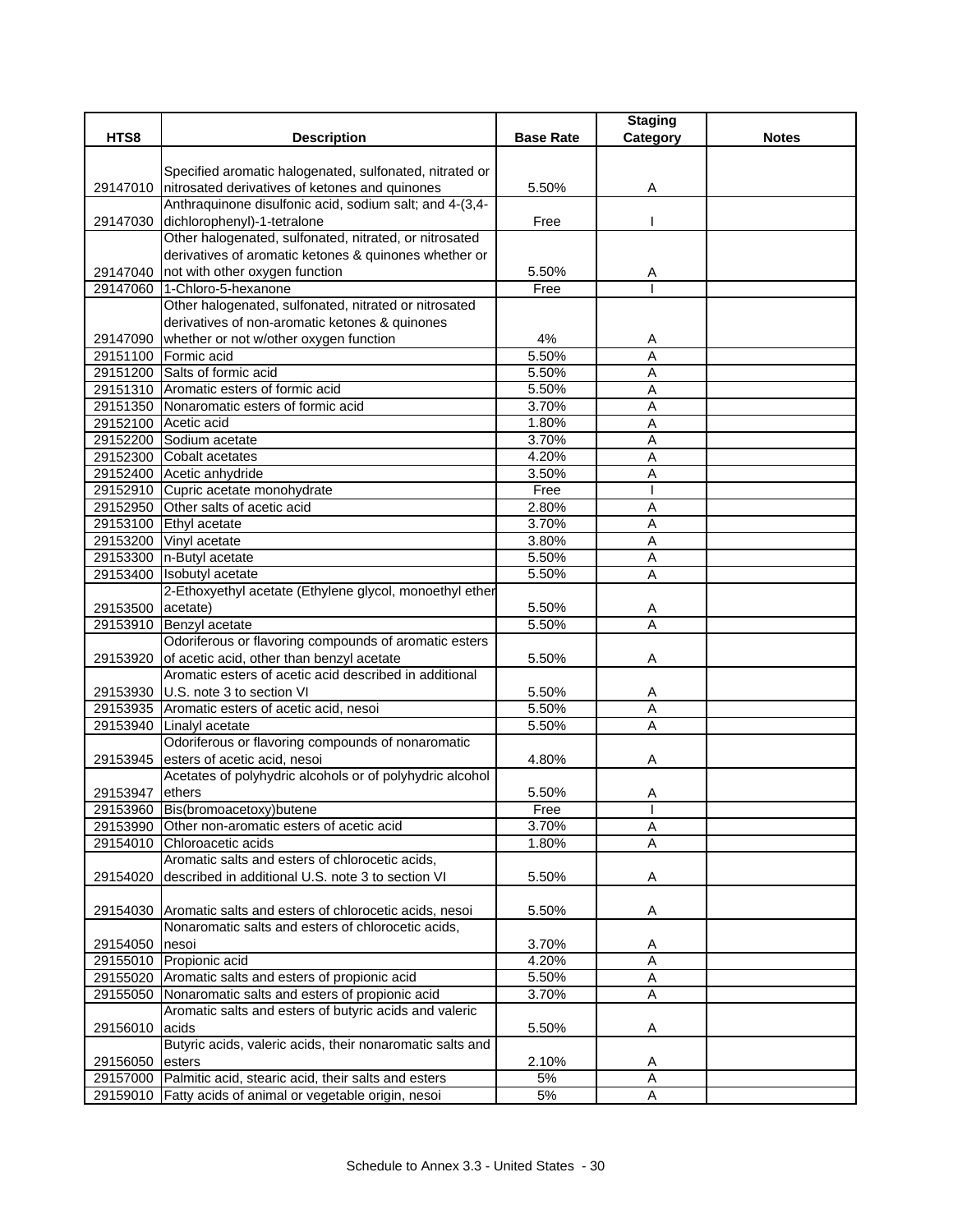| HTS8 | Description | Base Rate | Staging Category | Notes |
|---|---|---|---|---|
| 29147010 | Specified aromatic halogenated, sulfonated, nitrated or nitrosated derivatives of ketones and quinones | 5.50% | A | |
| 29147030 | Anthraquinone disulfonic acid, sodium salt; and 4-(3,4-dichlorophenyl)-1-tetralone | Free | I | |
| 29147040 | Other halogenated, sulfonated, nitrated, or nitrosated derivatives of aromatic ketones & quinones whether or not with other oxygen function | 5.50% | A | |
| 29147060 | 1-Chloro-5-hexanone | Free | I | |
| 29147090 | Other halogenated, sulfonated, nitrated or nitrosated derivatives of non-aromatic ketones & quinones whether or not w/other oxygen function | 4% | A | |
| 29151100 | Formic acid | 5.50% | A | |
| 29151200 | Salts of formic acid | 5.50% | A | |
| 29151310 | Aromatic esters of formic acid | 5.50% | A | |
| 29151350 | Nonaromatic esters of formic acid | 3.70% | A | |
| 29152100 | Acetic acid | 1.80% | A | |
| 29152200 | Sodium acetate | 3.70% | A | |
| 29152300 | Cobalt acetates | 4.20% | A | |
| 29152400 | Acetic anhydride | 3.50% | A | |
| 29152910 | Cupric acetate monohydrate | Free | I | |
| 29152950 | Other salts of acetic acid | 2.80% | A | |
| 29153100 | Ethyl acetate | 3.70% | A | |
| 29153200 | Vinyl acetate | 3.80% | A | |
| 29153300 | n-Butyl acetate | 5.50% | A | |
| 29153400 | Isobutyl acetate | 5.50% | A | |
| 29153500 | 2-Ethoxyethyl acetate (Ethylene glycol, monoethyl ether acetate) | 5.50% | A | |
| 29153910 | Benzyl acetate | 5.50% | A | |
| 29153920 | Odoriferous or flavoring compounds of aromatic esters of acetic acid, other than benzyl acetate | 5.50% | A | |
| 29153930 | Aromatic esters of acetic acid described in additional U.S. note 3 to section VI | 5.50% | A | |
| 29153935 | Aromatic esters of acetic acid, nesoi | 5.50% | A | |
| 29153940 | Linalyl acetate | 5.50% | A | |
| 29153945 | Odoriferous or flavoring compounds of nonaromatic esters of acetic acid, nesoi | 4.80% | A | |
| 29153947 | Acetates of polyhydric alcohols or of polyhydric alcohol ethers | 5.50% | A | |
| 29153960 | Bis(bromoacetoxy)butene | Free | I | |
| 29153990 | Other non-aromatic esters of acetic acid | 3.70% | A | |
| 29154010 | Chloroacetic acids | 1.80% | A | |
| 29154020 | Aromatic salts and esters of chlorocetic acids, described in additional U.S. note 3 to section VI | 5.50% | A | |
| 29154030 | Aromatic salts and esters of chlorocetic acids, nesoi | 5.50% | A | |
| 29154050 | Nonaromatic salts and esters of chlorocetic acids, nesoi | 3.70% | A | |
| 29155010 | Propionic acid | 4.20% | A | |
| 29155020 | Aromatic salts and esters of propionic acid | 5.50% | A | |
| 29155050 | Nonaromatic salts and esters of propionic acid | 3.70% | A | |
| 29156010 | Aromatic salts and esters of butyric acids and valeric acids | 5.50% | A | |
| 29156050 | Butyric acids, valeric acids, their nonaromatic salts and esters | 2.10% | A | |
| 29157000 | Palmitic acid, stearic acid, their salts and esters | 5% | A | |
| 29159010 | Fatty acids of animal or vegetable origin, nesoi | 5% | A | |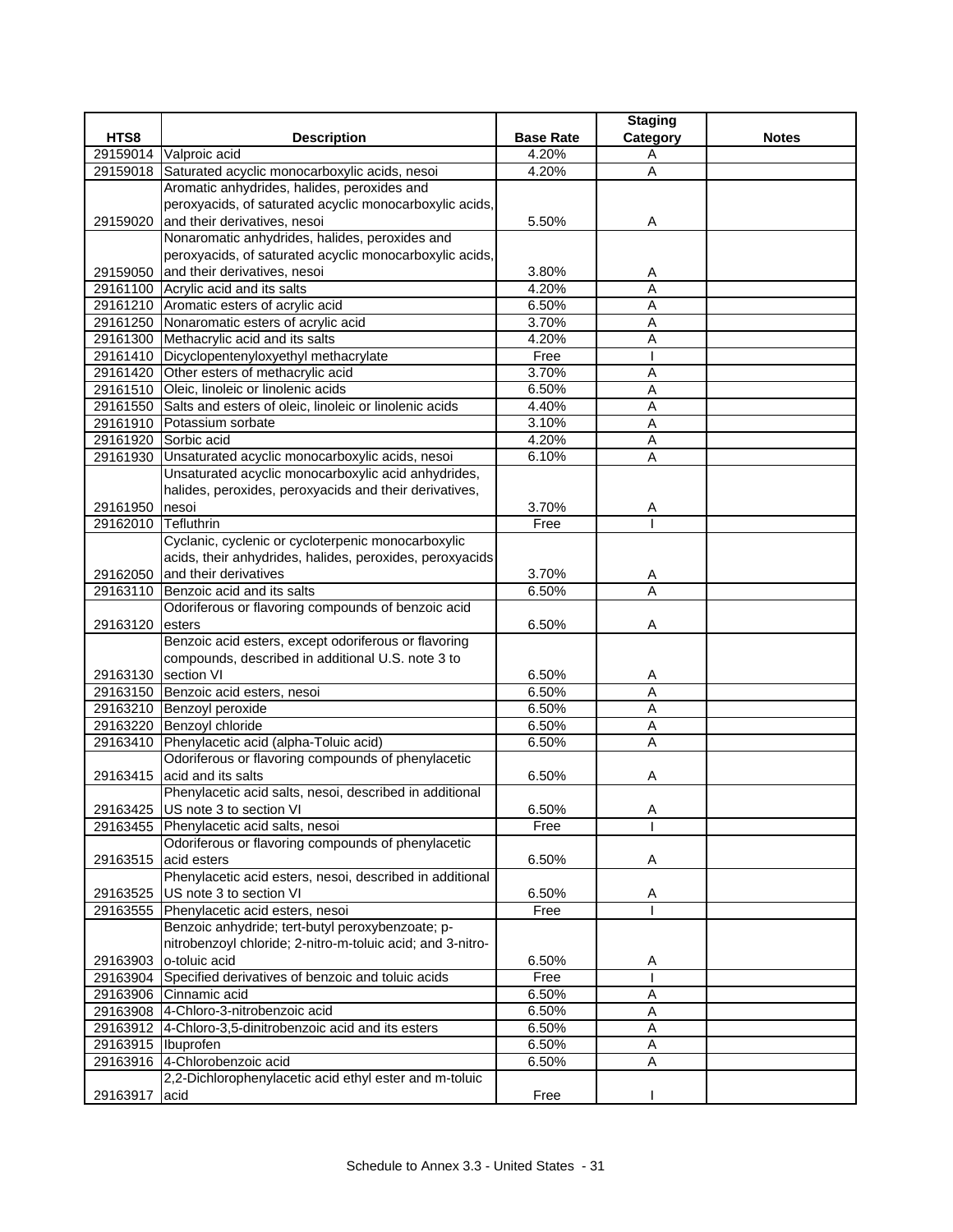| HTS8 | Description | Base Rate | Staging Category | Notes |
|---|---|---|---|---|
| 29159014 | Valproic acid | 4.20% | A | |
| 29159018 | Saturated acyclic monocarboxylic acids, nesoi | 4.20% | A | |
| 29159020 | Aromatic anhydrides, halides, peroxides and peroxyacids, of saturated acyclic monocarboxylic acids, and their derivatives, nesoi | 5.50% | A | |
| 29159050 | Nonaromatic anhydrides, halides, peroxides and peroxyacids, of saturated acyclic monocarboxylic acids, and their derivatives, nesoi | 3.80% | A | |
| 29161100 | Acrylic acid and its salts | 4.20% | A | |
| 29161210 | Aromatic esters of acrylic acid | 6.50% | A | |
| 29161250 | Nonaromatic esters of acrylic acid | 3.70% | A | |
| 29161300 | Methacrylic acid and its salts | 4.20% | A | |
| 29161410 | Dicyclopentenyloxyethyl methacrylate | Free | I | |
| 29161420 | Other esters of methacrylic acid | 3.70% | A | |
| 29161510 | Oleic, linoleic or linolenic acids | 6.50% | A | |
| 29161550 | Salts and esters of oleic, linoleic or linolenic acids | 4.40% | A | |
| 29161910 | Potassium sorbate | 3.10% | A | |
| 29161920 | Sorbic acid | 4.20% | A | |
| 29161930 | Unsaturated acyclic monocarboxylic acids, nesoi | 6.10% | A | |
| 29161950 | Unsaturated acyclic monocarboxylic acid anhydrides, halides, peroxides, peroxyacids and their derivatives, nesoi | 3.70% | A | |
| 29162010 | Tefluthrin | Free | I | |
| 29162050 | Cyclanic, cyclenic or cycloterpenic monocarboxylic acids, their anhydrides, halides, peroxides, peroxyacids and their derivatives | 3.70% | A | |
| 29163110 | Benzoic acid and its salts | 6.50% | A | |
| 29163120 | Odoriferous or flavoring compounds of benzoic acid esters | 6.50% | A | |
| 29163130 | Benzoic acid esters, except odoriferous or flavoring compounds, described in additional U.S. note 3 to section VI | 6.50% | A | |
| 29163150 | Benzoic acid esters, nesoi | 6.50% | A | |
| 29163210 | Benzoyl peroxide | 6.50% | A | |
| 29163220 | Benzoyl chloride | 6.50% | A | |
| 29163410 | Phenylacetic acid (alpha-Toluic acid) | 6.50% | A | |
| 29163415 | Odoriferous or flavoring compounds of phenylacetic acid and its salts | 6.50% | A | |
| 29163425 | Phenylacetic acid salts, nesoi, described in additional US note 3 to section VI | 6.50% | A | |
| 29163455 | Phenylacetic acid salts, nesoi | Free | I | |
| 29163515 | Odoriferous or flavoring compounds of phenylacetic acid esters | 6.50% | A | |
| 29163525 | Phenylacetic acid esters, nesoi, described in additional US note 3 to section VI | 6.50% | A | |
| 29163555 | Phenylacetic acid esters, nesoi | Free | I | |
| 29163903 | Benzoic anhydride; tert-butyl peroxybenzoate; p-nitrobenzoyl chloride; 2-nitro-m-toluic acid; and 3-nitro-o-toluic acid | 6.50% | A | |
| 29163904 | Specified derivatives of benzoic and toluic acids | Free | I | |
| 29163906 | Cinnamic acid | 6.50% | A | |
| 29163908 | 4-Chloro-3-nitrobenzoic acid | 6.50% | A | |
| 29163912 | 4-Chloro-3,5-dinitrobenzoic acid and its esters | 6.50% | A | |
| 29163915 | Ibuprofen | 6.50% | A | |
| 29163916 | 4-Chlorobenzoic acid | 6.50% | A | |
| 29163917 | 2,2-Dichlorophenylacetic acid ethyl ester and m-toluic acid | Free | I | |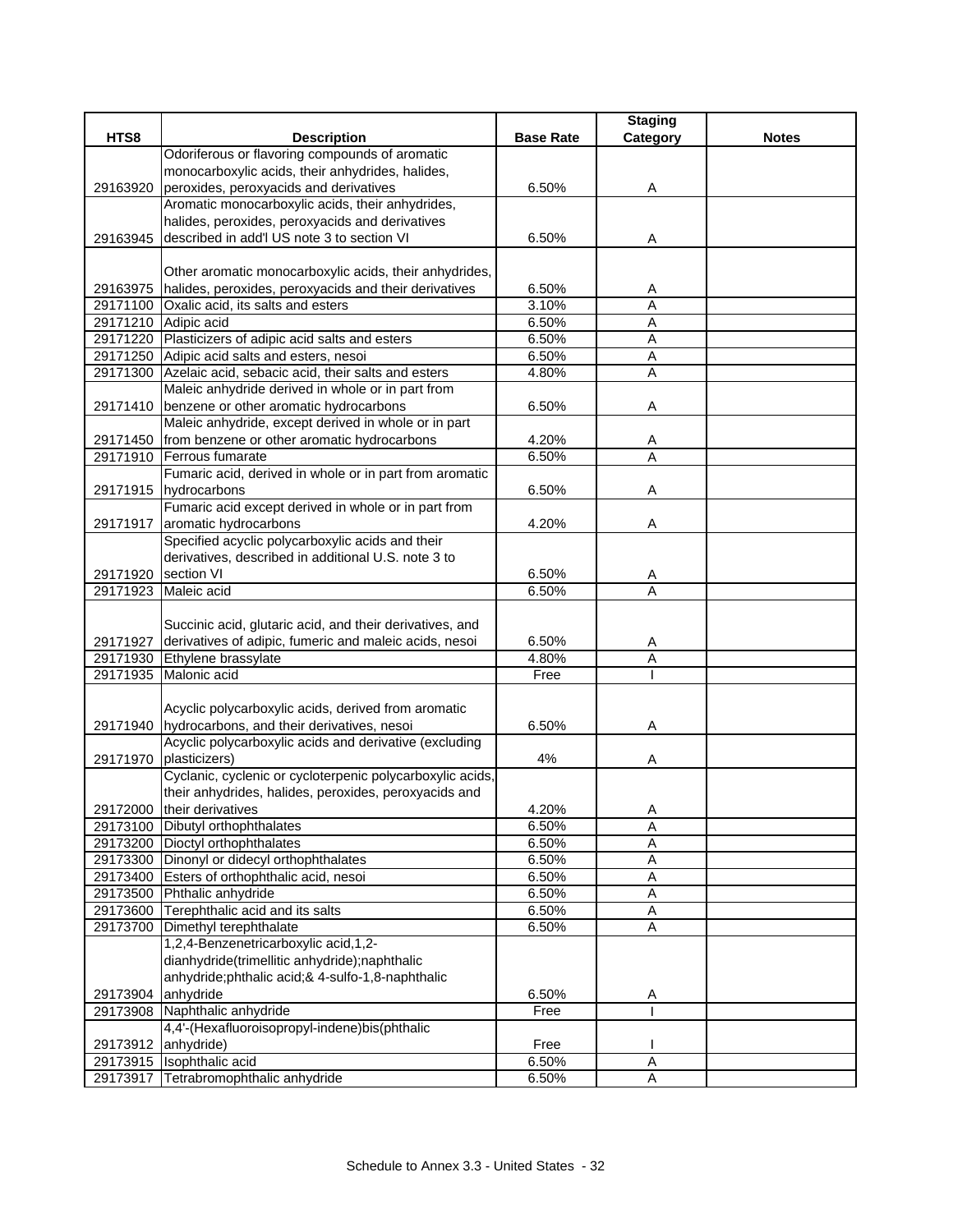| HTS8 | Description | Base Rate | Staging Category | Notes |
|---|---|---|---|---|
| 29163920 | Odoriferous or flavoring compounds of aromatic monocarboxylic acids, their anhydrides, halides, peroxides, peroxyacids and derivatives | 6.50% | A | |
| 29163945 | Aromatic monocarboxylic acids, their anhydrides, halides, peroxides, peroxyacids and derivatives described in add'l US note 3 to section VI | 6.50% | A | |
| 29163975 | Other aromatic monocarboxylic acids, their anhydrides, halides, peroxides, peroxyacids and their derivatives | 6.50% | A | |
| 29171100 | Oxalic acid, its salts and esters | 3.10% | A | |
| 29171210 | Adipic acid | 6.50% | A | |
| 29171220 | Plasticizers of adipic acid salts and esters | 6.50% | A | |
| 29171250 | Adipic acid salts and esters, nesoi | 6.50% | A | |
| 29171300 | Azelaic acid, sebacic acid, their salts and esters | 4.80% | A | |
| 29171410 | Maleic anhydride derived in whole or in part from benzene or other aromatic hydrocarbons | 6.50% | A | |
| 29171450 | Maleic anhydride, except derived in whole or in part from benzene or other aromatic hydrocarbons | 4.20% | A | |
| 29171910 | Ferrous fumarate | 6.50% | A | |
| 29171915 | Fumaric acid, derived in whole or in part from aromatic hydrocarbons | 6.50% | A | |
| 29171917 | Fumaric acid except derived in whole or in part from aromatic hydrocarbons | 4.20% | A | |
| 29171920 | Specified acyclic polycarboxylic acids and their derivatives, described in additional U.S. note 3 to section VI | 6.50% | A | |
| 29171923 | Maleic acid | 6.50% | A | |
| 29171927 | Succinic acid, glutaric acid, and their derivatives, and derivatives of adipic, fumeric and maleic acids, nesoi | 6.50% | A | |
| 29171930 | Ethylene brassylate | 4.80% | A | |
| 29171935 | Malonic acid | Free | I | |
| 29171940 | Acyclic polycarboxylic acids, derived from aromatic hydrocarbons, and their derivatives, nesoi | 6.50% | A | |
| 29171970 | Acyclic polycarboxylic acids and derivative (excluding plasticizers) | 4% | A | |
| 29172000 | Cyclanic, cyclenic or cycloterpenic polycarboxylic acids, their anhydrides, halides, peroxides, peroxyacids and their derivatives | 4.20% | A | |
| 29173100 | Dibutyl orthophthalates | 6.50% | A | |
| 29173200 | Dioctyl orthophthalates | 6.50% | A | |
| 29173300 | Dinonyl or didecyl orthophthalates | 6.50% | A | |
| 29173400 | Esters of orthophthalic acid, nesoi | 6.50% | A | |
| 29173500 | Phthalic anhydride | 6.50% | A | |
| 29173600 | Terephthalic acid and its salts | 6.50% | A | |
| 29173700 | Dimethyl terephthalate | 6.50% | A | |
| 29173904 | 1,2,4-Benzenetricarboxylic acid,1,2-dianhydride(trimellitic anhydride);naphthalic anhydride;phthalic acid;& 4-sulfo-1,8-naphthalic anhydride | 6.50% | A | |
| 29173908 | Naphthalic anhydride | Free | I | |
| 29173912 | 4,4'-(Hexafluoroisopropyl-indene)bis(phthalic anhydride) | Free | I | |
| 29173915 | Isophthalic acid | 6.50% | A | |
| 29173917 | Tetrabromophthalic anhydride | 6.50% | A | |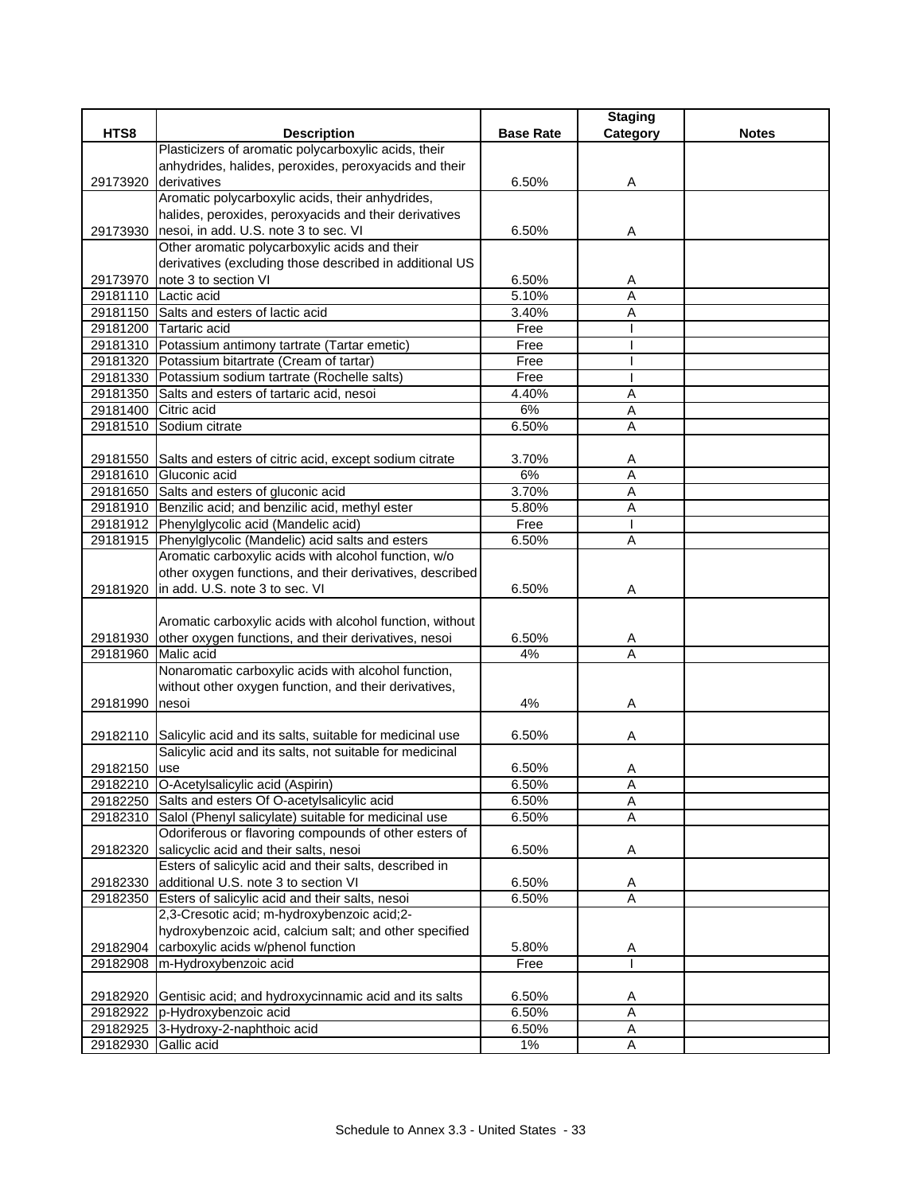| HTS8 | Description | Base Rate | Staging Category | Notes |
|---|---|---|---|---|
| 29173920 | Plasticizers of aromatic polycarboxylic acids, their anhydrides, halides, peroxides, peroxyacids and their derivatives | 6.50% | A | |
| 29173930 | Aromatic polycarboxylic acids, their anhydrides, halides, peroxides, peroxyacids and their derivatives nesoi, in add. U.S. note 3 to sec. VI | 6.50% | A | |
| 29173970 | Other aromatic polycarboxylic acids and their derivatives (excluding those described in additional US note 3 to section VI | 6.50% | A | |
| 29181110 | Lactic acid | 5.10% | A | |
| 29181150 | Salts and esters of lactic acid | 3.40% | A | |
| 29181200 | Tartaric acid | Free | I | |
| 29181310 | Potassium antimony tartrate (Tartar emetic) | Free | I | |
| 29181320 | Potassium bitartrate (Cream of tartar) | Free | I | |
| 29181330 | Potassium sodium tartrate (Rochelle salts) | Free | I | |
| 29181350 | Salts and esters of tartaric acid, nesoi | 4.40% | A | |
| 29181400 | Citric acid | 6% | A | |
| 29181510 | Sodium citrate | 6.50% | A | |
| 29181550 | Salts and esters of citric acid, except sodium citrate | 3.70% | A | |
| 29181610 | Gluconic acid | 6% | A | |
| 29181650 | Salts and esters of gluconic acid | 3.70% | A | |
| 29181910 | Benzilic acid; and benzilic acid, methyl ester | 5.80% | A | |
| 29181912 | Phenylglycolic acid (Mandelic acid) | Free | I | |
| 29181915 | Phenylglycolic (Mandelic) acid salts and esters | 6.50% | A | |
| 29181920 | Aromatic carboxylic acids with alcohol function, w/o other oxygen functions, and their derivatives, described in add. U.S. note 3 to sec. VI | 6.50% | A | |
| 29181930 | Aromatic carboxylic acids with alcohol function, without other oxygen functions, and their derivatives, nesoi | 6.50% | A | |
| 29181960 | Malic acid | 4% | A | |
| 29181990 | Nonaromatic carboxylic acids with alcohol function, without other oxygen function, and their derivatives, nesoi | 4% | A | |
| 29182110 | Salicylic acid and its salts, suitable for medicinal use | 6.50% | A | |
| 29182150 | Salicylic acid and its salts, not suitable for medicinal use | 6.50% | A | |
| 29182210 | O-Acetylsalicylic acid (Aspirin) | 6.50% | A | |
| 29182250 | Salts and esters Of O-acetylsalicylic acid | 6.50% | A | |
| 29182310 | Salol (Phenyl salicylate) suitable for medicinal use | 6.50% | A | |
| 29182320 | Odoriferous or flavoring compounds of other esters of salicyclic acid and their salts, nesoi | 6.50% | A | |
| 29182330 | Esters of salicylic acid and their salts, described in additional U.S. note 3 to section VI | 6.50% | A | |
| 29182350 | Esters of salicylic acid and their salts, nesoi | 6.50% | A | |
| 29182904 | 2,3-Cresotic acid; m-hydroxybenzoic acid;2-hydroxybenzoic acid, calcium salt; and other specified carboxylic acids w/phenol function | 5.80% | A | |
| 29182908 | m-Hydroxybenzoic acid | Free | I | |
| 29182920 | Gentisic acid; and hydroxycinnamic acid and its salts | 6.50% | A | |
| 29182922 | p-Hydroxybenzoic acid | 6.50% | A | |
| 29182925 | 3-Hydroxy-2-naphthoic acid | 6.50% | A | |
| 29182930 | Gallic acid | 1% | A | |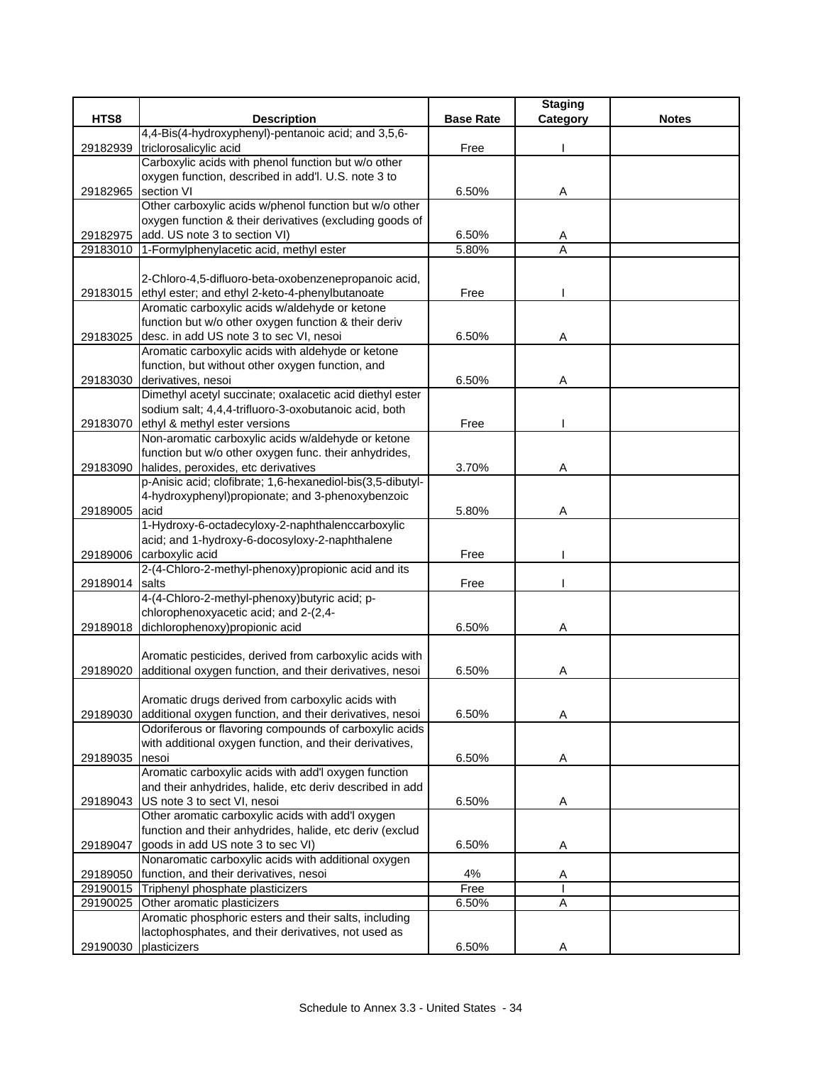| HTS8 | Description | Base Rate | Staging Category | Notes |
|---|---|---|---|---|
| 29182939 | 4,4-Bis(4-hydroxyphenyl)-pentanoic acid; and 3,5,6-triclorosalicylic acid | Free | I | |
| 29182965 | Carboxylic acids with phenol function but w/o other oxygen function, described in add'l. U.S. note 3 to section VI | 6.50% | A | |
| 29182975 | Other carboxylic acids w/phenol function but w/o other oxygen function & their derivatives (excluding goods of add. US note 3 to section VI) | 6.50% | A | |
| 29183010 | 1-Formylphenylacetic acid, methyl ester | 5.80% | A | |
| 29183015 | 2-Chloro-4,5-difluoro-beta-oxobenzenepropanoic acid, ethyl ester; and ethyl 2-keto-4-phenylbutanoate | Free | I | |
| 29183025 | Aromatic carboxylic acids w/aldehyde or ketone function but w/o other oxygen function & their deriv desc. in add US note 3 to sec VI, nesoi | 6.50% | A | |
| 29183030 | Aromatic carboxylic acids with aldehyde or ketone function, but without other oxygen function, and derivatives, nesoi | 6.50% | A | |
| 29183070 | Dimethyl acetyl succinate; oxalacetic acid diethyl ester sodium salt; 4,4,4-trifluoro-3-oxobutanoic acid, both ethyl & methyl ester versions | Free | I | |
| 29183090 | Non-aromatic carboxylic acids w/aldehyde or ketone function but w/o other oxygen func. their anhydrides, halides, peroxides, etc derivatives | 3.70% | A | |
| 29189005 | p-Anisic acid; clofibrate; 1,6-hexanediol-bis(3,5-dibutyl-4-hydroxyphenyl)propionate; and 3-phenoxybenzoic acid | 5.80% | A | |
| 29189006 | 1-Hydroxy-6-octadecyloxy-2-naphthalenccarboxylic acid; and 1-hydroxy-6-docosyloxy-2-naphthalene carboxylic acid | Free | I | |
| 29189014 | 2-(4-Chloro-2-methyl-phenoxy)propionic acid and its salts | Free | I | |
| 29189018 | 4-(4-Chloro-2-methyl-phenoxy)butyric acid; p-chlorophenoxyacetic acid; and 2-(2,4-dichlorophenoxy)propionic acid | 6.50% | A | |
| 29189020 | Aromatic pesticides, derived from carboxylic acids with additional oxygen function, and their derivatives, nesoi | 6.50% | A | |
| 29189030 | Aromatic drugs derived from carboxylic acids with additional oxygen function, and their derivatives, nesoi | 6.50% | A | |
| 29189035 | Odoriferous or flavoring compounds of carboxylic acids with additional oxygen function, and their derivatives, nesoi | 6.50% | A | |
| 29189043 | Aromatic carboxylic acids with add'l oxygen function and their anhydrides, halide, etc deriv described in add US note 3 to sect VI, nesoi | 6.50% | A | |
| 29189047 | Other aromatic carboxylic acids with add'l oxygen function and their anhydrides, halide, etc deriv (exclud goods in add US note 3 to sec VI) | 6.50% | A | |
| 29189050 | Nonaromatic carboxylic acids with additional oxygen function, and their derivatives, nesoi | 4% | A | |
| 29190015 | Triphenyl phosphate plasticizers | Free | I | |
| 29190025 | Other aromatic plasticizers | 6.50% | A | |
| 29190030 | Aromatic phosphoric esters and their salts, including lactophosphates, and their derivatives, not used as plasticizers | 6.50% | A | |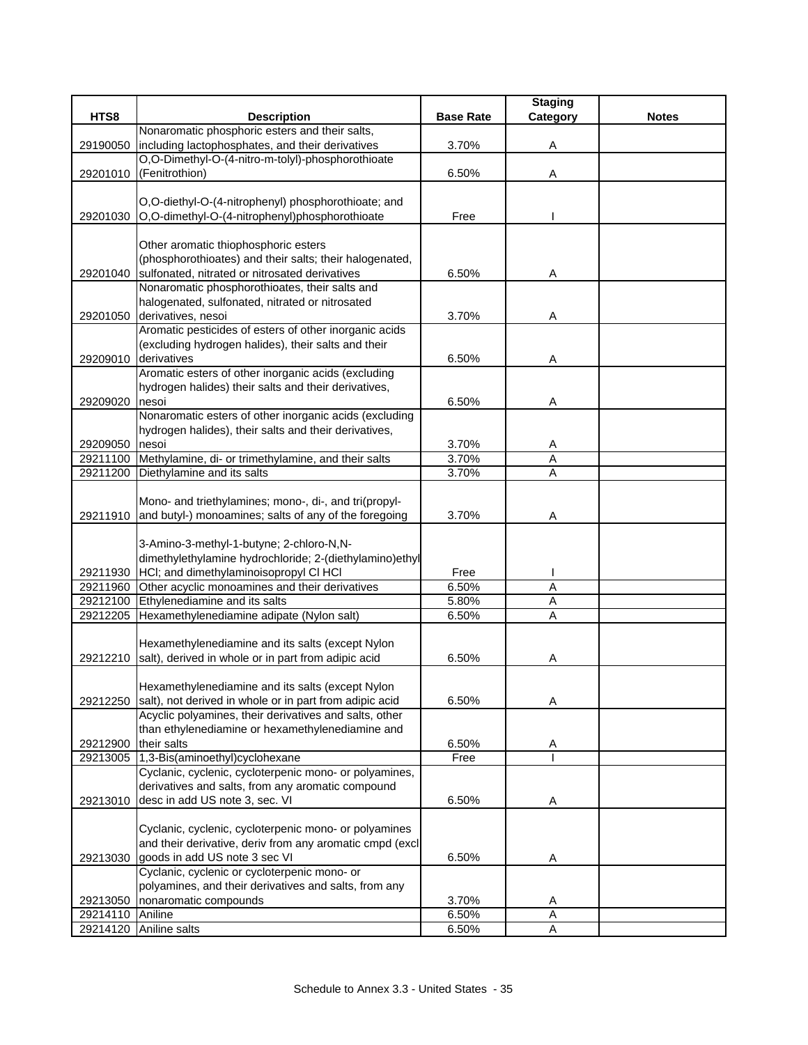| HTS8 | Description | Base Rate | Staging Category | Notes |
|---|---|---|---|---|
| 29190050 | Nonaromatic phosphoric esters and their salts, including lactophosphates, and their derivatives | 3.70% | A | |
| 29201010 | O,O-Dimethyl-O-(4-nitro-m-tolyl)-phosphorothioate (Fenitrothion) | 6.50% | A | |
| 29201030 | O,O-diethyl-O-(4-nitrophenyl) phosphorothioate; and O,O-dimethyl-O-(4-nitrophenyl)phosphorothioate | Free | I | |
| 29201040 | Other aromatic thiophosphoric esters (phosphorothioates) and their salts; their halogenated, sulfonated, nitrated or nitrosated derivatives | 6.50% | A | |
| 29201050 | Nonaromatic phosphorothioates, their salts and halogenated, sulfonated, nitrated or nitrosated derivatives, nesoi | 3.70% | A | |
| 29209010 | Aromatic pesticides of esters of other inorganic acids (excluding hydrogen halides), their salts and their derivatives | 6.50% | A | |
| 29209020 | Aromatic esters of other inorganic acids (excluding hydrogen halides) their salts and their derivatives, nesoi | 6.50% | A | |
| 29209050 | Nonaromatic esters of other inorganic acids (excluding hydrogen halides), their salts and their derivatives, nesoi | 3.70% | A | |
| 29211100 | Methylamine, di- or trimethylamine, and their salts | 3.70% | A | |
| 29211200 | Diethylamine and its salts | 3.70% | A | |
| 29211910 | Mono- and triethylamines; mono-, di-, and tri(propyl- and butyl-) monoamines; salts of any of the foregoing | 3.70% | A | |
| 29211930 | 3-Amino-3-methyl-1-butyne; 2-chloro-N,N-dimethylethylamine hydrochloride; 2-(diethylamino)ethyl HCl; and dimethylaminoisopropyl Cl HCl | Free | I | |
| 29211960 | Other acyclic monoamines and their derivatives | 6.50% | A | |
| 29212100 | Ethylenediamine and its salts | 5.80% | A | |
| 29212205 | Hexamethylenediamine adipate (Nylon salt) | 6.50% | A | |
| 29212210 | Hexamethylenediamine and its salts (except Nylon salt), derived in whole or in part from adipic acid | 6.50% | A | |
| 29212250 | Hexamethylenediamine and its salts (except Nylon salt), not derived in whole or in part from adipic acid | 6.50% | A | |
| 29212900 | Acyclic polyamines, their derivatives and salts, other than ethylenediamine or hexamethylenediamine and their salts | 6.50% | A | |
| 29213005 | 1,3-Bis(aminoethyl)cyclohexane | Free | I | |
| 29213010 | Cyclanic, cyclenic, cycloterpenic mono- or polyamines, derivatives and salts, from any aromatic compound desc in add US note 3, sec. VI | 6.50% | A | |
| 29213030 | Cyclanic, cyclenic, cycloterpenic mono- or polyamines and their derivative, deriv from any aromatic cmpd (excl goods in add US note 3 sec VI | 6.50% | A | |
| 29213050 | Cyclanic, cyclenic or cycloterpenic mono- or polyamines, and their derivatives and salts, from any nonaromatic compounds | 3.70% | A | |
| 29214110 | Aniline | 6.50% | A | |
| 29214120 | Aniline salts | 6.50% | A | |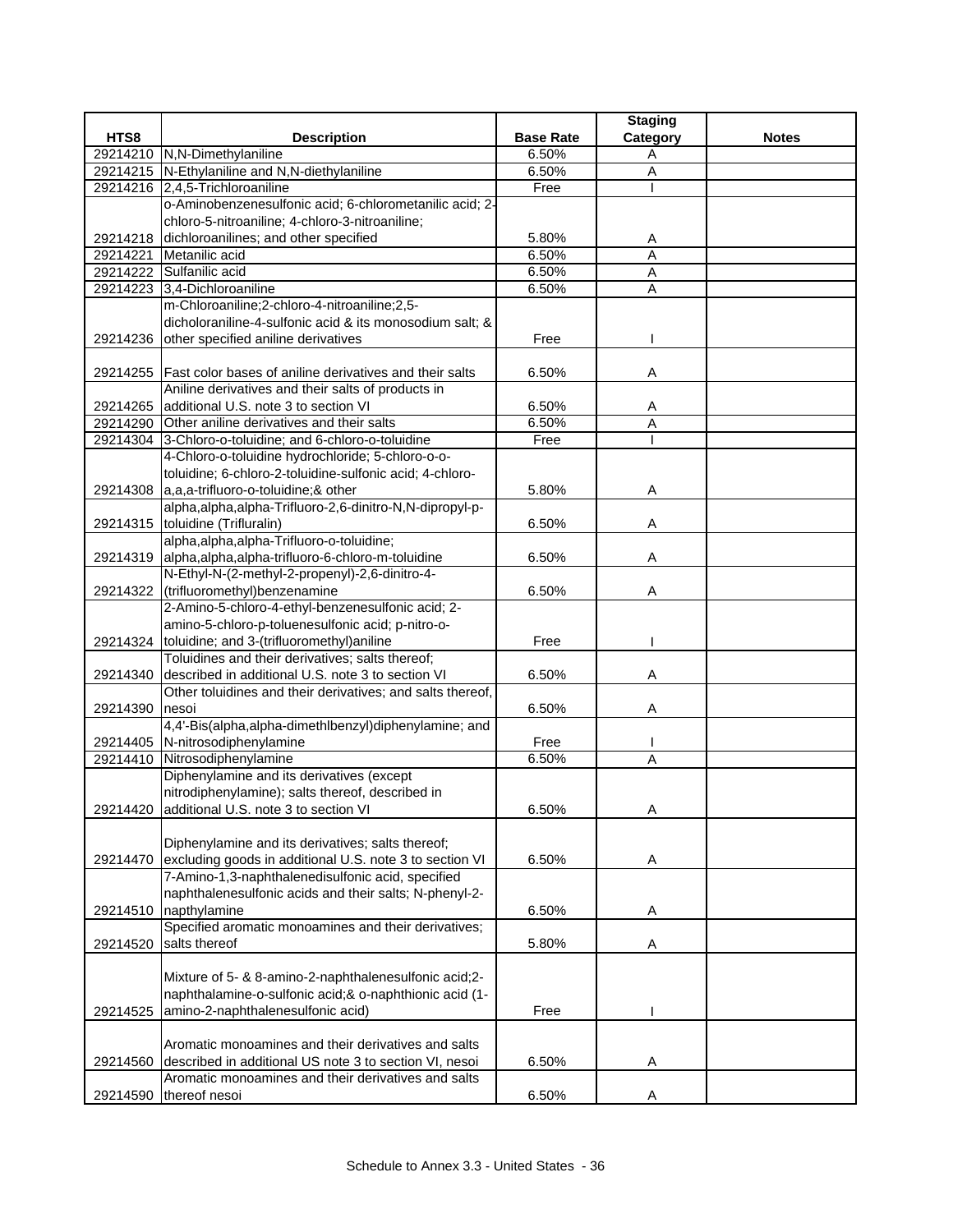| HTS8 | Description | Base Rate | Staging Category | Notes |
|---|---|---|---|---|
| 29214210 | N,N-Dimethylaniline | 6.50% | A | |
| 29214215 | N-Ethylaniline and N,N-diethylaniline | 6.50% | A | |
| 29214216 | 2,4,5-Trichloroaniline | Free | I | |
| 29214218 | o-Aminobenzenesulfonic acid; 6-chlorometanilic acid; 2-chloro-5-nitroaniline; 4-chloro-3-nitroaniline; dichloroanilines; and other specified | 5.80% | A | |
| 29214221 | Metanilic acid | 6.50% | A | |
| 29214222 | Sulfanilic acid | 6.50% | A | |
| 29214223 | 3,4-Dichloroaniline | 6.50% | A | |
| 29214236 | m-Chloroaniline;2-chloro-4-nitroaniline;2,5-dicholoraniline-4-sulfonic acid & its monosodium salt; & other specified aniline derivatives | Free | I | |
| 29214255 | Fast color bases of aniline derivatives and their salts | 6.50% | A | |
| 29214265 | Aniline derivatives and their salts of products in additional U.S. note 3 to section VI | 6.50% | A | |
| 29214290 | Other aniline derivatives and their salts | 6.50% | A | |
| 29214304 | 3-Chloro-o-toluidine; and 6-chloro-o-toluidine | Free | I | |
| 29214308 | 4-Chloro-o-toluidine hydrochloride; 5-chloro-o-o-toluidine; 6-chloro-2-toluidine-sulfonic acid; 4-chloro-a,a,a-trifluoro-o-toluidine;& other | 5.80% | A | |
| 29214315 | alpha,alpha,alpha-Trifluoro-2,6-dinitro-N,N-dipropyl-p-toluidine (Trifluralin) | 6.50% | A | |
| 29214319 | alpha,alpha,alpha-Trifluoro-o-toluidine; alpha,alpha,alpha-trifluoro-6-chloro-m-toluidine | 6.50% | A | |
| 29214322 | N-Ethyl-N-(2-methyl-2-propenyl)-2,6-dinitro-4-(trifluoromethyl)benzenamine | 6.50% | A | |
| 29214324 | 2-Amino-5-chloro-4-ethyl-benzenesulfonic acid; 2-amino-5-chloro-p-toluenesulfonic acid; p-nitro-o-toluidine; and 3-(trifluoromethyl)aniline | Free | I | |
| 29214340 | Toluidines and their derivatives; salts thereof; described in additional U.S. note 3 to section VI | 6.50% | A | |
| 29214390 | Other toluidines and their derivatives; and salts thereof, nesoi | 6.50% | A | |
| 29214405 | 4,4'-Bis(alpha,alpha-dimethlbenzyl)diphenylamine; and N-nitrosodiphenylamine | Free | I | |
| 29214410 | Nitrosodiphenylamine | 6.50% | A | |
| 29214420 | Diphenylamine and its derivatives (except nitrodiphenylamine); salts thereof, described in additional U.S. note 3 to section VI | 6.50% | A | |
| 29214470 | Diphenylamine and its derivatives; salts thereof; excluding goods in additional U.S. note 3 to section VI | 6.50% | A | |
| 29214510 | 7-Amino-1,3-naphthalenedisulfonic acid, specified naphthalenesulfonic acids and their salts; N-phenyl-2-napthylamine | 6.50% | A | |
| 29214520 | Specified aromatic monoamines and their derivatives; salts thereof | 5.80% | A | |
| 29214525 | Mixture of 5- & 8-amino-2-naphthalenesulfonic acid;2-naphthalamine-o-sulfonic acid;& o-naphthionic acid (1-amino-2-naphthalenesulfonic acid) | Free | I | |
| 29214560 | Aromatic monoamines and their derivatives and salts described in additional US note 3 to section VI, nesoi | 6.50% | A | |
| 29214590 | Aromatic monoamines and their derivatives and salts thereof nesoi | 6.50% | A | |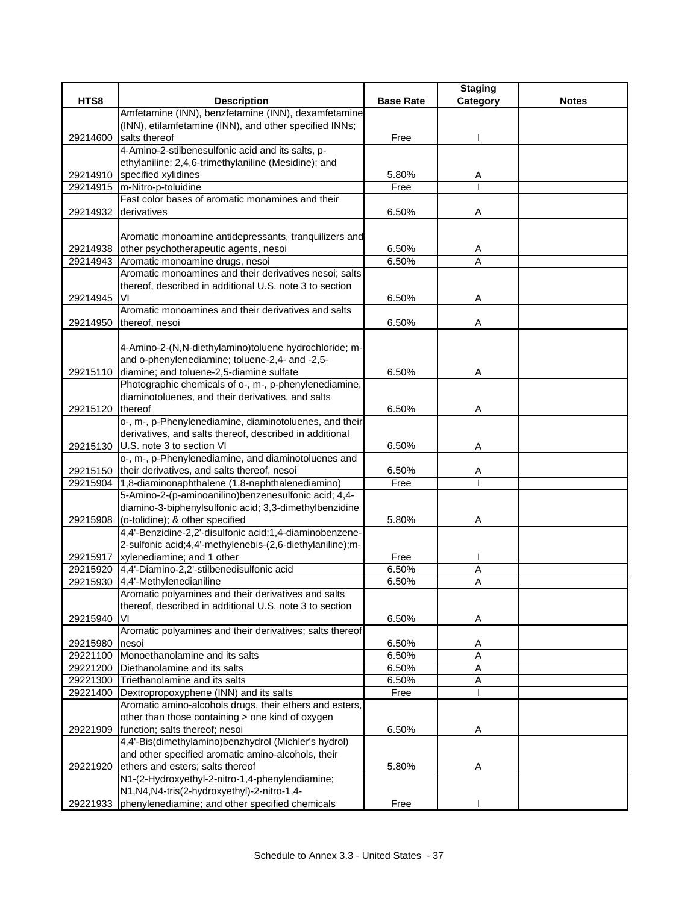| HTS8 | Description | Base Rate | Staging Category | Notes |
|---|---|---|---|---|
| 29214600 | Amfetamine (INN), benzfetamine (INN), dexamfetamine (INN), etilamfetamine (INN), and other specified INNs; salts thereof | Free | I | |
| 29214910 | 4-Amino-2-stilbenesulfonic acid and its salts, p-ethylaniline; 2,4,6-trimethylaniline (Mesidine); and specified xylidines | 5.80% | A | |
| 29214915 | m-Nitro-p-toluidine | Free | I | |
| 29214932 | Fast color bases of aromatic monamines and their derivatives | 6.50% | A | |
| 29214938 | Aromatic monoamine antidepressants, tranquilizers and other psychotherapeutic agents, nesoi | 6.50% | A | |
| 29214943 | Aromatic monoamine drugs, nesoi | 6.50% | A | |
| 29214945 | Aromatic monoamines and their derivatives nesoi; salts thereof, described in additional U.S. note 3 to section VI | 6.50% | A | |
| 29214950 | Aromatic monoamines and their derivatives and salts thereof, nesoi | 6.50% | A | |
| 29215110 | 4-Amino-2-(N,N-diethylamino)toluene hydrochloride; m- and o-phenylenediamine; toluene-2,4- and -2,5-diamine; and toluene-2,5-diamine sulfate | 6.50% | A | |
| 29215120 | Photographic chemicals of o-, m-, p-phenylenediamine, diaminotoluenes, and their derivatives, and salts thereof | 6.50% | A | |
| 29215130 | o-, m-, p-Phenylenediamine, diaminotoluenes, and their derivatives, and salts thereof, described in additional U.S. note 3 to section VI | 6.50% | A | |
| 29215150 | o-, m-, p-Phenylenediamine, and diaminotoluenes and their derivatives, and salts thereof, nesoi | 6.50% | A | |
| 29215904 | 1,8-diaminonaphthalene (1,8-naphthalenediamino) | Free | I | |
| 29215908 | 5-Amino-2-(p-aminoanilino)benzenesulfonic acid; 4,4-diamino-3-biphenylsulfonic acid; 3,3-dimethylbenzidine (o-tolidine); & other specified | 5.80% | A | |
| 29215917 | 4,4'-Benzidine-2,2'-disulfonic acid;1,4-diaminobenzene-2-sulfonic acid;4,4'-methylenebis-(2,6-diethylaniline);m-xylenediamine; and 1 other | Free | I | |
| 29215920 | 4,4'-Diamino-2,2'-stilbenedisulfonic acid | 6.50% | A | |
| 29215930 | 4,4'-Methylenedianiline | 6.50% | A | |
| 29215940 | Aromatic polyamines and their derivatives and salts thereof, described in additional U.S. note 3 to section VI | 6.50% | A | |
| 29215980 | Aromatic polyamines and their derivatives; salts thereof nesoi | 6.50% | A | |
| 29221100 | Monoethanolamine and its salts | 6.50% | A | |
| 29221200 | Diethanolamine and its salts | 6.50% | A | |
| 29221300 | Triethanolamine and its salts | 6.50% | A | |
| 29221400 | Dextropropoxyphene (INN) and its salts | Free | I | |
| 29221909 | Aromatic amino-alcohols drugs, their ethers and esters, other than those containing > one kind of oxygen function; salts thereof; nesoi | 6.50% | A | |
| 29221920 | 4,4'-Bis(dimethylamino)benzhydrol (Michler's hydrol) and other specified aromatic amino-alcohols, their ethers and esters; salts thereof | 5.80% | A | |
| 29221933 | N1-(2-Hydroxyethyl-2-nitro-1,4-phenylendiamine; N1,N4,N4-tris(2-hydroxyethyl)-2-nitro-1,4-phenylenediamine; and other specified chemicals | Free | I | |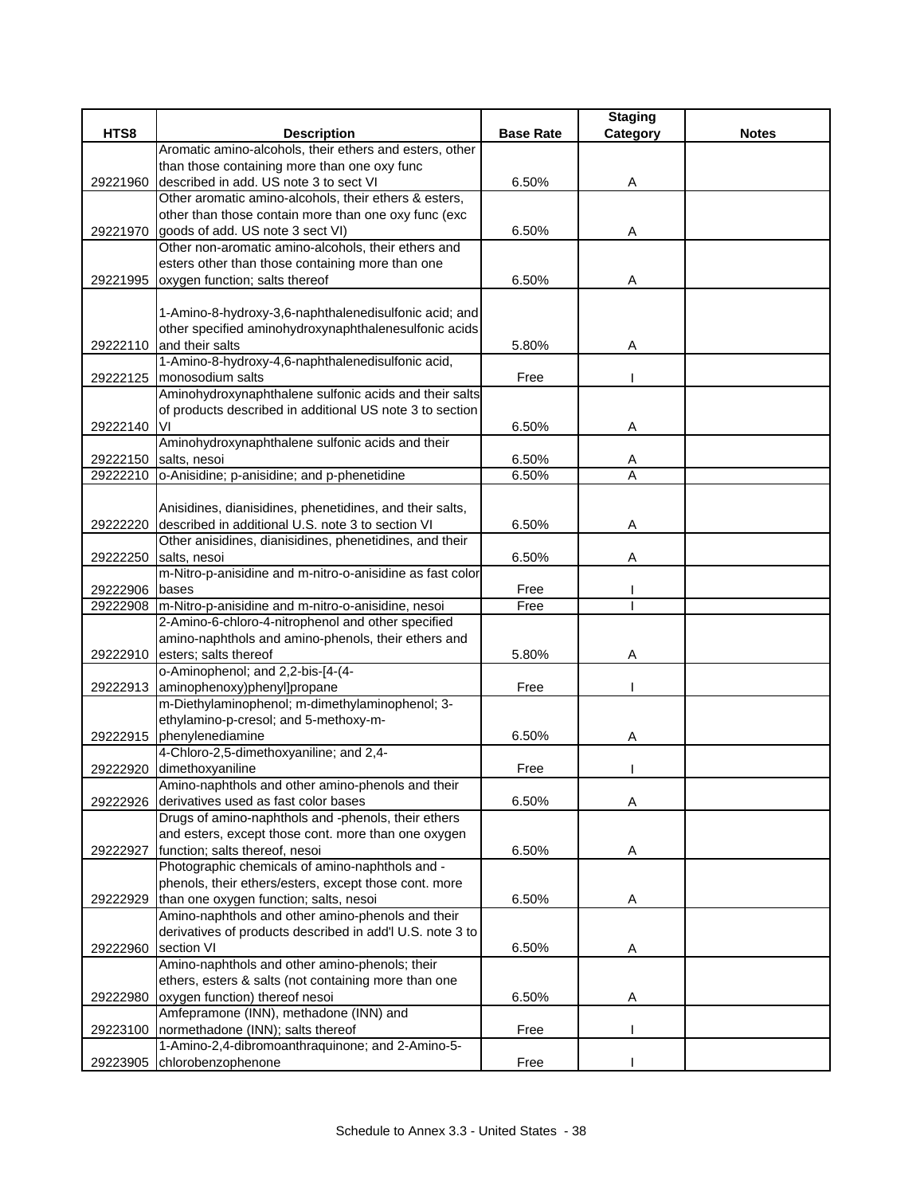| HTS8 | Description | Base Rate | Staging Category | Notes |
|---|---|---|---|---|
| 29221960 | Aromatic amino-alcohols, their ethers and esters, other than those containing more than one oxy func described in add. US note 3 to sect VI | 6.50% | A | |
| 29221970 | Other aromatic amino-alcohols, their ethers & esters, other than those contain more than one oxy func (exc goods of add. US note 3 sect VI) | 6.50% | A | |
| 29221995 | Other non-aromatic amino-alcohols, their ethers and esters other than those containing more than one oxygen function; salts thereof | 6.50% | A | |
| 29222110 | 1-Amino-8-hydroxy-3,6-naphthalenedisulfonic acid; and other specified aminohydroxynaphthalenesulfonic acids and their salts | 5.80% | A | |
| 29222125 | 1-Amino-8-hydroxy-4,6-naphthalenedisulfonic acid, monosodium salts | Free | I | |
| 29222140 | Aminohydroxynaphthalene sulfonic acids and their salts of products described in additional US note 3 to section VI | 6.50% | A | |
| 29222150 | Aminohydroxynaphthalene sulfonic acids and their salts, nesoi | 6.50% | A | |
| 29222210 | o-Anisidine; p-anisidine; and p-phenetidine | 6.50% | A | |
| 29222220 | Anisidines, dianisidines, phenetidines, and their salts, described in additional U.S. note 3 to section VI | 6.50% | A | |
| 29222250 | Other anisidines, dianisidines, phenetidines, and their salts, nesoi | 6.50% | A | |
| 29222906 | m-Nitro-p-anisidine and m-nitro-o-anisidine as fast color bases | Free | I | |
| 29222908 | m-Nitro-p-anisidine and m-nitro-o-anisidine, nesoi | Free | I | |
| 29222910 | 2-Amino-6-chloro-4-nitrophenol and other specified amino-naphthols and amino-phenols, their ethers and esters; salts thereof | 5.80% | A | |
| 29222913 | o-Aminophenol; and 2,2-bis-[4-(4-aminophenoxy)phenyl]propane | Free | I | |
| 29222915 | m-Diethylaminophenol; m-dimethylaminophenol; 3-ethylamino-p-cresol; and 5-methoxy-m-phenylenediamine | 6.50% | A | |
| 29222920 | 4-Chloro-2,5-dimethoxyaniline; and 2,4-dimethoxyaniline | Free | I | |
| 29222926 | Amino-naphthols and other amino-phenols and their derivatives used as fast color bases | 6.50% | A | |
| 29222927 | Drugs of amino-naphthols and -phenols, their ethers and esters, except those cont. more than one oxygen function; salts thereof, nesoi | 6.50% | A | |
| 29222929 | Photographic chemicals of amino-naphthols and -phenols, their ethers/esters, except those cont. more than one oxygen function; salts, nesoi | 6.50% | A | |
| 29222960 | Amino-naphthols and other amino-phenols and their derivatives of products described in add'l U.S. note 3 to section VI | 6.50% | A | |
| 29222980 | Amino-naphthols and other amino-phenols; their ethers, esters & salts (not containing more than one oxygen function) thereof nesoi | 6.50% | A | |
| 29223100 | Amfepramone (INN), methadone (INN) and normethadone (INN); salts thereof | Free | I | |
| 29223905 | 1-Amino-2,4-dibromoanthraquinone; and 2-Amino-5-chlorobenzophenone | Free | I | |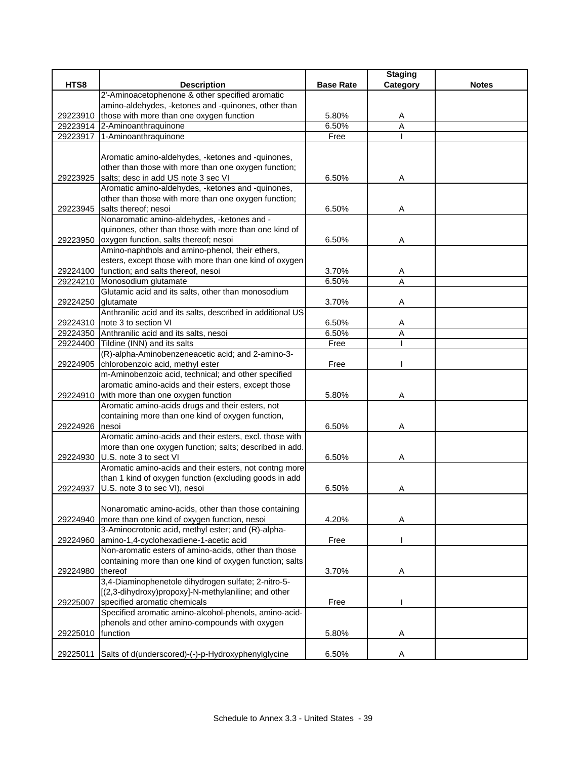| HTS8 | Description | Base Rate | Staging Category | Notes |
|---|---|---|---|---|
| 29223910 | 2'-Aminoacetophenone & other specified aromatic amino-aldehydes, -ketones and -quinones, other than those with more than one oxygen function | 5.80% | A | |
| 29223914 | 2-Aminoanthraquinone | 6.50% | A | |
| 29223917 | 1-Aminoanthraquinone | Free | I | |
| 29223925 | Aromatic amino-aldehydes, -ketones and -quinones, other than those with more than one oxygen function; salts; desc in add US note 3 sec VI | 6.50% | A | |
| 29223945 | Aromatic amino-aldehydes, -ketones and -quinones, other than those with more than one oxygen function; salts thereof; nesoi | 6.50% | A | |
| 29223950 | Nonaromatic amino-aldehydes, -ketones and -quinones, other than those with more than one kind of oxygen function, salts thereof; nesoi | 6.50% | A | |
| 29224100 | Amino-naphthols and amino-phenol, their ethers, esters, except those with more than one kind of oxygen function; and salts thereof, nesoi | 3.70% | A | |
| 29224210 | Monosodium glutamate | 6.50% | A | |
| 29224250 | Glutamic acid and its salts, other than monosodium glutamate | 3.70% | A | |
| 29224310 | Anthranilic acid and its salts, described in additional US note 3 to section VI | 6.50% | A | |
| 29224350 | Anthranilic acid and its salts, nesoi | 6.50% | A | |
| 29224400 | Tildine (INN) and its salts | Free | I | |
| 29224905 | (R)-alpha-Aminobenzeneacetic acid; and 2-amino-3-chlorobenzoic acid, methyl ester | Free | I | |
| 29224910 | m-Aminobenzoic acid, technical; and other specified aromatic amino-acids and their esters, except those with more than one oxygen function | 5.80% | A | |
| 29224926 | Aromatic amino-acids drugs and their esters, not containing more than one kind of oxygen function, nesoi | 6.50% | A | |
| 29224930 | Aromatic amino-acids and their esters, excl. those with more than one oxygen function; salts; described in add. U.S. note 3 to sect VI | 6.50% | A | |
| 29224937 | Aromatic amino-acids and their esters, not contng more than 1 kind of oxygen function (excluding goods in add U.S. note 3 to sec VI), nesoi | 6.50% | A | |
| 29224940 | Nonaromatic amino-acids, other than those containing more than one kind of oxygen function, nesoi | 4.20% | A | |
| 29224960 | 3-Aminocrotonic acid, methyl ester; and (R)-alpha-amino-1,4-cyclohexadiene-1-acetic acid | Free | I | |
| 29224980 | Non-aromatic esters of amino-acids, other than those containing more than one kind of oxygen function; salts thereof | 3.70% | A | |
| 29225007 | 3,4-Diaminophenetole dihydrogen sulfate; 2-nitro-5-[(2,3-dihydroxy)propoxy]-N-methylaniline; and other specified aromatic chemicals | Free | I | |
| 29225010 | Specified aromatic amino-alcohol-phenols, amino-acid-phenols and other amino-compounds with oxygen function | 5.80% | A | |
| 29225011 | Salts of d(underscored)-(-)-p-Hydroxyphenylglycine | 6.50% | A | |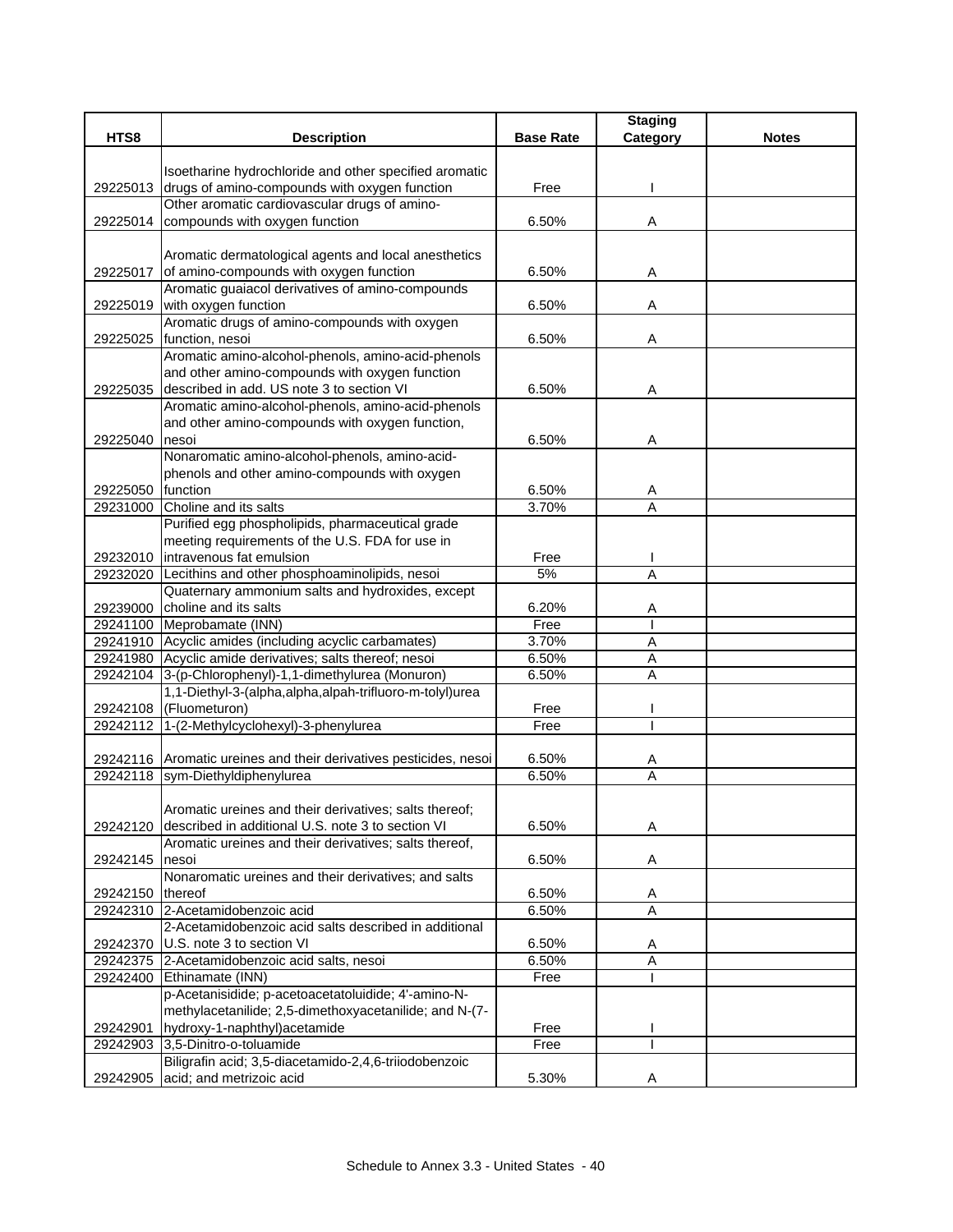| HTS8 | Description | Base Rate | Staging Category | Notes |
|---|---|---|---|---|
| 29225013 | Isoetharine hydrochloride and other specified aromatic drugs of amino-compounds with oxygen function | Free | I | |
| 29225014 | Other aromatic cardiovascular drugs of amino-compounds with oxygen function | 6.50% | A | |
| 29225017 | Aromatic dermatological agents and local anesthetics of amino-compounds with oxygen function | 6.50% | A | |
| 29225019 | Aromatic guaiacol derivatives of amino-compounds with oxygen function | 6.50% | A | |
| 29225025 | Aromatic drugs of amino-compounds with oxygen function, nesoi | 6.50% | A | |
| 29225035 | Aromatic amino-alcohol-phenols, amino-acid-phenols and other amino-compounds with oxygen function described in add. US note 3 to section VI | 6.50% | A | |
| 29225040 | Aromatic amino-alcohol-phenols, amino-acid-phenols and other amino-compounds with oxygen function, nesoi | 6.50% | A | |
| 29225050 | Nonaromatic amino-alcohol-phenols, amino-acid-phenols and other amino-compounds with oxygen function | 6.50% | A | |
| 29231000 | Choline and its salts | 3.70% | A | |
| 29232010 | Purified egg phospholipids, pharmaceutical grade meeting requirements of the U.S. FDA for use in intravenous fat emulsion | Free | I | |
| 29232020 | Lecithins and other phosphoaminolipids, nesoi | 5% | A | |
| 29239000 | Quaternary ammonium salts and hydroxides, except choline and its salts | 6.20% | A | |
| 29241100 | Meprobamate (INN) | Free | I | |
| 29241910 | Acyclic amides (including acyclic carbamates) | 3.70% | A | |
| 29241980 | Acyclic amide derivatives; salts thereof; nesoi | 6.50% | A | |
| 29242104 | 3-(p-Chlorophenyl)-1,1-dimethylurea (Monuron) | 6.50% | A | |
| 29242108 | 1,1-Diethyl-3-(alpha,alpha,alpah-trifluoro-m-tolyl)urea (Fluometuron) | Free | I | |
| 29242112 | 1-(2-Methylcyclohexyl)-3-phenylurea | Free | I | |
| 29242116 | Aromatic ureines and their derivatives pesticides, nesoi | 6.50% | A | |
| 29242118 | sym-Diethyldiphenylurea | 6.50% | A | |
| 29242120 | Aromatic ureines and their derivatives; salts thereof; described in additional U.S. note 3 to section VI | 6.50% | A | |
| 29242145 | Aromatic ureines and their derivatives; salts thereof, nesoi | 6.50% | A | |
| 29242150 | Nonaromatic ureines and their derivatives; and salts thereof | 6.50% | A | |
| 29242310 | 2-Acetamidobenzoic acid | 6.50% | A | |
| 29242370 | 2-Acetamidobenzoic acid salts described in additional U.S. note 3 to section VI | 6.50% | A | |
| 29242375 | 2-Acetamidobenzoic acid salts, nesoi | 6.50% | A | |
| 29242400 | Ethinamate (INN) | Free | I | |
| 29242901 | p-Acetanisidide; p-acetoacetatoluidide; 4'-amino-N-methylacetanilide; 2,5-dimethoxyacetanilide; and N-(7-hydroxy-1-naphthyl)acetamide | Free | I | |
| 29242903 | 3,5-Dinitro-o-toluamide | Free | I | |
| 29242905 | Biligrafin acid; 3,5-diacetamido-2,4,6-triiodobenzoic acid; and metrizoic acid | 5.30% | A | |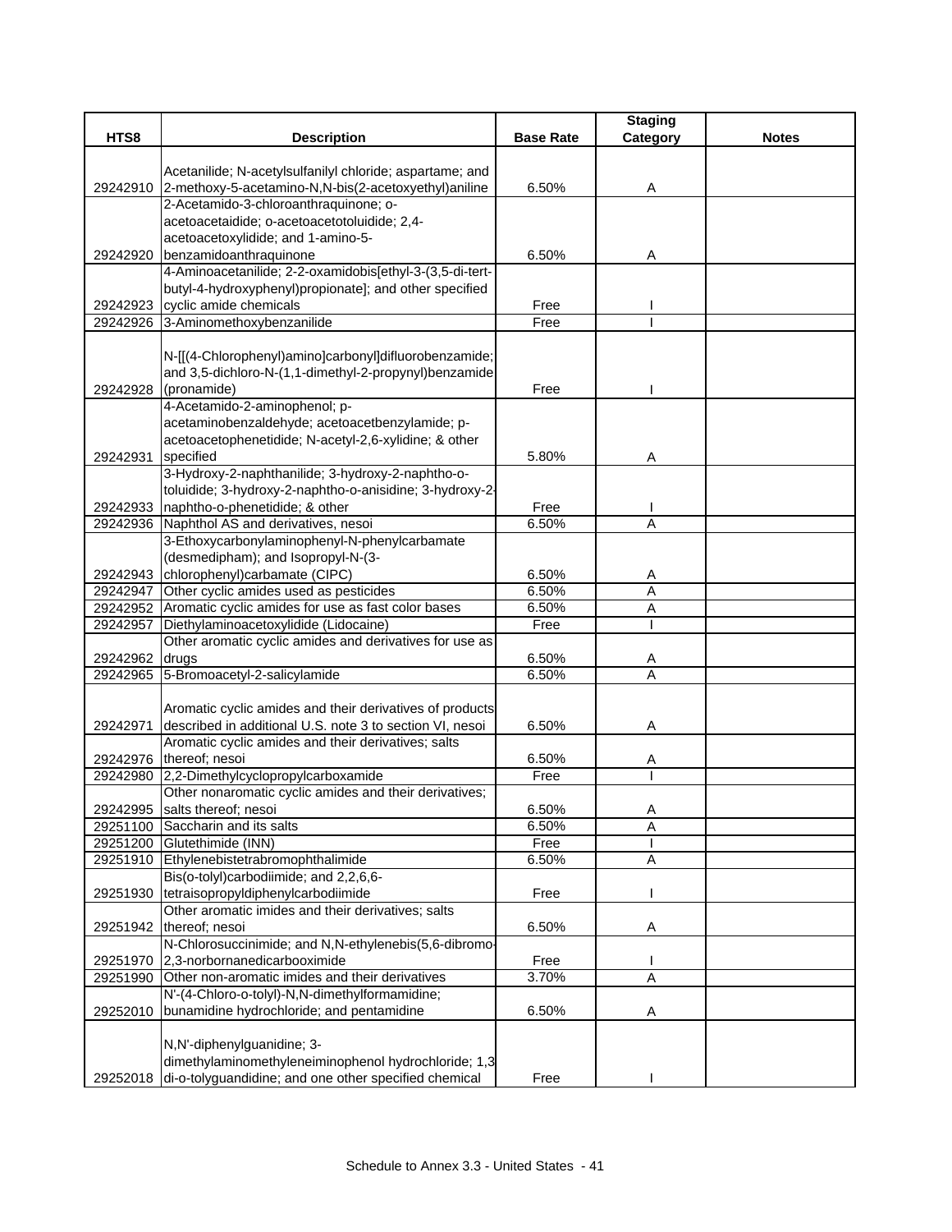| HTS8 | Description | Base Rate | Staging Category | Notes |
|---|---|---|---|---|
| 29242910 | Acetanilide; N-acetylsulfanilyl chloride; aspartame; and 2-methoxy-5-acetamino-N,N-bis(2-acetoxyethyl)aniline | 6.50% | A | |
| 29242920 | 2-Acetamido-3-chloroanthraquinone; o-acetoacetaidide; o-acetoacetotoluidide; 2,4-acetoacetoxylidide; and 1-amino-5-benzamidoanthraquinone | 6.50% | A | |
| 29242923 | 4-Aminoacetanilide; 2-2-oxamidobis[ethyl-3-(3,5-di-tert-butyl-4-hydroxyphenyl)propionate]; and other specified cyclic amide chemicals | Free | I | |
| 29242926 | 3-Aminomethoxybenzanilide | Free | I | |
| 29242928 | N-[[(4-Chlorophenyl)amino]carbonyl]difluorobenzamide; and 3,5-dichloro-N-(1,1-dimethyl-2-propynyl)benzamide (pronamide) | Free | I | |
| 29242931 | 4-Acetamido-2-aminophenol; p-acetaminobenzaldehyde; acetoacetbenzylamide; p-acetoacetophenetidide; N-acetyl-2,6-xylidine; & other specified | 5.80% | A | |
| 29242933 | 3-Hydroxy-2-naphthanilide; 3-hydroxy-2-naphtho-o-toluidide; 3-hydroxy-2-naphtho-o-anisidine; 3-hydroxy-2-naphtho-o-phenetidide; & other | Free | I | |
| 29242936 | Naphthol AS and derivatives, nesoi | 6.50% | A | |
| 29242943 | 3-Ethoxycarbonylaminophenyl-N-phenylcarbamate (desmedipham); and Isopropyl-N-(3-chlorophenyl)carbamate (CIPC) | 6.50% | A | |
| 29242947 | Other cyclic amides used as pesticides | 6.50% | A | |
| 29242952 | Aromatic cyclic amides for use as fast color bases | 6.50% | A | |
| 29242957 | Diethylaminoacetoxylidide (Lidocaine) | Free | I | |
| 29242962 | Other aromatic cyclic amides and derivatives for use as drugs | 6.50% | A | |
| 29242965 | 5-Bromoacetyl-2-salicylamide | 6.50% | A | |
| 29242971 | Aromatic cyclic amides and their derivatives of products described in additional U.S. note 3 to section VI, nesoi | 6.50% | A | |
| 29242976 | Aromatic cyclic amides and their derivatives; salts thereof; nesoi | 6.50% | A | |
| 29242980 | 2,2-Dimethylcyclopropylcarboxamide | Free | I | |
| 29242995 | Other nonaromatic cyclic amides and their derivatives; salts thereof; nesoi | 6.50% | A | |
| 29251100 | Saccharin and its salts | 6.50% | A | |
| 29251200 | Glutethimide (INN) | Free | I | |
| 29251910 | Ethylenebistetrabromophthalimide | 6.50% | A | |
| 29251930 | Bis(o-tolyl)carbodiimide; and 2,2,6,6-tetraisopropyldiphenylcarbodiimide | Free | I | |
| 29251942 | Other aromatic imides and their derivatives; salts thereof; nesoi | 6.50% | A | |
| 29251970 | N-Chlorosuccinimide; and N,N-ethylenebis(5,6-dibromo-2,3-norbornanedicarbooximide | Free | I | |
| 29251990 | Other non-aromatic imides and their derivatives | 3.70% | A | |
| 29252010 | N'-(4-Chloro-o-tolyl)-N,N-dimethylformamidine; bunamidine hydrochloride; and pentamidine | 6.50% | A | |
| 29252018 | N,N'-diphenylguanidine; 3-dimethylaminomethyleneiminophenol hydrochloride; 1,3 di-o-tolyguandidine; and one other specified chemical | Free | I | |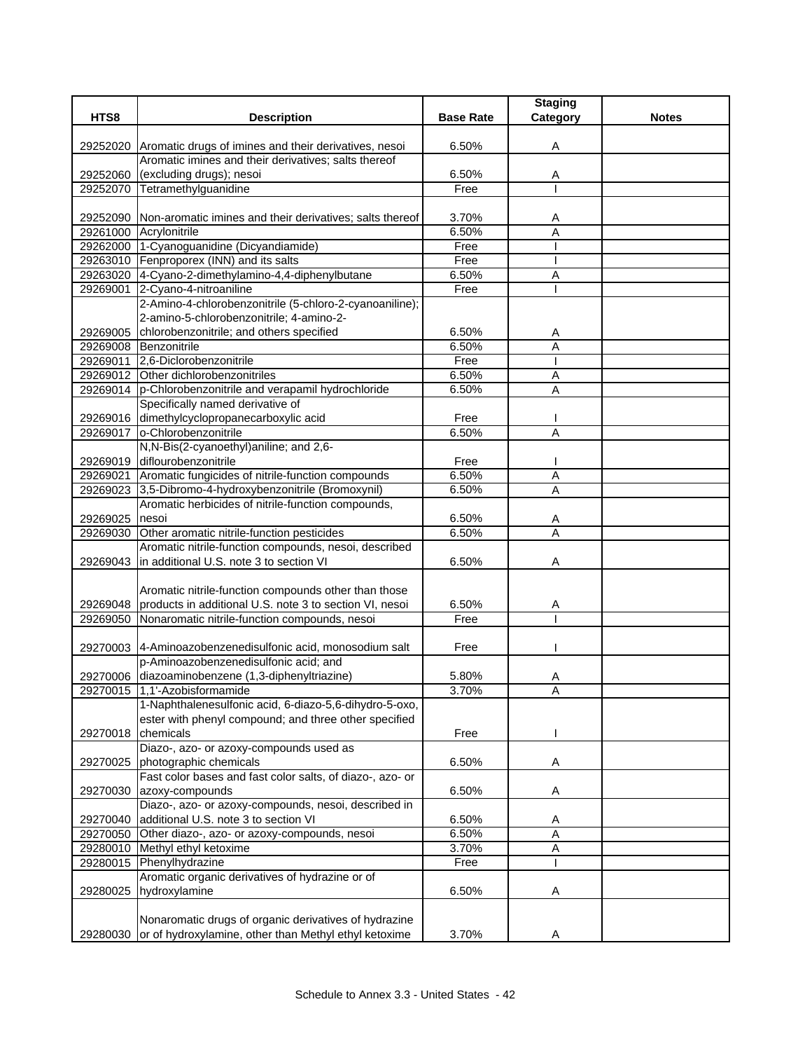| HTS8 | Description | Base Rate | Staging Category | Notes |
|---|---|---|---|---|
| 29252020 | Aromatic drugs of imines and their derivatives, nesoi | 6.50% | A | |
| 29252060 | Aromatic imines and their derivatives; salts thereof (excluding drugs); nesoi | 6.50% | A | |
| 29252070 | Tetramethylguanidine | Free | I | |
| 29252090 | Non-aromatic imines and their derivatives; salts thereof | 3.70% | A | |
| 29261000 | Acrylonitrile | 6.50% | A | |
| 29262000 | 1-Cyanoguanidine (Dicyandiamide) | Free | I | |
| 29263010 | Fenproporex (INN) and its salts | Free | I | |
| 29263020 | 4-Cyano-2-dimethylamino-4,4-diphenylbutane | 6.50% | A | |
| 29269001 | 2-Cyano-4-nitroaniline | Free | I | |
| 29269005 | 2-Amino-4-chlorobenzonitrile (5-chloro-2-cyanoaniline); 2-amino-5-chlorobenzonitrile; 4-amino-2-chlorobenzonitrile; and others specified | 6.50% | A | |
| 29269008 | Benzonitrile | 6.50% | A | |
| 29269011 | 2,6-Diclorobenzonitrile | Free | I | |
| 29269012 | Other dichlorobenzonitriles | 6.50% | A | |
| 29269014 | p-Chlorobenzonitrile and verapamil hydrochloride | 6.50% | A | |
| 29269016 | Specifically named derivative of dimethylcyclopropanecarboxylic acid | Free | I | |
| 29269017 | o-Chlorobenzonitrile | 6.50% | A | |
| 29269019 | N,N-Bis(2-cyanoethyl)aniline; and 2,6-diflourobenzonitrile | Free | I | |
| 29269021 | Aromatic fungicides of nitrile-function compounds | 6.50% | A | |
| 29269023 | 3,5-Dibromo-4-hydroxybenzonitrile (Bromoxynil) | 6.50% | A | |
| 29269025 | Aromatic herbicides of nitrile-function compounds, nesoi | 6.50% | A | |
| 29269030 | Other aromatic nitrile-function pesticides | 6.50% | A | |
| 29269043 | Aromatic nitrile-function compounds, nesoi, described in additional U.S. note 3 to section VI | 6.50% | A | |
| 29269048 | Aromatic nitrile-function compounds other than those products in additional U.S. note 3 to section VI, nesoi | 6.50% | A | |
| 29269050 | Nonaromatic nitrile-function compounds, nesoi | Free | I | |
| 29270003 | 4-Aminoazobenzenedisulfonic acid, monosodium salt | Free | I | |
| 29270006 | p-Aminoazobenzenedisulfonic acid; and diazoaminobenzene (1,3-diphenyltriazine) | 5.80% | A | |
| 29270015 | 1,1'-Azobisformamide | 3.70% | A | |
| 29270018 | 1-Naphthalenesulfonic acid, 6-diazo-5,6-dihydro-5-oxo, ester with phenyl compound; and three other specified chemicals | Free | I | |
| 29270025 | Diazo-, azo- or azoxy-compounds used as photographic chemicals | 6.50% | A | |
| 29270030 | Fast color bases and fast color salts, of diazo-, azo- or azoxy-compounds | 6.50% | A | |
| 29270040 | Diazo-, azo- or azoxy-compounds, nesoi, described in additional U.S. note 3 to section VI | 6.50% | A | |
| 29270050 | Other diazo-, azo- or azoxy-compounds, nesoi | 6.50% | A | |
| 29280010 | Methyl ethyl ketoxime | 3.70% | A | |
| 29280015 | Phenylhydrazine | Free | I | |
| 29280025 | Aromatic organic derivatives of hydrazine or of hydroxylamine | 6.50% | A | |
| 29280030 | Nonaromatic drugs of organic derivatives of hydrazine or of hydroxylamine, other than Methyl ethyl ketoxime | 3.70% | A | |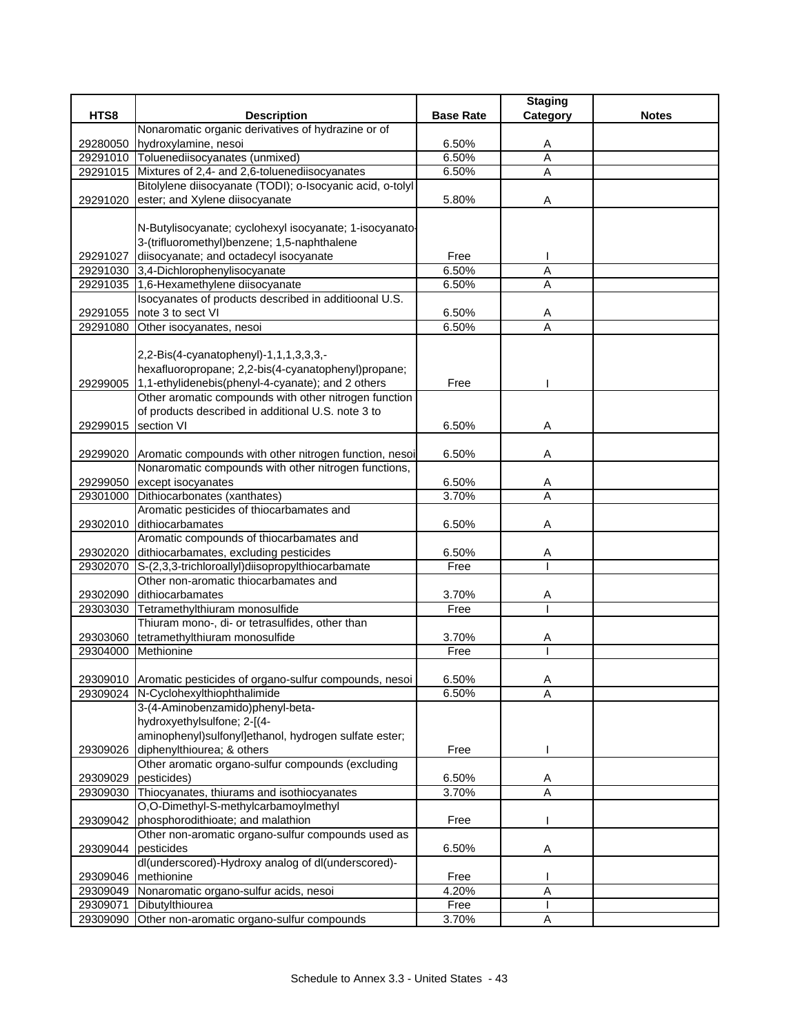| HTS8 | Description | Base Rate | Staging Category | Notes |
|---|---|---|---|---|
| 29280050 | Nonaromatic organic derivatives of hydrazine or of hydroxylamine, nesoi | 6.50% | A | |
| 29291010 | Toluenediisocyanates (unmixed) | 6.50% | A | |
| 29291015 | Mixtures of 2,4- and 2,6-toluenediisocyanates | 6.50% | A | |
| 29291020 | Bitolylene diisocyanate (TODI); o-Isocyanic acid, o-tolyl ester; and Xylene diisocyanate | 5.80% | A | |
| 29291027 | N-Butylisocyanate; cyclohexyl isocyanate; 1-isocyanato-3-(trifluoromethyl)benzene; 1,5-naphthalene diisocyanate; and octadecyl isocyanate | Free | I | |
| 29291030 | 3,4-Dichlorophenylisocyanate | 6.50% | A | |
| 29291035 | 1,6-Hexamethylene diisocyanate | 6.50% | A | |
| 29291055 | Isocyanates of products described in additioonal U.S. note 3 to sect VI | 6.50% | A | |
| 29291080 | Other isocyanates, nesoi | 6.50% | A | |
| 29299005 | 2,2-Bis(4-cyanatophenyl)-1,1,1,3,3,3,-hexafluoropropane; 2,2-bis(4-cyanatophenyl)propane; 1,1-ethylidenebis(phenyl-4-cyanate); and 2 others | Free | I | |
| 29299015 | Other aromatic compounds with other nitrogen function of products described in additional U.S. note 3 to section VI | 6.50% | A | |
| 29299020 | Aromatic compounds with other nitrogen function, nesoi | 6.50% | A | |
| 29299050 | Nonaromatic compounds with other nitrogen functions, except isocyanates | 6.50% | A | |
| 29301000 | Dithiocarbonates (xanthates) | 3.70% | A | |
| 29302010 | Aromatic pesticides of thiocarbamates and dithiocarbamates | 6.50% | A | |
| 29302020 | Aromatic compounds of thiocarbamates and dithiocarbamates, excluding pesticides | 6.50% | A | |
| 29302070 | S-(2,3,3-trichloroallyl)diisopropylthiocarbamate | Free | I | |
| 29302090 | Other non-aromatic thiocarbamates and dithiocarbamates | 3.70% | A | |
| 29303030 | Tetramethylthiuram monosulfide | Free | I | |
| 29303060 | Thiuram mono-, di- or tetrasulfides, other than tetramethylthiuram monosulfide | 3.70% | A | |
| 29304000 | Methionine | Free | I | |
| 29309010 | Aromatic pesticides of organo-sulfur compounds, nesoi | 6.50% | A | |
| 29309024 | N-Cyclohexylthiophthalimide | 6.50% | A | |
| 29309026 | 3-(4-Aminobenzamido)phenyl-beta-hydroxyethylsulfone; 2-[(4-aminophenyl)sulfonyl]ethanol, hydrogen sulfate ester; diphenylthiourea; & others | Free | I | |
| 29309029 | Other aromatic organo-sulfur compounds (excluding pesticides) | 6.50% | A | |
| 29309030 | Thiocyanates, thiurams and isothiocyanates | 3.70% | A | |
| 29309042 | O,O-Dimethyl-S-methylcarbamoylmethyl phosphorodithioate; and malathion | Free | I | |
| 29309044 | Other non-aromatic organo-sulfur compounds used as pesticides | 6.50% | A | |
| 29309046 | dl(underscored)-Hydroxy analog of dl(underscored)-methionine | Free | I | |
| 29309049 | Nonaromatic organo-sulfur acids, nesoi | 4.20% | A | |
| 29309071 | Dibutylthiourea | Free | I | |
| 29309090 | Other non-aromatic organo-sulfur compounds | 3.70% | A | |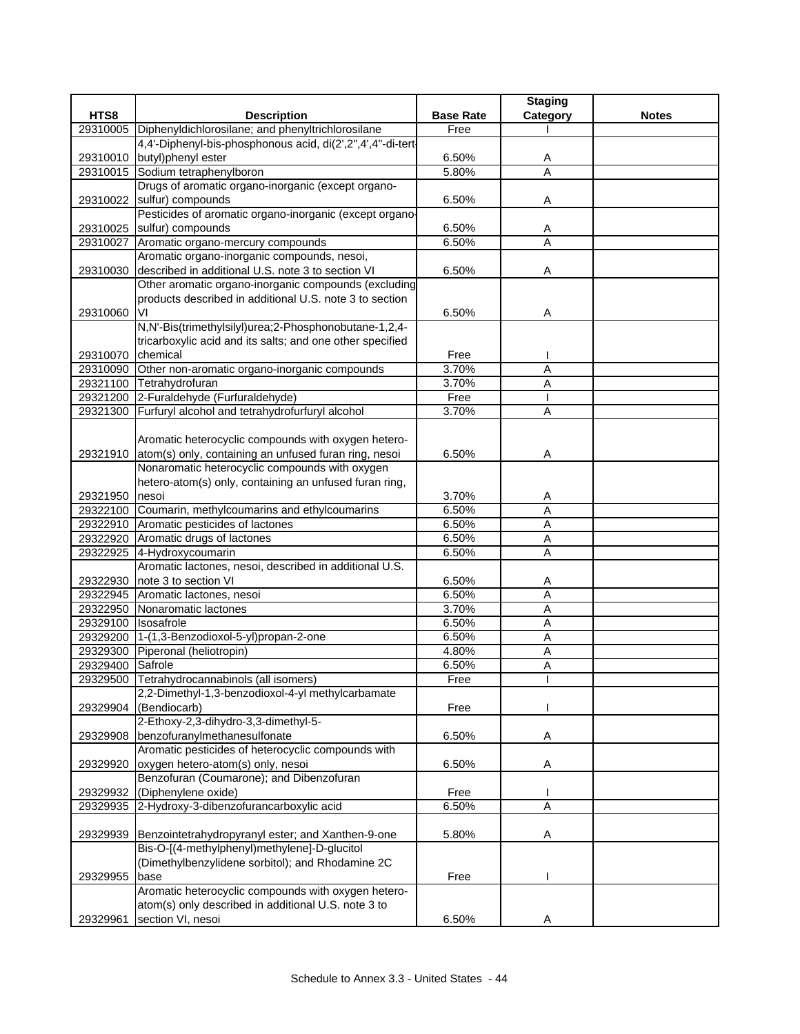| HTS8 | Description | Base Rate | Staging Category | Notes |
|---|---|---|---|---|
| 29310005 | Diphenyldichlorosilane; and phenyltrichlorosilane | Free | I | |
| 29310010 | 4,4'-Diphenyl-bis-phosphonous acid, di(2',2",4',4"-di-tert-butyl)phenyl ester | 6.50% | A | |
| 29310015 | Sodium tetraphenylboron | 5.80% | A | |
| 29310022 | Drugs of aromatic organo-inorganic (except organo-sulfur) compounds | 6.50% | A | |
| 29310025 | Pesticides of aromatic organo-inorganic (except organo-sulfur) compounds | 6.50% | A | |
| 29310027 | Aromatic organo-mercury compounds | 6.50% | A | |
| 29310030 | Aromatic organo-inorganic compounds, nesoi, described in additional U.S. note 3 to section VI | 6.50% | A | |
| 29310060 | Other aromatic organo-inorganic compounds (excluding products described in additional U.S. note 3 to section VI | 6.50% | A | |
| 29310070 | N,N'-Bis(trimethylsilyl)urea;2-Phosphonobutane-1,2,4-tricarboxylic acid and its salts; and one other specified chemical | Free | I | |
| 29310090 | Other non-aromatic organo-inorganic compounds | 3.70% | A | |
| 29321100 | Tetrahydrofuran | 3.70% | A | |
| 29321200 | 2-Furaldehyde (Furfuraldehyde) | Free | I | |
| 29321300 | Furfuryl alcohol and tetrahydrofurfuryl alcohol | 3.70% | A | |
| 29321910 | Aromatic heterocyclic compounds with oxygen hetero-atom(s) only, containing an unfused furan ring, nesoi | 6.50% | A | |
| 29321950 | Nonaromatic heterocyclic compounds with oxygen hetero-atom(s) only, containing an unfused furan ring, nesoi | 3.70% | A | |
| 29322100 | Coumarin, methylcoumarins and ethylcoumarins | 6.50% | A | |
| 29322910 | Aromatic pesticides of lactones | 6.50% | A | |
| 29322920 | Aromatic drugs of lactones | 6.50% | A | |
| 29322925 | 4-Hydroxycoumarin | 6.50% | A | |
| 29322930 | Aromatic lactones, nesoi, described in additional U.S. note 3 to section VI | 6.50% | A | |
| 29322945 | Aromatic lactones, nesoi | 6.50% | A | |
| 29322950 | Nonaromatic lactones | 3.70% | A | |
| 29329100 | Isosafrole | 6.50% | A | |
| 29329200 | 1-(1,3-Benzodioxol-5-yl)propan-2-one | 6.50% | A | |
| 29329300 | Piperonal (heliotropin) | 4.80% | A | |
| 29329400 | Safrole | 6.50% | A | |
| 29329500 | Tetrahydrocannabinols (all isomers) | Free | I | |
| 29329904 | 2,2-Dimethyl-1,3-benzodioxol-4-yl methylcarbamate (Bendiocarb) | Free | I | |
| 29329908 | 2-Ethoxy-2,3-dihydro-3,3-dimethyl-5-benzofuranylmethanesulfonate | 6.50% | A | |
| 29329920 | Aromatic pesticides of heterocyclic compounds with oxygen hetero-atom(s) only, nesoi | 6.50% | A | |
| 29329932 | Benzofuran (Coumarone); and Dibenzofuran (Diphenylene oxide) | Free | I | |
| 29329935 | 2-Hydroxy-3-dibenzofurancarboxylic acid | 6.50% | A | |
| 29329939 | Benzointetrahydropyranyl ester; and Xanthen-9-one | 5.80% | A | |
| 29329955 | Bis-O-[(4-methylphenyl)methylene]-D-glucitol (Dimethylbenzylidene sorbitol); and Rhodamine 2C base | Free | I | |
| 29329961 | Aromatic heterocyclic compounds with oxygen hetero-atom(s) only described in additional U.S. note 3 to section VI, nesoi | 6.50% | A | |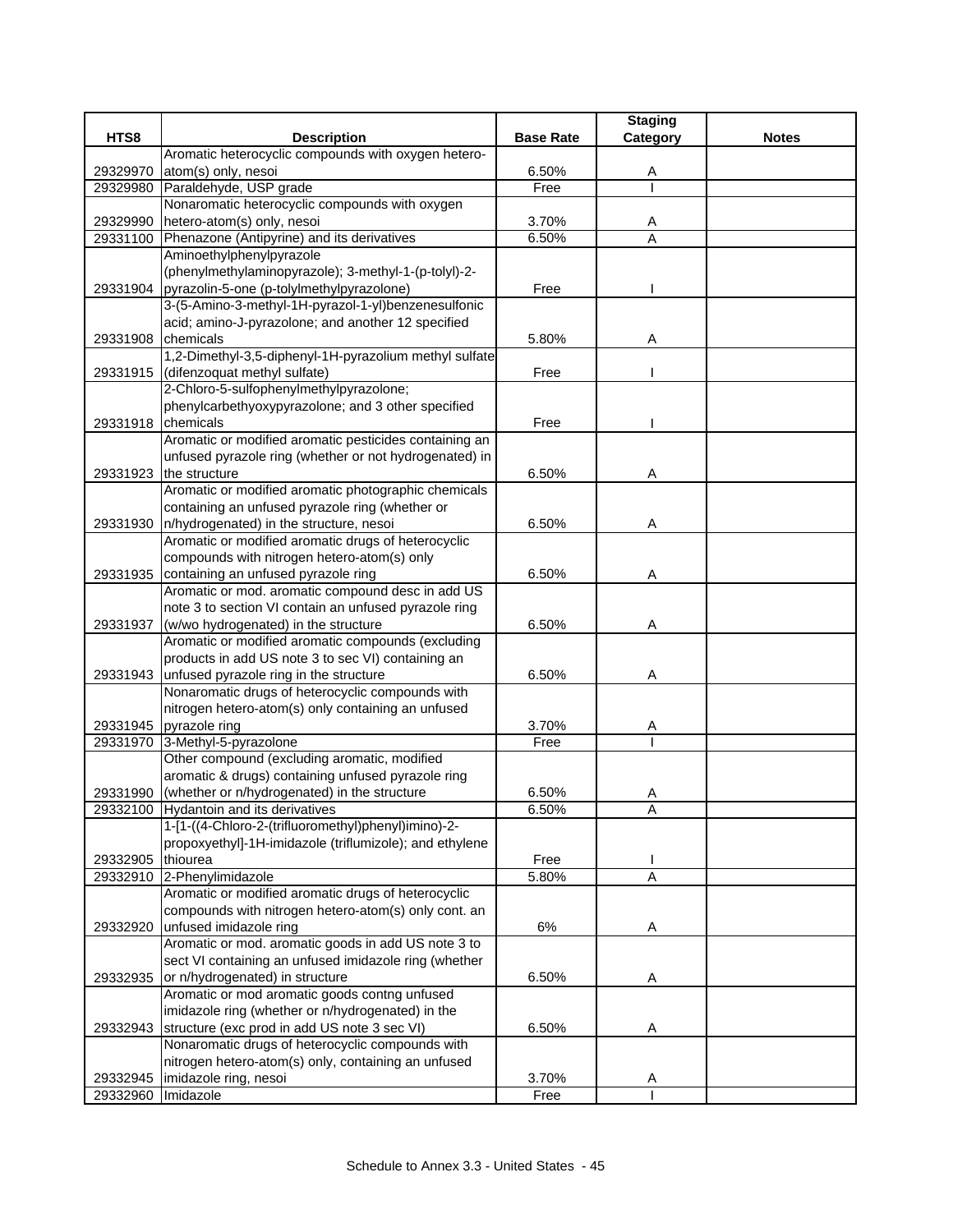| HTS8 | Description | Base Rate | Staging Category | Notes |
|---|---|---|---|---|
| 29329970 | Aromatic heterocyclic compounds with oxygen hetero-atom(s) only, nesoi | 6.50% | A | |
| 29329980 | Paraldehyde, USP grade | Free | I | |
| 29329990 | Nonaromatic heterocyclic compounds with oxygen hetero-atom(s) only, nesoi | 3.70% | A | |
| 29331100 | Phenazone (Antipyrine) and its derivatives | 6.50% | A | |
| 29331904 | Aminoethylphenylpyrazole (phenylmethylaminopyrazole); 3-methyl-1-(p-tolyl)-2-pyrazolin-5-one (p-tolylmethylpyrazolone) | Free | I | |
| 29331908 | 3-(5-Amino-3-methyl-1H-pyrazol-1-yl)benzenesulfonic acid; amino-J-pyrazolone; and another 12 specified chemicals | 5.80% | A | |
| 29331915 | 1,2-Dimethyl-3,5-diphenyl-1H-pyrazolium methyl sulfate (difenzoquat methyl sulfate) | Free | I | |
| 29331918 | 2-Chloro-5-sulfophenylmethylpyrazolone; phenylcarbethyoxypyrazolone; and 3 other specified chemicals | Free | I | |
| 29331923 | Aromatic or modified aromatic pesticides containing an unfused pyrazole ring (whether or not hydrogenated) in the structure | 6.50% | A | |
| 29331930 | Aromatic or modified aromatic photographic chemicals containing an unfused pyrazole ring (whether or n/hydrogenated) in the structure, nesoi | 6.50% | A | |
| 29331935 | Aromatic or modified aromatic drugs of heterocyclic compounds with nitrogen hetero-atom(s) only containing an unfused pyrazole ring | 6.50% | A | |
| 29331937 | Aromatic or mod. aromatic compound desc in add US note 3 to section VI contain an unfused pyrazole ring (w/wo hydrogenated) in the structure | 6.50% | A | |
| 29331943 | Aromatic or modified aromatic compounds (excluding products in add US note 3 to sec VI) containing an unfused pyrazole ring in the structure | 6.50% | A | |
| 29331945 | Nonaromatic drugs of heterocyclic compounds with nitrogen hetero-atom(s) only containing an unfused pyrazole ring | 3.70% | A | |
| 29331970 | 3-Methyl-5-pyrazolone | Free | I | |
| 29331990 | Other compound (excluding aromatic, modified aromatic & drugs) containing unfused pyrazole ring (whether or n/hydrogenated) in the structure | 6.50% | A | |
| 29332100 | Hydantoin and its derivatives | 6.50% | A | |
| 29332905 | 1-[1-((4-Chloro-2-(trifluoromethyl)phenyl)imino)-2-propoxyethyl]-1H-imidazole (triflumizole); and ethylene thiourea | Free | I | |
| 29332910 | 2-Phenylimidazole | 5.80% | A | |
| 29332920 | Aromatic or modified aromatic drugs of heterocyclic compounds with nitrogen hetero-atom(s) only cont. an unfused imidazole ring | 6% | A | |
| 29332935 | Aromatic or mod. aromatic goods in add US note 3 to sect VI containing an unfused imidazole ring (whether or n/hydrogenated) in structure | 6.50% | A | |
| 29332943 | Aromatic or mod aromatic goods contng unfused imidazole ring (whether or n/hydrogenated) in the structure (exc prod in add US note 3 sec VI) | 6.50% | A | |
| 29332945 | Nonaromatic drugs of heterocyclic compounds with nitrogen hetero-atom(s) only, containing an unfused imidazole ring, nesoi | 3.70% | A | |
| 29332960 | Imidazole | Free | I | |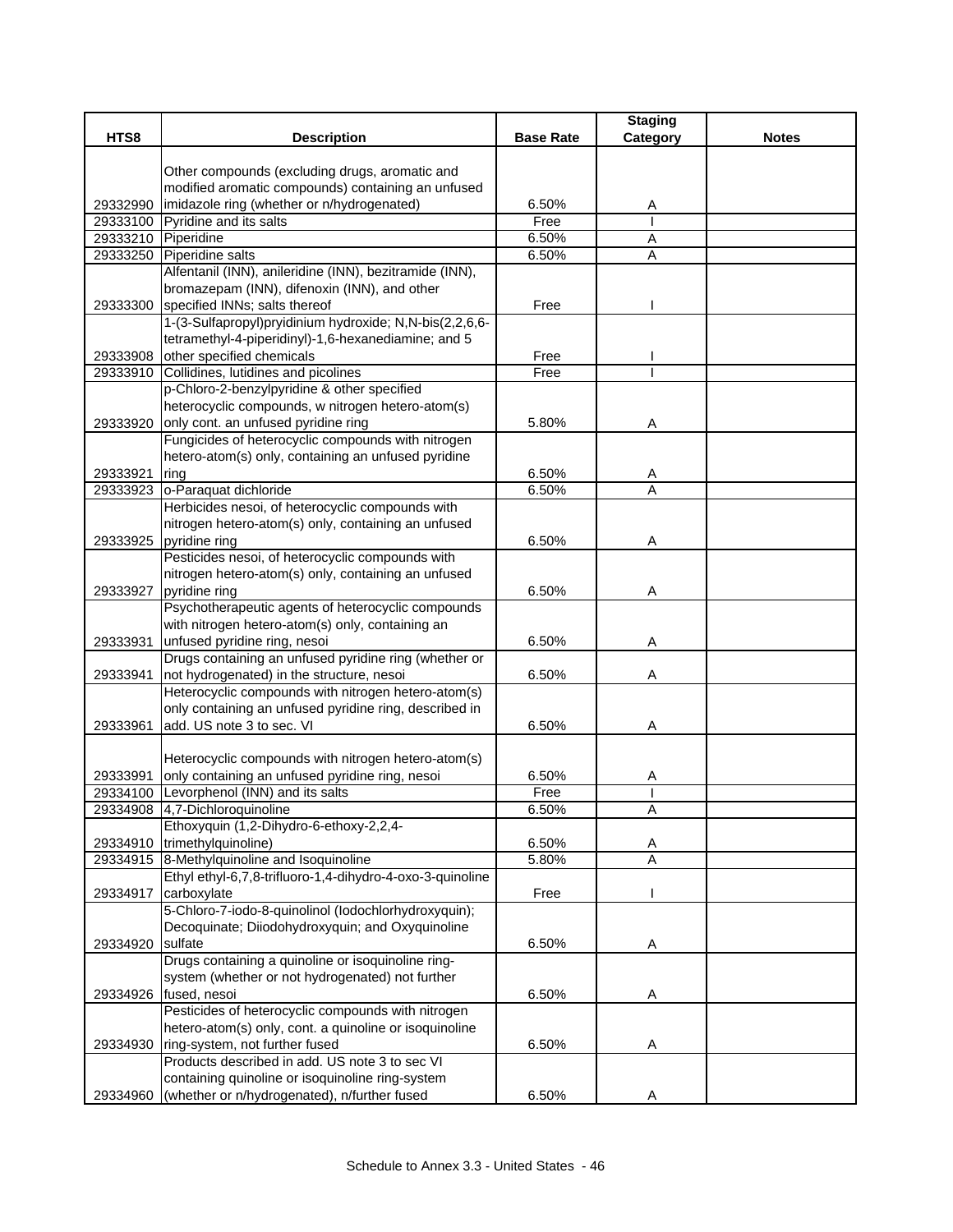| HTS8 | Description | Base Rate | Staging Category | Notes |
|---|---|---|---|---|
| 29332990 | Other compounds (excluding drugs, aromatic and modified aromatic compounds) containing an unfused imidazole ring (whether or n/hydrogenated) | 6.50% | A | |
| 29333100 | Pyridine and its salts | Free | I | |
| 29333210 | Piperidine | 6.50% | A | |
| 29333250 | Piperidine salts | 6.50% | A | |
| 29333300 | Alfentanil (INN), anileridine (INN), bezitramide (INN), bromazepam (INN), difenoxin (INN), and other specified INNs; salts thereof | Free | I | |
| 29333908 | 1-(3-Sulfapropyl)pryidinium hydroxide; N,N-bis(2,2,6,6-tetramethyl-4-piperidinyl)-1,6-hexanediamine; and 5 other specified chemicals | Free | I | |
| 29333910 | Collidines, lutidines and picolines | Free | I | |
| 29333920 | p-Chloro-2-benzylpyridine & other specified heterocyclic compounds, w nitrogen hetero-atom(s) only cont. an unfused pyridine ring | 5.80% | A | |
| 29333921 | Fungicides of heterocyclic compounds with nitrogen hetero-atom(s) only, containing an unfused pyridine ring | 6.50% | A | |
| 29333923 | o-Paraquat dichloride | 6.50% | A | |
| 29333925 | Herbicides nesoi, of heterocyclic compounds with nitrogen hetero-atom(s) only, containing an unfused pyridine ring | 6.50% | A | |
| 29333927 | Pesticides nesoi, of heterocyclic compounds with nitrogen hetero-atom(s) only, containing an unfused pyridine ring | 6.50% | A | |
| 29333931 | Psychotherapeutic agents of heterocyclic compounds with nitrogen hetero-atom(s) only, containing an unfused pyridine ring, nesoi | 6.50% | A | |
| 29333941 | Drugs containing an unfused pyridine ring (whether or not hydrogenated) in the structure, nesoi | 6.50% | A | |
| 29333961 | Heterocyclic compounds with nitrogen hetero-atom(s) only containing an unfused pyridine ring, described in add. US note 3 to sec. VI | 6.50% | A | |
| 29333991 | Heterocyclic compounds with nitrogen hetero-atom(s) only containing an unfused pyridine ring, nesoi | 6.50% | A | |
| 29334100 | Levorphenol (INN) and its salts | Free | I | |
| 29334908 | 4,7-Dichloroquinoline | 6.50% | A | |
| 29334910 | Ethoxyquin (1,2-Dihydro-6-ethoxy-2,2,4-trimethylquinoline) | 6.50% | A | |
| 29334915 | 8-Methylquinoline and Isoquinoline | 5.80% | A | |
| 29334917 | Ethyl ethyl-6,7,8-trifluoro-1,4-dihydro-4-oxo-3-quinoline carboxylate | Free | I | |
| 29334920 | 5-Chloro-7-iodo-8-quinolinol (Iodochlorhydroxyquin); Decoquinate; Diiodohydroxyquin; and Oxyquinoline sulfate | 6.50% | A | |
| 29334926 | Drugs containing a quinoline or isoquinoline ring-system (whether or not hydrogenated) not further fused, nesoi | 6.50% | A | |
| 29334930 | Pesticides of heterocyclic compounds with nitrogen hetero-atom(s) only, cont. a quinoline or isoquinoline ring-system, not further fused | 6.50% | A | |
| 29334960 | Products described in add. US note 3 to sec VI containing quinoline or isoquinoline ring-system (whether or n/hydrogenated), n/further fused | 6.50% | A | |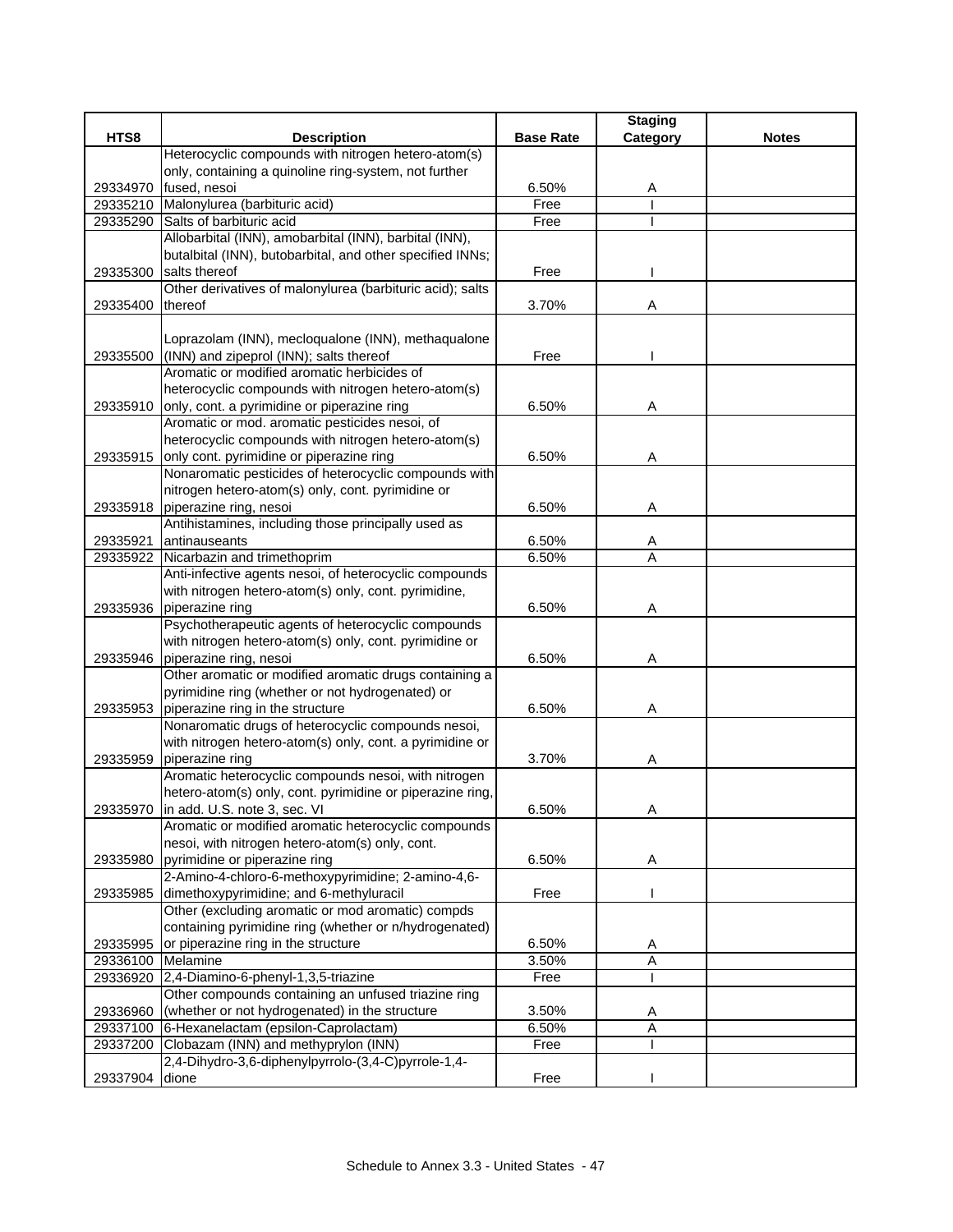| HTS8 | Description | Base Rate | Staging Category | Notes |
|---|---|---|---|---|
| 29334970 | Heterocyclic compounds with nitrogen hetero-atom(s) only, containing a quinoline ring-system, not further fused, nesoi | 6.50% | A | |
| 29335210 | Malonylurea (barbituric acid) | Free | I | |
| 29335290 | Salts of barbituric acid | Free | I | |
| 29335300 | Allobarbital (INN), amobarbital (INN), barbital (INN), butalbital (INN), butobarbital, and other specified INNs; salts thereof | Free | I | |
| 29335400 | Other derivatives of malonylurea (barbituric acid); salts thereof | 3.70% | A | |
| 29335500 | Loprazolam (INN), mecloqualone (INN), methaqualone (INN) and zipeprol (INN); salts thereof | Free | I | |
| 29335910 | Aromatic or modified aromatic herbicides of heterocyclic compounds with nitrogen hetero-atom(s) only, cont. a pyrimidine or piperazine ring | 6.50% | A | |
| 29335915 | Aromatic or mod. aromatic pesticides nesoi, of heterocyclic compounds with nitrogen hetero-atom(s) only cont. pyrimidine or piperazine ring | 6.50% | A | |
| 29335918 | Nonaromatic pesticides of heterocyclic compounds with nitrogen hetero-atom(s) only, cont. pyrimidine or piperazine ring, nesoi | 6.50% | A | |
| 29335921 | Antihistamines, including those principally used as antinauseants | 6.50% | A | |
| 29335922 | Nicarbazin and trimethoprim | 6.50% | A | |
| 29335936 | Anti-infective agents nesoi, of heterocyclic compounds with nitrogen hetero-atom(s) only, cont. pyrimidine, piperazine ring | 6.50% | A | |
| 29335946 | Psychotherapeutic agents of heterocyclic compounds with nitrogen hetero-atom(s) only, cont. pyrimidine or piperazine ring, nesoi | 6.50% | A | |
| 29335953 | Other aromatic or modified aromatic drugs containing a pyrimidine ring (whether or not hydrogenated) or piperazine ring in the structure | 6.50% | A | |
| 29335959 | Nonaromatic drugs of heterocyclic compounds nesoi, with nitrogen hetero-atom(s) only, cont. a pyrimidine or piperazine ring | 3.70% | A | |
| 29335970 | Aromatic heterocyclic compounds nesoi, with nitrogen hetero-atom(s) only, cont. pyrimidine or piperazine ring, in add. U.S. note 3, sec. VI | 6.50% | A | |
| 29335980 | Aromatic or modified aromatic heterocyclic compounds nesoi, with nitrogen hetero-atom(s) only, cont. pyrimidine or piperazine ring | 6.50% | A | |
| 29335985 | 2-Amino-4-chloro-6-methoxypyrimidine; 2-amino-4,6-dimethoxypyrimidine; and 6-methyluracil | Free | I | |
| 29335995 | Other (excluding aromatic or mod aromatic) compds containing pyrimidine ring (whether or n/hydrogenated) or piperazine ring in the structure | 6.50% | A | |
| 29336100 | Melamine | 3.50% | A | |
| 29336920 | 2,4-Diamino-6-phenyl-1,3,5-triazine | Free | I | |
| 29336960 | Other compounds containing an unfused triazine ring (whether or not hydrogenated) in the structure | 3.50% | A | |
| 29337100 | 6-Hexanelactam (epsilon-Caprolactam) | 6.50% | A | |
| 29337200 | Clobazam (INN) and methyprylon (INN) | Free | I | |
| 29337904 | 2,4-Dihydro-3,6-diphenylpyrrolo-(3,4-C)pyrrole-1,4-dione | Free | I | |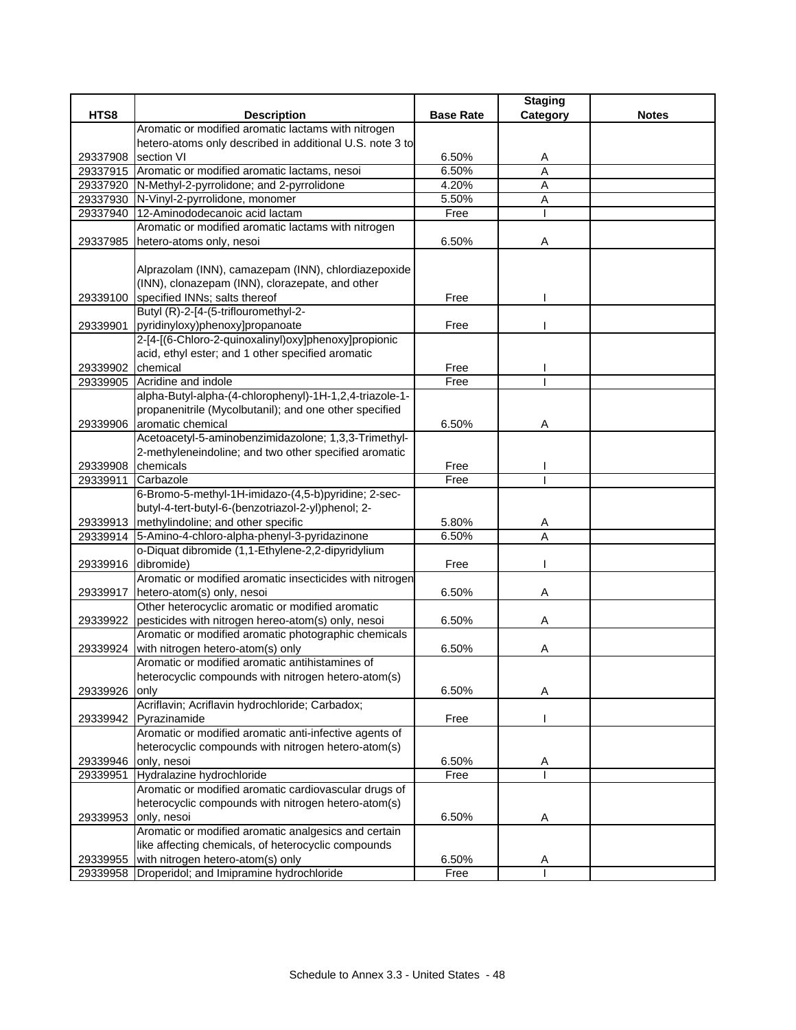| HTS8 | Description | Base Rate | Staging Category | Notes |
|---|---|---|---|---|
| 29337908 | Aromatic or modified aromatic lactams with nitrogen hetero-atoms only described in additional U.S. note 3 to section VI | 6.50% | A | |
| 29337915 | Aromatic or modified aromatic lactams, nesoi | 6.50% | A | |
| 29337920 | N-Methyl-2-pyrrolidone; and 2-pyrrolidone | 4.20% | A | |
| 29337930 | N-Vinyl-2-pyrrolidone, monomer | 5.50% | A | |
| 29337940 | 12-Aminododecanoic acid lactam | Free | I | |
| 29337985 | Aromatic or modified aromatic lactams with nitrogen hetero-atoms only, nesoi | 6.50% | A | |
| 29339100 | Alprazolam (INN), camazepam (INN), chlordiazepoxide (INN), clonazepam (INN), clorazepate, and other specified INNs; salts thereof | Free | I | |
| 29339901 | Butyl (R)-2-[4-(5-triflouromethyl-2-pyridinyloxy)phenoxy]propanoate | Free | I | |
| 29339902 | 2-[4-[(6-Chloro-2-quinoxalinyl)oxy]phenoxy]propionic acid, ethyl ester; and 1 other specified aromatic chemical | Free | I | |
| 29339905 | Acridine and indole | Free | I | |
| 29339906 | alpha-Butyl-alpha-(4-chlorophenyl)-1H-1,2,4-triazole-1-propanenitrile (Mycolbutanil); and one other specified aromatic chemical | 6.50% | A | |
| 29339908 | Acetoacetyl-5-aminobenzimidazolone; 1,3,3-Trimethyl-2-methyleneindoline; and two other specified aromatic chemicals | Free | I | |
| 29339911 | Carbazole | Free | I | |
| 29339913 | 6-Bromo-5-methyl-1H-imidazo-(4,5-b)pyridine; 2-sec-butyl-4-tert-butyl-6-(benzotriazol-2-yl)phenol; 2-methylindoline; and other specific | 5.80% | A | |
| 29339914 | 5-Amino-4-chloro-alpha-phenyl-3-pyridazinone | 6.50% | A | |
| 29339916 | o-Diquat dibromide (1,1-Ethylene-2,2-dipyridylium dibromide) | Free | I | |
| 29339917 | Aromatic or modified aromatic insecticides with nitrogen hetero-atom(s) only, nesoi | 6.50% | A | |
| 29339922 | Other heterocyclic aromatic or modified aromatic pesticides with nitrogen hereo-atom(s) only, nesoi | 6.50% | A | |
| 29339924 | Aromatic or modified aromatic photographic chemicals with nitrogen hetero-atom(s) only | 6.50% | A | |
| 29339926 | Aromatic or modified aromatic antihistamines of heterocyclic compounds with nitrogen hetero-atom(s) only | 6.50% | A | |
| 29339942 | Acriflavin; Acriflavin hydrochloride; Carbadox; Pyrazinamide | Free | I | |
| 29339946 | Aromatic or modified aromatic anti-infective agents of heterocyclic compounds with nitrogen hetero-atom(s) only, nesoi | 6.50% | A | |
| 29339951 | Hydralazine hydrochloride | Free | I | |
| 29339953 | Aromatic or modified aromatic cardiovascular drugs of heterocyclic compounds with nitrogen hetero-atom(s) only, nesoi | 6.50% | A | |
| 29339955 | Aromatic or modified aromatic analgesics and certain like affecting chemicals, of heterocyclic compounds with nitrogen hetero-atom(s) only | 6.50% | A | |
| 29339958 | Droperidol; and Imipramine hydrochloride | Free | I | |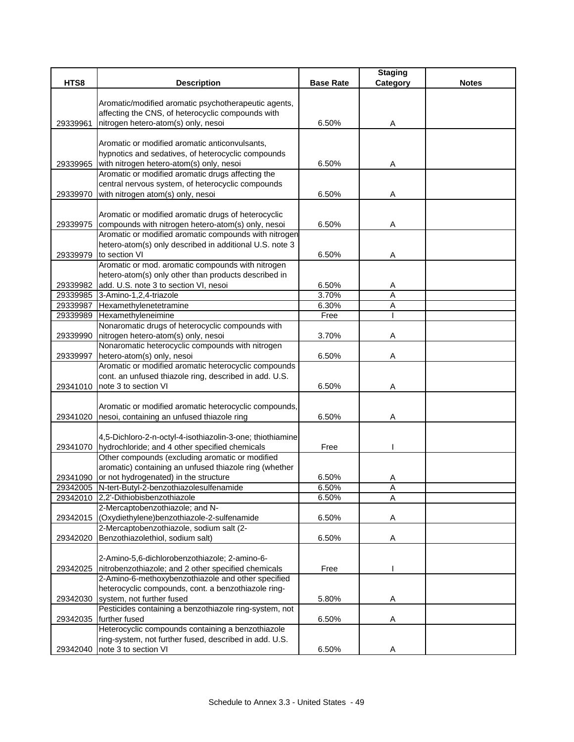| HTS8 | Description | Base Rate | Staging Category | Notes |
|---|---|---|---|---|
| 29339961 | Aromatic/modified aromatic psychotherapeutic agents, affecting the CNS, of heterocyclic compounds with nitrogen hetero-atom(s) only, nesoi | 6.50% | A | |
| 29339965 | Aromatic or modified aromatic anticonvulsants, hypnotics and sedatives, of heterocyclic compounds with nitrogen hetero-atom(s) only, nesoi | 6.50% | A | |
| 29339970 | Aromatic or modified aromatic drugs affecting the central nervous system, of heterocyclic compounds with nitrogen atom(s) only, nesoi | 6.50% | A | |
| 29339975 | Aromatic or modified aromatic drugs of heterocyclic compounds with nitrogen hetero-atom(s) only, nesoi | 6.50% | A | |
| 29339979 | Aromatic or modified aromatic compounds with nitrogen hetero-atom(s) only described in additional U.S. note 3 to section VI | 6.50% | A | |
| 29339982 | Aromatic or mod. aromatic compounds with nitrogen hetero-atom(s) only other than products described in add. U.S. note 3 to section VI, nesoi | 6.50% | A | |
| 29339985 | 3-Amino-1,2,4-triazole | 3.70% | A | |
| 29339987 | Hexamethylenetetramine | 6.30% | A | |
| 29339989 | Hexamethyleneimine | Free | I | |
| 29339990 | Nonaromatic drugs of heterocyclic compounds with nitrogen hetero-atom(s) only, nesoi | 3.70% | A | |
| 29339997 | Nonaromatic heterocyclic compounds with nitrogen hetero-atom(s) only, nesoi | 6.50% | A | |
| 29341010 | Aromatic or modified aromatic heterocyclic compounds cont. an unfused thiazole ring, described in add. U.S. note 3 to section VI | 6.50% | A | |
| 29341020 | Aromatic or modified aromatic heterocyclic compounds, nesoi, containing an unfused thiazole ring | 6.50% | A | |
| 29341070 | 4,5-Dichloro-2-n-octyl-4-isothiazolin-3-one; thiothiamine hydrochloride; and 4 other specified chemicals | Free | I | |
| 29341090 | Other compounds (excluding aromatic or modified aromatic) containing an unfused thiazole ring (whether or not hydrogenated) in the structure | 6.50% | A | |
| 29342005 | N-tert-Butyl-2-benzothiazolesulfenamide | 6.50% | A | |
| 29342010 | 2,2'-Dithiobisbenzothiazole | 6.50% | A | |
| 29342015 | 2-Mercaptobenzothiazole; and N-(Oxydiethylene)benzothiazole-2-sulfenamide | 6.50% | A | |
| 29342020 | 2-Mercaptobenzothiazole, sodium salt (2-Benzothiazolethiol, sodium salt) | 6.50% | A | |
| 29342025 | 2-Amino-5,6-dichlorobenzothiazole; 2-amino-6-nitrobenzothiazole; and 2 other specified chemicals | Free | I | |
| 29342030 | 2-Amino-6-methoxybenzothiazole and other specified heterocyclic compounds, cont. a benzothiazole ring-system, not further fused | 5.80% | A | |
| 29342035 | Pesticides containing a benzothiazole ring-system, not further fused | 6.50% | A | |
| 29342040 | Heterocyclic compounds containing a benzothiazole ring-system, not further fused, described in add. U.S. note 3 to section VI | 6.50% | A | |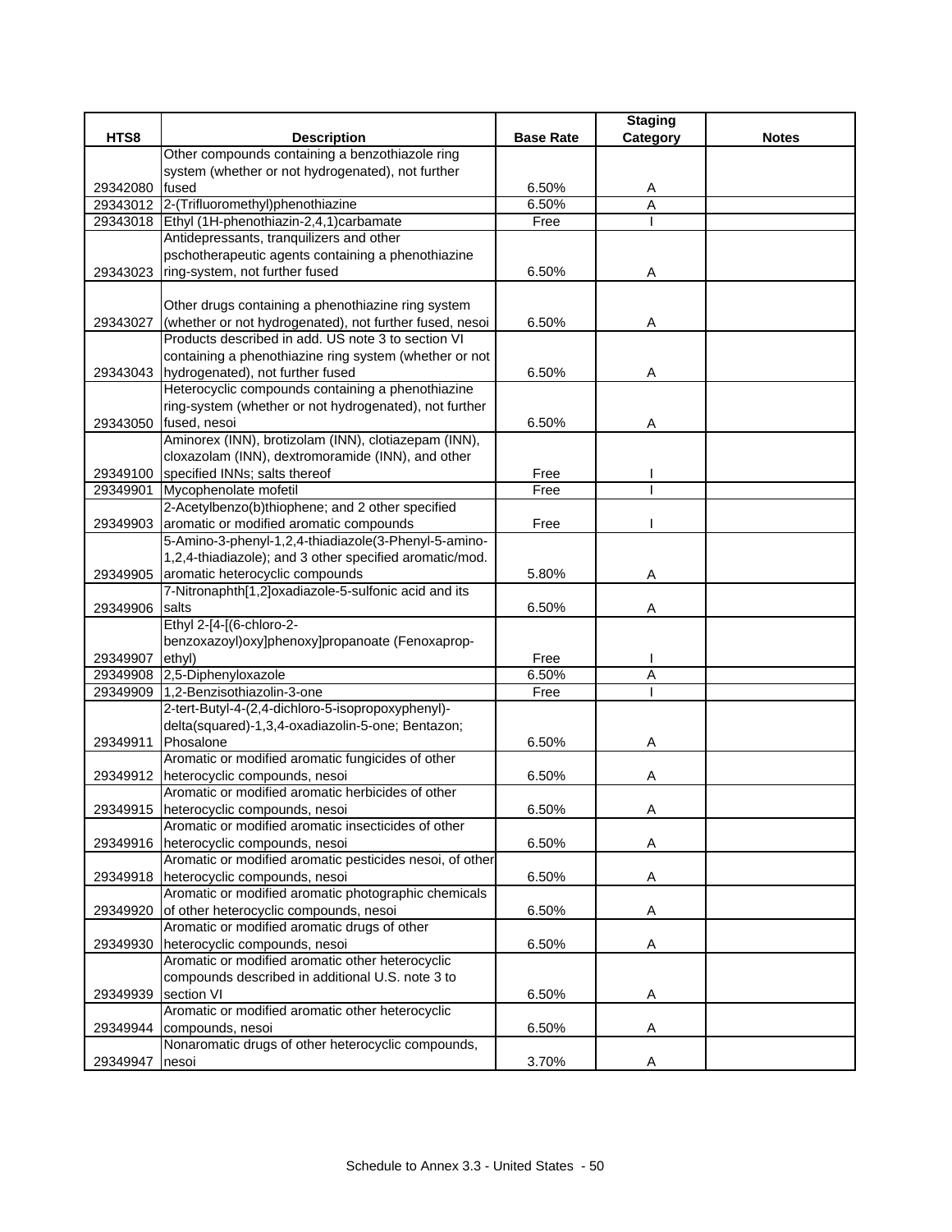| HTS8 | Description | Base Rate | Staging Category | Notes |
|---|---|---|---|---|
| 29342080 | Other compounds containing a benzothiazole ring system (whether or not hydrogenated), not further fused | 6.50% | A | |
| 29343012 | 2-(Trifluoromethyl)phenothiazine | 6.50% | A | |
| 29343018 | Ethyl (1H-phenothiazin-2,4,1)carbamate | Free | I | |
| 29343023 | Antidepressants, tranquilizers and other pschotherapeutic agents containing a phenothiazine ring-system, not further fused | 6.50% | A | |
| 29343027 | Other drugs containing a phenothiazine ring system (whether or not hydrogenated), not further fused, nesoi | 6.50% | A | |
| 29343043 | Products described in add. US note 3 to section VI containing a phenothiazine ring system (whether or not hydrogenated), not further fused | 6.50% | A | |
| 29343050 | Heterocyclic compounds containing a phenothiazine ring-system (whether or not hydrogenated), not further fused, nesoi | 6.50% | A | |
| 29349100 | Aminorex (INN), brotizolam (INN), clotiazepam (INN), cloxazolam (INN), dextromoramide (INN), and other specified INNs; salts thereof | Free | I | |
| 29349901 | Mycophenolate mofetil | Free | I | |
| 29349903 | 2-Acetylbenzo(b)thiophene; and 2 other specified aromatic or modified aromatic compounds | Free | I | |
| 29349905 | 5-Amino-3-phenyl-1,2,4-thiadiazole(3-Phenyl-5-amino-1,2,4-thiadiazole); and 3 other specified aromatic/mod. aromatic heterocyclic compounds | 5.80% | A | |
| 29349906 | 7-Nitronaphth[1,2]oxadiazole-5-sulfonic acid and its salts | 6.50% | A | |
| 29349907 | Ethyl 2-[4-[(6-chloro-2-benzoxazoyl)oxy]phenoxy]propanoate (Fenoxaprop-ethyl) | Free | I | |
| 29349908 | 2,5-Diphenyloxazole | 6.50% | A | |
| 29349909 | 1,2-Benzisothiazolin-3-one | Free | I | |
| 29349911 | 2-tert-Butyl-4-(2,4-dichloro-5-isopropoxyphenyl)-delta(squared)-1,3,4-oxadiazolin-5-one; Bentazon; Phosalone | 6.50% | A | |
| 29349912 | Aromatic or modified aromatic fungicides of other heterocyclic compounds, nesoi | 6.50% | A | |
| 29349915 | Aromatic or modified aromatic herbicides of other heterocyclic compounds, nesoi | 6.50% | A | |
| 29349916 | Aromatic or modified aromatic insecticides of other heterocyclic compounds, nesoi | 6.50% | A | |
| 29349918 | Aromatic or modified aromatic pesticides nesoi, of other heterocyclic compounds, nesoi | 6.50% | A | |
| 29349920 | Aromatic or modified aromatic photographic chemicals of other heterocyclic compounds, nesoi | 6.50% | A | |
| 29349930 | Aromatic or modified aromatic drugs of other heterocyclic compounds, nesoi | 6.50% | A | |
| 29349939 | Aromatic or modified aromatic other heterocyclic compounds described in additional U.S. note 3 to section VI | 6.50% | A | |
| 29349944 | Aromatic or modified aromatic other heterocyclic compounds, nesoi | 6.50% | A | |
| 29349947 | Nonaromatic drugs of other heterocyclic compounds, nesoi | 3.70% | A | |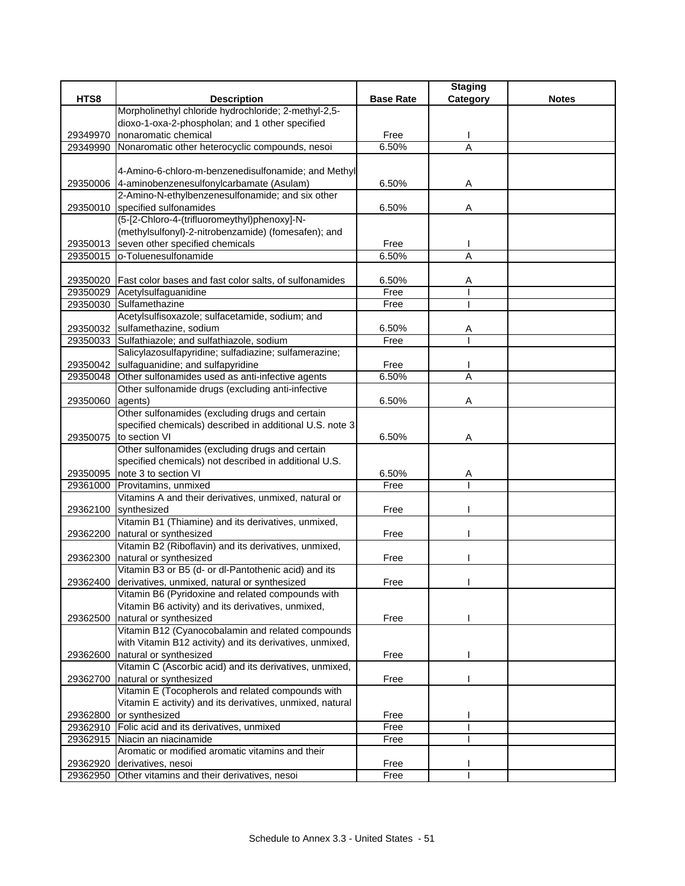| HTS8 | Description | Base Rate | Staging Category | Notes |
|---|---|---|---|---|
| 29349970 | Morpholinethyl chloride hydrochloride; 2-methyl-2,5-dioxo-1-oxa-2-phospholan; and 1 other specified nonaromatic chemical | Free | I | |
| 29349990 | Nonaromatic other heterocyclic compounds, nesoi | 6.50% | A | |
| 29350006 | 4-Amino-6-chloro-m-benzenedisulfonamide; and Methyl 4-aminobenzenesulfonylcarbamate (Asulam) | 6.50% | A | |
| 29350010 | 2-Amino-N-ethylbenzenesulfonamide; and six other specified sulfonamides | 6.50% | A | |
| 29350013 | (5-[2-Chloro-4-(trifluoromeythyl)phenoxy]-N-(methylsulfonyl)-2-nitrobenzamide) (fomesafen); and seven other specified chemicals | Free | I | |
| 29350015 | o-Toluenesulfonamide | 6.50% | A | |
| 29350020 | Fast color bases and fast color salts, of sulfonamides | 6.50% | A | |
| 29350029 | Acetylsulfaguanidine | Free | I | |
| 29350030 | Sulfamethazine | Free | I | |
| 29350032 | Acetylsulfisoxazole; sulfacetamide, sodium; and sulfamethazine, sodium | 6.50% | A | |
| 29350033 | Sulfathiazole; and sulfathiazole, sodium | Free | I | |
| 29350042 | Salicylazosulfapyridine; sulfadiazine; sulfamerazine; sulfaguanidine; and sulfapyridine | Free | I | |
| 29350048 | Other sulfonamides used as anti-infective agents | 6.50% | A | |
| 29350060 | Other sulfonamide drugs (excluding anti-infective agents) | 6.50% | A | |
| 29350075 | Other sulfonamides (excluding drugs and certain specified chemicals) described in additional U.S. note 3 to section VI | 6.50% | A | |
| 29350095 | Other sulfonamides (excluding drugs and certain specified chemicals) not described in additional U.S. note 3 to section VI | 6.50% | A | |
| 29361000 | Provitamins, unmixed | Free | I | |
| 29362100 | Vitamins A and their derivatives, unmixed, natural or synthesized | Free | I | |
| 29362200 | Vitamin B1 (Thiamine) and its derivatives, unmixed, natural or synthesized | Free | I | |
| 29362300 | Vitamin B2 (Riboflavin) and its derivatives, unmixed, natural or synthesized | Free | I | |
| 29362400 | Vitamin B3 or B5 (d- or dl-Pantothenic acid) and its derivatives, unmixed, natural or synthesized | Free | I | |
| 29362500 | Vitamin B6 (Pyridoxine and related compounds with Vitamin B6 activity) and its derivatives, unmixed, natural or synthesized | Free | I | |
| 29362600 | Vitamin B12 (Cyanocobalamin and related compounds with Vitamin B12 activity) and its derivatives, unmixed, natural or synthesized | Free | I | |
| 29362700 | Vitamin C (Ascorbic acid) and its derivatives, unmixed, natural or synthesized | Free | I | |
| 29362800 | Vitamin E (Tocopherols and related compounds with Vitamin E activity) and its derivatives, unmixed, natural or synthesized | Free | I | |
| 29362910 | Folic acid and its derivatives, unmixed | Free | I | |
| 29362915 | Niacin an niacinamide | Free | I | |
| 29362920 | Aromatic or modified aromatic vitamins and their derivatives, nesoi | Free | I | |
| 29362950 | Other vitamins and their derivatives, nesoi | Free | I | |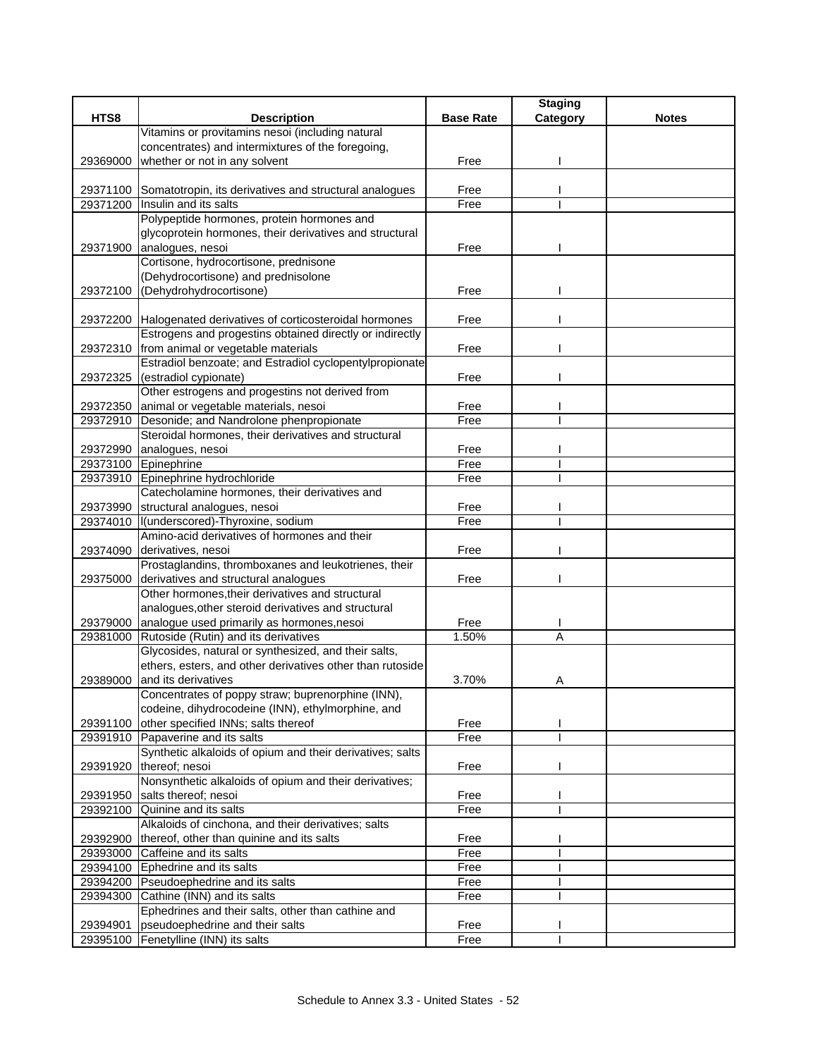| HTS8 | Description | Base Rate | Staging Category | Notes |
|---|---|---|---|---|
| 29369000 | Vitamins or provitamins nesoi (including natural concentrates) and intermixtures of the foregoing, whether or not in any solvent | Free | I | |
| 29371100 | Somatotropin, its derivatives and structural analogues | Free | I | |
| 29371200 | Insulin and its salts | Free | I | |
| 29371900 | Polypeptide hormones, protein hormones and glycoprotein hormones, their derivatives and structural analogues, nesoi | Free | I | |
| 29372100 | Cortisone, hydrocortisone, prednisone (Dehydrocortisone) and prednisolone (Dehydrohydrocortisone) | Free | I | |
| 29372200 | Halogenated derivatives of corticosteroidal hormones | Free | I | |
| 29372310 | Estrogens and progestins obtained directly or indirectly from animal or vegetable materials | Free | I | |
| 29372325 | Estradiol benzoate; and Estradiol cyclopentylpropionate (estradiol cypionate) | Free | I | |
| 29372350 | Other estrogens and progestins not derived from animal or vegetable materials, nesoi | Free | I | |
| 29372910 | Desonide; and Nandrolone phenpropionate | Free | I | |
| 29372990 | Steroidal hormones, their derivatives and structural analogues, nesoi | Free | I | |
| 29373100 | Epinephrine | Free | I | |
| 29373910 | Epinephrine hydrochloride | Free | I | |
| 29373990 | Catecholamine hormones, their derivatives and structural analogues, nesoi | Free | I | |
| 29374010 | l(underscored)-Thyroxine, sodium | Free | I | |
| 29374090 | Amino-acid derivatives of hormones and their derivatives, nesoi | Free | I | |
| 29375000 | Prostaglandins, thromboxanes and leukotrienes, their derivatives and structural analogues | Free | I | |
| 29379000 | Other hormones,their derivatives and structural analogues,other steroid derivatives and structural analogue used primarily as hormones,nesoi | Free | I | |
| 29381000 | Rutoside (Rutin) and its derivatives | 1.50% | A | |
| 29389000 | Glycosides, natural or synthesized, and their salts, ethers, esters, and other derivatives other than rutoside and its derivatives | 3.70% | A | |
| 29391100 | Concentrates of poppy straw; buprenorphine (INN), codeine, dihydrocodeine (INN), ethylmorphine, and other specified INNs; salts thereof | Free | I | |
| 29391910 | Papaverine and its salts | Free | I | |
| 29391920 | Synthetic alkaloids of opium and their derivatives; salts thereof; nesoi | Free | I | |
| 29391950 | Nonsynthetic alkaloids of opium and their derivatives; salts thereof; nesoi | Free | I | |
| 29392100 | Quinine and its salts | Free | I | |
| 29392900 | Alkaloids of cinchona, and their derivatives; salts thereof, other than quinine and its salts | Free | I | |
| 29393000 | Caffeine and its salts | Free | I | |
| 29394100 | Ephedrine and its salts | Free | I | |
| 29394200 | Pseudoephedrine and its salts | Free | I | |
| 29394300 | Cathine (INN) and its salts | Free | I | |
| 29394901 | Ephedrines and their salts, other than cathine and pseudoephedrine and their salts | Free | I | |
| 29395100 | Fenetylline (INN) its salts | Free | I | |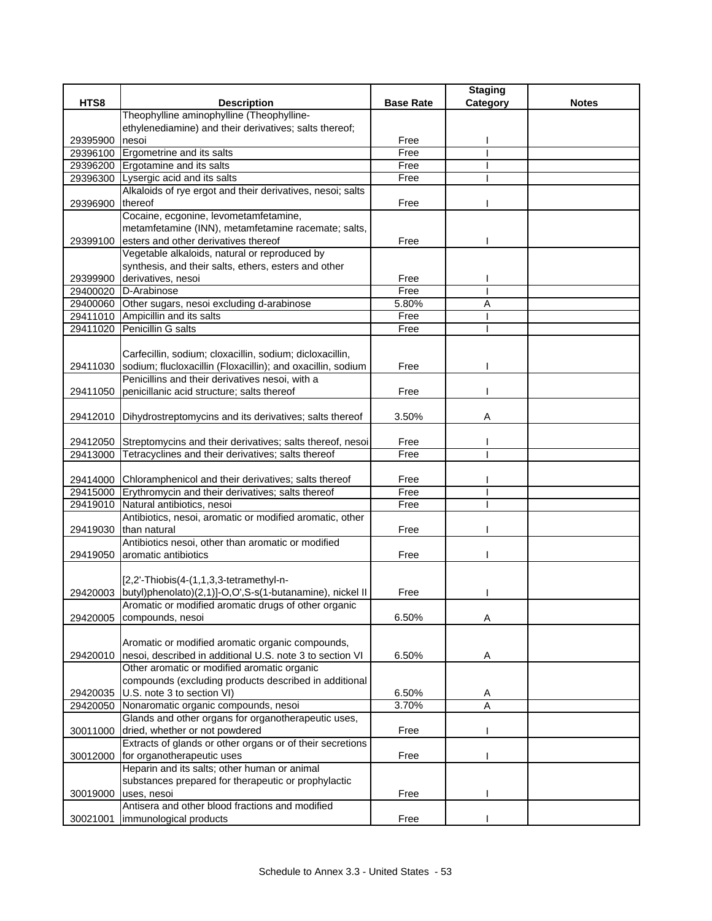| HTS8 | Description | Base Rate | Staging Category | Notes |
|---|---|---|---|---|
| 29395900 | Theophylline aminophylline (Theophylline-ethylenediamine) and their derivatives; salts thereof; nesoi | Free | I | |
| 29396100 | Ergometrine and its salts | Free | I | |
| 29396200 | Ergotamine and its salts | Free | I | |
| 29396300 | Lysergic acid and its salts | Free | I | |
| 29396900 | Alkaloids of rye ergot and their derivatives, nesoi; salts thereof | Free | I | |
| 29399100 | Cocaine, ecgonine, levometamfetamine, metamfetamine (INN), metamfetamine racemate; salts, esters and other derivatives thereof | Free | I | |
| 29399900 | Vegetable alkaloids, natural or reproduced by synthesis, and their salts, ethers, esters and other derivatives, nesoi | Free | I | |
| 29400020 | D-Arabinose | Free | I | |
| 29400060 | Other sugars, nesoi excluding d-arabinose | 5.80% | A | |
| 29411010 | Ampicillin and its salts | Free | I | |
| 29411020 | Penicillin G salts | Free | I | |
| 29411030 | Carfecillin, sodium; cloxacillin, sodium; dicloxacillin, sodium; flucloxacillin (Floxacillin); and oxacillin, sodium | Free | I | |
| 29411050 | Penicillins and their derivatives nesoi, with a penicillanic acid structure; salts thereof | Free | I | |
| 29412010 | Dihydrostreptomycins and its derivatives; salts thereof | 3.50% | A | |
| 29412050 | Streptomycins and their derivatives; salts thereof, nesoi | Free | I | |
| 29413000 | Tetracyclines and their derivatives; salts thereof | Free | I | |
| 29414000 | Chloramphenicol and their derivatives; salts thereof | Free | I | |
| 29415000 | Erythromycin and their derivatives; salts thereof | Free | I | |
| 29419010 | Natural antibiotics, nesoi | Free | I | |
| 29419030 | Antibiotics, nesoi, aromatic or modified aromatic, other than natural | Free | I | |
| 29419050 | Antibiotics nesoi, other than aromatic or modified aromatic antibiotics | Free | I | |
| 29420003 | [2,2'-Thiobis(4-(1,1,3,3-tetramethyl-n-butyl)phenolato)(2,1)]-O,O',S-s(1-butanamine), nickel II | Free | I | |
| 29420005 | Aromatic or modified aromatic drugs of other organic compounds, nesoi | 6.50% | A | |
| 29420010 | Aromatic or modified aromatic organic compounds, nesoi, described in additional U.S. note 3 to section VI | 6.50% | A | |
| 29420035 | Other aromatic or modified aromatic organic compounds (excluding products described in additional U.S. note 3 to section VI) | 6.50% | A | |
| 29420050 | Nonaromatic organic compounds, nesoi | 3.70% | A | |
| 30011000 | Glands and other organs for organotherapeutic uses, dried, whether or not powdered | Free | I | |
| 30012000 | Extracts of glands or other organs or of their secretions for organotherapeutic uses | Free | I | |
| 30019000 | Heparin and its salts; other human or animal substances prepared for therapeutic or prophylactic uses, nesoi | Free | I | |
| 30021001 | Antisera and other blood fractions and modified immunological products | Free | I | |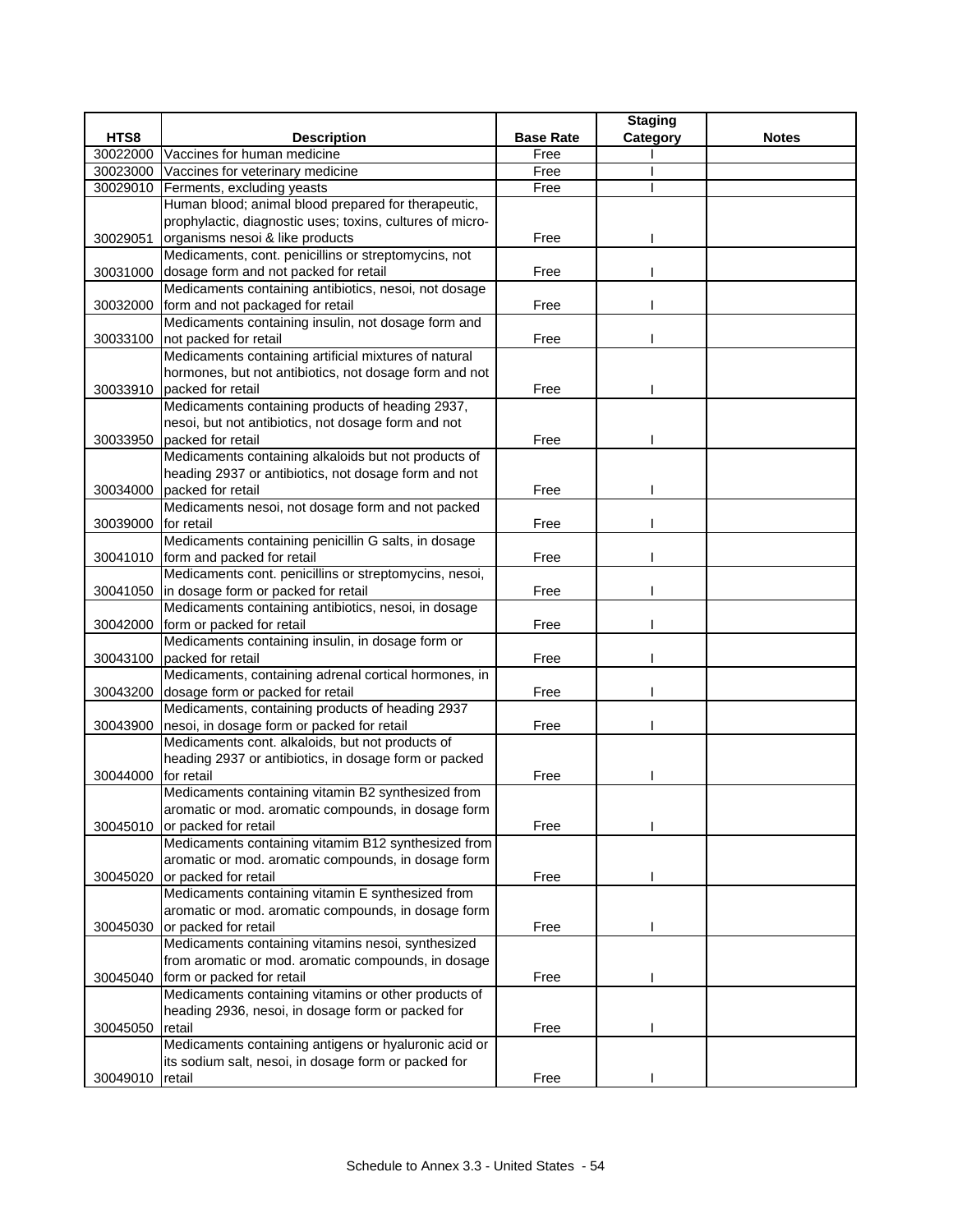| HTS8 | Description | Base Rate | Staging Category | Notes |
|---|---|---|---|---|
| 30022000 | Vaccines for human medicine | Free | I | |
| 30023000 | Vaccines for veterinary medicine | Free | I | |
| 30029010 | Ferments, excluding yeasts | Free | I | |
| 30029051 | Human blood; animal blood prepared for therapeutic, prophylactic, diagnostic uses; toxins, cultures of micro-organisms nesoi & like products | Free | I | |
| 30031000 | Medicaments, cont. penicillins or streptomycins, not dosage form and not packed for retail | Free | I | |
| 30032000 | Medicaments containing antibiotics, nesoi, not dosage form and not packaged for retail | Free | I | |
| 30033100 | Medicaments containing insulin, not dosage form and not packed for retail | Free | I | |
| 30033910 | Medicaments containing artificial mixtures of natural hormones, but not antibiotics, not dosage form and not packed for retail | Free | I | |
| 30033950 | Medicaments containing products of heading 2937, nesoi, but not antibiotics, not dosage form and not packed for retail | Free | I | |
| 30034000 | Medicaments containing alkaloids but not products of heading 2937 or antibiotics, not dosage form and not packed for retail | Free | I | |
| 30039000 | Medicaments nesoi, not dosage form and not packed for retail | Free | I | |
| 30041010 | Medicaments containing penicillin G salts, in dosage form and packed for retail | Free | I | |
| 30041050 | Medicaments cont. penicillins or streptomycins, nesoi, in dosage form or packed for retail | Free | I | |
| 30042000 | Medicaments containing antibiotics, nesoi, in dosage form or packed for retail | Free | I | |
| 30043100 | Medicaments containing insulin, in dosage form or packed for retail | Free | I | |
| 30043200 | Medicaments, containing adrenal cortical hormones, in dosage form or packed for retail | Free | I | |
| 30043900 | Medicaments, containing products of heading 2937 nesoi, in dosage form or packed for retail | Free | I | |
| 30044000 | Medicaments cont. alkaloids, but not products of heading 2937 or antibiotics, in dosage form or packed for retail | Free | I | |
| 30045010 | Medicaments containing vitamin B2 synthesized from aromatic or mod. aromatic compounds, in dosage form or packed for retail | Free | I | |
| 30045020 | Medicaments containing vitamim B12 synthesized from aromatic or mod. aromatic compounds, in dosage form or packed for retail | Free | I | |
| 30045030 | Medicaments containing vitamin E synthesized from aromatic or mod. aromatic compounds, in dosage form or packed for retail | Free | I | |
| 30045040 | Medicaments containing vitamins nesoi, synthesized from aromatic or mod. aromatic compounds, in dosage form or packed for retail | Free | I | |
| 30045050 | Medicaments containing vitamins or other products of heading 2936, nesoi, in dosage form or packed for retail | Free | I | |
| 30049010 | Medicaments containing antigens or hyaluronic acid or its sodium salt, nesoi, in dosage form or packed for retail | Free | I | |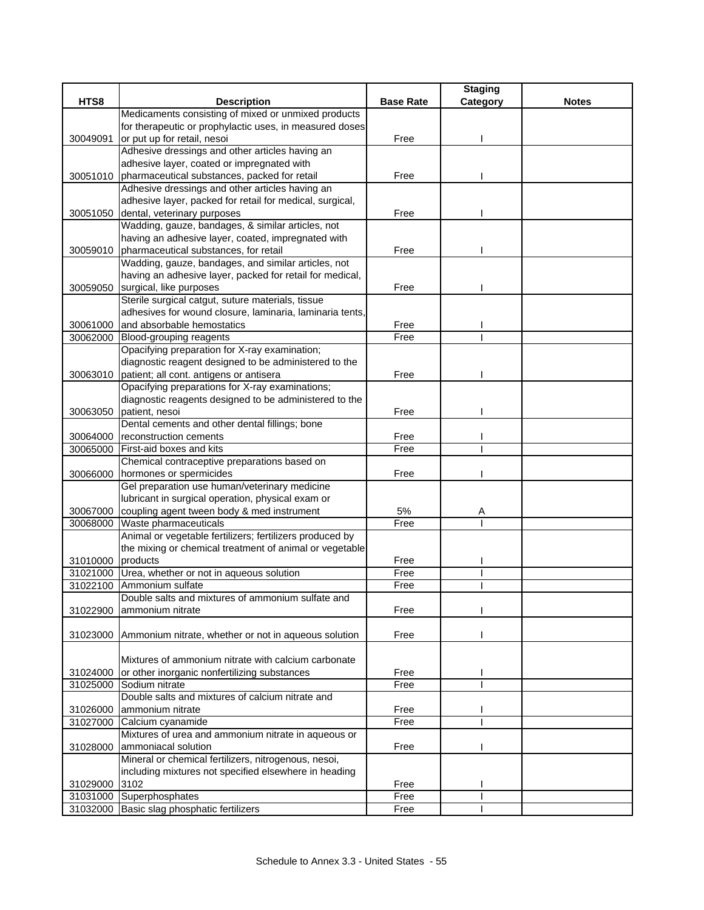| HTS8 | Description | Base Rate | Staging Category | Notes |
|---|---|---|---|---|
| 30049091 | Medicaments consisting of mixed or unmixed products for therapeutic or prophylactic uses, in measured doses or put up for retail, nesoi | Free | I | |
| 30051010 | Adhesive dressings and other articles having an adhesive layer, coated or impregnated with pharmaceutical substances, packed for retail | Free | I | |
| 30051050 | Adhesive dressings and other articles having an adhesive layer, packed for retail for medical, surgical, dental, veterinary purposes | Free | I | |
| 30059010 | Wadding, gauze, bandages, & similar articles, not having an adhesive layer, coated, impregnated with pharmaceutical substances, for retail | Free | I | |
| 30059050 | Wadding, gauze, bandages, and similar articles, not having an adhesive layer, packed for retail for medical, surgical, like purposes | Free | I | |
| 30061000 | Sterile surgical catgut, suture materials, tissue adhesives for wound closure, laminaria, laminaria tents, and absorbable hemostatics | Free | I | |
| 30062000 | Blood-grouping reagents | Free | I | |
| 30063010 | Opacifying preparation for X-ray examination; diagnostic reagent designed to be administered to the patient; all cont. antigens or antisera | Free | I | |
| 30063050 | Opacifying preparations for X-ray examinations; diagnostic reagents designed to be administered to the patient, nesoi | Free | I | |
| 30064000 | Dental cements and other dental fillings; bone reconstruction cements | Free | I | |
| 30065000 | First-aid boxes and kits | Free | I | |
| 30066000 | Chemical contraceptive preparations based on hormones or spermicides | Free | I | |
| 30067000 | Gel preparation use human/veterinary medicine lubricant in surgical operation, physical exam or coupling agent tween body & med instrument | 5% | A | |
| 30068000 | Waste pharmaceuticals | Free | I | |
| 31010000 | Animal or vegetable fertilizers; fertilizers produced by the mixing or chemical treatment of animal or vegetable products | Free | I | |
| 31021000 | Urea, whether or not in aqueous solution | Free | I | |
| 31022100 | Ammonium sulfate | Free | I | |
| 31022900 | Double salts and mixtures of ammonium sulfate and ammonium nitrate | Free | I | |
| 31023000 | Ammonium nitrate, whether or not in aqueous solution | Free | I | |
| 31024000 | Mixtures of ammonium nitrate with calcium carbonate or other inorganic nonfertilizing substances | Free | I | |
| 31025000 | Sodium nitrate | Free | I | |
| 31026000 | Double salts and mixtures of calcium nitrate and ammonium nitrate | Free | I | |
| 31027000 | Calcium cyanamide | Free | I | |
| 31028000 | Mixtures of urea and ammonium nitrate in aqueous or ammoniacal solution | Free | I | |
| 31029000 | Mineral or chemical fertilizers, nitrogenous, nesoi, including mixtures not specified elsewhere in heading 3102 | Free | I | |
| 31031000 | Superphosphates | Free | I | |
| 31032000 | Basic slag phosphatic fertilizers | Free | I | |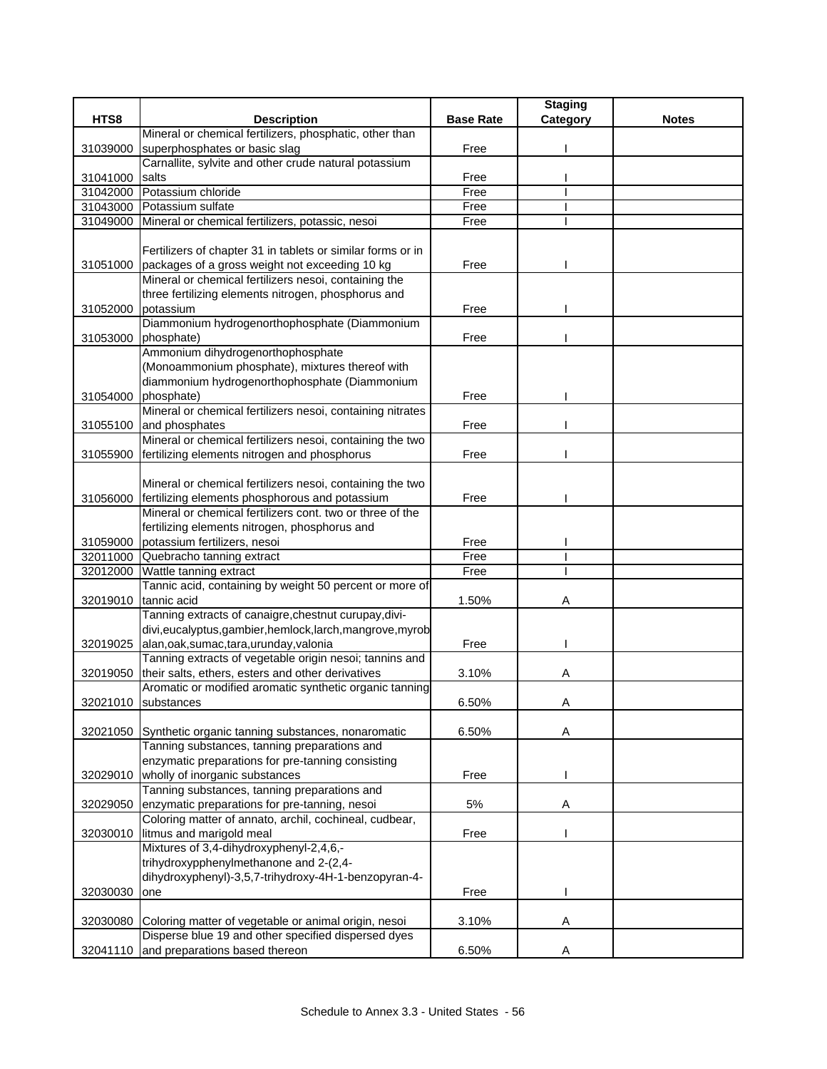| HTS8 | Description | Base Rate | Staging Category | Notes |
|---|---|---|---|---|
| 31039000 | Mineral or chemical fertilizers, phosphatic, other than superphosphates or basic slag | Free | I | |
| 31041000 | Carnallite, sylvite and other crude natural potassium salts | Free | I | |
| 31042000 | Potassium chloride | Free | I | |
| 31043000 | Potassium sulfate | Free | I | |
| 31049000 | Mineral or chemical fertilizers, potassic, nesoi | Free | I | |
| 31051000 | Fertilizers of chapter 31 in tablets or similar forms or in packages of a gross weight not exceeding 10 kg | Free | I | |
| 31052000 | Mineral or chemical fertilizers nesoi, containing the three fertilizing elements nitrogen, phosphorus and potassium | Free | I | |
| 31053000 | Diammonium hydrogenorthophosphate (Diammonium phosphate) | Free | I | |
| 31054000 | Ammonium dihydrogenorthophosphate (Monoammonium phosphate), mixtures thereof with diammonium hydrogenorthophosphate (Diammonium phosphate) | Free | I | |
| 31055100 | Mineral or chemical fertilizers nesoi, containing nitrates and phosphates | Free | I | |
| 31055900 | Mineral or chemical fertilizers nesoi, containing the two fertilizing elements nitrogen and phosphorus | Free | I | |
| 31056000 | Mineral or chemical fertilizers nesoi, containing the two fertilizing elements phosphorous and potassium | Free | I | |
| 31059000 | Mineral or chemical fertilizers cont. two or three of the fertilizing elements nitrogen, phosphorus and potassium fertilizers, nesoi | Free | I | |
| 32011000 | Quebracho tanning extract | Free | I | |
| 32012000 | Wattle tanning extract | Free | I | |
| 32019010 | Tannic acid, containing by weight 50 percent or more of tannic acid | 1.50% | A | |
| 32019025 | Tanning extracts of canaigre,chestnut curupay,divi-divi,eucalyptus,gambier,hemlock,larch,mangrove,myrobalan,oak,sumac,tara,urunday,valonia | Free | I | |
| 32019050 | Tanning extracts of vegetable origin nesoi; tannins and their salts, ethers, esters and other derivatives | 3.10% | A | |
| 32021010 | Aromatic or modified aromatic synthetic organic tanning substances | 6.50% | A | |
| 32021050 | Synthetic organic tanning substances, nonaromatic | 6.50% | A | |
| 32029010 | Tanning substances, tanning preparations and enzymatic preparations for pre-tanning consisting wholly of inorganic substances | Free | I | |
| 32029050 | Tanning substances, tanning preparations and enzymatic preparations for pre-tanning, nesoi | 5% | A | |
| 32030010 | Coloring matter of annato, archil, cochineal, cudbear, litmus and marigold meal | Free | I | |
| 32030030 | Mixtures of 3,4-dihydroxyphenyl-2,4,6,-trihydroxypphenylmethanone and 2-(2,4-dihydroxyphenyl)-3,5,7-trihydroxy-4H-1-benzopyran-4-one | Free | I | |
| 32030080 | Coloring matter of vegetable or animal origin, nesoi | 3.10% | A | |
| 32041110 | Disperse blue 19 and other specified dispersed dyes and preparations based thereon | 6.50% | A | |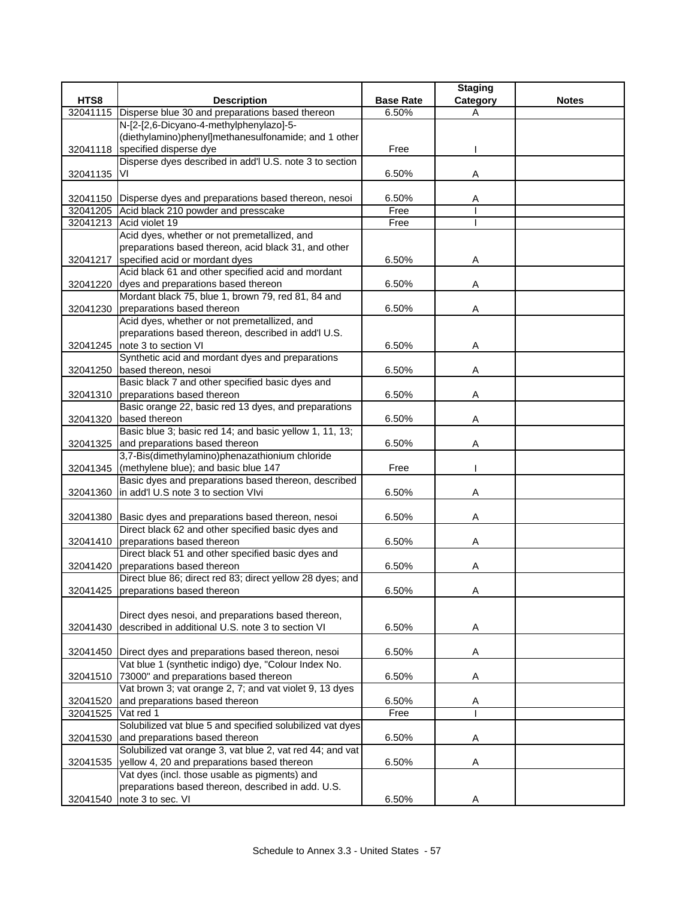| HTS8 | Description | Base Rate | Staging Category | Notes |
|---|---|---|---|---|
| 32041115 | Disperse blue 30 and preparations based thereon | 6.50% | A | |
| 32041118 | N-[2-[2,6-Dicyano-4-methylphenylazo]-5-(diethylamino)phenyl]methanesulfonamide; and 1 other specified disperse dye | Free | I | |
| 32041135 | Disperse dyes described in add'l U.S. note 3 to section VI | 6.50% | A | |
| 32041150 | Disperse dyes and preparations based thereon, nesoi | 6.50% | A | |
| 32041205 | Acid black 210 powder and presscake | Free | I | |
| 32041213 | Acid violet 19 | Free | I | |
| 32041217 | Acid dyes, whether or not premetallized, and preparations based thereon, acid black 31, and other specified acid or mordant dyes | 6.50% | A | |
| 32041220 | Acid black 61 and other specified acid and mordant dyes and preparations based thereon | 6.50% | A | |
| 32041230 | Mordant black 75, blue 1, brown 79, red 81, 84 and preparations based thereon | 6.50% | A | |
| 32041245 | Acid dyes, whether or not premetallized, and preparations based thereon, described in add'l U.S. note 3 to section VI | 6.50% | A | |
| 32041250 | Synthetic acid and mordant dyes and preparations based thereon, nesoi | 6.50% | A | |
| 32041310 | Basic black 7 and other specified basic dyes and preparations based thereon | 6.50% | A | |
| 32041320 | Basic orange 22, basic red 13 dyes, and preparations based thereon | 6.50% | A | |
| 32041325 | Basic blue 3; basic red 14; and basic yellow 1, 11, 13; and preparations based thereon | 6.50% | A | |
| 32041345 | 3,7-Bis(dimethylamino)phenazathionium chloride (methylene blue); and basic blue 147 | Free | I | |
| 32041360 | Basic dyes and preparations based thereon, described in add'l U.S note 3 to section VIvi | 6.50% | A | |
| 32041380 | Basic dyes and preparations based thereon, nesoi | 6.50% | A | |
| 32041410 | Direct black 62 and other specified basic dyes and preparations based thereon | 6.50% | A | |
| 32041420 | Direct black 51 and other specified basic dyes and preparations based thereon | 6.50% | A | |
| 32041425 | Direct blue 86; direct red 83; direct yellow 28 dyes; and preparations based thereon | 6.50% | A | |
| 32041430 | Direct dyes nesoi, and preparations based thereon, described in additional U.S. note 3 to section VI | 6.50% | A | |
| 32041450 | Direct dyes and preparations based thereon, nesoi | 6.50% | A | |
| 32041510 | Vat blue 1 (synthetic indigo) dye, "Colour Index No. 73000" and preparations based thereon | 6.50% | A | |
| 32041520 | Vat brown 3; vat orange 2, 7; and vat violet 9, 13 dyes and preparations based thereon | 6.50% | A | |
| 32041525 | Vat red 1 | Free | I | |
| 32041530 | Solubilized vat blue 5 and specified solubilized vat dyes and preparations based thereon | 6.50% | A | |
| 32041535 | Solubilized vat orange 3, vat blue 2, vat red 44; and vat yellow 4, 20 and preparations based thereon | 6.50% | A | |
| 32041540 | Vat dyes (incl. those usable as pigments) and preparations based thereon, described in add. U.S. note 3 to sec. VI | 6.50% | A | |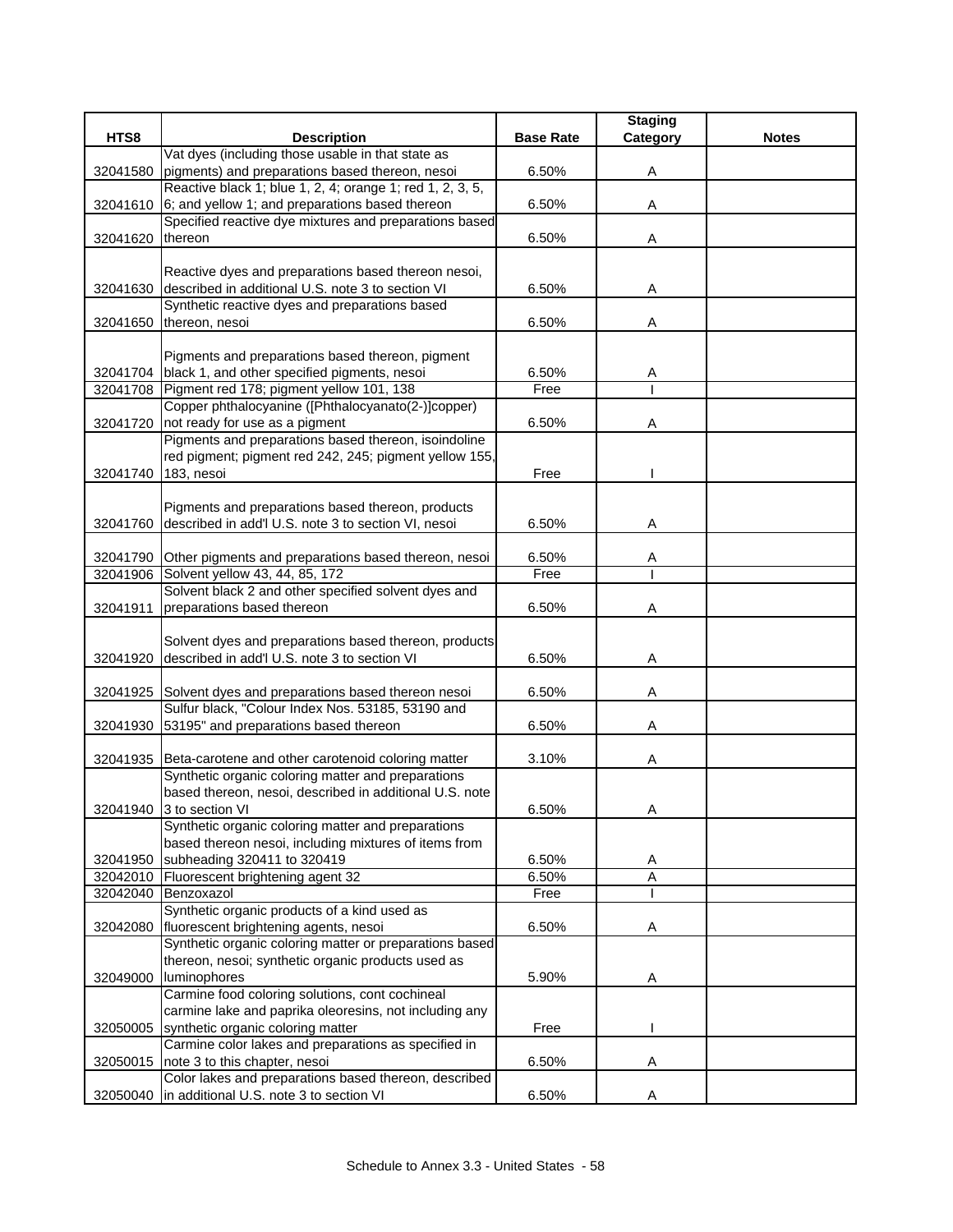| HTS8 | Description | Base Rate | Staging Category | Notes |
|---|---|---|---|---|
| 32041580 | Vat dyes (including those usable in that state as pigments) and preparations based thereon, nesoi | 6.50% | A | |
| 32041610 | Reactive black 1; blue 1, 2, 4; orange 1; red 1, 2, 3, 5, 6; and yellow 1; and preparations based thereon | 6.50% | A | |
| 32041620 | Specified reactive dye mixtures and preparations based thereon | 6.50% | A | |
| 32041630 | Reactive dyes and preparations based thereon nesoi, described in additional U.S. note 3 to section VI | 6.50% | A | |
| 32041650 | Synthetic reactive dyes and preparations based thereon, nesoi | 6.50% | A | |
| 32041704 | Pigments and preparations based thereon, pigment black 1, and other specified pigments, nesoi | 6.50% | A | |
| 32041708 | Pigment red 178; pigment yellow 101, 138 | Free | I | |
| 32041720 | Copper phthalocyanine ([Phthalocyanato(2-)]copper) not ready for use as a pigment | 6.50% | A | |
| 32041740 | Pigments and preparations based thereon, isoindoline red pigment; pigment red 242, 245; pigment yellow 155, 183, nesoi | Free | I | |
| 32041760 | Pigments and preparations based thereon, products described in add'l U.S. note 3 to section VI, nesoi | 6.50% | A | |
| 32041790 | Other pigments and preparations based thereon, nesoi | 6.50% | A | |
| 32041906 | Solvent yellow 43, 44, 85, 172 | Free | I | |
| 32041911 | Solvent black 2 and other specified solvent dyes and preparations based thereon | 6.50% | A | |
| 32041920 | Solvent dyes and preparations based thereon, products described in add'l U.S. note 3 to section VI | 6.50% | A | |
| 32041925 | Solvent dyes and preparations based thereon nesoi | 6.50% | A | |
| 32041930 | Sulfur black, "Colour Index Nos. 53185, 53190 and 53195" and preparations based thereon | 6.50% | A | |
| 32041935 | Beta-carotene and other carotenoid coloring matter | 3.10% | A | |
| 32041940 | Synthetic organic coloring matter and preparations based thereon, nesoi, described in additional U.S. note 3 to section VI | 6.50% | A | |
| 32041950 | Synthetic organic coloring matter and preparations based thereon nesoi, including mixtures of items from subheading 320411 to 320419 | 6.50% | A | |
| 32042010 | Fluorescent brightening agent 32 | 6.50% | A | |
| 32042040 | Benzoxazol | Free | I | |
| 32042080 | Synthetic organic products of a kind used as fluorescent brightening agents, nesoi | 6.50% | A | |
| 32049000 | Synthetic organic coloring matter or preparations based thereon, nesoi; synthetic organic products used as luminophores | 5.90% | A | |
| 32050005 | Carmine food coloring solutions, cont cochineal carmine lake and paprika oleoresins, not including any synthetic organic coloring matter | Free | I | |
| 32050015 | Carmine color lakes and preparations as specified in note 3 to this chapter, nesoi | 6.50% | A | |
| 32050040 | Color lakes and preparations based thereon, described in additional U.S. note 3 to section VI | 6.50% | A | |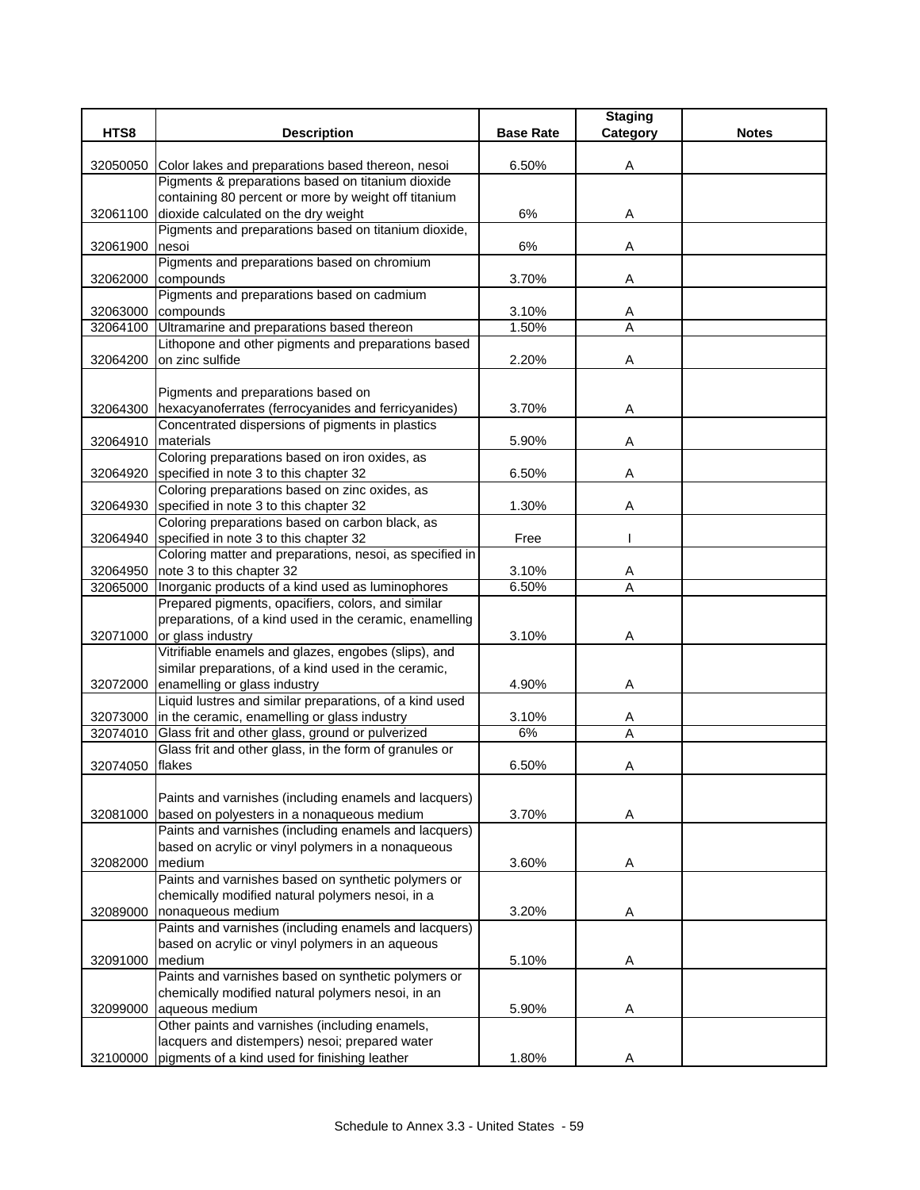| HTS8 | Description | Base Rate | Staging Category | Notes |
|---|---|---|---|---|
| 32050050 | Color lakes and preparations based thereon, nesoi | 6.50% | A | |
| 32061100 | Pigments & preparations based on titanium dioxide containing 80 percent or more by weight off titanium dioxide calculated on the dry weight | 6% | A | |
| 32061900 | Pigments and preparations based on titanium dioxide, nesoi | 6% | A | |
| 32062000 | Pigments and preparations based on chromium compounds | 3.70% | A | |
| 32063000 | Pigments and preparations based on cadmium compounds | 3.10% | A | |
| 32064100 | Ultramarine and preparations based thereon | 1.50% | A | |
| 32064200 | Lithopone and other pigments and preparations based on zinc sulfide | 2.20% | A | |
| 32064300 | Pigments and preparations based on hexacyanoferrates (ferrocyanides and ferricyanides) | 3.70% | A | |
| 32064910 | Concentrated dispersions of pigments in plastics materials | 5.90% | A | |
| 32064920 | Coloring preparations based on iron oxides, as specified in note 3 to this chapter 32 | 6.50% | A | |
| 32064930 | Coloring preparations based on zinc oxides, as specified in note 3 to this chapter 32 | 1.30% | A | |
| 32064940 | Coloring preparations based on carbon black, as specified in note 3 to this chapter 32 | Free | I | |
| 32064950 | Coloring matter and preparations, nesoi, as specified in note 3 to this chapter 32 | 3.10% | A | |
| 32065000 | Inorganic products of a kind used as luminophores | 6.50% | A | |
| 32071000 | Prepared pigments, opacifiers, colors, and similar preparations, of a kind used in the ceramic, enamelling or glass industry | 3.10% | A | |
| 32072000 | Vitrifiable enamels and glazes, engobes (slips), and similar preparations, of a kind used in the ceramic, enamelling or glass industry | 4.90% | A | |
| 32073000 | Liquid lustres and similar preparations, of a kind used in the ceramic, enamelling or glass industry | 3.10% | A | |
| 32074010 | Glass frit and other glass, ground or pulverized | 6% | A | |
| 32074050 | Glass frit and other glass, in the form of granules or flakes | 6.50% | A | |
| 32081000 | Paints and varnishes (including enamels and lacquers) based on polyesters in a nonaqueous medium | 3.70% | A | |
| 32082000 | Paints and varnishes (including enamels and lacquers) based on acrylic or vinyl polymers in a nonaqueous medium | 3.60% | A | |
| 32089000 | Paints and varnishes based on synthetic polymers or chemically modified natural polymers nesoi, in a nonaqueous medium | 3.20% | A | |
| 32091000 | Paints and varnishes (including enamels and lacquers) based on acrylic or vinyl polymers in an aqueous medium | 5.10% | A | |
| 32099000 | Paints and varnishes based on synthetic polymers or chemically modified natural polymers nesoi, in an aqueous medium | 5.90% | A | |
| 32100000 | Other paints and varnishes (including enamels, lacquers and distempers) nesoi; prepared water pigments of a kind used for finishing leather | 1.80% | A | |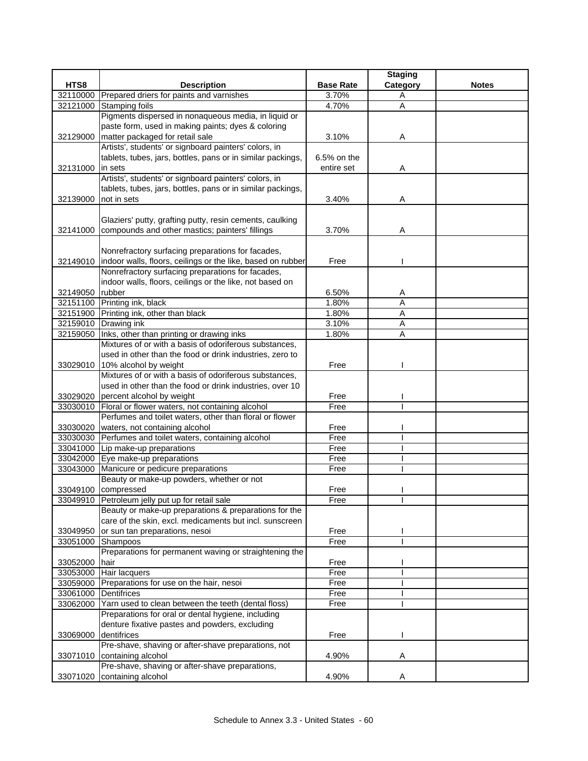| HTS8 | Description | Base Rate | Staging Category | Notes |
|---|---|---|---|---|
| 32110000 | Prepared driers for paints and varnishes | 3.70% | A | |
| 32121000 | Stamping foils | 4.70% | A | |
| 32129000 | Pigments dispersed in nonaqueous media, in liquid or paste form, used in making paints; dyes & coloring matter packaged for retail sale | 3.10% | A | |
| 32131000 | Artists', students' or signboard painters' colors, in tablets, tubes, jars, bottles, pans or in similar packings, in sets | 6.5% on the entire set | A | |
| 32139000 | Artists', students' or signboard painters' colors, in tablets, tubes, jars, bottles, pans or in similar packings, not in sets | 3.40% | A | |
| 32141000 | Glaziers' putty, grafting putty, resin cements, caulking compounds and other mastics; painters' fillings | 3.70% | A | |
| 32149010 | Nonrefractory surfacing preparations for facades, indoor walls, floors, ceilings or the like, based on rubber | Free | I | |
| 32149050 | Nonrefractory surfacing preparations for facades, indoor walls, floors, ceilings or the like, not based on rubber | 6.50% | A | |
| 32151100 | Printing ink, black | 1.80% | A | |
| 32151900 | Printing ink, other than black | 1.80% | A | |
| 32159010 | Drawing ink | 3.10% | A | |
| 32159050 | Inks, other than printing or drawing inks | 1.80% | A | |
| 33029010 | Mixtures of or with a basis of odoriferous substances, used in other than the food or drink industries, zero to 10% alcohol by weight | Free | I | |
| 33029020 | Mixtures of or with a basis of odoriferous substances, used in other than the food or drink industries, over 10 percent alcohol by weight | Free | I | |
| 33030010 | Floral or flower waters, not containing alcohol | Free | I | |
| 33030020 | Perfumes and toilet waters, other than floral or flower waters, not containing alcohol | Free | I | |
| 33030030 | Perfumes and toilet waters, containing alcohol | Free | I | |
| 33041000 | Lip make-up preparations | Free | I | |
| 33042000 | Eye make-up preparations | Free | I | |
| 33043000 | Manicure or pedicure preparations | Free | I | |
| 33049100 | Beauty or make-up powders, whether or not compressed | Free | I | |
| 33049910 | Petroleum jelly put up for retail sale | Free | I | |
| 33049950 | Beauty or make-up preparations & preparations for the care of the skin, excl. medicaments but incl. sunscreen or sun tan preparations, nesoi | Free | I | |
| 33051000 | Shampoos | Free | I | |
| 33052000 | Preparations for permanent waving or straightening the hair | Free | I | |
| 33053000 | Hair lacquers | Free | I | |
| 33059000 | Preparations for use on the hair, nesoi | Free | I | |
| 33061000 | Dentifrices | Free | I | |
| 33062000 | Yarn used to clean between the teeth (dental floss) | Free | I | |
| 33069000 | Preparations for oral or dental hygiene, including denture fixative pastes and powders, excluding dentifrices | Free | I | |
| 33071010 | Pre-shave, shaving or after-shave preparations, not containing alcohol | 4.90% | A | |
| 33071020 | Pre-shave, shaving or after-shave preparations, containing alcohol | 4.90% | A | |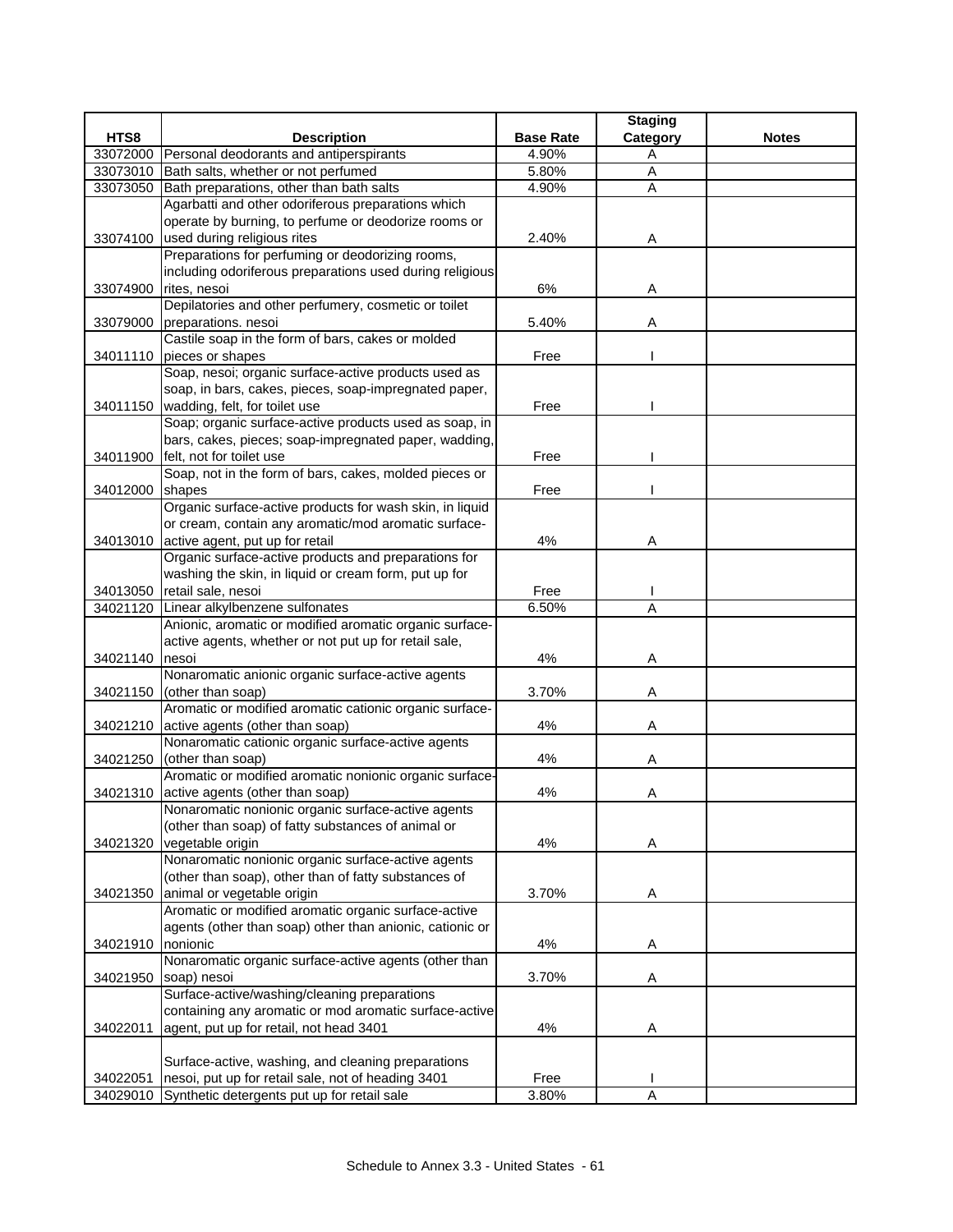| HTS8 | Description | Base Rate | Staging Category | Notes |
|---|---|---|---|---|
| 33072000 | Personal deodorants and antiperspirants | 4.90% | A | |
| 33073010 | Bath salts, whether or not perfumed | 5.80% | A | |
| 33073050 | Bath preparations, other than bath salts | 4.90% | A | |
| 33074100 | Agarbatti and other odoriferous preparations which operate by burning, to perfume or deodorize rooms or used during religious rites | 2.40% | A | |
| 33074900 | Preparations for perfuming or deodorizing rooms, including odoriferous preparations used during religious rites, nesoi | 6% | A | |
| 33079000 | Depilatories and other perfumery, cosmetic or toilet preparations. nesoi | 5.40% | A | |
| 34011110 | Castile soap in the form of bars, cakes or molded pieces or shapes | Free | I | |
| 34011150 | Soap, nesoi; organic surface-active products used as soap, in bars, cakes, pieces, soap-impregnated paper, wadding, felt, for toilet use | Free | I | |
| 34011900 | Soap; organic surface-active products used as soap, in bars, cakes, pieces; soap-impregnated paper, wadding, felt, not for toilet use | Free | I | |
| 34012000 | Soap, not in the form of bars, cakes, molded pieces or shapes | Free | I | |
| 34013010 | Organic surface-active products for wash skin, in liquid or cream, contain any aromatic/mod aromatic surface-active agent, put up for retail | 4% | A | |
| 34013050 | Organic surface-active products and preparations for washing the skin, in liquid or cream form, put up for retail sale, nesoi | Free | I | |
| 34021120 | Linear alkylbenzene sulfonates | 6.50% | A | |
| 34021140 | Anionic, aromatic or modified aromatic organic surface-active agents, whether or not put up for retail sale, nesoi | 4% | A | |
| 34021150 | Nonaromatic anionic organic surface-active agents (other than soap) | 3.70% | A | |
| 34021210 | Aromatic or modified aromatic cationic organic surface-active agents (other than soap) | 4% | A | |
| 34021250 | Nonaromatic cationic organic surface-active agents (other than soap) | 4% | A | |
| 34021310 | Aromatic or modified aromatic nonionic organic surface-active agents (other than soap) | 4% | A | |
| 34021320 | Nonaromatic nonionic organic surface-active agents (other than soap) of fatty substances of animal or vegetable origin | 4% | A | |
| 34021350 | Nonaromatic nonionic organic surface-active agents (other than soap), other than of fatty substances of animal or vegetable origin | 3.70% | A | |
| 34021910 | Aromatic or modified aromatic organic surface-active agents (other than soap) other than anionic, cationic or nonionic | 4% | A | |
| 34021950 | Nonaromatic organic surface-active agents (other than soap) nesoi | 3.70% | A | |
| 34022011 | Surface-active/washing/cleaning preparations containing any aromatic or mod aromatic surface-active agent, put up for retail, not head 3401 | 4% | A | |
| 34022051 | Surface-active, washing, and cleaning preparations nesoi, put up for retail sale, not of heading 3401 | Free | I | |
| 34029010 | Synthetic detergents put up for retail sale | 3.80% | A | |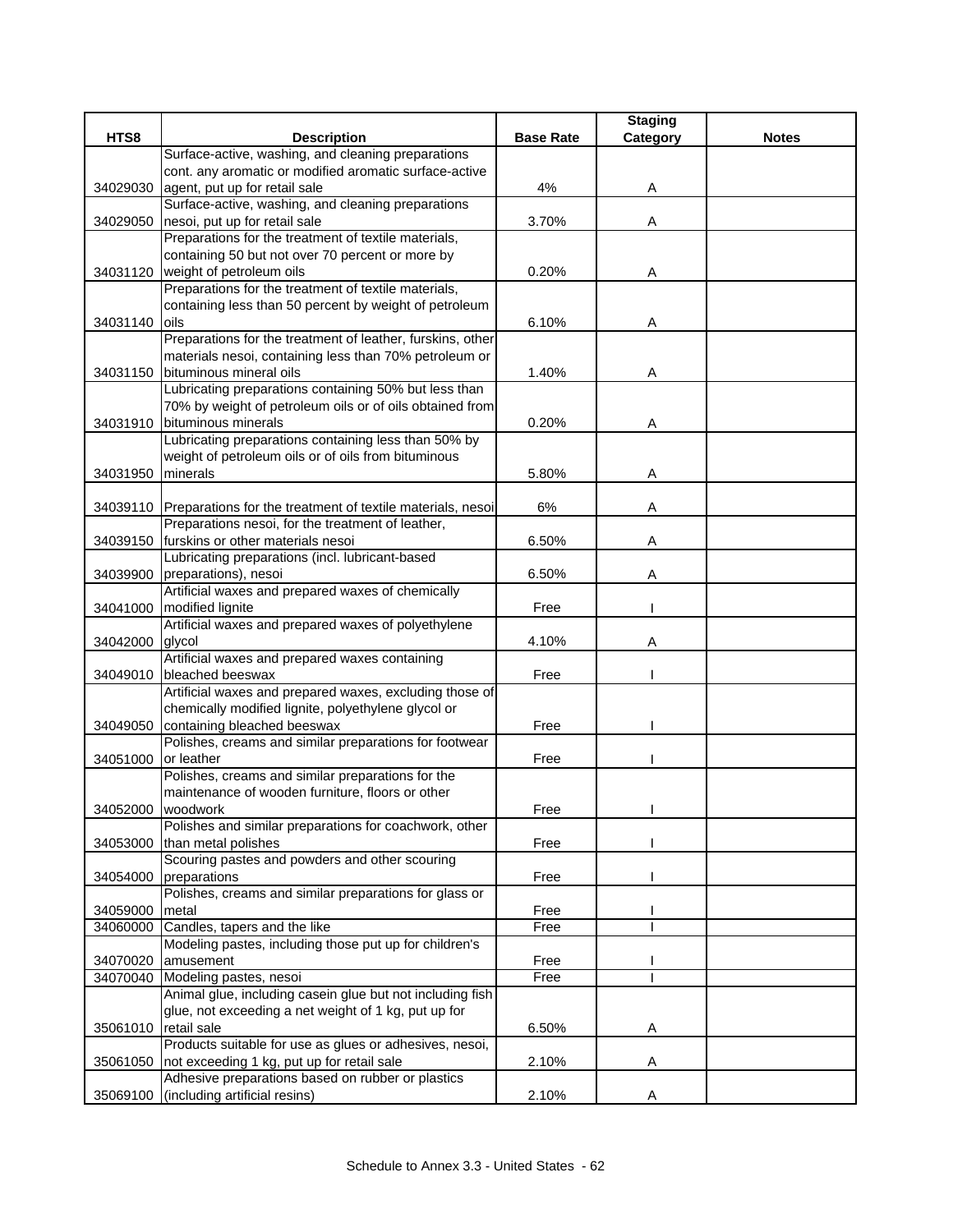| HTS8 | Description | Base Rate | Staging Category | Notes |
|---|---|---|---|---|
| 34029030 | Surface-active, washing, and cleaning preparations cont. any aromatic or modified aromatic surface-active agent, put up for retail sale | 4% | A | |
| 34029050 | Surface-active, washing, and cleaning preparations nesoi, put up for retail sale | 3.70% | A | |
| 34031120 | Preparations for the treatment of textile materials, containing 50 but not over 70 percent or more by weight of petroleum oils | 0.20% | A | |
| 34031140 | Preparations for the treatment of textile materials, containing less than 50 percent by weight of petroleum oils | 6.10% | A | |
| 34031150 | Preparations for the treatment of leather, furskins, other materials nesoi, containing less than 70% petroleum or bituminous mineral oils | 1.40% | A | |
| 34031910 | Lubricating preparations containing 50% but less than 70% by weight of petroleum oils or of oils obtained from bituminous minerals | 0.20% | A | |
| 34031950 | Lubricating preparations containing less than 50% by weight of petroleum oils or of oils from bituminous minerals | 5.80% | A | |
| 34039110 | Preparations for the treatment of textile materials, nesoi | 6% | A | |
| 34039150 | Preparations nesoi, for the treatment of leather, furskins or other materials nesoi | 6.50% | A | |
| 34039900 | Lubricating preparations (incl. lubricant-based preparations), nesoi | 6.50% | A | |
| 34041000 | Artificial waxes and prepared waxes of chemically modified lignite | Free | I | |
| 34042000 | Artificial waxes and prepared waxes of polyethylene glycol | 4.10% | A | |
| 34049010 | Artificial waxes and prepared waxes containing bleached beeswax | Free | I | |
| 34049050 | Artificial waxes and prepared waxes, excluding those of chemically modified lignite, polyethylene glycol or containing bleached beeswax | Free | I | |
| 34051000 | Polishes, creams and similar preparations for footwear or leather | Free | I | |
| 34052000 | Polishes, creams and similar preparations for the maintenance of wooden furniture, floors or other woodwork | Free | I | |
| 34053000 | Polishes and similar preparations for coachwork, other than metal polishes | Free | I | |
| 34054000 | Scouring pastes and powders and other scouring preparations | Free | I | |
| 34059000 | Polishes, creams and similar preparations for glass or metal | Free | I | |
| 34060000 | Candles, tapers and the like | Free | I | |
| 34070020 | Modeling pastes, including those put up for children's amusement | Free | I | |
| 34070040 | Modeling pastes, nesoi | Free | I | |
| 35061010 | Animal glue, including casein glue but not including fish glue, not exceeding a net weight of 1 kg, put up for retail sale | 6.50% | A | |
| 35061050 | Products suitable for use as glues or adhesives, nesoi, not exceeding 1 kg, put up for retail sale | 2.10% | A | |
| 35069100 | Adhesive preparations based on rubber or plastics (including artificial resins) | 2.10% | A | |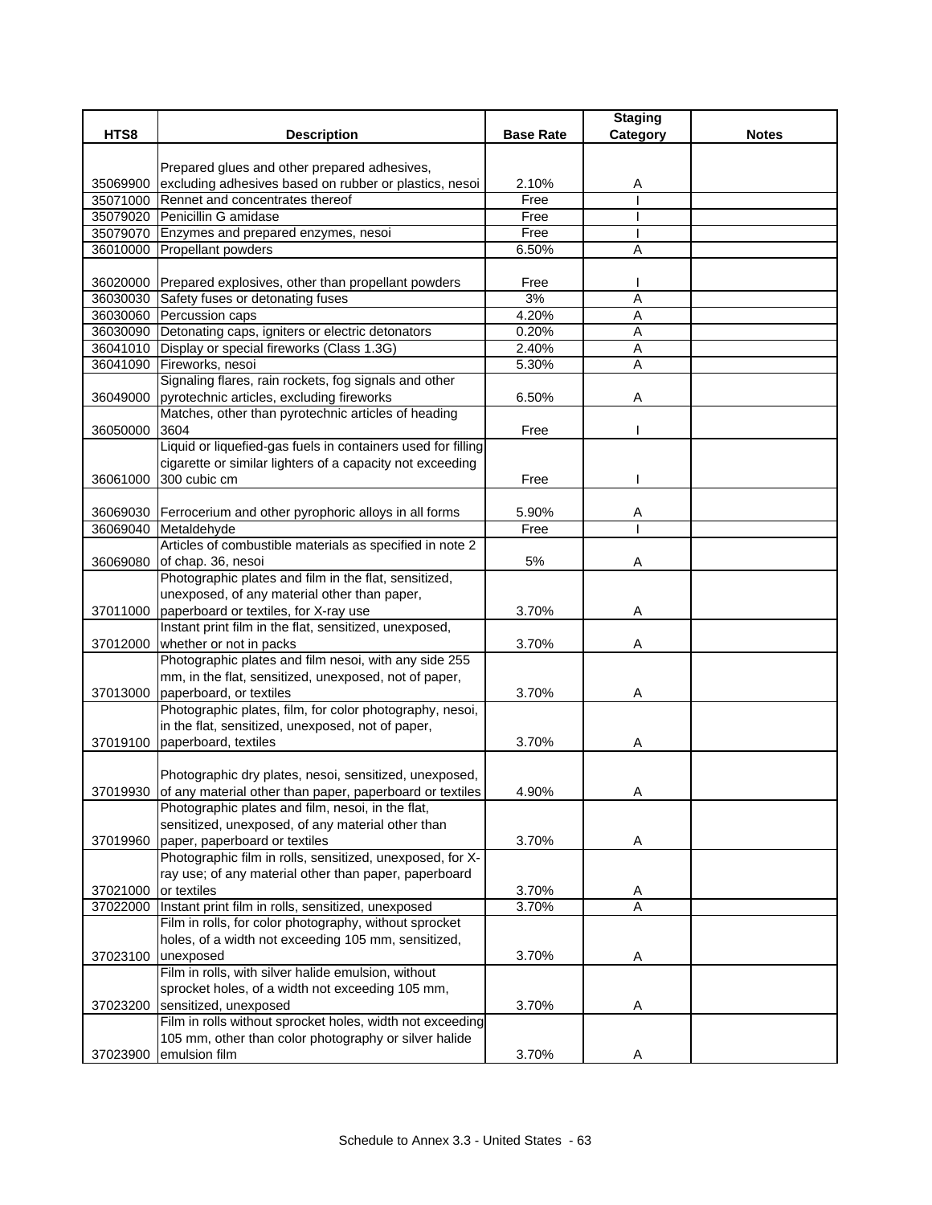| HTS8 | Description | Base Rate | Staging Category | Notes |
|---|---|---|---|---|
| 35069900 | Prepared glues and other prepared adhesives, excluding adhesives based on rubber or plastics, nesoi | 2.10% | A | |
| 35071000 | Rennet and concentrates thereof | Free | I | |
| 35079020 | Penicillin G amidase | Free | I | |
| 35079070 | Enzymes and prepared enzymes, nesoi | Free | I | |
| 36010000 | Propellant powders | 6.50% | A | |
| 36020000 | Prepared explosives, other than propellant powders | Free | I | |
| 36030030 | Safety fuses or detonating fuses | 3% | A | |
| 36030060 | Percussion caps | 4.20% | A | |
| 36030090 | Detonating caps, igniters or electric detonators | 0.20% | A | |
| 36041010 | Display or special fireworks (Class 1.3G) | 2.40% | A | |
| 36041090 | Fireworks, nesoi | 5.30% | A | |
| 36049000 | Signaling flares, rain rockets, fog signals and other pyrotechnic articles, excluding fireworks | 6.50% | A | |
| 36050000 | Matches, other than pyrotechnic articles of heading 3604 | Free | I | |
| 36061000 | Liquid or liquefied-gas fuels in containers used for filling cigarette or similar lighters of a capacity not exceeding 300 cubic cm | Free | I | |
| 36069030 | Ferrocerium and other pyrophoric alloys in all forms | 5.90% | A | |
| 36069040 | Metaldehyde | Free | I | |
| 36069080 | Articles of combustible materials as specified in note 2 of chap. 36, nesoi | 5% | A | |
| 37011000 | Photographic plates and film in the flat, sensitized, unexposed, of any material other than paper, paperboard or textiles, for X-ray use | 3.70% | A | |
| 37012000 | Instant print film in the flat, sensitized, unexposed, whether or not in packs | 3.70% | A | |
| 37013000 | Photographic plates and film nesoi, with any side 255 mm, in the flat, sensitized, unexposed, not of paper, paperboard, or textiles | 3.70% | A | |
| 37019100 | Photographic plates, film, for color photography, nesoi, in the flat, sensitized, unexposed, not of paper, paperboard, textiles | 3.70% | A | |
| 37019930 | Photographic dry plates, nesoi, sensitized, unexposed, of any material other than paper, paperboard or textiles | 4.90% | A | |
| 37019960 | Photographic plates and film, nesoi, in the flat, sensitized, unexposed, of any material other than paper, paperboard or textiles | 3.70% | A | |
| 37021000 | Photographic film in rolls, sensitized, unexposed, for X-ray use; of any material other than paper, paperboard or textiles | 3.70% | A | |
| 37022000 | Instant print film in rolls, sensitized, unexposed | 3.70% | A | |
| 37023100 | Film in rolls, for color photography, without sprocket holes, of a width not exceeding 105 mm, sensitized, unexposed | 3.70% | A | |
| 37023200 | Film in rolls, with silver halide emulsion, without sprocket holes, of a width not exceeding 105 mm, sensitized, unexposed | 3.70% | A | |
| 37023900 | Film in rolls without sprocket holes, width not exceeding 105 mm, other than color photography or silver halide emulsion film | 3.70% | A | |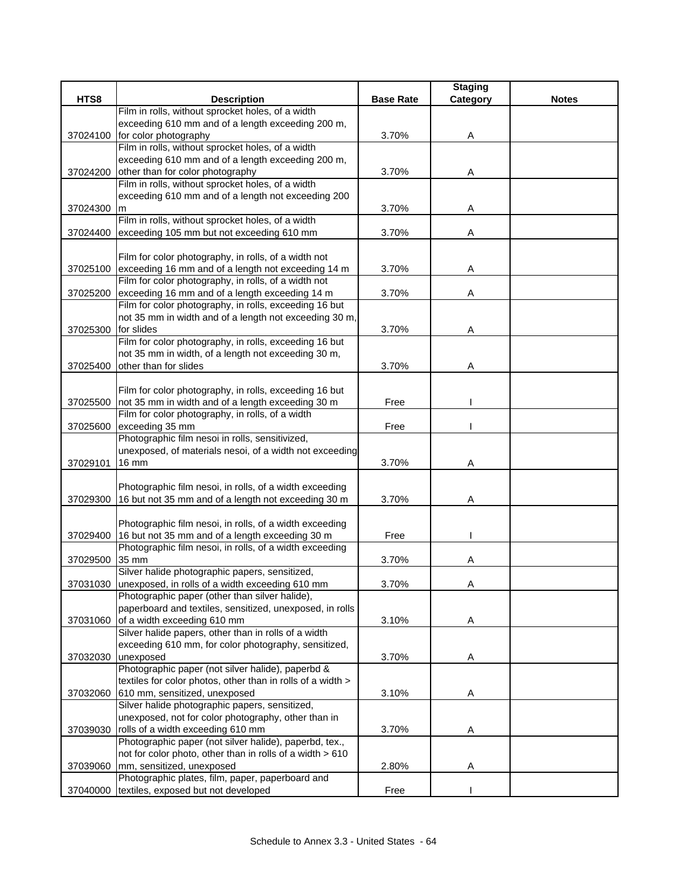| HTS8 | Description | Base Rate | Staging Category | Notes |
|---|---|---|---|---|
| 37024100 | Film in rolls, without sprocket holes, of a width exceeding 610 mm and of a length exceeding 200 m, for color photography | 3.70% | A | |
| 37024200 | Film in rolls, without sprocket holes, of a width exceeding 610 mm and of a length exceeding 200 m, other than for color photography | 3.70% | A | |
| 37024300 | Film in rolls, without sprocket holes, of a width exceeding 610 mm and of a length not exceeding 200 m | 3.70% | A | |
| 37024400 | Film in rolls, without sprocket holes, of a width exceeding 105 mm but not exceeding 610 mm | 3.70% | A | |
| 37025100 | Film for color photography, in rolls, of a width not exceeding 16 mm and of a length not exceeding 14 m | 3.70% | A | |
| 37025200 | Film for color photography, in rolls, of a width not exceeding 16 mm and of a length exceeding 14 m | 3.70% | A | |
| 37025300 | Film for color photography, in rolls, exceeding 16 but not 35 mm in width and of a length not exceeding 30 m, for slides | 3.70% | A | |
| 37025400 | Film for color photography, in rolls, exceeding 16 but not 35 mm in width, of a length not exceeding 30 m, other than for slides | 3.70% | A | |
| 37025500 | Film for color photography, in rolls, exceeding 16 but not 35 mm in width and of a length exceeding 30 m | Free | I | |
| 37025600 | Film for color photography, in rolls, of a width exceeding 35 mm | Free | I | |
| 37029101 | Photographic film nesoi in rolls, sensitivized, unexposed, of materials nesoi, of a width not exceeding 16 mm | 3.70% | A | |
| 37029300 | Photographic film nesoi, in rolls, of a width exceeding 16 but not 35 mm and of a length not exceeding 30 m | 3.70% | A | |
| 37029400 | Photographic film nesoi, in rolls, of a width exceeding 16 but not 35 mm and of a length exceeding 30 m | Free | I | |
| 37029500 | Photographic film nesoi, in rolls, of a width exceeding 35 mm | 3.70% | A | |
| 37031030 | Silver halide photographic papers, sensitized, unexposed, in rolls of a width exceeding 610 mm | 3.70% | A | |
| 37031060 | Photographic paper (other than silver halide), paperboard and textiles, sensitized, unexposed, in rolls of a width exceeding 610 mm | 3.10% | A | |
| 37032030 | Silver halide papers, other than in rolls of a width exceeding 610 mm, for color photography, sensitized, unexposed | 3.70% | A | |
| 37032060 | Photographic paper (not silver halide), paperbd & textiles for color photos, other than in rolls of a width > 610 mm, sensitized, unexposed | 3.10% | A | |
| 37039030 | Silver halide photographic papers, sensitized, unexposed, not for color photography, other than in rolls of a width exceeding 610 mm | 3.70% | A | |
| 37039060 | Photographic paper (not silver halide), paperbd, tex., not for color photo, other than in rolls of a width > 610 mm, sensitized, unexposed | 2.80% | A | |
| 37040000 | Photographic plates, film, paper, paperboard and textiles, exposed but not developed | Free | I | |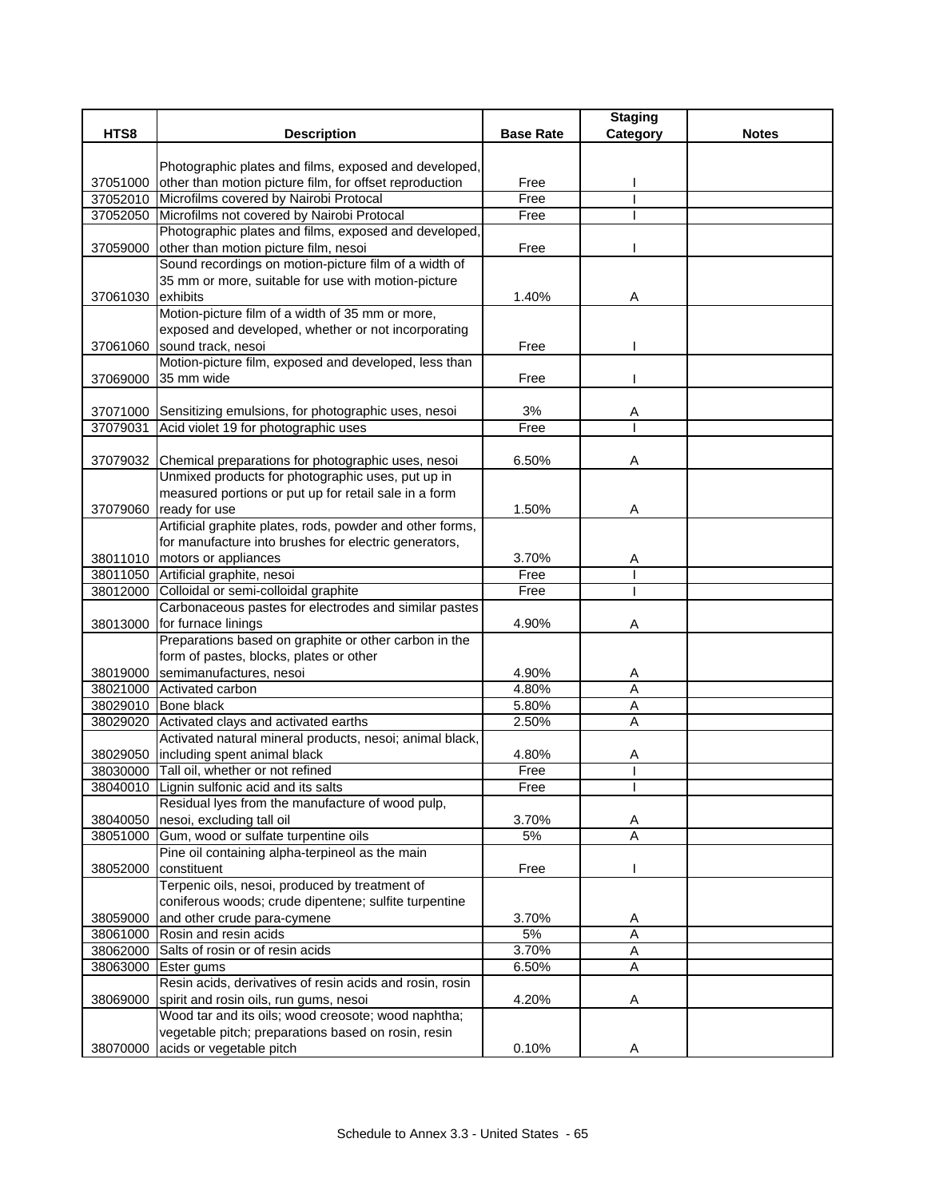| HTS8 | Description | Base Rate | Staging Category | Notes |
|---|---|---|---|---|
| 37051000 | Photographic plates and films, exposed and developed, other than motion picture film, for offset reproduction | Free | I | |
| 37052010 | Microfilms covered by Nairobi Protocal | Free | I | |
| 37052050 | Microfilms not covered by Nairobi Protocal | Free | I | |
| 37059000 | Photographic plates and films, exposed and developed, other than motion picture film, nesoi | Free | I | |
| 37061030 | Sound recordings on motion-picture film of a width of 35 mm or more, suitable for use with motion-picture exhibits | 1.40% | A | |
| 37061060 | Motion-picture film of a width of 35 mm or more, exposed and developed, whether or not incorporating sound track, nesoi | Free | I | |
| 37069000 | Motion-picture film, exposed and developed, less than 35 mm wide | Free | I | |
| 37071000 | Sensitizing emulsions, for photographic uses, nesoi | 3% | A | |
| 37079031 | Acid violet 19 for photographic uses | Free | I | |
| 37079032 | Chemical preparations for photographic uses, nesoi | 6.50% | A | |
| 37079060 | Unmixed products for photographic uses, put up in measured portions or put up for retail sale in a form ready for use | 1.50% | A | |
| 38011010 | Artificial graphite plates, rods, powder and other forms, for manufacture into brushes for electric generators, motors or appliances | 3.70% | A | |
| 38011050 | Artificial graphite, nesoi | Free | I | |
| 38012000 | Colloidal or semi-colloidal graphite | Free | I | |
| 38013000 | Carbonaceous pastes for electrodes and similar pastes for furnace linings | 4.90% | A | |
| 38019000 | Preparations based on graphite or other carbon in the form of pastes, blocks, plates or other semimanufactures, nesoi | 4.90% | A | |
| 38021000 | Activated carbon | 4.80% | A | |
| 38029010 | Bone black | 5.80% | A | |
| 38029020 | Activated clays and activated earths | 2.50% | A | |
| 38029050 | Activated natural mineral products, nesoi; animal black, including spent animal black | 4.80% | A | |
| 38030000 | Tall oil, whether or not refined | Free | I | |
| 38040010 | Lignin sulfonic acid and its salts | Free | I | |
| 38040050 | Residual lyes from the manufacture of wood pulp, nesoi, excluding tall oil | 3.70% | A | |
| 38051000 | Gum, wood or sulfate turpentine oils | 5% | A | |
| 38052000 | Pine oil containing alpha-terpineol as the main constituent | Free | I | |
| 38059000 | Terpenic oils, nesoi, produced by treatment of coniferous woods; crude dipentene; sulfite turpentine and other crude para-cymene | 3.70% | A | |
| 38061000 | Rosin and resin acids | 5% | A | |
| 38062000 | Salts of rosin or of resin acids | 3.70% | A | |
| 38063000 | Ester gums | 6.50% | A | |
| 38069000 | Resin acids, derivatives of resin acids and rosin, rosin spirit and rosin oils, run gums, nesoi | 4.20% | A | |
| 38070000 | Wood tar and its oils; wood creosote; wood naphtha; vegetable pitch; preparations based on rosin, resin acids or vegetable pitch | 0.10% | A | |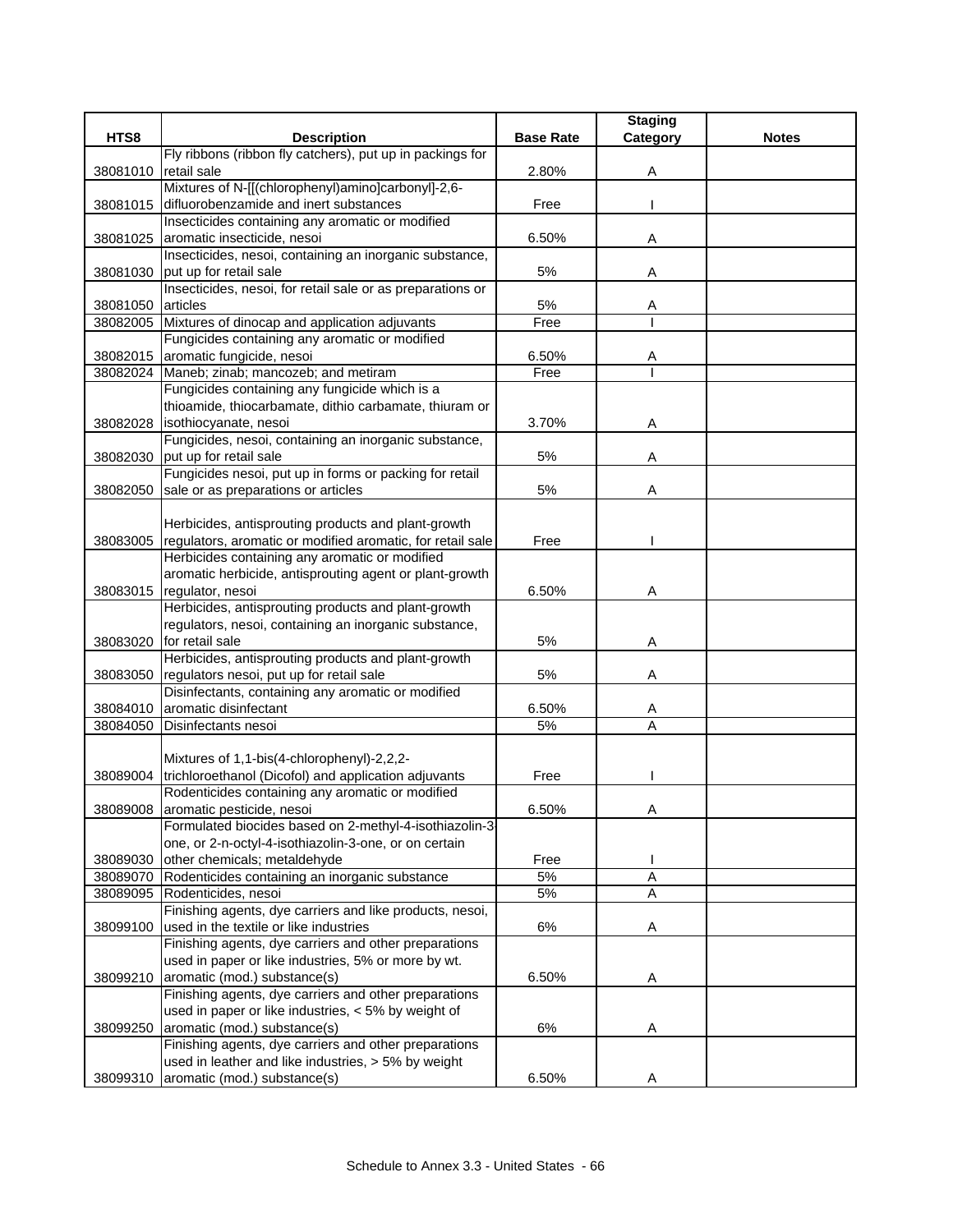| HTS8 | Description | Base Rate | Staging Category | Notes |
|---|---|---|---|---|
| 38081010 | Fly ribbons (ribbon fly catchers), put up in packings for retail sale | 2.80% | A | |
| 38081015 | Mixtures of N-[[(chlorophenyl)amino]carbonyl]-2,6-difluorobenzamide and inert substances | Free | I | |
| 38081025 | Insecticides containing any aromatic or modified aromatic insecticide, nesoi | 6.50% | A | |
| 38081030 | Insecticides, nesoi, containing an inorganic substance, put up for retail sale | 5% | A | |
| 38081050 | Insecticides, nesoi, for retail sale or as preparations or articles | 5% | A | |
| 38082005 | Mixtures of dinocap and application adjuvants | Free | I | |
| 38082015 | Fungicides containing any aromatic or modified aromatic fungicide, nesoi | 6.50% | A | |
| 38082024 | Maneb; zinab; mancozeb; and metiram | Free | I | |
| 38082028 | Fungicides containing any fungicide which is a thioamide, thiocarbamate, dithio carbamate, thiuram or isothiocyanate, nesoi | 3.70% | A | |
| 38082030 | Fungicides, nesoi, containing an inorganic substance, put up for retail sale | 5% | A | |
| 38082050 | Fungicides nesoi, put up in forms or packing for retail sale or as preparations or articles | 5% | A | |
| 38083005 | Herbicides, antisprouting products and plant-growth regulators, aromatic or modified aromatic, for retail sale | Free | I | |
| 38083015 | Herbicides containing any aromatic or modified aromatic herbicide, antisprouting agent or plant-growth regulator, nesoi | 6.50% | A | |
| 38083020 | Herbicides, antisprouting products and plant-growth regulators, nesoi, containing an inorganic substance, for retail sale | 5% | A | |
| 38083050 | Herbicides, antisprouting products and plant-growth regulators nesoi, put up for retail sale | 5% | A | |
| 38084010 | Disinfectants, containing any aromatic or modified aromatic disinfectant | 6.50% | A | |
| 38084050 | Disinfectants nesoi | 5% | A | |
| 38089004 | Mixtures of 1,1-bis(4-chlorophenyl)-2,2,2-trichloroethanol (Dicofol) and application adjuvants | Free | I | |
| 38089008 | Rodenticides containing any aromatic or modified aromatic pesticide, nesoi | 6.50% | A | |
| 38089030 | Formulated biocides based on 2-methyl-4-isothiazolin-3-one, or 2-n-octyl-4-isothiazolin-3-one, or on certain other chemicals; metaldehyde | Free | I | |
| 38089070 | Rodenticides containing an inorganic substance | 5% | A | |
| 38089095 | Rodenticides, nesoi | 5% | A | |
| 38099100 | Finishing agents, dye carriers and like products, nesoi, used in the textile or like industries | 6% | A | |
| 38099210 | Finishing agents, dye carriers and other preparations used in paper or like industries, 5% or more by wt. aromatic (mod.) substance(s) | 6.50% | A | |
| 38099250 | Finishing agents, dye carriers and other preparations used in paper or like industries, < 5% by weight of aromatic (mod.) substance(s) | 6% | A | |
| 38099310 | Finishing agents, dye carriers and other preparations used in leather and like industries, > 5% by weight aromatic (mod.) substance(s) | 6.50% | A | |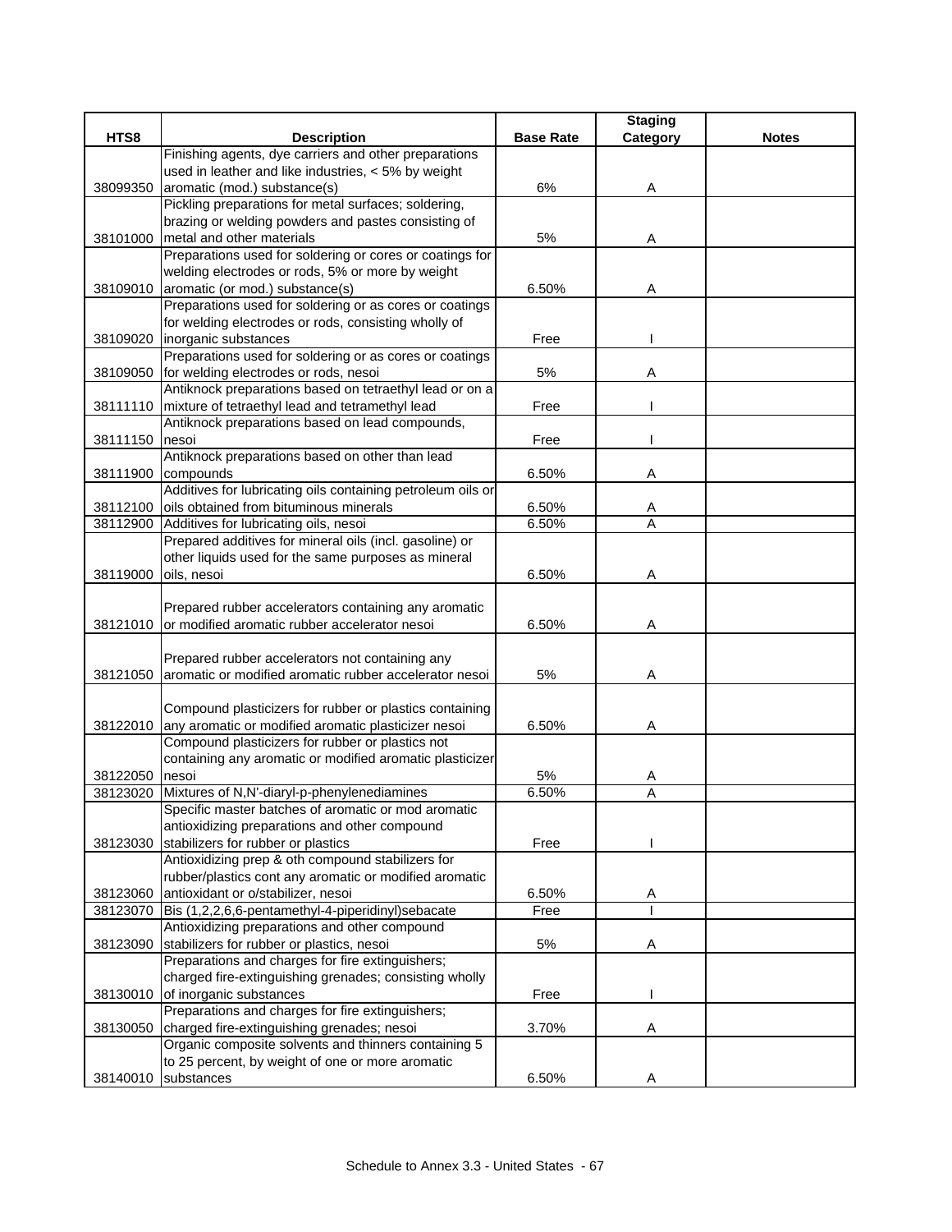| HTS8 | Description | Base Rate | Staging Category | Notes |
|---|---|---|---|---|
| 38099350 | Finishing agents, dye carriers and other preparations used in leather and like industries, < 5% by weight aromatic (mod.) substance(s) | 6% | A | |
| 38101000 | Pickling preparations for metal surfaces; soldering, brazing or welding powders and pastes consisting of metal and other materials | 5% | A | |
| 38109010 | Preparations used for soldering or cores or coatings for welding electrodes or rods, 5% or more by weight aromatic (or mod.) substance(s) | 6.50% | A | |
| 38109020 | Preparations used for soldering or as cores or coatings for welding electrodes or rods, consisting wholly of inorganic substances | Free | I | |
| 38109050 | Preparations used for soldering or as cores or coatings for welding electrodes or rods, nesoi | 5% | A | |
| 38111110 | Antiknock preparations based on tetraethyl lead or on a mixture of tetraethyl lead and tetramethyl lead | Free | I | |
| 38111150 | Antiknock preparations based on lead compounds, nesoi | Free | I | |
| 38111900 | Antiknock preparations based on other than lead compounds | 6.50% | A | |
| 38112100 | Additives for lubricating oils containing petroleum oils or oils obtained from bituminous minerals | 6.50% | A | |
| 38112900 | Additives for lubricating oils, nesoi | 6.50% | A | |
| 38119000 | Prepared additives for mineral oils (incl. gasoline) or other liquids used for the same purposes as mineral oils, nesoi | 6.50% | A | |
| 38121010 | Prepared rubber accelerators containing any aromatic or modified aromatic rubber accelerator nesoi | 6.50% | A | |
| 38121050 | Prepared rubber accelerators not containing any aromatic or modified aromatic rubber accelerator nesoi | 5% | A | |
| 38122010 | Compound plasticizers for rubber or plastics containing any aromatic or modified aromatic plasticizer nesoi | 6.50% | A | |
| 38122050 | Compound plasticizers for rubber or plastics not containing any aromatic or modified aromatic plasticizer nesoi | 5% | A | |
| 38123020 | Mixtures of N,N'-diaryl-p-phenylenediamines | 6.50% | A | |
| 38123030 | Specific master batches of aromatic or mod aromatic antioxidizing preparations and other compound stabilizers for rubber or plastics | Free | I | |
| 38123060 | Antioxidizing prep & oth compound stabilizers for rubber/plastics cont any aromatic or modified aromatic antioxidant or o/stabilizer, nesoi | 6.50% | A | |
| 38123070 | Bis (1,2,2,6,6-pentamethyl-4-piperidinyl)sebacate | Free | I | |
| 38123090 | Antioxidizing preparations and other compound stabilizers for rubber or plastics, nesoi | 5% | A | |
| 38130010 | Preparations and charges for fire extinguishers; charged fire-extinguishing grenades; consisting wholly of inorganic substances | Free | I | |
| 38130050 | Preparations and charges for fire extinguishers; charged fire-extinguishing grenades; nesoi | 3.70% | A | |
| 38140010 | Organic composite solvents and thinners containing 5 to 25 percent, by weight of one or more aromatic substances | 6.50% | A | |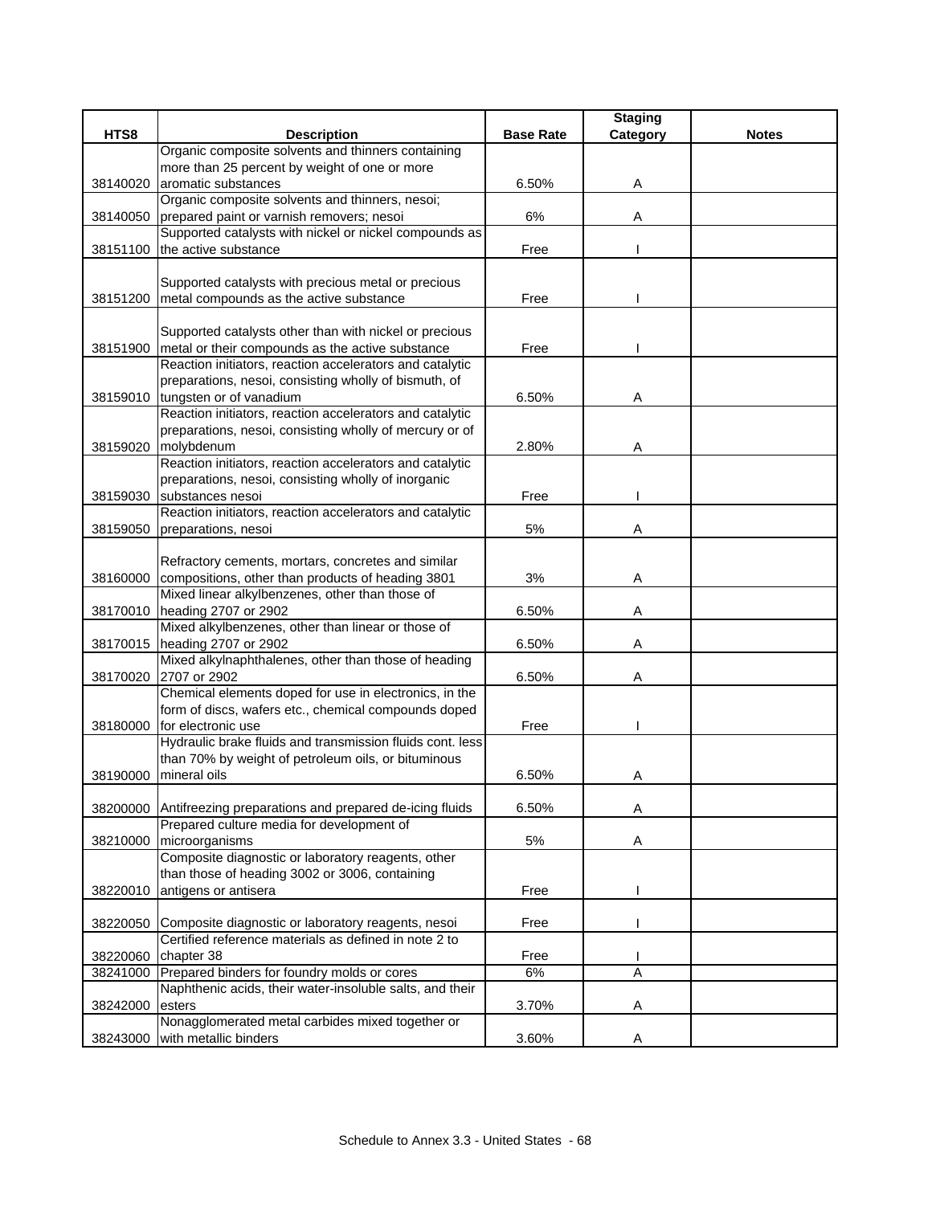| HTS8 | Description | Base Rate | Staging Category | Notes |
|---|---|---|---|---|
| 38140020 | Organic composite solvents and thinners containing more than 25 percent by weight of one or more aromatic substances | 6.50% | A | |
| 38140050 | Organic composite solvents and thinners, nesoi; prepared paint or varnish removers; nesoi | 6% | A | |
| 38151100 | Supported catalysts with nickel or nickel compounds as the active substance | Free | I | |
| 38151200 | Supported catalysts with precious metal or precious metal compounds as the active substance | Free | I | |
| 38151900 | Supported catalysts other than with nickel or precious metal or their compounds as the active substance | Free | I | |
| 38159010 | Reaction initiators, reaction accelerators and catalytic preparations, nesoi, consisting wholly of bismuth, of tungsten or of vanadium | 6.50% | A | |
| 38159020 | Reaction initiators, reaction accelerators and catalytic preparations, nesoi, consisting wholly of mercury or of molybdenum | 2.80% | A | |
| 38159030 | Reaction initiators, reaction accelerators and catalytic preparations, nesoi, consisting wholly of inorganic substances nesoi | Free | I | |
| 38159050 | Reaction initiators, reaction accelerators and catalytic preparations, nesoi | 5% | A | |
| 38160000 | Refractory cements, mortars, concretes and similar compositions, other than products of heading 3801 | 3% | A | |
| 38170010 | Mixed linear alkylbenzenes, other than those of heading 2707 or 2902 | 6.50% | A | |
| 38170015 | Mixed alkylbenzenes, other than linear or those of heading 2707 or 2902 | 6.50% | A | |
| 38170020 | Mixed alkylnaphthalenes, other than those of heading 2707 or 2902 | 6.50% | A | |
| 38180000 | Chemical elements doped for use in electronics, in the form of discs, wafers etc., chemical compounds doped for electronic use | Free | I | |
| 38190000 | Hydraulic brake fluids and transmission fluids cont. less than 70% by weight of petroleum oils, or bituminous mineral oils | 6.50% | A | |
| 38200000 | Antifreezing preparations and prepared de-icing fluids | 6.50% | A | |
| 38210000 | Prepared culture media for development of microorganisms | 5% | A | |
| 38220010 | Composite diagnostic or laboratory reagents, other than those of heading 3002 or 3006, containing antigens or antisera | Free | I | |
| 38220050 | Composite diagnostic or laboratory reagents, nesoi | Free | I | |
| 38220060 | Certified reference materials as defined in note 2 to chapter 38 | Free | I | |
| 38241000 | Prepared binders for foundry molds or cores | 6% | A | |
| 38242000 | Naphthenic acids, their water-insoluble salts, and their esters | 3.70% | A | |
| 38243000 | Nonagglomerated metal carbides mixed together or with metallic binders | 3.60% | A | |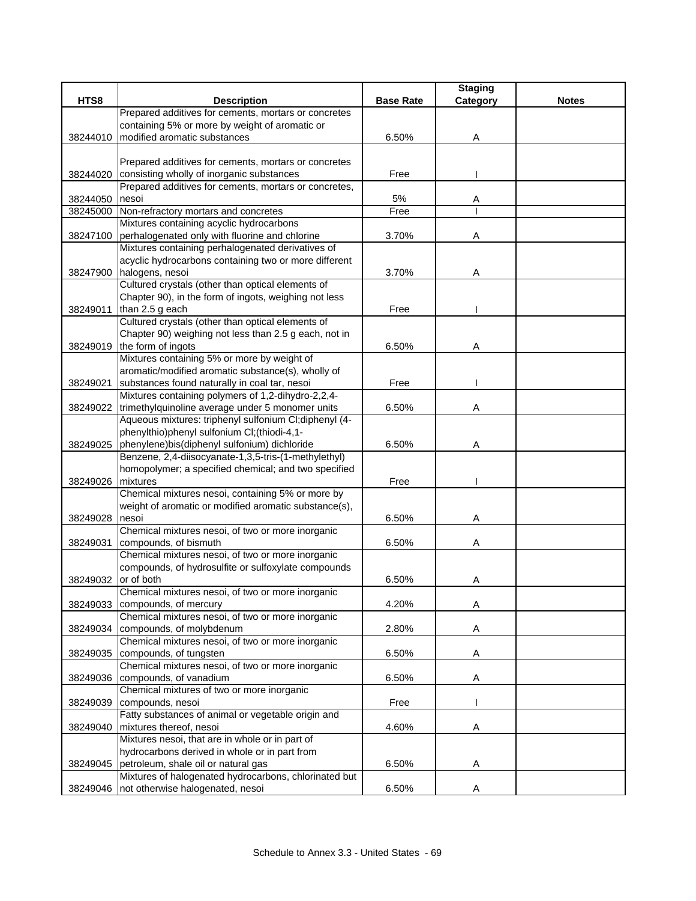| HTS8 | Description | Base Rate | Staging Category | Notes |
|---|---|---|---|---|
| 38244010 | Prepared additives for cements, mortars or concretes containing 5% or more by weight of aromatic or modified aromatic substances | 6.50% | A | |
| 38244020 | Prepared additives for cements, mortars or concretes consisting wholly of inorganic substances | Free | I | |
| 38244050 | Prepared additives for cements, mortars or concretes, nesoi | 5% | A | |
| 38245000 | Non-refractory mortars and concretes | Free | I | |
| 38247100 | Mixtures containing acyclic hydrocarbons perhalogenated only with fluorine and chlorine | 3.70% | A | |
| 38247900 | Mixtures containing perhalogenated derivatives of acyclic hydrocarbons containing two or more different halogens, nesoi | 3.70% | A | |
| 38249011 | Cultured crystals (other than optical elements of Chapter 90), in the form of ingots, weighing not less than 2.5 g each | Free | I | |
| 38249019 | Cultured crystals (other than optical elements of Chapter 90) weighing not less than 2.5 g each, not in the form of ingots | 6.50% | A | |
| 38249021 | Mixtures containing 5% or more by weight of aromatic/modified aromatic substance(s), wholly of substances found naturally in coal tar, nesoi | Free | I | |
| 38249022 | Mixtures containing polymers of 1,2-dihydro-2,2,4-trimethylquinoline average under 5 monomer units | 6.50% | A | |
| 38249025 | Aqueous mixtures: triphenyl sulfonium Cl;diphenyl (4-phenylthio)phenyl sulfonium Cl;(thiodi-4,1-phenylene)bis(diphenyl sulfonium) dichloride | 6.50% | A | |
| 38249026 | Benzene, 2,4-diisocyanate-1,3,5-tris-(1-methylethyl) homopolymer; a specified chemical; and two specified mixtures | Free | I | |
| 38249028 | Chemical mixtures nesoi, containing 5% or more by weight of aromatic or modified aromatic substance(s), nesoi | 6.50% | A | |
| 38249031 | Chemical mixtures nesoi, of two or more inorganic compounds, of bismuth | 6.50% | A | |
| 38249032 | Chemical mixtures nesoi, of two or more inorganic compounds, of hydrosulfite or sulfoxylate compounds or of both | 6.50% | A | |
| 38249033 | Chemical mixtures nesoi, of two or more inorganic compounds, of mercury | 4.20% | A | |
| 38249034 | Chemical mixtures nesoi, of two or more inorganic compounds, of molybdenum | 2.80% | A | |
| 38249035 | Chemical mixtures nesoi, of two or more inorganic compounds, of tungsten | 6.50% | A | |
| 38249036 | Chemical mixtures nesoi, of two or more inorganic compounds, of vanadium | 6.50% | A | |
| 38249039 | Chemical mixtures of two or more inorganic compounds, nesoi | Free | I | |
| 38249040 | Fatty substances of animal or vegetable origin and mixtures thereof, nesoi | 4.60% | A | |
| 38249045 | Mixtures nesoi, that are in whole or in part of hydrocarbons derived in whole or in part from petroleum, shale oil or natural gas | 6.50% | A | |
| 38249046 | Mixtures of halogenated hydrocarbons, chlorinated but not otherwise halogenated, nesoi | 6.50% | A | |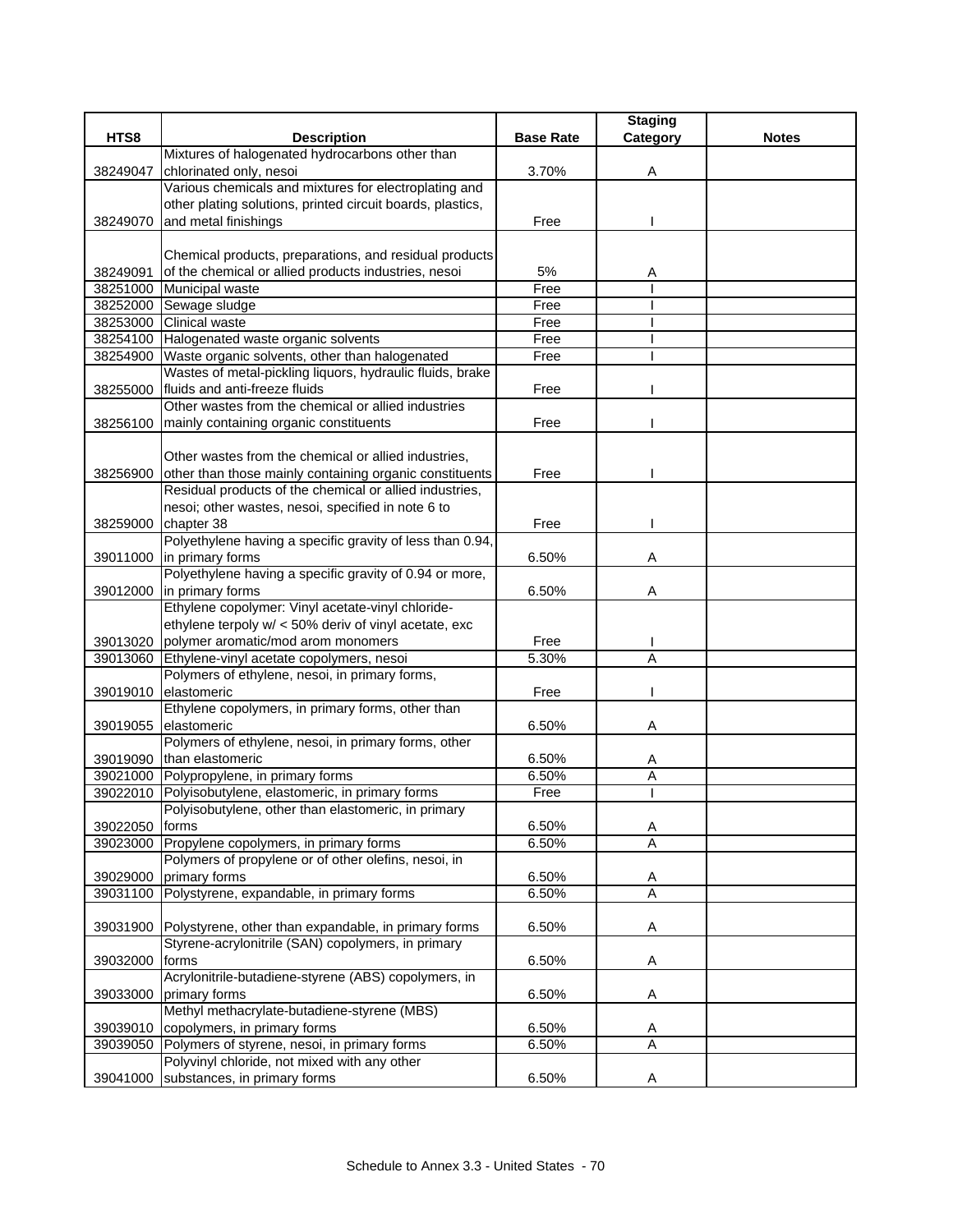| HTS8 | Description | Base Rate | Staging Category | Notes |
|---|---|---|---|---|
| 38249047 | Mixtures of halogenated hydrocarbons other than chlorinated only, nesoi | 3.70% | A | |
| 38249070 | Various chemicals and mixtures for electroplating and other plating solutions, printed circuit boards, plastics, and metal finishings | Free | I | |
| 38249091 | Chemical products, preparations, and residual products of the chemical or allied products industries, nesoi | 5% | A | |
| 38251000 | Municipal waste | Free | I | |
| 38252000 | Sewage sludge | Free | I | |
| 38253000 | Clinical waste | Free | I | |
| 38254100 | Halogenated waste organic solvents | Free | I | |
| 38254900 | Waste organic solvents, other than halogenated | Free | I | |
| 38255000 | Wastes of metal-pickling liquors, hydraulic fluids, brake fluids and anti-freeze fluids | Free | I | |
| 38256100 | Other wastes from the chemical or allied industries mainly containing organic constituents | Free | I | |
| 38256900 | Other wastes from the chemical or allied industries, other than those mainly containing organic constituents | Free | I | |
| 38259000 | Residual products of the chemical or allied industries, nesoi; other wastes, nesoi, specified in note 6 to chapter 38 | Free | I | |
| 39011000 | Polyethylene having a specific gravity of less than 0.94, in primary forms | 6.50% | A | |
| 39012000 | Polyethylene having a specific gravity of 0.94 or more, in primary forms | 6.50% | A | |
| 39013020 | Ethylene copolymer: Vinyl acetate-vinyl chloride-ethylene terpoly w/ < 50% deriv of vinyl acetate, exc polymer aromatic/mod arom monomers | Free | I | |
| 39013060 | Ethylene-vinyl acetate copolymers, nesoi | 5.30% | A | |
| 39019010 | Polymers of ethylene, nesoi, in primary forms, elastomeric | Free | I | |
| 39019055 | Ethylene copolymers, in primary forms, other than elastomeric | 6.50% | A | |
| 39019090 | Polymers of ethylene, nesoi, in primary forms, other than elastomeric | 6.50% | A | |
| 39021000 | Polypropylene, in primary forms | 6.50% | A | |
| 39022010 | Polyisobutylene, elastomeric, in primary forms | Free | I | |
| 39022050 | Polyisobutylene, other than elastomeric, in primary forms | 6.50% | A | |
| 39023000 | Propylene copolymers, in primary forms | 6.50% | A | |
| 39029000 | Polymers of propylene or of other olefins, nesoi, in primary forms | 6.50% | A | |
| 39031100 | Polystyrene, expandable, in primary forms | 6.50% | A | |
| 39031900 | Polystyrene, other than expandable, in primary forms | 6.50% | A | |
| 39032000 | Styrene-acrylonitrile (SAN) copolymers, in primary forms | 6.50% | A | |
| 39033000 | Acrylonitrile-butadiene-styrene (ABS) copolymers, in primary forms | 6.50% | A | |
| 39039010 | Methyl methacrylate-butadiene-styrene (MBS) copolymers, in primary forms | 6.50% | A | |
| 39039050 | Polymers of styrene, nesoi, in primary forms | 6.50% | A | |
| 39041000 | Polyvinyl chloride, not mixed with any other substances, in primary forms | 6.50% | A | |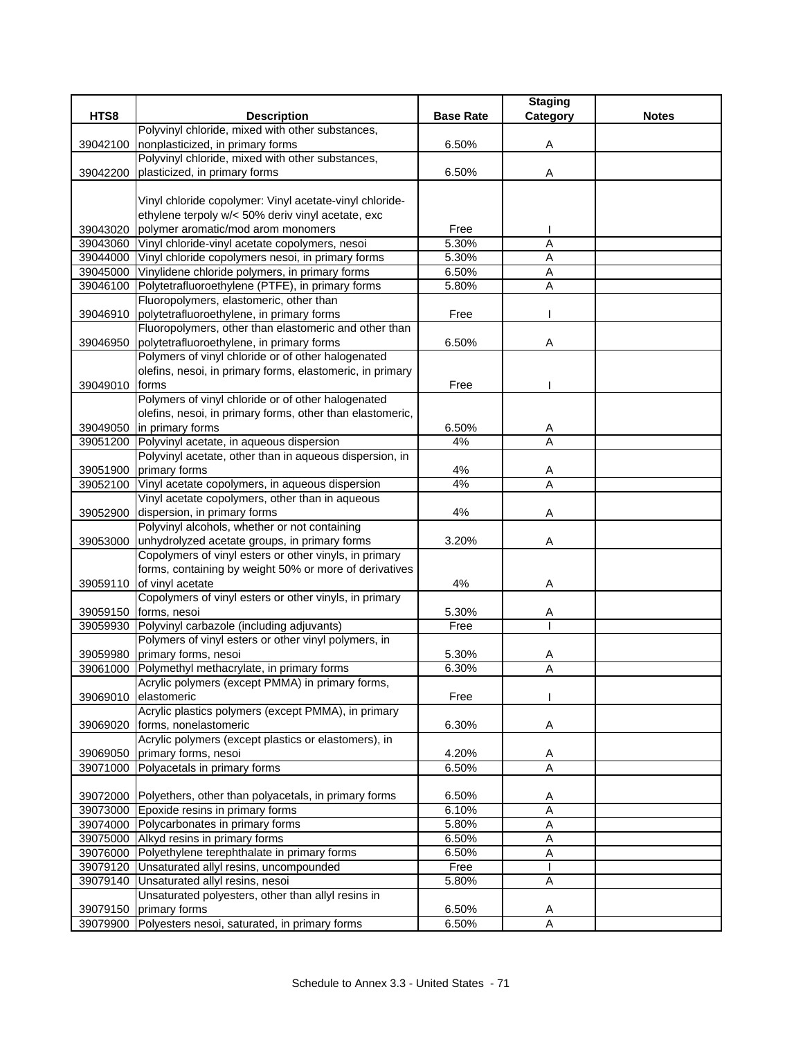| HTS8 | Description | Base Rate | Staging Category | Notes |
|---|---|---|---|---|
| 39042100 | Polyvinyl chloride, mixed with other substances, nonplasticized, in primary forms | 6.50% | A | |
| 39042200 | Polyvinyl chloride, mixed with other substances, plasticized, in primary forms | 6.50% | A | |
| 39043020 | Vinyl chloride copolymer: Vinyl acetate-vinyl chloride-ethylene terpoly w/< 50% deriv vinyl acetate, exc polymer aromatic/mod arom monomers | Free | I | |
| 39043060 | Vinyl chloride-vinyl acetate copolymers, nesoi | 5.30% | A | |
| 39044000 | Vinyl chloride copolymers nesoi, in primary forms | 5.30% | A | |
| 39045000 | Vinylidene chloride polymers, in primary forms | 6.50% | A | |
| 39046100 | Polytetrafluoroethylene (PTFE), in primary forms | 5.80% | A | |
| 39046910 | Fluoropolymers, elastomeric, other than polytetrafluoroethylene, in primary forms | Free | I | |
| 39046950 | Fluoropolymers, other than elastomeric and other than polytetrafluoroethylene, in primary forms | 6.50% | A | |
| 39049010 | Polymers of vinyl chloride or of other halogenated olefins, nesoi, in primary forms, elastomeric, in primary forms | Free | I | |
| 39049050 | Polymers of vinyl chloride or of other halogenated olefins, nesoi, in primary forms, other than elastomeric, in primary forms | 6.50% | A | |
| 39051200 | Polyvinyl acetate, in aqueous dispersion | 4% | A | |
| 39051900 | Polyvinyl acetate, other than in aqueous dispersion, in primary forms | 4% | A | |
| 39052100 | Vinyl acetate copolymers, in aqueous dispersion | 4% | A | |
| 39052900 | Vinyl acetate copolymers, other than in aqueous dispersion, in primary forms | 4% | A | |
| 39053000 | Polyvinyl alcohols, whether or not containing unhydrolyzed acetate groups, in primary forms | 3.20% | A | |
| 39059110 | Copolymers of vinyl esters or other vinyls, in primary forms, containing by weight 50% or more of derivatives of vinyl acetate | 4% | A | |
| 39059150 | Copolymers of vinyl esters or other vinyls, in primary forms, nesoi | 5.30% | A | |
| 39059930 | Polyvinyl carbazole (including adjuvants) | Free | I | |
| 39059980 | Polymers of vinyl esters or other vinyl polymers, in primary forms, nesoi | 5.30% | A | |
| 39061000 | Polymethyl methacrylate, in primary forms | 6.30% | A | |
| 39069010 | Acrylic polymers (except PMMA) in primary forms, elastomeric | Free | I | |
| 39069020 | Acrylic plastics polymers (except PMMA), in primary forms, nonelastomeric | 6.30% | A | |
| 39069050 | Acrylic polymers (except plastics or elastomers), in primary forms, nesoi | 4.20% | A | |
| 39071000 | Polyacetals in primary forms | 6.50% | A | |
| 39072000 | Polyethers, other than polyacetals, in primary forms | 6.50% | A | |
| 39073000 | Epoxide resins in primary forms | 6.10% | A | |
| 39074000 | Polycarbonates in primary forms | 5.80% | A | |
| 39075000 | Alkyd resins in primary forms | 6.50% | A | |
| 39076000 | Polyethylene terephthalate in primary forms | 6.50% | A | |
| 39079120 | Unsaturated allyl resins, uncompounded | Free | I | |
| 39079140 | Unsaturated allyl resins, nesoi | 5.80% | A | |
| 39079150 | Unsaturated polyesters, other than allyl resins in primary forms | 6.50% | A | |
| 39079900 | Polyesters nesoi, saturated, in primary forms | 6.50% | A | |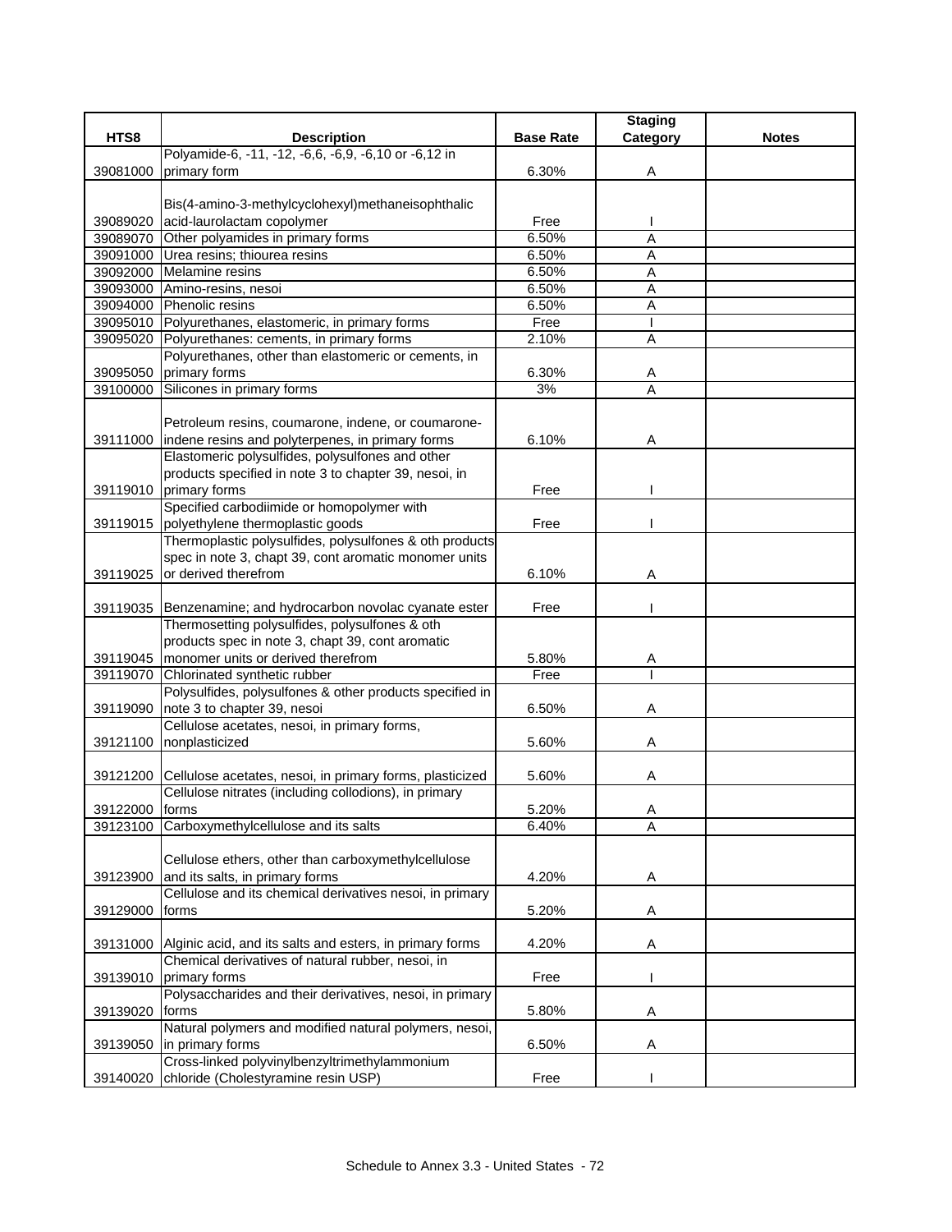| HTS8 | Description | Base Rate | Staging Category | Notes |
|---|---|---|---|---|
| 39081000 | Polyamide-6, -11, -12, -6,6, -6,9, -6,10 or -6,12 in primary form | 6.30% | A | |
| 39089020 | Bis(4-amino-3-methylcyclohexyl)methaneisophthalic acid-laurolactam copolymer | Free | I | |
| 39089070 | Other polyamides in primary forms | 6.50% | A | |
| 39091000 | Urea resins; thiourea resins | 6.50% | A | |
| 39092000 | Melamine resins | 6.50% | A | |
| 39093000 | Amino-resins, nesoi | 6.50% | A | |
| 39094000 | Phenolic resins | 6.50% | A | |
| 39095010 | Polyurethanes, elastomeric, in primary forms | Free | I | |
| 39095020 | Polyurethanes: cements, in primary forms | 2.10% | A | |
| 39095050 | Polyurethanes, other than elastomeric or cements, in primary forms | 6.30% | A | |
| 39100000 | Silicones in primary forms | 3% | A | |
| 39111000 | Petroleum resins, coumarone, indene, or coumarone-indene resins and polyterpenes, in primary forms | 6.10% | A | |
| 39119010 | Elastomeric polysulfides, polysulfones and other products specified in note 3 to chapter 39, nesoi, in primary forms | Free | I | |
| 39119015 | Specified carbodiimide or homopolymer with polyethylene thermoplastic goods | Free | I | |
| 39119025 | Thermoplastic polysulfides, polysulfones & oth products spec in note 3, chapt 39, cont aromatic monomer units or derived therefrom | 6.10% | A | |
| 39119035 | Benzenamine; and hydrocarbon novolac cyanate ester | Free | I | |
| 39119045 | Thermosetting polysulfides, polysulfones & oth products spec in note 3, chapt 39, cont aromatic monomer units or derived therefrom | 5.80% | A | |
| 39119070 | Chlorinated synthetic rubber | Free | I | |
| 39119090 | Polysulfides, polysulfones & other products specified in note 3 to chapter 39, nesoi | 6.50% | A | |
| 39121100 | Cellulose acetates, nesoi, in primary forms, nonplasticized | 5.60% | A | |
| 39121200 | Cellulose acetates, nesoi, in primary forms, plasticized | 5.60% | A | |
| 39122000 | Cellulose nitrates (including collodions), in primary forms | 5.20% | A | |
| 39123100 | Carboxymethylcellulose and its salts | 6.40% | A | |
| 39123900 | Cellulose ethers, other than carboxymethylcellulose and its salts, in primary forms | 4.20% | A | |
| 39129000 | Cellulose and its chemical derivatives nesoi, in primary forms | 5.20% | A | |
| 39131000 | Alginic acid, and its salts and esters, in primary forms | 4.20% | A | |
| 39139010 | Chemical derivatives of natural rubber, nesoi, in primary forms | Free | I | |
| 39139020 | Polysaccharides and their derivatives, nesoi, in primary forms | 5.80% | A | |
| 39139050 | Natural polymers and modified natural polymers, nesoi, in primary forms | 6.50% | A | |
| 39140020 | Cross-linked polyvinylbenzyltrimethylammonium chloride (Cholestyramine resin USP) | Free | I | |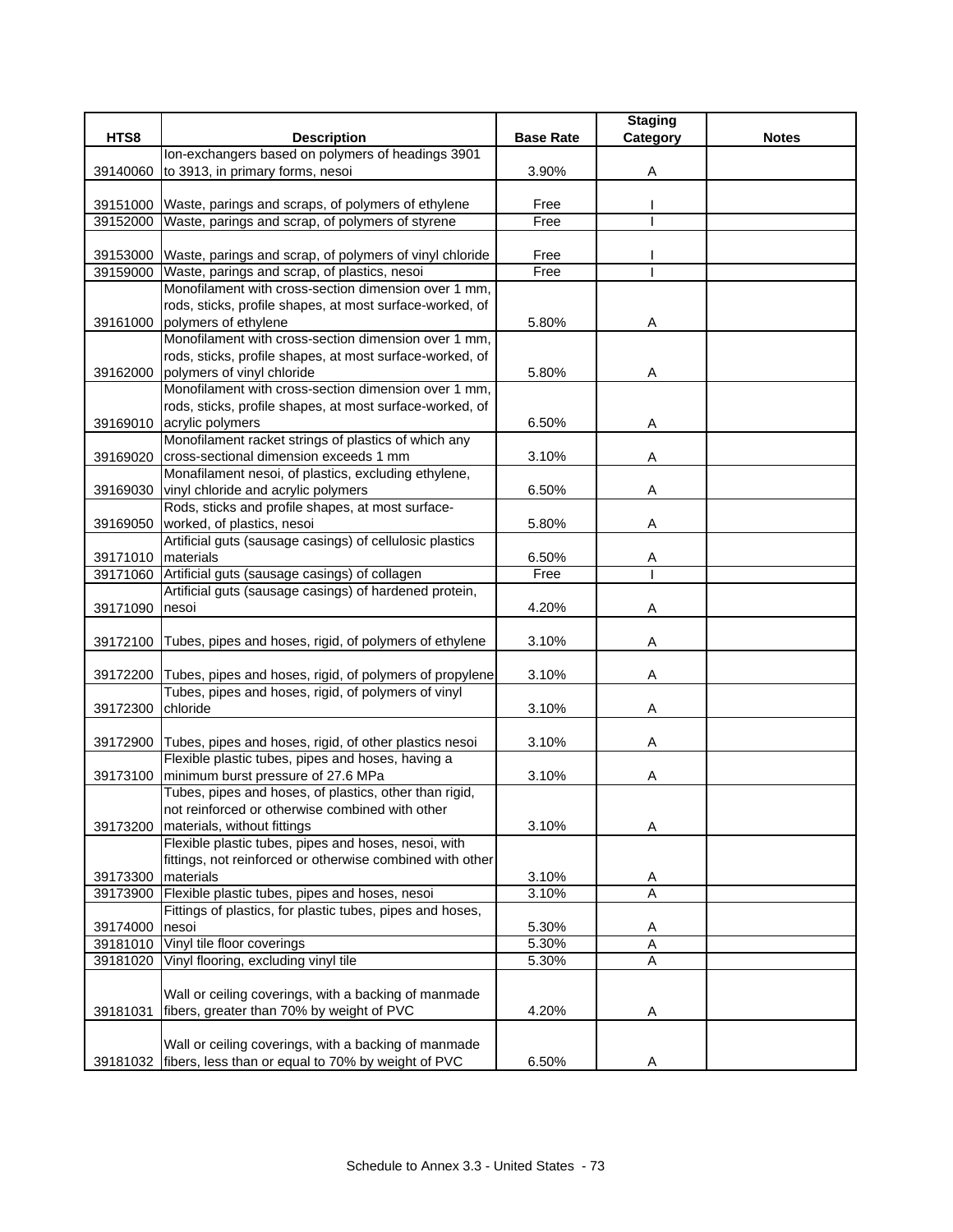| HTS8 | Description | Base Rate | Staging Category | Notes |
|---|---|---|---|---|
| 39140060 | Ion-exchangers based on polymers of headings 3901 to 3913, in primary forms, nesoi | 3.90% | A | |
| 39151000 | Waste, parings and scraps, of polymers of ethylene | Free | I | |
| 39152000 | Waste, parings and scrap, of polymers of styrene | Free | I | |
| 39153000 | Waste, parings and scrap, of polymers of vinyl chloride | Free | I | |
| 39159000 | Waste, parings and scrap, of plastics, nesoi | Free | I | |
| 39161000 | Monofilament with cross-section dimension over 1 mm, rods, sticks, profile shapes, at most surface-worked, of polymers of ethylene | 5.80% | A | |
| 39162000 | Monofilament with cross-section dimension over 1 mm, rods, sticks, profile shapes, at most surface-worked, of polymers of vinyl chloride | 5.80% | A | |
| 39169010 | Monofilament with cross-section dimension over 1 mm, rods, sticks, profile shapes, at most surface-worked, of acrylic polymers | 6.50% | A | |
| 39169020 | Monofilament racket strings of plastics of which any cross-sectional dimension exceeds 1 mm | 3.10% | A | |
| 39169030 | Monafilament nesoi, of plastics, excluding ethylene, vinyl chloride and acrylic polymers | 6.50% | A | |
| 39169050 | Rods, sticks and profile shapes, at most surface-worked, of plastics, nesoi | 5.80% | A | |
| 39171010 | Artificial guts (sausage casings) of cellulosic plastics materials | 6.50% | A | |
| 39171060 | Artificial guts (sausage casings) of collagen | Free | I | |
| 39171090 | Artificial guts (sausage casings) of hardened protein, nesoi | 4.20% | A | |
| 39172100 | Tubes, pipes and hoses, rigid, of polymers of ethylene | 3.10% | A | |
| 39172200 | Tubes, pipes and hoses, rigid, of polymers of propylene | 3.10% | A | |
| 39172300 | Tubes, pipes and hoses, rigid, of polymers of vinyl chloride | 3.10% | A | |
| 39172900 | Tubes, pipes and hoses, rigid, of other plastics nesoi | 3.10% | A | |
| 39173100 | Flexible plastic tubes, pipes and hoses, having a minimum burst pressure of 27.6 MPa | 3.10% | A | |
| 39173200 | Tubes, pipes and hoses, of plastics, other than rigid, not reinforced or otherwise combined with other materials, without fittings | 3.10% | A | |
| 39173300 | Flexible plastic tubes, pipes and hoses, nesoi, with fittings, not reinforced or otherwise combined with other materials | 3.10% | A | |
| 39173900 | Flexible plastic tubes, pipes and hoses, nesoi | 3.10% | A | |
| 39174000 | Fittings of plastics, for plastic tubes, pipes and hoses, nesoi | 5.30% | A | |
| 39181010 | Vinyl tile floor coverings | 5.30% | A | |
| 39181020 | Vinyl flooring, excluding vinyl tile | 5.30% | A | |
| 39181031 | Wall or ceiling coverings, with a backing of manmade fibers, greater than 70% by weight of PVC | 4.20% | A | |
| 39181032 | Wall or ceiling coverings, with a backing of manmade fibers, less than or equal to 70% by weight of PVC | 6.50% | A | |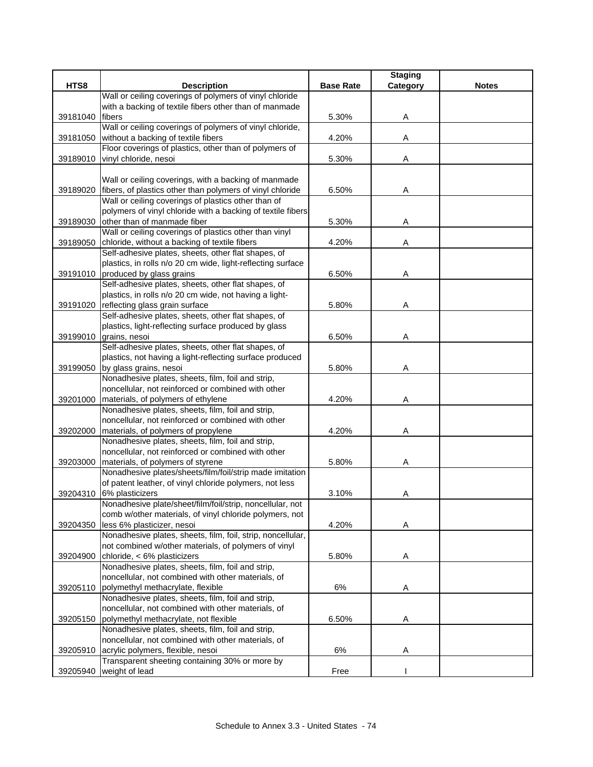| HTS8 | Description | Base Rate | Staging Category | Notes |
|---|---|---|---|---|
| 39181040 | Wall or ceiling coverings of polymers of vinyl chloride with a backing of textile fibers other than of manmade fibers | 5.30% | A | |
| 39181050 | Wall or ceiling coverings of polymers of vinyl chloride, without a backing of textile fibers | 4.20% | A | |
| 39189010 | Floor coverings of plastics, other than of polymers of vinyl chloride, nesoi | 5.30% | A | |
| 39189020 | Wall or ceiling coverings, with a backing of manmade fibers, of plastics other than polymers of vinyl chloride | 6.50% | A | |
| 39189030 | Wall or ceiling coverings of plastics other than of polymers of vinyl chloride with a backing of textile fibers other than of manmade fiber | 5.30% | A | |
| 39189050 | Wall or ceiling coverings of plastics other than vinyl chloride, without a backing of textile fibers | 4.20% | A | |
| 39191010 | Self-adhesive plates, sheets, other flat shapes, of plastics, in rolls n/o 20 cm wide, light-reflecting surface produced by glass grains | 6.50% | A | |
| 39191020 | Self-adhesive plates, sheets, other flat shapes, of plastics, in rolls n/o 20 cm wide, not having a light-reflecting glass grain surface | 5.80% | A | |
| 39199010 | Self-adhesive plates, sheets, other flat shapes, of plastics, light-reflecting surface produced by glass grains, nesoi | 6.50% | A | |
| 39199050 | Self-adhesive plates, sheets, other flat shapes, of plastics, not having a light-reflecting surface produced by glass grains, nesoi | 5.80% | A | |
| 39201000 | Nonadhesive plates, sheets, film, foil and strip, noncellular, not reinforced or combined with other materials, of polymers of ethylene | 4.20% | A | |
| 39202000 | Nonadhesive plates, sheets, film, foil and strip, noncellular, not reinforced or combined with other materials, of polymers of propylene | 4.20% | A | |
| 39203000 | Nonadhesive plates, sheets, film, foil and strip, noncellular, not reinforced or combined with other materials, of polymers of styrene | 5.80% | A | |
| 39204310 | Nonadhesive plates/sheets/film/foil/strip made imitation of patent leather, of vinyl chloride polymers, not less 6% plasticizers | 3.10% | A | |
| 39204350 | Nonadhesive plate/sheet/film/foil/strip, noncellular, not comb w/other materials, of vinyl chloride polymers, not less 6% plasticizer, nesoi | 4.20% | A | |
| 39204900 | Nonadhesive plates, sheets, film, foil, strip, noncellular, not combined w/other materials, of polymers of vinyl chloride, < 6% plasticizers | 5.80% | A | |
| 39205110 | Nonadhesive plates, sheets, film, foil and strip, noncellular, not combined with other materials, of polymethyl methacrylate, flexible | 6% | A | |
| 39205150 | Nonadhesive plates, sheets, film, foil and strip, noncellular, not combined with other materials, of polymethyl methacrylate, not flexible | 6.50% | A | |
| 39205910 | Nonadhesive plates, sheets, film, foil and strip, noncellular, not combined with other materials, of acrylic polymers, flexible, nesoi | 6% | A | |
| 39205940 | Transparent sheeting containing 30% or more by weight of lead | Free | I | |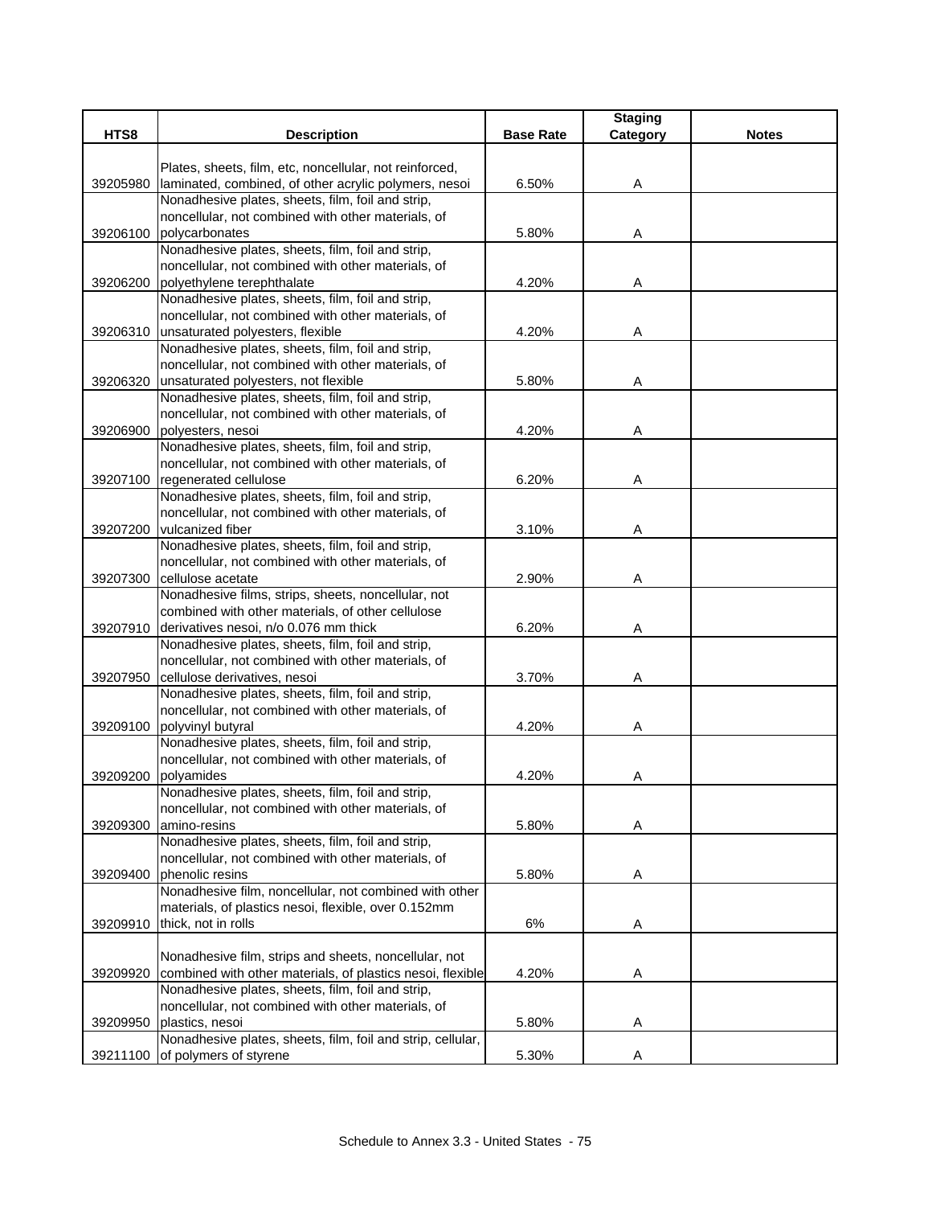| HTS8 | Description | Base Rate | Staging Category | Notes |
|---|---|---|---|---|
| 39205980 | Plates, sheets, film, etc, noncellular, not reinforced, laminated, combined, of other acrylic polymers, nesoi | 6.50% | A | |
| 39206100 | Nonadhesive plates, sheets, film, foil and strip, noncellular, not combined with other materials, of polycarbonates | 5.80% | A | |
| 39206200 | Nonadhesive plates, sheets, film, foil and strip, noncellular, not combined with other materials, of polyethylene terephthalate | 4.20% | A | |
| 39206310 | Nonadhesive plates, sheets, film, foil and strip, noncellular, not combined with other materials, of unsaturated polyesters, flexible | 4.20% | A | |
| 39206320 | Nonadhesive plates, sheets, film, foil and strip, noncellular, not combined with other materials, of unsaturated polyesters, not flexible | 5.80% | A | |
| 39206900 | Nonadhesive plates, sheets, film, foil and strip, noncellular, not combined with other materials, of polyesters, nesoi | 4.20% | A | |
| 39207100 | Nonadhesive plates, sheets, film, foil and strip, noncellular, not combined with other materials, of regenerated cellulose | 6.20% | A | |
| 39207200 | Nonadhesive plates, sheets, film, foil and strip, noncellular, not combined with other materials, of vulcanized fiber | 3.10% | A | |
| 39207300 | Nonadhesive plates, sheets, film, foil and strip, noncellular, not combined with other materials, of cellulose acetate | 2.90% | A | |
| 39207910 | Nonadhesive films, strips, sheets, noncellular, not combined with other materials, of other cellulose derivatives nesoi, n/o 0.076 mm thick | 6.20% | A | |
| 39207950 | Nonadhesive plates, sheets, film, foil and strip, noncellular, not combined with other materials, of cellulose derivatives, nesoi | 3.70% | A | |
| 39209100 | Nonadhesive plates, sheets, film, foil and strip, noncellular, not combined with other materials, of polyvinyl butyral | 4.20% | A | |
| 39209200 | Nonadhesive plates, sheets, film, foil and strip, noncellular, not combined with other materials, of polyamides | 4.20% | A | |
| 39209300 | Nonadhesive plates, sheets, film, foil and strip, noncellular, not combined with other materials, of amino-resins | 5.80% | A | |
| 39209400 | Nonadhesive plates, sheets, film, foil and strip, noncellular, not combined with other materials, of phenolic resins | 5.80% | A | |
| 39209910 | Nonadhesive film, noncellular, not combined with other materials, of plastics nesoi, flexible, over 0.152mm thick, not in rolls | 6% | A | |
| 39209920 | Nonadhesive film, strips and sheets, noncellular, not combined with other materials, of plastics nesoi, flexible | 4.20% | A | |
| 39209950 | Nonadhesive plates, sheets, film, foil and strip, noncellular, not combined with other materials, of plastics, nesoi | 5.80% | A | |
| 39211100 | Nonadhesive plates, sheets, film, foil and strip, cellular, of polymers of styrene | 5.30% | A | |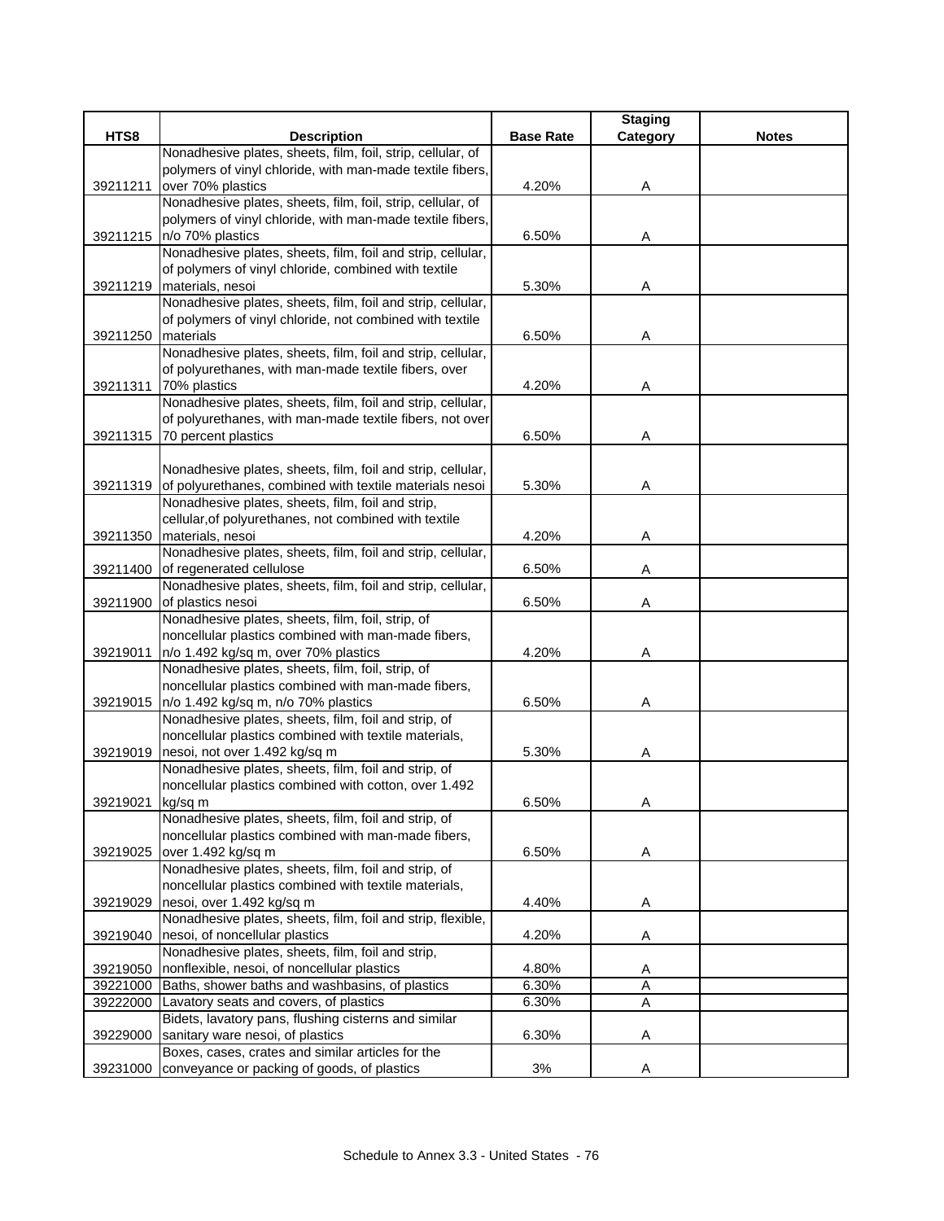| HTS8 | Description | Base Rate | Staging Category | Notes |
|---|---|---|---|---|
| 39211211 | Nonadhesive plates, sheets, film, foil, strip, cellular, of polymers of vinyl chloride, with man-made textile fibers, over 70% plastics | 4.20% | A | |
| 39211215 | Nonadhesive plates, sheets, film, foil, strip, cellular, of polymers of vinyl chloride, with man-made textile fibers, n/o 70% plastics | 6.50% | A | |
| 39211219 | Nonadhesive plates, sheets, film, foil and strip, cellular, of polymers of vinyl chloride, combined with textile materials, nesoi | 5.30% | A | |
| 39211250 | Nonadhesive plates, sheets, film, foil and strip, cellular, of polymers of vinyl chloride, not combined with textile materials | 6.50% | A | |
| 39211311 | Nonadhesive plates, sheets, film, foil and strip, cellular, of polyurethanes, with man-made textile fibers, over 70% plastics | 4.20% | A | |
| 39211315 | Nonadhesive plates, sheets, film, foil and strip, cellular, of polyurethanes, with man-made textile fibers, not over 70 percent plastics | 6.50% | A | |
| 39211319 | Nonadhesive plates, sheets, film, foil and strip, cellular, of polyurethanes, combined with textile materials nesoi | 5.30% | A | |
| 39211350 | Nonadhesive plates, sheets, film, foil and strip, cellular,of polyurethanes, not combined with textile materials, nesoi | 4.20% | A | |
| 39211400 | Nonadhesive plates, sheets, film, foil and strip, cellular, of regenerated cellulose | 6.50% | A | |
| 39211900 | Nonadhesive plates, sheets, film, foil and strip, cellular, of plastics nesoi | 6.50% | A | |
| 39219011 | Nonadhesive plates, sheets, film, foil, strip, of noncellular plastics combined with man-made fibers, n/o 1.492 kg/sq m, over 70% plastics | 4.20% | A | |
| 39219015 | Nonadhesive plates, sheets, film, foil, strip, of noncellular plastics combined with man-made fibers, n/o 1.492 kg/sq m, n/o 70% plastics | 6.50% | A | |
| 39219019 | Nonadhesive plates, sheets, film, foil and strip, of noncellular plastics combined with textile materials, nesoi, not over 1.492 kg/sq m | 5.30% | A | |
| 39219021 | Nonadhesive plates, sheets, film, foil and strip, of noncellular plastics combined with cotton, over 1.492 kg/sq m | 6.50% | A | |
| 39219025 | Nonadhesive plates, sheets, film, foil and strip, of noncellular plastics combined with man-made fibers, over 1.492 kg/sq m | 6.50% | A | |
| 39219029 | Nonadhesive plates, sheets, film, foil and strip, of noncellular plastics combined with textile materials, nesoi, over 1.492 kg/sq m | 4.40% | A | |
| 39219040 | Nonadhesive plates, sheets, film, foil and strip, flexible, nesoi, of noncellular plastics | 4.20% | A | |
| 39219050 | Nonadhesive plates, sheets, film, foil and strip, nonflexible, nesoi, of noncellular plastics | 4.80% | A | |
| 39221000 | Baths, shower baths and washbasins, of plastics | 6.30% | A | |
| 39222000 | Lavatory seats and covers, of plastics | 6.30% | A | |
| 39229000 | Bidets, lavatory pans, flushing cisterns and similar sanitary ware nesoi, of plastics | 6.30% | A | |
| 39231000 | Boxes, cases, crates and similar articles for the conveyance or packing of goods, of plastics | 3% | A | |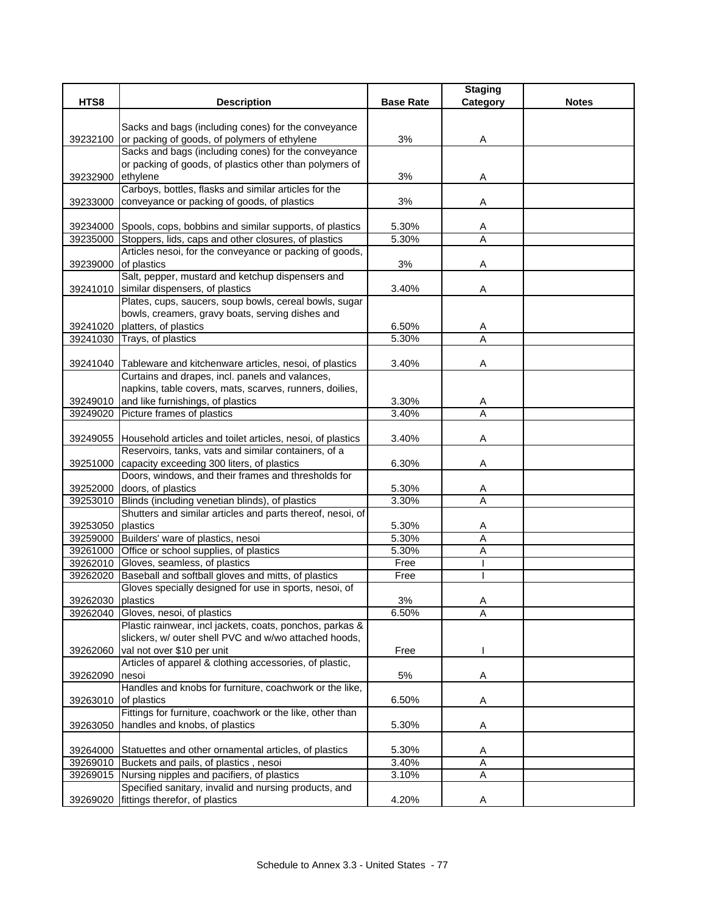| HTS8 | Description | Base Rate | Staging Category | Notes |
|---|---|---|---|---|
| 39232100 | Sacks and bags (including cones) for the conveyance or packing of goods, of polymers of ethylene | 3% | A | |
| 39232900 | Sacks and bags (including cones) for the conveyance or packing of goods, of plastics other than polymers of ethylene | 3% | A | |
| 39233000 | Carboys, bottles, flasks and similar articles for the conveyance or packing of goods, of plastics | 3% | A | |
| 39234000 | Spools, cops, bobbins and similar supports, of plastics | 5.30% | A | |
| 39235000 | Stoppers, lids, caps and other closures, of plastics | 5.30% | A | |
| 39239000 | Articles nesoi, for the conveyance or packing of goods, of plastics | 3% | A | |
| 39241010 | Salt, pepper, mustard and ketchup dispensers and similar dispensers, of plastics | 3.40% | A | |
| 39241020 | Plates, cups, saucers, soup bowls, cereal bowls, sugar bowls, creamers, gravy boats, serving dishes and platters, of plastics | 6.50% | A | |
| 39241030 | Trays, of plastics | 5.30% | A | |
| 39241040 | Tableware and kitchenware articles, nesoi, of plastics | 3.40% | A | |
| 39249010 | Curtains and drapes, incl. panels and valances, napkins, table covers, mats, scarves, runners, doilies, and like furnishings, of plastics | 3.30% | A | |
| 39249020 | Picture frames of plastics | 3.40% | A | |
| 39249055 | Household articles and toilet articles, nesoi, of plastics | 3.40% | A | |
| 39251000 | Reservoirs, tanks, vats and similar containers, of a capacity exceeding 300 liters, of plastics | 6.30% | A | |
| 39252000 | Doors, windows, and their frames and thresholds for doors, of plastics | 5.30% | A | |
| 39253010 | Blinds (including venetian blinds), of plastics | 3.30% | A | |
| 39253050 | Shutters and similar articles and parts thereof, nesoi, of plastics | 5.30% | A | |
| 39259000 | Builders' ware of plastics, nesoi | 5.30% | A | |
| 39261000 | Office or school supplies, of plastics | 5.30% | A | |
| 39262010 | Gloves, seamless, of plastics | Free | I | |
| 39262020 | Baseball and softball gloves and mitts, of plastics | Free | I | |
| 39262030 | Gloves specially designed for use in sports, nesoi, of plastics | 3% | A | |
| 39262040 | Gloves, nesoi, of plastics | 6.50% | A | |
| 39262060 | Plastic rainwear, incl jackets, coats, ponchos, parkas & slickers, w/ outer shell PVC and w/wo attached hoods, val not over $10 per unit | Free | I | |
| 39262090 | Articles of apparel & clothing accessories, of plastic, nesoi | 5% | A | |
| 39263010 | Handles and knobs for furniture, coachwork or the like, of plastics | 6.50% | A | |
| 39263050 | Fittings for furniture, coachwork or the like, other than handles and knobs, of plastics | 5.30% | A | |
| 39264000 | Statuettes and other ornamental articles, of plastics | 5.30% | A | |
| 39269010 | Buckets and pails, of plastics , nesoi | 3.40% | A | |
| 39269015 | Nursing nipples and pacifiers, of plastics | 3.10% | A | |
| 39269020 | Specified sanitary, invalid and nursing products, and fittings therefor, of plastics | 4.20% | A | |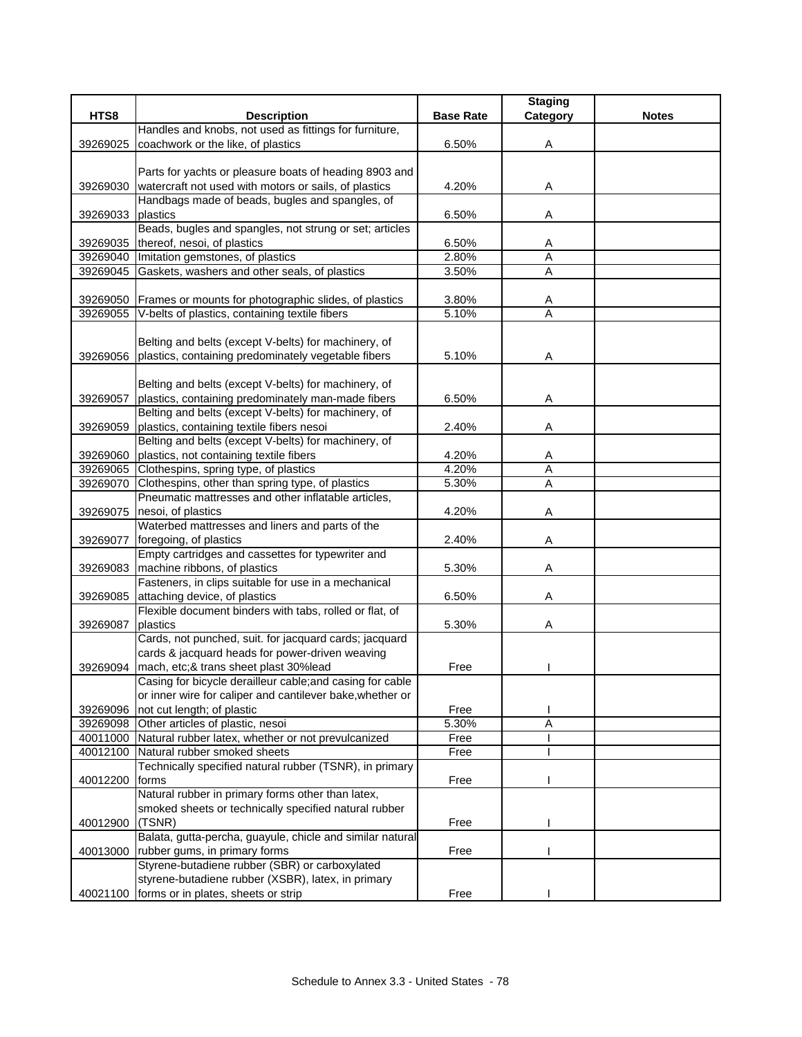| HTS8 | Description | Base Rate | Staging Category | Notes |
|---|---|---|---|---|
| 39269025 | Handles and knobs, not used as fittings for furniture, coachwork or the like, of plastics | 6.50% | A | |
| 39269030 | Parts for yachts or pleasure boats of heading 8903 and watercraft not used with motors or sails, of plastics | 4.20% | A | |
| 39269033 | Handbags made of beads, bugles and spangles, of plastics | 6.50% | A | |
| 39269035 | Beads, bugles and spangles, not strung or set; articles thereof, nesoi, of plastics | 6.50% | A | |
| 39269040 | Imitation gemstones, of plastics | 2.80% | A | |
| 39269045 | Gaskets, washers and other seals, of plastics | 3.50% | A | |
| 39269050 | Frames or mounts for photographic slides, of plastics | 3.80% | A | |
| 39269055 | V-belts of plastics, containing textile fibers | 5.10% | A | |
| 39269056 | Belting and belts (except V-belts) for machinery, of plastics, containing predominately vegetable fibers | 5.10% | A | |
| 39269057 | Belting and belts (except V-belts) for machinery, of plastics, containing predominately man-made fibers | 6.50% | A | |
| 39269059 | Belting and belts (except V-belts) for machinery, of plastics, containing textile fibers nesoi | 2.40% | A | |
| 39269060 | Belting and belts (except V-belts) for machinery, of plastics, not containing textile fibers | 4.20% | A | |
| 39269065 | Clothespins, spring type, of plastics | 4.20% | A | |
| 39269070 | Clothespins, other than spring type, of plastics | 5.30% | A | |
| 39269075 | Pneumatic mattresses and other inflatable articles, nesoi, of plastics | 4.20% | A | |
| 39269077 | Waterbed mattresses and liners and parts of the foregoing, of plastics | 2.40% | A | |
| 39269083 | Empty cartridges and cassettes for typewriter and machine ribbons, of plastics | 5.30% | A | |
| 39269085 | Fasteners, in clips suitable for use in a mechanical attaching device, of plastics | 6.50% | A | |
| 39269087 | Flexible document binders with tabs, rolled or flat, of plastics | 5.30% | A | |
| 39269094 | Cards, not punched, suit. for jacquard cards; jacquard cards & jacquard heads for power-driven weaving mach, etc;& trans sheet plast 30%lead | Free | I | |
| 39269096 | Casing for bicycle derailleur cable;and casing for cable or inner wire for caliper and cantilever bake,whether or not cut length; of plastic | Free | I | |
| 39269098 | Other articles of plastic, nesoi | 5.30% | A | |
| 40011000 | Natural rubber latex, whether or not prevulcanized | Free | I | |
| 40012100 | Natural rubber smoked sheets | Free | I | |
| 40012200 | Technically specified natural rubber (TSNR), in primary forms | Free | I | |
| 40012900 | Natural rubber in primary forms other than latex, smoked sheets or technically specified natural rubber (TSNR) | Free | I | |
| 40013000 | Balata, gutta-percha, guayule, chicle and similar natural rubber gums, in primary forms | Free | I | |
| 40021100 | Styrene-butadiene rubber (SBR) or carboxylated styrene-butadiene rubber (XSBR), latex, in primary forms or in plates, sheets or strip | Free | I | |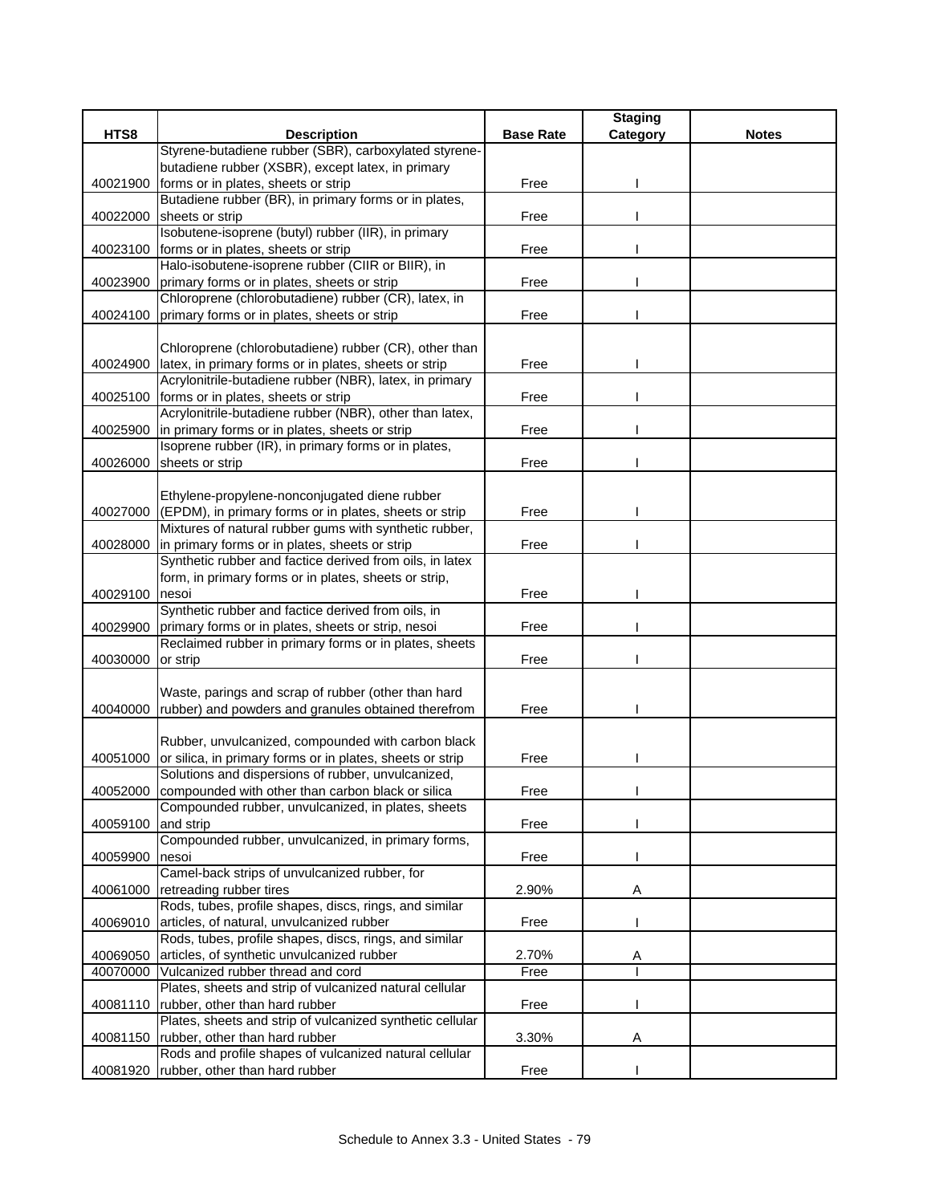| HTS8 | Description | Base Rate | Staging Category | Notes |
|---|---|---|---|---|
| 40021900 | Styrene-butadiene rubber (SBR), carboxylated styrene-butadiene rubber (XSBR), except latex, in primary forms or in plates, sheets or strip | Free | I | |
| 40022000 | Butadiene rubber (BR), in primary forms or in plates, sheets or strip | Free | I | |
| 40023100 | Isobutene-isoprene (butyl) rubber (IIR), in primary forms or in plates, sheets or strip | Free | I | |
| 40023900 | Halo-isobutene-isoprene rubber (CIIR or BIIR), in primary forms or in plates, sheets or strip | Free | I | |
| 40024100 | Chloroprene (chlorobutadiene) rubber (CR), latex, in primary forms or in plates, sheets or strip | Free | I | |
| 40024900 | Chloroprene (chlorobutadiene) rubber (CR), other than latex, in primary forms or in plates, sheets or strip | Free | I | |
| 40025100 | Acrylonitrile-butadiene rubber (NBR), latex, in primary forms or in plates, sheets or strip | Free | I | |
| 40025900 | Acrylonitrile-butadiene rubber (NBR), other than latex, in primary forms or in plates, sheets or strip | Free | I | |
| 40026000 | Isoprene rubber (IR), in primary forms or in plates, sheets or strip | Free | I | |
| 40027000 | Ethylene-propylene-nonconjugated diene rubber (EPDM), in primary forms or in plates, sheets or strip | Free | I | |
| 40028000 | Mixtures of natural rubber gums with synthetic rubber, in primary forms or in plates, sheets or strip | Free | I | |
| 40029100 | Synthetic rubber and factice derived from oils, in latex form, in primary forms or in plates, sheets or strip, nesoi | Free | I | |
| 40029900 | Synthetic rubber and factice derived from oils, in primary forms or in plates, sheets or strip, nesoi | Free | I | |
| 40030000 | Reclaimed rubber in primary forms or in plates, sheets or strip | Free | I | |
| 40040000 | Waste, parings and scrap of rubber (other than hard rubber) and powders and granules obtained therefrom | Free | I | |
| 40051000 | Rubber, unvulcanized, compounded with carbon black or silica, in primary forms or in plates, sheets or strip | Free | I | |
| 40052000 | Solutions and dispersions of rubber, unvulcanized, compounded with other than carbon black or silica | Free | I | |
| 40059100 | Compounded rubber, unvulcanized, in plates, sheets and strip | Free | I | |
| 40059900 | Compounded rubber, unvulcanized, in primary forms, nesoi | Free | I | |
| 40061000 | Camel-back strips of unvulcanized rubber, for retreading rubber tires | 2.90% | A | |
| 40069010 | Rods, tubes, profile shapes, discs, rings, and similar articles, of natural, unvulcanized rubber | Free | I | |
| 40069050 | Rods, tubes, profile shapes, discs, rings, and similar articles, of synthetic unvulcanized rubber | 2.70% | A | |
| 40070000 | Vulcanized rubber thread and cord | Free | I | |
| 40081110 | Plates, sheets and strip of vulcanized natural cellular rubber, other than hard rubber | Free | I | |
| 40081150 | Plates, sheets and strip of vulcanized synthetic cellular rubber, other than hard rubber | 3.30% | A | |
| 40081920 | Rods and profile shapes of vulcanized natural cellular rubber, other than hard rubber | Free | I | |

Schedule to Annex 3.3 - United States - 79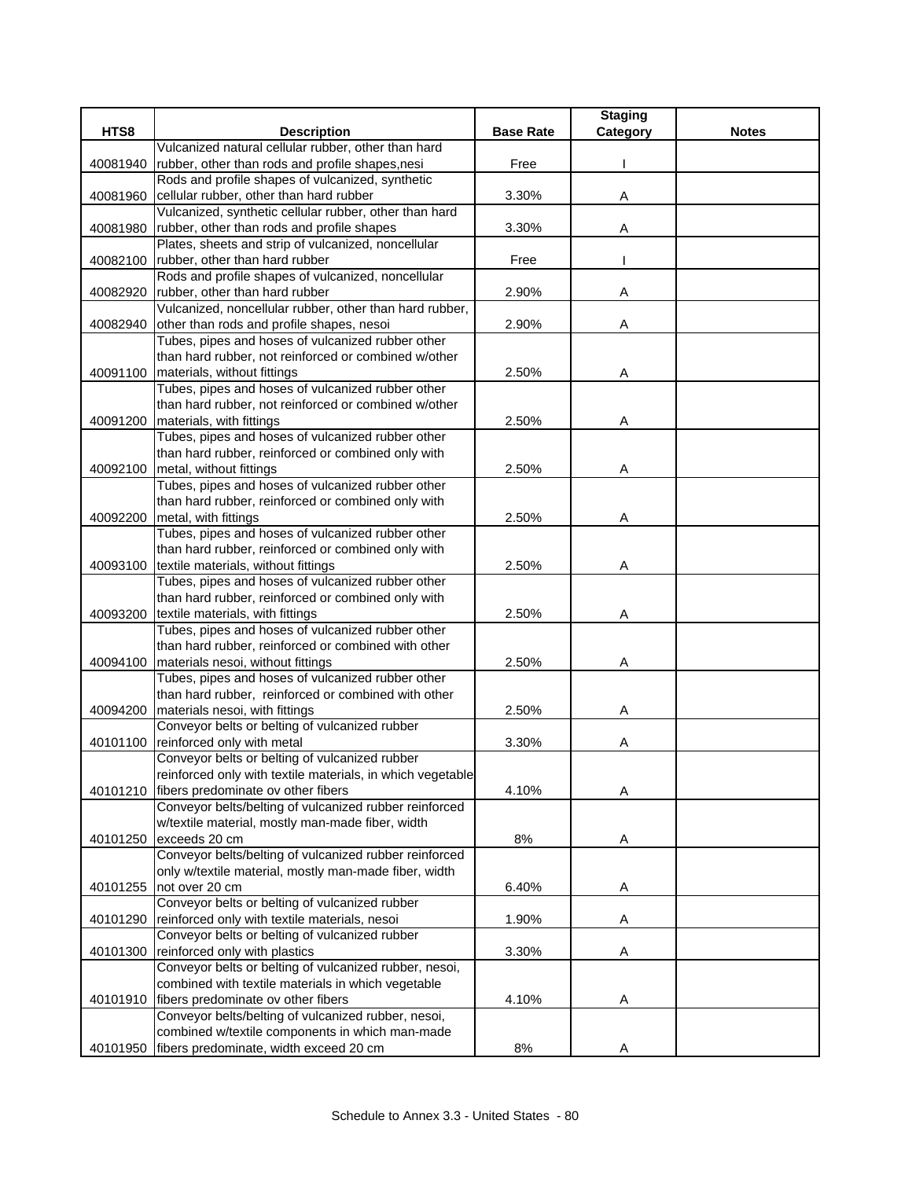| HTS8 | Description | Base Rate | Staging Category | Notes |
|---|---|---|---|---|
| 40081940 | Vulcanized natural cellular rubber, other than hard rubber, other than rods and profile shapes,nesi | Free | I | |
| 40081960 | Rods and profile shapes of vulcanized, synthetic cellular rubber, other than hard rubber | 3.30% | A | |
| 40081980 | Vulcanized, synthetic cellular rubber, other than hard rubber, other than rods and profile shapes | 3.30% | A | |
| 40082100 | Plates, sheets and strip of vulcanized, noncellular rubber, other than hard rubber | Free | I | |
| 40082920 | Rods and profile shapes of vulcanized, noncellular rubber, other than hard rubber | 2.90% | A | |
| 40082940 | Vulcanized, noncellular rubber, other than hard rubber, other than rods and profile shapes, nesoi | 2.90% | A | |
| 40091100 | Tubes, pipes and hoses of vulcanized rubber other than hard rubber, not reinforced or combined w/other materials, without fittings | 2.50% | A | |
| 40091200 | Tubes, pipes and hoses of vulcanized rubber other than hard rubber, not reinforced or combined w/other materials, with fittings | 2.50% | A | |
| 40092100 | Tubes, pipes and hoses of vulcanized rubber other than hard rubber, reinforced or combined only with metal, without fittings | 2.50% | A | |
| 40092200 | Tubes, pipes and hoses of vulcanized rubber other than hard rubber, reinforced or combined only with metal, with fittings | 2.50% | A | |
| 40093100 | Tubes, pipes and hoses of vulcanized rubber other than hard rubber, reinforced or combined only with textile materials, without fittings | 2.50% | A | |
| 40093200 | Tubes, pipes and hoses of vulcanized rubber other than hard rubber, reinforced or combined only with textile materials, with fittings | 2.50% | A | |
| 40094100 | Tubes, pipes and hoses of vulcanized rubber other than hard rubber, reinforced or combined with other materials nesoi, without fittings | 2.50% | A | |
| 40094200 | Tubes, pipes and hoses of vulcanized rubber other than hard rubber, reinforced or combined with other materials nesoi, with fittings | 2.50% | A | |
| 40101100 | Conveyor belts or belting of vulcanized rubber reinforced only with metal | 3.30% | A | |
| 40101210 | Conveyor belts or belting of vulcanized rubber reinforced only with textile materials, in which vegetable fibers predominate ov other fibers | 4.10% | A | |
| 40101250 | Conveyor belts/belting of vulcanized rubber reinforced w/textile material, mostly man-made fiber, width exceeds 20 cm | 8% | A | |
| 40101255 | Conveyor belts/belting of vulcanized rubber reinforced only w/textile material, mostly man-made fiber, width not over 20 cm | 6.40% | A | |
| 40101290 | Conveyor belts or belting of vulcanized rubber reinforced only with textile materials, nesoi | 1.90% | A | |
| 40101300 | Conveyor belts or belting of vulcanized rubber reinforced only with plastics | 3.30% | A | |
| 40101910 | Conveyor belts or belting of vulcanized rubber, nesoi, combined with textile materials in which vegetable fibers predominate ov other fibers | 4.10% | A | |
| 40101950 | Conveyor belts/belting of vulcanized rubber, nesoi, combined w/textile components in which man-made fibers predominate, width exceed 20 cm | 8% | A | |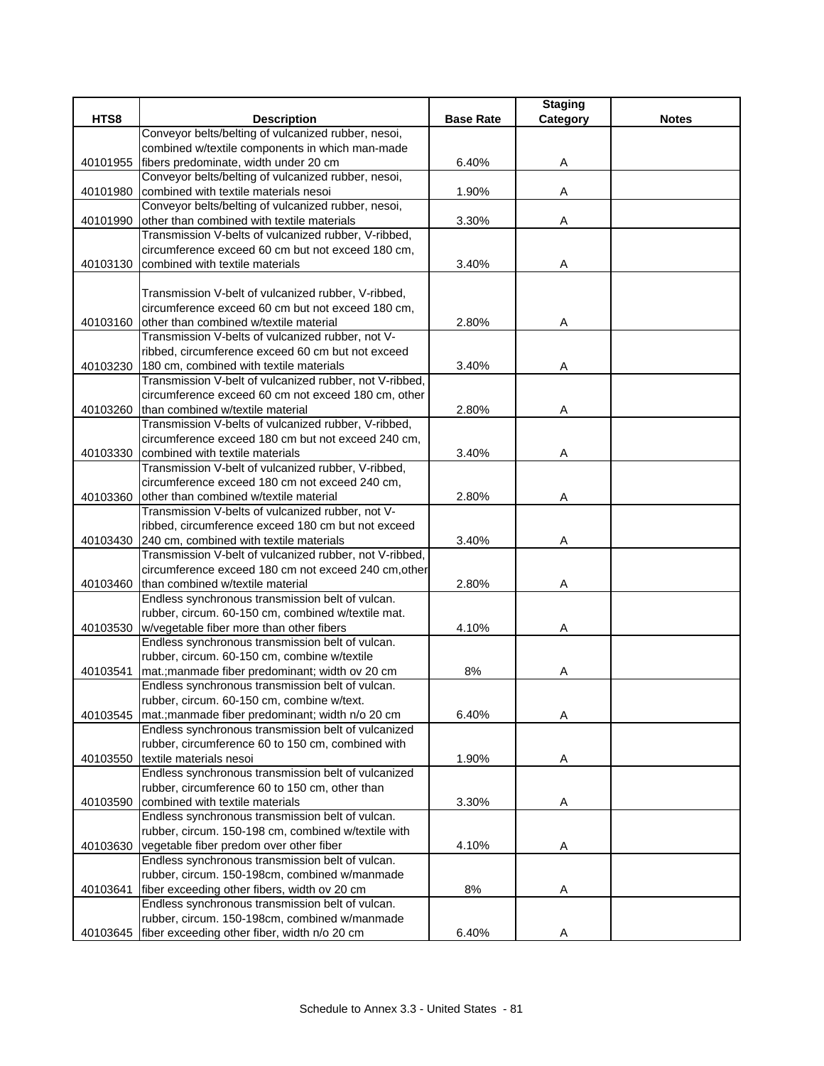| HTS8 | Description | Base Rate | Staging Category | Notes |
|---|---|---|---|---|
| 40101955 | Conveyor belts/belting of vulcanized rubber, nesoi, combined w/textile components in which man-made fibers predominate, width under 20 cm | 6.40% | A | |
| 40101980 | Conveyor belts/belting of vulcanized rubber, nesoi, combined with textile materials nesoi | 1.90% | A | |
| 40101990 | Conveyor belts/belting of vulcanized rubber, nesoi, other than combined with textile materials | 3.30% | A | |
| 40103130 | Transmission V-belts of vulcanized rubber, V-ribbed, circumference exceed 60 cm but not exceed 180 cm, combined with textile materials | 3.40% | A | |
| 40103160 | Transmission V-belt of vulcanized rubber, V-ribbed, circumference exceed 60 cm but not exceed 180 cm, other than combined w/textile material | 2.80% | A | |
| 40103230 | Transmission V-belts of vulcanized rubber, not V-ribbed, circumference exceed 60 cm but not exceed 180 cm, combined with textile materials | 3.40% | A | |
| 40103260 | Transmission V-belt of vulcanized rubber, not V-ribbed, circumference exceed 60 cm not exceed 180 cm, other than combined w/textile material | 2.80% | A | |
| 40103330 | Transmission V-belts of vulcanized rubber, V-ribbed, circumference exceed 180 cm but not exceed 240 cm, combined with textile materials | 3.40% | A | |
| 40103360 | Transmission V-belt of vulcanized rubber, V-ribbed, circumference exceed 180 cm not exceed 240 cm, other than combined w/textile material | 2.80% | A | |
| 40103430 | Transmission V-belts of vulcanized rubber, not V-ribbed, circumference exceed 180 cm but not exceed 240 cm, combined with textile materials | 3.40% | A | |
| 40103460 | Transmission V-belt of vulcanized rubber, not V-ribbed, circumference exceed 180 cm not exceed 240 cm,other than combined w/textile material | 2.80% | A | |
| 40103530 | Endless synchronous transmission belt of vulcan. rubber, circum. 60-150 cm, combined w/textile mat. w/vegetable fiber more than other fibers | 4.10% | A | |
| 40103541 | Endless synchronous transmission belt of vulcan. rubber, circum. 60-150 cm, combine w/textile mat.;manmade fiber predominant; width ov 20 cm | 8% | A | |
| 40103545 | Endless synchronous transmission belt of vulcan. rubber, circum. 60-150 cm, combine w/text. mat.;manmade fiber predominant; width n/o 20 cm | 6.40% | A | |
| 40103550 | Endless synchronous transmission belt of vulcanized rubber, circumference 60 to 150 cm, combined with textile materials nesoi | 1.90% | A | |
| 40103590 | Endless synchronous transmission belt of vulcanized rubber, circumference 60 to 150 cm, other than combined with textile materials | 3.30% | A | |
| 40103630 | Endless synchronous transmission belt of vulcan. rubber, circum. 150-198 cm, combined w/textile with vegetable fiber predom over other fiber | 4.10% | A | |
| 40103641 | Endless synchronous transmission belt of vulcan. rubber, circum. 150-198cm, combined w/manmade fiber exceeding other fibers, width ov 20 cm | 8% | A | |
| 40103645 | Endless synchronous transmission belt of vulcan. rubber, circum. 150-198cm, combined w/manmade fiber exceeding other fiber, width n/o 20 cm | 6.40% | A | |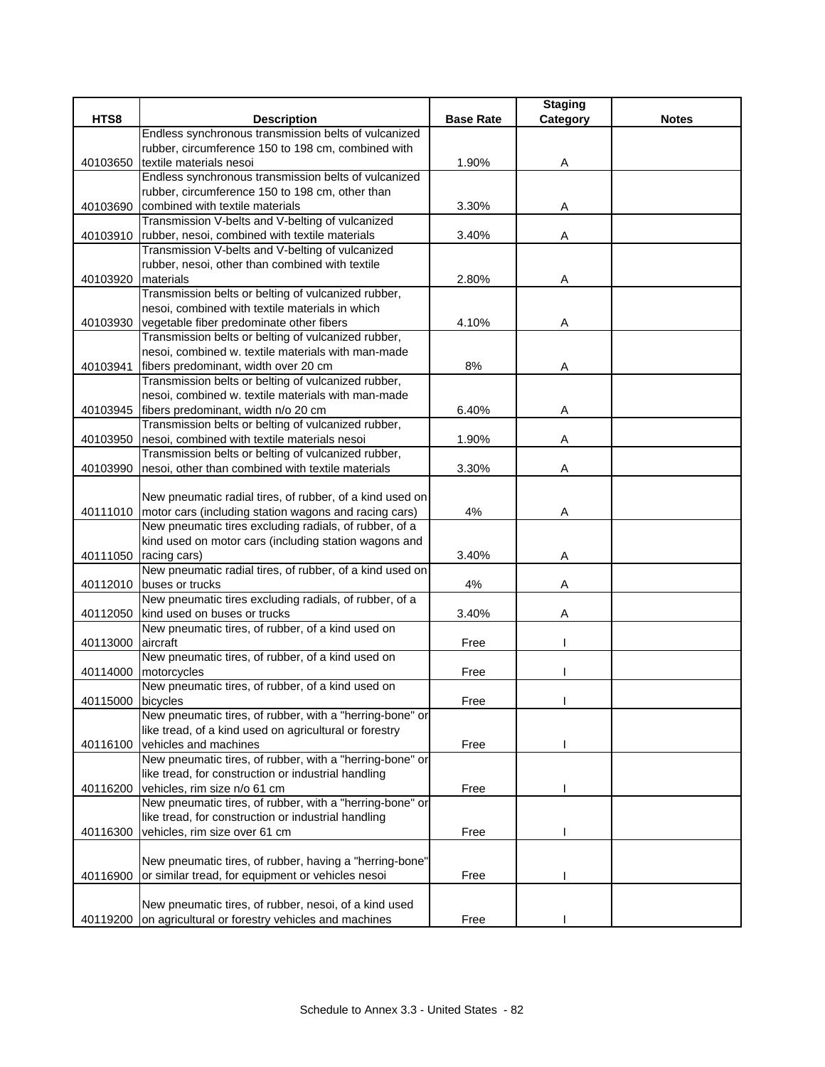| HTS8 | Description | Base Rate | Staging Category | Notes |
|---|---|---|---|---|
| 40103650 | Endless synchronous transmission belts of vulcanized rubber, circumference 150 to 198 cm, combined with textile materials nesoi | 1.90% | A | |
| 40103690 | Endless synchronous transmission belts of vulcanized rubber, circumference 150 to 198 cm, other than combined with textile materials | 3.30% | A | |
| 40103910 | Transmission V-belts and V-belting of vulcanized rubber, nesoi, combined with textile materials | 3.40% | A | |
| 40103920 | Transmission V-belts and V-belting of vulcanized rubber, nesoi, other than combined with textile materials | 2.80% | A | |
| 40103930 | Transmission belts or belting of vulcanized rubber, nesoi, combined with textile materials in which vegetable fiber predominate other fibers | 4.10% | A | |
| 40103941 | Transmission belts or belting of vulcanized rubber, nesoi, combined w. textile materials with man-made fibers predominant, width over 20 cm | 8% | A | |
| 40103945 | Transmission belts or belting of vulcanized rubber, nesoi, combined w. textile materials with man-made fibers predominant, width n/o 20 cm | 6.40% | A | |
| 40103950 | Transmission belts or belting of vulcanized rubber, nesoi, combined with textile materials nesoi | 1.90% | A | |
| 40103990 | Transmission belts or belting of vulcanized rubber, nesoi, other than combined with textile materials | 3.30% | A | |
| 40111010 | New pneumatic radial tires, of rubber, of a kind used on motor cars (including station wagons and racing cars) | 4% | A | |
| 40111050 | New pneumatic tires excluding radials, of rubber, of a kind used on motor cars (including station wagons and racing cars) | 3.40% | A | |
| 40112010 | New pneumatic radial tires, of rubber, of a kind used on buses or trucks | 4% | A | |
| 40112050 | New pneumatic tires excluding radials, of rubber, of a kind used on buses or trucks | 3.40% | A | |
| 40113000 | New pneumatic tires, of rubber, of a kind used on aircraft | Free | I | |
| 40114000 | New pneumatic tires, of rubber, of a kind used on motorcycles | Free | I | |
| 40115000 | New pneumatic tires, of rubber, of a kind used on bicycles | Free | I | |
| 40116100 | New pneumatic tires, of rubber, with a "herring-bone" or like tread, of a kind used on agricultural or forestry vehicles and machines | Free | I | |
| 40116200 | New pneumatic tires, of rubber, with a "herring-bone" or like tread, for construction or industrial handling vehicles, rim size n/o 61 cm | Free | I | |
| 40116300 | New pneumatic tires, of rubber, with a "herring-bone" or like tread, for construction or industrial handling vehicles, rim size over 61 cm | Free | I | |
| 40116900 | New pneumatic tires, of rubber, having a "herring-bone" or similar tread, for equipment or vehicles nesoi | Free | I | |
| 40119200 | New pneumatic tires, of rubber, nesoi, of a kind used on agricultural or forestry vehicles and machines | Free | I | |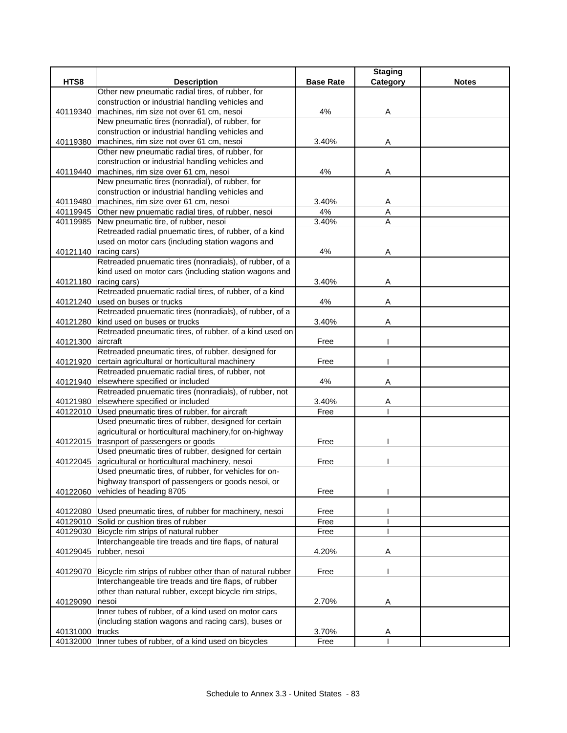| HTS8 | Description | Base Rate | Staging Category | Notes |
|---|---|---|---|---|
| 40119340 | Other new pneumatic radial tires, of rubber, for construction or industrial handling vehicles and machines, rim size not over 61 cm, nesoi | 4% | A | |
| 40119380 | New pneumatic tires (nonradial), of rubber, for construction or industrial handling vehicles and machines, rim size not over 61 cm, nesoi | 3.40% | A | |
| 40119440 | Other new pneumatic radial tires, of rubber, for construction or industrial handling vehicles and machines, rim size over 61 cm, nesoi | 4% | A | |
| 40119480 | New pneumatic tires (nonradial), of rubber, for construction or industrial handling vehicles and machines, rim size over 61 cm, nesoi | 3.40% | A | |
| 40119945 | Other new pnuematic radial tires, of rubber, nesoi | 4% | A | |
| 40119985 | New pneumatic tire, of rubber, nesoi | 3.40% | A | |
| 40121140 | Retreaded radial pnuematic tires, of rubber, of a kind used on motor cars (including station wagons and racing cars) | 4% | A | |
| 40121180 | Retreaded pnuematic tires (nonradials), of rubber, of a kind used on motor cars (including station wagons and racing cars) | 3.40% | A | |
| 40121240 | Retreaded pnuematic radial tires, of rubber, of a kind used on buses or trucks | 4% | A | |
| 40121280 | Retreaded pnuematic tires (nonradials), of rubber, of a kind used on buses or trucks | 3.40% | A | |
| 40121300 | Retreaded pneumatic tires, of rubber, of a kind used on aircraft | Free | I | |
| 40121920 | Retreaded pneumatic tires, of rubber, designed for certain agricultural or horticultural machinery | Free | I | |
| 40121940 | Retreaded pnuematic radial tires, of rubber, not elsewhere specified or included | 4% | A | |
| 40121980 | Retreaded pnuematic tires (nonradials), of rubber, not elsewhere specified or included | 3.40% | A | |
| 40122010 | Used pneumatic tires of rubber, for aircraft | Free | I | |
| 40122015 | Used pneumatic tires of rubber, designed for certain agricultural or horticultural machinery,for on-highway trasnport of passengers or goods | Free | I | |
| 40122045 | Used pneumatic tires of rubber, designed for certain agricultural or horticultural machinery, nesoi | Free | I | |
| 40122060 | Used pneumatic tires, of rubber, for vehicles for on-highway transport of passengers or goods nesoi, or vehicles of heading 8705 | Free | I | |
| 40122080 | Used pneumatic tires, of rubber for machinery, nesoi | Free | I | |
| 40129010 | Solid or cushion tires of rubber | Free | I | |
| 40129030 | Bicycle rim strips of natural rubber | Free | I | |
| 40129045 | Interchangeable tire treads and tire flaps, of natural rubber, nesoi | 4.20% | A | |
| 40129070 | Bicycle rim strips of rubber other than of natural rubber | Free | I | |
| 40129090 | Interchangeable tire treads and tire flaps, of rubber other than natural rubber, except bicycle rim strips, nesoi | 2.70% | A | |
| 40131000 | Inner tubes of rubber, of a kind used on motor cars (including station wagons and racing cars), buses or trucks | 3.70% | A | |
| 40132000 | Inner tubes of rubber, of a kind used on bicycles | Free | I | |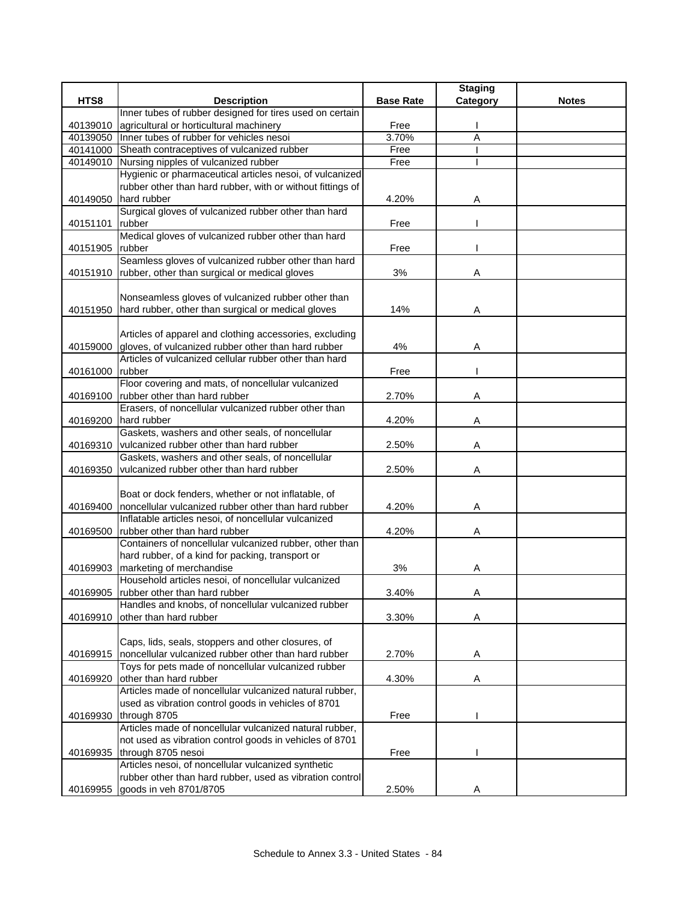| HTS8 | Description | Base Rate | Staging Category | Notes |
|---|---|---|---|---|
| 40139010 | Inner tubes of rubber designed for tires used on certain agricultural or horticultural machinery | Free | I | |
| 40139050 | Inner tubes of rubber for vehicles nesoi | 3.70% | A | |
| 40141000 | Sheath contraceptives of vulcanized rubber | Free | I | |
| 40149010 | Nursing nipples of vulcanized rubber | Free | I | |
| 40149050 | Hygienic or pharmaceutical articles nesoi, of vulcanized rubber other than hard rubber, with or without fittings of hard rubber | 4.20% | A | |
| 40151101 | Surgical gloves of vulcanized rubber other than hard rubber | Free | I | |
| 40151905 | Medical gloves of vulcanized rubber other than hard rubber | Free | I | |
| 40151910 | Seamless gloves of vulcanized rubber other than hard rubber, other than surgical or medical gloves | 3% | A | |
| 40151950 | Nonseamless gloves of vulcanized rubber other than hard rubber, other than surgical or medical gloves | 14% | A | |
| 40159000 | Articles of apparel and clothing accessories, excluding gloves, of vulcanized rubber other than hard rubber | 4% | A | |
| 40161000 | Articles of vulcanized cellular rubber other than hard rubber | Free | I | |
| 40169100 | Floor covering and mats, of noncellular vulcanized rubber other than hard rubber | 2.70% | A | |
| 40169200 | Erasers, of noncellular vulcanized rubber other than hard rubber | 4.20% | A | |
| 40169310 | Gaskets, washers and other seals, of noncellular vulcanized rubber other than hard rubber | 2.50% | A | |
| 40169350 | Gaskets, washers and other seals, of noncellular vulcanized rubber other than hard rubber | 2.50% | A | |
| 40169400 | Boat or dock fenders, whether or not inflatable, of noncellular vulcanized rubber other than hard rubber | 4.20% | A | |
| 40169500 | Inflatable articles nesoi, of noncellular vulcanized rubber other than hard rubber | 4.20% | A | |
| 40169903 | Containers of noncellular vulcanized rubber, other than hard rubber, of a kind for packing, transport or marketing of merchandise | 3% | A | |
| 40169905 | Household articles nesoi, of noncellular vulcanized rubber other than hard rubber | 3.40% | A | |
| 40169910 | Handles and knobs, of noncellular vulcanized rubber other than hard rubber | 3.30% | A | |
| 40169915 | Caps, lids, seals, stoppers and other closures, of noncellular vulcanized rubber other than hard rubber | 2.70% | A | |
| 40169920 | Toys for pets made of noncellular vulcanized rubber other than hard rubber | 4.30% | A | |
| 40169930 | Articles made of noncellular vulcanized natural rubber, used as vibration control goods in vehicles of 8701 through 8705 | Free | I | |
| 40169935 | Articles made of noncellular vulcanized natural rubber, not used as vibration control goods in vehicles of 8701 through 8705 nesoi | Free | I | |
| 40169955 | Articles nesoi, of noncellular vulcanized synthetic rubber other than hard rubber, used as vibration control goods in veh 8701/8705 | 2.50% | A | |

Schedule to Annex 3.3 - United States - 84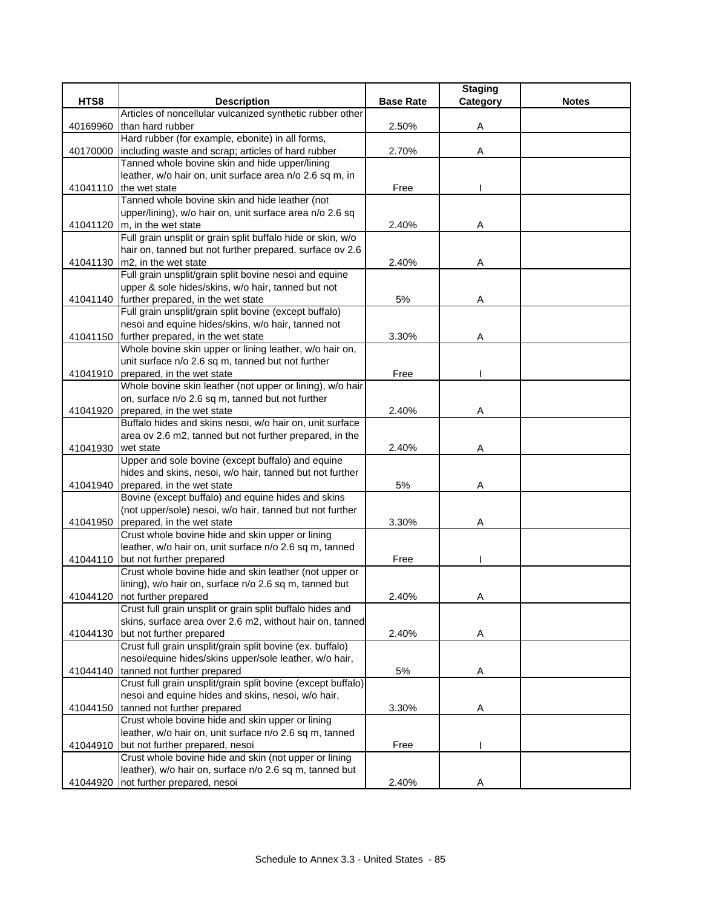| HTS8 | Description | Base Rate | Staging Category | Notes |
|---|---|---|---|---|
| 40169960 | Articles of noncellular vulcanized synthetic rubber other than hard rubber | 2.50% | A | |
| 40170000 | Hard rubber (for example, ebonite) in all forms, including waste and scrap; articles of hard rubber | 2.70% | A | |
| 41041110 | Tanned whole bovine skin and hide upper/lining leather, w/o hair on, unit surface area n/o 2.6 sq m, in the wet state | Free | I | |
| 41041120 | Tanned whole bovine skin and hide leather (not upper/lining), w/o hair on, unit surface area n/o 2.6 sq m, in the wet state | 2.40% | A | |
| 41041130 | Full grain unsplit or grain split buffalo hide or skin, w/o hair on, tanned but not further prepared, surface ov 2.6 m2, in the wet state | 2.40% | A | |
| 41041140 | Full grain unsplit/grain split bovine nesoi and equine upper & sole hides/skins, w/o hair, tanned but not further prepared, in the wet state | 5% | A | |
| 41041150 | Full grain unsplit/grain split bovine (except buffalo) nesoi and equine hides/skins, w/o hair, tanned not further prepared, in the wet state | 3.30% | A | |
| 41041910 | Whole bovine skin upper or lining leather, w/o hair on, unit surface n/o 2.6 sq m, tanned but not further prepared, in the wet state | Free | I | |
| 41041920 | Whole bovine skin leather (not upper or lining), w/o hair on, surface n/o 2.6 sq m, tanned but not further prepared, in the wet state | 2.40% | A | |
| 41041930 | Buffalo hides and skins nesoi, w/o hair on, unit surface area ov 2.6 m2, tanned but not further prepared, in the wet state | 2.40% | A | |
| 41041940 | Upper and sole bovine (except buffalo) and equine hides and skins, nesoi, w/o hair, tanned but not further prepared, in the wet state | 5% | A | |
| 41041950 | Bovine (except buffalo) and equine hides and skins (not upper/sole) nesoi, w/o hair, tanned but not further prepared, in the wet state | 3.30% | A | |
| 41044110 | Crust whole bovine hide and skin upper or lining leather, w/o hair on, unit surface n/o 2.6 sq m, tanned but not further prepared | Free | I | |
| 41044120 | Crust whole bovine hide and skin leather (not upper or lining), w/o hair on, surface n/o 2.6 sq m, tanned but not further prepared | 2.40% | A | |
| 41044130 | Crust full grain unsplit or grain split buffalo hides and skins, surface area over 2.6 m2, without hair on, tanned but not further prepared | 2.40% | A | |
| 41044140 | Crust full grain unsplit/grain split bovine (ex. buffalo) nesoi/equine hides/skins upper/sole leather, w/o hair, tanned not further prepared | 5% | A | |
| 41044150 | Crust full grain unsplit/grain split bovine (except buffalo) nesoi and equine hides and skins, nesoi, w/o hair, tanned not further prepared | 3.30% | A | |
| 41044910 | Crust whole bovine hide and skin upper or lining leather, w/o hair on, unit surface n/o 2.6 sq m, tanned but not further prepared, nesoi | Free | I | |
| 41044920 | Crust whole bovine hide and skin (not upper or lining leather), w/o hair on, surface n/o 2.6 sq m, tanned but not further prepared, nesoi | 2.40% | A | |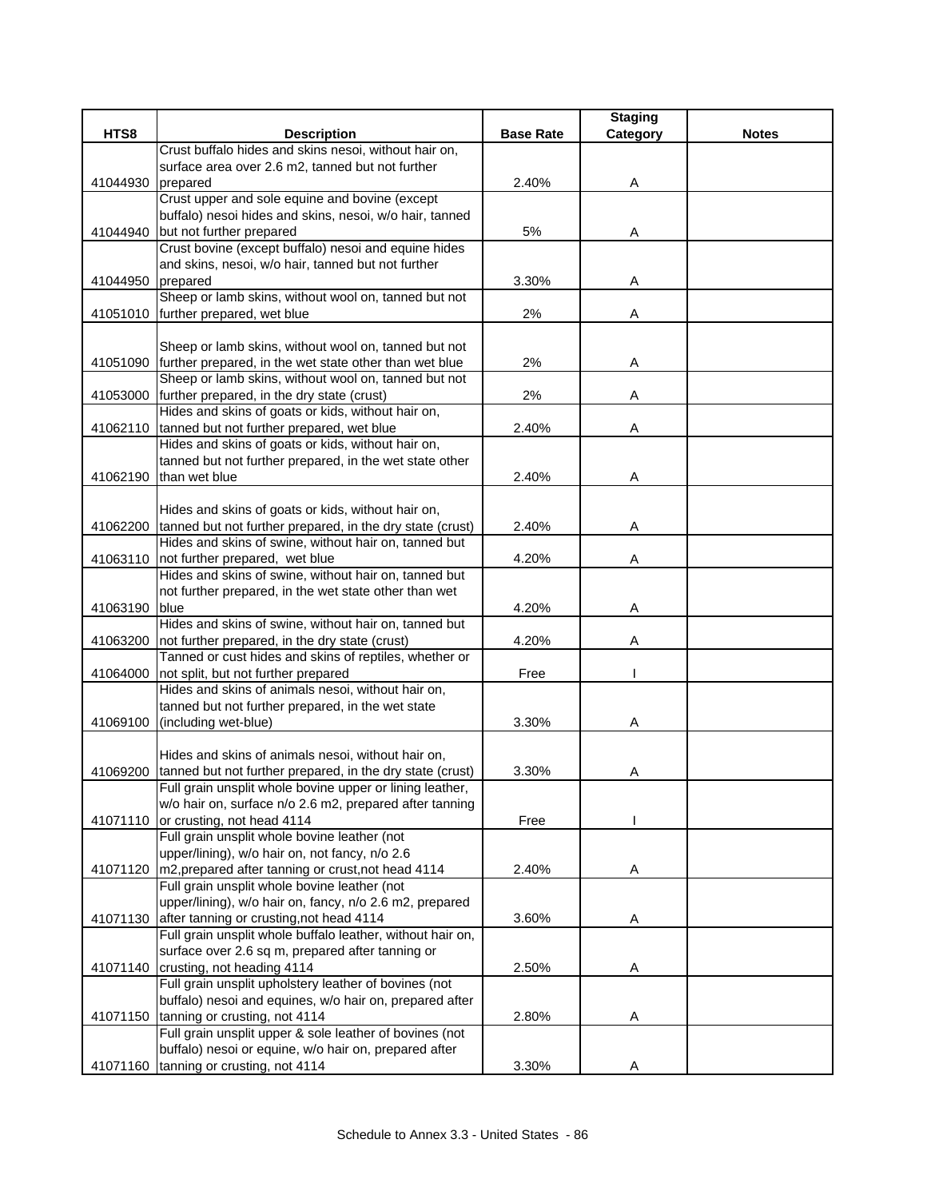| HTS8 | Description | Base Rate | Staging Category | Notes |
|---|---|---|---|---|
| 41044930 | Crust buffalo hides and skins nesoi, without hair on, surface area over 2.6 m2, tanned but not further prepared | 2.40% | A | |
| 41044940 | Crust upper and sole equine and bovine (except buffalo) nesoi hides and skins, nesoi, w/o hair, tanned but not further prepared | 5% | A | |
| 41044950 | Crust bovine (except buffalo) nesoi and equine hides and skins, nesoi, w/o hair, tanned but not further prepared | 3.30% | A | |
| 41051010 | Sheep or lamb skins, without wool on, tanned but not further prepared, wet blue | 2% | A | |
| 41051090 | Sheep or lamb skins, without wool on, tanned but not further prepared, in the wet state other than wet blue | 2% | A | |
| 41053000 | Sheep or lamb skins, without wool on, tanned but not further prepared, in the dry state (crust) | 2% | A | |
| 41062110 | Hides and skins of goats or kids, without hair on, tanned but not further prepared, wet blue | 2.40% | A | |
| 41062190 | Hides and skins of goats or kids, without hair on, tanned but not further prepared, in the wet state other than wet blue | 2.40% | A | |
| 41062200 | Hides and skins of goats or kids, without hair on, tanned but not further prepared, in the dry state (crust) | 2.40% | A | |
| 41063110 | Hides and skins of swine, without hair on, tanned but not further prepared, wet blue | 4.20% | A | |
| 41063190 | Hides and skins of swine, without hair on, tanned but not further prepared, in the wet state other than wet blue | 4.20% | A | |
| 41063200 | Hides and skins of swine, without hair on, tanned but not further prepared, in the dry state (crust) | 4.20% | A | |
| 41064000 | Tanned or cust hides and skins of reptiles, whether or not split, but not further prepared | Free | I | |
| 41069100 | Hides and skins of animals nesoi, without hair on, tanned but not further prepared, in the wet state (including wet-blue) | 3.30% | A | |
| 41069200 | Hides and skins of animals nesoi, without hair on, tanned but not further prepared, in the dry state (crust) | 3.30% | A | |
| 41071110 | Full grain unsplit whole bovine upper or lining leather, w/o hair on, surface n/o 2.6 m2, prepared after tanning or crusting, not head 4114 | Free | I | |
| 41071120 | Full grain unsplit whole bovine leather (not upper/lining), w/o hair on, not fancy, n/o 2.6 m2,prepared after tanning or crust,not head 4114 | 2.40% | A | |
| 41071130 | Full grain unsplit whole bovine leather (not upper/lining), w/o hair on, fancy, n/o 2.6 m2, prepared after tanning or crusting,not head 4114 | 3.60% | A | |
| 41071140 | Full grain unsplit whole buffalo leather, without hair on, surface over 2.6 sq m, prepared after tanning or crusting, not heading 4114 | 2.50% | A | |
| 41071150 | Full grain unsplit upholstery leather of bovines (not buffalo) nesoi and equines, w/o hair on, prepared after tanning or crusting, not 4114 | 2.80% | A | |
| 41071160 | Full grain unsplit upper & sole leather of bovines (not buffalo) nesoi or equine, w/o hair on, prepared after tanning or crusting, not 4114 | 3.30% | A | |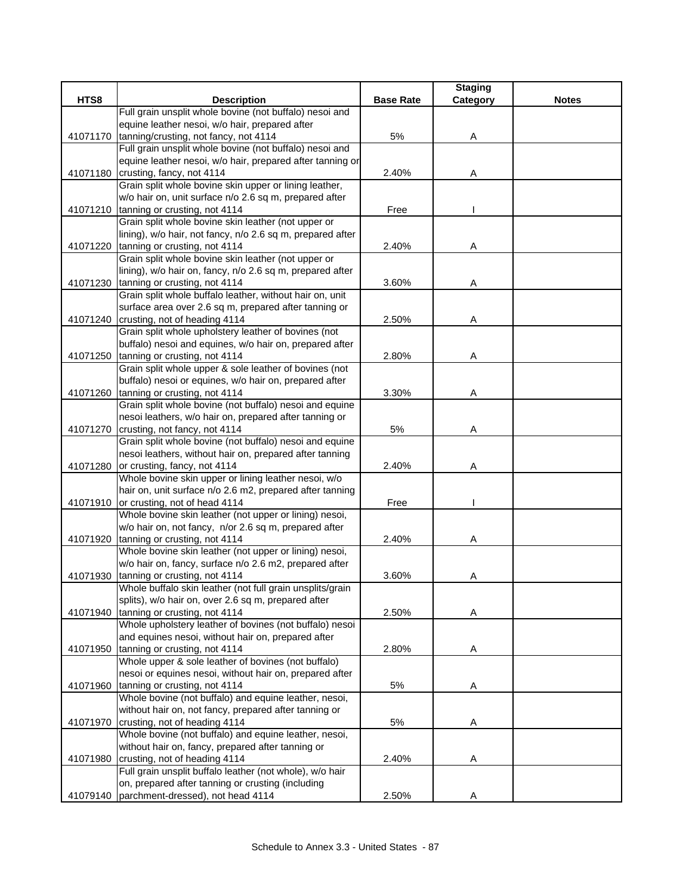| HTS8 | Description | Base Rate | Staging Category | Notes |
|---|---|---|---|---|
| 41071170 | Full grain unsplit whole bovine (not buffalo) nesoi and equine leather nesoi, w/o hair, prepared after tanning/crusting, not fancy, not 4114 | 5% | A | |
| 41071180 | Full grain unsplit whole bovine (not buffalo) nesoi and equine leather nesoi, w/o hair, prepared after tanning or crusting, fancy, not 4114 | 2.40% | A | |
| 41071210 | Grain split whole bovine skin upper or lining leather, w/o hair on, unit surface n/o 2.6 sq m, prepared after tanning or crusting, not 4114 | Free | I | |
| 41071220 | Grain split whole bovine skin leather (not upper or lining), w/o hair, not fancy, n/o 2.6 sq m, prepared after tanning or crusting, not 4114 | 2.40% | A | |
| 41071230 | Grain split whole bovine skin leather (not upper or lining), w/o hair on, fancy, n/o 2.6 sq m, prepared after tanning or crusting, not 4114 | 3.60% | A | |
| 41071240 | Grain split whole buffalo leather, without hair on, unit surface area over 2.6 sq m, prepared after tanning or crusting, not of heading 4114 | 2.50% | A | |
| 41071250 | Grain split whole upholstery leather of bovines (not buffalo) nesoi and equines, w/o hair on, prepared after tanning or crusting, not 4114 | 2.80% | A | |
| 41071260 | Grain split whole upper & sole leather of bovines (not buffalo) nesoi or equines, w/o hair on, prepared after tanning or crusting, not 4114 | 3.30% | A | |
| 41071270 | Grain split whole bovine (not buffalo) nesoi and equine nesoi leathers, w/o hair on, prepared after tanning or crusting, not fancy, not 4114 | 5% | A | |
| 41071280 | Grain split whole bovine (not buffalo) nesoi and equine nesoi leathers, without hair on, prepared after tanning or crusting, fancy, not 4114 | 2.40% | A | |
| 41071910 | Whole bovine skin upper or lining leather nesoi, w/o hair on, unit surface n/o 2.6 m2, prepared after tanning or crusting, not of head 4114 | Free | I | |
| 41071920 | Whole bovine skin leather (not upper or lining) nesoi, w/o hair on, not fancy, n/or 2.6 sq m, prepared after tanning or crusting, not 4114 | 2.40% | A | |
| 41071930 | Whole bovine skin leather (not upper or lining) nesoi, w/o hair on, fancy, surface n/o 2.6 m2, prepared after tanning or crusting, not 4114 | 3.60% | A | |
| 41071940 | Whole buffalo skin leather (not full grain unsplits/grain splits), w/o hair on, over 2.6 sq m, prepared after tanning or crusting, not 4114 | 2.50% | A | |
| 41071950 | Whole upholstery leather of bovines (not buffalo) nesoi and equines nesoi, without hair on, prepared after tanning or crusting, not 4114 | 2.80% | A | |
| 41071960 | Whole upper & sole leather of bovines (not buffalo) nesoi or equines nesoi, without hair on, prepared after tanning or crusting, not 4114 | 5% | A | |
| 41071970 | Whole bovine (not buffalo) and equine leather, nesoi, without hair on, not fancy, prepared after tanning or crusting, not of heading 4114 | 5% | A | |
| 41071980 | Whole bovine (not buffalo) and equine leather, nesoi, without hair on, fancy, prepared after tanning or crusting, not of heading 4114 | 2.40% | A | |
| 41079140 | Full grain unsplit buffalo leather (not whole), w/o hair on, prepared after tanning or crusting (including parchment-dressed), not head 4114 | 2.50% | A | |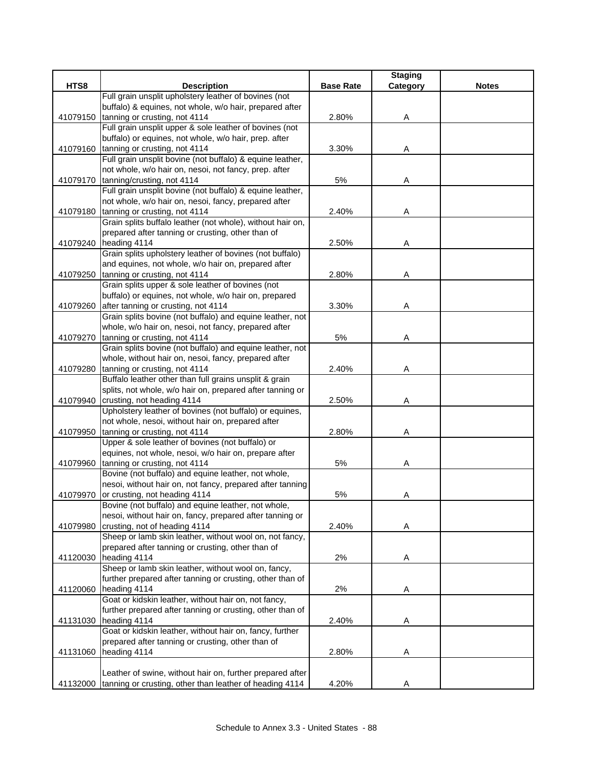| HTS8 | Description | Base Rate | Staging Category | Notes |
|---|---|---|---|---|
| 41079150 | Full grain unsplit upholstery leather of bovines (not buffalo) & equines, not whole, w/o hair, prepared after tanning or crusting, not 4114 | 2.80% | A | |
| 41079160 | Full grain unsplit upper & sole leather of bovines (not buffalo) or equines, not whole, w/o hair, prep. after tanning or crusting, not 4114 | 3.30% | A | |
| 41079170 | Full grain unsplit bovine (not buffalo) & equine leather, not whole, w/o hair on, nesoi, not fancy, prep. after tanning/crusting, not 4114 | 5% | A | |
| 41079180 | Full grain unsplit bovine (not buffalo) & equine leather, not whole, w/o hair on, nesoi, fancy, prepared after tanning or crusting, not 4114 | 2.40% | A | |
| 41079240 | Grain splits buffalo leather (not whole), without hair on, prepared after tanning or crusting, other than of heading 4114 | 2.50% | A | |
| 41079250 | Grain splits upholstery leather of bovines (not buffalo) and equines, not whole, w/o hair on, prepared after tanning or crusting, not 4114 | 2.80% | A | |
| 41079260 | Grain splits upper & sole leather of bovines (not buffalo) or equines, not whole, w/o hair on, prepared after tanning or crusting, not 4114 | 3.30% | A | |
| 41079270 | Grain splits bovine (not buffalo) and equine leather, not whole, w/o hair on, nesoi, not fancy, prepared after tanning or crusting, not 4114 | 5% | A | |
| 41079280 | Grain splits bovine (not buffalo) and equine leather, not whole, without hair on, nesoi, fancy, prepared after tanning or crusting, not 4114 | 2.40% | A | |
| 41079940 | Buffalo leather other than full grains unsplit & grain splits, not whole, w/o hair on, prepared after tanning or crusting, not heading 4114 | 2.50% | A | |
| 41079950 | Upholstery leather of bovines (not buffalo) or equines, not whole, nesoi, without hair on, prepared after tanning or crusting, not 4114 | 2.80% | A | |
| 41079960 | Upper & sole leather of bovines (not buffalo) or equines, not whole, nesoi, w/o hair on, prepare after tanning or crusting, not 4114 | 5% | A | |
| 41079970 | Bovine (not buffalo) and equine leather, not whole, nesoi, without hair on, not fancy, prepared after tanning or crusting, not heading 4114 | 5% | A | |
| 41079980 | Bovine (not buffalo) and equine leather, not whole, nesoi, without hair on, fancy, prepared after tanning or crusting, not of heading 4114 | 2.40% | A | |
| 41120030 | Sheep or lamb skin leather, without wool on, not fancy, prepared after tanning or crusting, other than of heading 4114 | 2% | A | |
| 41120060 | Sheep or lamb skin leather, without wool on, fancy, further prepared after tanning or crusting, other than of heading 4114 | 2% | A | |
| 41131030 | Goat or kidskin leather, without hair on, not fancy, further prepared after tanning or crusting, other than of heading 4114 | 2.40% | A | |
| 41131060 | Goat or kidskin leather, without hair on, fancy, further prepared after tanning or crusting, other than of heading 4114 | 2.80% | A | |
| 41132000 | Leather of swine, without hair on, further prepared after tanning or crusting, other than leather of heading 4114 | 4.20% | A | |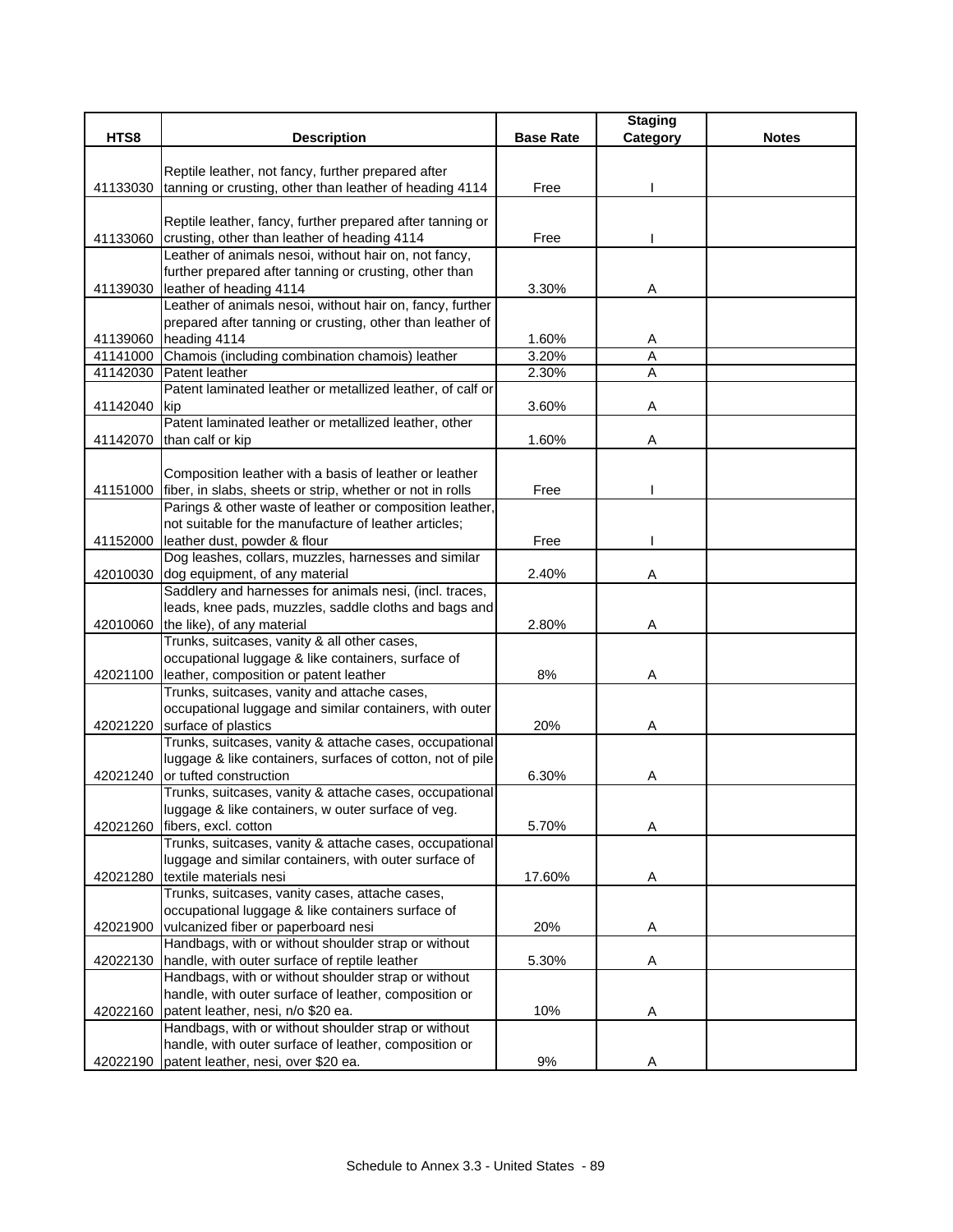| HTS8 | Description | Base Rate | Staging Category | Notes |
|---|---|---|---|---|
| 41133030 | Reptile leather, not fancy, further prepared after tanning or crusting, other than leather of heading 4114 | Free | I | |
| 41133060 | Reptile leather, fancy, further prepared after tanning or crusting, other than leather of heading 4114 | Free | I | |
| 41139030 | Leather of animals nesoi, without hair on, not fancy, further prepared after tanning or crusting, other than leather of heading 4114 | 3.30% | A | |
| 41139060 | Leather of animals nesoi, without hair on, fancy, further prepared after tanning or crusting, other than leather of heading 4114 | 1.60% | A | |
| 41141000 | Chamois (including combination chamois) leather | 3.20% | A | |
| 41142030 | Patent leather | 2.30% | A | |
| 41142040 | Patent laminated leather or metallized leather, of calf or kip | 3.60% | A | |
| 41142070 | Patent laminated leather or metallized leather, other than calf or kip | 1.60% | A | |
| 41151000 | Composition leather with a basis of leather or leather fiber, in slabs, sheets or strip, whether or not in rolls | Free | I | |
| 41152000 | Parings & other waste of leather or composition leather, not suitable for the manufacture of leather articles; leather dust, powder & flour | Free | I | |
| 42010030 | Dog leashes, collars, muzzles, harnesses and similar dog equipment, of any material | 2.40% | A | |
| 42010060 | Saddlery and harnesses for animals nesi, (incl. traces, leads, knee pads, muzzles, saddle cloths and bags and the like), of any material | 2.80% | A | |
| 42021100 | Trunks, suitcases, vanity & all other cases, occupational luggage & like containers, surface of leather, composition or patent leather | 8% | A | |
| 42021220 | Trunks, suitcases, vanity and attache cases, occupational luggage and similar containers, with outer surface of plastics | 20% | A | |
| 42021240 | Trunks, suitcases, vanity & attache cases, occupational luggage & like containers, surfaces of cotton, not of pile or tufted construction | 6.30% | A | |
| 42021260 | Trunks, suitcases, vanity & attache cases, occupational luggage & like containers, w outer surface of veg. fibers, excl. cotton | 5.70% | A | |
| 42021280 | Trunks, suitcases, vanity & attache cases, occupational luggage and similar containers, with outer surface of textile materials nesi | 17.60% | A | |
| 42021900 | Trunks, suitcases, vanity cases, attache cases, occupational luggage & like containers surface of vulcanized fiber or paperboard nesi | 20% | A | |
| 42022130 | Handbags, with or without shoulder strap or without handle, with outer surface of reptile leather | 5.30% | A | |
| 42022160 | Handbags, with or without shoulder strap or without handle, with outer surface of leather, composition or patent leather, nesi, n/o $20 ea. | 10% | A | |
| 42022190 | Handbags, with or without shoulder strap or without handle, with outer surface of leather, composition or patent leather, nesi, over $20 ea. | 9% | A | |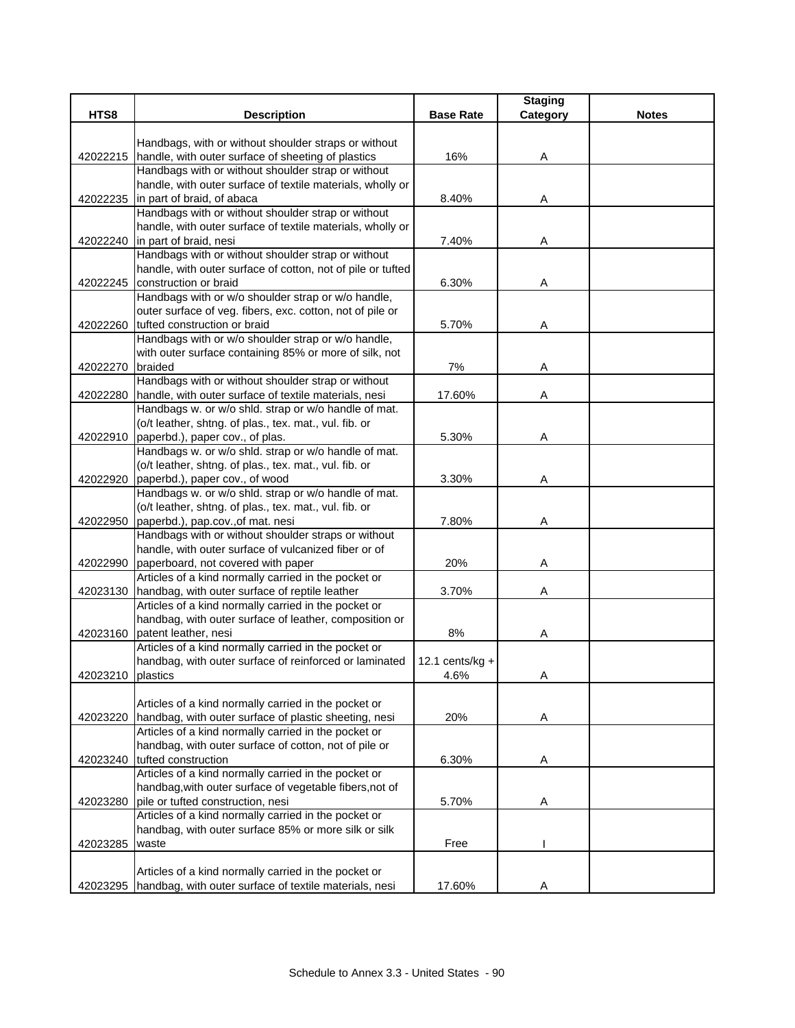| HTS8 | Description | Base Rate | Staging Category | Notes |
|---|---|---|---|---|
| 42022215 | Handbags, with or without shoulder straps or without handle, with outer surface of sheeting of plastics | 16% | A | |
| 42022235 | Handbags with or without shoulder strap or without handle, with outer surface of textile materials, wholly or in part of braid, of abaca | 8.40% | A | |
| 42022240 | Handbags with or without shoulder strap or without handle, with outer surface of textile materials, wholly or in part of braid, nesi | 7.40% | A | |
| 42022245 | Handbags with or without shoulder strap or without handle, with outer surface of cotton, not of pile or tufted construction or braid | 6.30% | A | |
| 42022260 | Handbags with or w/o shoulder strap or w/o handle, outer surface of veg. fibers, exc. cotton, not of pile or tufted construction or braid | 5.70% | A | |
| 42022270 | Handbags with or w/o shoulder strap or w/o handle, with outer surface containing 85% or more of silk, not braided | 7% | A | |
| 42022280 | Handbags with or without shoulder strap or without handle, with outer surface of textile materials, nesi | 17.60% | A | |
| 42022910 | Handbags w. or w/o shld. strap or w/o handle of mat. (o/t leather, shtng. of plas., tex. mat., vul. fib. or paperbd.), paper cov., of plas. | 5.30% | A | |
| 42022920 | Handbags w. or w/o shld. strap or w/o handle of mat. (o/t leather, shtng. of plas., tex. mat., vul. fib. or paperbd.), paper cov., of wood | 3.30% | A | |
| 42022950 | Handbags w. or w/o shld. strap or w/o handle of mat. (o/t leather, shtng. of plas., tex. mat., vul. fib. or paperbd.), pap.cov.,of mat. nesi | 7.80% | A | |
| 42022990 | Handbags with or without shoulder straps or without handle, with outer surface of vulcanized fiber or of paperboard, not covered with paper | 20% | A | |
| 42023130 | Articles of a kind normally carried in the pocket or handbag, with outer surface of reptile leather | 3.70% | A | |
| 42023160 | Articles of a kind normally carried in the pocket or handbag, with outer surface of leather, composition or patent leather, nesi | 8% | A | |
| 42023210 | Articles of a kind normally carried in the pocket or handbag, with outer surface of reinforced or laminated plastics | 12.1 cents/kg + 4.6% | A | |
| 42023220 | Articles of a kind normally carried in the pocket or handbag, with outer surface of plastic sheeting, nesi | 20% | A | |
| 42023240 | Articles of a kind normally carried in the pocket or handbag, with outer surface of cotton, not of pile or tufted construction | 6.30% | A | |
| 42023280 | Articles of a kind normally carried in the pocket or handbag,with outer surface of vegetable fibers,not of pile or tufted construction, nesi | 5.70% | A | |
| 42023285 | Articles of a kind normally carried in the pocket or handbag, with outer surface 85% or more silk or silk waste | Free | I | |
| 42023295 | Articles of a kind normally carried in the pocket or handbag, with outer surface of textile materials, nesi | 17.60% | A | |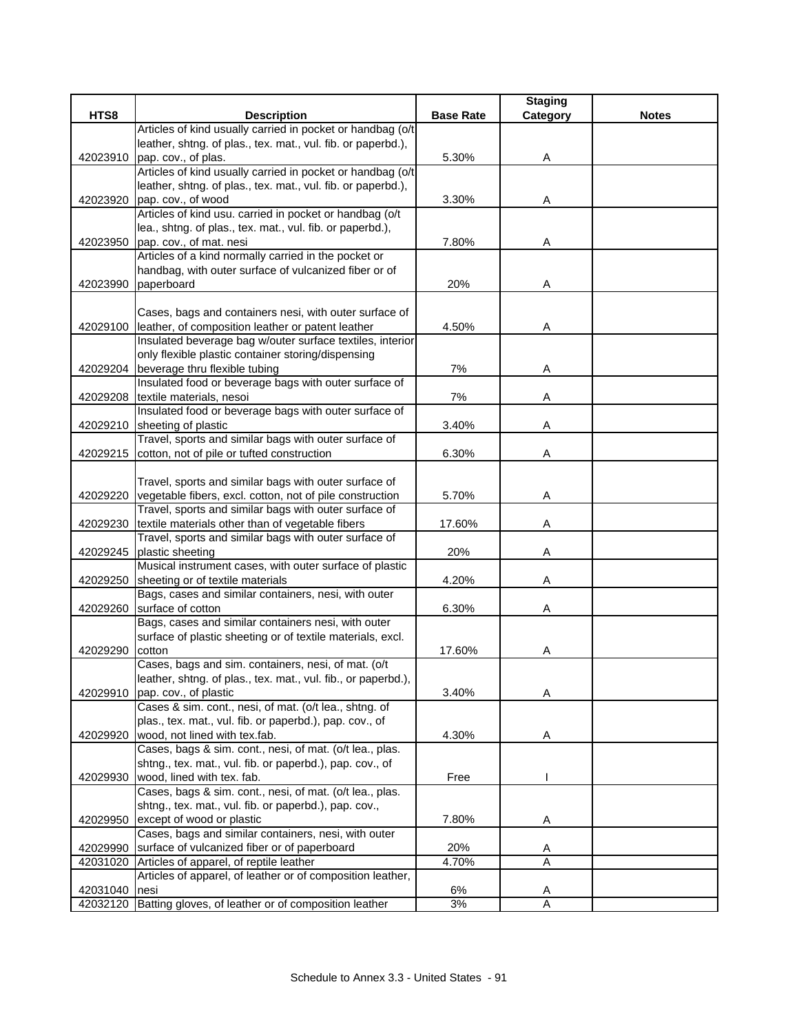| HTS8 | Description | Base Rate | Staging Category | Notes |
|---|---|---|---|---|
| 42023910 | Articles of kind usually carried in pocket or handbag (o/t leather, shtng. of plas., tex. mat., vul. fib. or paperbd.), pap. cov., of plas. | 5.30% | A | |
| 42023920 | Articles of kind usually carried in pocket or handbag (o/t leather, shtng. of plas., tex. mat., vul. fib. or paperbd.), pap. cov., of wood | 3.30% | A | |
| 42023950 | Articles of kind usu. carried in pocket or handbag (o/t lea., shtng. of plas., tex. mat., vul. fib. or paperbd.), pap. cov., of mat. nesi | 7.80% | A | |
| 42023990 | Articles of a kind normally carried in the pocket or handbag, with outer surface of vulcanized fiber or of paperboard | 20% | A | |
| 42029100 | Cases, bags and containers nesi, with outer surface of leather, of composition leather or patent leather | 4.50% | A | |
| 42029204 | Insulated beverage bag w/outer surface textiles, interior only flexible plastic container storing/dispensing beverage thru flexible tubing | 7% | A | |
| 42029208 | Insulated food or beverage bags with outer surface of textile materials, nesoi | 7% | A | |
| 42029210 | Insulated food or beverage bags with outer surface of sheeting of plastic | 3.40% | A | |
| 42029215 | Travel, sports and similar bags with outer surface of cotton, not of pile or tufted construction | 6.30% | A | |
| 42029220 | Travel, sports and similar bags with outer surface of vegetable fibers, excl. cotton, not of pile construction | 5.70% | A | |
| 42029230 | Travel, sports and similar bags with outer surface of textile materials other than of vegetable fibers | 17.60% | A | |
| 42029245 | Travel, sports and similar bags with outer surface of plastic sheeting | 20% | A | |
| 42029250 | Musical instrument cases, with outer surface of plastic sheeting or of textile materials | 4.20% | A | |
| 42029260 | Bags, cases and similar containers, nesi, with outer surface of cotton | 6.30% | A | |
| 42029290 | Bags, cases and similar containers nesi, with outer surface of plastic sheeting or of textile materials, excl. cotton | 17.60% | A | |
| 42029910 | Cases, bags and sim. containers, nesi, of mat. (o/t leather, shtng. of plas., tex. mat., vul. fib., or paperbd.), pap. cov., of plastic | 3.40% | A | |
| 42029920 | Cases & sim. cont., nesi, of mat. (o/t lea., shtng. of plas., tex. mat., vul. fib. or paperbd.), pap. cov., of wood, not lined with tex.fab. | 4.30% | A | |
| 42029930 | Cases, bags & sim. cont., nesi, of mat. (o/t lea., plas. shtng., tex. mat., vul. fib. or paperbd.), pap. cov., of wood, lined with tex. fab. | Free | I | |
| 42029950 | Cases, bags & sim. cont., nesi, of mat. (o/t lea., plas. shtng., tex. mat., vul. fib. or paperbd.), pap. cov., except of wood or plastic | 7.80% | A | |
| 42029990 | Cases, bags and similar containers, nesi, with outer surface of vulcanized fiber or of paperboard | 20% | A | |
| 42031020 | Articles of apparel, of reptile leather | 4.70% | A | |
| 42031040 | Articles of apparel, of leather or of composition leather, nesi | 6% | A | |
| 42032120 | Batting gloves, of leather or of composition leather | 3% | A | |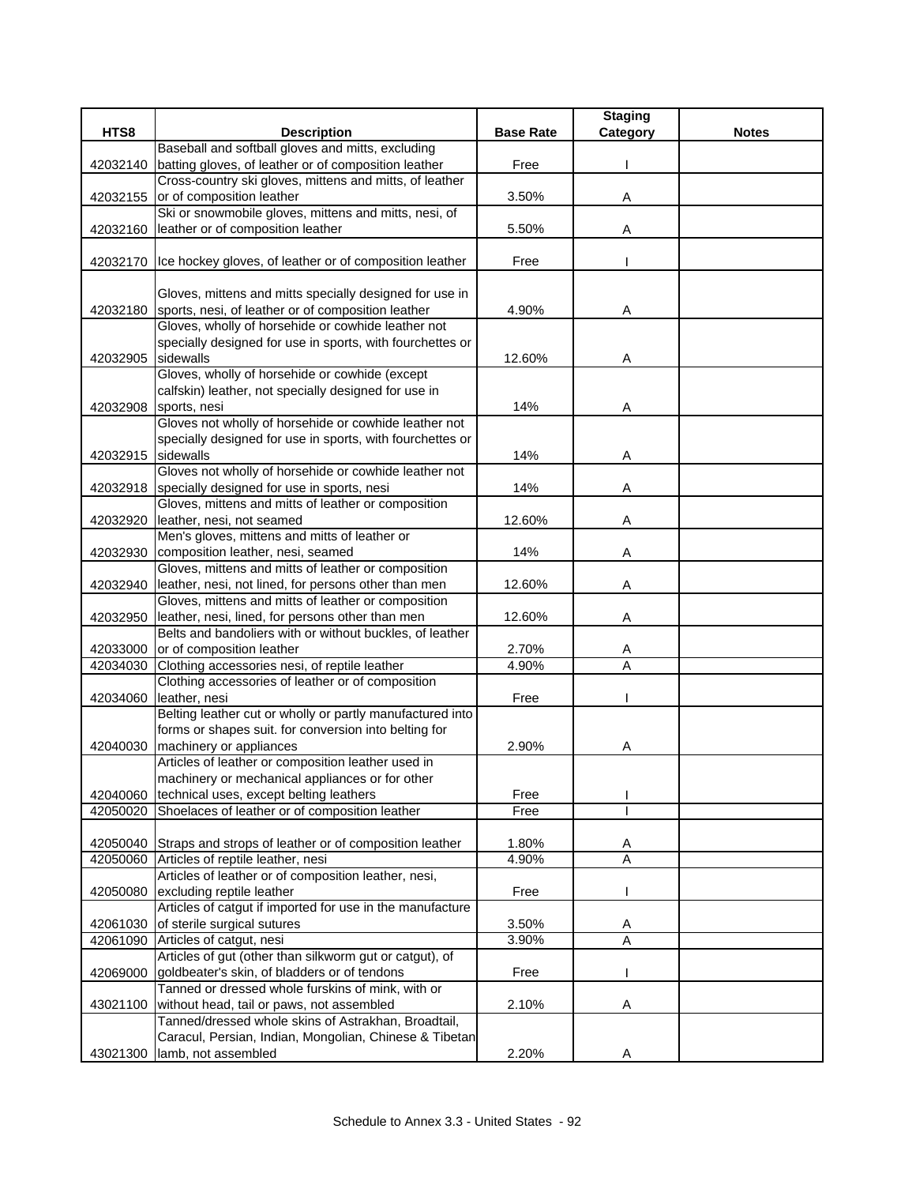| HTS8 | Description | Base Rate | Staging Category | Notes |
|---|---|---|---|---|
| 42032140 | Baseball and softball gloves and mitts, excluding batting gloves, of leather or of composition leather | Free | I | |
| 42032155 | Cross-country ski gloves, mittens and mitts, of leather or of composition leather | 3.50% | A | |
| 42032160 | Ski or snowmobile gloves, mittens and mitts, nesi, of leather or of composition leather | 5.50% | A | |
| 42032170 | Ice hockey gloves, of leather or of composition leather | Free | I | |
| 42032180 | Gloves, mittens and mitts specially designed for use in sports, nesi, of leather or of composition leather | 4.90% | A | |
| 42032905 | Gloves, wholly of horsehide or cowhide leather not specially designed for use in sports, with fourchettes or sidewalls | 12.60% | A | |
| 42032908 | Gloves, wholly of horsehide or cowhide (except calfskin) leather, not specially designed for use in sports, nesi | 14% | A | |
| 42032915 | Gloves not wholly of horsehide or cowhide leather not specially designed for use in sports, with fourchettes or sidewalls | 14% | A | |
| 42032918 | Gloves not wholly of horsehide or cowhide leather not specially designed for use in sports, nesi | 14% | A | |
| 42032920 | Gloves, mittens and mitts of leather or composition leather, nesi, not seamed | 12.60% | A | |
| 42032930 | Men's gloves, mittens and mitts of leather or composition leather, nesi, seamed | 14% | A | |
| 42032940 | Gloves, mittens and mitts of leather or composition leather, nesi, not lined, for persons other than men | 12.60% | A | |
| 42032950 | Gloves, mittens and mitts of leather or composition leather, nesi, lined, for persons other than men | 12.60% | A | |
| 42033000 | Belts and bandoliers with or without buckles, of leather or of composition leather | 2.70% | A | |
| 42034030 | Clothing accessories nesi, of reptile leather | 4.90% | A | |
| 42034060 | Clothing accessories of leather or of composition leather, nesi | Free | I | |
| 42040030 | Belting leather cut or wholly or partly manufactured into forms or shapes suit. for conversion into belting for machinery or appliances | 2.90% | A | |
| 42040060 | Articles of leather or composition leather used in machinery or mechanical appliances or for other technical uses, except belting leathers | Free | I | |
| 42050020 | Shoelaces of leather or of composition leather | Free | I | |
| 42050040 | Straps and strops of leather or of composition leather | 1.80% | A | |
| 42050060 | Articles of reptile leather, nesi | 4.90% | A | |
| 42050080 | Articles of leather or of composition leather, nesi, excluding reptile leather | Free | I | |
| 42061030 | Articles of catgut if imported for use in the manufacture of sterile surgical sutures | 3.50% | A | |
| 42061090 | Articles of catgut, nesi | 3.90% | A | |
| 42069000 | Articles of gut (other than silkworm gut or catgut), of goldbeater's skin, of bladders or of tendons | Free | I | |
| 43021100 | Tanned or dressed whole furskins of mink, with or without head, tail or paws, not assembled | 2.10% | A | |
| 43021300 | Tanned/dressed whole skins of Astrakhan, Broadtail, Caracul, Persian, Indian, Mongolian, Chinese & Tibetan lamb, not assembled | 2.20% | A | |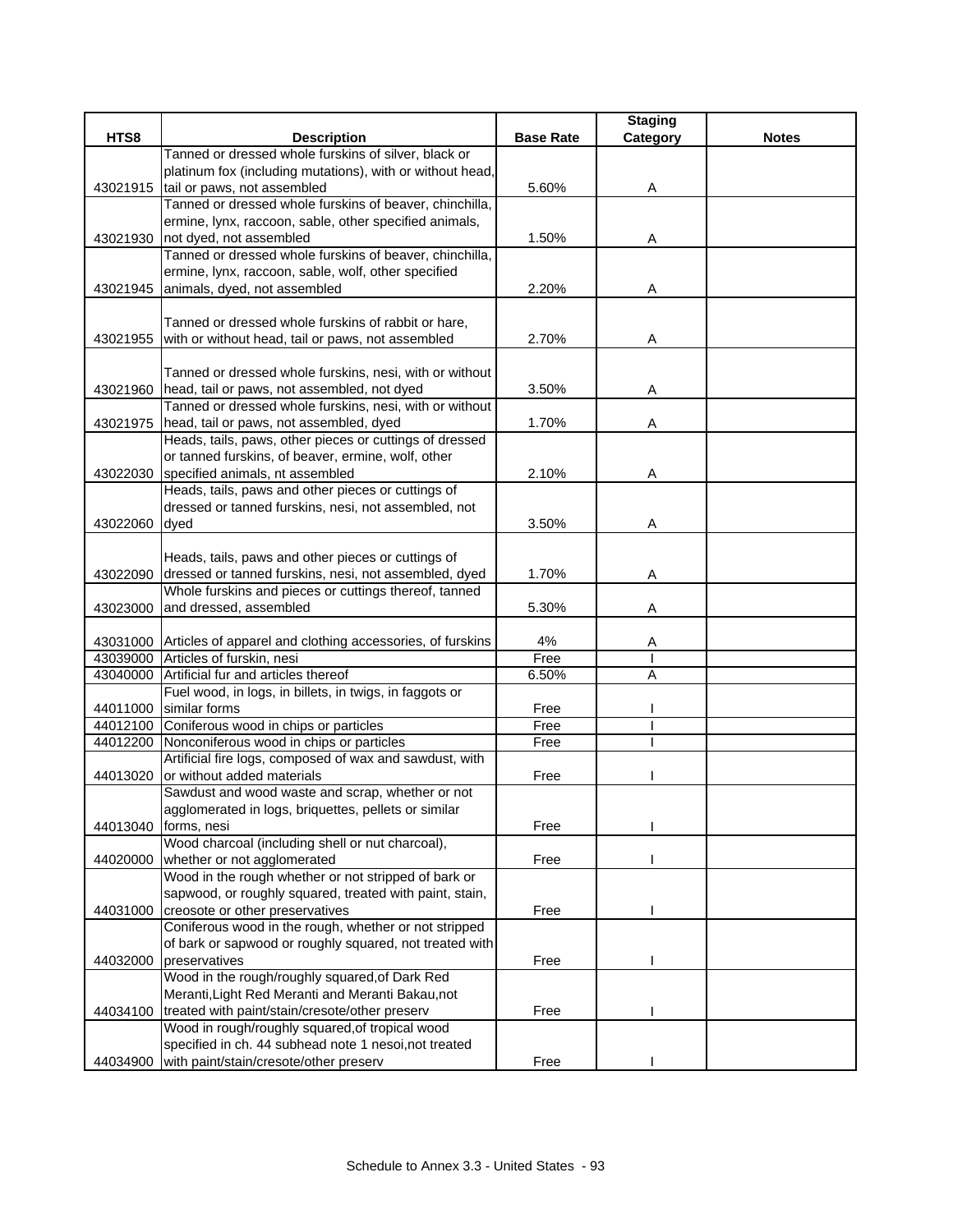| HTS8 | Description | Base Rate | Staging Category | Notes |
|---|---|---|---|---|
| 43021915 | Tanned or dressed whole furskins of silver, black or platinum fox (including mutations), with or without head, tail or paws, not assembled | 5.60% | A | |
| 43021930 | Tanned or dressed whole furskins of beaver, chinchilla, ermine, lynx, raccoon, sable, other specified animals, not dyed, not assembled | 1.50% | A | |
| 43021945 | Tanned or dressed whole furskins of beaver, chinchilla, ermine, lynx, raccoon, sable, wolf, other specified animals, dyed, not assembled | 2.20% | A | |
| 43021955 | Tanned or dressed whole furskins of rabbit or hare, with or without head, tail or paws, not assembled | 2.70% | A | |
| 43021960 | Tanned or dressed whole furskins, nesi, with or without head, tail or paws, not assembled, not dyed | 3.50% | A | |
| 43021975 | Tanned or dressed whole furskins, nesi, with or without head, tail or paws, not assembled, dyed | 1.70% | A | |
| 43022030 | Heads, tails, paws, other pieces or cuttings of dressed or tanned furskins, of beaver, ermine, wolf, other specified animals, nt assembled | 2.10% | A | |
| 43022060 | Heads, tails, paws and other pieces or cuttings of dressed or tanned furskins, nesi, not assembled, not dyed | 3.50% | A | |
| 43022090 | Heads, tails, paws and other pieces or cuttings of dressed or tanned furskins, nesi, not assembled, dyed | 1.70% | A | |
| 43023000 | Whole furskins and pieces or cuttings thereof, tanned and dressed, assembled | 5.30% | A | |
| 43031000 | Articles of apparel and clothing accessories, of furskins | 4% | A | |
| 43039000 | Articles of furskin, nesi | Free | I | |
| 43040000 | Artificial fur and articles thereof | 6.50% | A | |
| 44011000 | Fuel wood, in logs, in billets, in twigs, in faggots or similar forms | Free | I | |
| 44012100 | Coniferous wood in chips or particles | Free | I | |
| 44012200 | Nonconiferous wood in chips or particles | Free | I | |
| 44013020 | Artificial fire logs, composed of wax and sawdust, with or without added materials | Free | I | |
| 44013040 | Sawdust and wood waste and scrap, whether or not agglomerated in logs, briquettes, pellets or similar forms, nesi | Free | I | |
| 44020000 | Wood charcoal (including shell or nut charcoal), whether or not agglomerated | Free | I | |
| 44031000 | Wood in the rough whether or not stripped of bark or sapwood, or roughly squared, treated with paint, stain, creosote or other preservatives | Free | I | |
| 44032000 | Coniferous wood in the rough, whether or not stripped of bark or sapwood or roughly squared, not treated with preservatives | Free | I | |
| 44034100 | Wood in the rough/roughly squared,of Dark Red Meranti,Light Red Meranti and Meranti Bakau,not treated with paint/stain/creosote/other preserv | Free | I | |
| 44034900 | Wood in rough/roughly squared,of tropical wood specified in ch. 44 subhead note 1 nesoi,not treated with paint/stain/creosote/other preserv | Free | I | |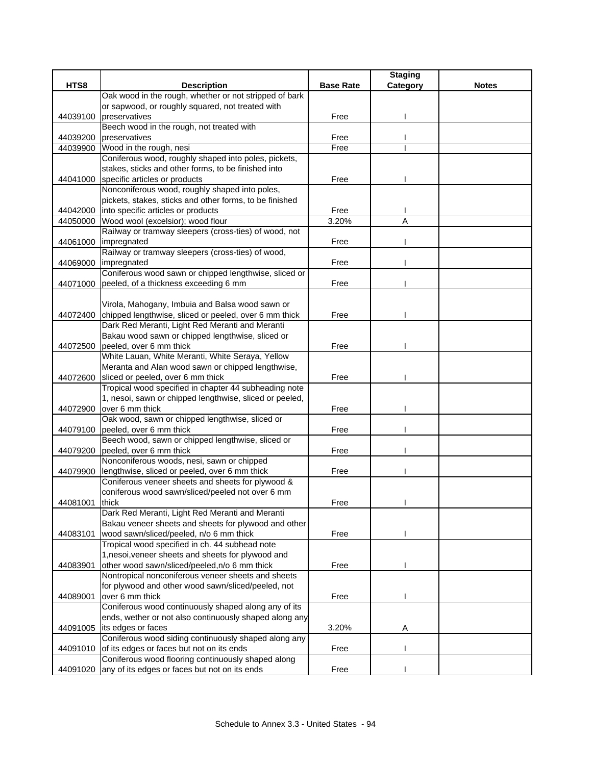| HTS8 | Description | Base Rate | Staging Category | Notes |
|---|---|---|---|---|
| 44039100 | Oak wood in the rough, whether or not stripped of bark or sapwood, or roughly squared, not treated with preservatives | Free | I | |
| 44039200 | Beech wood in the rough, not treated with preservatives | Free | I | |
| 44039900 | Wood in the rough, nesi | Free | I | |
| 44041000 | Coniferous wood, roughly shaped into poles, pickets, stakes, sticks and other forms, to be finished into specific articles or products | Free | I | |
| 44042000 | Nonconiferous wood, roughly shaped into poles, pickets, stakes, sticks and other forms, to be finished into specific articles or products | Free | I | |
| 44050000 | Wood wool (excelsior); wood flour | 3.20% | A | |
| 44061000 | Railway or tramway sleepers (cross-ties) of wood, not impregnated | Free | I | |
| 44069000 | Railway or tramway sleepers (cross-ties) of wood, impregnated | Free | I | |
| 44071000 | Coniferous wood sawn or chipped lengthwise, sliced or peeled, of a thickness exceeding 6 mm | Free | I | |
| 44072400 | Virola, Mahogany, Imbuia and Balsa wood sawn or chipped lengthwise, sliced or peeled, over 6 mm thick | Free | I | |
| 44072500 | Dark Red Meranti, Light Red Meranti and Meranti Bakau wood sawn or chipped lengthwise, sliced or peeled, over 6 mm thick | Free | I | |
| 44072600 | White Lauan, White Meranti, White Seraya, Yellow Meranta and Alan wood sawn or chipped lengthwise, sliced or peeled, over 6 mm thick | Free | I | |
| 44072900 | Tropical wood specified in chapter 44 subheading note 1, nesoi, sawn or chipped lengthwise, sliced or peeled, over 6 mm thick | Free | I | |
| 44079100 | Oak wood, sawn or chipped lengthwise, sliced or peeled, over 6 mm thick | Free | I | |
| 44079200 | Beech wood, sawn or chipped lengthwise, sliced or peeled, over 6 mm thick | Free | I | |
| 44079900 | Nonconiferous woods, nesi, sawn or chipped lengthwise, sliced or peeled, over 6 mm thick | Free | I | |
| 44081001 | Coniferous veneer sheets and sheets for plywood & coniferous wood sawn/sliced/peeled not over 6 mm thick | Free | I | |
| 44083101 | Dark Red Meranti, Light Red Meranti and Meranti Bakau veneer sheets and sheets for plywood and other wood sawn/sliced/peeled, n/o 6 mm thick | Free | I | |
| 44083901 | Tropical wood specified in ch. 44 subhead note 1,nesoi,veneer sheets and sheets for plywood and other wood sawn/sliced/peeled,n/o 6 mm thick | Free | I | |
| 44089001 | Nontropical nonconiferous veneer sheets and sheets for plywood and other wood sawn/sliced/peeled, not over 6 mm thick | Free | I | |
| 44091005 | Coniferous wood continuously shaped along any of its ends, wether or not also continuously shaped along any its edges or faces | 3.20% | A | |
| 44091010 | Coniferous wood siding continuously shaped along any of its edges or faces but not on its ends | Free | I | |
| 44091020 | Coniferous wood flooring continuously shaped along any of its edges or faces but not on its ends | Free | I | |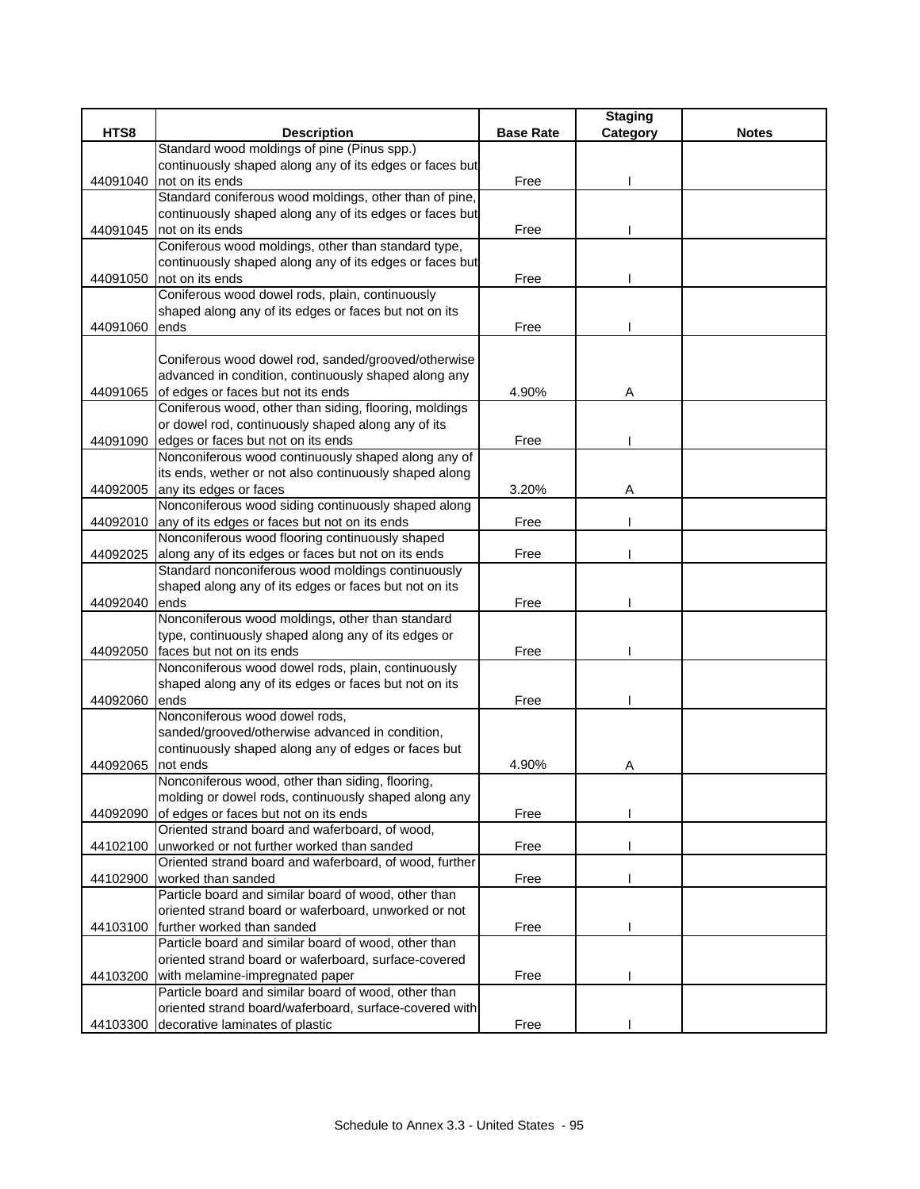| HTS8 | Description | Base Rate | Staging Category | Notes |
|---|---|---|---|---|
| 44091040 | Standard wood moldings of pine (Pinus spp.) continuously shaped along any of its edges or faces but not on its ends | Free | I | |
| 44091045 | Standard coniferous wood moldings, other than of pine, continuously shaped along any of its edges or faces but not on its ends | Free | I | |
| 44091050 | Coniferous wood moldings, other than standard type, continuously shaped along any of its edges or faces but not on its ends | Free | I | |
| 44091060 | Coniferous wood dowel rods, plain, continuously shaped along any of its edges or faces but not on its ends | Free | I | |
| 44091065 | Coniferous wood dowel rod, sanded/grooved/otherwise advanced in condition, continuously shaped along any of edges or faces but not its ends | 4.90% | A | |
| 44091090 | Coniferous wood, other than siding, flooring, moldings or dowel rod, continuously shaped along any of its edges or faces but not on its ends | Free | I | |
| 44092005 | Nonconiferous wood continuously shaped along any of its ends, wether or not also continuously shaped along any its edges or faces | 3.20% | A | |
| 44092010 | Nonconiferous wood siding continuously shaped along any of its edges or faces but not on its ends | Free | I | |
| 44092025 | Nonconiferous wood flooring continuously shaped along any of its edges or faces but not on its ends | Free | I | |
| 44092040 | Standard nonconiferous wood moldings continuously shaped along any of its edges or faces but not on its ends | Free | I | |
| 44092050 | Nonconiferous wood moldings, other than standard type, continuously shaped along any of its edges or faces but not on its ends | Free | I | |
| 44092060 | Nonconiferous wood dowel rods, plain, continuously shaped along any of its edges or faces but not on its ends | Free | I | |
| 44092065 | Nonconiferous wood dowel rods, sanded/grooved/otherwise advanced in condition, continuously shaped along any of edges or faces but not ends | 4.90% | A | |
| 44092090 | Nonconiferous wood, other than siding, flooring, molding or dowel rods, continuously shaped along any of edges or faces but not on its ends | Free | I | |
| 44102100 | Oriented strand board and waferboard, of wood, unworked or not further worked than sanded | Free | I | |
| 44102900 | Oriented strand board and waferboard, of wood, further worked than sanded | Free | I | |
| 44103100 | Particle board and similar board of wood, other than oriented strand board or waferboard, unworked or not further worked than sanded | Free | I | |
| 44103200 | Particle board and similar board of wood, other than oriented strand board or waferboard, surface-covered with melamine-impregnated paper | Free | I | |
| 44103300 | Particle board and similar board of wood, other than oriented strand board/waferboard, surface-covered with decorative laminates of plastic | Free | I | |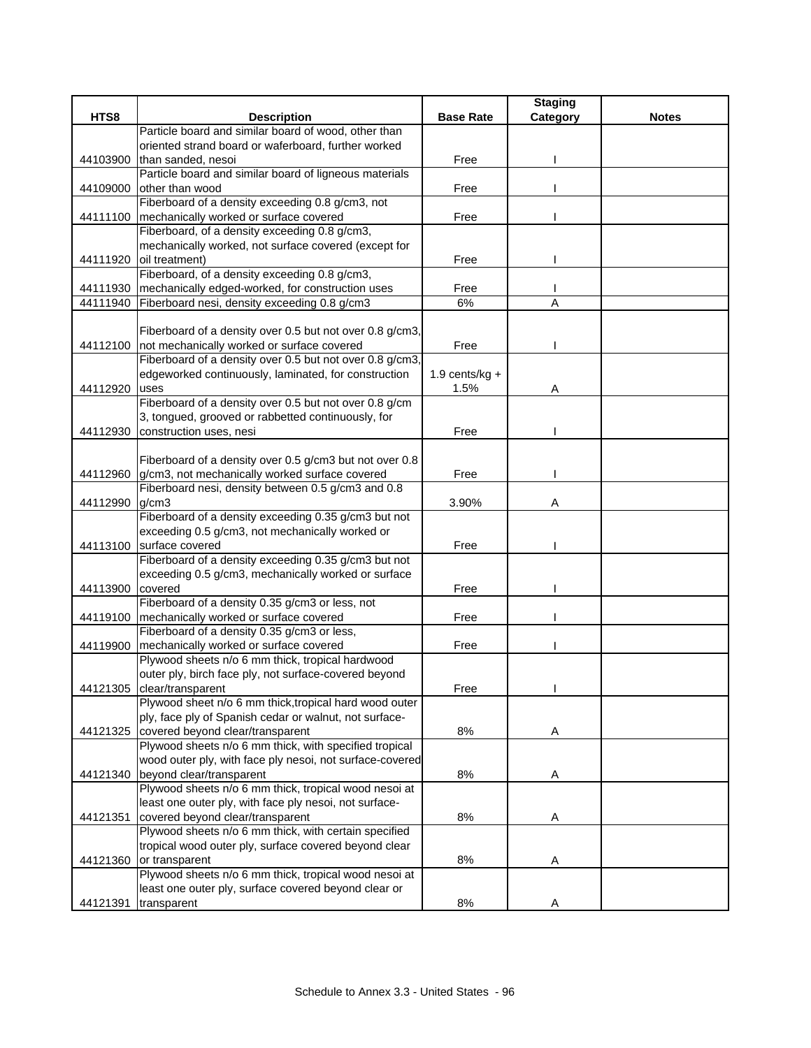| HTS8 | Description | Base Rate | Staging Category | Notes |
|---|---|---|---|---|
| 44103900 | Particle board and similar board of wood, other than oriented strand board or waferboard, further worked than sanded, nesoi | Free | I | |
| 44109000 | Particle board and similar board of ligneous materials other than wood | Free | I | |
| 44111100 | Fiberboard of a density exceeding 0.8 g/cm3, not mechanically worked or surface covered | Free | I | |
| 44111920 | Fiberboard, of a density exceeding 0.8 g/cm3, mechanically worked, not surface covered (except for oil treatment) | Free | I | |
| 44111930 | Fiberboard, of a density exceeding 0.8 g/cm3, mechanically edged-worked, for construction uses | Free | I | |
| 44111940 | Fiberboard nesi, density exceeding 0.8 g/cm3 | 6% | A | |
| 44112100 | Fiberboard of a density over 0.5 but not over 0.8 g/cm3, not mechanically worked or surface covered | Free | I | |
| 44112920 | Fiberboard of a density over 0.5 but not over 0.8 g/cm3, edgeworked continuously, laminated, for construction uses | 1.9 cents/kg + 1.5% | A | |
| 44112930 | Fiberboard of a density over 0.5 but not over 0.8 g/cm 3, tongued, grooved or rabbetted continuously, for construction uses, nesi | Free | I | |
| 44112960 | Fiberboard of a density over 0.5 g/cm3 but not over 0.8 g/cm3, not mechanically worked surface covered | Free | I | |
| 44112990 | Fiberboard nesi, density between 0.5 g/cm3 and 0.8 g/cm3 | 3.90% | A | |
| 44113100 | Fiberboard of a density exceeding 0.35 g/cm3 but not exceeding 0.5 g/cm3, not mechanically worked or surface covered | Free | I | |
| 44113900 | Fiberboard of a density exceeding 0.35 g/cm3 but not exceeding 0.5 g/cm3, mechanically worked or surface covered | Free | I | |
| 44119100 | Fiberboard of a density 0.35 g/cm3 or less, not mechanically worked or surface covered | Free | I | |
| 44119900 | Fiberboard of a density 0.35 g/cm3 or less, mechanically worked or surface covered | Free | I | |
| 44121305 | Plywood sheets n/o 6 mm thick, tropical hardwood outer ply, birch face ply, not surface-covered beyond clear/transparent | Free | I | |
| 44121325 | Plywood sheet n/o 6 mm thick,tropical hard wood outer ply, face ply of Spanish cedar or walnut, not surface-covered beyond clear/transparent | 8% | A | |
| 44121340 | Plywood sheets n/o 6 mm thick, with specified tropical wood outer ply, with face ply nesoi, not surface-covered beyond clear/transparent | 8% | A | |
| 44121351 | Plywood sheets n/o 6 mm thick, tropical wood nesoi at least one outer ply, with face ply nesoi, not surface-covered beyond clear/transparent | 8% | A | |
| 44121360 | Plywood sheets n/o 6 mm thick, with certain specified tropical wood outer ply, surface covered beyond clear or transparent | 8% | A | |
| 44121391 | Plywood sheets n/o 6 mm thick, tropical wood nesoi at least one outer ply, surface covered beyond clear or transparent | 8% | A | |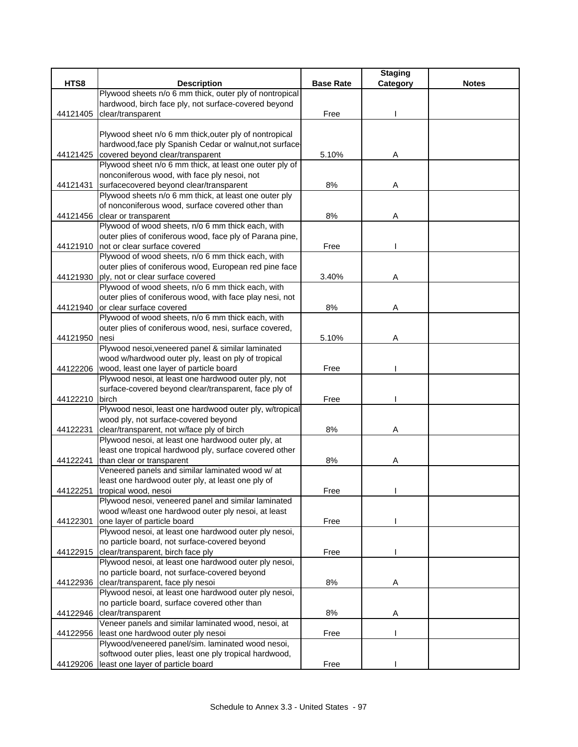| HTS8 | Description | Base Rate | Staging Category | Notes |
|---|---|---|---|---|
| 44121405 | Plywood sheets n/o 6 mm thick, outer ply of nontropical hardwood, birch face ply, not surface-covered beyond clear/transparent | Free | I | |
| 44121425 | Plywood sheet n/o 6 mm thick,outer ply of nontropical hardwood,face ply Spanish Cedar or walnut,not surface-covered beyond clear/transparent | 5.10% | A | |
| 44121431 | Plywood sheet n/o 6 mm thick, at least one outer ply of nonconiferous wood, with face ply nesoi, not surfacecovered beyond clear/transparent | 8% | A | |
| 44121456 | Plywood sheets n/o 6 mm thick, at least one outer ply of nonconiferous wood, surface covered other than clear or transparent | 8% | A | |
| 44121910 | Plywood of wood sheets, n/o 6 mm thick each, with outer plies of coniferous wood, face ply of Parana pine, not or clear surface covered | Free | I | |
| 44121930 | Plywood of wood sheets, n/o 6 mm thick each, with outer plies of coniferous wood, European red pine face ply, not or clear surface covered | 3.40% | A | |
| 44121940 | Plywood of wood sheets, n/o 6 mm thick each, with outer plies of coniferous wood, with face play nesi, not or clear surface covered | 8% | A | |
| 44121950 | Plywood of wood sheets, n/o 6 mm thick each, with outer plies of coniferous wood, nesi, surface covered, nesi | 5.10% | A | |
| 44122206 | Plywood nesoi,veneered panel & similar laminated wood w/hardwood outer ply, least on ply of tropical wood, least one layer of particle board | Free | I | |
| 44122210 | Plywood nesoi, at least one hardwood outer ply, not surface-covered beyond clear/transparent, face ply of birch | Free | I | |
| 44122231 | Plywood nesoi, least one hardwood outer ply, w/tropical wood ply, not surface-covered beyond clear/transparent, not w/face ply of birch | 8% | A | |
| 44122241 | Plywood nesoi, at least one hardwood outer ply, at least one tropical hardwood ply, surface covered other than clear or transparent | 8% | A | |
| 44122251 | Veneered panels and similar laminated wood w/ at least one hardwood outer ply, at least one ply of tropical wood, nesoi | Free | I | |
| 44122301 | Plywood nesoi, veneered panel and similar laminated wood w/least one hardwood outer ply nesoi, at least one layer of particle board | Free | I | |
| 44122915 | Plywood nesoi, at least one hardwood outer ply nesoi, no particle board, not surface-covered beyond clear/transparent, birch face ply | Free | I | |
| 44122936 | Plywood nesoi, at least one hardwood outer ply nesoi, no particle board, not surface-covered beyond clear/transparent, face ply nesoi | 8% | A | |
| 44122946 | Plywood nesoi, at least one hardwood outer ply nesoi, no particle board, surface covered other than clear/transparent | 8% | A | |
| 44122956 | Veneer panels and similar laminated wood, nesoi, at least one hardwood outer ply nesoi | Free | I | |
| 44129206 | Plywood/veneered panel/sim. laminated wood nesoi, softwood outer plies, least one ply tropical hardwood, least one layer of particle board | Free | I | |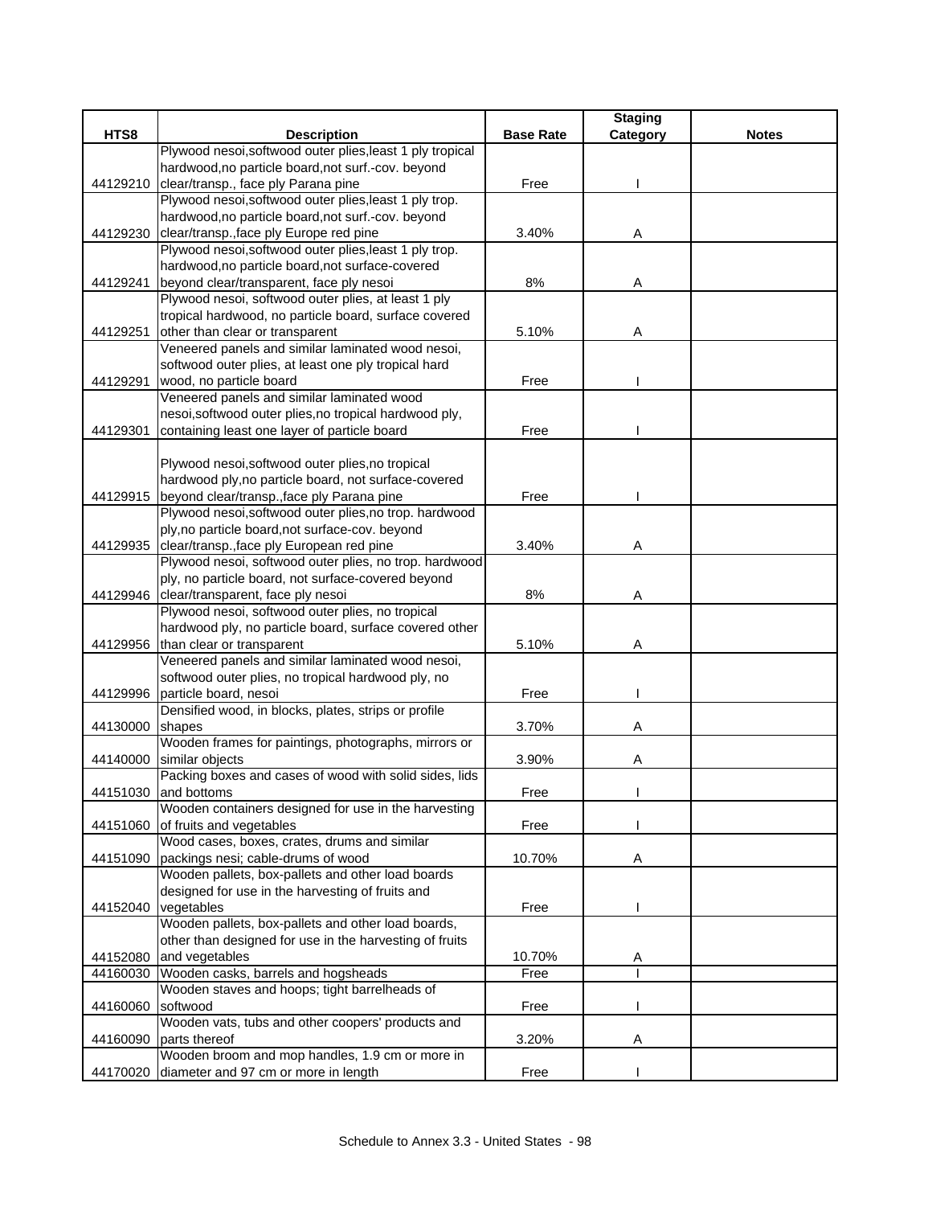| HTS8 | Description | Base Rate | Staging Category | Notes |
|---|---|---|---|---|
| 44129210 | Plywood nesoi,softwood outer plies,least 1 ply tropical hardwood,no particle board,not surf.-cov. beyond clear/transp., face ply Parana pine | Free | I | |
| 44129230 | Plywood nesoi,softwood outer plies,least 1 ply trop. hardwood,no particle board,not surf.-cov. beyond clear/transp.,face ply Europe red pine | 3.40% | A | |
| 44129241 | Plywood nesoi,softwood outer plies,least 1 ply trop. hardwood,no particle board,not surface-covered beyond clear/transparent, face ply nesoi | 8% | A | |
| 44129251 | Plywood nesoi, softwood outer plies, at least 1 ply tropical hardwood, no particle board, surface covered other than clear or transparent | 5.10% | A | |
| 44129291 | Veneered panels and similar laminated wood nesoi, softwood outer plies, at least one ply tropical hard wood, no particle board | Free | I | |
| 44129301 | Veneered panels and similar laminated wood nesoi,softwood outer plies,no tropical hardwood ply, containing least one layer of particle board | Free | I | |
| 44129915 | Plywood nesoi,softwood outer plies,no tropical hardwood ply,no particle board, not surface-covered beyond clear/transp.,face ply Parana pine | Free | I | |
| 44129935 | Plywood nesoi,softwood outer plies,no trop. hardwood ply,no particle board,not surface-cov. beyond clear/transp.,face ply European red pine | 3.40% | A | |
| 44129946 | Plywood nesoi, softwood outer plies, no trop. hardwood ply, no particle board, not surface-covered beyond clear/transparent, face ply nesoi | 8% | A | |
| 44129956 | Plywood nesoi, softwood outer plies, no tropical hardwood ply, no particle board, surface covered other than clear or transparent | 5.10% | A | |
| 44129996 | Veneered panels and similar laminated wood nesoi, softwood outer plies, no tropical hardwood ply, no particle board, nesoi | Free | I | |
| 44130000 | Densified wood, in blocks, plates, strips or profile shapes | 3.70% | A | |
| 44140000 | Wooden frames for paintings, photographs, mirrors or similar objects | 3.90% | A | |
| 44151030 | Packing boxes and cases of wood with solid sides, lids and bottoms | Free | I | |
| 44151060 | Wooden containers designed for use in the harvesting of fruits and vegetables | Free | I | |
| 44151090 | Wood cases, boxes, crates, drums and similar packings nesi; cable-drums of wood | 10.70% | A | |
| 44152040 | Wooden pallets, box-pallets and other load boards designed for use in the harvesting of fruits and vegetables | Free | I | |
| 44152080 | Wooden pallets, box-pallets and other load boards, other than designed for use in the harvesting of fruits and vegetables | 10.70% | A | |
| 44160030 | Wooden casks, barrels and hogsheads | Free | I | |
| 44160060 | Wooden staves and hoops; tight barrelheads of softwood | Free | I | |
| 44160090 | Wooden vats, tubs and other coopers' products and parts thereof | 3.20% | A | |
| 44170020 | Wooden broom and mop handles, 1.9 cm or more in diameter and 97 cm or more in length | Free | I | |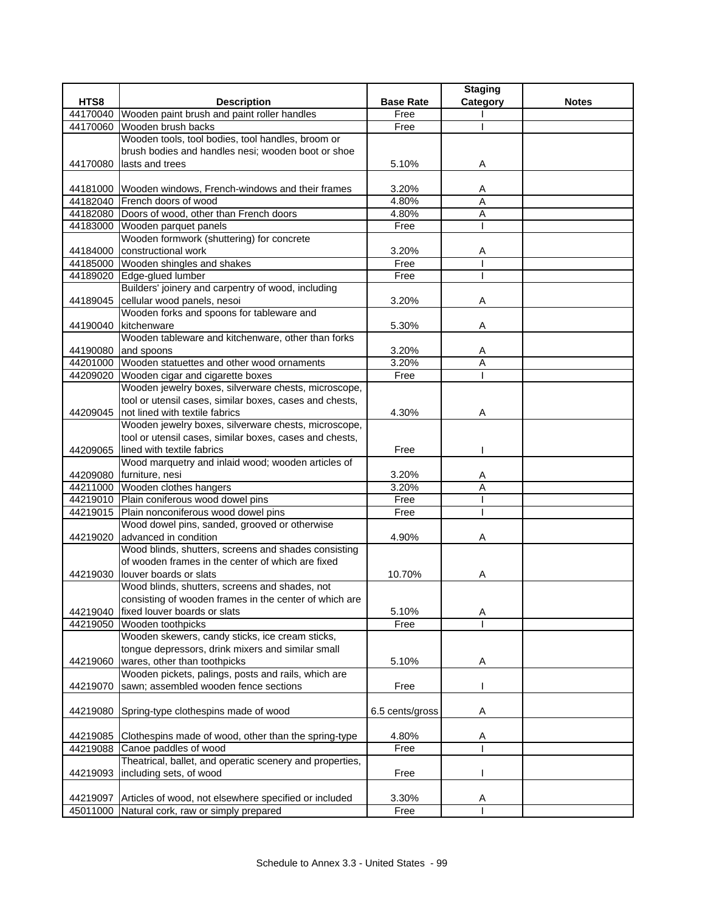| HTS8 | Description | Base Rate | Staging Category | Notes |
|---|---|---|---|---|
| 44170040 | Wooden paint brush and paint roller handles | Free | I | |
| 44170060 | Wooden brush backs | Free | I | |
| 44170080 | Wooden tools, tool bodies, tool handles, broom or brush bodies and handles nesi; wooden boot or shoe lasts and trees | 5.10% | A | |
| 44181000 | Wooden windows, French-windows and their frames | 3.20% | A | |
| 44182040 | French doors of wood | 4.80% | A | |
| 44182080 | Doors of wood, other than French doors | 4.80% | A | |
| 44183000 | Wooden parquet panels | Free | I | |
| 44184000 | Wooden formwork (shuttering) for concrete constructional work | 3.20% | A | |
| 44185000 | Wooden shingles and shakes | Free | I | |
| 44189020 | Edge-glued lumber | Free | I | |
| 44189045 | Builders' joinery and carpentry of wood, including cellular wood panels, nesoi | 3.20% | A | |
| 44190040 | Wooden forks and spoons for tableware and kitchenware | 5.30% | A | |
| 44190080 | Wooden tableware and kitchenware, other than forks and spoons | 3.20% | A | |
| 44201000 | Wooden statuettes and other wood ornaments | 3.20% | A | |
| 44209020 | Wooden cigar and cigarette boxes | Free | I | |
| 44209045 | Wooden jewelry boxes, silverware chests, microscope, tool or utensil cases, similar boxes, cases and chests, not lined with textile fabrics | 4.30% | A | |
| 44209065 | Wooden jewelry boxes, silverware chests, microscope, tool or utensil cases, similar boxes, cases and chests, lined with textile fabrics | Free | I | |
| 44209080 | Wood marquetry and inlaid wood; wooden articles of furniture, nesi | 3.20% | A | |
| 44211000 | Wooden clothes hangers | 3.20% | A | |
| 44219010 | Plain coniferous wood dowel pins | Free | I | |
| 44219015 | Plain nonconiferous wood dowel pins | Free | I | |
| 44219020 | Wood dowel pins, sanded, grooved or otherwise advanced in condition | 4.90% | A | |
| 44219030 | Wood blinds, shutters, screens and shades consisting of wooden frames in the center of which are fixed louver boards or slats | 10.70% | A | |
| 44219040 | Wood blinds, shutters, screens and shades, not consisting of wooden frames in the center of which are fixed louver boards or slats | 5.10% | A | |
| 44219050 | Wooden toothpicks | Free | I | |
| 44219060 | Wooden skewers, candy sticks, ice cream sticks, tongue depressors, drink mixers and similar small wares, other than toothpicks | 5.10% | A | |
| 44219070 | Wooden pickets, palings, posts and rails, which are sawn; assembled wooden fence sections | Free | I | |
| 44219080 | Spring-type clothespins made of wood | 6.5 cents/gross | A | |
| 44219085 | Clothespins made of wood, other than the spring-type | 4.80% | A | |
| 44219088 | Canoe paddles of wood | Free | I | |
| 44219093 | Theatrical, ballet, and operatic scenery and properties, including sets, of wood | Free | I | |
| 44219097 | Articles of wood, not elsewhere specified or included | 3.30% | A | |
| 45011000 | Natural cork, raw or simply prepared | Free | I | |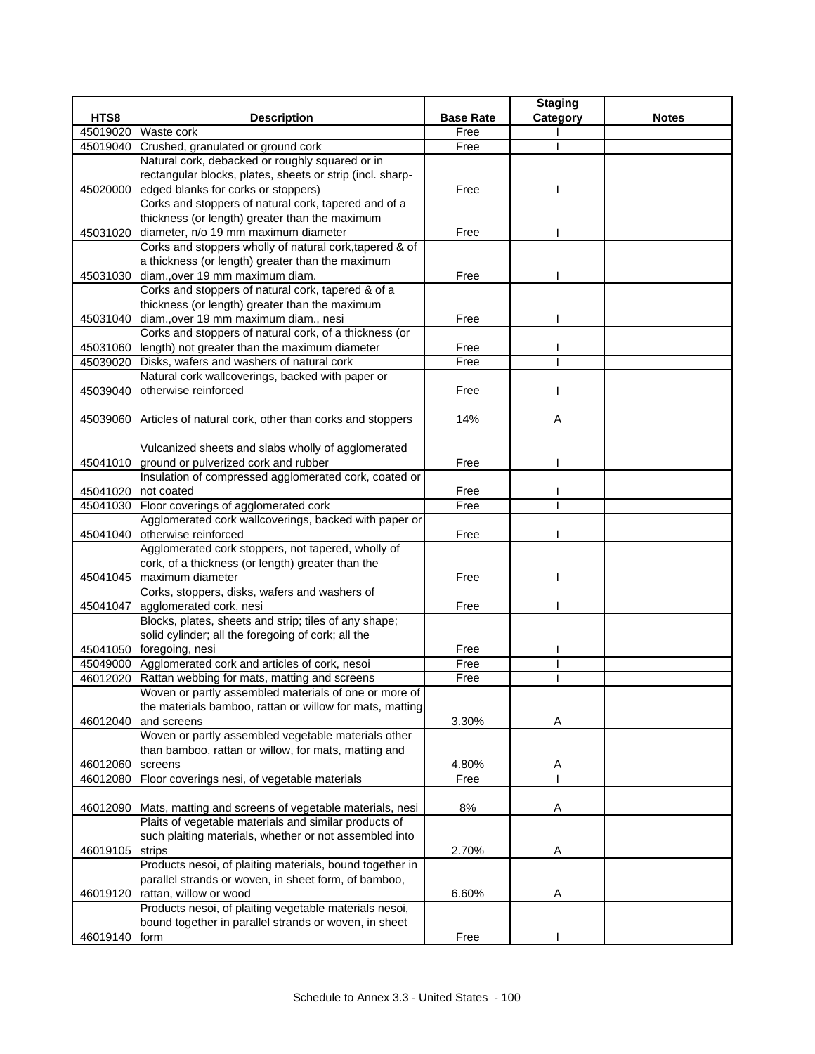| HTS8 | Description | Base Rate | Staging Category | Notes |
|---|---|---|---|---|
| 45019020 | Waste cork | Free | I | |
| 45019040 | Crushed, granulated or ground cork | Free | I | |
| 45020000 | Natural cork, debacked or roughly squared or in rectangular blocks, plates, sheets or strip (incl. sharp-edged blanks for corks or stoppers) | Free | I | |
| 45031020 | Corks and stoppers of natural cork, tapered and of a thickness (or length) greater than the maximum diameter, n/o 19 mm maximum diameter | Free | I | |
| 45031030 | Corks and stoppers wholly of natural cork,tapered & of a thickness (or length) greater than the maximum diam.,over 19 mm maximum diam. | Free | I | |
| 45031040 | Corks and stoppers of natural cork, tapered & of a thickness (or length) greater than the maximum diam.,over 19 mm maximum diam., nesi | Free | I | |
| 45031060 | Corks and stoppers of natural cork, of a thickness (or length) not greater than the maximum diameter | Free | I | |
| 45039020 | Disks, wafers and washers of natural cork | Free | I | |
| 45039040 | Natural cork wallcoverings, backed with paper or otherwise reinforced | Free | I | |
| 45039060 | Articles of natural cork, other than corks and stoppers | 14% | A | |
| 45041010 | Vulcanized sheets and slabs wholly of agglomerated ground or pulverized cork and rubber | Free | I | |
| 45041020 | Insulation of compressed agglomerated cork, coated or not coated | Free | I | |
| 45041030 | Floor coverings of agglomerated cork | Free | I | |
| 45041040 | Agglomerated cork wallcoverings, backed with paper or otherwise reinforced | Free | I | |
| 45041045 | Agglomerated cork stoppers, not tapered, wholly of cork, of a thickness (or length) greater than the maximum diameter | Free | I | |
| 45041047 | Corks, stoppers, disks, wafers and washers of agglomerated cork, nesi | Free | I | |
| 45041050 | Blocks, plates, sheets and strip; tiles of any shape; solid cylinder; all the foregoing of cork; all the foregoing, nesi | Free | I | |
| 45049000 | Agglomerated cork and articles of cork, nesoi | Free | I | |
| 46012020 | Rattan webbing for mats, matting and screens | Free | I | |
| 46012040 | Woven or partly assembled materials of one or more of the materials bamboo, rattan or willow for mats, matting and screens | 3.30% | A | |
| 46012060 | Woven or partly assembled vegetable materials other than bamboo, rattan or willow, for mats, matting and screens | 4.80% | A | |
| 46012080 | Floor coverings nesi, of vegetable materials | Free | I | |
| 46012090 | Mats, matting and screens of vegetable materials, nesi | 8% | A | |
| 46019105 | Plaits of vegetable materials and similar products of such plaiting materials, whether or not assembled into strips | 2.70% | A | |
| 46019120 | Products nesoi, of plaiting materials, bound together in parallel strands or woven, in sheet form, of bamboo, rattan, willow or wood | 6.60% | A | |
| 46019140 | Products nesoi, of plaiting vegetable materials nesoi, bound together in parallel strands or woven, in sheet form | Free | I | |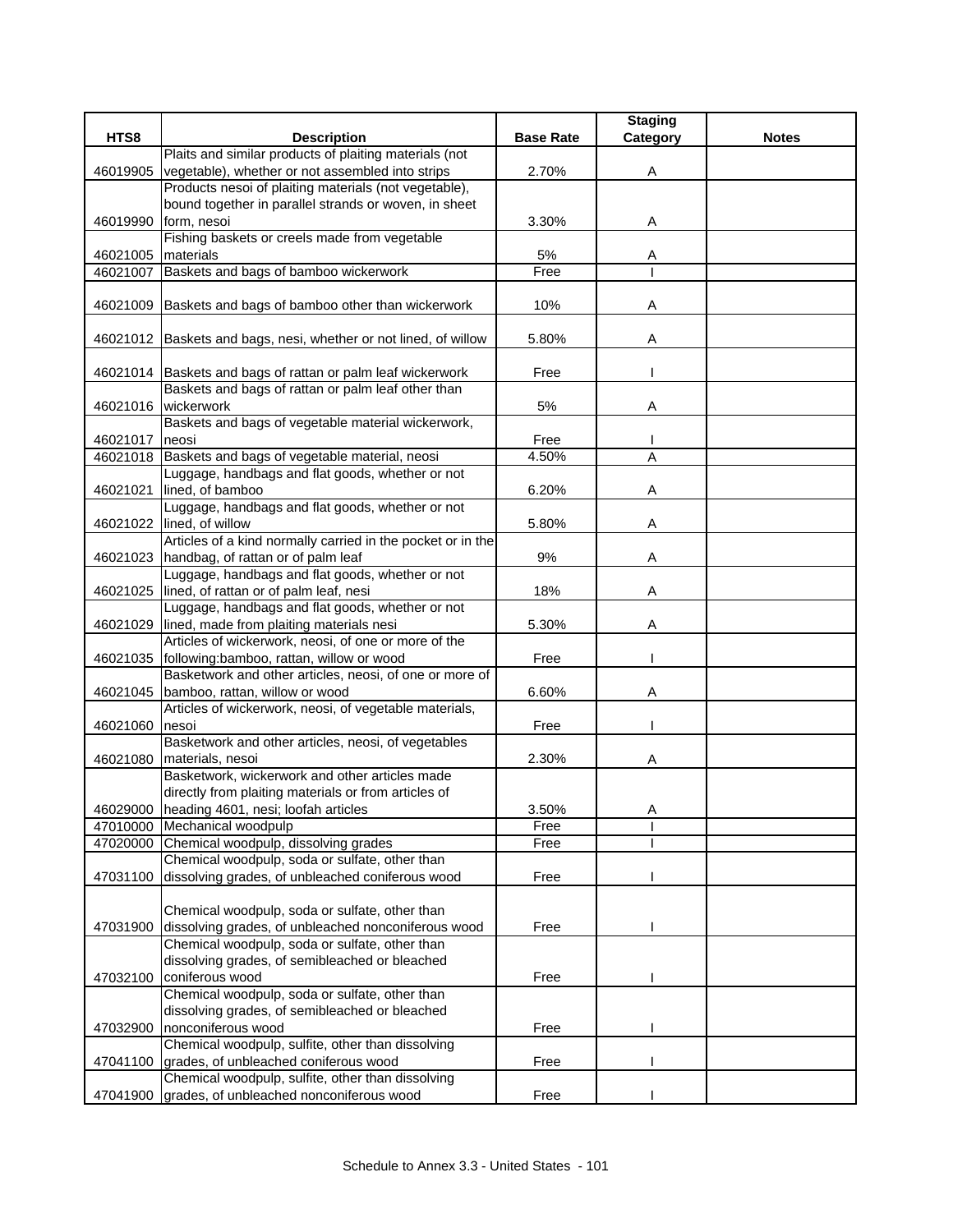| HTS8 | Description | Base Rate | Staging Category | Notes |
|---|---|---|---|---|
| 46019905 | Plaits and similar products of plaiting materials (not vegetable), whether or not assembled into strips | 2.70% | A | |
| 46019990 | Products nesoi of plaiting materials (not vegetable), bound together in parallel strands or woven, in sheet form, nesoi | 3.30% | A | |
| 46021005 | Fishing baskets or creels made from vegetable materials | 5% | A | |
| 46021007 | Baskets and bags of bamboo wickerwork | Free | I | |
| 46021009 | Baskets and bags of bamboo other than wickerwork | 10% | A | |
| 46021012 | Baskets and bags, nesi, whether or not lined, of willow | 5.80% | A | |
| 46021014 | Baskets and bags of rattan or palm leaf wickerwork | Free | I | |
| 46021016 | Baskets and bags of rattan or palm leaf other than wickerwork | 5% | A | |
| 46021017 | Baskets and bags of vegetable material wickerwork, neosi | Free | I | |
| 46021018 | Baskets and bags of vegetable material, neosi | 4.50% | A | |
| 46021021 | Luggage, handbags and flat goods, whether or not lined, of bamboo | 6.20% | A | |
| 46021022 | Luggage, handbags and flat goods, whether or not lined, of willow | 5.80% | A | |
| 46021023 | Articles of a kind normally carried in the pocket or in the handbag, of rattan or of palm leaf | 9% | A | |
| 46021025 | Luggage, handbags and flat goods, whether or not lined, of rattan or of palm leaf, nesi | 18% | A | |
| 46021029 | Luggage, handbags and flat goods, whether or not lined, made from plaiting materials nesi | 5.30% | A | |
| 46021035 | Articles of wickerwork, neosi, of one or more of the following:bamboo, rattan, willow or wood | Free | I | |
| 46021045 | Basketwork and other articles, neosi, of one or more of bamboo, rattan, willow or wood | 6.60% | A | |
| 46021060 | Articles of wickerwork, neosi, of vegetable materials, nesoi | Free | I | |
| 46021080 | Basketwork and other articles, neosi, of vegetables materials, nesoi | 2.30% | A | |
| 46029000 | Basketwork, wickerwork and other articles made directly from plaiting materials or from articles of heading 4601, nesi; loofah articles | 3.50% | A | |
| 47010000 | Mechanical woodpulp | Free | I | |
| 47020000 | Chemical woodpulp, dissolving grades | Free | I | |
| 47031100 | Chemical woodpulp, soda or sulfate, other than dissolving grades, of unbleached coniferous wood | Free | I | |
| 47031900 | Chemical woodpulp, soda or sulfate, other than dissolving grades, of unbleached nonconiferous wood | Free | I | |
| 47032100 | Chemical woodpulp, soda or sulfate, other than dissolving grades, of semibleached or bleached coniferous wood | Free | I | |
| 47032900 | Chemical woodpulp, soda or sulfate, other than dissolving grades, of semibleached or bleached nonconiferous wood | Free | I | |
| 47041100 | Chemical woodpulp, sulfite, other than dissolving grades, of unbleached coniferous wood | Free | I | |
| 47041900 | Chemical woodpulp, sulfite, other than dissolving grades, of unbleached nonconiferous wood | Free | I | |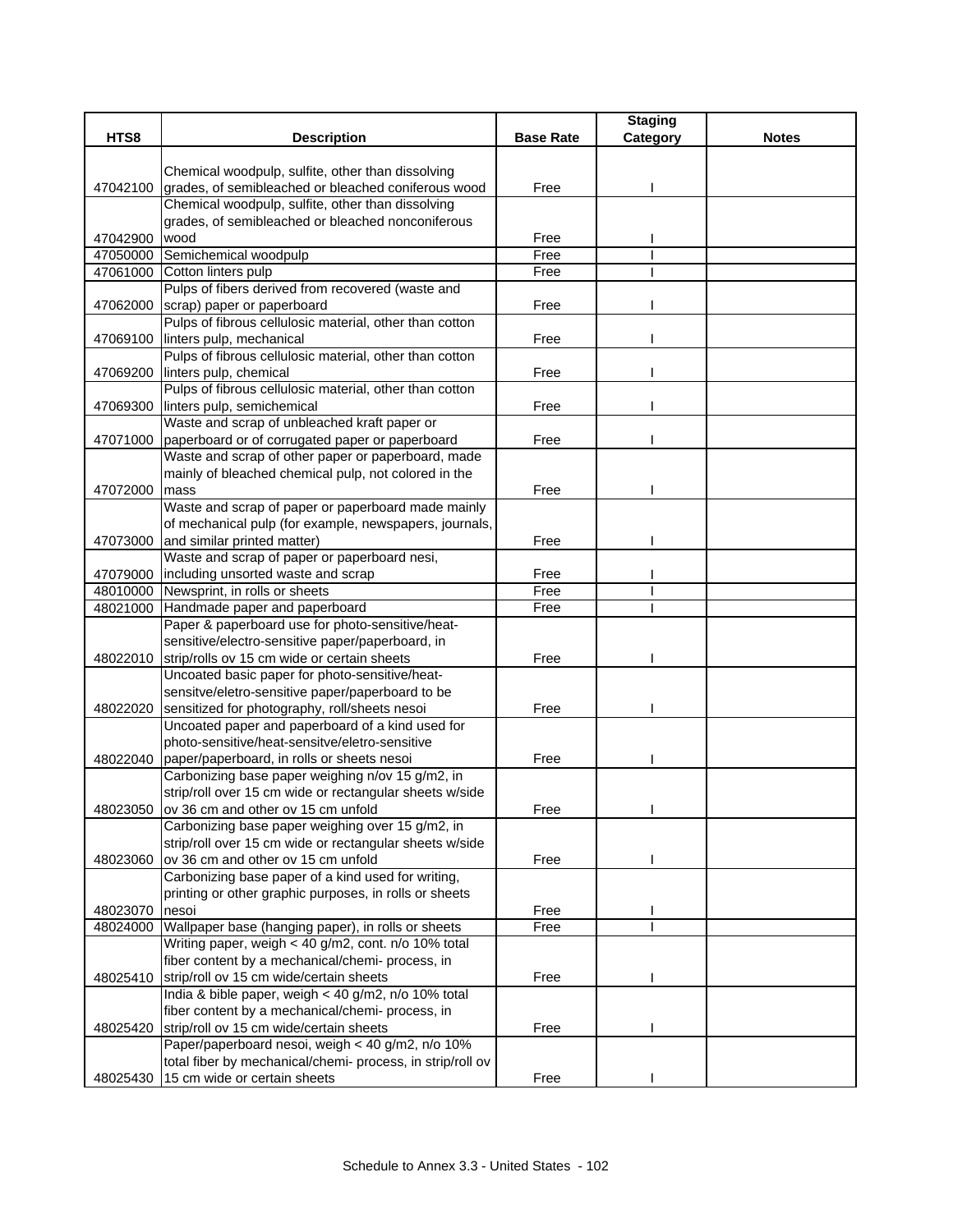| HTS8 | Description | Base Rate | Staging Category | Notes |
|---|---|---|---|---|
| 47042100 | Chemical woodpulp, sulfite, other than dissolving grades, of semibleached or bleached coniferous wood | Free | I | |
| 47042900 | Chemical woodpulp, sulfite, other than dissolving grades, of semibleached or bleached nonconiferous wood | Free | I | |
| 47050000 | Semichemical woodpulp | Free | I | |
| 47061000 | Cotton linters pulp | Free | I | |
| 47062000 | Pulps of fibers derived from recovered (waste and scrap) paper or paperboard | Free | I | |
| 47069100 | Pulps of fibrous cellulosic material, other than cotton linters pulp, mechanical | Free | I | |
| 47069200 | Pulps of fibrous cellulosic material, other than cotton linters pulp, chemical | Free | I | |
| 47069300 | Pulps of fibrous cellulosic material, other than cotton linters pulp, semichemical | Free | I | |
| 47071000 | Waste and scrap of unbleached kraft paper or paperboard or of corrugated paper or paperboard | Free | I | |
| 47072000 | Waste and scrap of other paper or paperboard, made mainly of bleached chemical pulp, not colored in the mass | Free | I | |
| 47073000 | Waste and scrap of paper or paperboard made mainly of mechanical pulp (for example, newspapers, journals, and similar printed matter) | Free | I | |
| 47079000 | Waste and scrap of paper or paperboard nesi, including unsorted waste and scrap | Free | I | |
| 48010000 | Newsprint, in rolls or sheets | Free | I | |
| 48021000 | Handmade paper and paperboard | Free | I | |
| 48022010 | Paper & paperboard use for photo-sensitive/heat-sensitive/electro-sensitive paper/paperboard, in strip/rolls ov 15 cm wide or certain sheets | Free | I | |
| 48022020 | Uncoated basic paper for photo-sensitive/heat-sensitve/eletro-sensitive paper/paperboard to be sensitized for photography, roll/sheets nesoi | Free | I | |
| 48022040 | Uncoated paper and paperboard of a kind used for photo-sensitive/heat-sensitve/eletro-sensitive paper/paperboard, in rolls or sheets nesoi | Free | I | |
| 48023050 | Carbonizing base paper weighing n/ov 15 g/m2, in strip/roll over 15 cm wide or rectangular sheets w/side ov 36 cm and other ov 15 cm unfold | Free | I | |
| 48023060 | Carbonizing base paper weighing over 15 g/m2, in strip/roll over 15 cm wide or rectangular sheets w/side ov 36 cm and other ov 15 cm unfold | Free | I | |
| 48023070 | Carbonizing base paper of a kind used for writing, printing or other graphic purposes, in rolls or sheets nesoi | Free | I | |
| 48024000 | Wallpaper base (hanging paper), in rolls or sheets | Free | I | |
| 48025410 | Writing paper, weigh < 40 g/m2, cont. n/o 10% total fiber content by a mechanical/chemi- process, in strip/roll ov 15 cm wide/certain sheets | Free | I | |
| 48025420 | India & bible paper, weigh < 40 g/m2, n/o 10% total fiber content by a mechanical/chemi- process, in strip/roll ov 15 cm wide/certain sheets | Free | I | |
| 48025430 | Paper/paperboard nesoi, weigh < 40 g/m2, n/o 10% total fiber by mechanical/chemi- process, in strip/roll ov 15 cm wide or certain sheets | Free | I | |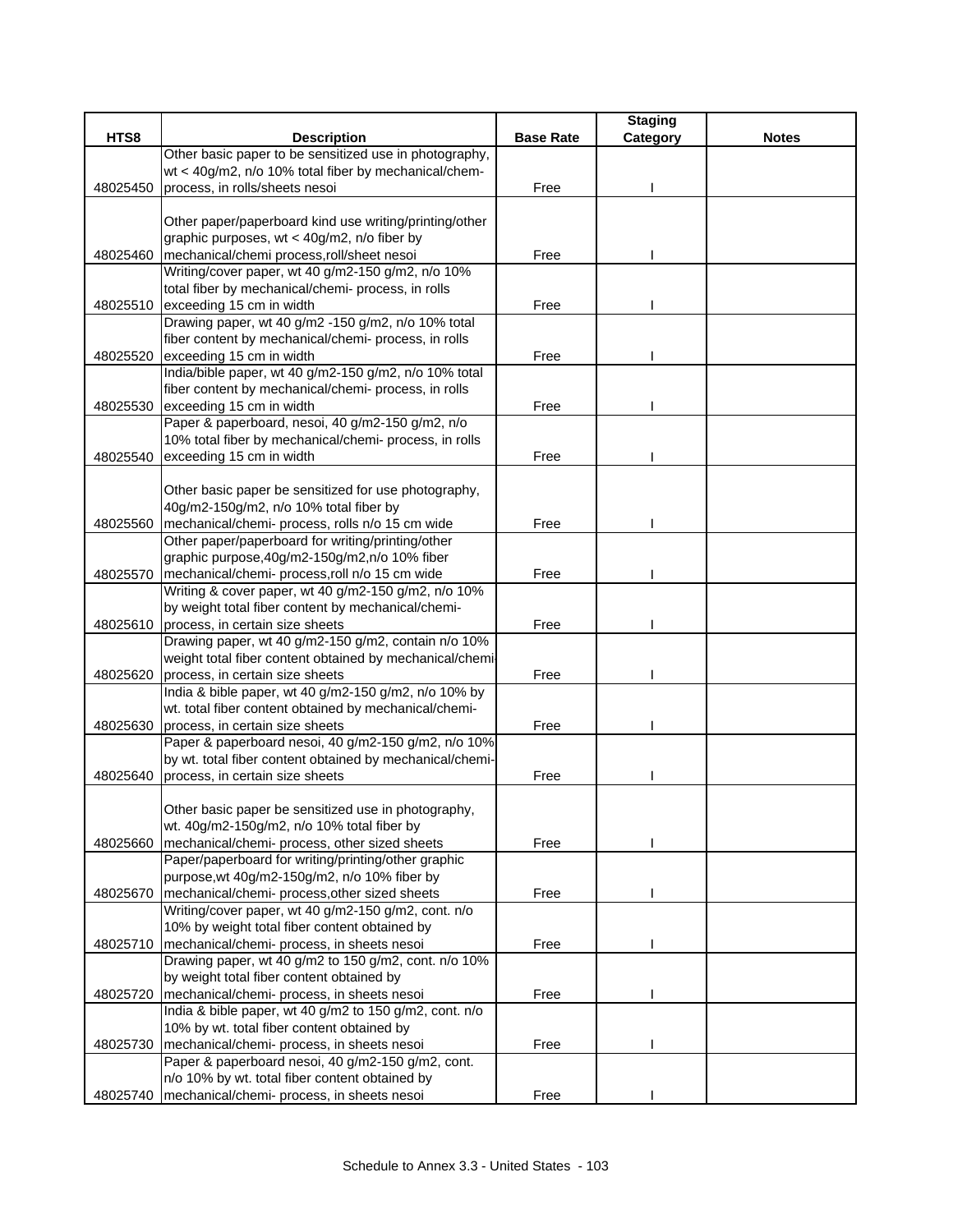| HTS8 | Description | Base Rate | Staging Category | Notes |
|---|---|---|---|---|
| 48025450 | Other basic paper to be sensitized use in photography, wt < 40g/m2, n/o 10% total fiber by mechanical/chem-process, in rolls/sheets nesoi | Free | I | |
| 48025460 | Other paper/paperboard kind use writing/printing/other graphic purposes, wt < 40g/m2, n/o fiber by mechanical/chemi process,roll/sheet nesoi | Free | I | |
| 48025510 | Writing/cover paper, wt 40 g/m2-150 g/m2, n/o 10% total fiber by mechanical/chemi- process, in rolls exceeding 15 cm in width | Free | I | |
| 48025520 | Drawing paper, wt 40 g/m2 -150 g/m2, n/o 10% total fiber content by mechanical/chemi- process, in rolls exceeding 15 cm in width | Free | I | |
| 48025530 | India/bible paper, wt 40 g/m2-150 g/m2, n/o 10% total fiber content by mechanical/chemi- process, in rolls exceeding 15 cm in width | Free | I | |
| 48025540 | Paper & paperboard, nesoi, 40 g/m2-150 g/m2, n/o 10% total fiber by mechanical/chemi- process, in rolls exceeding 15 cm in width | Free | I | |
| 48025560 | Other basic paper be sensitized for use photography, 40g/m2-150g/m2, n/o 10% total fiber by mechanical/chemi- process, rolls n/o 15 cm wide | Free | I | |
| 48025570 | Other paper/paperboard for writing/printing/other graphic purpose,40g/m2-150g/m2,n/o 10% fiber mechanical/chemi- process,roll n/o 15 cm wide | Free | I | |
| 48025610 | Writing & cover paper, wt 40 g/m2-150 g/m2, n/o 10% by weight total fiber content by mechanical/chemi-process, in certain size sheets | Free | I | |
| 48025620 | Drawing paper, wt 40 g/m2-150 g/m2, contain n/o 10% weight total fiber content obtained by mechanical/chemi-process, in certain size sheets | Free | I | |
| 48025630 | India & bible paper, wt 40 g/m2-150 g/m2, n/o 10% by wt. total fiber content obtained by mechanical/chemi-process, in certain size sheets | Free | I | |
| 48025640 | Paper & paperboard nesoi, 40 g/m2-150 g/m2, n/o 10% by wt. total fiber content obtained by mechanical/chemi-process, in certain size sheets | Free | I | |
| 48025660 | Other basic paper be sensitized use in photography, wt. 40g/m2-150g/m2, n/o 10% total fiber by mechanical/chemi- process, other sized sheets | Free | I | |
| 48025670 | Paper/paperboard for writing/printing/other graphic purpose,wt 40g/m2-150g/m2, n/o 10% fiber by mechanical/chemi- process,other sized sheets | Free | I | |
| 48025710 | Writing/cover paper, wt 40 g/m2-150 g/m2, cont. n/o 10% by weight total fiber content obtained by mechanical/chemi- process, in sheets nesoi | Free | I | |
| 48025720 | Drawing paper, wt 40 g/m2 to 150 g/m2, cont. n/o 10% by weight total fiber content obtained by mechanical/chemi- process, in sheets nesoi | Free | I | |
| 48025730 | India & bible paper, wt 40 g/m2 to 150 g/m2, cont. n/o 10% by wt. total fiber content obtained by mechanical/chemi- process, in sheets nesoi | Free | I | |
| 48025740 | Paper & paperboard nesoi, 40 g/m2-150 g/m2, cont. n/o 10% by wt. total fiber content obtained by mechanical/chemi- process, in sheets nesoi | Free | I | |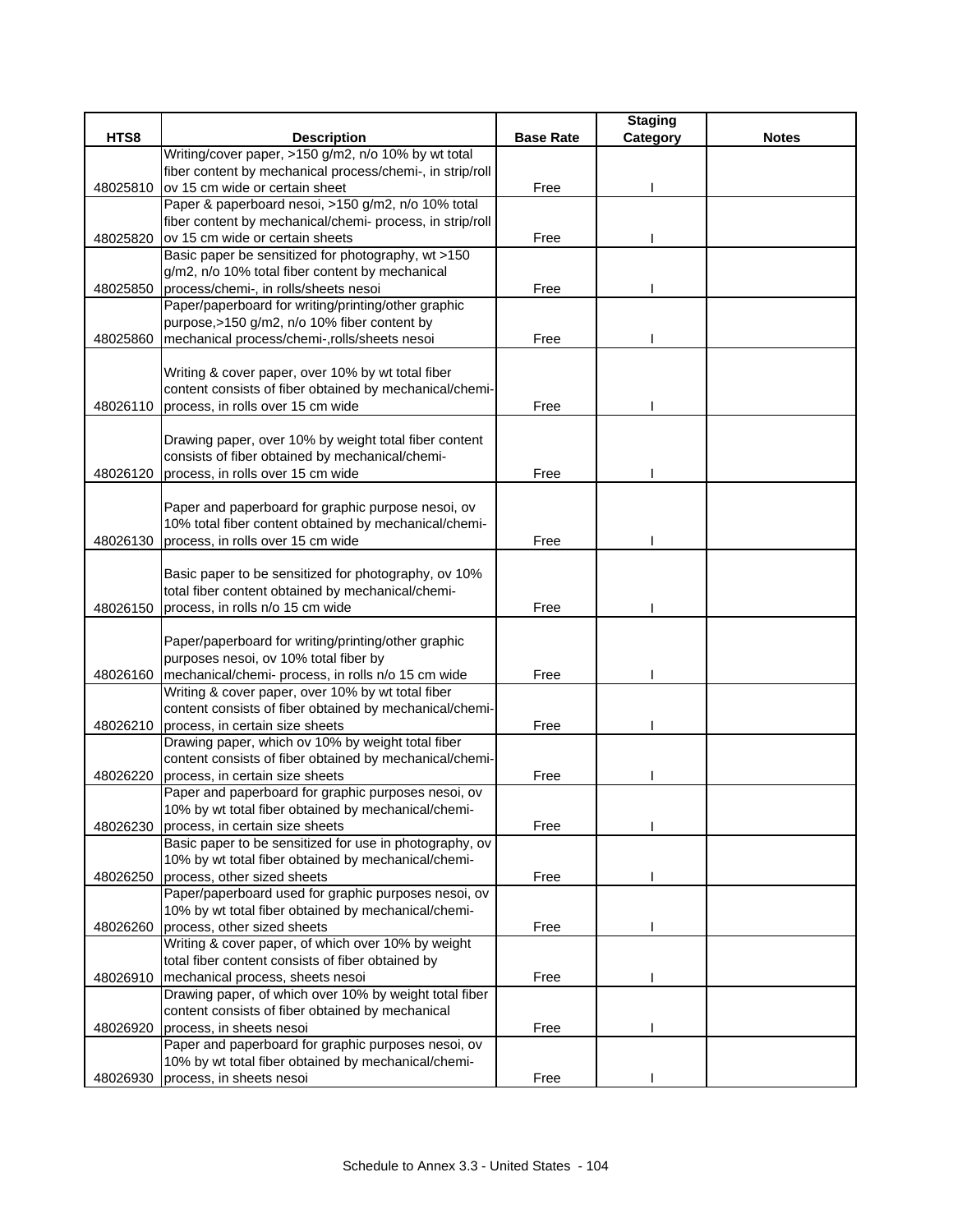| HTS8 | Description | Base Rate | Staging Category | Notes |
| --- | --- | --- | --- | --- |
| 48025810 | Writing/cover paper, >150 g/m2, n/o 10% by wt total fiber content by mechanical process/chemi-, in strip/roll ov 15 cm wide or certain sheet | Free | I | |
| 48025820 | Paper & paperboard nesoi, >150 g/m2, n/o 10% total fiber content by mechanical/chemi- process, in strip/roll ov 15 cm wide or certain sheets | Free | I | |
| 48025850 | Basic paper be sensitized for photography, wt >150 g/m2, n/o 10% total fiber content by mechanical process/chemi-, in rolls/sheets nesoi | Free | I | |
| 48025860 | Paper/paperboard for writing/printing/other graphic purpose,>150 g/m2, n/o 10% fiber content by mechanical process/chemi-,rolls/sheets nesoi | Free | I | |
| 48026110 | Writing & cover paper, over 10% by wt total fiber content consists of fiber obtained by mechanical/chemi-process, in rolls over 15 cm wide | Free | I | |
| 48026120 | Drawing paper, over 10% by weight total fiber content consists of fiber obtained by mechanical/chemi-process, in rolls over 15 cm wide | Free | I | |
| 48026130 | Paper and paperboard for graphic purpose nesoi, ov 10% total fiber content obtained by mechanical/chemi-process, in rolls over 15 cm wide | Free | I | |
| 48026150 | Basic paper to be sensitized for photography, ov 10% total fiber content obtained by mechanical/chemi-process, in rolls n/o 15 cm wide | Free | I | |
| 48026160 | Paper/paperboard for writing/printing/other graphic purposes nesoi, ov 10% total fiber by mechanical/chemi- process, in rolls n/o 15 cm wide | Free | I | |
| 48026210 | Writing & cover paper, over 10% by wt total fiber content consists of fiber obtained by mechanical/chemi-process, in certain size sheets | Free | I | |
| 48026220 | Drawing paper, which ov 10% by weight total fiber content consists of fiber obtained by mechanical/chemi-process, in certain size sheets | Free | I | |
| 48026230 | Paper and paperboard for graphic purposes nesoi, ov 10% by wt total fiber obtained by mechanical/chemi-process, in certain size sheets | Free | I | |
| 48026250 | Basic paper to be sensitized for use in photography, ov 10% by wt total fiber obtained by mechanical/chemi-process, other sized sheets | Free | I | |
| 48026260 | Paper/paperboard used for graphic purposes nesoi, ov 10% by wt total fiber obtained by mechanical/chemi-process, other sized sheets | Free | I | |
| 48026910 | Writing & cover paper, of which over 10% by weight total fiber content consists of fiber obtained by mechanical process, sheets nesoi | Free | I | |
| 48026920 | Drawing paper, of which over 10% by weight total fiber content consists of fiber obtained by mechanical process, in sheets nesoi | Free | I | |
| 48026930 | Paper and paperboard for graphic purposes nesoi, ov 10% by wt total fiber obtained by mechanical/chemi-process, in sheets nesoi | Free | I | |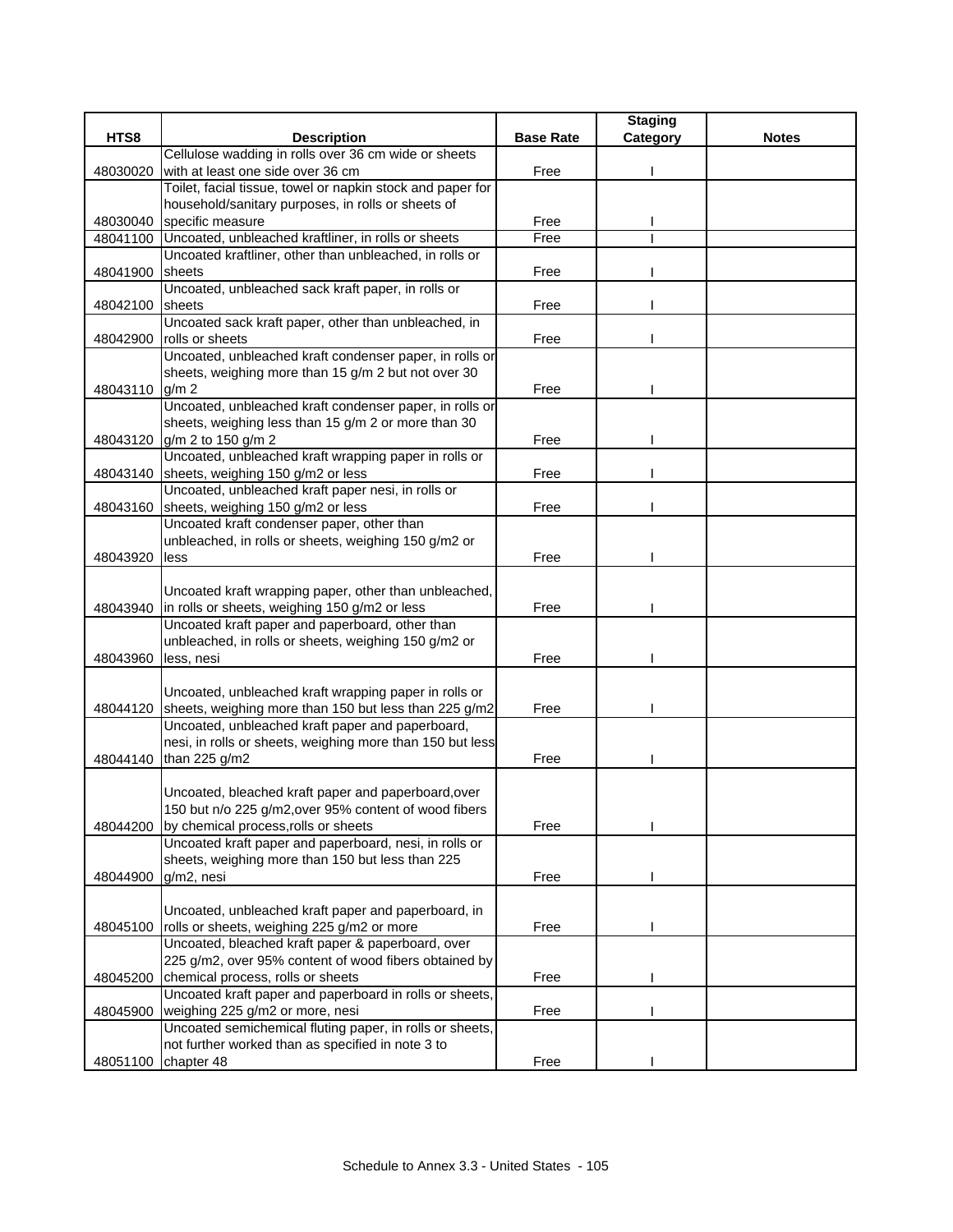| HTS8 | Description | Base Rate | Staging Category | Notes |
|---|---|---|---|---|
| 48030020 | Cellulose wadding in rolls over 36 cm wide or sheets with at least one side over 36 cm | Free | I | |
| 48030040 | Toilet, facial tissue, towel or napkin stock and paper for household/sanitary purposes, in rolls or sheets of specific measure | Free | I | |
| 48041100 | Uncoated, unbleached kraftliner, in rolls or sheets | Free | I | |
| 48041900 | Uncoated kraftliner, other than unbleached, in rolls or sheets | Free | I | |
| 48042100 | Uncoated, unbleached sack kraft paper, in rolls or sheets | Free | I | |
| 48042900 | Uncoated sack kraft paper, other than unbleached, in rolls or sheets | Free | I | |
| 48043110 | Uncoated, unbleached kraft condenser paper, in rolls or sheets, weighing more than 15 g/m 2 but not over 30 g/m 2 | Free | I | |
| 48043120 | Uncoated, unbleached kraft condenser paper, in rolls or sheets, weighing less than 15 g/m 2 or more than 30 g/m 2 to 150 g/m 2 | Free | I | |
| 48043140 | Uncoated, unbleached kraft wrapping paper in rolls or sheets, weighing 150 g/m2 or less | Free | I | |
| 48043160 | Uncoated, unbleached kraft paper nesi, in rolls or sheets, weighing 150 g/m2 or less | Free | I | |
| 48043920 | Uncoated kraft condenser paper, other than unbleached, in rolls or sheets, weighing 150 g/m2 or less | Free | I | |
| 48043940 | Uncoated kraft wrapping paper, other than unbleached, in rolls or sheets, weighing 150 g/m2 or less | Free | I | |
| 48043960 | Uncoated kraft paper and paperboard, other than unbleached, in rolls or sheets, weighing 150 g/m2 or less, nesi | Free | I | |
| 48044120 | Uncoated, unbleached kraft wrapping paper in rolls or sheets, weighing more than 150 but less than 225 g/m2 | Free | I | |
| 48044140 | Uncoated, unbleached kraft paper and paperboard, nesi, in rolls or sheets, weighing more than 150 but less than 225 g/m2 | Free | I | |
| 48044200 | Uncoated, bleached kraft paper and paperboard,over 150 but n/o 225 g/m2,over 95% content of wood fibers by chemical process,rolls or sheets | Free | I | |
| 48044900 | Uncoated kraft paper and paperboard, nesi, in rolls or sheets, weighing more than 150 but less than 225 g/m2, nesi | Free | I | |
| 48045100 | Uncoated, unbleached kraft paper and paperboard, in rolls or sheets, weighing 225 g/m2 or more | Free | I | |
| 48045200 | Uncoated, bleached kraft paper & paperboard, over 225 g/m2, over 95% content of wood fibers obtained by chemical process, rolls or sheets | Free | I | |
| 48045900 | Uncoated kraft paper and paperboard in rolls or sheets, weighing 225 g/m2 or more, nesi | Free | I | |
| 48051100 | Uncoated semichemical fluting paper, in rolls or sheets, not further worked than as specified in note 3 to chapter 48 | Free | I | |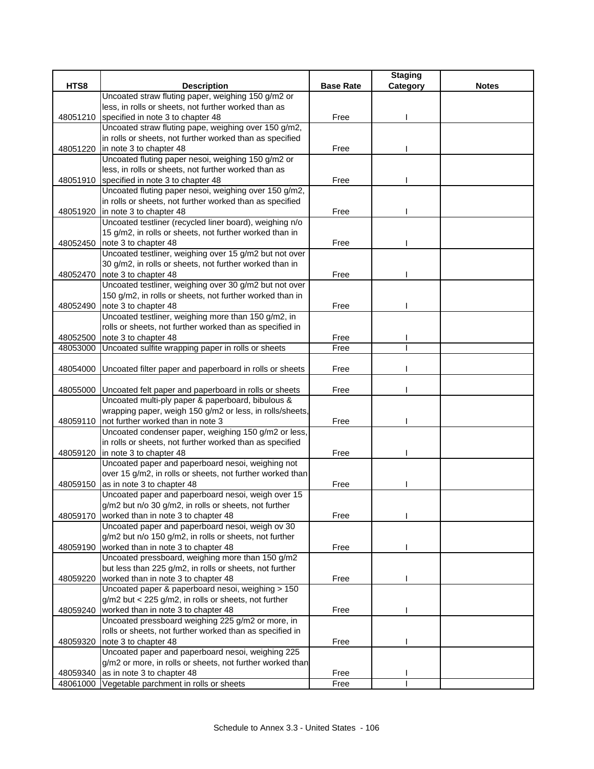| HTS8 | Description | Base Rate | Staging Category | Notes |
|---|---|---|---|---|
| 48051210 | Uncoated straw fluting paper, weighing 150 g/m2 or less, in rolls or sheets, not further worked than as specified in note 3 to chapter 48 | Free | I | |
| 48051220 | Uncoated straw fluting pape, weighing over 150 g/m2, in rolls or sheets, not further worked than as specified in note 3 to chapter 48 | Free | I | |
| 48051910 | Uncoated fluting paper nesoi, weighing 150 g/m2 or less, in rolls or sheets, not further worked than as specified in note 3 to chapter 48 | Free | I | |
| 48051920 | Uncoated fluting paper nesoi, weighing over 150 g/m2, in rolls or sheets, not further worked than as specified in note 3 to chapter 48 | Free | I | |
| 48052450 | Uncoated testliner (recycled liner board), weighing n/o 15 g/m2, in rolls or sheets, not further worked than in note 3 to chapter 48 | Free | I | |
| 48052470 | Uncoated testliner, weighing over 15 g/m2 but not over 30 g/m2, in rolls or sheets, not further worked than in note 3 to chapter 48 | Free | I | |
| 48052490 | Uncoated testliner, weighing over 30 g/m2 but not over 150 g/m2, in rolls or sheets, not further worked than in note 3 to chapter 48 | Free | I | |
| 48052500 | Uncoated testliner, weighing more than 150 g/m2, in rolls or sheets, not further worked than as specified in note 3 to chapter 48 | Free | I | |
| 48053000 | Uncoated sulfite wrapping paper in rolls or sheets | Free | I | |
| 48054000 | Uncoated filter paper and paperboard in rolls or sheets | Free | I | |
| 48055000 | Uncoated felt paper and paperboard in rolls or sheets | Free | I | |
| 48059110 | Uncoated multi-ply paper & paperboard, bibulous & wrapping paper, weigh 150 g/m2 or less, in rolls/sheets, not further worked than in note 3 | Free | I | |
| 48059120 | Uncoated condenser paper, weighing 150 g/m2 or less, in rolls or sheets, not further worked than as specified in note 3 to chapter 48 | Free | I | |
| 48059150 | Uncoated paper and paperboard nesoi, weighing not over 15 g/m2, in rolls or sheets, not further worked than as in note 3 to chapter 48 | Free | I | |
| 48059170 | Uncoated paper and paperboard nesoi, weigh over 15 g/m2 but n/o 30 g/m2, in rolls or sheets, not further worked than in note 3 to chapter 48 | Free | I | |
| 48059190 | Uncoated paper and paperboard nesoi, weigh ov 30 g/m2 but n/o 150 g/m2, in rolls or sheets, not further worked than in note 3 to chapter 48 | Free | I | |
| 48059220 | Uncoated pressboard, weighing more than 150 g/m2 but less than 225 g/m2, in rolls or sheets, not further worked than in note 3 to chapter 48 | Free | I | |
| 48059240 | Uncoated paper & paperboard nesoi, weighing > 150 g/m2 but < 225 g/m2, in rolls or sheets, not further worked than in note 3 to chapter 48 | Free | I | |
| 48059320 | Uncoated pressboard weighing 225 g/m2 or more, in rolls or sheets, not further worked than as specified in note 3 to chapter 48 | Free | I | |
| 48059340 | Uncoated paper and paperboard nesoi, weighing 225 g/m2 or more, in rolls or sheets, not further worked than as in note 3 to chapter 48 | Free | I | |
| 48061000 | Vegetable parchment in rolls or sheets | Free | I | |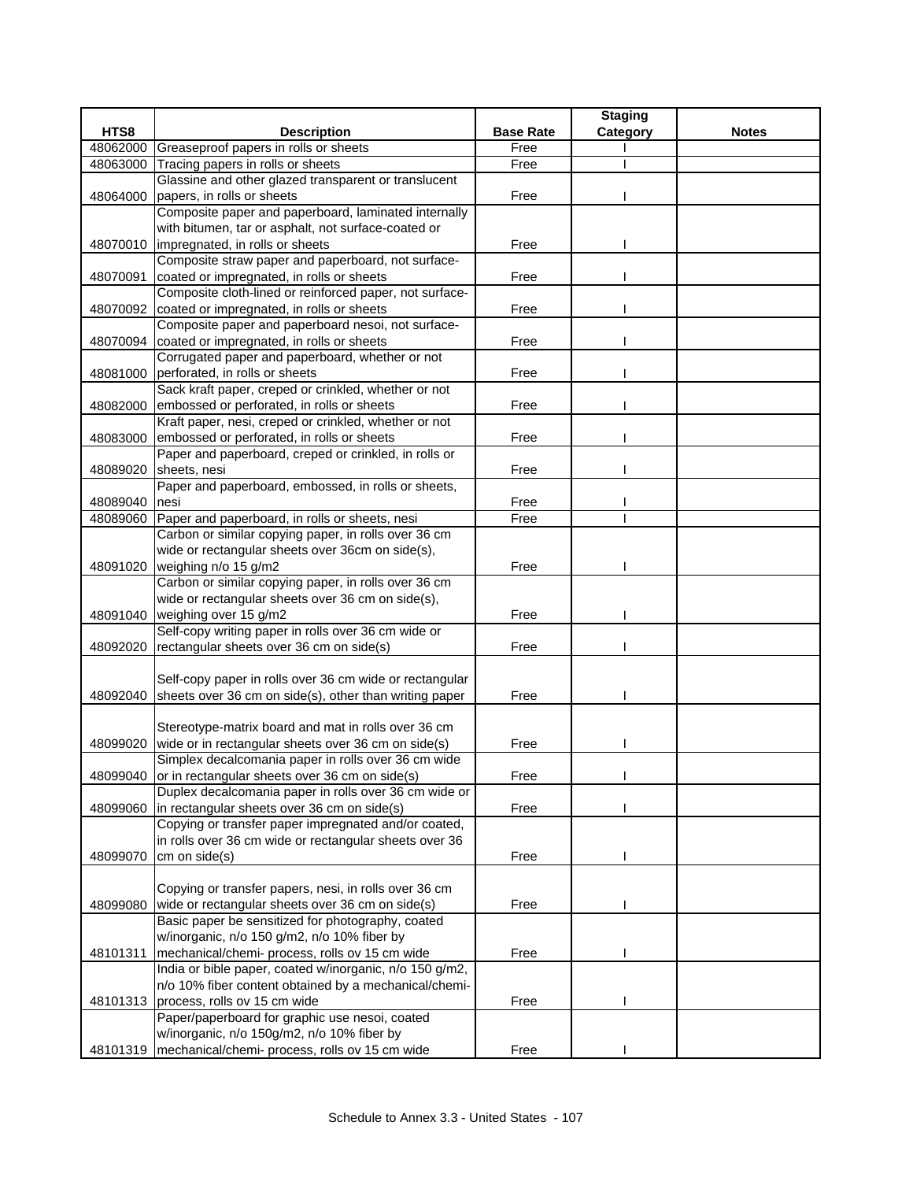| HTS8 | Description | Base Rate | Staging Category | Notes |
|---|---|---|---|---|
| 48062000 | Greaseproof papers in rolls or sheets | Free | I | |
| 48063000 | Tracing papers in rolls or sheets | Free | I | |
| 48064000 | Glassine and other glazed transparent or translucent papers, in rolls or sheets | Free | I | |
| 48070010 | Composite paper and paperboard, laminated internally with bitumen, tar or asphalt, not surface-coated or impregnated, in rolls or sheets | Free | I | |
| 48070091 | Composite straw paper and paperboard, not surface-coated or impregnated, in rolls or sheets | Free | I | |
| 48070092 | Composite cloth-lined or reinforced paper, not surface-coated or impregnated, in rolls or sheets | Free | I | |
| 48070094 | Composite paper and paperboard nesoi, not surface-coated or impregnated, in rolls or sheets | Free | I | |
| 48081000 | Corrugated paper and paperboard, whether or not perforated, in rolls or sheets | Free | I | |
| 48082000 | Sack kraft paper, creped or crinkled, whether or not embossed or perforated, in rolls or sheets | Free | I | |
| 48083000 | Kraft paper, nesi, creped or crinkled, whether or not embossed or perforated, in rolls or sheets | Free | I | |
| 48089020 | Paper and paperboard, creped or crinkled, in rolls or sheets, nesi | Free | I | |
| 48089040 | Paper and paperboard, embossed, in rolls or sheets, nesi | Free | I | |
| 48089060 | Paper and paperboard, in rolls or sheets, nesi | Free | I | |
| 48091020 | Carbon or similar copying paper, in rolls over 36 cm wide or rectangular sheets over 36cm on side(s), weighing n/o 15 g/m2 | Free | I | |
| 48091040 | Carbon or similar copying paper, in rolls over 36 cm wide or rectangular sheets over 36 cm on side(s), weighing over 15 g/m2 | Free | I | |
| 48092020 | Self-copy writing paper in rolls over 36 cm wide or rectangular sheets over 36 cm on side(s) | Free | I | |
| 48092040 | Self-copy paper in rolls over 36 cm wide or rectangular sheets over 36 cm on side(s), other than writing paper | Free | I | |
| 48099020 | Stereotype-matrix board and mat in rolls over 36 cm wide or in rectangular sheets over 36 cm on side(s) | Free | I | |
| 48099040 | Simplex decalcomania paper in rolls over 36 cm wide or in rectangular sheets over 36 cm on side(s) | Free | I | |
| 48099060 | Duplex decalcomania paper in rolls over 36 cm wide or in rectangular sheets over 36 cm on side(s) | Free | I | |
| 48099070 | Copying or transfer paper impregnated and/or coated, in rolls over 36 cm wide or rectangular sheets over 36 cm on side(s) | Free | I | |
| 48099080 | Copying or transfer papers, nesi, in rolls over 36 cm wide or rectangular sheets over 36 cm on side(s) | Free | I | |
| 48101311 | Basic paper be sensitized for photography, coated w/inorganic, n/o 150 g/m2, n/o 10% fiber by mechanical/chemi- process, rolls ov 15 cm wide | Free | I | |
| 48101313 | India or bible paper, coated w/inorganic, n/o 150 g/m2, n/o 10% fiber content obtained by a mechanical/chemi-process, rolls ov 15 cm wide | Free | I | |
| 48101319 | Paper/paperboard for graphic use nesoi, coated w/inorganic, n/o 150g/m2, n/o 10% fiber by mechanical/chemi- process, rolls ov 15 cm wide | Free | I | |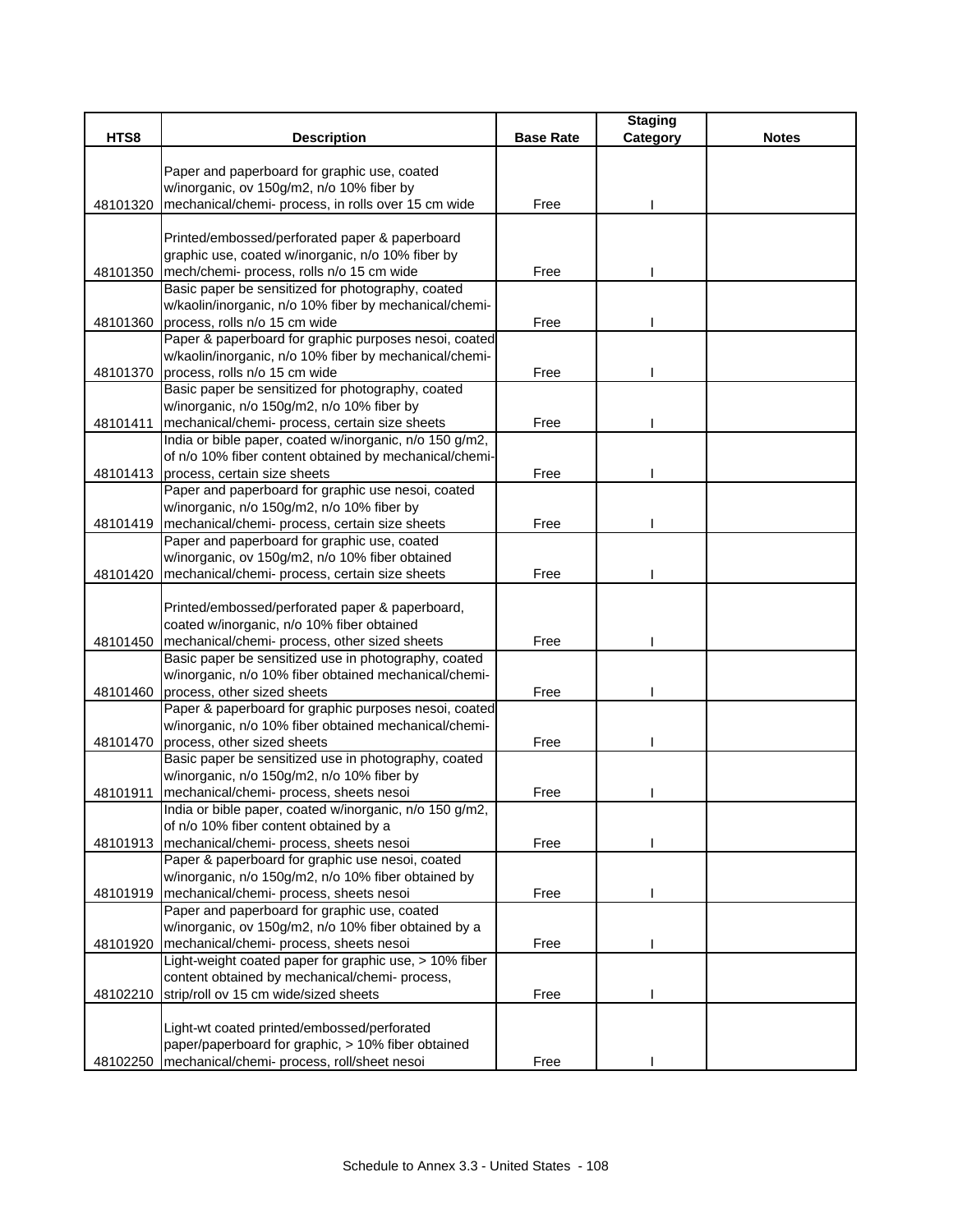| HTS8 | Description | Base Rate | Staging Category | Notes |
|---|---|---|---|---|
| 48101320 | Paper and paperboard for graphic use, coated w/inorganic, ov 150g/m2, n/o 10% fiber by mechanical/chemi- process, in rolls over 15 cm wide | Free | I | |
| 48101350 | Printed/embossed/perforated paper & paperboard graphic use, coated w/inorganic, n/o 10% fiber by mech/chemi- process, rolls n/o 15 cm wide | Free | I | |
| 48101360 | Basic paper be sensitized for photography, coated w/kaolin/inorganic, n/o 10% fiber by mechanical/chemi- process, rolls n/o 15 cm wide | Free | I | |
| 48101370 | Paper & paperboard for graphic purposes nesoi, coated w/kaolin/inorganic, n/o 10% fiber by mechanical/chemi- process, rolls n/o 15 cm wide | Free | I | |
| 48101411 | Basic paper be sensitized for photography, coated w/inorganic, n/o 150g/m2, n/o 10% fiber by mechanical/chemi- process, certain size sheets | Free | I | |
| 48101413 | India or bible paper, coated w/inorganic, n/o 150 g/m2, of n/o 10% fiber content obtained by mechanical/chemi- process, certain size sheets | Free | I | |
| 48101419 | Paper and paperboard for graphic use nesoi, coated w/inorganic, n/o 150g/m2, n/o 10% fiber by mechanical/chemi- process, certain size sheets | Free | I | |
| 48101420 | Paper and paperboard for graphic use, coated w/inorganic, ov 150g/m2, n/o 10% fiber obtained mechanical/chemi- process, certain size sheets | Free | I | |
| 48101450 | Printed/embossed/perforated paper & paperboard, coated w/inorganic, n/o 10% fiber obtained mechanical/chemi- process, other sized sheets | Free | I | |
| 48101460 | Basic paper be sensitized use in photography, coated w/inorganic, n/o 10% fiber obtained mechanical/chemi- process, other sized sheets | Free | I | |
| 48101470 | Paper & paperboard for graphic purposes nesoi, coated w/inorganic, n/o 10% fiber obtained mechanical/chemi- process, other sized sheets | Free | I | |
| 48101911 | Basic paper be sensitized use in photography, coated w/inorganic, n/o 150g/m2, n/o 10% fiber by mechanical/chemi- process, sheets nesoi | Free | I | |
| 48101913 | India or bible paper, coated w/inorganic, n/o 150 g/m2, of n/o 10% fiber content obtained by a mechanical/chemi- process, sheets nesoi | Free | I | |
| 48101919 | Paper & paperboard for graphic use nesoi, coated w/inorganic, n/o 150g/m2, n/o 10% fiber obtained by mechanical/chemi- process, sheets nesoi | Free | I | |
| 48101920 | Paper and paperboard for graphic use, coated w/inorganic, ov 150g/m2, n/o 10% fiber obtained by a mechanical/chemi- process, sheets nesoi | Free | I | |
| 48102210 | Light-weight coated paper for graphic use, > 10% fiber content obtained by mechanical/chemi- process, strip/roll ov 15 cm wide/sized sheets | Free | I | |
| 48102250 | Light-wt coated printed/embossed/perforated paper/paperboard for graphic, > 10% fiber obtained mechanical/chemi- process, roll/sheet nesoi | Free | I | |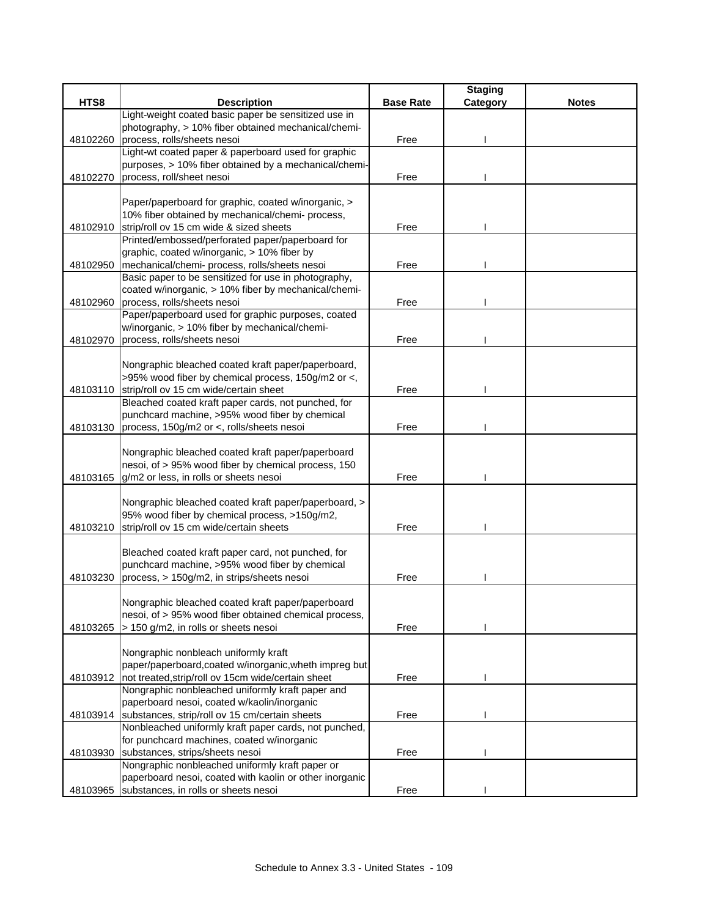| HTS8 | Description | Base Rate | Staging Category | Notes |
|---|---|---|---|---|
| 48102260 | Light-weight coated basic paper be sensitized use in photography, > 10% fiber obtained mechanical/chemi-process, rolls/sheets nesoi | Free | I | |
| 48102270 | Light-wt coated paper & paperboard used for graphic purposes, > 10% fiber obtained by a mechanical/chemi-process, roll/sheet nesoi | Free | I | |
| 48102910 | Paper/paperboard for graphic, coated w/inorganic, > 10% fiber obtained by mechanical/chemi- process, strip/roll ov 15 cm wide & sized sheets | Free | I | |
| 48102950 | Printed/embossed/perforated paper/paperboard for graphic, coated w/inorganic, > 10% fiber by mechanical/chemi- process, rolls/sheets nesoi | Free | I | |
| 48102960 | Basic paper to be sensitized for use in photography, coated w/inorganic, > 10% fiber by mechanical/chemi-process, rolls/sheets nesoi | Free | I | |
| 48102970 | Paper/paperboard used for graphic purposes, coated w/inorganic, > 10% fiber by mechanical/chemi-process, rolls/sheets nesoi | Free | I | |
| 48103110 | Nongraphic bleached coated kraft paper/paperboard, >95% wood fiber by chemical process, 150g/m2 or <, strip/roll ov 15 cm wide/certain sheet | Free | I | |
| 48103130 | Bleached coated kraft paper cards, not punched, for punchcard machine, >95% wood fiber by chemical process, 150g/m2 or <, rolls/sheets nesoi | Free | I | |
| 48103165 | Nongraphic bleached coated kraft paper/paperboard nesoi, of > 95% wood fiber by chemical process, 150 g/m2 or less, in rolls or sheets nesoi | Free | I | |
| 48103210 | Nongraphic bleached coated kraft paper/paperboard, > 95% wood fiber by chemical process, >150g/m2, strip/roll ov 15 cm wide/certain sheets | Free | I | |
| 48103230 | Bleached coated kraft paper card, not punched, for punchcard machine, >95% wood fiber by chemical process, > 150g/m2, in strips/sheets nesoi | Free | I | |
| 48103265 | Nongraphic bleached coated kraft paper/paperboard nesoi, of > 95% wood fiber obtained chemical process, > 150 g/m2, in rolls or sheets nesoi | Free | I | |
| 48103912 | Nongraphic nonbleach uniformly kraft paper/paperboard,coated w/inorganic,wheth impreg but not treated,strip/roll ov 15cm wide/certain sheet | Free | I | |
| 48103914 | Nongraphic nonbleached uniformly kraft paper and paperboard nesoi, coated w/kaolin/inorganic substances, strip/roll ov 15 cm/certain sheets | Free | I | |
| 48103930 | Nonbleached uniformly kraft paper cards, not punched, for punchcard machines, coated w/inorganic substances, strips/sheets nesoi | Free | I | |
| 48103965 | Nongraphic nonbleached uniformly kraft paper or paperboard nesoi, coated with kaolin or other inorganic substances, in rolls or sheets nesoi | Free | I | |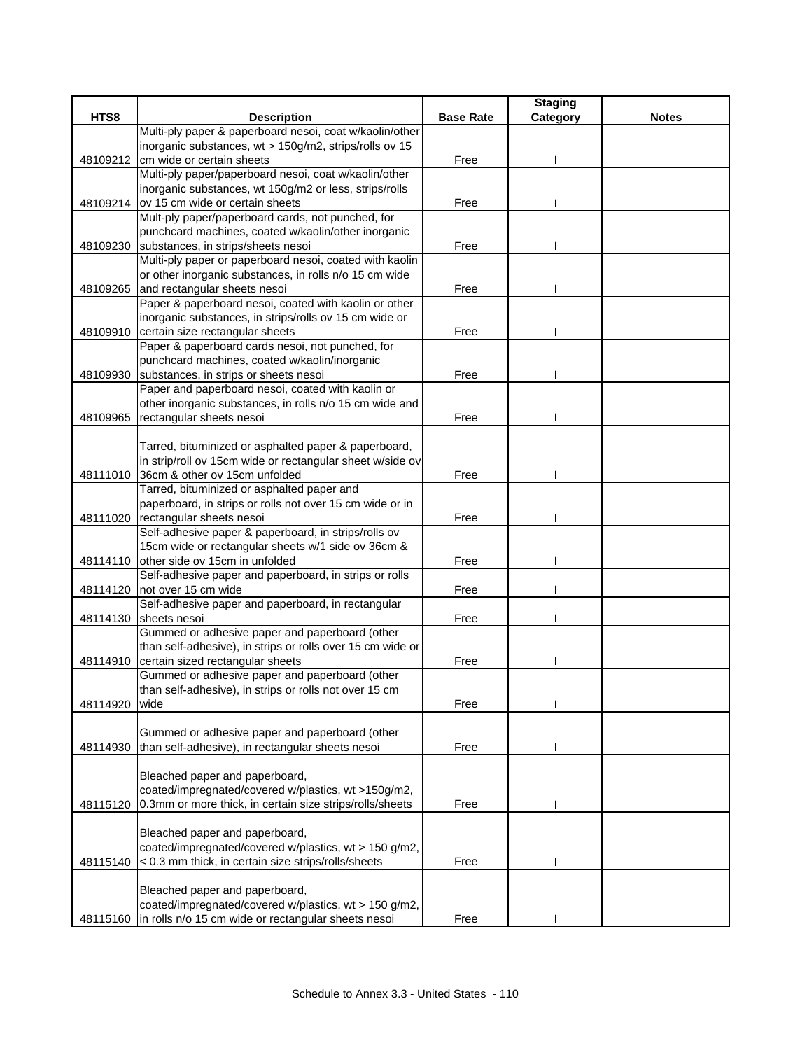| HTS8 | Description | Base Rate | Staging Category | Notes |
|---|---|---|---|---|
| 48109212 | Multi-ply paper & paperboard nesoi, coat w/kaolin/other inorganic substances, wt > 150g/m2, strips/rolls ov 15 cm wide or certain sheets | Free | I | |
| 48109214 | Multi-ply paper/paperboard nesoi, coat w/kaolin/other inorganic substances, wt 150g/m2 or less, strips/rolls ov 15 cm wide or certain sheets | Free | I | |
| 48109230 | Mult-ply paper/paperboard cards, not punched, for punchcard machines, coated w/kaolin/other inorganic substances, in strips/sheets nesoi | Free | I | |
| 48109265 | Multi-ply paper or paperboard nesoi, coated with kaolin or other inorganic substances, in rolls n/o 15 cm wide and rectangular sheets nesoi | Free | I | |
| 48109910 | Paper & paperboard nesoi, coated with kaolin or other inorganic substances, in strips/rolls ov 15 cm wide or certain size rectangular sheets | Free | I | |
| 48109930 | Paper & paperboard cards nesoi, not punched, for punchcard machines, coated w/kaolin/inorganic substances, in strips or sheets nesoi | Free | I | |
| 48109965 | Paper and paperboard nesoi, coated with kaolin or other inorganic substances, in rolls n/o 15 cm wide and rectangular sheets nesoi | Free | I | |
| 48111010 | Tarred, bituminized or asphalted paper & paperboard, in strip/roll ov 15cm wide or rectangular sheet w/side ov 36cm & other ov 15cm unfolded | Free | I | |
| 48111020 | Tarred, bituminized or asphalted paper and paperboard, in strips or rolls not over 15 cm wide or in rectangular sheets nesoi | Free | I | |
| 48114110 | Self-adhesive paper & paperboard, in strips/rolls ov 15cm wide or rectangular sheets w/1 side ov 36cm & other side ov 15cm in unfolded | Free | I | |
| 48114120 | Self-adhesive paper and paperboard, in strips or rolls not over 15 cm wide | Free | I | |
| 48114130 | Self-adhesive paper and paperboard, in rectangular sheets nesoi | Free | I | |
| 48114910 | Gummed or adhesive paper and paperboard (other than self-adhesive), in strips or rolls over 15 cm wide or certain sized rectangular sheets | Free | I | |
| 48114920 | Gummed or adhesive paper and paperboard (other than self-adhesive), in strips or rolls not over 15 cm wide | Free | I | |
| 48114930 | Gummed or adhesive paper and paperboard (other than self-adhesive), in rectangular sheets nesoi | Free | I | |
| 48115120 | Bleached paper and paperboard, coated/impregnated/covered w/plastics, wt >150g/m2, 0.3mm or more thick, in certain size strips/rolls/sheets | Free | I | |
| 48115140 | Bleached paper and paperboard, coated/impregnated/covered w/plastics, wt > 150 g/m2, < 0.3 mm thick, in certain size strips/rolls/sheets | Free | I | |
| 48115160 | Bleached paper and paperboard, coated/impregnated/covered w/plastics, wt > 150 g/m2, in rolls n/o 15 cm wide or rectangular sheets nesoi | Free | I | |

Schedule to Annex 3.3 - United States - 110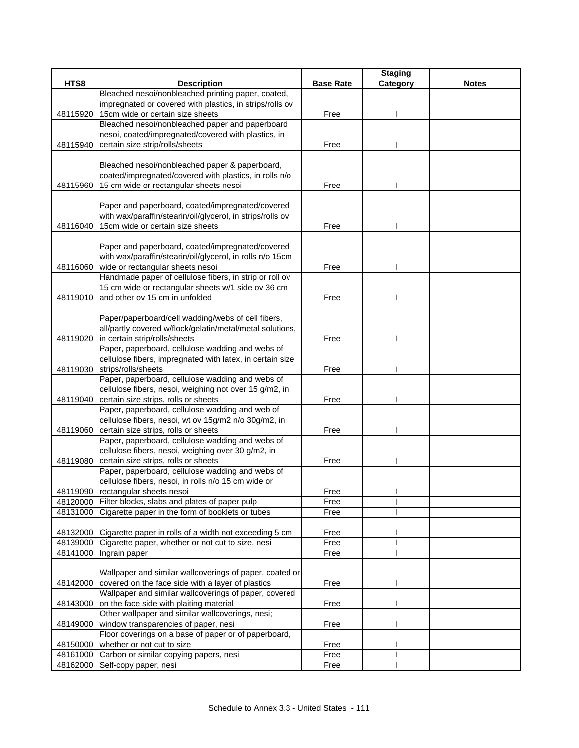| HTS8 | Description | Base Rate | Staging Category | Notes |
|---|---|---|---|---|
| 48115920 | Bleached nesoi/nonbleached printing paper, coated, impregnated or covered with plastics, in strips/rolls ov 15cm wide or certain size sheets | Free | I | |
| 48115940 | Bleached nesoi/nonbleached paper and paperboard nesoi, coated/impregnated/covered with plastics, in certain size strip/rolls/sheets | Free | I | |
| 48115960 | Bleached nesoi/nonbleached paper & paperboard, coated/impregnated/covered with plastics, in rolls n/o 15 cm wide or rectangular sheets nesoi | Free | I | |
| 48116040 | Paper and paperboard, coated/impregnated/covered with wax/paraffin/stearin/oil/glycerol, in strips/rolls ov 15cm wide or certain size sheets | Free | I | |
| 48116060 | Paper and paperboard, coated/impregnated/covered with wax/paraffin/stearin/oil/glycerol, in rolls n/o 15cm wide or rectangular sheets nesoi | Free | I | |
| 48119010 | Handmade paper of cellulose fibers, in strip or roll ov 15 cm wide or rectangular sheets w/1 side ov 36 cm and other ov 15 cm in unfolded | Free | I | |
| 48119020 | Paper/paperboard/cell wadding/webs of cell fibers, all/partly covered w/flock/gelatin/metal/metal solutions, in certain strip/rolls/sheets | Free | I | |
| 48119030 | Paper, paperboard, cellulose wadding and webs of cellulose fibers, impregnated with latex, in certain size strips/rolls/sheets | Free | I | |
| 48119040 | Paper, paperboard, cellulose wadding and webs of cellulose fibers, nesoi, weighing not over 15 g/m2, in certain size strips, rolls or sheets | Free | I | |
| 48119060 | Paper, paperboard, cellulose wadding and web of cellulose fibers, nesoi, wt ov 15g/m2 n/o 30g/m2, in certain size strips, rolls or sheets | Free | I | |
| 48119080 | Paper, paperboard, cellulose wadding and webs of cellulose fibers, nesoi, weighing over 30 g/m2, in certain size strips, rolls or sheets | Free | I | |
| 48119090 | Paper, paperboard, cellulose wadding and webs of cellulose fibers, nesoi, in rolls n/o 15 cm wide or rectangular sheets nesoi | Free | I | |
| 48120000 | Filter blocks, slabs and plates of paper pulp | Free | I | |
| 48131000 | Cigarette paper in the form of booklets or tubes | Free | I | |
| 48132000 | Cigarette paper in rolls of a width not exceeding 5 cm | Free | I | |
| 48139000 | Cigarette paper, whether or not cut to size, nesi | Free | I | |
| 48141000 | Ingrain paper | Free | I | |
| 48142000 | Wallpaper and similar wallcoverings of paper, coated or covered on the face side with a layer of plastics | Free | I | |
| 48143000 | Wallpaper and similar wallcoverings of paper, covered on the face side with plaiting material | Free | I | |
| 48149000 | Other wallpaper and similar wallcoverings, nesi; window transparencies of paper, nesi | Free | I | |
| 48150000 | Floor coverings on a base of paper or of paperboard, whether or not cut to size | Free | I | |
| 48161000 | Carbon or similar copying papers, nesi | Free | I | |
| 48162000 | Self-copy paper, nesi | Free | I | |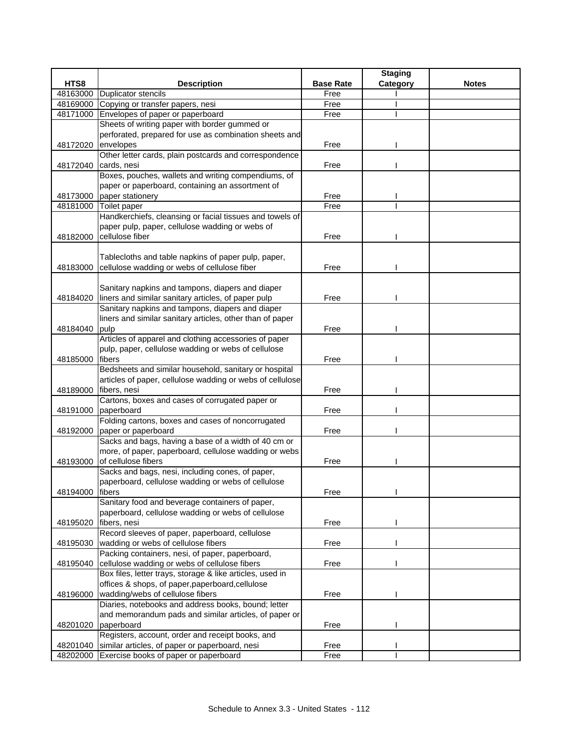| HTS8 | Description | Base Rate | Staging Category | Notes |
|---|---|---|---|---|
| 48163000 | Duplicator stencils | Free | I | |
| 48169000 | Copying or transfer papers, nesi | Free | I | |
| 48171000 | Envelopes of paper or paperboard | Free | I | |
| 48172020 | Sheets of writing paper with border gummed or perforated, prepared for use as combination sheets and envelopes | Free | I | |
| 48172040 | Other letter cards, plain postcards and correspondence cards, nesi | Free | I | |
| 48173000 | Boxes, pouches, wallets and writing compendiums, of paper or paperboard, containing an assortment of paper stationery | Free | I | |
| 48181000 | Toilet paper | Free | I | |
| 48182000 | Handkerchiefs, cleansing or facial tissues and towels of paper pulp, paper, cellulose wadding or webs of cellulose fiber | Free | I | |
| 48183000 | Tablecloths and table napkins of paper pulp, paper, cellulose wadding or webs of cellulose fiber | Free | I | |
| 48184020 | Sanitary napkins and tampons, diapers and diaper liners and similar sanitary articles, of paper pulp | Free | I | |
| 48184040 | Sanitary napkins and tampons, diapers and diaper liners and similar sanitary articles, other than of paper pulp | Free | I | |
| 48185000 | Articles of apparel and clothing accessories of paper pulp, paper, cellulose wadding or webs of cellulose fibers | Free | I | |
| 48189000 | Bedsheets and similar household, sanitary or hospital articles of paper, cellulose wadding or webs of cellulose fibers, nesi | Free | I | |
| 48191000 | Cartons, boxes and cases of corrugated paper or paperboard | Free | I | |
| 48192000 | Folding cartons, boxes and cases of noncorrugated paper or paperboard | Free | I | |
| 48193000 | Sacks and bags, having a base of a width of 40 cm or more, of paper, paperboard, cellulose wadding or webs of cellulose fibers | Free | I | |
| 48194000 | Sacks and bags, nesi, including cones, of paper, paperboard, cellulose wadding or webs of cellulose fibers | Free | I | |
| 48195020 | Sanitary food and beverage containers of paper, paperboard, cellulose wadding or webs of cellulose fibers, nesi | Free | I | |
| 48195030 | Record sleeves of paper, paperboard, cellulose wadding or webs of cellulose fibers | Free | I | |
| 48195040 | Packing containers, nesi, of paper, paperboard, cellulose wadding or webs of cellulose fibers | Free | I | |
| 48196000 | Box files, letter trays, storage & like articles, used in offices & shops, of paper,paperboard,cellulose wadding/webs of cellulose fibers | Free | I | |
| 48201020 | Diaries, notebooks and address books, bound; letter and memorandum pads and similar articles, of paper or paperboard | Free | I | |
| 48201040 | Registers, account, order and receipt books, and similar articles, of paper or paperboard, nesi | Free | I | |
| 48202000 | Exercise books of paper or paperboard | Free | I | |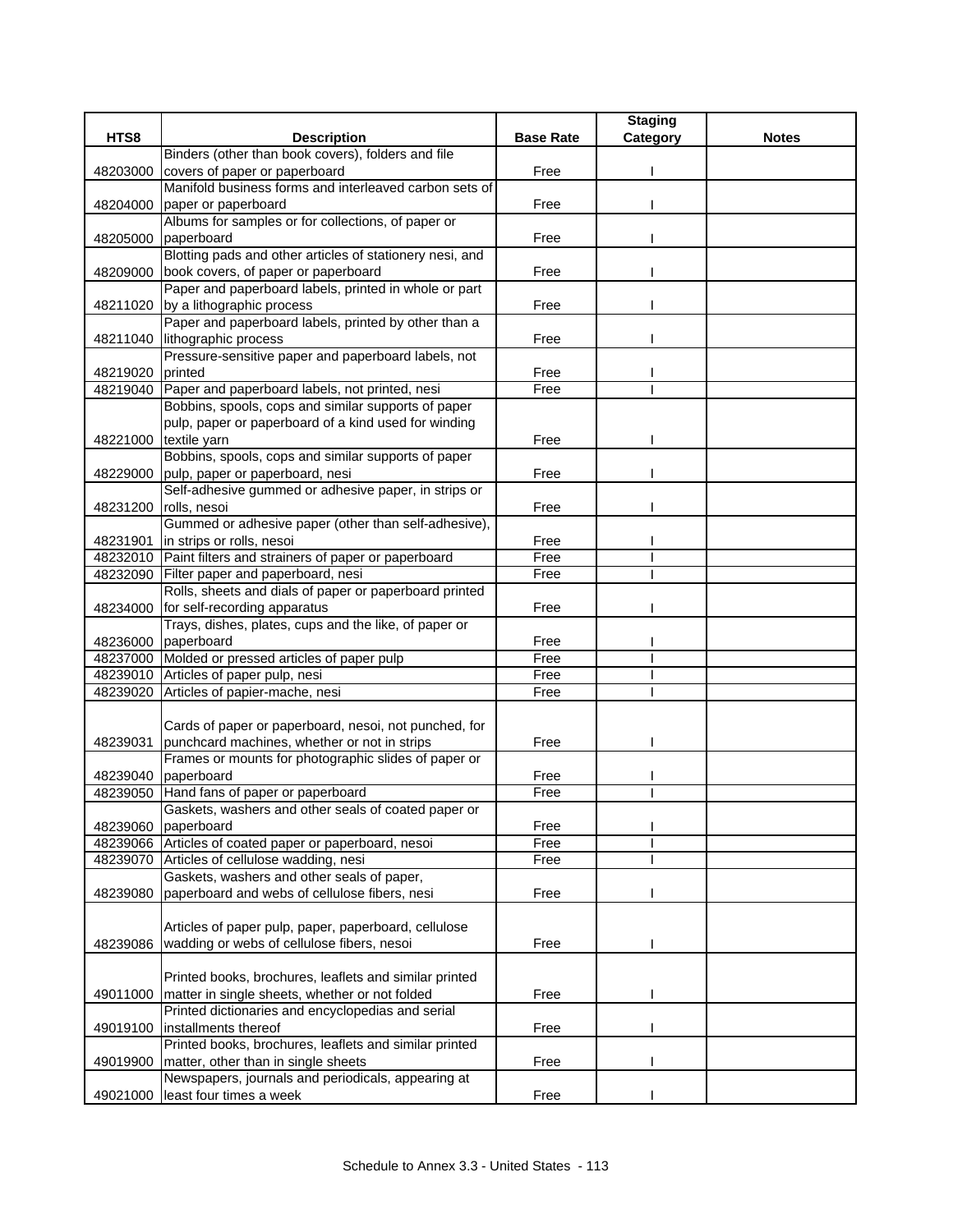| HTS8 | Description | Base Rate | Staging Category | Notes |
|---|---|---|---|---|
| 48203000 | Binders (other than book covers), folders and file covers of paper or paperboard | Free | I | |
| 48204000 | Manifold business forms and interleaved carbon sets of paper or paperboard | Free | I | |
| 48205000 | Albums for samples or for collections, of paper or paperboard | Free | I | |
| 48209000 | Blotting pads and other articles of stationery nesi, and book covers, of paper or paperboard | Free | I | |
| 48211020 | Paper and paperboard labels, printed in whole or part by a lithographic process | Free | I | |
| 48211040 | Paper and paperboard labels, printed by other than a lithographic process | Free | I | |
| 48219020 | Pressure-sensitive paper and paperboard labels, not printed | Free | I | |
| 48219040 | Paper and paperboard labels, not printed, nesi | Free | I | |
| 48221000 | Bobbins, spools, cops and similar supports of paper pulp, paper or paperboard of a kind used for winding textile yarn | Free | I | |
| 48229000 | Bobbins, spools, cops and similar supports of paper pulp, paper or paperboard, nesi | Free | I | |
| 48231200 | Self-adhesive gummed or adhesive paper, in strips or rolls, nesoi | Free | I | |
| 48231901 | Gummed or adhesive paper (other than self-adhesive), in strips or rolls, nesoi | Free | I | |
| 48232010 | Paint filters and strainers of paper or paperboard | Free | I | |
| 48232090 | Filter paper and paperboard, nesi | Free | I | |
| 48234000 | Rolls, sheets and dials of paper or paperboard printed for self-recording apparatus | Free | I | |
| 48236000 | Trays, dishes, plates, cups and the like, of paper or paperboard | Free | I | |
| 48237000 | Molded or pressed articles of paper pulp | Free | I | |
| 48239010 | Articles of paper pulp, nesi | Free | I | |
| 48239020 | Articles of papier-mache, nesi | Free | I | |
| 48239031 | Cards of paper or paperboard, nesoi, not punched, for punchcard machines, whether or not in strips | Free | I | |
| 48239040 | Frames or mounts for photographic slides of paper or paperboard | Free | I | |
| 48239050 | Hand fans of paper or paperboard | Free | I | |
| 48239060 | Gaskets, washers and other seals of coated paper or paperboard | Free | I | |
| 48239066 | Articles of coated paper or paperboard, nesoi | Free | I | |
| 48239070 | Articles of cellulose wadding, nesi | Free | I | |
| 48239080 | Gaskets, washers and other seals of paper, paperboard and webs of cellulose fibers, nesi | Free | I | |
| 48239086 | Articles of paper pulp, paper, paperboard, cellulose wadding or webs of cellulose fibers, nesoi | Free | I | |
| 49011000 | Printed books, brochures, leaflets and similar printed matter in single sheets, whether or not folded | Free | I | |
| 49019100 | Printed dictionaries and encyclopedias and serial installments thereof | Free | I | |
| 49019900 | Printed books, brochures, leaflets and similar printed matter, other than in single sheets | Free | I | |
| 49021000 | Newspapers, journals and periodicals, appearing at least four times a week | Free | I | |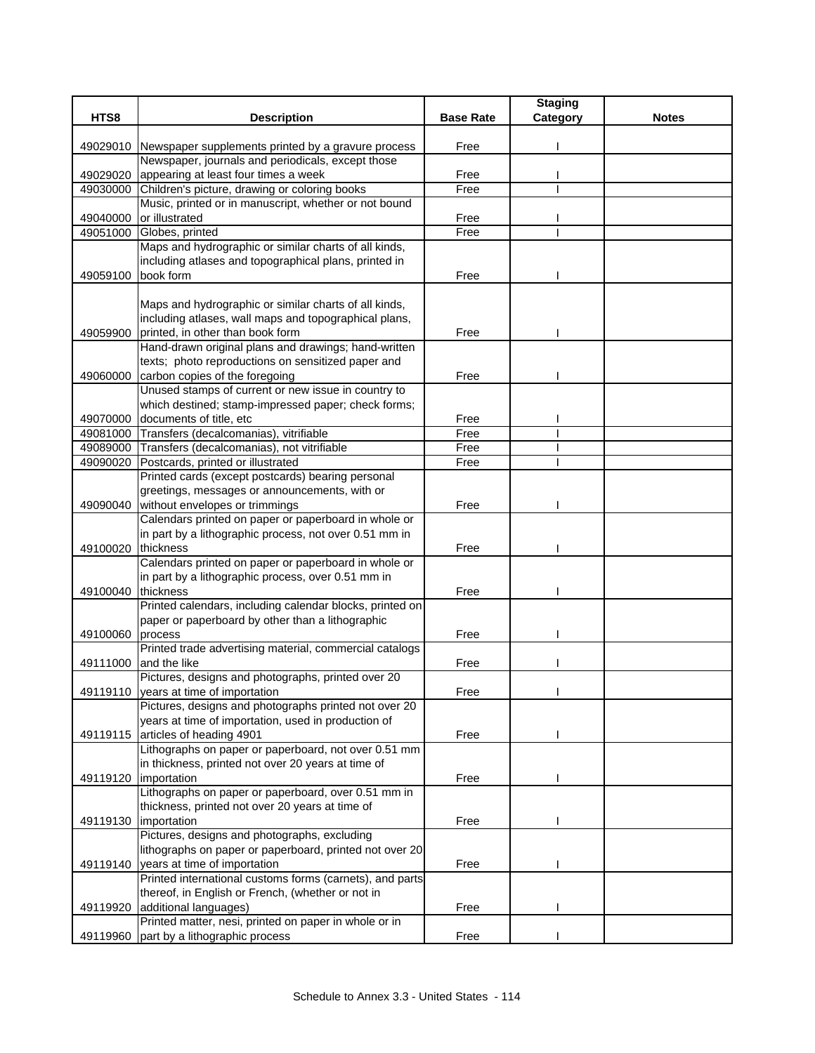| HTS8 | Description | Base Rate | Staging Category | Notes |
|---|---|---|---|---|
| 49029010 | Newspaper supplements printed by a gravure process | Free | I | |
| 49029020 | Newspaper, journals and periodicals, except those appearing at least four times a week | Free | I | |
| 49030000 | Children's picture, drawing or coloring books | Free | I | |
| 49040000 | Music, printed or in manuscript, whether or not bound or illustrated | Free | I | |
| 49051000 | Globes, printed | Free | I | |
| 49059100 | Maps and hydrographic or similar charts of all kinds, including atlases and topographical plans, printed in book form | Free | I | |
| 49059900 | Maps and hydrographic or similar charts of all kinds, including atlases, wall maps and topographical plans, printed, in other than book form | Free | I | |
| 49060000 | Hand-drawn original plans and drawings; hand-written texts; photo reproductions on sensitized paper and carbon copies of the foregoing | Free | I | |
| 49070000 | Unused stamps of current or new issue in country to which destined; stamp-impressed paper; check forms; documents of title, etc | Free | I | |
| 49081000 | Transfers (decalcomanias), vitrifiable | Free | I | |
| 49089000 | Transfers (decalcomanias), not vitrifiable | Free | I | |
| 49090020 | Postcards, printed or illustrated | Free | I | |
| 49090040 | Printed cards (except postcards) bearing personal greetings, messages or announcements, with or without envelopes or trimmings | Free | I | |
| 49100020 | Calendars printed on paper or paperboard in whole or in part by a lithographic process, not over 0.51 mm in thickness | Free | I | |
| 49100040 | Calendars printed on paper or paperboard in whole or in part by a lithographic process, over 0.51 mm in thickness | Free | I | |
| 49100060 | Printed calendars, including calendar blocks, printed on paper or paperboard by other than a lithographic process | Free | I | |
| 49111000 | Printed trade advertising material, commercial catalogs and the like | Free | I | |
| 49119110 | Pictures, designs and photographs, printed over 20 years at time of importation | Free | I | |
| 49119115 | Pictures, designs and photographs printed not over 20 years at time of importation, used in production of articles of heading 4901 | Free | I | |
| 49119120 | Lithographs on paper or paperboard, not over 0.51 mm in thickness, printed not over 20 years at time of importation | Free | I | |
| 49119130 | Lithographs on paper or paperboard, over 0.51 mm in thickness, printed not over 20 years at time of importation | Free | I | |
| 49119140 | Pictures, designs and photographs, excluding lithographs on paper or paperboard, printed not over 20 years at time of importation | Free | I | |
| 49119920 | Printed international customs forms (carnets), and parts thereof, in English or French, (whether or not in additional languages) | Free | I | |
| 49119960 | Printed matter, nesi, printed on paper in whole or in part by a lithographic process | Free | I | |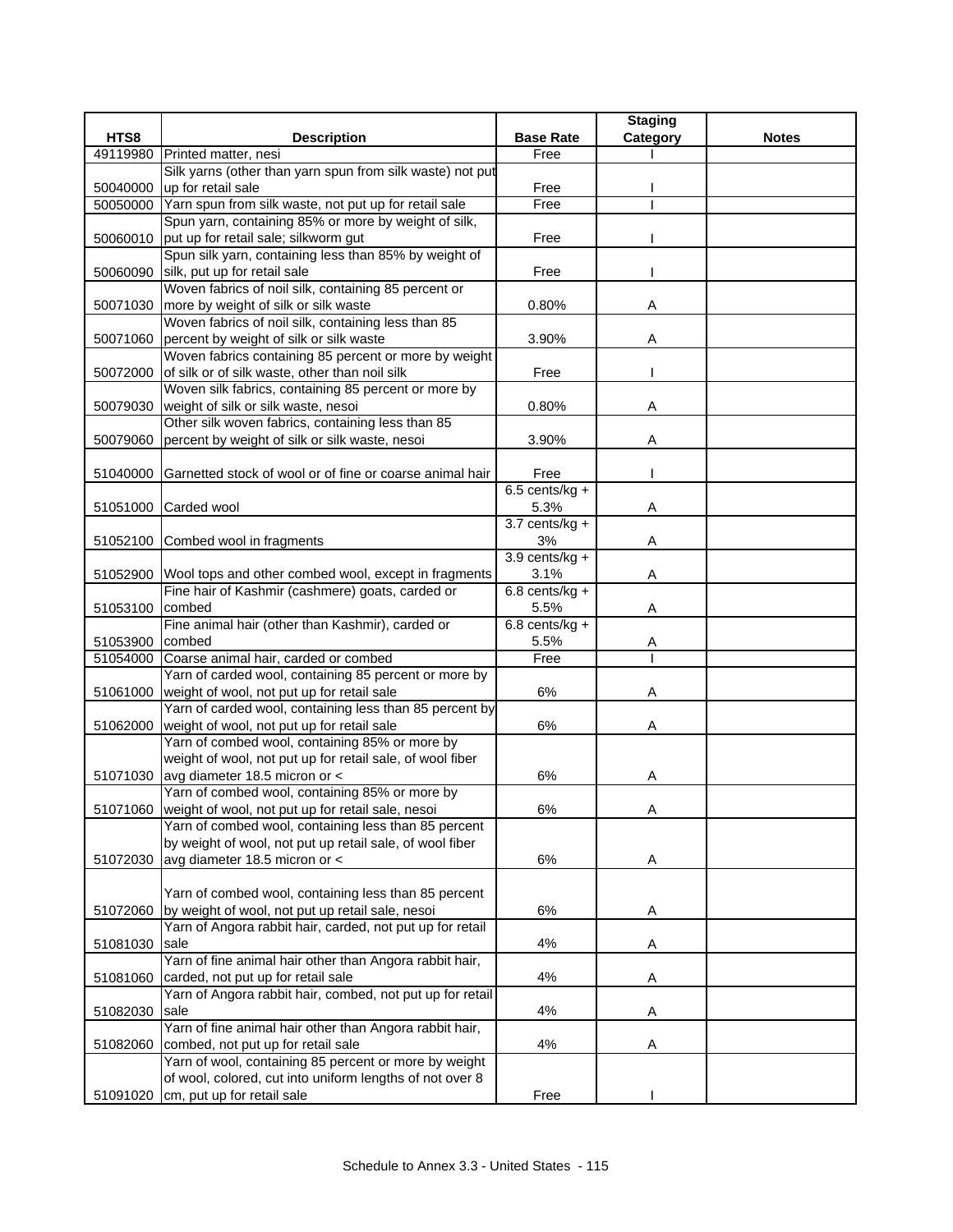| HTS8 | Description | Base Rate | Staging Category | Notes |
|---|---|---|---|---|
| 49119980 | Printed matter, nesi | Free | I | |
| 50040000 | Silk yarns (other than yarn spun from silk waste) not put up for retail sale | Free | I | |
| 50050000 | Yarn spun from silk waste, not put up for retail sale | Free | I | |
| 50060010 | Spun yarn, containing 85% or more by weight of silk, put up for retail sale; silkworm gut | Free | I | |
| 50060090 | Spun silk yarn, containing less than 85% by weight of silk, put up for retail sale | Free | I | |
| 50071030 | Woven fabrics of noil silk, containing 85 percent or more by weight of silk or silk waste | 0.80% | A | |
| 50071060 | Woven fabrics of noil silk, containing less than 85 percent by weight of silk or silk waste | 3.90% | A | |
| 50072000 | Woven fabrics containing 85 percent or more by weight of silk or of silk waste, other than noil silk | Free | I | |
| 50079030 | Woven silk fabrics, containing 85 percent or more by weight of silk or silk waste, nesoi | 0.80% | A | |
| 50079060 | Other silk woven fabrics, containing less than 85 percent by weight of silk or silk waste, nesoi | 3.90% | A | |
| 51040000 | Garnetted stock of wool or of fine or coarse animal hair | Free | I | |
| 51051000 | Carded wool | 6.5 cents/kg + 5.3% | A | |
| 51052100 | Combed wool in fragments | 3.7 cents/kg + 3% | A | |
| 51052900 | Wool tops and other combed wool, except in fragments | 3.9 cents/kg + 3.1% | A | |
| 51053100 | Fine hair of Kashmir (cashmere) goats, carded or combed | 6.8 cents/kg + 5.5% | A | |
| 51053900 | Fine animal hair (other than Kashmir), carded or combed | 6.8 cents/kg + 5.5% | A | |
| 51054000 | Coarse animal hair, carded or combed | Free | I | |
| 51061000 | Yarn of carded wool, containing 85 percent or more by weight of wool, not put up for retail sale | 6% | A | |
| 51062000 | Yarn of carded wool, containing less than 85 percent by weight of wool, not put up for retail sale | 6% | A | |
| 51071030 | Yarn of combed wool, containing 85% or more by weight of wool, not put up for retail sale, of wool fiber avg diameter 18.5 micron or < | 6% | A | |
| 51071060 | Yarn of combed wool, containing 85% or more by weight of wool, not put up for retail sale, nesoi | 6% | A | |
| 51072030 | Yarn of combed wool, containing less than 85 percent by weight of wool, not put up retail sale, of wool fiber avg diameter 18.5 micron or < | 6% | A | |
| 51072060 | Yarn of combed wool, containing less than 85 percent by weight of wool, not put up retail sale, nesoi | 6% | A | |
| 51081030 | Yarn of Angora rabbit hair, carded, not put up for retail sale | 4% | A | |
| 51081060 | Yarn of fine animal hair other than Angora rabbit hair, carded, not put up for retail sale | 4% | A | |
| 51082030 | Yarn of Angora rabbit hair, combed, not put up for retail sale | 4% | A | |
| 51082060 | Yarn of fine animal hair other than Angora rabbit hair, combed, not put up for retail sale | 4% | A | |
| 51091020 | Yarn of wool, containing 85 percent or more by weight of wool, colored, cut into uniform lengths of not over 8 cm, put up for retail sale | Free | I | |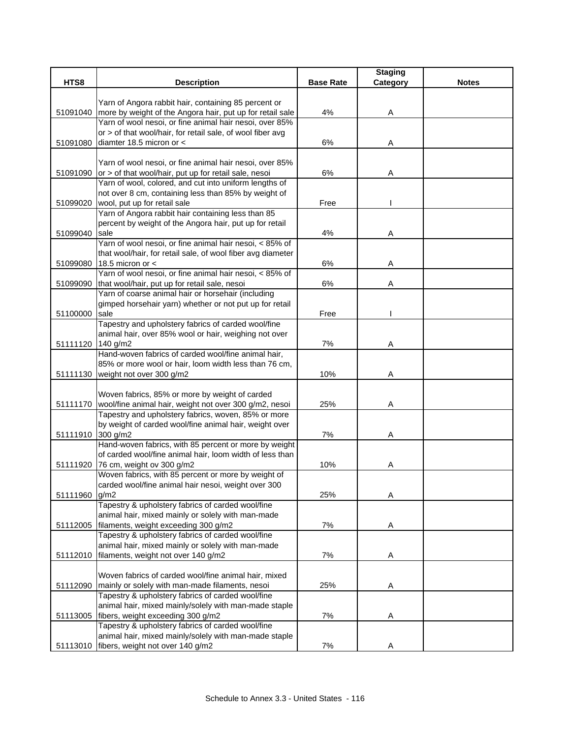| HTS8 | Description | Base Rate | Staging Category | Notes |
|---|---|---|---|---|
| 51091040 | Yarn of Angora rabbit hair, containing 85 percent or more by weight of the Angora hair, put up for retail sale | 4% | A | |
| 51091080 | Yarn of wool nesoi, or fine animal hair nesoi, over 85% or > of that wool/hair, for retail sale, of wool fiber avg diamter 18.5 micron or < | 6% | A | |
| 51091090 | Yarn of wool nesoi, or fine animal hair nesoi, over 85% or > of that wool/hair, put up for retail sale, nesoi | 6% | A | |
| 51099020 | Yarn of wool, colored, and cut into uniform lengths of not over 8 cm, containing less than 85% by weight of wool, put up for retail sale | Free | I | |
| 51099040 | Yarn of Angora rabbit hair containing less than 85 percent by weight of the Angora hair, put up for retail sale | 4% | A | |
| 51099080 | Yarn of wool nesoi, or fine animal hair nesoi, < 85% of that wool/hair, for retail sale, of wool fiber avg diameter 18.5 micron or < | 6% | A | |
| 51099090 | Yarn of wool nesoi, or fine animal hair nesoi, < 85% of that wool/hair, put up for retail sale, nesoi | 6% | A | |
| 51100000 | Yarn of coarse animal hair or horsehair (including gimped horsehair yarn) whether or not put up for retail sale | Free | I | |
| 51111120 | Tapestry and upholstery fabrics of carded wool/fine animal hair, over 85% wool or hair, weighing not over 140 g/m2 | 7% | A | |
| 51111130 | Hand-woven fabrics of carded wool/fine animal hair, 85% or more wool or hair, loom width less than 76 cm, weight not over 300 g/m2 | 10% | A | |
| 51111170 | Woven fabrics, 85% or more by weight of carded wool/fine animal hair, weight not over 300 g/m2, nesoi | 25% | A | |
| 51111910 | Tapestry and upholstery fabrics, woven, 85% or more by weight of carded wool/fine animal hair, weight over 300 g/m2 | 7% | A | |
| 51111920 | Hand-woven fabrics, with 85 percent or more by weight of carded wool/fine animal hair, loom width of less than 76 cm, weight ov 300 g/m2 | 10% | A | |
| 51111960 | Woven fabrics, with 85 percent or more by weight of carded wool/fine animal hair nesoi, weight over 300 g/m2 | 25% | A | |
| 51112005 | Tapestry & upholstery fabrics of carded wool/fine animal hair, mixed mainly or solely with man-made filaments, weight exceeding 300 g/m2 | 7% | A | |
| 51112010 | Tapestry & upholstery fabrics of carded wool/fine animal hair, mixed mainly or solely with man-made filaments, weight not over 140 g/m2 | 7% | A | |
| 51112090 | Woven fabrics of carded wool/fine animal hair, mixed mainly or solely with man-made filaments, nesoi | 25% | A | |
| 51113005 | Tapestry & upholstery fabrics of carded wool/fine animal hair, mixed mainly/solely with man-made staple fibers, weight exceeding 300 g/m2 | 7% | A | |
| 51113010 | Tapestry & upholstery fabrics of carded wool/fine animal hair, mixed mainly/solely with man-made staple fibers, weight not over 140 g/m2 | 7% | A | |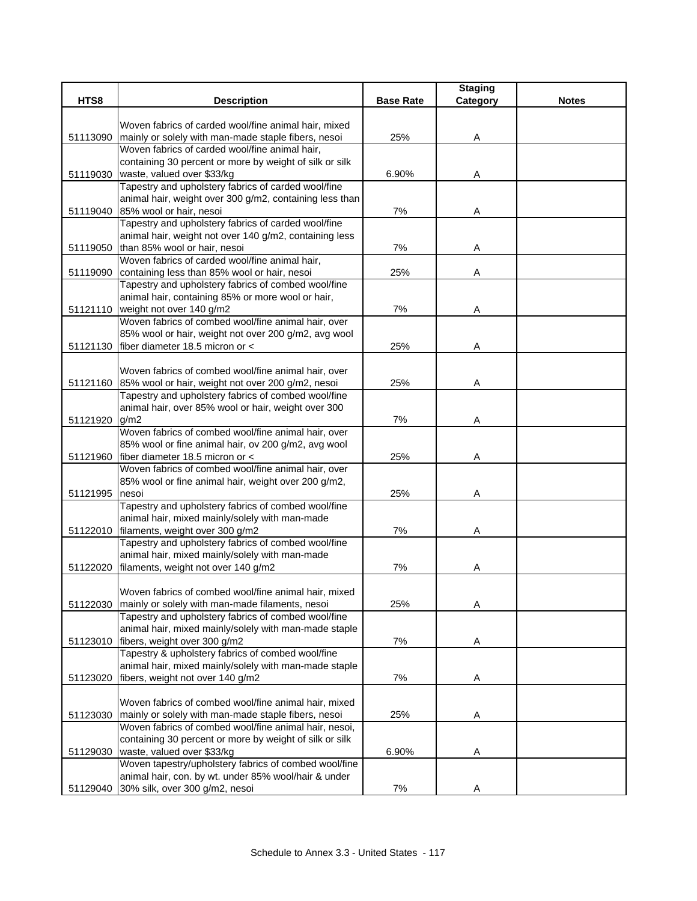| HTS8 | Description | Base Rate | Staging Category | Notes |
|---|---|---|---|---|
| 51113090 | Woven fabrics of carded wool/fine animal hair, mixed mainly or solely with man-made staple fibers, nesoi | 25% | A | |
| 51119030 | Woven fabrics of carded wool/fine animal hair, containing 30 percent or more by weight of silk or silk waste, valued over $33/kg | 6.90% | A | |
| 51119040 | Tapestry and upholstery fabrics of carded wool/fine animal hair, weight over 300 g/m2, containing less than 85% wool or hair, nesoi | 7% | A | |
| 51119050 | Tapestry and upholstery fabrics of carded wool/fine animal hair, weight not over 140 g/m2, containing less than 85% wool or hair, nesoi | 7% | A | |
| 51119090 | Woven fabrics of carded wool/fine animal hair, containing less than 85% wool or hair, nesoi | 25% | A | |
| 51121110 | Tapestry and upholstery fabrics of combed wool/fine animal hair, containing 85% or more wool or hair, weight not over 140 g/m2 | 7% | A | |
| 51121130 | Woven fabrics of combed wool/fine animal hair, over 85% wool or hair, weight not over 200 g/m2, avg wool fiber diameter 18.5 micron or < | 25% | A | |
| 51121160 | Woven fabrics of combed wool/fine animal hair, over 85% wool or hair, weight not over 200 g/m2, nesoi | 25% | A | |
| 51121920 | Tapestry and upholstery fabrics of combed wool/fine animal hair, over 85% wool or hair, weight over 300 g/m2 | 7% | A | |
| 51121960 | Woven fabrics of combed wool/fine animal hair, over 85% wool or fine animal hair, ov 200 g/m2, avg wool fiber diameter 18.5 micron or < | 25% | A | |
| 51121995 | Woven fabrics of combed wool/fine animal hair, over 85% wool or fine animal hair, weight over 200 g/m2, nesoi | 25% | A | |
| 51122010 | Tapestry and upholstery fabrics of combed wool/fine animal hair, mixed mainly/solely with man-made filaments, weight over 300 g/m2 | 7% | A | |
| 51122020 | Tapestry and upholstery fabrics of combed wool/fine animal hair, mixed mainly/solely with man-made filaments, weight not over 140 g/m2 | 7% | A | |
| 51122030 | Woven fabrics of combed wool/fine animal hair, mixed mainly or solely with man-made filaments, nesoi | 25% | A | |
| 51123010 | Tapestry and upholstery fabrics of combed wool/fine animal hair, mixed mainly/solely with man-made staple fibers, weight over 300 g/m2 | 7% | A | |
| 51123020 | Tapestry & upholstery fabrics of combed wool/fine animal hair, mixed mainly/solely with man-made staple fibers, weight not over 140 g/m2 | 7% | A | |
| 51123030 | Woven fabrics of combed wool/fine animal hair, mixed mainly or solely with man-made staple fibers, nesoi | 25% | A | |
| 51129030 | Woven fabrics of combed wool/fine animal hair, nesoi, containing 30 percent or more by weight of silk or silk waste, valued over $33/kg | 6.90% | A | |
| 51129040 | Woven tapestry/upholstery fabrics of combed wool/fine animal hair, con. by wt. under 85% wool/hair & under 30% silk, over 300 g/m2, nesoi | 7% | A | |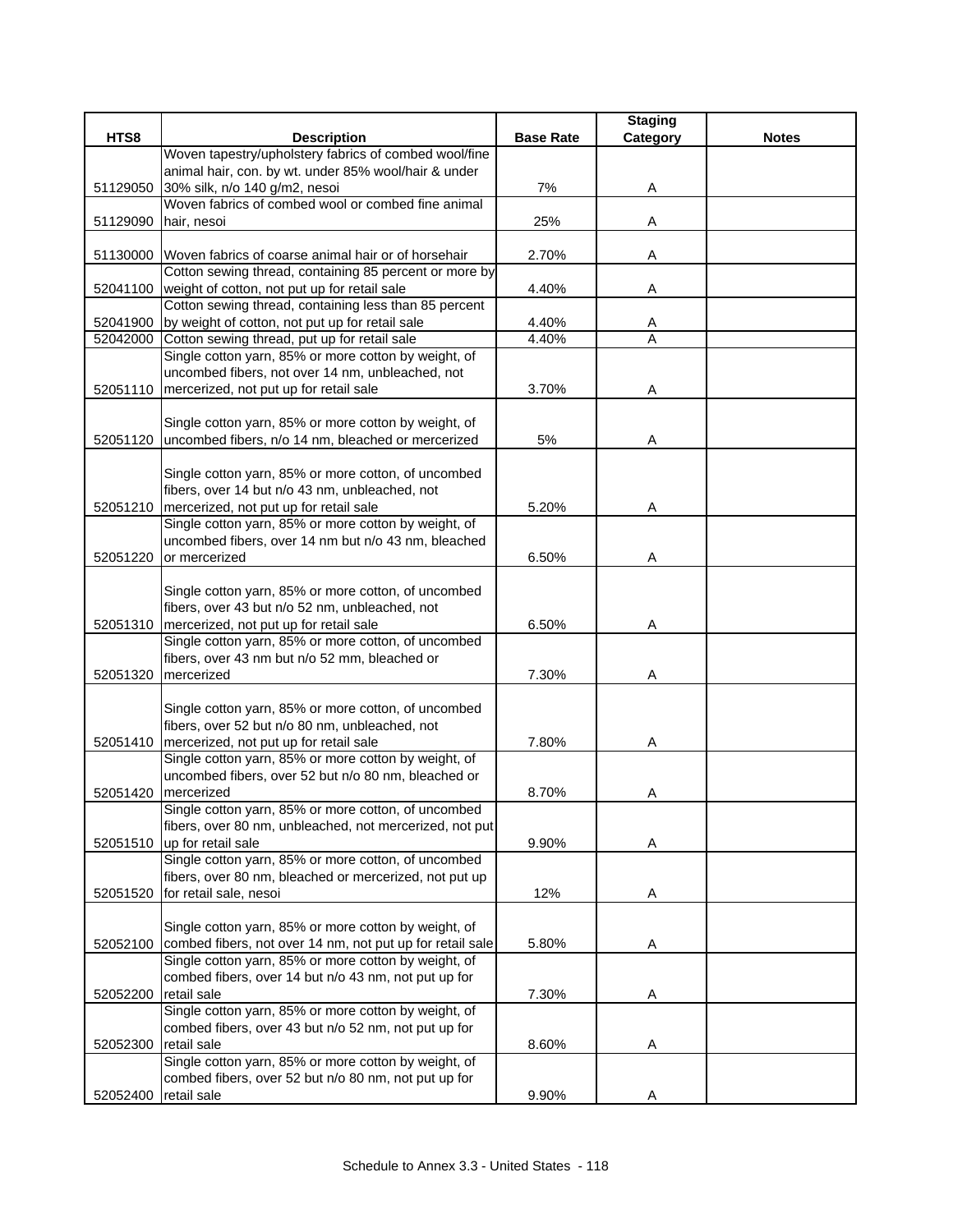| HTS8 | Description | Base Rate | Staging Category | Notes |
|---|---|---|---|---|
| 51129050 | Woven tapestry/upholstery fabrics of combed wool/fine animal hair, con. by wt. under 85% wool/hair & under 30% silk, n/o 140 g/m2, nesoi | 7% | A | |
| 51129090 | Woven fabrics of combed wool or combed fine animal hair, nesoi | 25% | A | |
| 51130000 | Woven fabrics of coarse animal hair or of horsehair | 2.70% | A | |
| 52041100 | Cotton sewing thread, containing 85 percent or more by weight of cotton, not put up for retail sale | 4.40% | A | |
| 52041900 | Cotton sewing thread, containing less than 85 percent by weight of cotton, not put up for retail sale | 4.40% | A | |
| 52042000 | Cotton sewing thread, put up for retail sale | 4.40% | A | |
| 52051110 | Single cotton yarn, 85% or more cotton by weight, of uncombed fibers, not over 14 nm, unbleached, not mercerized, not put up for retail sale | 3.70% | A | |
| 52051120 | Single cotton yarn, 85% or more cotton by weight, of uncombed fibers, n/o 14 nm, bleached or mercerized | 5% | A | |
| 52051210 | Single cotton yarn, 85% or more cotton, of uncombed fibers, over 14 but n/o 43 nm, unbleached, not mercerized, not put up for retail sale | 5.20% | A | |
| 52051220 | Single cotton yarn, 85% or more cotton by weight, of uncombed fibers, over 14 nm but n/o 43 nm, bleached or mercerized | 6.50% | A | |
| 52051310 | Single cotton yarn, 85% or more cotton, of uncombed fibers, over 43 but n/o 52 nm, unbleached, not mercerized, not put up for retail sale | 6.50% | A | |
| 52051320 | Single cotton yarn, 85% or more cotton, of uncombed fibers, over 43 nm but n/o 52 mm, bleached or mercerized | 7.30% | A | |
| 52051410 | Single cotton yarn, 85% or more cotton, of uncombed fibers, over 52 but n/o 80 nm, unbleached, not mercerized, not put up for retail sale | 7.80% | A | |
| 52051420 | Single cotton yarn, 85% or more cotton by weight, of uncombed fibers, over 52 but n/o 80 nm, bleached or mercerized | 8.70% | A | |
| 52051510 | Single cotton yarn, 85% or more cotton, of uncombed fibers, over 80 nm, unbleached, not mercerized, not put up for retail sale | 9.90% | A | |
| 52051520 | Single cotton yarn, 85% or more cotton, of uncombed fibers, over 80 nm, bleached or mercerized, not put up for retail sale, nesoi | 12% | A | |
| 52052100 | Single cotton yarn, 85% or more cotton by weight, of combed fibers, not over 14 nm, not put up for retail sale | 5.80% | A | |
| 52052200 | Single cotton yarn, 85% or more cotton by weight, of combed fibers, over 14 but n/o 43 nm, not put up for retail sale | 7.30% | A | |
| 52052300 | Single cotton yarn, 85% or more cotton by weight, of combed fibers, over 43 but n/o 52 nm, not put up for retail sale | 8.60% | A | |
| 52052400 | Single cotton yarn, 85% or more cotton by weight, of combed fibers, over 52 but n/o 80 nm, not put up for retail sale | 9.90% | A | |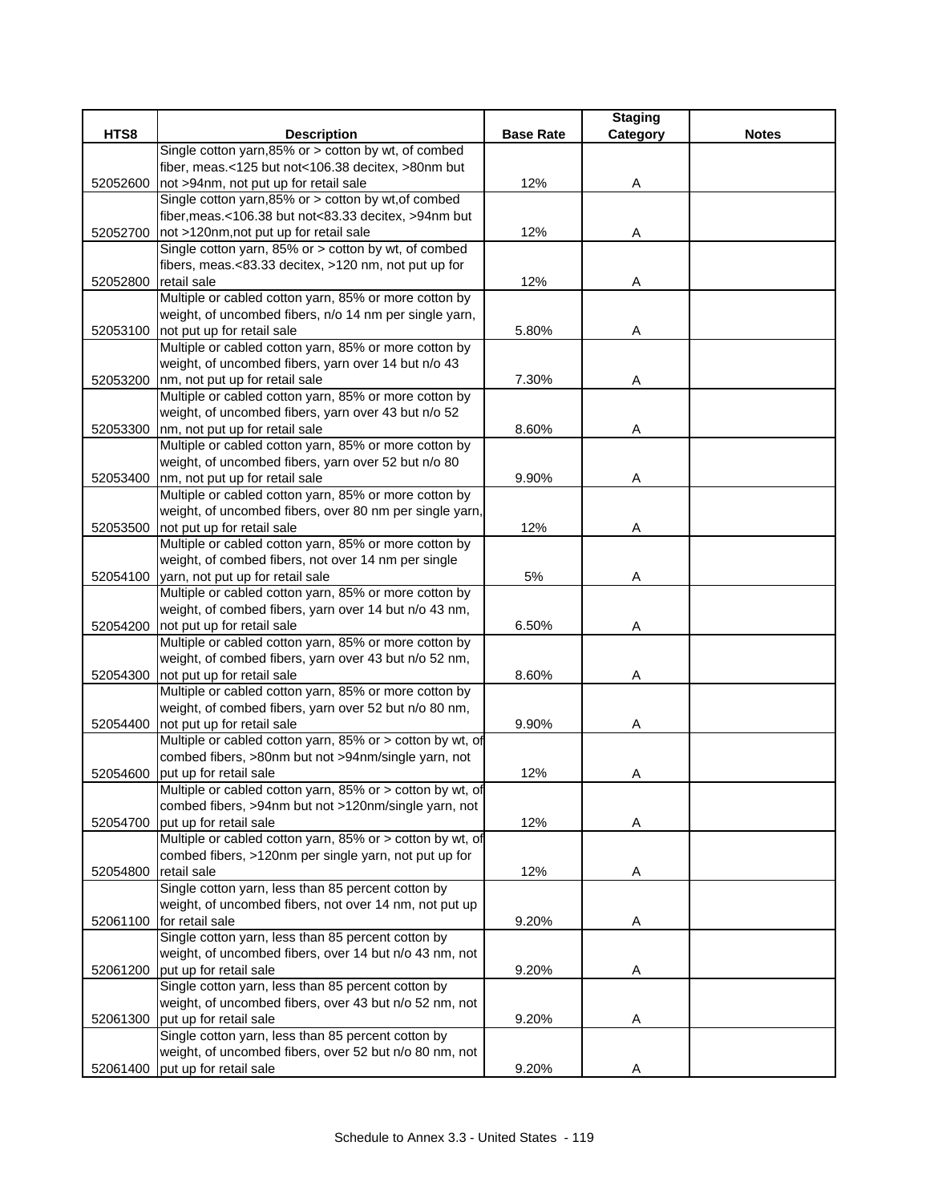| HTS8 | Description | Base Rate | Staging Category | Notes |
|---|---|---|---|---|
| 52052600 | Single cotton yarn,85% or > cotton by wt, of combed fiber, meas.<125 but not<106.38 decitex, >80nm but not >94nm, not put up for retail sale | 12% | A | |
| 52052700 | Single cotton yarn,85% or > cotton by wt,of combed fiber,meas.<106.38 but not<83.33 decitex, >94nm but not >120nm,not put up for retail sale | 12% | A | |
| 52052800 | Single cotton yarn, 85% or > cotton by wt, of combed fibers, meas.<83.33 decitex, >120 nm, not put up for retail sale | 12% | A | |
| 52053100 | Multiple or cabled cotton yarn, 85% or more cotton by weight, of uncombed fibers, n/o 14 nm per single yarn, not put up for retail sale | 5.80% | A | |
| 52053200 | Multiple or cabled cotton yarn, 85% or more cotton by weight, of uncombed fibers, yarn over 14 but n/o 43 nm, not put up for retail sale | 7.30% | A | |
| 52053300 | Multiple or cabled cotton yarn, 85% or more cotton by weight, of uncombed fibers, yarn over 43 but n/o 52 nm, not put up for retail sale | 8.60% | A | |
| 52053400 | Multiple or cabled cotton yarn, 85% or more cotton by weight, of uncombed fibers, yarn over 52 but n/o 80 nm, not put up for retail sale | 9.90% | A | |
| 52053500 | Multiple or cabled cotton yarn, 85% or more cotton by weight, of uncombed fibers, over 80 nm per single yarn, not put up for retail sale | 12% | A | |
| 52054100 | Multiple or cabled cotton yarn, 85% or more cotton by weight, of combed fibers, not over 14 nm per single yarn, not put up for retail sale | 5% | A | |
| 52054200 | Multiple or cabled cotton yarn, 85% or more cotton by weight, of combed fibers, yarn over 14 but n/o 43 nm, not put up for retail sale | 6.50% | A | |
| 52054300 | Multiple or cabled cotton yarn, 85% or more cotton by weight, of combed fibers, yarn over 43 but n/o 52 nm, not put up for retail sale | 8.60% | A | |
| 52054400 | Multiple or cabled cotton yarn, 85% or more cotton by weight, of combed fibers, yarn over 52 but n/o 80 nm, not put up for retail sale | 9.90% | A | |
| 52054600 | Multiple or cabled cotton yarn, 85% or > cotton by wt, of combed fibers, >80nm but not >94nm/single yarn, not put up for retail sale | 12% | A | |
| 52054700 | Multiple or cabled cotton yarn, 85% or > cotton by wt, of combed fibers, >94nm but not >120nm/single yarn, not put up for retail sale | 12% | A | |
| 52054800 | Multiple or cabled cotton yarn, 85% or > cotton by wt, of combed fibers, >120nm per single yarn, not put up for retail sale | 12% | A | |
| 52061100 | Single cotton yarn, less than 85 percent cotton by weight, of uncombed fibers, not over 14 nm, not put up for retail sale | 9.20% | A | |
| 52061200 | Single cotton yarn, less than 85 percent cotton by weight, of uncombed fibers, over 14 but n/o 43 nm, not put up for retail sale | 9.20% | A | |
| 52061300 | Single cotton yarn, less than 85 percent cotton by weight, of uncombed fibers, over 43 but n/o 52 nm, not put up for retail sale | 9.20% | A | |
| 52061400 | Single cotton yarn, less than 85 percent cotton by weight, of uncombed fibers, over 52 but n/o 80 nm, not put up for retail sale | 9.20% | A | |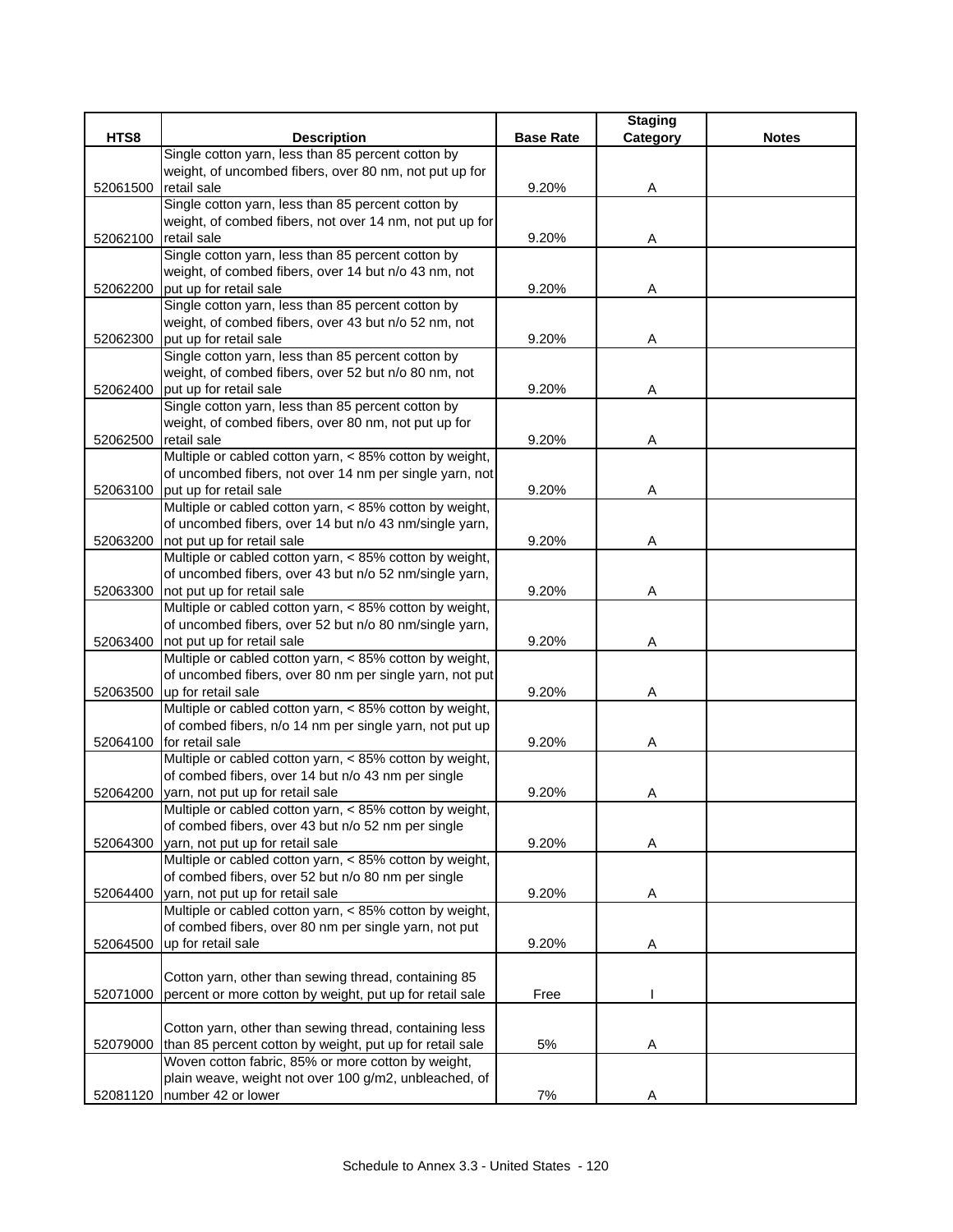| HTS8 | Description | Base Rate | Staging Category | Notes |
|---|---|---|---|---|
| 52061500 | Single cotton yarn, less than 85 percent cotton by weight, of uncombed fibers, over 80 nm, not put up for retail sale | 9.20% | A | |
| 52062100 | Single cotton yarn, less than 85 percent cotton by weight, of combed fibers, not over 14 nm, not put up for retail sale | 9.20% | A | |
| 52062200 | Single cotton yarn, less than 85 percent cotton by weight, of combed fibers, over 14 but n/o 43 nm, not put up for retail sale | 9.20% | A | |
| 52062300 | Single cotton yarn, less than 85 percent cotton by weight, of combed fibers, over 43 but n/o 52 nm, not put up for retail sale | 9.20% | A | |
| 52062400 | Single cotton yarn, less than 85 percent cotton by weight, of combed fibers, over 52 but n/o 80 nm, not put up for retail sale | 9.20% | A | |
| 52062500 | Single cotton yarn, less than 85 percent cotton by weight, of combed fibers, over 80 nm, not put up for retail sale | 9.20% | A | |
| 52063100 | Multiple or cabled cotton yarn, < 85% cotton by weight, of uncombed fibers, not over 14 nm per single yarn, not put up for retail sale | 9.20% | A | |
| 52063200 | Multiple or cabled cotton yarn, < 85% cotton by weight, of uncombed fibers, over 14 but n/o 43 nm/single yarn, not put up for retail sale | 9.20% | A | |
| 52063300 | Multiple or cabled cotton yarn, < 85% cotton by weight, of uncombed fibers, over 43 but n/o 52 nm/single yarn, not put up for retail sale | 9.20% | A | |
| 52063400 | Multiple or cabled cotton yarn, < 85% cotton by weight, of uncombed fibers, over 52 but n/o 80 nm/single yarn, not put up for retail sale | 9.20% | A | |
| 52063500 | Multiple or cabled cotton yarn, < 85% cotton by weight, of uncombed fibers, over 80 nm per single yarn, not put up for retail sale | 9.20% | A | |
| 52064100 | Multiple or cabled cotton yarn, < 85% cotton by weight, of combed fibers, n/o 14 nm per single yarn, not put up for retail sale | 9.20% | A | |
| 52064200 | Multiple or cabled cotton yarn, < 85% cotton by weight, of combed fibers, over 14 but n/o 43 nm per single yarn, not put up for retail sale | 9.20% | A | |
| 52064300 | Multiple or cabled cotton yarn, < 85% cotton by weight, of combed fibers, over 43 but n/o 52 nm per single yarn, not put up for retail sale | 9.20% | A | |
| 52064400 | Multiple or cabled cotton yarn, < 85% cotton by weight, of combed fibers, over 52 but n/o 80 nm per single yarn, not put up for retail sale | 9.20% | A | |
| 52064500 | Multiple or cabled cotton yarn, < 85% cotton by weight, of combed fibers, over 80 nm per single yarn, not put up for retail sale | 9.20% | A | |
| 52071000 | Cotton yarn, other than sewing thread, containing 85 percent or more cotton by weight, put up for retail sale | Free | I | |
| 52079000 | Cotton yarn, other than sewing thread, containing less than 85 percent cotton by weight, put up for retail sale | 5% | A | |
| 52081120 | Woven cotton fabric, 85% or more cotton by weight, plain weave, weight not over 100 g/m2, unbleached, of number 42 or lower | 7% | A | |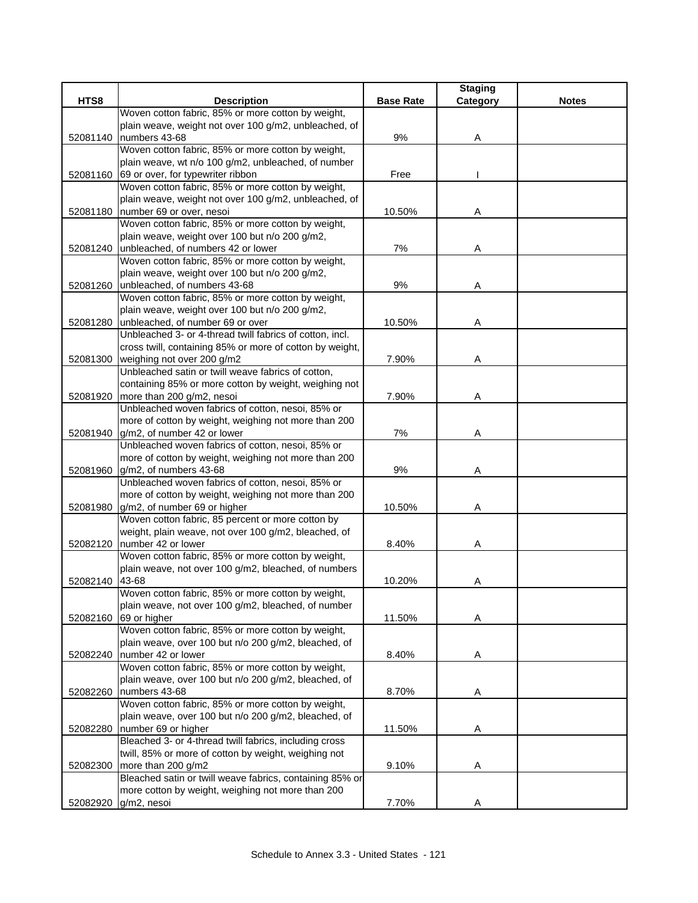| HTS8 | Description | Base Rate | Staging Category | Notes |
|---|---|---|---|---|
| 52081140 | Woven cotton fabric, 85% or more cotton by weight, plain weave, weight not over 100 g/m2, unbleached, of numbers 43-68 | 9% | A | |
| 52081160 | Woven cotton fabric, 85% or more cotton by weight, plain weave, wt n/o 100 g/m2, unbleached, of number 69 or over, for typewriter ribbon | Free | I | |
| 52081180 | Woven cotton fabric, 85% or more cotton by weight, plain weave, weight not over 100 g/m2, unbleached, of number 69 or over, nesoi | 10.50% | A | |
| 52081240 | Woven cotton fabric, 85% or more cotton by weight, plain weave, weight over 100 but n/o 200 g/m2, unbleached, of numbers 42 or lower | 7% | A | |
| 52081260 | Woven cotton fabric, 85% or more cotton by weight, plain weave, weight over 100 but n/o 200 g/m2, unbleached, of numbers 43-68 | 9% | A | |
| 52081280 | Woven cotton fabric, 85% or more cotton by weight, plain weave, weight over 100 but n/o 200 g/m2, unbleached, of number 69 or over | 10.50% | A | |
| 52081300 | Unbleached 3- or 4-thread twill fabrics of cotton, incl. cross twill, containing 85% or more of cotton by weight, weighing not over 200 g/m2 | 7.90% | A | |
| 52081920 | Unbleached satin or twill weave fabrics of cotton, containing 85% or more cotton by weight, weighing not more than 200 g/m2, nesoi | 7.90% | A | |
| 52081940 | Unbleached woven fabrics of cotton, nesoi, 85% or more of cotton by weight, weighing not more than 200 g/m2, of number 42 or lower | 7% | A | |
| 52081960 | Unbleached woven fabrics of cotton, nesoi, 85% or more of cotton by weight, weighing not more than 200 g/m2, of numbers 43-68 | 9% | A | |
| 52081980 | Unbleached woven fabrics of cotton, nesoi, 85% or more of cotton by weight, weighing not more than 200 g/m2, of number 69 or higher | 10.50% | A | |
| 52082120 | Woven cotton fabric, 85 percent or more cotton by weight, plain weave, not over 100 g/m2, bleached, of number 42 or lower | 8.40% | A | |
| 52082140 | Woven cotton fabric, 85% or more cotton by weight, plain weave, not over 100 g/m2, bleached, of numbers 43-68 | 10.20% | A | |
| 52082160 | Woven cotton fabric, 85% or more cotton by weight, plain weave, not over 100 g/m2, bleached, of number 69 or higher | 11.50% | A | |
| 52082240 | Woven cotton fabric, 85% or more cotton by weight, plain weave, over 100 but n/o 200 g/m2, bleached, of number 42 or lower | 8.40% | A | |
| 52082260 | Woven cotton fabric, 85% or more cotton by weight, plain weave, over 100 but n/o 200 g/m2, bleached, of numbers 43-68 | 8.70% | A | |
| 52082280 | Woven cotton fabric, 85% or more cotton by weight, plain weave, over 100 but n/o 200 g/m2, bleached, of number 69 or higher | 11.50% | A | |
| 52082300 | Bleached 3- or 4-thread twill fabrics, including cross twill, 85% or more of cotton by weight, weighing not more than 200 g/m2 | 9.10% | A | |
| 52082920 | Bleached satin or twill weave fabrics, containing 85% or more cotton by weight, weighing not more than 200 g/m2, nesoi | 7.70% | A | |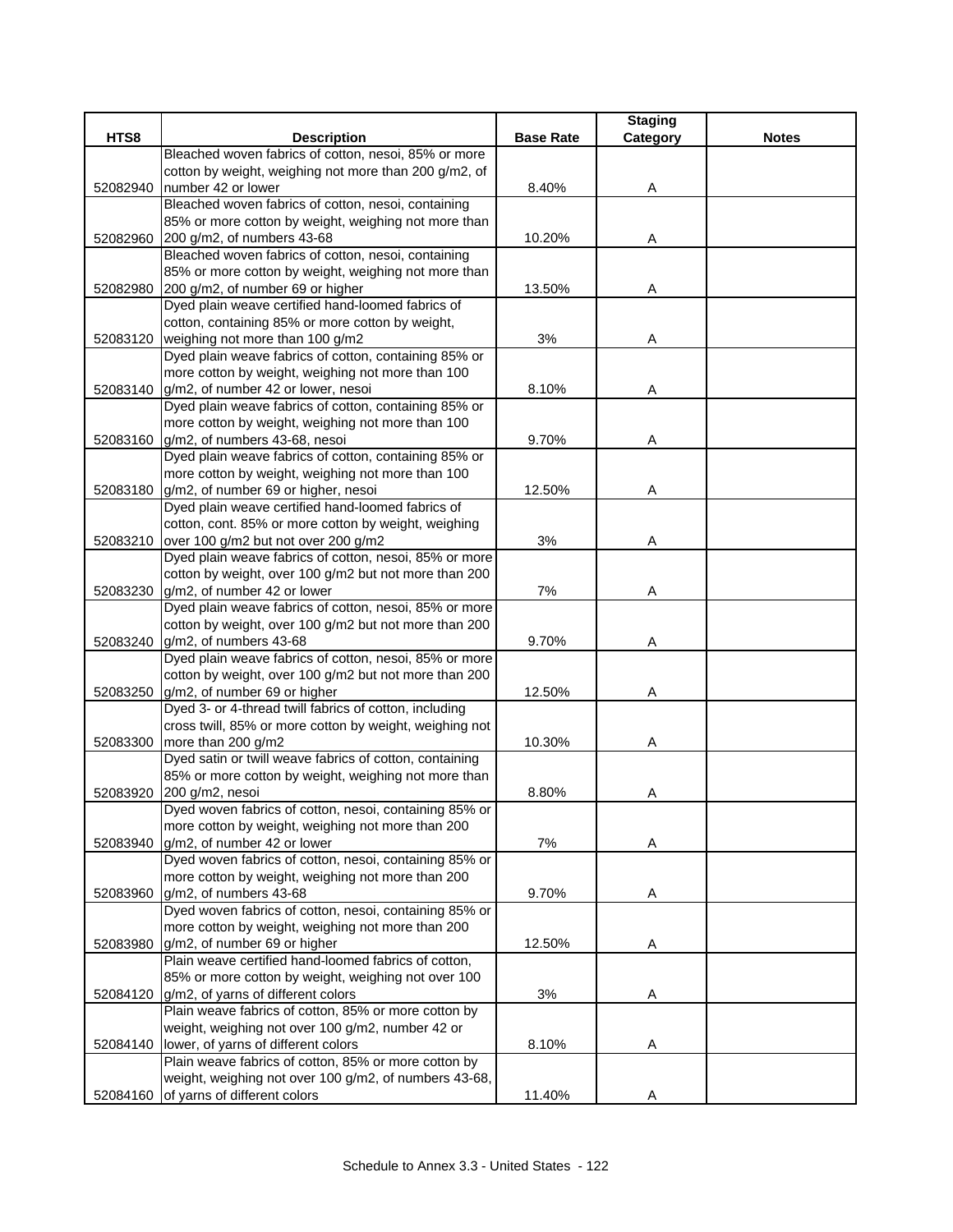| HTS8 | Description | Base Rate | Staging Category | Notes |
| --- | --- | --- | --- | --- |
| 52082940 | Bleached woven fabrics of cotton, nesoi, 85% or more cotton by weight, weighing not more than 200 g/m2, of number 42 or lower | 8.40% | A | |
| 52082960 | Bleached woven fabrics of cotton, nesoi, containing 85% or more cotton by weight, weighing not more than 200 g/m2, of numbers 43-68 | 10.20% | A | |
| 52082980 | Bleached woven fabrics of cotton, nesoi, containing 85% or more cotton by weight, weighing not more than 200 g/m2, of number 69 or higher | 13.50% | A | |
| 52083120 | Dyed plain weave certified hand-loomed fabrics of cotton, containing 85% or more cotton by weight, weighing not more than 100 g/m2 | 3% | A | |
| 52083140 | Dyed plain weave fabrics of cotton, containing 85% or more cotton by weight, weighing not more than 100 g/m2, of number 42 or lower, nesoi | 8.10% | A | |
| 52083160 | Dyed plain weave fabrics of cotton, containing 85% or more cotton by weight, weighing not more than 100 g/m2, of numbers 43-68, nesoi | 9.70% | A | |
| 52083180 | Dyed plain weave fabrics of cotton, containing 85% or more cotton by weight, weighing not more than 100 g/m2, of number 69 or higher, nesoi | 12.50% | A | |
| 52083210 | Dyed plain weave certified hand-loomed fabrics of cotton, cont. 85% or more cotton by weight, weighing over 100 g/m2 but not over 200 g/m2 | 3% | A | |
| 52083230 | Dyed plain weave fabrics of cotton, nesoi, 85% or more cotton by weight, over 100 g/m2 but not more than 200 g/m2, of number 42 or lower | 7% | A | |
| 52083240 | Dyed plain weave fabrics of cotton, nesoi, 85% or more cotton by weight, over 100 g/m2 but not more than 200 g/m2, of numbers 43-68 | 9.70% | A | |
| 52083250 | Dyed plain weave fabrics of cotton, nesoi, 85% or more cotton by weight, over 100 g/m2 but not more than 200 g/m2, of number 69 or higher | 12.50% | A | |
| 52083300 | Dyed 3- or 4-thread twill fabrics of cotton, including cross twill, 85% or more cotton by weight, weighing not more than 200 g/m2 | 10.30% | A | |
| 52083920 | Dyed satin or twill weave fabrics of cotton, containing 85% or more cotton by weight, weighing not more than 200 g/m2, nesoi | 8.80% | A | |
| 52083940 | Dyed woven fabrics of cotton, nesoi, containing 85% or more cotton by weight, weighing not more than 200 g/m2, of number 42 or lower | 7% | A | |
| 52083960 | Dyed woven fabrics of cotton, nesoi, containing 85% or more cotton by weight, weighing not more than 200 g/m2, of numbers 43-68 | 9.70% | A | |
| 52083980 | Dyed woven fabrics of cotton, nesoi, containing 85% or more cotton by weight, weighing not more than 200 g/m2, of number 69 or higher | 12.50% | A | |
| 52084120 | Plain weave certified hand-loomed fabrics of cotton, 85% or more cotton by weight, weighing not over 100 g/m2, of yarns of different colors | 3% | A | |
| 52084140 | Plain weave fabrics of cotton, 85% or more cotton by weight, weighing not over 100 g/m2, number 42 or lower, of yarns of different colors | 8.10% | A | |
| 52084160 | Plain weave fabrics of cotton, 85% or more cotton by weight, weighing not over 100 g/m2, of numbers 43-68, of yarns of different colors | 11.40% | A | |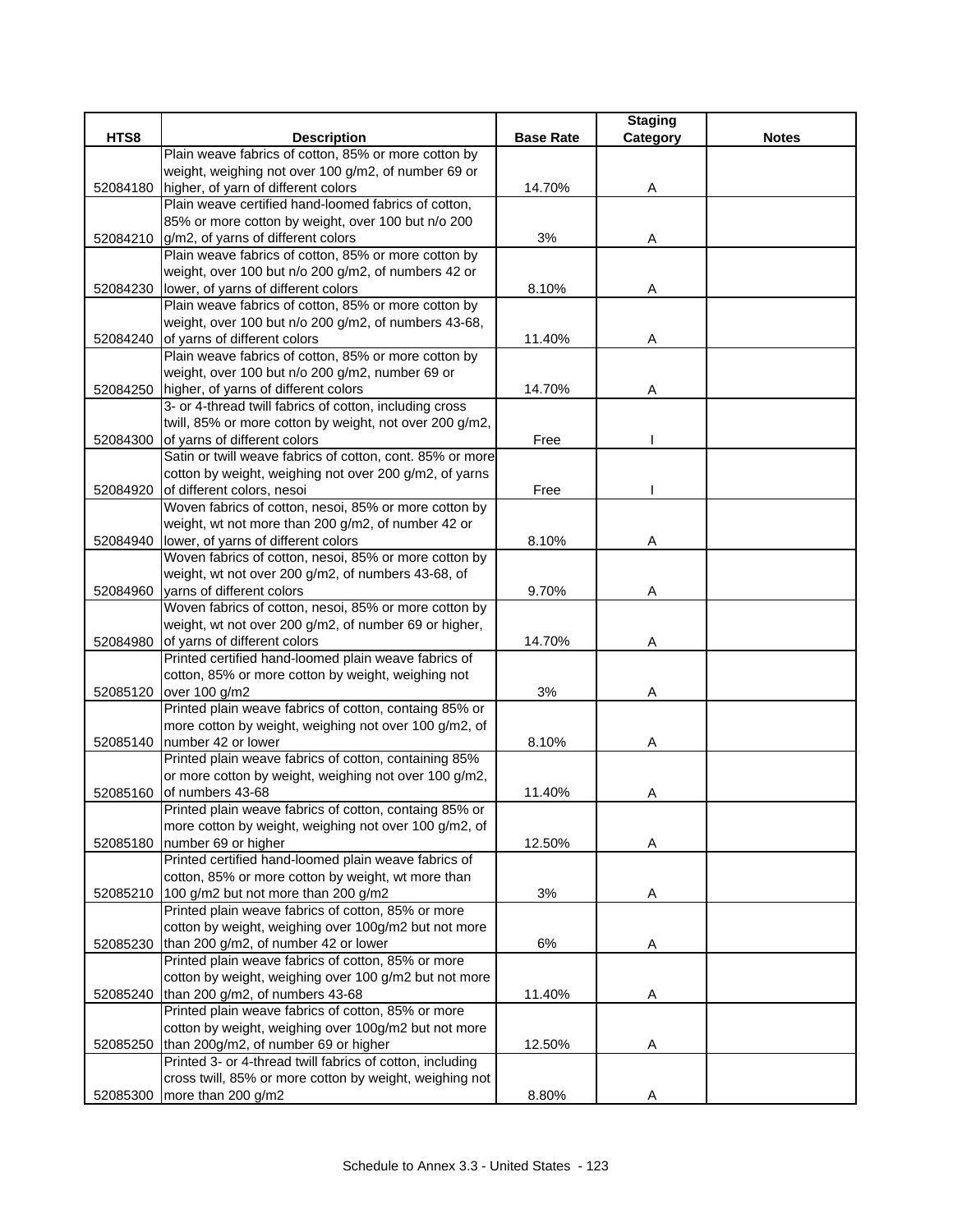| HTS8 | Description | Base Rate | Staging Category | Notes |
|---|---|---|---|---|
| 52084180 | Plain weave fabrics of cotton, 85% or more cotton by weight, weighing not over 100 g/m2, of number 69 or higher, of yarn of different colors | 14.70% | A | |
| 52084210 | Plain weave certified hand-loomed fabrics of cotton, 85% or more cotton by weight, over 100 but n/o 200 g/m2, of yarns of different colors | 3% | A | |
| 52084230 | Plain weave fabrics of cotton, 85% or more cotton by weight, over 100 but n/o 200 g/m2, of numbers 42 or lower, of yarns of different colors | 8.10% | A | |
| 52084240 | Plain weave fabrics of cotton, 85% or more cotton by weight, over 100 but n/o 200 g/m2, of numbers 43-68, of yarns of different colors | 11.40% | A | |
| 52084250 | Plain weave fabrics of cotton, 85% or more cotton by weight, over 100 but n/o 200 g/m2, number 69 or higher, of yarns of different colors | 14.70% | A | |
| 52084300 | 3- or 4-thread twill fabrics of cotton, including cross twill, 85% or more cotton by weight, not over 200 g/m2, of yarns of different colors | Free | I | |
| 52084920 | Satin or twill weave fabrics of cotton, cont. 85% or more cotton by weight, weighing not over 200 g/m2, of yarns of different colors, nesoi | Free | I | |
| 52084940 | Woven fabrics of cotton, nesoi, 85% or more cotton by weight, wt not more than 200 g/m2, of number 42 or lower, of yarns of different colors | 8.10% | A | |
| 52084960 | Woven fabrics of cotton, nesoi, 85% or more cotton by weight, wt not over 200 g/m2, of numbers 43-68, of yarns of different colors | 9.70% | A | |
| 52084980 | Woven fabrics of cotton, nesoi, 85% or more cotton by weight, wt not over 200 g/m2, of number 69 or higher, of yarns of different colors | 14.70% | A | |
| 52085120 | Printed certified hand-loomed plain weave fabrics of cotton, 85% or more cotton by weight, weighing not over 100 g/m2 | 3% | A | |
| 52085140 | Printed plain weave fabrics of cotton, containg 85% or more cotton by weight, weighing not over 100 g/m2, of number 42 or lower | 8.10% | A | |
| 52085160 | Printed plain weave fabrics of cotton, containing 85% or more cotton by weight, weighing not over 100 g/m2, of numbers 43-68 | 11.40% | A | |
| 52085180 | Printed plain weave fabrics of cotton, containg 85% or more cotton by weight, weighing not over 100 g/m2, of number 69 or higher | 12.50% | A | |
| 52085210 | Printed certified hand-loomed plain weave fabrics of cotton, 85% or more cotton by weight, wt more than 100 g/m2 but not more than 200 g/m2 | 3% | A | |
| 52085230 | Printed plain weave fabrics of cotton, 85% or more cotton by weight, weighing over 100g/m2 but not more than 200 g/m2, of number 42 or lower | 6% | A | |
| 52085240 | Printed plain weave fabrics of cotton, 85% or more cotton by weight, weighing over 100 g/m2 but not more than 200 g/m2, of numbers 43-68 | 11.40% | A | |
| 52085250 | Printed plain weave fabrics of cotton, 85% or more cotton by weight, weighing over 100g/m2 but not more than 200g/m2, of number 69 or higher | 12.50% | A | |
| 52085300 | Printed 3- or 4-thread twill fabrics of cotton, including cross twill, 85% or more cotton by weight, weighing not more than 200 g/m2 | 8.80% | A | |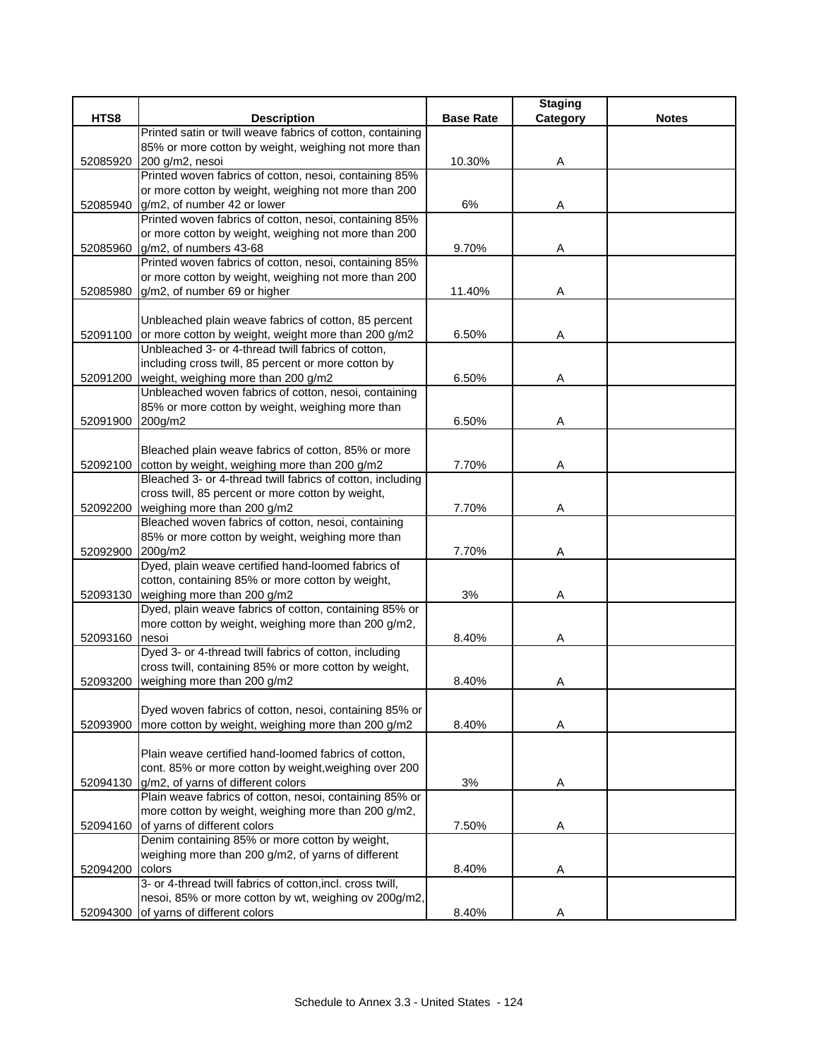| HTS8 | Description | Base Rate | Staging Category | Notes |
|---|---|---|---|---|
| 52085920 | Printed satin or twill weave fabrics of cotton, containing 85% or more cotton by weight, weighing not more than 200 g/m2, nesoi | 10.30% | A | |
| 52085940 | Printed woven fabrics of cotton, nesoi, containing 85% or more cotton by weight, weighing not more than 200 g/m2, of number 42 or lower | 6% | A | |
| 52085960 | Printed woven fabrics of cotton, nesoi, containing 85% or more cotton by weight, weighing not more than 200 g/m2, of numbers 43-68 | 9.70% | A | |
| 52085980 | Printed woven fabrics of cotton, nesoi, containing 85% or more cotton by weight, weighing not more than 200 g/m2, of number 69 or higher | 11.40% | A | |
| 52091100 | Unbleached plain weave fabrics of cotton, 85 percent or more cotton by weight, weight more than 200 g/m2 | 6.50% | A | |
| 52091200 | Unbleached 3- or 4-thread twill fabrics of cotton, including cross twill, 85 percent or more cotton by weight, weighing more than 200 g/m2 | 6.50% | A | |
| 52091900 | Unbleached woven fabrics of cotton, nesoi, containing 85% or more cotton by weight, weighing more than 200g/m2 | 6.50% | A | |
| 52092100 | Bleached plain weave fabrics of cotton, 85% or more cotton by weight, weighing more than 200 g/m2 | 7.70% | A | |
| 52092200 | Bleached 3- or 4-thread twill fabrics of cotton, including cross twill, 85 percent or more cotton by weight, weighing more than 200 g/m2 | 7.70% | A | |
| 52092900 | Bleached woven fabrics of cotton, nesoi, containing 85% or more cotton by weight, weighing more than 200g/m2 | 7.70% | A | |
| 52093130 | Dyed, plain weave certified hand-loomed fabrics of cotton, containing 85% or more cotton by weight, weighing more than 200 g/m2 | 3% | A | |
| 52093160 | Dyed, plain weave fabrics of cotton, containing 85% or more cotton by weight, weighing more than 200 g/m2, nesoi | 8.40% | A | |
| 52093200 | Dyed 3- or 4-thread twill fabrics of cotton, including cross twill, containing 85% or more cotton by weight, weighing more than 200 g/m2 | 8.40% | A | |
| 52093900 | Dyed woven fabrics of cotton, nesoi, containing 85% or more cotton by weight, weighing more than 200 g/m2 | 8.40% | A | |
| 52094130 | Plain weave certified hand-loomed fabrics of cotton, cont. 85% or more cotton by weight,weighing over 200 g/m2, of yarns of different colors | 3% | A | |
| 52094160 | Plain weave fabrics of cotton, nesoi, containing 85% or more cotton by weight, weighing more than 200 g/m2, of yarns of different colors | 7.50% | A | |
| 52094200 | Denim containing 85% or more cotton by weight, weighing more than 200 g/m2, of yarns of different colors | 8.40% | A | |
| 52094300 | 3- or 4-thread twill fabrics of cotton,incl. cross twill, nesoi, 85% or more cotton by wt, weighing ov 200g/m2, of yarns of different colors | 8.40% | A | |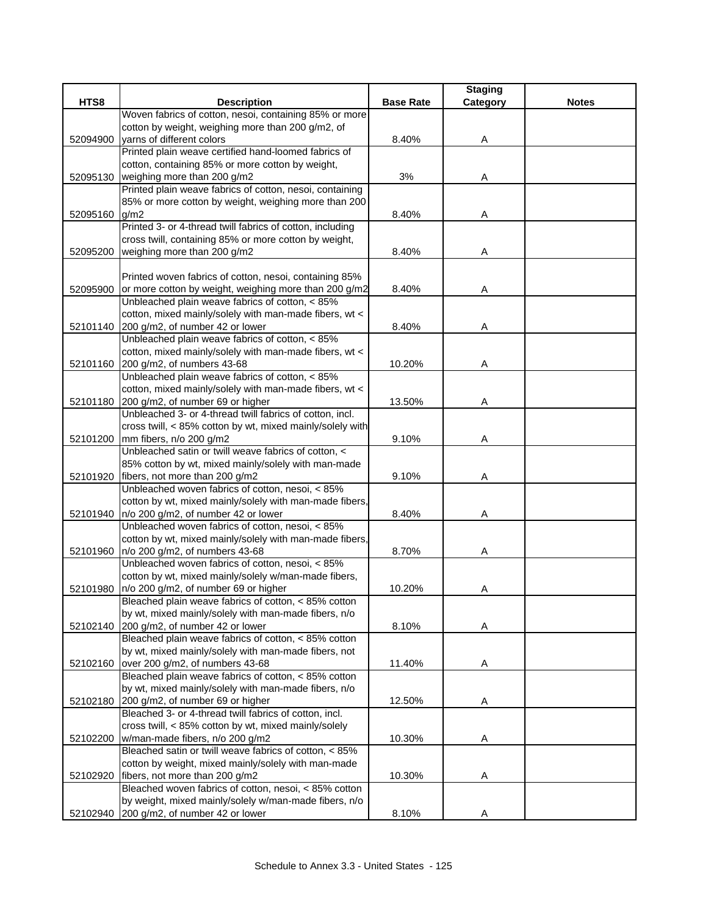| HTS8 | Description | Base Rate | Staging Category | Notes |
|---|---|---|---|---|
| 52094900 | Woven fabrics of cotton, nesoi, containing 85% or more cotton by weight, weighing more than 200 g/m2, of yarns of different colors | 8.40% | A | |
| 52095130 | Printed plain weave certified hand-loomed fabrics of cotton, containing 85% or more cotton by weight, weighing more than 200 g/m2 | 3% | A | |
| 52095160 | Printed plain weave fabrics of cotton, nesoi, containing 85% or more cotton by weight, weighing more than 200 g/m2 | 8.40% | A | |
| 52095200 | Printed 3- or 4-thread twill fabrics of cotton, including cross twill, containing 85% or more cotton by weight, weighing more than 200 g/m2 | 8.40% | A | |
| 52095900 | Printed woven fabrics of cotton, nesoi, containing 85% or more cotton by weight, weighing more than 200 g/m2 | 8.40% | A | |
| 52101140 | Unbleached plain weave fabrics of cotton, < 85% cotton, mixed mainly/solely with man-made fibers, wt < 200 g/m2, of number 42 or lower | 8.40% | A | |
| 52101160 | Unbleached plain weave fabrics of cotton, < 85% cotton, mixed mainly/solely with man-made fibers, wt < 200 g/m2, of numbers 43-68 | 10.20% | A | |
| 52101180 | Unbleached plain weave fabrics of cotton, < 85% cotton, mixed mainly/solely with man-made fibers, wt < 200 g/m2, of number 69 or higher | 13.50% | A | |
| 52101200 | Unbleached 3- or 4-thread twill fabrics of cotton, incl. cross twill, < 85% cotton by wt, mixed mainly/solely with mm fibers, n/o 200 g/m2 | 9.10% | A | |
| 52101920 | Unbleached satin or twill weave fabrics of cotton, < 85% cotton by wt, mixed mainly/solely with man-made fibers, not more than 200 g/m2 | 9.10% | A | |
| 52101940 | Unbleached woven fabrics of cotton, nesoi, < 85% cotton by wt, mixed mainly/solely with man-made fibers, n/o 200 g/m2, of number 42 or lower | 8.40% | A | |
| 52101960 | Unbleached woven fabrics of cotton, nesoi, < 85% cotton by wt, mixed mainly/solely with man-made fibers, n/o 200 g/m2, of numbers 43-68 | 8.70% | A | |
| 52101980 | Unbleached woven fabrics of cotton, nesoi, < 85% cotton by wt, mixed mainly/solely w/man-made fibers, n/o 200 g/m2, of number 69 or higher | 10.20% | A | |
| 52102140 | Bleached plain weave fabrics of cotton, < 85% cotton by wt, mixed mainly/solely with man-made fibers, n/o 200 g/m2, of number 42 or lower | 8.10% | A | |
| 52102160 | Bleached plain weave fabrics of cotton, < 85% cotton by wt, mixed mainly/solely with man-made fibers, not over 200 g/m2, of numbers 43-68 | 11.40% | A | |
| 52102180 | Bleached plain weave fabrics of cotton, < 85% cotton by wt, mixed mainly/solely with man-made fibers, n/o 200 g/m2, of number 69 or higher | 12.50% | A | |
| 52102200 | Bleached 3- or 4-thread twill fabrics of cotton, incl. cross twill, < 85% cotton by wt, mixed mainly/solely w/man-made fibers, n/o 200 g/m2 | 10.30% | A | |
| 52102920 | Bleached satin or twill weave fabrics of cotton, < 85% cotton by weight, mixed mainly/solely with man-made fibers, not more than 200 g/m2 | 10.30% | A | |
| 52102940 | Bleached woven fabrics of cotton, nesoi, < 85% cotton by weight, mixed mainly/solely w/man-made fibers, n/o 200 g/m2, of number 42 or lower | 8.10% | A | |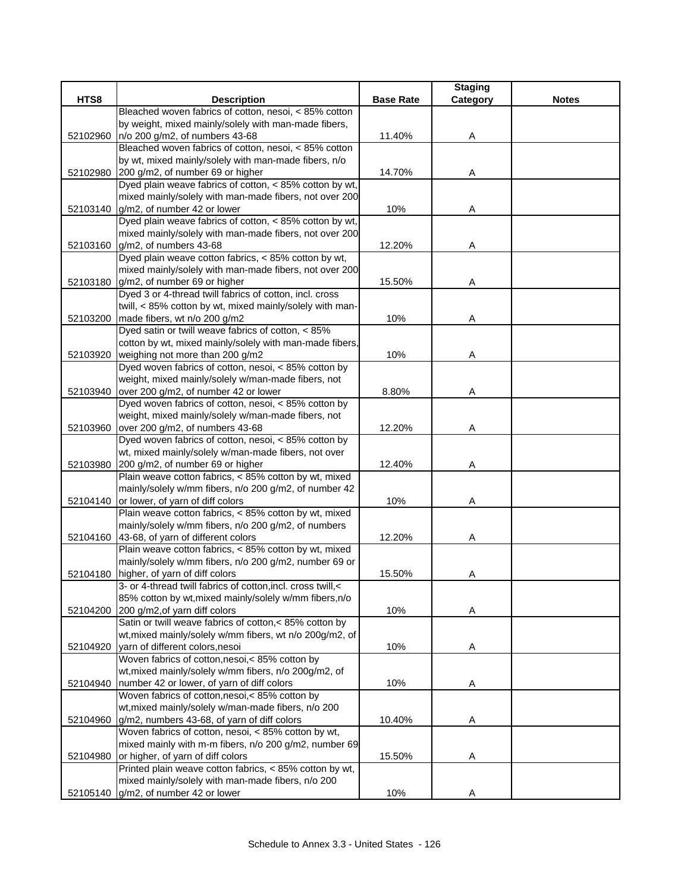| HTS8 | Description | Base Rate | Staging Category | Notes |
|---|---|---|---|---|
| 52102960 | Bleached woven fabrics of cotton, nesoi, < 85% cotton by weight, mixed mainly/solely with man-made fibers, n/o 200 g/m2, of numbers 43-68 | 11.40% | A | |
| 52102980 | Bleached woven fabrics of cotton, nesoi, < 85% cotton by wt, mixed mainly/solely with man-made fibers, n/o 200 g/m2, of number 69 or higher | 14.70% | A | |
| 52103140 | Dyed plain weave fabrics of cotton, < 85% cotton by wt, mixed mainly/solely with man-made fibers, not over 200 g/m2, of number 42 or lower | 10% | A | |
| 52103160 | Dyed plain weave fabrics of cotton, < 85% cotton by wt, mixed mainly/solely with man-made fibers, not over 200 g/m2, of numbers 43-68 | 12.20% | A | |
| 52103180 | Dyed plain weave cotton fabrics, < 85% cotton by wt, mixed mainly/solely with man-made fibers, not over 200 g/m2, of number 69 or higher | 15.50% | A | |
| 52103200 | Dyed 3 or 4-thread twill fabrics of cotton, incl. cross twill, < 85% cotton by wt, mixed mainly/solely with man-made fibers, wt n/o 200 g/m2 | 10% | A | |
| 52103920 | Dyed satin or twill weave fabrics of cotton, < 85% cotton by wt, mixed mainly/solely with man-made fibers, weighing not more than 200 g/m2 | 10% | A | |
| 52103940 | Dyed woven fabrics of cotton, nesoi, < 85% cotton by weight, mixed mainly/solely w/man-made fibers, not over 200 g/m2, of number 42 or lower | 8.80% | A | |
| 52103960 | Dyed woven fabrics of cotton, nesoi, < 85% cotton by weight, mixed mainly/solely w/man-made fibers, not over 200 g/m2, of numbers 43-68 | 12.20% | A | |
| 52103980 | Dyed woven fabrics of cotton, nesoi, < 85% cotton by wt, mixed mainly/solely w/man-made fibers, not over 200 g/m2, of number 69 or higher | 12.40% | A | |
| 52104140 | Plain weave cotton fabrics, < 85% cotton by wt, mixed mainly/solely w/mm fibers, n/o 200 g/m2, of number 42 or lower, of yarn of diff colors | 10% | A | |
| 52104160 | Plain weave cotton fabrics, < 85% cotton by wt, mixed mainly/solely w/mm fibers, n/o 200 g/m2, of numbers 43-68, of yarn of different colors | 12.20% | A | |
| 52104180 | Plain weave cotton fabrics, < 85% cotton by wt, mixed mainly/solely w/mm fibers, n/o 200 g/m2, number 69 or higher, of yarn of diff colors | 15.50% | A | |
| 52104200 | 3- or 4-thread twill fabrics of cotton,incl. cross twill,< 85% cotton by wt,mixed mainly/solely w/mm fibers,n/o 200 g/m2,of yarn diff colors | 10% | A | |
| 52104920 | Satin or twill weave fabrics of cotton,< 85% cotton by wt,mixed mainly/solely w/mm fibers, wt n/o 200g/m2, of yarn of different colors,nesoi | 10% | A | |
| 52104940 | Woven fabrics of cotton,nesoi,< 85% cotton by wt,mixed mainly/solely w/mm fibers, n/o 200g/m2, of number 42 or lower, of yarn of diff colors | 10% | A | |
| 52104960 | Woven fabrics of cotton,nesoi,< 85% cotton by wt,mixed mainly/solely w/man-made fibers, n/o 200 g/m2, numbers 43-68, of yarn of diff colors | 10.40% | A | |
| 52104980 | Woven fabrics of cotton, nesoi, < 85% cotton by wt, mixed mainly with m-m fibers, n/o 200 g/m2, number 69 or higher, of yarn of diff colors | 15.50% | A | |
| 52105140 | Printed plain weave cotton fabrics, < 85% cotton by wt, mixed mainly/solely with man-made fibers, n/o 200 g/m2, of number 42 or lower | 10% | A | |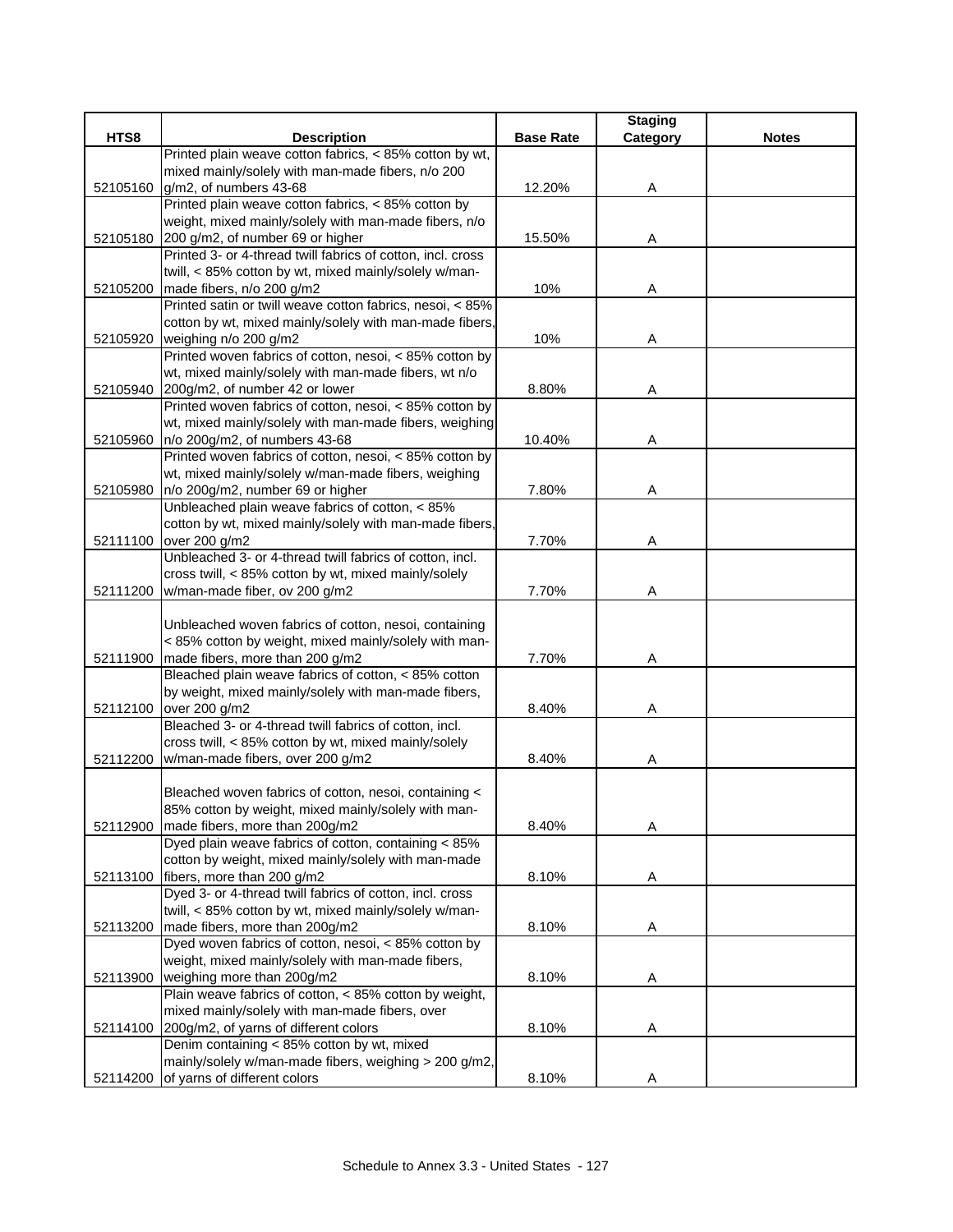| HTS8 | Description | Base Rate | Staging Category | Notes |
|---|---|---|---|---|
| 52105160 | Printed plain weave cotton fabrics, < 85% cotton by wt, mixed mainly/solely with man-made fibers, n/o 200 g/m2, of numbers 43-68 | 12.20% | A | |
| 52105180 | Printed plain weave cotton fabrics, < 85% cotton by weight, mixed mainly/solely with man-made fibers, n/o 200 g/m2, of number 69 or higher | 15.50% | A | |
| 52105200 | Printed 3- or 4-thread twill fabrics of cotton, incl. cross twill, < 85% cotton by wt, mixed mainly/solely w/man-made fibers, n/o 200 g/m2 | 10% | A | |
| 52105920 | Printed satin or twill weave cotton fabrics, nesoi, < 85% cotton by wt, mixed mainly/solely with man-made fibers, weighing n/o 200 g/m2 | 10% | A | |
| 52105940 | Printed woven fabrics of cotton, nesoi, < 85% cotton by wt, mixed mainly/solely with man-made fibers, wt n/o 200g/m2, of number 42 or lower | 8.80% | A | |
| 52105960 | Printed woven fabrics of cotton, nesoi, < 85% cotton by wt, mixed mainly/solely with man-made fibers, weighing n/o 200g/m2, of numbers 43-68 | 10.40% | A | |
| 52105980 | Printed woven fabrics of cotton, nesoi, < 85% cotton by wt, mixed mainly/solely w/man-made fibers, weighing n/o 200g/m2, number 69 or higher | 7.80% | A | |
| 52111100 | Unbleached plain weave fabrics of cotton, < 85% cotton by wt, mixed mainly/solely with man-made fibers, over 200 g/m2 | 7.70% | A | |
| 52111200 | Unbleached 3- or 4-thread twill fabrics of cotton, incl. cross twill, < 85% cotton by wt, mixed mainly/solely w/man-made fiber, ov 200 g/m2 | 7.70% | A | |
| 52111900 | Unbleached woven fabrics of cotton, nesoi, containing < 85% cotton by weight, mixed mainly/solely with man-made fibers, more than 200 g/m2 | 7.70% | A | |
| 52112100 | Bleached plain weave fabrics of cotton, < 85% cotton by weight, mixed mainly/solely with man-made fibers, over 200 g/m2 | 8.40% | A | |
| 52112200 | Bleached 3- or 4-thread twill fabrics of cotton, incl. cross twill, < 85% cotton by wt, mixed mainly/solely w/man-made fibers, over 200 g/m2 | 8.40% | A | |
| 52112900 | Bleached woven fabrics of cotton, nesoi, containing < 85% cotton by weight, mixed mainly/solely with man-made fibers, more than 200g/m2 | 8.40% | A | |
| 52113100 | Dyed plain weave fabrics of cotton, containing < 85% cotton by weight, mixed mainly/solely with man-made fibers, more than 200 g/m2 | 8.10% | A | |
| 52113200 | Dyed 3- or 4-thread twill fabrics of cotton, incl. cross twill, < 85% cotton by wt, mixed mainly/solely w/man-made fibers, more than 200g/m2 | 8.10% | A | |
| 52113900 | Dyed woven fabrics of cotton, nesoi, < 85% cotton by weight, mixed mainly/solely with man-made fibers, weighing more than 200g/m2 | 8.10% | A | |
| 52114100 | Plain weave fabrics of cotton, < 85% cotton by weight, mixed mainly/solely with man-made fibers, over 200g/m2, of yarns of different colors | 8.10% | A | |
| 52114200 | Denim containing < 85% cotton by wt, mixed mainly/solely w/man-made fibers, weighing > 200 g/m2, of yarns of different colors | 8.10% | A | |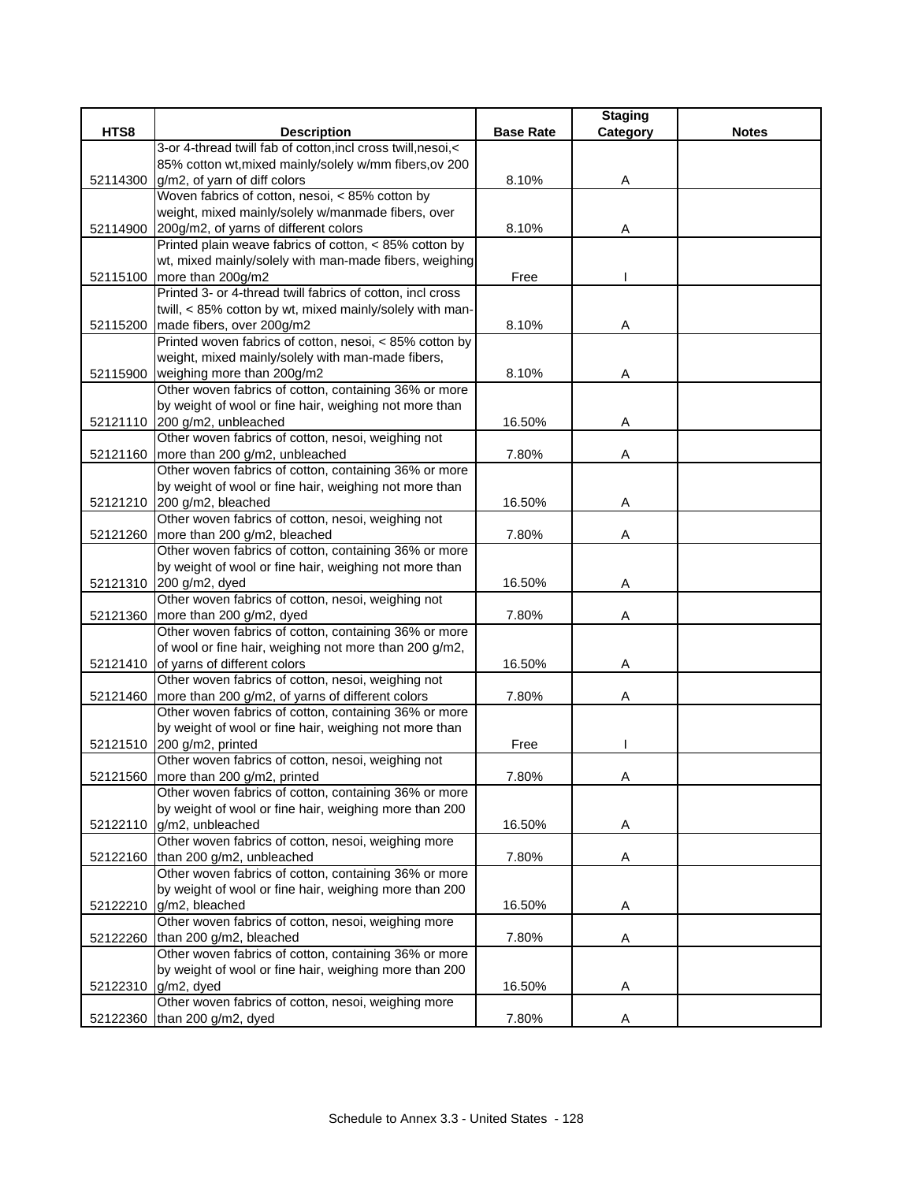| HTS8 | Description | Base Rate | Staging Category | Notes |
|---|---|---|---|---|
| 52114300 | 3-or 4-thread twill fab of cotton,incl cross twill,nesoi,< 85% cotton wt,mixed mainly/solely w/mm fibers,ov 200 g/m2, of yarn of diff colors | 8.10% | A | |
| 52114900 | Woven fabrics of cotton, nesoi, < 85% cotton by weight, mixed mainly/solely w/manmade fibers, over 200g/m2, of yarns of different colors | 8.10% | A | |
| 52115100 | Printed plain weave fabrics of cotton, < 85% cotton by wt, mixed mainly/solely with man-made fibers, weighing more than 200g/m2 | Free | I | |
| 52115200 | Printed 3- or 4-thread twill fabrics of cotton, incl cross twill, < 85% cotton by wt, mixed mainly/solely with man-made fibers, over 200g/m2 | 8.10% | A | |
| 52115900 | Printed woven fabrics of cotton, nesoi, < 85% cotton by weight, mixed mainly/solely with man-made fibers, weighing more than 200g/m2 | 8.10% | A | |
| 52121110 | Other woven fabrics of cotton, containing 36% or more by weight of wool or fine hair, weighing not more than 200 g/m2, unbleached | 16.50% | A | |
| 52121160 | Other woven fabrics of cotton, nesoi, weighing not more than 200 g/m2, unbleached | 7.80% | A | |
| 52121210 | Other woven fabrics of cotton, containing 36% or more by weight of wool or fine hair, weighing not more than 200 g/m2, bleached | 16.50% | A | |
| 52121260 | Other woven fabrics of cotton, nesoi, weighing not more than 200 g/m2, bleached | 7.80% | A | |
| 52121310 | Other woven fabrics of cotton, containing 36% or more by weight of wool or fine hair, weighing not more than 200 g/m2, dyed | 16.50% | A | |
| 52121360 | Other woven fabrics of cotton, nesoi, weighing not more than 200 g/m2, dyed | 7.80% | A | |
| 52121410 | Other woven fabrics of cotton, containing 36% or more of wool or fine hair, weighing not more than 200 g/m2, of yarns of different colors | 16.50% | A | |
| 52121460 | Other woven fabrics of cotton, nesoi, weighing not more than 200 g/m2, of yarns of different colors | 7.80% | A | |
| 52121510 | Other woven fabrics of cotton, containing 36% or more by weight of wool or fine hair, weighing not more than 200 g/m2, printed | Free | I | |
| 52121560 | Other woven fabrics of cotton, nesoi, weighing not more than 200 g/m2, printed | 7.80% | A | |
| 52122110 | Other woven fabrics of cotton, containing 36% or more by weight of wool or fine hair, weighing more than 200 g/m2, unbleached | 16.50% | A | |
| 52122160 | Other woven fabrics of cotton, nesoi, weighing more than 200 g/m2, unbleached | 7.80% | A | |
| 52122210 | Other woven fabrics of cotton, containing 36% or more by weight of wool or fine hair, weighing more than 200 g/m2, bleached | 16.50% | A | |
| 52122260 | Other woven fabrics of cotton, nesoi, weighing more than 200 g/m2, bleached | 7.80% | A | |
| 52122310 | Other woven fabrics of cotton, containing 36% or more by weight of wool or fine hair, weighing more than 200 g/m2, dyed | 16.50% | A | |
| 52122360 | Other woven fabrics of cotton, nesoi, weighing more than 200 g/m2, dyed | 7.80% | A | |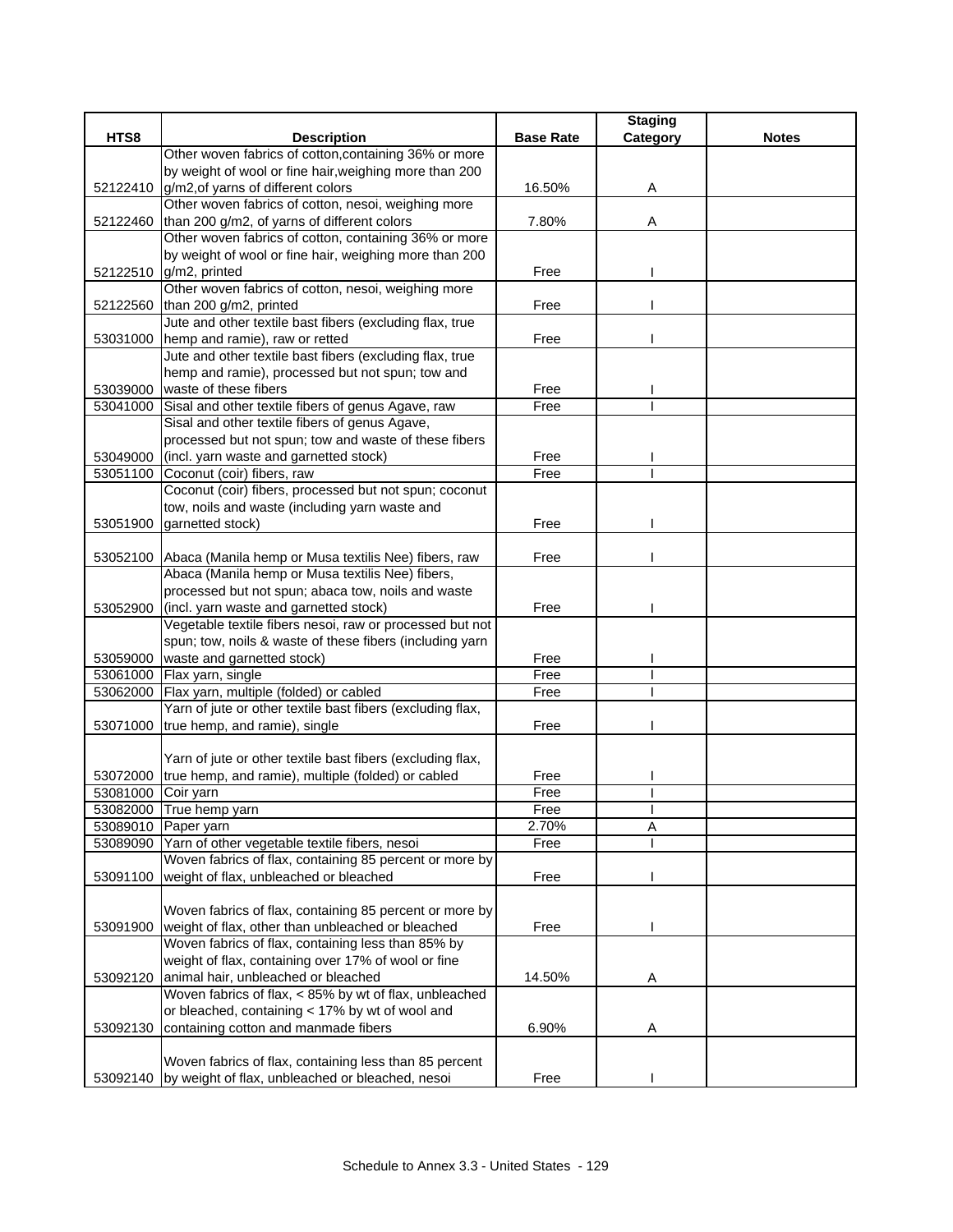| HTS8 | Description | Base Rate | Staging Category | Notes |
|---|---|---|---|---|
| 52122410 | Other woven fabrics of cotton,containing 36% or more by weight of wool or fine hair,weighing more than 200 g/m2,of yarns of different colors | 16.50% | A | |
| 52122460 | Other woven fabrics of cotton, nesoi, weighing more than 200 g/m2, of yarns of different colors | 7.80% | A | |
| 52122510 | Other woven fabrics of cotton, containing 36% or more by weight of wool or fine hair, weighing more than 200 g/m2, printed | Free | I | |
| 52122560 | Other woven fabrics of cotton, nesoi, weighing more than 200 g/m2, printed | Free | I | |
| 53031000 | Jute and other textile bast fibers (excluding flax, true hemp and ramie), raw or retted | Free | I | |
| 53039000 | Jute and other textile bast fibers (excluding flax, true hemp and ramie), processed but not spun; tow and waste of these fibers | Free | I | |
| 53041000 | Sisal and other textile fibers of genus Agave, raw | Free | I | |
| 53049000 | Sisal and other textile fibers of genus Agave, processed but not spun; tow and waste of these fibers (incl. yarn waste and garnetted stock) | Free | I | |
| 53051100 | Coconut (coir) fibers, raw | Free | I | |
| 53051900 | Coconut (coir) fibers, processed but not spun; coconut tow, noils and waste (including yarn waste and garnetted stock) | Free | I | |
| 53052100 | Abaca (Manila hemp or Musa textilis Nee) fibers, raw | Free | I | |
| 53052900 | Abaca (Manila hemp or Musa textilis Nee) fibers, processed but not spun; abaca tow, noils and waste (incl. yarn waste and garnetted stock) | Free | I | |
| 53059000 | Vegetable textile fibers nesoi, raw or processed but not spun; tow, noils & waste of these fibers (including yarn waste and garnetted stock) | Free | I | |
| 53061000 | Flax yarn, single | Free | I | |
| 53062000 | Flax yarn, multiple (folded) or cabled | Free | I | |
| 53071000 | Yarn of jute or other textile bast fibers (excluding flax, true hemp, and ramie), single | Free | I | |
| 53072000 | Yarn of jute or other textile bast fibers (excluding flax, true hemp, and ramie), multiple (folded) or cabled | Free | I | |
| 53081000 | Coir yarn | Free | I | |
| 53082000 | True hemp yarn | Free | I | |
| 53089010 | Paper yarn | 2.70% | A | |
| 53089090 | Yarn of other vegetable textile fibers, nesoi | Free | I | |
| 53091100 | Woven fabrics of flax, containing 85 percent or more by weight of flax, unbleached or bleached | Free | I | |
| 53091900 | Woven fabrics of flax, containing 85 percent or more by weight of flax, other than unbleached or bleached | Free | I | |
| 53092120 | Woven fabrics of flax, containing less than 85% by weight of flax, containing over 17% of wool or fine animal hair, unbleached or bleached | 14.50% | A | |
| 53092130 | Woven fabrics of flax, < 85% by wt of flax, unbleached or bleached, containing < 17% by wt of wool and containing cotton and manmade fibers | 6.90% | A | |
| 53092140 | Woven fabrics of flax, containing less than 85 percent by weight of flax, unbleached or bleached, nesoi | Free | I | |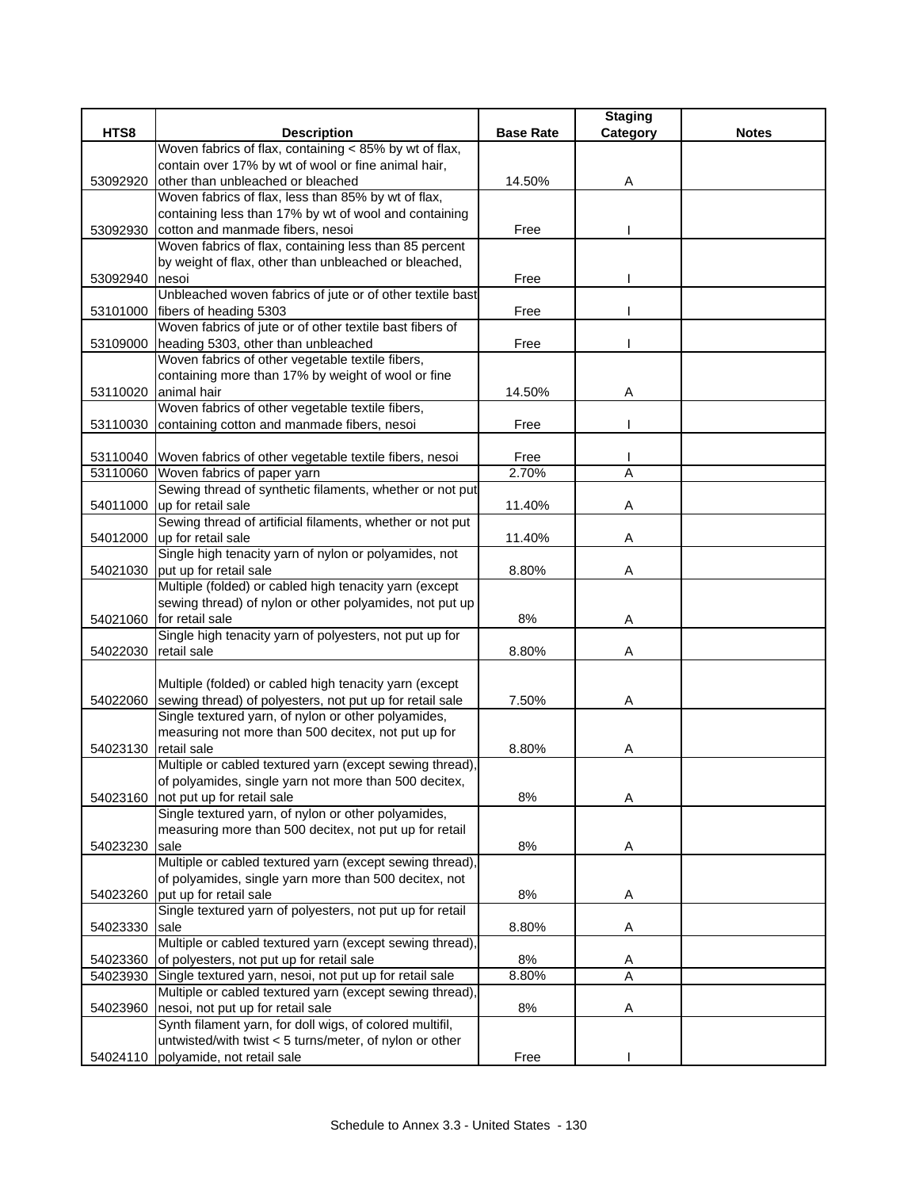| HTS8 | Description | Base Rate | Staging Category | Notes |
|---|---|---|---|---|
| 53092920 | Woven fabrics of flax, containing < 85% by wt of flax, contain over 17% by wt of wool or fine animal hair, other than unbleached or bleached | 14.50% | A | |
| 53092930 | Woven fabrics of flax, less than 85% by wt of flax, containing less than 17% by wt of wool and containing cotton and manmade fibers, nesoi | Free | I | |
| 53092940 | Woven fabrics of flax, containing less than 85 percent by weight of flax, other than unbleached or bleached, nesoi | Free | I | |
| 53101000 | Unbleached woven fabrics of jute or of other textile bast fibers of heading 5303 | Free | I | |
| 53109000 | Woven fabrics of jute or of other textile bast fibers of heading 5303, other than unbleached | Free | I | |
| 53110020 | Woven fabrics of other vegetable textile fibers, containing more than 17% by weight of wool or fine animal hair | 14.50% | A | |
| 53110030 | Woven fabrics of other vegetable textile fibers, containing cotton and manmade fibers, nesoi | Free | I | |
| 53110040 | Woven fabrics of other vegetable textile fibers, nesoi | Free | I | |
| 53110060 | Woven fabrics of paper yarn | 2.70% | A | |
| 54011000 | Sewing thread of synthetic filaments, whether or not put up for retail sale | 11.40% | A | |
| 54012000 | Sewing thread of artificial filaments, whether or not put up for retail sale | 11.40% | A | |
| 54021030 | Single high tenacity yarn of nylon or polyamides, not put up for retail sale | 8.80% | A | |
| 54021060 | Multiple (folded) or cabled high tenacity yarn (except sewing thread) of nylon or other polyamides, not put up for retail sale | 8% | A | |
| 54022030 | Single high tenacity yarn of polyesters, not put up for retail sale | 8.80% | A | |
| 54022060 | Multiple (folded) or cabled high tenacity yarn (except sewing thread) of polyesters, not put up for retail sale | 7.50% | A | |
| 54023130 | Single textured yarn, of nylon or other polyamides, measuring not more than 500 decitex, not put up for retail sale | 8.80% | A | |
| 54023160 | Multiple or cabled textured yarn (except sewing thread), of polyamides, single yarn not more than 500 decitex, not put up for retail sale | 8% | A | |
| 54023230 | Single textured yarn, of nylon or other polyamides, measuring more than 500 decitex, not put up for retail sale | 8% | A | |
| 54023260 | Multiple or cabled textured yarn (except sewing thread), of polyamides, single yarn more than 500 decitex, not put up for retail sale | 8% | A | |
| 54023330 | Single textured yarn of polyesters, not put up for retail sale | 8.80% | A | |
| 54023360 | Multiple or cabled textured yarn (except sewing thread), of polyesters, not put up for retail sale | 8% | A | |
| 54023930 | Single textured yarn, nesoi, not put up for retail sale | 8.80% | A | |
| 54023960 | Multiple or cabled textured yarn (except sewing thread), nesoi, not put up for retail sale | 8% | A | |
| 54024110 | Synth filament yarn, for doll wigs, of colored multifil, untwisted/with twist < 5 turns/meter, of nylon or other polyamide, not retail sale | Free | I | |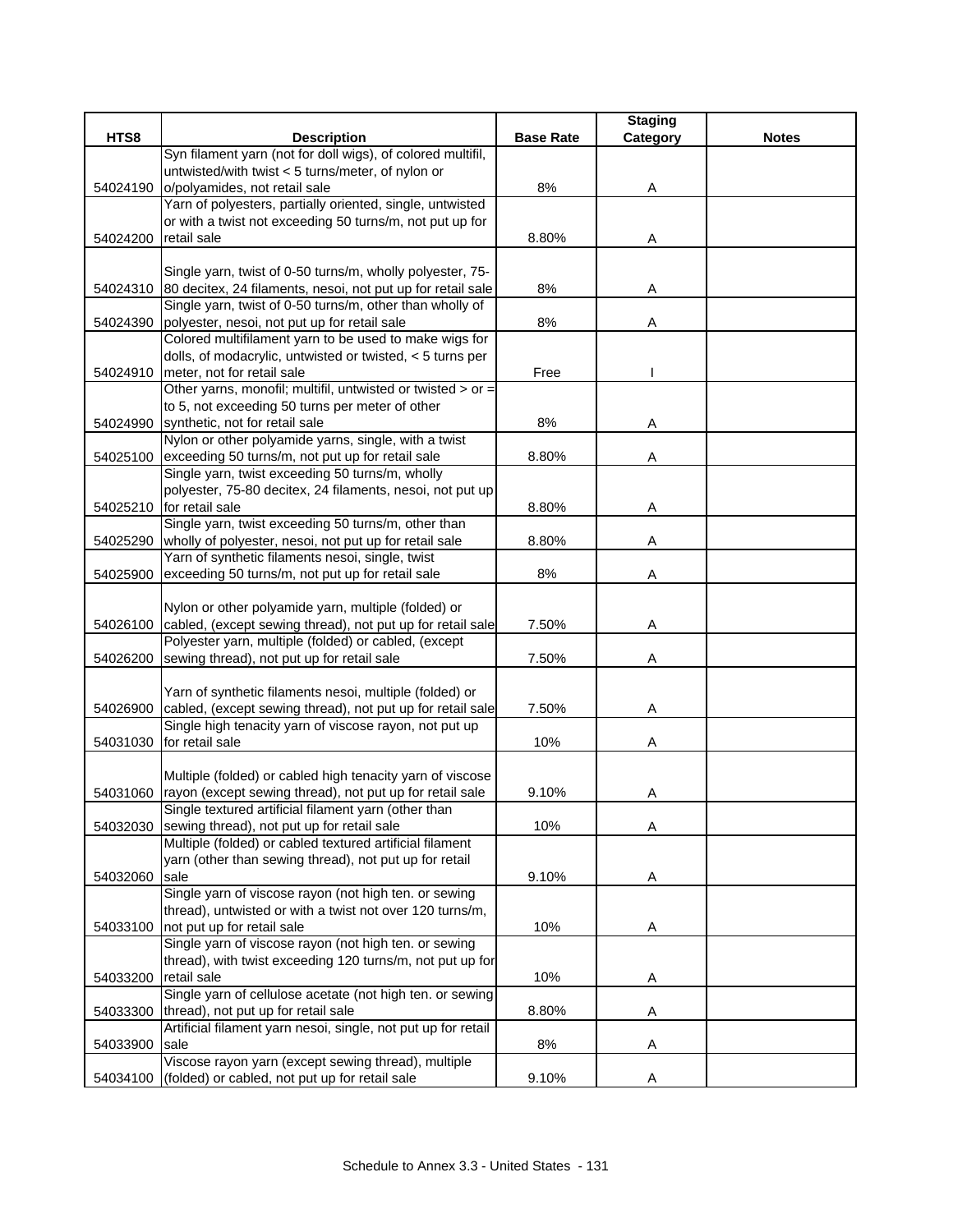| HTS8 | Description | Base Rate | Staging Category | Notes |
|---|---|---|---|---|
| 54024190 | Syn filament yarn (not for doll wigs), of colored multifil, untwisted/with twist < 5 turns/meter, of nylon or o/polyamides, not retail sale | 8% | A | |
| 54024200 | Yarn of polyesters, partially oriented, single, untwisted or with a twist not exceeding 50 turns/m, not put up for retail sale | 8.80% | A | |
| 54024310 | Single yarn, twist of 0-50 turns/m, wholly polyester, 75-80 decitex, 24 filaments, nesoi, not put up for retail sale | 8% | A | |
| 54024390 | Single yarn, twist of 0-50 turns/m, other than wholly of polyester, nesoi, not put up for retail sale | 8% | A | |
| 54024910 | Colored multifilament yarn to be used to make wigs for dolls, of modacrylic, untwisted or twisted, < 5 turns per meter, not for retail sale | Free | I | |
| 54024990 | Other yarns, monofil; multifil, untwisted or twisted > or = to 5, not exceeding 50 turns per meter of other synthetic, not for retail sale | 8% | A | |
| 54025100 | Nylon or other polyamide yarns, single, with a twist exceeding 50 turns/m, not put up for retail sale | 8.80% | A | |
| 54025210 | Single yarn, twist exceeding 50 turns/m, wholly polyester, 75-80 decitex, 24 filaments, nesoi, not put up for retail sale | 8.80% | A | |
| 54025290 | Single yarn, twist exceeding 50 turns/m, other than wholly of polyester, nesoi, not put up for retail sale | 8.80% | A | |
| 54025900 | Yarn of synthetic filaments nesoi, single, twist exceeding 50 turns/m, not put up for retail sale | 8% | A | |
| 54026100 | Nylon or other polyamide yarn, multiple (folded) or cabled, (except sewing thread), not put up for retail sale | 7.50% | A | |
| 54026200 | Polyester yarn, multiple (folded) or cabled, (except sewing thread), not put up for retail sale | 7.50% | A | |
| 54026900 | Yarn of synthetic filaments nesoi, multiple (folded) or cabled, (except sewing thread), not put up for retail sale | 7.50% | A | |
| 54031030 | Single high tenacity yarn of viscose rayon, not put up for retail sale | 10% | A | |
| 54031060 | Multiple (folded) or cabled high tenacity yarn of viscose rayon (except sewing thread), not put up for retail sale | 9.10% | A | |
| 54032030 | Single textured artificial filament yarn (other than sewing thread), not put up for retail sale | 10% | A | |
| 54032060 | Multiple (folded) or cabled textured artificial filament yarn (other than sewing thread), not put up for retail sale | 9.10% | A | |
| 54033100 | Single yarn of viscose rayon (not high ten. or sewing thread), untwisted or with a twist not over 120 turns/m, not put up for retail sale | 10% | A | |
| 54033200 | Single yarn of viscose rayon (not high ten. or sewing thread), with twist exceeding 120 turns/m, not put up for retail sale | 10% | A | |
| 54033300 | Single yarn of cellulose acetate (not high ten. or sewing thread), not put up for retail sale | 8.80% | A | |
| 54033900 | Artificial filament yarn nesoi, single, not put up for retail sale | 8% | A | |
| 54034100 | Viscose rayon yarn (except sewing thread), multiple (folded) or cabled, not put up for retail sale | 9.10% | A | |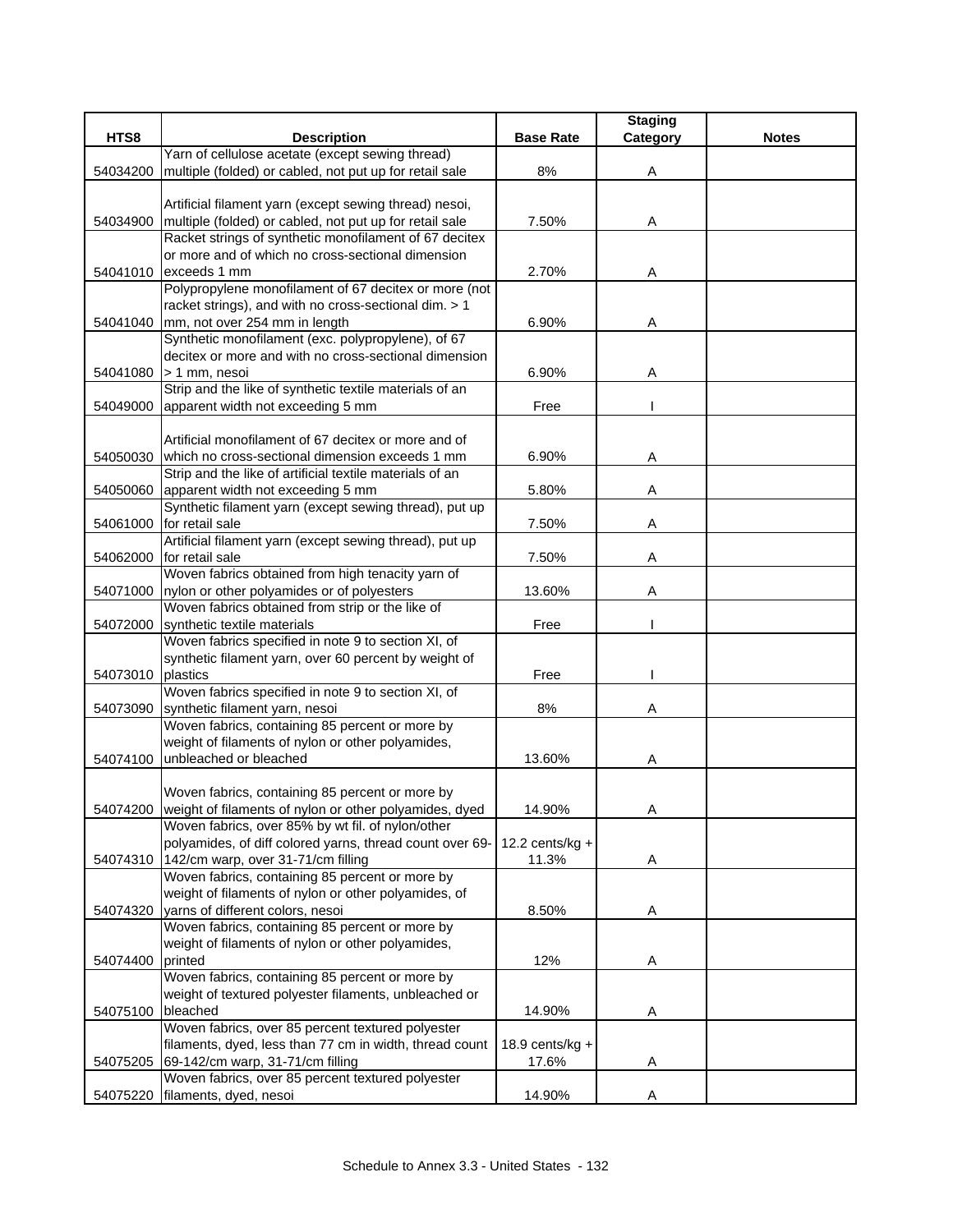| HTS8 | Description | Base Rate | Staging Category | Notes |
|---|---|---|---|---|
| 54034200 | Yarn of cellulose acetate (except sewing thread) multiple (folded) or cabled, not put up for retail sale | 8% | A | |
| 54034900 | Artificial filament yarn (except sewing thread) nesoi, multiple (folded) or cabled, not put up for retail sale | 7.50% | A | |
| 54041010 | Racket strings of synthetic monofilament of 67 decitex or more and of which no cross-sectional dimension exceeds 1 mm | 2.70% | A | |
| 54041040 | Polypropylene monofilament of 67 decitex or more (not racket strings), and with no cross-sectional dim. > 1 mm, not over 254 mm in length | 6.90% | A | |
| 54041080 | Synthetic monofilament (exc. polypropylene), of 67 decitex or more and with no cross-sectional dimension > 1 mm, nesoi | 6.90% | A | |
| 54049000 | Strip and the like of synthetic textile materials of an apparent width not exceeding 5 mm | Free | I | |
| 54050030 | Artificial monofilament of 67 decitex or more and of which no cross-sectional dimension exceeds 1 mm | 6.90% | A | |
| 54050060 | Strip and the like of artificial textile materials of an apparent width not exceeding 5 mm | 5.80% | A | |
| 54061000 | Synthetic filament yarn (except sewing thread), put up for retail sale | 7.50% | A | |
| 54062000 | Artificial filament yarn (except sewing thread), put up for retail sale | 7.50% | A | |
| 54071000 | Woven fabrics obtained from high tenacity yarn of nylon or other polyamides or of polyesters | 13.60% | A | |
| 54072000 | Woven fabrics obtained from strip or the like of synthetic textile materials | Free | I | |
| 54073010 | Woven fabrics specified in note 9 to section XI, of synthetic filament yarn, over 60 percent by weight of plastics | Free | I | |
| 54073090 | Woven fabrics specified in note 9 to section XI, of synthetic filament yarn, nesoi | 8% | A | |
| 54074100 | Woven fabrics, containing 85 percent or more by weight of filaments of nylon or other polyamides, unbleached or bleached | 13.60% | A | |
| 54074200 | Woven fabrics, containing 85 percent or more by weight of filaments of nylon or other polyamides, dyed | 14.90% | A | |
| 54074310 | Woven fabrics, over 85% by wt fil. of nylon/other polyamides, of diff colored yarns, thread count over 69-142/cm warp, over 31-71/cm filling | 12.2 cents/kg + 11.3% | A | |
| 54074320 | Woven fabrics, containing 85 percent or more by weight of filaments of nylon or other polyamides, of yarns of different colors, nesoi | 8.50% | A | |
| 54074400 | Woven fabrics, containing 85 percent or more by weight of filaments of nylon or other polyamides, printed | 12% | A | |
| 54075100 | Woven fabrics, containing 85 percent or more by weight of textured polyester filaments, unbleached or bleached | 14.90% | A | |
| 54075205 | Woven fabrics, over 85 percent textured polyester filaments, dyed, less than 77 cm in width, thread count 69-142/cm warp, 31-71/cm filling | 18.9 cents/kg + 17.6% | A | |
| 54075220 | Woven fabrics, over 85 percent textured polyester filaments, dyed, nesoi | 14.90% | A | |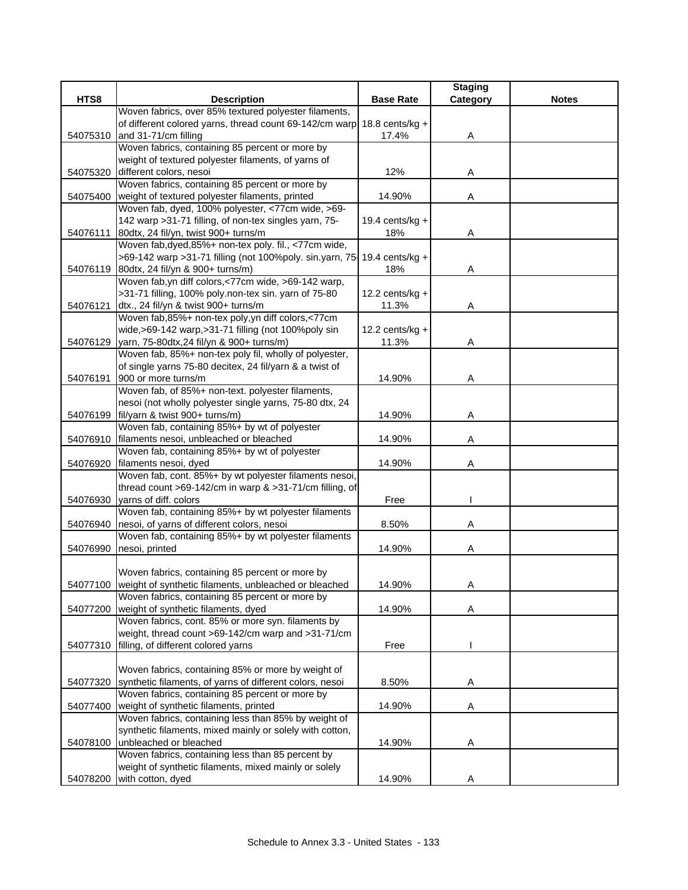| HTS8 | Description | Base Rate | Staging Category | Notes |
|---|---|---|---|---|
| 54075310 | Woven fabrics, over 85% textured polyester filaments, of different colored yarns, thread count 69-142/cm warp and 31-71/cm filling | 18.8 cents/kg + 17.4% | A | |
| 54075320 | Woven fabrics, containing 85 percent or more by weight of textured polyester filaments, of yarns of different colors, nesoi | 12% | A | |
| 54075400 | Woven fabrics, containing 85 percent or more by weight of textured polyester filaments, printed | 14.90% | A | |
| 54076111 | Woven fab, dyed, 100% polyester, <77cm wide, >69-142 warp >31-71 filling, of non-tex singles yarn, 75-80dtx, 24 fil/yn, twist 900+ turns/m | 19.4 cents/kg + 18% | A | |
| 54076119 | Woven fab,dyed,85%+ non-tex poly. fil., <77cm wide, >69-142 warp >31-71 filling (not 100%poly. sin.yarn, 75-80dtx, 24 fil/yn & 900+ turns/m) | 19.4 cents/kg + 18% | A | |
| 54076121 | Woven fab,yn diff colors,<77cm wide, >69-142 warp, >31-71 filling, 100% poly.non-tex sin. yarn of 75-80 dtx., 24 fil/yn & twist 900+ turns/m | 12.2 cents/kg + 11.3% | A | |
| 54076129 | Woven fab,85%+ non-tex poly,yn diff colors,<77cm wide,>69-142 warp,>31-71 filling (not 100%poly sin yarn, 75-80dtx,24 fil/yn & 900+ turns/m) | 12.2 cents/kg + 11.3% | A | |
| 54076191 | Woven fab, 85%+ non-tex poly fil, wholly of polyester, of single yarns 75-80 decitex, 24 fil/yarn & a twist of 900 or more turns/m | 14.90% | A | |
| 54076199 | Woven fab, of 85%+ non-text. polyester filaments, nesoi (not wholly polyester single yarns, 75-80 dtx, 24 fil/yarn & twist 900+ turns/m) | 14.90% | A | |
| 54076910 | Woven fab, containing 85%+ by wt of polyester filaments nesoi, unbleached or bleached | 14.90% | A | |
| 54076920 | Woven fab, containing 85%+ by wt of polyester filaments nesoi, dyed | 14.90% | A | |
| 54076930 | Woven fab, cont. 85%+ by wt polyester filaments nesoi, thread count >69-142/cm in warp & >31-71/cm filling, of yarns of diff. colors | Free | I | |
| 54076940 | Woven fab, containing 85%+ by wt polyester filaments nesoi, of yarns of different colors, nesoi | 8.50% | A | |
| 54076990 | Woven fab, containing 85%+ by wt polyester filaments nesoi, printed | 14.90% | A | |
| 54077100 | Woven fabrics, containing 85 percent or more by weight of synthetic filaments, unbleached or bleached | 14.90% | A | |
| 54077200 | Woven fabrics, containing 85 percent or more by weight of synthetic filaments, dyed | 14.90% | A | |
| 54077310 | Woven fabrics, cont. 85% or more syn. filaments by weight, thread count >69-142/cm warp and >31-71/cm filling, of different colored yarns | Free | I | |
| 54077320 | Woven fabrics, containing 85% or more by weight of synthetic filaments, of yarns of different colors, nesoi | 8.50% | A | |
| 54077400 | Woven fabrics, containing 85 percent or more by weight of synthetic filaments, printed | 14.90% | A | |
| 54078100 | Woven fabrics, containing less than 85% by weight of synthetic filaments, mixed mainly or solely with cotton, unbleached or bleached | 14.90% | A | |
| 54078200 | Woven fabrics, containing less than 85 percent by weight of synthetic filaments, mixed mainly or solely with cotton, dyed | 14.90% | A | |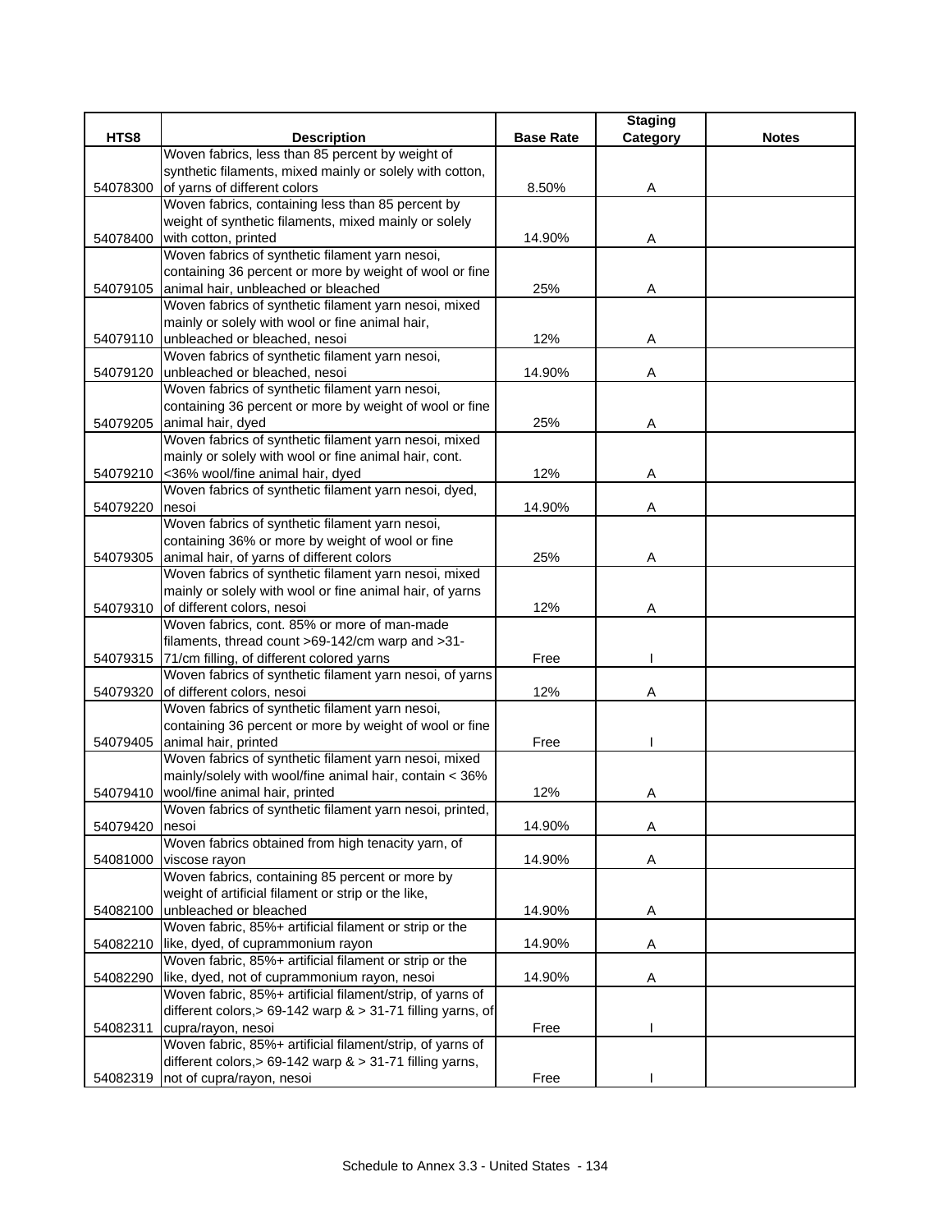| HTS8 | Description | Base Rate | Staging Category | Notes |
|---|---|---|---|---|
| 54078300 | Woven fabrics, less than 85 percent by weight of synthetic filaments, mixed mainly or solely with cotton, of yarns of different colors | 8.50% | A | |
| 54078400 | Woven fabrics, containing less than 85 percent by weight of synthetic filaments, mixed mainly or solely with cotton, printed | 14.90% | A | |
| 54079105 | Woven fabrics of synthetic filament yarn nesoi, containing 36 percent or more by weight of wool or fine animal hair, unbleached or bleached | 25% | A | |
| 54079110 | Woven fabrics of synthetic filament yarn nesoi, mixed mainly or solely with wool or fine animal hair, unbleached or bleached, nesoi | 12% | A | |
| 54079120 | Woven fabrics of synthetic filament yarn nesoi, unbleached or bleached, nesoi | 14.90% | A | |
| 54079205 | Woven fabrics of synthetic filament yarn nesoi, containing 36 percent or more by weight of wool or fine animal hair, dyed | 25% | A | |
| 54079210 | Woven fabrics of synthetic filament yarn nesoi, mixed mainly or solely with wool or fine animal hair, cont. <36% wool/fine animal hair, dyed | 12% | A | |
| 54079220 | Woven fabrics of synthetic filament yarn nesoi, dyed, nesoi | 14.90% | A | |
| 54079305 | Woven fabrics of synthetic filament yarn nesoi, containing 36% or more by weight of wool or fine animal hair, of yarns of different colors | 25% | A | |
| 54079310 | Woven fabrics of synthetic filament yarn nesoi, mixed mainly or solely with wool or fine animal hair, of yarns of different colors, nesoi | 12% | A | |
| 54079315 | Woven fabrics, cont. 85% or more of man-made filaments, thread count >69-142/cm warp and >31-71/cm filling, of different colored yarns | Free | I | |
| 54079320 | Woven fabrics of synthetic filament yarn nesoi, of yarns of different colors, nesoi | 12% | A | |
| 54079405 | Woven fabrics of synthetic filament yarn nesoi, containing 36 percent or more by weight of wool or fine animal hair, printed | Free | I | |
| 54079410 | Woven fabrics of synthetic filament yarn nesoi, mixed mainly/solely with wool/fine animal hair, contain < 36% wool/fine animal hair, printed | 12% | A | |
| 54079420 | Woven fabrics of synthetic filament yarn nesoi, printed, nesoi | 14.90% | A | |
| 54081000 | Woven fabrics obtained from high tenacity yarn, of viscose rayon | 14.90% | A | |
| 54082100 | Woven fabrics, containing 85 percent or more by weight of artificial filament or strip or the like, unbleached or bleached | 14.90% | A | |
| 54082210 | Woven fabric, 85%+ artificial filament or strip or the like, dyed, of cuprammonium rayon | 14.90% | A | |
| 54082290 | Woven fabric, 85%+ artificial filament or strip or the like, dyed, not of cuprammonium rayon, nesoi | 14.90% | A | |
| 54082311 | Woven fabric, 85%+ artificial filament/strip, of yarns of different colors,> 69-142 warp & > 31-71 filling yarns, of cupra/rayon, nesoi | Free | I | |
| 54082319 | Woven fabric, 85%+ artificial filament/strip, of yarns of different colors,> 69-142 warp & > 31-71 filling yarns, not of cupra/rayon, nesoi | Free | I | |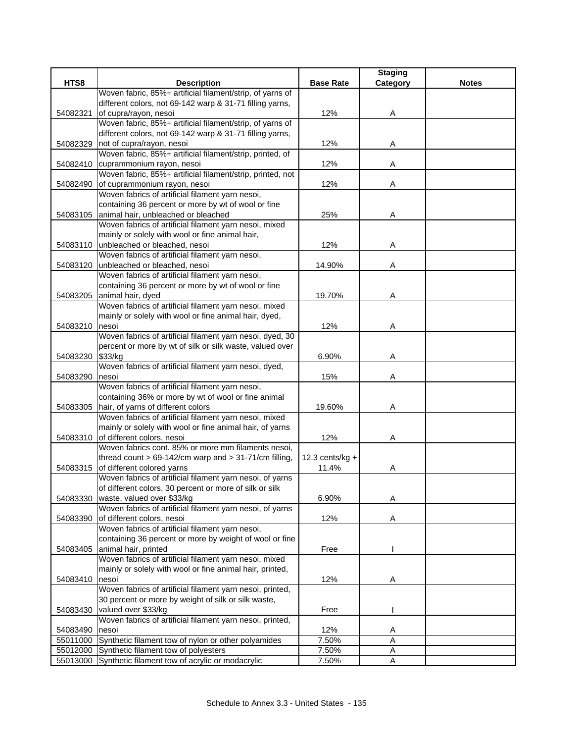| HTS8 | Description | Base Rate | Staging Category | Notes |
|---|---|---|---|---|
| 54082321 | Woven fabric, 85%+ artificial filament/strip, of yarns of different colors, not 69-142 warp & 31-71 filling yarns, of cupra/rayon, nesoi | 12% | A | |
| 54082329 | Woven fabric, 85%+ artificial filament/strip, of yarns of different colors, not 69-142 warp & 31-71 filling yarns, not of cupra/rayon, nesoi | 12% | A | |
| 54082410 | Woven fabric, 85%+ artificial filament/strip, printed, of cuprammonium rayon, nesoi | 12% | A | |
| 54082490 | Woven fabric, 85%+ artificial filament/strip, printed, not of cuprammonium rayon, nesoi | 12% | A | |
| 54083105 | Woven fabrics of artificial filament yarn nesoi, containing 36 percent or more by wt of wool or fine animal hair, unbleached or bleached | 25% | A | |
| 54083110 | Woven fabrics of artificial filament yarn nesoi, mixed mainly or solely with wool or fine animal hair, unbleached or bleached, nesoi | 12% | A | |
| 54083120 | Woven fabrics of artificial filament yarn nesoi, unbleached or bleached, nesoi | 14.90% | A | |
| 54083205 | Woven fabrics of artificial filament yarn nesoi, containing 36 percent or more by wt of wool or fine animal hair, dyed | 19.70% | A | |
| 54083210 | Woven fabrics of artificial filament yarn nesoi, mixed mainly or solely with wool or fine animal hair, dyed, nesoi | 12% | A | |
| 54083230 | Woven fabrics of artificial filament yarn nesoi, dyed, 30 percent or more by wt of silk or silk waste, valued over $33/kg | 6.90% | A | |
| 54083290 | Woven fabrics of artificial filament yarn nesoi, dyed, nesoi | 15% | A | |
| 54083305 | Woven fabrics of artificial filament yarn nesoi, containing 36% or more by wt of wool or fine animal hair, of yarns of different colors | 19.60% | A | |
| 54083310 | Woven fabrics of artificial filament yarn nesoi, mixed mainly or solely with wool or fine animal hair, of yarns of different colors, nesoi | 12% | A | |
| 54083315 | Woven fabrics cont. 85% or more mm filaments nesoi, thread count > 69-142/cm warp and > 31-71/cm filling, of different colored yarns | 12.3 cents/kg + 11.4% | A | |
| 54083330 | Woven fabrics of artificial filament yarn nesoi, of yarns of different colors, 30 percent or more of silk or silk waste, valued over $33/kg | 6.90% | A | |
| 54083390 | Woven fabrics of artificial filament yarn nesoi, of yarns of different colors, nesoi | 12% | A | |
| 54083405 | Woven fabrics of artificial filament yarn nesoi, containing 36 percent or more by weight of wool or fine animal hair, printed | Free | I | |
| 54083410 | Woven fabrics of artificial filament yarn nesoi, mixed mainly or solely with wool or fine animal hair, printed, nesoi | 12% | A | |
| 54083430 | Woven fabrics of artificial filament yarn nesoi, printed, 30 percent or more by weight of silk or silk waste, valued over $33/kg | Free | I | |
| 54083490 | Woven fabrics of artificial filament yarn nesoi, printed, nesoi | 12% | A | |
| 55011000 | Synthetic filament tow of nylon or other polyamides | 7.50% | A | |
| 55012000 | Synthetic filament tow of polyesters | 7.50% | A | |
| 55013000 | Synthetic filament tow of acrylic or modacrylic | 7.50% | A | |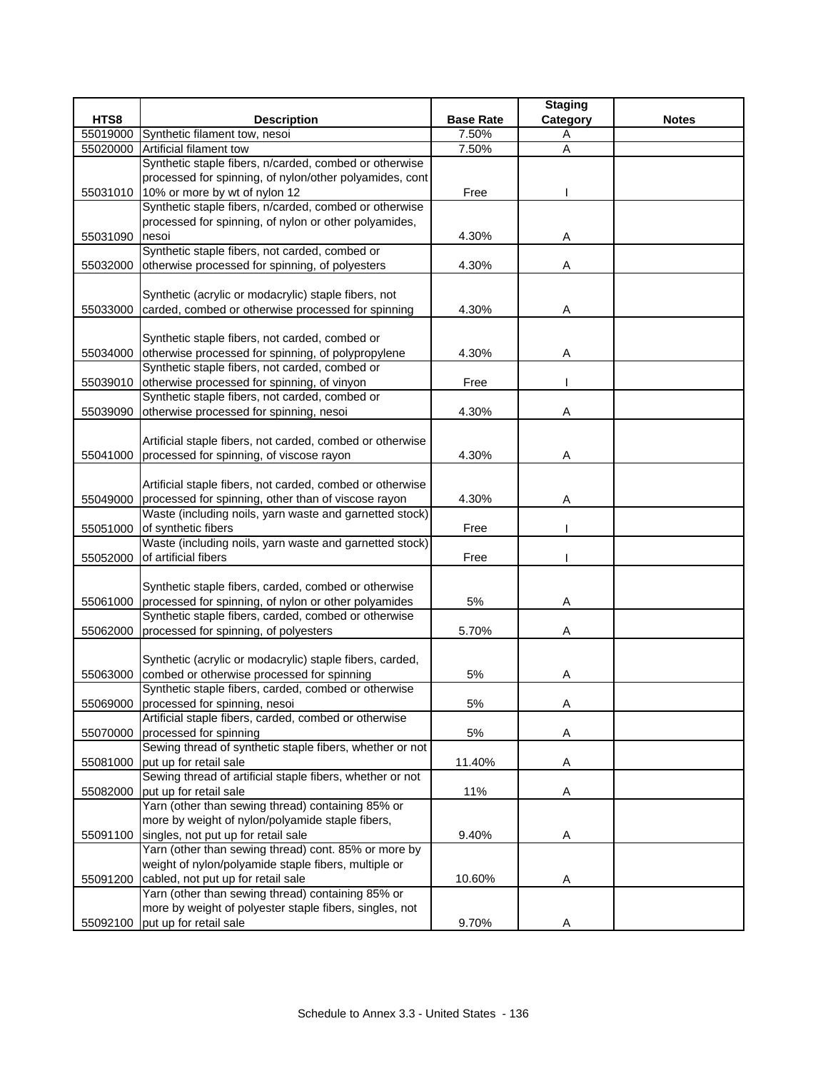| HTS8 | Description | Base Rate | Staging Category | Notes |
|---|---|---|---|---|
| 55019000 | Synthetic filament tow, nesoi | 7.50% | A | |
| 55020000 | Artificial filament tow | 7.50% | A | |
| 55031010 | Synthetic staple fibers, n/carded, combed or otherwise processed for spinning, of nylon/other polyamides, cont 10% or more by wt of nylon 12 | Free | I | |
| 55031090 | Synthetic staple fibers, n/carded, combed or otherwise processed for spinning, of nylon or other polyamides, nesoi | 4.30% | A | |
| 55032000 | Synthetic staple fibers, not carded, combed or otherwise processed for spinning, of polyesters | 4.30% | A | |
| 55033000 | Synthetic (acrylic or modacrylic) staple fibers, not carded, combed or otherwise processed for spinning | 4.30% | A | |
| 55034000 | Synthetic staple fibers, not carded, combed or otherwise processed for spinning, of polypropylene | 4.30% | A | |
| 55039010 | Synthetic staple fibers, not carded, combed or otherwise processed for spinning, of vinyon | Free | I | |
| 55039090 | Synthetic staple fibers, not carded, combed or otherwise processed for spinning, nesoi | 4.30% | A | |
| 55041000 | Artificial staple fibers, not carded, combed or otherwise processed for spinning, of viscose rayon | 4.30% | A | |
| 55049000 | Artificial staple fibers, not carded, combed or otherwise processed for spinning, other than of viscose rayon | 4.30% | A | |
| 55051000 | Waste (including noils, yarn waste and garnetted stock) of synthetic fibers | Free | I | |
| 55052000 | Waste (including noils, yarn waste and garnetted stock) of artificial fibers | Free | I | |
| 55061000 | Synthetic staple fibers, carded, combed or otherwise processed for spinning, of nylon or other polyamides | 5% | A | |
| 55062000 | Synthetic staple fibers, carded, combed or otherwise processed for spinning, of polyesters | 5.70% | A | |
| 55063000 | Synthetic (acrylic or modacrylic) staple fibers, carded, combed or otherwise processed for spinning | 5% | A | |
| 55069000 | Synthetic staple fibers, carded, combed or otherwise processed for spinning, nesoi | 5% | A | |
| 55070000 | Artificial staple fibers, carded, combed or otherwise processed for spinning | 5% | A | |
| 55081000 | Sewing thread of synthetic staple fibers, whether or not put up for retail sale | 11.40% | A | |
| 55082000 | Sewing thread of artificial staple fibers, whether or not put up for retail sale | 11% | A | |
| 55091100 | Yarn (other than sewing thread) containing 85% or more by weight of nylon/polyamide staple fibers, singles, not put up for retail sale | 9.40% | A | |
| 55091200 | Yarn (other than sewing thread) cont. 85% or more by weight of nylon/polyamide staple fibers, multiple or cabled, not put up for retail sale | 10.60% | A | |
| 55092100 | Yarn (other than sewing thread) containing 85% or more by weight of polyester staple fibers, singles, not put up for retail sale | 9.70% | A | |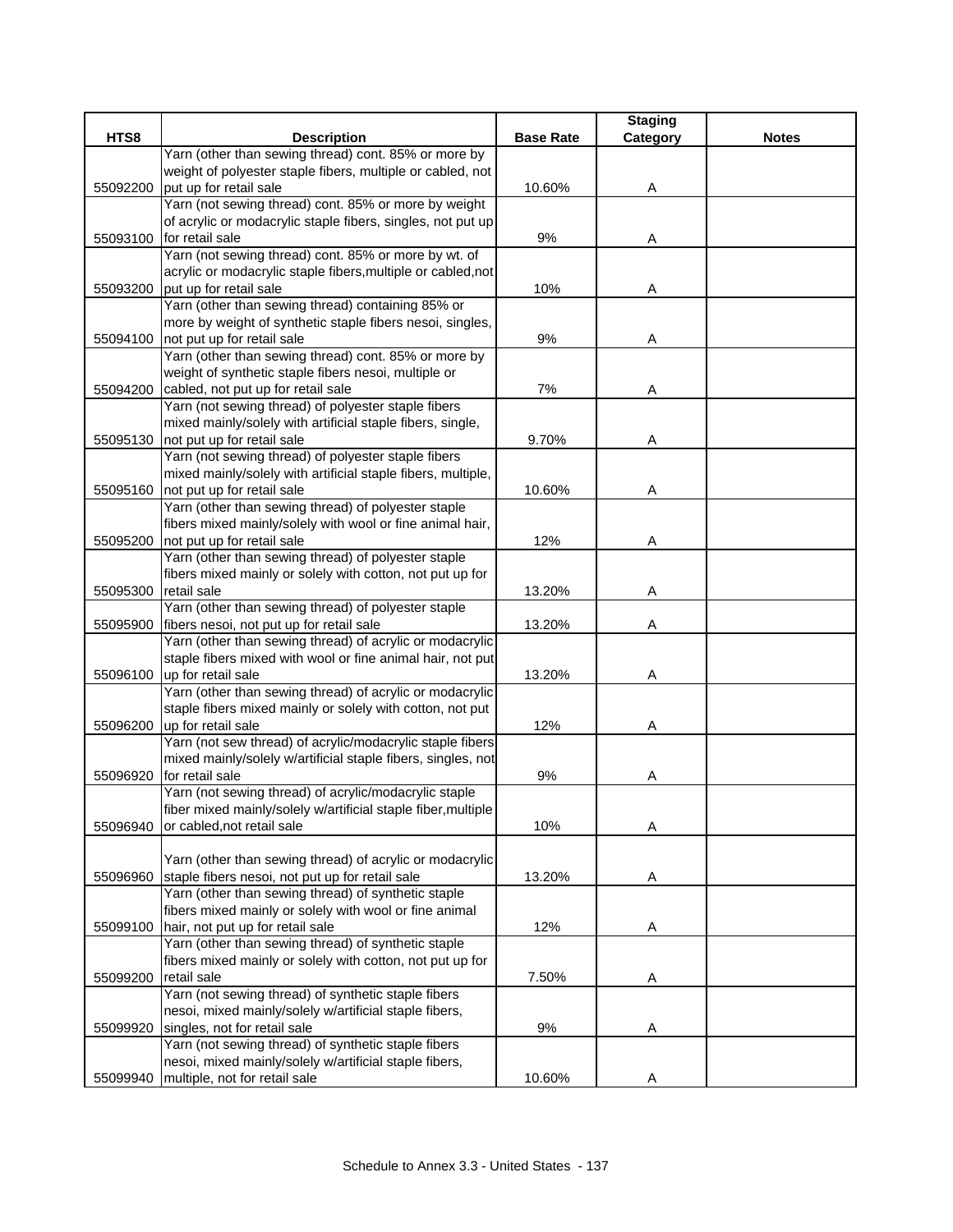| HTS8 | Description | Base Rate | Staging Category | Notes |
|---|---|---|---|---|
| 55092200 | Yarn (other than sewing thread) cont. 85% or more by weight of polyester staple fibers, multiple or cabled, not put up for retail sale | 10.60% | A | |
| 55093100 | Yarn (not sewing thread) cont. 85% or more by weight of acrylic or modacrylic staple fibers, singles, not put up for retail sale | 9% | A | |
| 55093200 | Yarn (not sewing thread) cont. 85% or more by wt. of acrylic or modacrylic staple fibers,multiple or cabled,not put up for retail sale | 10% | A | |
| 55094100 | Yarn (other than sewing thread) containing 85% or more by weight of synthetic staple fibers nesoi, singles, not put up for retail sale | 9% | A | |
| 55094200 | Yarn (other than sewing thread) cont. 85% or more by weight of synthetic staple fibers nesoi, multiple or cabled, not put up for retail sale | 7% | A | |
| 55095130 | Yarn (not sewing thread) of polyester staple fibers mixed mainly/solely with artificial staple fibers, single, not put up for retail sale | 9.70% | A | |
| 55095160 | Yarn (not sewing thread) of polyester staple fibers mixed mainly/solely with artificial staple fibers, multiple, not put up for retail sale | 10.60% | A | |
| 55095200 | Yarn (other than sewing thread) of polyester staple fibers mixed mainly/solely with wool or fine animal hair, not put up for retail sale | 12% | A | |
| 55095300 | Yarn (other than sewing thread) of polyester staple fibers mixed mainly or solely with cotton, not put up for retail sale | 13.20% | A | |
| 55095900 | Yarn (other than sewing thread) of polyester staple fibers nesoi, not put up for retail sale | 13.20% | A | |
| 55096100 | Yarn (other than sewing thread) of acrylic or modacrylic staple fibers mixed with wool or fine animal hair, not put up for retail sale | 13.20% | A | |
| 55096200 | Yarn (other than sewing thread) of acrylic or modacrylic staple fibers mixed mainly or solely with cotton, not put up for retail sale | 12% | A | |
| 55096920 | Yarn (not sew thread) of acrylic/modacrylic staple fibers mixed mainly/solely w/artificial staple fibers, singles, not for retail sale | 9% | A | |
| 55096940 | Yarn (not sewing thread) of acrylic/modacrylic staple fiber mixed mainly/solely w/artificial staple fiber,multiple or cabled,not retail sale | 10% | A | |
| 55096960 | Yarn (other than sewing thread) of acrylic or modacrylic staple fibers nesoi, not put up for retail sale | 13.20% | A | |
| 55099100 | Yarn (other than sewing thread) of synthetic staple fibers mixed mainly or solely with wool or fine animal hair, not put up for retail sale | 12% | A | |
| 55099200 | Yarn (other than sewing thread) of synthetic staple fibers mixed mainly or solely with cotton, not put up for retail sale | 7.50% | A | |
| 55099920 | Yarn (not sewing thread) of synthetic staple fibers nesoi, mixed mainly/solely w/artificial staple fibers, singles, not for retail sale | 9% | A | |
| 55099940 | Yarn (not sewing thread) of synthetic staple fibers nesoi, mixed mainly/solely w/artificial staple fibers, multiple, not for retail sale | 10.60% | A | |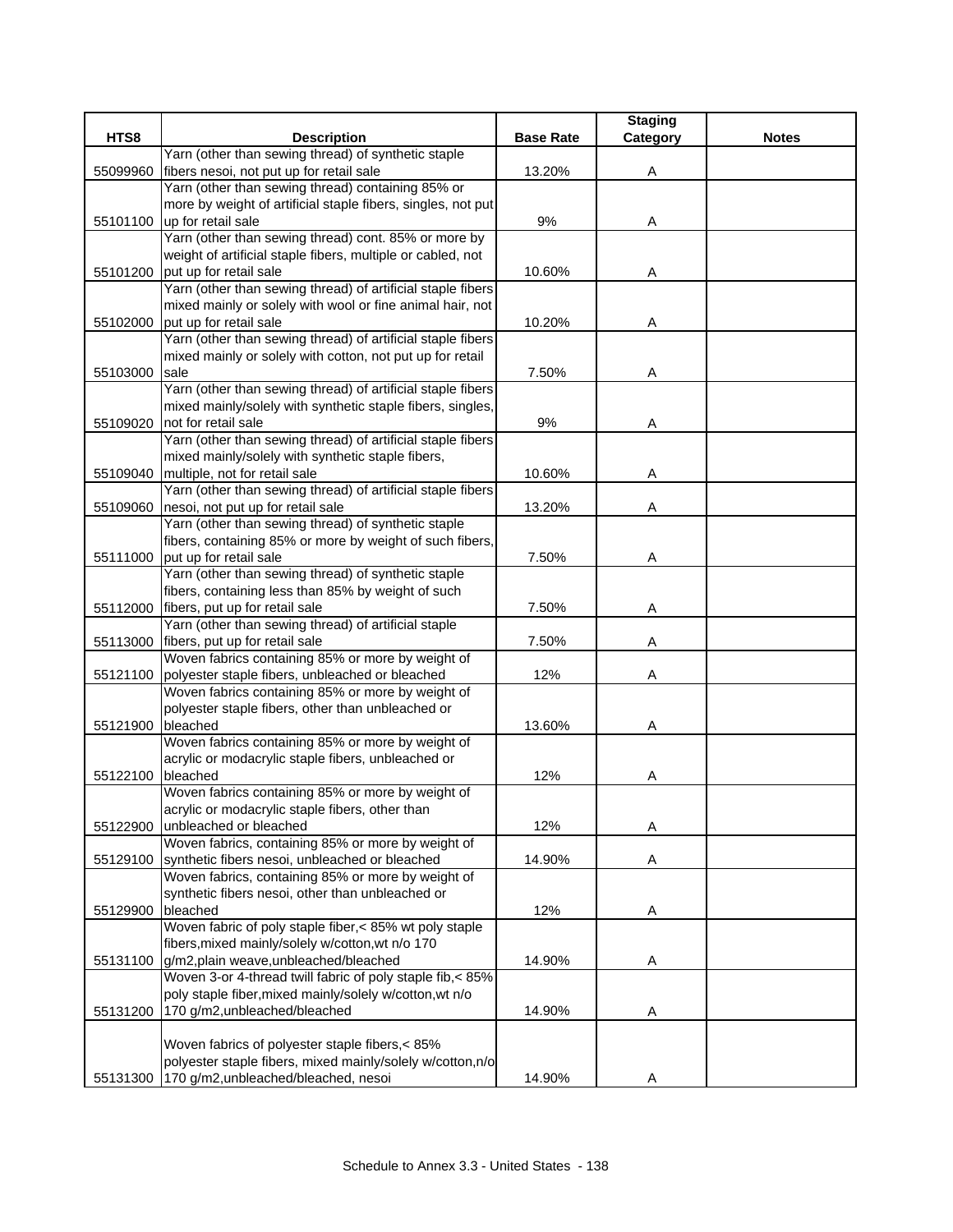| HTS8 | Description | Base Rate | Staging Category | Notes |
|---|---|---|---|---|
| 55099960 | Yarn (other than sewing thread) of synthetic staple fibers nesoi, not put up for retail sale | 13.20% | A | |
| 55101100 | Yarn (other than sewing thread) containing 85% or more by weight of artificial staple fibers, singles, not put up for retail sale | 9% | A | |
| 55101200 | Yarn (other than sewing thread) cont. 85% or more by weight of artificial staple fibers, multiple or cabled, not put up for retail sale | 10.60% | A | |
| 55102000 | Yarn (other than sewing thread) of artificial staple fibers mixed mainly or solely with wool or fine animal hair, not put up for retail sale | 10.20% | A | |
| 55103000 | Yarn (other than sewing thread) of artificial staple fibers mixed mainly or solely with cotton, not put up for retail sale | 7.50% | A | |
| 55109020 | Yarn (other than sewing thread) of artificial staple fibers mixed mainly/solely with synthetic staple fibers, singles, not for retail sale | 9% | A | |
| 55109040 | Yarn (other than sewing thread) of artificial staple fibers mixed mainly/solely with synthetic staple fibers, multiple, not for retail sale | 10.60% | A | |
| 55109060 | Yarn (other than sewing thread) of artificial staple fibers nesoi, not put up for retail sale | 13.20% | A | |
| 55111000 | Yarn (other than sewing thread) of synthetic staple fibers, containing 85% or more by weight of such fibers, put up for retail sale | 7.50% | A | |
| 55112000 | Yarn (other than sewing thread) of synthetic staple fibers, containing less than 85% by weight of such fibers, put up for retail sale | 7.50% | A | |
| 55113000 | Yarn (other than sewing thread) of artificial staple fibers, put up for retail sale | 7.50% | A | |
| 55121100 | Woven fabrics containing 85% or more by weight of polyester staple fibers, unbleached or bleached | 12% | A | |
| 55121900 | Woven fabrics containing 85% or more by weight of polyester staple fibers, other than unbleached or bleached | 13.60% | A | |
| 55122100 | Woven fabrics containing 85% or more by weight of acrylic or modacrylic staple fibers, unbleached or bleached | 12% | A | |
| 55122900 | Woven fabrics containing 85% or more by weight of acrylic or modacrylic staple fibers, other than unbleached or bleached | 12% | A | |
| 55129100 | Woven fabrics, containing 85% or more by weight of synthetic fibers nesoi, unbleached or bleached | 14.90% | A | |
| 55129900 | Woven fabrics, containing 85% or more by weight of synthetic fibers nesoi, other than unbleached or bleached | 12% | A | |
| 55131100 | Woven fabric of poly staple fiber,< 85% wt poly staple fibers,mixed mainly/solely w/cotton,wt n/o 170 g/m2,plain weave,unbleached/bleached | 14.90% | A | |
| 55131200 | Woven 3-or 4-thread twill fabric of poly staple fib,< 85% poly staple fiber,mixed mainly/solely w/cotton,wt n/o 170 g/m2,unbleached/bleached | 14.90% | A | |
| 55131300 | Woven fabrics of polyester staple fibers,< 85% polyester staple fibers, mixed mainly/solely w/cotton,n/o 170 g/m2,unbleached/bleached, nesoi | 14.90% | A | |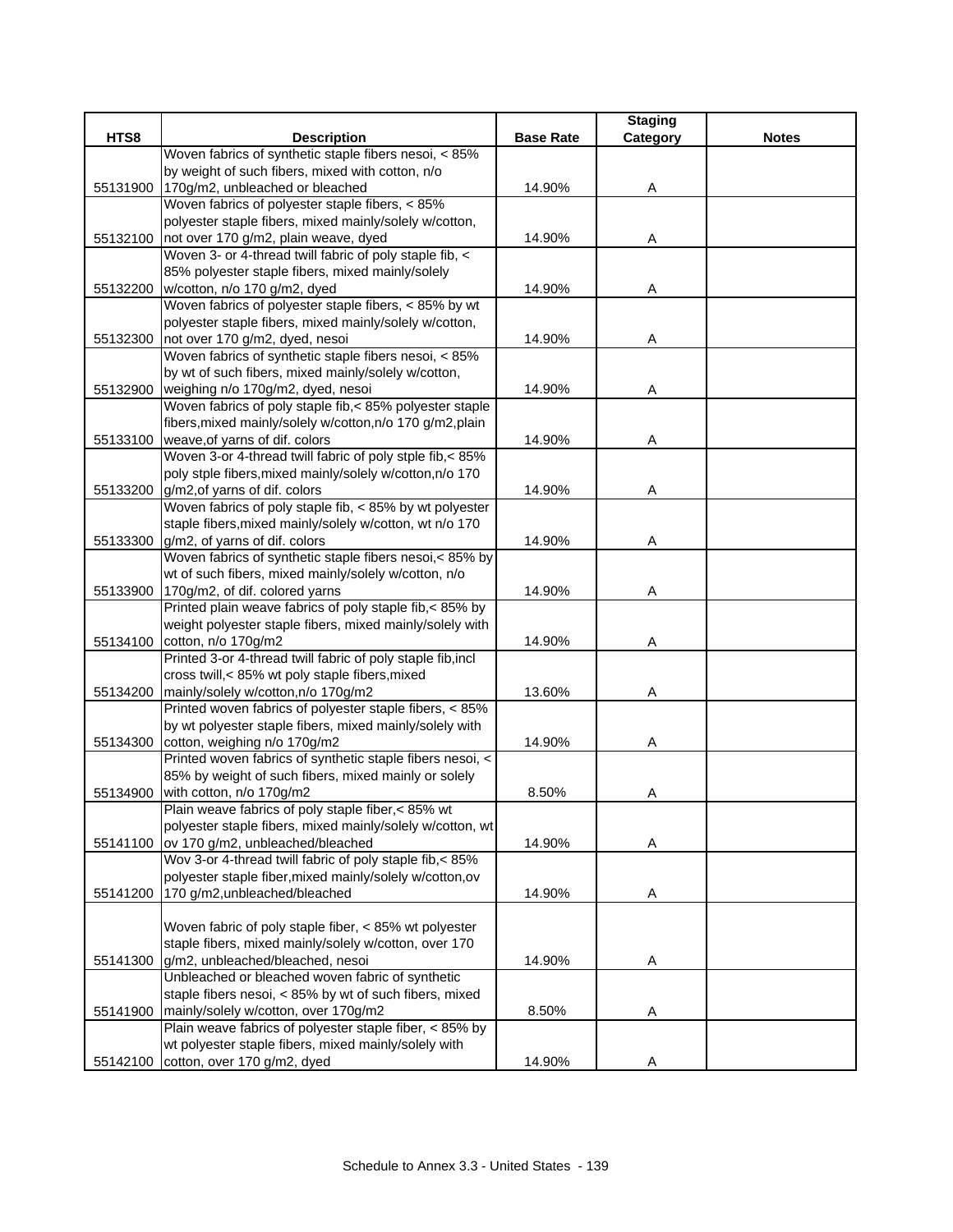| HTS8 | Description | Base Rate | Staging Category | Notes |
|---|---|---|---|---|
| 55131900 | Woven fabrics of synthetic staple fibers nesoi, < 85% by weight of such fibers, mixed with cotton, n/o 170g/m2, unbleached or bleached | 14.90% | A | |
| 55132100 | Woven fabrics of polyester staple fibers, < 85% polyester staple fibers, mixed mainly/solely w/cotton, not over 170 g/m2, plain weave, dyed | 14.90% | A | |
| 55132200 | Woven 3- or 4-thread twill fabric of poly staple fib, < 85% polyester staple fibers, mixed mainly/solely w/cotton, n/o 170 g/m2, dyed | 14.90% | A | |
| 55132300 | Woven fabrics of polyester staple fibers, < 85% by wt polyester staple fibers, mixed mainly/solely w/cotton, not over 170 g/m2, dyed, nesoi | 14.90% | A | |
| 55132900 | Woven fabrics of synthetic staple fibers nesoi, < 85% by wt of such fibers, mixed mainly/solely w/cotton, weighing n/o 170g/m2, dyed, nesoi | 14.90% | A | |
| 55133100 | Woven fabrics of poly staple fib,< 85% polyester staple fibers,mixed mainly/solely w/cotton,n/o 170 g/m2,plain weave,of yarns of dif. colors | 14.90% | A | |
| 55133200 | Woven 3-or 4-thread twill fabric of poly stple fib,< 85% poly stple fibers,mixed mainly/solely w/cotton,n/o 170 g/m2,of yarns of dif. colors | 14.90% | A | |
| 55133300 | Woven fabrics of poly staple fib, < 85% by wt polyester staple fibers,mixed mainly/solely w/cotton, wt n/o 170 g/m2, of yarns of dif. colors | 14.90% | A | |
| 55133900 | Woven fabrics of synthetic staple fibers nesoi,< 85% by wt of such fibers, mixed mainly/solely w/cotton, n/o 170g/m2, of dif. colored yarns | 14.90% | A | |
| 55134100 | Printed plain weave fabrics of poly staple fib,< 85% by weight polyester staple fibers, mixed mainly/solely with cotton, n/o 170g/m2 | 14.90% | A | |
| 55134200 | Printed 3-or 4-thread twill fabric of poly staple fib,incl cross twill,< 85% wt poly staple fibers,mixed mainly/solely w/cotton,n/o 170g/m2 | 13.60% | A | |
| 55134300 | Printed woven fabrics of polyester staple fibers, < 85% by wt polyester staple fibers, mixed mainly/solely with cotton, weighing n/o 170g/m2 | 14.90% | A | |
| 55134900 | Printed woven fabrics of synthetic staple fibers nesoi, < 85% by weight of such fibers, mixed mainly or solely with cotton, n/o 170g/m2 | 8.50% | A | |
| 55141100 | Plain weave fabrics of poly staple fiber,< 85% wt polyester staple fibers, mixed mainly/solely w/cotton, wt ov 170 g/m2, unbleached/bleached | 14.90% | A | |
| 55141200 | Wov 3-or 4-thread twill fabric of poly staple fib,< 85% polyester staple fiber,mixed mainly/solely w/cotton,ov 170 g/m2,unbleached/bleached | 14.90% | A | |
| 55141300 | Woven fabric of poly staple fiber, < 85% wt polyester staple fibers, mixed mainly/solely w/cotton, over 170 g/m2, unbleached/bleached, nesoi | 14.90% | A | |
| 55141900 | Unbleached or bleached woven fabric of synthetic staple fibers nesoi, < 85% by wt of such fibers, mixed mainly/solely w/cotton, over 170g/m2 | 8.50% | A | |
| 55142100 | Plain weave fabrics of polyester staple fiber, < 85% by wt polyester staple fibers, mixed mainly/solely with cotton, over 170 g/m2, dyed | 14.90% | A | |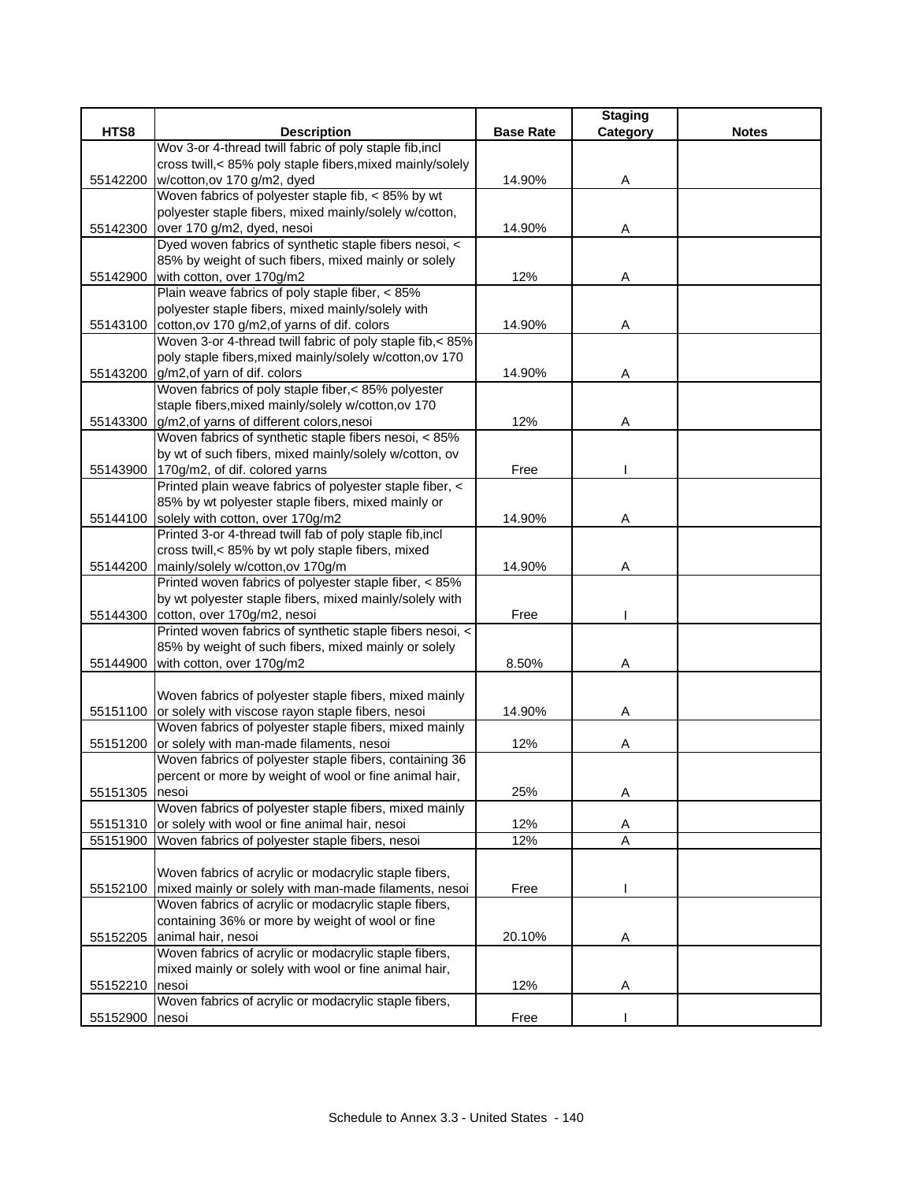| HTS8 | Description | Base Rate | Staging Category | Notes |
| --- | --- | --- | --- | --- |
| 55142200 | Wov 3-or 4-thread twill fabric of poly staple fib,incl cross twill,< 85% poly staple fibers,mixed mainly/solely w/cotton,ov 170 g/m2, dyed | 14.90% | A | |
| 55142300 | Woven fabrics of polyester staple fib, < 85% by wt polyester staple fibers, mixed mainly/solely w/cotton, over 170 g/m2, dyed, nesoi | 14.90% | A | |
| 55142900 | Dyed woven fabrics of synthetic staple fibers nesoi, < 85% by weight of such fibers, mixed mainly or solely with cotton, over 170g/m2 | 12% | A | |
| 55143100 | Plain weave fabrics of poly staple fiber, < 85% polyester staple fibers, mixed mainly/solely with cotton,ov 170 g/m2,of yarns of dif. colors | 14.90% | A | |
| 55143200 | Woven 3-or 4-thread twill fabric of poly staple fib,< 85% poly staple fibers,mixed mainly/solely w/cotton,ov 170 g/m2,of yarn of dif. colors | 14.90% | A | |
| 55143300 | Woven fabrics of poly staple fiber,< 85% polyester staple fibers,mixed mainly/solely w/cotton,ov 170 g/m2,of yarns of different colors,nesoi | 12% | A | |
| 55143900 | Woven fabrics of synthetic staple fibers nesoi, < 85% by wt of such fibers, mixed mainly/solely w/cotton, ov 170g/m2, of dif. colored yarns | Free | I | |
| 55144100 | Printed plain weave fabrics of polyester staple fiber, < 85% by wt polyester staple fibers, mixed mainly or solely with cotton, over 170g/m2 | 14.90% | A | |
| 55144200 | Printed 3-or 4-thread twill fab of poly staple fib,incl cross twill,< 85% by wt poly staple fibers, mixed mainly/solely w/cotton,ov 170g/m | 14.90% | A | |
| 55144300 | Printed woven fabrics of polyester staple fiber, < 85% by wt polyester staple fibers, mixed mainly/solely with cotton, over 170g/m2, nesoi | Free | I | |
| 55144900 | Printed woven fabrics of synthetic staple fibers nesoi, < 85% by weight of such fibers, mixed mainly or solely with cotton, over 170g/m2 | 8.50% | A | |
| 55151100 | Woven fabrics of polyester staple fibers, mixed mainly or solely with viscose rayon staple fibers, nesoi | 14.90% | A | |
| 55151200 | Woven fabrics of polyester staple fibers, mixed mainly or solely with man-made filaments, nesoi | 12% | A | |
| 55151305 | Woven fabrics of polyester staple fibers, containing 36 percent or more by weight of wool or fine animal hair, nesoi | 25% | A | |
| 55151310 | Woven fabrics of polyester staple fibers, mixed mainly or solely with wool or fine animal hair, nesoi | 12% | A | |
| 55151900 | Woven fabrics of polyester staple fibers, nesoi | 12% | A | |
| 55152100 | Woven fabrics of acrylic or modacrylic staple fibers, mixed mainly or solely with man-made filaments, nesoi | Free | I | |
| 55152205 | Woven fabrics of acrylic or modacrylic staple fibers, containing 36% or more by weight of wool or fine animal hair, nesoi | 20.10% | A | |
| 55152210 | Woven fabrics of acrylic or modacrylic staple fibers, mixed mainly or solely with wool or fine animal hair, nesoi | 12% | A | |
| 55152900 | Woven fabrics of acrylic or modacrylic staple fibers, nesoi | Free | I | |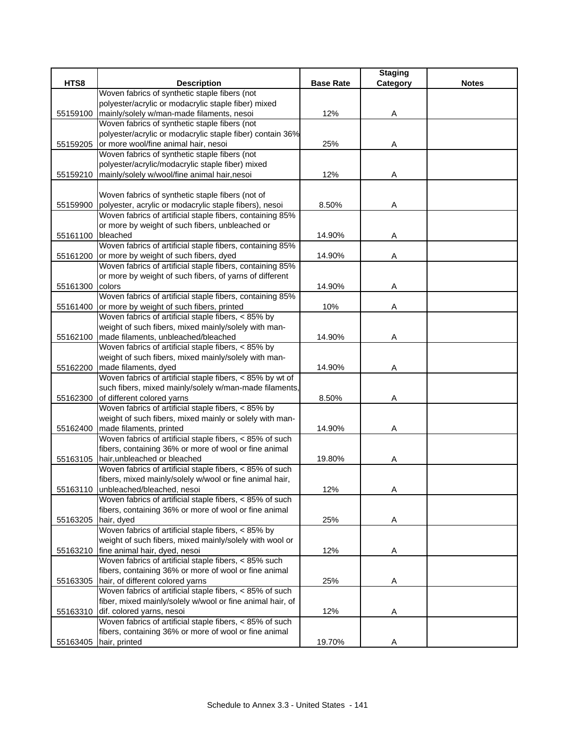| HTS8 | Description | Base Rate | Staging Category | Notes |
|---|---|---|---|---|
| 55159100 | Woven fabrics of synthetic staple fibers (not polyester/acrylic or modacrylic staple fiber) mixed mainly/solely w/man-made filaments, nesoi | 12% | A | |
| 55159205 | Woven fabrics of synthetic staple fibers (not polyester/acrylic or modacrylic staple fiber) contain 36% or more wool/fine animal hair, nesoi | 25% | A | |
| 55159210 | Woven fabrics of synthetic staple fibers (not polyester/acrylic/modacrylic staple fiber) mixed mainly/solely w/wool/fine animal hair,nesoi | 12% | A | |
| 55159900 | Woven fabrics of synthetic staple fibers (not of polyester, acrylic or modacrylic staple fibers), nesoi | 8.50% | A | |
| 55161100 | Woven fabrics of artificial staple fibers, containing 85% or more by weight of such fibers, unbleached or bleached | 14.90% | A | |
| 55161200 | Woven fabrics of artificial staple fibers, containing 85% or more by weight of such fibers, dyed | 14.90% | A | |
| 55161300 | Woven fabrics of artificial staple fibers, containing 85% or more by weight of such fibers, of yarns of different colors | 14.90% | A | |
| 55161400 | Woven fabrics of artificial staple fibers, containing 85% or more by weight of such fibers, printed | 10% | A | |
| 55162100 | Woven fabrics of artificial staple fibers, < 85% by weight of such fibers, mixed mainly/solely with man-made filaments, unbleached/bleached | 14.90% | A | |
| 55162200 | Woven fabrics of artificial staple fibers, < 85% by weight of such fibers, mixed mainly/solely with man-made filaments, dyed | 14.90% | A | |
| 55162300 | Woven fabrics of artificial staple fibers, < 85% by wt of such fibers, mixed mainly/solely w/man-made filaments, of different colored yarns | 8.50% | A | |
| 55162400 | Woven fabrics of artificial staple fibers, < 85% by weight of such fibers, mixed mainly or solely with man-made filaments, printed | 14.90% | A | |
| 55163105 | Woven fabrics of artificial staple fibers, < 85% of such fibers, containing 36% or more of wool or fine animal hair,unbleached or bleached | 19.80% | A | |
| 55163110 | Woven fabrics of artificial staple fibers, < 85% of such fibers, mixed mainly/solely w/wool or fine animal hair, unbleached/bleached, nesoi | 12% | A | |
| 55163205 | Woven fabrics of artificial staple fibers, < 85% of such fibers, containing 36% or more of wool or fine animal hair, dyed | 25% | A | |
| 55163210 | Woven fabrics of artificial staple fibers, < 85% by weight of such fibers, mixed mainly/solely with wool or fine animal hair, dyed, nesoi | 12% | A | |
| 55163305 | Woven fabrics of artificial staple fibers, < 85% such fibers, containing 36% or more of wool or fine animal hair, of different colored yarns | 25% | A | |
| 55163310 | Woven fabrics of artificial staple fibers, < 85% of such fiber, mixed mainly/solely w/wool or fine animal hair, of dif. colored yarns, nesoi | 12% | A | |
| 55163405 | Woven fabrics of artificial staple fibers, < 85% of such fibers, containing 36% or more of wool or fine animal hair, printed | 19.70% | A | |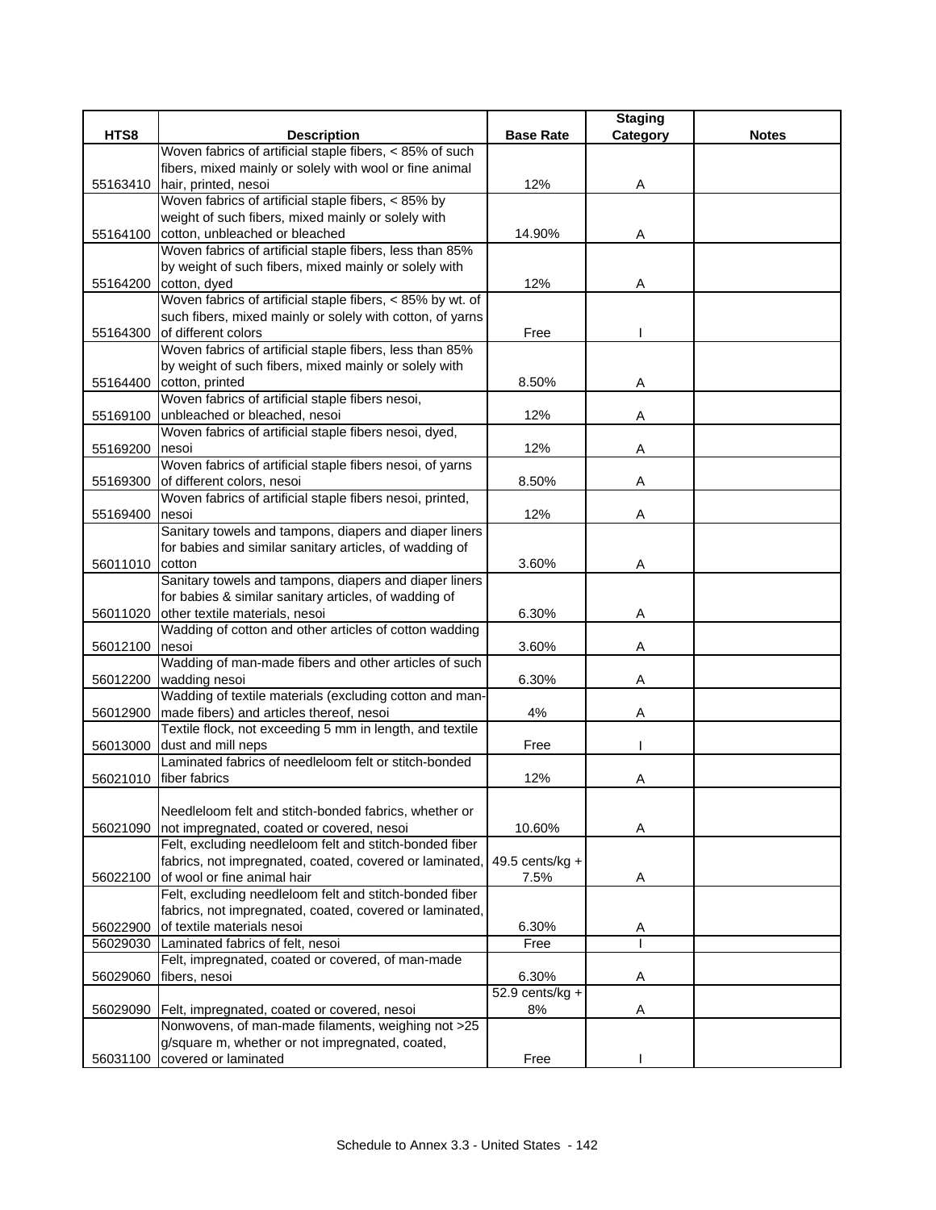| HTS8 | Description | Base Rate | Staging Category | Notes |
|---|---|---|---|---|
| 55163410 | Woven fabrics of artificial staple fibers, < 85% of such fibers, mixed mainly or solely with wool or fine animal hair, printed, nesoi | 12% | A | |
| 55164100 | Woven fabrics of artificial staple fibers, < 85% by weight of such fibers, mixed mainly or solely with cotton, unbleached or bleached | 14.90% | A | |
| 55164200 | Woven fabrics of artificial staple fibers, less than 85% by weight of such fibers, mixed mainly or solely with cotton, dyed | 12% | A | |
| 55164300 | Woven fabrics of artificial staple fibers, < 85% by wt. of such fibers, mixed mainly or solely with cotton, of yarns of different colors | Free | I | |
| 55164400 | Woven fabrics of artificial staple fibers, less than 85% by weight of such fibers, mixed mainly or solely with cotton, printed | 8.50% | A | |
| 55169100 | Woven fabrics of artificial staple fibers nesoi, unbleached or bleached, nesoi | 12% | A | |
| 55169200 | Woven fabrics of artificial staple fibers nesoi, dyed, nesoi | 12% | A | |
| 55169300 | Woven fabrics of artificial staple fibers nesoi, of yarns of different colors, nesoi | 8.50% | A | |
| 55169400 | Woven fabrics of artificial staple fibers nesoi, printed, nesoi | 12% | A | |
| 56011010 | Sanitary towels and tampons, diapers and diaper liners for babies and similar sanitary articles, of wadding of cotton | 3.60% | A | |
| 56011020 | Sanitary towels and tampons, diapers and diaper liners for babies & similar sanitary articles, of wadding of other textile materials, nesoi | 6.30% | A | |
| 56012100 | Wadding of cotton and other articles of cotton wadding nesoi | 3.60% | A | |
| 56012200 | Wadding of man-made fibers and other articles of such wadding nesoi | 6.30% | A | |
| 56012900 | Wadding of textile materials (excluding cotton and man-made fibers) and articles thereof, nesoi | 4% | A | |
| 56013000 | Textile flock, not exceeding 5 mm in length, and textile dust and mill neps | Free | I | |
| 56021010 | Laminated fabrics of needleloom felt or stitch-bonded fiber fabrics | 12% | A | |
| 56021090 | Needleloom felt and stitch-bonded fabrics, whether or not impregnated, coated or covered, nesoi | 10.60% | A | |
| 56022100 | Felt, excluding needleloom felt and stitch-bonded fiber fabrics, not impregnated, coated, covered or laminated, of wool or fine animal hair | 49.5 cents/kg + 7.5% | A | |
| 56022900 | Felt, excluding needleloom felt and stitch-bonded fiber fabrics, not impregnated, coated, covered or laminated, of textile materials nesoi | 6.30% | A | |
| 56029030 | Laminated fabrics of felt, nesoi | Free | I | |
| 56029060 | Felt, impregnated, coated or covered, of man-made fibers, nesoi | 6.30% | A | |
| 56029090 | Felt, impregnated, coated or covered, nesoi | 52.9 cents/kg + 8% | A | |
| 56031100 | Nonwovens, of man-made filaments, weighing not >25 g/square m, whether or not impregnated, coated, covered or laminated | Free | I | |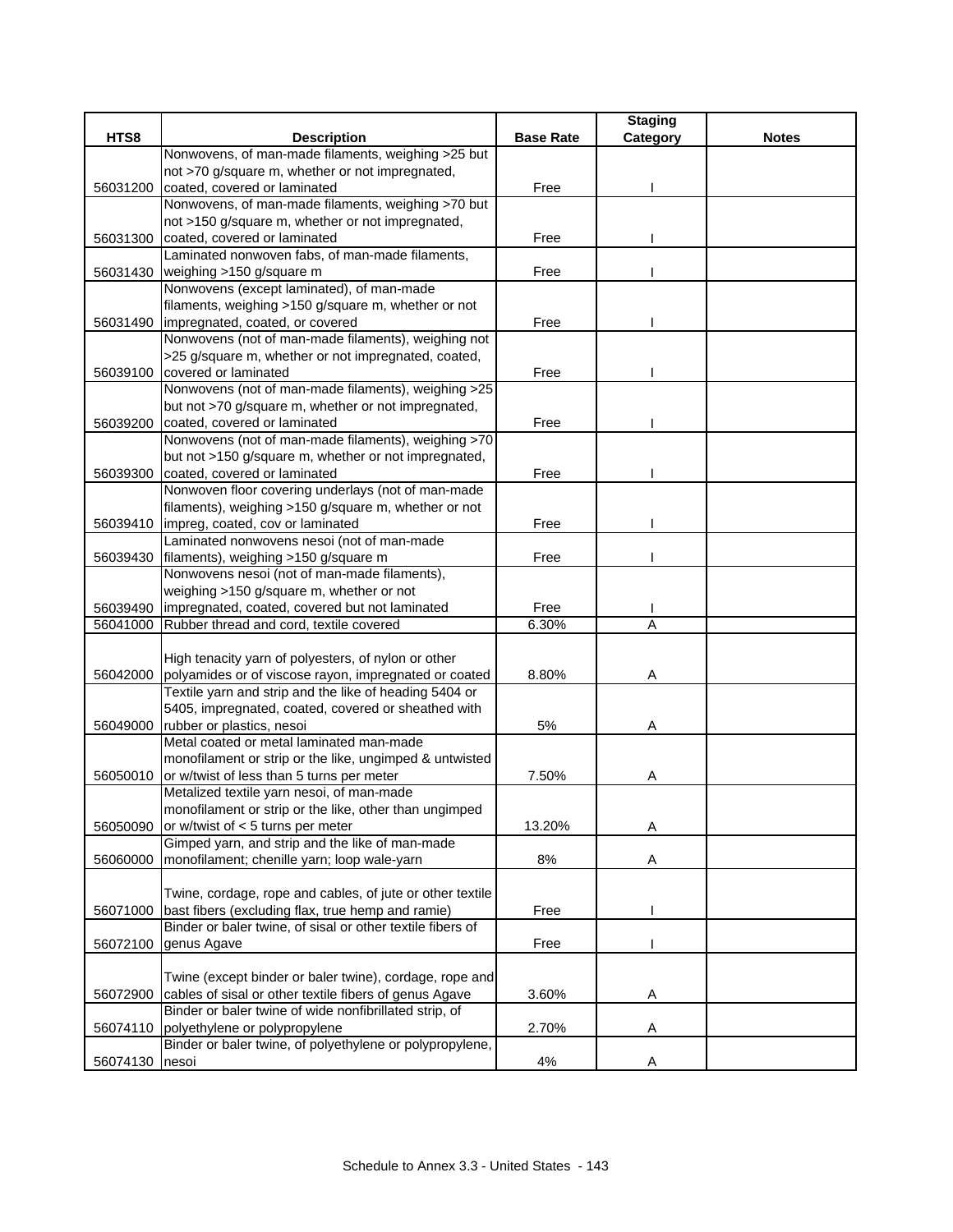| HTS8 | Description | Base Rate | Staging Category | Notes |
|---|---|---|---|---|
| 56031200 | Nonwovens, of man-made filaments, weighing >25 but not >70 g/square m, whether or not impregnated, coated, covered or laminated | Free | I | |
| 56031300 | Nonwovens, of man-made filaments, weighing >70 but not >150 g/square m, whether or not impregnated, coated, covered or laminated | Free | I | |
| 56031430 | Laminated nonwoven fabs, of man-made filaments, weighing >150 g/square m | Free | I | |
| 56031490 | Nonwovens (except laminated), of man-made filaments, weighing >150 g/square m, whether or not impregnated, coated, or covered | Free | I | |
| 56039100 | Nonwovens (not of man-made filaments), weighing not >25 g/square m, whether or not impregnated, coated, covered or laminated | Free | I | |
| 56039200 | Nonwovens (not of man-made filaments), weighing >25 but not >70 g/square m, whether or not impregnated, coated, covered or laminated | Free | I | |
| 56039300 | Nonwovens (not of man-made filaments), weighing >70 but not >150 g/square m, whether or not impregnated, coated, covered or laminated | Free | I | |
| 56039410 | Nonwoven floor covering underlays (not of man-made filaments), weighing >150 g/square m, whether or not impreg, coated, cov or laminated | Free | I | |
| 56039430 | Laminated nonwovens nesoi (not of man-made filaments), weighing >150 g/square m | Free | I | |
| 56039490 | Nonwovens nesoi (not of man-made filaments), weighing >150 g/square m, whether or not impregnated, coated, covered but not laminated | Free | I | |
| 56041000 | Rubber thread and cord, textile covered | 6.30% | A | |
| 56042000 | High tenacity yarn of polyesters, of nylon or other polyamides or of viscose rayon, impregnated or coated | 8.80% | A | |
| 56049000 | Textile yarn and strip and the like of heading 5404 or 5405, impregnated, coated, covered or sheathed with rubber or plastics, nesoi | 5% | A | |
| 56050010 | Metal coated or metal laminated man-made monofilament or strip or the like, ungimped & untwisted or w/twist of less than 5 turns per meter | 7.50% | A | |
| 56050090 | Metalized textile yarn nesoi, of man-made monofilament or strip or the like, other than ungimped or w/twist of < 5 turns per meter | 13.20% | A | |
| 56060000 | Gimped yarn, and strip and the like of man-made monofilament; chenille yarn; loop wale-yarn | 8% | A | |
| 56071000 | Twine, cordage, rope and cables, of jute or other textile bast fibers (excluding flax, true hemp and ramie) | Free | I | |
| 56072100 | Binder or baler twine, of sisal or other textile fibers of genus Agave | Free | I | |
| 56072900 | Twine (except binder or baler twine), cordage, rope and cables of sisal or other textile fibers of genus Agave | 3.60% | A | |
| 56074110 | Binder or baler twine of wide nonfibrillated strip, of polyethylene or polypropylene | 2.70% | A | |
| 56074130 | Binder or baler twine, of polyethylene or polypropylene, nesoi | 4% | A | |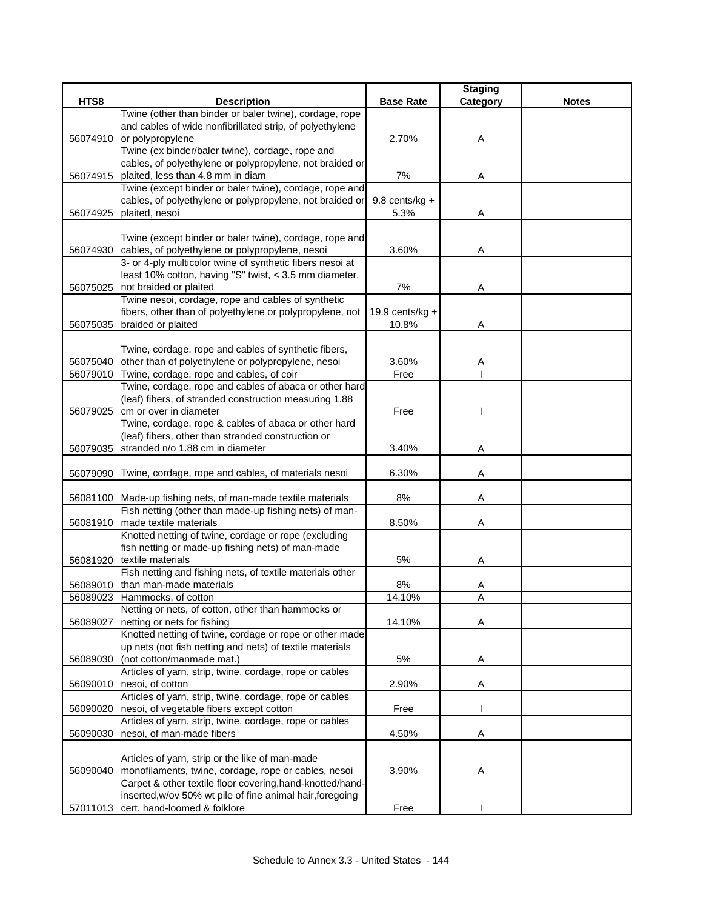| HTS8 | Description | Base Rate | Staging Category | Notes |
|---|---|---|---|---|
| 56074910 | Twine (other than binder or baler twine), cordage, rope and cables of wide nonfibrillated strip, of polyethylene or polypropylene | 2.70% | A | |
| 56074915 | Twine (ex binder/baler twine), cordage, rope and cables, of polyethylene or polypropylene, not braided or plaited, less than 4.8 mm in diam | 7% | A | |
| 56074925 | Twine (except binder or baler twine), cordage, rope and cables, of polyethylene or polypropylene, not braided or plaited, nesoi | 9.8 cents/kg + 5.3% | A | |
| 56074930 | Twine (except binder or baler twine), cordage, rope and cables, of polyethylene or polypropylene, nesoi | 3.60% | A | |
| 56075025 | 3- or 4-ply multicolor twine of synthetic fibers nesoi at least 10% cotton, having "S" twist, < 3.5 mm diameter, not braided or plaited | 7% | A | |
| 56075035 | Twine nesoi, cordage, rope and cables of synthetic fibers, other than of polyethylene or polypropylene, not braided or plaited | 19.9 cents/kg + 10.8% | A | |
| 56075040 | Twine, cordage, rope and cables of synthetic fibers, other than of polyethylene or polypropylene, nesoi | 3.60% | A | |
| 56079010 | Twine, cordage, rope and cables, of coir | Free | I | |
| 56079025 | Twine, cordage, rope and cables of abaca or other hard (leaf) fibers, of stranded construction measuring 1.88 cm or over in diameter | Free | I | |
| 56079035 | Twine, cordage, rope & cables of abaca or other hard (leaf) fibers, other than stranded construction or stranded n/o 1.88 cm in diameter | 3.40% | A | |
| 56079090 | Twine, cordage, rope and cables, of materials nesoi | 6.30% | A | |
| 56081100 | Made-up fishing nets, of man-made textile materials | 8% | A | |
| 56081910 | Fish netting (other than made-up fishing nets) of man-made textile materials | 8.50% | A | |
| 56081920 | Knotted netting of twine, cordage or rope (excluding fish netting or made-up fishing nets) of man-made textile materials | 5% | A | |
| 56089010 | Fish netting and fishing nets, of textile materials other than man-made materials | 8% | A | |
| 56089023 | Hammocks, of cotton | 14.10% | A | |
| 56089027 | Netting or nets, of cotton, other than hammocks or netting or nets for fishing | 14.10% | A | |
| 56089030 | Knotted netting of twine, cordage or rope or other made-up nets (not fish netting and nets) of textile materials (not cotton/manmade mat.) | 5% | A | |
| 56090010 | Articles of yarn, strip, twine, cordage, rope or cables nesoi, of cotton | 2.90% | A | |
| 56090020 | Articles of yarn, strip, twine, cordage, rope or cables nesoi, of vegetable fibers except cotton | Free | I | |
| 56090030 | Articles of yarn, strip, twine, cordage, rope or cables nesoi, of man-made fibers | 4.50% | A | |
| 56090040 | Articles of yarn, strip or the like of man-made monofilaments, twine, cordage, rope or cables, nesoi | 3.90% | A | |
| 57011013 | Carpet & other textile floor covering,hand-knotted/hand-inserted,w/ov 50% wt pile of fine animal hair,foregoing cert. hand-loomed & folklore | Free | I | |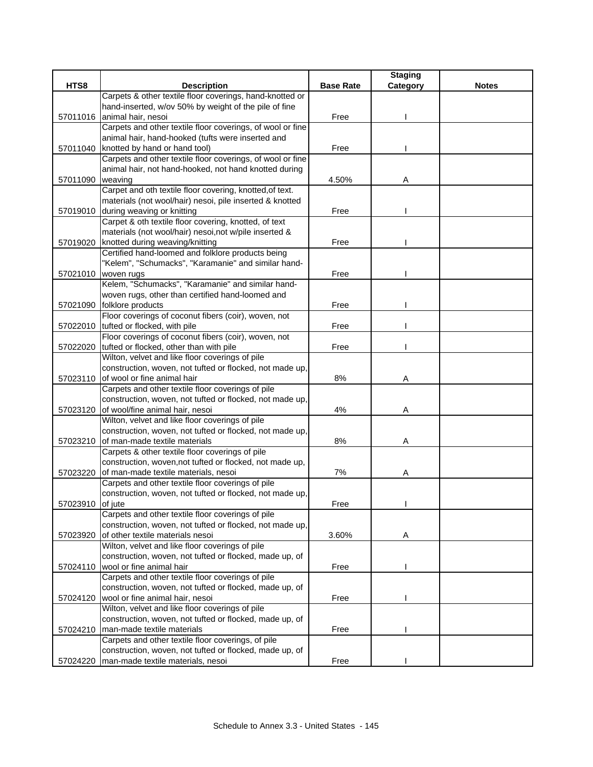| HTS8 | Description | Base Rate | Staging Category | Notes |
|---|---|---|---|---|
| 57011016 | Carpets & other textile floor coverings, hand-knotted or hand-inserted, w/ov 50% by weight of the pile of fine animal hair, nesoi | Free | I | |
| 57011040 | Carpets and other textile floor coverings, of wool or fine animal hair, hand-hooked (tufts were inserted and knotted by hand or hand tool) | Free | I | |
| 57011090 | Carpets and other textile floor coverings, of wool or fine animal hair, not hand-hooked, not hand knotted during weaving | 4.50% | A | |
| 57019010 | Carpet and oth textile floor covering, knotted,of text. materials (not wool/hair) nesoi, pile inserted & knotted during weaving or knitting | Free | I | |
| 57019020 | Carpet & oth textile floor covering, knotted, of text materials (not wool/hair) nesoi,not w/pile inserted & knotted during weaving/knitting | Free | I | |
| 57021010 | Certified hand-loomed and folklore products being "Kelem", "Schumacks", "Karamanie" and similar hand-woven rugs | Free | I | |
| 57021090 | Kelem, "Schumacks", "Karamanie" and similar hand-woven rugs, other than certified hand-loomed and folklore products | Free | I | |
| 57022010 | Floor coverings of coconut fibers (coir), woven, not tufted or flocked, with pile | Free | I | |
| 57022020 | Floor coverings of coconut fibers (coir), woven, not tufted or flocked, other than with pile | Free | I | |
| 57023110 | Wilton, velvet and like floor coverings of pile construction, woven, not tufted or flocked, not made up, of wool or fine animal hair | 8% | A | |
| 57023120 | Carpets and other textile floor coverings of pile construction, woven, not tufted or flocked, not made up, of wool/fine animal hair, nesoi | 4% | A | |
| 57023210 | Wilton, velvet and like floor coverings of pile construction, woven, not tufted or flocked, not made up, of man-made textile materials | 8% | A | |
| 57023220 | Carpets & other textile floor coverings of pile construction, woven,not tufted or flocked, not made up, of man-made textile materials, nesoi | 7% | A | |
| 57023910 | Carpets and other textile floor coverings of pile construction, woven, not tufted or flocked, not made up, of jute | Free | I | |
| 57023920 | Carpets and other textile floor coverings of pile construction, woven, not tufted or flocked, not made up, of other textile materials nesoi | 3.60% | A | |
| 57024110 | Wilton, velvet and like floor coverings of pile construction, woven, not tufted or flocked, made up, of wool or fine animal hair | Free | I | |
| 57024120 | Carpets and other textile floor coverings of pile construction, woven, not tufted or flocked, made up, of wool or fine animal hair, nesoi | Free | I | |
| 57024210 | Wilton, velvet and like floor coverings of pile construction, woven, not tufted or flocked, made up, of man-made textile materials | Free | I | |
| 57024220 | Carpets and other textile floor coverings, of pile construction, woven, not tufted or flocked, made up, of man-made textile materials, nesoi | Free | I | |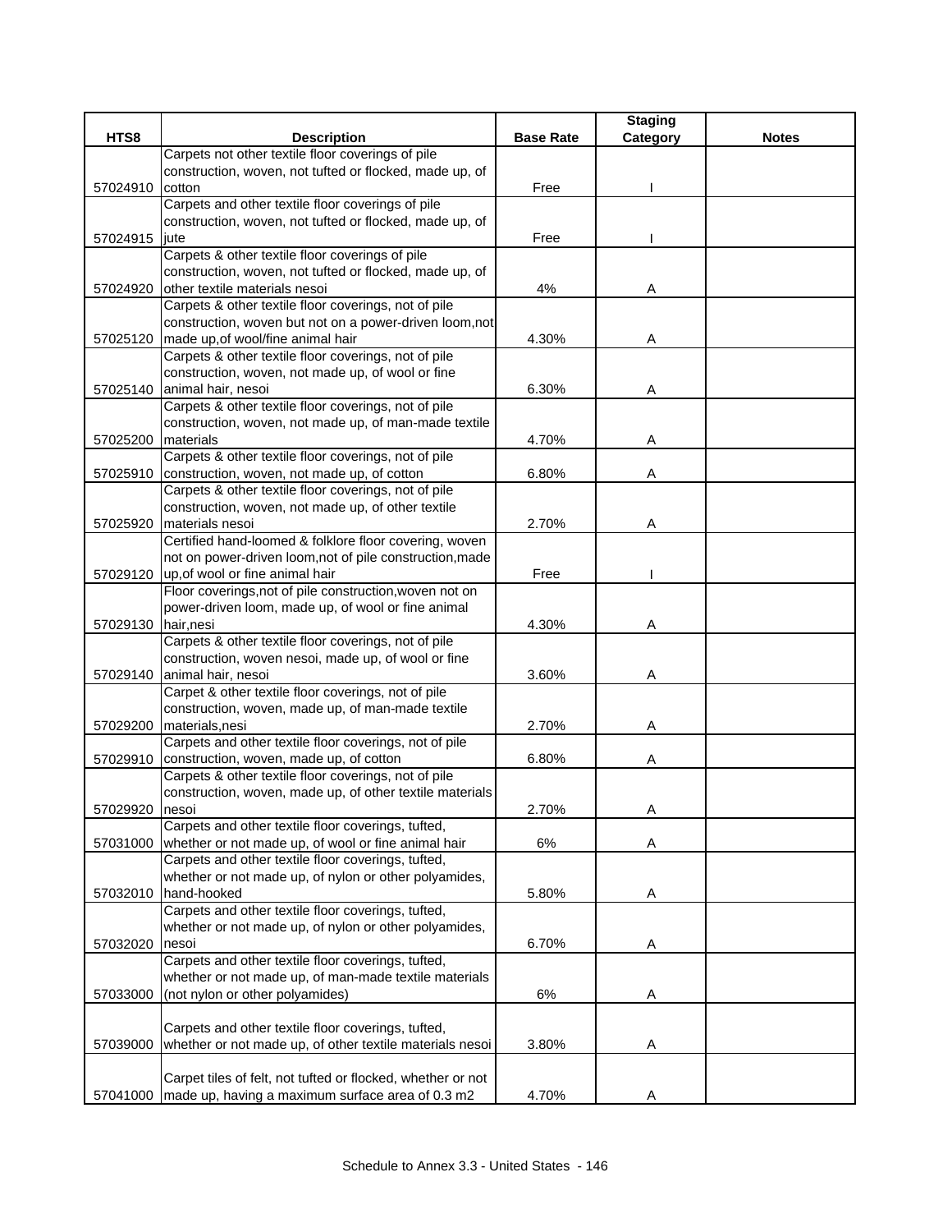| HTS8 | Description | Base Rate | Staging Category | Notes |
|---|---|---|---|---|
| 57024910 | Carpets not other textile floor coverings of pile construction, woven, not tufted or flocked, made up, of cotton | Free | I | |
| 57024915 | Carpets and other textile floor coverings of pile construction, woven, not tufted or flocked, made up, of jute | Free | I | |
| 57024920 | Carpets & other textile floor coverings of pile construction, woven, not tufted or flocked, made up, of other textile materials nesoi | 4% | A | |
| 57025120 | Carpets & other textile floor coverings, not of pile construction, woven but not on a power-driven loom,not made up,of wool/fine animal hair | 4.30% | A | |
| 57025140 | Carpets & other textile floor coverings, not of pile construction, woven, not made up, of wool or fine animal hair, nesoi | 6.30% | A | |
| 57025200 | Carpets & other textile floor coverings, not of pile construction, woven, not made up, of man-made textile materials | 4.70% | A | |
| 57025910 | Carpets & other textile floor coverings, not of pile construction, woven, not made up, of cotton | 6.80% | A | |
| 57025920 | Carpets & other textile floor coverings, not of pile construction, woven, not made up, of other textile materials nesoi | 2.70% | A | |
| 57029120 | Certified hand-loomed & folklore floor covering, woven not on power-driven loom,not of pile construction,made up,of wool or fine animal hair | Free | I | |
| 57029130 | Floor coverings,not of pile construction,woven not on power-driven loom, made up, of wool or fine animal hair,nesi | 4.30% | A | |
| 57029140 | Carpets & other textile floor coverings, not of pile construction, woven nesoi, made up, of wool or fine animal hair, nesoi | 3.60% | A | |
| 57029200 | Carpet & other textile floor coverings, not of pile construction, woven, made up, of man-made textile materials,nesi | 2.70% | A | |
| 57029910 | Carpets and other textile floor coverings, not of pile construction, woven, made up, of cotton | 6.80% | A | |
| 57029920 | Carpets & other textile floor coverings, not of pile construction, woven, made up, of other textile materials nesoi | 2.70% | A | |
| 57031000 | Carpets and other textile floor coverings, tufted, whether or not made up, of wool or fine animal hair | 6% | A | |
| 57032010 | Carpets and other textile floor coverings, tufted, whether or not made up, of nylon or other polyamides, hand-hooked | 5.80% | A | |
| 57032020 | Carpets and other textile floor coverings, tufted, whether or not made up, of nylon or other polyamides, nesoi | 6.70% | A | |
| 57033000 | Carpets and other textile floor coverings, tufted, whether or not made up, of man-made textile materials (not nylon or other polyamides) | 6% | A | |
| 57039000 | Carpets and other textile floor coverings, tufted, whether or not made up, of other textile materials nesoi | 3.80% | A | |
| 57041000 | Carpet tiles of felt, not tufted or flocked, whether or not made up, having a maximum surface area of 0.3 m2 | 4.70% | A | |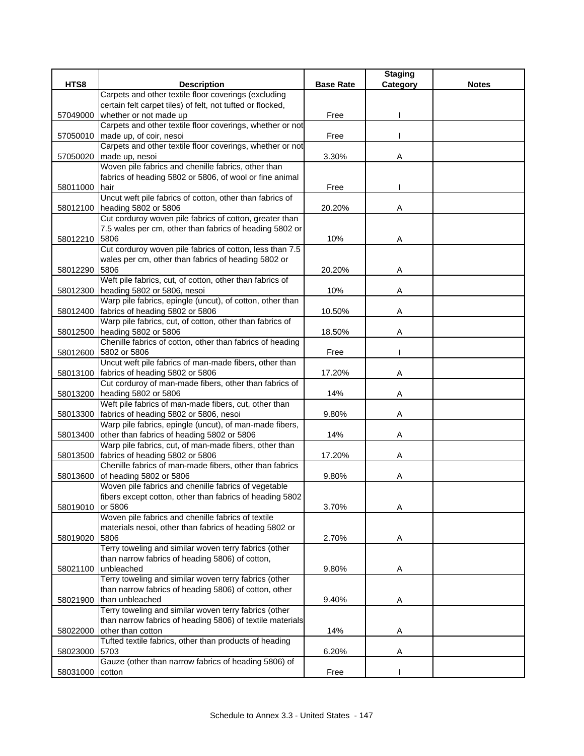| HTS8 | Description | Base Rate | Staging Category | Notes |
|---|---|---|---|---|
| 57049000 | Carpets and other textile floor coverings (excluding certain felt carpet tiles) of felt, not tufted or flocked, whether or not made up | Free | I | |
| 57050010 | Carpets and other textile floor coverings, whether or not made up, of coir, nesoi | Free | I | |
| 57050020 | Carpets and other textile floor coverings, whether or not made up, nesoi | 3.30% | A | |
| 58011000 | Woven pile fabrics and chenille fabrics, other than fabrics of heading 5802 or 5806, of wool or fine animal hair | Free | I | |
| 58012100 | Uncut weft pile fabrics of cotton, other than fabrics of heading 5802 or 5806 | 20.20% | A | |
| 58012210 | Cut corduroy woven pile fabrics of cotton, greater than 7.5 wales per cm, other than fabrics of heading 5802 or 5806 | 10% | A | |
| 58012290 | Cut corduroy woven pile fabrics of cotton, less than 7.5 wales per cm, other than fabrics of heading 5802 or 5806 | 20.20% | A | |
| 58012300 | Weft pile fabrics, cut, of cotton, other than fabrics of heading 5802 or 5806, nesoi | 10% | A | |
| 58012400 | Warp pile fabrics, epingle (uncut), of cotton, other than fabrics of heading 5802 or 5806 | 10.50% | A | |
| 58012500 | Warp pile fabrics, cut, of cotton, other than fabrics of heading 5802 or 5806 | 18.50% | A | |
| 58012600 | Chenille fabrics of cotton, other than fabrics of heading 5802 or 5806 | Free | I | |
| 58013100 | Uncut weft pile fabrics of man-made fibers, other than fabrics of heading 5802 or 5806 | 17.20% | A | |
| 58013200 | Cut corduroy of man-made fibers, other than fabrics of heading 5802 or 5806 | 14% | A | |
| 58013300 | Weft pile fabrics of man-made fibers, cut, other than fabrics of heading 5802 or 5806, nesoi | 9.80% | A | |
| 58013400 | Warp pile fabrics, epingle (uncut), of man-made fibers, other than fabrics of heading 5802 or 5806 | 14% | A | |
| 58013500 | Warp pile fabrics, cut, of man-made fibers, other than fabrics of heading 5802 or 5806 | 17.20% | A | |
| 58013600 | Chenille fabrics of man-made fibers, other than fabrics of heading 5802 or 5806 | 9.80% | A | |
| 58019010 | Woven pile fabrics and chenille fabrics of vegetable fibers except cotton, other than fabrics of heading 5802 or 5806 | 3.70% | A | |
| 58019020 | Woven pile fabrics and chenille fabrics of textile materials nesoi, other than fabrics of heading 5802 or 5806 | 2.70% | A | |
| 58021100 | Terry toweling and similar woven terry fabrics (other than narrow fabrics of heading 5806) of cotton, unbleached | 9.80% | A | |
| 58021900 | Terry toweling and similar woven terry fabrics (other than narrow fabrics of heading 5806) of cotton, other than unbleached | 9.40% | A | |
| 58022000 | Terry toweling and similar woven terry fabrics (other than narrow fabrics of heading 5806) of textile materials other than cotton | 14% | A | |
| 58023000 | Tufted textile fabrics, other than products of heading 5703 | 6.20% | A | |
| 58031000 | Gauze (other than narrow fabrics of heading 5806) of cotton | Free | I | |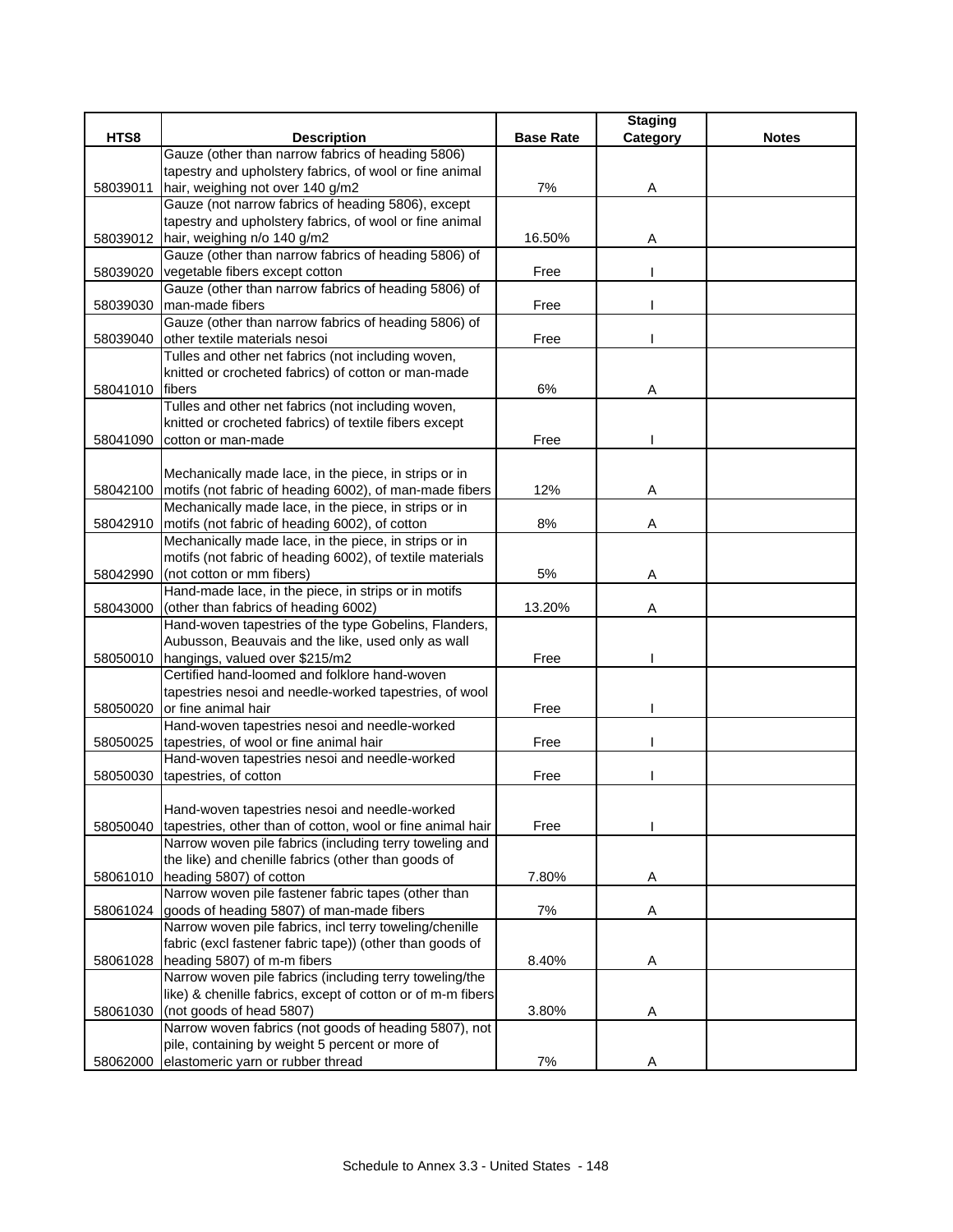| HTS8 | Description | Base Rate | Staging Category | Notes |
|---|---|---|---|---|
| 58039011 | Gauze (other than narrow fabrics of heading 5806) tapestry and upholstery fabrics, of wool or fine animal hair, weighing not over 140 g/m2 | 7% | A | |
| 58039012 | Gauze (not narrow fabrics of heading 5806), except tapestry and upholstery fabrics, of wool or fine animal hair, weighing n/o 140 g/m2 | 16.50% | A | |
| 58039020 | Gauze (other than narrow fabrics of heading 5806) of vegetable fibers except cotton | Free | I | |
| 58039030 | Gauze (other than narrow fabrics of heading 5806) of man-made fibers | Free | I | |
| 58039040 | Gauze (other than narrow fabrics of heading 5806) of other textile materials nesoi | Free | I | |
| 58041010 | Tulles and other net fabrics (not including woven, knitted or crocheted fabrics) of cotton or man-made fibers | 6% | A | |
| 58041090 | Tulles and other net fabrics (not including woven, knitted or crocheted fabrics) of textile fibers except cotton or man-made | Free | I | |
| 58042100 | Mechanically made lace, in the piece, in strips or in motifs (not fabric of heading 6002), of man-made fibers | 12% | A | |
| 58042910 | Mechanically made lace, in the piece, in strips or in motifs (not fabric of heading 6002), of cotton | 8% | A | |
| 58042990 | Mechanically made lace, in the piece, in strips or in motifs (not fabric of heading 6002), of textile materials (not cotton or mm fibers) | 5% | A | |
| 58043000 | Hand-made lace, in the piece, in strips or in motifs (other than fabrics of heading 6002) | 13.20% | A | |
| 58050010 | Hand-woven tapestries of the type Gobelins, Flanders, Aubusson, Beauvais and the like, used only as wall hangings, valued over $215/m2 | Free | I | |
| 58050020 | Certified hand-loomed and folklore hand-woven tapestries nesoi and needle-worked tapestries, of wool or fine animal hair | Free | I | |
| 58050025 | Hand-woven tapestries nesoi and needle-worked tapestries, of wool or fine animal hair | Free | I | |
| 58050030 | Hand-woven tapestries nesoi and needle-worked tapestries, of cotton | Free | I | |
| 58050040 | Hand-woven tapestries nesoi and needle-worked tapestries, other than of cotton, wool or fine animal hair | Free | I | |
| 58061010 | Narrow woven pile fabrics (including terry toweling and the like) and chenille fabrics (other than goods of heading 5807) of cotton | 7.80% | A | |
| 58061024 | Narrow woven pile fastener fabric tapes (other than goods of heading 5807) of man-made fibers | 7% | A | |
| 58061028 | Narrow woven pile fabrics, incl terry toweling/chenille fabric (excl fastener fabric tape)) (other than goods of heading 5807) of m-m fibers | 8.40% | A | |
| 58061030 | Narrow woven pile fabrics (including terry toweling/the like) & chenille fabrics, except of cotton or of m-m fibers (not goods of head 5807) | 3.80% | A | |
| 58062000 | Narrow woven fabrics (not goods of heading 5807), not pile, containing by weight 5 percent or more of elastomeric yarn or rubber thread | 7% | A | |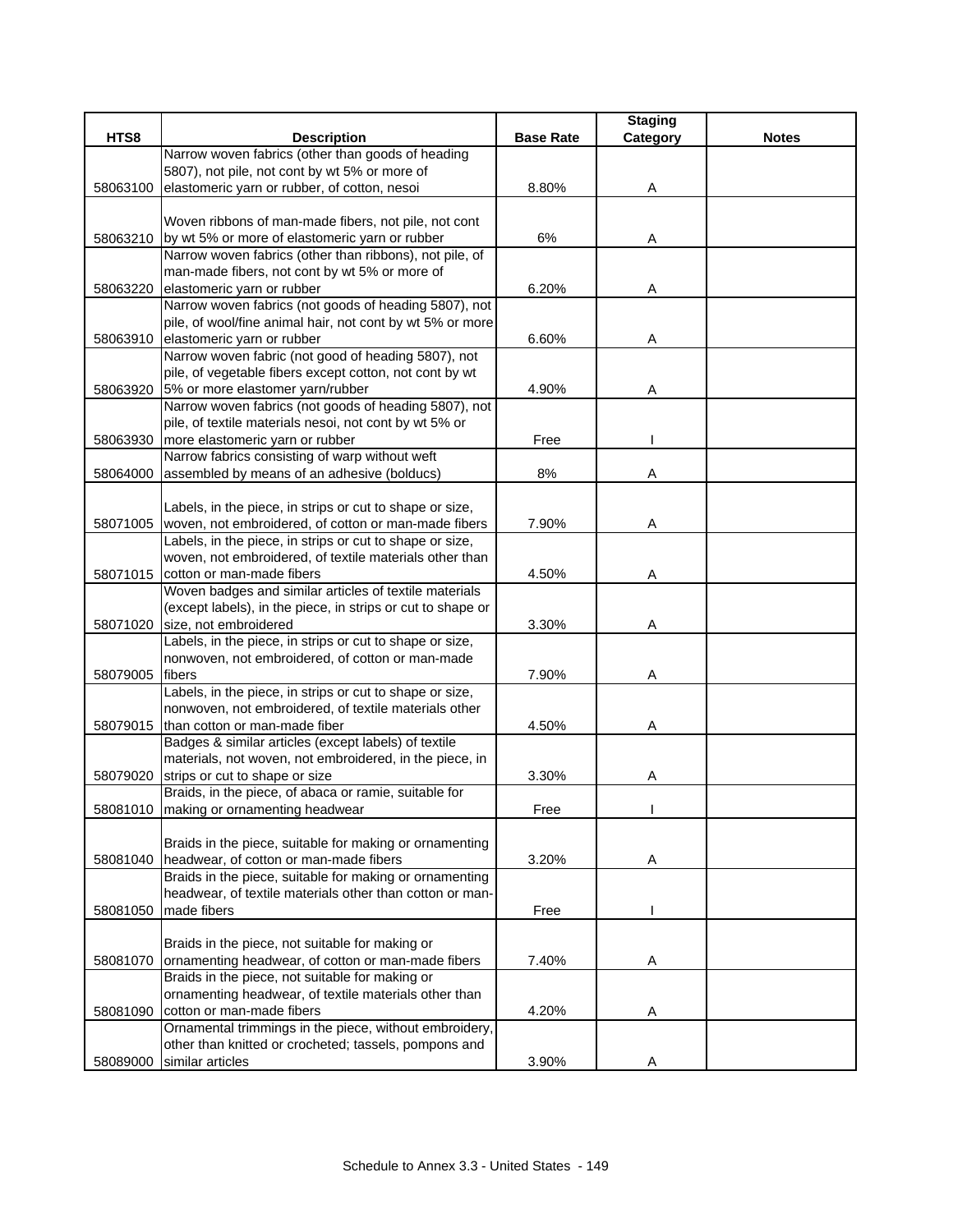| HTS8 | Description | Base Rate | Staging Category | Notes |
|---|---|---|---|---|
| 58063100 | Narrow woven fabrics (other than goods of heading 5807), not pile, not cont by wt 5% or more of elastomeric yarn or rubber, of cotton, nesoi | 8.80% | A | |
| 58063210 | Woven ribbons of man-made fibers, not pile, not cont by wt 5% or more of elastomeric yarn or rubber | 6% | A | |
| 58063220 | Narrow woven fabrics (other than ribbons), not pile, of man-made fibers, not cont by wt 5% or more of elastomeric yarn or rubber | 6.20% | A | |
| 58063910 | Narrow woven fabrics (not goods of heading 5807), not pile, of wool/fine animal hair, not cont by wt 5% or more elastomeric yarn or rubber | 6.60% | A | |
| 58063920 | Narrow woven fabric (not good of heading 5807), not pile, of vegetable fibers except cotton, not cont by wt 5% or more elastomer yarn/rubber | 4.90% | A | |
| 58063930 | Narrow woven fabrics (not goods of heading 5807), not pile, of textile materials nesoi, not cont by wt 5% or more elastomeric yarn or rubber | Free | I | |
| 58064000 | Narrow fabrics consisting of warp without weft assembled by means of an adhesive (bolducs) | 8% | A | |
| 58071005 | Labels, in the piece, in strips or cut to shape or size, woven, not embroidered, of cotton or man-made fibers | 7.90% | A | |
| 58071015 | Labels, in the piece, in strips or cut to shape or size, woven, not embroidered, of textile materials other than cotton or man-made fibers | 4.50% | A | |
| 58071020 | Woven badges and similar articles of textile materials (except labels), in the piece, in strips or cut to shape or size, not embroidered | 3.30% | A | |
| 58079005 | Labels, in the piece, in strips or cut to shape or size, nonwoven, not embroidered, of cotton or man-made fibers | 7.90% | A | |
| 58079015 | Labels, in the piece, in strips or cut to shape or size, nonwoven, not embroidered, of textile materials other than cotton or man-made fiber | 4.50% | A | |
| 58079020 | Badges & similar articles (except labels) of textile materials, not woven, not embroidered, in the piece, in strips or cut to shape or size | 3.30% | A | |
| 58081010 | Braids, in the piece, of abaca or ramie, suitable for making or ornamenting headwear | Free | I | |
| 58081040 | Braids in the piece, suitable for making or ornamenting headwear, of cotton or man-made fibers | 3.20% | A | |
| 58081050 | Braids in the piece, suitable for making or ornamenting headwear, of textile materials other than cotton or man-made fibers | Free | I | |
| 58081070 | Braids in the piece, not suitable for making or ornamenting headwear, of cotton or man-made fibers | 7.40% | A | |
| 58081090 | Braids in the piece, not suitable for making or ornamenting headwear, of textile materials other than cotton or man-made fibers | 4.20% | A | |
| 58089000 | Ornamental trimmings in the piece, without embroidery, other than knitted or crocheted; tassels, pompons and similar articles | 3.90% | A | |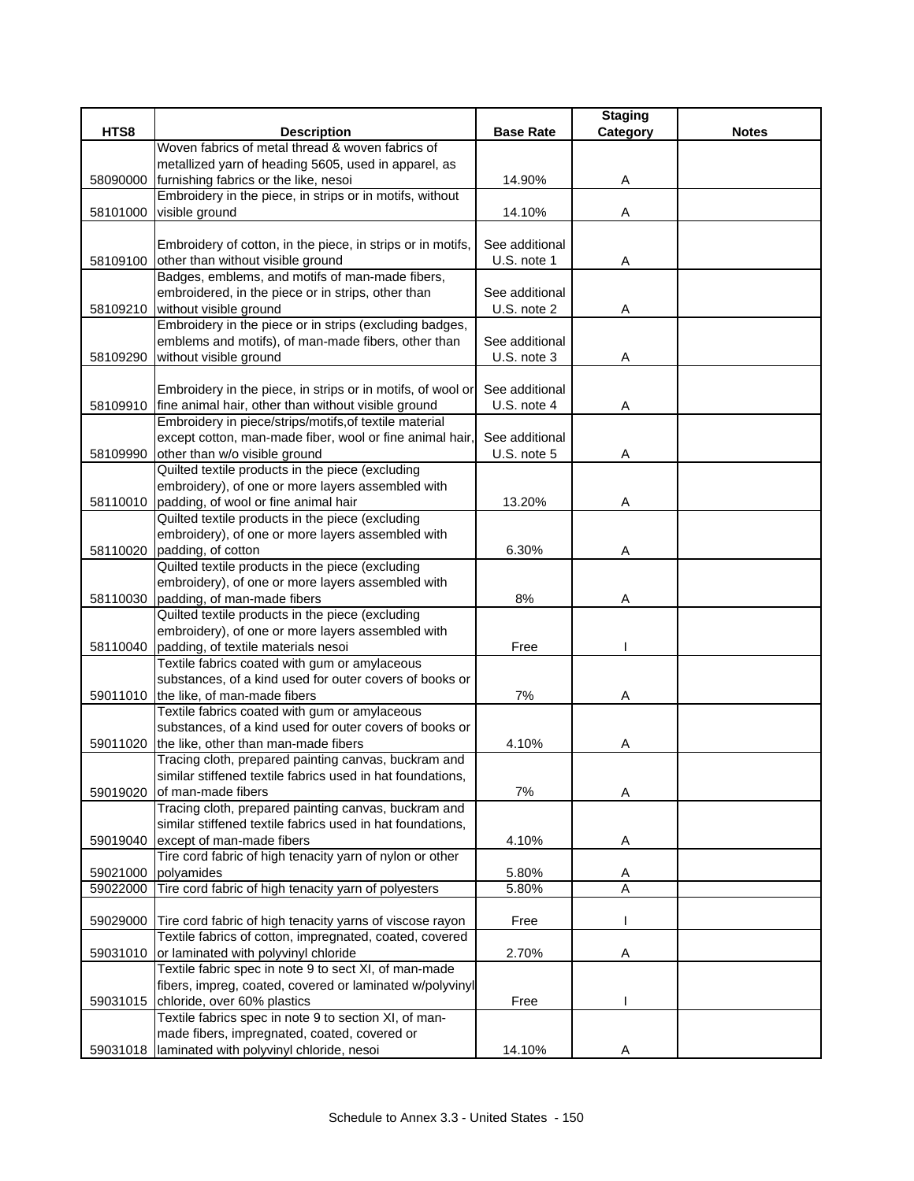| HTS8 | Description | Base Rate | Staging Category | Notes |
|---|---|---|---|---|
| 58090000 | Woven fabrics of metal thread & woven fabrics of metallized yarn of heading 5605, used in apparel, as furnishing fabrics or the like, nesoi | 14.90% | A | |
| 58101000 | Embroidery in the piece, in strips or in motifs, without visible ground | 14.10% | A | |
| 58109100 | Embroidery of cotton, in the piece, in strips or in motifs, other than without visible ground | See additional U.S. note 1 | A | |
| 58109210 | Badges, emblems, and motifs of man-made fibers, embroidered, in the piece or in strips, other than without visible ground | See additional U.S. note 2 | A | |
| 58109290 | Embroidery in the piece or in strips (excluding badges, emblems and motifs), of man-made fibers, other than without visible ground | See additional U.S. note 3 | A | |
| 58109910 | Embroidery in the piece, in strips or in motifs, of wool or fine animal hair, other than without visible ground | See additional U.S. note 4 | A | |
| 58109990 | Embroidery in piece/strips/motifs,of textile material except cotton, man-made fiber, wool or fine animal hair, other than w/o visible ground | See additional U.S. note 5 | A | |
| 58110010 | Quilted textile products in the piece (excluding embroidery), of one or more layers assembled with padding, of wool or fine animal hair | 13.20% | A | |
| 58110020 | Quilted textile products in the piece (excluding embroidery), of one or more layers assembled with padding, of cotton | 6.30% | A | |
| 58110030 | Quilted textile products in the piece (excluding embroidery), of one or more layers assembled with padding, of man-made fibers | 8% | A | |
| 58110040 | Quilted textile products in the piece (excluding embroidery), of one or more layers assembled with padding, of textile materials nesoi | Free | I | |
| 59011010 | Textile fabrics coated with gum or amylaceous substances, of a kind used for outer covers of books or the like, of man-made fibers | 7% | A | |
| 59011020 | Textile fabrics coated with gum or amylaceous substances, of a kind used for outer covers of books or the like, other than man-made fibers | 4.10% | A | |
| 59019020 | Tracing cloth, prepared painting canvas, buckram and similar stiffened textile fabrics used in hat foundations, of man-made fibers | 7% | A | |
| 59019040 | Tracing cloth, prepared painting canvas, buckram and similar stiffened textile fabrics used in hat foundations, except of man-made fibers | 4.10% | A | |
| 59021000 | Tire cord fabric of high tenacity yarn of nylon or other polyamides | 5.80% | A | |
| 59022000 | Tire cord fabric of high tenacity yarn of polyesters | 5.80% | A | |
| 59029000 | Tire cord fabric of high tenacity yarns of viscose rayon | Free | I | |
| 59031010 | Textile fabrics of cotton, impregnated, coated, covered or laminated with polyvinyl chloride | 2.70% | A | |
| 59031015 | Textile fabric spec in note 9 to sect XI, of man-made fibers, impreg, coated, covered or laminated w/polyvinyl chloride, over 60% plastics | Free | I | |
| 59031018 | Textile fabrics spec in note 9 to section XI, of man-made fibers, impregnated, coated, covered or laminated with polyvinyl chloride, nesoi | 14.10% | A | |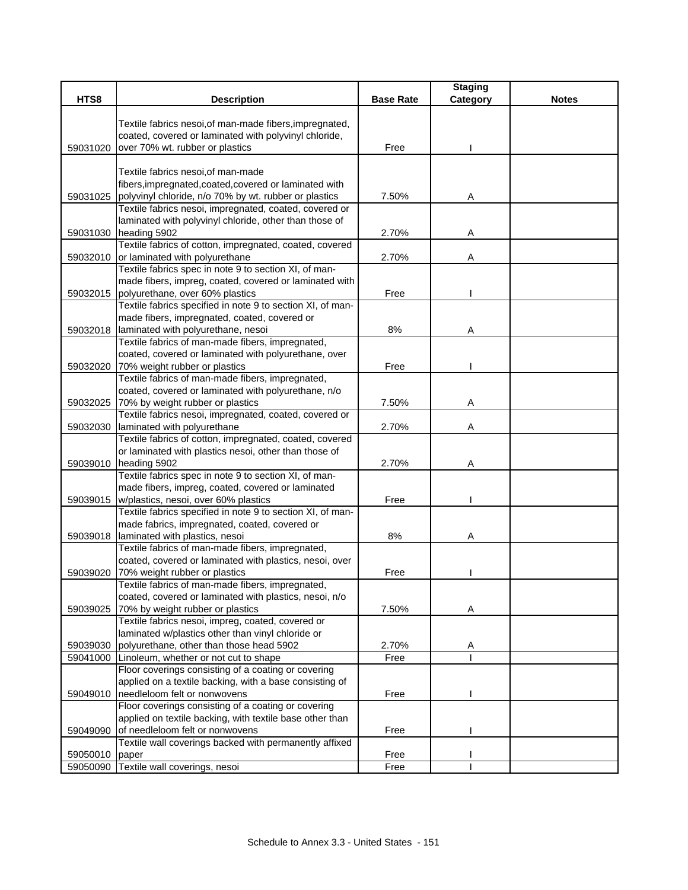| HTS8 | Description | Base Rate | Staging Category | Notes |
|---|---|---|---|---|
| 59031020 | Textile fabrics nesoi,of man-made fibers,impregnated, coated, covered or laminated with polyvinyl chloride, over 70% wt. rubber or plastics | Free | I | |
| 59031025 | Textile fabrics nesoi,of man-made fibers,impregnated,coated,covered or laminated with polyvinyl chloride, n/o 70% by wt. rubber or plastics | 7.50% | A | |
| 59031030 | Textile fabrics nesoi, impregnated, coated, covered or laminated with polyvinyl chloride, other than those of heading 5902 | 2.70% | A | |
| 59032010 | Textile fabrics of cotton, impregnated, coated, covered or laminated with polyurethane | 2.70% | A | |
| 59032015 | Textile fabrics spec in note 9 to section XI, of man-made fibers, impreg, coated, covered or laminated with polyurethane, over 60% plastics | Free | I | |
| 59032018 | Textile fabrics specified in note 9 to section XI, of man-made fibers, impregnated, coated, covered or laminated with polyurethane, nesoi | 8% | A | |
| 59032020 | Textile fabrics of man-made fibers, impregnated, coated, covered or laminated with polyurethane, over 70% weight rubber or plastics | Free | I | |
| 59032025 | Textile fabrics of man-made fibers, impregnated, coated, covered or laminated with polyurethane, n/o 70% by weight rubber or plastics | 7.50% | A | |
| 59032030 | Textile fabrics nesoi, impregnated, coated, covered or laminated with polyurethane | 2.70% | A | |
| 59039010 | Textile fabrics of cotton, impregnated, coated, covered or laminated with plastics nesoi, other than those of heading 5902 | 2.70% | A | |
| 59039015 | Textile fabrics spec in note 9 to section XI, of man-made fibers, impreg, coated, covered or laminated w/plastics, nesoi, over 60% plastics | Free | I | |
| 59039018 | Textile fabrics specified in note 9 to section XI, of man-made fabrics, impregnated, coated, covered or laminated with plastics, nesoi | 8% | A | |
| 59039020 | Textile fabrics of man-made fibers, impregnated, coated, covered or laminated with plastics, nesoi, over 70% weight rubber or plastics | Free | I | |
| 59039025 | Textile fabrics of man-made fibers, impregnated, coated, covered or laminated with plastics, nesoi, n/o 70% by weight rubber or plastics | 7.50% | A | |
| 59039030 | Textile fabrics nesoi, impreg, coated, covered or laminated w/plastics other than vinyl chloride or polyurethane, other than those head 5902 | 2.70% | A | |
| 59041000 | Linoleum, whether or not cut to shape | Free | I | |
| 59049010 | Floor coverings consisting of a coating or covering applied on a textile backing, with a base consisting of needleloom felt or nonwovens | Free | I | |
| 59049090 | Floor coverings consisting of a coating or covering applied on textile backing, with textile base other than of needleloom felt or nonwovens | Free | I | |
| 59050010 | Textile wall coverings backed with permanently affixed paper | Free | I | |
| 59050090 | Textile wall coverings, nesoi | Free | I | |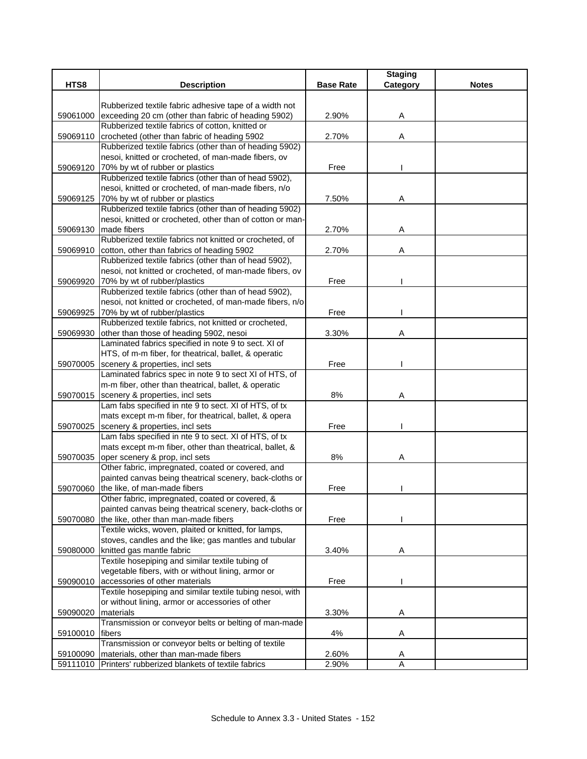| HTS8 | Description | Base Rate | Staging Category | Notes |
|---|---|---|---|---|
| 59061000 | Rubberized textile fabric adhesive tape of a width not exceeding 20 cm (other than fabric of heading 5902) | 2.90% | A | |
| 59069110 | Rubberized textile fabrics of cotton, knitted or crocheted (other than fabric of heading 5902 | 2.70% | A | |
| 59069120 | Rubberized textile fabrics (other than of heading 5902) nesoi, knitted or crocheted, of man-made fibers, ov 70% by wt of rubber or plastics | Free | I | |
| 59069125 | Rubberized textile fabrics (other than of head 5902), nesoi, knitted or crocheted, of man-made fibers, n/o 70% by wt of rubber or plastics | 7.50% | A | |
| 59069130 | Rubberized textile fabrics (other than of heading 5902) nesoi, knitted or crocheted, other than of cotton or man-made fibers | 2.70% | A | |
| 59069910 | Rubberized textile fabrics not knitted or crocheted, of cotton, other than fabrics of heading 5902 | 2.70% | A | |
| 59069920 | Rubberized textile fabrics (other than of head 5902), nesoi, not knitted or crocheted, of man-made fibers, ov 70% by wt of rubber/plastics | Free | I | |
| 59069925 | Rubberized textile fabrics (other than of head 5902), nesoi, not knitted or crocheted, of man-made fibers, n/o 70% by wt of rubber/plastics | Free | I | |
| 59069930 | Rubberized textile fabrics, not knitted or crocheted, other than those of heading 5902, nesoi | 3.30% | A | |
| 59070005 | Laminated fabrics specified in note 9 to sect. XI of HTS, of m-m fiber, for theatrical, ballet, & operatic scenery & properties, incl sets | Free | I | |
| 59070015 | Laminated fabrics spec in note 9 to sect XI of HTS, of m-m fiber, other than theatrical, ballet, & operatic scenery & properties, incl sets | 8% | A | |
| 59070025 | Lam fabs specified in nte 9 to sect. XI of HTS, of tx mats except m-m fiber, for theatrical, ballet, & opera scenery & properties, incl sets | Free | I | |
| 59070035 | Lam fabs specified in nte 9 to sect. XI of HTS, of tx mats except m-m fiber, other than theatrical, ballet, & oper scenery & prop, incl sets | 8% | A | |
| 59070060 | Other fabric, impregnated, coated or covered, and painted canvas being theatrical scenery, back-cloths or the like, of man-made fibers | Free | I | |
| 59070080 | Other fabric, impregnated, coated or covered, & painted canvas being theatrical scenery, back-cloths or the like, other than man-made fibers | Free | I | |
| 59080000 | Textile wicks, woven, plaited or knitted, for lamps, stoves, candles and the like; gas mantles and tubular knitted gas mantle fabric | 3.40% | A | |
| 59090010 | Textile hosepiping and similar textile tubing of vegetable fibers, with or without lining, armor or accessories of other materials | Free | I | |
| 59090020 | Textile hosepiping and similar textile tubing nesoi, with or without lining, armor or accessories of other materials | 3.30% | A | |
| 59100010 | Transmission or conveyor belts or belting of man-made fibers | 4% | A | |
| 59100090 | Transmission or conveyor belts or belting of textile materials, other than man-made fibers | 2.60% | A | |
| 59111010 | Printers' rubberized blankets of textile fabrics | 2.90% | A | |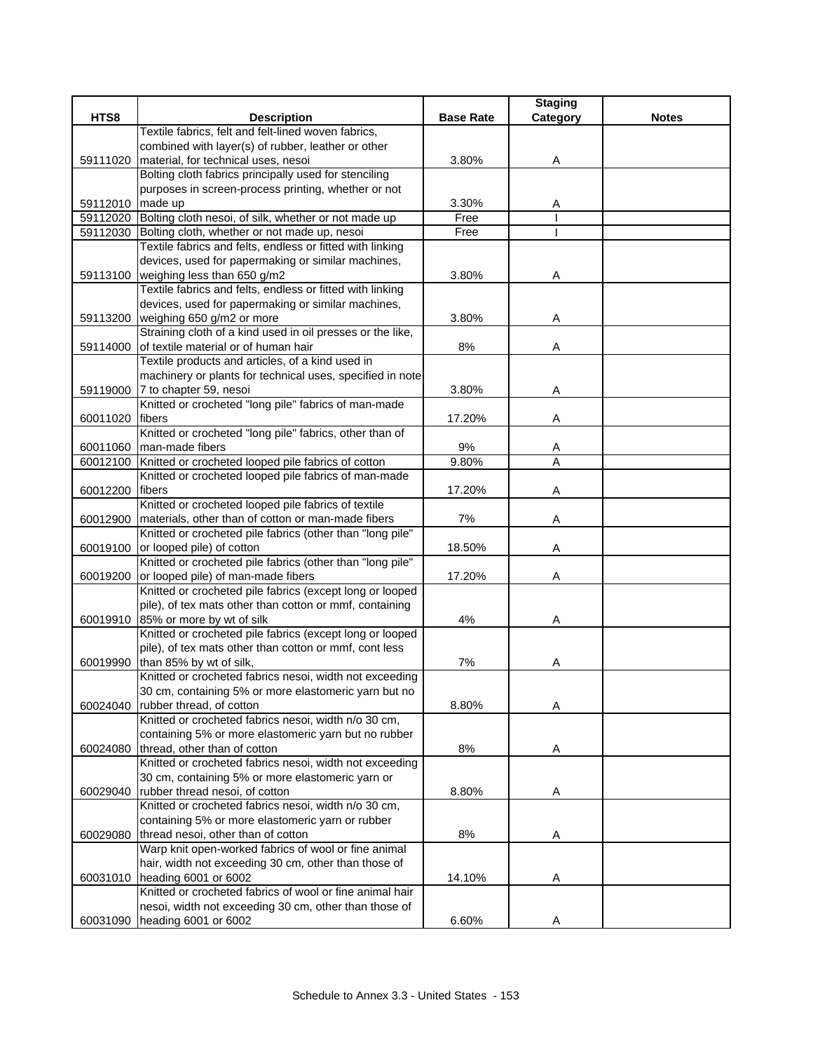| HTS8 | Description | Base Rate | Staging Category | Notes |
|---|---|---|---|---|
| 59111020 | Textile fabrics, felt and felt-lined woven fabrics, combined with layer(s) of rubber, leather or other material, for technical uses, nesoi | 3.80% | A | |
| 59112010 | Bolting cloth fabrics principally used for stenciling purposes in screen-process printing, whether or not made up | 3.30% | A | |
| 59112020 | Bolting cloth nesoi, of silk, whether or not made up | Free | I | |
| 59112030 | Bolting cloth, whether or not made up, nesoi | Free | I | |
| 59113100 | Textile fabrics and felts, endless or fitted with linking devices, used for papermaking or similar machines, weighing less than 650 g/m2 | 3.80% | A | |
| 59113200 | Textile fabrics and felts, endless or fitted with linking devices, used for papermaking or similar machines, weighing 650 g/m2 or more | 3.80% | A | |
| 59114000 | Straining cloth of a kind used in oil presses or the like, of textile material or of human hair | 8% | A | |
| 59119000 | Textile products and articles, of a kind used in machinery or plants for technical uses, specified in note 7 to chapter 59, nesoi | 3.80% | A | |
| 60011020 | Knitted or crocheted "long pile" fabrics of man-made fibers | 17.20% | A | |
| 60011060 | Knitted or crocheted "long pile" fabrics, other than of man-made fibers | 9% | A | |
| 60012100 | Knitted or crocheted looped pile fabrics of cotton | 9.80% | A | |
| 60012200 | Knitted or crocheted looped pile fabrics of man-made fibers | 17.20% | A | |
| 60012900 | Knitted or crocheted looped pile fabrics of textile materials, other than of cotton or man-made fibers | 7% | A | |
| 60019100 | Knitted or crocheted pile fabrics (other than "long pile" or looped pile) of cotton | 18.50% | A | |
| 60019200 | Knitted or crocheted pile fabrics (other than "long pile" or looped pile) of man-made fibers | 17.20% | A | |
| 60019910 | Knitted or crocheted pile fabrics (except long or looped pile), of tex mats other than cotton or mmf, containing 85% or more by wt of silk | 4% | A | |
| 60019990 | Knitted or crocheted pile fabrics (except long or looped pile), of tex mats other than cotton or mmf, cont less than 85% by wt of silk, | 7% | A | |
| 60024040 | Knitted or crocheted fabrics nesoi, width not exceeding 30 cm, containing 5% or more elastomeric yarn but no rubber thread, of cotton | 8.80% | A | |
| 60024080 | Knitted or crocheted fabrics nesoi, width n/o 30 cm, containing 5% or more elastomeric yarn but no rubber thread, other than of cotton | 8% | A | |
| 60029040 | Knitted or crocheted fabrics nesoi, width not exceeding 30 cm, containing 5% or more elastomeric yarn or rubber thread nesoi, of cotton | 8.80% | A | |
| 60029080 | Knitted or crocheted fabrics nesoi, width n/o 30 cm, containing 5% or more elastomeric yarn or rubber thread nesoi, other than of cotton | 8% | A | |
| 60031010 | Warp knit open-worked fabrics of wool or fine animal hair, width not exceeding 30 cm, other than those of heading 6001 or 6002 | 14.10% | A | |
| 60031090 | Knitted or crocheted fabrics of wool or fine animal hair nesoi, width not exceeding 30 cm, other than those of heading 6001 or 6002 | 6.60% | A | |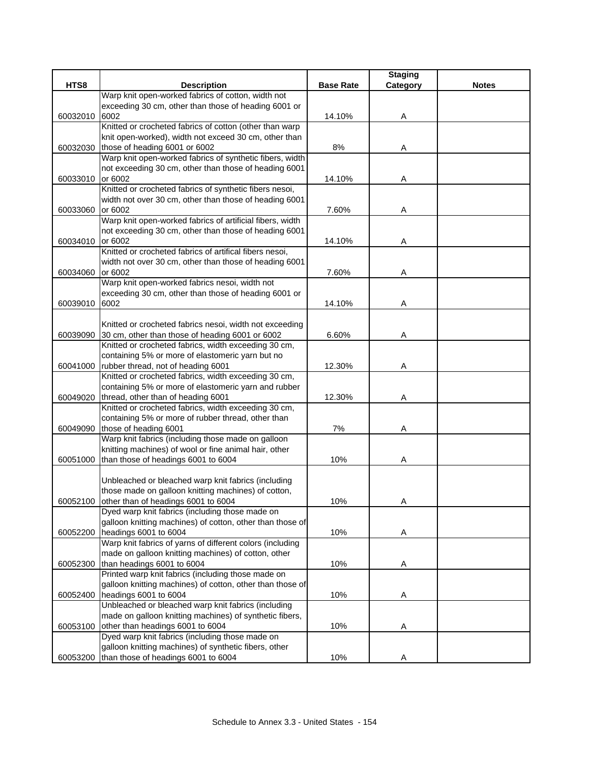| HTS8 | Description | Base Rate | Staging Category | Notes |
|---|---|---|---|---|
| 60032010 | Warp knit open-worked fabrics of cotton, width not exceeding 30 cm, other than those of heading 6001 or 6002 | 14.10% | A | |
| 60032030 | Knitted or crocheted fabrics of cotton (other than warp knit open-worked), width not exceed 30 cm, other than those of heading 6001 or 6002 | 8% | A | |
| 60033010 | Warp knit open-worked fabrics of synthetic fibers, width not exceeding 30 cm, other than those of heading 6001 or 6002 | 14.10% | A | |
| 60033060 | Knitted or crocheted fabrics of synthetic fibers nesoi, width not over 30 cm, other than those of heading 6001 or 6002 | 7.60% | A | |
| 60034010 | Warp knit open-worked fabrics of artificial fibers, width not exceeding 30 cm, other than those of heading 6001 or 6002 | 14.10% | A | |
| 60034060 | Knitted or crocheted fabrics of artifical fibers nesoi, width not over 30 cm, other than those of heading 6001 or 6002 | 7.60% | A | |
| 60039010 | Warp knit open-worked fabrics nesoi, width not exceeding 30 cm, other than those of heading 6001 or 6002 | 14.10% | A | |
| 60039090 | Knitted or crocheted fabrics nesoi, width not exceeding 30 cm, other than those of heading 6001 or 6002 | 6.60% | A | |
| 60041000 | Knitted or crocheted fabrics, width exceeding 30 cm, containing 5% or more of elastomeric yarn but no rubber thread, not of heading 6001 | 12.30% | A | |
| 60049020 | Knitted or crocheted fabrics, width exceeding 30 cm, containing 5% or more of elastomeric yarn and rubber thread, other than of heading 6001 | 12.30% | A | |
| 60049090 | Knitted or crocheted fabrics, width exceeding 30 cm, containing 5% or more of rubber thread, other than those of heading 6001 | 7% | A | |
| 60051000 | Warp knit fabrics (including those made on galloon knitting machines) of wool or fine animal hair, other than those of headings 6001 to 6004 | 10% | A | |
| 60052100 | Unbleached or bleached warp knit fabrics (including those made on galloon knitting machines) of cotton, other than of headings 6001 to 6004 | 10% | A | |
| 60052200 | Dyed warp knit fabrics (including those made on galloon knitting machines) of cotton, other than those of headings 6001 to 6004 | 10% | A | |
| 60052300 | Warp knit fabrics of yarns of different colors (including made on galloon knitting machines) of cotton, other than headings 6001 to 6004 | 10% | A | |
| 60052400 | Printed warp knit fabrics (including those made on galloon knitting machines) of cotton, other than those of headings 6001 to 6004 | 10% | A | |
| 60053100 | Unbleached or bleached warp knit fabrics (including made on galloon knitting machines) of synthetic fibers, other than headings 6001 to 6004 | 10% | A | |
| 60053200 | Dyed warp knit fabrics (including those made on galloon knitting machines) of synthetic fibers, other than those of headings 6001 to 6004 | 10% | A | |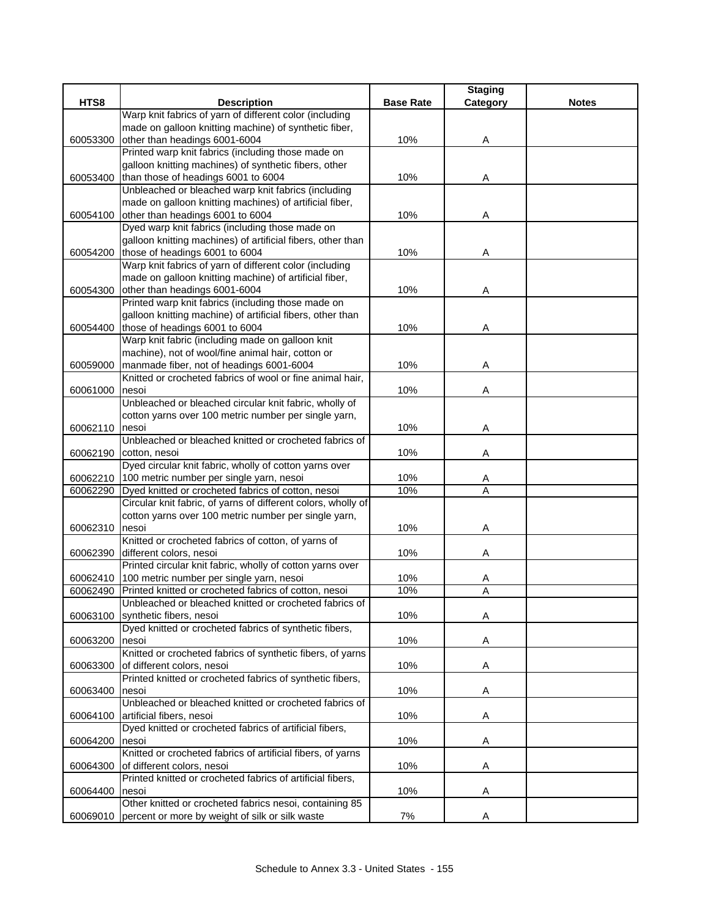| HTS8 | Description | Base Rate | Staging Category | Notes |
|---|---|---|---|---|
| 60053300 | Warp knit fabrics of yarn of different color (including made on galloon knitting machine) of synthetic fiber, other than headings 6001-6004 | 10% | A | |
| 60053400 | Printed warp knit fabrics (including those made on galloon knitting machines) of synthetic fibers, other than those of headings 6001 to 6004 | 10% | A | |
| 60054100 | Unbleached or bleached warp knit fabrics (including made on galloon knitting machines) of artificial fiber, other than headings 6001 to 6004 | 10% | A | |
| 60054200 | Dyed warp knit fabrics (including those made on galloon knitting machines) of artificial fibers, other than those of headings 6001 to 6004 | 10% | A | |
| 60054300 | Warp knit fabrics of yarn of different color (including made on galloon knitting machine) of artificial fiber, other than headings 6001-6004 | 10% | A | |
| 60054400 | Printed warp knit fabrics (including those made on galloon knitting machine) of artificial fibers, other than those of headings 6001 to 6004 | 10% | A | |
| 60059000 | Warp knit fabric (including made on galloon knit machine), not of wool/fine animal hair, cotton or manmade fiber, not of headings 6001-6004 | 10% | A | |
| 60061000 | Knitted or crocheted fabrics of wool or fine animal hair, nesoi | 10% | A | |
| 60062110 | Unbleached or bleached circular knit fabric, wholly of cotton yarns over 100 metric number per single yarn, nesoi | 10% | A | |
| 60062190 | Unbleached or bleached knitted or crocheted fabrics of cotton, nesoi | 10% | A | |
| 60062210 | Dyed circular knit fabric, wholly of cotton yarns over 100 metric number per single yarn, nesoi | 10% | A | |
| 60062290 | Dyed knitted or crocheted fabrics of cotton, nesoi | 10% | A | |
| 60062310 | Circular knit fabric, of yarns of different colors, wholly of cotton yarns over 100 metric number per single yarn, nesoi | 10% | A | |
| 60062390 | Knitted or crocheted fabrics of cotton, of yarns of different colors, nesoi | 10% | A | |
| 60062410 | Printed circular knit fabric, wholly of cotton yarns over 100 metric number per single yarn, nesoi | 10% | A | |
| 60062490 | Printed knitted or crocheted fabrics of cotton, nesoi | 10% | A | |
| 60063100 | Unbleached or bleached knitted or crocheted fabrics of synthetic fibers, nesoi | 10% | A | |
| 60063200 | Dyed knitted or crocheted fabrics of synthetic fibers, nesoi | 10% | A | |
| 60063300 | Knitted or crocheted fabrics of synthetic fibers, of yarns of different colors, nesoi | 10% | A | |
| 60063400 | Printed knitted or crocheted fabrics of synthetic fibers, nesoi | 10% | A | |
| 60064100 | Unbleached or bleached knitted or crocheted fabrics of artificial fibers, nesoi | 10% | A | |
| 60064200 | Dyed knitted or crocheted fabrics of artificial fibers, nesoi | 10% | A | |
| 60064300 | Knitted or crocheted fabrics of artificial fibers, of yarns of different colors, nesoi | 10% | A | |
| 60064400 | Printed knitted or crocheted fabrics of artificial fibers, nesoi | 10% | A | |
| 60069010 | Other knitted or crocheted fabrics nesoi, containing 85 percent or more by weight of silk or silk waste | 7% | A | |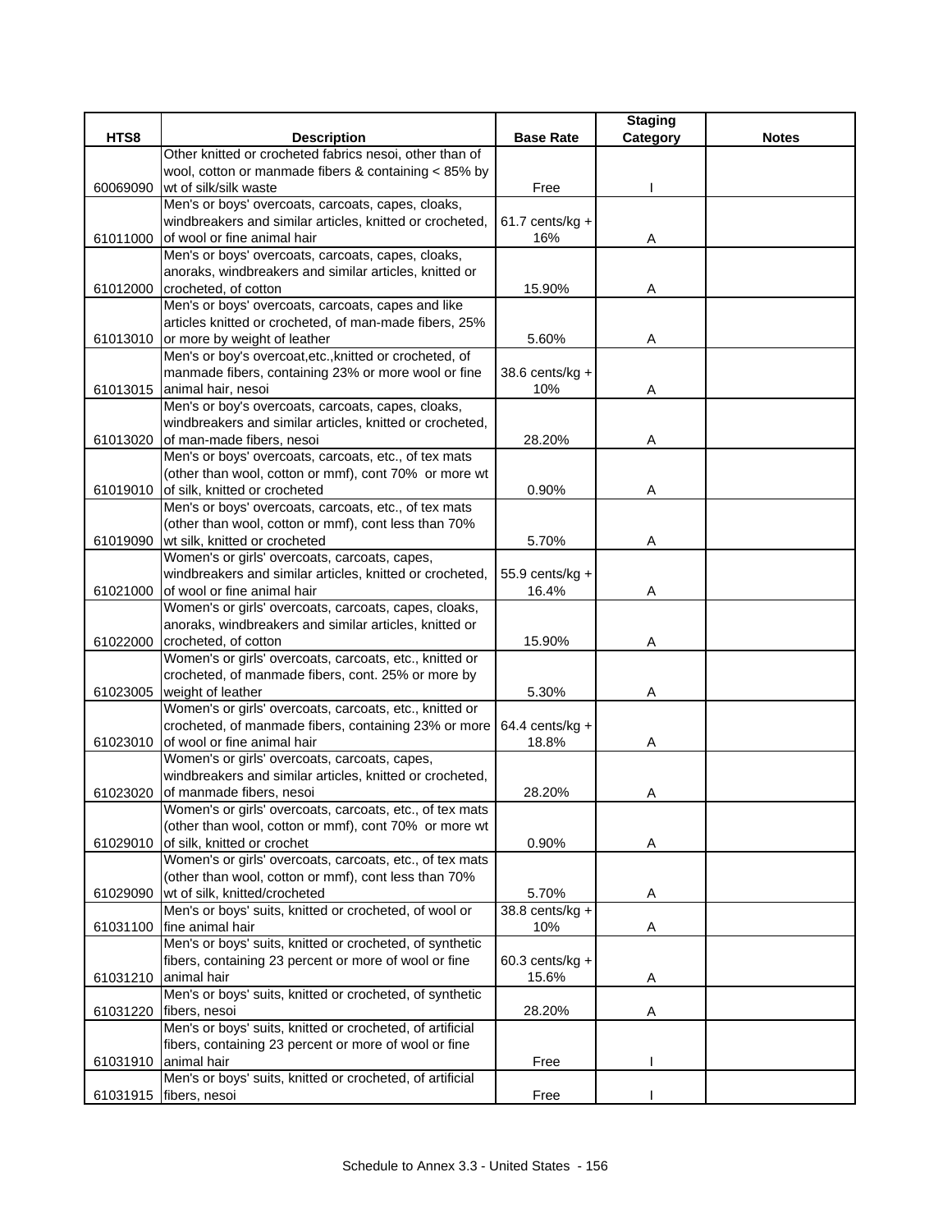| HTS8 | Description | Base Rate | Staging Category | Notes |
|---|---|---|---|---|
| 60069090 | Other knitted or crocheted fabrics nesoi, other than of wool, cotton or manmade fibers & containing < 85% by wt of silk/silk waste | Free | I | |
| 61011000 | Men's or boys' overcoats, carcoats, capes, cloaks, windbreakers and similar articles, knitted or crocheted, of wool or fine animal hair | 61.7 cents/kg + 16% | A | |
| 61012000 | Men's or boys' overcoats, carcoats, capes, cloaks, anoraks, windbreakers and similar articles, knitted or crocheted, of cotton | 15.90% | A | |
| 61013010 | Men's or boys' overcoats, carcoats, capes and like articles knitted or crocheted, of man-made fibers, 25% or more by weight of leather | 5.60% | A | |
| 61013015 | Men's or boy's overcoat,etc.,knitted or crocheted, of manmade fibers, containing 23% or more wool or fine animal hair, nesoi | 38.6 cents/kg + 10% | A | |
| 61013020 | Men's or boy's overcoats, carcoats, capes, cloaks, windbreakers and similar articles, knitted or crocheted, of man-made fibers, nesoi | 28.20% | A | |
| 61019010 | Men's or boys' overcoats, carcoats, etc., of tex mats (other than wool, cotton or mmf), cont 70% or more wt of silk, knitted or crocheted | 0.90% | A | |
| 61019090 | Men's or boys' overcoats, carcoats, etc., of tex mats (other than wool, cotton or mmf), cont less than 70% wt silk, knitted or crocheted | 5.70% | A | |
| 61021000 | Women's or girls' overcoats, carcoats, capes, windbreakers and similar articles, knitted or crocheted, of wool or fine animal hair | 55.9 cents/kg + 16.4% | A | |
| 61022000 | Women's or girls' overcoats, carcoats, capes, cloaks, anoraks, windbreakers and similar articles, knitted or crocheted, of cotton | 15.90% | A | |
| 61023005 | Women's or girls' overcoats, carcoats, etc., knitted or crocheted, of manmade fibers, cont. 25% or more by weight of leather | 5.30% | A | |
| 61023010 | Women's or girls' overcoats, carcoats, etc., knitted or crocheted, of manmade fibers, containing 23% or more of wool or fine animal hair | 64.4 cents/kg + 18.8% | A | |
| 61023020 | Women's or girls' overcoats, carcoats, capes, windbreakers and similar articles, knitted or crocheted, of manmade fibers, nesoi | 28.20% | A | |
| 61029010 | Women's or girls' overcoats, carcoats, etc., of tex mats (other than wool, cotton or mmf), cont 70% or more wt of silk, knitted or crochet | 0.90% | A | |
| 61029090 | Women's or girls' overcoats, carcoats, etc., of tex mats (other than wool, cotton or mmf), cont less than 70% wt of silk, knitted/crocheted | 5.70% | A | |
| 61031100 | Men's or boys' suits, knitted or crocheted, of wool or fine animal hair | 38.8 cents/kg + 10% | A | |
| 61031210 | Men's or boys' suits, knitted or crocheted, of synthetic fibers, containing 23 percent or more of wool or fine animal hair | 60.3 cents/kg + 15.6% | A | |
| 61031220 | Men's or boys' suits, knitted or crocheted, of synthetic fibers, nesoi | 28.20% | A | |
| 61031910 | Men's or boys' suits, knitted or crocheted, of artificial fibers, containing 23 percent or more of wool or fine animal hair | Free | I | |
| 61031915 | Men's or boys' suits, knitted or crocheted, of artificial fibers, nesoi | Free | I | |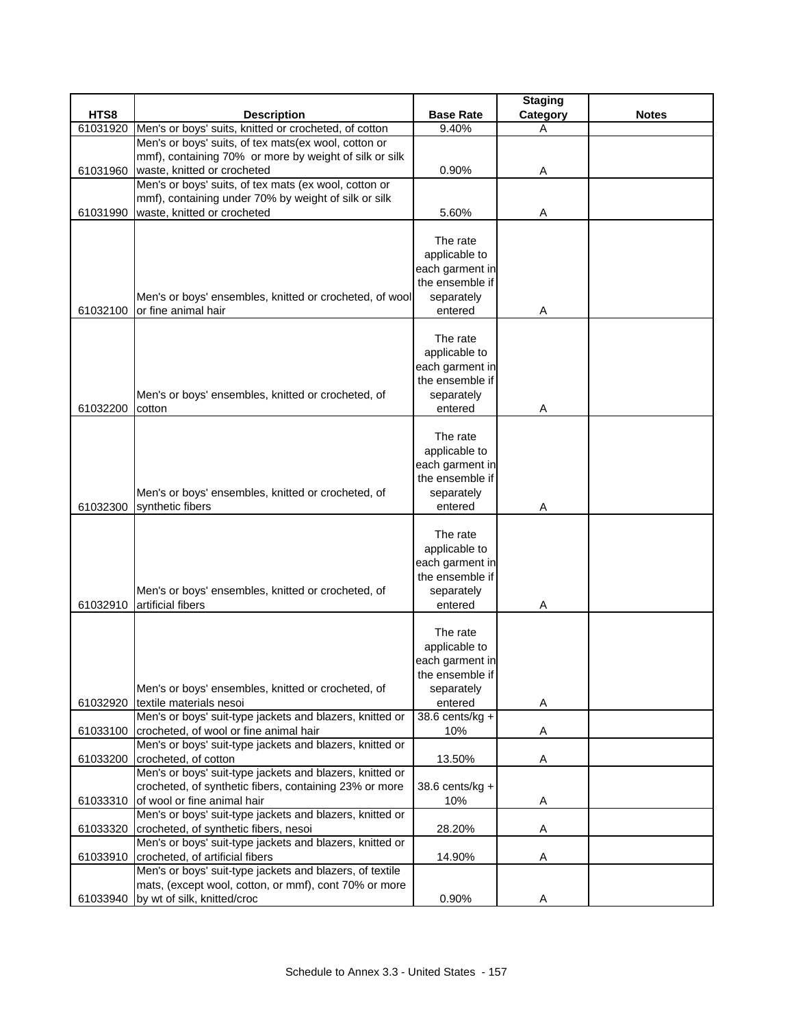| HTS8 | Description | Base Rate | Staging Category | Notes |
|---|---|---|---|---|
| 61031920 | Men's or boys' suits, knitted or crocheted, of cotton | 9.40% | A | |
| 61031960 | Men's or boys' suits, of tex mats(ex wool, cotton or mmf), containing 70% or more by weight of silk or silk waste, knitted or crocheted | 0.90% | A | |
| 61031990 | Men's or boys' suits, of tex mats (ex wool, cotton or mmf), containing under 70% by weight of silk or silk waste, knitted or crocheted | 5.60% | A | |
| 61032100 | Men's or boys' ensembles, knitted or crocheted, of wool or fine animal hair | The rate applicable to each garment in the ensemble if separately entered | A | |
| 61032200 | Men's or boys' ensembles, knitted or crocheted, of cotton | The rate applicable to each garment in the ensemble if separately entered | A | |
| 61032300 | Men's or boys' ensembles, knitted or crocheted, of synthetic fibers | The rate applicable to each garment in the ensemble if separately entered | A | |
| 61032910 | Men's or boys' ensembles, knitted or crocheted, of artificial fibers | The rate applicable to each garment in the ensemble if separately entered | A | |
| 61032920 | Men's or boys' ensembles, knitted or crocheted, of textile materials nesoi | The rate applicable to each garment in the ensemble if separately entered | A | |
| 61033100 | Men's or boys' suit-type jackets and blazers, knitted or crocheted, of wool or fine animal hair | 38.6 cents/kg + 10% | A | |
| 61033200 | Men's or boys' suit-type jackets and blazers, knitted or crocheted, of cotton | 13.50% | A | |
| 61033310 | Men's or boys' suit-type jackets and blazers, knitted or crocheted, of synthetic fibers, containing 23% or more of wool or fine animal hair | 38.6 cents/kg + 10% | A | |
| 61033320 | Men's or boys' suit-type jackets and blazers, knitted or crocheted, of synthetic fibers, nesoi | 28.20% | A | |
| 61033910 | Men's or boys' suit-type jackets and blazers, knitted or crocheted, of artificial fibers | 14.90% | A | |
| 61033940 | Men's or boys' suit-type jackets and blazers, of textile mats, (except wool, cotton, or mmf), cont 70% or more by wt of silk, knitted/croc | 0.90% | A | |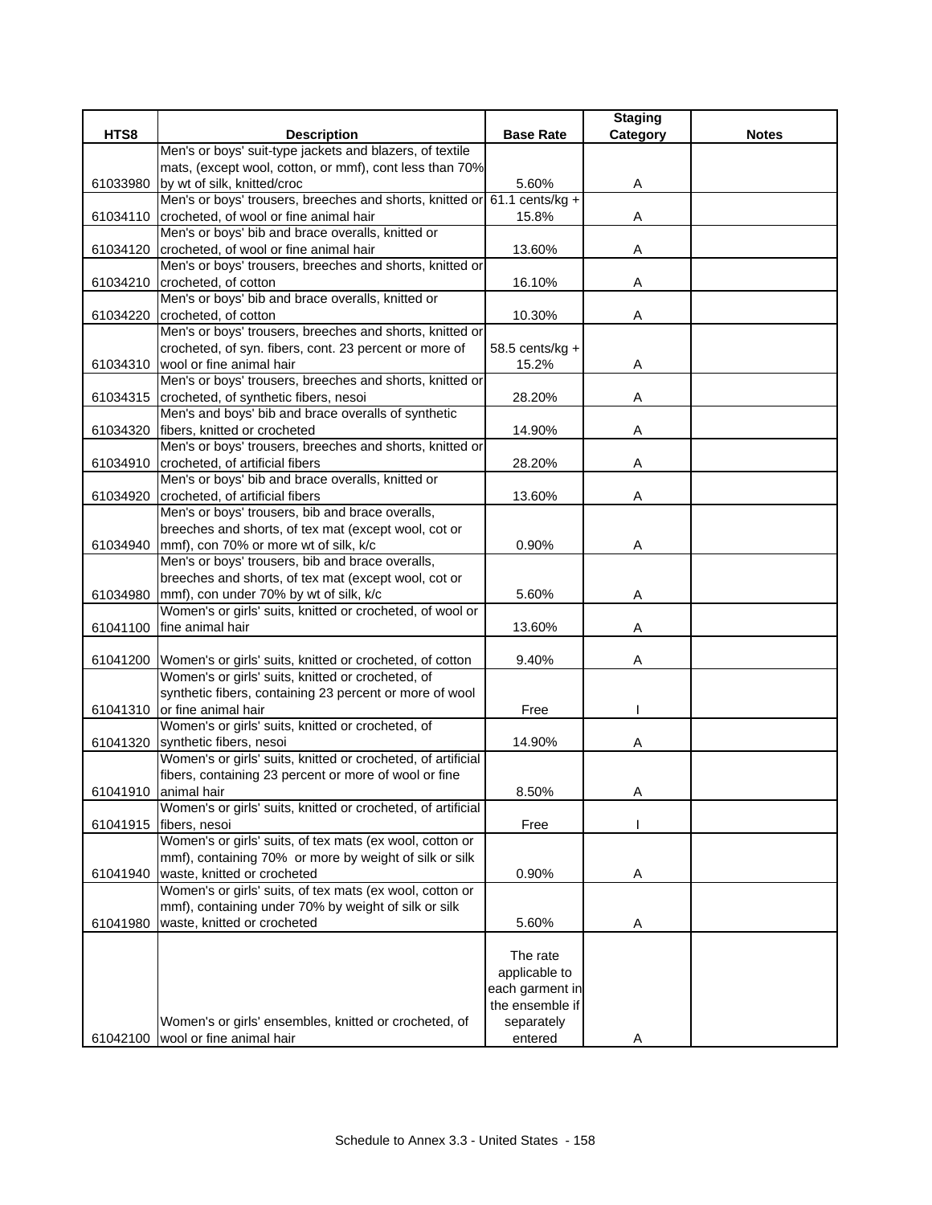| HTS8 | Description | Base Rate | Staging Category | Notes |
|---|---|---|---|---|
| 61033980 | Men's or boys' suit-type jackets and blazers, of textile mats, (except wool, cotton, or mmf), cont less than 70% by wt of silk, knitted/croc | 5.60% | A | |
| 61034110 | Men's or boys' trousers, breeches and shorts, knitted or crocheted, of wool or fine animal hair | 61.1 cents/kg + 15.8% | A | |
| 61034120 | Men's or boys' bib and brace overalls, knitted or crocheted, of wool or fine animal hair | 13.60% | A | |
| 61034210 | Men's or boys' trousers, breeches and shorts, knitted or crocheted, of cotton | 16.10% | A | |
| 61034220 | Men's or boys' bib and brace overalls, knitted or crocheted, of cotton | 10.30% | A | |
| 61034310 | Men's or boys' trousers, breeches and shorts, knitted or crocheted, of syn. fibers, cont. 23 percent or more of wool or fine animal hair | 58.5 cents/kg + 15.2% | A | |
| 61034315 | Men's or boys' trousers, breeches and shorts, knitted or crocheted, of synthetic fibers, nesoi | 28.20% | A | |
| 61034320 | Men's and boys' bib and brace overalls of synthetic fibers, knitted or crocheted | 14.90% | A | |
| 61034910 | Men's or boys' trousers, breeches and shorts, knitted or crocheted, of artificial fibers | 28.20% | A | |
| 61034920 | Men's or boys' bib and brace overalls, knitted or crocheted, of artificial fibers | 13.60% | A | |
| 61034940 | Men's or boys' trousers, bib and brace overalls, breeches and shorts, of tex mat (except wool, cot or mmf), con 70% or more wt of silk, k/c | 0.90% | A | |
| 61034980 | Men's or boys' trousers, bib and brace overalls, breeches and shorts, of tex mat (except wool, cot or mmf), con under 70% by wt of silk, k/c | 5.60% | A | |
| 61041100 | Women's or girls' suits, knitted or crocheted, of wool or fine animal hair | 13.60% | A | |
| 61041200 | Women's or girls' suits, knitted or crocheted, of cotton | 9.40% | A | |
| 61041310 | Women's or girls' suits, knitted or crocheted, of synthetic fibers, containing 23 percent or more of wool or fine animal hair | Free | I | |
| 61041320 | Women's or girls' suits, knitted or crocheted, of synthetic fibers, nesoi | 14.90% | A | |
| 61041910 | Women's or girls' suits, knitted or crocheted, of artificial fibers, containing 23 percent or more of wool or fine animal hair | 8.50% | A | |
| 61041915 | Women's or girls' suits, knitted or crocheted, of artificial fibers, nesoi | Free | I | |
| 61041940 | Women's or girls' suits, of tex mats (ex wool, cotton or mmf), containing 70% or more by weight of silk or silk waste, knitted or crocheted | 0.90% | A | |
| 61041980 | Women's or girls' suits, of tex mats (ex wool, cotton or mmf), containing under 70% by weight of silk or silk waste, knitted or crocheted | 5.60% | A | |
| 61042100 | Women's or girls' ensembles, knitted or crocheted, of wool or fine animal hair | The rate applicable to each garment in the ensemble if separately entered | A | |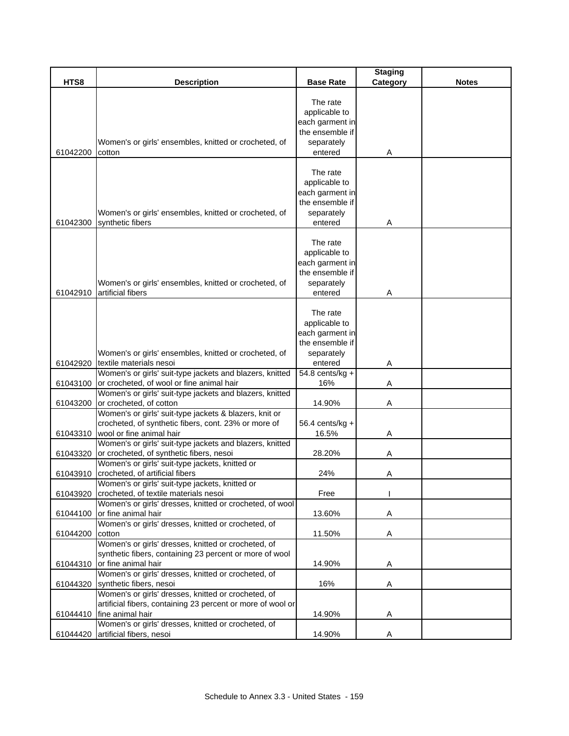| HTS8 | Description | Base Rate | Staging Category | Notes |
|---|---|---|---|---|
| 61042200 | Women's or girls' ensembles, knitted or crocheted, of cotton | The rate applicable to each garment in the ensemble if separately entered | A | |
| 61042300 | Women's or girls' ensembles, knitted or crocheted, of synthetic fibers | The rate applicable to each garment in the ensemble if separately entered | A | |
| 61042910 | Women's or girls' ensembles, knitted or crocheted, of artificial fibers | The rate applicable to each garment in the ensemble if separately entered | A | |
| 61042920 | Women's or girls' ensembles, knitted or crocheted, of textile materials nesoi | The rate applicable to each garment in the ensemble if separately entered | A | |
| 61043100 | Women's or girls' suit-type jackets and blazers, knitted or crocheted, of wool or fine animal hair | 54.8 cents/kg + 16% | A | |
| 61043200 | Women's or girls' suit-type jackets and blazers, knitted or crocheted, of cotton | 14.90% | A | |
| 61043310 | Women's or girls' suit-type jackets & blazers, knit or crocheted, of synthetic fibers, cont. 23% or more of wool or fine animal hair | 56.4 cents/kg + 16.5% | A | |
| 61043320 | Women's or girls' suit-type jackets and blazers, knitted or crocheted, of synthetic fibers, nesoi | 28.20% | A | |
| 61043910 | Women's or girls' suit-type jackets, knitted or crocheted, of artificial fibers | 24% | A | |
| 61043920 | Women's or girls' suit-type jackets, knitted or crocheted, of textile materials nesoi | Free | I | |
| 61044100 | Women's or girls' dresses, knitted or crocheted, of wool or fine animal hair | 13.60% | A | |
| 61044200 | Women's or girls' dresses, knitted or crocheted, of cotton | 11.50% | A | |
| 61044310 | Women's or girls' dresses, knitted or crocheted, of synthetic fibers, containing 23 percent or more of wool or fine animal hair | 14.90% | A | |
| 61044320 | Women's or girls' dresses, knitted or crocheted, of synthetic fibers, nesoi | 16% | A | |
| 61044410 | Women's or girls' dresses, knitted or crocheted, of artificial fibers, containing 23 percent or more of wool or fine animal hair | 14.90% | A | |
| 61044420 | Women's or girls' dresses, knitted or crocheted, of artificial fibers, nesoi | 14.90% | A | |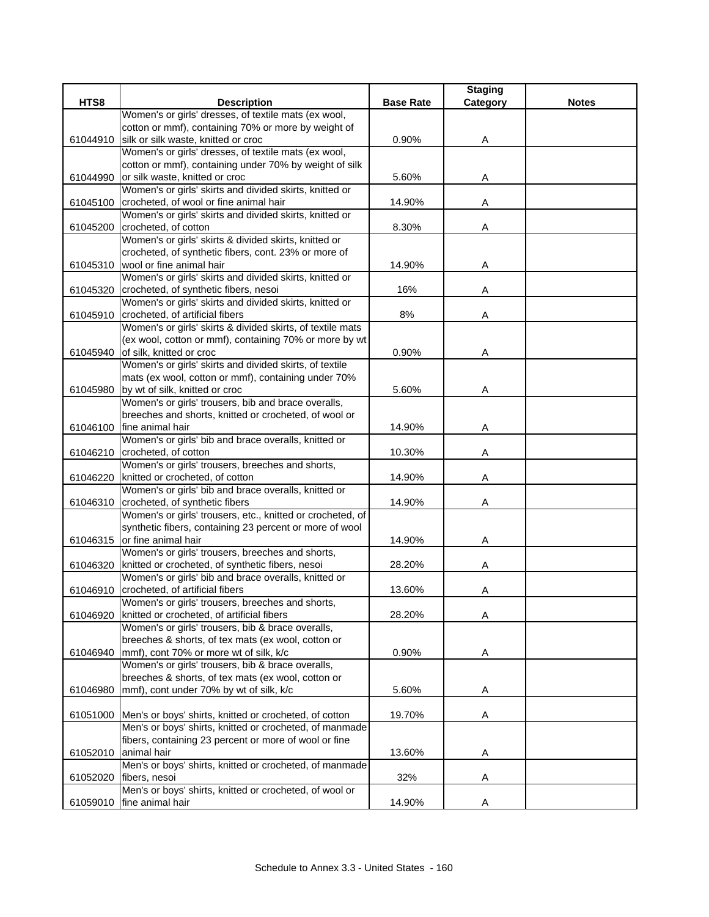| HTS8 | Description | Base Rate | Staging Category | Notes |
|---|---|---|---|---|
| 61044910 | Women's or girls' dresses, of textile mats (ex wool, cotton or mmf), containing 70% or more by weight of silk or silk waste, knitted or croc | 0.90% | A | |
| 61044990 | Women's or girls' dresses, of textile mats (ex wool, cotton or mmf), containing under 70% by weight of silk or silk waste, knitted or croc | 5.60% | A | |
| 61045100 | Women's or girls' skirts and divided skirts, knitted or crocheted, of wool or fine animal hair | 14.90% | A | |
| 61045200 | Women's or girls' skirts and divided skirts, knitted or crocheted, of cotton | 8.30% | A | |
| 61045310 | Women's or girls' skirts & divided skirts, knitted or crocheted, of synthetic fibers, cont. 23% or more of wool or fine animal hair | 14.90% | A | |
| 61045320 | Women's or girls' skirts and divided skirts, knitted or crocheted, of synthetic fibers, nesoi | 16% | A | |
| 61045910 | Women's or girls' skirts and divided skirts, knitted or crocheted, of artificial fibers | 8% | A | |
| 61045940 | Women's or girls' skirts & divided skirts, of textile mats (ex wool, cotton or mmf), containing 70% or more by wt of silk, knitted or croc | 0.90% | A | |
| 61045980 | Women's or girls' skirts and divided skirts, of textile mats (ex wool, cotton or mmf), containing under 70% by wt of silk, knitted or croc | 5.60% | A | |
| 61046100 | Women's or girls' trousers, bib and brace overalls, breeches and shorts, knitted or crocheted, of wool or fine animal hair | 14.90% | A | |
| 61046210 | Women's or girls' bib and brace overalls, knitted or crocheted, of cotton | 10.30% | A | |
| 61046220 | Women's or girls' trousers, breeches and shorts, knitted or crocheted, of cotton | 14.90% | A | |
| 61046310 | Women's or girls' bib and brace overalls, knitted or crocheted, of synthetic fibers | 14.90% | A | |
| 61046315 | Women's or girls' trousers, etc., knitted or crocheted, of synthetic fibers, containing 23 percent or more of wool or fine animal hair | 14.90% | A | |
| 61046320 | Women's or girls' trousers, breeches and shorts, knitted or crocheted, of synthetic fibers, nesoi | 28.20% | A | |
| 61046910 | Women's or girls' bib and brace overalls, knitted or crocheted, of artificial fibers | 13.60% | A | |
| 61046920 | Women's or girls' trousers, breeches and shorts, knitted or crocheted, of artificial fibers | 28.20% | A | |
| 61046940 | Women's or girls' trousers, bib & brace overalls, breeches & shorts, of tex mats (ex wool, cotton or mmf), cont 70% or more wt of silk, k/c | 0.90% | A | |
| 61046980 | Women's or girls' trousers, bib & brace overalls, breeches & shorts, of tex mats (ex wool, cotton or mmf), cont under 70% by wt of silk, k/c | 5.60% | A | |
| 61051000 | Men's or boys' shirts, knitted or crocheted, of cotton | 19.70% | A | |
| 61052010 | Men's or boys' shirts, knitted or crocheted, of manmade fibers, containing 23 percent or more of wool or fine animal hair | 13.60% | A | |
| 61052020 | Men's or boys' shirts, knitted or crocheted, of manmade fibers, nesoi | 32% | A | |
| 61059010 | Men's or boys' shirts, knitted or crocheted, of wool or fine animal hair | 14.90% | A | |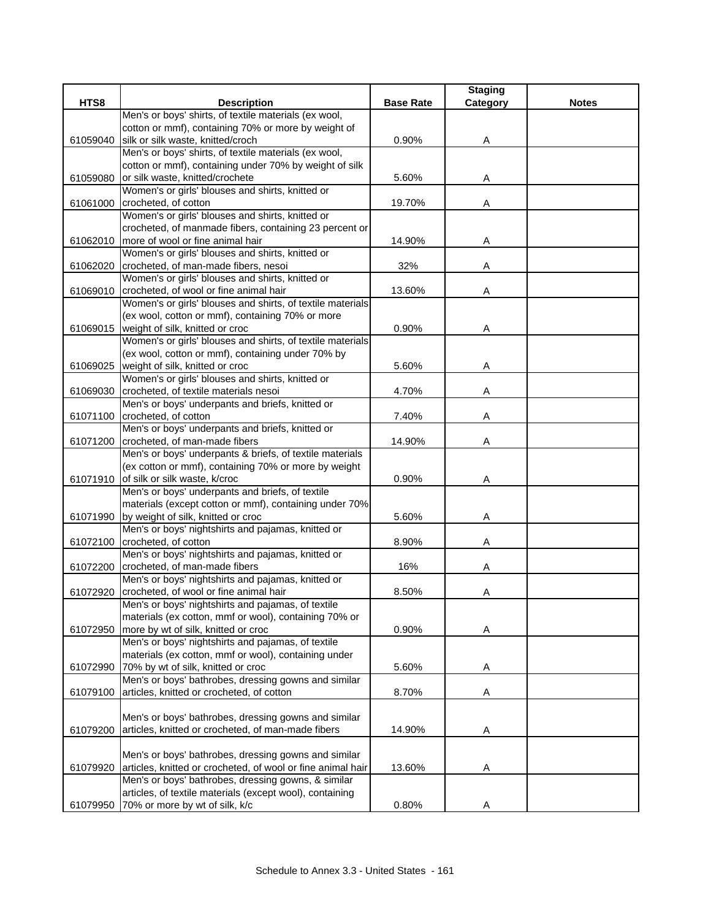| HTS8 | Description | Base Rate | Staging Category | Notes |
|---|---|---|---|---|
| 61059040 | Men's or boys' shirts, of textile materials (ex wool, cotton or mmf), containing 70% or more by weight of silk or silk waste, knitted/croch | 0.90% | A | |
| 61059080 | Men's or boys' shirts, of textile materials (ex wool, cotton or mmf), containing under 70% by weight of silk or silk waste, knitted/crochete | 5.60% | A | |
| 61061000 | Women's or girls' blouses and shirts, knitted or crocheted, of cotton | 19.70% | A | |
| 61062010 | Women's or girls' blouses and shirts, knitted or crocheted, of manmade fibers, containing 23 percent or more of wool or fine animal hair | 14.90% | A | |
| 61062020 | Women's or girls' blouses and shirts, knitted or crocheted, of man-made fibers, nesoi | 32% | A | |
| 61069010 | Women's or girls' blouses and shirts, knitted or crocheted, of wool or fine animal hair | 13.60% | A | |
| 61069015 | Women's or girls' blouses and shirts, of textile materials (ex wool, cotton or mmf), containing 70% or more weight of silk, knitted or croc | 0.90% | A | |
| 61069025 | Women's or girls' blouses and shirts, of textile materials (ex wool, cotton or mmf), containing under 70% by weight of silk, knitted or croc | 5.60% | A | |
| 61069030 | Women's or girls' blouses and shirts, knitted or crocheted, of textile materials nesoi | 4.70% | A | |
| 61071100 | Men's or boys' underpants and briefs, knitted or crocheted, of cotton | 7.40% | A | |
| 61071200 | Men's or boys' underpants and briefs, knitted or crocheted, of man-made fibers | 14.90% | A | |
| 61071910 | Men's or boys' underpants & briefs, of textile materials (ex cotton or mmf), containing 70% or more by weight of silk or silk waste, k/croc | 0.90% | A | |
| 61071990 | Men's or boys' underpants and briefs, of textile materials (except cotton or mmf), containing under 70% by weight of silk, knitted or croc | 5.60% | A | |
| 61072100 | Men's or boys' nightshirts and pajamas, knitted or crocheted, of cotton | 8.90% | A | |
| 61072200 | Men's or boys' nightshirts and pajamas, knitted or crocheted, of man-made fibers | 16% | A | |
| 61072920 | Men's or boys' nightshirts and pajamas, knitted or crocheted, of wool or fine animal hair | 8.50% | A | |
| 61072950 | Men's or boys' nightshirts and pajamas, of textile materials (ex cotton, mmf or wool), containing 70% or more by wt of silk, knitted or croc | 0.90% | A | |
| 61072990 | Men's or boys' nightshirts and pajamas, of textile materials (ex cotton, mmf or wool), containing under 70% by wt of silk, knitted or croc | 5.60% | A | |
| 61079100 | Men's or boys' bathrobes, dressing gowns and similar articles, knitted or crocheted, of cotton | 8.70% | A | |
| 61079200 | Men's or boys' bathrobes, dressing gowns and similar articles, knitted or crocheted, of man-made fibers | 14.90% | A | |
| 61079920 | Men's or boys' bathrobes, dressing gowns and similar articles, knitted or crocheted, of wool or fine animal hair | 13.60% | A | |
| 61079950 | Men's or boys' bathrobes, dressing gowns, & similar articles, of textile materials (except wool), containing 70% or more by wt of silk, k/c | 0.80% | A | |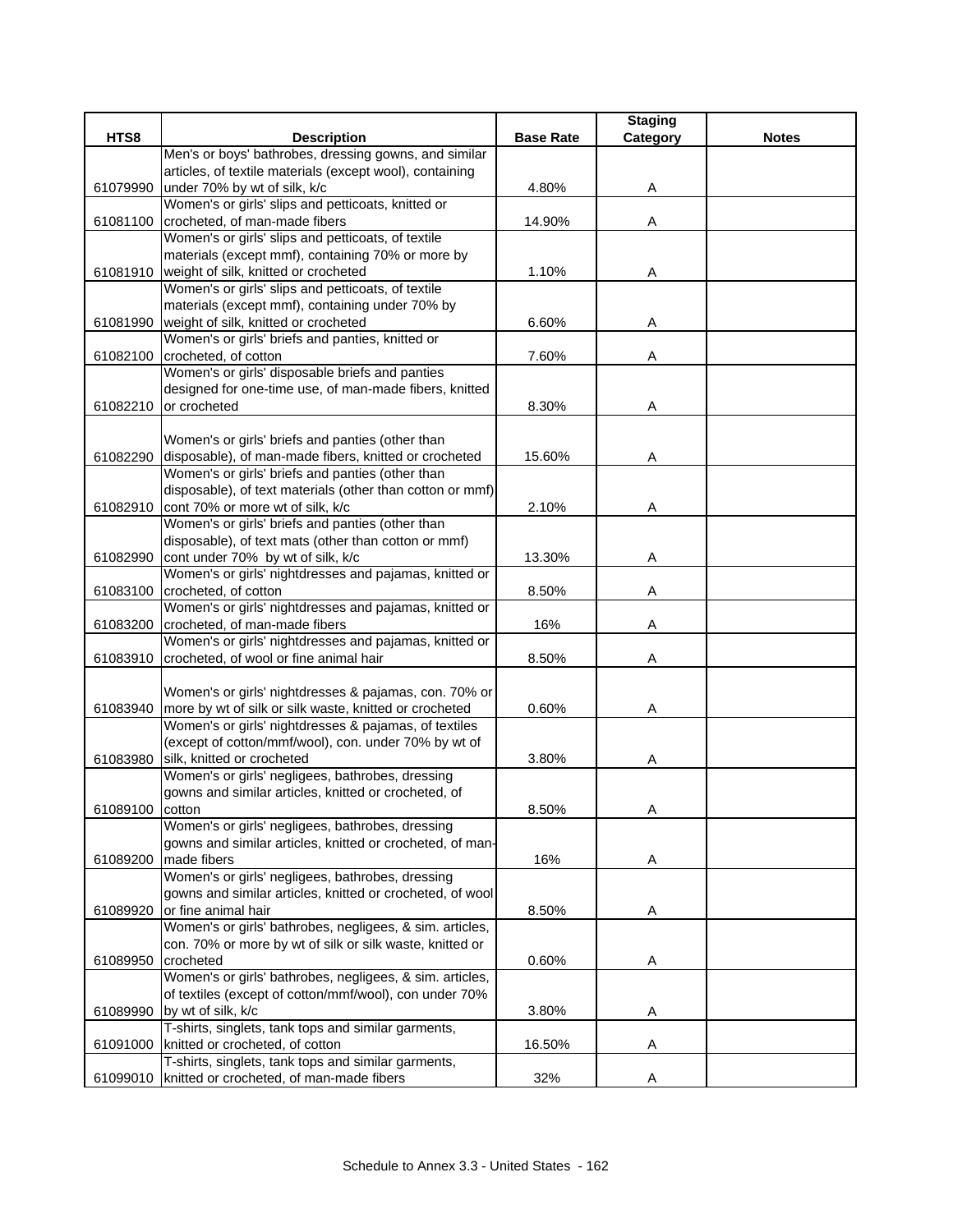| HTS8 | Description | Base Rate | Staging Category | Notes |
|---|---|---|---|---|
| 61079990 | Men's or boys' bathrobes, dressing gowns, and similar articles, of textile materials (except wool), containing under 70% by wt of silk, k/c | 4.80% | A | |
| 61081100 | Women's or girls' slips and petticoats, knitted or crocheted, of man-made fibers | 14.90% | A | |
| 61081910 | Women's or girls' slips and petticoats, of textile materials (except mmf), containing 70% or more by weight of silk, knitted or crocheted | 1.10% | A | |
| 61081990 | Women's or girls' slips and petticoats, of textile materials (except mmf), containing under 70% by weight of silk, knitted or crocheted | 6.60% | A | |
| 61082100 | Women's or girls' briefs and panties, knitted or crocheted, of cotton | 7.60% | A | |
| 61082210 | Women's or girls' disposable briefs and panties designed for one-time use, of man-made fibers, knitted or crocheted | 8.30% | A | |
| 61082290 | Women's or girls' briefs and panties (other than disposable), of man-made fibers, knitted or crocheted | 15.60% | A | |
| 61082910 | Women's or girls' briefs and panties (other than disposable), of text materials (other than cotton or mmf) cont 70% or more wt of silk, k/c | 2.10% | A | |
| 61082990 | Women's or girls' briefs and panties (other than disposable), of text mats (other than cotton or mmf) cont under 70% by wt of silk, k/c | 13.30% | A | |
| 61083100 | Women's or girls' nightdresses and pajamas, knitted or crocheted, of cotton | 8.50% | A | |
| 61083200 | Women's or girls' nightdresses and pajamas, knitted or crocheted, of man-made fibers | 16% | A | |
| 61083910 | Women's or girls' nightdresses and pajamas, knitted or crocheted, of wool or fine animal hair | 8.50% | A | |
| 61083940 | Women's or girls' nightdresses & pajamas, con. 70% or more by wt of silk or silk waste, knitted or crocheted | 0.60% | A | |
| 61083980 | Women's or girls' nightdresses & pajamas, of textiles (except of cotton/mmf/wool), con. under 70% by wt of silk, knitted or crocheted | 3.80% | A | |
| 61089100 | Women's or girls' negligees, bathrobes, dressing gowns and similar articles, knitted or crocheted, of cotton | 8.50% | A | |
| 61089200 | Women's or girls' negligees, bathrobes, dressing gowns and similar articles, knitted or crocheted, of man-made fibers | 16% | A | |
| 61089920 | Women's or girls' negligees, bathrobes, dressing gowns and similar articles, knitted or crocheted, of wool or fine animal hair | 8.50% | A | |
| 61089950 | Women's or girls' bathrobes, negligees, & sim. articles, con. 70% or more by wt of silk or silk waste, knitted or crocheted | 0.60% | A | |
| 61089990 | Women's or girls' bathrobes, negligees, & sim. articles, of textiles (except of cotton/mmf/wool), con under 70% by wt of silk, k/c | 3.80% | A | |
| 61091000 | T-shirts, singlets, tank tops and similar garments, knitted or crocheted, of cotton | 16.50% | A | |
| 61099010 | T-shirts, singlets, tank tops and similar garments, knitted or crocheted, of man-made fibers | 32% | A | |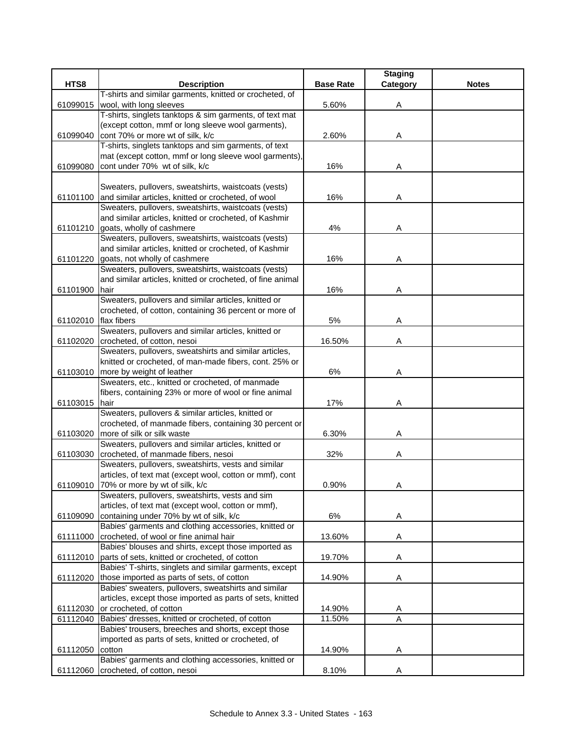| HTS8 | Description | Base Rate | Staging Category | Notes |
|---|---|---|---|---|
| 61099015 | T-shirts and similar garments, knitted or crocheted, of wool, with long sleeves | 5.60% | A | |
| 61099040 | T-shirts, singlets tanktops & sim garments, of text mat (except cotton, mmf or long sleeve wool garments), cont 70% or more wt of silk, k/c | 2.60% | A | |
| 61099080 | T-shirts, singlets tanktops and sim garments, of text mat (except cotton, mmf or long sleeve wool garments), cont under 70% wt of silk, k/c | 16% | A | |
| 61101100 | Sweaters, pullovers, sweatshirts, waistcoats (vests) and similar articles, knitted or crocheted, of wool | 16% | A | |
| 61101210 | Sweaters, pullovers, sweatshirts, waistcoats (vests) and similar articles, knitted or crocheted, of Kashmir goats, wholly of cashmere | 4% | A | |
| 61101220 | Sweaters, pullovers, sweatshirts, waistcoats (vests) and similar articles, knitted or crocheted, of Kashmir goats, not wholly of cashmere | 16% | A | |
| 61101900 | Sweaters, pullovers, sweatshirts, waistcoats (vests) and similar articles, knitted or crocheted, of fine animal hair | 16% | A | |
| 61102010 | Sweaters, pullovers and similar articles, knitted or crocheted, of cotton, containing 36 percent or more of flax fibers | 5% | A | |
| 61102020 | Sweaters, pullovers and similar articles, knitted or crocheted, of cotton, nesoi | 16.50% | A | |
| 61103010 | Sweaters, pullovers, sweatshirts and similar articles, knitted or crocheted, of man-made fibers, cont. 25% or more by weight of leather | 6% | A | |
| 61103015 | Sweaters, etc., knitted or crocheted, of manmade fibers, containing 23% or more of wool or fine animal hair | 17% | A | |
| 61103020 | Sweaters, pullovers & similar articles, knitted or crocheted, of manmade fibers, containing 30 percent or more of silk or silk waste | 6.30% | A | |
| 61103030 | Sweaters, pullovers and similar articles, knitted or crocheted, of manmade fibers, nesoi | 32% | A | |
| 61109010 | Sweaters, pullovers, sweatshirts, vests and similar articles, of text mat (except wool, cotton or mmf), cont 70% or more by wt of silk, k/c | 0.90% | A | |
| 61109090 | Sweaters, pullovers, sweatshirts, vests and sim articles, of text mat (except wool, cotton or mmf), containing under 70% by wt of silk, k/c | 6% | A | |
| 61111000 | Babies' garments and clothing accessories, knitted or crocheted, of wool or fine animal hair | 13.60% | A | |
| 61112010 | Babies' blouses and shirts, except those imported as parts of sets, knitted or crocheted, of cotton | 19.70% | A | |
| 61112020 | Babies' T-shirts, singlets and similar garments, except those imported as parts of sets, of cotton | 14.90% | A | |
| 61112030 | Babies' sweaters, pullovers, sweatshirts and similar articles, except those imported as parts of sets, knitted or crocheted, of cotton | 14.90% | A | |
| 61112040 | Babies' dresses, knitted or crocheted, of cotton | 11.50% | A | |
| 61112050 | Babies' trousers, breeches and shorts, except those imported as parts of sets, knitted or crocheted, of cotton | 14.90% | A | |
| 61112060 | Babies' garments and clothing accessories, knitted or crocheted, of cotton, nesoi | 8.10% | A | |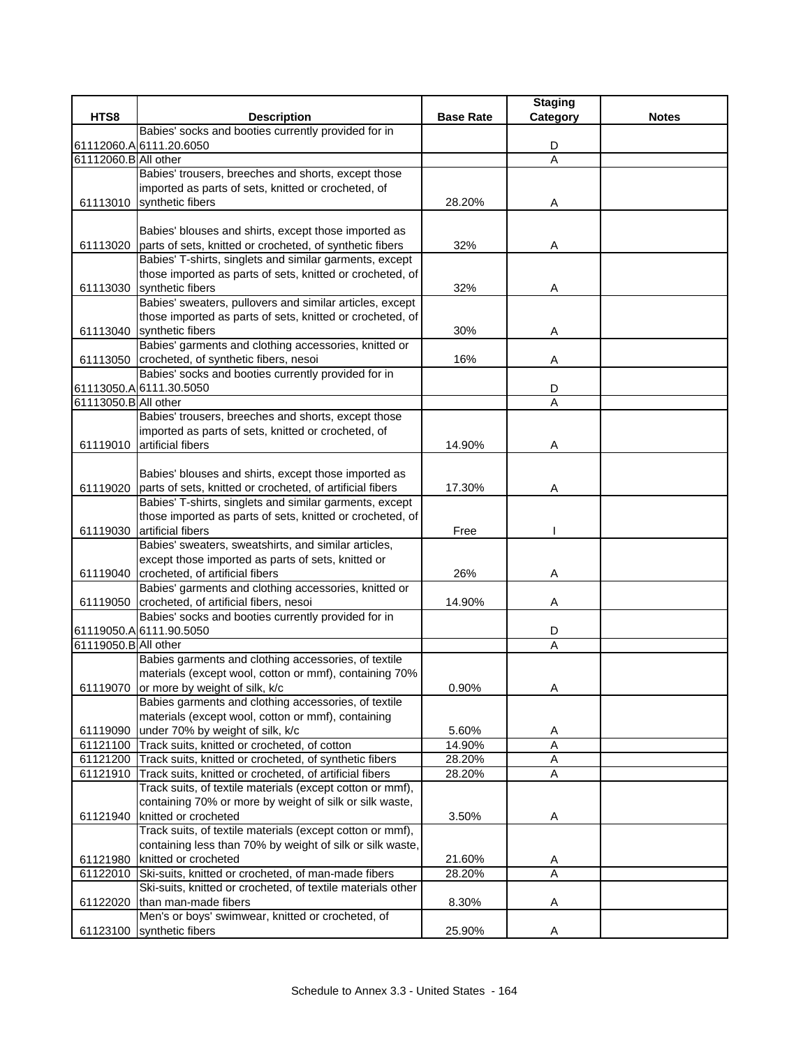| HTS8 | Description | Base Rate | Staging Category | Notes |
|---|---|---|---|---|
| 61112060.A | Babies' socks and booties currently provided for in 6111.20.6050 | | D | |
| 61112060.B | All other | | A | |
| 61113010 | Babies' trousers, breeches and shorts, except those imported as parts of sets, knitted or crocheted, of synthetic fibers | 28.20% | A | |
| 61113020 | Babies' blouses and shirts, except those imported as parts of sets, knitted or crocheted, of synthetic fibers | 32% | A | |
| 61113030 | Babies' T-shirts, singlets and similar garments, except those imported as parts of sets, knitted or crocheted, of synthetic fibers | 32% | A | |
| 61113040 | Babies' sweaters, pullovers and similar articles, except those imported as parts of sets, knitted or crocheted, of synthetic fibers | 30% | A | |
| 61113050 | Babies' garments and clothing accessories, knitted or crocheted, of synthetic fibers, nesoi | 16% | A | |
| 61113050.A | Babies' socks and booties currently provided for in 6111.30.5050 | | D | |
| 61113050.B | All other | | A | |
| 61119010 | Babies' trousers, breeches and shorts, except those imported as parts of sets, knitted or crocheted, of artificial fibers | 14.90% | A | |
| 61119020 | Babies' blouses and shirts, except those imported as parts of sets, knitted or crocheted, of artificial fibers | 17.30% | A | |
| 61119030 | Babies' T-shirts, singlets and similar garments, except those imported as parts of sets, knitted or crocheted, of artificial fibers | Free | I | |
| 61119040 | Babies' sweaters, sweatshirts, and similar articles, except those imported as parts of sets, knitted or crocheted, of artificial fibers | 26% | A | |
| 61119050 | Babies' garments and clothing accessories, knitted or crocheted, of artificial fibers, nesoi | 14.90% | A | |
| 61119050.A | Babies' socks and booties currently provided for in 6111.90.5050 | | D | |
| 61119050.B | All other | | A | |
| 61119070 | Babies garments and clothing accessories, of textile materials (except wool, cotton or mmf), containing 70% or more by weight of silk, k/c | 0.90% | A | |
| 61119090 | Babies garments and clothing accessories, of textile materials (except wool, cotton or mmf), containing under 70% by weight of silk, k/c | 5.60% | A | |
| 61121100 | Track suits, knitted or crocheted, of cotton | 14.90% | A | |
| 61121200 | Track suits, knitted or crocheted, of synthetic fibers | 28.20% | A | |
| 61121910 | Track suits, knitted or crocheted, of artificial fibers | 28.20% | A | |
| 61121940 | Track suits, of textile materials (except cotton or mmf), containing 70% or more by weight of silk or silk waste, knitted or crocheted | 3.50% | A | |
| 61121980 | Track suits, of textile materials (except cotton or mmf), containing less than 70% by weight of silk or silk waste, knitted or crocheted | 21.60% | A | |
| 61122010 | Ski-suits, knitted or crocheted, of man-made fibers | 28.20% | A | |
| 61122020 | Ski-suits, knitted or crocheted, of textile materials other than man-made fibers | 8.30% | A | |
| 61123100 | Men's or boys' swimwear, knitted or crocheted, of synthetic fibers | 25.90% | A | |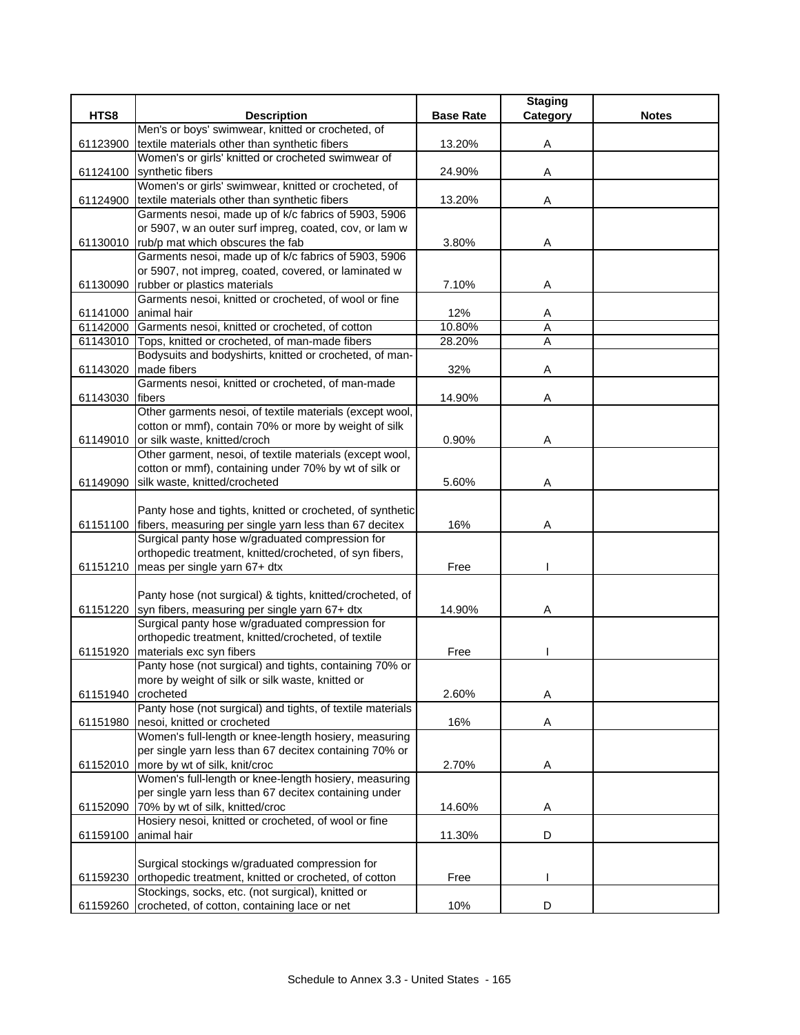| HTS8 | Description | Base Rate | Staging Category | Notes |
|---|---|---|---|---|
| 61123900 | Men's or boys' swimwear, knitted or crocheted, of textile materials other than synthetic fibers | 13.20% | A | |
| 61124100 | Women's or girls' knitted or crocheted swimwear of synthetic fibers | 24.90% | A | |
| 61124900 | Women's or girls' swimwear, knitted or crocheted, of textile materials other than synthetic fibers | 13.20% | A | |
| 61130010 | Garments nesoi, made up of k/c fabrics of 5903, 5906 or 5907, w an outer surf impreg, coated, cov, or lam w rub/p mat which obscures the fab | 3.80% | A | |
| 61130090 | Garments nesoi, made up of k/c fabrics of 5903, 5906 or 5907, not impreg, coated, covered, or laminated w rubber or plastics materials | 7.10% | A | |
| 61141000 | Garments nesoi, knitted or crocheted, of wool or fine animal hair | 12% | A | |
| 61142000 | Garments nesoi, knitted or crocheted, of cotton | 10.80% | A | |
| 61143010 | Tops, knitted or crocheted, of man-made fibers | 28.20% | A | |
| 61143020 | Bodysuits and bodyshirts, knitted or crocheted, of man-made fibers | 32% | A | |
| 61143030 | Garments nesoi, knitted or crocheted, of man-made fibers | 14.90% | A | |
| 61149010 | Other garments nesoi, of textile materials (except wool, cotton or mmf), contain 70% or more by weight of silk or silk waste, knitted/croch | 0.90% | A | |
| 61149090 | Other garment, nesoi, of textile materials (except wool, cotton or mmf), containing under 70% by wt of silk or silk waste, knitted/crocheted | 5.60% | A | |
| 61151100 | Panty hose and tights, knitted or crocheted, of synthetic fibers, measuring per single yarn less than 67 decitex | 16% | A | |
| 61151210 | Surgical panty hose w/graduated compression for orthopedic treatment, knitted/crocheted, of syn fibers, meas per single yarn 67+ dtx | Free | I | |
| 61151220 | Panty hose (not surgical) & tights, knitted/crocheted, of syn fibers, measuring per single yarn 67+ dtx | 14.90% | A | |
| 61151920 | Surgical panty hose w/graduated compression for orthopedic treatment, knitted/crocheted, of textile materials exc syn fibers | Free | I | |
| 61151940 | Panty hose (not surgical) and tights, containing 70% or more by weight of silk or silk waste, knitted or crocheted | 2.60% | A | |
| 61151980 | Panty hose (not surgical) and tights, of textile materials nesoi, knitted or crocheted | 16% | A | |
| 61152010 | Women's full-length or knee-length hosiery, measuring per single yarn less than 67 decitex containing 70% or more by wt of silk, knit/croc | 2.70% | A | |
| 61152090 | Women's full-length or knee-length hosiery, measuring per single yarn less than 67 decitex containing under 70% by wt of silk, knitted/croc | 14.60% | A | |
| 61159100 | Hosiery nesoi, knitted or crocheted, of wool or fine animal hair | 11.30% | D | |
| 61159230 | Surgical stockings w/graduated compression for orthopedic treatment, knitted or crocheted, of cotton | Free | I | |
| 61159260 | Stockings, socks, etc. (not surgical), knitted or crocheted, of cotton, containing lace or net | 10% | D | |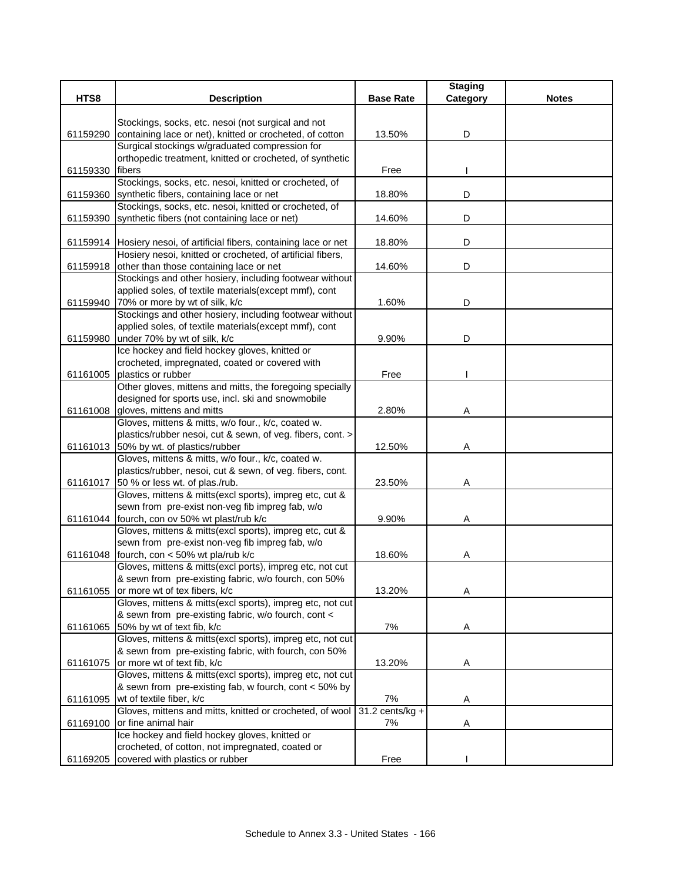| HTS8 | Description | Base Rate | Staging Category | Notes |
|---|---|---|---|---|
| 61159290 | Stockings, socks, etc. nesoi (not surgical and not containing lace or net), knitted or crocheted, of cotton | 13.50% | D | |
| 61159330 | Surgical stockings w/graduated compression for orthopedic treatment, knitted or crocheted, of synthetic fibers | Free | I | |
| 61159360 | Stockings, socks, etc. nesoi, knitted or crocheted, of synthetic fibers, containing lace or net | 18.80% | D | |
| 61159390 | Stockings, socks, etc. nesoi, knitted or crocheted, of synthetic fibers (not containing lace or net) | 14.60% | D | |
| 61159914 | Hosiery nesoi, of artificial fibers, containing lace or net | 18.80% | D | |
| 61159918 | Hosiery nesoi, knitted or crocheted, of artificial fibers, other than those containing lace or net | 14.60% | D | |
| 61159940 | Stockings and other hosiery, including footwear without applied soles, of textile materials(except mmf), cont 70% or more by wt of silk, k/c | 1.60% | D | |
| 61159980 | Stockings and other hosiery, including footwear without applied soles, of textile materials(except mmf), cont under 70% by wt of silk, k/c | 9.90% | D | |
| 61161005 | Ice hockey and field hockey gloves, knitted or crocheted, impregnated, coated or covered with plastics or rubber | Free | I | |
| 61161008 | Other gloves, mittens and mitts, the foregoing specially designed for sports use, incl. ski and snowmobile gloves, mittens and mitts | 2.80% | A | |
| 61161013 | Gloves, mittens & mitts, w/o four., k/c, coated w. plastics/rubber nesoi, cut & sewn, of veg. fibers, cont. > 50% by wt. of plastics/rubber | 12.50% | A | |
| 61161017 | Gloves, mittens & mitts, w/o four., k/c, coated w. plastics/rubber, nesoi, cut & sewn, of veg. fibers, cont. 50 % or less wt. of plas./rub. | 23.50% | A | |
| 61161044 | Gloves, mittens & mitts(excl sports), impreg etc, cut & sewn from pre-exist non-veg fib impreg fab, w/o fourch, con ov 50% wt plast/rub k/c | 9.90% | A | |
| 61161048 | Gloves, mittens & mitts(excl sports), impreg etc, cut & sewn from pre-exist non-veg fib impreg fab, w/o fourch, con < 50% wt pla/rub k/c | 18.60% | A | |
| 61161055 | Gloves, mittens & mitts(excl ports), impreg etc, not cut & sewn from pre-existing fabric, w/o fourch, con 50% or more wt of tex fibers, k/c | 13.20% | A | |
| 61161065 | Gloves, mittens & mitts(excl sports), impreg etc, not cut & sewn from pre-existing fabric, w/o fourch, cont < 50% by wt of text fib, k/c | 7% | A | |
| 61161075 | Gloves, mittens & mitts(excl sports), impreg etc, not cut & sewn from pre-existing fabric, with fourch, con 50% or more wt of text fib, k/c | 13.20% | A | |
| 61161095 | Gloves, mittens & mitts(excl sports), impreg etc, not cut & sewn from pre-existing fab, w fourch, cont < 50% by wt of textile fiber, k/c | 7% | A | |
| 61169100 | Gloves, mittens and mitts, knitted or crocheted, of wool or fine animal hair | 31.2 cents/kg + 7% | A | |
| 61169205 | Ice hockey and field hockey gloves, knitted or crocheted, of cotton, not impregnated, coated or covered with plastics or rubber | Free | I | |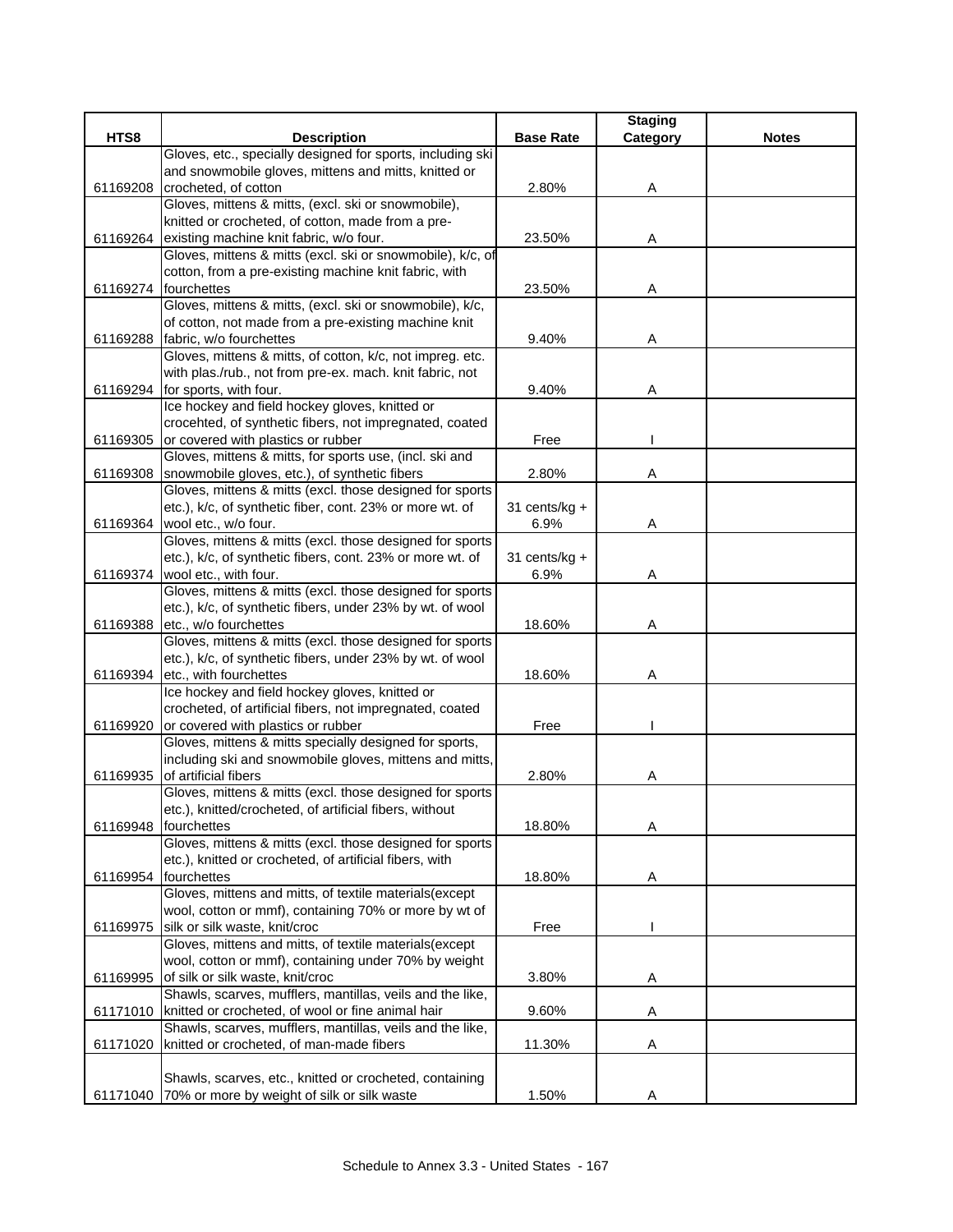| HTS8 | Description | Base Rate | Staging Category | Notes |
|---|---|---|---|---|
| 61169208 | Gloves, etc., specially designed for sports, including ski and snowmobile gloves, mittens and mitts, knitted or crocheted, of cotton | 2.80% | A | |
| 61169264 | Gloves, mittens & mitts, (excl. ski or snowmobile), knitted or crocheted, of cotton, made from a pre-existing machine knit fabric, w/o four. | 23.50% | A | |
| 61169274 | Gloves, mittens & mitts (excl. ski or snowmobile), k/c, of cotton, from a pre-existing machine knit fabric, with fourchettes | 23.50% | A | |
| 61169288 | Gloves, mittens & mitts, (excl. ski or snowmobile), k/c, of cotton, not made from a pre-existing machine knit fabric, w/o fourchettes | 9.40% | A | |
| 61169294 | Gloves, mittens & mitts, of cotton, k/c, not impreg. etc. with plas./rub., not from pre-ex. mach. knit fabric, not for sports, with four. | 9.40% | A | |
| 61169305 | Ice hockey and field hockey gloves, knitted or crocehted, of synthetic fibers, not impregnated, coated or covered with plastics or rubber | Free | I | |
| 61169308 | Gloves, mittens & mitts, for sports use, (incl. ski and snowmobile gloves, etc.), of synthetic fibers | 2.80% | A | |
| 61169364 | Gloves, mittens & mitts (excl. those designed for sports etc.), k/c, of synthetic fiber, cont. 23% or more wt. of wool etc., w/o four. | 31 cents/kg + 6.9% | A | |
| 61169374 | Gloves, mittens & mitts (excl. those designed for sports etc.), k/c, of synthetic fibers, cont. 23% or more wt. of wool etc., with four. | 31 cents/kg + 6.9% | A | |
| 61169388 | Gloves, mittens & mitts (excl. those designed for sports etc.), k/c, of synthetic fibers, under 23% by wt. of wool etc., w/o fourchettes | 18.60% | A | |
| 61169394 | Gloves, mittens & mitts (excl. those designed for sports etc.), k/c, of synthetic fibers, under 23% by wt. of wool etc., with fourchettes | 18.60% | A | |
| 61169920 | Ice hockey and field hockey gloves, knitted or crocheted, of artificial fibers, not impregnated, coated or covered with plastics or rubber | Free | I | |
| 61169935 | Gloves, mittens & mitts specially designed for sports, including ski and snowmobile gloves, mittens and mitts, of artificial fibers | 2.80% | A | |
| 61169948 | Gloves, mittens & mitts (excl. those designed for sports etc.), knitted/crocheted, of artificial fibers, without fourchettes | 18.80% | A | |
| 61169954 | Gloves, mittens & mitts (excl. those designed for sports etc.), knitted or crocheted, of artificial fibers, with fourchettes | 18.80% | A | |
| 61169975 | Gloves, mittens and mitts, of textile materials(except wool, cotton or mmf), containing 70% or more by wt of silk or silk waste, knit/croc | Free | I | |
| 61169995 | Gloves, mittens and mitts, of textile materials(except wool, cotton or mmf), containing under 70% by weight of silk or silk waste, knit/croc | 3.80% | A | |
| 61171010 | Shawls, scarves, mufflers, mantillas, veils and the like, knitted or crocheted, of wool or fine animal hair | 9.60% | A | |
| 61171020 | Shawls, scarves, mufflers, mantillas, veils and the like, knitted or crocheted, of man-made fibers | 11.30% | A | |
| 61171040 | Shawls, scarves, etc., knitted or crocheted, containing 70% or more by weight of silk or silk waste | 1.50% | A | |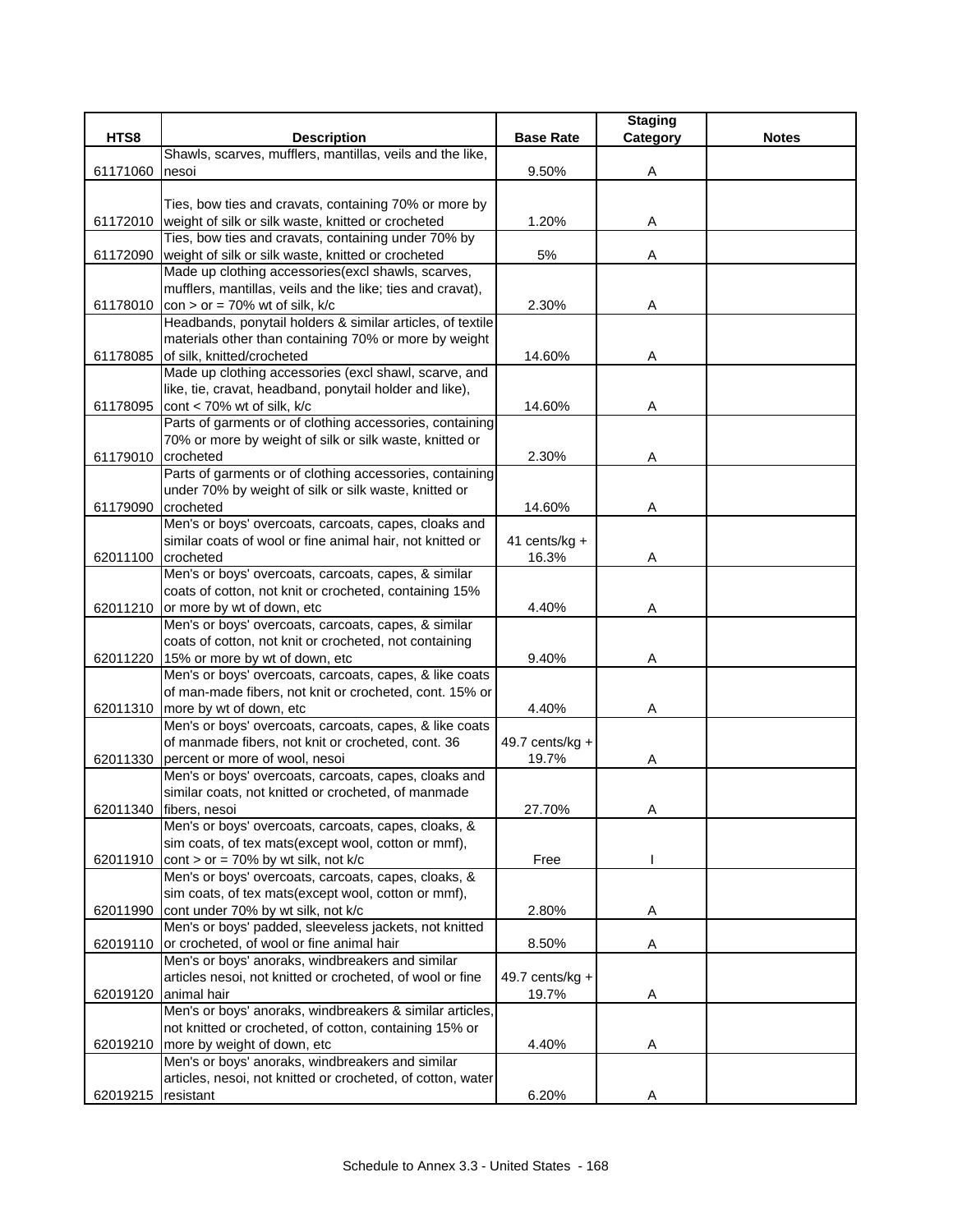| HTS8 | Description | Base Rate | Staging Category | Notes |
|---|---|---|---|---|
| 61171060 | Shawls, scarves, mufflers, mantillas, veils and the like, nesoi | 9.50% | A | |
| 61172010 | Ties, bow ties and cravats, containing 70% or more by weight of silk or silk waste, knitted or crocheted | 1.20% | A | |
| 61172090 | Ties, bow ties and cravats, containing under 70% by weight of silk or silk waste, knitted or crocheted | 5% | A | |
| 61178010 | Made up clothing accessories(excl shawls, scarves, mufflers, mantillas, veils and the like; ties and cravat), con > or = 70% wt of silk, k/c | 2.30% | A | |
| 61178085 | Headbands, ponytail holders & similar articles, of textile materials other than containing 70% or more by weight of silk, knitted/crocheted | 14.60% | A | |
| 61178095 | Made up clothing accessories (excl shawl, scarve, and like, tie, cravat, headband, ponytail holder and like), cont < 70% wt of silk, k/c | 14.60% | A | |
| 61179010 | Parts of garments or of clothing accessories, containing 70% or more by weight of silk or silk waste, knitted or crocheted | 2.30% | A | |
| 61179090 | Parts of garments or of clothing accessories, containing under 70% by weight of silk or silk waste, knitted or crocheted | 14.60% | A | |
| 62011100 | Men's or boys' overcoats, carcoats, capes, cloaks and similar coats of wool or fine animal hair, not knitted or crocheted | 41 cents/kg + 16.3% | A | |
| 62011210 | Men's or boys' overcoats, carcoats, capes, & similar coats of cotton, not knit or crocheted, containing 15% or more by wt of down, etc | 4.40% | A | |
| 62011220 | Men's or boys' overcoats, carcoats, capes, & similar coats of cotton, not knit or crocheted, not containing 15% or more by wt of down, etc | 9.40% | A | |
| 62011310 | Men's or boys' overcoats, carcoats, capes, & like coats of man-made fibers, not knit or crocheted, cont. 15% or more by wt of down, etc | 4.40% | A | |
| 62011330 | Men's or boys' overcoats, carcoats, capes, & like coats of manmade fibers, not knit or crocheted, cont. 36 percent or more of wool, nesoi | 49.7 cents/kg + 19.7% | A | |
| 62011340 | Men's or boys' overcoats, carcoats, capes, cloaks and similar coats, not knitted or crocheted, of manmade fibers, nesoi | 27.70% | A | |
| 62011910 | Men's or boys' overcoats, carcoats, capes, cloaks, & sim coats, of tex mats(except wool, cotton or mmf), cont > or = 70% by wt silk, not k/c | Free | I | |
| 62011990 | Men's or boys' overcoats, carcoats, capes, cloaks, & sim coats, of tex mats(except wool, cotton or mmf), cont under 70% by wt silk, not k/c | 2.80% | A | |
| 62019110 | Men's or boys' padded, sleeveless jackets, not knitted or crocheted, of wool or fine animal hair | 8.50% | A | |
| 62019120 | Men's or boys' anoraks, windbreakers and similar articles nesoi, not knitted or crocheted, of wool or fine animal hair | 49.7 cents/kg + 19.7% | A | |
| 62019210 | Men's or boys' anoraks, windbreakers & similar articles, not knitted or crocheted, of cotton, containing 15% or more by weight of down, etc | 4.40% | A | |
| 62019215 | Men's or boys' anoraks, windbreakers and similar articles, nesoi, not knitted or crocheted, of cotton, water resistant | 6.20% | A | |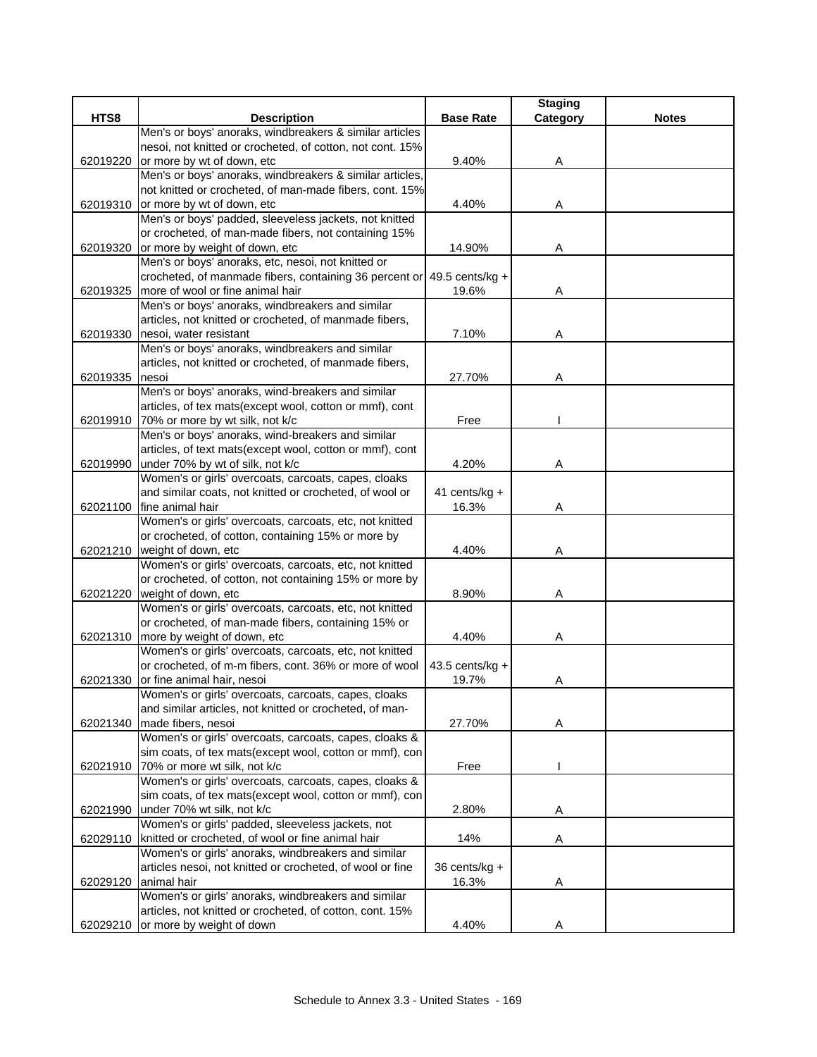| HTS8 | Description | Base Rate | Staging Category | Notes |
|---|---|---|---|---|
| 62019220 | Men's or boys' anoraks, windbreakers & similar articles nesoi, not knitted or crocheted, of cotton, not cont. 15% or more by wt of down, etc | 9.40% | A | |
| 62019310 | Men's or boys' anoraks, windbreakers & similar articles, not knitted or crocheted, of man-made fibers, cont. 15% or more by wt of down, etc | 4.40% | A | |
| 62019320 | Men's or boys' padded, sleeveless jackets, not knitted or crocheted, of man-made fibers, not containing 15% or more by weight of down, etc | 14.90% | A | |
| 62019325 | Men's or boys' anoraks, etc, nesoi, not knitted or crocheted, of manmade fibers, containing 36 percent or more of wool or fine animal hair | 49.5 cents/kg + 19.6% | A | |
| 62019330 | Men's or boys' anoraks, windbreakers and similar articles, not knitted or crocheted, of manmade fibers, nesoi, water resistant | 7.10% | A | |
| 62019335 | Men's or boys' anoraks, windbreakers and similar articles, not knitted or crocheted, of manmade fibers, nesoi | 27.70% | A | |
| 62019910 | Men's or boys' anoraks, wind-breakers and similar articles, of tex mats(except wool, cotton or mmf), cont 70% or more by wt silk, not k/c | Free | I | |
| 62019990 | Men's or boys' anoraks, wind-breakers and similar articles, of text mats(except wool, cotton or mmf), cont under 70% by wt of silk, not k/c | 4.20% | A | |
| 62021100 | Women's or girls' overcoats, carcoats, capes, cloaks and similar coats, not knitted or crocheted, of wool or fine animal hair | 41 cents/kg + 16.3% | A | |
| 62021210 | Women's or girls' overcoats, carcoats, etc, not knitted or crocheted, of cotton, containing 15% or more by weight of down, etc | 4.40% | A | |
| 62021220 | Women's or girls' overcoats, carcoats, etc, not knitted or crocheted, of cotton, not containing 15% or more by weight of down, etc | 8.90% | A | |
| 62021310 | Women's or girls' overcoats, carcoats, etc, not knitted or crocheted, of man-made fibers, containing 15% or more by weight of down, etc | 4.40% | A | |
| 62021330 | Women's or girls' overcoats, carcoats, etc, not knitted or crocheted, of m-m fibers, cont. 36% or more of wool or fine animal hair, nesoi | 43.5 cents/kg + 19.7% | A | |
| 62021340 | Women's or girls' overcoats, carcoats, capes, cloaks and similar articles, not knitted or crocheted, of man-made fibers, nesoi | 27.70% | A | |
| 62021910 | Women's or girls' overcoats, carcoats, capes, cloaks & sim coats, of tex mats(except wool, cotton or mmf), con 70% or more wt silk, not k/c | Free | I | |
| 62021990 | Women's or girls' overcoats, carcoats, capes, cloaks & sim coats, of tex mats(except wool, cotton or mmf), con under 70% wt silk, not k/c | 2.80% | A | |
| 62029110 | Women's or girls' padded, sleeveless jackets, not knitted or crocheted, of wool or fine animal hair | 14% | A | |
| 62029120 | Women's or girls' anoraks, windbreakers and similar articles nesoi, not knitted or crocheted, of wool or fine animal hair | 36 cents/kg + 16.3% | A | |
| 62029210 | Women's or girls' anoraks, windbreakers and similar articles, not knitted or crocheted, of cotton, cont. 15% or more by weight of down | 4.40% | A | |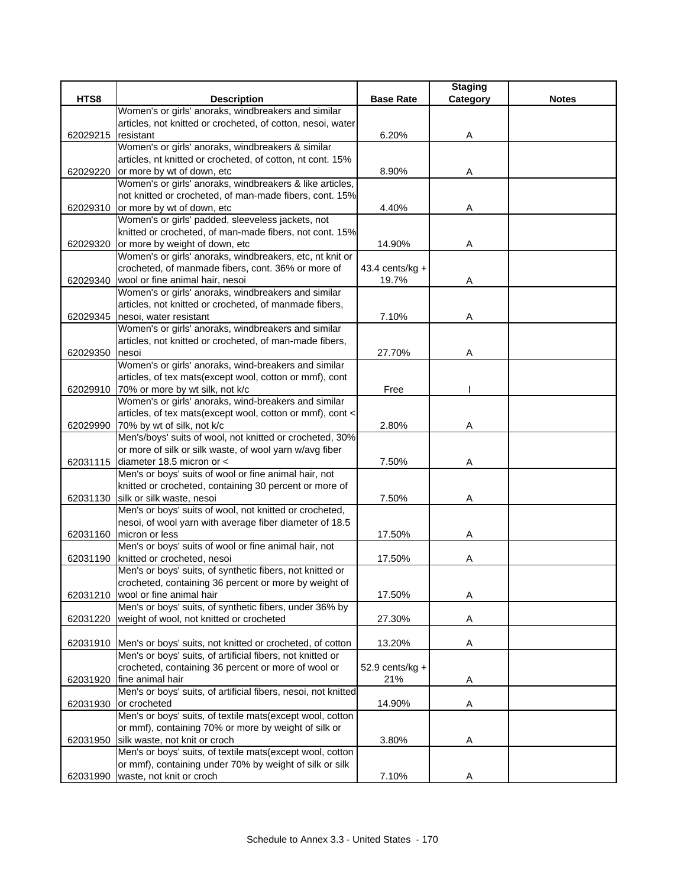| HTS8 | Description | Base Rate | Staging Category | Notes |
|---|---|---|---|---|
| 62029215 | Women's or girls' anoraks, windbreakers and similar articles, not knitted or crocheted, of cotton, nesoi, water resistant | 6.20% | A | |
| 62029220 | Women's or girls' anoraks, windbreakers & similar articles, nt knitted or crocheted, of cotton, nt cont. 15% or more by wt of down, etc | 8.90% | A | |
| 62029310 | Women's or girls' anoraks, windbreakers & like articles, not knitted or crocheted, of man-made fibers, cont. 15% or more by wt of down, etc | 4.40% | A | |
| 62029320 | Women's or girls' padded, sleeveless jackets, not knitted or crocheted, of man-made fibers, not cont. 15% or more by weight of down, etc | 14.90% | A | |
| 62029340 | Women's or girls' anoraks, windbreakers, etc, nt knit or crocheted, of manmade fibers, cont. 36% or more of wool or fine animal hair, nesoi | 43.4 cents/kg + 19.7% | A | |
| 62029345 | Women's or girls' anoraks, windbreakers and similar articles, not knitted or crocheted, of manmade fibers, nesoi, water resistant | 7.10% | A | |
| 62029350 | Women's or girls' anoraks, windbreakers and similar articles, not knitted or crocheted, of man-made fibers, nesoi | 27.70% | A | |
| 62029910 | Women's or girls' anoraks, wind-breakers and similar articles, of tex mats(except wool, cotton or mmf), cont 70% or more by wt silk, not k/c | Free | I | |
| 62029990 | Women's or girls' anoraks, wind-breakers and similar articles, of tex mats(except wool, cotton or mmf), cont < 70% by wt of silk, not k/c | 2.80% | A | |
| 62031115 | Men's/boys' suits of wool, not knitted or crocheted, 30% or more of silk or silk waste, of wool yarn w/avg fiber diameter 18.5 micron or < | 7.50% | A | |
| 62031130 | Men's or boys' suits of wool or fine animal hair, not knitted or crocheted, containing 30 percent or more of silk or silk waste, nesoi | 7.50% | A | |
| 62031160 | Men's or boys' suits of wool, not knitted or crocheted, nesoi, of wool yarn with average fiber diameter of 18.5 micron or less | 17.50% | A | |
| 62031190 | Men's or boys' suits of wool or fine animal hair, not knitted or crocheted, nesoi | 17.50% | A | |
| 62031210 | Men's or boys' suits, of synthetic fibers, not knitted or crocheted, containing 36 percent or more by weight of wool or fine animal hair | 17.50% | A | |
| 62031220 | Men's or boys' suits, of synthetic fibers, under 36% by weight of wool, not knitted or crocheted | 27.30% | A | |
| 62031910 | Men's or boys' suits, not knitted or crocheted, of cotton | 13.20% | A | |
| 62031920 | Men's or boys' suits, of artificial fibers, not knitted or crocheted, containing 36 percent or more of wool or fine animal hair | 52.9 cents/kg + 21% | A | |
| 62031930 | Men's or boys' suits, of artificial fibers, nesoi, not knitted or crocheted | 14.90% | A | |
| 62031950 | Men's or boys' suits, of textile mats(except wool, cotton or mmf), containing 70% or more by weight of silk or silk waste, not knit or croch | 3.80% | A | |
| 62031990 | Men's or boys' suits, of textile mats(except wool, cotton or mmf), containing under 70% by weight of silk or silk waste, not knit or croch | 7.10% | A | |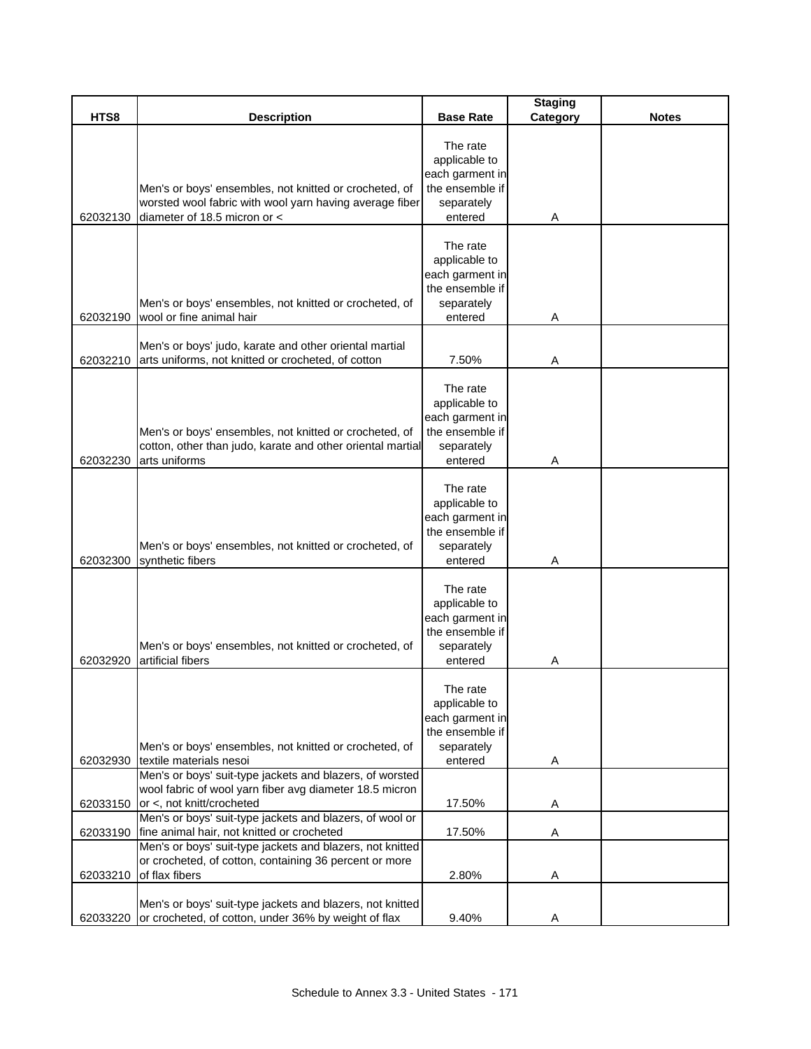| HTS8 | Description | Base Rate | Staging Category | Notes |
|---|---|---|---|---|
| 62032130 | Men's or boys' ensembles, not knitted or crocheted, of worsted wool fabric with wool yarn having average fiber diameter of 18.5 micron or < | The rate applicable to each garment in the ensemble if separately entered | A | |
| 62032190 | Men's or boys' ensembles, not knitted or crocheted, of wool or fine animal hair | The rate applicable to each garment in the ensemble if separately entered | A | |
| 62032210 | Men's or boys' judo, karate and other oriental martial arts uniforms, not knitted or crocheted, of cotton | 7.50% | A | |
| 62032230 | Men's or boys' ensembles, not knitted or crocheted, of cotton, other than judo, karate and other oriental martial arts uniforms | The rate applicable to each garment in the ensemble if separately entered | A | |
| 62032300 | Men's or boys' ensembles, not knitted or crocheted, of synthetic fibers | The rate applicable to each garment in the ensemble if separately entered | A | |
| 62032920 | Men's or boys' ensembles, not knitted or crocheted, of artificial fibers | The rate applicable to each garment in the ensemble if separately entered | A | |
| 62032930 | Men's or boys' ensembles, not knitted or crocheted, of textile materials nesoi | The rate applicable to each garment in the ensemble if separately entered | A | |
| 62033150 | Men's or boys' suit-type jackets and blazers, of worsted wool fabric of wool yarn fiber avg diameter 18.5 micron or <, not knitt/crocheted | 17.50% | A | |
| 62033190 | Men's or boys' suit-type jackets and blazers, of wool or fine animal hair, not knitted or crocheted | 17.50% | A | |
| 62033210 | Men's or boys' suit-type jackets and blazers, not knitted or crocheted, of cotton, containing 36 percent or more of flax fibers | 2.80% | A | |
| 62033220 | Men's or boys' suit-type jackets and blazers, not knitted or crocheted, of cotton, under 36% by weight of flax | 9.40% | A | |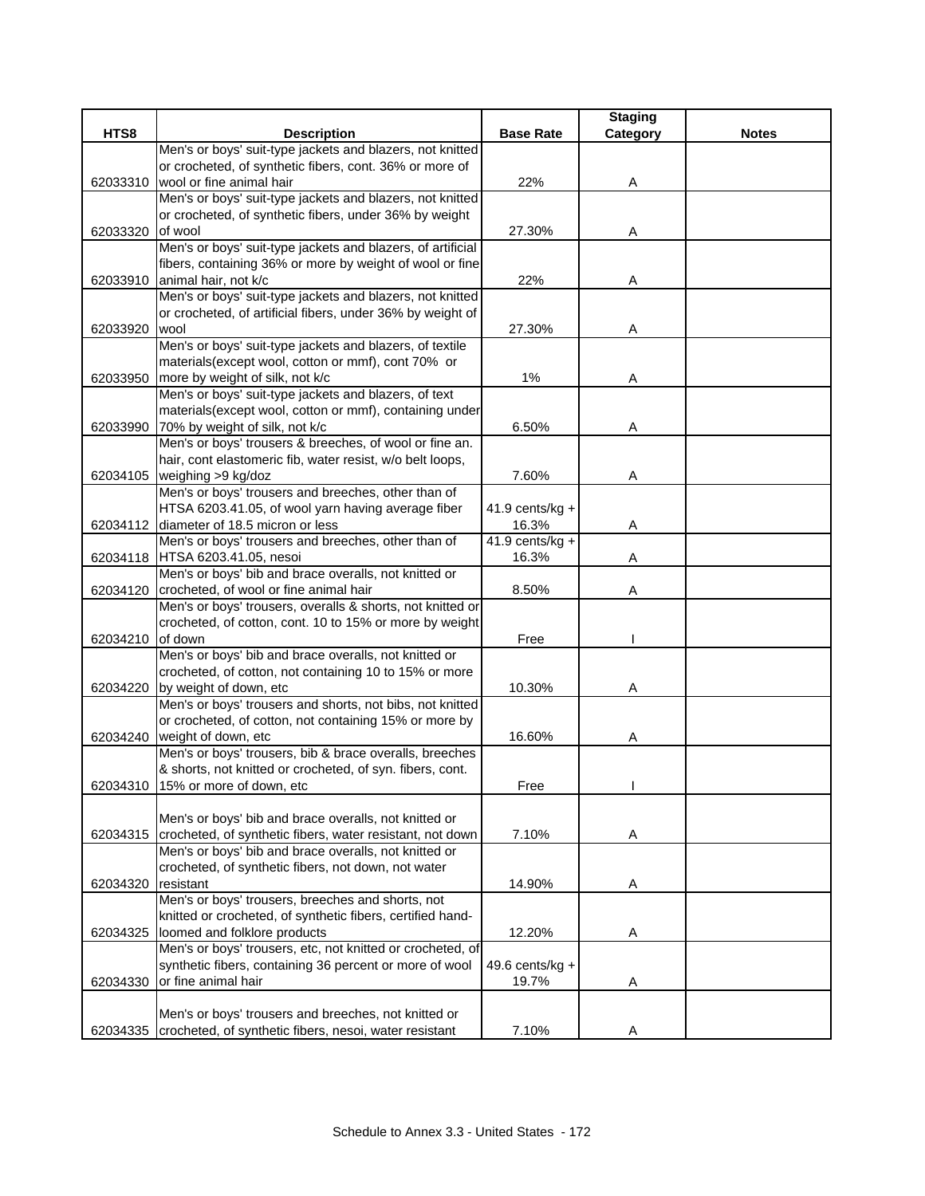| HTS8 | Description | Base Rate | Staging Category | Notes |
|---|---|---|---|---|
| 62033310 | Men's or boys' suit-type jackets and blazers, not knitted or crocheted, of synthetic fibers, cont. 36% or more of wool or fine animal hair | 22% | A | |
| 62033320 | Men's or boys' suit-type jackets and blazers, not knitted or crocheted, of synthetic fibers, under 36% by weight of wool | 27.30% | A | |
| 62033910 | Men's or boys' suit-type jackets and blazers, of artificial fibers, containing 36% or more by weight of wool or fine animal hair, not k/c | 22% | A | |
| 62033920 | Men's or boys' suit-type jackets and blazers, not knitted or crocheted, of artificial fibers, under 36% by weight of wool | 27.30% | A | |
| 62033950 | Men's or boys' suit-type jackets and blazers, of textile materials(except wool, cotton or mmf), cont 70% or more by weight of silk, not k/c | 1% | A | |
| 62033990 | Men's or boys' suit-type jackets and blazers, of text materials(except wool, cotton or mmf), containing under 70% by weight of silk, not k/c | 6.50% | A | |
| 62034105 | Men's or boys' trousers & breeches, of wool or fine an. hair, cont elastomeric fib, water resist, w/o belt loops, weighing >9 kg/doz | 7.60% | A | |
| 62034112 | Men's or boys' trousers and breeches, other than of HTSA 6203.41.05, of wool yarn having average fiber diameter of 18.5 micron or less | 41.9 cents/kg + 16.3% | A | |
| 62034118 | Men's or boys' trousers and breeches, other than of HTSA 6203.41.05, nesoi | 41.9 cents/kg + 16.3% | A | |
| 62034120 | Men's or boys' bib and brace overalls, not knitted or crocheted, of wool or fine animal hair | 8.50% | A | |
| 62034210 | Men's or boys' trousers, overalls & shorts, not knitted or crocheted, of cotton, cont. 10 to 15% or more by weight of down | Free | I | |
| 62034220 | Men's or boys' bib and brace overalls, not knitted or crocheted, of cotton, not containing 10 to 15% or more by weight of down, etc | 10.30% | A | |
| 62034240 | Men's or boys' trousers and shorts, not bibs, not knitted or crocheted, of cotton, not containing 15% or more by weight of down, etc | 16.60% | A | |
| 62034310 | Men's or boys' trousers, bib & brace overalls, breeches & shorts, not knitted or crocheted, of syn. fibers, cont. 15% or more of down, etc | Free | I | |
| 62034315 | Men's or boys' bib and brace overalls, not knitted or crocheted, of synthetic fibers, water resistant, not down | 7.10% | A | |
| 62034320 | Men's or boys' bib and brace overalls, not knitted or crocheted, of synthetic fibers, not down, not water resistant | 14.90% | A | |
| 62034325 | Men's or boys' trousers, breeches and shorts, not knitted or crocheted, of synthetic fibers, certified hand-loomed and folklore products | 12.20% | A | |
| 62034330 | Men's or boys' trousers, etc, not knitted or crocheted, of synthetic fibers, containing 36 percent or more of wool or fine animal hair | 49.6 cents/kg + 19.7% | A | |
| 62034335 | Men's or boys' trousers and breeches, not knitted or crocheted, of synthetic fibers, nesoi, water resistant | 7.10% | A | |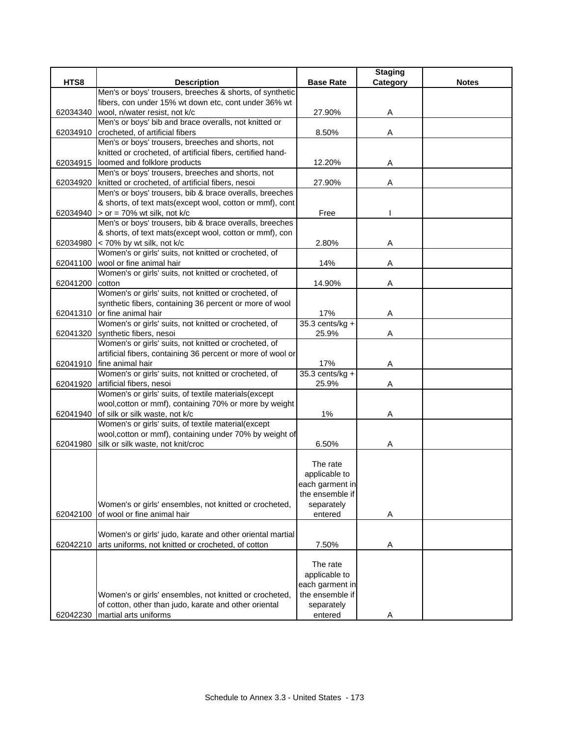| HTS8 | Description | Base Rate | Staging Category | Notes |
|---|---|---|---|---|
| 62034340 | Men's or boys' trousers, breeches & shorts, of synthetic fibers, con under 15% wt down etc, cont under 36% wt wool, n/water resist, not k/c | 27.90% | A | |
| 62034910 | Men's or boys' bib and brace overalls, not knitted or crocheted, of artificial fibers | 8.50% | A | |
| 62034915 | Men's or boys' trousers, breeches and shorts, not knitted or crocheted, of artificial fibers, certified hand-loomed and folklore products | 12.20% | A | |
| 62034920 | Men's or boys' trousers, breeches and shorts, not knitted or crocheted, of artificial fibers, nesoi | 27.90% | A | |
| 62034940 | Men's or boys' trousers, bib & brace overalls, breeches & shorts, of text mats(except wool, cotton or mmf), cont > or = 70% wt silk, not k/c | Free | I | |
| 62034980 | Men's or boys' trousers, bib & brace overalls, breeches & shorts, of text mats(except wool, cotton or mmf), con < 70% by wt silk, not k/c | 2.80% | A | |
| 62041100 | Women's or girls' suits, not knitted or crocheted, of wool or fine animal hair | 14% | A | |
| 62041200 | Women's or girls' suits, not knitted or crocheted, of cotton | 14.90% | A | |
| 62041310 | Women's or girls' suits, not knitted or crocheted, of synthetic fibers, containing 36 percent or more of wool or fine animal hair | 17% | A | |
| 62041320 | Women's or girls' suits, not knitted or crocheted, of synthetic fibers, nesoi | 35.3 cents/kg + 25.9% | A | |
| 62041910 | Women's or girls' suits, not knitted or crocheted, of artificial fibers, containing 36 percent or more of wool or fine animal hair | 17% | A | |
| 62041920 | Women's or girls' suits, not knitted or crocheted, of artificial fibers, nesoi | 35.3 cents/kg + 25.9% | A | |
| 62041940 | Women's or girls' suits, of textile materials(except wool,cotton or mmf), containing 70% or more by weight of silk or silk waste, not k/c | 1% | A | |
| 62041980 | Women's or girls' suits, of textile material(except wool,cotton or mmf), containing under 70% by weight of silk or silk waste, not knit/croc | 6.50% | A | |
| 62042100 | Women's or girls' ensembles, not knitted or crocheted, of wool or fine animal hair | The rate applicable to each garment in the ensemble if separately entered | A | |
| 62042210 | Women's or girls' judo, karate and other oriental martial arts uniforms, not knitted or crocheted, of cotton | 7.50% | A | |
| 62042230 | Women's or girls' ensembles, not knitted or crocheted, of cotton, other than judo, karate and other oriental martial arts uniforms | The rate applicable to each garment in the ensemble if separately entered | A | |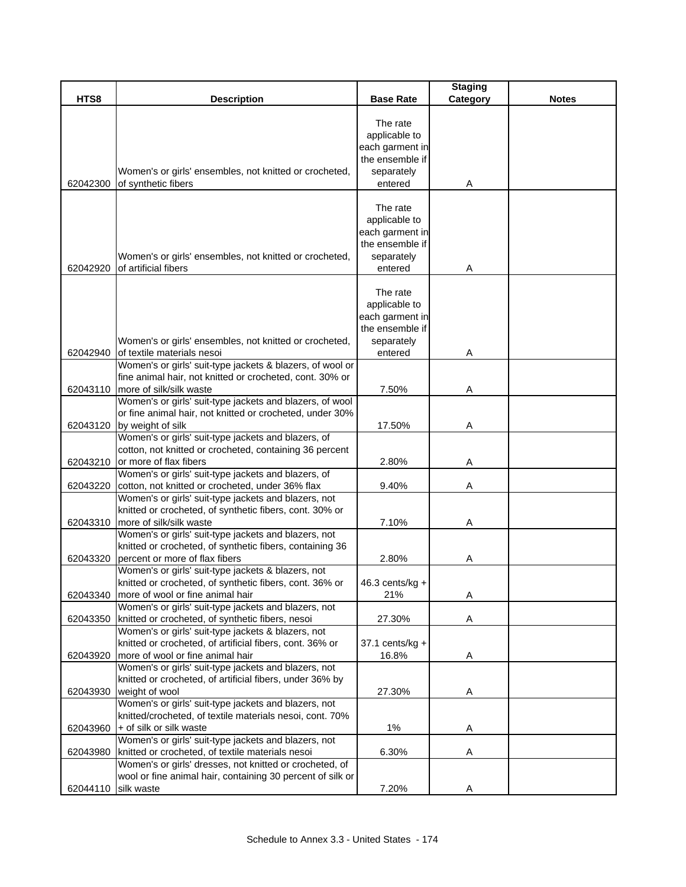| HTS8 | Description | Base Rate | Staging Category | Notes |
|---|---|---|---|---|
| 62042300 | Women's or girls' ensembles, not knitted or crocheted, of synthetic fibers | The rate applicable to each garment in the ensemble if separately entered | A | |
| 62042920 | Women's or girls' ensembles, not knitted or crocheted, of artificial fibers | The rate applicable to each garment in the ensemble if separately entered | A | |
| 62042940 | Women's or girls' ensembles, not knitted or crocheted, of textile materials nesoi | The rate applicable to each garment in the ensemble if separately entered | A | |
| 62043110 | Women's or girls' suit-type jackets & blazers, of wool or fine animal hair, not knitted or crocheted, cont. 30% or more of silk/silk waste | 7.50% | A | |
| 62043120 | Women's or girls' suit-type jackets and blazers, of wool or fine animal hair, not knitted or crocheted, under 30% by weight of silk | 17.50% | A | |
| 62043210 | Women's or girls' suit-type jackets and blazers, of cotton, not knitted or crocheted, containing 36 percent or more of flax fibers | 2.80% | A | |
| 62043220 | Women's or girls' suit-type jackets and blazers, of cotton, not knitted or crocheted, under 36% flax | 9.40% | A | |
| 62043310 | Women's or girls' suit-type jackets and blazers, not knitted or crocheted, of synthetic fibers, cont. 30% or more of silk/silk waste | 7.10% | A | |
| 62043320 | Women's or girls' suit-type jackets and blazers, not knitted or crocheted, of synthetic fibers, containing 36 percent or more of flax fibers | 2.80% | A | |
| 62043340 | Women's or girls' suit-type jackets & blazers, not knitted or crocheted, of synthetic fibers, cont. 36% or more of wool or fine animal hair | 46.3 cents/kg + 21% | A | |
| 62043350 | Women's or girls' suit-type jackets and blazers, not knitted or crocheted, of synthetic fibers, nesoi | 27.30% | A | |
| 62043920 | Women's or girls' suit-type jackets & blazers, not knitted or crocheted, of artificial fibers, cont. 36% or more of wool or fine animal hair | 37.1 cents/kg + 16.8% | A | |
| 62043930 | Women's or girls' suit-type jackets and blazers, not knitted or crocheted, of artificial fibers, under 36% by weight of wool | 27.30% | A | |
| 62043960 | Women's or girls' suit-type jackets and blazers, not knitted/crocheted, of textile materials nesoi, cont. 70% + of silk or silk waste | 1% | A | |
| 62043980 | Women's or girls' suit-type jackets and blazers, not knitted or crocheted, of textile materials nesoi | 6.30% | A | |
| 62044110 | Women's or girls' dresses, not knitted or crocheted, of wool or fine animal hair, containing 30 percent of silk or silk waste | 7.20% | A | |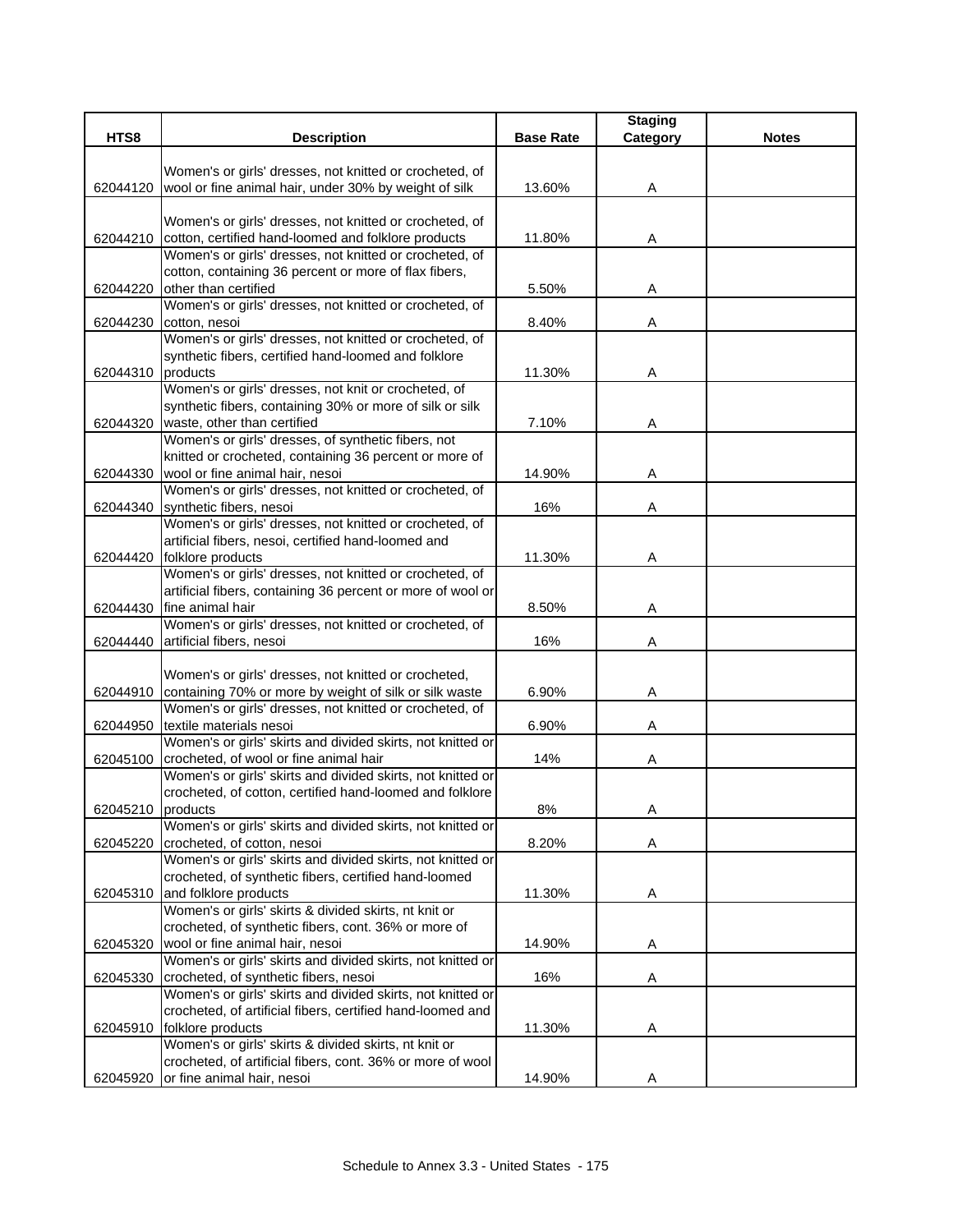| HTS8 | Description | Base Rate | Staging Category | Notes |
|---|---|---|---|---|
| 62044120 | Women's or girls' dresses, not knitted or crocheted, of wool or fine animal hair, under 30% by weight of silk | 13.60% | A | |
| 62044210 | Women's or girls' dresses, not knitted or crocheted, of cotton, certified hand-loomed and folklore products | 11.80% | A | |
| 62044220 | Women's or girls' dresses, not knitted or crocheted, of cotton, containing 36 percent or more of flax fibers, other than certified | 5.50% | A | |
| 62044230 | Women's or girls' dresses, not knitted or crocheted, of cotton, nesoi | 8.40% | A | |
| 62044310 | Women's or girls' dresses, not knitted or crocheted, of synthetic fibers, certified hand-loomed and folklore products | 11.30% | A | |
| 62044320 | Women's or girls' dresses, not knit or crocheted, of synthetic fibers, containing 30% or more of silk or silk waste, other than certified | 7.10% | A | |
| 62044330 | Women's or girls' dresses, of synthetic fibers, not knitted or crocheted, containing 36 percent or more of wool or fine animal hair, nesoi | 14.90% | A | |
| 62044340 | Women's or girls' dresses, not knitted or crocheted, of synthetic fibers, nesoi | 16% | A | |
| 62044420 | Women's or girls' dresses, not knitted or crocheted, of artificial fibers, nesoi, certified hand-loomed and folklore products | 11.30% | A | |
| 62044430 | Women's or girls' dresses, not knitted or crocheted, of artificial fibers, containing 36 percent or more of wool or fine animal hair | 8.50% | A | |
| 62044440 | Women's or girls' dresses, not knitted or crocheted, of artificial fibers, nesoi | 16% | A | |
| 62044910 | Women's or girls' dresses, not knitted or crocheted, containing 70% or more by weight of silk or silk waste | 6.90% | A | |
| 62044950 | Women's or girls' dresses, not knitted or crocheted, of textile materials nesoi | 6.90% | A | |
| 62045100 | Women's or girls' skirts and divided skirts, not knitted or crocheted, of wool or fine animal hair | 14% | A | |
| 62045210 | Women's or girls' skirts and divided skirts, not knitted or crocheted, of cotton, certified hand-loomed and folklore products | 8% | A | |
| 62045220 | Women's or girls' skirts and divided skirts, not knitted or crocheted, of cotton, nesoi | 8.20% | A | |
| 62045310 | Women's or girls' skirts and divided skirts, not knitted or crocheted, of synthetic fibers, certified hand-loomed and folklore products | 11.30% | A | |
| 62045320 | Women's or girls' skirts & divided skirts, nt knit or crocheted, of synthetic fibers, cont. 36% or more of wool or fine animal hair, nesoi | 14.90% | A | |
| 62045330 | Women's or girls' skirts and divided skirts, not knitted or crocheted, of synthetic fibers, nesoi | 16% | A | |
| 62045910 | Women's or girls' skirts and divided skirts, not knitted or crocheted, of artificial fibers, certified hand-loomed and folklore products | 11.30% | A | |
| 62045920 | Women's or girls' skirts & divided skirts, nt knit or crocheted, of artificial fibers, cont. 36% or more of wool or fine animal hair, nesoi | 14.90% | A | |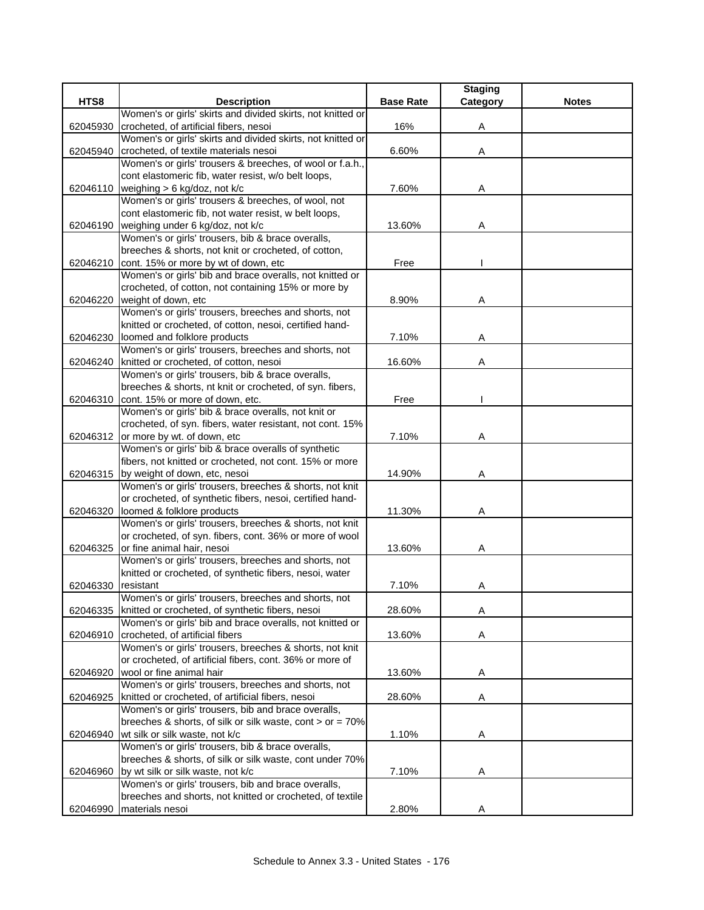| HTS8 | Description | Base Rate | Staging Category | Notes |
|---|---|---|---|---|
| 62045930 | Women's or girls' skirts and divided skirts, not knitted or crocheted, of artificial fibers, nesoi | 16% | A | |
| 62045940 | Women's or girls' skirts and divided skirts, not knitted or crocheted, of textile materials nesoi | 6.60% | A | |
| 62046110 | Women's or girls' trousers & breeches, of wool or f.a.h., cont elastomeric fib, water resist, w/o belt loops, weighing > 6 kg/doz, not k/c | 7.60% | A | |
| 62046190 | Women's or girls' trousers & breeches, of wool, not cont elastomeric fib, not water resist, w belt loops, weighing under 6 kg/doz, not k/c | 13.60% | A | |
| 62046210 | Women's or girls' trousers, bib & brace overalls, breeches & shorts, not knit or crocheted, of cotton, cont. 15% or more by wt of down, etc | Free | I | |
| 62046220 | Women's or girls' bib and brace overalls, not knitted or crocheted, of cotton, not containing 15% or more by weight of down, etc | 8.90% | A | |
| 62046230 | Women's or girls' trousers, breeches and shorts, not knitted or crocheted, of cotton, nesoi, certified hand-loomed and folklore products | 7.10% | A | |
| 62046240 | Women's or girls' trousers, breeches and shorts, not knitted or crocheted, of cotton, nesoi | 16.60% | A | |
| 62046310 | Women's or girls' trousers, bib & brace overalls, breeches & shorts, nt knit or crocheted, of syn. fibers, cont. 15% or more of down, etc. | Free | I | |
| 62046312 | Women's or girls' bib & brace overalls, not knit or crocheted, of syn. fibers, water resistant, not cont. 15% or more by wt. of down, etc | 7.10% | A | |
| 62046315 | Women's or girls' bib & brace overalls of synthetic fibers, not knitted or crocheted, not cont. 15% or more by weight of down, etc, nesoi | 14.90% | A | |
| 62046320 | Women's or girls' trousers, breeches & shorts, not knit or crocheted, of synthetic fibers, nesoi, certified hand-loomed & folklore products | 11.30% | A | |
| 62046325 | Women's or girls' trousers, breeches & shorts, not knit or crocheted, of syn. fibers, cont. 36% or more of wool or fine animal hair, nesoi | 13.60% | A | |
| 62046330 | Women's or girls' trousers, breeches and shorts, not knitted or crocheted, of synthetic fibers, nesoi, water resistant | 7.10% | A | |
| 62046335 | Women's or girls' trousers, breeches and shorts, not knitted or crocheted, of synthetic fibers, nesoi | 28.60% | A | |
| 62046910 | Women's or girls' bib and brace overalls, not knitted or crocheted, of artificial fibers | 13.60% | A | |
| 62046920 | Women's or girls' trousers, breeches & shorts, not knit or crocheted, of artificial fibers, cont. 36% or more of wool or fine animal hair | 13.60% | A | |
| 62046925 | Women's or girls' trousers, breeches and shorts, not knitted or crocheted, of artificial fibers, nesoi | 28.60% | A | |
| 62046940 | Women's or girls' trousers, bib and brace overalls, breeches & shorts, of silk or silk waste, cont > or = 70% wt silk or silk waste, not k/c | 1.10% | A | |
| 62046960 | Women's or girls' trousers, bib & brace overalls, breeches & shorts, of silk or silk waste, cont under 70% by wt silk or silk waste, not k/c | 7.10% | A | |
| 62046990 | Women's or girls' trousers, bib and brace overalls, breeches and shorts, not knitted or crocheted, of textile materials nesoi | 2.80% | A | |

Schedule to Annex 3.3 - United States - 176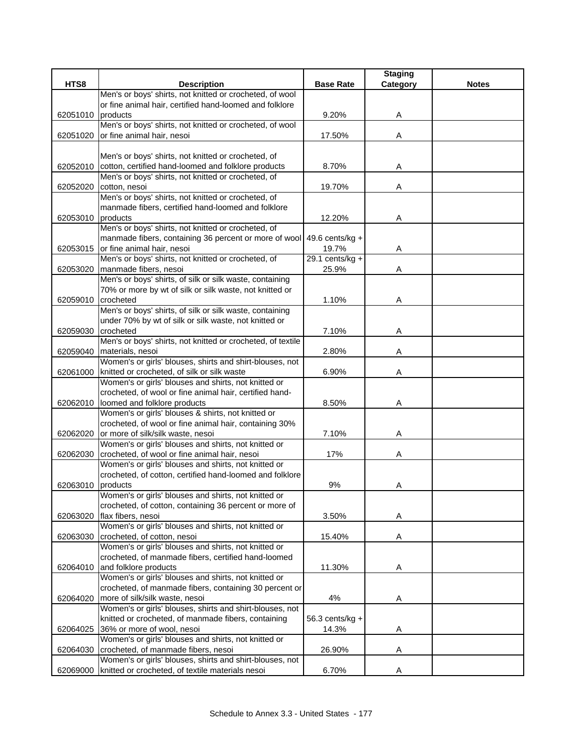| HTS8 | Description | Base Rate | Staging Category | Notes |
|---|---|---|---|---|
| 62051010 | Men's or boys' shirts, not knitted or crocheted, of wool or fine animal hair, certified hand-loomed and folklore products | 9.20% | A | |
| 62051020 | Men's or boys' shirts, not knitted or crocheted, of wool or fine animal hair, nesoi | 17.50% | A | |
| 62052010 | Men's or boys' shirts, not knitted or crocheted, of cotton, certified hand-loomed and folklore products | 8.70% | A | |
| 62052020 | Men's or boys' shirts, not knitted or crocheted, of cotton, nesoi | 19.70% | A | |
| 62053010 | Men's or boys' shirts, not knitted or crocheted, of manmade fibers, certified hand-loomed and folklore products | 12.20% | A | |
| 62053015 | Men's or boys' shirts, not knitted or crocheted, of manmade fibers, containing 36 percent or more of wool or fine animal hair, nesoi | 49.6 cents/kg + 19.7% | A | |
| 62053020 | Men's or boys' shirts, not knitted or crocheted, of manmade fibers, nesoi | 29.1 cents/kg + 25.9% | A | |
| 62059010 | Men's or boys' shirts, of silk or silk waste, containing 70% or more by wt of silk or silk waste, not knitted or crocheted | 1.10% | A | |
| 62059030 | Men's or boys' shirts, of silk or silk waste, containing under 70% by wt of silk or silk waste, not knitted or crocheted | 7.10% | A | |
| 62059040 | Men's or boys' shirts, not knitted or crocheted, of textile materials, nesoi | 2.80% | A | |
| 62061000 | Women's or girls' blouses, shirts and shirt-blouses, not knitted or crocheted, of silk or silk waste | 6.90% | A | |
| 62062010 | Women's or girls' blouses and shirts, not knitted or crocheted, of wool or fine animal hair, certified hand-loomed and folklore products | 8.50% | A | |
| 62062020 | Women's or girls' blouses & shirts, not knitted or crocheted, of wool or fine animal hair, containing 30% or more of silk/silk waste, nesoi | 7.10% | A | |
| 62062030 | Women's or girls' blouses and shirts, not knitted or crocheted, of wool or fine animal hair, nesoi | 17% | A | |
| 62063010 | Women's or girls' blouses and shirts, not knitted or crocheted, of cotton, certified hand-loomed and folklore products | 9% | A | |
| 62063020 | Women's or girls' blouses and shirts, not knitted or crocheted, of cotton, containing 36 percent or more of flax fibers, nesoi | 3.50% | A | |
| 62063030 | Women's or girls' blouses and shirts, not knitted or crocheted, of cotton, nesoi | 15.40% | A | |
| 62064010 | Women's or girls' blouses and shirts, not knitted or crocheted, of manmade fibers, certified hand-loomed and folklore products | 11.30% | A | |
| 62064020 | Women's or girls' blouses and shirts, not knitted or crocheted, of manmade fibers, containing 30 percent or more of silk/silk waste, nesoi | 4% | A | |
| 62064025 | Women's or girls' blouses, shirts and shirt-blouses, not knitted or crocheted, of manmade fibers, containing 36% or more of wool, nesoi | 56.3 cents/kg + 14.3% | A | |
| 62064030 | Women's or girls' blouses and shirts, not knitted or crocheted, of manmade fibers, nesoi | 26.90% | A | |
| 62069000 | Women's or girls' blouses, shirts and shirt-blouses, not knitted or crocheted, of textile materials nesoi | 6.70% | A | |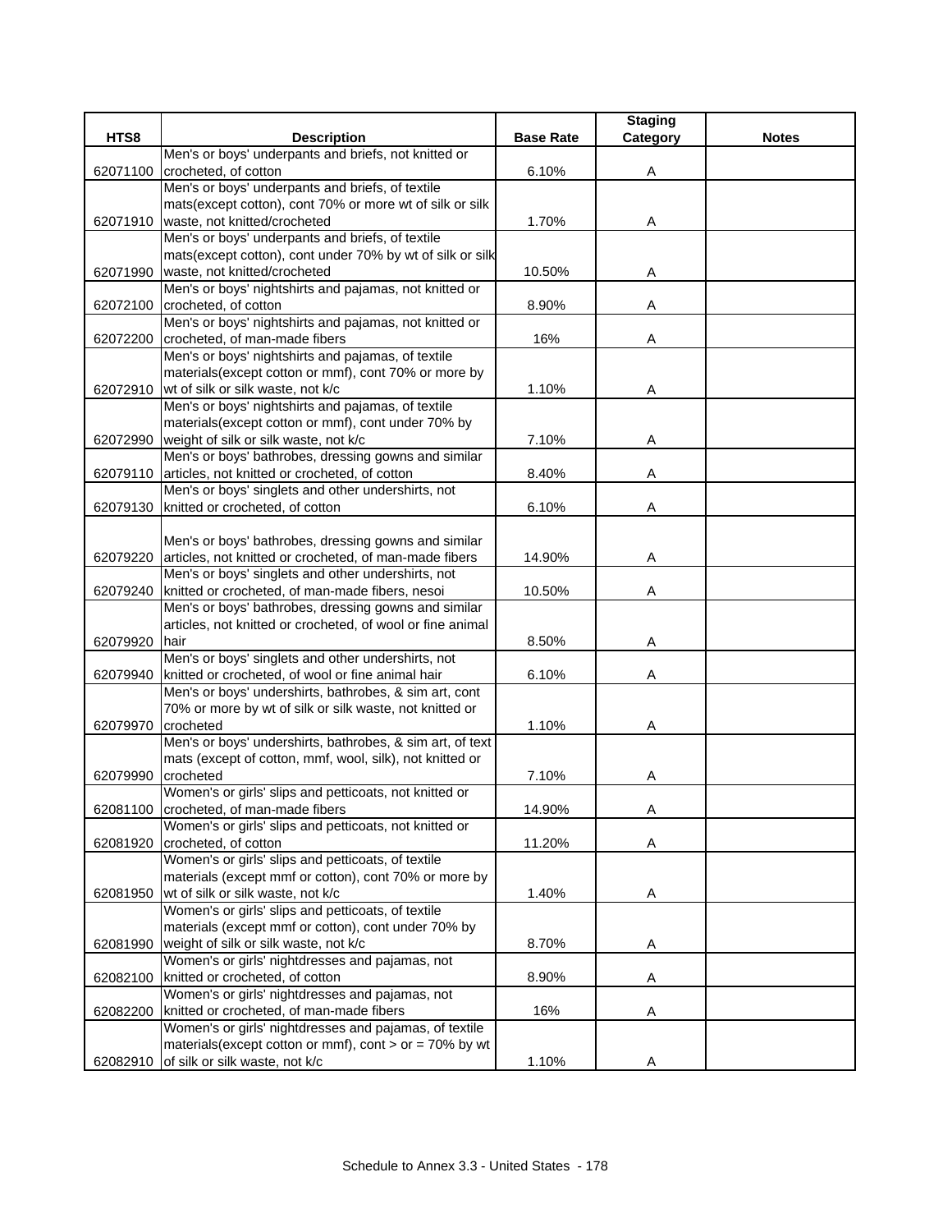| HTS8 | Description | Base Rate | Staging Category | Notes |
|---|---|---|---|---|
| 62071100 | Men's or boys' underpants and briefs, not knitted or crocheted, of cotton | 6.10% | A | |
| 62071910 | Men's or boys' underpants and briefs, of textile mats(except cotton), cont 70% or more wt of silk or silk waste, not knitted/crocheted | 1.70% | A | |
| 62071990 | Men's or boys' underpants and briefs, of textile mats(except cotton), cont under 70% by wt of silk or silk waste, not knitted/crocheted | 10.50% | A | |
| 62072100 | Men's or boys' nightshirts and pajamas, not knitted or crocheted, of cotton | 8.90% | A | |
| 62072200 | Men's or boys' nightshirts and pajamas, not knitted or crocheted, of man-made fibers | 16% | A | |
| 62072910 | Men's or boys' nightshirts and pajamas, of textile materials(except cotton or mmf), cont 70% or more by wt of silk or silk waste, not k/c | 1.10% | A | |
| 62072990 | Men's or boys' nightshirts and pajamas, of textile materials(except cotton or mmf), cont under 70% by weight of silk or silk waste, not k/c | 7.10% | A | |
| 62079110 | Men's or boys' bathrobes, dressing gowns and similar articles, not knitted or crocheted, of cotton | 8.40% | A | |
| 62079130 | Men's or boys' singlets and other undershirts, not knitted or crocheted, of cotton | 6.10% | A | |
| 62079220 | Men's or boys' bathrobes, dressing gowns and similar articles, not knitted or crocheted, of man-made fibers | 14.90% | A | |
| 62079240 | Men's or boys' singlets and other undershirts, not knitted or crocheted, of man-made fibers, nesoi | 10.50% | A | |
| 62079920 | Men's or boys' bathrobes, dressing gowns and similar articles, not knitted or crocheted, of wool or fine animal hair | 8.50% | A | |
| 62079940 | Men's or boys' singlets and other undershirts, not knitted or crocheted, of wool or fine animal hair | 6.10% | A | |
| 62079970 | Men's or boys' undershirts, bathrobes, & sim art, cont 70% or more by wt of silk or silk waste, not knitted or crocheted | 1.10% | A | |
| 62079990 | Men's or boys' undershirts, bathrobes, & sim art, of text mats (except of cotton, mmf, wool, silk), not knitted or crocheted | 7.10% | A | |
| 62081100 | Women's or girls' slips and petticoats, not knitted or crocheted, of man-made fibers | 14.90% | A | |
| 62081920 | Women's or girls' slips and petticoats, not knitted or crocheted, of cotton | 11.20% | A | |
| 62081950 | Women's or girls' slips and petticoats, of textile materials (except mmf or cotton), cont 70% or more by wt of silk or silk waste, not k/c | 1.40% | A | |
| 62081990 | Women's or girls' slips and petticoats, of textile materials (except mmf or cotton), cont under 70% by weight of silk or silk waste, not k/c | 8.70% | A | |
| 62082100 | Women's or girls' nightdresses and pajamas, not knitted or crocheted, of cotton | 8.90% | A | |
| 62082200 | Women's or girls' nightdresses and pajamas, not knitted or crocheted, of man-made fibers | 16% | A | |
| 62082910 | Women's or girls' nightdresses and pajamas, of textile materials(except cotton or mmf), cont > or = 70% by wt of silk or silk waste, not k/c | 1.10% | A | |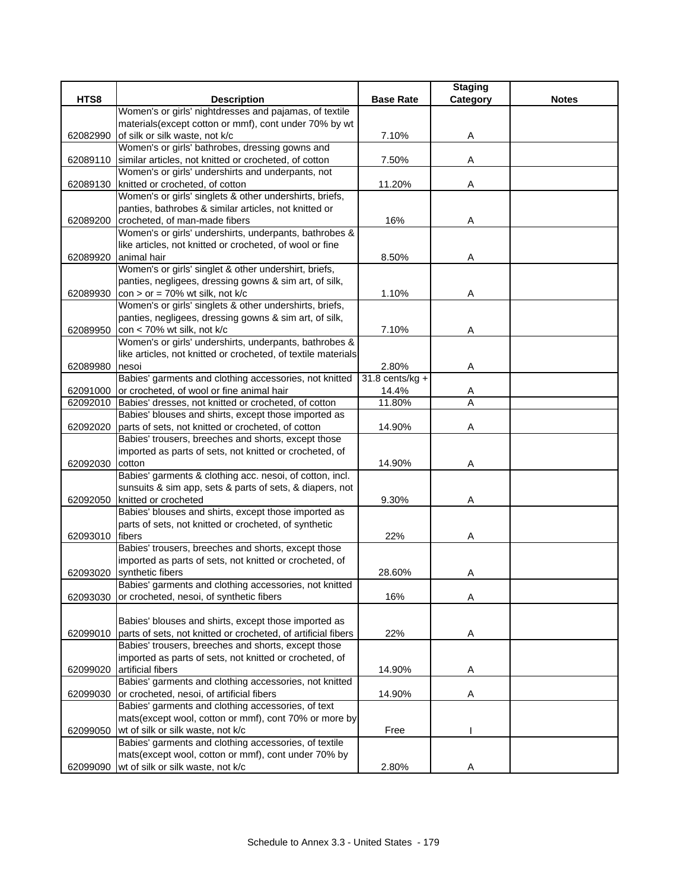| HTS8 | Description | Base Rate | Staging Category | Notes |
|---|---|---|---|---|
| 62082990 | Women's or girls' nightdresses and pajamas, of textile materials(except cotton or mmf), cont under 70% by wt of silk or silk waste, not k/c | 7.10% | A | |
| 62089110 | Women's or girls' bathrobes, dressing gowns and similar articles, not knitted or crocheted, of cotton | 7.50% | A | |
| 62089130 | Women's or girls' undershirts and underpants, not knitted or crocheted, of cotton | 11.20% | A | |
| 62089200 | Women's or girls' singlets & other undershirts, briefs, panties, bathrobes & similar articles, not knitted or crocheted, of man-made fibers | 16% | A | |
| 62089920 | Women's or girls' undershirts, underpants, bathrobes & like articles, not knitted or crocheted, of wool or fine animal hair | 8.50% | A | |
| 62089930 | Women's or girls' singlet & other undershirt, briefs, panties, negligees, dressing gowns & sim art, of silk, con > or = 70% wt silk, not k/c | 1.10% | A | |
| 62089950 | Women's or girls' singlets & other undershirts, briefs, panties, negligees, dressing gowns & sim art, of silk, con < 70% wt silk, not k/c | 7.10% | A | |
| 62089980 | Women's or girls' undershirts, underpants, bathrobes & like articles, not knitted or crocheted, of textile materials nesoi | 2.80% | A | |
| 62091000 | Babies' garments and clothing accessories, not knitted or crocheted, of wool or fine animal hair | 31.8 cents/kg + 14.4% | A | |
| 62092010 | Babies' dresses, not knitted or crocheted, of cotton | 11.80% | A | |
| 62092020 | Babies' blouses and shirts, except those imported as parts of sets, not knitted or crocheted, of cotton | 14.90% | A | |
| 62092030 | Babies' trousers, breeches and shorts, except those imported as parts of sets, not knitted or crocheted, of cotton | 14.90% | A | |
| 62092050 | Babies' garments & clothing acc. nesoi, of cotton, incl. sunsuits & sim app, sets & parts of sets, & diapers, not knitted or crocheted | 9.30% | A | |
| 62093010 | Babies' blouses and shirts, except those imported as parts of sets, not knitted or crocheted, of synthetic fibers | 22% | A | |
| 62093020 | Babies' trousers, breeches and shorts, except those imported as parts of sets, not knitted or crocheted, of synthetic fibers | 28.60% | A | |
| 62093030 | Babies' garments and clothing accessories, not knitted or crocheted, nesoi, of synthetic fibers | 16% | A | |
| 62099010 | Babies' blouses and shirts, except those imported as parts of sets, not knitted or crocheted, of artificial fibers | 22% | A | |
| 62099020 | Babies' trousers, breeches and shorts, except those imported as parts of sets, not knitted or crocheted, of artificial fibers | 14.90% | A | |
| 62099030 | Babies' garments and clothing accessories, not knitted or crocheted, nesoi, of artificial fibers | 14.90% | A | |
| 62099050 | Babies' garments and clothing accessories, of text mats(except wool, cotton or mmf), cont 70% or more by wt of silk or silk waste, not k/c | Free | I | |
| 62099090 | Babies' garments and clothing accessories, of textile mats(except wool, cotton or mmf), cont under 70% by wt of silk or silk waste, not k/c | 2.80% | A | |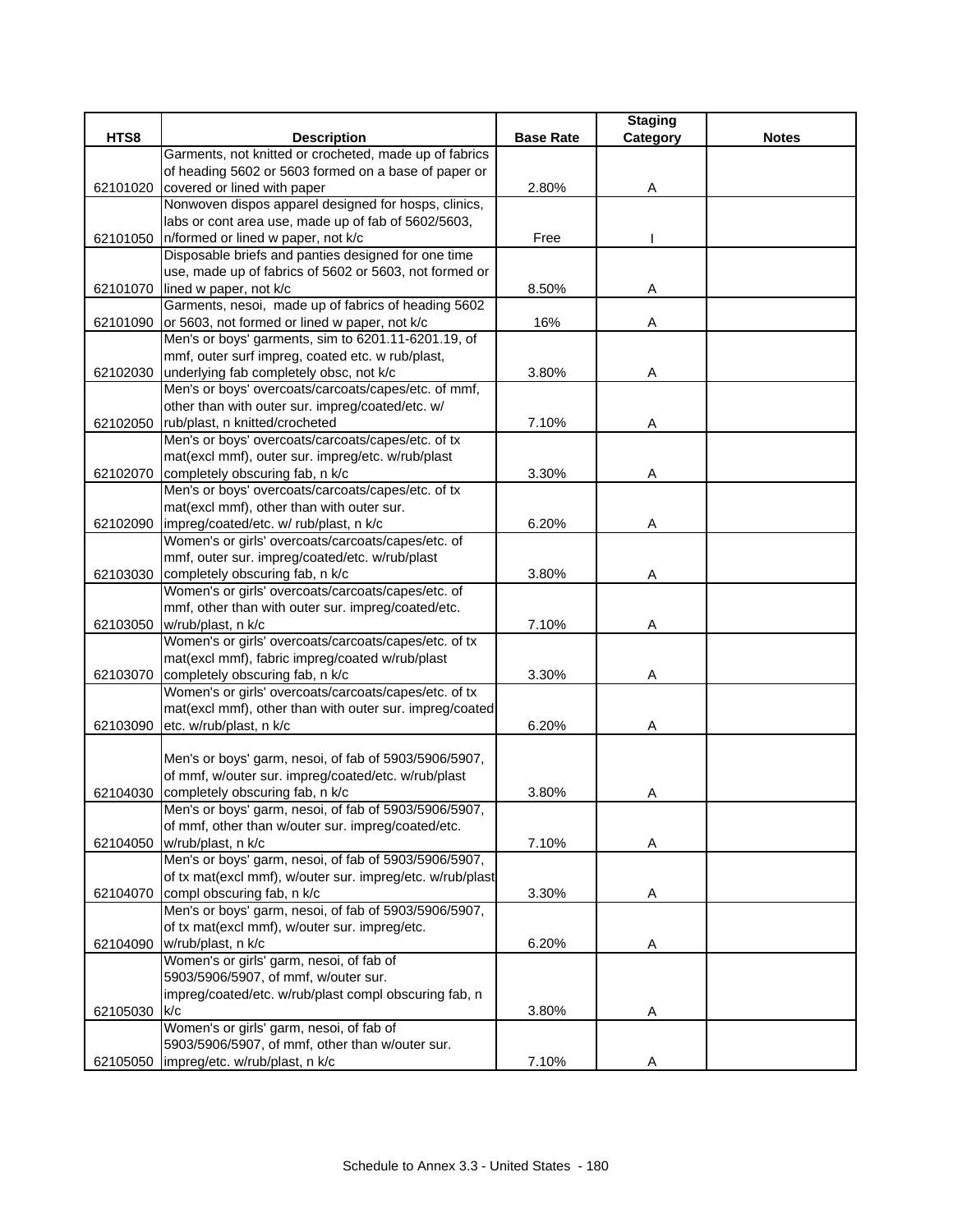| HTS8 | Description | Base Rate | Staging Category | Notes |
|---|---|---|---|---|
| 62101020 | Garments, not knitted or crocheted, made up of fabrics of heading 5602 or 5603 formed on a base of paper or covered or lined with paper | 2.80% | A | |
| 62101050 | Nonwoven dispos apparel designed for hosps, clinics, labs or cont area use, made up of fab of 5602/5603, n/formed or lined w paper, not k/c | Free | I | |
| 62101070 | Disposable briefs and panties designed for one time use, made up of fabrics of 5602 or 5603, not formed or lined w paper, not k/c | 8.50% | A | |
| 62101090 | Garments, nesoi, made up of fabrics of heading 5602 or 5603, not formed or lined w paper, not k/c | 16% | A | |
| 62102030 | Men's or boys' garments, sim to 6201.11-6201.19, of mmf, outer surf impreg, coated etc. w rub/plast, underlying fab completely obsc, not k/c | 3.80% | A | |
| 62102050 | Men's or boys' overcoats/carcoats/capes/etc. of mmf, other than with outer sur. impreg/coated/etc. w/ rub/plast, n knitted/crocheted | 7.10% | A | |
| 62102070 | Men's or boys' overcoats/carcoats/capes/etc. of tx mat(excl mmf), outer sur. impreg/etc. w/rub/plast completely obscuring fab, n k/c | 3.30% | A | |
| 62102090 | Men's or boys' overcoats/carcoats/capes/etc. of tx mat(excl mmf), other than with outer sur. impreg/coated/etc. w/ rub/plast, n k/c | 6.20% | A | |
| 62103030 | Women's or girls' overcoats/carcoats/capes/etc. of mmf, outer sur. impreg/coated/etc. w/rub/plast completely obscuring fab, n k/c | 3.80% | A | |
| 62103050 | Women's or girls' overcoats/carcoats/capes/etc. of mmf, other than with outer sur. impreg/coated/etc. w/rub/plast, n k/c | 7.10% | A | |
| 62103070 | Women's or girls' overcoats/carcoats/capes/etc. of tx mat(excl mmf), fabric impreg/coated w/rub/plast completely obscuring fab, n k/c | 3.30% | A | |
| 62103090 | Women's or girls' overcoats/carcoats/capes/etc. of tx mat(excl mmf), other than with outer sur. impreg/coated etc. w/rub/plast, n k/c | 6.20% | A | |
| 62104030 | Men's or boys' garm, nesoi, of fab of 5903/5906/5907, of mmf, w/outer sur. impreg/coated/etc. w/rub/plast completely obscuring fab, n k/c | 3.80% | A | |
| 62104050 | Men's or boys' garm, nesoi, of fab of 5903/5906/5907, of mmf, other than w/outer sur. impreg/coated/etc. w/rub/plast, n k/c | 7.10% | A | |
| 62104070 | Men's or boys' garm, nesoi, of fab of 5903/5906/5907, of tx mat(excl mmf), w/outer sur. impreg/etc. w/rub/plast compl obscuring fab, n k/c | 3.30% | A | |
| 62104090 | Men's or boys' garm, nesoi, of fab of 5903/5906/5907, of tx mat(excl mmf), w/outer sur. impreg/etc. w/rub/plast, n k/c | 6.20% | A | |
| 62105030 | Women's or girls' garm, nesoi, of fab of 5903/5906/5907, of mmf, w/outer sur. impreg/coated/etc. w/rub/plast compl obscuring fab, n k/c | 3.80% | A | |
| 62105050 | Women's or girls' garm, nesoi, of fab of 5903/5906/5907, of mmf, other than w/outer sur. impreg/etc. w/rub/plast, n k/c | 7.10% | A | |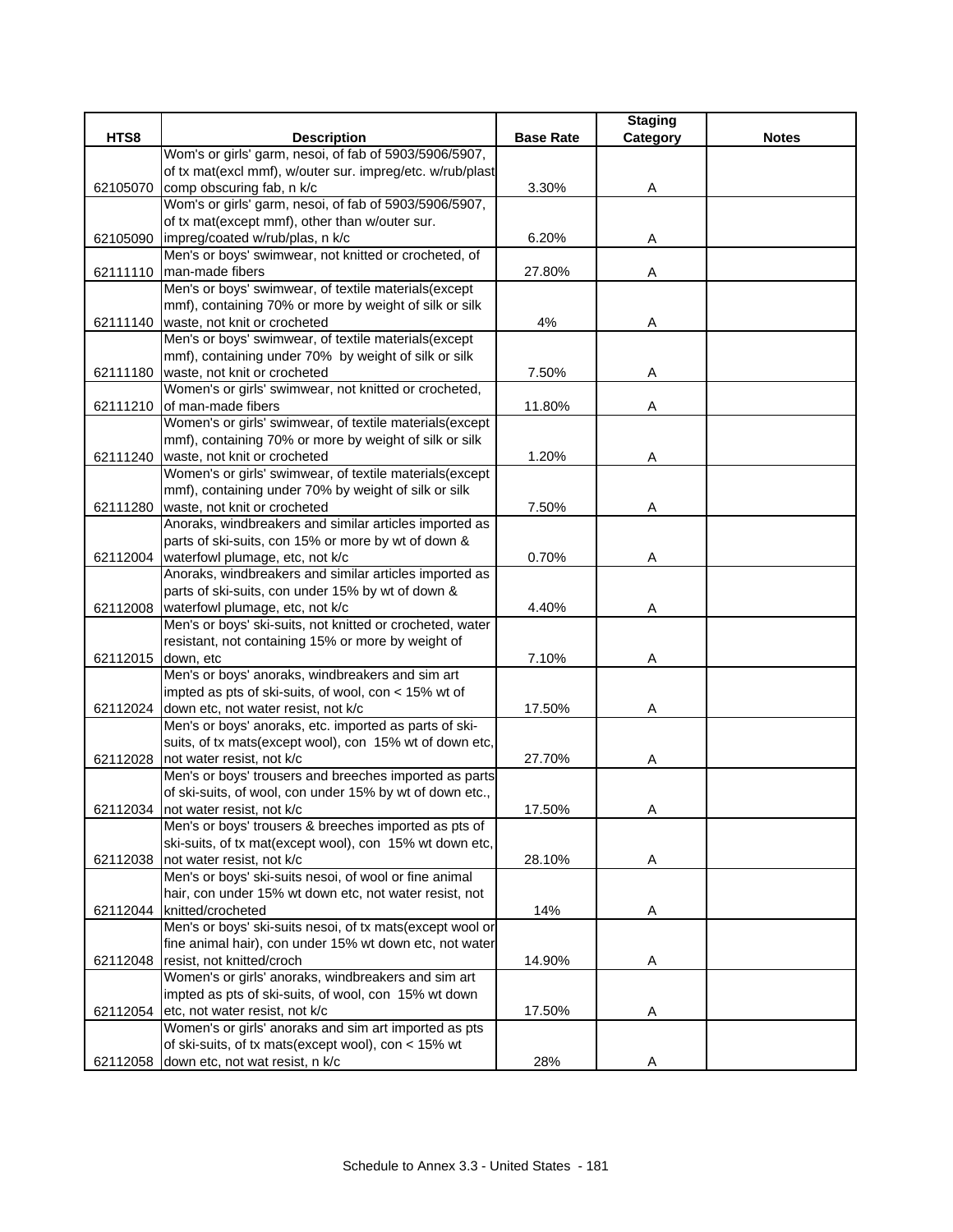| HTS8 | Description | Base Rate | Staging Category | Notes |
|---|---|---|---|---|
| 62105070 | Wom's or girls' garm, nesoi, of fab of 5903/5906/5907, of tx mat(excl mmf), w/outer sur. impreg/etc. w/rub/plast comp obscuring fab, n k/c | 3.30% | A | |
| 62105090 | Wom's or girls' garm, nesoi, of fab of 5903/5906/5907, of tx mat(except mmf), other than w/outer sur. impreg/coated w/rub/plas, n k/c | 6.20% | A | |
| 62111110 | Men's or boys' swimwear, not knitted or crocheted, of man-made fibers | 27.80% | A | |
| 62111140 | Men's or boys' swimwear, of textile materials(except mmf), containing 70% or more by weight of silk or silk waste, not knit or crocheted | 4% | A | |
| 62111180 | Men's or boys' swimwear, of textile materials(except mmf), containing under 70% by weight of silk or silk waste, not knit or crocheted | 7.50% | A | |
| 62111210 | Women's or girls' swimwear, not knitted or crocheted, of man-made fibers | 11.80% | A | |
| 62111240 | Women's or girls' swimwear, of textile materials(except mmf), containing 70% or more by weight of silk or silk waste, not knit or crocheted | 1.20% | A | |
| 62111280 | Women's or girls' swimwear, of textile materials(except mmf), containing under 70% by weight of silk or silk waste, not knit or crocheted | 7.50% | A | |
| 62112004 | Anoraks, windbreakers and similar articles imported as parts of ski-suits, con 15% or more by wt of down & waterfowl plumage, etc, not k/c | 0.70% | A | |
| 62112008 | Anoraks, windbreakers and similar articles imported as parts of ski-suits, con under 15% by wt of down & waterfowl plumage, etc, not k/c | 4.40% | A | |
| 62112015 | Men's or boys' ski-suits, not knitted or crocheted, water resistant, not containing 15% or more by weight of down, etc | 7.10% | A | |
| 62112024 | Men's or boys' anoraks, windbreakers and sim art impted as pts of ski-suits, of wool, con < 15% wt of down etc, not water resist, not k/c | 17.50% | A | |
| 62112028 | Men's or boys' anoraks, etc. imported as parts of ski-suits, of tx mats(except wool), con 15% wt of down etc, not water resist, not k/c | 27.70% | A | |
| 62112034 | Men's or boys' trousers and breeches imported as parts of ski-suits, of wool, con under 15% by wt of down etc., not water resist, not k/c | 17.50% | A | |
| 62112038 | Men's or boys' trousers & breeches imported as pts of ski-suits, of tx mat(except wool), con 15% wt down etc, not water resist, not k/c | 28.10% | A | |
| 62112044 | Men's or boys' ski-suits nesoi, of wool or fine animal hair, con under 15% wt down etc, not water resist, not knitted/crocheted | 14% | A | |
| 62112048 | Men's or boys' ski-suits nesoi, of tx mats(except wool or fine animal hair), con under 15% wt down etc, not water resist, not knitted/croch | 14.90% | A | |
| 62112054 | Women's or girls' anoraks, windbreakers and sim art impted as pts of ski-suits, of wool, con 15% wt down etc, not water resist, not k/c | 17.50% | A | |
| 62112058 | Women's or girls' anoraks and sim art imported as pts of ski-suits, of tx mats(except wool), con < 15% wt down etc, not wat resist, n k/c | 28% | A | |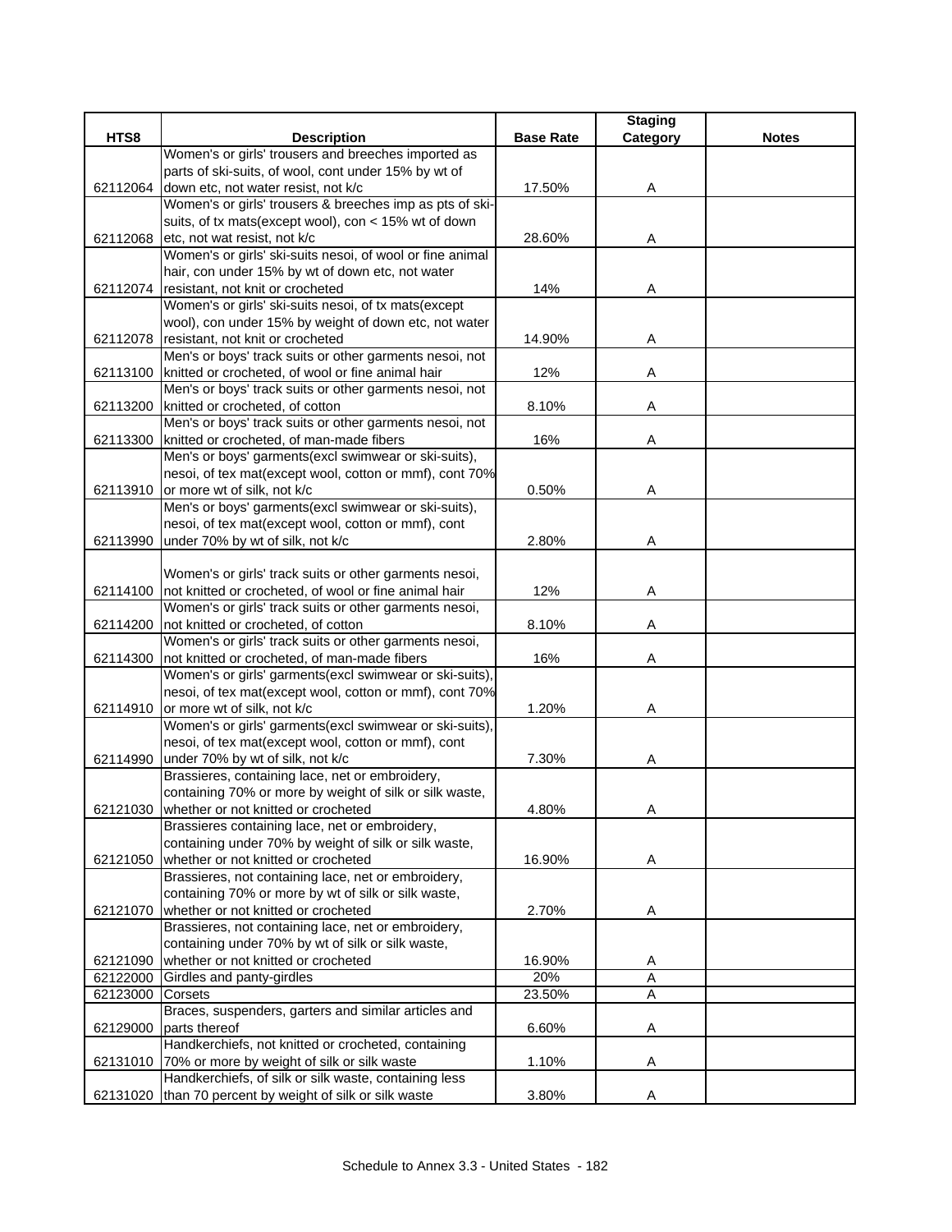| HTS8 | Description | Base Rate | Staging Category | Notes |
|---|---|---|---|---|
| 62112064 | Women's or girls' trousers and breeches imported as parts of ski-suits, of wool, cont under 15% by wt of down etc, not water resist, not k/c | 17.50% | A | |
| 62112068 | Women's or girls' trousers & breeches imp as pts of ski-suits, of tx mats(except wool), con < 15% wt of down etc, not wat resist, not k/c | 28.60% | A | |
| 62112074 | Women's or girls' ski-suits nesoi, of wool or fine animal hair, con under 15% by wt of down etc, not water resistant, not knit or crocheted | 14% | A | |
| 62112078 | Women's or girls' ski-suits nesoi, of tx mats(except wool), con under 15% by weight of down etc, not water resistant, not knit or crocheted | 14.90% | A | |
| 62113100 | Men's or boys' track suits or other garments nesoi, not knitted or crocheted, of wool or fine animal hair | 12% | A | |
| 62113200 | Men's or boys' track suits or other garments nesoi, not knitted or crocheted, of cotton | 8.10% | A | |
| 62113300 | Men's or boys' track suits or other garments nesoi, not knitted or crocheted, of man-made fibers | 16% | A | |
| 62113910 | Men's or boys' garments(excl swimwear or ski-suits), nesoi, of tex mat(except wool, cotton or mmf), cont 70% or more wt of silk, not k/c | 0.50% | A | |
| 62113990 | Men's or boys' garments(excl swimwear or ski-suits), nesoi, of tex mat(except wool, cotton or mmf), cont under 70% by wt of silk, not k/c | 2.80% | A | |
| 62114100 | Women's or girls' track suits or other garments nesoi, not knitted or crocheted, of wool or fine animal hair | 12% | A | |
| 62114200 | Women's or girls' track suits or other garments nesoi, not knitted or crocheted, of cotton | 8.10% | A | |
| 62114300 | Women's or girls' track suits or other garments nesoi, not knitted or crocheted, of man-made fibers | 16% | A | |
| 62114910 | Women's or girls' garments(excl swimwear or ski-suits), nesoi, of tex mat(except wool, cotton or mmf), cont 70% or more wt of silk, not k/c | 1.20% | A | |
| 62114990 | Women's or girls' garments(excl swimwear or ski-suits), nesoi, of tex mat(except wool, cotton or mmf), cont under 70% by wt of silk, not k/c | 7.30% | A | |
| 62121030 | Brassieres, containing lace, net or embroidery, containing 70% or more by weight of silk or silk waste, whether or not knitted or crocheted | 4.80% | A | |
| 62121050 | Brassieres containing lace, net or embroidery, containing under 70% by weight of silk or silk waste, whether or not knitted or crocheted | 16.90% | A | |
| 62121070 | Brassieres, not containing lace, net or embroidery, containing 70% or more by wt of silk or silk waste, whether or not knitted or crocheted | 2.70% | A | |
| 62121090 | Brassieres, not containing lace, net or embroidery, containing under 70% by wt of silk or silk waste, whether or not knitted or crocheted | 16.90% | A | |
| 62122000 | Girdles and panty-girdles | 20% | A | |
| 62123000 | Corsets | 23.50% | A | |
| 62129000 | Braces, suspenders, garters and similar articles and parts thereof | 6.60% | A | |
| 62131010 | Handkerchiefs, not knitted or crocheted, containing 70% or more by weight of silk or silk waste | 1.10% | A | |
| 62131020 | Handkerchiefs, of silk or silk waste, containing less than 70 percent by weight of silk or silk waste | 3.80% | A | |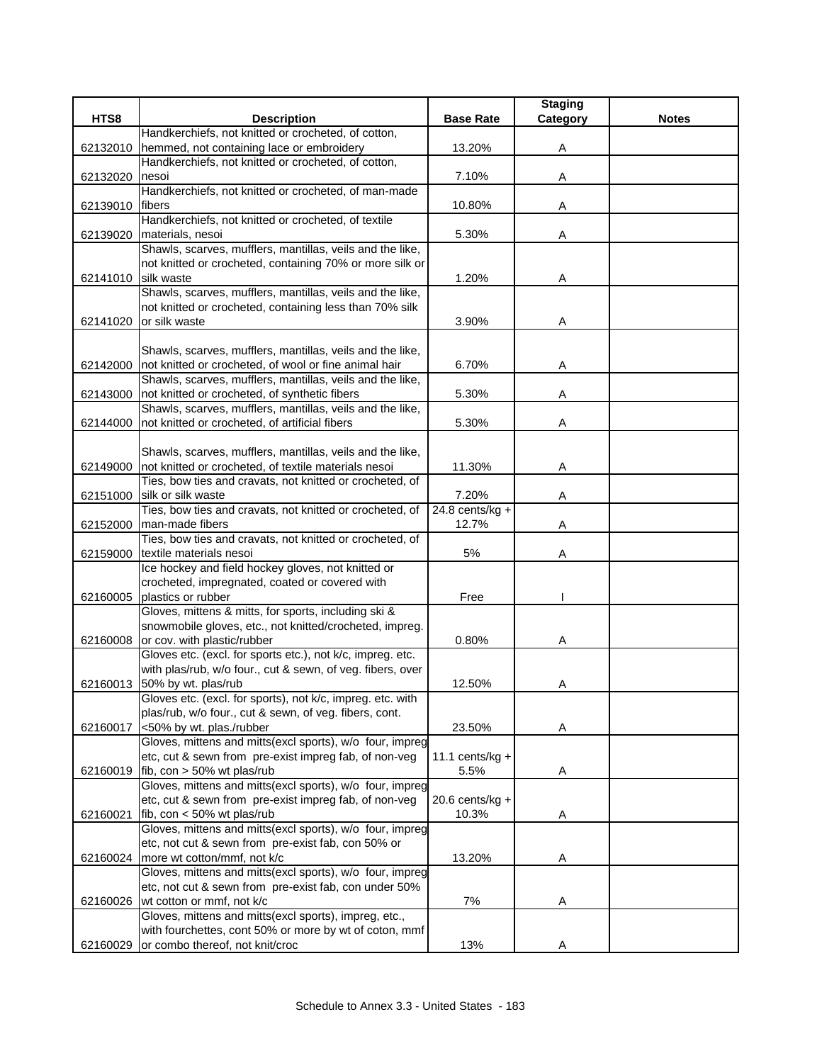| HTS8 | Description | Base Rate | Staging Category | Notes |
|---|---|---|---|---|
| 62132010 | Handkerchiefs, not knitted or crocheted, of cotton, hemmed, not containing lace or embroidery | 13.20% | A | |
| 62132020 | Handkerchiefs, not knitted or crocheted, of cotton, nesoi | 7.10% | A | |
| 62139010 | Handkerchiefs, not knitted or crocheted, of man-made fibers | 10.80% | A | |
| 62139020 | Handkerchiefs, not knitted or crocheted, of textile materials, nesoi | 5.30% | A | |
| 62141010 | Shawls, scarves, mufflers, mantillas, veils and the like, not knitted or crocheted, containing 70% or more silk or silk waste | 1.20% | A | |
| 62141020 | Shawls, scarves, mufflers, mantillas, veils and the like, not knitted or crocheted, containing less than 70% silk or silk waste | 3.90% | A | |
| 62142000 | Shawls, scarves, mufflers, mantillas, veils and the like, not knitted or crocheted, of wool or fine animal hair | 6.70% | A | |
| 62143000 | Shawls, scarves, mufflers, mantillas, veils and the like, not knitted or crocheted, of synthetic fibers | 5.30% | A | |
| 62144000 | Shawls, scarves, mufflers, mantillas, veils and the like, not knitted or crocheted, of artificial fibers | 5.30% | A | |
| 62149000 | Shawls, scarves, mufflers, mantillas, veils and the like, not knitted or crocheted, of textile materials nesoi | 11.30% | A | |
| 62151000 | Ties, bow ties and cravats, not knitted or crocheted, of silk or silk waste | 7.20% | A | |
| 62152000 | Ties, bow ties and cravats, not knitted or crocheted, of man-made fibers | 24.8 cents/kg + 12.7% | A | |
| 62159000 | Ties, bow ties and cravats, not knitted or crocheted, of textile materials nesoi | 5% | A | |
| 62160005 | Ice hockey and field hockey gloves, not knitted or crocheted, impregnated, coated or covered with plastics or rubber | Free | I | |
| 62160008 | Gloves, mittens & mitts, for sports, including ski & snowmobile gloves, etc., not knitted/crocheted, impreg. or cov. with plastic/rubber | 0.80% | A | |
| 62160013 | Gloves etc. (excl. for sports etc.), not k/c, impreg. etc. with plas/rub, w/o four., cut & sewn, of veg. fibers, over 50% by wt. plas/rub | 12.50% | A | |
| 62160017 | Gloves etc. (excl. for sports), not k/c, impreg. etc. with plas/rub, w/o four., cut & sewn, of veg. fibers, cont. <50% by wt. plas./rubber | 23.50% | A | |
| 62160019 | Gloves, mittens and mitts(excl sports), w/o four, impreg etc, cut & sewn from pre-exist impreg fab, of non-veg fib, con > 50% wt plas/rub | 11.1 cents/kg + 5.5% | A | |
| 62160021 | Gloves, mittens and mitts(excl sports), w/o four, impreg etc, cut & sewn from pre-exist impreg fab, of non-veg fib, con < 50% wt plas/rub | 20.6 cents/kg + 10.3% | A | |
| 62160024 | Gloves, mittens and mitts(excl sports), w/o four, impreg etc, not cut & sewn from pre-exist fab, con 50% or more wt cotton/mmf, not k/c | 13.20% | A | |
| 62160026 | Gloves, mittens and mitts(excl sports), w/o four, impreg etc, not cut & sewn from pre-exist fab, con under 50% wt cotton or mmf, not k/c | 7% | A | |
| 62160029 | Gloves, mittens and mitts(excl sports), impreg, etc., with fourchettes, cont 50% or more by wt of coton, mmf or combo thereof, not knit/croc | 13% | A | |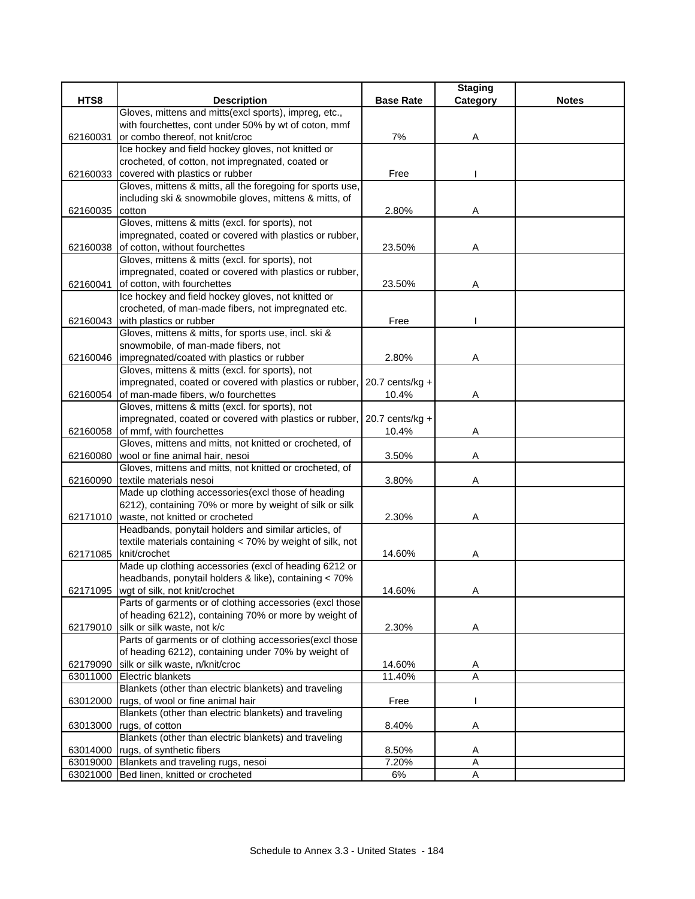| HTS8 | Description | Base Rate | Staging Category | Notes |
|---|---|---|---|---|
| 62160031 | Gloves, mittens and mitts(excl sports), impreg, etc., with fourchettes, cont under 50% by wt of coton, mmf or combo thereof, not knit/croc | 7% | A | |
| 62160033 | Ice hockey and field hockey gloves, not knitted or crocheted, of cotton, not impregnated, coated or covered with plastics or rubber | Free | I | |
| 62160035 | Gloves, mittens & mitts, all the foregoing for sports use, including ski & snowmobile gloves, mittens & mitts, of cotton | 2.80% | A | |
| 62160038 | Gloves, mittens & mitts (excl. for sports), not impregnated, coated or covered with plastics or rubber, of cotton, without fourchettes | 23.50% | A | |
| 62160041 | Gloves, mittens & mitts (excl. for sports), not impregnated, coated or covered with plastics or rubber, of cotton, with fourchettes | 23.50% | A | |
| 62160043 | Ice hockey and field hockey gloves, not knitted or crocheted, of man-made fibers, not impregnated etc. with plastics or rubber | Free | I | |
| 62160046 | Gloves, mittens & mitts, for sports use, incl. ski & snowmobile, of man-made fibers, not impregnated/coated with plastics or rubber | 2.80% | A | |
| 62160054 | Gloves, mittens & mitts (excl. for sports), not impregnated, coated or covered with plastics or rubber, of man-made fibers, w/o fourchettes | 20.7 cents/kg + 10.4% | A | |
| 62160058 | Gloves, mittens & mitts (excl. for sports), not impregnated, coated or covered with plastics or rubber, of mmf, with fourchettes | 20.7 cents/kg + 10.4% | A | |
| 62160080 | Gloves, mittens and mitts, not knitted or crocheted, of wool or fine animal hair, nesoi | 3.50% | A | |
| 62160090 | Gloves, mittens and mitts, not knitted or crocheted, of textile materials nesoi | 3.80% | A | |
| 62171010 | Made up clothing accessories(excl those of heading 6212), containing 70% or more by weight of silk or silk waste, not knitted or crocheted | 2.30% | A | |
| 62171085 | Headbands, ponytail holders and similar articles, of textile materials containing < 70% by weight of silk, not knit/crochet | 14.60% | A | |
| 62171095 | Made up clothing accessories (excl of heading 6212 or headbands, ponytail holders & like), containing < 70% wgt of silk, not knit/crochet | 14.60% | A | |
| 62179010 | Parts of garments or of clothing accessories (excl those of heading 6212), containing 70% or more by weight of silk or silk waste, not k/c | 2.30% | A | |
| 62179090 | Parts of garments or of clothing accessories(excl those of heading 6212), containing under 70% by weight of silk or silk waste, n/knit/croc | 14.60% | A | |
| 63011000 | Electric blankets | 11.40% | A | |
| 63012000 | Blankets (other than electric blankets) and traveling rugs, of wool or fine animal hair | Free | I | |
| 63013000 | Blankets (other than electric blankets) and traveling rugs, of cotton | 8.40% | A | |
| 63014000 | Blankets (other than electric blankets) and traveling rugs, of synthetic fibers | 8.50% | A | |
| 63019000 | Blankets and traveling rugs, nesoi | 7.20% | A | |
| 63021000 | Bed linen, knitted or crocheted | 6% | A | |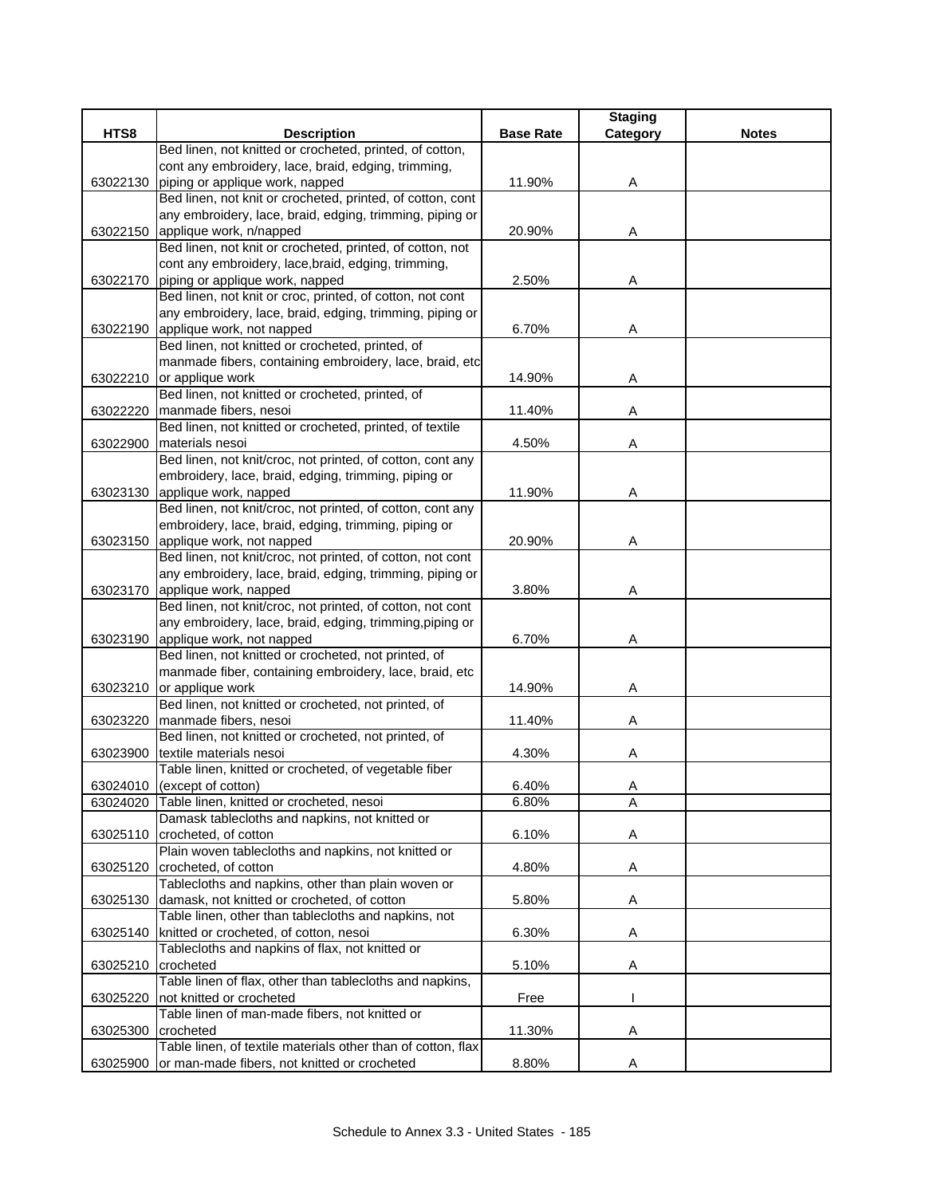| HTS8 | Description | Base Rate | Staging Category | Notes |
|---|---|---|---|---|
| 63022130 | Bed linen, not knitted or crocheted, printed, of cotton, cont any embroidery, lace, braid, edging, trimming, piping or applique work, napped | 11.90% | A | |
| 63022150 | Bed linen, not knit or crocheted, printed, of cotton, cont any embroidery, lace, braid, edging, trimming, piping or applique work, n/napped | 20.90% | A | |
| 63022170 | Bed linen, not knit or crocheted, printed, of cotton, not cont any embroidery, lace,braid, edging, trimming, piping or applique work, napped | 2.50% | A | |
| 63022190 | Bed linen, not knit or croc, printed, of cotton, not cont any embroidery, lace, braid, edging, trimming, piping or applique work, not napped | 6.70% | A | |
| 63022210 | Bed linen, not knitted or crocheted, printed, of manmade fibers, containing embroidery, lace, braid, etc or applique work | 14.90% | A | |
| 63022220 | Bed linen, not knitted or crocheted, printed, of manmade fibers, nesoi | 11.40% | A | |
| 63022900 | Bed linen, not knitted or crocheted, printed, of textile materials nesoi | 4.50% | A | |
| 63023130 | Bed linen, not knit/croc, not printed, of cotton, cont any embroidery, lace, braid, edging, trimming, piping or applique work, napped | 11.90% | A | |
| 63023150 | Bed linen, not knit/croc, not printed, of cotton, cont any embroidery, lace, braid, edging, trimming, piping or applique work, not napped | 20.90% | A | |
| 63023170 | Bed linen, not knit/croc, not printed, of cotton, not cont any embroidery, lace, braid, edging, trimming, piping or applique work, napped | 3.80% | A | |
| 63023190 | Bed linen, not knit/croc, not printed, of cotton, not cont any embroidery, lace, braid, edging, trimming,piping or applique work, not napped | 6.70% | A | |
| 63023210 | Bed linen, not knitted or crocheted, not printed, of manmade fiber, containing embroidery, lace, braid, etc or applique work | 14.90% | A | |
| 63023220 | Bed linen, not knitted or crocheted, not printed, of manmade fibers, nesoi | 11.40% | A | |
| 63023900 | Bed linen, not knitted or crocheted, not printed, of textile materials nesoi | 4.30% | A | |
| 63024010 | Table linen, knitted or crocheted, of vegetable fiber (except of cotton) | 6.40% | A | |
| 63024020 | Table linen, knitted or crocheted, nesoi | 6.80% | A | |
| 63025110 | Damask tablecloths and napkins, not knitted or crocheted, of cotton | 6.10% | A | |
| 63025120 | Plain woven tablecloths and napkins, not knitted or crocheted, of cotton | 4.80% | A | |
| 63025130 | Tablecloths and napkins, other than plain woven or damask, not knitted or crocheted, of cotton | 5.80% | A | |
| 63025140 | Table linen, other than tablecloths and napkins, not knitted or crocheted, of cotton, nesoi | 6.30% | A | |
| 63025210 | Tablecloths and napkins of flax, not knitted or crocheted | 5.10% | A | |
| 63025220 | Table linen of flax, other than tablecloths and napkins, not knitted or crocheted | Free | I | |
| 63025300 | Table linen of man-made fibers, not knitted or crocheted | 11.30% | A | |
| 63025900 | Table linen, of textile materials other than of cotton, flax or man-made fibers, not knitted or crocheted | 8.80% | A | |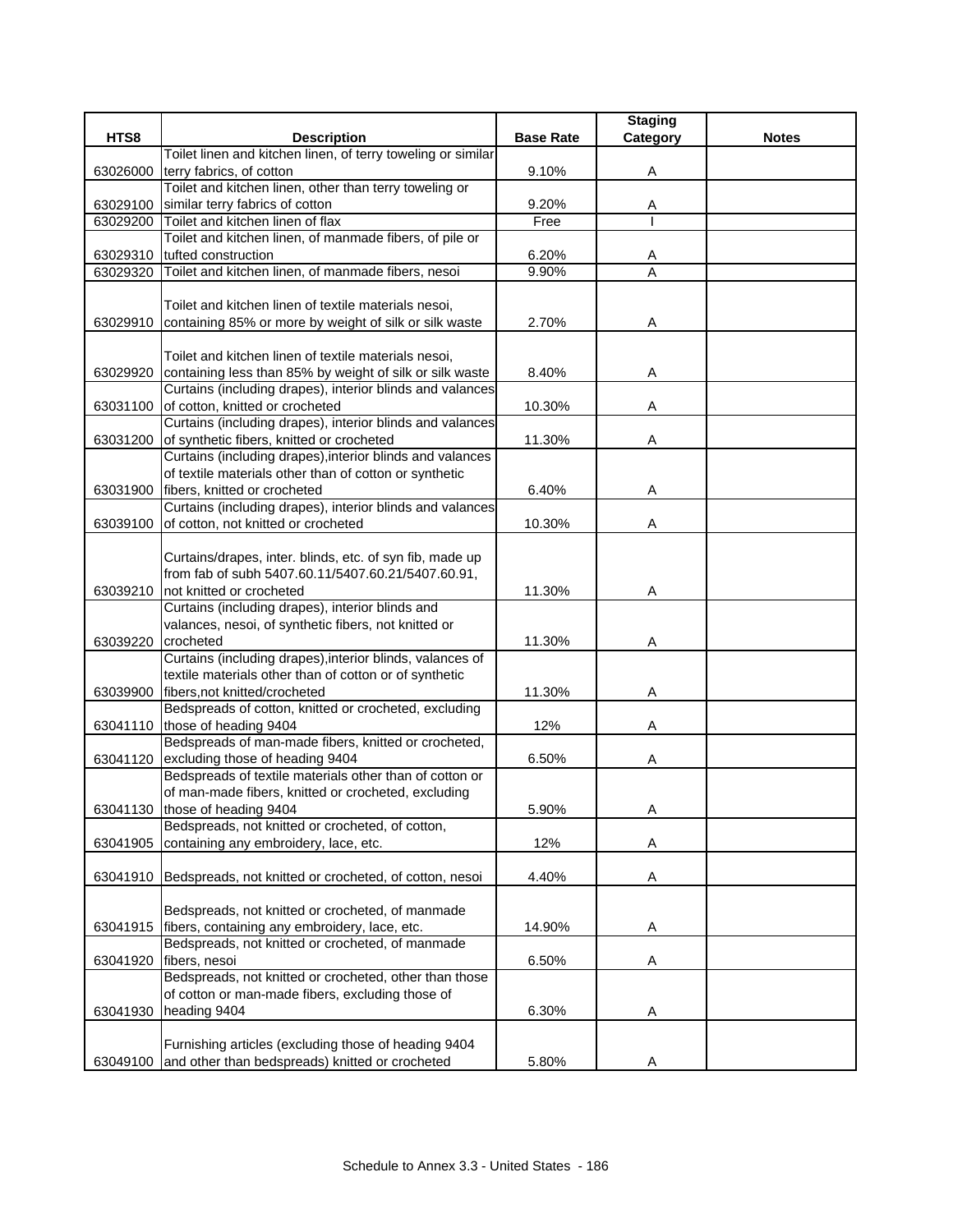| HTS8 | Description | Base Rate | Staging Category | Notes |
|---|---|---|---|---|
| 63026000 | Toilet linen and kitchen linen, of terry toweling or similar terry fabrics, of cotton | 9.10% | A | |
| 63029100 | Toilet and kitchen linen, other than terry toweling or similar terry fabrics of cotton | 9.20% | A | |
| 63029200 | Toilet and kitchen linen of flax | Free | I | |
| 63029310 | Toilet and kitchen linen, of manmade fibers, of pile or tufted construction | 6.20% | A | |
| 63029320 | Toilet and kitchen linen, of manmade fibers, nesoi | 9.90% | A | |
| 63029910 | Toilet and kitchen linen of textile materials nesoi, containing 85% or more by weight of silk or silk waste | 2.70% | A | |
| 63029920 | Toilet and kitchen linen of textile materials nesoi, containing less than 85% by weight of silk or silk waste | 8.40% | A | |
| 63031100 | Curtains (including drapes), interior blinds and valances of cotton, knitted or crocheted | 10.30% | A | |
| 63031200 | Curtains (including drapes), interior blinds and valances of synthetic fibers, knitted or crocheted | 11.30% | A | |
| 63031900 | Curtains (including drapes),interior blinds and valances of textile materials other than of cotton or synthetic fibers, knitted or crocheted | 6.40% | A | |
| 63039100 | Curtains (including drapes), interior blinds and valances of cotton, not knitted or crocheted | 10.30% | A | |
| 63039210 | Curtains/drapes, inter. blinds, etc. of syn fib, made up from fab of subh 5407.60.11/5407.60.21/5407.60.91, not knitted or crocheted | 11.30% | A | |
| 63039220 | Curtains (including drapes), interior blinds and valances, nesoi, of synthetic fibers, not knitted or crocheted | 11.30% | A | |
| 63039900 | Curtains (including drapes),interior blinds, valances of textile materials other than of cotton or of synthetic fibers,not knitted/crocheted | 11.30% | A | |
| 63041110 | Bedspreads of cotton, knitted or crocheted, excluding those of heading 9404 | 12% | A | |
| 63041120 | Bedspreads of man-made fibers, knitted or crocheted, excluding those of heading 9404 | 6.50% | A | |
| 63041130 | Bedspreads of textile materials other than of cotton or of man-made fibers, knitted or crocheted, excluding those of heading 9404 | 5.90% | A | |
| 63041905 | Bedspreads, not knitted or crocheted, of cotton, containing any embroidery, lace, etc. | 12% | A | |
| 63041910 | Bedspreads, not knitted or crocheted, of cotton, nesoi | 4.40% | A | |
| 63041915 | Bedspreads, not knitted or crocheted, of manmade fibers, containing any embroidery, lace, etc. | 14.90% | A | |
| 63041920 | Bedspreads, not knitted or crocheted, of manmade fibers, nesoi | 6.50% | A | |
| 63041930 | Bedspreads, not knitted or crocheted, other than those of cotton or man-made fibers, excluding those of heading 9404 | 6.30% | A | |
| 63049100 | Furnishing articles (excluding those of heading 9404 and other than bedspreads) knitted or crocheted | 5.80% | A | |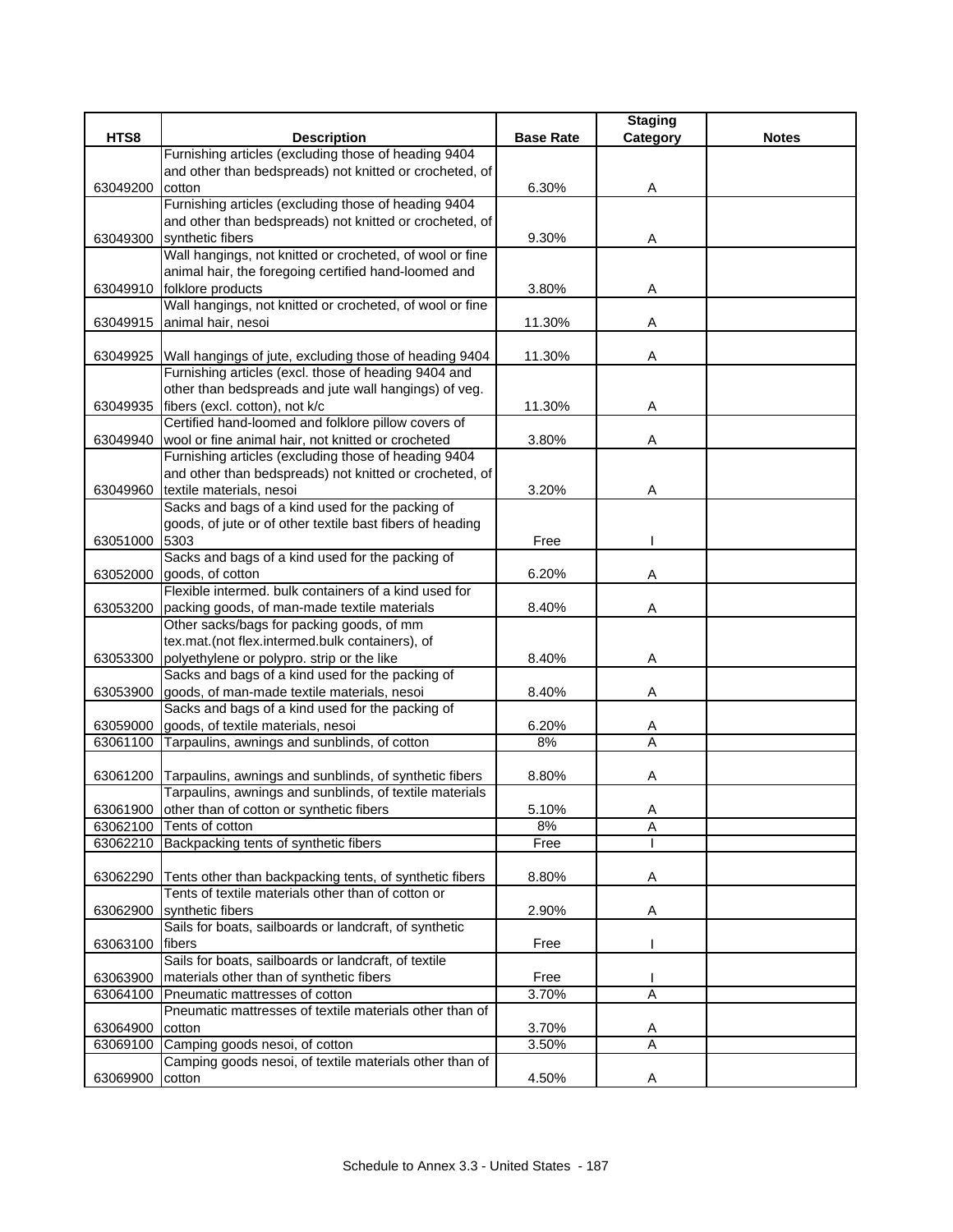| HTS8 | Description | Base Rate | Staging Category | Notes |
|---|---|---|---|---|
| 63049200 | Furnishing articles (excluding those of heading 9404 and other than bedspreads) not knitted or crocheted, of cotton | 6.30% | A | |
| 63049300 | Furnishing articles (excluding those of heading 9404 and other than bedspreads) not knitted or crocheted, of synthetic fibers | 9.30% | A | |
| 63049910 | Wall hangings, not knitted or crocheted, of wool or fine animal hair, the foregoing certified hand-loomed and folklore products | 3.80% | A | |
| 63049915 | Wall hangings, not knitted or crocheted, of wool or fine animal hair, nesoi | 11.30% | A | |
| 63049925 | Wall hangings of jute, excluding those of heading 9404 | 11.30% | A | |
| 63049935 | Furnishing articles (excl. those of heading 9404 and other than bedspreads and jute wall hangings) of veg. fibers (excl. cotton), not k/c | 11.30% | A | |
| 63049940 | Certified hand-loomed and folklore pillow covers of wool or fine animal hair, not knitted or crocheted | 3.80% | A | |
| 63049960 | Furnishing articles (excluding those of heading 9404 and other than bedspreads) not knitted or crocheted, of textile materials, nesoi | 3.20% | A | |
| 63051000 | Sacks and bags of a kind used for the packing of goods, of jute or of other textile bast fibers of heading 5303 | Free | I | |
| 63052000 | Sacks and bags of a kind used for the packing of goods, of cotton | 6.20% | A | |
| 63053200 | Flexible intermed. bulk containers of a kind used for packing goods, of man-made textile materials | 8.40% | A | |
| 63053300 | Other sacks/bags for packing goods, of mm tex.mat.(not flex.intermed.bulk containers), of polyethylene or polypro. strip or the like | 8.40% | A | |
| 63053900 | Sacks and bags of a kind used for the packing of goods, of man-made textile materials, nesoi | 8.40% | A | |
| 63059000 | Sacks and bags of a kind used for the packing of goods, of textile materials, nesoi | 6.20% | A | |
| 63061100 | Tarpaulins, awnings and sunblinds, of cotton | 8% | A | |
| 63061200 | Tarpaulins, awnings and sunblinds, of synthetic fibers | 8.80% | A | |
| 63061900 | Tarpaulins, awnings and sunblinds, of textile materials other than of cotton or synthetic fibers | 5.10% | A | |
| 63062100 | Tents of cotton | 8% | A | |
| 63062210 | Backpacking tents of synthetic fibers | Free | I | |
| 63062290 | Tents other than backpacking tents, of synthetic fibers | 8.80% | A | |
| 63062900 | Tents of textile materials other than of cotton or synthetic fibers | 2.90% | A | |
| 63063100 | Sails for boats, sailboards or landcraft, of synthetic fibers | Free | I | |
| 63063900 | Sails for boats, sailboards or landcraft, of textile materials other than of synthetic fibers | Free | I | |
| 63064100 | Pneumatic mattresses of cotton | 3.70% | A | |
| 63064900 | Pneumatic mattresses of textile materials other than of cotton | 3.70% | A | |
| 63069100 | Camping goods nesoi, of cotton | 3.50% | A | |
| 63069900 | Camping goods nesoi, of textile materials other than of cotton | 4.50% | A | |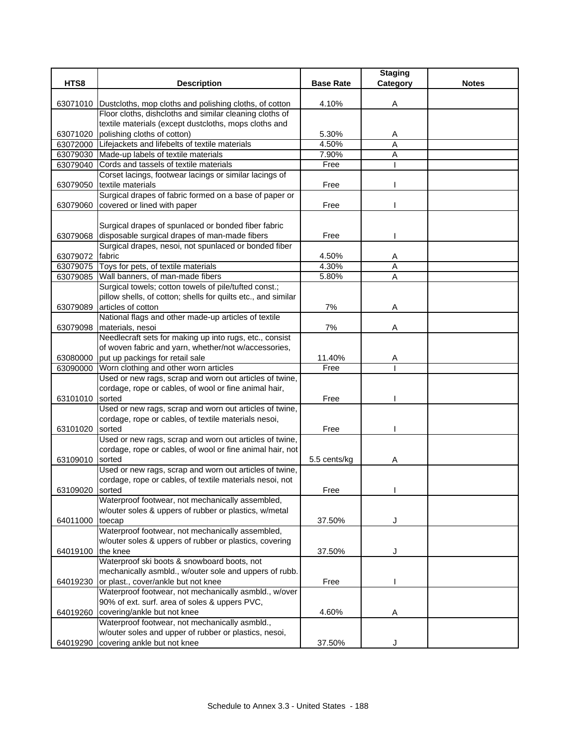| HTS8 | Description | Base Rate | Staging Category | Notes |
|---|---|---|---|---|
| 63071010 | Dustcloths, mop cloths and polishing cloths, of cotton | 4.10% | A | |
| 63071020 | Floor cloths, dishcloths and similar cleaning cloths of textile materials (except dustcloths, mops cloths and polishing cloths of cotton) | 5.30% | A | |
| 63072000 | Lifejackets and lifebelts of textile materials | 4.50% | A | |
| 63079030 | Made-up labels of textile materials | 7.90% | A | |
| 63079040 | Cords and tassels of textile materials | Free | I | |
| 63079050 | Corset lacings, footwear lacings or similar lacings of textile materials | Free | I | |
| 63079060 | Surgical drapes of fabric formed on a base of paper or covered or lined with paper | Free | I | |
| 63079068 | Surgical drapes of spunlaced or bonded fiber fabric disposable surgical drapes of man-made fibers | Free | I | |
| 63079072 | Surgical drapes, nesoi, not spunlaced or bonded fiber fabric | 4.50% | A | |
| 63079075 | Toys for pets, of textile materials | 4.30% | A | |
| 63079085 | Wall banners, of man-made fibers | 5.80% | A | |
| 63079089 | Surgical towels; cotton towels of pile/tufted const.; pillow shells, of cotton; shells for quilts etc., and similar articles of cotton | 7% | A | |
| 63079098 | National flags and other made-up articles of textile materials, nesoi | 7% | A | |
| 63080000 | Needlecraft sets for making up into rugs, etc., consist of woven fabric and yarn, whether/not w/accessories, put up packings for retail sale | 11.40% | A | |
| 63090000 | Worn clothing and other worn articles | Free | I | |
| 63101010 | Used or new rags, scrap and worn out articles of twine, cordage, rope or cables, of wool or fine animal hair, sorted | Free | I | |
| 63101020 | Used or new rags, scrap and worn out articles of twine, cordage, rope or cables, of textile materials nesoi, sorted | Free | I | |
| 63109010 | Used or new rags, scrap and worn out articles of twine, cordage, rope or cables, of wool or fine animal hair, not sorted | 5.5 cents/kg | A | |
| 63109020 | Used or new rags, scrap and worn out articles of twine, cordage, rope or cables, of textile materials nesoi, not sorted | Free | I | |
| 64011000 | Waterproof footwear, not mechanically assembled, w/outer soles & uppers of rubber or plastics, w/metal toecap | 37.50% | J | |
| 64019100 | Waterproof footwear, not mechanically assembled, w/outer soles & uppers of rubber or plastics, covering the knee | 37.50% | J | |
| 64019230 | Waterproof ski boots & snowboard boots, not mechanically asmbld., w/outer sole and uppers of rubb. or plast., cover/ankle but not knee | Free | I | |
| 64019260 | Waterproof footwear, not mechanically asmbld., w/over 90% of ext. surf. area of soles & uppers PVC, covering/ankle but not knee | 4.60% | A | |
| 64019290 | Waterproof footwear, not mechanically asmbld., w/outer soles and upper of rubber or plastics, nesoi, covering ankle but not knee | 37.50% | J | |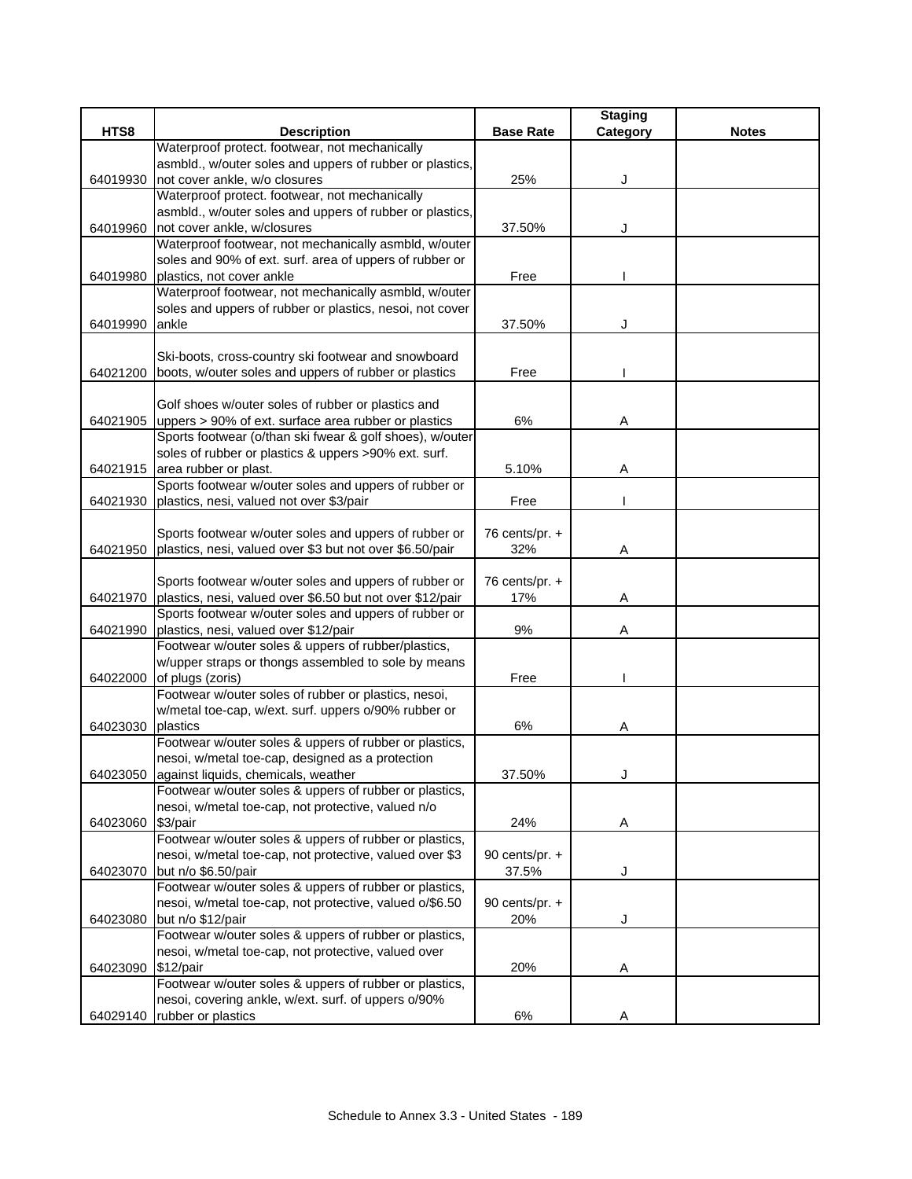| HTS8 | Description | Base Rate | Staging Category | Notes |
|---|---|---|---|---|
| 64019930 | Waterproof protect. footwear, not mechanically asmbld., w/outer soles and uppers of rubber or plastics, not cover ankle, w/o closures | 25% | J | |
| 64019960 | Waterproof protect. footwear, not mechanically asmbld., w/outer soles and uppers of rubber or plastics, not cover ankle, w/closures | 37.50% | J | |
| 64019980 | Waterproof footwear, not mechanically asmbld, w/outer soles and 90% of ext. surf. area of uppers of rubber or plastics, not cover ankle | Free | I | |
| 64019990 | Waterproof footwear, not mechanically asmbld, w/outer soles and uppers of rubber or plastics, nesoi, not cover ankle | 37.50% | J | |
| 64021200 | Ski-boots, cross-country ski footwear and snowboard boots, w/outer soles and uppers of rubber or plastics | Free | I | |
| 64021905 | Golf shoes w/outer soles of rubber or plastics and uppers > 90% of ext. surface area rubber or plastics | 6% | A | |
| 64021915 | Sports footwear (o/than ski fwear & golf shoes), w/outer soles of rubber or plastics & uppers >90% ext. surf. area rubber or plast. | 5.10% | A | |
| 64021930 | Sports footwear w/outer soles and uppers of rubber or plastics, nesi, valued not over $3/pair | Free | I | |
| 64021950 | Sports footwear w/outer soles and uppers of rubber or plastics, nesi, valued over $3 but not over $6.50/pair | 76 cents/pr. + 32% | A | |
| 64021970 | Sports footwear w/outer soles and uppers of rubber or plastics, nesi, valued over $6.50 but not over $12/pair | 76 cents/pr. + 17% | A | |
| 64021990 | Sports footwear w/outer soles and uppers of rubber or plastics, nesi, valued over $12/pair | 9% | A | |
| 64022000 | Footwear w/outer soles & uppers of rubber/plastics, w/upper straps or thongs assembled to sole by means of plugs (zoris) | Free | I | |
| 64023030 | Footwear w/outer soles of rubber or plastics, nesoi, w/metal toe-cap, w/ext. surf. uppers o/90% rubber or plastics | 6% | A | |
| 64023050 | Footwear w/outer soles & uppers of rubber or plastics, nesoi, w/metal toe-cap, designed as a protection against liquids, chemicals, weather | 37.50% | J | |
| 64023060 | Footwear w/outer soles & uppers of rubber or plastics, nesoi, w/metal toe-cap, not protective, valued n/o $3/pair | 24% | A | |
| 64023070 | Footwear w/outer soles & uppers of rubber or plastics, nesoi, w/metal toe-cap, not protective, valued over $3 but n/o $6.50/pair | 90 cents/pr. + 37.5% | J | |
| 64023080 | Footwear w/outer soles & uppers of rubber or plastics, nesoi, w/metal toe-cap, not protective, valued o/$6.50 but n/o $12/pair | 90 cents/pr. + 20% | J | |
| 64023090 | Footwear w/outer soles & uppers of rubber or plastics, nesoi, w/metal toe-cap, not protective, valued over $12/pair | 20% | A | |
| 64029140 | Footwear w/outer soles & uppers of rubber or plastics, nesoi, covering ankle, w/ext. surf. of uppers o/90% rubber or plastics | 6% | A | |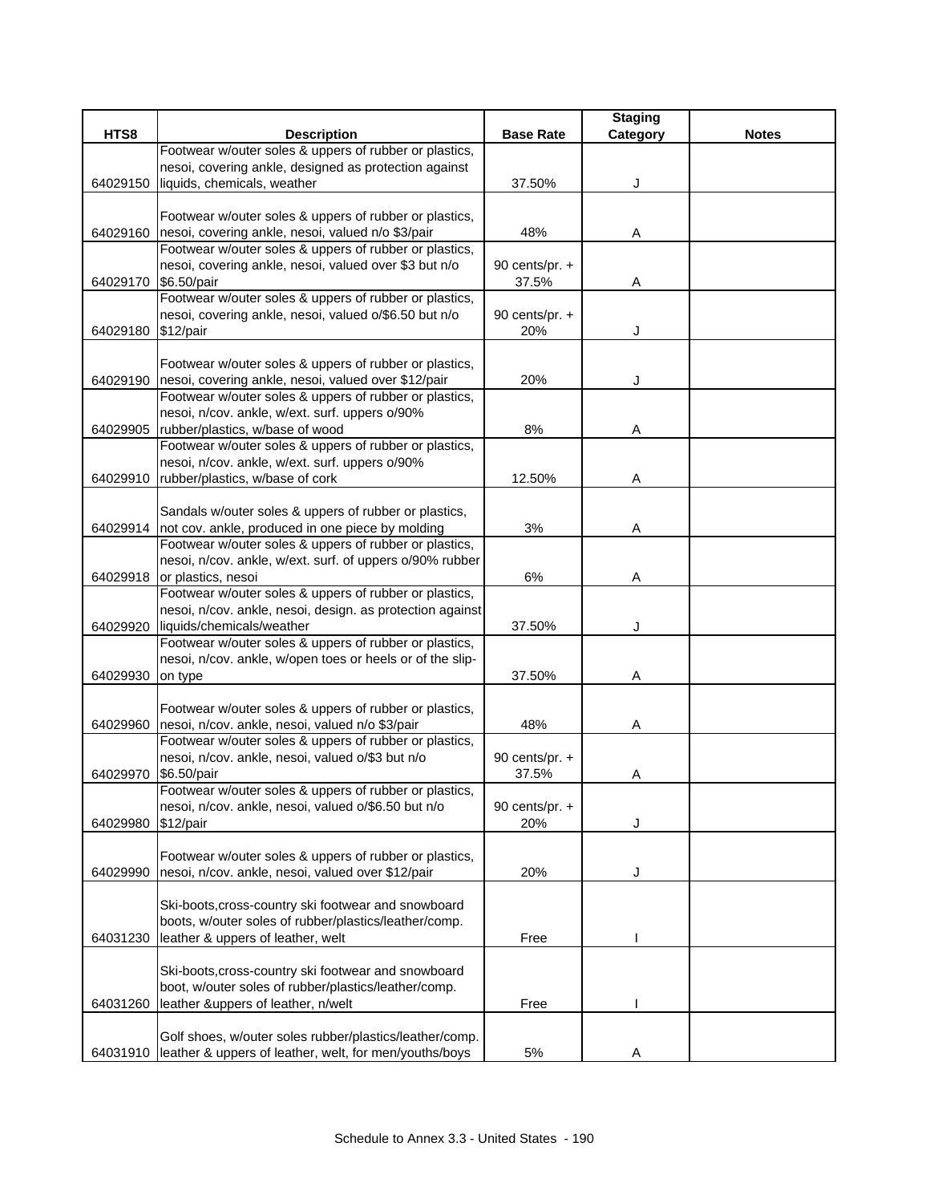| HTS8 | Description | Base Rate | Staging Category | Notes |
|---|---|---|---|---|
| 64029150 | Footwear w/outer soles & uppers of rubber or plastics, nesoi, covering ankle, designed as protection against liquids, chemicals, weather | 37.50% | J | |
| 64029160 | Footwear w/outer soles & uppers of rubber or plastics, nesoi, covering ankle, nesoi, valued n/o $3/pair | 48% | A | |
| 64029170 | Footwear w/outer soles & uppers of rubber or plastics, nesoi, covering ankle, nesoi, valued over $3 but n/o $6.50/pair | 90 cents/pr. + 37.5% | A | |
| 64029180 | Footwear w/outer soles & uppers of rubber or plastics, nesoi, covering ankle, nesoi, valued o/$6.50 but n/o $12/pair | 90 cents/pr. + 20% | J | |
| 64029190 | Footwear w/outer soles & uppers of rubber or plastics, nesoi, covering ankle, nesoi, valued over $12/pair | 20% | J | |
| 64029905 | Footwear w/outer soles & uppers of rubber or plastics, nesoi, n/cov. ankle, w/ext. surf. uppers o/90% rubber/plastics, w/base of wood | 8% | A | |
| 64029910 | Footwear w/outer soles & uppers of rubber or plastics, nesoi, n/cov. ankle, w/ext. surf. uppers o/90% rubber/plastics, w/base of cork | 12.50% | A | |
| 64029914 | Sandals w/outer soles & uppers of rubber or plastics, not cov. ankle, produced in one piece by molding | 3% | A | |
| 64029918 | Footwear w/outer soles & uppers of rubber or plastics, nesoi, n/cov. ankle, w/ext. surf. of uppers o/90% rubber or plastics, nesoi | 6% | A | |
| 64029920 | Footwear w/outer soles & uppers of rubber or plastics, nesoi, n/cov. ankle, nesoi, design. as protection against liquids/chemicals/weather | 37.50% | J | |
| 64029930 | Footwear w/outer soles & uppers of rubber or plastics, nesoi, n/cov. ankle, w/open toes or heels or of the slip-on type | 37.50% | A | |
| 64029960 | Footwear w/outer soles & uppers of rubber or plastics, nesoi, n/cov. ankle, nesoi, valued n/o $3/pair | 48% | A | |
| 64029970 | Footwear w/outer soles & uppers of rubber or plastics, nesoi, n/cov. ankle, nesoi, valued o/$3 but n/o $6.50/pair | 90 cents/pr. + 37.5% | A | |
| 64029980 | Footwear w/outer soles & uppers of rubber or plastics, nesoi, n/cov. ankle, nesoi, valued o/$6.50 but n/o $12/pair | 90 cents/pr. + 20% | J | |
| 64029990 | Footwear w/outer soles & uppers of rubber or plastics, nesoi, n/cov. ankle, nesoi, valued over $12/pair | 20% | J | |
| 64031230 | Ski-boots,cross-country ski footwear and snowboard boots, w/outer soles of rubber/plastics/leather/comp. leather & uppers of leather, welt | Free | I | |
| 64031260 | Ski-boots,cross-country ski footwear and snowboard boot, w/outer soles of rubber/plastics/leather/comp. leather &uppers of leather, n/welt | Free | I | |
| 64031910 | Golf shoes, w/outer soles rubber/plastics/leather/comp. leather & uppers of leather, welt, for men/youths/boys | 5% | A | |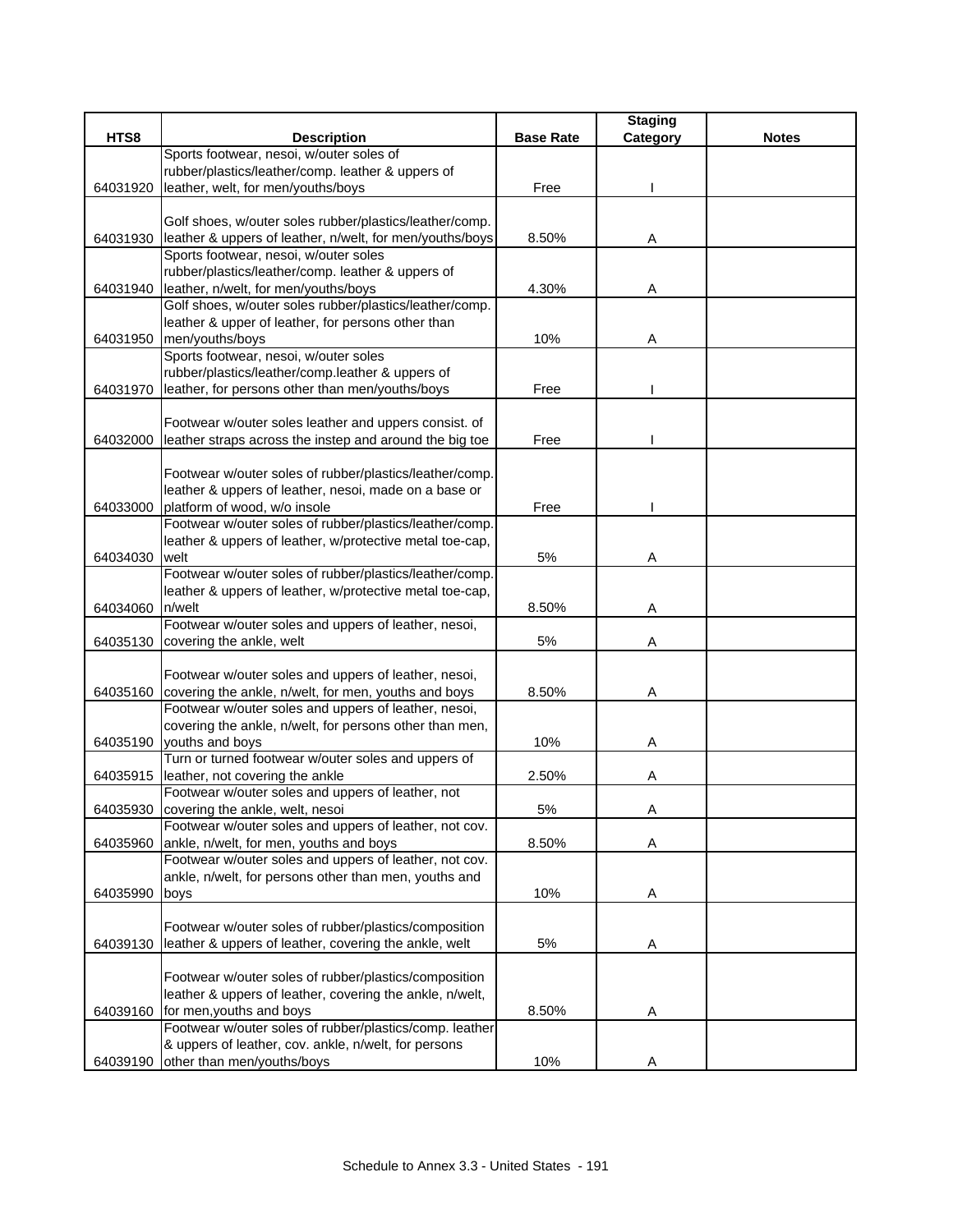| HTS8 | Description | Base Rate | Staging Category | Notes |
|---|---|---|---|---|
| 64031920 | Sports footwear, nesoi, w/outer soles of rubber/plastics/leather/comp. leather & uppers of leather, welt, for men/youths/boys | Free | I | |
| 64031930 | Golf shoes, w/outer soles rubber/plastics/leather/comp. leather & uppers of leather, n/welt, for men/youths/boys | 8.50% | A | |
| 64031940 | Sports footwear, nesoi, w/outer soles rubber/plastics/leather/comp. leather & uppers of leather, n/welt, for men/youths/boys | 4.30% | A | |
| 64031950 | Golf shoes, w/outer soles rubber/plastics/leather/comp. leather & upper of leather, for persons other than men/youths/boys | 10% | A | |
| 64031970 | Sports footwear, nesoi, w/outer soles rubber/plastics/leather/comp.leather & uppers of leather, for persons other than men/youths/boys | Free | I | |
| 64032000 | Footwear w/outer soles leather and uppers consist. of leather straps across the instep and around the big toe | Free | I | |
| 64033000 | Footwear w/outer soles of rubber/plastics/leather/comp. leather & uppers of leather, nesoi, made on a base or platform of wood, w/o insole | Free | I | |
| 64034030 | Footwear w/outer soles of rubber/plastics/leather/comp. leather & uppers of leather, w/protective metal toe-cap, welt | 5% | A | |
| 64034060 | Footwear w/outer soles of rubber/plastics/leather/comp. leather & uppers of leather, w/protective metal toe-cap, n/welt | 8.50% | A | |
| 64035130 | Footwear w/outer soles and uppers of leather, nesoi, covering the ankle, welt | 5% | A | |
| 64035160 | Footwear w/outer soles and uppers of leather, nesoi, covering the ankle, n/welt, for men, youths and boys | 8.50% | A | |
| 64035190 | Footwear w/outer soles and uppers of leather, nesoi, covering the ankle, n/welt, for persons other than men, youths and boys | 10% | A | |
| 64035915 | Turn or turned footwear w/outer soles and uppers of leather, not covering the ankle | 2.50% | A | |
| 64035930 | Footwear w/outer soles and uppers of leather, not covering the ankle, welt, nesoi | 5% | A | |
| 64035960 | Footwear w/outer soles and uppers of leather, not cov. ankle, n/welt, for men, youths and boys | 8.50% | A | |
| 64035990 | Footwear w/outer soles and uppers of leather, not cov. ankle, n/welt, for persons other than men, youths and boys | 10% | A | |
| 64039130 | Footwear w/outer soles of rubber/plastics/composition leather & uppers of leather, covering the ankle, welt | 5% | A | |
| 64039160 | Footwear w/outer soles of rubber/plastics/composition leather & uppers of leather, covering the ankle, n/welt, for men,youths and boys | 8.50% | A | |
| 64039190 | Footwear w/outer soles of rubber/plastics/comp. leather & uppers of leather, cov. ankle, n/welt, for persons other than men/youths/boys | 10% | A | |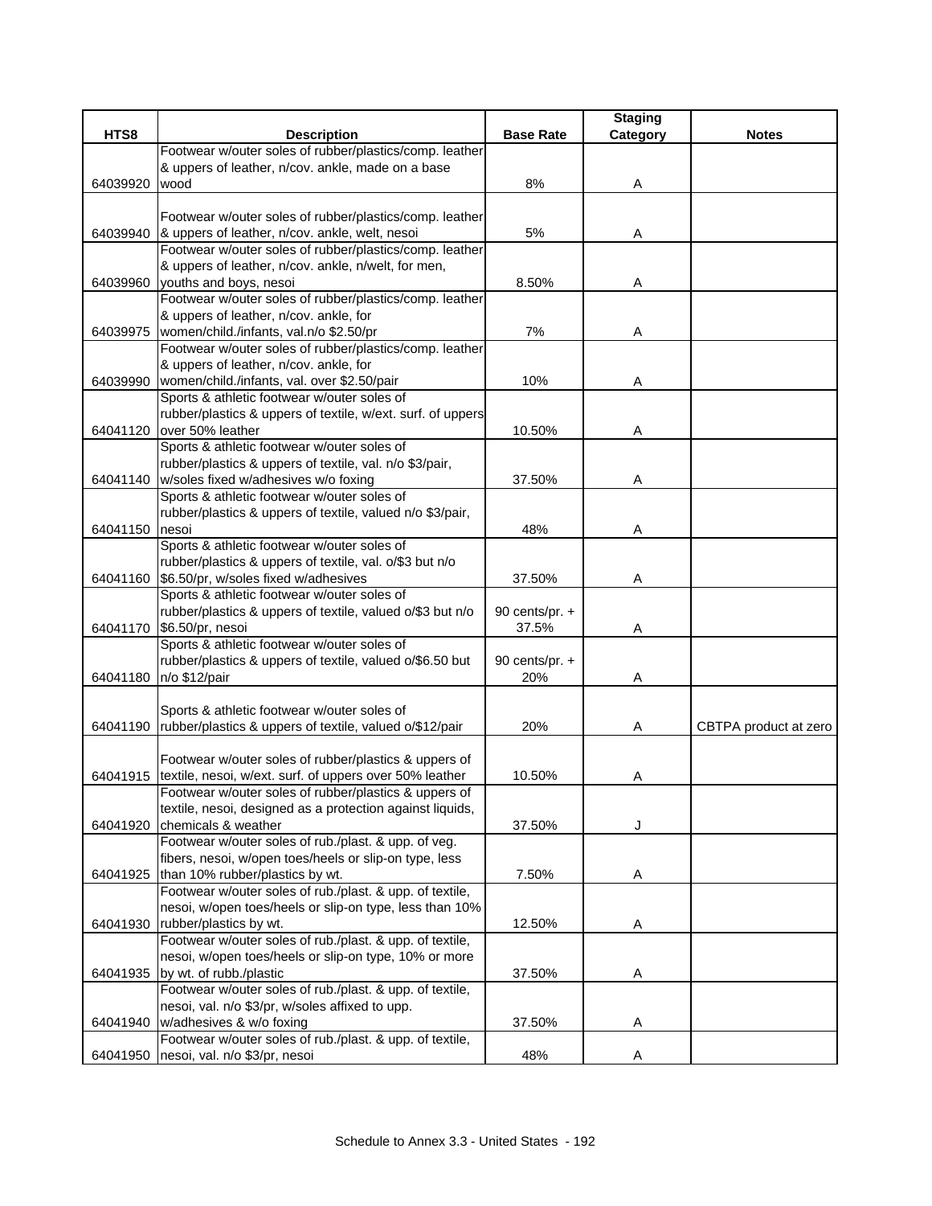| HTS8 | Description | Base Rate | Staging Category | Notes |
|---|---|---|---|---|
| 64039920 | Footwear w/outer soles of rubber/plastics/comp. leather & uppers of leather, n/cov. ankle, made on a base wood | 8% | A | |
| 64039940 | Footwear w/outer soles of rubber/plastics/comp. leather & uppers of leather, n/cov. ankle, welt, nesoi | 5% | A | |
| 64039960 | Footwear w/outer soles of rubber/plastics/comp. leather & uppers of leather, n/cov. ankle, n/welt, for men, youths and boys, nesoi | 8.50% | A | |
| 64039975 | Footwear w/outer soles of rubber/plastics/comp. leather & uppers of leather, n/cov. ankle, for women/child./infants, val.n/o $2.50/pr | 7% | A | |
| 64039990 | Footwear w/outer soles of rubber/plastics/comp. leather & uppers of leather, n/cov. ankle, for women/child./infants, val. over $2.50/pair | 10% | A | |
| 64041120 | Sports & athletic footwear w/outer soles of rubber/plastics & uppers of textile, w/ext. surf. of uppers over 50% leather | 10.50% | A | |
| 64041140 | Sports & athletic footwear w/outer soles of rubber/plastics & uppers of textile, val. n/o $3/pair, w/soles fixed w/adhesives w/o foxing | 37.50% | A | |
| 64041150 | Sports & athletic footwear w/outer soles of rubber/plastics & uppers of textile, valued n/o $3/pair, nesoi | 48% | A | |
| 64041160 | Sports & athletic footwear w/outer soles of rubber/plastics & uppers of textile, val. o/$3 but n/o $6.50/pr, w/soles fixed w/adhesives | 37.50% | A | |
| 64041170 | Sports & athletic footwear w/outer soles of rubber/plastics & uppers of textile, valued o/$3 but n/o $6.50/pr, nesoi | 90 cents/pr. + 37.5% | A | |
| 64041180 | Sports & athletic footwear w/outer soles of rubber/plastics & uppers of textile, valued o/$6.50 but n/o $12/pair | 90 cents/pr. + 20% | A | |
| 64041190 | Sports & athletic footwear w/outer soles of rubber/plastics & uppers of textile, valued o/$12/pair | 20% | A | CBTPA product at zero |
| 64041915 | Footwear w/outer soles of rubber/plastics & uppers of textile, nesoi, w/ext. surf. of uppers over 50% leather | 10.50% | A | |
| 64041920 | Footwear w/outer soles of rubber/plastics & uppers of textile, nesoi, designed as a protection against liquids, chemicals & weather | 37.50% | J | |
| 64041925 | Footwear w/outer soles of rub./plast. & upp. of veg. fibers, nesoi, w/open toes/heels or slip-on type, less than 10% rubber/plastics by wt. | 7.50% | A | |
| 64041930 | Footwear w/outer soles of rub./plast. & upp. of textile, nesoi, w/open toes/heels or slip-on type, less than 10% rubber/plastics by wt. | 12.50% | A | |
| 64041935 | Footwear w/outer soles of rub./plast. & upp. of textile, nesoi, w/open toes/heels or slip-on type, 10% or more by wt. of rubb./plastic | 37.50% | A | |
| 64041940 | Footwear w/outer soles of rub./plast. & upp. of textile, nesoi, val. n/o $3/pr, w/soles affixed to upp. w/adhesives & w/o foxing | 37.50% | A | |
| 64041950 | Footwear w/outer soles of rub./plast. & upp. of textile, nesoi, val. n/o $3/pr, nesoi | 48% | A | |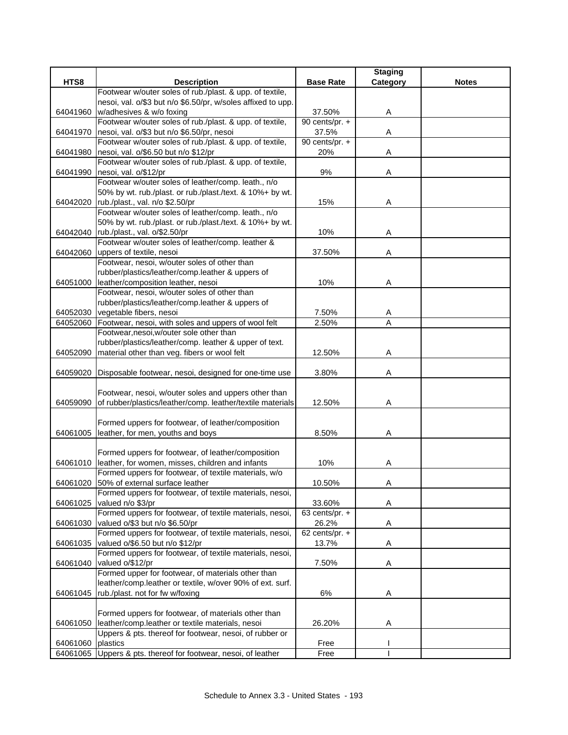| HTS8 | Description | Base Rate | Staging Category | Notes |
|---|---|---|---|---|
| 64041960 | Footwear w/outer soles of rub./plast. & upp. of textile, nesoi, val. o/$3 but n/o $6.50/pr, w/soles affixed to upp. w/adhesives & w/o foxing | 37.50% | A | |
| 64041970 | Footwear w/outer soles of rub./plast. & upp. of textile, nesoi, val. o/$3 but n/o $6.50/pr, nesoi | 90 cents/pr. + 37.5% | A | |
| 64041980 | Footwear w/outer soles of rub./plast. & upp. of textile, nesoi, val. o/$6.50 but n/o $12/pr | 90 cents/pr. + 20% | A | |
| 64041990 | Footwear w/outer soles of rub./plast. & upp. of textile, nesoi, val. o/$12/pr | 9% | A | |
| 64042020 | Footwear w/outer soles of leather/comp. leath., n/o 50% by wt. rub./plast. or rub./plast./text. & 10%+ by wt. rub./plast., val. n/o $2.50/pr | 15% | A | |
| 64042040 | Footwear w/outer soles of leather/comp. leath., n/o 50% by wt. rub./plast. or rub./plast./text. & 10%+ by wt. rub./plast., val. o/$2.50/pr | 10% | A | |
| 64042060 | Footwear w/outer soles of leather/comp. leather & uppers of textile, nesoi | 37.50% | A | |
| 64051000 | Footwear, nesoi, w/outer soles of other than rubber/plastics/leather/comp.leather & uppers of leather/composition leather, nesoi | 10% | A | |
| 64052030 | Footwear, nesoi, w/outer soles of other than rubber/plastics/leather/comp.leather & uppers of vegetable fibers, nesoi | 7.50% | A | |
| 64052060 | Footwear, nesoi, with soles and uppers of wool felt | 2.50% | A | |
| 64052090 | Footwear,nesoi,w/outer sole other than rubber/plastics/leather/comp. leather & upper of text. material other than veg. fibers or wool felt | 12.50% | A | |
| 64059020 | Disposable footwear, nesoi, designed for one-time use | 3.80% | A | |
| 64059090 | Footwear, nesoi, w/outer soles and uppers other than of rubber/plastics/leather/comp. leather/textile materials | 12.50% | A | |
| 64061005 | Formed uppers for footwear, of leather/composition leather, for men, youths and boys | 8.50% | A | |
| 64061010 | Formed uppers for footwear, of leather/composition leather, for women, misses, children and infants | 10% | A | |
| 64061020 | Formed uppers for footwear, of textile materials, w/o 50% of external surface leather | 10.50% | A | |
| 64061025 | Formed uppers for footwear, of textile materials, nesoi, valued n/o $3/pr | 33.60% | A | |
| 64061030 | Formed uppers for footwear, of textile materials, nesoi, valued o/$3 but n/o $6.50/pr | 63 cents/pr. + 26.2% | A | |
| 64061035 | Formed uppers for footwear, of textile materials, nesoi, valued o/$6.50 but n/o $12/pr | 62 cents/pr. + 13.7% | A | |
| 64061040 | Formed uppers for footwear, of textile materials, nesoi, valued o/$12/pr | 7.50% | A | |
| 64061045 | Formed upper for footwear, of materials other than leather/comp.leather or textile, w/over 90% of ext. surf. rub./plast. not for fw w/foxing | 6% | A | |
| 64061050 | Formed uppers for footwear, of materials other than leather/comp.leather or textile materials, nesoi | 26.20% | A | |
| 64061060 | Uppers & pts. thereof for footwear, nesoi, of rubber or plastics | Free | I | |
| 64061065 | Uppers & pts. thereof for footwear, nesoi, of leather | Free | I | |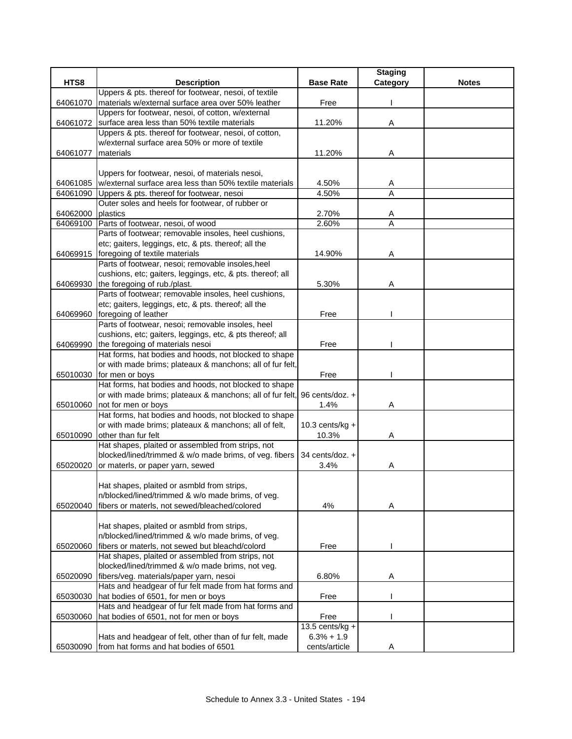| HTS8 | Description | Base Rate | Staging Category | Notes |
|---|---|---|---|---|
| 64061070 | Uppers & pts. thereof for footwear, nesoi, of textile materials w/external surface area over 50% leather | Free | I | |
| 64061072 | Uppers for footwear, nesoi, of cotton, w/external surface area less than 50% textile materials | 11.20% | A | |
| 64061077 | Uppers & pts. thereof for footwear, nesoi, of cotton, w/external surface area 50% or more of textile materials | 11.20% | A | |
| 64061085 | Uppers for footwear, nesoi, of materials nesoi, w/external surface area less than 50% textile materials | 4.50% | A | |
| 64061090 | Uppers & pts. thereof for footwear, nesoi | 4.50% | A | |
| 64062000 | Outer soles and heels for footwear, of rubber or plastics | 2.70% | A | |
| 64069100 | Parts of footwear, nesoi, of wood | 2.60% | A | |
| 64069915 | Parts of footwear; removable insoles, heel cushions, etc; gaiters, leggings, etc, & pts. thereof; all the foregoing of textile materials | 14.90% | A | |
| 64069930 | Parts of footwear, nesoi; removable insoles,heel cushions, etc; gaiters, leggings, etc, & pts. thereof; all the foregoing of rub./plast. | 5.30% | A | |
| 64069960 | Parts of footwear; removable insoles, heel cushions, etc; gaiters, leggings, etc, & pts. thereof; all the foregoing of leather | Free | I | |
| 64069990 | Parts of footwear, nesoi; removable insoles, heel cushions, etc; gaiters, leggings, etc, & pts thereof; all the foregoing of materials nesoi | Free | I | |
| 65010030 | Hat forms, hat bodies and hoods, not blocked to shape or with made brims; plateaux & manchons; all of fur felt, for men or boys | Free | I | |
| 65010060 | Hat forms, hat bodies and hoods, not blocked to shape or with made brims; plateaux & manchons; all of fur felt, not for men or boys | 96 cents/doz. + 1.4% | A | |
| 65010090 | Hat forms, hat bodies and hoods, not blocked to shape or with made brims; plateaux & manchons; all of felt, other than fur felt | 10.3 cents/kg + 10.3% | A | |
| 65020020 | Hat shapes, plaited or assembled from strips, not blocked/lined/trimmed & w/o made brims, of veg. fibers or materls, or paper yarn, sewed | 34 cents/doz. + 3.4% | A | |
| 65020040 | Hat shapes, plaited or asmbld from strips, n/blocked/lined/trimmed & w/o made brims, of veg. fibers or materls, not sewed/bleached/colored | 4% | A | |
| 65020060 | Hat shapes, plaited or asmbld from strips, n/blocked/lined/trimmed & w/o made brims, of veg. fibers or materls, not sewed but bleachd/colord | Free | I | |
| 65020090 | Hat shapes, plaited or assembled from strips, not blocked/lined/trimmed & w/o made brims, not veg. fibers/veg. materials/paper yarn, nesoi | 6.80% | A | |
| 65030030 | Hats and headgear of fur felt made from hat forms and hat bodies of 6501, for men or boys | Free | I | |
| 65030060 | Hats and headgear of fur felt made from hat forms and hat bodies of 6501, not for men or boys | Free | I | |
| 65030090 | Hats and headgear of felt, other than of fur felt, made from hat forms and hat bodies of 6501 | 13.5 cents/kg + 6.3% + 1.9 cents/article | A | |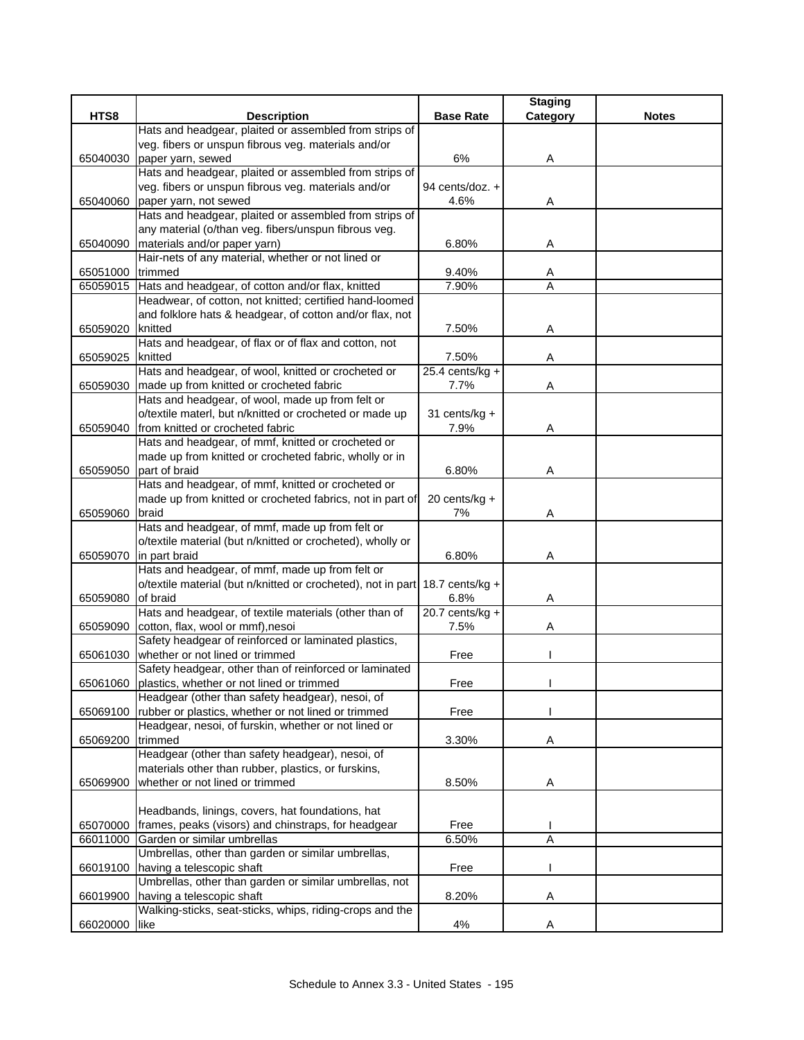| HTS8 | Description | Base Rate | Staging Category | Notes |
|---|---|---|---|---|
| 65040030 | Hats and headgear, plaited or assembled from strips of veg. fibers or unspun fibrous veg. materials and/or paper yarn, sewed | 6% | A | |
| 65040060 | Hats and headgear, plaited or assembled from strips of veg. fibers or unspun fibrous veg. materials and/or paper yarn, not sewed | 94 cents/doz. + 4.6% | A | |
| 65040090 | Hats and headgear, plaited or assembled from strips of any material (o/than veg. fibers/unspun fibrous veg. materials and/or paper yarn) | 6.80% | A | |
| 65051000 | Hair-nets of any material, whether or not lined or trimmed | 9.40% | A | |
| 65059015 | Hats and headgear, of cotton and/or flax, knitted | 7.90% | A | |
| 65059020 | Headwear, of cotton, not knitted; certified hand-loomed and folklore hats & headgear, of cotton and/or flax, not knitted | 7.50% | A | |
| 65059025 | Hats and headgear, of flax or of flax and cotton, not knitted | 7.50% | A | |
| 65059030 | Hats and headgear, of wool, knitted or crocheted or made up from knitted or crocheted fabric | 25.4 cents/kg + 7.7% | A | |
| 65059040 | Hats and headgear, of wool, made up from felt or o/textile materl, but n/knitted or crocheted or made up from knitted or crocheted fabric | 31 cents/kg + 7.9% | A | |
| 65059050 | Hats and headgear, of mmf, knitted or crocheted or made up from knitted or crocheted fabric, wholly or in part of braid | 6.80% | A | |
| 65059060 | Hats and headgear, of mmf, knitted or crocheted or made up from knitted or crocheted fabrics, not in part of braid | 20 cents/kg + 7% | A | |
| 65059070 | Hats and headgear, of mmf, made up from felt or o/textile material (but n/knitted or crocheted), wholly or in part braid | 6.80% | A | |
| 65059080 | Hats and headgear, of mmf, made up from felt or o/textile material (but n/knitted or crocheted), not in part of braid | 18.7 cents/kg + 6.8% | A | |
| 65059090 | Hats and headgear, of textile materials (other than of cotton, flax, wool or mmf),nesoi | 20.7 cents/kg + 7.5% | A | |
| 65061030 | Safety headgear of reinforced or laminated plastics, whether or not lined or trimmed | Free | I | |
| 65061060 | Safety headgear, other than of reinforced or laminated plastics, whether or not lined or trimmed | Free | I | |
| 65069100 | Headgear (other than safety headgear), nesoi, of rubber or plastics, whether or not lined or trimmed | Free | I | |
| 65069200 | Headgear, nesoi, of furskin, whether or not lined or trimmed | 3.30% | A | |
| 65069900 | Headgear (other than safety headgear), nesoi, of materials other than rubber, plastics, or furskins, whether or not lined or trimmed | 8.50% | A | |
| 65070000 | Headbands, linings, covers, hat foundations, hat frames, peaks (visors) and chinstraps, for headgear | Free | I | |
| 66011000 | Garden or similar umbrellas | 6.50% | A | |
| 66019100 | Umbrellas, other than garden or similar umbrellas, having a telescopic shaft | Free | I | |
| 66019900 | Umbrellas, other than garden or similar umbrellas, not having a telescopic shaft | 8.20% | A | |
| 66020000 | Walking-sticks, seat-sticks, whips, riding-crops and the like | 4% | A | |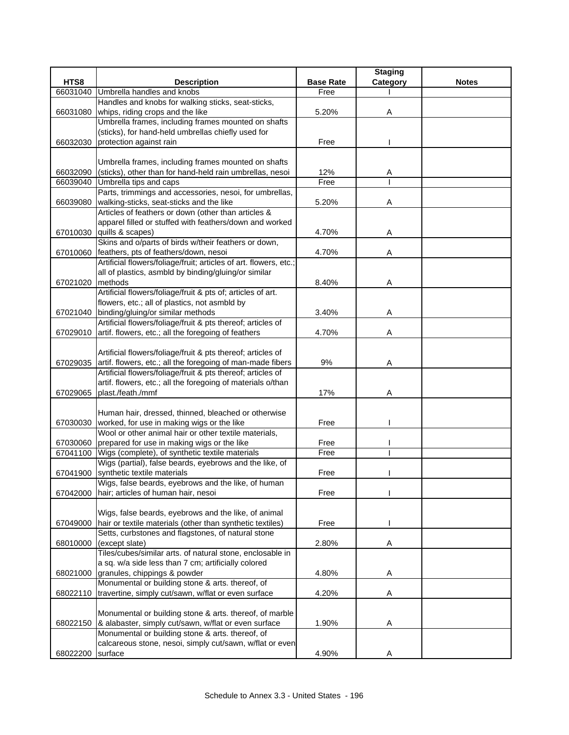| HTS8 | Description | Base Rate | Staging Category | Notes |
|---|---|---|---|---|
| 66031040 | Umbrella handles and knobs | Free | I | |
| 66031080 | Handles and knobs for walking sticks, seat-sticks, whips, riding crops and the like | 5.20% | A | |
| 66032030 | Umbrella frames, including frames mounted on shafts (sticks), for hand-held umbrellas chiefly used for protection against rain | Free | I | |
| 66032090 | Umbrella frames, including frames mounted on shafts (sticks), other than for hand-held rain umbrellas, nesoi | 12% | A | |
| 66039040 | Umbrella tips and caps | Free | I | |
| 66039080 | Parts, trimmings and accessories, nesoi, for umbrellas, walking-sticks, seat-sticks and the like | 5.20% | A | |
| 67010030 | Articles of feathers or down (other than articles & apparel filled or stuffed with feathers/down and worked quills & scapes) | 4.70% | A | |
| 67010060 | Skins and o/parts of birds w/their feathers or down, feathers, pts of feathers/down, nesoi | 4.70% | A | |
| 67021020 | Artificial flowers/foliage/fruit; articles of art. flowers, etc.; all of plastics, asmbld by binding/gluing/or similar methods | 8.40% | A | |
| 67021040 | Artificial flowers/foliage/fruit & pts of; articles of art. flowers, etc.; all of plastics, not asmbld by binding/gluing/or similar methods | 3.40% | A | |
| 67029010 | Artificial flowers/foliage/fruit & pts thereof; articles of artif. flowers, etc.; all the foregoing of feathers | 4.70% | A | |
| 67029035 | Artificial flowers/foliage/fruit & pts thereof; articles of artif. flowers, etc.; all the foregoing of man-made fibers | 9% | A | |
| 67029065 | Artificial flowers/foliage/fruit & pts thereof; articles of artif. flowers, etc.; all the foregoing of materials o/than plast./feath./mmf | 17% | A | |
| 67030030 | Human hair, dressed, thinned, bleached or otherwise worked, for use in making wigs or the like | Free | I | |
| 67030060 | Wool or other animal hair or other textile materials, prepared for use in making wigs or the like | Free | I | |
| 67041100 | Wigs (complete), of synthetic textile materials | Free | I | |
| 67041900 | Wigs (partial), false beards, eyebrows and the like, of synthetic textile materials | Free | I | |
| 67042000 | Wigs, false beards, eyebrows and the like, of human hair; articles of human hair, nesoi | Free | I | |
| 67049000 | Wigs, false beards, eyebrows and the like, of animal hair or textile materials (other than synthetic textiles) | Free | I | |
| 68010000 | Setts, curbstones and flagstones, of natural stone (except slate) | 2.80% | A | |
| 68021000 | Tiles/cubes/similar arts. of natural stone, enclosable in a sq. w/a side less than 7 cm; artificially colored granules, chippings & powder | 4.80% | A | |
| 68022110 | Monumental or building stone & arts. thereof, of travertine, simply cut/sawn, w/flat or even surface | 4.20% | A | |
| 68022150 | Monumental or building stone & arts. thereof, of marble & alabaster, simply cut/sawn, w/flat or even surface | 1.90% | A | |
| 68022200 | Monumental or building stone & arts. thereof, of calcareous stone, nesoi, simply cut/sawn, w/flat or even surface | 4.90% | A | |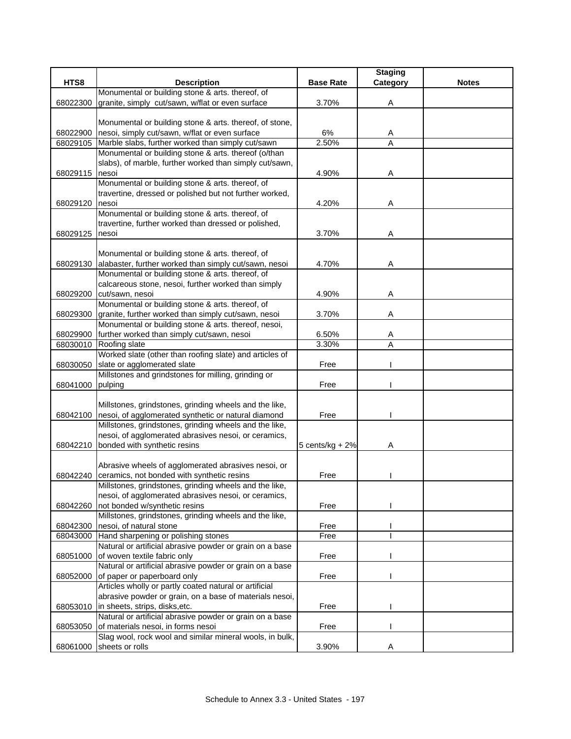| HTS8 | Description | Base Rate | Staging Category | Notes |
|---|---|---|---|---|
| 68022300 | Monumental or building stone & arts. thereof, of granite, simply cut/sawn, w/flat or even surface | 3.70% | A | |
| 68022900 | Monumental or building stone & arts. thereof, of stone, nesoi, simply cut/sawn, w/flat or even surface | 6% | A | |
| 68029105 | Marble slabs, further worked than simply cut/sawn | 2.50% | A | |
| 68029115 | Monumental or building stone & arts. thereof (o/than slabs), of marble, further worked than simply cut/sawn, nesoi | 4.90% | A | |
| 68029120 | Monumental or building stone & arts. thereof, of travertine, dressed or polished but not further worked, nesoi | 4.20% | A | |
| 68029125 | Monumental or building stone & arts. thereof, of travertine, further worked than dressed or polished, nesoi | 3.70% | A | |
| 68029130 | Monumental or building stone & arts. thereof, of alabaster, further worked than simply cut/sawn, nesoi | 4.70% | A | |
| 68029200 | Monumental or building stone & arts. thereof, of calcareous stone, nesoi, further worked than simply cut/sawn, nesoi | 4.90% | A | |
| 68029300 | Monumental or building stone & arts. thereof, of granite, further worked than simply cut/sawn, nesoi | 3.70% | A | |
| 68029900 | Monumental or building stone & arts. thereof, nesoi, further worked than simply cut/sawn, nesoi | 6.50% | A | |
| 68030010 | Roofing slate | 3.30% | A | |
| 68030050 | Worked slate (other than roofing slate) and articles of slate or agglomerated slate | Free | I | |
| 68041000 | Millstones and grindstones for milling, grinding or pulping | Free | I | |
| 68042100 | Millstones, grindstones, grinding wheels and the like, nesoi, of agglomerated synthetic or natural diamond | Free | I | |
| 68042210 | Millstones, grindstones, grinding wheels and the like, nesoi, of agglomerated abrasives nesoi, or ceramics, bonded with synthetic resins | 5 cents/kg + 2% | A | |
| 68042240 | Abrasive wheels of agglomerated abrasives nesoi, or ceramics, not bonded with synthetic resins | Free | I | |
| 68042260 | Millstones, grindstones, grinding wheels and the like, nesoi, of agglomerated abrasives nesoi, or ceramics, not bonded w/synthetic resins | Free | I | |
| 68042300 | Millstones, grindstones, grinding wheels and the like, nesoi, of natural stone | Free | I | |
| 68043000 | Hand sharpening or polishing stones | Free | I | |
| 68051000 | Natural or artificial abrasive powder or grain on a base of woven textile fabric only | Free | I | |
| 68052000 | Natural or artificial abrasive powder or grain on a base of paper or paperboard only | Free | I | |
| 68053010 | Articles wholly or partly coated natural or artificial abrasive powder or grain, on a base of materials nesoi, in sheets, strips, disks,etc. | Free | I | |
| 68053050 | Natural or artificial abrasive powder or grain on a base of materials nesoi, in forms nesoi | Free | I | |
| 68061000 | Slag wool, rock wool and similar mineral wools, in bulk, sheets or rolls | 3.90% | A | |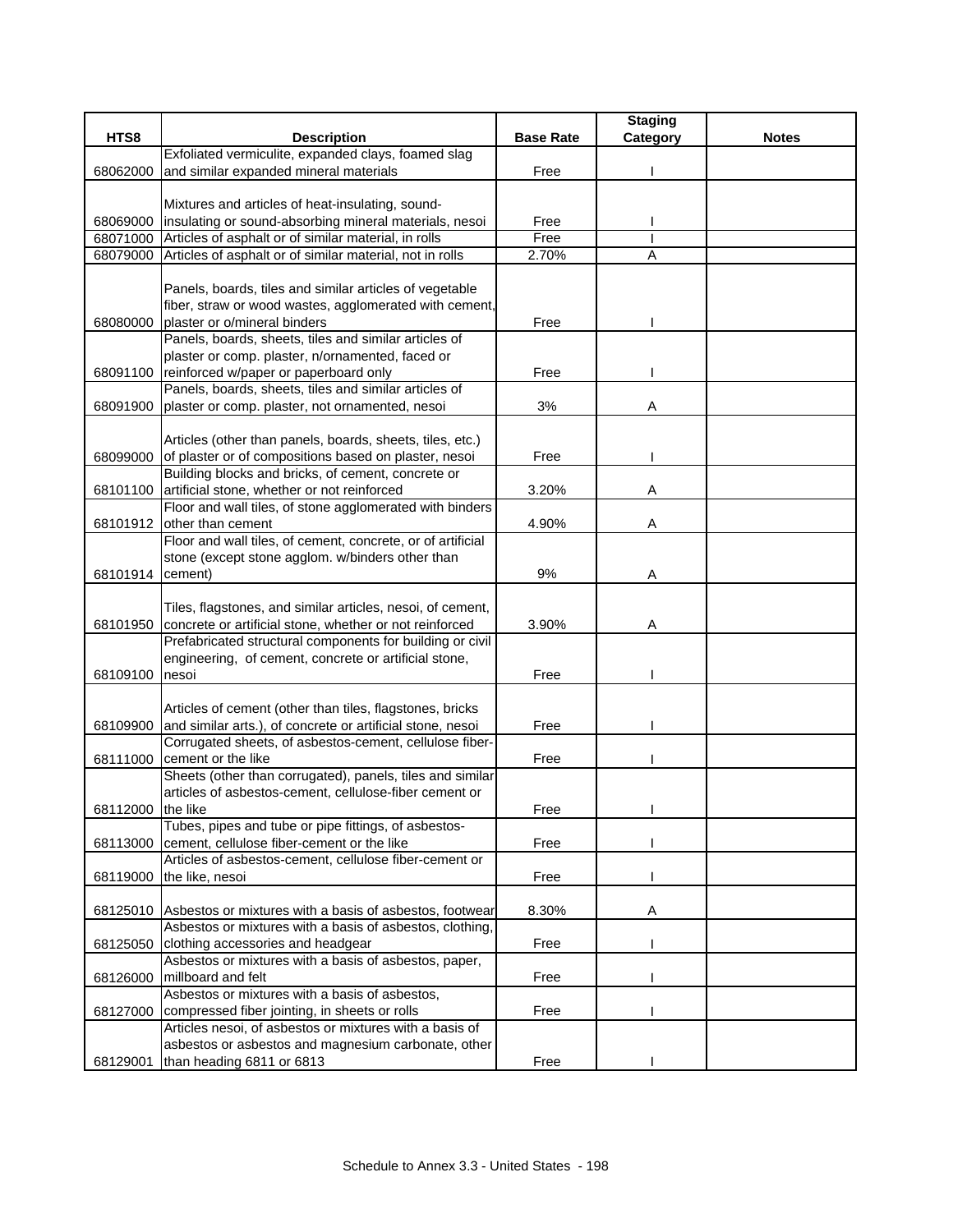| HTS8 | Description | Base Rate | Staging Category | Notes |
|---|---|---|---|---|
| 68062000 | Exfoliated vermiculite, expanded clays, foamed slag and similar expanded mineral materials | Free | I | |
| 68069000 | Mixtures and articles of heat-insulating, sound-insulating or sound-absorbing mineral materials, nesoi | Free | I | |
| 68071000 | Articles of asphalt or of similar material, in rolls | Free | I | |
| 68079000 | Articles of asphalt or of similar material, not in rolls | 2.70% | A | |
| 68080000 | Panels, boards, tiles and similar articles of vegetable fiber, straw or wood wastes, agglomerated with cement, plaster or o/mineral binders | Free | I | |
| 68091100 | Panels, boards, sheets, tiles and similar articles of plaster or comp. plaster, n/ornamented, faced or reinforced w/paper or paperboard only | Free | I | |
| 68091900 | Panels, boards, sheets, tiles and similar articles of plaster or comp. plaster, not ornamented, nesoi | 3% | A | |
| 68099000 | Articles (other than panels, boards, sheets, tiles, etc.) of plaster or of compositions based on plaster, nesoi | Free | I | |
| 68101100 | Building blocks and bricks, of cement, concrete or artificial stone, whether or not reinforced | 3.20% | A | |
| 68101912 | Floor and wall tiles, of stone agglomerated with binders other than cement | 4.90% | A | |
| 68101914 | Floor and wall tiles, of cement, concrete, or of artificial stone (except stone agglom. w/binders other than cement) | 9% | A | |
| 68101950 | Tiles, flagstones, and similar articles, nesoi, of cement, concrete or artificial stone, whether or not reinforced | 3.90% | A | |
| 68109100 | Prefabricated structural components for building or civil engineering, of cement, concrete or artificial stone, nesoi | Free | I | |
| 68109900 | Articles of cement (other than tiles, flagstones, bricks and similar arts.), of concrete or artificial stone, nesoi | Free | I | |
| 68111000 | Corrugated sheets, of asbestos-cement, cellulose fiber-cement or the like | Free | I | |
| 68112000 | Sheets (other than corrugated), panels, tiles and similar articles of asbestos-cement, cellulose-fiber cement or the like | Free | I | |
| 68113000 | Tubes, pipes and tube or pipe fittings, of asbestos-cement, cellulose fiber-cement or the like | Free | I | |
| 68119000 | Articles of asbestos-cement, cellulose fiber-cement or the like, nesoi | Free | I | |
| 68125010 | Asbestos or mixtures with a basis of asbestos, footwear | 8.30% | A | |
| 68125050 | Asbestos or mixtures with a basis of asbestos, clothing, clothing accessories and headgear | Free | I | |
| 68126000 | Asbestos or mixtures with a basis of asbestos, paper, millboard and felt | Free | I | |
| 68127000 | Asbestos or mixtures with a basis of asbestos, compressed fiber jointing, in sheets or rolls | Free | I | |
| 68129001 | Articles nesoi, of asbestos or mixtures with a basis of asbestos or asbestos and magnesium carbonate, other than heading 6811 or 6813 | Free | I | |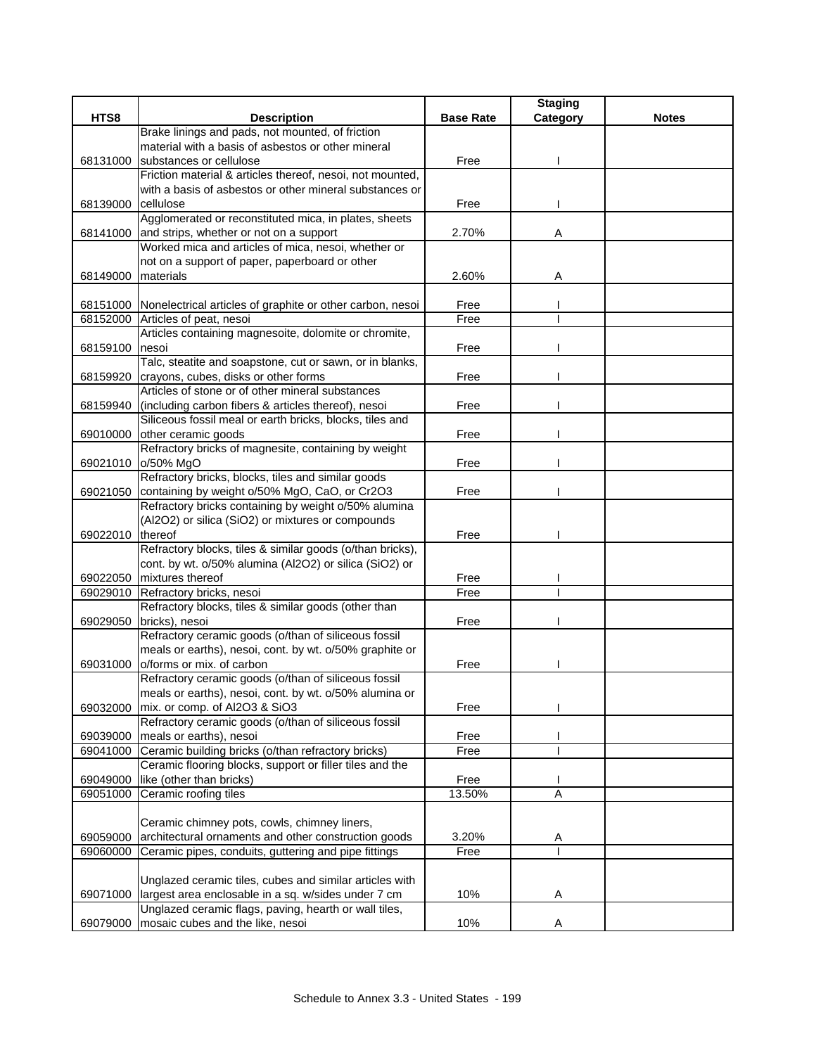| HTS8 | Description | Base Rate | Staging Category | Notes |
|---|---|---|---|---|
| 68131000 | Brake linings and pads, not mounted, of friction material with a basis of asbestos or other mineral substances or cellulose | Free | I | |
| 68139000 | Friction material & articles thereof, nesoi, not mounted, with a basis of asbestos or other mineral substances or cellulose | Free | I | |
| 68141000 | Agglomerated or reconstituted mica, in plates, sheets and strips, whether or not on a support | 2.70% | A | |
| 68149000 | Worked mica and articles of mica, nesoi, whether or not on a support of paper, paperboard or other materials | 2.60% | A | |
| 68151000 | Nonelectrical articles of graphite or other carbon, nesoi | Free | I | |
| 68152000 | Articles of peat, nesoi | Free | I | |
| 68159100 | Articles containing magnesoite, dolomite or chromite, nesoi | Free | I | |
| 68159920 | Talc, steatite and soapstone, cut or sawn, or in blanks, crayons, cubes, disks or other forms | Free | I | |
| 68159940 | Articles of stone or of other mineral substances (including carbon fibers & articles thereof), nesoi | Free | I | |
| 69010000 | Siliceous fossil meal or earth bricks, blocks, tiles and other ceramic goods | Free | I | |
| 69021010 | Refractory bricks of magnesite, containing by weight o/50% MgO | Free | I | |
| 69021050 | Refractory bricks, blocks, tiles and similar goods containing by weight o/50% MgO, CaO, or Cr2O3 | Free | I | |
| 69022010 | Refractory bricks containing by weight o/50% alumina (Al2O2) or silica (SiO2) or mixtures or compounds thereof | Free | I | |
| 69022050 | Refractory blocks, tiles & similar goods (o/than bricks), cont. by wt. o/50% alumina (Al2O2) or silica (SiO2) or mixtures thereof | Free | I | |
| 69029010 | Refractory bricks, nesoi | Free | I | |
| 69029050 | Refractory blocks, tiles & similar goods (other than bricks), nesoi | Free | I | |
| 69031000 | Refractory ceramic goods (o/than of siliceous fossil meals or earths), nesoi, cont. by wt. o/50% graphite or o/forms or mix. of carbon | Free | I | |
| 69032000 | Refractory ceramic goods (o/than of siliceous fossil meals or earths), nesoi, cont. by wt. o/50% alumina or mix. or comp. of Al2O3 & SiO3 | Free | I | |
| 69039000 | Refractory ceramic goods (o/than of siliceous fossil meals or earths), nesoi | Free | I | |
| 69041000 | Ceramic building bricks (o/than refractory bricks) | Free | I | |
| 69049000 | Ceramic flooring blocks, support or filler tiles and the like (other than bricks) | Free | I | |
| 69051000 | Ceramic roofing tiles | 13.50% | A | |
| 69059000 | Ceramic chimney pots, cowls, chimney liners, architectural ornaments and other construction goods | 3.20% | A | |
| 69060000 | Ceramic pipes, conduits, guttering and pipe fittings | Free | I | |
| 69071000 | Unglazed ceramic tiles, cubes and similar articles with largest area enclosable in a sq. w/sides under 7 cm | 10% | A | |
| 69079000 | Unglazed ceramic flags, paving, hearth or wall tiles, mosaic cubes and the like, nesoi | 10% | A | |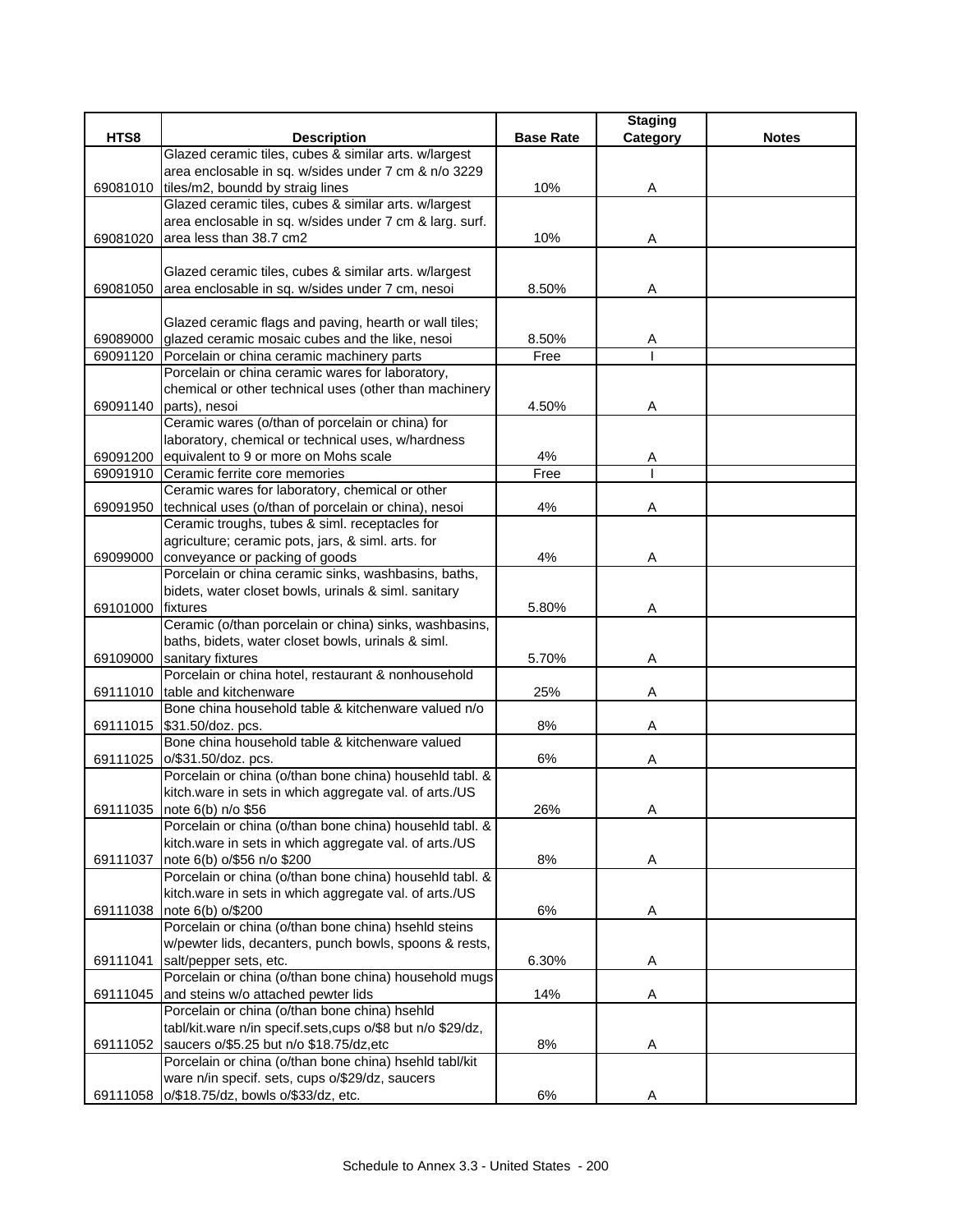| HTS8 | Description | Base Rate | Staging Category | Notes |
|---|---|---|---|---|
| 69081010 | Glazed ceramic tiles, cubes & similar arts. w/largest area enclosable in sq. w/sides under 7 cm & n/o 3229 tiles/m2, boundd by straig lines | 10% | A | |
| 69081020 | Glazed ceramic tiles, cubes & similar arts. w/largest area enclosable in sq. w/sides under 7 cm & larg. surf. area less than 38.7 cm2 | 10% | A | |
| 69081050 | Glazed ceramic tiles, cubes & similar arts. w/largest area enclosable in sq. w/sides under 7 cm, nesoi | 8.50% | A | |
| 69089000 | Glazed ceramic flags and paving, hearth or wall tiles; glazed ceramic mosaic cubes and the like, nesoi | 8.50% | A | |
| 69091120 | Porcelain or china ceramic machinery parts | Free | I | |
| 69091140 | Porcelain or china ceramic wares for laboratory, chemical or other technical uses (other than machinery parts), nesoi | 4.50% | A | |
| 69091200 | Ceramic wares (o/than of porcelain or china) for laboratory, chemical or technical uses, w/hardness equivalent to 9 or more on Mohs scale | 4% | A | |
| 69091910 | Ceramic ferrite core memories | Free | I | |
| 69091950 | Ceramic wares for laboratory, chemical or other technical uses (o/than of porcelain or china), nesoi | 4% | A | |
| 69099000 | Ceramic troughs, tubes & siml. receptacles for agriculture; ceramic pots, jars, & siml. arts. for conveyance or packing of goods | 4% | A | |
| 69101000 | Porcelain or china ceramic sinks, washbasins, baths, bidets, water closet bowls, urinals & siml. sanitary fixtures | 5.80% | A | |
| 69109000 | Ceramic (o/than porcelain or china) sinks, washbasins, baths, bidets, water closet bowls, urinals & siml. sanitary fixtures | 5.70% | A | |
| 69111010 | Porcelain or china hotel, restaurant & nonhousehold table and kitchenware | 25% | A | |
| 69111015 | Bone china household table & kitchenware valued n/o $31.50/doz. pcs. | 8% | A | |
| 69111025 | Bone china household table & kitchenware valued o/$31.50/doz. pcs. | 6% | A | |
| 69111035 | Porcelain or china (o/than bone china) househld tabl. & kitch.ware in sets in which aggregate val. of arts./US note 6(b) n/o $56 | 26% | A | |
| 69111037 | Porcelain or china (o/than bone china) househld tabl. & kitch.ware in sets in which aggregate val. of arts./US note 6(b) o/$56 n/o $200 | 8% | A | |
| 69111038 | Porcelain or china (o/than bone china) househld tabl. & kitch.ware in sets in which aggregate val. of arts./US note 6(b) o/$200 | 6% | A | |
| 69111041 | Porcelain or china (o/than bone china) hsehld steins w/pewter lids, decanters, punch bowls, spoons & rests, salt/pepper sets, etc. | 6.30% | A | |
| 69111045 | Porcelain or china (o/than bone china) household mugs and steins w/o attached pewter lids | 14% | A | |
| 69111052 | Porcelain or china (o/than bone china) hsehld tabl/kit.ware n/in specif.sets,cups o/$8 but n/o $29/dz, saucers o/$5.25 but n/o $18.75/dz,etc | 8% | A | |
| 69111058 | Porcelain or china (o/than bone china) hsehld tabl/kit ware n/in specif. sets, cups o/$29/dz, saucers o/$18.75/dz, bowls o/$33/dz, etc. | 6% | A | |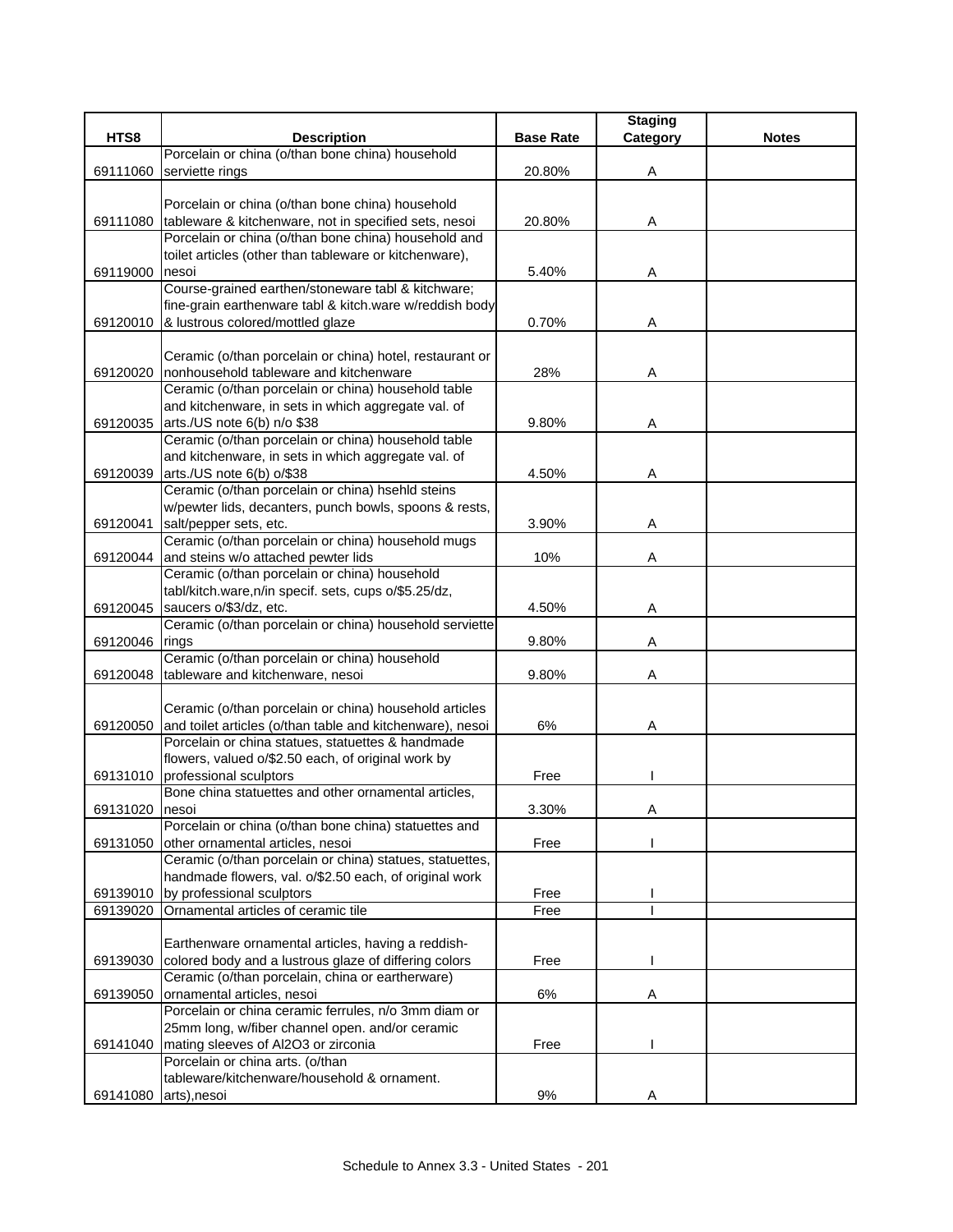| HTS8 | Description | Base Rate | Staging Category | Notes |
|---|---|---|---|---|
| 69111060 | Porcelain or china (o/than bone china) household serviette rings | 20.80% | A | |
| 69111080 | Porcelain or china (o/than bone china) household tableware & kitchenware, not in specified sets, nesoi | 20.80% | A | |
| 69119000 | Porcelain or china (o/than bone china) household and toilet articles (other than tableware or kitchenware), nesoi | 5.40% | A | |
| 69120010 | Course-grained earthen/stoneware tabl & kitchware; fine-grain earthenware tabl & kitch.ware w/reddish body & lustrous colored/mottled glaze | 0.70% | A | |
| 69120020 | Ceramic (o/than porcelain or china) hotel, restaurant or nonhousehold tableware and kitchenware | 28% | A | |
| 69120035 | Ceramic (o/than porcelain or china) household table and kitchenware, in sets in which aggregate val. of arts./US note 6(b) n/o $38 | 9.80% | A | |
| 69120039 | Ceramic (o/than porcelain or china) household table and kitchenware, in sets in which aggregate val. of arts./US note 6(b) o/$38 | 4.50% | A | |
| 69120041 | Ceramic (o/than porcelain or china) hsehld steins w/pewter lids, decanters, punch bowls, spoons & rests, salt/pepper sets, etc. | 3.90% | A | |
| 69120044 | Ceramic (o/than porcelain or china) household mugs and steins w/o attached pewter lids | 10% | A | |
| 69120045 | Ceramic (o/than porcelain or china) household tabl/kitch.ware,n/in specif. sets, cups o/$5.25/dz, saucers o/$3/dz, etc. | 4.50% | A | |
| 69120046 | Ceramic (o/than porcelain or china) household serviette rings | 9.80% | A | |
| 69120048 | Ceramic (o/than porcelain or china) household tableware and kitchenware, nesoi | 9.80% | A | |
| 69120050 | Ceramic (o/than porcelain or china) household articles and toilet articles (o/than table and kitchenware), nesoi | 6% | A | |
| 69131010 | Porcelain or china statues, statuettes & handmade flowers, valued o/$2.50 each, of original work by professional sculptors | Free | I | |
| 69131020 | Bone china statuettes and other ornamental articles, nesoi | 3.30% | A | |
| 69131050 | Porcelain or china (o/than bone china) statuettes and other ornamental articles, nesoi | Free | I | |
| 69139010 | Ceramic (o/than porcelain or china) statues, statuettes, handmade flowers, val. o/$2.50 each, of original work by professional sculptors | Free | I | |
| 69139020 | Ornamental articles of ceramic tile | Free | I | |
| 69139030 | Earthenware ornamental articles, having a reddish-colored body and a lustrous glaze of differing colors | Free | I | |
| 69139050 | Ceramic (o/than porcelain, china or eartherware) ornamental articles, nesoi | 6% | A | |
| 69141040 | Porcelain or china ceramic ferrules, n/o 3mm diam or 25mm long, w/fiber channel open. and/or ceramic mating sleeves of Al2O3 or zirconia | Free | I | |
| 69141080 | Porcelain or china arts. (o/than tableware/kitchenware/household & ornament. arts),nesoi | 9% | A | |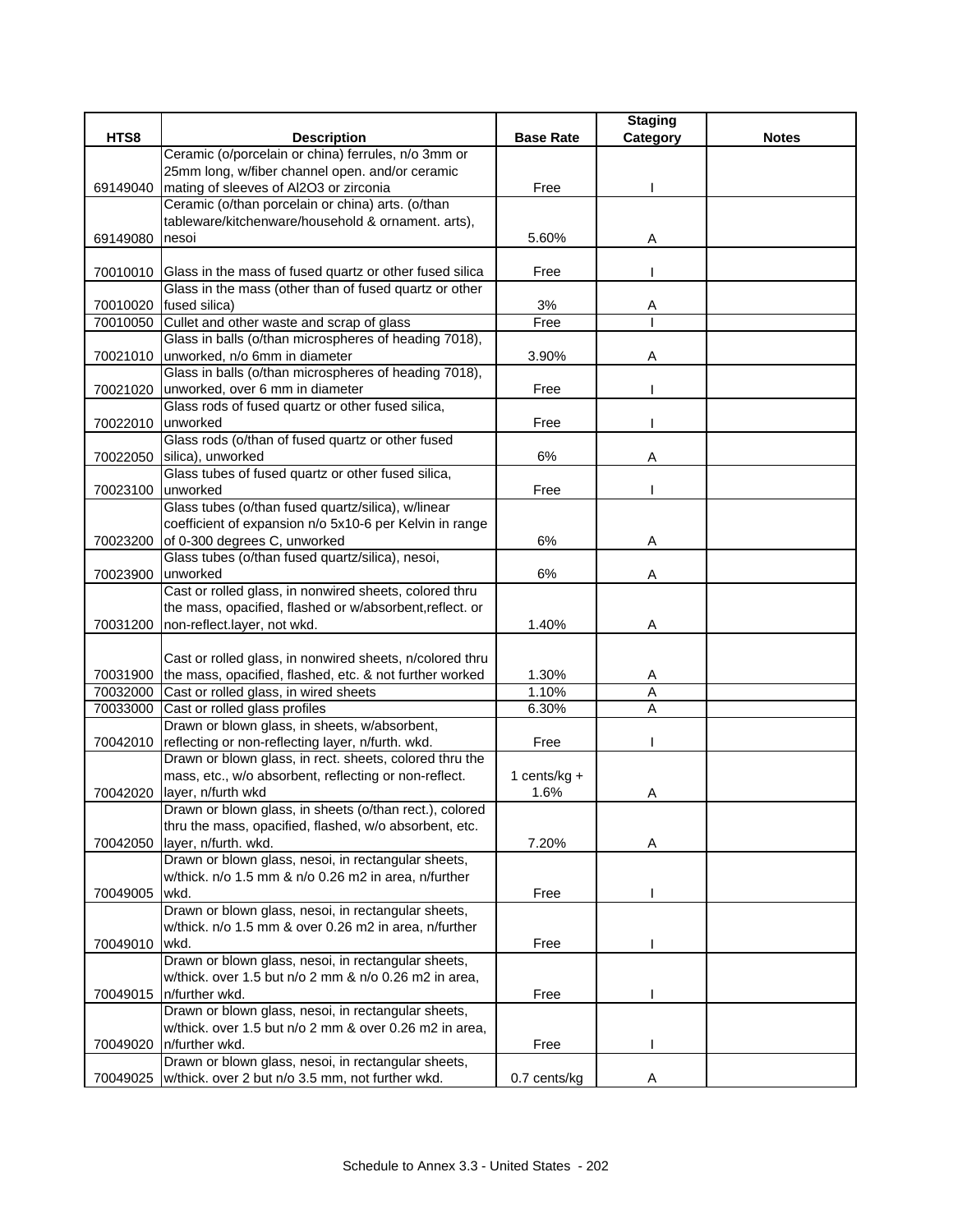| HTS8 | Description | Base Rate | Staging Category | Notes |
|---|---|---|---|---|
| 69149040 | Ceramic (o/porcelain or china) ferrules, n/o 3mm or 25mm long, w/fiber channel open. and/or ceramic mating of sleeves of $Al_2O_3$ or zirconia | Free | I | |
| 69149080 | Ceramic (o/than porcelain or china) arts. (o/than tableware/kitchenware/household & ornament. arts), nesoi | 5.60% | A | |
| 70010010 | Glass in the mass of fused quartz or other fused silica | Free | I | |
| 70010020 | Glass in the mass (other than of fused quartz or other fused silica) | 3% | A | |
| 70010050 | Cullet and other waste and scrap of glass | Free | I | |
| 70021010 | Glass in balls (o/than microspheres of heading 7018), unworked, n/o 6mm in diameter | 3.90% | A | |
| 70021020 | Glass in balls (o/than microspheres of heading 7018), unworked, over 6 mm in diameter | Free | I | |
| 70022010 | Glass rods of fused quartz or other fused silica, unworked | Free | I | |
| 70022050 | Glass rods (o/than of fused quartz or other fused silica), unworked | 6% | A | |
| 70023100 | Glass tubes of fused quartz or other fused silica, unworked | Free | I | |
| 70023200 | Glass tubes (o/than fused quartz/silica), w/linear coefficient of expansion n/o 5x10-6 per Kelvin in range of 0-300 degrees C, unworked | 6% | A | |
| 70023900 | Glass tubes (o/than fused quartz/silica), nesoi, unworked | 6% | A | |
| 70031200 | Cast or rolled glass, in nonwired sheets, colored thru the mass, opacified, flashed or w/absorbent,reflect. or non-reflect.layer, not wkd. | 1.40% | A | |
| 70031900 | Cast or rolled glass, in nonwired sheets, n/colored thru the mass, opacified, flashed, etc. & not further worked | 1.30% | A | |
| 70032000 | Cast or rolled glass, in wired sheets | 1.10% | A | |
| 70033000 | Cast or rolled glass profiles | 6.30% | A | |
| 70042010 | Drawn or blown glass, in sheets, w/absorbent, reflecting or non-reflecting layer, n/furth. wkd. | Free | I | |
| 70042020 | Drawn or blown glass, in rect. sheets, colored thru the mass, etc., w/o absorbent, reflecting or non-reflect. layer, n/furth wkd | 1 cents/kg + 1.6% | A | |
| 70042050 | Drawn or blown glass, in sheets (o/than rect.), colored thru the mass, opacified, flashed, w/o absorbent, etc. layer, n/furth. wkd. | 7.20% | A | |
| 70049005 | Drawn or blown glass, nesoi, in rectangular sheets, w/thick. n/o 1.5 mm & n/o 0.26 m2 in area, n/further wkd. | Free | I | |
| 70049010 | Drawn or blown glass, nesoi, in rectangular sheets, w/thick. n/o 1.5 mm & over 0.26 m2 in area, n/further wkd. | Free | I | |
| 70049015 | Drawn or blown glass, nesoi, in rectangular sheets, w/thick. over 1.5 but n/o 2 mm & n/o 0.26 m2 in area, n/further wkd. | Free | I | |
| 70049020 | Drawn or blown glass, nesoi, in rectangular sheets, w/thick. over 1.5 but n/o 2 mm & over 0.26 m2 in area, n/further wkd. | Free | I | |
| 70049025 | Drawn or blown glass, nesoi, in rectangular sheets, w/thick. over 2 but n/o 3.5 mm, not further wkd. | 0.7 cents/kg | A | |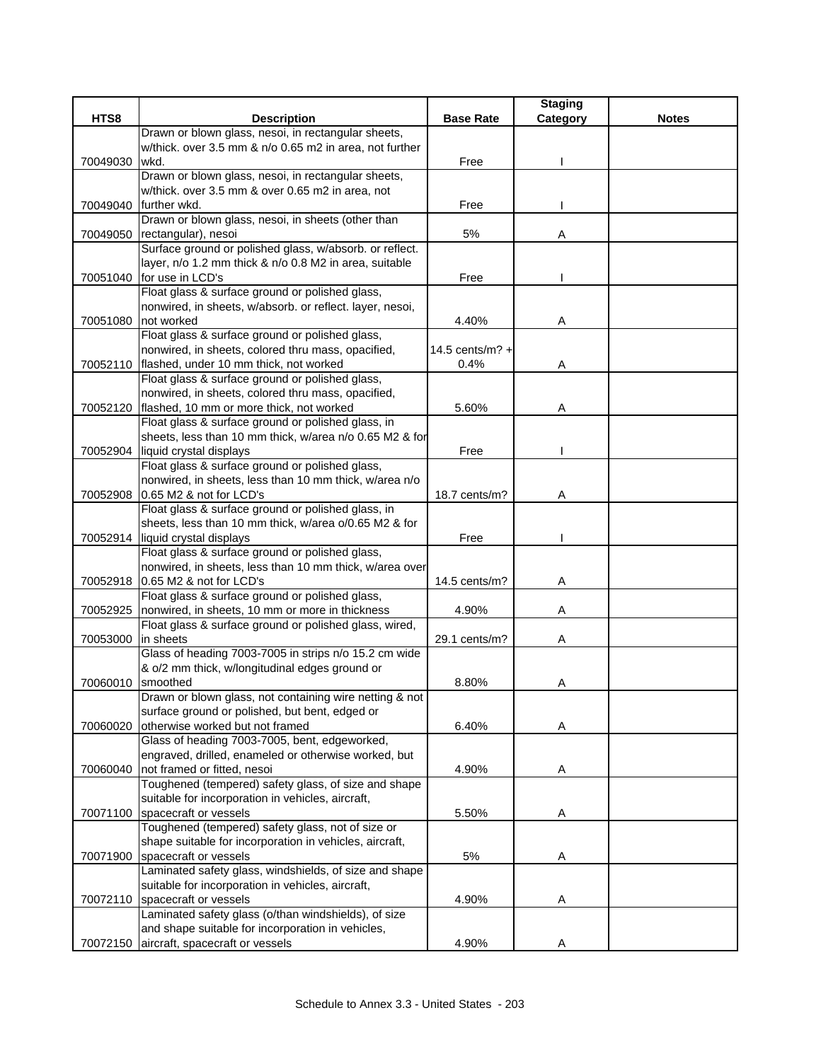| HTS8 | Description | Base Rate | Staging Category | Notes |
|---|---|---|---|---|
| 70049030 | Drawn or blown glass, nesoi, in rectangular sheets, w/thick. over 3.5 mm & n/o 0.65 m2 in area, not further wkd. | Free | I | |
| 70049040 | Drawn or blown glass, nesoi, in rectangular sheets, w/thick. over 3.5 mm & over 0.65 m2 in area, not further wkd. | Free | I | |
| 70049050 | Drawn or blown glass, nesoi, in sheets (other than rectangular), nesoi | 5% | A | |
| 70051040 | Surface ground or polished glass, w/absorb. or reflect. layer, n/o 1.2 mm thick & n/o 0.8 M2 in area, suitable for use in LCD's | Free | I | |
| 70051080 | Float glass & surface ground or polished glass, nonwired, in sheets, w/absorb. or reflect. layer, nesoi, not worked | 4.40% | A | |
| 70052110 | Float glass & surface ground or polished glass, nonwired, in sheets, colored thru mass, opacified, flashed, under 10 mm thick, not worked | 14.5 cents/m? + 0.4% | A | |
| 70052120 | Float glass & surface ground or polished glass, nonwired, in sheets, colored thru mass, opacified, flashed, 10 mm or more thick, not worked | 5.60% | A | |
| 70052904 | Float glass & surface ground or polished glass, in sheets, less than 10 mm thick, w/area n/o 0.65 M2 & for liquid crystal displays | Free | I | |
| 70052908 | Float glass & surface ground or polished glass, nonwired, in sheets, less than 10 mm thick, w/area n/o 0.65 M2 & not for LCD's | 18.7 cents/m? | A | |
| 70052914 | Float glass & surface ground or polished glass, in sheets, less than 10 mm thick, w/area o/0.65 M2 & for liquid crystal displays | Free | I | |
| 70052918 | Float glass & surface ground or polished glass, nonwired, in sheets, less than 10 mm thick, w/area over 0.65 M2 & not for LCD's | 14.5 cents/m? | A | |
| 70052925 | Float glass & surface ground or polished glass, nonwired, in sheets, 10 mm or more in thickness | 4.90% | A | |
| 70053000 | Float glass & surface ground or polished glass, wired, in sheets | 29.1 cents/m? | A | |
| 70060010 | Glass of heading 7003-7005 in strips n/o 15.2 cm wide & o/2 mm thick, w/longitudinal edges ground or smoothed | 8.80% | A | |
| 70060020 | Drawn or blown glass, not containing wire netting & not surface ground or polished, but bent, edged or otherwise worked but not framed | 6.40% | A | |
| 70060040 | Glass of heading 7003-7005, bent, edgeworked, engraved, drilled, enameled or otherwise worked, but not framed or fitted, nesoi | 4.90% | A | |
| 70071100 | Toughened (tempered) safety glass, of size and shape suitable for incorporation in vehicles, aircraft, spacecraft or vessels | 5.50% | A | |
| 70071900 | Toughened (tempered) safety glass, not of size or shape suitable for incorporation in vehicles, aircraft, spacecraft or vessels | 5% | A | |
| 70072110 | Laminated safety glass, windshields, of size and shape suitable for incorporation in vehicles, aircraft, spacecraft or vessels | 4.90% | A | |
| 70072150 | Laminated safety glass (o/than windshields), of size and shape suitable for incorporation in vehicles, aircraft, spacecraft or vessels | 4.90% | A | |

Schedule to Annex 3.3 - United States - 203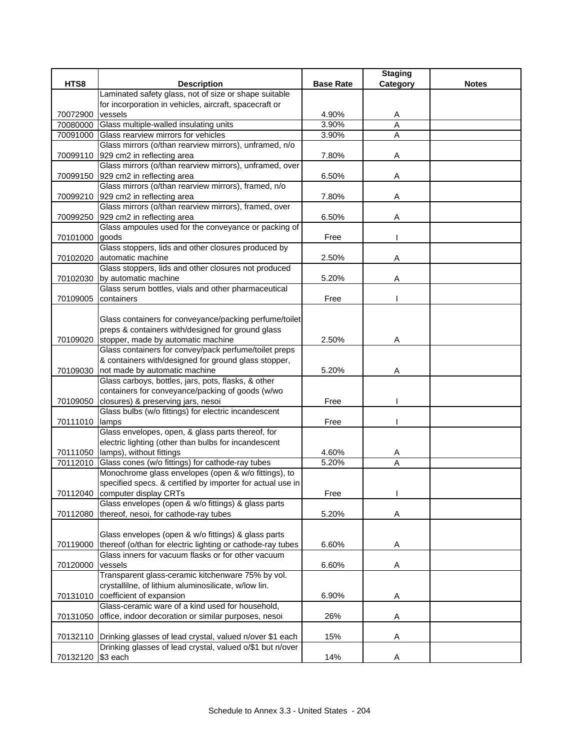| HTS8 | Description | Base Rate | Staging Category | Notes |
|---|---|---|---|---|
| 70072900 | Laminated safety glass, not of size or shape suitable for incorporation in vehicles, aircraft, spacecraft or vessels | 4.90% | A | |
| 70080000 | Glass multiple-walled insulating units | 3.90% | A | |
| 70091000 | Glass rearview mirrors for vehicles | 3.90% | A | |
| 70099110 | Glass mirrors (o/than rearview mirrors), unframed, n/o 929 cm2 in reflecting area | 7.80% | A | |
| 70099150 | Glass mirrors (o/than rearview mirrors), unframed, over 929 cm2 in reflecting area | 6.50% | A | |
| 70099210 | Glass mirrors (o/than rearview mirrors), framed, n/o 929 cm2 in reflecting area | 7.80% | A | |
| 70099250 | Glass mirrors (o/than rearview mirrors), framed, over 929 cm2 in reflecting area | 6.50% | A | |
| 70101000 | Glass ampoules used for the conveyance or packing of goods | Free | I | |
| 70102020 | Glass stoppers, lids and other closures produced by automatic machine | 2.50% | A | |
| 70102030 | Glass stoppers, lids and other closures not produced by automatic machine | 5.20% | A | |
| 70109005 | Glass serum bottles, vials and other pharmaceutical containers | Free | I | |
| 70109020 | Glass containers for conveyance/packing perfume/toilet preps & containers with/designed for ground glass stopper, made by automatic machine | 2.50% | A | |
| 70109030 | Glass containers for convey/pack perfume/toilet preps & containers with/designed for ground glass stopper, not made by automatic machine | 5.20% | A | |
| 70109050 | Glass carboys, bottles, jars, pots, flasks, & other containers for conveyance/packing of goods (w/wo closures) & preserving jars, nesoi | Free | I | |
| 70111010 | Glass bulbs (w/o fittings) for electric incandescent lamps | Free | I | |
| 70111050 | Glass envelopes, open, & glass parts thereof, for electric lighting (other than bulbs for incandescent lamps), without fittings | 4.60% | A | |
| 70112010 | Glass cones (w/o fittings) for cathode-ray tubes | 5.20% | A | |
| 70112040 | Monochrome glass envelopes (open & w/o fittings), to specified specs. & certified by importer for actual use in computer display CRTs | Free | I | |
| 70112080 | Glass envelopes (open & w/o fittings) & glass parts thereof, nesoi, for cathode-ray tubes | 5.20% | A | |
| 70119000 | Glass envelopes (open & w/o fittings) & glass parts thereof (o/than for electric lighting or cathode-ray tubes | 6.60% | A | |
| 70120000 | Glass inners for vacuum flasks or for other vacuum vessels | 6.60% | A | |
| 70131010 | Transparent glass-ceramic kitchenware 75% by vol. crystallilne, of lithium aluminosilicate, w/low lin. coefficient of expansion | 6.90% | A | |
| 70131050 | Glass-ceramic ware of a kind used for household, office, indoor decoration or similar purposes, nesoi | 26% | A | |
| 70132110 | Drinking glasses of lead crystal, valued n/over $1 each | 15% | A | |
| 70132120 | Drinking glasses of lead crystal, valued o/$1 but n/over $3 each | 14% | A | |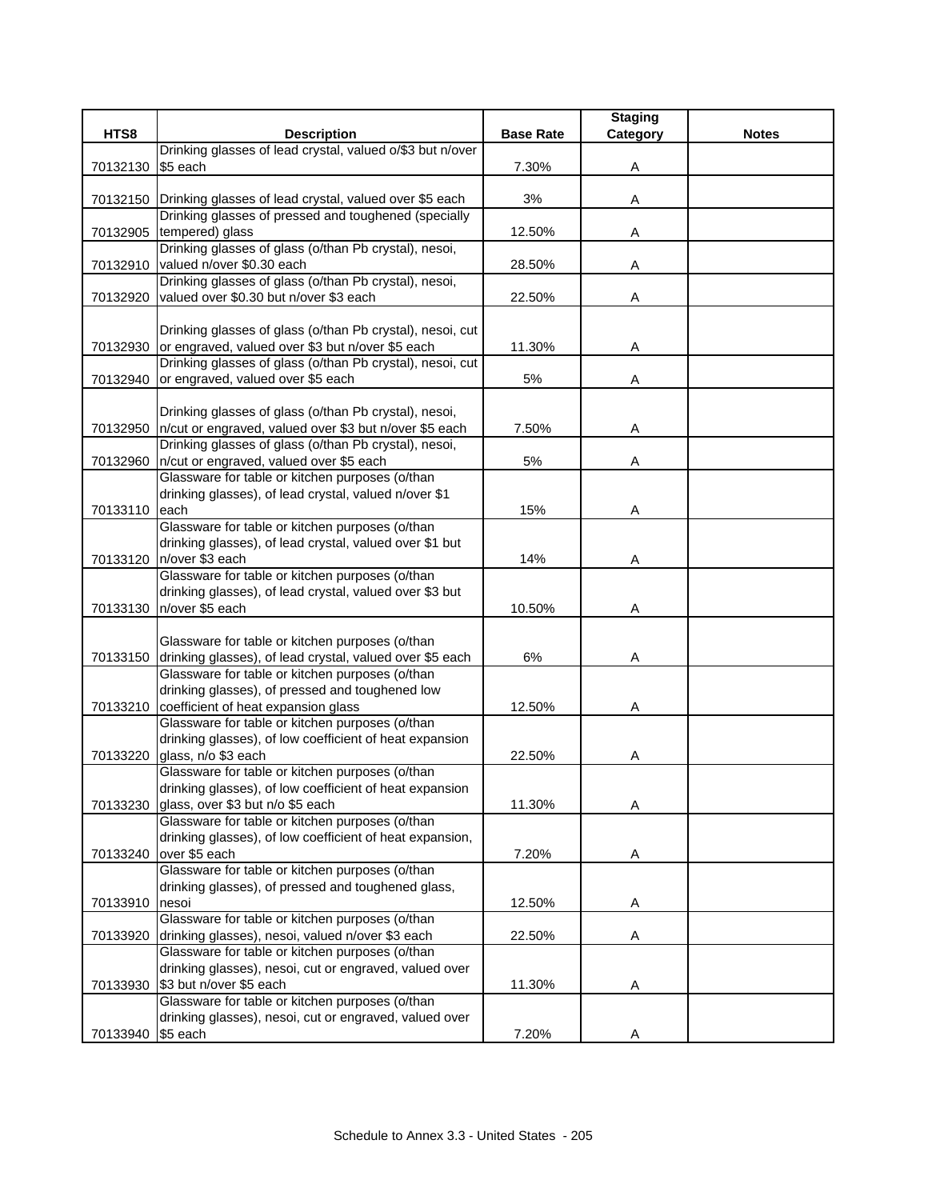| HTS8 | Description | Base Rate | Staging Category | Notes |
|---|---|---|---|---|
| 70132130 | Drinking glasses of lead crystal, valued o/$3 but n/over $5 each | 7.30% | A | |
| 70132150 | Drinking glasses of lead crystal, valued over $5 each | 3% | A | |
| 70132905 | Drinking glasses of pressed and toughened (specially tempered) glass | 12.50% | A | |
| 70132910 | Drinking glasses of glass (o/than Pb crystal), nesoi, valued n/over $0.30 each | 28.50% | A | |
| 70132920 | Drinking glasses of glass (o/than Pb crystal), nesoi, valued over $0.30 but n/over $3 each | 22.50% | A | |
| 70132930 | Drinking glasses of glass (o/than Pb crystal), nesoi, cut or engraved, valued over $3 but n/over $5 each | 11.30% | A | |
| 70132940 | Drinking glasses of glass (o/than Pb crystal), nesoi, cut or engraved, valued over $5 each | 5% | A | |
| 70132950 | Drinking glasses of glass (o/than Pb crystal), nesoi, n/cut or engraved, valued over $3 but n/over $5 each | 7.50% | A | |
| 70132960 | Drinking glasses of glass (o/than Pb crystal), nesoi, n/cut or engraved, valued over $5 each | 5% | A | |
| 70133110 | Glassware for table or kitchen purposes (o/than drinking glasses), of lead crystal, valued n/over $1 each | 15% | A | |
| 70133120 | Glassware for table or kitchen purposes (o/than drinking glasses), of lead crystal, valued over $1 but n/over $3 each | 14% | A | |
| 70133130 | Glassware for table or kitchen purposes (o/than drinking glasses), of lead crystal, valued over $3 but n/over $5 each | 10.50% | A | |
| 70133150 | Glassware for table or kitchen purposes (o/than drinking glasses), of lead crystal, valued over $5 each | 6% | A | |
| 70133210 | Glassware for table or kitchen purposes (o/than drinking glasses), of pressed and toughened low coefficient of heat expansion glass | 12.50% | A | |
| 70133220 | Glassware for table or kitchen purposes (o/than drinking glasses), of low coefficient of heat expansion glass, n/o $3 each | 22.50% | A | |
| 70133230 | Glassware for table or kitchen purposes (o/than drinking glasses), of low coefficient of heat expansion glass, over $3 but n/o $5 each | 11.30% | A | |
| 70133240 | Glassware for table or kitchen purposes (o/than drinking glasses), of low coefficient of heat expansion, over $5 each | 7.20% | A | |
| 70133910 | Glassware for table or kitchen purposes (o/than drinking glasses), of pressed and toughened glass, nesoi | 12.50% | A | |
| 70133920 | Glassware for table or kitchen purposes (o/than drinking glasses), nesoi, valued n/over $3 each | 22.50% | A | |
| 70133930 | Glassware for table or kitchen purposes (o/than drinking glasses), nesoi, cut or engraved, valued over $3 but n/over $5 each | 11.30% | A | |
| 70133940 | Glassware for table or kitchen purposes (o/than drinking glasses), nesoi, cut or engraved, valued over $5 each | 7.20% | A | |

Schedule to Annex 3.3 - United States - 205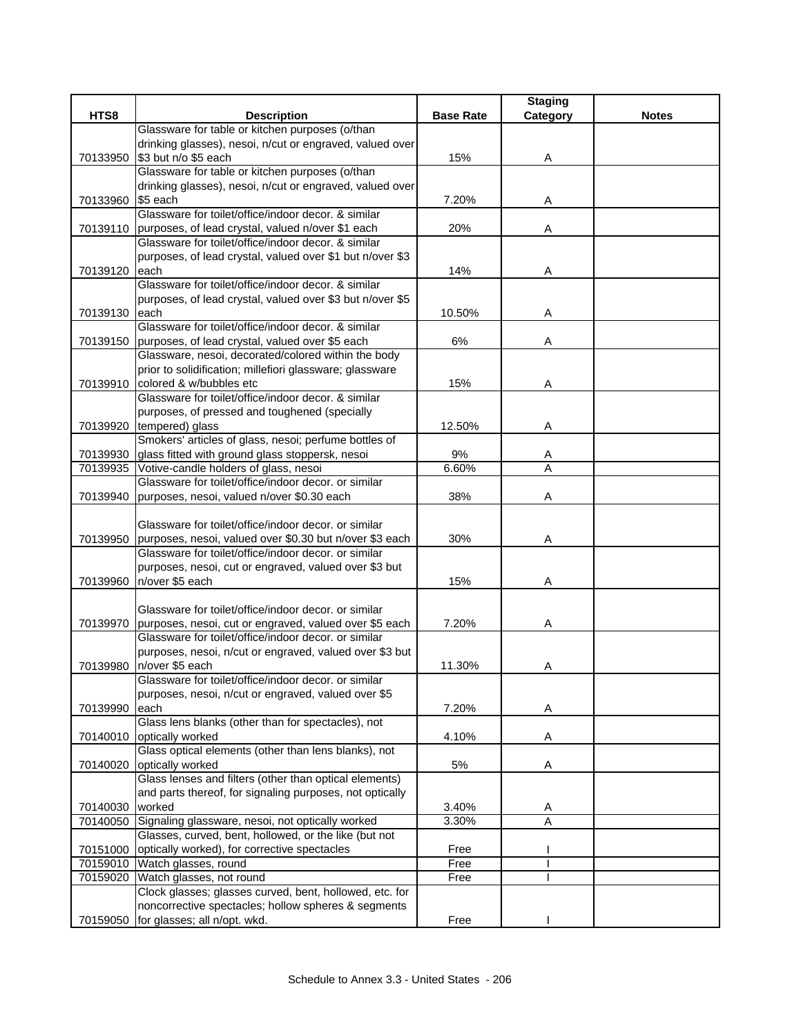| HTS8 | Description | Base Rate | Staging Category | Notes |
|---|---|---|---|---|
| 70133950 | Glassware for table or kitchen purposes (o/than drinking glasses), nesoi, n/cut or engraved, valued over $3 but n/o $5 each | 15% | A | |
| 70133960 | Glassware for table or kitchen purposes (o/than drinking glasses), nesoi, n/cut or engraved, valued over $5 each | 7.20% | A | |
| 70139110 | Glassware for toilet/office/indoor decor. & similar purposes, of lead crystal, valued n/over $1 each | 20% | A | |
| 70139120 | Glassware for toilet/office/indoor decor. & similar purposes, of lead crystal, valued over $1 but n/over $3 each | 14% | A | |
| 70139130 | Glassware for toilet/office/indoor decor. & similar purposes, of lead crystal, valued over $3 but n/over $5 each | 10.50% | A | |
| 70139150 | Glassware for toilet/office/indoor decor. & similar purposes, of lead crystal, valued over $5 each | 6% | A | |
| 70139910 | Glassware, nesoi, decorated/colored within the body prior to solidification; millefiori glassware; glassware colored & w/bubbles etc | 15% | A | |
| 70139920 | Glassware for toilet/office/indoor decor. & similar purposes, of pressed and toughened (specially tempered) glass | 12.50% | A | |
| 70139930 | Smokers' articles of glass, nesoi; perfume bottles of glass fitted with ground glass stoppersk, nesoi | 9% | A | |
| 70139935 | Votive-candle holders of glass, nesoi | 6.60% | A | |
| 70139940 | Glassware for toilet/office/indoor decor. or similar purposes, nesoi, valued n/over $0.30 each | 38% | A | |
| 70139950 | Glassware for toilet/office/indoor decor. or similar purposes, nesoi, valued over $0.30 but n/over $3 each | 30% | A | |
| 70139960 | Glassware for toilet/office/indoor decor. or similar purposes, nesoi, cut or engraved, valued over $3 but n/over $5 each | 15% | A | |
| 70139970 | Glassware for toilet/office/indoor decor. or similar purposes, nesoi, cut or engraved, valued over $5 each | 7.20% | A | |
| 70139980 | Glassware for toilet/office/indoor decor. or similar purposes, nesoi, n/cut or engraved, valued over $3 but n/over $5 each | 11.30% | A | |
| 70139990 | Glassware for toilet/office/indoor decor. or similar purposes, nesoi, n/cut or engraved, valued over $5 each | 7.20% | A | |
| 70140010 | Glass lens blanks (other than for spectacles), not optically worked | 4.10% | A | |
| 70140020 | Glass optical elements (other than lens blanks), not optically worked | 5% | A | |
| 70140030 | Glass lenses and filters (other than optical elements) and parts thereof, for signaling purposes, not optically worked | 3.40% | A | |
| 70140050 | Signaling glassware, nesoi, not optically worked | 3.30% | A | |
| 70151000 | Glasses, curved, bent, hollowed, or the like (but not optically worked), for corrective spectacles | Free | I | |
| 70159010 | Watch glasses, round | Free | I | |
| 70159020 | Watch glasses, not round | Free | I | |
| 70159050 | Clock glasses; glasses curved, bent, hollowed, etc. for noncorrective spectacles; hollow spheres & segments for glasses; all n/opt. wkd. | Free | I | |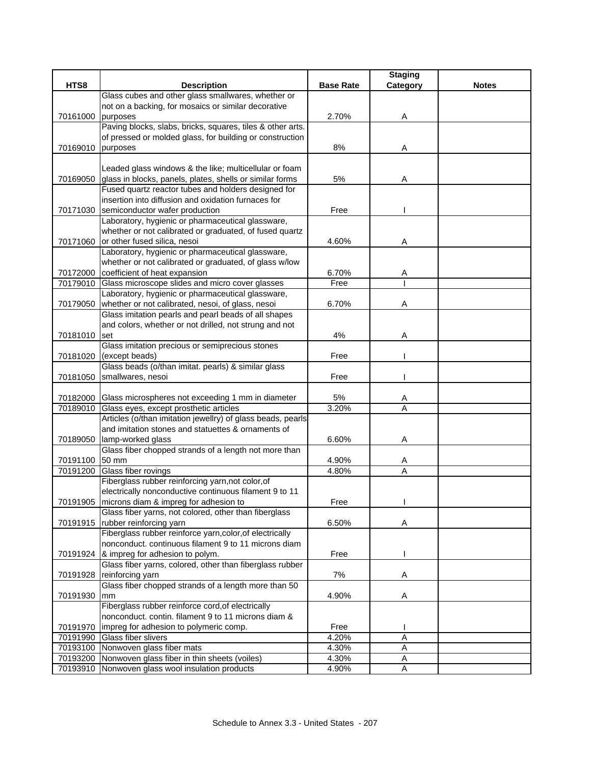| HTS8 | Description | Base Rate | Staging Category | Notes |
|---|---|---|---|---|
| 70161000 | Glass cubes and other glass smallwares, whether or not on a backing, for mosaics or similar decorative purposes | 2.70% | A | |
| 70169010 | Paving blocks, slabs, bricks, squares, tiles & other arts. of pressed or molded glass, for building or construction purposes | 8% | A | |
| 70169050 | Leaded glass windows & the like; multicellular or foam glass in blocks, panels, plates, shells or similar forms | 5% | A | |
| 70171030 | Fused quartz reactor tubes and holders designed for insertion into diffusion and oxidation furnaces for semiconductor wafer production | Free | I | |
| 70171060 | Laboratory, hygienic or pharmaceutical glassware, whether or not calibrated or graduated, of fused quartz or other fused silica, nesoi | 4.60% | A | |
| 70172000 | Laboratory, hygienic or pharmaceutical glassware, whether or not calibrated or graduated, of glass w/low coefficient of heat expansion | 6.70% | A | |
| 70179010 | Glass microscope slides and micro cover glasses | Free | I | |
| 70179050 | Laboratory, hygienic or pharmaceutical glassware, whether or not calibrated, nesoi, of glass, nesoi | 6.70% | A | |
| 70181010 | Glass imitation pearls and pearl beads of all shapes and colors, whether or not drilled, not strung and not set | 4% | A | |
| 70181020 | Glass imitation precious or semiprecious stones (except beads) | Free | I | |
| 70181050 | Glass beads (o/than imitat. pearls) & similar glass smallwares, nesoi | Free | I | |
| 70182000 | Glass microspheres not exceeding 1 mm in diameter | 5% | A | |
| 70189010 | Glass eyes, except prosthetic articles | 3.20% | A | |
| 70189050 | Articles (o/than imitation jewellry) of glass beads, pearls and imitation stones and statuettes & ornaments of lamp-worked glass | 6.60% | A | |
| 70191100 | Glass fiber chopped strands of a length not more than 50 mm | 4.90% | A | |
| 70191200 | Glass fiber rovings | 4.80% | A | |
| 70191905 | Fiberglass rubber reinforcing yarn,not color,of electrically nonconductive continuous filament 9 to 11 microns diam & impreg for adhesion to | Free | I | |
| 70191915 | Glass fiber yarns, not colored, other than fiberglass rubber reinforcing yarn | 6.50% | A | |
| 70191924 | Fiberglass rubber reinforce yarn,color,of electrically nonconduct. continuous filament 9 to 11 microns diam & impreg for adhesion to polym. | Free | I | |
| 70191928 | Glass fiber yarns, colored, other than fiberglass rubber reinforcing yarn | 7% | A | |
| 70191930 | Glass fiber chopped strands of a length more than 50 mm | 4.90% | A | |
| 70191970 | Fiberglass rubber reinforce cord,of electrically nonconduct. contin. filament 9 to 11 microns diam & impreg for adhesion to polymeric comp. | Free | I | |
| 70191990 | Glass fiber slivers | 4.20% | A | |
| 70193100 | Nonwoven glass fiber mats | 4.30% | A | |
| 70193200 | Nonwoven glass fiber in thin sheets (voiles) | 4.30% | A | |
| 70193910 | Nonwoven glass wool insulation products | 4.90% | A | |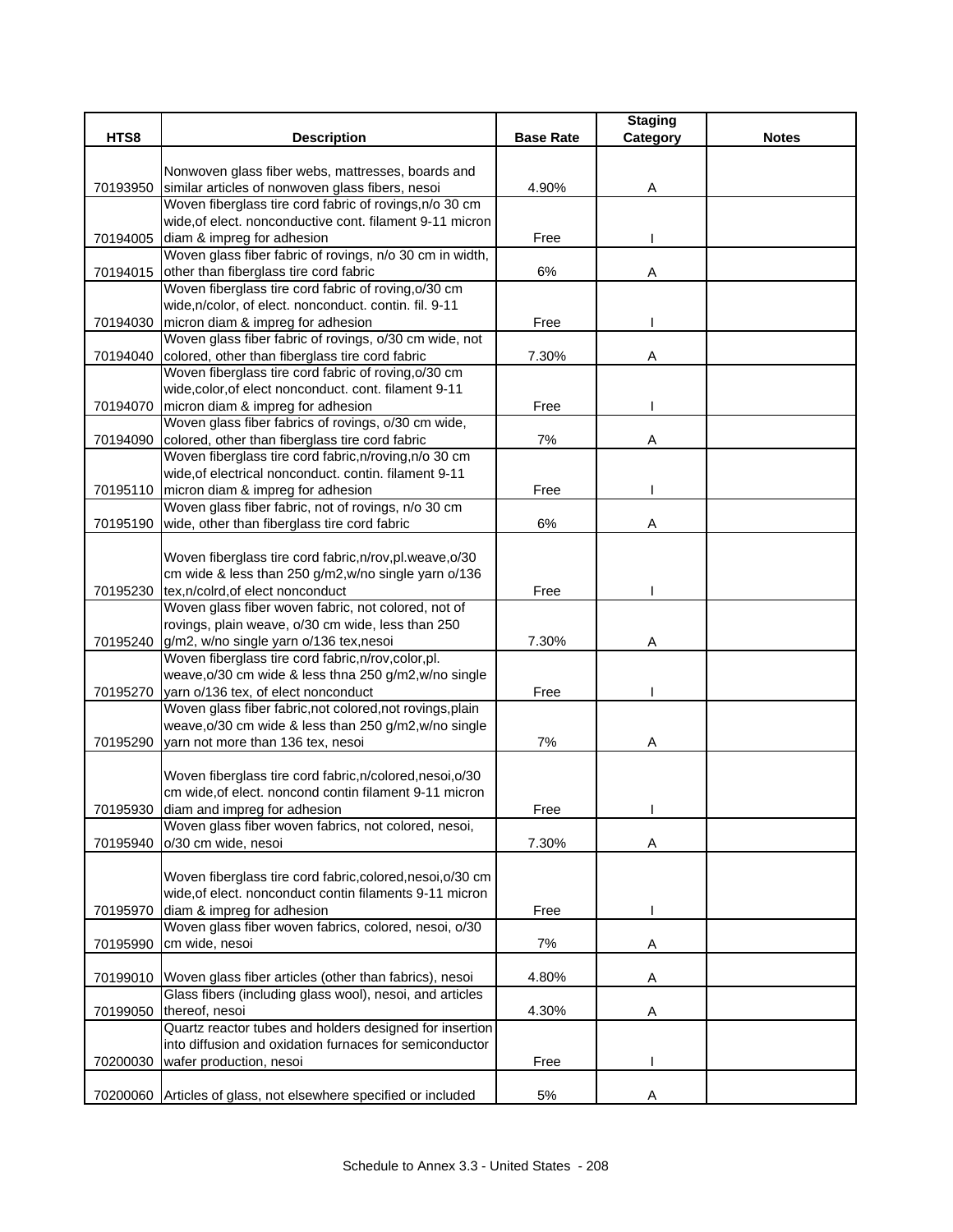| HTS8 | Description | Base Rate | Staging Category | Notes |
|---|---|---|---|---|
| 70193950 | Nonwoven glass fiber webs, mattresses, boards and similar articles of nonwoven glass fibers, nesoi | 4.90% | A | |
| 70194005 | Woven fiberglass tire cord fabric of rovings,n/o 30 cm wide,of elect. nonconductive cont. filament 9-11 micron diam & impreg for adhesion | Free | I | |
| 70194015 | Woven glass fiber fabric of rovings, n/o 30 cm in width, other than fiberglass tire cord fabric | 6% | A | |
| 70194030 | Woven fiberglass tire cord fabric of roving,o/30 cm wide,n/color, of elect. nonconduct. contin. fil. 9-11 micron diam & impreg for adhesion | Free | I | |
| 70194040 | Woven glass fiber fabric of rovings, o/30 cm wide, not colored, other than fiberglass tire cord fabric | 7.30% | A | |
| 70194070 | Woven fiberglass tire cord fabric of roving,o/30 cm wide,color,of elect nonconduct. cont. filament 9-11 micron diam & impreg for adhesion | Free | I | |
| 70194090 | Woven glass fiber fabrics of rovings, o/30 cm wide, colored, other than fiberglass tire cord fabric | 7% | A | |
| 70195110 | Woven fiberglass tire cord fabric,n/roving,n/o 30 cm wide,of electrical nonconduct. contin. filament 9-11 micron diam & impreg for adhesion | Free | I | |
| 70195190 | Woven glass fiber fabric, not of rovings, n/o 30 cm wide, other than fiberglass tire cord fabric | 6% | A | |
| 70195230 | Woven fiberglass tire cord fabric,n/rov,pl.weave,o/30 cm wide & less than 250 g/m2,w/no single yarn o/136 tex,n/colrd,of elect nonconduct | Free | I | |
| 70195240 | Woven glass fiber woven fabric, not colored, not of rovings, plain weave, o/30 cm wide, less than 250 g/m2, w/no single yarn o/136 tex,nesoi | 7.30% | A | |
| 70195270 | Woven fiberglass tire cord fabric,n/rov,color,pl. weave,o/30 cm wide & less thna 250 g/m2,w/no single yarn o/136 tex, of elect nonconduct | Free | I | |
| 70195290 | Woven glass fiber fabric,not colored,not rovings,plain weave,o/30 cm wide & less than 250 g/m2,w/no single yarn not more than 136 tex, nesoi | 7% | A | |
| 70195930 | Woven fiberglass tire cord fabric,n/colored,nesoi,o/30 cm wide,of elect. noncond contin filament 9-11 micron diam and impreg for adhesion | Free | I | |
| 70195940 | Woven glass fiber woven fabrics, not colored, nesoi, o/30 cm wide, nesoi | 7.30% | A | |
| 70195970 | Woven fiberglass tire cord fabric,colored,nesoi,o/30 cm wide,of elect. nonconduct contin filaments 9-11 micron diam & impreg for adhesion | Free | I | |
| 70195990 | Woven glass fiber woven fabrics, colored, nesoi, o/30 cm wide, nesoi | 7% | A | |
| 70199010 | Woven glass fiber articles (other than fabrics), nesoi | 4.80% | A | |
| 70199050 | Glass fibers (including glass wool), nesoi, and articles thereof, nesoi | 4.30% | A | |
| 70200030 | Quartz reactor tubes and holders designed for insertion into diffusion and oxidation furnaces for semiconductor wafer production, nesoi | Free | I | |
| 70200060 | Articles of glass, not elsewhere specified or included | 5% | A | |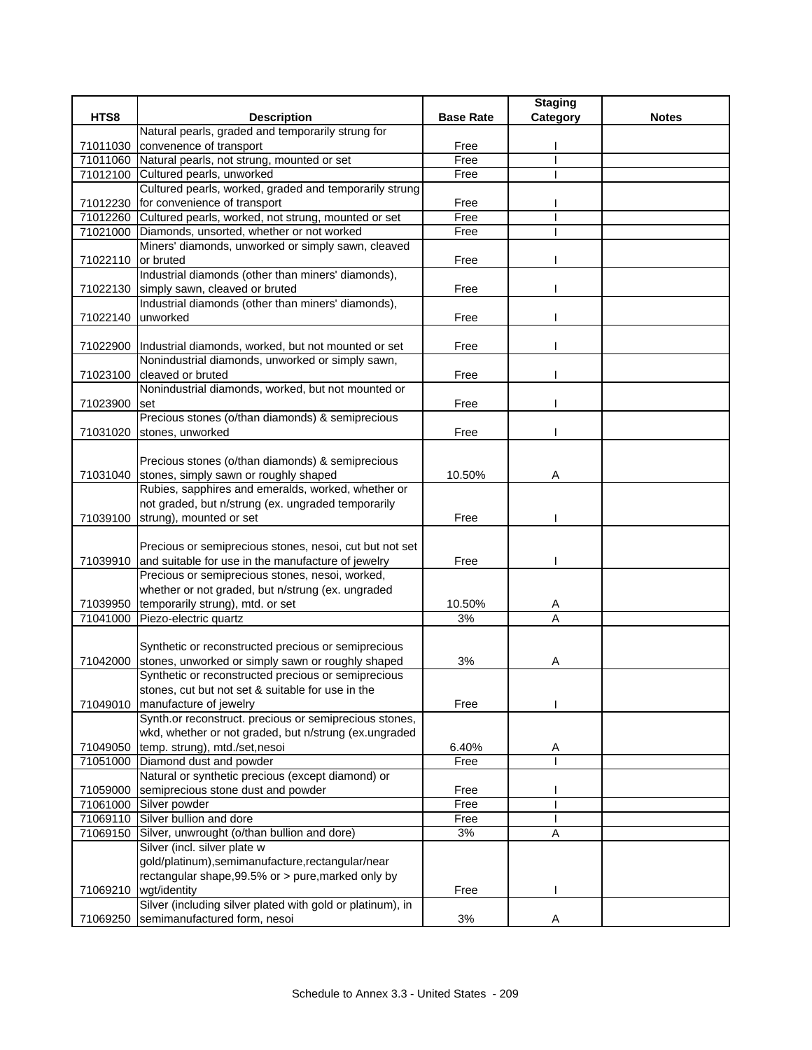| HTS8 | Description | Base Rate | Staging Category | Notes |
|---|---|---|---|---|
| 71011030 | Natural pearls, graded and temporarily strung for convenence of transport | Free | I | |
| 71011060 | Natural pearls, not strung, mounted or set | Free | I | |
| 71012100 | Cultured pearls, unworked | Free | I | |
| 71012230 | Cultured pearls, worked, graded and temporarily strung for convenience of transport | Free | I | |
| 71012260 | Cultured pearls, worked, not strung, mounted or set | Free | I | |
| 71021000 | Diamonds, unsorted, whether or not worked | Free | I | |
| 71022110 | Miners' diamonds, unworked or simply sawn, cleaved or bruted | Free | I | |
| 71022130 | Industrial diamonds (other than miners' diamonds), simply sawn, cleaved or bruted | Free | I | |
| 71022140 | Industrial diamonds (other than miners' diamonds), unworked | Free | I | |
| 71022900 | Industrial diamonds, worked, but not mounted or set | Free | I | |
| 71023100 | Nonindustrial diamonds, unworked or simply sawn, cleaved or bruted | Free | I | |
| 71023900 | Nonindustrial diamonds, worked, but not mounted or set | Free | I | |
| 71031020 | Precious stones (o/than diamonds) & semiprecious stones, unworked | Free | I | |
| 71031040 | Precious stones (o/than diamonds) & semiprecious stones, simply sawn or roughly shaped | 10.50% | A | |
| 71039100 | Rubies, sapphires and emeralds, worked, whether or not graded, but n/strung (ex. ungraded temporarily strung), mounted or set | Free | I | |
| 71039910 | Precious or semiprecious stones, nesoi, cut but not set and suitable for use in the manufacture of jewelry | Free | I | |
| 71039950 | Precious or semiprecious stones, nesoi, worked, whether or not graded, but n/strung (ex. ungraded temporarily strung), mtd. or set | 10.50% | A | |
| 71041000 | Piezo-electric quartz | 3% | A | |
| 71042000 | Synthetic or reconstructed precious or semiprecious stones, unworked or simply sawn or roughly shaped | 3% | A | |
| 71049010 | Synthetic or reconstructed precious or semiprecious stones, cut but not set & suitable for use in the manufacture of jewelry | Free | I | |
| 71049050 | Synth.or reconstruct. precious or semiprecious stones, wkd, whether or not graded, but n/strung (ex.ungraded temp. strung), mtd./set,nesoi | 6.40% | A | |
| 71051000 | Diamond dust and powder | Free | I | |
| 71059000 | Natural or synthetic precious (except diamond) or semiprecious stone dust and powder | Free | I | |
| 71061000 | Silver powder | Free | I | |
| 71069110 | Silver bullion and dore | Free | I | |
| 71069150 | Silver, unwrought (o/than bullion and dore) | 3% | A | |
| 71069210 | Silver (incl. silver plate w gold/platinum),semimanufacture,rectangular/near rectangular shape,99.5% or > pure,marked only by wgt/identity | Free | I | |
| 71069250 | Silver (including silver plated with gold or platinum), in semimanufactured form, nesoi | 3% | A | |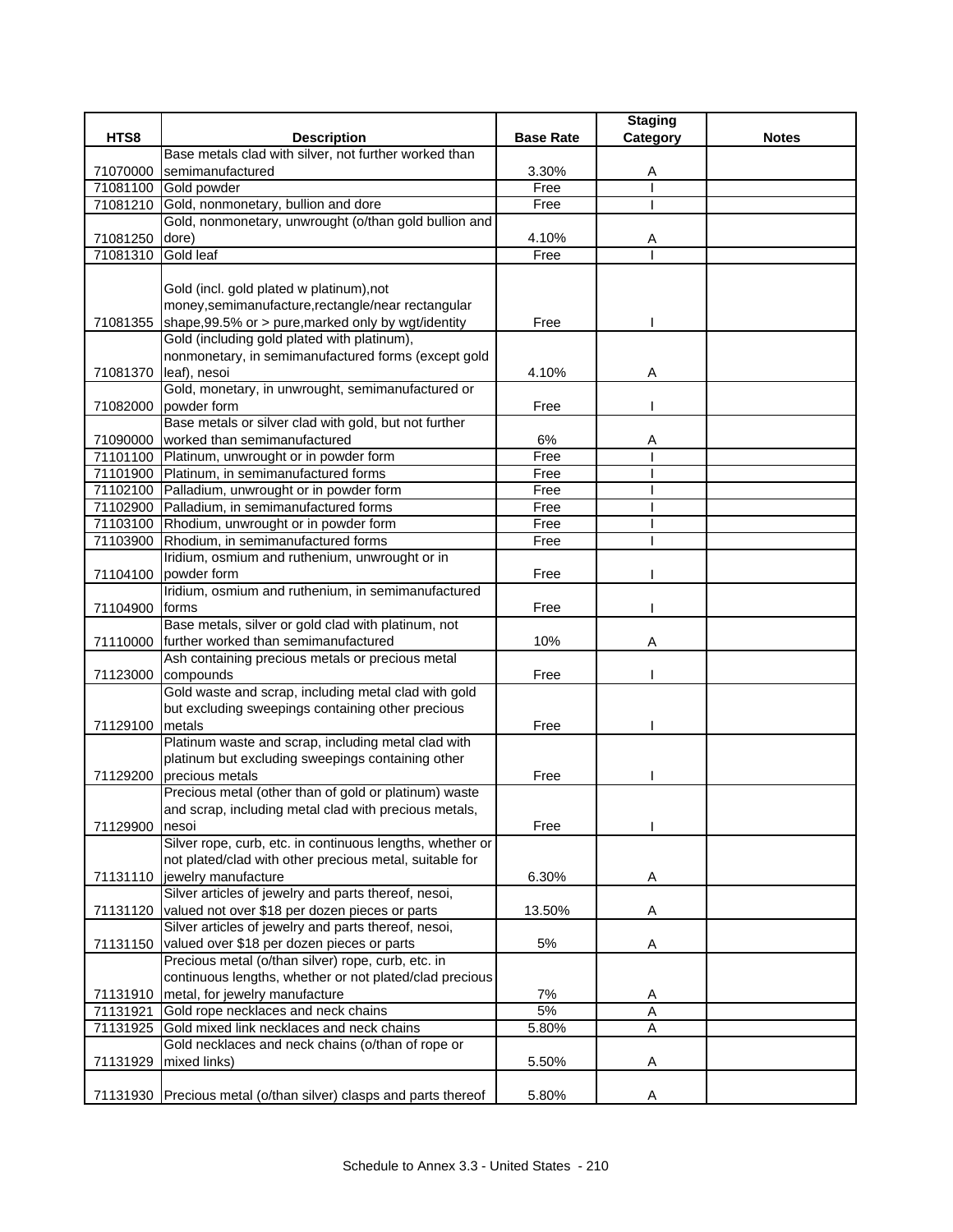| HTS8 | Description | Base Rate | Staging Category | Notes |
|---|---|---|---|---|
| 71070000 | Base metals clad with silver, not further worked than semimanufactured | 3.30% | A | |
| 71081100 | Gold powder | Free | I | |
| 71081210 | Gold, nonmonetary, bullion and dore | Free | I | |
| 71081250 | Gold, nonmonetary, unwrought (o/than gold bullion and dore) | 4.10% | A | |
| 71081310 | Gold leaf | Free | I | |
| 71081355 | Gold (incl. gold plated w platinum),not money,semimanufacture,rectangle/near rectangular shape,99.5% or > pure,marked only by wgt/identity | Free | I | |
| 71081370 | Gold (including gold plated with platinum), nonmonetary, in semimanufactured forms (except gold leaf), nesoi | 4.10% | A | |
| 71082000 | Gold, monetary, in unwrought, semimanufactured or powder form | Free | I | |
| 71090000 | Base metals or silver clad with gold, but not further worked than semimanufactured | 6% | A | |
| 71101100 | Platinum, unwrought or in powder form | Free | I | |
| 71101900 | Platinum, in semimanufactured forms | Free | I | |
| 71102100 | Palladium, unwrought or in powder form | Free | I | |
| 71102900 | Palladium, in semimanufactured forms | Free | I | |
| 71103100 | Rhodium, unwrought or in powder form | Free | I | |
| 71103900 | Rhodium, in semimanufactured forms | Free | I | |
| 71104100 | Iridium, osmium and ruthenium, unwrought or in powder form | Free | I | |
| 71104900 | Iridium, osmium and ruthenium, in semimanufactured forms | Free | I | |
| 71110000 | Base metals, silver or gold clad with platinum, not further worked than semimanufactured | 10% | A | |
| 71123000 | Ash containing precious metals or precious metal compounds | Free | I | |
| 71129100 | Gold waste and scrap, including metal clad with gold but excluding sweepings containing other precious metals | Free | I | |
| 71129200 | Platinum waste and scrap, including metal clad with platinum but excluding sweepings containing other precious metals | Free | I | |
| 71129900 | Precious metal (other than of gold or platinum) waste and scrap, including metal clad with precious metals, nesoi | Free | I | |
| 71131110 | Silver rope, curb, etc. in continuous lengths, whether or not plated/clad with other precious metal, suitable for jewelry manufacture | 6.30% | A | |
| 71131120 | Silver articles of jewelry and parts thereof, nesoi, valued not over $18 per dozen pieces or parts | 13.50% | A | |
| 71131150 | Silver articles of jewelry and parts thereof, nesoi, valued over $18 per dozen pieces or parts | 5% | A | |
| 71131910 | Precious metal (o/than silver) rope, curb, etc. in continuous lengths, whether or not plated/clad precious metal, for jewelry manufacture | 7% | A | |
| 71131921 | Gold rope necklaces and neck chains | 5% | A | |
| 71131925 | Gold mixed link necklaces and neck chains | 5.80% | A | |
| 71131929 | Gold necklaces and neck chains (o/than of rope or mixed links) | 5.50% | A | |
| 71131930 | Precious metal (o/than silver) clasps and parts thereof | 5.80% | A | |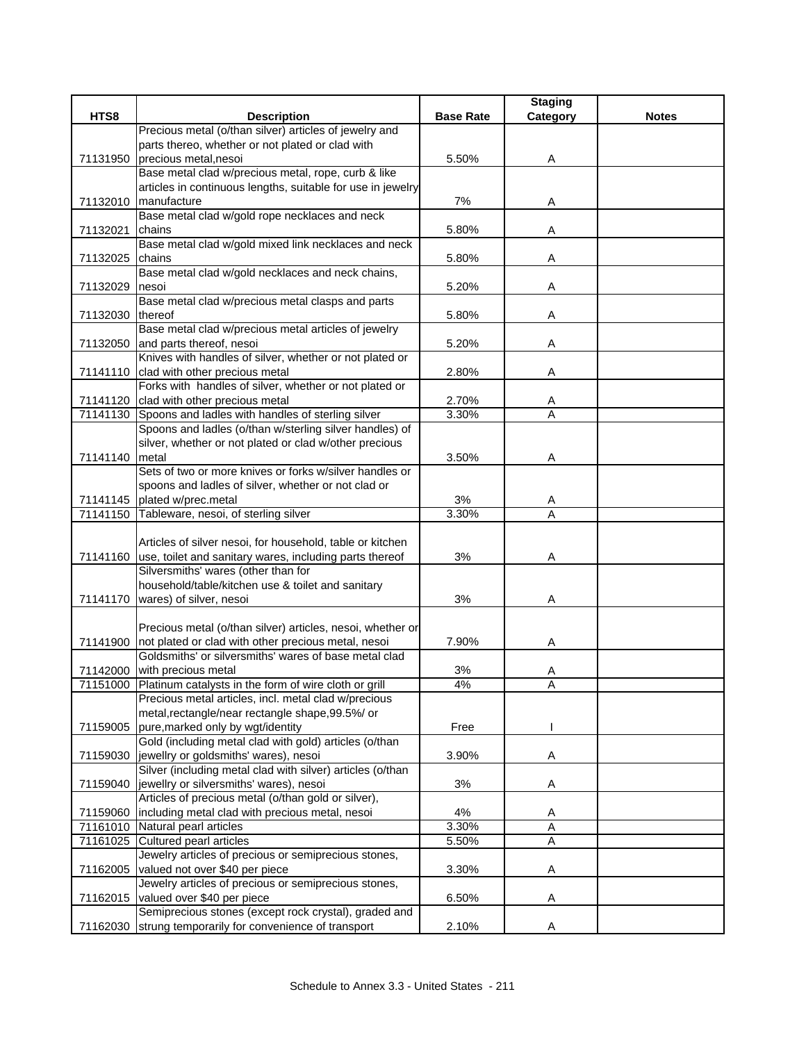| HTS8 | Description | Base Rate | Staging Category | Notes |
|---|---|---|---|---|
| 71131950 | Precious metal (o/than silver) articles of jewelry and parts thereo, whether or not plated or clad with precious metal,nesoi | 5.50% | A | |
| 71132010 | Base metal clad w/precious metal, rope, curb & like articles in continuous lengths, suitable for use in jewelry manufacture | 7% | A | |
| 71132021 | Base metal clad w/gold rope necklaces and neck chains | 5.80% | A | |
| 71132025 | Base metal clad w/gold mixed link necklaces and neck chains | 5.80% | A | |
| 71132029 | Base metal clad w/gold necklaces and neck chains, nesoi | 5.20% | A | |
| 71132030 | Base metal clad w/precious metal clasps and parts thereof | 5.80% | A | |
| 71132050 | Base metal clad w/precious metal articles of jewelry and parts thereof, nesoi | 5.20% | A | |
| 71141110 | Knives with handles of silver, whether or not plated or clad with other precious metal | 2.80% | A | |
| 71141120 | Forks with handles of silver, whether or not plated or clad with other precious metal | 2.70% | A | |
| 71141130 | Spoons and ladles with handles of sterling silver | 3.30% | A | |
| 71141140 | Spoons and ladles (o/than w/sterling silver handles) of silver, whether or not plated or clad w/other precious metal | 3.50% | A | |
| 71141145 | Sets of two or more knives or forks w/silver handles or spoons and ladles of silver, whether or not clad or plated w/prec.metal | 3% | A | |
| 71141150 | Tableware, nesoi, of sterling silver | 3.30% | A | |
| 71141160 | Articles of silver nesoi, for household, table or kitchen use, toilet and sanitary wares, including parts thereof | 3% | A | |
| 71141170 | Silversmiths' wares (other than for household/table/kitchen use & toilet and sanitary wares) of silver, nesoi | 3% | A | |
| 71141900 | Precious metal (o/than silver) articles, nesoi, whether or not plated or clad with other precious metal, nesoi | 7.90% | A | |
| 71142000 | Goldsmiths' or silversmiths' wares of base metal clad with precious metal | 3% | A | |
| 71151000 | Platinum catalysts in the form of wire cloth or grill | 4% | A | |
| 71159005 | Precious metal articles, incl. metal clad w/precious metal,rectangle/near rectangle shape,99.5%/ or pure,marked only by wgt/identity | Free | I | |
| 71159030 | Gold (including metal clad with gold) articles (o/than jewellry or goldsmiths' wares), nesoi | 3.90% | A | |
| 71159040 | Silver (including metal clad with silver) articles (o/than jewellry or silversmiths' wares), nesoi | 3% | A | |
| 71159060 | Articles of precious metal (o/than gold or silver), including metal clad with precious metal, nesoi | 4% | A | |
| 71161010 | Natural pearl articles | 3.30% | A | |
| 71161025 | Cultured pearl articles | 5.50% | A | |
| 71162005 | Jewelry articles of precious or semiprecious stones, valued not over $40 per piece | 3.30% | A | |
| 71162015 | Jewelry articles of precious or semiprecious stones, valued over $40 per piece | 6.50% | A | |
| 71162030 | Semiprecious stones (except rock crystal), graded and strung temporarily for convenience of transport | 2.10% | A | |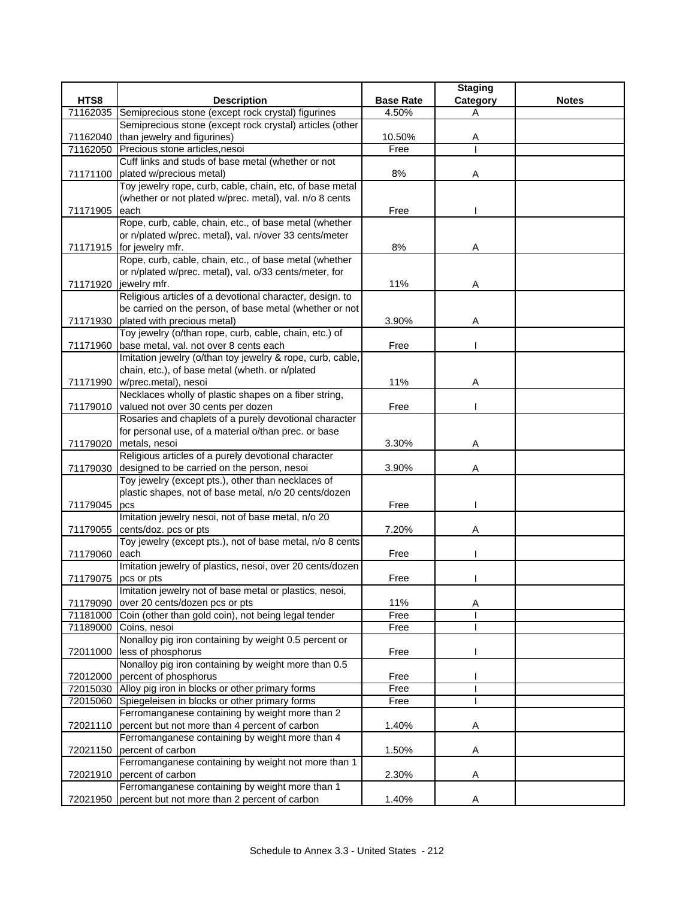| HTS8 | Description | Base Rate | Staging Category | Notes |
|---|---|---|---|---|
| 71162035 | Semiprecious stone (except rock crystal) figurines | 4.50% | A | |
| 71162040 | Semiprecious stone (except rock crystal) articles (other than jewelry and figurines) | 10.50% | A | |
| 71162050 | Precious stone articles,nesoi | Free | I | |
| 71171100 | Cuff links and studs of base metal (whether or not plated w/precious metal) | 8% | A | |
| 71171905 | Toy jewelry rope, curb, cable, chain, etc, of base metal (whether or not plated w/prec. metal), val. n/o 8 cents each | Free | I | |
| 71171915 | Rope, curb, cable, chain, etc., of base metal (whether or n/plated w/prec. metal), val. n/over 33 cents/meter for jewelry mfr. | 8% | A | |
| 71171920 | Rope, curb, cable, chain, etc., of base metal (whether or n/plated w/prec. metal), val. o/33 cents/meter, for jewelry mfr. | 11% | A | |
| 71171930 | Religious articles of a devotional character, design. to be carried on the person, of base metal (whether or not plated with precious metal) | 3.90% | A | |
| 71171960 | Toy jewelry (o/than rope, curb, cable, chain, etc.) of base metal, val. not over 8 cents each | Free | I | |
| 71171990 | Imitation jewelry (o/than toy jewelry & rope, curb, cable, chain, etc.), of base metal (wheth. or n/plated w/prec.metal), nesoi | 11% | A | |
| 71179010 | Necklaces wholly of plastic shapes on a fiber string, valued not over 30 cents per dozen | Free | I | |
| 71179020 | Rosaries and chaplets of a purely devotional character for personal use, of a material o/than prec. or base metals, nesoi | 3.30% | A | |
| 71179030 | Religious articles of a purely devotional character designed to be carried on the person, nesoi | 3.90% | A | |
| 71179045 | Toy jewelry (except pts.), other than necklaces of plastic shapes, not of base metal, n/o 20 cents/dozen pcs | Free | I | |
| 71179055 | Imitation jewelry nesoi, not of base metal, n/o 20 cents/doz. pcs or pts | 7.20% | A | |
| 71179060 | Toy jewelry (except pts.), not of base metal, n/o 8 cents each | Free | I | |
| 71179075 | Imitation jewelry of plastics, nesoi, over 20 cents/dozen pcs or pts | Free | I | |
| 71179090 | Imitation jewelry not of base metal or plastics, nesoi, over 20 cents/dozen pcs or pts | 11% | A | |
| 71181000 | Coin (other than gold coin), not being legal tender | Free | I | |
| 71189000 | Coins, nesoi | Free | I | |
| 72011000 | Nonalloy pig iron containing by weight 0.5 percent or less of phosphorus | Free | I | |
| 72012000 | Nonalloy pig iron containing by weight more than 0.5 percent of phosphorus | Free | I | |
| 72015030 | Alloy pig iron in blocks or other primary forms | Free | I | |
| 72015060 | Spiegeleisen in blocks or other primary forms | Free | I | |
| 72021110 | Ferromanganese containing by weight more than 2 percent but not more than 4 percent of carbon | 1.40% | A | |
| 72021150 | Ferromanganese containing by weight more than 4 percent of carbon | 1.50% | A | |
| 72021910 | Ferromanganese containing by weight not more than 1 percent of carbon | 2.30% | A | |
| 72021950 | Ferromanganese containing by weight more than 1 percent but not more than 2 percent of carbon | 1.40% | A | |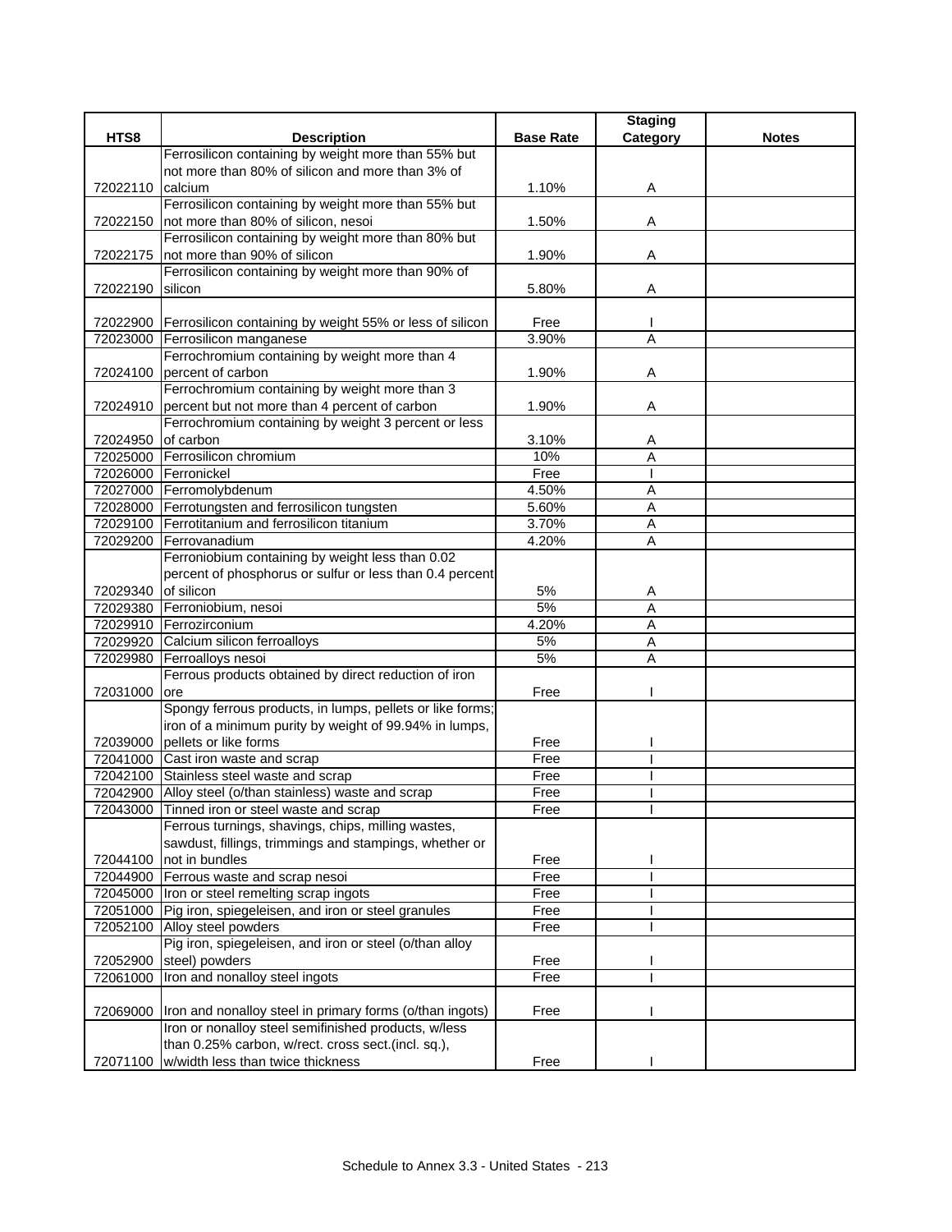| HTS8 | Description | Base Rate | Staging Category | Notes |
|---|---|---|---|---|
| 72022110 | Ferrosilicon containing by weight more than 55% but not more than 80% of silicon and more than 3% of calcium | 1.10% | A | |
| 72022150 | Ferrosilicon containing by weight more than 55% but not more than 80% of silicon, nesoi | 1.50% | A | |
| 72022175 | Ferrosilicon containing by weight more than 80% but not more than 90% of silicon | 1.90% | A | |
| 72022190 | Ferrosilicon containing by weight more than 90% of silicon | 5.80% | A | |
| 72022900 | Ferrosilicon containing by weight 55% or less of silicon | Free | I | |
| 72023000 | Ferrosilicon manganese | 3.90% | A | |
| 72024100 | Ferrochromium containing by weight more than 4 percent of carbon | 1.90% | A | |
| 72024910 | Ferrochromium containing by weight more than 3 percent but not more than 4 percent of carbon | 1.90% | A | |
| 72024950 | Ferrochromium containing by weight 3 percent or less of carbon | 3.10% | A | |
| 72025000 | Ferrosilicon chromium | 10% | A | |
| 72026000 | Ferronickel | Free | I | |
| 72027000 | Ferromolybdenum | 4.50% | A | |
| 72028000 | Ferrotungsten and ferrosilicon tungsten | 5.60% | A | |
| 72029100 | Ferrotitanium and ferrosilicon titanium | 3.70% | A | |
| 72029200 | Ferrovanadium | 4.20% | A | |
| 72029340 | Ferroniobium containing by weight less than 0.02 percent of phosphorus or sulfur or less than 0.4 percent of silicon | 5% | A | |
| 72029380 | Ferroniobium, nesoi | 5% | A | |
| 72029910 | Ferrozirconium | 4.20% | A | |
| 72029920 | Calcium silicon ferroalloys | 5% | A | |
| 72029980 | Ferroalloys nesoi | 5% | A | |
| 72031000 | Ferrous products obtained by direct reduction of iron ore | Free | I | |
| 72039000 | Spongy ferrous products, in lumps, pellets or like forms; iron of a minimum purity by weight of 99.94% in lumps, pellets or like forms | Free | I | |
| 72041000 | Cast iron waste and scrap | Free | I | |
| 72042100 | Stainless steel waste and scrap | Free | I | |
| 72042900 | Alloy steel (o/than stainless) waste and scrap | Free | I | |
| 72043000 | Tinned iron or steel waste and scrap | Free | I | |
| 72044100 | Ferrous turnings, shavings, chips, milling wastes, sawdust, fillings, trimmings and stampings, whether or not in bundles | Free | I | |
| 72044900 | Ferrous waste and scrap nesoi | Free | I | |
| 72045000 | Iron or steel remelting scrap ingots | Free | I | |
| 72051000 | Pig iron, spiegeleisen, and iron or steel granules | Free | I | |
| 72052100 | Alloy steel powders | Free | I | |
| 72052900 | Pig iron, spiegeleisen, and iron or steel (o/than alloy steel) powders | Free | I | |
| 72061000 | Iron and nonalloy steel ingots | Free | I | |
| 72069000 | Iron and nonalloy steel in primary forms (o/than ingots) | Free | I | |
| 72071100 | Iron or nonalloy steel semifinished products, w/less than 0.25% carbon, w/rect. cross sect.(incl. sq.), w/width less than twice thickness | Free | I | |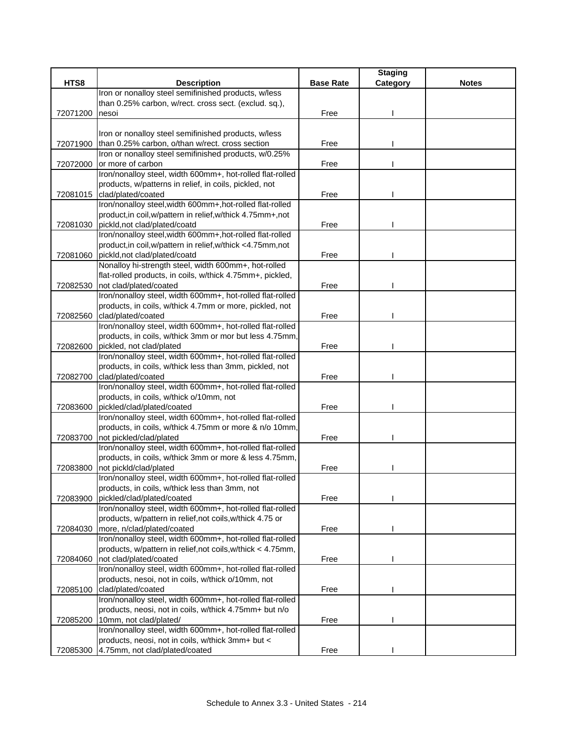| HTS8 | Description | Base Rate | Staging Category | Notes |
|---|---|---|---|---|
| 72071200 | Iron or nonalloy steel semifinished products, w/less than 0.25% carbon, w/rect. cross sect. (exclud. sq.), nesoi | Free | I | |
| 72071900 | Iron or nonalloy steel semifinished products, w/less than 0.25% carbon, o/than w/rect. cross section | Free | I | |
| 72072000 | Iron or nonalloy steel semifinished products, w/0.25% or more of carbon | Free | I | |
| 72081015 | Iron/nonalloy steel, width 600mm+, hot-rolled flat-rolled products, w/patterns in relief, in coils, pickled, not clad/plated/coated | Free | I | |
| 72081030 | Iron/nonalloy steel,width 600mm+,hot-rolled flat-rolled product,in coil,w/pattern in relief,w/thick 4.75mm+,not pickld,not clad/plated/coatd | Free | I | |
| 72081060 | Iron/nonalloy steel,width 600mm+,hot-rolled flat-rolled product,in coil,w/pattern in relief,w/thick <4.75mm,not pickld,not clad/plated/coatd | Free | I | |
| 72082530 | Nonalloy hi-strength steel, width 600mm+, hot-rolled flat-rolled products, in coils, w/thick 4.75mm+, pickled, not clad/plated/coated | Free | I | |
| 72082560 | Iron/nonalloy steel, width 600mm+, hot-rolled flat-rolled products, in coils, w/thick 4.7mm or more, pickled, not clad/plated/coated | Free | I | |
| 72082600 | Iron/nonalloy steel, width 600mm+, hot-rolled flat-rolled products, in coils, w/thick 3mm or mor but less 4.75mm, pickled, not clad/plated | Free | I | |
| 72082700 | Iron/nonalloy steel, width 600mm+, hot-rolled flat-rolled products, in coils, w/thick less than 3mm, pickled, not clad/plated/coated | Free | I | |
| 72083600 | Iron/nonalloy steel, width 600mm+, hot-rolled flat-rolled products, in coils, w/thick o/10mm, not pickled/clad/plated/coated | Free | I | |
| 72083700 | Iron/nonalloy steel, width 600mm+, hot-rolled flat-rolled products, in coils, w/thick 4.75mm or more & n/o 10mm, not pickled/clad/plated | Free | I | |
| 72083800 | Iron/nonalloy steel, width 600mm+, hot-rolled flat-rolled products, in coils, w/thick 3mm or more & less 4.75mm, not pickld/clad/plated | Free | I | |
| 72083900 | Iron/nonalloy steel, width 600mm+, hot-rolled flat-rolled products, in coils, w/thick less than 3mm, not pickled/clad/plated/coated | Free | I | |
| 72084030 | Iron/nonalloy steel, width 600mm+, hot-rolled flat-rolled products, w/pattern in relief,not coils,w/thick 4.75 or more, n/clad/plated/coated | Free | I | |
| 72084060 | Iron/nonalloy steel, width 600mm+, hot-rolled flat-rolled products, w/pattern in relief,not coils,w/thick < 4.75mm, not clad/plated/coated | Free | I | |
| 72085100 | Iron/nonalloy steel, width 600mm+, hot-rolled flat-rolled products, nesoi, not in coils, w/thick o/10mm, not clad/plated/coated | Free | I | |
| 72085200 | Iron/nonalloy steel, width 600mm+, hot-rolled flat-rolled products, neosi, not in coils, w/thick 4.75mm+ but n/o 10mm, not clad/plated/ | Free | I | |
| 72085300 | Iron/nonalloy steel, width 600mm+, hot-rolled flat-rolled products, neosi, not in coils, w/thick 3mm+ but < 4.75mm, not clad/plated/coated | Free | I | |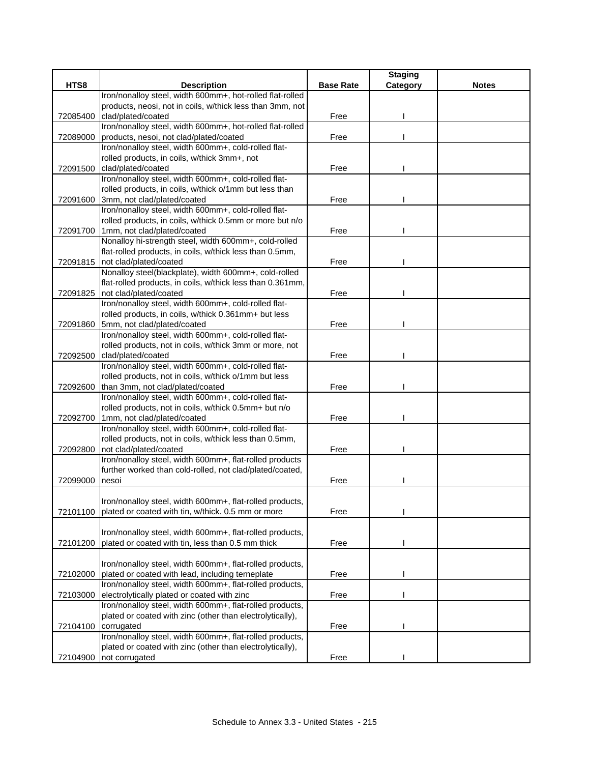| HTS8 | Description | Base Rate | Staging Category | Notes |
|---|---|---|---|---|
| 72085400 | Iron/nonalloy steel, width 600mm+, hot-rolled flat-rolled products, neosi, not in coils, w/thick less than 3mm, not clad/plated/coated | Free | I | |
| 72089000 | Iron/nonalloy steel, width 600mm+, hot-rolled flat-rolled products, nesoi, not clad/plated/coated | Free | I | |
| 72091500 | Iron/nonalloy steel, width 600mm+, cold-rolled flat-rolled products, in coils, w/thick 3mm+, not clad/plated/coated | Free | I | |
| 72091600 | Iron/nonalloy steel, width 600mm+, cold-rolled flat-rolled products, in coils, w/thick o/1mm but less than 3mm, not clad/plated/coated | Free | I | |
| 72091700 | Iron/nonalloy steel, width 600mm+, cold-rolled flat-rolled products, in coils, w/thick 0.5mm or more but n/o 1mm, not clad/plated/coated | Free | I | |
| 72091815 | Nonalloy hi-strength steel, width 600mm+, cold-rolled flat-rolled products, in coils, w/thick less than 0.5mm, not clad/plated/coated | Free | I | |
| 72091825 | Nonalloy steel(blackplate), width 600mm+, cold-rolled flat-rolled products, in coils, w/thick less than 0.361mm, not clad/plated/coated | Free | I | |
| 72091860 | Iron/nonalloy steel, width 600mm+, cold-rolled flat-rolled products, in coils, w/thick 0.361mm+ but less 5mm, not clad/plated/coated | Free | I | |
| 72092500 | Iron/nonalloy steel, width 600mm+, cold-rolled flat-rolled products, not in coils, w/thick 3mm or more, not clad/plated/coated | Free | I | |
| 72092600 | Iron/nonalloy steel, width 600mm+, cold-rolled flat-rolled products, not in coils, w/thick o/1mm but less than 3mm, not clad/plated/coated | Free | I | |
| 72092700 | Iron/nonalloy steel, width 600mm+, cold-rolled flat-rolled products, not in coils, w/thick 0.5mm+ but n/o 1mm, not clad/plated/coated | Free | I | |
| 72092800 | Iron/nonalloy steel, width 600mm+, cold-rolled flat-rolled products, not in coils, w/thick less than 0.5mm, not clad/plated/coated | Free | I | |
| 72099000 | Iron/nonalloy steel, width 600mm+, flat-rolled products further worked than cold-rolled, not clad/plated/coated, nesoi | Free | I | |
| 72101100 | Iron/nonalloy steel, width 600mm+, flat-rolled products, plated or coated with tin, w/thick. 0.5 mm or more | Free | I | |
| 72101200 | Iron/nonalloy steel, width 600mm+, flat-rolled products, plated or coated with tin, less than 0.5 mm thick | Free | I | |
| 72102000 | Iron/nonalloy steel, width 600mm+, flat-rolled products, plated or coated with lead, including terneplate | Free | I | |
| 72103000 | Iron/nonalloy steel, width 600mm+, flat-rolled products, electrolytically plated or coated with zinc | Free | I | |
| 72104100 | Iron/nonalloy steel, width 600mm+, flat-rolled products, plated or coated with zinc (other than electrolytically), corrugated | Free | I | |
| 72104900 | Iron/nonalloy steel, width 600mm+, flat-rolled products, plated or coated with zinc (other than electrolytically), not corrugated | Free | I | |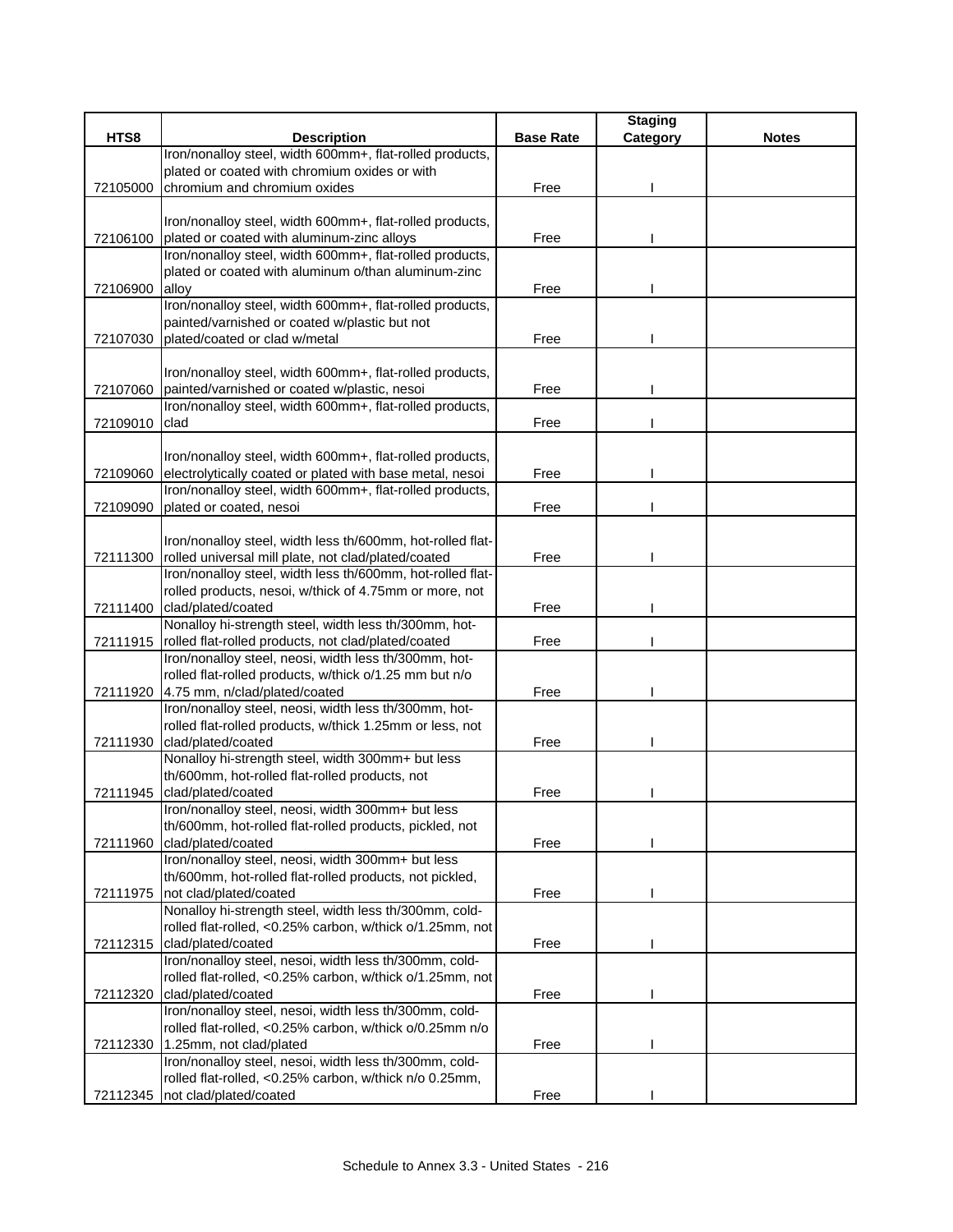| HTS8 | Description | Base Rate | Staging Category | Notes |
|---|---|---|---|---|
| 72105000 | Iron/nonalloy steel, width 600mm+, flat-rolled products, plated or coated with chromium oxides or with chromium and chromium oxides | Free | I | |
| 72106100 | Iron/nonalloy steel, width 600mm+, flat-rolled products, plated or coated with aluminum-zinc alloys | Free | I | |
| 72106900 | Iron/nonalloy steel, width 600mm+, flat-rolled products, plated or coated with aluminum o/than aluminum-zinc alloy | Free | I | |
| 72107030 | Iron/nonalloy steel, width 600mm+, flat-rolled products, painted/varnished or coated w/plastic but not plated/coated or clad w/metal | Free | I | |
| 72107060 | Iron/nonalloy steel, width 600mm+, flat-rolled products, painted/varnished or coated w/plastic, nesoi | Free | I | |
| 72109010 | Iron/nonalloy steel, width 600mm+, flat-rolled products, clad | Free | I | |
| 72109060 | Iron/nonalloy steel, width 600mm+, flat-rolled products, electrolytically coated or plated with base metal, nesoi | Free | I | |
| 72109090 | Iron/nonalloy steel, width 600mm+, flat-rolled products, plated or coated, nesoi | Free | I | |
| 72111300 | Iron/nonalloy steel, width less th/600mm, hot-rolled flat-rolled universal mill plate, not clad/plated/coated | Free | I | |
| 72111400 | Iron/nonalloy steel, width less th/600mm, hot-rolled flat-rolled products, nesoi, w/thick of 4.75mm or more, not clad/plated/coated | Free | I | |
| 72111915 | Nonalloy hi-strength steel, width less th/300mm, hot-rolled flat-rolled products, not clad/plated/coated | Free | I | |
| 72111920 | Iron/nonalloy steel, neosi, width less th/300mm, hot-rolled flat-rolled products, w/thick o/1.25 mm but n/o 4.75 mm, n/clad/plated/coated | Free | I | |
| 72111930 | Iron/nonalloy steel, neosi, width less th/300mm, hot-rolled flat-rolled products, w/thick 1.25mm or less, not clad/plated/coated | Free | I | |
| 72111945 | Nonalloy hi-strength steel, width 300mm+ but less th/600mm, hot-rolled flat-rolled products, not clad/plated/coated | Free | I | |
| 72111960 | Iron/nonalloy steel, neosi, width 300mm+ but less th/600mm, hot-rolled flat-rolled products, pickled, not clad/plated/coated | Free | I | |
| 72111975 | Iron/nonalloy steel, neosi, width 300mm+ but less th/600mm, hot-rolled flat-rolled products, not pickled, not clad/plated/coated | Free | I | |
| 72112315 | Nonalloy hi-strength steel, width less th/300mm, cold-rolled flat-rolled, <0.25% carbon, w/thick o/1.25mm, not clad/plated/coated | Free | I | |
| 72112320 | Iron/nonalloy steel, nesoi, width less th/300mm, cold-rolled flat-rolled, <0.25% carbon, w/thick o/1.25mm, not clad/plated/coated | Free | I | |
| 72112330 | Iron/nonalloy steel, nesoi, width less th/300mm, cold-rolled flat-rolled, <0.25% carbon, w/thick o/0.25mm n/o 1.25mm, not clad/plated | Free | I | |
| 72112345 | Iron/nonalloy steel, nesoi, width less th/300mm, cold-rolled flat-rolled, <0.25% carbon, w/thick n/o 0.25mm, not clad/plated/coated | Free | I | |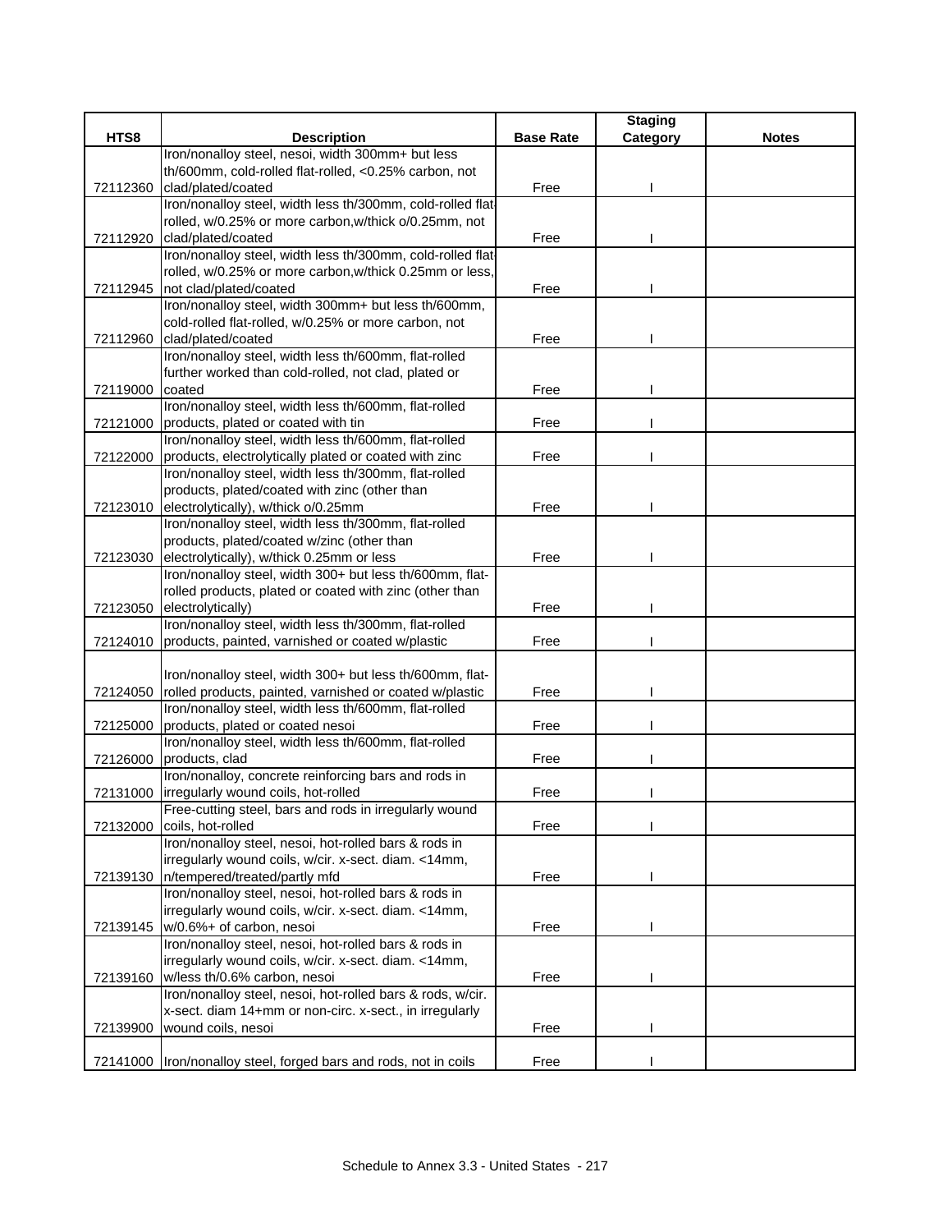| HTS8 | Description | Base Rate | Staging Category | Notes |
|---|---|---|---|---|
| 72112360 | Iron/nonalloy steel, nesoi, width 300mm+ but less th/600mm, cold-rolled flat-rolled, <0.25% carbon, not clad/plated/coated | Free | I | |
| 72112920 | Iron/nonalloy steel, width less th/300mm, cold-rolled flat-rolled, w/0.25% or more carbon,w/thick o/0.25mm, not clad/plated/coated | Free | I | |
| 72112945 | Iron/nonalloy steel, width less th/300mm, cold-rolled flat-rolled, w/0.25% or more carbon,w/thick 0.25mm or less, not clad/plated/coated | Free | I | |
| 72112960 | Iron/nonalloy steel, width 300mm+ but less th/600mm, cold-rolled flat-rolled, w/0.25% or more carbon, not clad/plated/coated | Free | I | |
| 72119000 | Iron/nonalloy steel, width less th/600mm, flat-rolled further worked than cold-rolled, not clad, plated or coated | Free | I | |
| 72121000 | Iron/nonalloy steel, width less th/600mm, flat-rolled products, plated or coated with tin | Free | I | |
| 72122000 | Iron/nonalloy steel, width less th/600mm, flat-rolled products, electrolytically plated or coated with zinc | Free | I | |
| 72123010 | Iron/nonalloy steel, width less th/300mm, flat-rolled products, plated/coated with zinc (other than electrolytically), w/thick o/0.25mm | Free | I | |
| 72123030 | Iron/nonalloy steel, width less th/300mm, flat-rolled products, plated/coated w/zinc (other than electrolytically), w/thick 0.25mm or less | Free | I | |
| 72123050 | Iron/nonalloy steel, width 300+ but less th/600mm, flat-rolled products, plated or coated with zinc (other than electrolytically) | Free | I | |
| 72124010 | Iron/nonalloy steel, width less th/300mm, flat-rolled products, painted, varnished or coated w/plastic | Free | I | |
| 72124050 | Iron/nonalloy steel, width 300+ but less th/600mm, flat-rolled products, painted, varnished or coated w/plastic | Free | I | |
| 72125000 | Iron/nonalloy steel, width less th/600mm, flat-rolled products, plated or coated nesoi | Free | I | |
| 72126000 | Iron/nonalloy steel, width less th/600mm, flat-rolled products, clad | Free | I | |
| 72131000 | Iron/nonalloy, concrete reinforcing bars and rods in irregularly wound coils, hot-rolled | Free | I | |
| 72132000 | Free-cutting steel, bars and rods in irregularly wound coils, hot-rolled | Free | I | |
| 72139130 | Iron/nonalloy steel, nesoi, hot-rolled bars & rods in irregularly wound coils, w/cir. x-sect. diam. <14mm, n/tempered/treated/partly mfd | Free | I | |
| 72139145 | Iron/nonalloy steel, nesoi, hot-rolled bars & rods in irregularly wound coils, w/cir. x-sect. diam. <14mm, w/0.6%+ of carbon, nesoi | Free | I | |
| 72139160 | Iron/nonalloy steel, nesoi, hot-rolled bars & rods in irregularly wound coils, w/cir. x-sect. diam. <14mm, w/less th/0.6% carbon, nesoi | Free | I | |
| 72139900 | Iron/nonalloy steel, nesoi, hot-rolled bars & rods, w/cir. x-sect. diam 14+mm or non-circ. x-sect., in irregularly wound coils, nesoi | Free | I | |
| 72141000 | Iron/nonalloy steel, forged bars and rods, not in coils | Free | I | |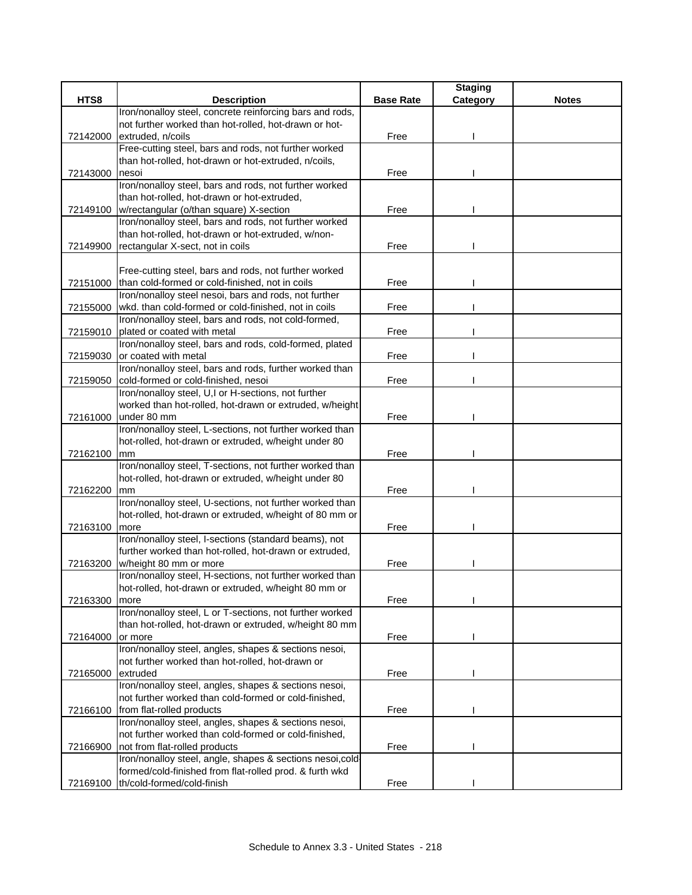| HTS8 | Description | Base Rate | Staging Category | Notes |
|---|---|---|---|---|
| 72142000 | Iron/nonalloy steel, concrete reinforcing bars and rods, not further worked than hot-rolled, hot-drawn or hot-extruded, n/coils | Free | I | |
| 72143000 | Free-cutting steel, bars and rods, not further worked than hot-rolled, hot-drawn or hot-extruded, n/coils, nesoi | Free | I | |
| 72149100 | Iron/nonalloy steel, bars and rods, not further worked than hot-rolled, hot-drawn or hot-extruded, w/rectangular (o/than square) X-section | Free | I | |
| 72149900 | Iron/nonalloy steel, bars and rods, not further worked than hot-rolled, hot-drawn or hot-extruded, w/non-rectangular X-sect, not in coils | Free | I | |
| 72151000 | Free-cutting steel, bars and rods, not further worked than cold-formed or cold-finished, not in coils | Free | I | |
| 72155000 | Iron/nonalloy steel nesoi, bars and rods, not further wkd. than cold-formed or cold-finished, not in coils | Free | I | |
| 72159010 | Iron/nonalloy steel, bars and rods, not cold-formed, plated or coated with metal | Free | I | |
| 72159030 | Iron/nonalloy steel, bars and rods, cold-formed, plated or coated with metal | Free | I | |
| 72159050 | Iron/nonalloy steel, bars and rods, further worked than cold-formed or cold-finished, nesoi | Free | I | |
| 72161000 | Iron/nonalloy steel, U,I or H-sections, not further worked than hot-rolled, hot-drawn or extruded, w/height under 80 mm | Free | I | |
| 72162100 | Iron/nonalloy steel, L-sections, not further worked than hot-rolled, hot-drawn or extruded, w/height under 80 mm | Free | I | |
| 72162200 | Iron/nonalloy steel, T-sections, not further worked than hot-rolled, hot-drawn or extruded, w/height under 80 mm | Free | I | |
| 72163100 | Iron/nonalloy steel, U-sections, not further worked than hot-rolled, hot-drawn or extruded, w/height of 80 mm or more | Free | I | |
| 72163200 | Iron/nonalloy steel, I-sections (standard beams), not further worked than hot-rolled, hot-drawn or extruded, w/height 80 mm or more | Free | I | |
| 72163300 | Iron/nonalloy steel, H-sections, not further worked than hot-rolled, hot-drawn or extruded, w/height 80 mm or more | Free | I | |
| 72164000 | Iron/nonalloy steel, L or T-sections, not further worked than hot-rolled, hot-drawn or extruded, w/height 80 mm or more | Free | I | |
| 72165000 | Iron/nonalloy steel, angles, shapes & sections nesoi, not further worked than hot-rolled, hot-drawn or extruded | Free | I | |
| 72166100 | Iron/nonalloy steel, angles, shapes & sections nesoi, not further worked than cold-formed or cold-finished, from flat-rolled products | Free | I | |
| 72166900 | Iron/nonalloy steel, angles, shapes & sections nesoi, not further worked than cold-formed or cold-finished, not from flat-rolled products | Free | I | |
| 72169100 | Iron/nonalloy steel, angle, shapes & sections nesoi,cold-formed/cold-finished from flat-rolled prod. & furth wkd th/cold-formed/cold-finish | Free | I | |

Schedule to Annex 3.3 - United States - 218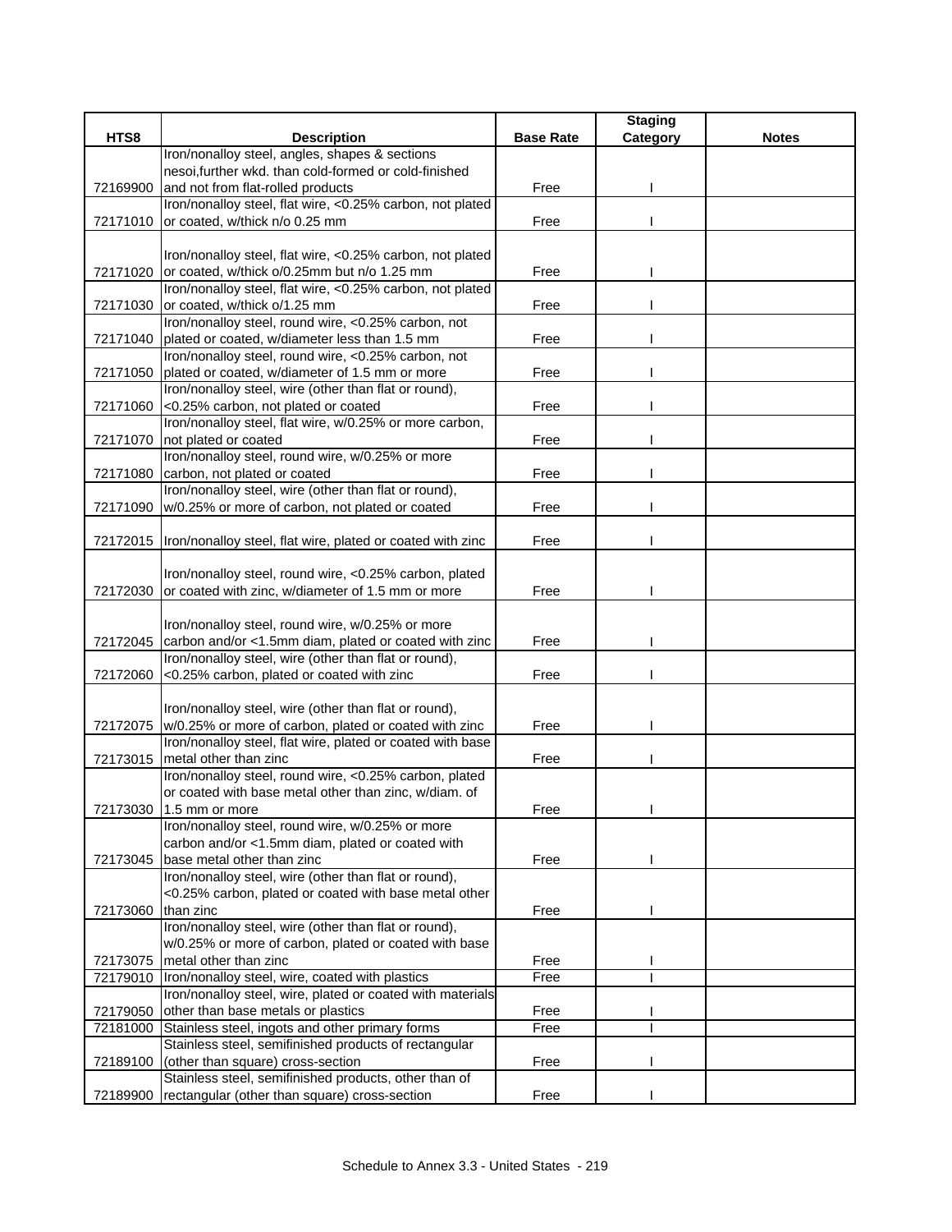| HTS8 | Description | Base Rate | Staging Category | Notes |
|---|---|---|---|---|
| 72169900 | Iron/nonalloy steel, angles, shapes & sections nesoi,further wkd. than cold-formed or cold-finished and not from flat-rolled products | Free | I | |
| 72171010 | Iron/nonalloy steel, flat wire, <0.25% carbon, not plated or coated, w/thick n/o 0.25 mm | Free | I | |
| 72171020 | Iron/nonalloy steel, flat wire, <0.25% carbon, not plated or coated, w/thick o/0.25mm but n/o 1.25 mm | Free | I | |
| 72171030 | Iron/nonalloy steel, flat wire, <0.25% carbon, not plated or coated, w/thick o/1.25 mm | Free | I | |
| 72171040 | Iron/nonalloy steel, round wire, <0.25% carbon, not plated or coated, w/diameter less than 1.5 mm | Free | I | |
| 72171050 | Iron/nonalloy steel, round wire, <0.25% carbon, not plated or coated, w/diameter of 1.5 mm or more | Free | I | |
| 72171060 | Iron/nonalloy steel, wire (other than flat or round), <0.25% carbon, not plated or coated | Free | I | |
| 72171070 | Iron/nonalloy steel, flat wire, w/0.25% or more carbon, not plated or coated | Free | I | |
| 72171080 | Iron/nonalloy steel, round wire, w/0.25% or more carbon, not plated or coated | Free | I | |
| 72171090 | Iron/nonalloy steel, wire (other than flat or round), w/0.25% or more of carbon, not plated or coated | Free | I | |
| 72172015 | Iron/nonalloy steel, flat wire, plated or coated with zinc | Free | I | |
| 72172030 | Iron/nonalloy steel, round wire, <0.25% carbon, plated or coated with zinc, w/diameter of 1.5 mm or more | Free | I | |
| 72172045 | Iron/nonalloy steel, round wire, w/0.25% or more carbon and/or <1.5mm diam, plated or coated with zinc | Free | I | |
| 72172060 | Iron/nonalloy steel, wire (other than flat or round), <0.25% carbon, plated or coated with zinc | Free | I | |
| 72172075 | Iron/nonalloy steel, wire (other than flat or round), w/0.25% or more of carbon, plated or coated with zinc | Free | I | |
| 72173015 | Iron/nonalloy steel, flat wire, plated or coated with base metal other than zinc | Free | I | |
| 72173030 | Iron/nonalloy steel, round wire, <0.25% carbon, plated or coated with base metal other than zinc, w/diam. of 1.5 mm or more | Free | I | |
| 72173045 | Iron/nonalloy steel, round wire, w/0.25% or more carbon and/or <1.5mm diam, plated or coated with base metal other than zinc | Free | I | |
| 72173060 | Iron/nonalloy steel, wire (other than flat or round), <0.25% carbon, plated or coated with base metal other than zinc | Free | I | |
| 72173075 | Iron/nonalloy steel, wire (other than flat or round), w/0.25% or more of carbon, plated or coated with base metal other than zinc | Free | I | |
| 72179010 | Iron/nonalloy steel, wire, coated with plastics | Free | I | |
| 72179050 | Iron/nonalloy steel, wire, plated or coated with materials other than base metals or plastics | Free | I | |
| 72181000 | Stainless steel, ingots and other primary forms | Free | I | |
| 72189100 | Stainless steel, semifinished products of rectangular (other than square) cross-section | Free | I | |
| 72189900 | Stainless steel, semifinished products, other than of rectangular (other than square) cross-section | Free | I | |

Schedule to Annex 3.3 - United States - 219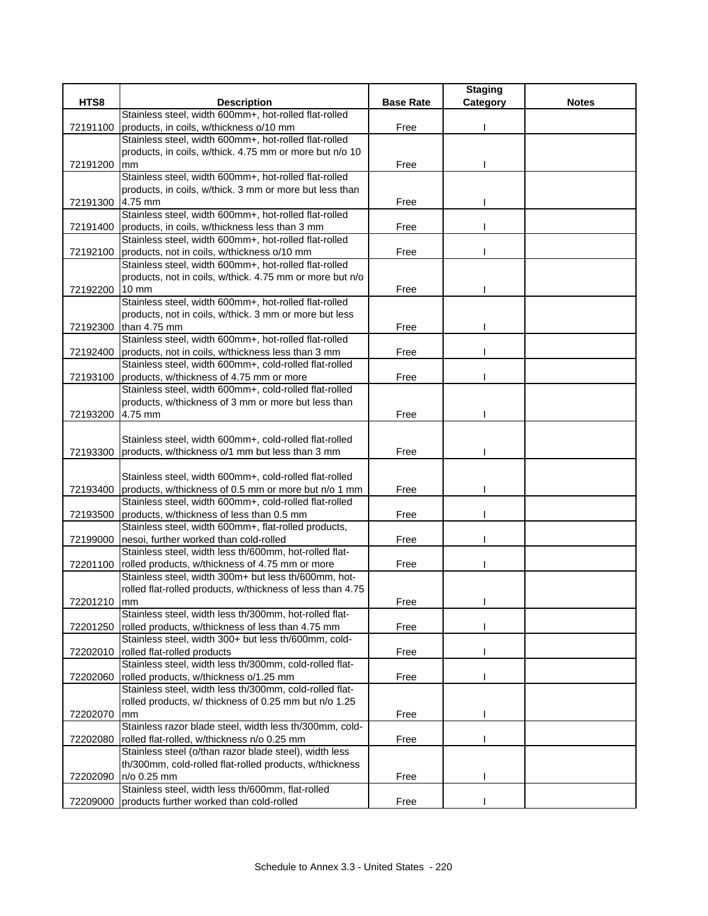| HTS8 | Description | Base Rate | Staging Category | Notes |
|---|---|---|---|---|
| 72191100 | Stainless steel, width 600mm+, hot-rolled flat-rolled products, in coils, w/thickness o/10 mm | Free | I | |
| 72191200 | Stainless steel, width 600mm+, hot-rolled flat-rolled products, in coils, w/thick. 4.75 mm or more but n/o 10 mm | Free | I | |
| 72191300 | Stainless steel, width 600mm+, hot-rolled flat-rolled products, in coils, w/thick. 3 mm or more but less than 4.75 mm | Free | I | |
| 72191400 | Stainless steel, width 600mm+, hot-rolled flat-rolled products, in coils, w/thickness less than 3 mm | Free | I | |
| 72192100 | Stainless steel, width 600mm+, hot-rolled flat-rolled products, not in coils, w/thickness o/10 mm | Free | I | |
| 72192200 | Stainless steel, width 600mm+, hot-rolled flat-rolled products, not in coils, w/thick. 4.75 mm or more but n/o 10 mm | Free | I | |
| 72192300 | Stainless steel, width 600mm+, hot-rolled flat-rolled products, not in coils, w/thick. 3 mm or more but less than 4.75 mm | Free | I | |
| 72192400 | Stainless steel, width 600mm+, hot-rolled flat-rolled products, not in coils, w/thickness less than 3 mm | Free | I | |
| 72193100 | Stainless steel, width 600mm+, cold-rolled flat-rolled products, w/thickness of 4.75 mm or more | Free | I | |
| 72193200 | Stainless steel, width 600mm+, cold-rolled flat-rolled products, w/thickness of 3 mm or more but less than 4.75 mm | Free | I | |
| 72193300 | Stainless steel, width 600mm+, cold-rolled flat-rolled products, w/thickness o/1 mm but less than 3 mm | Free | I | |
| 72193400 | Stainless steel, width 600mm+, cold-rolled flat-rolled products, w/thickness of 0.5 mm or more but n/o 1 mm | Free | I | |
| 72193500 | Stainless steel, width 600mm+, cold-rolled flat-rolled products, w/thickness of less than 0.5 mm | Free | I | |
| 72199000 | Stainless steel, width 600mm+, flat-rolled products, nesoi, further worked than cold-rolled | Free | I | |
| 72201100 | Stainless steel, width less th/600mm, hot-rolled flat-rolled products, w/thickness of 4.75 mm or more | Free | I | |
| 72201210 | Stainless steel, width 300m+ but less th/600mm, hot-rolled flat-rolled products, w/thickness of less than 4.75 mm | Free | I | |
| 72201250 | Stainless steel, width less th/300mm, hot-rolled flat-rolled products, w/thickness of less than 4.75 mm | Free | I | |
| 72202010 | Stainless steel, width 300+ but less th/600mm, cold-rolled flat-rolled products | Free | I | |
| 72202060 | Stainless steel, width less th/300mm, cold-rolled flat-rolled products, w/thickness o/1.25 mm | Free | I | |
| 72202070 | Stainless steel, width less th/300mm, cold-rolled flat-rolled products, w/ thickness of 0.25 mm but n/o 1.25 mm | Free | I | |
| 72202080 | Stainless razor blade steel, width less th/300mm, cold-rolled flat-rolled, w/thickness n/o 0.25 mm | Free | I | |
| 72202090 | Stainless steel (o/than razor blade steel), width less th/300mm, cold-rolled flat-rolled products, w/thickness n/o 0.25 mm | Free | I | |
| 72209000 | Stainless steel, width less th/600mm, flat-rolled products further worked than cold-rolled | Free | I | |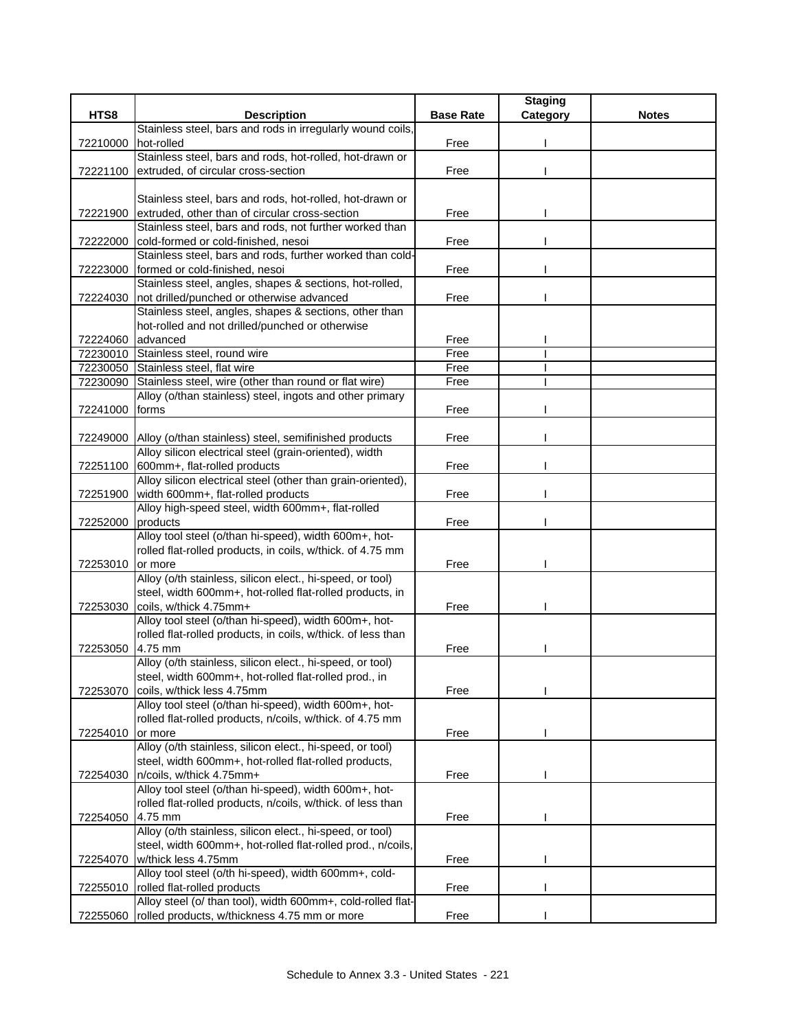| HTS8 | Description | Base Rate | Staging Category | Notes |
|---|---|---|---|---|
| 72210000 | Stainless steel, bars and rods in irregularly wound coils, hot-rolled | Free | I | |
| 72221100 | Stainless steel, bars and rods, hot-rolled, hot-drawn or extruded, of circular cross-section | Free | I | |
| 72221900 | Stainless steel, bars and rods, hot-rolled, hot-drawn or extruded, other than of circular cross-section | Free | I | |
| 72222000 | Stainless steel, bars and rods, not further worked than cold-formed or cold-finished, nesoi | Free | I | |
| 72223000 | Stainless steel, bars and rods, further worked than cold-formed or cold-finished, nesoi | Free | I | |
| 72224030 | Stainless steel, angles, shapes & sections, hot-rolled, not drilled/punched or otherwise advanced | Free | I | |
| 72224060 | Stainless steel, angles, shapes & sections, other than hot-rolled and not drilled/punched or otherwise advanced | Free | I | |
| 72230010 | Stainless steel, round wire | Free | I | |
| 72230050 | Stainless steel, flat wire | Free | I | |
| 72230090 | Stainless steel, wire (other than round or flat wire) | Free | I | |
| 72241000 | Alloy (o/than stainless) steel, ingots and other primary forms | Free | I | |
| 72249000 | Alloy (o/than stainless) steel, semifinished products | Free | I | |
| 72251100 | Alloy silicon electrical steel (grain-oriented), width 600mm+, flat-rolled products | Free | I | |
| 72251900 | Alloy silicon electrical steel (other than grain-oriented), width 600mm+, flat-rolled products | Free | I | |
| 72252000 | Alloy high-speed steel, width 600mm+, flat-rolled products | Free | I | |
| 72253010 | Alloy tool steel (o/than hi-speed), width 600m+, hot-rolled flat-rolled products, in coils, w/thick. of 4.75 mm or more | Free | I | |
| 72253030 | Alloy (o/th stainless, silicon elect., hi-speed, or tool) steel, width 600mm+, hot-rolled flat-rolled products, in coils, w/thick 4.75mm+ | Free | I | |
| 72253050 | Alloy tool steel (o/than hi-speed), width 600m+, hot-rolled flat-rolled products, in coils, w/thick. of less than 4.75 mm | Free | I | |
| 72253070 | Alloy (o/th stainless, silicon elect., hi-speed, or tool) steel, width 600mm+, hot-rolled flat-rolled prod., in coils, w/thick less 4.75mm | Free | I | |
| 72254010 | Alloy tool steel (o/than hi-speed), width 600m+, hot-rolled flat-rolled products, n/coils, w/thick. of 4.75 mm or more | Free | I | |
| 72254030 | Alloy (o/th stainless, silicon elect., hi-speed, or tool) steel, width 600mm+, hot-rolled flat-rolled products, n/coils, w/thick 4.75mm+ | Free | I | |
| 72254050 | Alloy tool steel (o/than hi-speed), width 600m+, hot-rolled flat-rolled products, n/coils, w/thick. of less than 4.75 mm | Free | I | |
| 72254070 | Alloy (o/th stainless, silicon elect., hi-speed, or tool) steel, width 600mm+, hot-rolled flat-rolled prod., n/coils, w/thick less 4.75mm | Free | I | |
| 72255010 | Alloy tool steel (o/th hi-speed), width 600mm+, cold-rolled flat-rolled products | Free | I | |
| 72255060 | Alloy steel (o/ than tool), width 600mm+, cold-rolled flat-rolled products, w/thickness 4.75 mm or more | Free | I | |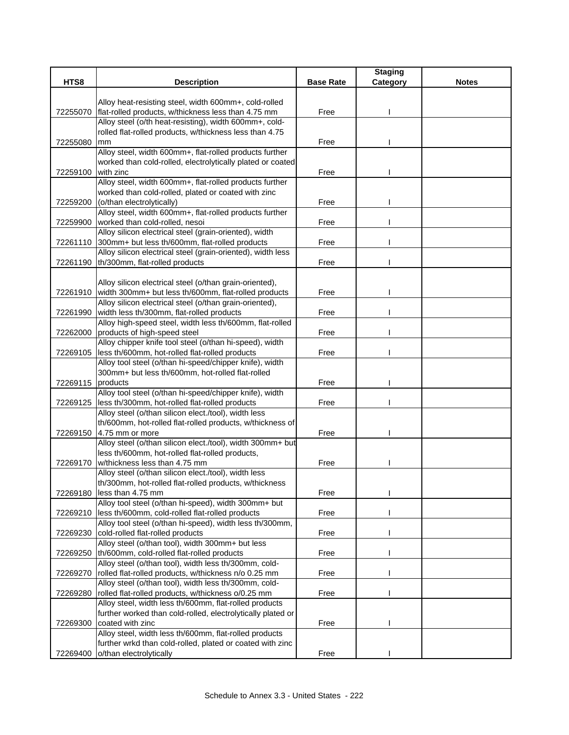| HTS8 | Description | Base Rate | Staging Category | Notes |
|---|---|---|---|---|
| 72255070 | Alloy heat-resisting steel, width 600mm+, cold-rolled flat-rolled products, w/thickness less than 4.75 mm | Free | I | |
| 72255080 | Alloy steel (o/th heat-resisting), width 600mm+, cold-rolled flat-rolled products, w/thickness less than 4.75 mm | Free | I | |
| 72259100 | Alloy steel, width 600mm+, flat-rolled products further worked than cold-rolled, electrolytically plated or coated with zinc | Free | I | |
| 72259200 | Alloy steel, width 600mm+, flat-rolled products further worked than cold-rolled, plated or coated with zinc (o/than electrolytically) | Free | I | |
| 72259900 | Alloy steel, width 600mm+, flat-rolled products further worked than cold-rolled, nesoi | Free | I | |
| 72261110 | Alloy silicon electrical steel (grain-oriented), width 300mm+ but less th/600mm, flat-rolled products | Free | I | |
| 72261190 | Alloy silicon electrical steel (grain-oriented), width less th/300mm, flat-rolled products | Free | I | |
| 72261910 | Alloy silicon electrical steel (o/than grain-oriented), width 300mm+ but less th/600mm, flat-rolled products | Free | I | |
| 72261990 | Alloy silicon electrical steel (o/than grain-oriented), width less th/300mm, flat-rolled products | Free | I | |
| 72262000 | Alloy high-speed steel, width less th/600mm, flat-rolled products of high-speed steel | Free | I | |
| 72269105 | Alloy chipper knife tool steel (o/than hi-speed), width less th/600mm, hot-rolled flat-rolled products | Free | I | |
| 72269115 | Alloy tool steel (o/than hi-speed/chipper knife), width 300mm+ but less th/600mm, hot-rolled flat-rolled products | Free | I | |
| 72269125 | Alloy tool steel (o/than hi-speed/chipper knife), width less th/300mm, hot-rolled flat-rolled products | Free | I | |
| 72269150 | Alloy steel (o/than silicon elect./tool), width less th/600mm, hot-rolled flat-rolled products, w/thickness of 4.75 mm or more | Free | I | |
| 72269170 | Alloy steel (o/than silicon elect./tool), width 300mm+ but less th/600mm, hot-rolled flat-rolled products, w/thickness less than 4.75 mm | Free | I | |
| 72269180 | Alloy steel (o/than silicon elect./tool), width less th/300mm, hot-rolled flat-rolled products, w/thickness less than 4.75 mm | Free | I | |
| 72269210 | Alloy tool steel (o/than hi-speed), width 300mm+ but less th/600mm, cold-rolled flat-rolled products | Free | I | |
| 72269230 | Alloy tool steel (o/than hi-speed), width less th/300mm, cold-rolled flat-rolled products | Free | I | |
| 72269250 | Alloy steel (o/than tool), width 300mm+ but less th/600mm, cold-rolled flat-rolled products | Free | I | |
| 72269270 | Alloy steel (o/than tool), width less th/300mm, cold-rolled flat-rolled products, w/thickness n/o 0.25 mm | Free | I | |
| 72269280 | Alloy steel (o/than tool), width less th/300mm, cold-rolled flat-rolled products, w/thickness o/0.25 mm | Free | I | |
| 72269300 | Alloy steel, width less th/600mm, flat-rolled products further worked than cold-rolled, electrolytically plated or coated with zinc | Free | I | |
| 72269400 | Alloy steel, width less th/600mm, flat-rolled products further wrkd than cold-rolled, plated or coated with zinc o/than electrolytically | Free | I | |

Schedule to Annex 3.3 - United States - 222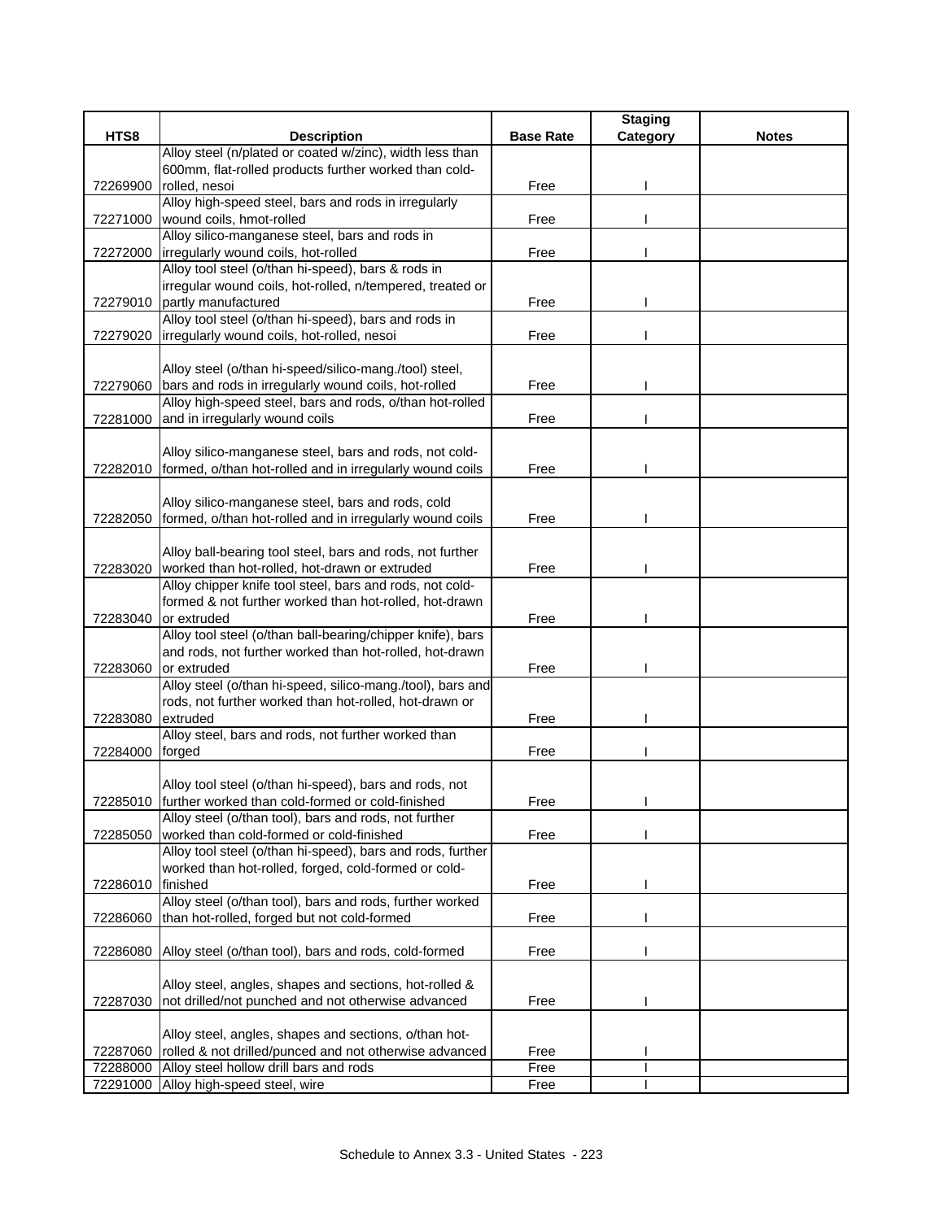| HTS8 | Description | Base Rate | Staging Category | Notes |
|---|---|---|---|---|
| 72269900 | Alloy steel (n/plated or coated w/zinc), width less than 600mm, flat-rolled products further worked than cold-rolled, nesoi | Free | I | |
| 72271000 | Alloy high-speed steel, bars and rods in irregularly wound coils, hmot-rolled | Free | I | |
| 72272000 | Alloy silico-manganese steel, bars and rods in irregularly wound coils, hot-rolled | Free | I | |
| 72279010 | Alloy tool steel (o/than hi-speed), bars & rods in irregular wound coils, hot-rolled, n/tempered, treated or partly manufactured | Free | I | |
| 72279020 | Alloy tool steel (o/than hi-speed), bars and rods in irregularly wound coils, hot-rolled, nesoi | Free | I | |
| 72279060 | Alloy steel (o/than hi-speed/silico-mang./tool) steel, bars and rods in irregularly wound coils, hot-rolled | Free | I | |
| 72281000 | Alloy high-speed steel, bars and rods, o/than hot-rolled and in irregularly wound coils | Free | I | |
| 72282010 | Alloy silico-manganese steel, bars and rods, not cold-formed, o/than hot-rolled and in irregularly wound coils | Free | I | |
| 72282050 | Alloy silico-manganese steel, bars and rods, cold formed, o/than hot-rolled and in irregularly wound coils | Free | I | |
| 72283020 | Alloy ball-bearing tool steel, bars and rods, not further worked than hot-rolled, hot-drawn or extruded | Free | I | |
| 72283040 | Alloy chipper knife tool steel, bars and rods, not cold-formed & not further worked than hot-rolled, hot-drawn or extruded | Free | I | |
| 72283060 | Alloy tool steel (o/than ball-bearing/chipper knife), bars and rods, not further worked than hot-rolled, hot-drawn or extruded | Free | I | |
| 72283080 | Alloy steel (o/than hi-speed, silico-mang./tool), bars and rods, not further worked than hot-rolled, hot-drawn or extruded | Free | I | |
| 72284000 | Alloy steel, bars and rods, not further worked than forged | Free | I | |
| 72285010 | Alloy tool steel (o/than hi-speed), bars and rods, not further worked than cold-formed or cold-finished | Free | I | |
| 72285050 | Alloy steel (o/than tool), bars and rods, not further worked than cold-formed or cold-finished | Free | I | |
| 72286010 | Alloy tool steel (o/than hi-speed), bars and rods, further worked than hot-rolled, forged, cold-formed or cold-finished | Free | I | |
| 72286060 | Alloy steel (o/than tool), bars and rods, further worked than hot-rolled, forged but not cold-formed | Free | I | |
| 72286080 | Alloy steel (o/than tool), bars and rods, cold-formed | Free | I | |
| 72287030 | Alloy steel, angles, shapes and sections, hot-rolled & not drilled/not punched and not otherwise advanced | Free | I | |
| 72287060 | Alloy steel, angles, shapes and sections, o/than hot-rolled & not drilled/punced and not otherwise advanced | Free | I | |
| 72288000 | Alloy steel hollow drill bars and rods | Free | I | |
| 72291000 | Alloy high-speed steel, wire | Free | I | |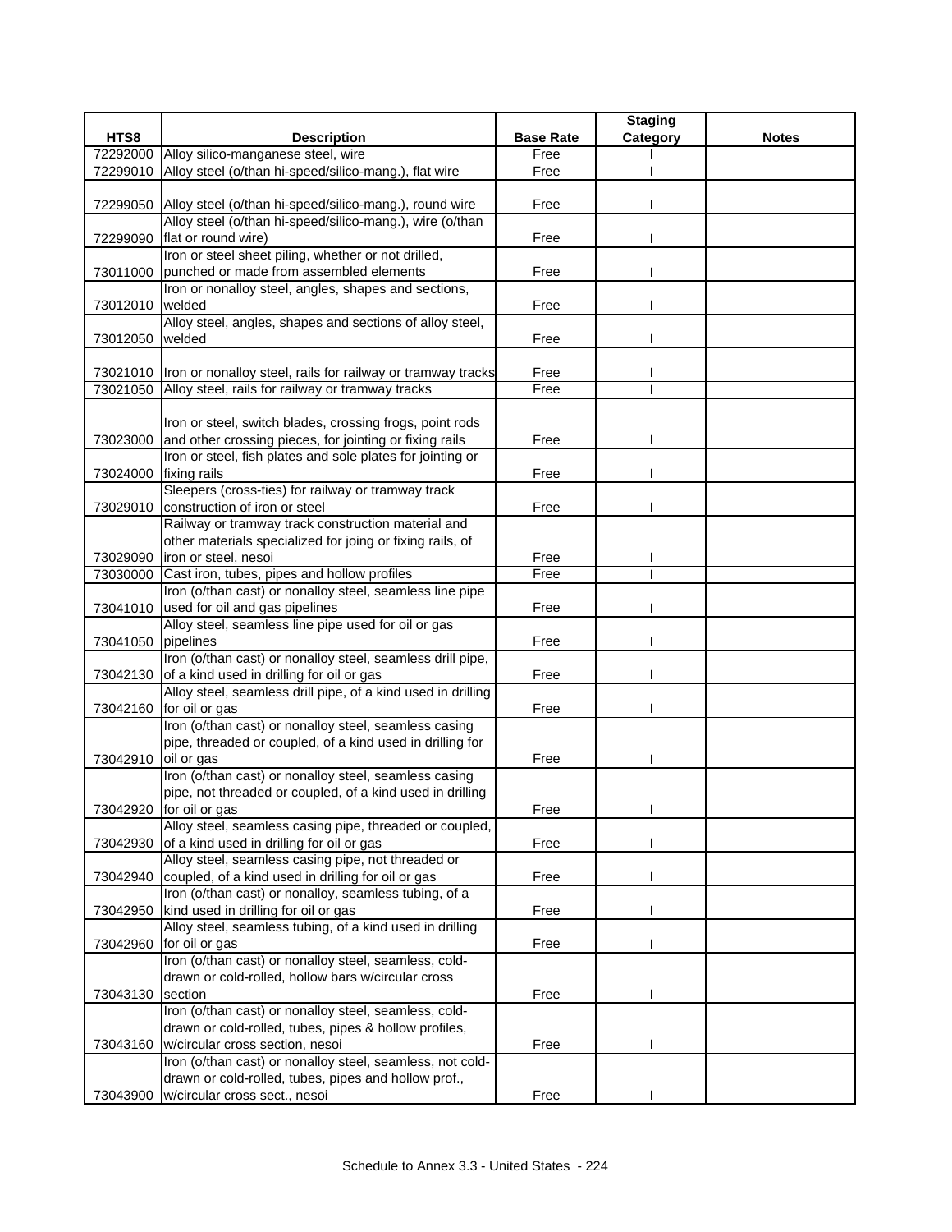| HTS8 | Description | Base Rate | Staging Category | Notes |
|---|---|---|---|---|
| 72292000 | Alloy silico-manganese steel, wire | Free | I | |
| 72299010 | Alloy steel (o/than hi-speed/silico-mang.), flat wire | Free | I | |
| 72299050 | Alloy steel (o/than hi-speed/silico-mang.), round wire | Free | I | |
| 72299090 | Alloy steel (o/than hi-speed/silico-mang.), wire (o/than flat or round wire) | Free | I | |
| 73011000 | Iron or steel sheet piling, whether or not drilled, punched or made from assembled elements | Free | I | |
| 73012010 | Iron or nonalloy steel, angles, shapes and sections, welded | Free | I | |
| 73012050 | Alloy steel, angles, shapes and sections of alloy steel, welded | Free | I | |
| 73021010 | Iron or nonalloy steel, rails for railway or tramway tracks | Free | I | |
| 73021050 | Alloy steel, rails for railway or tramway tracks | Free | I | |
| 73023000 | Iron or steel, switch blades, crossing frogs, point rods and other crossing pieces, for jointing or fixing rails | Free | I | |
| 73024000 | Iron or steel, fish plates and sole plates for jointing or fixing rails | Free | I | |
| 73029010 | Sleepers (cross-ties) for railway or tramway track construction of iron or steel | Free | I | |
| 73029090 | Railway or tramway track construction material and other materials specialized for joing or fixing rails, of iron or steel, nesoi | Free | I | |
| 73030000 | Cast iron, tubes, pipes and hollow profiles | Free | I | |
| 73041010 | Iron (o/than cast) or nonalloy steel, seamless line pipe used for oil and gas pipelines | Free | I | |
| 73041050 | Alloy steel, seamless line pipe used for oil or gas pipelines | Free | I | |
| 73042130 | Iron (o/than cast) or nonalloy steel, seamless drill pipe, of a kind used in drilling for oil or gas | Free | I | |
| 73042160 | Alloy steel, seamless drill pipe, of a kind used in drilling for oil or gas | Free | I | |
| 73042910 | Iron (o/than cast) or nonalloy steel, seamless casing pipe, threaded or coupled, of a kind used in drilling for oil or gas | Free | I | |
| 73042920 | Iron (o/than cast) or nonalloy steel, seamless casing pipe, not threaded or coupled, of a kind used in drilling for oil or gas | Free | I | |
| 73042930 | Alloy steel, seamless casing pipe, threaded or coupled, of a kind used in drilling for oil or gas | Free | I | |
| 73042940 | Alloy steel, seamless casing pipe, not threaded or coupled, of a kind used in drilling for oil or gas | Free | I | |
| 73042950 | Iron (o/than cast) or nonalloy, seamless tubing, of a kind used in drilling for oil or gas | Free | I | |
| 73042960 | Alloy steel, seamless tubing, of a kind used in drilling for oil or gas | Free | I | |
| 73043130 | Iron (o/than cast) or nonalloy steel, seamless, cold-drawn or cold-rolled, hollow bars w/circular cross section | Free | I | |
| 73043160 | Iron (o/than cast) or nonalloy steel, seamless, cold-drawn or cold-rolled, tubes, pipes & hollow profiles, w/circular cross section, nesoi | Free | I | |
| 73043900 | Iron (o/than cast) or nonalloy steel, seamless, not cold-drawn or cold-rolled, tubes, pipes and hollow prof., w/circular cross sect., nesoi | Free | I | |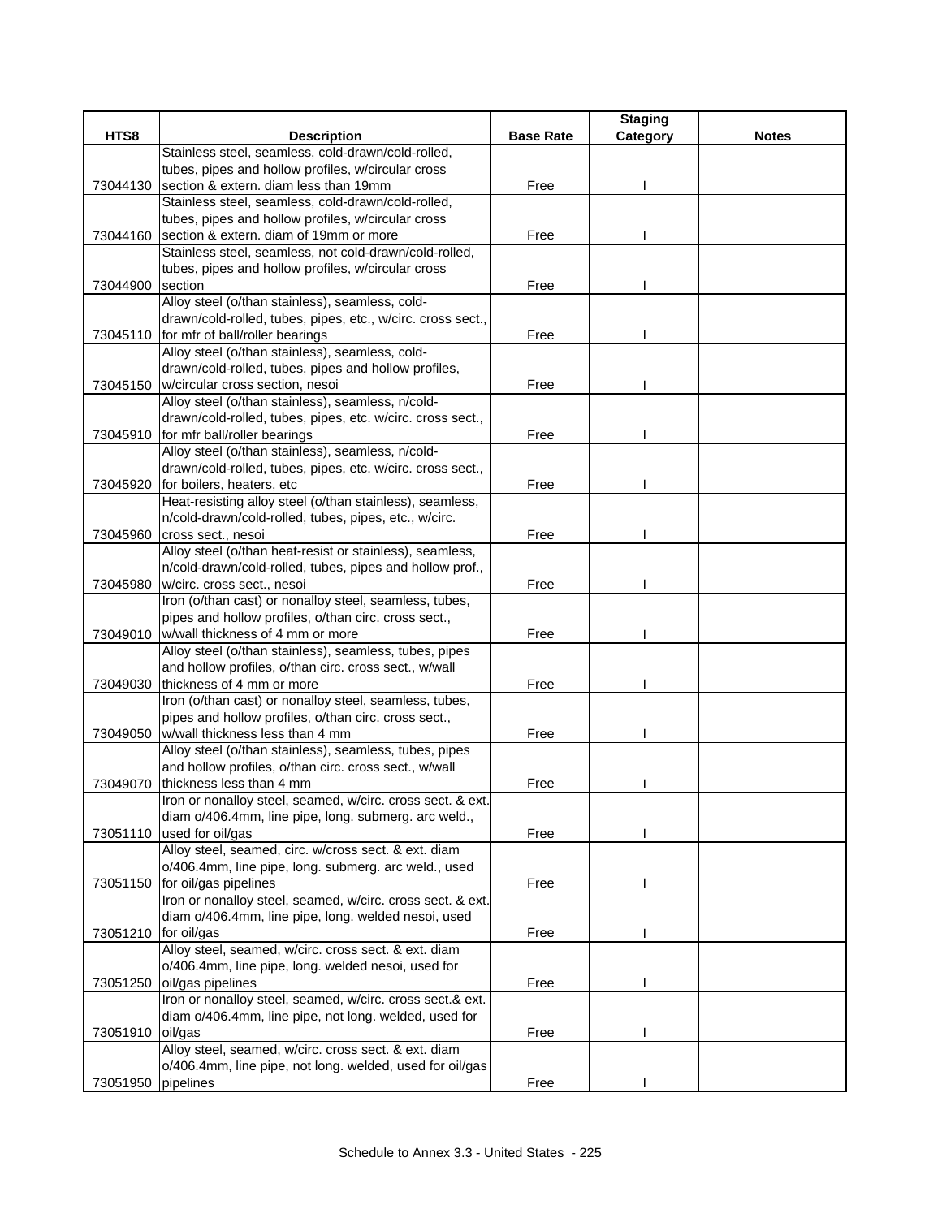| HTS8 | Description | Base Rate | Staging Category | Notes |
|---|---|---|---|---|
| 73044130 | Stainless steel, seamless, cold-drawn/cold-rolled, tubes, pipes and hollow profiles, w/circular cross section & extern. diam less than 19mm | Free | I | |
| 73044160 | Stainless steel, seamless, cold-drawn/cold-rolled, tubes, pipes and hollow profiles, w/circular cross section & extern. diam of 19mm or more | Free | I | |
| 73044900 | Stainless steel, seamless, not cold-drawn/cold-rolled, tubes, pipes and hollow profiles, w/circular cross section | Free | I | |
| 73045110 | Alloy steel (o/than stainless), seamless, cold-drawn/cold-rolled, tubes, pipes, etc., w/circ. cross sect., for mfr of ball/roller bearings | Free | I | |
| 73045150 | Alloy steel (o/than stainless), seamless, cold-drawn/cold-rolled, tubes, pipes and hollow profiles, w/circular cross section, nesoi | Free | I | |
| 73045910 | Alloy steel (o/than stainless), seamless, n/cold-drawn/cold-rolled, tubes, pipes, etc. w/circ. cross sect., for mfr ball/roller bearings | Free | I | |
| 73045920 | Alloy steel (o/than stainless), seamless, n/cold-drawn/cold-rolled, tubes, pipes, etc. w/circ. cross sect., for boilers, heaters, etc | Free | I | |
| 73045960 | Heat-resisting alloy steel (o/than stainless), seamless, n/cold-drawn/cold-rolled, tubes, pipes, etc., w/circ. cross sect., nesoi | Free | I | |
| 73045980 | Alloy steel (o/than heat-resist or stainless), seamless, n/cold-drawn/cold-rolled, tubes, pipes and hollow prof., w/circ. cross sect., nesoi | Free | I | |
| 73049010 | Iron (o/than cast) or nonalloy steel, seamless, tubes, pipes and hollow profiles, o/than circ. cross sect., w/wall thickness of 4 mm or more | Free | I | |
| 73049030 | Alloy steel (o/than stainless), seamless, tubes, pipes and hollow profiles, o/than circ. cross sect., w/wall thickness of 4 mm or more | Free | I | |
| 73049050 | Iron (o/than cast) or nonalloy steel, seamless, tubes, pipes and hollow profiles, o/than circ. cross sect., w/wall thickness less than 4 mm | Free | I | |
| 73049070 | Alloy steel (o/than stainless), seamless, tubes, pipes and hollow profiles, o/than circ. cross sect., w/wall thickness less than 4 mm | Free | I | |
| 73051110 | Iron or nonalloy steel, seamed, w/circ. cross sect. & ext. diam o/406.4mm, line pipe, long. submerg. arc weld., used for oil/gas | Free | I | |
| 73051150 | Alloy steel, seamed, circ. w/cross sect. & ext. diam o/406.4mm, line pipe, long. submerg. arc weld., used for oil/gas pipelines | Free | I | |
| 73051210 | Iron or nonalloy steel, seamed, w/circ. cross sect. & ext. diam o/406.4mm, line pipe, long. welded nesoi, used for oil/gas | Free | I | |
| 73051250 | Alloy steel, seamed, w/circ. cross sect. & ext. diam o/406.4mm, line pipe, long. welded nesoi, used for oil/gas pipelines | Free | I | |
| 73051910 | Iron or nonalloy steel, seamed, w/circ. cross sect.& ext. diam o/406.4mm, line pipe, not long. welded, used for oil/gas | Free | I | |
| 73051950 | Alloy steel, seamed, w/circ. cross sect. & ext. diam o/406.4mm, line pipe, not long. welded, used for oil/gas pipelines | Free | I | |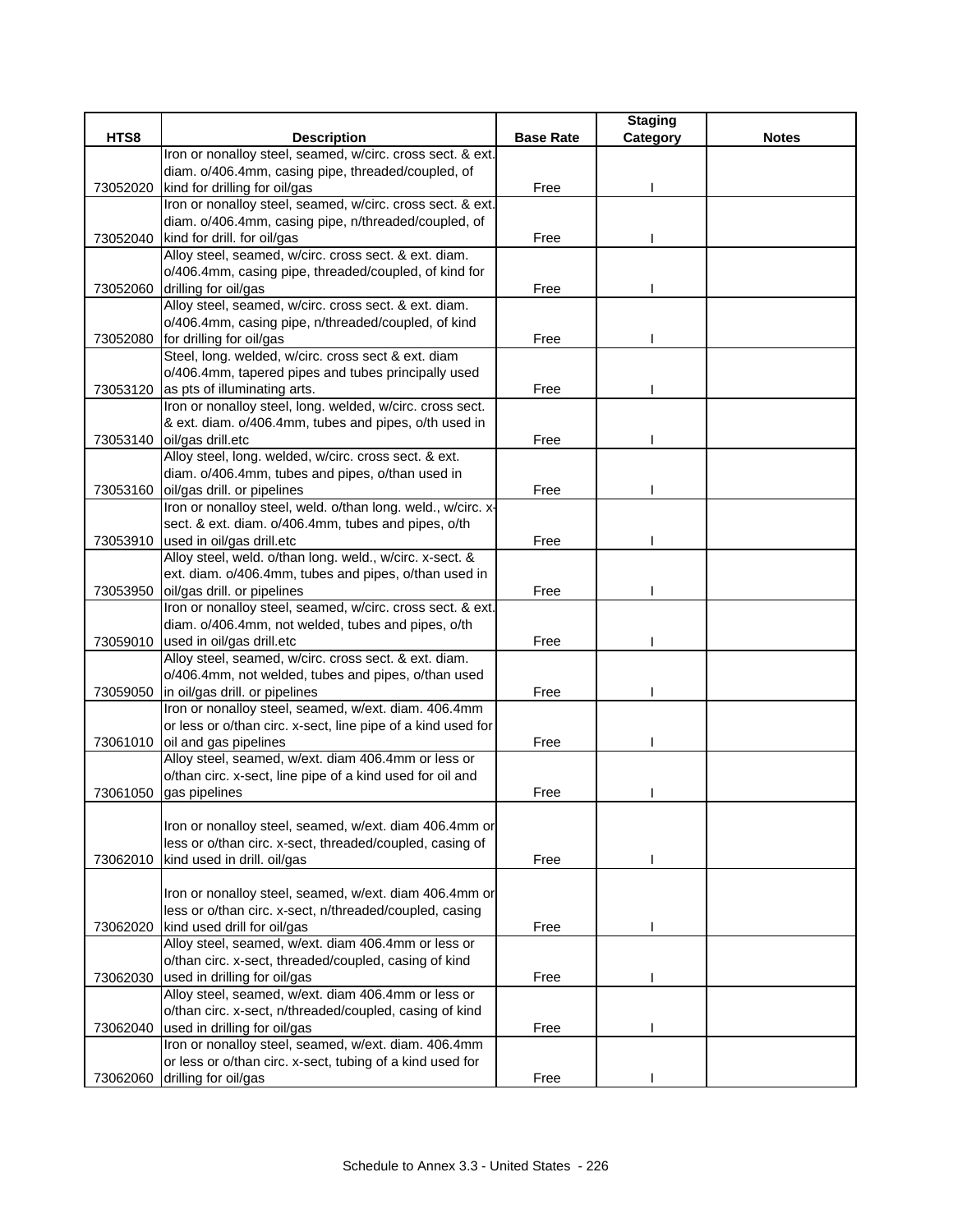| HTS8 | Description | Base Rate | Staging Category | Notes |
|---|---|---|---|---|
| 73052020 | Iron or nonalloy steel, seamed, w/circ. cross sect. & ext. diam. o/406.4mm, casing pipe, threaded/coupled, of kind for drilling for oil/gas | Free | I | |
| 73052040 | Iron or nonalloy steel, seamed, w/circ. cross sect. & ext. diam. o/406.4mm, casing pipe, n/threaded/coupled, of kind for drill. for oil/gas | Free | I | |
| 73052060 | Alloy steel, seamed, w/circ. cross sect. & ext. diam. o/406.4mm, casing pipe, threaded/coupled, of kind for drilling for oil/gas | Free | I | |
| 73052080 | Alloy steel, seamed, w/circ. cross sect. & ext. diam. o/406.4mm, casing pipe, n/threaded/coupled, of kind for drilling for oil/gas | Free | I | |
| 73053120 | Steel, long. welded, w/circ. cross sect & ext. diam o/406.4mm, tapered pipes and tubes principally used as pts of illuminating arts. | Free | I | |
| 73053140 | Iron or nonalloy steel, long. welded, w/circ. cross sect. & ext. diam. o/406.4mm, tubes and pipes, o/th used in oil/gas drill.etc | Free | I | |
| 73053160 | Alloy steel, long. welded, w/circ. cross sect. & ext. diam. o/406.4mm, tubes and pipes, o/than used in oil/gas drill. or pipelines | Free | I | |
| 73053910 | Iron or nonalloy steel, weld. o/than long. weld., w/circ. x-sect. & ext. diam. o/406.4mm, tubes and pipes, o/th used in oil/gas drill.etc | Free | I | |
| 73053950 | Alloy steel, weld. o/than long. weld., w/circ. x-sect. & ext. diam. o/406.4mm, tubes and pipes, o/than used in oil/gas drill. or pipelines | Free | I | |
| 73059010 | Iron or nonalloy steel, seamed, w/circ. cross sect. & ext. diam. o/406.4mm, not welded, tubes and pipes, o/th used in oil/gas drill.etc | Free | I | |
| 73059050 | Alloy steel, seamed, w/circ. cross sect. & ext. diam. o/406.4mm, not welded, tubes and pipes, o/than used in oil/gas drill. or pipelines | Free | I | |
| 73061010 | Iron or nonalloy steel, seamed, w/ext. diam. 406.4mm or less or o/than circ. x-sect, line pipe of a kind used for oil and gas pipelines | Free | I | |
| 73061050 | Alloy steel, seamed, w/ext. diam 406.4mm or less or o/than circ. x-sect, line pipe of a kind used for oil and gas pipelines | Free | I | |
| 73062010 | Iron or nonalloy steel, seamed, w/ext. diam 406.4mm or less or o/than circ. x-sect, threaded/coupled, casing of kind used in drill. oil/gas | Free | I | |
| 73062020 | Iron or nonalloy steel, seamed, w/ext. diam 406.4mm or less or o/than circ. x-sect, n/threaded/coupled, casing kind used drill for oil/gas | Free | I | |
| 73062030 | Alloy steel, seamed, w/ext. diam 406.4mm or less or o/than circ. x-sect, threaded/coupled, casing of kind used in drilling for oil/gas | Free | I | |
| 73062040 | Alloy steel, seamed, w/ext. diam 406.4mm or less or o/than circ. x-sect, n/threaded/coupled, casing of kind used in drilling for oil/gas | Free | I | |
| 73062060 | Iron or nonalloy steel, seamed, w/ext. diam. 406.4mm or less or o/than circ. x-sect, tubing of a kind used for drilling for oil/gas | Free | I | |

Schedule to Annex 3.3 - United States - 226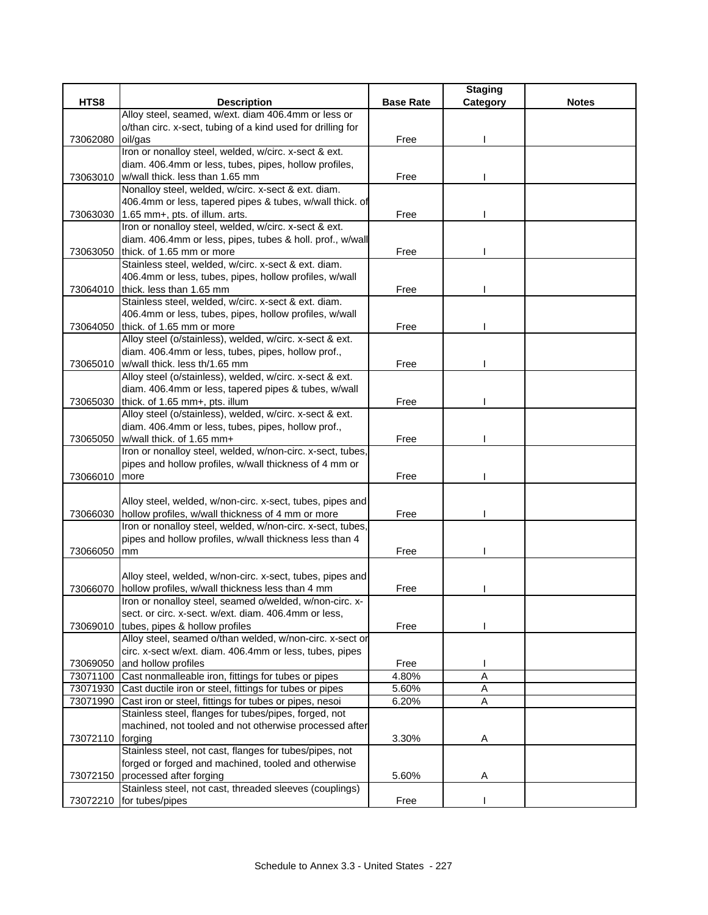| HTS8 | Description | Base Rate | Staging Category | Notes |
|---|---|---|---|---|
| 73062080 | Alloy steel, seamed, w/ext. diam 406.4mm or less or o/than circ. x-sect, tubing of a kind used for drilling for oil/gas | Free | I | |
| 73063010 | Iron or nonalloy steel, welded, w/circ. x-sect & ext. diam. 406.4mm or less, tubes, pipes, hollow profiles, w/wall thick. less than 1.65 mm | Free | I | |
| 73063030 | Nonalloy steel, welded, w/circ. x-sect & ext. diam. 406.4mm or less, tapered pipes & tubes, w/wall thick. of 1.65 mm+, pts. of illum. arts. | Free | I | |
| 73063050 | Iron or nonalloy steel, welded, w/circ. x-sect & ext. diam. 406.4mm or less, pipes, tubes & holl. prof., w/wall thick. of 1.65 mm or more | Free | I | |
| 73064010 | Stainless steel, welded, w/circ. x-sect & ext. diam. 406.4mm or less, tubes, pipes, hollow profiles, w/wall thick. less than 1.65 mm | Free | I | |
| 73064050 | Stainless steel, welded, w/circ. x-sect & ext. diam. 406.4mm or less, tubes, pipes, hollow profiles, w/wall thick. of 1.65 mm or more | Free | I | |
| 73065010 | Alloy steel (o/stainless), welded, w/circ. x-sect & ext. diam. 406.4mm or less, tubes, pipes, hollow prof., w/wall thick. less th/1.65 mm | Free | I | |
| 73065030 | Alloy steel (o/stainless), welded, w/circ. x-sect & ext. diam. 406.4mm or less, tapered pipes & tubes, w/wall thick. of 1.65 mm+, pts. illum | Free | I | |
| 73065050 | Alloy steel (o/stainless), welded, w/circ. x-sect & ext. diam. 406.4mm or less, tubes, pipes, hollow prof., w/wall thick. of 1.65 mm+ | Free | I | |
| 73066010 | Iron or nonalloy steel, welded, w/non-circ. x-sect, tubes, pipes and hollow profiles, w/wall thickness of 4 mm or more | Free | I | |
| 73066030 | Alloy steel, welded, w/non-circ. x-sect, tubes, pipes and hollow profiles, w/wall thickness of 4 mm or more | Free | I | |
| 73066050 | Iron or nonalloy steel, welded, w/non-circ. x-sect, tubes, pipes and hollow profiles, w/wall thickness less than 4 mm | Free | I | |
| 73066070 | Alloy steel, welded, w/non-circ. x-sect, tubes, pipes and hollow profiles, w/wall thickness less than 4 mm | Free | I | |
| 73069010 | Iron or nonalloy steel, seamed o/welded, w/non-circ. x-sect. or circ. x-sect. w/ext. diam. 406.4mm or less, tubes, pipes & hollow profiles | Free | I | |
| 73069050 | Alloy steel, seamed o/than welded, w/non-circ. x-sect or circ. x-sect w/ext. diam. 406.4mm or less, tubes, pipes and hollow profiles | Free | I | |
| 73071100 | Cast nonmalleable iron, fittings for tubes or pipes | 4.80% | A | |
| 73071930 | Cast ductile iron or steel, fittings for tubes or pipes | 5.60% | A | |
| 73071990 | Cast iron or steel, fittings for tubes or pipes, nesoi | 6.20% | A | |
| 73072110 | Stainless steel, flanges for tubes/pipes, forged, not machined, not tooled and not otherwise processed after forging | 3.30% | A | |
| 73072150 | Stainless steel, not cast, flanges for tubes/pipes, not forged or forged and machined, tooled and otherwise processed after forging | 5.60% | A | |
| 73072210 | Stainless steel, not cast, threaded sleeves (couplings) for tubes/pipes | Free | I | |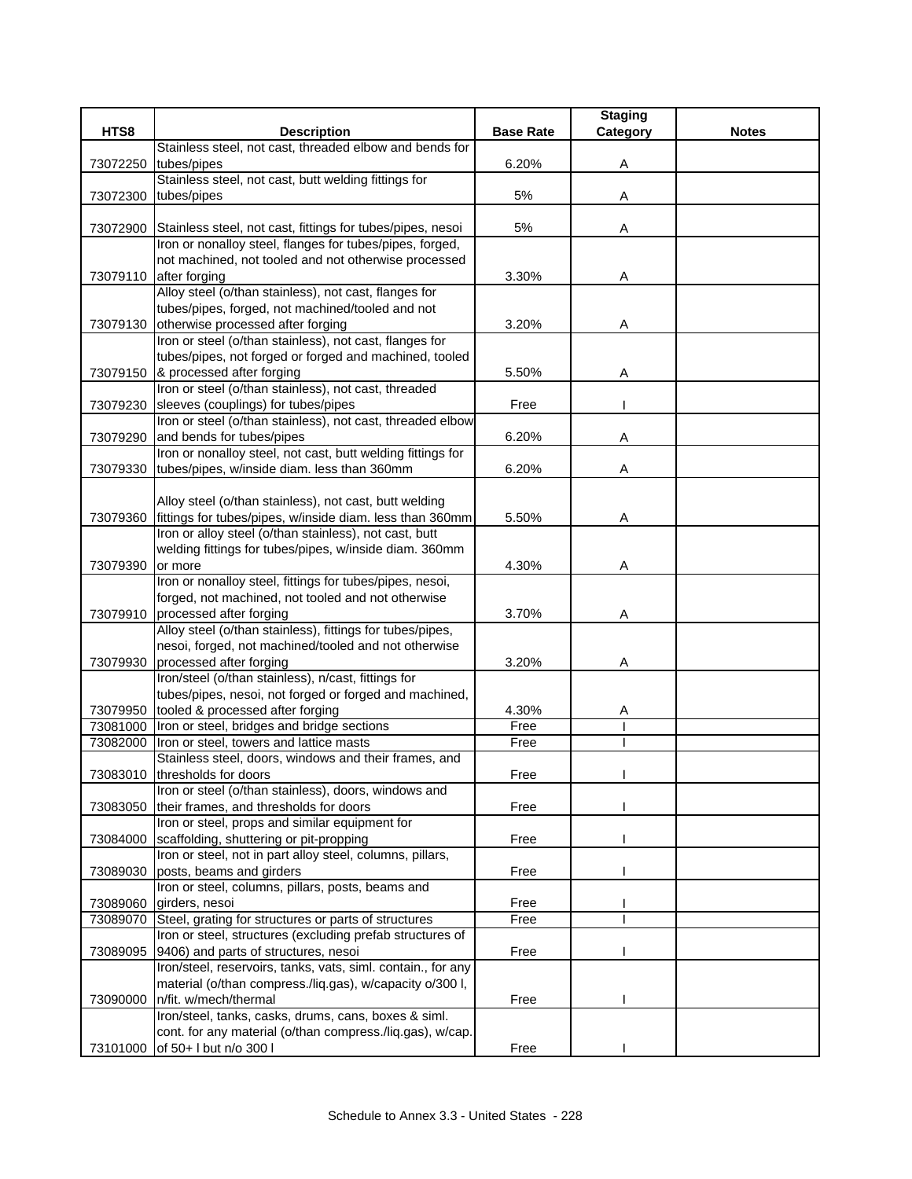| HTS8 | Description | Base Rate | Staging Category | Notes |
|---|---|---|---|---|
| 73072250 | Stainless steel, not cast, threaded elbow and bends for tubes/pipes | 6.20% | A | |
| 73072300 | Stainless steel, not cast, butt welding fittings for tubes/pipes | 5% | A | |
| 73072900 | Stainless steel, not cast, fittings for tubes/pipes, nesoi | 5% | A | |
| 73079110 | Iron or nonalloy steel, flanges for tubes/pipes, forged, not machined, not tooled and not otherwise processed after forging | 3.30% | A | |
| 73079130 | Alloy steel (o/than stainless), not cast, flanges for tubes/pipes, forged, not machined/tooled and not otherwise processed after forging | 3.20% | A | |
| 73079150 | Iron or steel (o/than stainless), not cast, flanges for tubes/pipes, not forged or forged and machined, tooled & processed after forging | 5.50% | A | |
| 73079230 | Iron or steel (o/than stainless), not cast, threaded sleeves (couplings) for tubes/pipes | Free | I | |
| 73079290 | Iron or steel (o/than stainless), not cast, threaded elbow and bends for tubes/pipes | 6.20% | A | |
| 73079330 | Iron or nonalloy steel, not cast, butt welding fittings for tubes/pipes, w/inside diam. less than 360mm | 6.20% | A | |
| 73079360 | Alloy steel (o/than stainless), not cast, butt welding fittings for tubes/pipes, w/inside diam. less than 360mm | 5.50% | A | |
| 73079390 | Iron or alloy steel (o/than stainless), not cast, butt welding fittings for tubes/pipes, w/inside diam. 360mm or more | 4.30% | A | |
| 73079910 | Iron or nonalloy steel, fittings for tubes/pipes, nesoi, forged, not machined, not tooled and not otherwise processed after forging | 3.70% | A | |
| 73079930 | Alloy steel (o/than stainless), fittings for tubes/pipes, nesoi, forged, not machined/tooled and not otherwise processed after forging | 3.20% | A | |
| 73079950 | Iron/steel (o/than stainless), n/cast, fittings for tubes/pipes, nesoi, not forged or forged and machined, tooled & processed after forging | 4.30% | A | |
| 73081000 | Iron or steel, bridges and bridge sections | Free | I | |
| 73082000 | Iron or steel, towers and lattice masts | Free | I | |
| 73083010 | Stainless steel, doors, windows and their frames, and thresholds for doors | Free | I | |
| 73083050 | Iron or steel (o/than stainless), doors, windows and their frames, and thresholds for doors | Free | I | |
| 73084000 | Iron or steel, props and similar equipment for scaffolding, shuttering or pit-propping | Free | I | |
| 73089030 | Iron or steel, not in part alloy steel, columns, pillars, posts, beams and girders | Free | I | |
| 73089060 | Iron or steel, columns, pillars, posts, beams and girders, nesoi | Free | I | |
| 73089070 | Steel, grating for structures or parts of structures | Free | I | |
| 73089095 | Iron or steel, structures (excluding prefab structures of 9406) and parts of structures, nesoi | Free | I | |
| 73090000 | Iron/steel, reservoirs, tanks, vats, siml. contain., for any material (o/than compress./liq.gas), w/capacity o/300 l, n/fit. w/mech/thermal | Free | I | |
| 73101000 | Iron/steel, tanks, casks, drums, cans, boxes & siml. cont. for any material (o/than compress./liq.gas), w/cap. of 50+ l but n/o 300 l | Free | I | |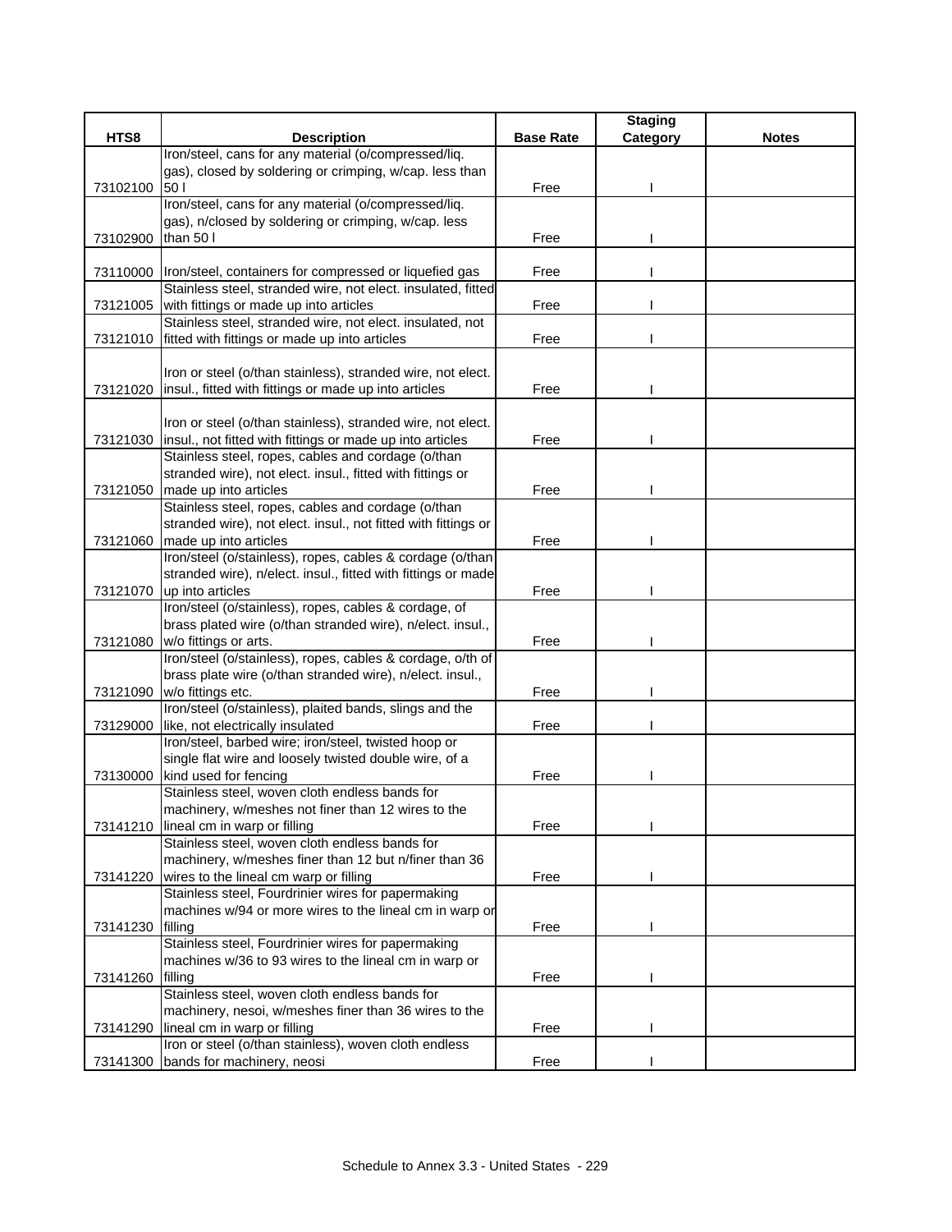| HTS8 | Description | Base Rate | Staging Category | Notes |
|---|---|---|---|---|
| 73102100 | Iron/steel, cans for any material (o/compressed/liq. gas), closed by soldering or crimping, w/cap. less than 50 l | Free | I | |
| 73102900 | Iron/steel, cans for any material (o/compressed/liq. gas), n/closed by soldering or crimping, w/cap. less than 50 l | Free | I | |
| 73110000 | Iron/steel, containers for compressed or liquefied gas | Free | I | |
| 73121005 | Stainless steel, stranded wire, not elect. insulated, fitted with fittings or made up into articles | Free | I | |
| 73121010 | Stainless steel, stranded wire, not elect. insulated, not fitted with fittings or made up into articles | Free | I | |
| 73121020 | Iron or steel (o/than stainless), stranded wire, not elect. insul., fitted with fittings or made up into articles | Free | I | |
| 73121030 | Iron or steel (o/than stainless), stranded wire, not elect. insul., not fitted with fittings or made up into articles | Free | I | |
| 73121050 | Stainless steel, ropes, cables and cordage (o/than stranded wire), not elect. insul., fitted with fittings or made up into articles | Free | I | |
| 73121060 | Stainless steel, ropes, cables and cordage (o/than stranded wire), not elect. insul., not fitted with fittings or made up into articles | Free | I | |
| 73121070 | Iron/steel (o/stainless), ropes, cables & cordage (o/than stranded wire), n/elect. insul., fitted with fittings or made up into articles | Free | I | |
| 73121080 | Iron/steel (o/stainless), ropes, cables & cordage, of brass plated wire (o/than stranded wire), n/elect. insul., w/o fittings or arts. | Free | I | |
| 73121090 | Iron/steel (o/stainless), ropes, cables & cordage, o/th of brass plate wire (o/than stranded wire), n/elect. insul., w/o fittings etc. | Free | I | |
| 73129000 | Iron/steel (o/stainless), plaited bands, slings and the like, not electrically insulated | Free | I | |
| 73130000 | Iron/steel, barbed wire; iron/steel, twisted hoop or single flat wire and loosely twisted double wire, of a kind used for fencing | Free | I | |
| 73141210 | Stainless steel, woven cloth endless bands for machinery, w/meshes not finer than 12 wires to the lineal cm in warp or filling | Free | I | |
| 73141220 | Stainless steel, woven cloth endless bands for machinery, w/meshes finer than 12 but n/finer than 36 wires to the lineal cm warp or filling | Free | I | |
| 73141230 | Stainless steel, Fourdrinier wires for papermaking machines w/94 or more wires to the lineal cm in warp or filling | Free | I | |
| 73141260 | Stainless steel, Fourdrinier wires for papermaking machines w/36 to 93 wires to the lineal cm in warp or filling | Free | I | |
| 73141290 | Stainless steel, woven cloth endless bands for machinery, nesoi, w/meshes finer than 36 wires to the lineal cm in warp or filling | Free | I | |
| 73141300 | Iron or steel (o/than stainless), woven cloth endless bands for machinery, neosi | Free | I | |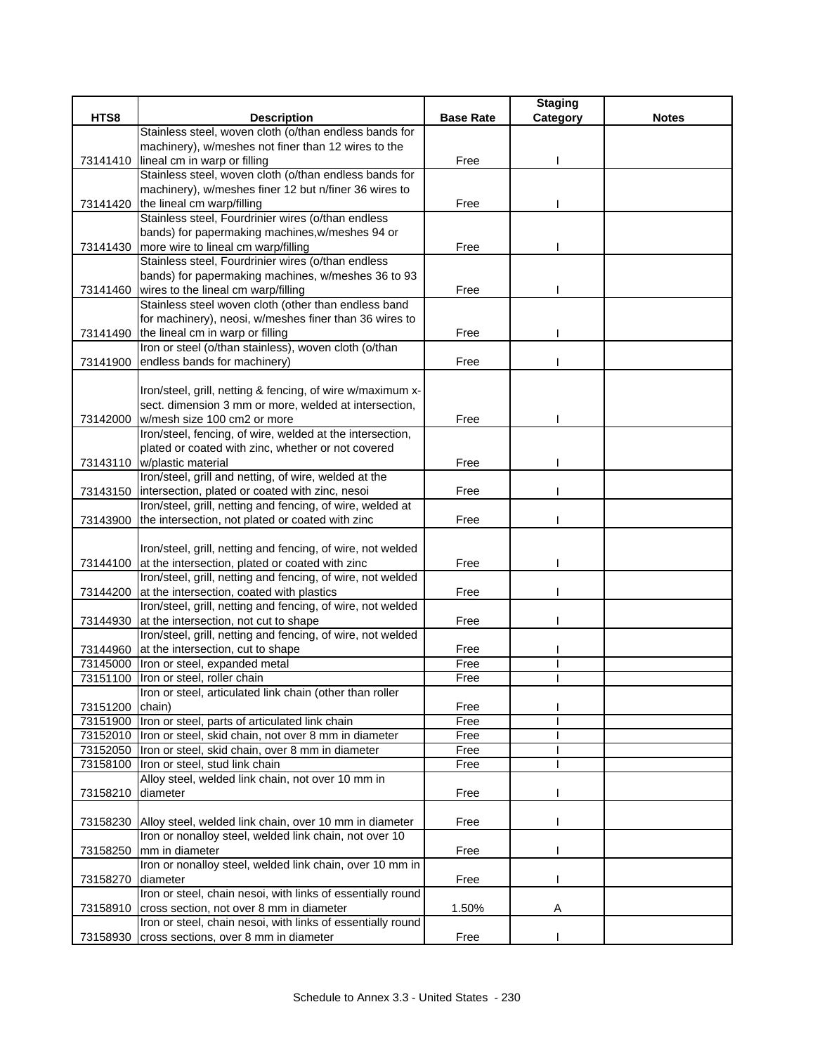| HTS8 | Description | Base Rate | Staging Category | Notes |
|---|---|---|---|---|
| 73141410 | Stainless steel, woven cloth (o/than endless bands for machinery), w/meshes not finer than 12 wires to the lineal cm in warp or filling | Free | I | |
| 73141420 | Stainless steel, woven cloth (o/than endless bands for machinery), w/meshes finer 12 but n/finer 36 wires to the lineal cm warp/filling | Free | I | |
| 73141430 | Stainless steel, Fourdrinier wires (o/than endless bands) for papermaking machines,w/meshes 94 or more wire to lineal cm warp/filling | Free | I | |
| 73141460 | Stainless steel, Fourdrinier wires (o/than endless bands) for papermaking machines, w/meshes 36 to 93 wires to the lineal cm warp/filling | Free | I | |
| 73141490 | Stainless steel woven cloth (other than endless band for machinery), neosi, w/meshes finer than 36 wires to the lineal cm in warp or filling | Free | I | |
| 73141900 | Iron or steel (o/than stainless), woven cloth (o/than endless bands for machinery) | Free | I | |
| 73142000 | Iron/steel, grill, netting & fencing, of wire w/maximum x-sect. dimension 3 mm or more, welded at intersection, w/mesh size 100 cm2 or more | Free | I | |
| 73143110 | Iron/steel, fencing, of wire, welded at the intersection, plated or coated with zinc, whether or not covered w/plastic material | Free | I | |
| 73143150 | Iron/steel, grill and netting, of wire, welded at the intersection, plated or coated with zinc, nesoi | Free | I | |
| 73143900 | Iron/steel, grill, netting and fencing, of wire, welded at the intersection, not plated or coated with zinc | Free | I | |
| 73144100 | Iron/steel, grill, netting and fencing, of wire, not welded at the intersection, plated or coated with zinc | Free | I | |
| 73144200 | Iron/steel, grill, netting and fencing, of wire, not welded at the intersection, coated with plastics | Free | I | |
| 73144930 | Iron/steel, grill, netting and fencing, of wire, not welded at the intersection, not cut to shape | Free | I | |
| 73144960 | Iron/steel, grill, netting and fencing, of wire, not welded at the intersection, cut to shape | Free | I | |
| 73145000 | Iron or steel, expanded metal | Free | I | |
| 73151100 | Iron or steel, roller chain | Free | I | |
| 73151200 | Iron or steel, articulated link chain (other than roller chain) | Free | I | |
| 73151900 | Iron or steel, parts of articulated link chain | Free | I | |
| 73152010 | Iron or steel, skid chain, not over 8 mm in diameter | Free | I | |
| 73152050 | Iron or steel, skid chain, over 8 mm in diameter | Free | I | |
| 73158100 | Iron or steel, stud link chain | Free | I | |
| 73158210 | Alloy steel, welded link chain, not over 10 mm in diameter | Free | I | |
| 73158230 | Alloy steel, welded link chain, over 10 mm in diameter | Free | I | |
| 73158250 | Iron or nonalloy steel, welded link chain, not over 10 mm in diameter | Free | I | |
| 73158270 | Iron or nonalloy steel, welded link chain, over 10 mm in diameter | Free | I | |
| 73158910 | Iron or steel, chain nesoi, with links of essentially round cross section, not over 8 mm in diameter | 1.50% | A | |
| 73158930 | Iron or steel, chain nesoi, with links of essentially round cross sections, over 8 mm in diameter | Free | I | |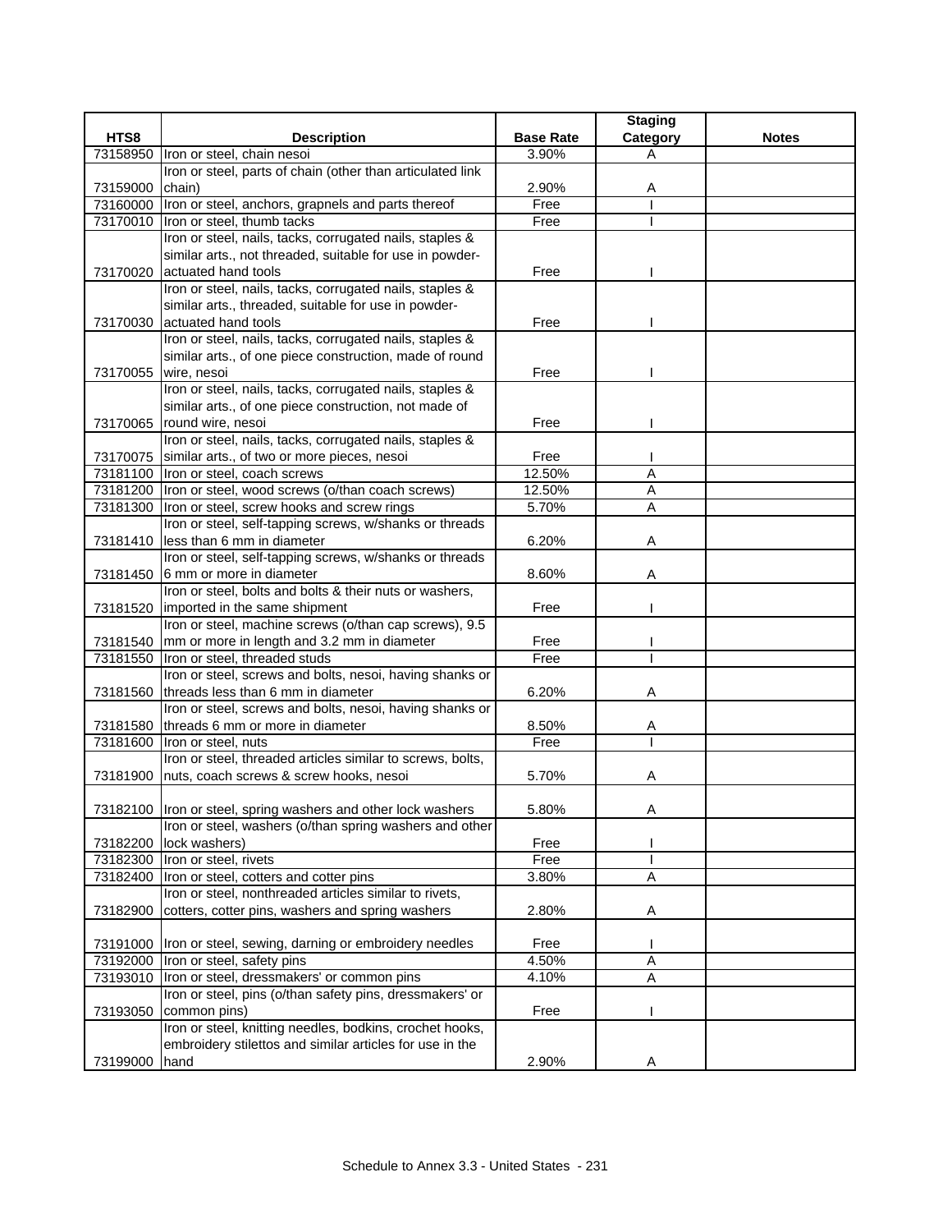| HTS8 | Description | Base Rate | Staging Category | Notes |
|---|---|---|---|---|
| 73158950 | Iron or steel, chain nesoi | 3.90% | A | |
| 73159000 | Iron or steel, parts of chain (other than articulated link chain) | 2.90% | A | |
| 73160000 | Iron or steel, anchors, grapnels and parts thereof | Free | I | |
| 73170010 | Iron or steel, thumb tacks | Free | I | |
| 73170020 | Iron or steel, nails, tacks, corrugated nails, staples & similar arts., not threaded, suitable for use in powder-actuated hand tools | Free | I | |
| 73170030 | Iron or steel, nails, tacks, corrugated nails, staples & similar arts., threaded, suitable for use in powder-actuated hand tools | Free | I | |
| 73170055 | Iron or steel, nails, tacks, corrugated nails, staples & similar arts., of one piece construction, made of round wire, nesoi | Free | I | |
| 73170065 | Iron or steel, nails, tacks, corrugated nails, staples & similar arts., of one piece construction, not made of round wire, nesoi | Free | I | |
| 73170075 | Iron or steel, nails, tacks, corrugated nails, staples & similar arts., of two or more pieces, nesoi | Free | I | |
| 73181100 | Iron or steel, coach screws | 12.50% | A | |
| 73181200 | Iron or steel, wood screws (o/than coach screws) | 12.50% | A | |
| 73181300 | Iron or steel, screw hooks and screw rings | 5.70% | A | |
| 73181410 | Iron or steel, self-tapping screws, w/shanks or threads less than 6 mm in diameter | 6.20% | A | |
| 73181450 | Iron or steel, self-tapping screws, w/shanks or threads 6 mm or more in diameter | 8.60% | A | |
| 73181520 | Iron or steel, bolts and bolts & their nuts or washers, imported in the same shipment | Free | I | |
| 73181540 | Iron or steel, machine screws (o/than cap screws), 9.5 mm or more in length and 3.2 mm in diameter | Free | I | |
| 73181550 | Iron or steel, threaded studs | Free | I | |
| 73181560 | Iron or steel, screws and bolts, nesoi, having shanks or threads less than 6 mm in diameter | 6.20% | A | |
| 73181580 | Iron or steel, screws and bolts, nesoi, having shanks or threads 6 mm or more in diameter | 8.50% | A | |
| 73181600 | Iron or steel, nuts | Free | I | |
| 73181900 | Iron or steel, threaded articles similar to screws, bolts, nuts, coach screws & screw hooks, nesoi | 5.70% | A | |
| 73182100 | Iron or steel, spring washers and other lock washers | 5.80% | A | |
| 73182200 | Iron or steel, washers (o/than spring washers and other lock washers) | Free | I | |
| 73182300 | Iron or steel, rivets | Free | I | |
| 73182400 | Iron or steel, cotters and cotter pins | 3.80% | A | |
| 73182900 | Iron or steel, nonthreaded articles similar to rivets, cotters, cotter pins, washers and spring washers | 2.80% | A | |
| 73191000 | Iron or steel, sewing, darning or embroidery needles | Free | I | |
| 73192000 | Iron or steel, safety pins | 4.50% | A | |
| 73193010 | Iron or steel, dressmakers' or common pins | 4.10% | A | |
| 73193050 | Iron or steel, pins (o/than safety pins, dressmakers' or common pins) | Free | I | |
| 73199000 | Iron or steel, knitting needles, bodkins, crochet hooks, embroidery stilettos and similar articles for use in the hand | 2.90% | A | |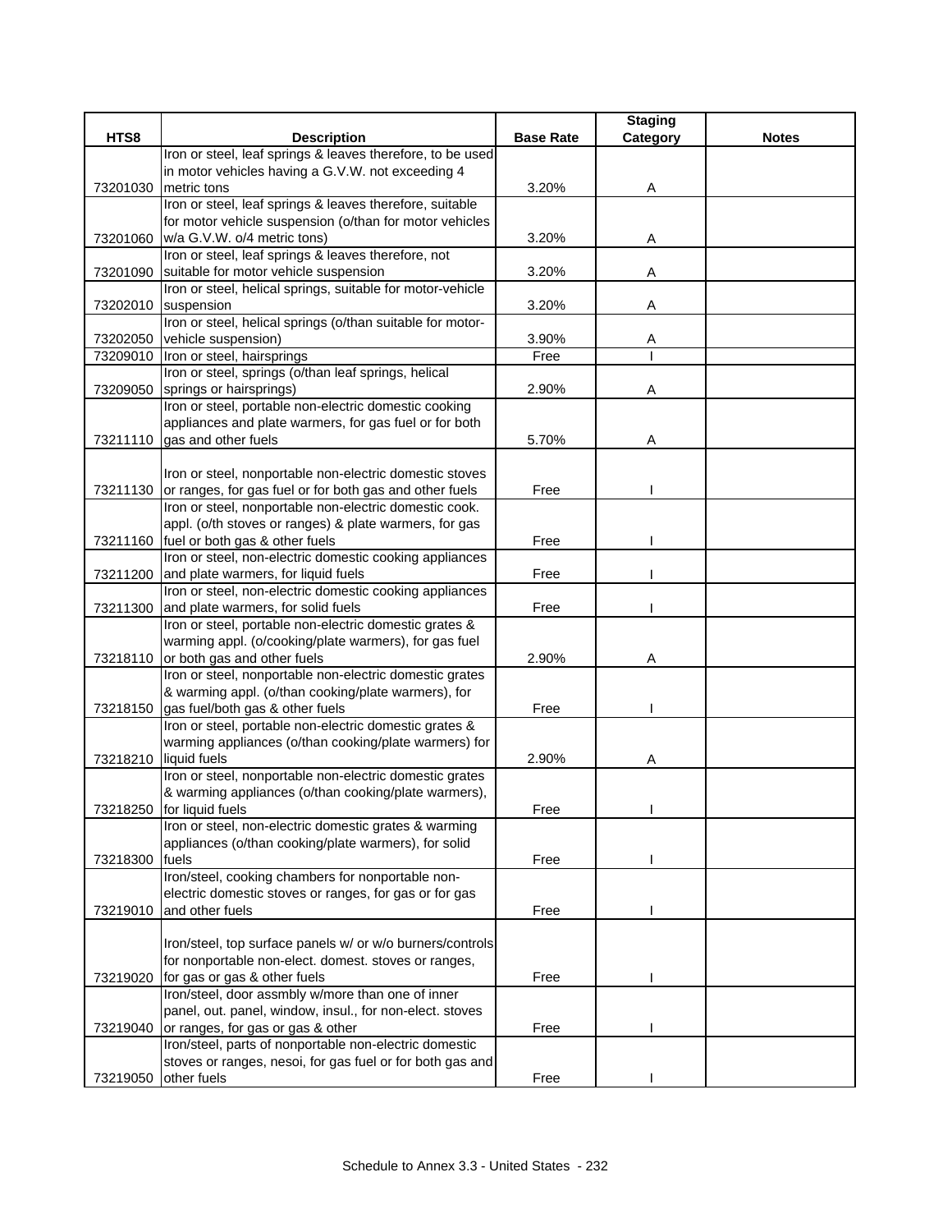| HTS8 | Description | Base Rate | Staging Category | Notes |
|---|---|---|---|---|
| 73201030 | Iron or steel, leaf springs & leaves therefore, to be used in motor vehicles having a G.V.W. not exceeding 4 metric tons | 3.20% | A | |
| 73201060 | Iron or steel, leaf springs & leaves therefore, suitable for motor vehicle suspension (o/than for motor vehicles w/a G.V.W. o/4 metric tons) | 3.20% | A | |
| 73201090 | Iron or steel, leaf springs & leaves therefore, not suitable for motor vehicle suspension | 3.20% | A | |
| 73202010 | Iron or steel, helical springs, suitable for motor-vehicle suspension | 3.20% | A | |
| 73202050 | Iron or steel, helical springs (o/than suitable for motor-vehicle suspension) | 3.90% | A | |
| 73209010 | Iron or steel, hairsprings | Free | I | |
| 73209050 | Iron or steel, springs (o/than leaf springs, helical springs or hairsprings) | 2.90% | A | |
| 73211110 | Iron or steel, portable non-electric domestic cooking appliances and plate warmers, for gas fuel or for both gas and other fuels | 5.70% | A | |
| 73211130 | Iron or steel, nonportable non-electric domestic stoves or ranges, for gas fuel or for both gas and other fuels | Free | I | |
| 73211160 | Iron or steel, nonportable non-electric domestic cook. appl. (o/th stoves or ranges) & plate warmers, for gas fuel or both gas & other fuels | Free | I | |
| 73211200 | Iron or steel, non-electric domestic cooking appliances and plate warmers, for liquid fuels | Free | I | |
| 73211300 | Iron or steel, non-electric domestic cooking appliances and plate warmers, for solid fuels | Free | I | |
| 73218110 | Iron or steel, portable non-electric domestic grates & warming appl. (o/cooking/plate warmers), for gas fuel or both gas and other fuels | 2.90% | A | |
| 73218150 | Iron or steel, nonportable non-electric domestic grates & warming appl. (o/than cooking/plate warmers), for gas fuel/both gas & other fuels | Free | I | |
| 73218210 | Iron or steel, portable non-electric domestic grates & warming appliances (o/than cooking/plate warmers) for liquid fuels | 2.90% | A | |
| 73218250 | Iron or steel, nonportable non-electric domestic grates & warming appliances (o/than cooking/plate warmers), for liquid fuels | Free | I | |
| 73218300 | Iron or steel, non-electric domestic grates & warming appliances (o/than cooking/plate warmers), for solid fuels | Free | I | |
| 73219010 | Iron/steel, cooking chambers for nonportable non-electric domestic stoves or ranges, for gas or for gas and other fuels | Free | I | |
| 73219020 | Iron/steel, top surface panels w/ or w/o burners/controls for nonportable non-elect. domest. stoves or ranges, for gas or gas & other fuels | Free | I | |
| 73219040 | Iron/steel, door assmbly w/more than one of inner panel, out. panel, window, insul., for non-elect. stoves or ranges, for gas or gas & other | Free | I | |
| 73219050 | Iron/steel, parts of nonportable non-electric domestic stoves or ranges, nesoi, for gas fuel or for both gas and other fuels | Free | I | |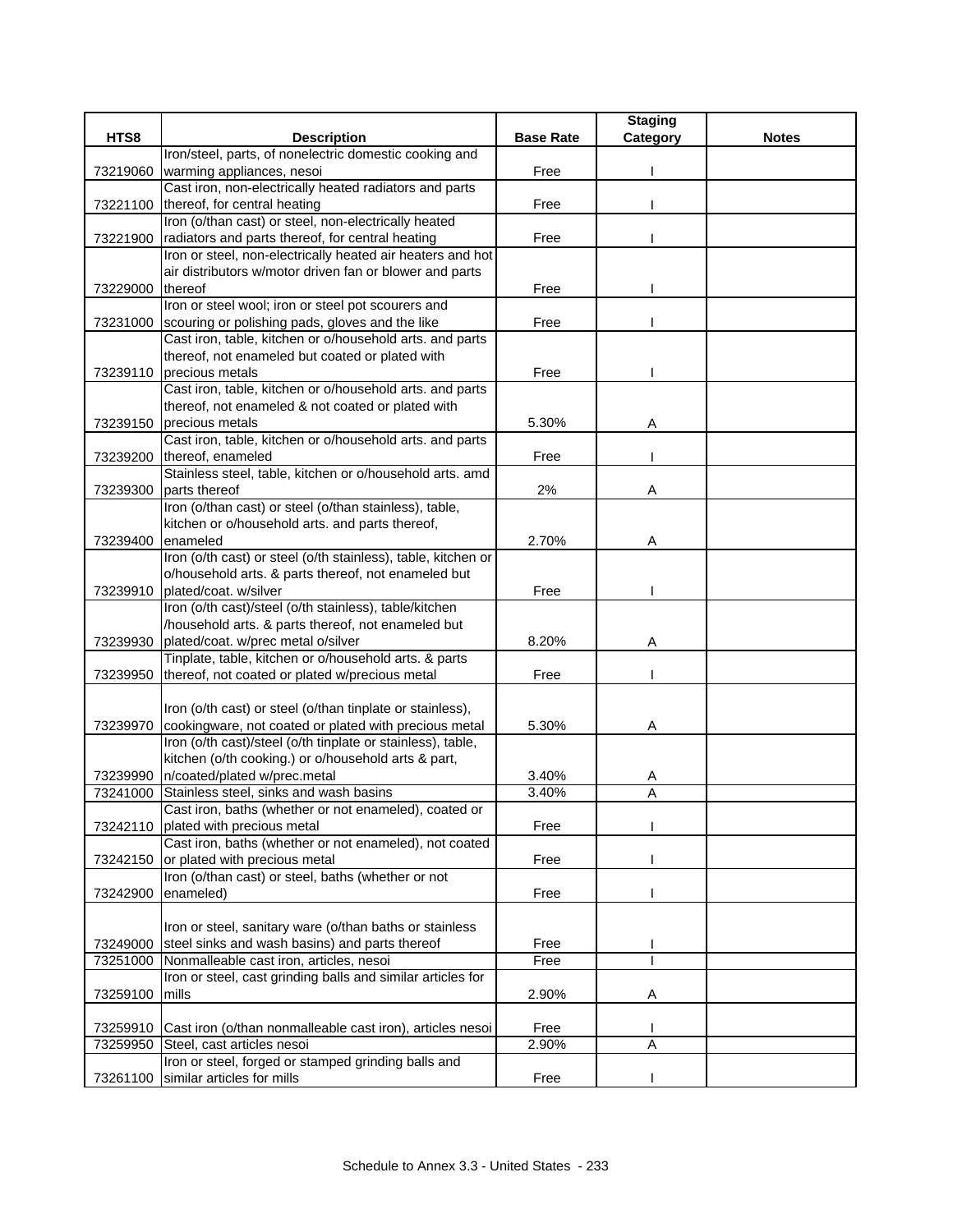| HTS8 | Description | Base Rate | Staging Category | Notes |
|---|---|---|---|---|
| 73219060 | Iron/steel, parts, of nonelectric domestic cooking and warming appliances, nesoi | Free | I | |
| 73221100 | Cast iron, non-electrically heated radiators and parts thereof, for central heating | Free | I | |
| 73221900 | Iron (o/than cast) or steel, non-electrically heated radiators and parts thereof, for central heating | Free | I | |
| 73229000 | Iron or steel, non-electrically heated air heaters and hot air distributors w/motor driven fan or blower and parts thereof | Free | I | |
| 73231000 | Iron or steel wool; iron or steel pot scourers and scouring or polishing pads, gloves and the like | Free | I | |
| 73239110 | Cast iron, table, kitchen or o/household arts. and parts thereof, not enameled but coated or plated with precious metals | Free | I | |
| 73239150 | Cast iron, table, kitchen or o/household arts. and parts thereof, not enameled & not coated or plated with precious metals | 5.30% | A | |
| 73239200 | Cast iron, table, kitchen or o/household arts. and parts thereof, enameled | Free | I | |
| 73239300 | Stainless steel, table, kitchen or o/household arts. amd parts thereof | 2% | A | |
| 73239400 | Iron (o/than cast) or steel (o/than stainless), table, kitchen or o/household arts. and parts thereof, enameled | 2.70% | A | |
| 73239910 | Iron (o/th cast) or steel (o/th stainless), table, kitchen or o/household arts. & parts thereof, not enameled but plated/coat. w/silver | Free | I | |
| 73239930 | Iron (o/th cast)/steel (o/th stainless), table/kitchen /household arts. & parts thereof, not enameled but plated/coat. w/prec metal o/silver | 8.20% | A | |
| 73239950 | Tinplate, table, kitchen or o/household arts. & parts thereof, not coated or plated w/precious metal | Free | I | |
| 73239970 | Iron (o/th cast) or steel (o/than tinplate or stainless), cookingware, not coated or plated with precious metal | 5.30% | A | |
| 73239990 | Iron (o/th cast)/steel (o/th tinplate or stainless), table, kitchen (o/th cooking.) or o/household arts & part, n/coated/plated w/prec.metal | 3.40% | A | |
| 73241000 | Stainless steel, sinks and wash basins | 3.40% | A | |
| 73242110 | Cast iron, baths (whether or not enameled), coated or plated with precious metal | Free | I | |
| 73242150 | Cast iron, baths (whether or not enameled), not coated or plated with precious metal | Free | I | |
| 73242900 | Iron (o/than cast) or steel, baths (whether or not enameled) | Free | I | |
| 73249000 | Iron or steel, sanitary ware (o/than baths or stainless steel sinks and wash basins) and parts thereof | Free | I | |
| 73251000 | Nonmalleable cast iron, articles, nesoi | Free | I | |
| 73259100 | Iron or steel, cast grinding balls and similar articles for mills | 2.90% | A | |
| 73259910 | Cast iron (o/than nonmalleable cast iron), articles nesoi | Free | I | |
| 73259950 | Steel, cast articles nesoi | 2.90% | A | |
| 73261100 | Iron or steel, forged or stamped grinding balls and similar articles for mills | Free | I | |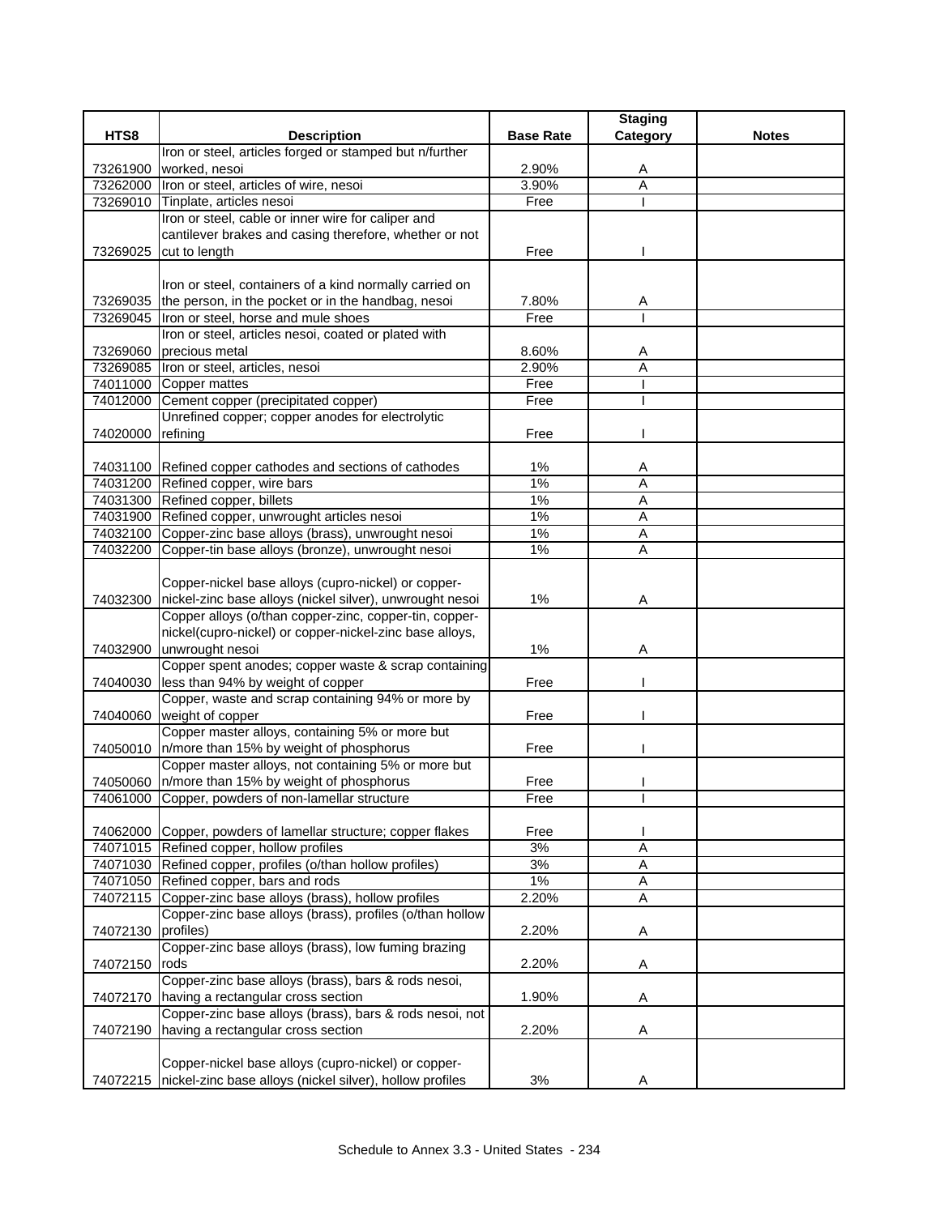| HTS8 | Description | Base Rate | Staging Category | Notes |
|---|---|---|---|---|
| 73261900 | Iron or steel, articles forged or stamped but n/further worked, nesoi | 2.90% | A | |
| 73262000 | Iron or steel, articles of wire, nesoi | 3.90% | A | |
| 73269010 | Tinplate, articles nesoi | Free | I | |
| 73269025 | Iron or steel, cable or inner wire for caliper and cantilever brakes and casing therefore, whether or not cut to length | Free | I | |
| 73269035 | Iron or steel, containers of a kind normally carried on the person, in the pocket or in the handbag, nesoi | 7.80% | A | |
| 73269045 | Iron or steel, horse and mule shoes | Free | I | |
| 73269060 | Iron or steel, articles nesoi, coated or plated with precious metal | 8.60% | A | |
| 73269085 | Iron or steel, articles, nesoi | 2.90% | A | |
| 74011000 | Copper mattes | Free | I | |
| 74012000 | Cement copper (precipitated copper) | Free | I | |
| 74020000 | Unrefined copper; copper anodes for electrolytic refining | Free | I | |
| 74031100 | Refined copper cathodes and sections of cathodes | 1% | A | |
| 74031200 | Refined copper, wire bars | 1% | A | |
| 74031300 | Refined copper, billets | 1% | A | |
| 74031900 | Refined copper, unwrought articles nesoi | 1% | A | |
| 74032100 | Copper-zinc base alloys (brass), unwrought nesoi | 1% | A | |
| 74032200 | Copper-tin base alloys (bronze), unwrought nesoi | 1% | A | |
| 74032300 | Copper-nickel base alloys (cupro-nickel) or copper-nickel-zinc base alloys (nickel silver), unwrought nesoi | 1% | A | |
| 74032900 | Copper alloys (o/than copper-zinc, copper-tin, copper-nickel(cupro-nickel) or copper-nickel-zinc base alloys, unwrought nesoi | 1% | A | |
| 74040030 | Copper spent anodes; copper waste & scrap containing less than 94% by weight of copper | Free | I | |
| 74040060 | Copper, waste and scrap containing 94% or more by weight of copper | Free | I | |
| 74050010 | Copper master alloys, containing 5% or more but n/more than 15% by weight of phosphorus | Free | I | |
| 74050060 | Copper master alloys, not containing 5% or more but n/more than 15% by weight of phosphorus | Free | I | |
| 74061000 | Copper, powders of non-lamellar structure | Free | I | |
| 74062000 | Copper, powders of lamellar structure; copper flakes | Free | I | |
| 74071015 | Refined copper, hollow profiles | 3% | A | |
| 74071030 | Refined copper, profiles (o/than hollow profiles) | 3% | A | |
| 74071050 | Refined copper, bars and rods | 1% | A | |
| 74072115 | Copper-zinc base alloys (brass), hollow profiles | 2.20% | A | |
| 74072130 | Copper-zinc base alloys (brass), profiles (o/than hollow profiles) | 2.20% | A | |
| 74072150 | Copper-zinc base alloys (brass), low fuming brazing rods | 2.20% | A | |
| 74072170 | Copper-zinc base alloys (brass), bars & rods nesoi, having a rectangular cross section | 1.90% | A | |
| 74072190 | Copper-zinc base alloys (brass), bars & rods nesoi, not having a rectangular cross section | 2.20% | A | |
| 74072215 | Copper-nickel base alloys (cupro-nickel) or copper-nickel-zinc base alloys (nickel silver), hollow profiles | 3% | A | |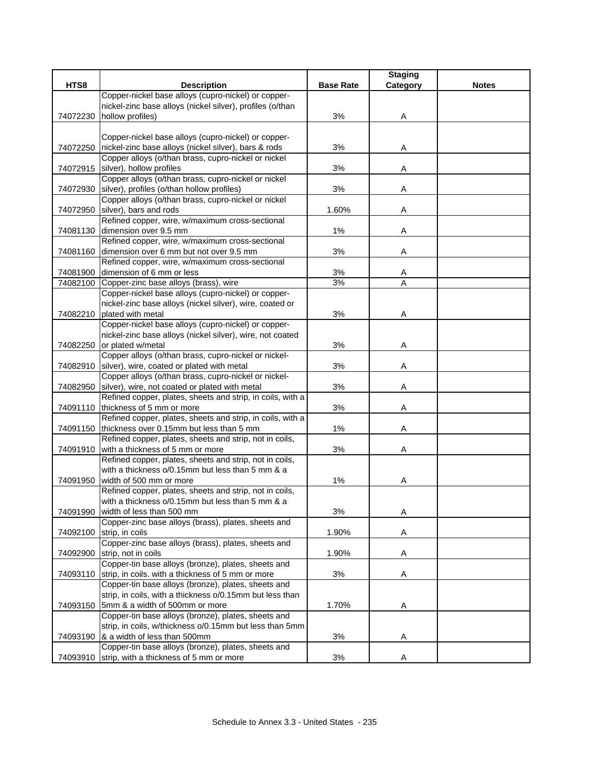| HTS8 | Description | Base Rate | Staging Category | Notes |
|---|---|---|---|---|
| 74072230 | Copper-nickel base alloys (cupro-nickel) or copper-nickel-zinc base alloys (nickel silver), profiles (o/than hollow profiles) | 3% | A | |
| 74072250 | Copper-nickel base alloys (cupro-nickel) or copper-nickel-zinc base alloys (nickel silver), bars & rods | 3% | A | |
| 74072915 | Copper alloys (o/than brass, cupro-nickel or nickel silver), hollow profiles | 3% | A | |
| 74072930 | Copper alloys (o/than brass, cupro-nickel or nickel silver), profiles (o/than hollow profiles) | 3% | A | |
| 74072950 | Copper alloys (o/than brass, cupro-nickel or nickel silver), bars and rods | 1.60% | A | |
| 74081130 | Refined copper, wire, w/maximum cross-sectional dimension over 9.5 mm | 1% | A | |
| 74081160 | Refined copper, wire, w/maximum cross-sectional dimension over 6 mm but not over 9.5 mm | 3% | A | |
| 74081900 | Refined copper, wire, w/maximum cross-sectional dimension of 6 mm or less | 3% | A | |
| 74082100 | Copper-zinc base alloys (brass), wire | 3% | A | |
| 74082210 | Copper-nickel base alloys (cupro-nickel) or copper-nickel-zinc base alloys (nickel silver), wire, coated or plated with metal | 3% | A | |
| 74082250 | Copper-nickel base alloys (cupro-nickel) or copper-nickel-zinc base alloys (nickel silver), wire, not coated or plated w/metal | 3% | A | |
| 74082910 | Copper alloys (o/than brass, cupro-nickel or nickel-silver), wire, coated or plated with metal | 3% | A | |
| 74082950 | Copper alloys (o/than brass, cupro-nickel or nickel-silver), wire, not coated or plated with metal | 3% | A | |
| 74091110 | Refined copper, plates, sheets and strip, in coils, with a thickness of 5 mm or more | 3% | A | |
| 74091150 | Refined copper, plates, sheets and strip, in coils, with a thickness over 0.15mm but less than 5 mm | 1% | A | |
| 74091910 | Refined copper, plates, sheets and strip, not in coils, with a thickness of 5 mm or more | 3% | A | |
| 74091950 | Refined copper, plates, sheets and strip, not in coils, with a thickness o/0.15mm but less than 5 mm & a width of 500 mm or more | 1% | A | |
| 74091990 | Refined copper, plates, sheets and strip, not in coils, with a thickness o/0.15mm but less than 5 mm & a width of less than 500 mm | 3% | A | |
| 74092100 | Copper-zinc base alloys (brass), plates, sheets and strip, in coils | 1.90% | A | |
| 74092900 | Copper-zinc base alloys (brass), plates, sheets and strip, not in coils | 1.90% | A | |
| 74093110 | Copper-tin base alloys (bronze), plates, sheets and strip, in coils. with a thickness of 5 mm or more | 3% | A | |
| 74093150 | Copper-tin base alloys (bronze), plates, sheets and strip, in coils, with a thickness o/0.15mm but less than 5mm & a width of 500mm or more | 1.70% | A | |
| 74093190 | Copper-tin base alloys (bronze), plates, sheets and strip, in coils, w/thickness o/0.15mm but less than 5mm & a width of less than 500mm | 3% | A | |
| 74093910 | Copper-tin base alloys (bronze), plates, sheets and strip, with a thickness of 5 mm or more | 3% | A | |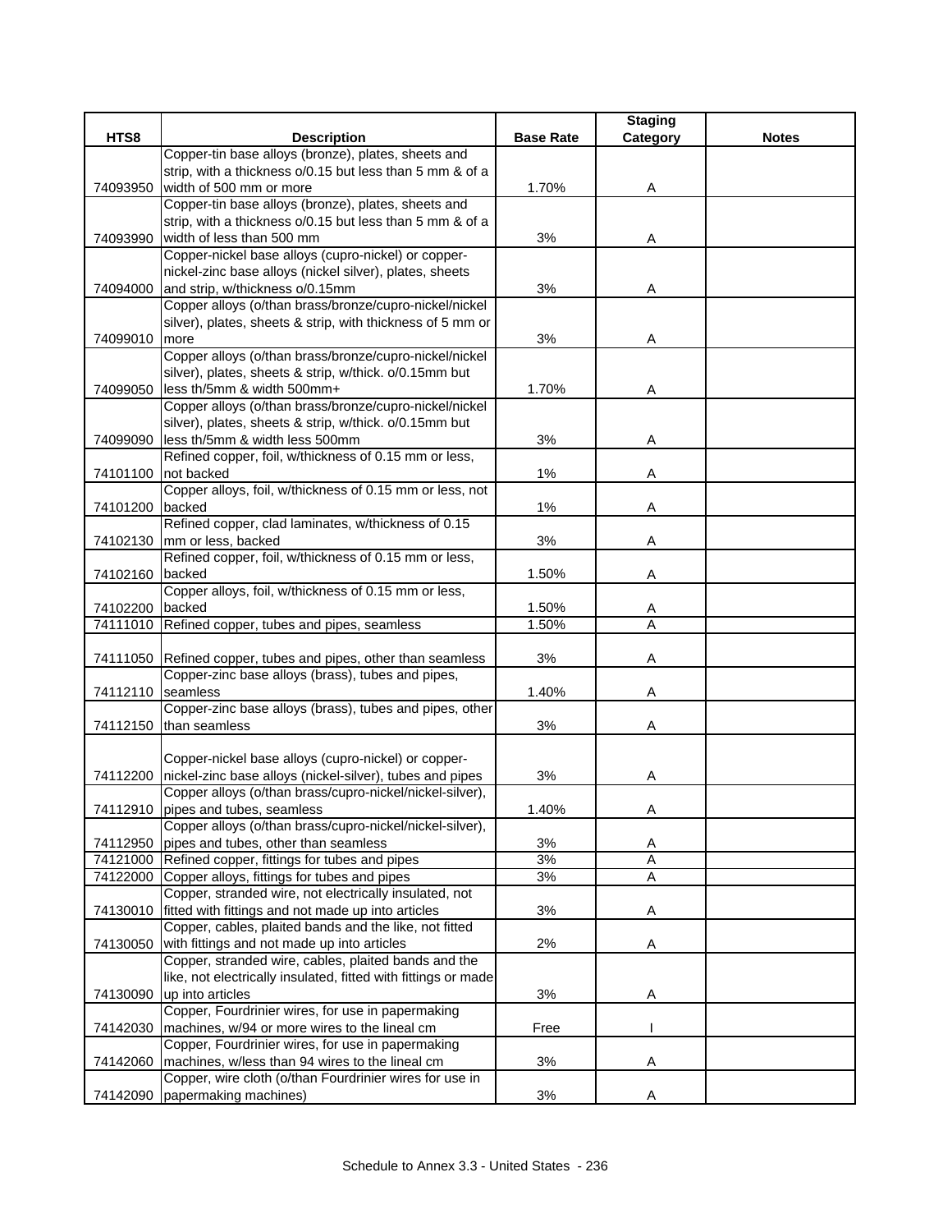| HTS8 | Description | Base Rate | Staging Category | Notes |
|---|---|---|---|---|
| 74093950 | Copper-tin base alloys (bronze), plates, sheets and strip, with a thickness o/0.15 but less than 5 mm & of a width of 500 mm or more | 1.70% | A | |
| 74093990 | Copper-tin base alloys (bronze), plates, sheets and strip, with a thickness o/0.15 but less than 5 mm & of a width of less than 500 mm | 3% | A | |
| 74094000 | Copper-nickel base alloys (cupro-nickel) or copper-nickel-zinc base alloys (nickel silver), plates, sheets and strip, w/thickness o/0.15mm | 3% | A | |
| 74099010 | Copper alloys (o/than brass/bronze/cupro-nickel/nickel silver), plates, sheets & strip, with thickness of 5 mm or more | 3% | A | |
| 74099050 | Copper alloys (o/than brass/bronze/cupro-nickel/nickel silver), plates, sheets & strip, w/thick. o/0.15mm but less th/5mm & width 500mm+ | 1.70% | A | |
| 74099090 | Copper alloys (o/than brass/bronze/cupro-nickel/nickel silver), plates, sheets & strip, w/thick. o/0.15mm but less th/5mm & width less 500mm | 3% | A | |
| 74101100 | Refined copper, foil, w/thickness of 0.15 mm or less, not backed | 1% | A | |
| 74101200 | Copper alloys, foil, w/thickness of 0.15 mm or less, not backed | 1% | A | |
| 74102130 | Refined copper, clad laminates, w/thickness of 0.15 mm or less, backed | 3% | A | |
| 74102160 | Refined copper, foil, w/thickness of 0.15 mm or less, backed | 1.50% | A | |
| 74102200 | Copper alloys, foil, w/thickness of 0.15 mm or less, backed | 1.50% | A | |
| 74111010 | Refined copper, tubes and pipes, seamless | 1.50% | A | |
| 74111050 | Refined copper, tubes and pipes, other than seamless | 3% | A | |
| 74112110 | Copper-zinc base alloys (brass), tubes and pipes, seamless | 1.40% | A | |
| 74112150 | Copper-zinc base alloys (brass), tubes and pipes, other than seamless | 3% | A | |
| 74112200 | Copper-nickel base alloys (cupro-nickel) or copper-nickel-zinc base alloys (nickel-silver), tubes and pipes | 3% | A | |
| 74112910 | Copper alloys (o/than brass/cupro-nickel/nickel-silver), pipes and tubes, seamless | 1.40% | A | |
| 74112950 | Copper alloys (o/than brass/cupro-nickel/nickel-silver), pipes and tubes, other than seamless | 3% | A | |
| 74121000 | Refined copper, fittings for tubes and pipes | 3% | A | |
| 74122000 | Copper alloys, fittings for tubes and pipes | 3% | A | |
| 74130010 | Copper, stranded wire, not electrically insulated, not fitted with fittings and not made up into articles | 3% | A | |
| 74130050 | Copper, cables, plaited bands and the like, not fitted with fittings and not made up into articles | 2% | A | |
| 74130090 | Copper, stranded wire, cables, plaited bands and the like, not electrically insulated, fitted with fittings or made up into articles | 3% | A | |
| 74142030 | Copper, Fourdrinier wires, for use in papermaking machines, w/94 or more wires to the lineal cm | Free | I | |
| 74142060 | Copper, Fourdrinier wires, for use in papermaking machines, w/less than 94 wires to the lineal cm | 3% | A | |
| 74142090 | Copper, wire cloth (o/than Fourdrinier wires for use in papermaking machines) | 3% | A | |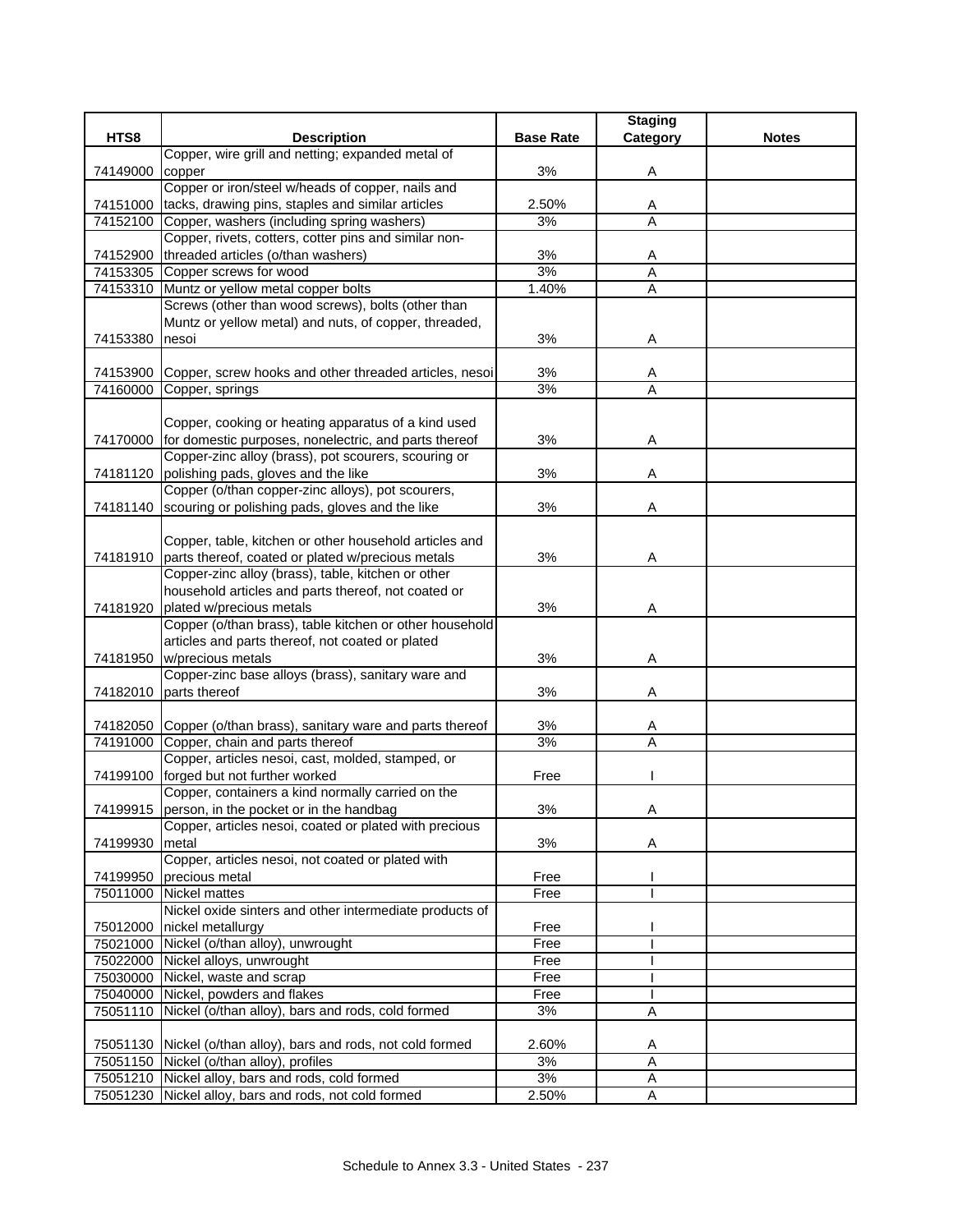| HTS8 | Description | Base Rate | Staging Category | Notes |
|---|---|---|---|---|
| 74149000 | Copper, wire grill and netting; expanded metal of copper | 3% | A | |
| 74151000 | Copper or iron/steel w/heads of copper, nails and tacks, drawing pins, staples and similar articles | 2.50% | A | |
| 74152100 | Copper, washers (including spring washers) | 3% | A | |
| 74152900 | Copper, rivets, cotters, cotter pins and similar non-threaded articles (o/than washers) | 3% | A | |
| 74153305 | Copper screws for wood | 3% | A | |
| 74153310 | Muntz or yellow metal copper bolts | 1.40% | A | |
| 74153380 | Screws (other than wood screws), bolts (other than Muntz or yellow metal) and nuts, of copper, threaded, nesoi | 3% | A | |
| 74153900 | Copper, screw hooks and other threaded articles, nesoi | 3% | A | |
| 74160000 | Copper, springs | 3% | A | |
| 74170000 | Copper, cooking or heating apparatus of a kind used for domestic purposes, nonelectric, and parts thereof | 3% | A | |
| 74181120 | Copper-zinc alloy (brass), pot scourers, scouring or polishing pads, gloves and the like | 3% | A | |
| 74181140 | Copper (o/than copper-zinc alloys), pot scourers, scouring or polishing pads, gloves and the like | 3% | A | |
| 74181910 | Copper, table, kitchen or other household articles and parts thereof, coated or plated w/precious metals | 3% | A | |
| 74181920 | Copper-zinc alloy (brass), table, kitchen or other household articles and parts thereof, not coated or plated w/precious metals | 3% | A | |
| 74181950 | Copper (o/than brass), table kitchen or other household articles and parts thereof, not coated or plated w/precious metals | 3% | A | |
| 74182010 | Copper-zinc base alloys (brass), sanitary ware and parts thereof | 3% | A | |
| 74182050 | Copper (o/than brass), sanitary ware and parts thereof | 3% | A | |
| 74191000 | Copper, chain and parts thereof | 3% | A | |
| 74199100 | Copper, articles nesoi, cast, molded, stamped, or forged but not further worked | Free | I | |
| 74199915 | Copper, containers a kind normally carried on the person, in the pocket or in the handbag | 3% | A | |
| 74199930 | Copper, articles nesoi, coated or plated with precious metal | 3% | A | |
| 74199950 | Copper, articles nesoi, not coated or plated with precious metal | Free | I | |
| 75011000 | Nickel mattes | Free | I | |
| 75012000 | Nickel oxide sinters and other intermediate products of nickel metallurgy | Free | I | |
| 75021000 | Nickel (o/than alloy), unwrought | Free | I | |
| 75022000 | Nickel alloys, unwrought | Free | I | |
| 75030000 | Nickel, waste and scrap | Free | I | |
| 75040000 | Nickel, powders and flakes | Free | I | |
| 75051110 | Nickel (o/than alloy), bars and rods, cold formed | 3% | A | |
| 75051130 | Nickel (o/than alloy), bars and rods, not cold formed | 2.60% | A | |
| 75051150 | Nickel (o/than alloy), profiles | 3% | A | |
| 75051210 | Nickel alloy, bars and rods, cold formed | 3% | A | |
| 75051230 | Nickel alloy, bars and rods, not cold formed | 2.50% | A | |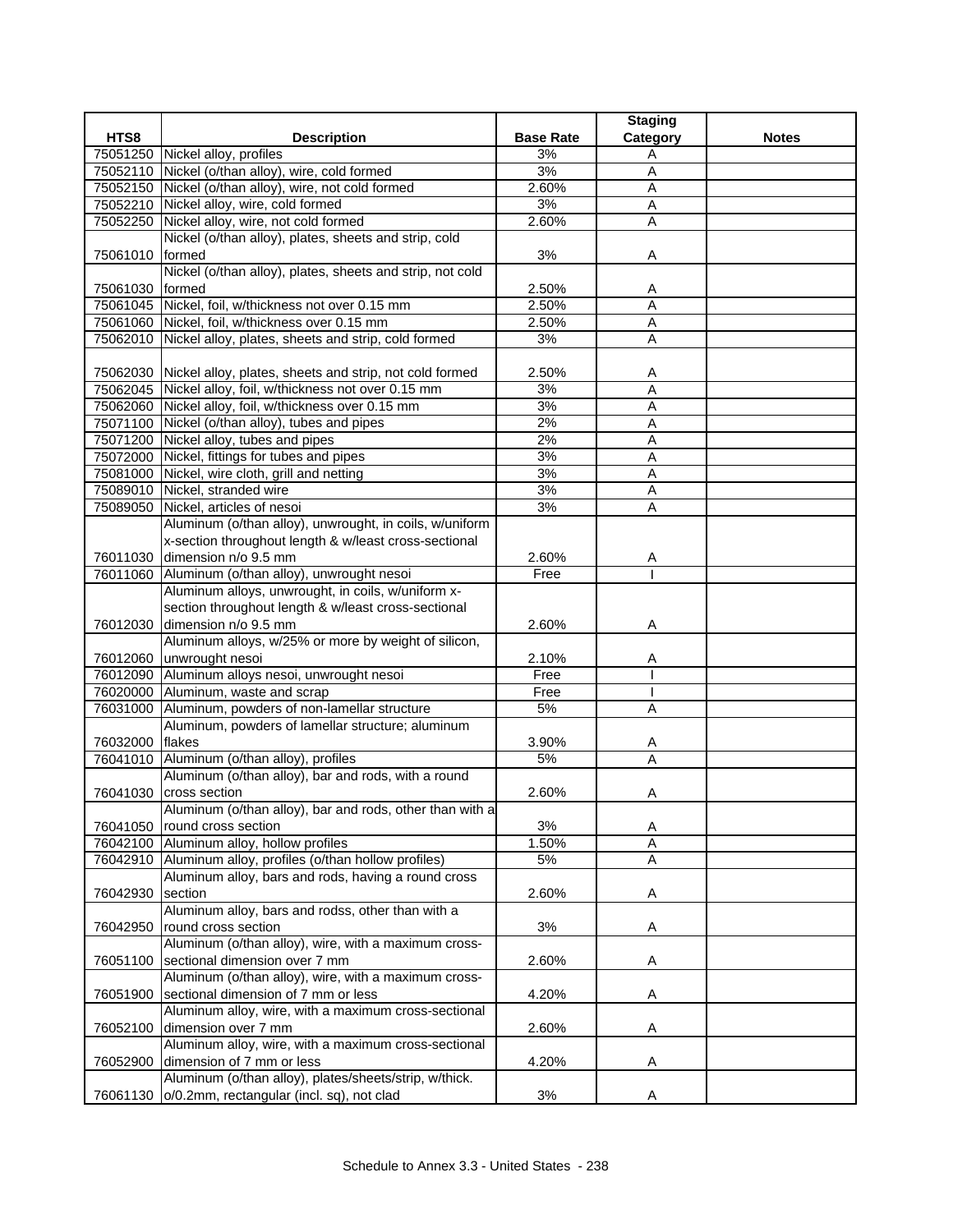| HTS8 | Description | Base Rate | Staging Category | Notes |
|---|---|---|---|---|
| 75051250 | Nickel alloy, profiles | 3% | A | |
| 75052110 | Nickel (o/than alloy), wire, cold formed | 3% | A | |
| 75052150 | Nickel (o/than alloy), wire, not cold formed | 2.60% | A | |
| 75052210 | Nickel alloy, wire, cold formed | 3% | A | |
| 75052250 | Nickel alloy, wire, not cold formed | 2.60% | A | |
| 75061010 | Nickel (o/than alloy), plates, sheets and strip, cold formed | 3% | A | |
| 75061030 | Nickel (o/than alloy), plates, sheets and strip, not cold formed | 2.50% | A | |
| 75061045 | Nickel, foil, w/thickness not over 0.15 mm | 2.50% | A | |
| 75061060 | Nickel, foil, w/thickness over 0.15 mm | 2.50% | A | |
| 75062010 | Nickel alloy, plates, sheets and strip, cold formed | 3% | A | |
| 75062030 | Nickel alloy, plates, sheets and strip, not cold formed | 2.50% | A | |
| 75062045 | Nickel alloy, foil, w/thickness not over 0.15 mm | 3% | A | |
| 75062060 | Nickel alloy, foil, w/thickness over 0.15 mm | 3% | A | |
| 75071100 | Nickel (o/than alloy), tubes and pipes | 2% | A | |
| 75071200 | Nickel alloy, tubes and pipes | 2% | A | |
| 75072000 | Nickel, fittings for tubes and pipes | 3% | A | |
| 75081000 | Nickel, wire cloth, grill and netting | 3% | A | |
| 75089010 | Nickel, stranded wire | 3% | A | |
| 75089050 | Nickel, articles of nesoi | 3% | A | |
| 76011030 | Aluminum (o/than alloy), unwrought, in coils, w/uniform x-section throughout length & w/least cross-sectional dimension n/o 9.5 mm | 2.60% | A | |
| 76011060 | Aluminum (o/than alloy), unwrought nesoi | Free | I | |
| 76012030 | Aluminum alloys, unwrought, in coils, w/uniform x-section throughout length & w/least cross-sectional dimension n/o 9.5 mm | 2.60% | A | |
| 76012060 | Aluminum alloys, w/25% or more by weight of silicon, unwrought nesoi | 2.10% | A | |
| 76012090 | Aluminum alloys nesoi, unwrought nesoi | Free | I | |
| 76020000 | Aluminum, waste and scrap | Free | I | |
| 76031000 | Aluminum, powders of non-lamellar structure | 5% | A | |
| 76032000 | Aluminum, powders of lamellar structure; aluminum flakes | 3.90% | A | |
| 76041010 | Aluminum (o/than alloy), profiles | 5% | A | |
| 76041030 | Aluminum (o/than alloy), bar and rods, with a round cross section | 2.60% | A | |
| 76041050 | Aluminum (o/than alloy), bar and rods, other than with a round cross section | 3% | A | |
| 76042100 | Aluminum alloy, hollow profiles | 1.50% | A | |
| 76042910 | Aluminum alloy, profiles (o/than hollow profiles) | 5% | A | |
| 76042930 | Aluminum alloy, bars and rods, having a round cross section | 2.60% | A | |
| 76042950 | Aluminum alloy, bars and rodss, other than with a round cross section | 3% | A | |
| 76051100 | Aluminum (o/than alloy), wire, with a maximum cross-sectional dimension over 7 mm | 2.60% | A | |
| 76051900 | Aluminum (o/than alloy), wire, with a maximum cross-sectional dimension of 7 mm or less | 4.20% | A | |
| 76052100 | Aluminum alloy, wire, with a maximum cross-sectional dimension over 7 mm | 2.60% | A | |
| 76052900 | Aluminum alloy, wire, with a maximum cross-sectional dimension of 7 mm or less | 4.20% | A | |
| 76061130 | Aluminum (o/than alloy), plates/sheets/strip, w/thick. o/0.2mm, rectangular (incl. sq), not clad | 3% | A | |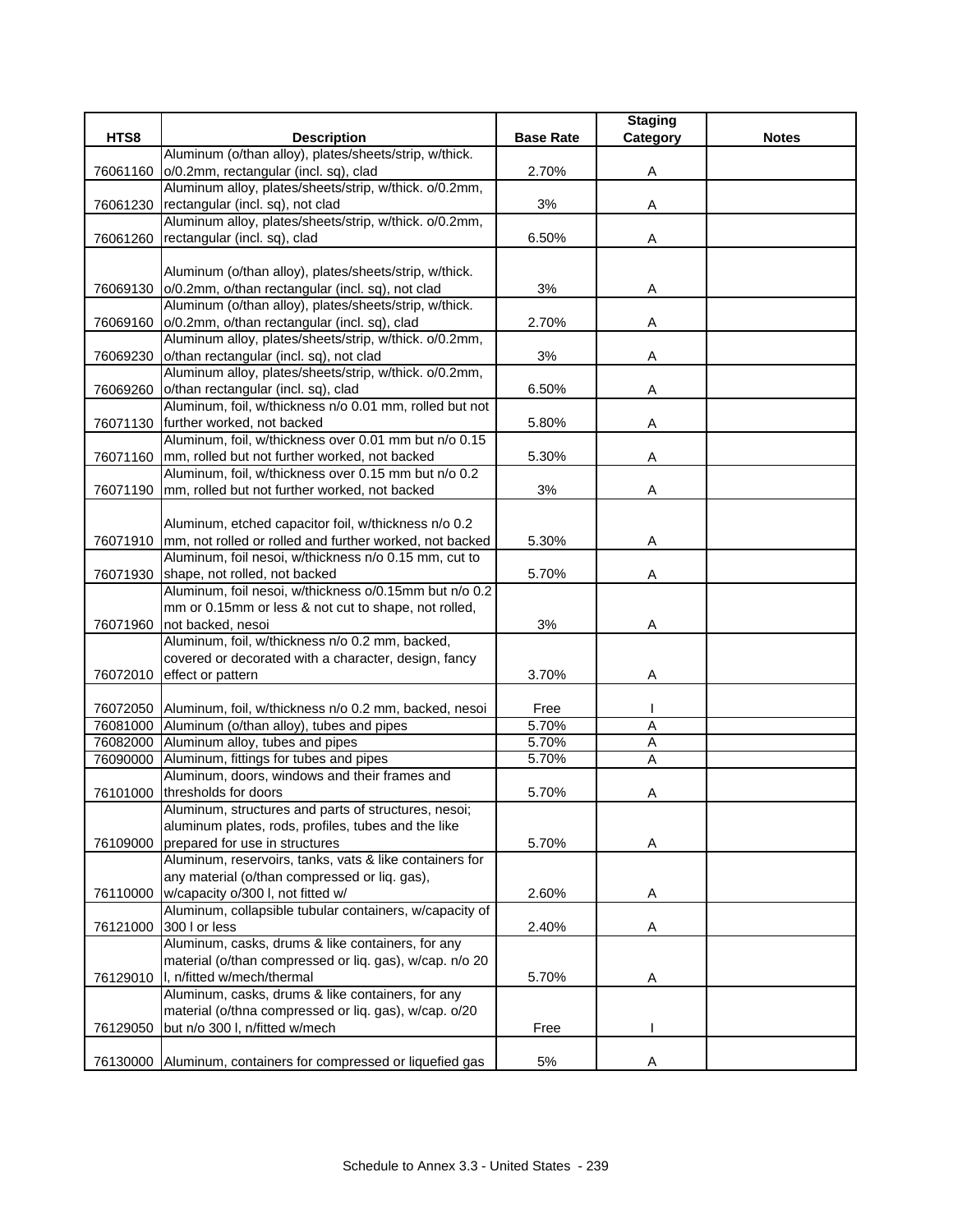| HTS8 | Description | Base Rate | Staging Category | Notes |
|---|---|---|---|---|
| 76061160 | Aluminum (o/than alloy), plates/sheets/strip, w/thick. o/0.2mm, rectangular (incl. sq), clad | 2.70% | A | |
| 76061230 | Aluminum alloy, plates/sheets/strip, w/thick. o/0.2mm, rectangular (incl. sq), not clad | 3% | A | |
| 76061260 | Aluminum alloy, plates/sheets/strip, w/thick. o/0.2mm, rectangular (incl. sq), clad | 6.50% | A | |
| 76069130 | Aluminum (o/than alloy), plates/sheets/strip, w/thick. o/0.2mm, o/than rectangular (incl. sq), not clad | 3% | A | |
| 76069160 | Aluminum (o/than alloy), plates/sheets/strip, w/thick. o/0.2mm, o/than rectangular (incl. sq), clad | 2.70% | A | |
| 76069230 | Aluminum alloy, plates/sheets/strip, w/thick. o/0.2mm, o/than rectangular (incl. sq), not clad | 3% | A | |
| 76069260 | Aluminum alloy, plates/sheets/strip, w/thick. o/0.2mm, o/than rectangular (incl. sq), clad | 6.50% | A | |
| 76071130 | Aluminum, foil, w/thickness n/o 0.01 mm, rolled but not further worked, not backed | 5.80% | A | |
| 76071160 | Aluminum, foil, w/thickness over 0.01 mm but n/o 0.15 mm, rolled but not further worked, not backed | 5.30% | A | |
| 76071190 | Aluminum, foil, w/thickness over 0.15 mm but n/o 0.2 mm, rolled but not further worked, not backed | 3% | A | |
| 76071910 | Aluminum, etched capacitor foil, w/thickness n/o 0.2 mm, not rolled or rolled and further worked, not backed | 5.30% | A | |
| 76071930 | Aluminum, foil nesoi, w/thickness n/o 0.15 mm, cut to shape, not rolled, not backed | 5.70% | A | |
| 76071960 | Aluminum, foil nesoi, w/thickness o/0.15mm but n/o 0.2 mm or 0.15mm or less & not cut to shape, not rolled, not backed, nesoi | 3% | A | |
| 76072010 | Aluminum, foil, w/thickness n/o 0.2 mm, backed, covered or decorated with a character, design, fancy effect or pattern | 3.70% | A | |
| 76072050 | Aluminum, foil, w/thickness n/o 0.2 mm, backed, nesoi | Free | I | |
| 76081000 | Aluminum (o/than alloy), tubes and pipes | 5.70% | A | |
| 76082000 | Aluminum alloy, tubes and pipes | 5.70% | A | |
| 76090000 | Aluminum, fittings for tubes and pipes | 5.70% | A | |
| 76101000 | Aluminum, doors, windows and their frames and thresholds for doors | 5.70% | A | |
| 76109000 | Aluminum, structures and parts of structures, nesoi; aluminum plates, rods, profiles, tubes and the like prepared for use in structures | 5.70% | A | |
| 76110000 | Aluminum, reservoirs, tanks, vats & like containers for any material (o/than compressed or liq. gas), w/capacity o/300 l, not fitted w/ | 2.60% | A | |
| 76121000 | Aluminum, collapsible tubular containers, w/capacity of 300 l or less | 2.40% | A | |
| 76129010 | Aluminum, casks, drums & like containers, for any material (o/than compressed or liq. gas), w/cap. n/o 20 l, n/fitted w/mech/thermal | 5.70% | A | |
| 76129050 | Aluminum, casks, drums & like containers, for any material (o/thna compressed or liq. gas), w/cap. o/20 but n/o 300 l, n/fitted w/mech | Free | I | |
| 76130000 | Aluminum, containers for compressed or liquefied gas | 5% | A | |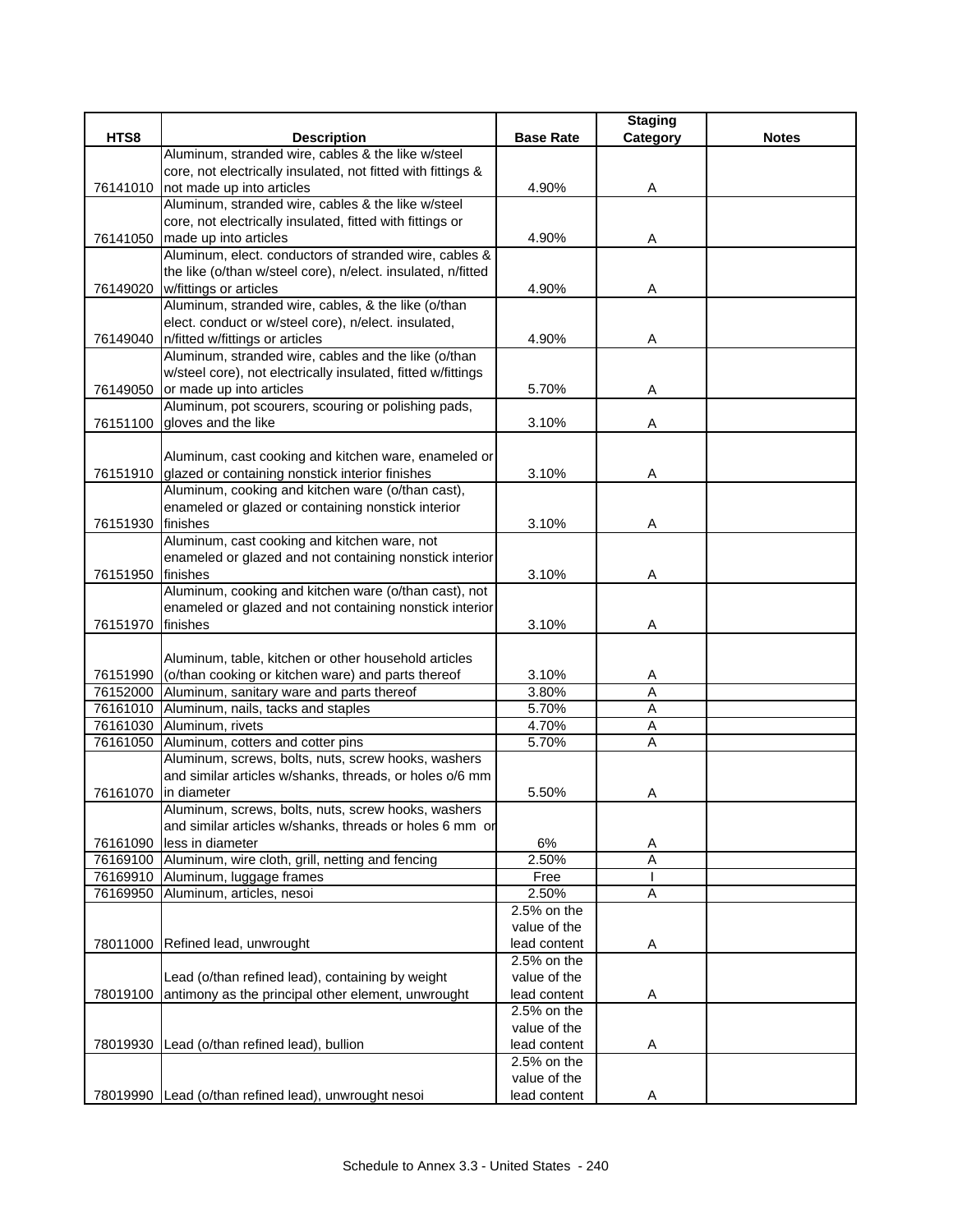| HTS8 | Description | Base Rate | Staging Category | Notes |
|---|---|---|---|---|
| 76141010 | Aluminum, stranded wire, cables & the like w/steel core, not electrically insulated, not fitted with fittings & not made up into articles | 4.90% | A | |
| 76141050 | Aluminum, stranded wire, cables & the like w/steel core, not electrically insulated, fitted with fittings or made up into articles | 4.90% | A | |
| 76149020 | Aluminum, elect. conductors of stranded wire, cables & the like (o/than w/steel core), n/elect. insulated, n/fitted w/fittings or articles | 4.90% | A | |
| 76149040 | Aluminum, stranded wire, cables, & the like (o/than elect. conduct or w/steel core), n/elect. insulated, n/fitted w/fittings or articles | 4.90% | A | |
| 76149050 | Aluminum, stranded wire, cables and the like (o/than w/steel core), not electrically insulated, fitted w/fittings or made up into articles | 5.70% | A | |
| 76151100 | Aluminum, pot scourers, scouring or polishing pads, gloves and the like | 3.10% | A | |
| 76151910 | Aluminum, cast cooking and kitchen ware, enameled or glazed or containing nonstick interior finishes | 3.10% | A | |
| 76151930 | Aluminum, cooking and kitchen ware (o/than cast), enameled or glazed or containing nonstick interior finishes | 3.10% | A | |
| 76151950 | Aluminum, cast cooking and kitchen ware, not enameled or glazed and not containing nonstick interior finishes | 3.10% | A | |
| 76151970 | Aluminum, cooking and kitchen ware (o/than cast), not enameled or glazed and not containing nonstick interior finishes | 3.10% | A | |
| 76151990 | Aluminum, table, kitchen or other household articles (o/than cooking or kitchen ware) and parts thereof | 3.10% | A | |
| 76152000 | Aluminum, sanitary ware and parts thereof | 3.80% | A | |
| 76161010 | Aluminum, nails, tacks and staples | 5.70% | A | |
| 76161030 | Aluminum, rivets | 4.70% | A | |
| 76161050 | Aluminum, cotters and cotter pins | 5.70% | A | |
| 76161070 | Aluminum, screws, bolts, nuts, screw hooks, washers and similar articles w/shanks, threads, or holes o/6 mm in diameter | 5.50% | A | |
| 76161090 | Aluminum, screws, bolts, nuts, screw hooks, washers and similar articles w/shanks, threads or holes 6 mm or less in diameter | 6% | A | |
| 76169100 | Aluminum, wire cloth, grill, netting and fencing | 2.50% | A | |
| 76169910 | Aluminum, luggage frames | Free | I | |
| 76169950 | Aluminum, articles, nesoi | 2.50% | A | |
| 78011000 | Refined lead, unwrought | 2.5% on the value of the lead content | A | |
| 78019100 | Lead (o/than refined lead), containing by weight antimony as the principal other element, unwrought | 2.5% on the value of the lead content | A | |
| 78019930 | Lead (o/than refined lead), bullion | 2.5% on the value of the lead content | A | |
| 78019990 | Lead (o/than refined lead), unwrought nesoi | 2.5% on the value of the lead content | A | |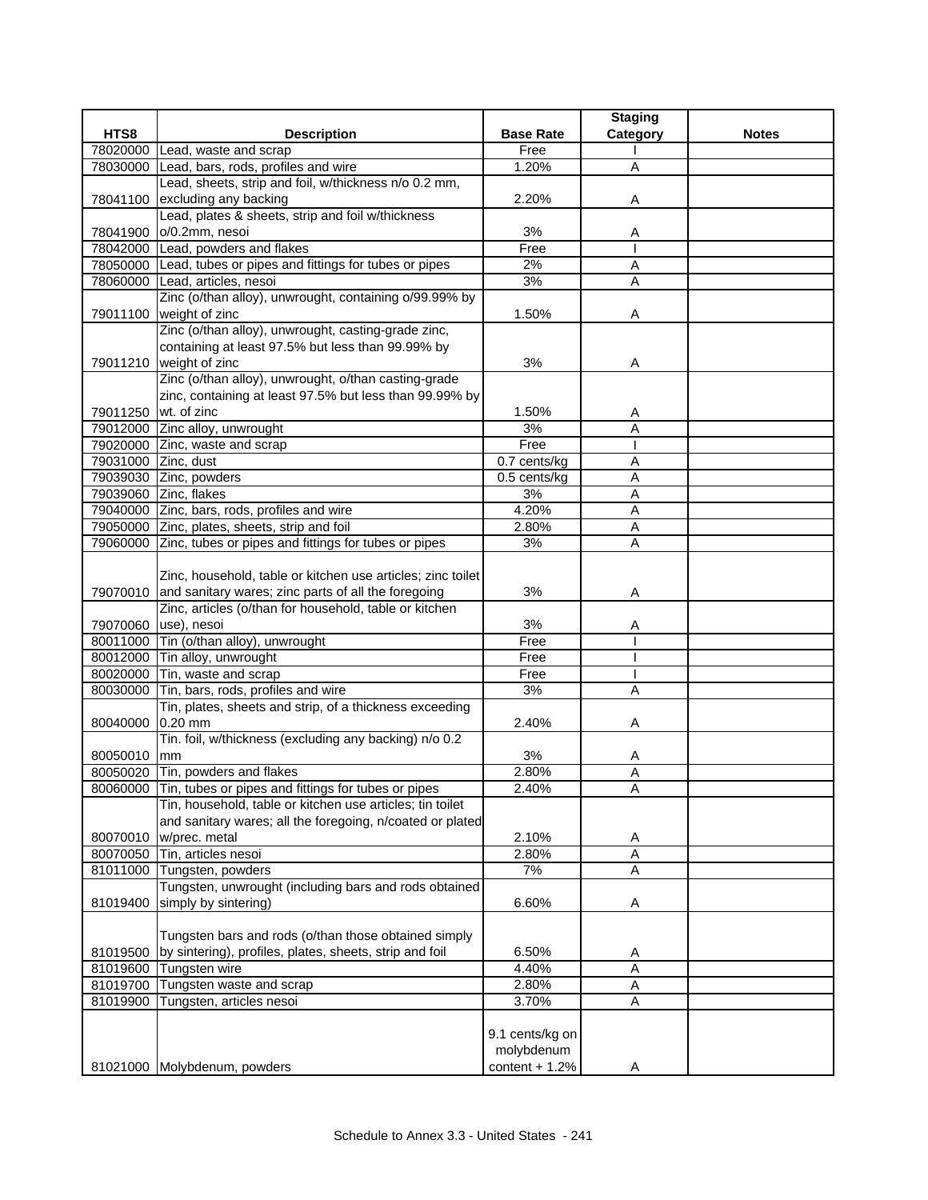| HTS8 | Description | Base Rate | Staging Category | Notes |
|---|---|---|---|---|
| 78020000 | Lead, waste and scrap | Free | I | |
| 78030000 | Lead, bars, rods, profiles and wire | 1.20% | A | |
| 78041100 | Lead, sheets, strip and foil, w/thickness n/o 0.2 mm, excluding any backing | 2.20% | A | |
| 78041900 | Lead, plates & sheets, strip and foil w/thickness o/0.2mm, nesoi | 3% | A | |
| 78042000 | Lead, powders and flakes | Free | I | |
| 78050000 | Lead, tubes or pipes and fittings for tubes or pipes | 2% | A | |
| 78060000 | Lead, articles, nesoi | 3% | A | |
| 79011100 | Zinc (o/than alloy), unwrought, containing o/99.99% by weight of zinc | 1.50% | A | |
| 79011210 | Zinc (o/than alloy), unwrought, casting-grade zinc, containing at least 97.5% but less than 99.99% by weight of zinc | 3% | A | |
| 79011250 | Zinc (o/than alloy), unwrought, o/than casting-grade zinc, containing at least 97.5% but less than 99.99% by wt. of zinc | 1.50% | A | |
| 79012000 | Zinc alloy, unwrought | 3% | A | |
| 79020000 | Zinc, waste and scrap | Free | I | |
| 79031000 | Zinc, dust | 0.7 cents/kg | A | |
| 79039030 | Zinc, powders | 0.5 cents/kg | A | |
| 79039060 | Zinc, flakes | 3% | A | |
| 79040000 | Zinc, bars, rods, profiles and wire | 4.20% | A | |
| 79050000 | Zinc, plates, sheets, strip and foil | 2.80% | A | |
| 79060000 | Zinc, tubes or pipes and fittings for tubes or pipes | 3% | A | |
| 79070010 | Zinc, household, table or kitchen use articles; zinc toilet and sanitary wares; zinc parts of all the foregoing | 3% | A | |
| 79070060 | Zinc, articles (o/than for household, table or kitchen use), nesoi | 3% | A | |
| 80011000 | Tin (o/than alloy), unwrought | Free | I | |
| 80012000 | Tin alloy, unwrought | Free | I | |
| 80020000 | Tin, waste and scrap | Free | I | |
| 80030000 | Tin, bars, rods, profiles and wire | 3% | A | |
| 80040000 | Tin, plates, sheets and strip, of a thickness exceeding 0.20 mm | 2.40% | A | |
| 80050010 | Tin. foil, w/thickness (excluding any backing) n/o 0.2 mm | 3% | A | |
| 80050020 | Tin, powders and flakes | 2.80% | A | |
| 80060000 | Tin, tubes or pipes and fittings for tubes or pipes | 2.40% | A | |
| 80070010 | Tin, household, table or kitchen use articles; tin toilet and sanitary wares; all the foregoing, n/coated or plated w/prec. metal | 2.10% | A | |
| 80070050 | Tin, articles nesoi | 2.80% | A | |
| 81011000 | Tungsten, powders | 7% | A | |
| 81019400 | Tungsten, unwrought (including bars and rods obtained simply by sintering) | 6.60% | A | |
| 81019500 | Tungsten bars and rods (o/than those obtained simply by sintering), profiles, plates, sheets, strip and foil | 6.50% | A | |
| 81019600 | Tungsten wire | 4.40% | A | |
| 81019700 | Tungsten waste and scrap | 2.80% | A | |
| 81019900 | Tungsten, articles nesoi | 3.70% | A | |
| 81021000 | Molybdenum, powders | 9.1 cents/kg on molybdenum content + 1.2% | A | |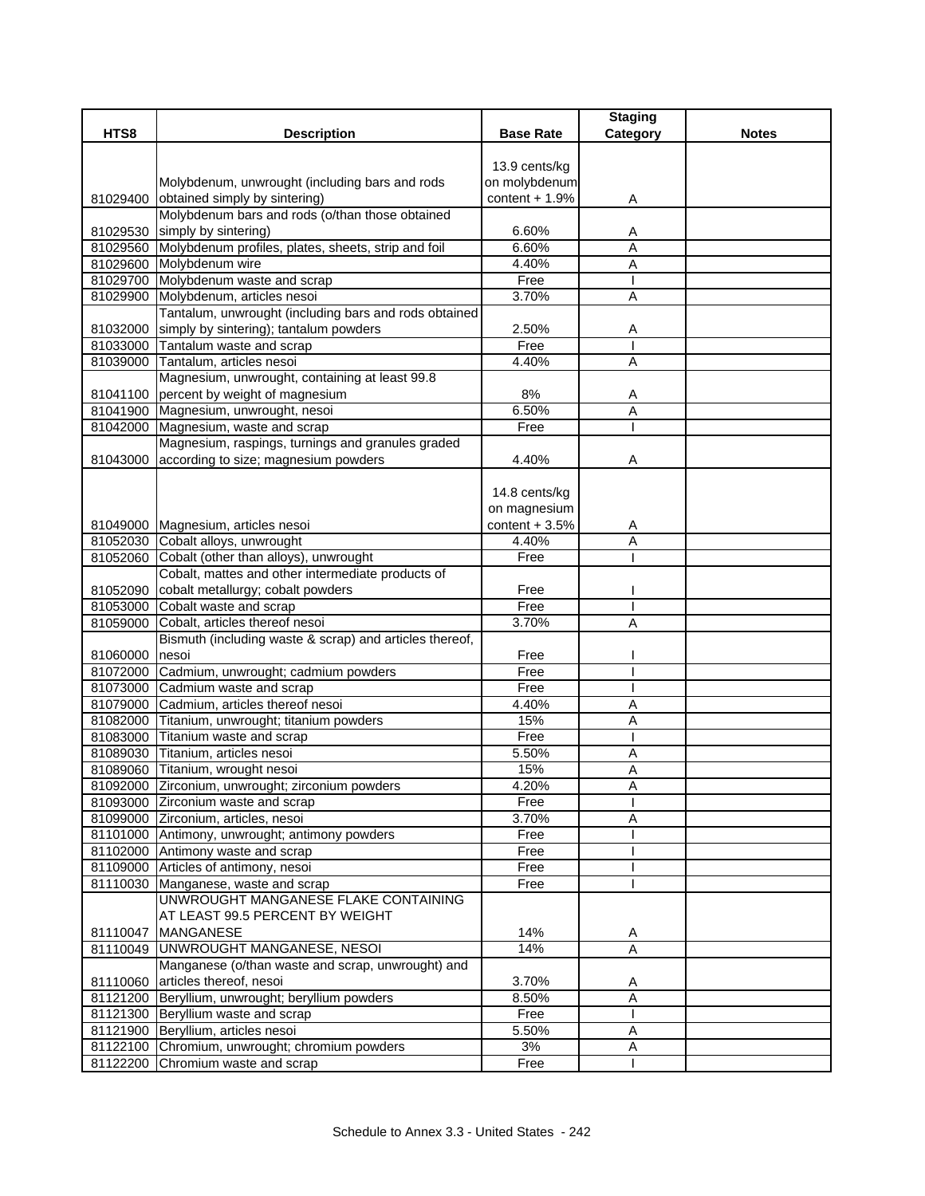| HTS8 | Description | Base Rate | Staging Category | Notes |
|---|---|---|---|---|
| 81029400 | Molybdenum, unwrought (including bars and rods obtained simply by sintering) | 13.9 cents/kg on molybdenum content + 1.9% | A | |
| 81029530 | Molybdenum bars and rods (o/than those obtained simply by sintering) | 6.60% | A | |
| 81029560 | Molybdenum profiles, plates, sheets, strip and foil | 6.60% | A | |
| 81029600 | Molybdenum wire | 4.40% | A | |
| 81029700 | Molybdenum waste and scrap | Free | I | |
| 81029900 | Molybdenum, articles nesoi | 3.70% | A | |
| 81032000 | Tantalum, unwrought (including bars and rods obtained simply by sintering); tantalum powders | 2.50% | A | |
| 81033000 | Tantalum waste and scrap | Free | I | |
| 81039000 | Tantalum, articles nesoi | 4.40% | A | |
| 81041100 | Magnesium, unwrought, containing at least 99.8 percent by weight of magnesium | 8% | A | |
| 81041900 | Magnesium, unwrought, nesoi | 6.50% | A | |
| 81042000 | Magnesium, waste and scrap | Free | I | |
| 81043000 | Magnesium, raspings, turnings and granules graded according to size; magnesium powders | 4.40% | A | |
| 81049000 | Magnesium, articles nesoi | 14.8 cents/kg on magnesium content + 3.5% | A | |
| 81052030 | Cobalt alloys, unwrought | 4.40% | A | |
| 81052060 | Cobalt (other than alloys), unwrought | Free | I | |
| 81052090 | Cobalt, mattes and other intermediate products of cobalt metallurgy; cobalt powders | Free | I | |
| 81053000 | Cobalt waste and scrap | Free | I | |
| 81059000 | Cobalt, articles thereof nesoi | 3.70% | A | |
| 81060000 | Bismuth (including waste & scrap) and articles thereof, nesoi | Free | I | |
| 81072000 | Cadmium, unwrought; cadmium powders | Free | I | |
| 81073000 | Cadmium waste and scrap | Free | I | |
| 81079000 | Cadmium, articles thereof nesoi | 4.40% | A | |
| 81082000 | Titanium, unwrought; titanium powders | 15% | A | |
| 81083000 | Titanium waste and scrap | Free | I | |
| 81089030 | Titanium, articles nesoi | 5.50% | A | |
| 81089060 | Titanium, wrought nesoi | 15% | A | |
| 81092000 | Zirconium, unwrought; zirconium powders | 4.20% | A | |
| 81093000 | Zirconium waste and scrap | Free | I | |
| 81099000 | Zirconium, articles, nesoi | 3.70% | A | |
| 81101000 | Antimony, unwrought; antimony powders | Free | I | |
| 81102000 | Antimony waste and scrap | Free | I | |
| 81109000 | Articles of antimony, nesoi | Free | I | |
| 81110030 | Manganese, waste and scrap | Free | I | |
| 81110047 | UNWROUGHT MANGANESE FLAKE CONTAINING AT LEAST 99.5 PERCENT BY WEIGHT MANGANESE | 14% | A | |
| 81110049 | UNWROUGHT MANGANESE, NESOI | 14% | A | |
| 81110060 | Manganese (o/than waste and scrap, unwrought) and articles thereof, nesoi | 3.70% | A | |
| 81121200 | Beryllium, unwrought; beryllium powders | 8.50% | A | |
| 81121300 | Beryllium waste and scrap | Free | I | |
| 81121900 | Beryllium, articles nesoi | 5.50% | A | |
| 81122100 | Chromium, unwrought; chromium powders | 3% | A | |
| 81122200 | Chromium waste and scrap | Free | I | |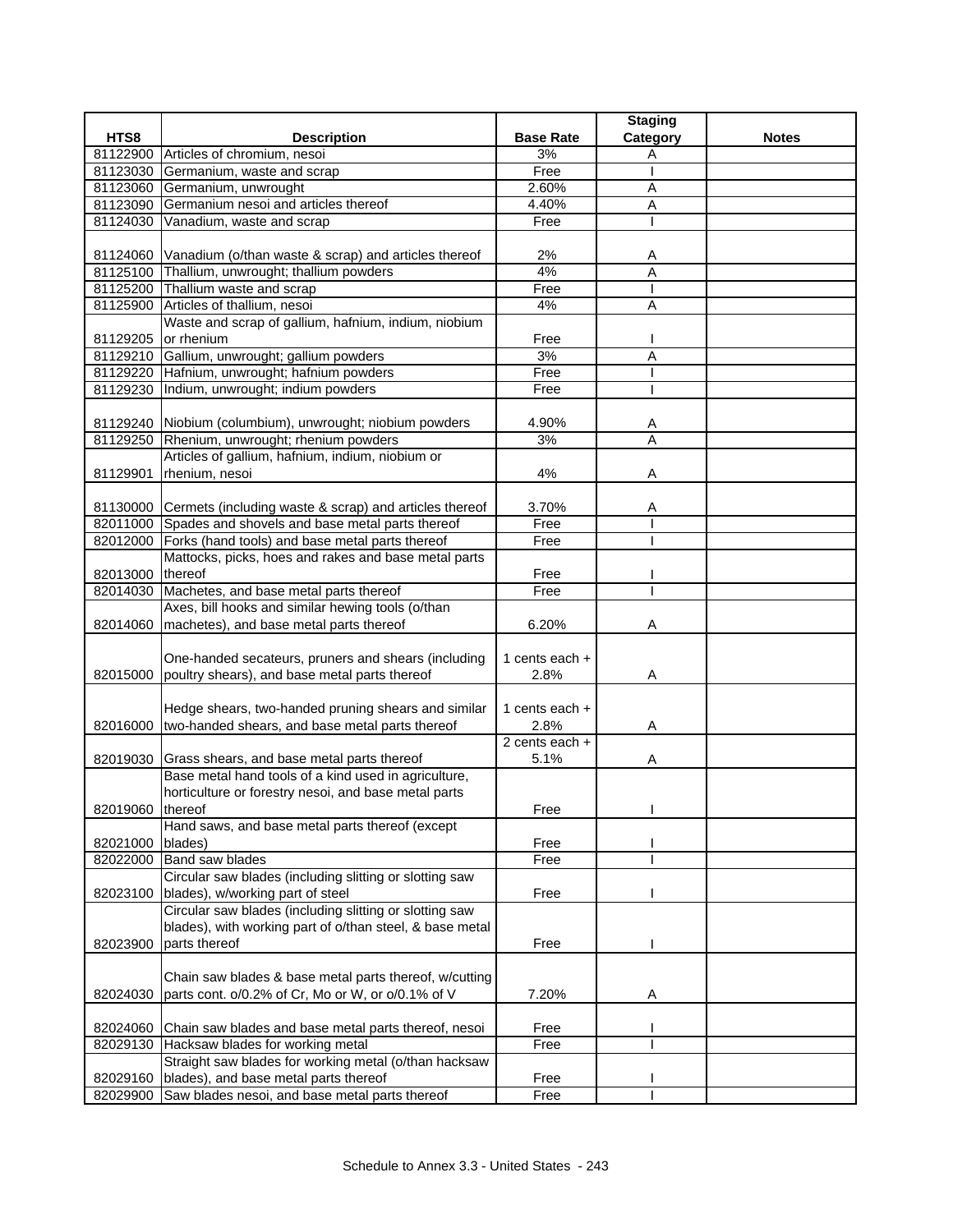| HTS8 | Description | Base Rate | Staging Category | Notes |
|---|---|---|---|---|
| 81122900 | Articles of chromium, nesoi | 3% | A | |
| 81123030 | Germanium, waste and scrap | Free | I | |
| 81123060 | Germanium, unwrought | 2.60% | A | |
| 81123090 | Germanium nesoi and articles thereof | 4.40% | A | |
| 81124030 | Vanadium, waste and scrap | Free | I | |
| 81124060 | Vanadium (o/than waste & scrap) and articles thereof | 2% | A | |
| 81125100 | Thallium, unwrought; thallium powders | 4% | A | |
| 81125200 | Thallium waste and scrap | Free | I | |
| 81125900 | Articles of thallium, nesoi | 4% | A | |
| 81129205 | Waste and scrap of gallium, hafnium, indium, niobium or rhenium | Free | I | |
| 81129210 | Gallium, unwrought; gallium powders | 3% | A | |
| 81129220 | Hafnium, unwrought; hafnium powders | Free | I | |
| 81129230 | Indium, unwrought; indium powders | Free | I | |
| 81129240 | Niobium (columbium), unwrought; niobium powders | 4.90% | A | |
| 81129250 | Rhenium, unwrought; rhenium powders | 3% | A | |
| 81129901 | Articles of gallium, hafnium, indium, niobium or rhenium, nesoi | 4% | A | |
| 81130000 | Cermets (including waste & scrap) and articles thereof | 3.70% | A | |
| 82011000 | Spades and shovels and base metal parts thereof | Free | I | |
| 82012000 | Forks (hand tools) and base metal parts thereof | Free | I | |
| 82013000 | Mattocks, picks, hoes and rakes and base metal parts thereof | Free | I | |
| 82014030 | Machetes, and base metal parts thereof | Free | I | |
| 82014060 | Axes, bill hooks and similar hewing tools (o/than machetes), and base metal parts thereof | 6.20% | A | |
| 82015000 | One-handed secateurs, pruners and shears (including poultry shears), and base metal parts thereof | 1 cents each + 2.8% | A | |
| 82016000 | Hedge shears, two-handed pruning shears and similar two-handed shears, and base metal parts thereof | 1 cents each + 2.8% | A | |
| 82019030 | Grass shears, and base metal parts thereof | 2 cents each + 5.1% | A | |
| 82019060 | Base metal hand tools of a kind used in agriculture, horticulture or forestry nesoi, and base metal parts thereof | Free | I | |
| 82021000 | Hand saws, and base metal parts thereof (except blades) | Free | I | |
| 82022000 | Band saw blades | Free | I | |
| 82023100 | Circular saw blades (including slitting or slotting saw blades), w/working part of steel | Free | I | |
| 82023900 | Circular saw blades (including slitting or slotting saw blades), with working part of o/than steel, & base metal parts thereof | Free | I | |
| 82024030 | Chain saw blades & base metal parts thereof, w/cutting parts cont. o/0.2% of Cr, Mo or W, or o/0.1% of V | 7.20% | A | |
| 82024060 | Chain saw blades and base metal parts thereof, nesoi | Free | I | |
| 82029130 | Hacksaw blades for working metal | Free | I | |
| 82029160 | Straight saw blades for working metal (o/than hacksaw blades), and base metal parts thereof | Free | I | |
| 82029900 | Saw blades nesoi, and base metal parts thereof | Free | I | |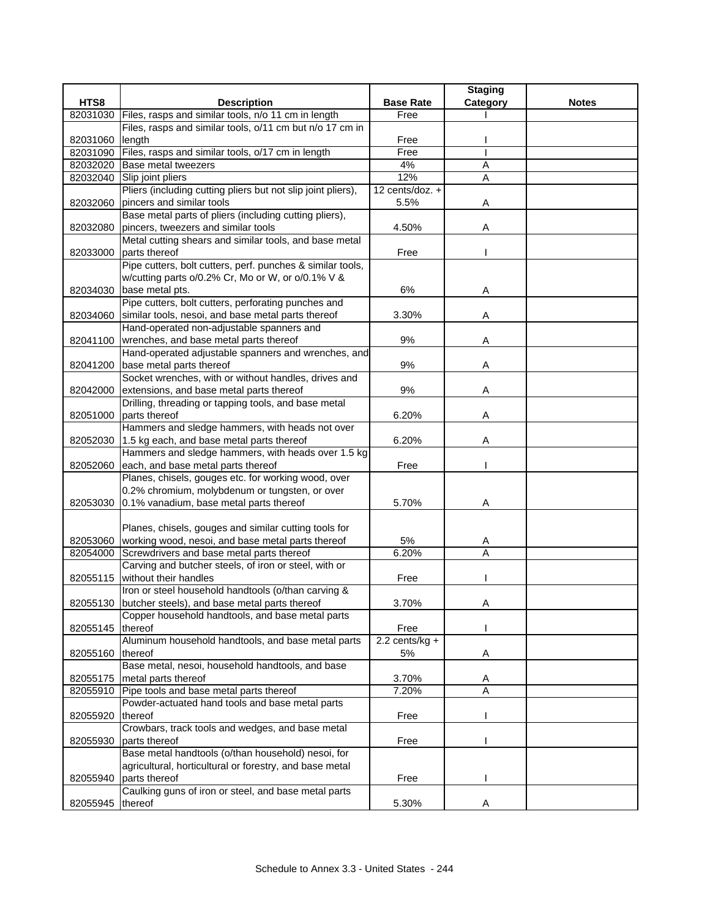| HTS8 | Description | Base Rate | Staging Category | Notes |
|---|---|---|---|---|
| 82031030 | Files, rasps and similar tools, n/o 11 cm in length | Free | I | |
| 82031060 | Files, rasps and similar tools, o/11 cm but n/o 17 cm in length | Free | I | |
| 82031090 | Files, rasps and similar tools, o/17 cm in length | Free | I | |
| 82032020 | Base metal tweezers | 4% | A | |
| 82032040 | Slip joint pliers | 12% | A | |
| 82032060 | Pliers (including cutting pliers but not slip joint pliers), pincers and similar tools | 12 cents/doz. + 5.5% | A | |
| 82032080 | Base metal parts of pliers (including cutting pliers), pincers, tweezers and similar tools | 4.50% | A | |
| 82033000 | Metal cutting shears and similar tools, and base metal parts thereof | Free | I | |
| 82034030 | Pipe cutters, bolt cutters, perf. punches & similar tools, w/cutting parts o/0.2% Cr, Mo or W, or o/0.1% V & base metal pts. | 6% | A | |
| 82034060 | Pipe cutters, bolt cutters, perforating punches and similar tools, nesoi, and base metal parts thereof | 3.30% | A | |
| 82041100 | Hand-operated non-adjustable spanners and wrenches, and base metal parts thereof | 9% | A | |
| 82041200 | Hand-operated adjustable spanners and wrenches, and base metal parts thereof | 9% | A | |
| 82042000 | Socket wrenches, with or without handles, drives and extensions, and base metal parts thereof | 9% | A | |
| 82051000 | Drilling, threading or tapping tools, and base metal parts thereof | 6.20% | A | |
| 82052030 | Hammers and sledge hammers, with heads not over 1.5 kg each, and base metal parts thereof | 6.20% | A | |
| 82052060 | Hammers and sledge hammers, with heads over 1.5 kg each, and base metal parts thereof | Free | I | |
| 82053030 | Planes, chisels, gouges etc. for working wood, over 0.2% chromium, molybdenum or tungsten, or over 0.1% vanadium, base metal parts thereof | 5.70% | A | |
| 82053060 | Planes, chisels, gouges and similar cutting tools for working wood, nesoi, and base metal parts thereof | 5% | A | |
| 82054000 | Screwdrivers and base metal parts thereof | 6.20% | A | |
| 82055115 | Carving and butcher steels, of iron or steel, with or without their handles | Free | I | |
| 82055130 | Iron or steel household handtools (o/than carving & butcher steels), and base metal parts thereof | 3.70% | A | |
| 82055145 | Copper household handtools, and base metal parts thereof | Free | I | |
| 82055160 | Aluminum household handtools, and base metal parts thereof | 2.2 cents/kg + 5% | A | |
| 82055175 | Base metal, nesoi, household handtools, and base metal parts thereof | 3.70% | A | |
| 82055910 | Pipe tools and base metal parts thereof | 7.20% | A | |
| 82055920 | Powder-actuated hand tools and base metal parts thereof | Free | I | |
| 82055930 | Crowbars, track tools and wedges, and base metal parts thereof | Free | I | |
| 82055940 | Base metal handtools (o/than household) nesoi, for agricultural, horticultural or forestry, and base metal parts thereof | Free | I | |
| 82055945 | Caulking guns of iron or steel, and base metal parts thereof | 5.30% | A | |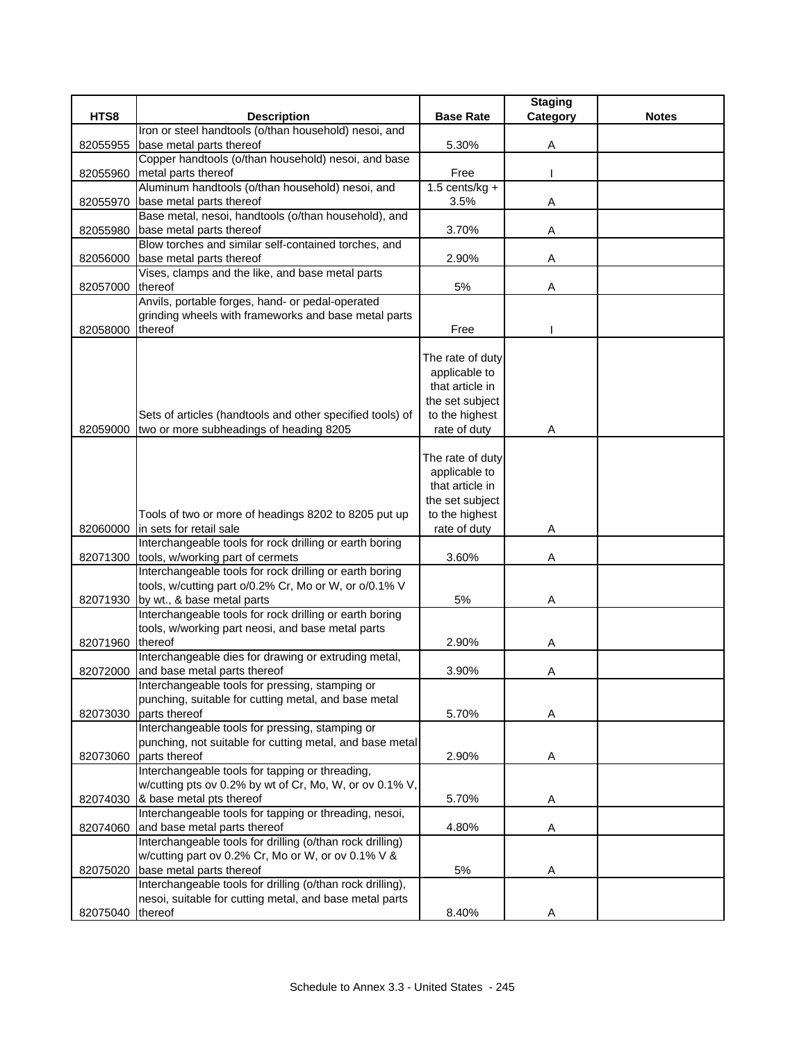| HTS8 | Description | Base Rate | Staging Category | Notes |
|---|---|---|---|---|
| 82055955 | Iron or steel handtools (o/than household) nesoi, and base metal parts thereof | 5.30% | A | |
| 82055960 | Copper handtools (o/than household) nesoi, and base metal parts thereof | Free | I | |
| 82055970 | Aluminum handtools (o/than household) nesoi, and base metal parts thereof | 1.5 cents/kg + 3.5% | A | |
| 82055980 | Base metal, nesoi, handtools (o/than household), and base metal parts thereof | 3.70% | A | |
| 82056000 | Blow torches and similar self-contained torches, and base metal parts thereof | 2.90% | A | |
| 82057000 | Vises, clamps and the like, and base metal parts thereof | 5% | A | |
| 82058000 | Anvils, portable forges, hand- or pedal-operated grinding wheels with frameworks and base metal parts thereof | Free | I | |
| 82059000 | Sets of articles (handtools and other specified tools) of two or more subheadings of heading 8205 | The rate of duty applicable to that article in the set subject to the highest rate of duty | A | |
| 82060000 | Tools of two or more of headings 8202 to 8205 put up in sets for retail sale | The rate of duty applicable to that article in the set subject to the highest rate of duty | A | |
| 82071300 | Interchangeable tools for rock drilling or earth boring tools, w/working part of cermets | 3.60% | A | |
| 82071930 | Interchangeable tools for rock drilling or earth boring tools, w/cutting part o/0.2% Cr, Mo or W, or o/0.1% V by wt., & base metal parts | 5% | A | |
| 82071960 | Interchangeable tools for rock drilling or earth boring tools, w/working part neosi, and base metal parts thereof | 2.90% | A | |
| 82072000 | Interchangeable dies for drawing or extruding metal, and base metal parts thereof | 3.90% | A | |
| 82073030 | Interchangeable tools for pressing, stamping or punching, suitable for cutting metal, and base metal parts thereof | 5.70% | A | |
| 82073060 | Interchangeable tools for pressing, stamping or punching, not suitable for cutting metal, and base metal parts thereof | 2.90% | A | |
| 82074030 | Interchangeable tools for tapping or threading, w/cutting pts ov 0.2% by wt of Cr, Mo, W, or ov 0.1% V, & base metal pts thereof | 5.70% | A | |
| 82074060 | Interchangeable tools for tapping or threading, nesoi, and base metal parts thereof | 4.80% | A | |
| 82075020 | Interchangeable tools for drilling (o/than rock drilling) w/cutting part ov 0.2% Cr, Mo or W, or ov 0.1% V & base metal parts thereof | 5% | A | |
| 82075040 | Interchangeable tools for drilling (o/than rock drilling), nesoi, suitable for cutting metal, and base metal parts thereof | 8.40% | A | |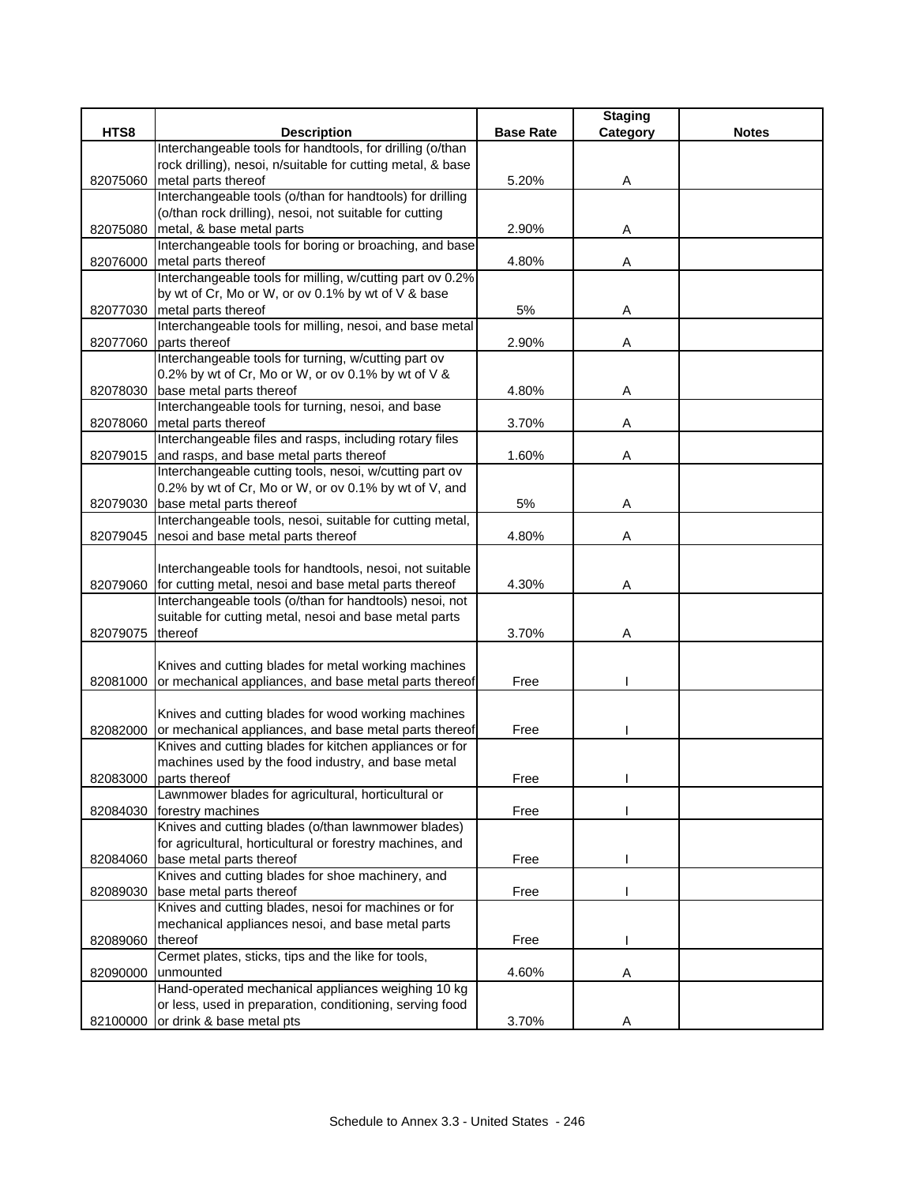| HTS8 | Description | Base Rate | Staging Category | Notes |
|---|---|---|---|---|
| 82075060 | Interchangeable tools for handtools, for drilling (o/than rock drilling), nesoi, n/suitable for cutting metal, & base metal parts thereof | 5.20% | A | |
| 82075080 | Interchangeable tools (o/than for handtools) for drilling (o/than rock drilling), nesoi, not suitable for cutting metal, & base metal parts | 2.90% | A | |
| 82076000 | Interchangeable tools for boring or broaching, and base metal parts thereof | 4.80% | A | |
| 82077030 | Interchangeable tools for milling, w/cutting part ov 0.2% by wt of Cr, Mo or W, or ov 0.1% by wt of V & base metal parts thereof | 5% | A | |
| 82077060 | Interchangeable tools for milling, nesoi, and base metal parts thereof | 2.90% | A | |
| 82078030 | Interchangeable tools for turning, w/cutting part ov 0.2% by wt of Cr, Mo or W, or ov 0.1% by wt of V & base metal parts thereof | 4.80% | A | |
| 82078060 | Interchangeable tools for turning, nesoi, and base metal parts thereof | 3.70% | A | |
| 82079015 | Interchangeable files and rasps, including rotary files and rasps, and base metal parts thereof | 1.60% | A | |
| 82079030 | Interchangeable cutting tools, nesoi, w/cutting part ov 0.2% by wt of Cr, Mo or W, or ov 0.1% by wt of V, and base metal parts thereof | 5% | A | |
| 82079045 | Interchangeable tools, nesoi, suitable for cutting metal, nesoi and base metal parts thereof | 4.80% | A | |
| 82079060 | Interchangeable tools for handtools, nesoi, not suitable for cutting metal, nesoi and base metal parts thereof | 4.30% | A | |
| 82079075 | Interchangeable tools (o/than for handtools) nesoi, not suitable for cutting metal, nesoi and base metal parts thereof | 3.70% | A | |
| 82081000 | Knives and cutting blades for metal working machines or mechanical appliances, and base metal parts thereof | Free | I | |
| 82082000 | Knives and cutting blades for wood working machines or mechanical appliances, and base metal parts thereof | Free | I | |
| 82083000 | Knives and cutting blades for kitchen appliances or for machines used by the food industry, and base metal parts thereof | Free | I | |
| 82084030 | Lawnmower blades for agricultural, horticultural or forestry machines | Free | I | |
| 82084060 | Knives and cutting blades (o/than lawnmower blades) for agricultural, horticultural or forestry machines, and base metal parts thereof | Free | I | |
| 82089030 | Knives and cutting blades for shoe machinery, and base metal parts thereof | Free | I | |
| 82089060 | Knives and cutting blades, nesoi for machines or for mechanical appliances nesoi, and base metal parts thereof | Free | I | |
| 82090000 | Cermet plates, sticks, tips and the like for tools, unmounted | 4.60% | A | |
| 82100000 | Hand-operated mechanical appliances weighing 10 kg or less, used in preparation, conditioning, serving food or drink & base metal pts | 3.70% | A | |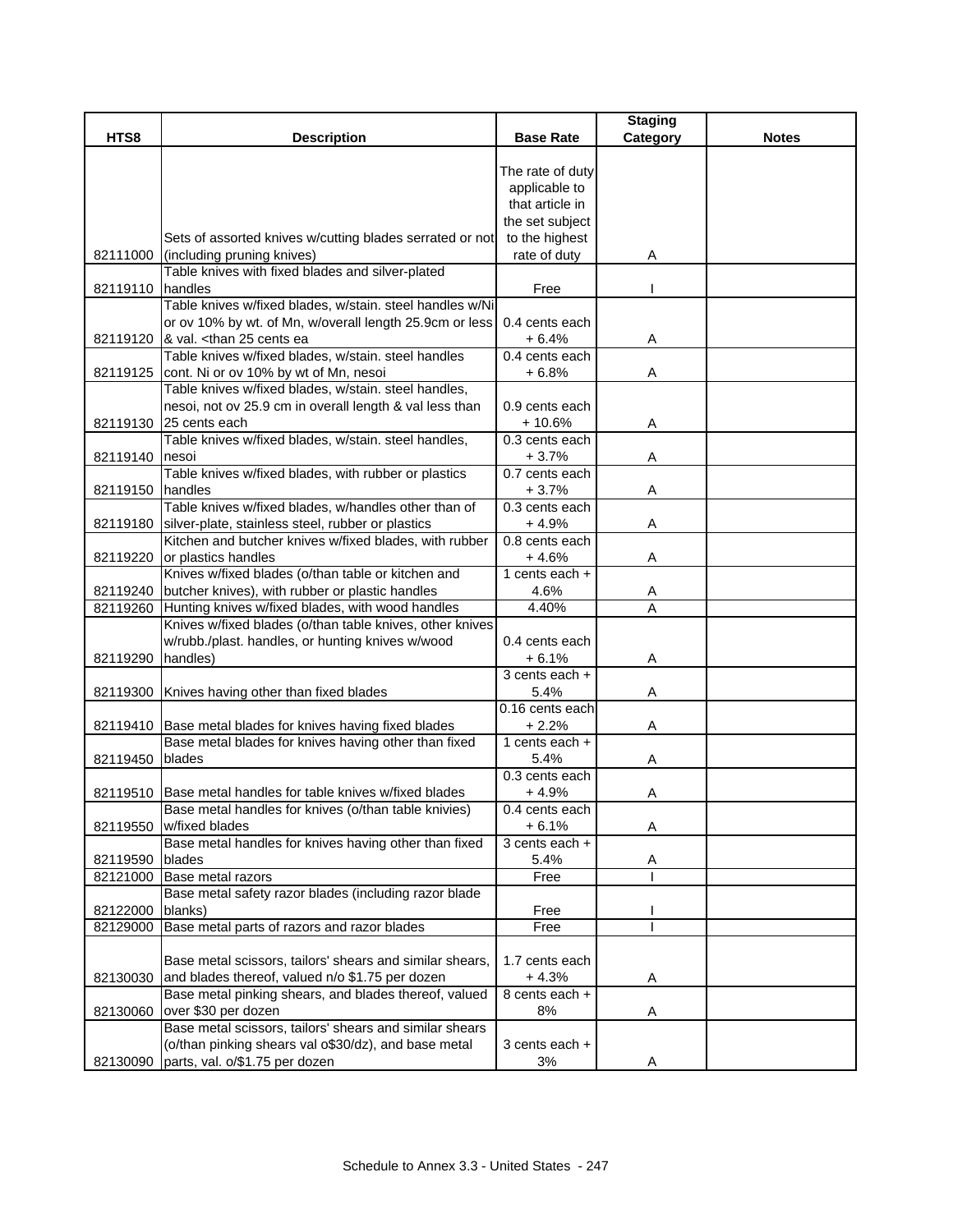| HTS8 | Description | Base Rate | Staging Category | Notes |
|---|---|---|---|---|
| 82111000 | Sets of assorted knives w/cutting blades serrated or not (including pruning knives) | The rate of duty applicable to that article in the set subject to the highest rate of duty | A | |
| 82119110 | Table knives with fixed blades and silver-plated handles | Free | I | |
| 82119120 | Table knives w/fixed blades, w/stain. steel handles w/Ni or ov 10% by wt. of Mn, w/overall length 25.9cm or less & val. <than 25 cents ea | 0.4 cents each + 6.4% | A | |
| 82119125 | Table knives w/fixed blades, w/stain. steel handles cont. Ni or ov 10% by wt of Mn, nesoi | 0.4 cents each + 6.8% | A | |
| 82119130 | Table knives w/fixed blades, w/stain. steel handles, nesoi, not ov 25.9 cm in overall length & val less than 25 cents each | 0.9 cents each + 10.6% | A | |
| 82119140 | Table knives w/fixed blades, w/stain. steel handles, nesoi | 0.3 cents each + 3.7% | A | |
| 82119150 | Table knives w/fixed blades, with rubber or plastics handles | 0.7 cents each + 3.7% | A | |
| 82119180 | Table knives w/fixed blades, w/handles other than of silver-plate, stainless steel, rubber or plastics | 0.3 cents each + 4.9% | A | |
| 82119220 | Kitchen and butcher knives w/fixed blades, with rubber or plastics handles | 0.8 cents each + 4.6% | A | |
| 82119240 | Knives w/fixed blades (o/than table or kitchen and butcher knives), with rubber or plastic handles | 1 cents each + 4.6% | A | |
| 82119260 | Hunting knives w/fixed blades, with wood handles | 4.40% | A | |
| 82119290 | Knives w/fixed blades (o/than table knives, other knives w/rubb./plast. handles, or hunting knives w/wood handles) | 0.4 cents each + 6.1% | A | |
| 82119300 | Knives having other than fixed blades | 3 cents each + 5.4% | A | |
| 82119410 | Base metal blades for knives having fixed blades | 0.16 cents each + 2.2% | A | |
| 82119450 | Base metal blades for knives having other than fixed blades | 1 cents each + 5.4% | A | |
| 82119510 | Base metal handles for table knives w/fixed blades | 0.3 cents each + 4.9% | A | |
| 82119550 | Base metal handles for knives (o/than table knivies) w/fixed blades | 0.4 cents each + 6.1% | A | |
| 82119590 | Base metal handles for knives having other than fixed blades | 3 cents each + 5.4% | A | |
| 82121000 | Base metal razors | Free | I | |
| 82122000 | Base metal safety razor blades (including razor blade blanks) | Free | I | |
| 82129000 | Base metal parts of razors and razor blades | Free | I | |
| 82130030 | Base metal scissors, tailors' shears and similar shears, and blades thereof, valued n/o $1.75 per dozen | 1.7 cents each + 4.3% | A | |
| 82130060 | Base metal pinking shears, and blades thereof, valued over $30 per dozen | 8 cents each + 8% | A | |
| 82130090 | Base metal scissors, tailors' shears and similar shears (o/than pinking shears val o$30/dz), and base metal parts, val. o/$1.75 per dozen | 3 cents each + 3% | A | |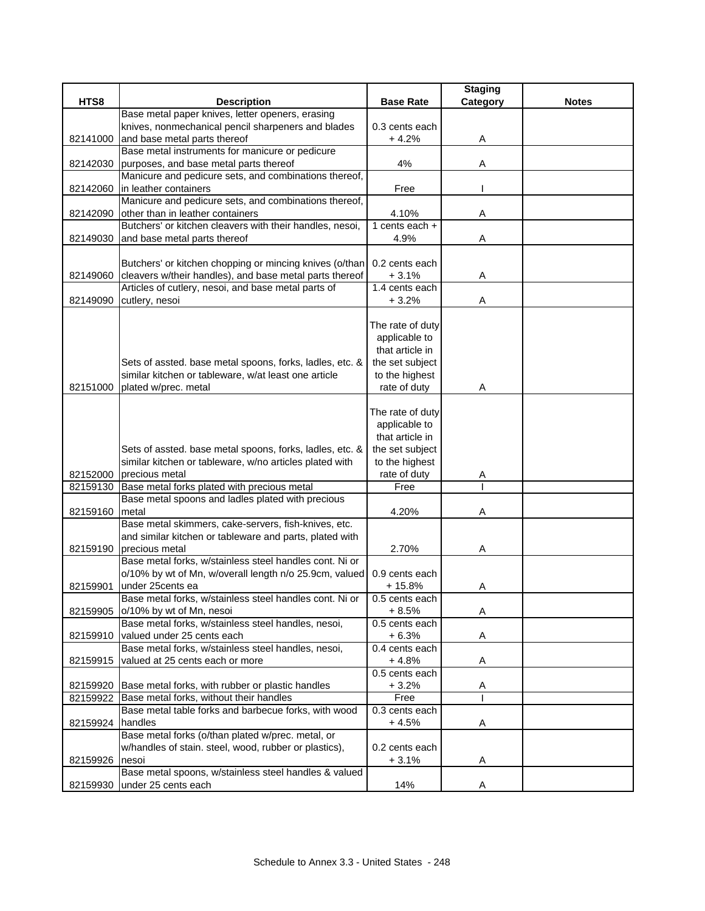| HTS8 | Description | Base Rate | Staging Category | Notes |
|---|---|---|---|---|
| 82141000 | Base metal paper knives, letter openers, erasing knives, nonmechanical pencil sharpeners and blades and base metal parts thereof | 0.3 cents each + 4.2% | A | |
| 82142030 | Base metal instruments for manicure or pedicure purposes, and base metal parts thereof | 4% | A | |
| 82142060 | Manicure and pedicure sets, and combinations thereof, in leather containers | Free | I | |
| 82142090 | Manicure and pedicure sets, and combinations thereof, other than in leather containers | 4.10% | A | |
| 82149030 | Butchers' or kitchen cleavers with their handles, nesoi, and base metal parts thereof | 1 cents each + 4.9% | A | |
| 82149060 | Butchers' or kitchen chopping or mincing knives (o/than cleavers w/their handles), and base metal parts thereof | 0.2 cents each + 3.1% | A | |
| 82149090 | Articles of cutlery, nesoi, and base metal parts of cutlery, nesoi | 1.4 cents each + 3.2% | A | |
| 82151000 | Sets of assted. base metal spoons, forks, ladles, etc. & similar kitchen or tableware, w/at least one article plated w/prec. metal | The rate of duty applicable to that article in the set subject to the highest rate of duty | A | |
| 82152000 | Sets of assted. base metal spoons, forks, ladles, etc. & similar kitchen or tableware, w/no articles plated with precious metal | The rate of duty applicable to that article in the set subject to the highest rate of duty | A | |
| 82159130 | Base metal forks plated with precious metal | Free | I | |
| 82159160 | Base metal spoons and ladles plated with precious metal | 4.20% | A | |
| 82159190 | Base metal skimmers, cake-servers, fish-knives, etc. and similar kitchen or tableware and parts, plated with precious metal | 2.70% | A | |
| 82159901 | Base metal forks, w/stainless steel handles cont. Ni or o/10% by wt of Mn, w/overall length n/o 25.9cm, valued under 25cents ea | 0.9 cents each + 15.8% | A | |
| 82159905 | Base metal forks, w/stainless steel handles cont. Ni or o/10% by wt of Mn, nesoi | 0.5 cents each + 8.5% | A | |
| 82159910 | Base metal forks, w/stainless steel handles, nesoi, valued under 25 cents each | 0.5 cents each + 6.3% | A | |
| 82159915 | Base metal forks, w/stainless steel handles, nesoi, valued at 25 cents each or more | 0.4 cents each + 4.8% | A | |
| 82159920 | Base metal forks, with rubber or plastic handles | 0.5 cents each + 3.2% | A | |
| 82159922 | Base metal forks, without their handles | Free | I | |
| 82159924 | Base metal table forks and barbecue forks, with wood handles | 0.3 cents each + 4.5% | A | |
| 82159926 | Base metal forks (o/than plated w/prec. metal, or w/handles of stain. steel, wood, rubber or plastics), nesoi | 0.2 cents each + 3.1% | A | |
| 82159930 | Base metal spoons, w/stainless steel handles & valued under 25 cents each | 14% | A | |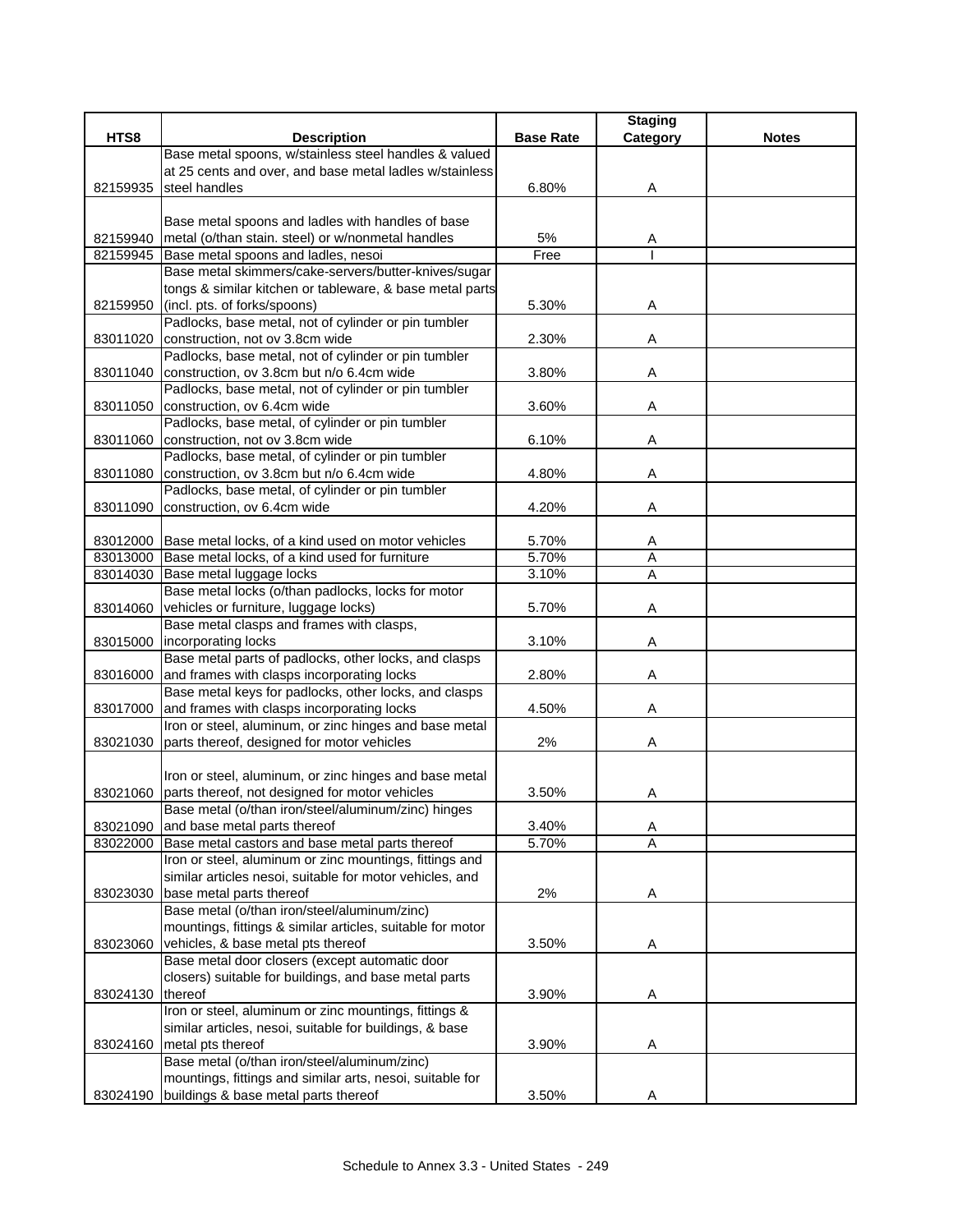| HTS8 | Description | Base Rate | Staging Category | Notes |
|---|---|---|---|---|
| 82159935 | Base metal spoons, w/stainless steel handles & valued at 25 cents and over, and base metal ladles w/stainless steel handles | 6.80% | A | |
| 82159940 | Base metal spoons and ladles with handles of base metal (o/than stain. steel) or w/nonmetal handles | 5% | A | |
| 82159945 | Base metal spoons and ladles, nesoi | Free | I | |
| 82159950 | Base metal skimmers/cake-servers/butter-knives/sugar tongs & similar kitchen or tableware, & base metal parts (incl. pts. of forks/spoons) | 5.30% | A | |
| 83011020 | Padlocks, base metal, not of cylinder or pin tumbler construction, not ov 3.8cm wide | 2.30% | A | |
| 83011040 | Padlocks, base metal, not of cylinder or pin tumbler construction, ov 3.8cm but n/o 6.4cm wide | 3.80% | A | |
| 83011050 | Padlocks, base metal, not of cylinder or pin tumbler construction, ov 6.4cm wide | 3.60% | A | |
| 83011060 | Padlocks, base metal, of cylinder or pin tumbler construction, not ov 3.8cm wide | 6.10% | A | |
| 83011080 | Padlocks, base metal, of cylinder or pin tumbler construction, ov 3.8cm but n/o 6.4cm wide | 4.80% | A | |
| 83011090 | Padlocks, base metal, of cylinder or pin tumbler construction, ov 6.4cm wide | 4.20% | A | |
| 83012000 | Base metal locks, of a kind used on motor vehicles | 5.70% | A | |
| 83013000 | Base metal locks, of a kind used for furniture | 5.70% | A | |
| 83014030 | Base metal luggage locks | 3.10% | A | |
| 83014060 | Base metal locks (o/than padlocks, locks for motor vehicles or furniture, luggage locks) | 5.70% | A | |
| 83015000 | Base metal clasps and frames with clasps, incorporating locks | 3.10% | A | |
| 83016000 | Base metal parts of padlocks, other locks, and clasps and frames with clasps incorporating locks | 2.80% | A | |
| 83017000 | Base metal keys for padlocks, other locks, and clasps and frames with clasps incorporating locks | 4.50% | A | |
| 83021030 | Iron or steel, aluminum, or zinc hinges and base metal parts thereof, designed for motor vehicles | 2% | A | |
| 83021060 | Iron or steel, aluminum, or zinc hinges and base metal parts thereof, not designed for motor vehicles | 3.50% | A | |
| 83021090 | Base metal (o/than iron/steel/aluminum/zinc) hinges and base metal parts thereof | 3.40% | A | |
| 83022000 | Base metal castors and base metal parts thereof | 5.70% | A | |
| 83023030 | Iron or steel, aluminum or zinc mountings, fittings and similar articles nesoi, suitable for motor vehicles, and base metal parts thereof | 2% | A | |
| 83023060 | Base metal (o/than iron/steel/aluminum/zinc) mountings, fittings & similar articles, suitable for motor vehicles, & base metal pts thereof | 3.50% | A | |
| 83024130 | Base metal door closers (except automatic door closers) suitable for buildings, and base metal parts thereof | 3.90% | A | |
| 83024160 | Iron or steel, aluminum or zinc mountings, fittings & similar articles, nesoi, suitable for buildings, & base metal pts thereof | 3.90% | A | |
| 83024190 | Base metal (o/than iron/steel/aluminum/zinc) mountings, fittings and similar arts, nesoi, suitable for buildings & base metal parts thereof | 3.50% | A | |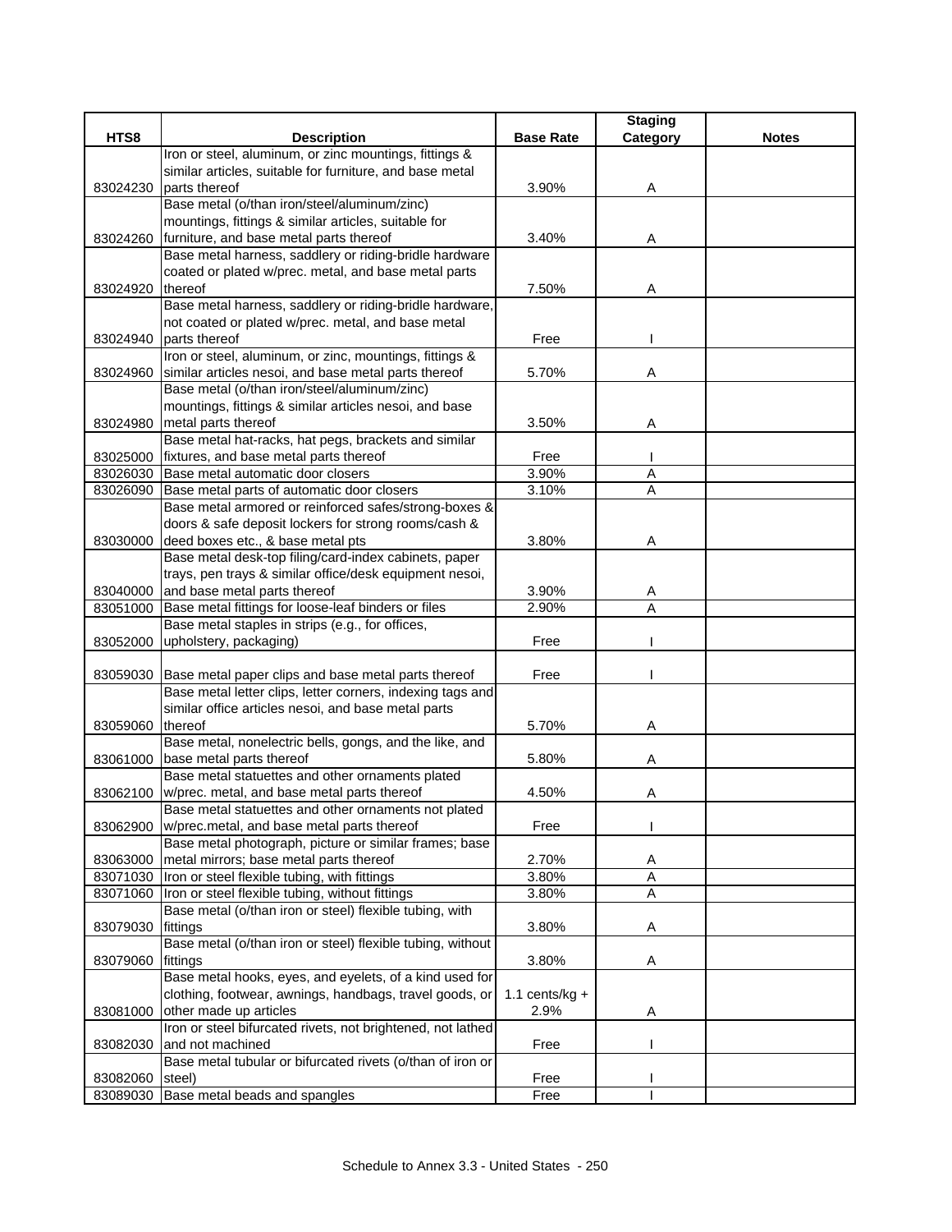| HTS8 | Description | Base Rate | Staging Category | Notes |
|---|---|---|---|---|
| 83024230 | Iron or steel, aluminum, or zinc mountings, fittings & similar articles, suitable for furniture, and base metal parts thereof | 3.90% | A | |
| 83024260 | Base metal (o/than iron/steel/aluminum/zinc) mountings, fittings & similar articles, suitable for furniture, and base metal parts thereof | 3.40% | A | |
| 83024920 | Base metal harness, saddlery or riding-bridle hardware coated or plated w/prec. metal, and base metal parts thereof | 7.50% | A | |
| 83024940 | Base metal harness, saddlery or riding-bridle hardware, not coated or plated w/prec. metal, and base metal parts thereof | Free | I | |
| 83024960 | Iron or steel, aluminum, or zinc, mountings, fittings & similar articles nesoi, and base metal parts thereof | 5.70% | A | |
| 83024980 | Base metal (o/than iron/steel/aluminum/zinc) mountings, fittings & similar articles nesoi, and base metal parts thereof | 3.50% | A | |
| 83025000 | Base metal hat-racks, hat pegs, brackets and similar fixtures, and base metal parts thereof | Free | I | |
| 83026030 | Base metal automatic door closers | 3.90% | A | |
| 83026090 | Base metal parts of automatic door closers | 3.10% | A | |
| 83030000 | Base metal armored or reinforced safes/strong-boxes & doors & safe deposit lockers for strong rooms/cash & deed boxes etc., & base metal pts | 3.80% | A | |
| 83040000 | Base metal desk-top filing/card-index cabinets, paper trays, pen trays & similar office/desk equipment nesoi, and base metal parts thereof | 3.90% | A | |
| 83051000 | Base metal fittings for loose-leaf binders or files | 2.90% | A | |
| 83052000 | Base metal staples in strips (e.g., for offices, upholstery, packaging) | Free | I | |
| 83059030 | Base metal paper clips and base metal parts thereof | Free | I | |
| 83059060 | Base metal letter clips, letter corners, indexing tags and similar office articles nesoi, and base metal parts thereof | 5.70% | A | |
| 83061000 | Base metal, nonelectric bells, gongs, and the like, and base metal parts thereof | 5.80% | A | |
| 83062100 | Base metal statuettes and other ornaments plated w/prec. metal, and base metal parts thereof | 4.50% | A | |
| 83062900 | Base metal statuettes and other ornaments not plated w/prec.metal, and base metal parts thereof | Free | I | |
| 83063000 | Base metal photograph, picture or similar frames; base metal mirrors; base metal parts thereof | 2.70% | A | |
| 83071030 | Iron or steel flexible tubing, with fittings | 3.80% | A | |
| 83071060 | Iron or steel flexible tubing, without fittings | 3.80% | A | |
| 83079030 | Base metal (o/than iron or steel) flexible tubing, with fittings | 3.80% | A | |
| 83079060 | Base metal (o/than iron or steel) flexible tubing, without fittings | 3.80% | A | |
| 83081000 | Base metal hooks, eyes, and eyelets, of a kind used for clothing, footwear, awnings, handbags, travel goods, or other made up articles | 1.1 cents/kg + 2.9% | A | |
| 83082030 | Iron or steel bifurcated rivets, not brightened, not lathed and not machined | Free | I | |
| 83082060 | Base metal tubular or bifurcated rivets (o/than of iron or steel) | Free | I | |
| 83089030 | Base metal beads and spangles | Free | I | |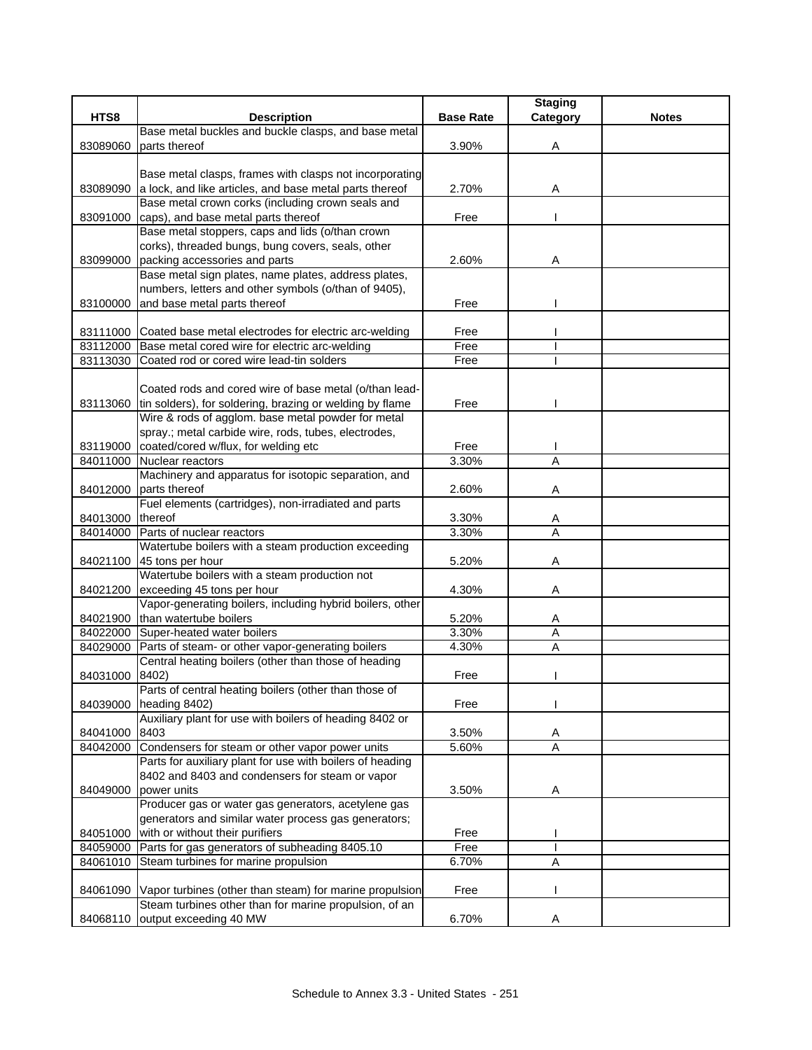| HTS8 | Description | Base Rate | Staging Category | Notes |
|---|---|---|---|---|
| 83089060 | Base metal buckles and buckle clasps, and base metal parts thereof | 3.90% | A | |
| 83089090 | Base metal clasps, frames with clasps not incorporating a lock, and like articles, and base metal parts thereof | 2.70% | A | |
| 83091000 | Base metal crown corks (including crown seals and caps), and base metal parts thereof | Free | I | |
| 83099000 | Base metal stoppers, caps and lids (o/than crown corks), threaded bungs, bung covers, seals, other packing accessories and parts | 2.60% | A | |
| 83100000 | Base metal sign plates, name plates, address plates, numbers, letters and other symbols (o/than of 9405), and base metal parts thereof | Free | I | |
| 83111000 | Coated base metal electrodes for electric arc-welding | Free | I | |
| 83112000 | Base metal cored wire for electric arc-welding | Free | I | |
| 83113030 | Coated rod or cored wire lead-tin solders | Free | I | |
| 83113060 | Coated rods and cored wire of base metal (o/than lead-tin solders), for soldering, brazing or welding by flame | Free | I | |
| 83119000 | Wire & rods of agglom. base metal powder for metal spray.; metal carbide wire, rods, tubes, electrodes, coated/cored w/flux, for welding etc | Free | I | |
| 84011000 | Nuclear reactors | 3.30% | A | |
| 84012000 | Machinery and apparatus for isotopic separation, and parts thereof | 2.60% | A | |
| 84013000 | Fuel elements (cartridges), non-irradiated and parts thereof | 3.30% | A | |
| 84014000 | Parts of nuclear reactors | 3.30% | A | |
| 84021100 | Watertube boilers with a steam production exceeding 45 tons per hour | 5.20% | A | |
| 84021200 | Watertube boilers with a steam production not exceeding 45 tons per hour | 4.30% | A | |
| 84021900 | Vapor-generating boilers, including hybrid boilers, other than watertube boilers | 5.20% | A | |
| 84022000 | Super-heated water boilers | 3.30% | A | |
| 84029000 | Parts of steam- or other vapor-generating boilers | 4.30% | A | |
| 84031000 | Central heating boilers (other than those of heading 8402) | Free | I | |
| 84039000 | Parts of central heating boilers (other than those of heading 8402) | Free | I | |
| 84041000 | Auxiliary plant for use with boilers of heading 8402 or 8403 | 3.50% | A | |
| 84042000 | Condensers for steam or other vapor power units | 5.60% | A | |
| 84049000 | Parts for auxiliary plant for use with boilers of heading 8402 and 8403 and condensers for steam or vapor power units | 3.50% | A | |
| 84051000 | Producer gas or water gas generators, acetylene gas generators and similar water process gas generators; with or without their purifiers | Free | I | |
| 84059000 | Parts for gas generators of subheading 8405.10 | Free | I | |
| 84061010 | Steam turbines for marine propulsion | 6.70% | A | |
| 84061090 | Vapor turbines (other than steam) for marine propulsion | Free | I | |
| 84068110 | Steam turbines other than for marine propulsion, of an output exceeding 40 MW | 6.70% | A | |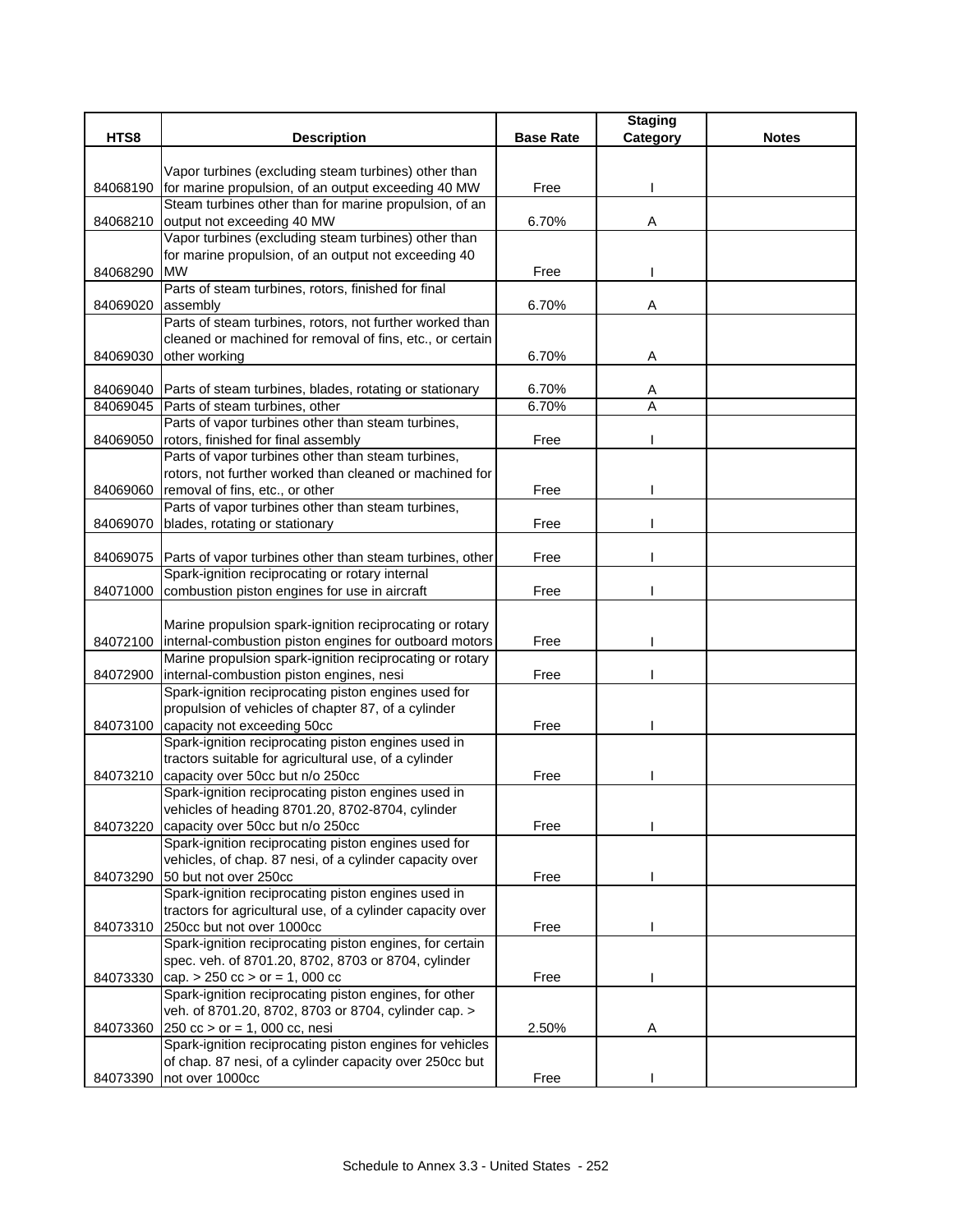| HTS8 | Description | Base Rate | Staging Category | Notes |
| --- | --- | --- | --- | --- |
| 84068190 | Vapor turbines (excluding steam turbines) other than for marine propulsion, of an output exceeding 40 MW | Free | I | |
| 84068210 | Steam turbines other than for marine propulsion, of an output not exceeding 40 MW | 6.70% | A | |
| 84068290 | Vapor turbines (excluding steam turbines) other than for marine propulsion, of an output not exceeding 40 MW | Free | I | |
| 84069020 | Parts of steam turbines, rotors, finished for final assembly | 6.70% | A | |
| 84069030 | Parts of steam turbines, rotors, not further worked than cleaned or machined for removal of fins, etc., or certain other working | 6.70% | A | |
| 84069040 | Parts of steam turbines, blades, rotating or stationary | 6.70% | A | |
| 84069045 | Parts of steam turbines, other | 6.70% | A | |
| 84069050 | Parts of vapor turbines other than steam turbines, rotors, finished for final assembly | Free | I | |
| 84069060 | Parts of vapor turbines other than steam turbines, rotors, not further worked than cleaned or machined for removal of fins, etc., or other | Free | I | |
| 84069070 | Parts of vapor turbines other than steam turbines, blades, rotating or stationary | Free | I | |
| 84069075 | Parts of vapor turbines other than steam turbines, other | Free | I | |
| 84071000 | Spark-ignition reciprocating or rotary internal combustion piston engines for use in aircraft | Free | I | |
| 84072100 | Marine propulsion spark-ignition reciprocating or rotary internal-combustion piston engines for outboard motors | Free | I | |
| 84072900 | Marine propulsion spark-ignition reciprocating or rotary internal-combustion piston engines, nesi | Free | I | |
| 84073100 | Spark-ignition reciprocating piston engines used for propulsion of vehicles of chapter 87, of a cylinder capacity not exceeding 50cc | Free | I | |
| 84073210 | Spark-ignition reciprocating piston engines used in tractors suitable for agricultural use, of a cylinder capacity over 50cc but n/o 250cc | Free | I | |
| 84073220 | Spark-ignition reciprocating piston engines used in vehicles of heading 8701.20, 8702-8704, cylinder capacity over 50cc but n/o 250cc | Free | I | |
| 84073290 | Spark-ignition reciprocating piston engines used for vehicles, of chap. 87 nesi, of a cylinder capacity over 50 but not over 250cc | Free | I | |
| 84073310 | Spark-ignition reciprocating piston engines used in tractors for agricultural use, of a cylinder capacity over 250cc but not over 1000cc | Free | I | |
| 84073330 | Spark-ignition reciprocating piston engines, for certain spec. veh. of 8701.20, 8702, 8703 or 8704, cylinder cap. > 250 cc > or = 1, 000 cc | Free | I | |
| 84073360 | Spark-ignition reciprocating piston engines, for other veh. of 8701.20, 8702, 8703 or 8704, cylinder cap. > 250 cc > or = 1, 000 cc, nesi | 2.50% | A | |
| 84073390 | Spark-ignition reciprocating piston engines for vehicles of chap. 87 nesi, of a cylinder capacity over 250cc but not over 1000cc | Free | I | |

Schedule to Annex 3.3 - United States - 252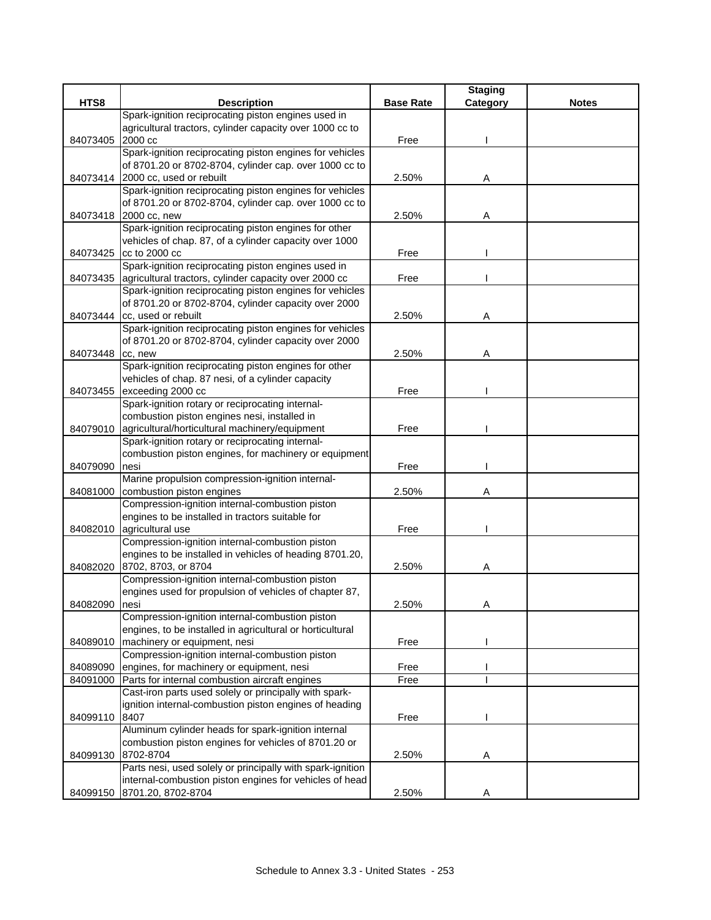| HTS8 | Description | Base Rate | Staging Category | Notes |
|---|---|---|---|---|
| 84073405 | Spark-ignition reciprocating piston engines used in agricultural tractors, cylinder capacity over 1000 cc to 2000 cc | Free | I | |
| 84073414 | Spark-ignition reciprocating piston engines for vehicles of 8701.20 or 8702-8704, cylinder cap. over 1000 cc to 2000 cc, used or rebuilt | 2.50% | A | |
| 84073418 | Spark-ignition reciprocating piston engines for vehicles of 8701.20 or 8702-8704, cylinder cap. over 1000 cc to 2000 cc, new | 2.50% | A | |
| 84073425 | Spark-ignition reciprocating piston engines for other vehicles of chap. 87, of a cylinder capacity over 1000 cc to 2000 cc | Free | I | |
| 84073435 | Spark-ignition reciprocating piston engines used in agricultural tractors, cylinder capacity over 2000 cc | Free | I | |
| 84073444 | Spark-ignition reciprocating piston engines for vehicles of 8701.20 or 8702-8704, cylinder capacity over 2000 cc, used or rebuilt | 2.50% | A | |
| 84073448 | Spark-ignition reciprocating piston engines for vehicles of 8701.20 or 8702-8704, cylinder capacity over 2000 cc, new | 2.50% | A | |
| 84073455 | Spark-ignition reciprocating piston engines for other vehicles of chap. 87 nesi, of a cylinder capacity exceeding 2000 cc | Free | I | |
| 84079010 | Spark-ignition rotary or reciprocating internal-combustion piston engines nesi, installed in agricultural/horticultural machinery/equipment | Free | I | |
| 84079090 | Spark-ignition rotary or reciprocating internal-combustion piston engines, for machinery or equipment nesi | Free | I | |
| 84081000 | Marine propulsion compression-ignition internal-combustion piston engines | 2.50% | A | |
| 84082010 | Compression-ignition internal-combustion piston engines to be installed in tractors suitable for agricultural use | Free | I | |
| 84082020 | Compression-ignition internal-combustion piston engines to be installed in vehicles of heading 8701.20, 8702, 8703, or 8704 | 2.50% | A | |
| 84082090 | Compression-ignition internal-combustion piston engines used for propulsion of vehicles of chapter 87, nesi | 2.50% | A | |
| 84089010 | Compression-ignition internal-combustion piston engines, to be installed in agricultural or horticultural machinery or equipment, nesi | Free | I | |
| 84089090 | Compression-ignition internal-combustion piston engines, for machinery or equipment, nesi | Free | I | |
| 84091000 | Parts for internal combustion aircraft engines | Free | I | |
| 84099110 | Cast-iron parts used solely or principally with spark-ignition internal-combustion piston engines of heading 8407 | Free | I | |
| 84099130 | Aluminum cylinder heads for spark-ignition internal combustion piston engines for vehicles of 8701.20 or 8702-8704 | 2.50% | A | |
| 84099150 | Parts nesi, used solely or principally with spark-ignition internal-combustion piston engines for vehicles of head 8701.20, 8702-8704 | 2.50% | A | |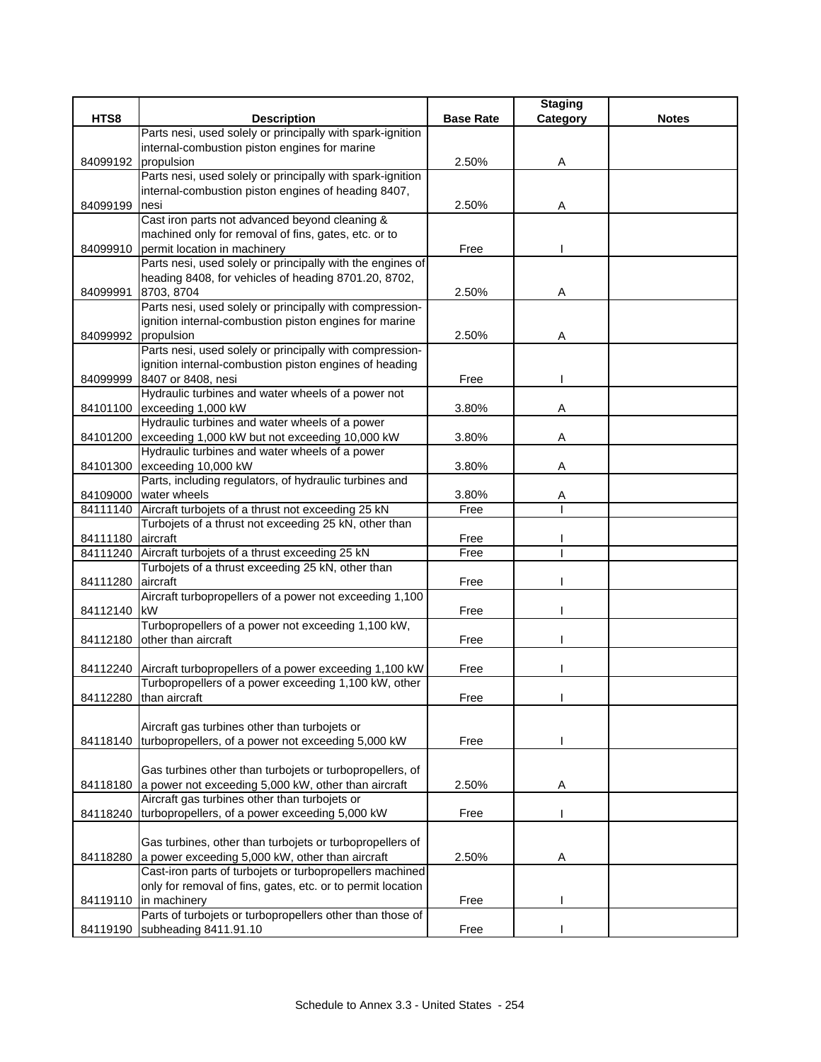| HTS8 | Description | Base Rate | Staging Category | Notes |
|---|---|---|---|---|
| 84099192 | Parts nesi, used solely or principally with spark-ignition internal-combustion piston engines for marine propulsion | 2.50% | A | |
| 84099199 | Parts nesi, used solely or principally with spark-ignition internal-combustion piston engines of heading 8407, nesi | 2.50% | A | |
| 84099910 | Cast iron parts not advanced beyond cleaning & machined only for removal of fins, gates, etc. or to permit location in machinery | Free | I | |
| 84099991 | Parts nesi, used solely or principally with the engines of heading 8408, for vehicles of heading 8701.20, 8702, 8703, 8704 | 2.50% | A | |
| 84099992 | Parts nesi, used solely or principally with compression-ignition internal-combustion piston engines for marine propulsion | 2.50% | A | |
| 84099999 | Parts nesi, used solely or principally with compression-ignition internal-combustion piston engines of heading 8407 or 8408, nesi | Free | I | |
| 84101100 | Hydraulic turbines and water wheels of a power not exceeding 1,000 kW | 3.80% | A | |
| 84101200 | Hydraulic turbines and water wheels of a power exceeding 1,000 kW but not exceeding 10,000 kW | 3.80% | A | |
| 84101300 | Hydraulic turbines and water wheels of a power exceeding 10,000 kW | 3.80% | A | |
| 84109000 | Parts, including regulators, of hydraulic turbines and water wheels | 3.80% | A | |
| 84111140 | Aircraft turbojets of a thrust not exceeding 25 kN | Free | I | |
| 84111180 | Turbojets of a thrust not exceeding 25 kN, other than aircraft | Free | I | |
| 84111240 | Aircraft turbojets of a thrust exceeding 25 kN | Free | I | |
| 84111280 | Turbojets of a thrust exceeding 25 kN, other than aircraft | Free | I | |
| 84112140 | Aircraft turbopropellers of a power not exceeding 1,100 kW | Free | I | |
| 84112180 | Turbopropellers of a power not exceeding 1,100 kW, other than aircraft | Free | I | |
| 84112240 | Aircraft turbopropellers of a power exceeding 1,100 kW | Free | I | |
| 84112280 | Turbopropellers of a power exceeding 1,100 kW, other than aircraft | Free | I | |
| 84118140 | Aircraft gas turbines other than turbojets or turbopropellers, of a power not exceeding 5,000 kW | Free | I | |
| 84118180 | Gas turbines other than turbojets or turbopropellers, of a power not exceeding 5,000 kW, other than aircraft | 2.50% | A | |
| 84118240 | Aircraft gas turbines other than turbojets or turbopropellers, of a power exceeding 5,000 kW | Free | I | |
| 84118280 | Gas turbines, other than turbojets or turbopropellers of a power exceeding 5,000 kW, other than aircraft | 2.50% | A | |
| 84119110 | Cast-iron parts of turbojets or turbopropellers machined only for removal of fins, gates, etc. or to permit location in machinery | Free | I | |
| 84119190 | Parts of turbojets or turbopropellers other than those of subheading 8411.91.10 | Free | I | |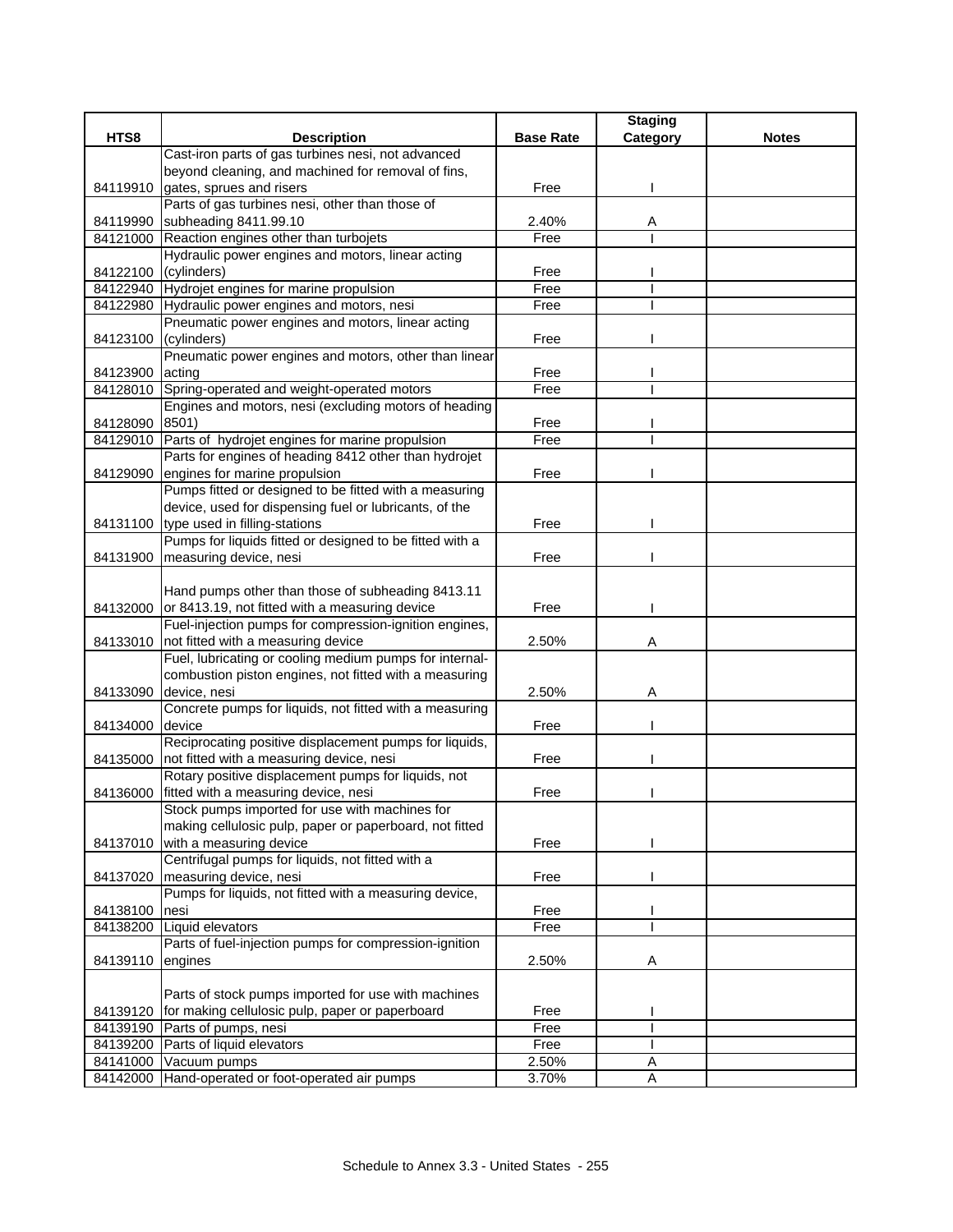| HTS8 | Description | Base Rate | Staging Category | Notes |
|---|---|---|---|---|
| 84119910 | Cast-iron parts of gas turbines nesi, not advanced beyond cleaning, and machined for removal of fins, gates, sprues and risers | Free | I | |
| 84119990 | Parts of gas turbines nesi, other than those of subheading 8411.99.10 | 2.40% | A | |
| 84121000 | Reaction engines other than turbojets | Free | I | |
| 84122100 | Hydraulic power engines and motors, linear acting (cylinders) | Free | I | |
| 84122940 | Hydrojet engines for marine propulsion | Free | I | |
| 84122980 | Hydraulic power engines and motors, nesi | Free | I | |
| 84123100 | Pneumatic power engines and motors, linear acting (cylinders) | Free | I | |
| 84123900 | Pneumatic power engines and motors, other than linear acting | Free | I | |
| 84128010 | Spring-operated and weight-operated motors | Free | I | |
| 84128090 | Engines and motors, nesi (excluding motors of heading 8501) | Free | I | |
| 84129010 | Parts of hydrojet engines for marine propulsion | Free | I | |
| 84129090 | Parts for engines of heading 8412 other than hydrojet engines for marine propulsion | Free | I | |
| 84131100 | Pumps fitted or designed to be fitted with a measuring device, used for dispensing fuel or lubricants, of the type used in filling-stations | Free | I | |
| 84131900 | Pumps for liquids fitted or designed to be fitted with a measuring device, nesi | Free | I | |
| 84132000 | Hand pumps other than those of subheading 8413.11 or 8413.19, not fitted with a measuring device | Free | I | |
| 84133010 | Fuel-injection pumps for compression-ignition engines, not fitted with a measuring device | 2.50% | A | |
| 84133090 | Fuel, lubricating or cooling medium pumps for internal-combustion piston engines, not fitted with a measuring device, nesi | 2.50% | A | |
| 84134000 | Concrete pumps for liquids, not fitted with a measuring device | Free | I | |
| 84135000 | Reciprocating positive displacement pumps for liquids, not fitted with a measuring device, nesi | Free | I | |
| 84136000 | Rotary positive displacement pumps for liquids, not fitted with a measuring device, nesi | Free | I | |
| 84137010 | Stock pumps imported for use with machines for making cellulosic pulp, paper or paperboard, not fitted with a measuring device | Free | I | |
| 84137020 | Centrifugal pumps for liquids, not fitted with a measuring device, nesi | Free | I | |
| 84138100 | Pumps for liquids, not fitted with a measuring device, nesi | Free | I | |
| 84138200 | Liquid elevators | Free | I | |
| 84139110 | Parts of fuel-injection pumps for compression-ignition engines | 2.50% | A | |
| 84139120 | Parts of stock pumps imported for use with machines for making cellulosic pulp, paper or paperboard | Free | I | |
| 84139190 | Parts of pumps, nesi | Free | I | |
| 84139200 | Parts of liquid elevators | Free | I | |
| 84141000 | Vacuum pumps | 2.50% | A | |
| 84142000 | Hand-operated or foot-operated air pumps | 3.70% | A | |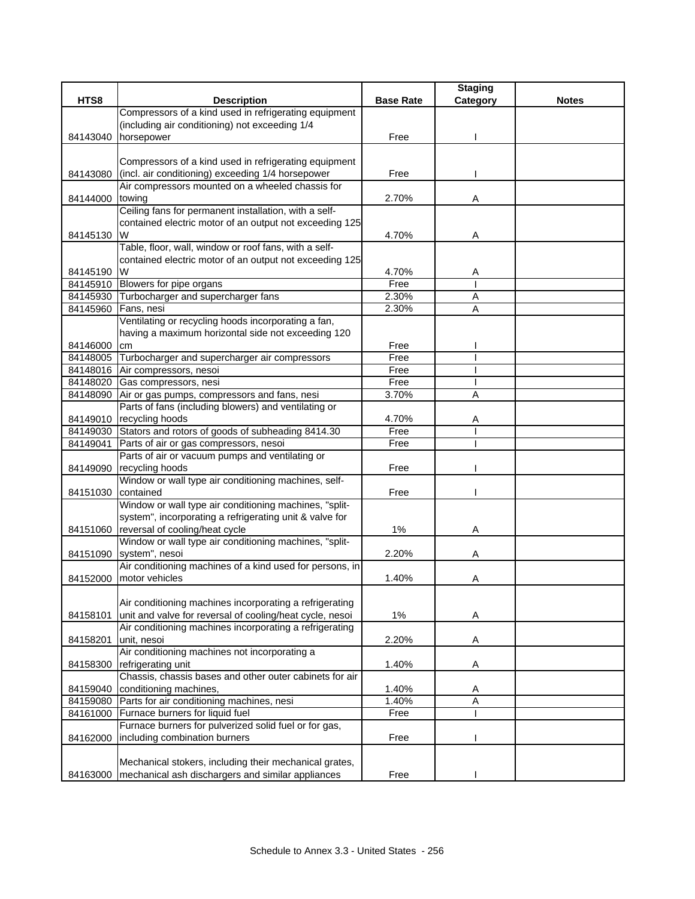| HTS8 | Description | Base Rate | Staging Category | Notes |
|---|---|---|---|---|
| 84143040 | Compressors of a kind used in refrigerating equipment (including air conditioning) not exceeding 1/4 horsepower | Free | I | |
| 84143080 | Compressors of a kind used in refrigerating equipment (incl. air conditioning) exceeding 1/4 horsepower | Free | I | |
| 84144000 | Air compressors mounted on a wheeled chassis for towing | 2.70% | A | |
| 84145130 | Ceiling fans for permanent installation, with a self-contained electric motor of an output not exceeding 125 W | 4.70% | A | |
| 84145190 | Table, floor, wall, window or roof fans, with a self-contained electric motor of an output not exceeding 125 W | 4.70% | A | |
| 84145910 | Blowers for pipe organs | Free | I | |
| 84145930 | Turbocharger and supercharger fans | 2.30% | A | |
| 84145960 | Fans, nesi | 2.30% | A | |
| 84146000 | Ventilating or recycling hoods incorporating a fan, having a maximum horizontal side not exceeding 120 cm | Free | I | |
| 84148005 | Turbocharger and supercharger air compressors | Free | I | |
| 84148016 | Air compressors, nesoi | Free | I | |
| 84148020 | Gas compressors, nesi | Free | I | |
| 84148090 | Air or gas pumps, compressors and fans, nesi | 3.70% | A | |
| 84149010 | Parts of fans (including blowers) and ventilating or recycling hoods | 4.70% | A | |
| 84149030 | Stators and rotors of goods of subheading 8414.30 | Free | I | |
| 84149041 | Parts of air or gas compressors, nesoi | Free | I | |
| 84149090 | Parts of air or vacuum pumps and ventilating or recycling hoods | Free | I | |
| 84151030 | Window or wall type air conditioning machines, self-contained | Free | I | |
| 84151060 | Window or wall type air conditioning machines, "split-system", incorporating a refrigerating unit & valve for reversal of cooling/heat cycle | 1% | A | |
| 84151090 | Window or wall type air conditioning machines, "split-system", nesoi | 2.20% | A | |
| 84152000 | Air conditioning machines of a kind used for persons, in motor vehicles | 1.40% | A | |
| 84158101 | Air conditioning machines incorporating a refrigerating unit and valve for reversal of cooling/heat cycle, nesoi | 1% | A | |
| 84158201 | Air conditioning machines incorporating a refrigerating unit, nesoi | 2.20% | A | |
| 84158300 | Air conditioning machines not incorporating a refrigerating unit | 1.40% | A | |
| 84159040 | Chassis, chassis bases and other outer cabinets for air conditioning machines, | 1.40% | A | |
| 84159080 | Parts for air conditioning machines, nesi | 1.40% | A | |
| 84161000 | Furnace burners for liquid fuel | Free | I | |
| 84162000 | Furnace burners for pulverized solid fuel or for gas, including combination burners | Free | I | |
| 84163000 | Mechanical stokers, including their mechanical grates, mechanical ash dischargers and similar appliances | Free | I | |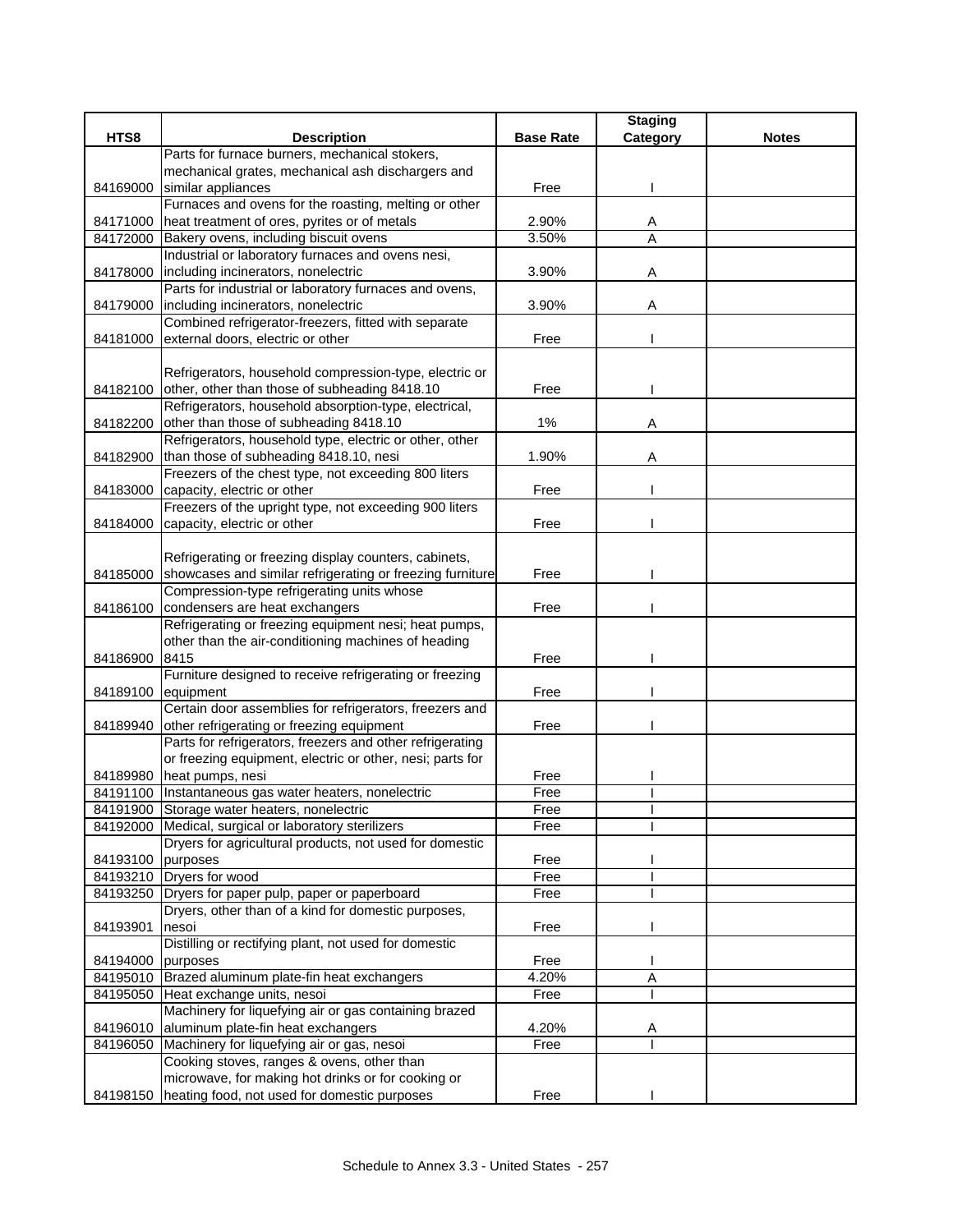| HTS8 | Description | Base Rate | Staging Category | Notes |
|---|---|---|---|---|
| 84169000 | Parts for furnace burners, mechanical stokers, mechanical grates, mechanical ash dischargers and similar appliances | Free | I | |
| 84171000 | Furnaces and ovens for the roasting, melting or other heat treatment of ores, pyrites or of metals | 2.90% | A | |
| 84172000 | Bakery ovens, including biscuit ovens | 3.50% | A | |
| 84178000 | Industrial or laboratory furnaces and ovens nesi, including incinerators, nonelectric | 3.90% | A | |
| 84179000 | Parts for industrial or laboratory furnaces and ovens, including incinerators, nonelectric | 3.90% | A | |
| 84181000 | Combined refrigerator-freezers, fitted with separate external doors, electric or other | Free | I | |
| 84182100 | Refrigerators, household compression-type, electric or other, other than those of subheading 8418.10 | Free | I | |
| 84182200 | Refrigerators, household absorption-type, electrical, other than those of subheading 8418.10 | 1% | A | |
| 84182900 | Refrigerators, household type, electric or other, other than those of subheading 8418.10, nesi | 1.90% | A | |
| 84183000 | Freezers of the chest type, not exceeding 800 liters capacity, electric or other | Free | I | |
| 84184000 | Freezers of the upright type, not exceeding 900 liters capacity, electric or other | Free | I | |
| 84185000 | Refrigerating or freezing display counters, cabinets, showcases and similar refrigerating or freezing furniture | Free | I | |
| 84186100 | Compression-type refrigerating units whose condensers are heat exchangers | Free | I | |
| 84186900 | Refrigerating or freezing equipment nesi; heat pumps, other than the air-conditioning machines of heading 8415 | Free | I | |
| 84189100 | Furniture designed to receive refrigerating or freezing equipment | Free | I | |
| 84189940 | Certain door assemblies for refrigerators, freezers and other refrigerating or freezing equipment | Free | I | |
| 84189980 | Parts for refrigerators, freezers and other refrigerating or freezing equipment, electric or other, nesi; parts for heat pumps, nesi | Free | I | |
| 84191100 | Instantaneous gas water heaters, nonelectric | Free | I | |
| 84191900 | Storage water heaters, nonelectric | Free | I | |
| 84192000 | Medical, surgical or laboratory sterilizers | Free | I | |
| 84193100 | Dryers for agricultural products, not used for domestic purposes | Free | I | |
| 84193210 | Dryers for wood | Free | I | |
| 84193250 | Dryers for paper pulp, paper or paperboard | Free | I | |
| 84193901 | Dryers, other than of a kind for domestic purposes, nesoi | Free | I | |
| 84194000 | Distilling or rectifying plant, not used for domestic purposes | Free | I | |
| 84195010 | Brazed aluminum plate-fin heat exchangers | 4.20% | A | |
| 84195050 | Heat exchange units, nesoi | Free | I | |
| 84196010 | Machinery for liquefying air or gas containing brazed aluminum plate-fin heat exchangers | 4.20% | A | |
| 84196050 | Machinery for liquefying air or gas, nesoi | Free | I | |
| 84198150 | Cooking stoves, ranges & ovens, other than microwave, for making hot drinks or for cooking or heating food, not used for domestic purposes | Free | I | |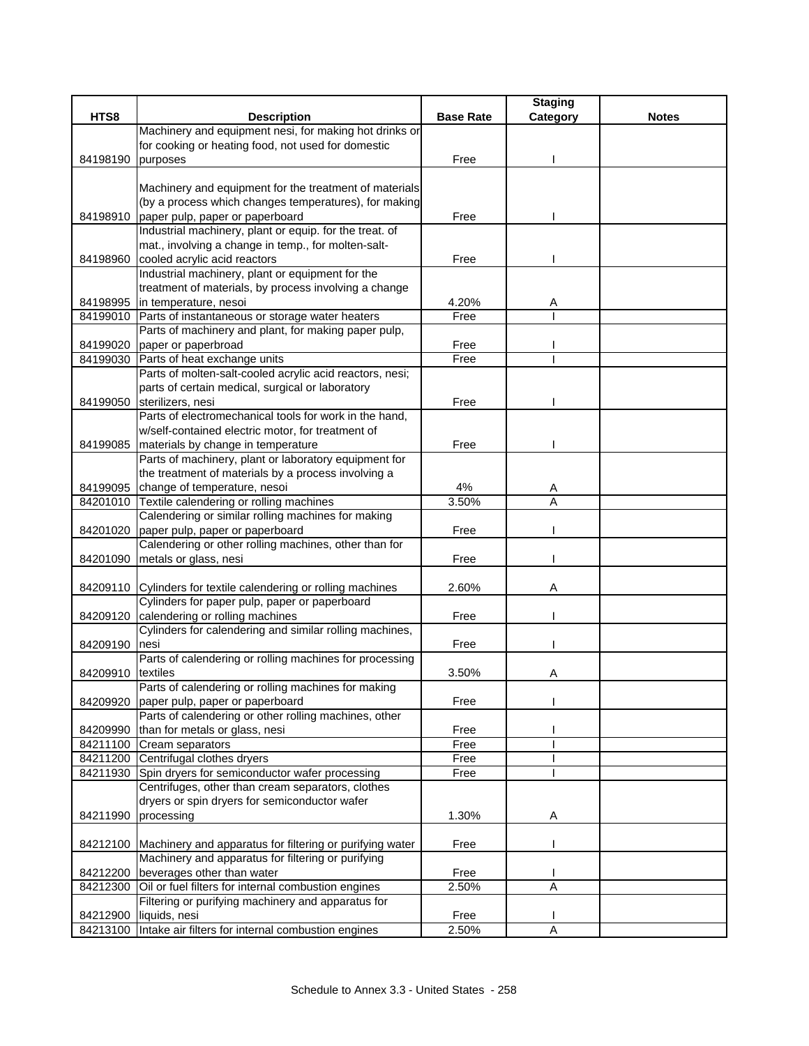| HTS8 | Description | Base Rate | Staging Category | Notes |
|---|---|---|---|---|
| 84198190 | Machinery and equipment nesi, for making hot drinks or for cooking or heating food, not used for domestic purposes | Free | I | |
| 84198910 | Machinery and equipment for the treatment of materials (by a process which changes temperatures), for making paper pulp, paper or paperboard | Free | I | |
| 84198960 | Industrial machinery, plant or equip. for the treat. of mat., involving a change in temp., for molten-salt-cooled acrylic acid reactors | Free | I | |
| 84198995 | Industrial machinery, plant or equipment for the treatment of materials, by process involving a change in temperature, nesoi | 4.20% | A | |
| 84199010 | Parts of instantaneous or storage water heaters | Free | I | |
| 84199020 | Parts of machinery and plant, for making paper pulp, paper or paperbroad | Free | I | |
| 84199030 | Parts of heat exchange units | Free | I | |
| 84199050 | Parts of molten-salt-cooled acrylic acid reactors, nesi; parts of certain medical, surgical or laboratory sterilizers, nesi | Free | I | |
| 84199085 | Parts of electromechanical tools for work in the hand, w/self-contained electric motor, for treatment of materials by change in temperature | Free | I | |
| 84199095 | Parts of machinery, plant or laboratory equipment for the treatment of materials by a process involving a change of temperature, nesoi | 4% | A | |
| 84201010 | Textile calendering or rolling machines | 3.50% | A | |
| 84201020 | Calendering or similar rolling machines for making paper pulp, paper or paperboard | Free | I | |
| 84201090 | Calendering or other rolling machines, other than for metals or glass, nesi | Free | I | |
| 84209110 | Cylinders for textile calendering or rolling machines | 2.60% | A | |
| 84209120 | Cylinders for paper pulp, paper or paperboard calendering or rolling machines | Free | I | |
| 84209190 | Cylinders for calendering and similar rolling machines, nesi | Free | I | |
| 84209910 | Parts of calendering or rolling machines for processing textiles | 3.50% | A | |
| 84209920 | Parts of calendering or rolling machines for making paper pulp, paper or paperboard | Free | I | |
| 84209990 | Parts of calendering or other rolling machines, other than for metals or glass, nesi | Free | I | |
| 84211100 | Cream separators | Free | I | |
| 84211200 | Centrifugal clothes dryers | Free | I | |
| 84211930 | Spin dryers for semiconductor wafer processing | Free | I | |
| 84211990 | Centrifuges, other than cream separators, clothes dryers or spin dryers for semiconductor wafer processing | 1.30% | A | |
| 84212100 | Machinery and apparatus for filtering or purifying water | Free | I | |
| 84212200 | Machinery and apparatus for filtering or purifying beverages other than water | Free | I | |
| 84212300 | Oil or fuel filters for internal combustion engines | 2.50% | A | |
| 84212900 | Filtering or purifying machinery and apparatus for liquids, nesi | Free | I | |
| 84213100 | Intake air filters for internal combustion engines | 2.50% | A | |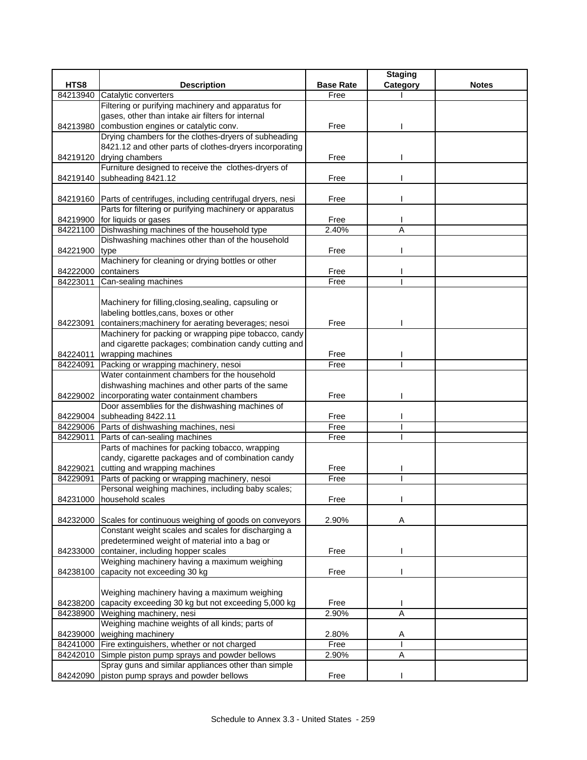| HTS8 | Description | Base Rate | Staging Category | Notes |
|---|---|---|---|---|
| 84213940 | Catalytic converters | Free | I | |
| 84213980 | Filtering or purifying machinery and apparatus for gases, other than intake air filters for internal combustion engines or catalytic conv. | Free | I | |
| 84219120 | Drying chambers for the clothes-dryers of subheading 8421.12 and other parts of clothes-dryers incorporating drying chambers | Free | I | |
| 84219140 | Furniture designed to receive the clothes-dryers of subheading 8421.12 | Free | I | |
| 84219160 | Parts of centrifuges, including centrifugal dryers, nesi | Free | I | |
| 84219900 | Parts for filtering or purifying machinery or apparatus for liquids or gases | Free | I | |
| 84221100 | Dishwashing machines of the household type | 2.40% | A | |
| 84221900 | Dishwashing machines other than of the household type | Free | I | |
| 84222000 | Machinery for cleaning or drying bottles or other containers | Free | I | |
| 84223011 | Can-sealing machines | Free | I | |
| 84223091 | Machinery for filling,closing,sealing, capsuling or labeling bottles,cans, boxes or other containers;machinery for aerating beverages; nesoi | Free | I | |
| 84224011 | Machinery for packing or wrapping pipe tobacco, candy and cigarette packages; combination candy cutting and wrapping machines | Free | I | |
| 84224091 | Packing or wrapping machinery, nesoi | Free | I | |
| 84229002 | Water containment chambers for the household dishwashing machines and other parts of the same incorporating water containment chambers | Free | I | |
| 84229004 | Door assemblies for the dishwashing machines of subheading 8422.11 | Free | I | |
| 84229006 | Parts of dishwashing machines, nesi | Free | I | |
| 84229011 | Parts of can-sealing machines | Free | I | |
| 84229021 | Parts of machines for packing tobacco, wrapping candy, cigarette packages and of combination candy cutting and wrapping machines | Free | I | |
| 84229091 | Parts of packing or wrapping machinery, nesoi | Free | I | |
| 84231000 | Personal weighing machines, including baby scales; household scales | Free | I | |
| 84232000 | Scales for continuous weighing of goods on conveyors | 2.90% | A | |
| 84233000 | Constant weight scales and scales for discharging a predetermined weight of material into a bag or container, including hopper scales | Free | I | |
| 84238100 | Weighing machinery having a maximum weighing capacity not exceeding 30 kg | Free | I | |
| 84238200 | Weighing machinery having a maximum weighing capacity exceeding 30 kg but not exceeding 5,000 kg | Free | I | |
| 84238900 | Weighing machinery, nesi | 2.90% | A | |
| 84239000 | Weighing machine weights of all kinds; parts of weighing machinery | 2.80% | A | |
| 84241000 | Fire extinguishers, whether or not charged | Free | I | |
| 84242010 | Simple piston pump sprays and powder bellows | 2.90% | A | |
| 84242090 | Spray guns and similar appliances other than simple piston pump sprays and powder bellows | Free | I | |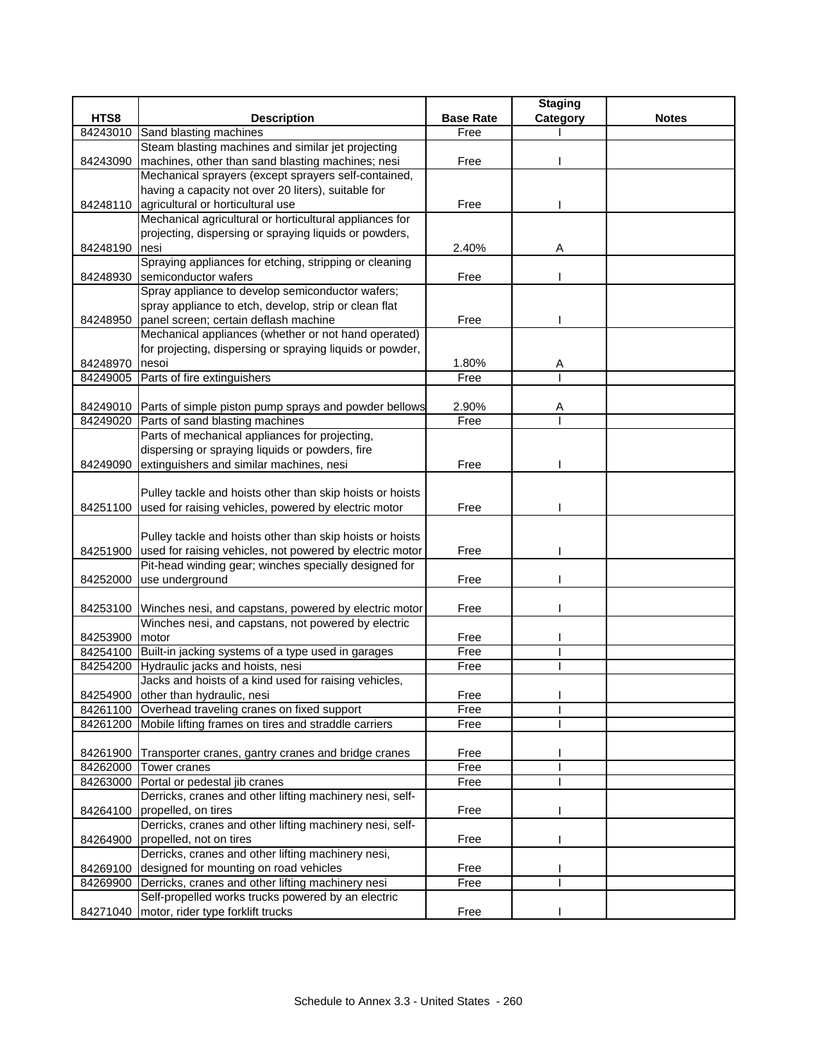| HTS8 | Description | Base Rate | Staging Category | Notes |
|---|---|---|---|---|
| 84243010 | Sand blasting machines | Free | I | |
| 84243090 | Steam blasting machines and similar jet projecting machines, other than sand blasting machines; nesi | Free | I | |
| 84248110 | Mechanical sprayers (except sprayers self-contained, having a capacity not over 20 liters), suitable for agricultural or horticultural use | Free | I | |
| 84248190 | Mechanical agricultural or horticultural appliances for projecting, dispersing or spraying liquids or powders, nesi | 2.40% | A | |
| 84248930 | Spraying appliances for etching, stripping or cleaning semiconductor wafers | Free | I | |
| 84248950 | Spray appliance to develop semiconductor wafers; spray appliance to etch, develop, strip or clean flat panel screen; certain deflash machine | Free | I | |
| 84248970 | Mechanical appliances (whether or not hand operated) for projecting, dispersing or spraying liquids or powder, nesoi | 1.80% | A | |
| 84249005 | Parts of fire extinguishers | Free | I | |
| 84249010 | Parts of simple piston pump sprays and powder bellows | 2.90% | A | |
| 84249020 | Parts of sand blasting machines | Free | I | |
| 84249090 | Parts of mechanical appliances for projecting, dispersing or spraying liquids or powders, fire extinguishers and similar machines, nesi | Free | I | |
| 84251100 | Pulley tackle and hoists other than skip hoists or hoists used for raising vehicles, powered by electric motor | Free | I | |
| 84251900 | Pulley tackle and hoists other than skip hoists or hoists used for raising vehicles, not powered by electric motor | Free | I | |
| 84252000 | Pit-head winding gear; winches specially designed for use underground | Free | I | |
| 84253100 | Winches nesi, and capstans, powered by electric motor | Free | I | |
| 84253900 | Winches nesi, and capstans, not powered by electric motor | Free | I | |
| 84254100 | Built-in jacking systems of a type used in garages | Free | I | |
| 84254200 | Hydraulic jacks and hoists, nesi | Free | I | |
| 84254900 | Jacks and hoists of a kind used for raising vehicles, other than hydraulic, nesi | Free | I | |
| 84261100 | Overhead traveling cranes on fixed support | Free | I | |
| 84261200 | Mobile lifting frames on tires and straddle carriers | Free | I | |
| 84261900 | Transporter cranes, gantry cranes and bridge cranes | Free | I | |
| 84262000 | Tower cranes | Free | I | |
| 84263000 | Portal or pedestal jib cranes | Free | I | |
| 84264100 | Derricks, cranes and other lifting machinery nesi, self-propelled, on tires | Free | I | |
| 84264900 | Derricks, cranes and other lifting machinery nesi, self-propelled, not on tires | Free | I | |
| 84269100 | Derricks, cranes and other lifting machinery nesi, designed for mounting on road vehicles | Free | I | |
| 84269900 | Derricks, cranes and other lifting machinery nesi | Free | I | |
| 84271040 | Self-propelled works trucks powered by an electric motor, rider type forklift trucks | Free | I | |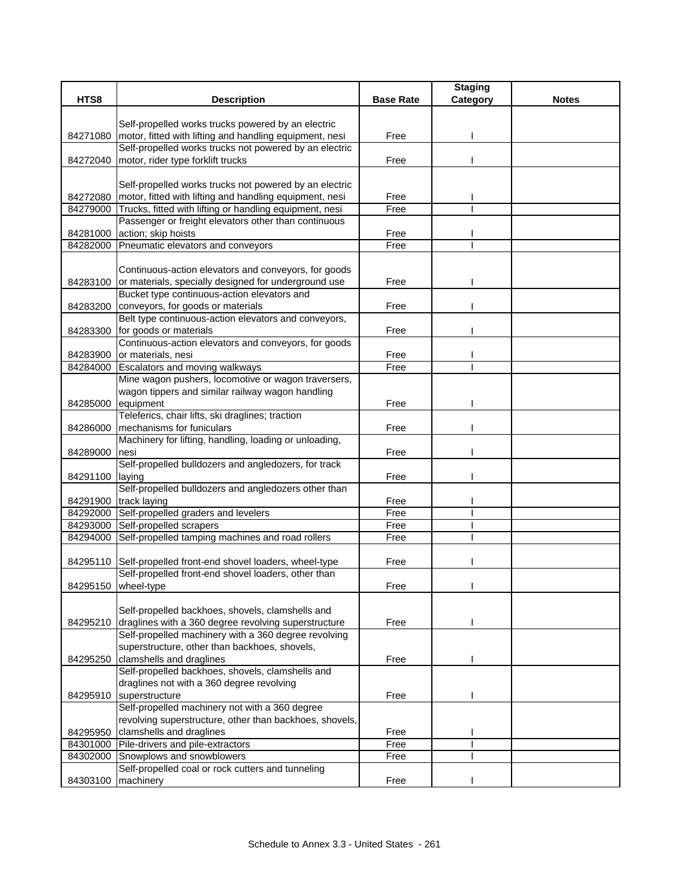| HTS8 | Description | Base Rate | Staging Category | Notes |
|---|---|---|---|---|
| 84271080 | Self-propelled works trucks powered by an electric motor, fitted with lifting and handling equipment, nesi | Free | I | |
| 84272040 | Self-propelled works trucks not powered by an electric motor, rider type forklift trucks | Free | I | |
| 84272080 | Self-propelled works trucks not powered by an electric motor, fitted with lifting and handling equipment, nesi | Free | I | |
| 84279000 | Trucks, fitted with lifting or handling equipment, nesi | Free | I | |
| 84281000 | Passenger or freight elevators other than continuous action; skip hoists | Free | I | |
| 84282000 | Pneumatic elevators and conveyors | Free | I | |
| 84283100 | Continuous-action elevators and conveyors, for goods or materials, specially designed for underground use | Free | I | |
| 84283200 | Bucket type continuous-action elevators and conveyors, for goods or materials | Free | I | |
| 84283300 | Belt type continuous-action elevators and conveyors, for goods or materials | Free | I | |
| 84283900 | Continuous-action elevators and conveyors, for goods or materials, nesi | Free | I | |
| 84284000 | Escalators and moving walkways | Free | I | |
| 84285000 | Mine wagon pushers, locomotive or wagon traversers, wagon tippers and similar railway wagon handling equipment | Free | I | |
| 84286000 | Teleferics, chair lifts, ski draglines; traction mechanisms for funiculars | Free | I | |
| 84289000 | Machinery for lifting, handling, loading or unloading, nesi | Free | I | |
| 84291100 | Self-propelled bulldozers and angledozers, for track laying | Free | I | |
| 84291900 | Self-propelled bulldozers and angledozers other than track laying | Free | I | |
| 84292000 | Self-propelled graders and levelers | Free | I | |
| 84293000 | Self-propelled scrapers | Free | I | |
| 84294000 | Self-propelled tamping machines and road rollers | Free | I | |
| 84295110 | Self-propelled front-end shovel loaders, wheel-type | Free | I | |
| 84295150 | Self-propelled front-end shovel loaders, other than wheel-type | Free | I | |
| 84295210 | Self-propelled backhoes, shovels, clamshells and draglines with a 360 degree revolving superstructure | Free | I | |
| 84295250 | Self-propelled machinery with a 360 degree revolving superstructure, other than backhoes, shovels, clamshells and draglines | Free | I | |
| 84295910 | Self-propelled backhoes, shovels, clamshells and draglines not with a 360 degree revolving superstructure | Free | I | |
| 84295950 | Self-propelled machinery not with a 360 degree revolving superstructure, other than backhoes, shovels, clamshells and draglines | Free | I | |
| 84301000 | Pile-drivers and pile-extractors | Free | I | |
| 84302000 | Snowplows and snowblowers | Free | I | |
| 84303100 | Self-propelled coal or rock cutters and tunneling machinery | Free | I | |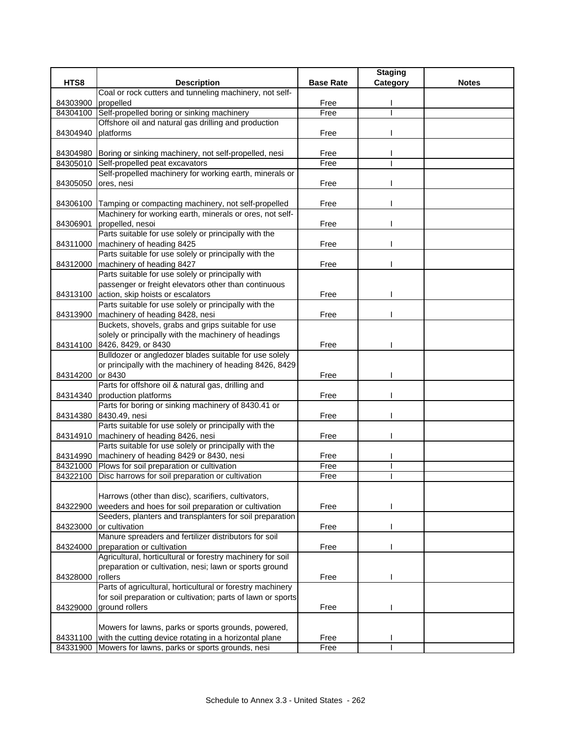| HTS8 | Description | Base Rate | Staging Category | Notes |
|---|---|---|---|---|
| 84303900 | Coal or rock cutters and tunneling machinery, not self-propelled | Free | I | |
| 84304100 | Self-propelled boring or sinking machinery | Free | I | |
| 84304940 | Offshore oil and natural gas drilling and production platforms | Free | I | |
| 84304980 | Boring or sinking machinery, not self-propelled, nesi | Free | I | |
| 84305010 | Self-propelled peat excavators | Free | I | |
| 84305050 | Self-propelled machinery for working earth, minerals or ores, nesi | Free | I | |
| 84306100 | Tamping or compacting machinery, not self-propelled | Free | I | |
| 84306901 | Machinery for working earth, minerals or ores, not self-propelled, nesoi | Free | I | |
| 84311000 | Parts suitable for use solely or principally with the machinery of heading 8425 | Free | I | |
| 84312000 | Parts suitable for use solely or principally with the machinery of heading 8427 | Free | I | |
| 84313100 | Parts suitable for use solely or principally with passenger or freight elevators other than continuous action, skip hoists or escalators | Free | I | |
| 84313900 | Parts suitable for use solely or principally with the machinery of heading 8428, nesi | Free | I | |
| 84314100 | Buckets, shovels, grabs and grips suitable for use solely or principally with the machinery of headings 8426, 8429, or 8430 | Free | I | |
| 84314200 | Bulldozer or angledozer blades suitable for use solely or principally with the machinery of heading 8426, 8429 or 8430 | Free | I | |
| 84314340 | Parts for offshore oil & natural gas, drilling and production platforms | Free | I | |
| 84314380 | Parts for boring or sinking machinery of 8430.41 or 8430.49, nesi | Free | I | |
| 84314910 | Parts suitable for use solely or principally with the machinery of heading 8426, nesi | Free | I | |
| 84314990 | Parts suitable for use solely or principally with the machinery of heading 8429 or 8430, nesi | Free | I | |
| 84321000 | Plows for soil preparation or cultivation | Free | I | |
| 84322100 | Disc harrows for soil preparation or cultivation | Free | I | |
| 84322900 | Harrows (other than disc), scarifiers, cultivators, weeders and hoes for soil preparation or cultivation | Free | I | |
| 84323000 | Seeders, planters and transplanters for soil preparation or cultivation | Free | I | |
| 84324000 | Manure spreaders and fertilizer distributors for soil preparation or cultivation | Free | I | |
| 84328000 | Agricultural, horticultural or forestry machinery for soil preparation or cultivation, nesi; lawn or sports ground rollers | Free | I | |
| 84329000 | Parts of agricultural, horticultural or forestry machinery for soil preparation or cultivation; parts of lawn or sports ground rollers | Free | I | |
| 84331100 | Mowers for lawns, parks or sports grounds, powered, with the cutting device rotating in a horizontal plane | Free | I | |
| 84331900 | Mowers for lawns, parks or sports grounds, nesi | Free | I | |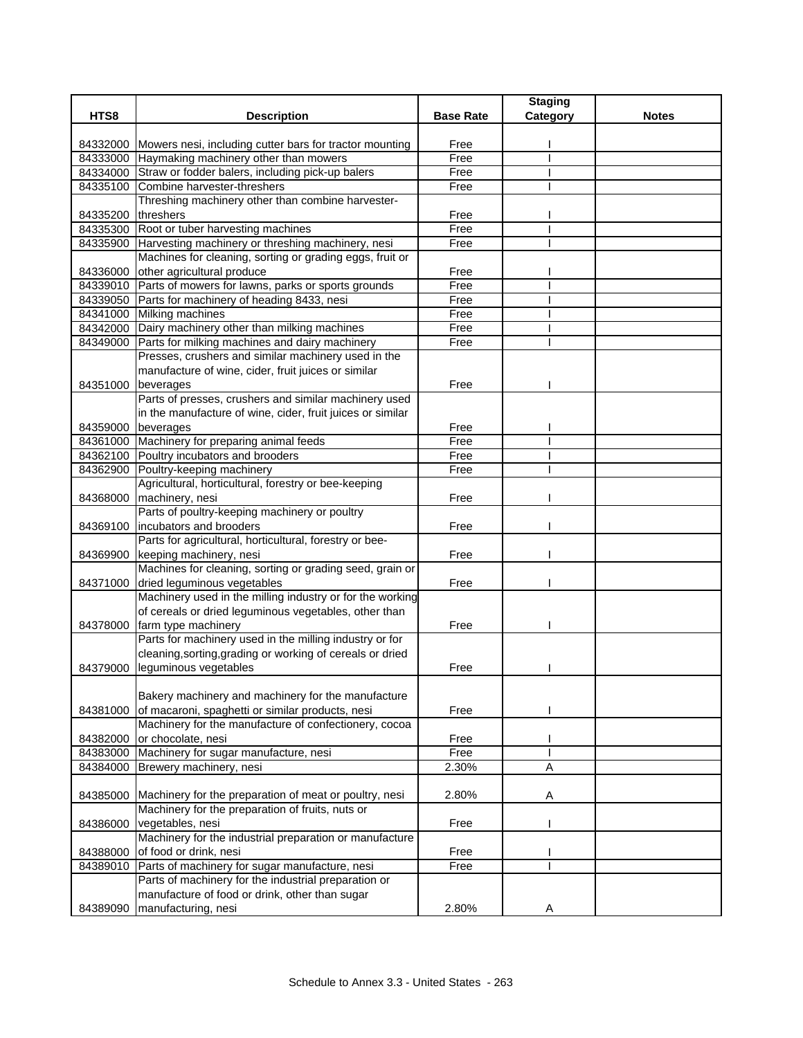| HTS8 | Description | Base Rate | Staging Category | Notes |
|---|---|---|---|---|
| 84332000 | Mowers nesi, including cutter bars for tractor mounting | Free | I | |
| 84333000 | Haymaking machinery other than mowers | Free | I | |
| 84334000 | Straw or fodder balers, including pick-up balers | Free | I | |
| 84335100 | Combine harvester-threshers | Free | I | |
| 84335200 | Threshing machinery other than combine harvester-threshers | Free | I | |
| 84335300 | Root or tuber harvesting machines | Free | I | |
| 84335900 | Harvesting machinery or threshing machinery, nesi | Free | I | |
| 84336000 | Machines for cleaning, sorting or grading eggs, fruit or other agricultural produce | Free | I | |
| 84339010 | Parts of mowers for lawns, parks or sports grounds | Free | I | |
| 84339050 | Parts for machinery of heading 8433, nesi | Free | I | |
| 84341000 | Milking machines | Free | I | |
| 84342000 | Dairy machinery other than milking machines | Free | I | |
| 84349000 | Parts for milking machines and dairy machinery | Free | I | |
| 84351000 | Presses, crushers and similar machinery used in the manufacture of wine, cider, fruit juices or similar beverages | Free | I | |
| 84359000 | Parts of presses, crushers and similar machinery used in the manufacture of wine, cider, fruit juices or similar beverages | Free | I | |
| 84361000 | Machinery for preparing animal feeds | Free | I | |
| 84362100 | Poultry incubators and brooders | Free | I | |
| 84362900 | Poultry-keeping machinery | Free | I | |
| 84368000 | Agricultural, horticultural, forestry or bee-keeping machinery, nesi | Free | I | |
| 84369100 | Parts of poultry-keeping machinery or poultry incubators and brooders | Free | I | |
| 84369900 | Parts for agricultural, horticultural, forestry or bee-keeping machinery, nesi | Free | I | |
| 84371000 | Machines for cleaning, sorting or grading seed, grain or dried leguminous vegetables | Free | I | |
| 84378000 | Machinery used in the milling industry or for the working of cereals or dried leguminous vegetables, other than farm type machinery | Free | I | |
| 84379000 | Parts for machinery used in the milling industry or for cleaning,sorting,grading or working of cereals or dried leguminous vegetables | Free | I | |
| 84381000 | Bakery machinery and machinery for the manufacture of macaroni, spaghetti or similar products, nesi | Free | I | |
| 84382000 | Machinery for the manufacture of confectionery, cocoa or chocolate, nesi | Free | I | |
| 84383000 | Machinery for sugar manufacture, nesi | Free | I | |
| 84384000 | Brewery machinery, nesi | 2.30% | A | |
| 84385000 | Machinery for the preparation of meat or poultry, nesi | 2.80% | A | |
| 84386000 | Machinery for the preparation of fruits, nuts or vegetables, nesi | Free | I | |
| 84388000 | Machinery for the industrial preparation or manufacture of food or drink, nesi | Free | I | |
| 84389010 | Parts of machinery for sugar manufacture, nesi | Free | I | |
| 84389090 | Parts of machinery for the industrial preparation or manufacture of food or drink, other than sugar manufacturing, nesi | 2.80% | A | |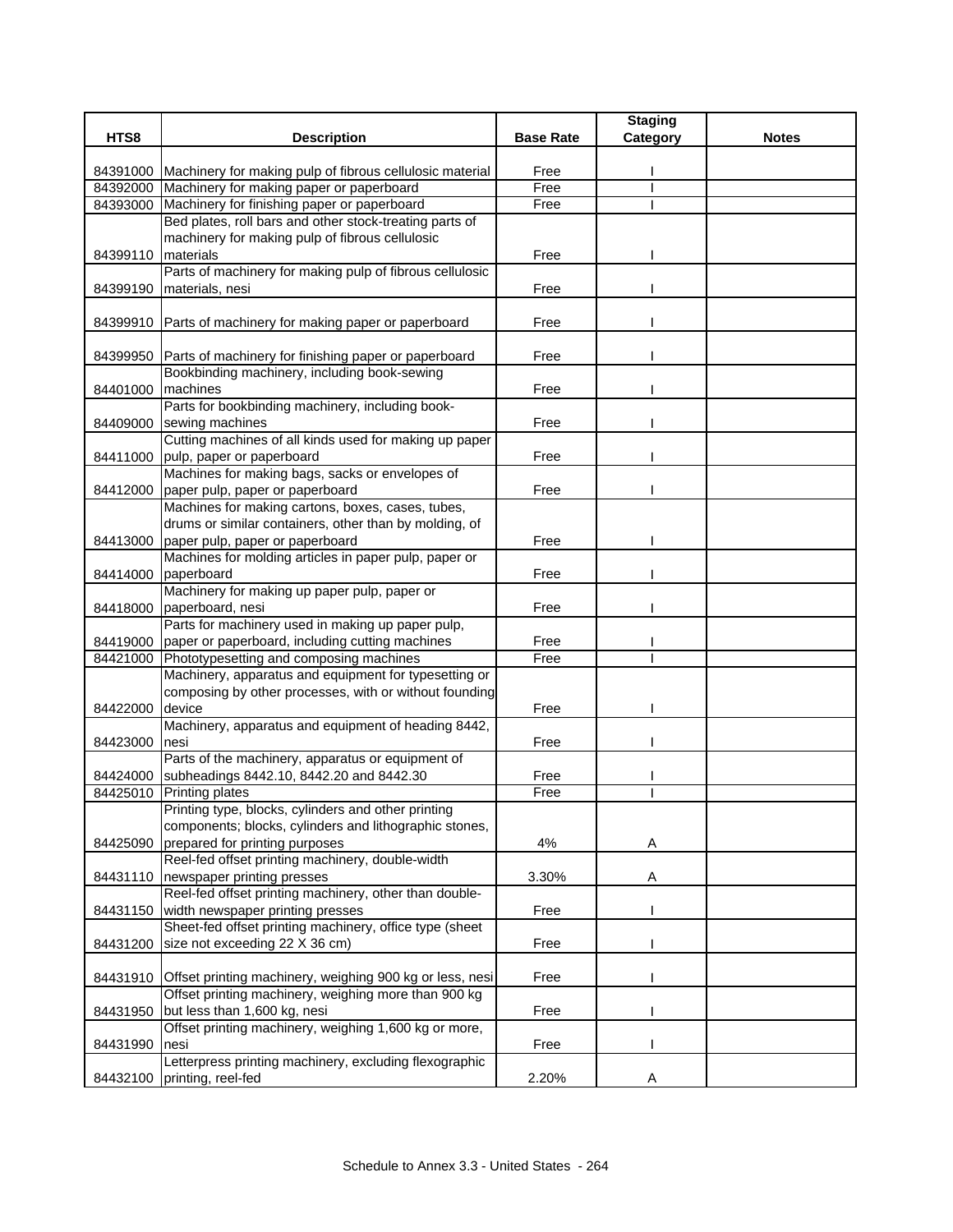| HTS8 | Description | Base Rate | Staging Category | Notes |
|---|---|---|---|---|
| 84391000 | Machinery for making pulp of fibrous cellulosic material | Free | I | |
| 84392000 | Machinery for making paper or paperboard | Free | I | |
| 84393000 | Machinery for finishing paper or paperboard | Free | I | |
| 84399110 | Bed plates, roll bars and other stock-treating parts of machinery for making pulp of fibrous cellulosic materials | Free | I | |
| 84399190 | Parts of machinery for making pulp of fibrous cellulosic materials, nesi | Free | I | |
| 84399910 | Parts of machinery for making paper or paperboard | Free | I | |
| 84399950 | Parts of machinery for finishing paper or paperboard | Free | I | |
| 84401000 | Bookbinding machinery, including book-sewing machines | Free | I | |
| 84409000 | Parts for bookbinding machinery, including book-sewing machines | Free | I | |
| 84411000 | Cutting machines of all kinds used for making up paper pulp, paper or paperboard | Free | I | |
| 84412000 | Machines for making bags, sacks or envelopes of paper pulp, paper or paperboard | Free | I | |
| 84413000 | Machines for making cartons, boxes, cases, tubes, drums or similar containers, other than by molding, of paper pulp, paper or paperboard | Free | I | |
| 84414000 | Machines for molding articles in paper pulp, paper or paperboard | Free | I | |
| 84418000 | Machinery for making up paper pulp, paper or paperboard, nesi | Free | I | |
| 84419000 | Parts for machinery used in making up paper pulp, paper or paperboard, including cutting machines | Free | I | |
| 84421000 | Phototypesetting and composing machines | Free | I | |
| 84422000 | Machinery, apparatus and equipment for typesetting or composing by other processes, with or without founding device | Free | I | |
| 84423000 | Machinery, apparatus and equipment of heading 8442, nesi | Free | I | |
| 84424000 | Parts of the machinery, apparatus or equipment of subheadings 8442.10, 8442.20 and 8442.30 | Free | I | |
| 84425010 | Printing plates | Free | I | |
| 84425090 | Printing type, blocks, cylinders and other printing components; blocks, cylinders and lithographic stones, prepared for printing purposes | 4% | A | |
| 84431110 | Reel-fed offset printing machinery, double-width newspaper printing presses | 3.30% | A | |
| 84431150 | Reel-fed offset printing machinery, other than double-width newspaper printing presses | Free | I | |
| 84431200 | Sheet-fed offset printing machinery, office type (sheet size not exceeding 22 X 36 cm) | Free | I | |
| 84431910 | Offset printing machinery, weighing 900 kg or less, nesi | Free | I | |
| 84431950 | Offset printing machinery, weighing more than 900 kg but less than 1,600 kg, nesi | Free | I | |
| 84431990 | Offset printing machinery, weighing 1,600 kg or more, nesi | Free | I | |
| 84432100 | Letterpress printing machinery, excluding flexographic printing, reel-fed | 2.20% | A | |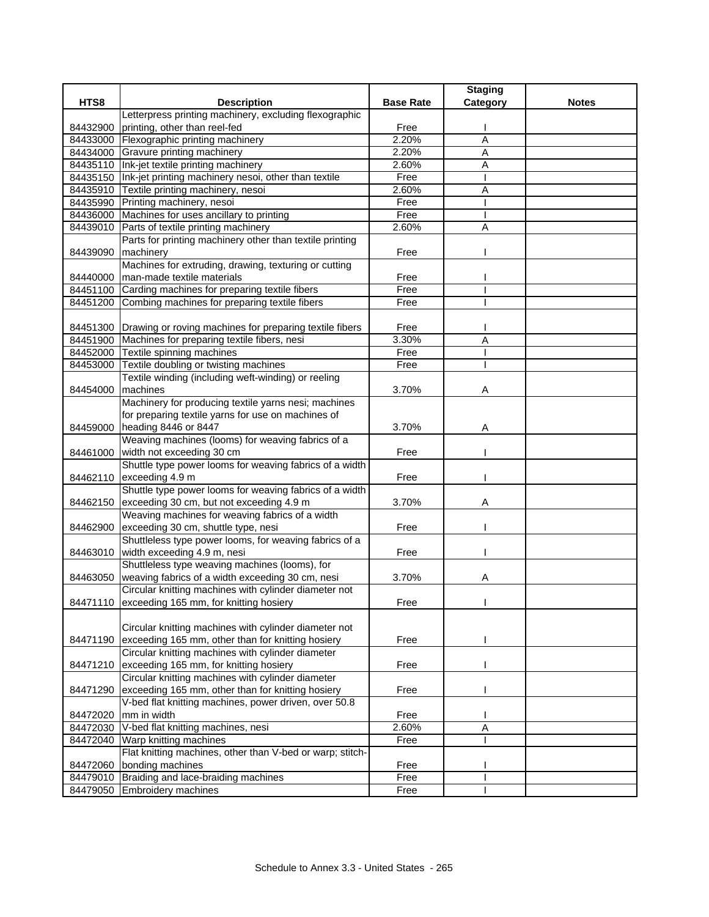| HTS8 | Description | Base Rate | Staging Category | Notes |
|---|---|---|---|---|
| 84432900 | Letterpress printing machinery, excluding flexographic printing, other than reel-fed | Free | I | |
| 84433000 | Flexographic printing machinery | 2.20% | A | |
| 84434000 | Gravure printing machinery | 2.20% | A | |
| 84435110 | Ink-jet textile printing machinery | 2.60% | A | |
| 84435150 | Ink-jet printing machinery nesoi, other than textile | Free | I | |
| 84435910 | Textile printing machinery, nesoi | 2.60% | A | |
| 84435990 | Printing machinery, nesoi | Free | I | |
| 84436000 | Machines for uses ancillary to printing | Free | I | |
| 84439010 | Parts of textile printing machinery | 2.60% | A | |
| 84439090 | Parts for printing machinery other than textile printing machinery | Free | I | |
| 84440000 | Machines for extruding, drawing, texturing or cutting man-made textile materials | Free | I | |
| 84451100 | Carding machines for preparing textile fibers | Free | I | |
| 84451200 | Combing machines for preparing textile fibers | Free | I | |
| 84451300 | Drawing or roving machines for preparing textile fibers | Free | I | |
| 84451900 | Machines for preparing textile fibers, nesi | 3.30% | A | |
| 84452000 | Textile spinning machines | Free | I | |
| 84453000 | Textile doubling or twisting machines | Free | I | |
| 84454000 | Textile winding (including weft-winding) or reeling machines | 3.70% | A | |
| 84459000 | Machinery for producing textile yarns nesi; machines for preparing textile yarns for use on machines of heading 8446 or 8447 | 3.70% | A | |
| 84461000 | Weaving machines (looms) for weaving fabrics of a width not exceeding 30 cm | Free | I | |
| 84462110 | Shuttle type power looms for weaving fabrics of a width exceeding 4.9 m | Free | I | |
| 84462150 | Shuttle type power looms for weaving fabrics of a width exceeding 30 cm, but not exceeding 4.9 m | 3.70% | A | |
| 84462900 | Weaving machines for weaving fabrics of a width exceeding 30 cm, shuttle type, nesi | Free | I | |
| 84463010 | Shuttleless type power looms, for weaving fabrics of a width exceeding 4.9 m, nesi | Free | I | |
| 84463050 | Shuttleless type weaving machines (looms), for weaving fabrics of a width exceeding 30 cm, nesi | 3.70% | A | |
| 84471110 | Circular knitting machines with cylinder diameter not exceeding 165 mm, for knitting hosiery | Free | I | |
| 84471190 | Circular knitting machines with cylinder diameter not exceeding 165 mm, other than for knitting hosiery | Free | I | |
| 84471210 | Circular knitting machines with cylinder diameter exceeding 165 mm, for knitting hosiery | Free | I | |
| 84471290 | Circular knitting machines with cylinder diameter exceeding 165 mm, other than for knitting hosiery | Free | I | |
| 84472020 | V-bed flat knitting machines, power driven, over 50.8 mm in width | Free | I | |
| 84472030 | V-bed flat knitting machines, nesi | 2.60% | A | |
| 84472040 | Warp knitting machines | Free | I | |
| 84472060 | Flat knitting machines, other than V-bed or warp; stitch-bonding machines | Free | I | |
| 84479010 | Braiding and lace-braiding machines | Free | I | |
| 84479050 | Embroidery machines | Free | I | |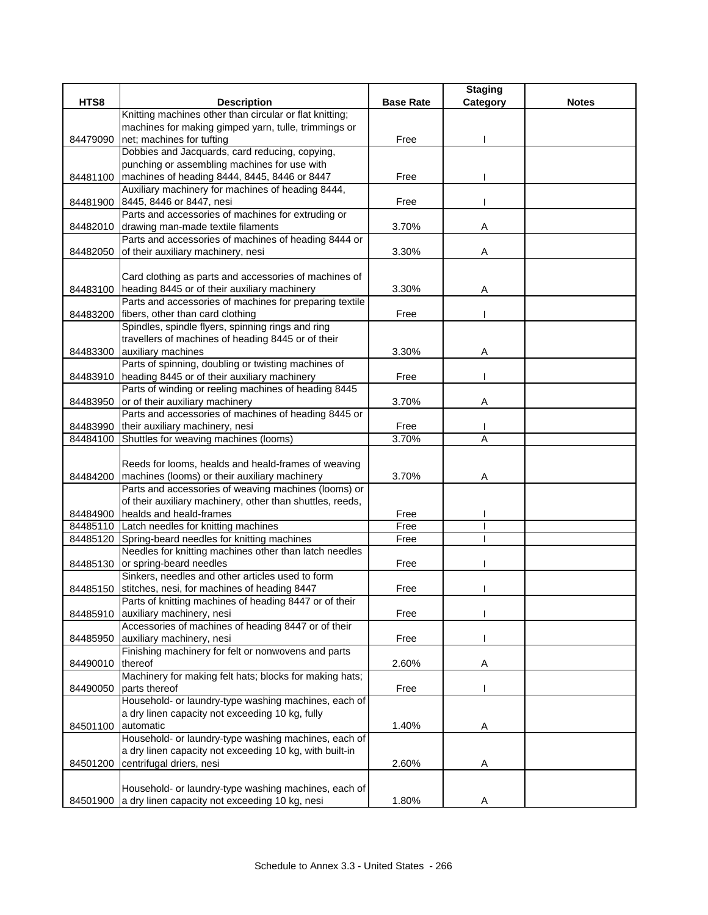| HTS8 | Description | Base Rate | Staging Category | Notes |
|---|---|---|---|---|
| 84479090 | Knitting machines other than circular or flat knitting; machines for making gimped yarn, tulle, trimmings or net; machines for tufting | Free | I | |
| 84481100 | Dobbies and Jacquards, card reducing, copying, punching or assembling machines for use with machines of heading 8444, 8445, 8446 or 8447 | Free | I | |
| 84481900 | Auxiliary machinery for machines of heading 8444, 8445, 8446 or 8447, nesi | Free | I | |
| 84482010 | Parts and accessories of machines for extruding or drawing man-made textile filaments | 3.70% | A | |
| 84482050 | Parts and accessories of machines of heading 8444 or of their auxiliary machinery, nesi | 3.30% | A | |
| 84483100 | Card clothing as parts and accessories of machines of heading 8445 or of their auxiliary machinery | 3.30% | A | |
| 84483200 | Parts and accessories of machines for preparing textile fibers, other than card clothing | Free | I | |
| 84483300 | Spindles, spindle flyers, spinning rings and ring travellers of machines of heading 8445 or of their auxiliary machines | 3.30% | A | |
| 84483910 | Parts of spinning, doubling or twisting machines of heading 8445 or of their auxiliary machinery | Free | I | |
| 84483950 | Parts of winding or reeling machines of heading 8445 or of their auxiliary machinery | 3.70% | A | |
| 84483990 | Parts and accessories of machines of heading 8445 or their auxiliary machinery, nesi | Free | I | |
| 84484100 | Shuttles for weaving machines (looms) | 3.70% | A | |
| 84484200 | Reeds for looms, healds and heald-frames of weaving machines (looms) or their auxiliary machinery | 3.70% | A | |
| 84484900 | Parts and accessories of weaving machines (looms) or of their auxiliary machinery, other than shuttles, reeds, healds and heald-frames | Free | I | |
| 84485110 | Latch needles for knitting machines | Free | I | |
| 84485120 | Spring-beard needles for knitting machines | Free | I | |
| 84485130 | Needles for knitting machines other than latch needles or spring-beard needles | Free | I | |
| 84485150 | Sinkers, needles and other articles used to form stitches, nesi, for machines of heading 8447 | Free | I | |
| 84485910 | Parts of knitting machines of heading 8447 or of their auxiliary machinery, nesi | Free | I | |
| 84485950 | Accessories of machines of heading 8447 or of their auxiliary machinery, nesi | Free | I | |
| 84490010 | Finishing machinery for felt or nonwovens and parts thereof | 2.60% | A | |
| 84490050 | Machinery for making felt hats; blocks for making hats; parts thereof | Free | I | |
| 84501100 | Household- or laundry-type washing machines, each of a dry linen capacity not exceeding 10 kg, fully automatic | 1.40% | A | |
| 84501200 | Household- or laundry-type washing machines, each of a dry linen capacity not exceeding 10 kg, with built-in centrifugal driers, nesi | 2.60% | A | |
| 84501900 | Household- or laundry-type washing machines, each of a dry linen capacity not exceeding 10 kg, nesi | 1.80% | A | |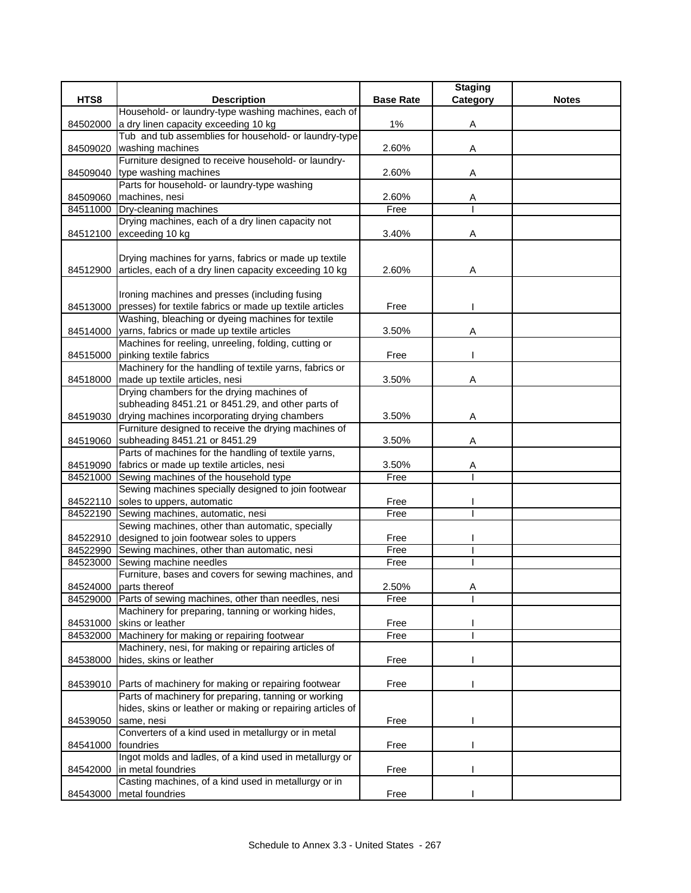| HTS8 | Description | Base Rate | Staging Category | Notes |
|---|---|---|---|---|
| 84502000 | Household- or laundry-type washing machines, each of a dry linen capacity exceeding 10 kg | 1% | A | |
| 84509020 | Tub and tub assemblies for household- or laundry-type washing machines | 2.60% | A | |
| 84509040 | Furniture designed to receive household- or laundry-type washing machines | 2.60% | A | |
| 84509060 | Parts for household- or laundry-type washing machines, nesi | 2.60% | A | |
| 84511000 | Dry-cleaning machines | Free | I | |
| 84512100 | Drying machines, each of a dry linen capacity not exceeding 10 kg | 3.40% | A | |
| 84512900 | Drying machines for yarns, fabrics or made up textile articles, each of a dry linen capacity exceeding 10 kg | 2.60% | A | |
| 84513000 | Ironing machines and presses (including fusing presses) for textile fabrics or made up textile articles | Free | I | |
| 84514000 | Washing, bleaching or dyeing machines for textile yarns, fabrics or made up textile articles | 3.50% | A | |
| 84515000 | Machines for reeling, unreeling, folding, cutting or pinking textile fabrics | Free | I | |
| 84518000 | Machinery for the handling of textile yarns, fabrics or made up textile articles, nesi | 3.50% | A | |
| 84519030 | Drying chambers for the drying machines of subheading 8451.21 or 8451.29, and other parts of drying machines incorporating drying chambers | 3.50% | A | |
| 84519060 | Furniture designed to receive the drying machines of subheading 8451.21 or 8451.29 | 3.50% | A | |
| 84519090 | Parts of machines for the handling of textile yarns, fabrics or made up textile articles, nesi | 3.50% | A | |
| 84521000 | Sewing machines of the household type | Free | I | |
| 84522110 | Sewing machines specially designed to join footwear soles to uppers, automatic | Free | I | |
| 84522190 | Sewing machines, automatic, nesi | Free | I | |
| 84522910 | Sewing machines, other than automatic, specially designed to join footwear soles to uppers | Free | I | |
| 84522990 | Sewing machines, other than automatic, nesi | Free | I | |
| 84523000 | Sewing machine needles | Free | I | |
| 84524000 | Furniture, bases and covers for sewing machines, and parts thereof | 2.50% | A | |
| 84529000 | Parts of sewing machines, other than needles, nesi | Free | I | |
| 84531000 | Machinery for preparing, tanning or working hides, skins or leather | Free | I | |
| 84532000 | Machinery for making or repairing footwear | Free | I | |
| 84538000 | Machinery, nesi, for making or repairing articles of hides, skins or leather | Free | I | |
| 84539010 | Parts of machinery for making or repairing footwear | Free | I | |
| 84539050 | Parts of machinery for preparing, tanning or working hides, skins or leather or making or repairing articles of same, nesi | Free | I | |
| 84541000 | Converters of a kind used in metallurgy or in metal foundries | Free | I | |
| 84542000 | Ingot molds and ladles, of a kind used in metallurgy or in metal foundries | Free | I | |
| 84543000 | Casting machines, of a kind used in metallurgy or in metal foundries | Free | I | |

Schedule to Annex 3.3 - United States - 267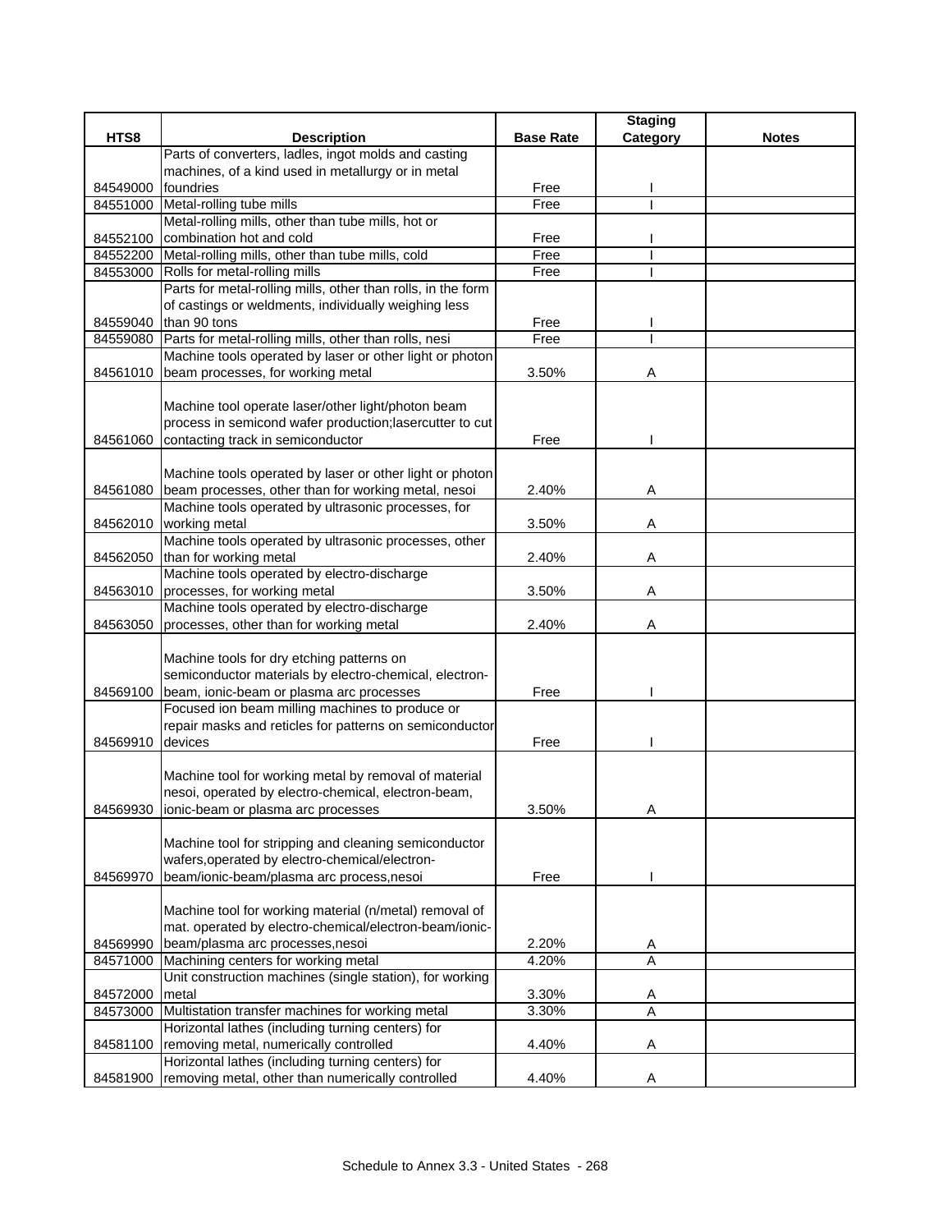| HTS8 | Description | Base Rate | Staging Category | Notes |
|---|---|---|---|---|
| 84549000 | Parts of converters, ladles, ingot molds and casting machines, of a kind used in metallurgy or in metal foundries | Free | I | |
| 84551000 | Metal-rolling tube mills | Free | I | |
| 84552100 | Metal-rolling mills, other than tube mills, hot or combination hot and cold | Free | I | |
| 84552200 | Metal-rolling mills, other than tube mills, cold | Free | I | |
| 84553000 | Rolls for metal-rolling mills | Free | I | |
| 84559040 | Parts for metal-rolling mills, other than rolls, in the form of castings or weldments, individually weighing less than 90 tons | Free | I | |
| 84559080 | Parts for metal-rolling mills, other than rolls, nesi | Free | I | |
| 84561010 | Machine tools operated by laser or other light or photon beam processes, for working metal | 3.50% | A | |
| 84561060 | Machine tool operate laser/other light/photon beam process in semicond wafer production;lasercutter to cut contacting track in semiconductor | Free | I | |
| 84561080 | Machine tools operated by laser or other light or photon beam processes, other than for working metal, nesoi | 2.40% | A | |
| 84562010 | Machine tools operated by ultrasonic processes, for working metal | 3.50% | A | |
| 84562050 | Machine tools operated by ultrasonic processes, other than for working metal | 2.40% | A | |
| 84563010 | Machine tools operated by electro-discharge processes, for working metal | 3.50% | A | |
| 84563050 | Machine tools operated by electro-discharge processes, other than for working metal | 2.40% | A | |
| 84569100 | Machine tools for dry etching patterns on semiconductor materials by electro-chemical, electron-beam, ionic-beam or plasma arc processes | Free | I | |
| 84569910 | Focused ion beam milling machines to produce or repair masks and reticles for patterns on semiconductor devices | Free | I | |
| 84569930 | Machine tool for working metal by removal of material nesoi, operated by electro-chemical, electron-beam, ionic-beam or plasma arc processes | 3.50% | A | |
| 84569970 | Machine tool for stripping and cleaning semiconductor wafers,operated by electro-chemical/electron-beam/ionic-beam/plasma arc process,nesoi | Free | I | |
| 84569990 | Machine tool for working material (n/metal) removal of mat. operated by electro-chemical/electron-beam/ionic-beam/plasma arc processes,nesoi | 2.20% | A | |
| 84571000 | Machining centers for working metal | 4.20% | A | |
| 84572000 | Unit construction machines (single station), for working metal | 3.30% | A | |
| 84573000 | Multistation transfer machines for working metal | 3.30% | A | |
| 84581100 | Horizontal lathes (including turning centers) for removing metal, numerically controlled | 4.40% | A | |
| 84581900 | Horizontal lathes (including turning centers) for removing metal, other than numerically controlled | 4.40% | A | |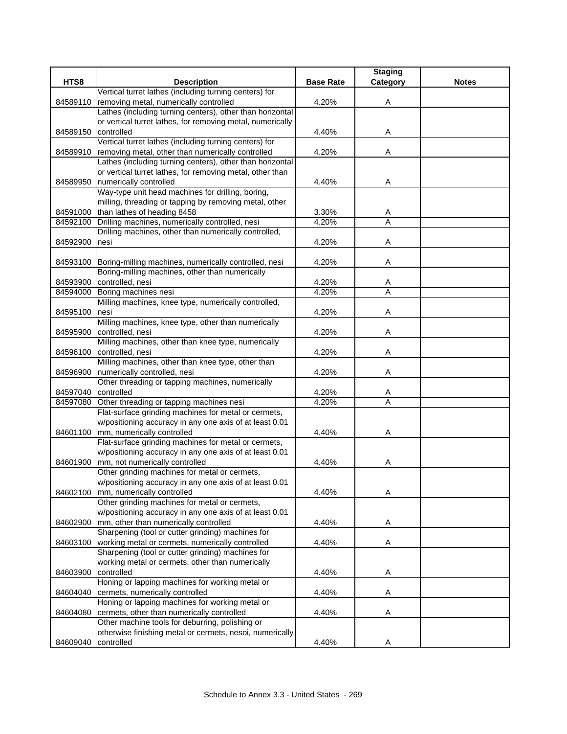| HTS8 | Description | Base Rate | Staging Category | Notes |
|---|---|---|---|---|
| 84589110 | Vertical turret lathes (including turning centers) for removing metal, numerically controlled | 4.20% | A | |
| 84589150 | Lathes (including turning centers), other than horizontal or vertical turret lathes, for removing metal, numerically controlled | 4.40% | A | |
| 84589910 | Vertical turret lathes (including turning centers) for removing metal, other than numerically controlled | 4.20% | A | |
| 84589950 | Lathes (including turning centers), other than horizontal or vertical turret lathes, for removing metal, other than numerically controlled | 4.40% | A | |
| 84591000 | Way-type unit head machines for drilling, boring, milling, threading or tapping by removing metal, other than lathes of heading 8458 | 3.30% | A | |
| 84592100 | Drilling machines, numerically controlled, nesi | 4.20% | A | |
| 84592900 | Drilling machines, other than numerically controlled, nesi | 4.20% | A | |
| 84593100 | Boring-milling machines, numerically controlled, nesi | 4.20% | A | |
| 84593900 | Boring-milling machines, other than numerically controlled, nesi | 4.20% | A | |
| 84594000 | Boring machines nesi | 4.20% | A | |
| 84595100 | Milling machines, knee type, numerically controlled, nesi | 4.20% | A | |
| 84595900 | Milling machines, knee type, other than numerically controlled, nesi | 4.20% | A | |
| 84596100 | Milling machines, other than knee type, numerically controlled, nesi | 4.20% | A | |
| 84596900 | Milling machines, other than knee type, other than numerically controlled, nesi | 4.20% | A | |
| 84597040 | Other threading or tapping machines, numerically controlled | 4.20% | A | |
| 84597080 | Other threading or tapping machines nesi | 4.20% | A | |
| 84601100 | Flat-surface grinding machines for metal or cermets, w/positioning accuracy in any one axis of at least 0.01 mm, numerically controlled | 4.40% | A | |
| 84601900 | Flat-surface grinding machines for metal or cermets, w/positioning accuracy in any one axis of at least 0.01 mm, not numerically controlled | 4.40% | A | |
| 84602100 | Other grinding machines for metal or cermets, w/positioning accuracy in any one axis of at least 0.01 mm, numerically controlled | 4.40% | A | |
| 84602900 | Other grinding machines for metal or cermets, w/positioning accuracy in any one axis of at least 0.01 mm, other than numerically controlled | 4.40% | A | |
| 84603100 | Sharpening (tool or cutter grinding) machines for working metal or cermets, numerically controlled | 4.40% | A | |
| 84603900 | Sharpening (tool or cutter grinding) machines for working metal or cermets, other than numerically controlled | 4.40% | A | |
| 84604040 | Honing or lapping machines for working metal or cermets, numerically controlled | 4.40% | A | |
| 84604080 | Honing or lapping machines for working metal or cermets, other than numerically controlled | 4.40% | A | |
| 84609040 | Other machine tools for deburring, polishing or otherwise finishing metal or cermets, nesoi, numerically controlled | 4.40% | A | |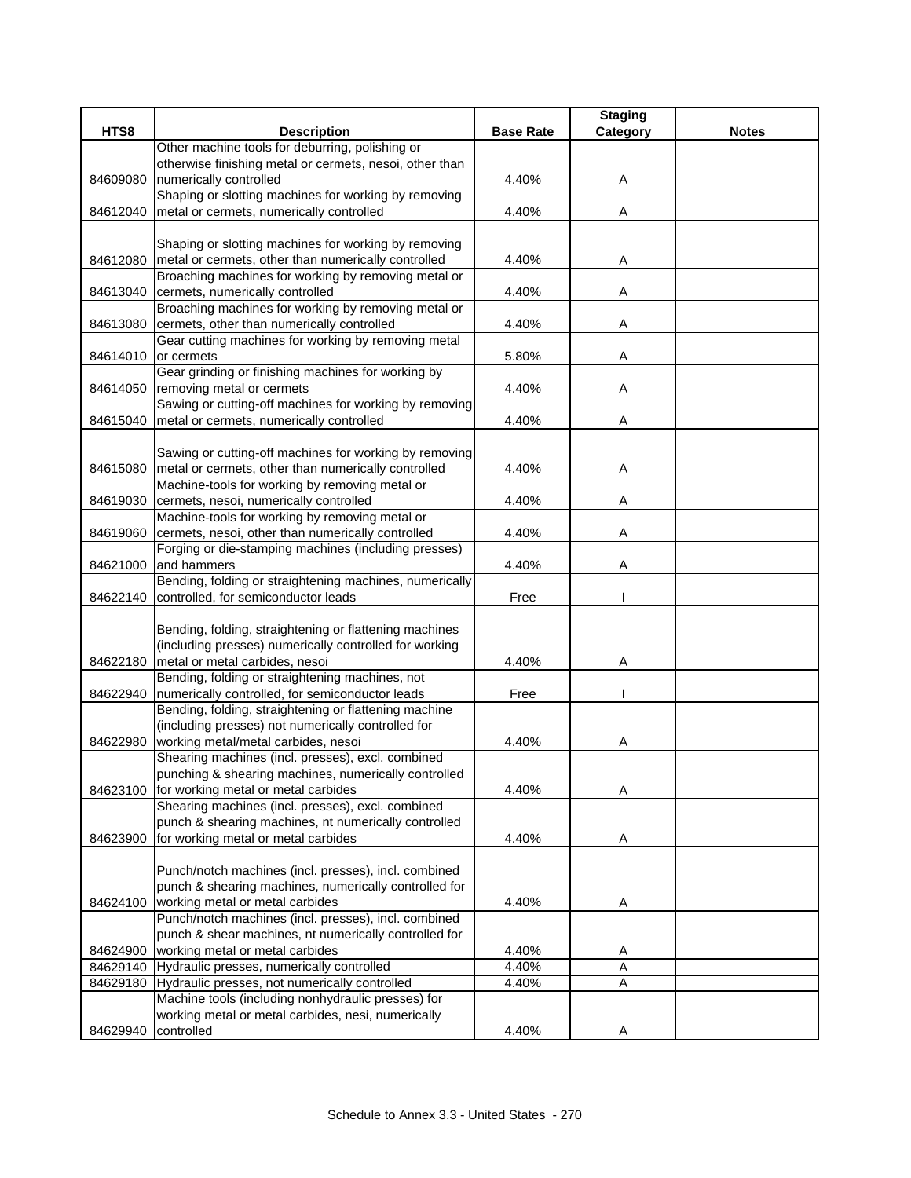| HTS8 | Description | Base Rate | Staging Category | Notes |
|---|---|---|---|---|
| 84609080 | Other machine tools for deburring, polishing or otherwise finishing metal or cermets, nesoi, other than numerically controlled | 4.40% | A | |
| 84612040 | Shaping or slotting machines for working by removing metal or cermets, numerically controlled | 4.40% | A | |
| 84612080 | Shaping or slotting machines for working by removing metal or cermets, other than numerically controlled | 4.40% | A | |
| 84613040 | Broaching machines for working by removing metal or cermets, numerically controlled | 4.40% | A | |
| 84613080 | Broaching machines for working by removing metal or cermets, other than numerically controlled | 4.40% | A | |
| 84614010 | Gear cutting machines for working by removing metal or cermets | 5.80% | A | |
| 84614050 | Gear grinding or finishing machines for working by removing metal or cermets | 4.40% | A | |
| 84615040 | Sawing or cutting-off machines for working by removing metal or cermets, numerically controlled | 4.40% | A | |
| 84615080 | Sawing or cutting-off machines for working by removing metal or cermets, other than numerically controlled | 4.40% | A | |
| 84619030 | Machine-tools for working by removing metal or cermets, nesoi, numerically controlled | 4.40% | A | |
| 84619060 | Machine-tools for working by removing metal or cermets, nesoi, other than numerically controlled | 4.40% | A | |
| 84621000 | Forging or die-stamping machines (including presses) and hammers | 4.40% | A | |
| 84622140 | Bending, folding or straightening machines, numerically controlled, for semiconductor leads | Free | I | |
| 84622180 | Bending, folding, straightening or flattening machines (including presses) numerically controlled for working metal or metal carbides, nesoi | 4.40% | A | |
| 84622940 | Bending, folding or straightening machines, not numerically controlled, for semiconductor leads | Free | I | |
| 84622980 | Bending, folding, straightening or flattening machine (including presses) not numerically controlled for working metal/metal carbides, nesoi | 4.40% | A | |
| 84623100 | Shearing machines (incl. presses), excl. combined punching & shearing machines, numerically controlled for working metal or metal carbides | 4.40% | A | |
| 84623900 | Shearing machines (incl. presses), excl. combined punch & shearing machines, nt numerically controlled for working metal or metal carbides | 4.40% | A | |
| 84624100 | Punch/notch machines (incl. presses), incl. combined punch & shearing machines, numerically controlled for working metal or metal carbides | 4.40% | A | |
| 84624900 | Punch/notch machines (incl. presses), incl. combined punch & shear machines, nt numerically controlled for working metal or metal carbides | 4.40% | A | |
| 84629140 | Hydraulic presses, numerically controlled | 4.40% | A | |
| 84629180 | Hydraulic presses, not numerically controlled | 4.40% | A | |
| 84629940 | Machine tools (including nonhydraulic presses) for working metal or metal carbides, nesi, numerically controlled | 4.40% | A | |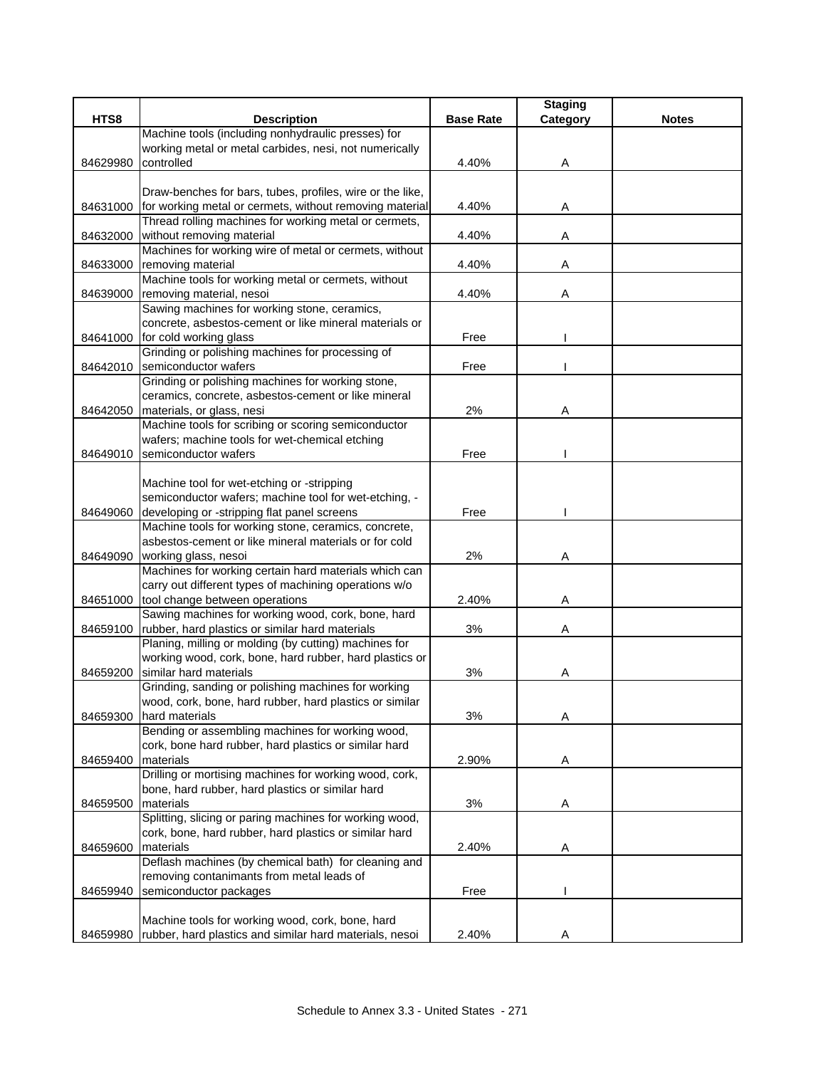| HTS8 | Description | Base Rate | Staging Category | Notes |
|---|---|---|---|---|
| 84629980 | Machine tools (including nonhydraulic presses) for working metal or metal carbides, nesi, not numerically controlled | 4.40% | A | |
| 84631000 | Draw-benches for bars, tubes, profiles, wire or the like, for working metal or cermets, without removing material | 4.40% | A | |
| 84632000 | Thread rolling machines for working metal or cermets, without removing material | 4.40% | A | |
| 84633000 | Machines for working wire of metal or cermets, without removing material | 4.40% | A | |
| 84639000 | Machine tools for working metal or cermets, without removing material, nesoi | 4.40% | A | |
| 84641000 | Sawing machines for working stone, ceramics, concrete, asbestos-cement or like mineral materials or for cold working glass | Free | I | |
| 84642010 | Grinding or polishing machines for processing of semiconductor wafers | Free | I | |
| 84642050 | Grinding or polishing machines for working stone, ceramics, concrete, asbestos-cement or like mineral materials, or glass, nesi | 2% | A | |
| 84649010 | Machine tools for scribing or scoring semiconductor wafers; machine tools for wet-chemical etching semiconductor wafers | Free | I | |
| 84649060 | Machine tool for wet-etching or -stripping semiconductor wafers; machine tool for wet-etching, -developing or -stripping flat panel screens | Free | I | |
| 84649090 | Machine tools for working stone, ceramics, concrete, asbestos-cement or like mineral materials or for cold working glass, nesoi | 2% | A | |
| 84651000 | Machines for working certain hard materials which can carry out different types of machining operations w/o tool change between operations | 2.40% | A | |
| 84659100 | Sawing machines for working wood, cork, bone, hard rubber, hard plastics or similar hard materials | 3% | A | |
| 84659200 | Planing, milling or molding (by cutting) machines for working wood, cork, bone, hard rubber, hard plastics or similar hard materials | 3% | A | |
| 84659300 | Grinding, sanding or polishing machines for working wood, cork, bone, hard rubber, hard plastics or similar hard materials | 3% | A | |
| 84659400 | Bending or assembling machines for working wood, cork, bone hard rubber, hard plastics or similar hard materials | 2.90% | A | |
| 84659500 | Drilling or mortising machines for working wood, cork, bone, hard rubber, hard plastics or similar hard materials | 3% | A | |
| 84659600 | Splitting, slicing or paring machines for working wood, cork, bone, hard rubber, hard plastics or similar hard materials | 2.40% | A | |
| 84659940 | Deflash machines (by chemical bath) for cleaning and removing contanimants from metal leads of semiconductor packages | Free | I | |
| 84659980 | Machine tools for working wood, cork, bone, hard rubber, hard plastics and similar hard materials, nesoi | 2.40% | A | |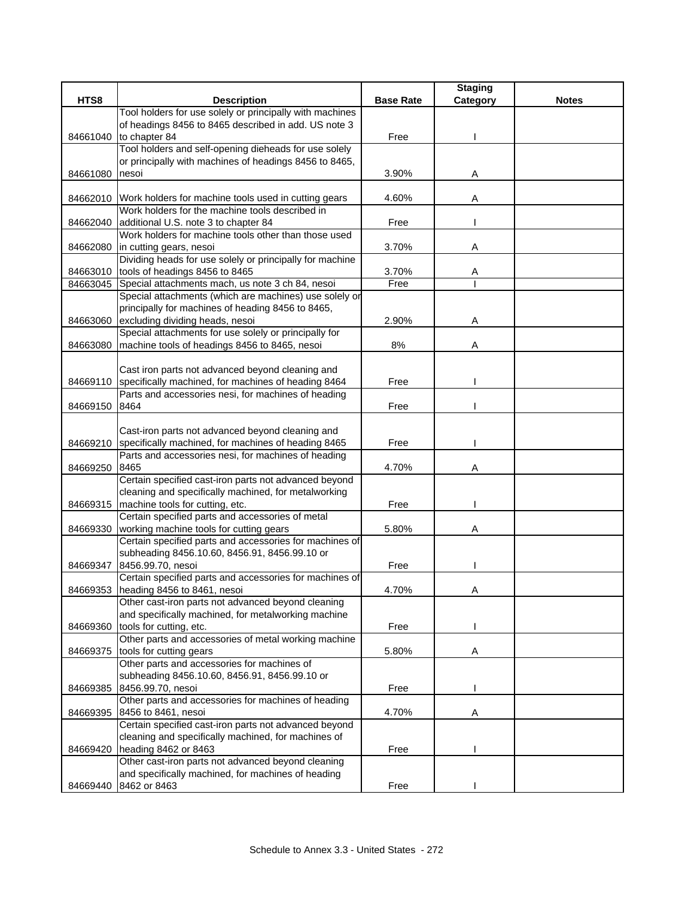| HTS8 | Description | Base Rate | Staging Category | Notes |
|---|---|---|---|---|
| 84661040 | Tool holders for use solely or principally with machines of headings 8456 to 8465 described in add. US note 3 to chapter 84 | Free | I | |
| 84661080 | Tool holders and self-opening dieheads for use solely or principally with machines of headings 8456 to 8465, nesoi | 3.90% | A | |
| 84662010 | Work holders for machine tools used in cutting gears | 4.60% | A | |
| 84662040 | Work holders for the machine tools described in additional U.S. note 3 to chapter 84 | Free | I | |
| 84662080 | Work holders for machine tools other than those used in cutting gears, nesoi | 3.70% | A | |
| 84663010 | Dividing heads for use solely or principally for machine tools of headings 8456 to 8465 | 3.70% | A | |
| 84663045 | Special attachments mach, us note 3 ch 84, nesoi | Free | I | |
| 84663060 | Special attachments (which are machines) use solely or principally for machines of heading 8456 to 8465, excluding dividing heads, nesoi | 2.90% | A | |
| 84663080 | Special attachments for use solely or principally for machine tools of headings 8456 to 8465, nesoi | 8% | A | |
| 84669110 | Cast iron parts not advanced beyond cleaning and specifically machined, for machines of heading 8464 | Free | I | |
| 84669150 | Parts and accessories nesi, for machines of heading 8464 | Free | I | |
| 84669210 | Cast-iron parts not advanced beyond cleaning and specifically machined, for machines of heading 8465 | Free | I | |
| 84669250 | Parts and accessories nesi, for machines of heading 8465 | 4.70% | A | |
| 84669315 | Certain specified cast-iron parts not advanced beyond cleaning and specifically machined, for metalworking machine tools for cutting, etc. | Free | I | |
| 84669330 | Certain specified parts and accessories of metal working machine tools for cutting gears | 5.80% | A | |
| 84669347 | Certain specified parts and accessories for machines of subheading 8456.10.60, 8456.91, 8456.99.10 or 8456.99.70, nesoi | Free | I | |
| 84669353 | Certain specified parts and accessories for machines of heading 8456 to 8461, nesoi | 4.70% | A | |
| 84669360 | Other cast-iron parts not advanced beyond cleaning and specifically machined, for metalworking machine tools for cutting, etc. | Free | I | |
| 84669375 | Other parts and accessories of metal working machine tools for cutting gears | 5.80% | A | |
| 84669385 | Other parts and accessories for machines of subheading 8456.10.60, 8456.91, 8456.99.10 or 8456.99.70, nesoi | Free | I | |
| 84669395 | Other parts and accessories for machines of heading 8456 to 8461, nesoi | 4.70% | A | |
| 84669420 | Certain specified cast-iron parts not advanced beyond cleaning and specifically machined, for machines of heading 8462 or 8463 | Free | I | |
| 84669440 | Other cast-iron parts not advanced beyond cleaning and specifically machined, for machines of heading 8462 or 8463 | Free | I | |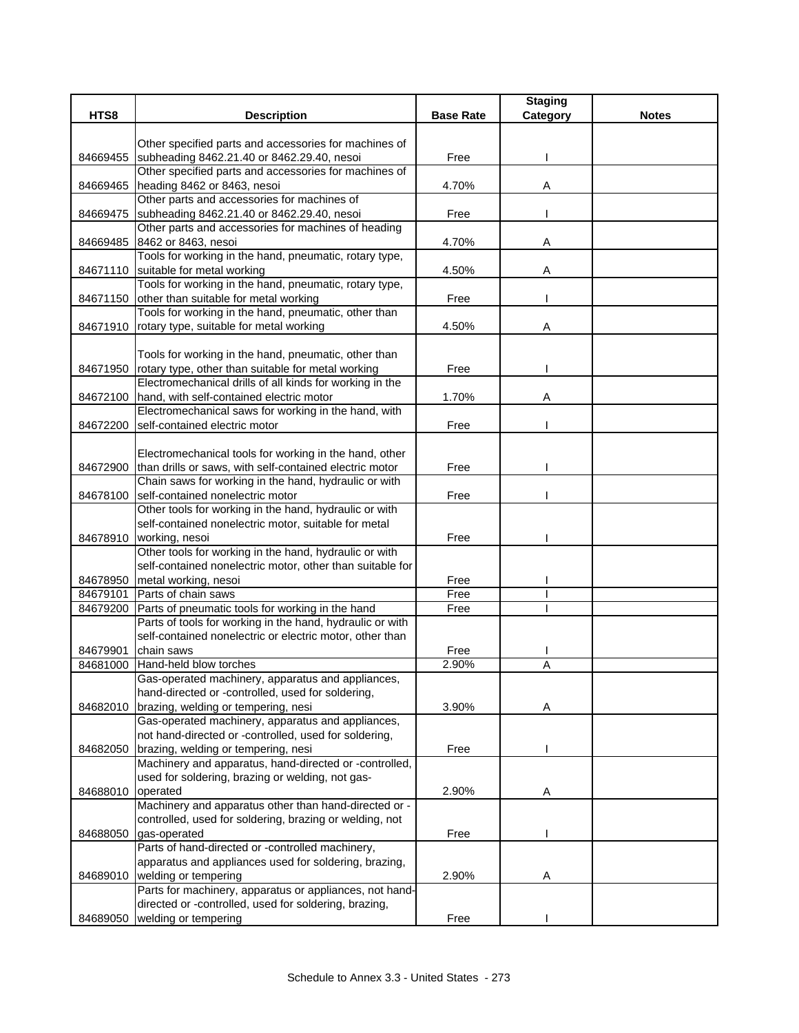| HTS8 | Description | Base Rate | Staging Category | Notes |
|---|---|---|---|---|
| 84669455 | Other specified parts and accessories for machines of subheading 8462.21.40 or 8462.29.40, nesoi | Free | I | |
| 84669465 | Other specified parts and accessories for machines of heading 8462 or 8463, nesoi | 4.70% | A | |
| 84669475 | Other parts and accessories for machines of subheading 8462.21.40 or 8462.29.40, nesoi | Free | I | |
| 84669485 | Other parts and accessories for machines of heading 8462 or 8463, nesoi | 4.70% | A | |
| 84671110 | Tools for working in the hand, pneumatic, rotary type, suitable for metal working | 4.50% | A | |
| 84671150 | Tools for working in the hand, pneumatic, rotary type, other than suitable for metal working | Free | I | |
| 84671910 | Tools for working in the hand, pneumatic, other than rotary type, suitable for metal working | 4.50% | A | |
| 84671950 | Tools for working in the hand, pneumatic, other than rotary type, other than suitable for metal working | Free | I | |
| 84672100 | Electromechanical drills of all kinds for working in the hand, with self-contained electric motor | 1.70% | A | |
| 84672200 | Electromechanical saws for working in the hand, with self-contained electric motor | Free | I | |
| 84672900 | Electromechanical tools for working in the hand, other than drills or saws, with self-contained electric motor | Free | I | |
| 84678100 | Chain saws for working in the hand, hydraulic or with self-contained nonelectric motor | Free | I | |
| 84678910 | Other tools for working in the hand, hydraulic or with self-contained nonelectric motor, suitable for metal working, nesoi | Free | I | |
| 84678950 | Other tools for working in the hand, hydraulic or with self-contained nonelectric motor, other than suitable for metal working, nesoi | Free | I | |
| 84679101 | Parts of chain saws | Free | I | |
| 84679200 | Parts of pneumatic tools for working in the hand | Free | I | |
| 84679901 | Parts of tools for working in the hand, hydraulic or with self-contained nonelectric or electric motor, other than chain saws | Free | I | |
| 84681000 | Hand-held blow torches | 2.90% | A | |
| 84682010 | Gas-operated machinery, apparatus and appliances, hand-directed or -controlled, used for soldering, brazing, welding or tempering, nesi | 3.90% | A | |
| 84682050 | Gas-operated machinery, apparatus and appliances, not hand-directed or -controlled, used for soldering, brazing, welding or tempering, nesi | Free | I | |
| 84688010 | Machinery and apparatus, hand-directed or -controlled, used for soldering, brazing or welding, not gas-operated | 2.90% | A | |
| 84688050 | Machinery and apparatus other than hand-directed or -controlled, used for soldering, brazing or welding, not gas-operated | Free | I | |
| 84689010 | Parts of hand-directed or -controlled machinery, apparatus and appliances used for soldering, brazing, welding or tempering | 2.90% | A | |
| 84689050 | Parts for machinery, apparatus or appliances, not hand-directed or -controlled, used for soldering, brazing, welding or tempering | Free | I | |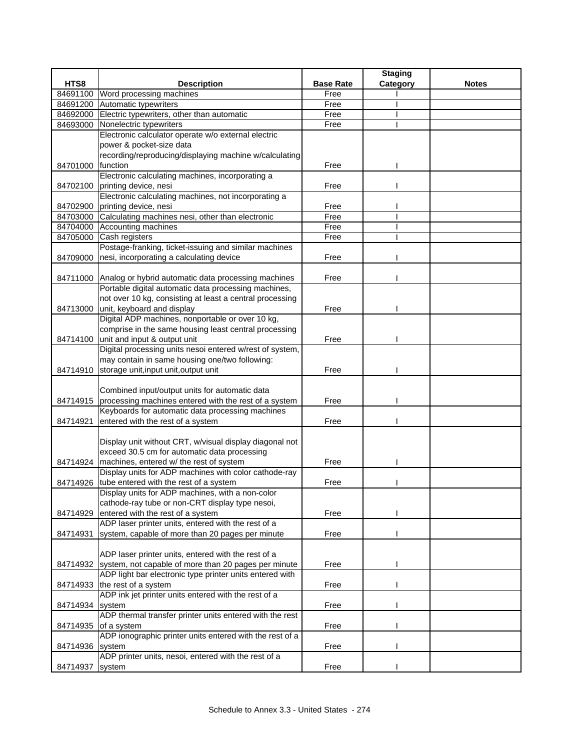| HTS8 | Description | Base Rate | Staging Category | Notes |
|---|---|---|---|---|
| 84691100 | Word processing machines | Free | I | |
| 84691200 | Automatic typewriters | Free | I | |
| 84692000 | Electric typewriters, other than automatic | Free | I | |
| 84693000 | Nonelectric typewriters | Free | I | |
| 84701000 | Electronic calculator operate w/o external electric power & pocket-size data recording/reproducing/displaying machine w/calculating function | Free | I | |
| 84702100 | Electronic calculating machines, incorporating a printing device, nesi | Free | I | |
| 84702900 | Electronic calculating machines, not incorporating a printing device, nesi | Free | I | |
| 84703000 | Calculating machines nesi, other than electronic | Free | I | |
| 84704000 | Accounting machines | Free | I | |
| 84705000 | Cash registers | Free | I | |
| 84709000 | Postage-franking, ticket-issuing and similar machines nesi, incorporating a calculating device | Free | I | |
| 84711000 | Analog or hybrid automatic data processing machines | Free | I | |
| 84713000 | Portable digital automatic data processing machines, not over 10 kg, consisting at least a central processing unit, keyboard and display | Free | I | |
| 84714100 | Digital ADP machines, nonportable or over 10 kg, comprise in the same housing least central processing unit and input & output unit | Free | I | |
| 84714910 | Digital processing units nesoi entered w/rest of system, may contain in same housing one/two following: storage unit,input unit,output unit | Free | I | |
| 84714915 | Combined input/output units for automatic data processing machines entered with the rest of a system | Free | I | |
| 84714921 | Keyboards for automatic data processing machines entered with the rest of a system | Free | I | |
| 84714924 | Display unit without CRT, w/visual display diagonal not exceed 30.5 cm for automatic data processing machines, entered w/ the rest of system | Free | I | |
| 84714926 | Display units for ADP machines with color cathode-ray tube entered with the rest of a system | Free | I | |
| 84714929 | Display units for ADP machines, with a non-color cathode-ray tube or non-CRT display type nesoi, entered with the rest of a system | Free | I | |
| 84714931 | ADP laser printer units, entered with the rest of a system, capable of more than 20 pages per minute | Free | I | |
| 84714932 | ADP laser printer units, entered with the rest of a system, not capable of more than 20 pages per minute | Free | I | |
| 84714933 | ADP light bar electronic type printer units entered with the rest of a system | Free | I | |
| 84714934 | ADP ink jet printer units entered with the rest of a system | Free | I | |
| 84714935 | ADP thermal transfer printer units entered with the rest of a system | Free | I | |
| 84714936 | ADP ionographic printer units entered with the rest of a system | Free | I | |
| 84714937 | ADP printer units, nesoi, entered with the rest of a system | Free | I | |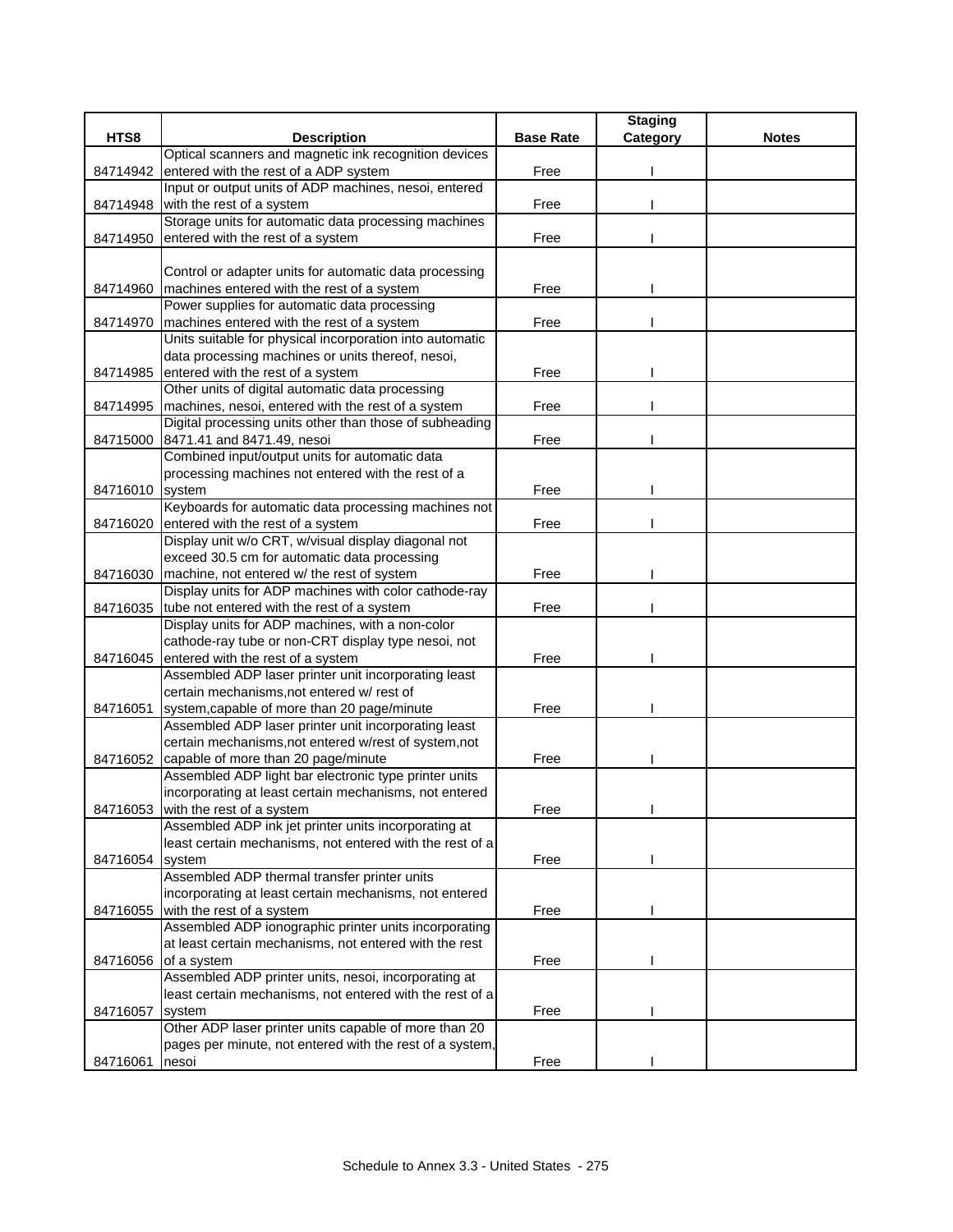| HTS8 | Description | Base Rate | Staging Category | Notes |
|---|---|---|---|---|
| 84714942 | Optical scanners and magnetic ink recognition devices entered with the rest of a ADP system | Free | I | |
| 84714948 | Input or output units of ADP machines, nesoi, entered with the rest of a system | Free | I | |
| 84714950 | Storage units for automatic data processing machines entered with the rest of a system | Free | I | |
| 84714960 | Control or adapter units for automatic data processing machines entered with the rest of a system | Free | I | |
| 84714970 | Power supplies for automatic data processing machines entered with the rest of a system | Free | I | |
| 84714985 | Units suitable for physical incorporation into automatic data processing machines or units thereof, nesoi, entered with the rest of a system | Free | I | |
| 84714995 | Other units of digital automatic data processing machines, nesoi, entered with the rest of a system | Free | I | |
| 84715000 | Digital processing units other than those of subheading 8471.41 and 8471.49, nesoi | Free | I | |
| 84716010 | Combined input/output units for automatic data processing machines not entered with the rest of a system | Free | I | |
| 84716020 | Keyboards for automatic data processing machines not entered with the rest of a system | Free | I | |
| 84716030 | Display unit w/o CRT, w/visual display diagonal not exceed 30.5 cm for automatic data processing machine, not entered w/ the rest of system | Free | I | |
| 84716035 | Display units for ADP machines with color cathode-ray tube not entered with the rest of a system | Free | I | |
| 84716045 | Display units for ADP machines, with a non-color cathode-ray tube or non-CRT display type nesoi, not entered with the rest of a system | Free | I | |
| 84716051 | Assembled ADP laser printer unit incorporating least certain mechanisms,not entered w/ rest of system,capable of more than 20 page/minute | Free | I | |
| 84716052 | Assembled ADP laser printer unit incorporating least certain mechanisms,not entered w/rest of system,not capable of more than 20 page/minute | Free | I | |
| 84716053 | Assembled ADP light bar electronic type printer units incorporating at least certain mechanisms, not entered with the rest of a system | Free | I | |
| 84716054 | Assembled ADP ink jet printer units incorporating at least certain mechanisms, not entered with the rest of a system | Free | I | |
| 84716055 | Assembled ADP thermal transfer printer units incorporating at least certain mechanisms, not entered with the rest of a system | Free | I | |
| 84716056 | Assembled ADP ionographic printer units incorporating at least certain mechanisms, not entered with the rest of a system | Free | I | |
| 84716057 | Assembled ADP printer units, nesoi, incorporating at least certain mechanisms, not entered with the rest of a system | Free | I | |
| 84716061 | Other ADP laser printer units capable of more than 20 pages per minute, not entered with the rest of a system, nesoi | Free | I | |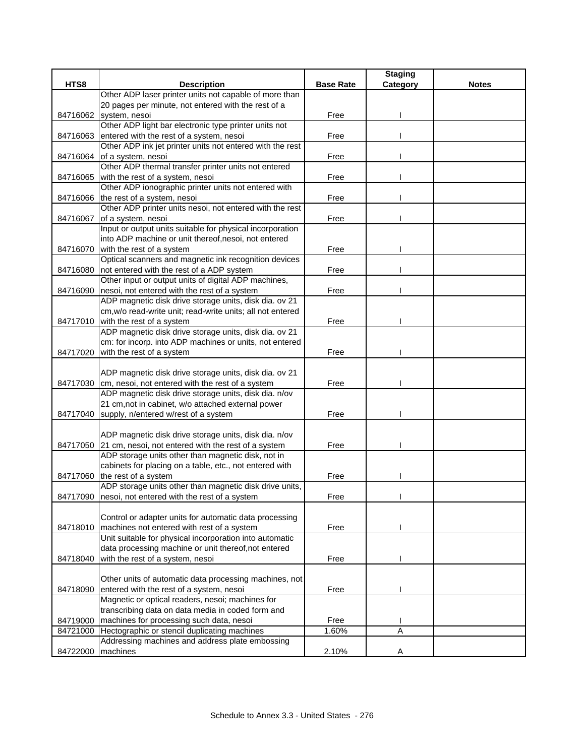| HTS8 | Description | Base Rate | Staging Category | Notes |
|---|---|---|---|---|
| 84716062 | Other ADP laser printer units not capable of more than 20 pages per minute, not entered with the rest of a system, nesoi | Free | I | |
| 84716063 | Other ADP light bar electronic type printer units not entered with the rest of a system, nesoi | Free | I | |
| 84716064 | Other ADP ink jet printer units not entered with the rest of a system, nesoi | Free | I | |
| 84716065 | Other ADP thermal transfer printer units not entered with the rest of a system, nesoi | Free | I | |
| 84716066 | Other ADP ionographic printer units not entered with the rest of a system, nesoi | Free | I | |
| 84716067 | Other ADP printer units nesoi, not entered with the rest of a system, nesoi | Free | I | |
| 84716070 | Input or output units suitable for physical incorporation into ADP machine or unit thereof,nesoi, not entered with the rest of a system | Free | I | |
| 84716080 | Optical scanners and magnetic ink recognition devices not entered with the rest of a ADP system | Free | I | |
| 84716090 | Other input or output units of digital ADP machines, nesoi, not entered with the rest of a system | Free | I | |
| 84717010 | ADP magnetic disk drive storage units, disk dia. ov 21 cm,w/o read-write unit; read-write units; all not entered with the rest of a system | Free | I | |
| 84717020 | ADP magnetic disk drive storage units, disk dia. ov 21 cm: for incorp. into ADP machines or units, not entered with the rest of a system | Free | I | |
| 84717030 | ADP magnetic disk drive storage units, disk dia. ov 21 cm, nesoi, not entered with the rest of a system | Free | I | |
| 84717040 | ADP magnetic disk drive storage units, disk dia. n/ov 21 cm,not in cabinet, w/o attached external power supply, n/entered w/rest of a system | Free | I | |
| 84717050 | ADP magnetic disk drive storage units, disk dia. n/ov 21 cm, nesoi, not entered with the rest of a system | Free | I | |
| 84717060 | ADP storage units other than magnetic disk, not in cabinets for placing on a table, etc., not entered with the rest of a system | Free | I | |
| 84717090 | ADP storage units other than magnetic disk drive units, nesoi, not entered with the rest of a system | Free | I | |
| 84718010 | Control or adapter units for automatic data processing machines not entered with rest of a system | Free | I | |
| 84718040 | Unit suitable for physical incorporation into automatic data processing machine or unit thereof,not entered with the rest of a system, nesoi | Free | I | |
| 84718090 | Other units of automatic data processing machines, not entered with the rest of a system, nesoi | Free | I | |
| 84719000 | Magnetic or optical readers, nesoi; machines for transcribing data on data media in coded form and machines for processing such data, nesoi | Free | I | |
| 84721000 | Hectographic or stencil duplicating machines | 1.60% | A | |
| 84722000 | Addressing machines and address plate embossing machines | 2.10% | A | |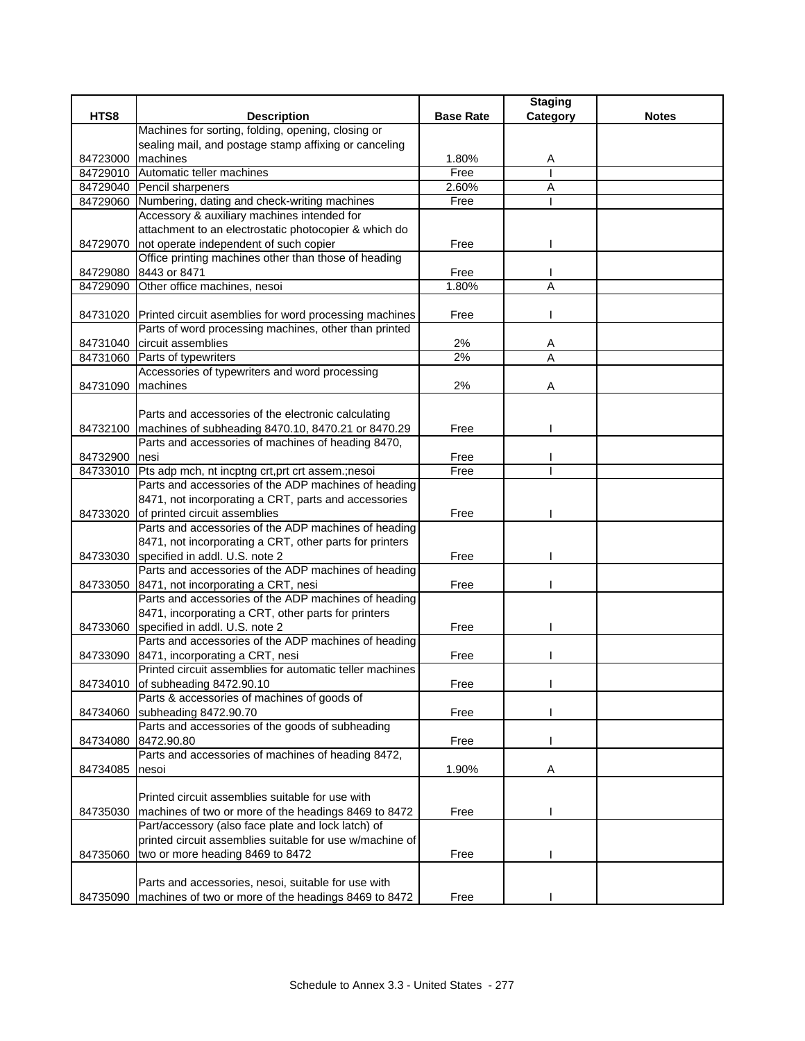| HTS8 | Description | Base Rate | Staging Category | Notes |
|---|---|---|---|---|
| 84723000 | Machines for sorting, folding, opening, closing or sealing mail, and postage stamp affixing or canceling machines | 1.80% | A | |
| 84729010 | Automatic teller machines | Free | I | |
| 84729040 | Pencil sharpeners | 2.60% | A | |
| 84729060 | Numbering, dating and check-writing machines | Free | I | |
| 84729070 | Accessory & auxiliary machines intended for attachment to an electrostatic photocopier & which do not operate independent of such copier | Free | I | |
| 84729080 | Office printing machines other than those of heading 8443 or 8471 | Free | I | |
| 84729090 | Other office machines, nesoi | 1.80% | A | |
| 84731020 | Printed circuit asemblies for word processing machines | Free | I | |
| 84731040 | Parts of word processing machines, other than printed circuit assemblies | 2% | A | |
| 84731060 | Parts of typewriters | 2% | A | |
| 84731090 | Accessories of typewriters and word processing machines | 2% | A | |
| 84732100 | Parts and accessories of the electronic calculating machines of subheading 8470.10, 8470.21 or 8470.29 | Free | I | |
| 84732900 | Parts and accessories of machines of heading 8470, nesi | Free | I | |
| 84733010 | Pts adp mch, nt incptng crt,prt crt assem.;nesoi | Free | I | |
| 84733020 | Parts and accessories of the ADP machines of heading 8471, not incorporating a CRT, parts and accessories of printed circuit assemblies | Free | I | |
| 84733030 | Parts and accessories of the ADP machines of heading 8471, not incorporating a CRT, other parts for printers specified in addl. U.S. note 2 | Free | I | |
| 84733050 | Parts and accessories of the ADP machines of heading 8471, not incorporating a CRT, nesi | Free | I | |
| 84733060 | Parts and accessories of the ADP machines of heading 8471, incorporating a CRT, other parts for printers specified in addl. U.S. note 2 | Free | I | |
| 84733090 | Parts and accessories of the ADP machines of heading 8471, incorporating a CRT, nesi | Free | I | |
| 84734010 | Printed circuit assemblies for automatic teller machines of subheading 8472.90.10 | Free | I | |
| 84734060 | Parts & accessories of machines of goods of subheading 8472.90.70 | Free | I | |
| 84734080 | Parts and accessories of the goods of subheading 8472.90.80 | Free | I | |
| 84734085 | Parts and accessories of machines of heading 8472, nesoi | 1.90% | A | |
| 84735030 | Printed circuit assemblies suitable for use with machines of two or more of the headings 8469 to 8472 | Free | I | |
| 84735060 | Part/accessory (also face plate and lock latch) of printed circuit assemblies suitable for use w/machine of two or more heading 8469 to 8472 | Free | I | |
| 84735090 | Parts and accessories, nesoi, suitable for use with machines of two or more of the headings 8469 to 8472 | Free | I | |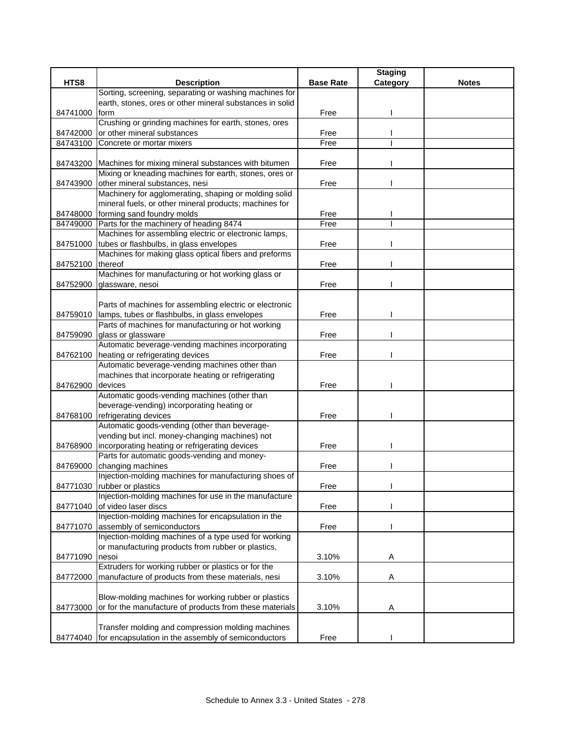| HTS8 | Description | Base Rate | Staging Category | Notes |
|---|---|---|---|---|
| 84741000 | Sorting, screening, separating or washing machines for earth, stones, ores or other mineral substances in solid form | Free | I | |
| 84742000 | Crushing or grinding machines for earth, stones, ores or other mineral substances | Free | I | |
| 84743100 | Concrete or mortar mixers | Free | I | |
| 84743200 | Machines for mixing mineral substances with bitumen | Free | I | |
| 84743900 | Mixing or kneading machines for earth, stones, ores or other mineral substances, nesi | Free | I | |
| 84748000 | Machinery for agglomerating, shaping or molding solid mineral fuels, or other mineral products; machines for forming sand foundry molds | Free | I | |
| 84749000 | Parts for the machinery of heading 8474 | Free | I | |
| 84751000 | Machines for assembling electric or electronic lamps, tubes or flashbulbs, in glass envelopes | Free | I | |
| 84752100 | Machines for making glass optical fibers and preforms thereof | Free | I | |
| 84752900 | Machines for manufacturing or hot working glass or glassware, nesoi | Free | I | |
| 84759010 | Parts of machines for assembling electric or electronic lamps, tubes or flashbulbs, in glass envelopes | Free | I | |
| 84759090 | Parts of machines for manufacturing or hot working glass or glassware | Free | I | |
| 84762100 | Automatic beverage-vending machines incorporating heating or refrigerating devices | Free | I | |
| 84762900 | Automatic beverage-vending machines other than machines that incorporate heating or refrigerating devices | Free | I | |
| 84768100 | Automatic goods-vending machines (other than beverage-vending) incorporating heating or refrigerating devices | Free | I | |
| 84768900 | Automatic goods-vending (other than beverage-vending but incl. money-changing machines) not incorporating heating or refrigerating devices | Free | I | |
| 84769000 | Parts for automatic goods-vending and money-changing machines | Free | I | |
| 84771030 | Injection-molding machines for manufacturing shoes of rubber or plastics | Free | I | |
| 84771040 | Injection-molding machines for use in the manufacture of video laser discs | Free | I | |
| 84771070 | Injection-molding machines for encapsulation in the assembly of semiconductors | Free | I | |
| 84771090 | Injection-molding machines of a type used for working or manufacturing products from rubber or plastics, nesoi | 3.10% | A | |
| 84772000 | Extruders for working rubber or plastics or for the manufacture of products from these materials, nesi | 3.10% | A | |
| 84773000 | Blow-molding machines for working rubber or plastics or for the manufacture of products from these materials | 3.10% | A | |
| 84774040 | Transfer molding and compression molding machines for encapsulation in the assembly of semiconductors | Free | I | |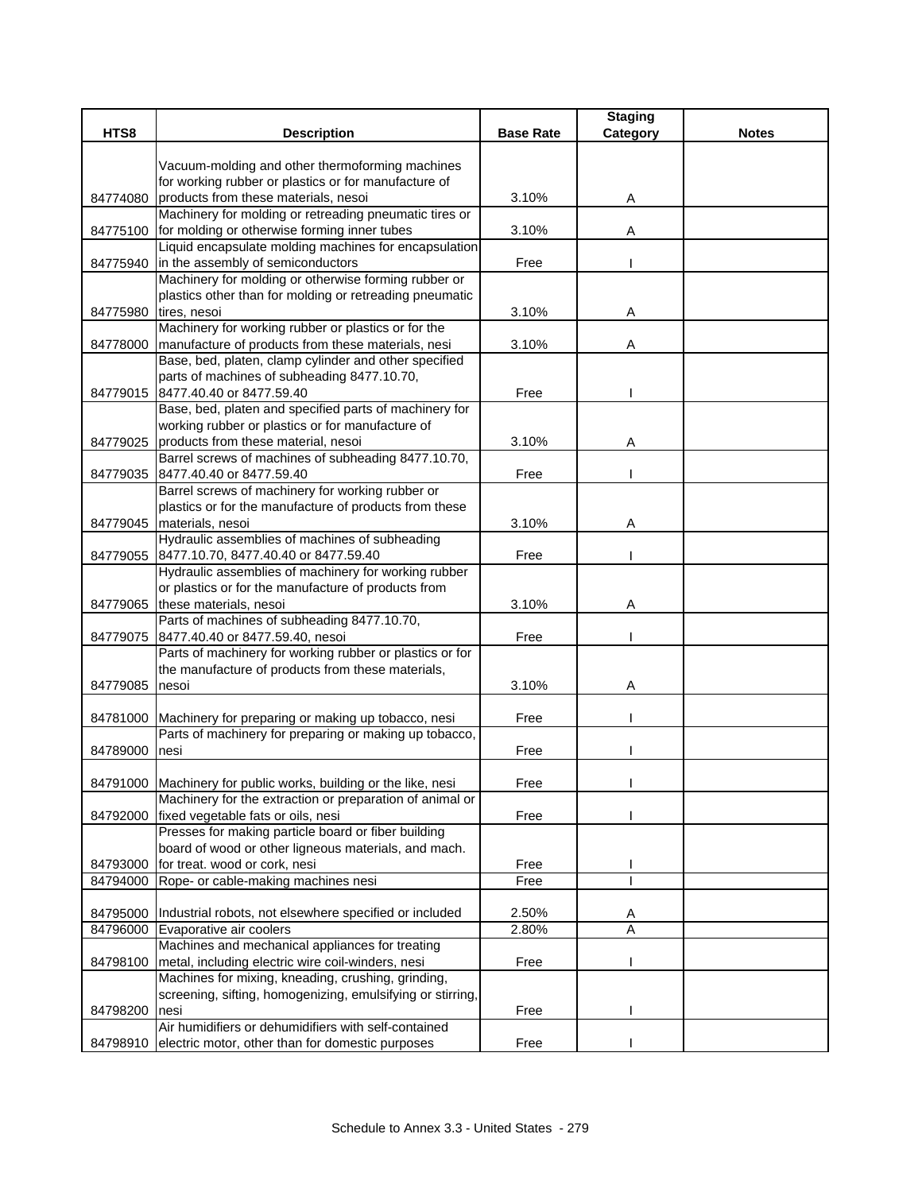| HTS8 | Description | Base Rate | Staging Category | Notes |
|---|---|---|---|---|
| 84774080 | Vacuum-molding and other thermoforming machines for working rubber or plastics or for manufacture of products from these materials, nesoi | 3.10% | A | |
| 84775100 | Machinery for molding or retreading pneumatic tires or for molding or otherwise forming inner tubes | 3.10% | A | |
| 84775940 | Liquid encapsulate molding machines for encapsulation in the assembly of semiconductors | Free | I | |
| 84775980 | Machinery for molding or otherwise forming rubber or plastics other than for molding or retreading pneumatic tires, nesoi | 3.10% | A | |
| 84778000 | Machinery for working rubber or plastics or for the manufacture of products from these materials, nesi | 3.10% | A | |
| 84779015 | Base, bed, platen, clamp cylinder and other specified parts of machines of subheading 8477.10.70, 8477.40.40 or 8477.59.40 | Free | I | |
| 84779025 | Base, bed, platen and specified parts of machinery for working rubber or plastics or for manufacture of products from these material, nesoi | 3.10% | A | |
| 84779035 | Barrel screws of machines of subheading 8477.10.70, 8477.40.40 or 8477.59.40 | Free | I | |
| 84779045 | Barrel screws of machinery for working rubber or plastics or for the manufacture of products from these materials, nesoi | 3.10% | A | |
| 84779055 | Hydraulic assemblies of machines of subheading 8477.10.70, 8477.40.40 or 8477.59.40 | Free | I | |
| 84779065 | Hydraulic assemblies of machinery for working rubber or plastics or for the manufacture of products from these materials, nesoi | 3.10% | A | |
| 84779075 | Parts of machines of subheading 8477.10.70, 8477.40.40 or 8477.59.40, nesoi | Free | I | |
| 84779085 | Parts of machinery for working rubber or plastics or for the manufacture of products from these materials, nesoi | 3.10% | A | |
| 84781000 | Machinery for preparing or making up tobacco, nesi | Free | I | |
| 84789000 | Parts of machinery for preparing or making up tobacco, nesi | Free | I | |
| 84791000 | Machinery for public works, building or the like, nesi | Free | I | |
| 84792000 | Machinery for the extraction or preparation of animal or fixed vegetable fats or oils, nesi | Free | I | |
| 84793000 | Presses for making particle board or fiber building board of wood or other ligneous materials, and mach. for treat. wood or cork, nesi | Free | I | |
| 84794000 | Rope- or cable-making machines nesi | Free | I | |
| 84795000 | Industrial robots, not elsewhere specified or included | 2.50% | A | |
| 84796000 | Evaporative air coolers | 2.80% | A | |
| 84798100 | Machines and mechanical appliances for treating metal, including electric wire coil-winders, nesi | Free | I | |
| 84798200 | Machines for mixing, kneading, crushing, grinding, screening, sifting, homogenizing, emulsifying or stirring, nesi | Free | I | |
| 84798910 | Air humidifiers or dehumidifiers with self-contained electric motor, other than for domestic purposes | Free | I | |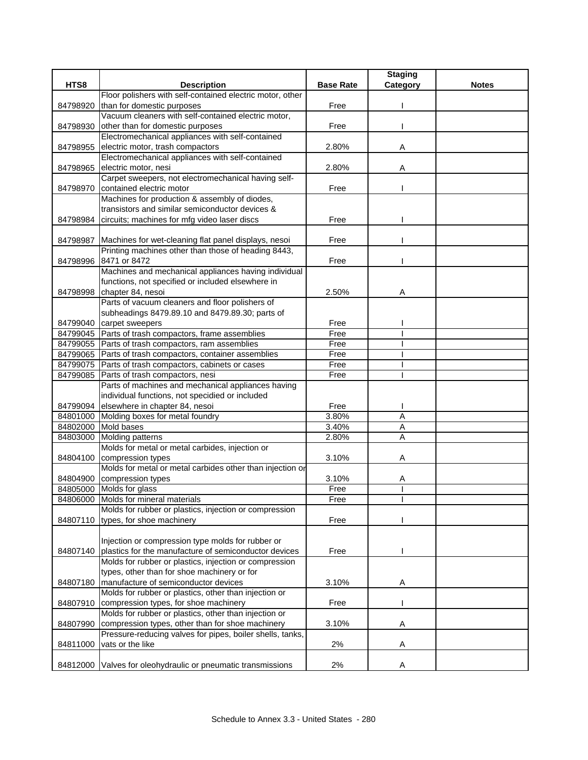| HTS8 | Description | Base Rate | Staging Category | Notes |
|---|---|---|---|---|
| 84798920 | Floor polishers with self-contained electric motor, other than for domestic purposes | Free | I | |
| 84798930 | Vacuum cleaners with self-contained electric motor, other than for domestic purposes | Free | I | |
| 84798955 | Electromechanical appliances with self-contained electric motor, trash compactors | 2.80% | A | |
| 84798965 | Electromechanical appliances with self-contained electric motor, nesi | 2.80% | A | |
| 84798970 | Carpet sweepers, not electromechanical having self-contained electric motor | Free | I | |
| 84798984 | Machines for production & assembly of diodes, transistors and similar semiconductor devices & circuits; machines for mfg video laser discs | Free | I | |
| 84798987 | Machines for wet-cleaning flat panel displays, nesoi | Free | I | |
| 84798996 | Printing machines other than those of heading 8443, 8471 or 8472 | Free | I | |
| 84798998 | Machines and mechanical appliances having individual functions, not specified or included elsewhere in chapter 84, nesoi | 2.50% | A | |
| 84799040 | Parts of vacuum cleaners and floor polishers of subheadings 8479.89.10 and 8479.89.30; parts of carpet sweepers | Free | I | |
| 84799045 | Parts of trash compactors, frame assemblies | Free | I | |
| 84799055 | Parts of trash compactors, ram assemblies | Free | I | |
| 84799065 | Parts of trash compactors, container assemblies | Free | I | |
| 84799075 | Parts of trash compactors, cabinets or cases | Free | I | |
| 84799085 | Parts of trash compactors, nesi | Free | I | |
| 84799094 | Parts of machines and mechanical appliances having individual functions, not specidied or included elsewhere in chapter 84, nesoi | Free | I | |
| 84801000 | Molding boxes for metal foundry | 3.80% | A | |
| 84802000 | Mold bases | 3.40% | A | |
| 84803000 | Molding patterns | 2.80% | A | |
| 84804100 | Molds for metal or metal carbides, injection or compression types | 3.10% | A | |
| 84804900 | Molds for metal or metal carbides other than injection or compression types | 3.10% | A | |
| 84805000 | Molds for glass | Free | I | |
| 84806000 | Molds for mineral materials | Free | I | |
| 84807110 | Molds for rubber or plastics, injection or compression types, for shoe machinery | Free | I | |
| 84807140 | Injection or compression type molds for rubber or plastics for the manufacture of semiconductor devices | Free | I | |
| 84807180 | Molds for rubber or plastics, injection or compression types, other than for shoe machinery or for manufacture of semiconductor devices | 3.10% | A | |
| 84807910 | Molds for rubber or plastics, other than injection or compression types, for shoe machinery | Free | I | |
| 84807990 | Molds for rubber or plastics, other than injection or compression types, other than for shoe machinery | 3.10% | A | |
| 84811000 | Pressure-reducing valves for pipes, boiler shells, tanks, vats or the like | 2% | A | |
| 84812000 | Valves for oleohydraulic or pneumatic transmissions | 2% | A | |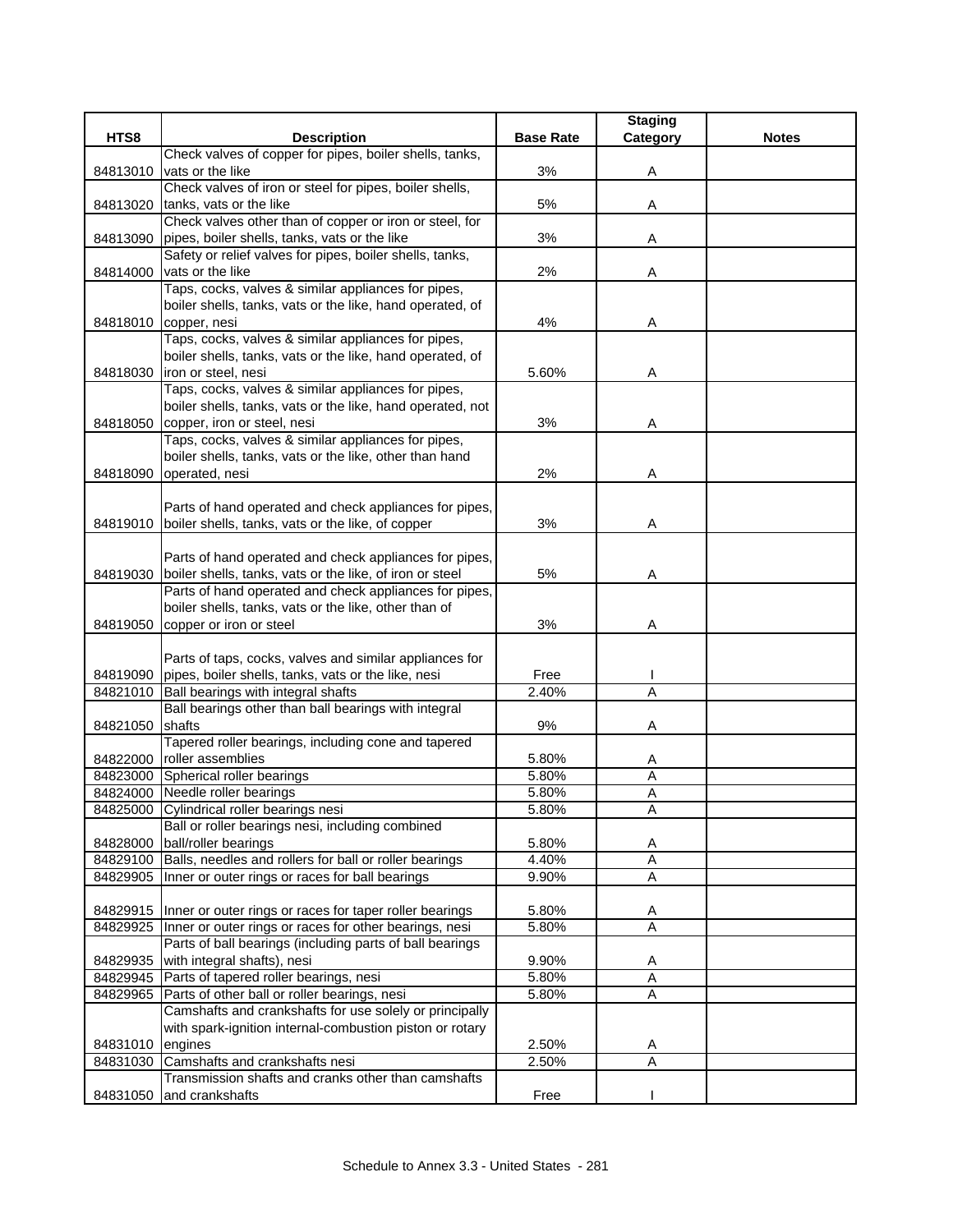| HTS8 | Description | Base Rate | Staging Category | Notes |
|---|---|---|---|---|
| 84813010 | Check valves of copper for pipes, boiler shells, tanks, vats or the like | 3% | A | |
| 84813020 | Check valves of iron or steel for pipes, boiler shells, tanks, vats or the like | 5% | A | |
| 84813090 | Check valves other than of copper or iron or steel, for pipes, boiler shells, tanks, vats or the like | 3% | A | |
| 84814000 | Safety or relief valves for pipes, boiler shells, tanks, vats or the like | 2% | A | |
| 84818010 | Taps, cocks, valves & similar appliances for pipes, boiler shells, tanks, vats or the like, hand operated, of copper, nesi | 4% | A | |
| 84818030 | Taps, cocks, valves & similar appliances for pipes, boiler shells, tanks, vats or the like, hand operated, of iron or steel, nesi | 5.60% | A | |
| 84818050 | Taps, cocks, valves & similar appliances for pipes, boiler shells, tanks, vats or the like, hand operated, not copper, iron or steel, nesi | 3% | A | |
| 84818090 | Taps, cocks, valves & similar appliances for pipes, boiler shells, tanks, vats or the like, other than hand operated, nesi | 2% | A | |
| 84819010 | Parts of hand operated and check appliances for pipes, boiler shells, tanks, vats or the like, of copper | 3% | A | |
| 84819030 | Parts of hand operated and check appliances for pipes, boiler shells, tanks, vats or the like, of iron or steel | 5% | A | |
| 84819050 | Parts of hand operated and check appliances for pipes, boiler shells, tanks, vats or the like, other than of copper or iron or steel | 3% | A | |
| 84819090 | Parts of taps, cocks, valves and similar appliances for pipes, boiler shells, tanks, vats or the like, nesi | Free | I | |
| 84821010 | Ball bearings with integral shafts | 2.40% | A | |
| 84821050 | Ball bearings other than ball bearings with integral shafts | 9% | A | |
| 84822000 | Tapered roller bearings, including cone and tapered roller assemblies | 5.80% | A | |
| 84823000 | Spherical roller bearings | 5.80% | A | |
| 84824000 | Needle roller bearings | 5.80% | A | |
| 84825000 | Cylindrical roller bearings nesi | 5.80% | A | |
| 84828000 | Ball or roller bearings nesi, including combined ball/roller bearings | 5.80% | A | |
| 84829100 | Balls, needles and rollers for ball or roller bearings | 4.40% | A | |
| 84829905 | Inner or outer rings or races for ball bearings | 9.90% | A | |
| 84829915 | Inner or outer rings or races for taper roller bearings | 5.80% | A | |
| 84829925 | Inner or outer rings or races for other bearings, nesi | 5.80% | A | |
| 84829935 | Parts of ball bearings (including parts of ball bearings with integral shafts), nesi | 9.90% | A | |
| 84829945 | Parts of tapered roller bearings, nesi | 5.80% | A | |
| 84829965 | Parts of other ball or roller bearings, nesi | 5.80% | A | |
| 84831010 | Camshafts and crankshafts for use solely or principally with spark-ignition internal-combustion piston or rotary engines | 2.50% | A | |
| 84831030 | Camshafts and crankshafts nesi | 2.50% | A | |
| 84831050 | Transmission shafts and cranks other than camshafts and crankshafts | Free | I | |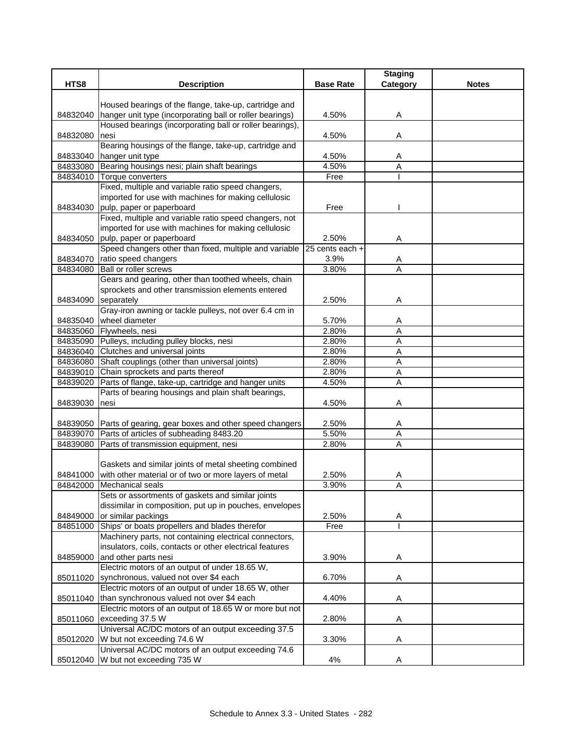| HTS8 | Description | Base Rate | Staging Category | Notes |
|---|---|---|---|---|
| 84832040 | Housed bearings of the flange, take-up, cartridge and hanger unit type (incorporating ball or roller bearings) | 4.50% | A | |
| 84832080 | Housed bearings (incorporating ball or roller bearings), nesi | 4.50% | A | |
| 84833040 | Bearing housings of the flange, take-up, cartridge and hanger unit type | 4.50% | A | |
| 84833080 | Bearing housings nesi; plain shaft bearings | 4.50% | A | |
| 84834010 | Torque converters | Free | I | |
| 84834030 | Fixed, multiple and variable ratio speed changers, imported for use with machines for making cellulosic pulp, paper or paperboard | Free | I | |
| 84834050 | Fixed, multiple and variable ratio speed changers, not imported for use with machines for making cellulosic pulp, paper or paperboard | 2.50% | A | |
| 84834070 | Speed changers other than fixed, multiple and variable ratio speed changers | 25 cents each + 3.9% | A | |
| 84834080 | Ball or roller screws | 3.80% | A | |
| 84834090 | Gears and gearing, other than toothed wheels, chain sprockets and other transmission elements entered separately | 2.50% | A | |
| 84835040 | Gray-iron awning or tackle pulleys, not over 6.4 cm in wheel diameter | 5.70% | A | |
| 84835060 | Flywheels, nesi | 2.80% | A | |
| 84835090 | Pulleys, including pulley blocks, nesi | 2.80% | A | |
| 84836040 | Clutches and universal joints | 2.80% | A | |
| 84836080 | Shaft couplings (other than universal joints) | 2.80% | A | |
| 84839010 | Chain sprockets and parts thereof | 2.80% | A | |
| 84839020 | Parts of flange, take-up, cartridge and hanger units | 4.50% | A | |
| 84839030 | Parts of bearing housings and plain shaft bearings, nesi | 4.50% | A | |
| 84839050 | Parts of gearing, gear boxes and other speed changers | 2.50% | A | |
| 84839070 | Parts of articles of subheading 8483.20 | 5.50% | A | |
| 84839080 | Parts of transmission equipment, nesi | 2.80% | A | |
| 84841000 | Gaskets and similar joints of metal sheeting combined with other material or of two or more layers of metal | 2.50% | A | |
| 84842000 | Mechanical seals | 3.90% | A | |
| 84849000 | Sets or assortments of gaskets and similar joints dissimilar in composition, put up in pouches, envelopes or similar packings | 2.50% | A | |
| 84851000 | Ships' or boats propellers and blades therefor | Free | I | |
| 84859000 | Machinery parts, not containing electrical connectors, insulators, coils, contacts or other electrical features and other parts nesi | 3.90% | A | |
| 85011020 | Electric motors of an output of under 18.65 W, synchronous, valued not over $4 each | 6.70% | A | |
| 85011040 | Electric motors of an output of under 18.65 W, other than synchronous valued not over $4 each | 4.40% | A | |
| 85011060 | Electric motors of an output of 18.65 W or more but not exceeding 37.5 W | 2.80% | A | |
| 85012020 | Universal AC/DC motors of an output exceeding 37.5 W but not exceeding 74.6 W | 3.30% | A | |
| 85012040 | Universal AC/DC motors of an output exceeding 74.6 W but not exceeding 735 W | 4% | A | |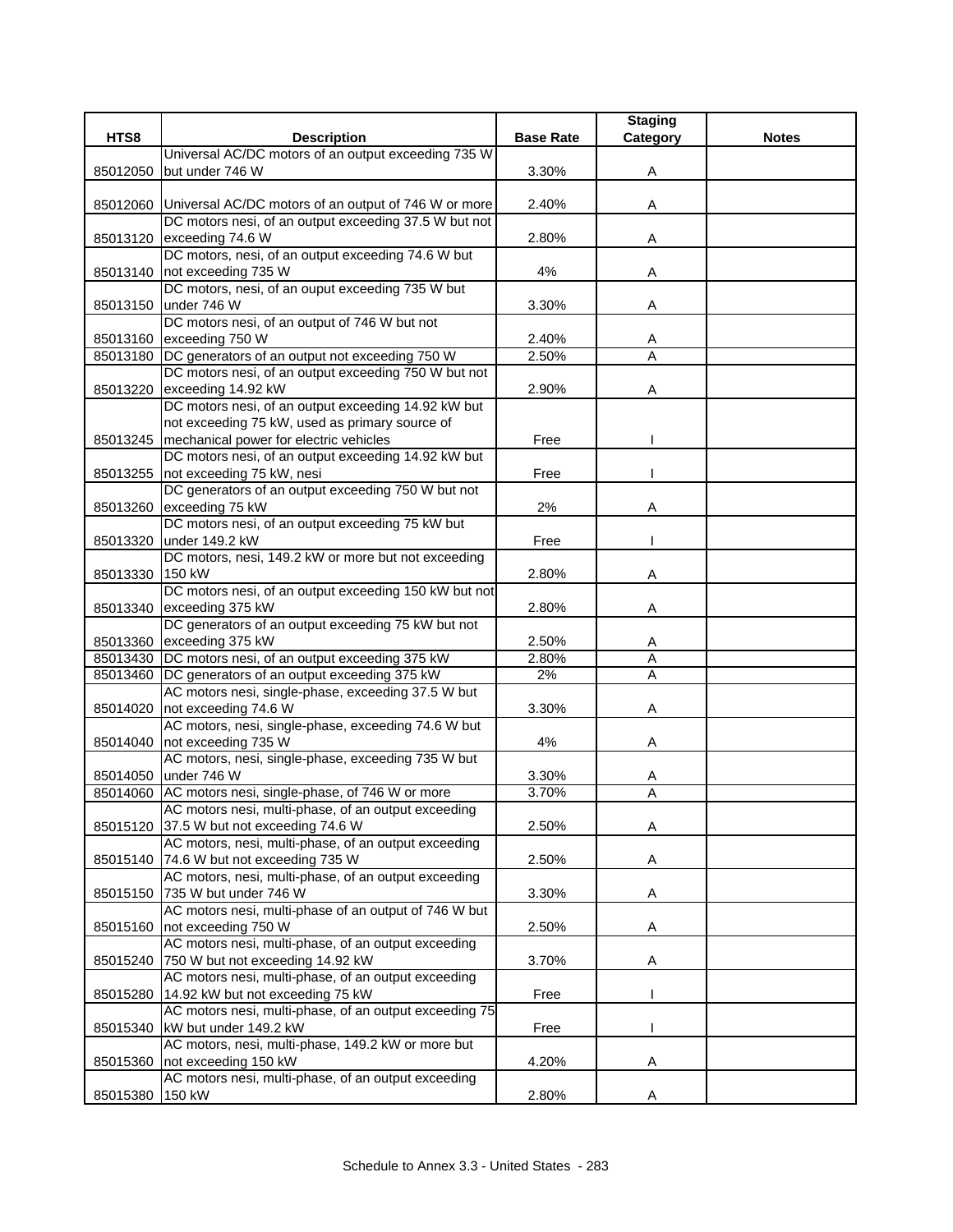| HTS8 | Description | Base Rate | Staging Category | Notes |
|---|---|---|---|---|
| 85012050 | Universal AC/DC motors of an output exceeding 735 W but under 746 W | 3.30% | A | |
| 85012060 | Universal AC/DC motors of an output of 746 W or more | 2.40% | A | |
| 85013120 | DC motors nesi, of an output exceeding 37.5 W but not exceeding 74.6 W | 2.80% | A | |
| 85013140 | DC motors, nesi, of an output exceeding 74.6 W but not exceeding 735 W | 4% | A | |
| 85013150 | DC motors, nesi, of an ouput exceeding 735 W but under 746 W | 3.30% | A | |
| 85013160 | DC motors nesi, of an output of 746 W but not exceeding 750 W | 2.40% | A | |
| 85013180 | DC generators of an output not exceeding 750 W | 2.50% | A | |
| 85013220 | DC motors nesi, of an output exceeding 750 W but not exceeding 14.92 kW | 2.90% | A | |
| 85013245 | DC motors nesi, of an output exceeding 14.92 kW but not exceeding 75 kW, used as primary source of mechanical power for electric vehicles | Free | I | |
| 85013255 | DC motors nesi, of an output exceeding 14.92 kW but not exceeding 75 kW, nesi | Free | I | |
| 85013260 | DC generators of an output exceeding 750 W but not exceeding 75 kW | 2% | A | |
| 85013320 | DC motors nesi, of an output exceeding 75 kW but under 149.2 kW | Free | I | |
| 85013330 | DC motors, nesi, 149.2 kW or more but not exceeding 150 kW | 2.80% | A | |
| 85013340 | DC motors nesi, of an output exceeding 150 kW but not exceeding 375 kW | 2.80% | A | |
| 85013360 | DC generators of an output exceeding 75 kW but not exceeding 375 kW | 2.50% | A | |
| 85013430 | DC motors nesi, of an output exceeding 375 kW | 2.80% | A | |
| 85013460 | DC generators of an output exceeding 375 kW | 2% | A | |
| 85014020 | AC motors nesi, single-phase, exceeding 37.5 W but not exceeding 74.6 W | 3.30% | A | |
| 85014040 | AC motors, nesi, single-phase, exceeding 74.6 W but not exceeding 735 W | 4% | A | |
| 85014050 | AC motors, nesi, single-phase, exceeding 735 W but under 746 W | 3.30% | A | |
| 85014060 | AC motors nesi, single-phase, of 746 W or more | 3.70% | A | |
| 85015120 | AC motors nesi, multi-phase, of an output exceeding 37.5 W but not exceeding 74.6 W | 2.50% | A | |
| 85015140 | AC motors, nesi, multi-phase, of an output exceeding 74.6 W but not exceeding 735 W | 2.50% | A | |
| 85015150 | AC motors, nesi, multi-phase, of an output exceeding 735 W but under 746 W | 3.30% | A | |
| 85015160 | AC motors nesi, multi-phase of an output of 746 W but not exceeding 750 W | 2.50% | A | |
| 85015240 | AC motors nesi, multi-phase, of an output exceeding 750 W but not exceeding 14.92 kW | 3.70% | A | |
| 85015280 | AC motors nesi, multi-phase, of an output exceeding 14.92 kW but not exceeding 75 kW | Free | I | |
| 85015340 | AC motors nesi, multi-phase, of an output exceeding 75 kW but under 149.2 kW | Free | I | |
| 85015360 | AC motors, nesi, multi-phase, 149.2 kW or more but not exceeding 150 kW | 4.20% | A | |
| 85015380 | AC motors nesi, multi-phase, of an output exceeding 150 kW | 2.80% | A | |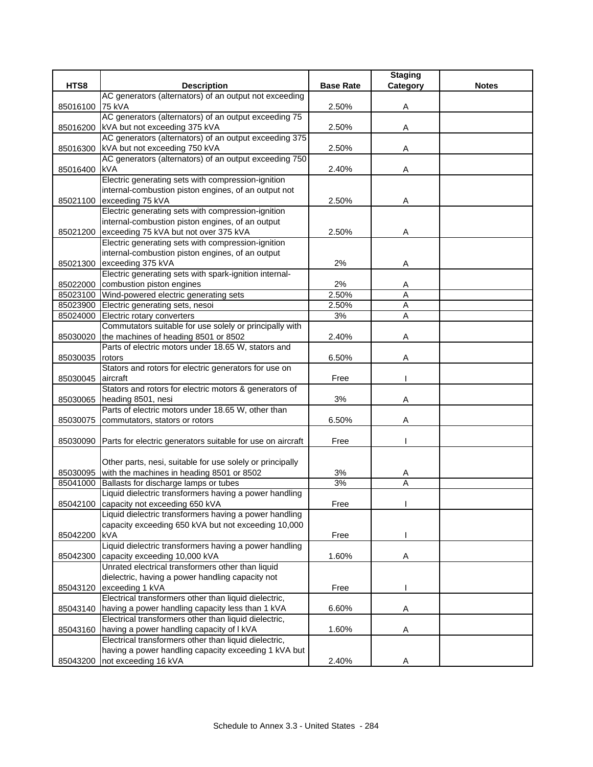| HTS8 | Description | Base Rate | Staging Category | Notes |
|---|---|---|---|---|
| 85016100 | AC generators (alternators) of an output not exceeding 75 kVA | 2.50% | A | |
| 85016200 | AC generators (alternators) of an output exceeding 75 kVA but not exceeding 375 kVA | 2.50% | A | |
| 85016300 | AC generators (alternators) of an output exceeding 375 kVA but not exceeding 750 kVA | 2.50% | A | |
| 85016400 | AC generators (alternators) of an output exceeding 750 kVA | 2.40% | A | |
| 85021100 | Electric generating sets with compression-ignition internal-combustion piston engines, of an output not exceeding 75 kVA | 2.50% | A | |
| 85021200 | Electric generating sets with compression-ignition internal-combustion piston engines, of an output exceeding 75 kVA but not over 375 kVA | 2.50% | A | |
| 85021300 | Electric generating sets with compression-ignition internal-combustion piston engines, of an output exceeding 375 kVA | 2% | A | |
| 85022000 | Electric generating sets with spark-ignition internal-combustion piston engines | 2% | A | |
| 85023100 | Wind-powered electric generating sets | 2.50% | A | |
| 85023900 | Electric generating sets, nesoi | 2.50% | A | |
| 85024000 | Electric rotary converters | 3% | A | |
| 85030020 | Commutators suitable for use solely or principally with the machines of heading 8501 or 8502 | 2.40% | A | |
| 85030035 | Parts of electric motors under 18.65 W, stators and rotors | 6.50% | A | |
| 85030045 | Stators and rotors for electric generators for use on aircraft | Free | I | |
| 85030065 | Stators and rotors for electric motors & generators of heading 8501, nesi | 3% | A | |
| 85030075 | Parts of electric motors under 18.65 W, other than commutators, stators or rotors | 6.50% | A | |
| 85030090 | Parts for electric generators suitable for use on aircraft | Free | I | |
| 85030095 | Other parts, nesi, suitable for use solely or principally with the machines in heading 8501 or 8502 | 3% | A | |
| 85041000 | Ballasts for discharge lamps or tubes | 3% | A | |
| 85042100 | Liquid dielectric transformers having a power handling capacity not exceeding 650 kVA | Free | I | |
| 85042200 | Liquid dielectric transformers having a power handling capacity exceeding 650 kVA but not exceeding 10,000 kVA | Free | I | |
| 85042300 | Liquid dielectric transformers having a power handling capacity exceeding 10,000 kVA | 1.60% | A | |
| 85043120 | Unrated electrical transformers other than liquid dielectric, having a power handling capacity not exceeding 1 kVA | Free | I | |
| 85043140 | Electrical transformers other than liquid dielectric, having a power handling capacity less than 1 kVA | 6.60% | A | |
| 85043160 | Electrical transformers other than liquid dielectric, having a power handling capacity of l kVA | 1.60% | A | |
| 85043200 | Electrical transformers other than liquid dielectric, having a power handling capacity exceeding 1 kVA but not exceeding 16 kVA | 2.40% | A | |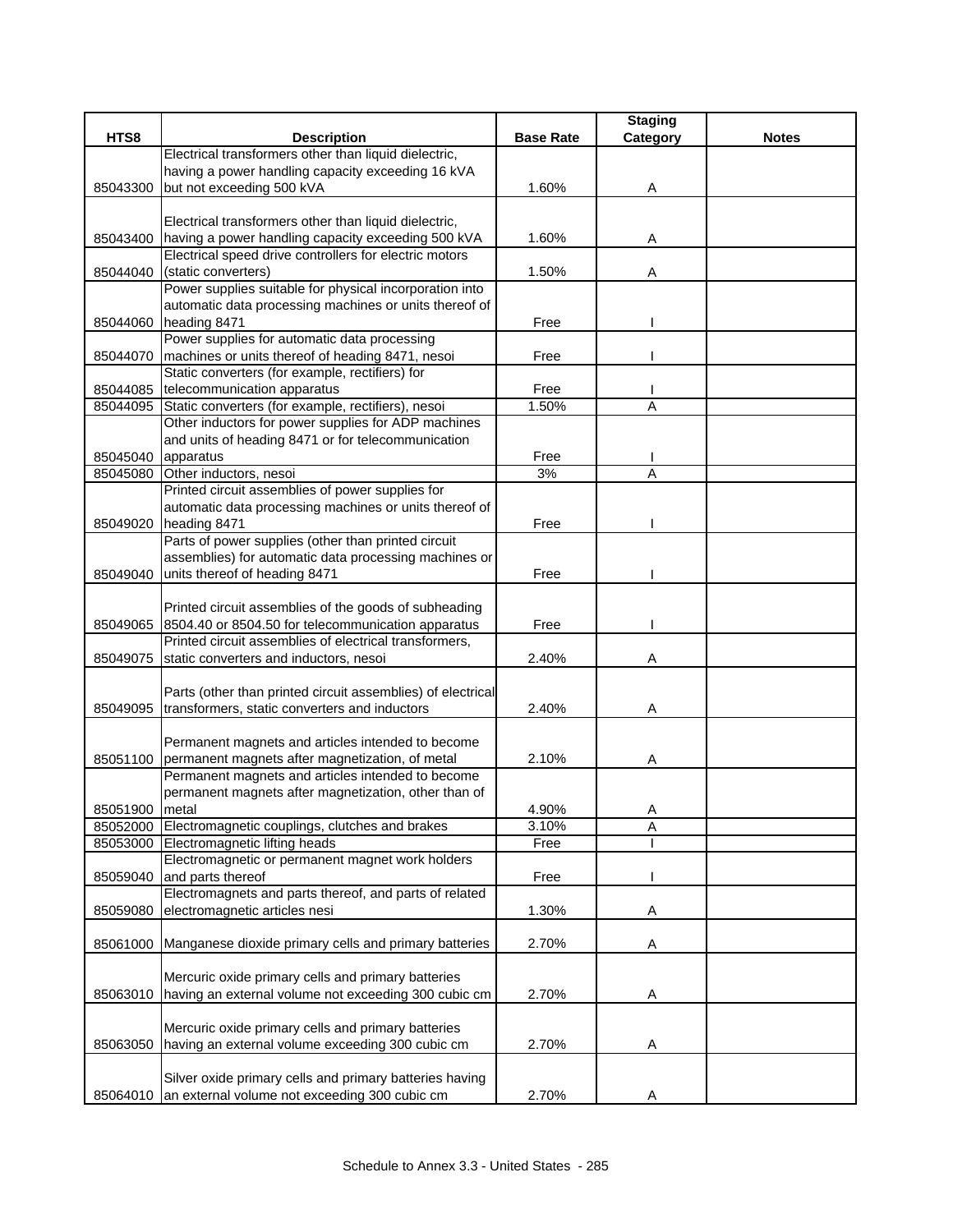| HTS8 | Description | Base Rate | Staging Category | Notes |
|---|---|---|---|---|
| 85043300 | Electrical transformers other than liquid dielectric, having a power handling capacity exceeding 16 kVA but not exceeding 500 kVA | 1.60% | A | |
| 85043400 | Electrical transformers other than liquid dielectric, having a power handling capacity exceeding 500 kVA | 1.60% | A | |
| 85044040 | Electrical speed drive controllers for electric motors (static converters) | 1.50% | A | |
| 85044060 | Power supplies suitable for physical incorporation into automatic data processing machines or units thereof of heading 8471 | Free | I | |
| 85044070 | Power supplies for automatic data processing machines or units thereof of heading 8471, nesoi | Free | I | |
| 85044085 | Static converters (for example, rectifiers) for telecommunication apparatus | Free | I | |
| 85044095 | Static converters (for example, rectifiers), nesoi | 1.50% | A | |
| 85045040 | Other inductors for power supplies for ADP machines and units of heading 8471 or for telecommunication apparatus | Free | I | |
| 85045080 | Other inductors, nesoi | 3% | A | |
| 85049020 | Printed circuit assemblies of power supplies for automatic data processing machines or units thereof of heading 8471 | Free | I | |
| 85049040 | Parts of power supplies (other than printed circuit assemblies) for automatic data processing machines or units thereof of heading 8471 | Free | I | |
| 85049065 | Printed circuit assemblies of the goods of subheading 8504.40 or 8504.50 for telecommunication apparatus | Free | I | |
| 85049075 | Printed circuit assemblies of electrical transformers, static converters and inductors, nesoi | 2.40% | A | |
| 85049095 | Parts (other than printed circuit assemblies) of electrical transformers, static converters and inductors | 2.40% | A | |
| 85051100 | Permanent magnets and articles intended to become permanent magnets after magnetization, of metal | 2.10% | A | |
| 85051900 | Permanent magnets and articles intended to become permanent magnets after magnetization, other than of metal | 4.90% | A | |
| 85052000 | Electromagnetic couplings, clutches and brakes | 3.10% | A | |
| 85053000 | Electromagnetic lifting heads | Free | I | |
| 85059040 | Electromagnetic or permanent magnet work holders and parts thereof | Free | I | |
| 85059080 | Electromagnets and parts thereof, and parts of related electromagnetic articles nesi | 1.30% | A | |
| 85061000 | Manganese dioxide primary cells and primary batteries | 2.70% | A | |
| 85063010 | Mercuric oxide primary cells and primary batteries having an external volume not exceeding 300 cubic cm | 2.70% | A | |
| 85063050 | Mercuric oxide primary cells and primary batteries having an external volume exceeding 300 cubic cm | 2.70% | A | |
| 85064010 | Silver oxide primary cells and primary batteries having an external volume not exceeding 300 cubic cm | 2.70% | A | |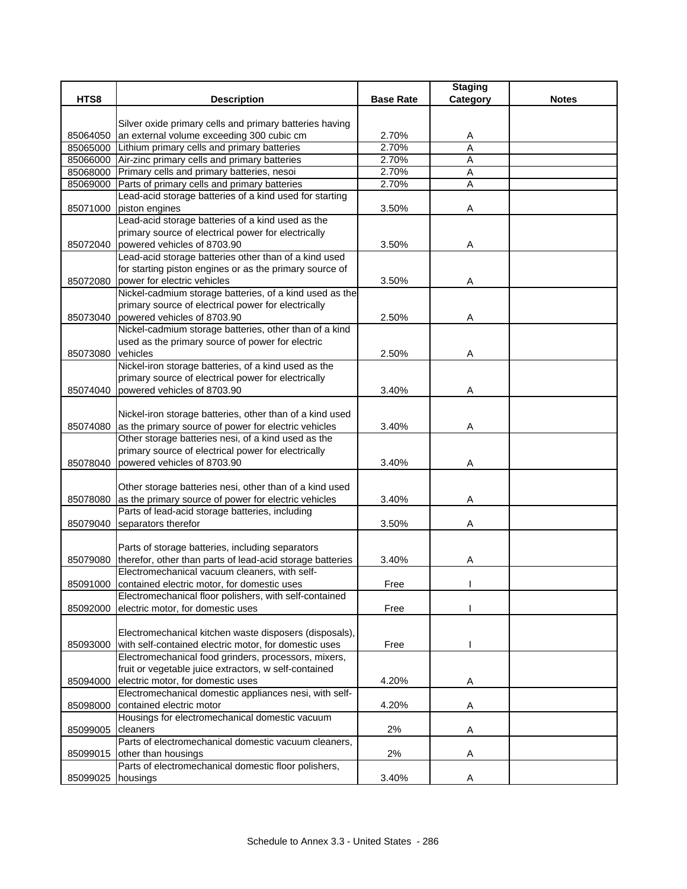| HTS8 | Description | Base Rate | Staging Category | Notes |
|---|---|---|---|---|
| 85064050 | Silver oxide primary cells and primary batteries having an external volume exceeding 300 cubic cm | 2.70% | A | |
| 85065000 | Lithium primary cells and primary batteries | 2.70% | A | |
| 85066000 | Air-zinc primary cells and primary batteries | 2.70% | A | |
| 85068000 | Primary cells and primary batteries, nesoi | 2.70% | A | |
| 85069000 | Parts of primary cells and primary batteries | 2.70% | A | |
| 85071000 | Lead-acid storage batteries of a kind used for starting piston engines | 3.50% | A | |
| 85072040 | Lead-acid storage batteries of a kind used as the primary source of electrical power for electrically powered vehicles of 8703.90 | 3.50% | A | |
| 85072080 | Lead-acid storage batteries other than of a kind used for starting piston engines or as the primary source of power for electric vehicles | 3.50% | A | |
| 85073040 | Nickel-cadmium storage batteries, of a kind used as the primary source of electrical power for electrically powered vehicles of 8703.90 | 2.50% | A | |
| 85073080 | Nickel-cadmium storage batteries, other than of a kind used as the primary source of power for electric vehicles | 2.50% | A | |
| 85074040 | Nickel-iron storage batteries, of a kind used as the primary source of electrical power for electrically powered vehicles of 8703.90 | 3.40% | A | |
| 85074080 | Nickel-iron storage batteries, other than of a kind used as the primary source of power for electric vehicles | 3.40% | A | |
| 85078040 | Other storage batteries nesi, of a kind used as the primary source of electrical power for electrically powered vehicles of 8703.90 | 3.40% | A | |
| 85078080 | Other storage batteries nesi, other than of a kind used as the primary source of power for electric vehicles | 3.40% | A | |
| 85079040 | Parts of lead-acid storage batteries, including separators therefor | 3.50% | A | |
| 85079080 | Parts of storage batteries, including separators therefor, other than parts of lead-acid storage batteries | 3.40% | A | |
| 85091000 | Electromechanical vacuum cleaners, with self-contained electric motor, for domestic uses | Free | I | |
| 85092000 | Electromechanical floor polishers, with self-contained electric motor, for domestic uses | Free | I | |
| 85093000 | Electromechanical kitchen waste disposers (disposals), with self-contained electric motor, for domestic uses | Free | I | |
| 85094000 | Electromechanical food grinders, processors, mixers, fruit or vegetable juice extractors, w self-contained electric motor, for domestic uses | 4.20% | A | |
| 85098000 | Electromechanical domestic appliances nesi, with self-contained electric motor | 4.20% | A | |
| 85099005 | Housings for electromechanical domestic vacuum cleaners | 2% | A | |
| 85099015 | Parts of electromechanical domestic vacuum cleaners, other than housings | 2% | A | |
| 85099025 | Parts of electromechanical domestic floor polishers, housings | 3.40% | A | |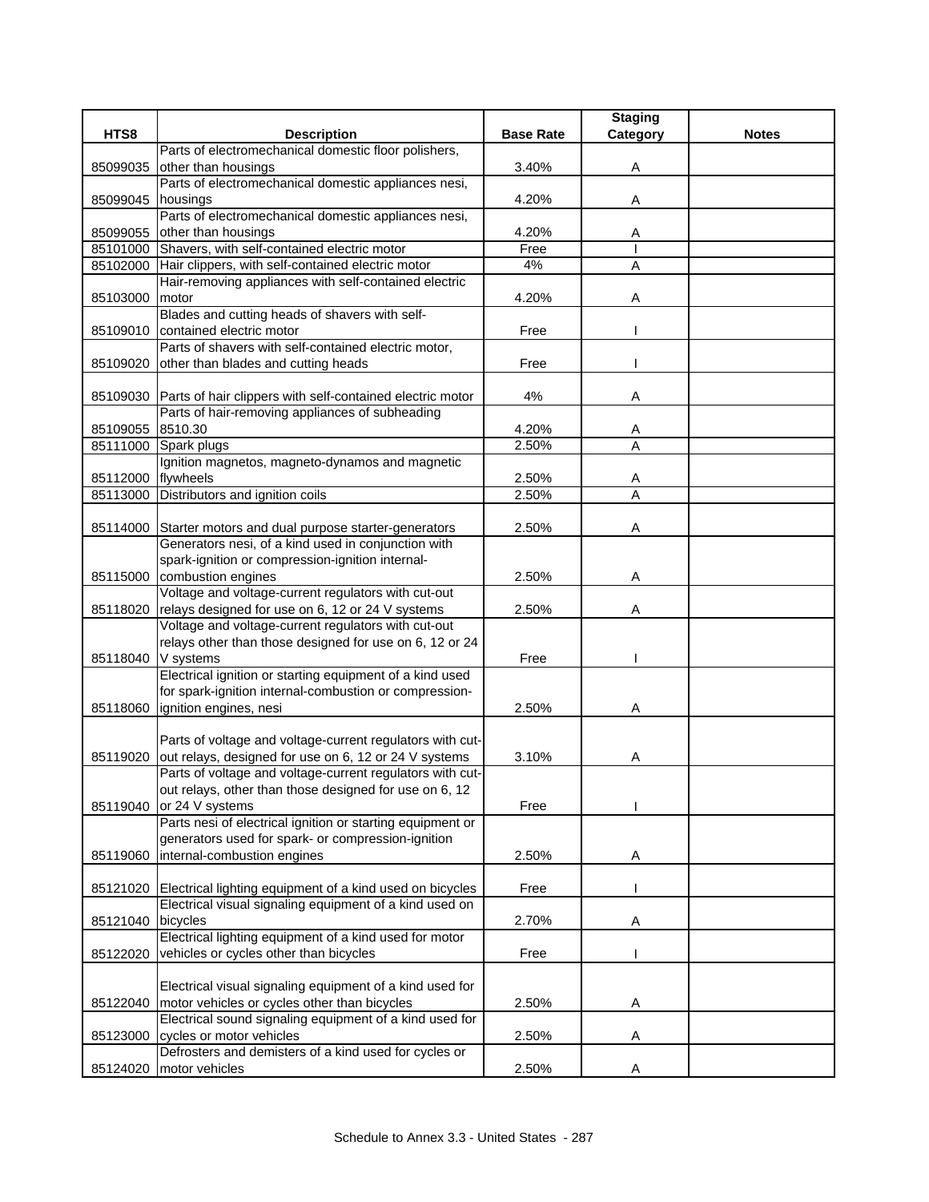| HTS8 | Description | Base Rate | Staging Category | Notes |
|---|---|---|---|---|
| 85099035 | Parts of electromechanical domestic floor polishers, other than housings | 3.40% | A | |
| 85099045 | Parts of electromechanical domestic appliances nesi, housings | 4.20% | A | |
| 85099055 | Parts of electromechanical domestic appliances nesi, other than housings | 4.20% | A | |
| 85101000 | Shavers, with self-contained electric motor | Free | I | |
| 85102000 | Hair clippers, with self-contained electric motor | 4% | A | |
| 85103000 | Hair-removing appliances with self-contained electric motor | 4.20% | A | |
| 85109010 | Blades and cutting heads of shavers with self-contained electric motor | Free | I | |
| 85109020 | Parts of shavers with self-contained electric motor, other than blades and cutting heads | Free | I | |
| 85109030 | Parts of hair clippers with self-contained electric motor | 4% | A | |
| 85109055 | Parts of hair-removing appliances of subheading 8510.30 | 4.20% | A | |
| 85111000 | Spark plugs | 2.50% | A | |
| 85112000 | Ignition magnetos, magneto-dynamos and magnetic flywheels | 2.50% | A | |
| 85113000 | Distributors and ignition coils | 2.50% | A | |
| 85114000 | Starter motors and dual purpose starter-generators | 2.50% | A | |
| 85115000 | Generators nesi, of a kind used in conjunction with spark-ignition or compression-ignition internal-combustion engines | 2.50% | A | |
| 85118020 | Voltage and voltage-current regulators with cut-out relays designed for use on 6, 12 or 24 V systems | 2.50% | A | |
| 85118040 | Voltage and voltage-current regulators with cut-out relays other than those designed for use on 6, 12 or 24 V systems | Free | I | |
| 85118060 | Electrical ignition or starting equipment of a kind used for spark-ignition internal-combustion or compression-ignition engines, nesi | 2.50% | A | |
| 85119020 | Parts of voltage and voltage-current regulators with cut-out relays, designed for use on 6, 12 or 24 V systems | 3.10% | A | |
| 85119040 | Parts of voltage and voltage-current regulators with cut-out relays, other than those designed for use on 6, 12 or 24 V systems | Free | I | |
| 85119060 | Parts nesi of electrical ignition or starting equipment or generators used for spark- or compression-ignition internal-combustion engines | 2.50% | A | |
| 85121020 | Electrical lighting equipment of a kind used on bicycles | Free | I | |
| 85121040 | Electrical visual signaling equipment of a kind used on bicycles | 2.70% | A | |
| 85122020 | Electrical lighting equipment of a kind used for motor vehicles or cycles other than bicycles | Free | I | |
| 85122040 | Electrical visual signaling equipment of a kind used for motor vehicles or cycles other than bicycles | 2.50% | A | |
| 85123000 | Electrical sound signaling equipment of a kind used for cycles or motor vehicles | 2.50% | A | |
| 85124020 | Defrosters and demisters of a kind used for cycles or motor vehicles | 2.50% | A | |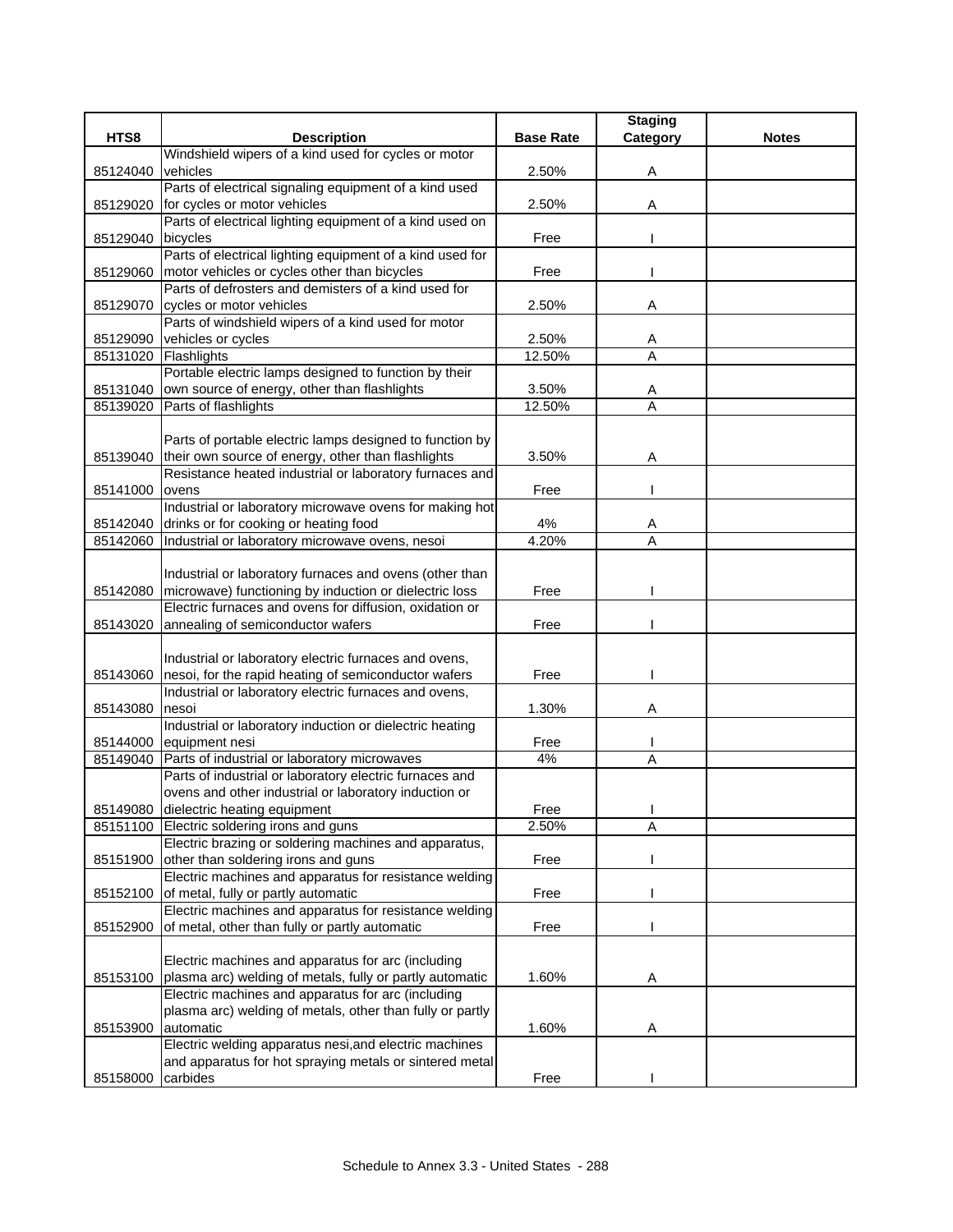| HTS8 | Description | Base Rate | Staging Category | Notes |
|---|---|---|---|---|
| 85124040 | Windshield wipers of a kind used for cycles or motor vehicles | 2.50% | A | |
| 85129020 | Parts of electrical signaling equipment of a kind used for cycles or motor vehicles | 2.50% | A | |
| 85129040 | Parts of electrical lighting equipment of a kind used on bicycles | Free | I | |
| 85129060 | Parts of electrical lighting equipment of a kind used for motor vehicles or cycles other than bicycles | Free | I | |
| 85129070 | Parts of defrosters and demisters of a kind used for cycles or motor vehicles | 2.50% | A | |
| 85129090 | Parts of windshield wipers of a kind used for motor vehicles or cycles | 2.50% | A | |
| 85131020 | Flashlights | 12.50% | A | |
| 85131040 | Portable electric lamps designed to function by their own source of energy, other than flashlights | 3.50% | A | |
| 85139020 | Parts of flashlights | 12.50% | A | |
| 85139040 | Parts of portable electric lamps designed to function by their own source of energy, other than flashlights | 3.50% | A | |
| 85141000 | Resistance heated industrial or laboratory furnaces and ovens | Free | I | |
| 85142040 | Industrial or laboratory microwave ovens for making hot drinks or for cooking or heating food | 4% | A | |
| 85142060 | Industrial or laboratory microwave ovens, nesoi | 4.20% | A | |
| 85142080 | Industrial or laboratory furnaces and ovens (other than microwave) functioning by induction or dielectric loss | Free | I | |
| 85143020 | Electric furnaces and ovens for diffusion, oxidation or annealing of semiconductor wafers | Free | I | |
| 85143060 | Industrial or laboratory electric furnaces and ovens, nesoi, for the rapid heating of semiconductor wafers | Free | I | |
| 85143080 | Industrial or laboratory electric furnaces and ovens, nesoi | 1.30% | A | |
| 85144000 | Industrial or laboratory induction or dielectric heating equipment nesi | Free | I | |
| 85149040 | Parts of industrial or laboratory microwaves | 4% | A | |
| 85149080 | Parts of industrial or laboratory electric furnaces and ovens and other industrial or laboratory induction or dielectric heating equipment | Free | I | |
| 85151100 | Electric soldering irons and guns | 2.50% | A | |
| 85151900 | Electric brazing or soldering machines and apparatus, other than soldering irons and guns | Free | I | |
| 85152100 | Electric machines and apparatus for resistance welding of metal, fully or partly automatic | Free | I | |
| 85152900 | Electric machines and apparatus for resistance welding of metal, other than fully or partly automatic | Free | I | |
| 85153100 | Electric machines and apparatus for arc (including plasma arc) welding of metals, fully or partly automatic | 1.60% | A | |
| 85153900 | Electric machines and apparatus for arc (including plasma arc) welding of metals, other than fully or partly automatic | 1.60% | A | |
| 85158000 | Electric welding apparatus nesi,and electric machines and apparatus for hot spraying metals or sintered metal carbides | Free | I | |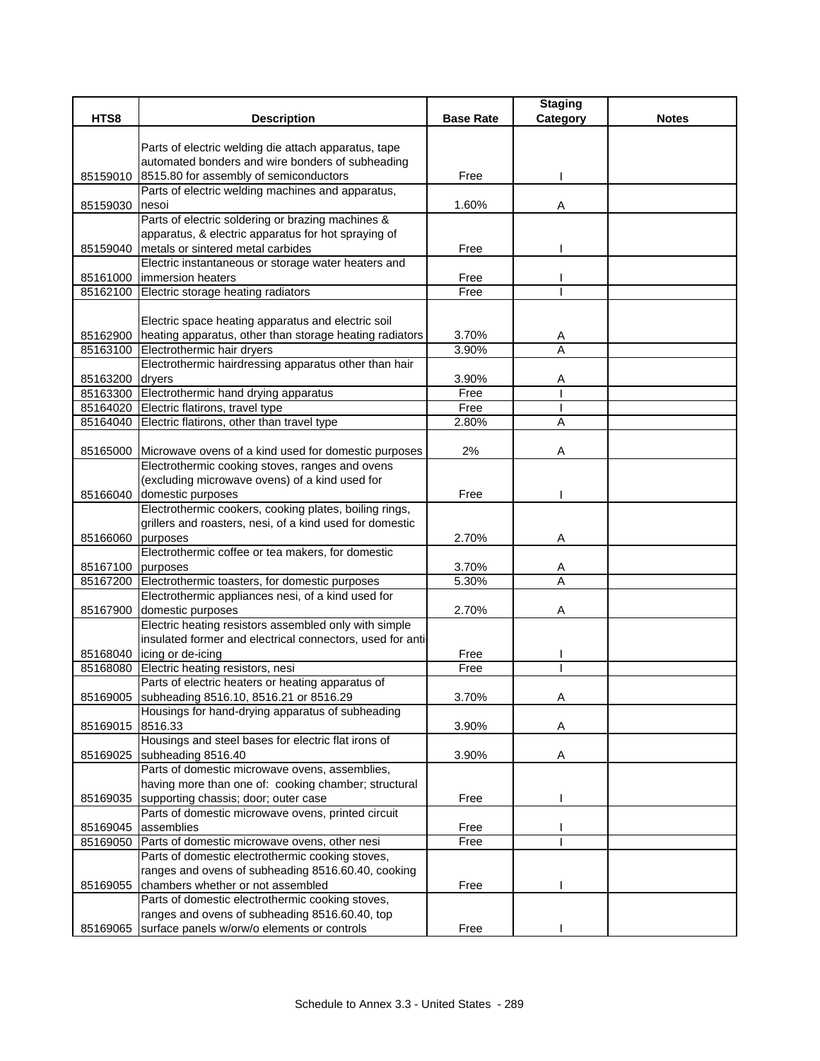| HTS8 | Description | Base Rate | Staging Category | Notes |
|---|---|---|---|---|
| 85159010 | Parts of electric welding die attach apparatus, tape automated bonders and wire bonders of subheading 8515.80 for assembly of semiconductors | Free | I | |
| 85159030 | Parts of electric welding machines and apparatus, nesoi | 1.60% | A | |
| 85159040 | Parts of electric soldering or brazing machines & apparatus, & electric apparatus for hot spraying of metals or sintered metal carbides | Free | I | |
| 85161000 | Electric instantaneous or storage water heaters and immersion heaters | Free | I | |
| 85162100 | Electric storage heating radiators | Free | I | |
| 85162900 | Electric space heating apparatus and electric soil heating apparatus, other than storage heating radiators | 3.70% | A | |
| 85163100 | Electrothermic hair dryers | 3.90% | A | |
| 85163200 | Electrothermic hairdressing apparatus other than hair dryers | 3.90% | A | |
| 85163300 | Electrothermic hand drying apparatus | Free | I | |
| 85164020 | Electric flatirons, travel type | Free | I | |
| 85164040 | Electric flatirons, other than travel type | 2.80% | A | |
| 85165000 | Microwave ovens of a kind used for domestic purposes | 2% | A | |
| 85166040 | Electrothermic cooking stoves, ranges and ovens (excluding microwave ovens) of a kind used for domestic purposes | Free | I | |
| 85166060 | Electrothermic cookers, cooking plates, boiling rings, grillers and roasters, nesi, of a kind used for domestic purposes | 2.70% | A | |
| 85167100 | Electrothermic coffee or tea makers, for domestic purposes | 3.70% | A | |
| 85167200 | Electrothermic toasters, for domestic purposes | 5.30% | A | |
| 85167900 | Electrothermic appliances nesi, of a kind used for domestic purposes | 2.70% | A | |
| 85168040 | Electric heating resistors assembled only with simple insulated former and electrical connectors, used for anti-icing or de-icing | Free | I | |
| 85168080 | Electric heating resistors, nesi | Free | I | |
| 85169005 | Parts of electric heaters or heating apparatus of subheading 8516.10, 8516.21 or 8516.29 | 3.70% | A | |
| 85169015 | Housings for hand-drying apparatus of subheading 8516.33 | 3.90% | A | |
| 85169025 | Housings and steel bases for electric flat irons of subheading 8516.40 | 3.90% | A | |
| 85169035 | Parts of domestic microwave ovens, assemblies, having more than one of: cooking chamber; structural supporting chassis; door; outer case | Free | I | |
| 85169045 | Parts of domestic microwave ovens, printed circuit assemblies | Free | I | |
| 85169050 | Parts of domestic microwave ovens, other nesi | Free | I | |
| 85169055 | Parts of domestic electrothermic cooking stoves, ranges and ovens of subheading 8516.60.40, cooking chambers whether or not assembled | Free | I | |
| 85169065 | Parts of domestic electrothermic cooking stoves, ranges and ovens of subheading 8516.60.40, top surface panels w/orw/o elements or controls | Free | I | |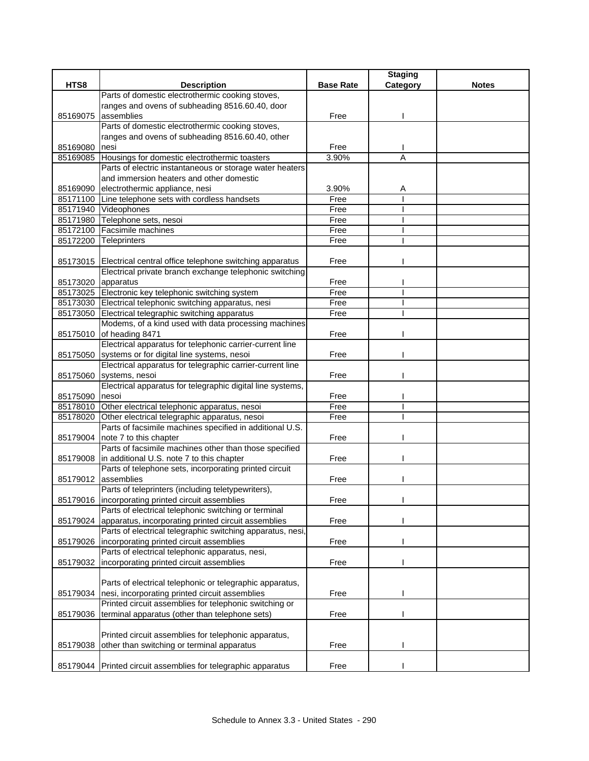| HTS8 | Description | Base Rate | Staging Category | Notes |
|---|---|---|---|---|
| 85169075 | Parts of domestic electrothermic cooking stoves, ranges and ovens of subheading 8516.60.40, door assemblies | Free | I | |
| 85169080 | Parts of domestic electrothermic cooking stoves, ranges and ovens of subheading 8516.60.40, other nesi | Free | I | |
| 85169085 | Housings for domestic electrothermic toasters | 3.90% | A | |
| 85169090 | Parts of electric instantaneous or storage water heaters and immersion heaters and other domestic electrothermic appliance, nesi | 3.90% | A | |
| 85171100 | Line telephone sets with cordless handsets | Free | I | |
| 85171940 | Videophones | Free | I | |
| 85171980 | Telephone sets, nesoi | Free | I | |
| 85172100 | Facsimile machines | Free | I | |
| 85172200 | Teleprinters | Free | I | |
| 85173015 | Electrical central office telephone switching apparatus | Free | I | |
| 85173020 | Electrical private branch exchange telephonic switching apparatus | Free | I | |
| 85173025 | Electronic key telephonic switching system | Free | I | |
| 85173030 | Electrical telephonic switching apparatus, nesi | Free | I | |
| 85173050 | Electrical telegraphic switching apparatus | Free | I | |
| 85175010 | Modems, of a kind used with data processing machines of heading 8471 | Free | I | |
| 85175050 | Electrical apparatus for telephonic carrier-current line systems or for digital line systems, nesoi | Free | I | |
| 85175060 | Electrical apparatus for telegraphic carrier-current line systems, nesoi | Free | I | |
| 85175090 | Electrical apparatus for telegraphic digital line systems, nesoi | Free | I | |
| 85178010 | Other electrical telephonic apparatus, nesoi | Free | I | |
| 85178020 | Other electrical telegraphic apparatus, nesoi | Free | I | |
| 85179004 | Parts of facsimile machines specified in additional U.S. note 7 to this chapter | Free | I | |
| 85179008 | Parts of facsimile machines other than those specified in additional U.S. note 7 to this chapter | Free | I | |
| 85179012 | Parts of telephone sets, incorporating printed circuit assemblies | Free | I | |
| 85179016 | Parts of teleprinters (including teletypewriters), incorporating printed circuit assemblies | Free | I | |
| 85179024 | Parts of electrical telephonic switching or terminal apparatus, incorporating printed circuit assemblies | Free | I | |
| 85179026 | Parts of electrical telegraphic switching apparatus, nesi, incorporating printed circuit assemblies | Free | I | |
| 85179032 | Parts of electrical telephonic apparatus, nesi, incorporating printed circuit assemblies | Free | I | |
| 85179034 | Parts of electrical telephonic or telegraphic apparatus, nesi, incorporating printed circuit assemblies | Free | I | |
| 85179036 | Printed circuit assemblies for telephonic switching or terminal apparatus (other than telephone sets) | Free | I | |
| 85179038 | Printed circuit assemblies for telephonic apparatus, other than switching or terminal apparatus | Free | I | |
| 85179044 | Printed circuit assemblies for telegraphic apparatus | Free | I | |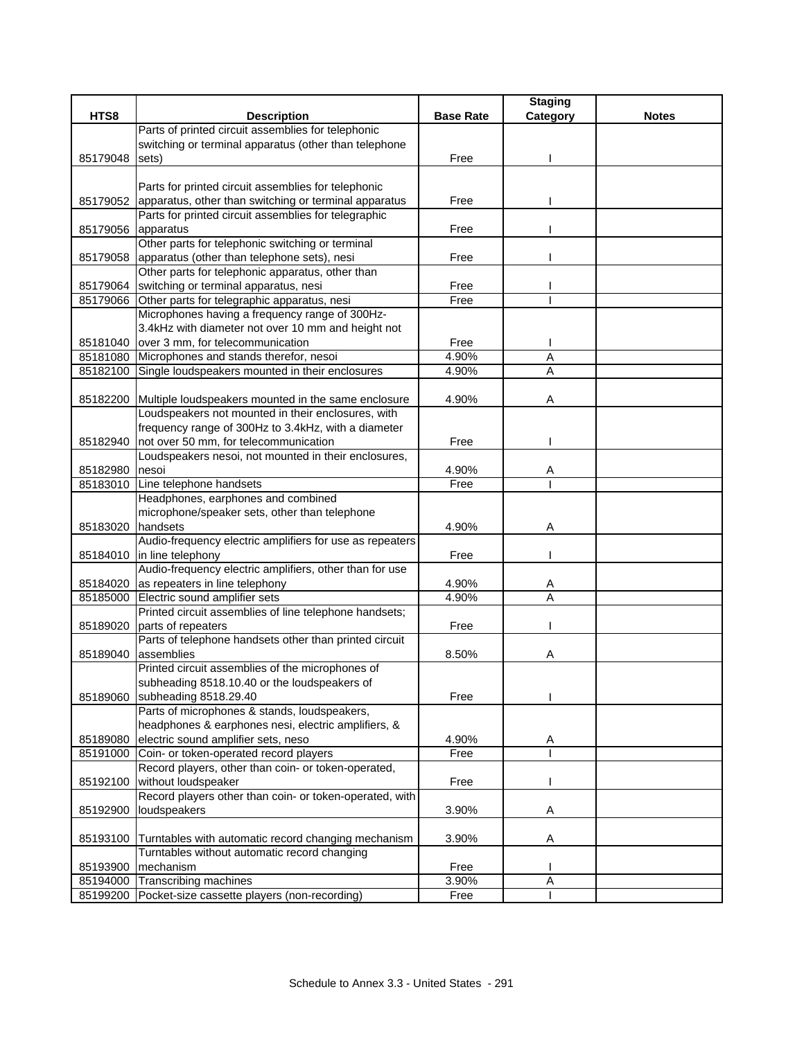| HTS8 | Description | Base Rate | Staging Category | Notes |
|---|---|---|---|---|
| 85179048 | Parts of printed circuit assemblies for telephonic switching or terminal apparatus (other than telephone sets) | Free | I | |
| 85179052 | Parts for printed circuit assemblies for telephonic apparatus, other than switching or terminal apparatus | Free | I | |
| 85179056 | Parts for printed circuit assemblies for telegraphic apparatus | Free | I | |
| 85179058 | Other parts for telephonic switching or terminal apparatus (other than telephone sets), nesi | Free | I | |
| 85179064 | Other parts for telephonic apparatus, other than switching or terminal apparatus, nesi | Free | I | |
| 85179066 | Other parts for telegraphic apparatus, nesi | Free | I | |
| 85181040 | Microphones having a frequency range of 300Hz-3.4kHz with diameter not over 10 mm and height not over 3 mm, for telecommunication | Free | I | |
| 85181080 | Microphones and stands therefor, nesoi | 4.90% | A | |
| 85182100 | Single loudspeakers mounted in their enclosures | 4.90% | A | |
| 85182200 | Multiple loudspeakers mounted in the same enclosure | 4.90% | A | |
| 85182940 | Loudspeakers not mounted in their enclosures, with frequency range of 300Hz to 3.4kHz, with a diameter not over 50 mm, for telecommunication | Free | I | |
| 85182980 | Loudspeakers nesoi, not mounted in their enclosures, nesoi | 4.90% | A | |
| 85183010 | Line telephone handsets | Free | I | |
| 85183020 | Headphones, earphones and combined microphone/speaker sets, other than telephone handsets | 4.90% | A | |
| 85184010 | Audio-frequency electric amplifiers for use as repeaters in line telephony | Free | I | |
| 85184020 | Audio-frequency electric amplifiers, other than for use as repeaters in line telephony | 4.90% | A | |
| 85185000 | Electric sound amplifier sets | 4.90% | A | |
| 85189020 | Printed circuit assemblies of line telephone handsets; parts of repeaters | Free | I | |
| 85189040 | Parts of telephone handsets other than printed circuit assemblies | 8.50% | A | |
| 85189060 | Printed circuit assemblies of the microphones of subheading 8518.10.40 or the loudspeakers of subheading 8518.29.40 | Free | I | |
| 85189080 | Parts of microphones & stands, loudspeakers, headphones & earphones nesi, electric amplifiers, & electric sound amplifier sets, neso | 4.90% | A | |
| 85191000 | Coin- or token-operated record players | Free | I | |
| 85192100 | Record players, other than coin- or token-operated, without loudspeaker | Free | I | |
| 85192900 | Record players other than coin- or token-operated, with loudspeakers | 3.90% | A | |
| 85193100 | Turntables with automatic record changing mechanism | 3.90% | A | |
| 85193900 | Turntables without automatic record changing mechanism | Free | I | |
| 85194000 | Transcribing machines | 3.90% | A | |
| 85199200 | Pocket-size cassette players (non-recording) | Free | I | |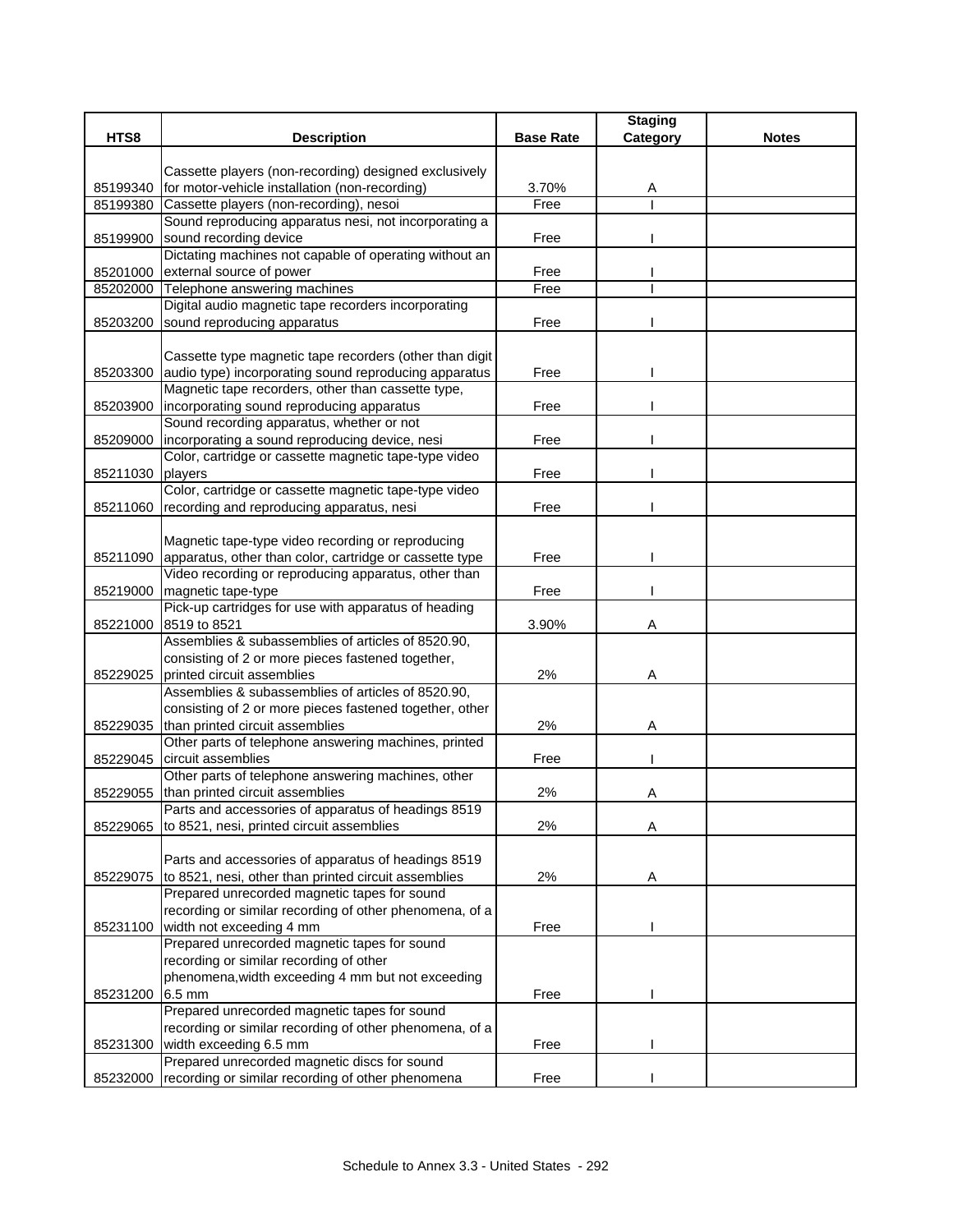| HTS8 | Description | Base Rate | Staging Category | Notes |
|---|---|---|---|---|
| 85199340 | Cassette players (non-recording) designed exclusively for motor-vehicle installation (non-recording) | 3.70% | A | |
| 85199380 | Cassette players (non-recording), nesoi | Free | I | |
| 85199900 | Sound reproducing apparatus nesi, not incorporating a sound recording device | Free | I | |
| 85201000 | Dictating machines not capable of operating without an external source of power | Free | I | |
| 85202000 | Telephone answering machines | Free | I | |
| 85203200 | Digital audio magnetic tape recorders incorporating sound reproducing apparatus | Free | I | |
| 85203300 | Cassette type magnetic tape recorders (other than digit audio type) incorporating sound reproducing apparatus | Free | I | |
| 85203900 | Magnetic tape recorders, other than cassette type, incorporating sound reproducing apparatus | Free | I | |
| 85209000 | Sound recording apparatus, whether or not incorporating a sound reproducing device, nesi | Free | I | |
| 85211030 | Color, cartridge or cassette magnetic tape-type video players | Free | I | |
| 85211060 | Color, cartridge or cassette magnetic tape-type video recording and reproducing apparatus, nesi | Free | I | |
| 85211090 | Magnetic tape-type video recording or reproducing apparatus, other than color, cartridge or cassette type | Free | I | |
| 85219000 | Video recording or reproducing apparatus, other than magnetic tape-type | Free | I | |
| 85221000 | Pick-up cartridges for use with apparatus of heading 8519 to 8521 | 3.90% | A | |
| 85229025 | Assemblies & subassemblies of articles of 8520.90, consisting of 2 or more pieces fastened together, printed circuit assemblies | 2% | A | |
| 85229035 | Assemblies & subassemblies of articles of 8520.90, consisting of 2 or more pieces fastened together, other than printed circuit assemblies | 2% | A | |
| 85229045 | Other parts of telephone answering machines, printed circuit assemblies | Free | I | |
| 85229055 | Other parts of telephone answering machines, other than printed circuit assemblies | 2% | A | |
| 85229065 | Parts and accessories of apparatus of headings 8519 to 8521, nesi, printed circuit assemblies | 2% | A | |
| 85229075 | Parts and accessories of apparatus of headings 8519 to 8521, nesi, other than printed circuit assemblies | 2% | A | |
| 85231100 | Prepared unrecorded magnetic tapes for sound recording or similar recording of other phenomena, of a width not exceeding 4 mm | Free | I | |
| 85231200 | Prepared unrecorded magnetic tapes for sound recording or similar recording of other phenomena,width exceeding 4 mm but not exceeding 6.5 mm | Free | I | |
| 85231300 | Prepared unrecorded magnetic tapes for sound recording or similar recording of other phenomena, of a width exceeding 6.5 mm | Free | I | |
| 85232000 | Prepared unrecorded magnetic discs for sound recording or similar recording of other phenomena | Free | I | |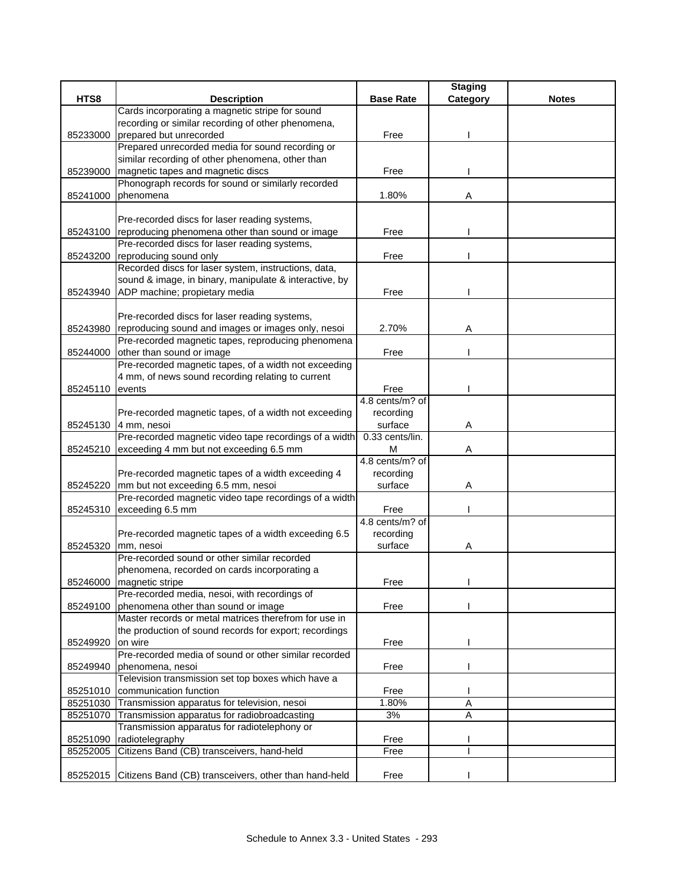| HTS8 | Description | Base Rate | Staging Category | Notes |
|---|---|---|---|---|
| 85233000 | Cards incorporating a magnetic stripe for sound recording or similar recording of other phenomena, prepared but unrecorded | Free | I | |
| 85239000 | Prepared unrecorded media for sound recording or similar recording of other phenomena, other than magnetic tapes and magnetic discs | Free | I | |
| 85241000 | Phonograph records for sound or similarly recorded phenomena | 1.80% | A | |
| 85243100 | Pre-recorded discs for laser reading systems, reproducing phenomena other than sound or image | Free | I | |
| 85243200 | Pre-recorded discs for laser reading systems, reproducing sound only | Free | I | |
| 85243940 | Recorded discs for laser system, instructions, data, sound & image, in binary, manipulate & interactive, by ADP machine; propietary media | Free | I | |
| 85243980 | Pre-recorded discs for laser reading systems, reproducing sound and images or images only, nesoi | 2.70% | A | |
| 85244000 | Pre-recorded magnetic tapes, reproducing phenomena other than sound or image | Free | I | |
| 85245110 | Pre-recorded magnetic tapes, of a width not exceeding 4 mm, of news sound recording relating to current events | Free | I | |
| 85245130 | Pre-recorded magnetic tapes, of a width not exceeding 4 mm, nesoi | 4.8 cents/m? of recording surface | A | |
| 85245210 | Pre-recorded magnetic video tape recordings of a width exceeding 4 mm but not exceeding 6.5 mm | 0.33 cents/lin. M | A | |
| 85245220 | Pre-recorded magnetic tapes of a width exceeding 4 mm but not exceeding 6.5 mm, nesoi | 4.8 cents/m? of recording surface | A | |
| 85245310 | Pre-recorded magnetic video tape recordings of a width exceeding 6.5 mm | Free | I | |
| 85245320 | Pre-recorded magnetic tapes of a width exceeding 6.5 mm, nesoi | 4.8 cents/m? of recording surface | A | |
| 85246000 | Pre-recorded sound or other similar recorded phenomena, recorded on cards incorporating a magnetic stripe | Free | I | |
| 85249100 | Pre-recorded media, nesoi, with recordings of phenomena other than sound or image | Free | I | |
| 85249920 | Master records or metal matrices therefrom for use in the production of sound records for export; recordings on wire | Free | I | |
| 85249940 | Pre-recorded media of sound or other similar recorded phenomena, nesoi | Free | I | |
| 85251010 | Television transmission set top boxes which have a communication function | Free | I | |
| 85251030 | Transmission apparatus for television, nesoi | 1.80% | A | |
| 85251070 | Transmission apparatus for radiobroadcasting | 3% | A | |
| 85251090 | Transmission apparatus for radiotelephony or radiotelegraphy | Free | I | |
| 85252005 | Citizens Band (CB) transceivers, hand-held | Free | I | |
| 85252015 | Citizens Band (CB) transceivers, other than hand-held | Free | I | |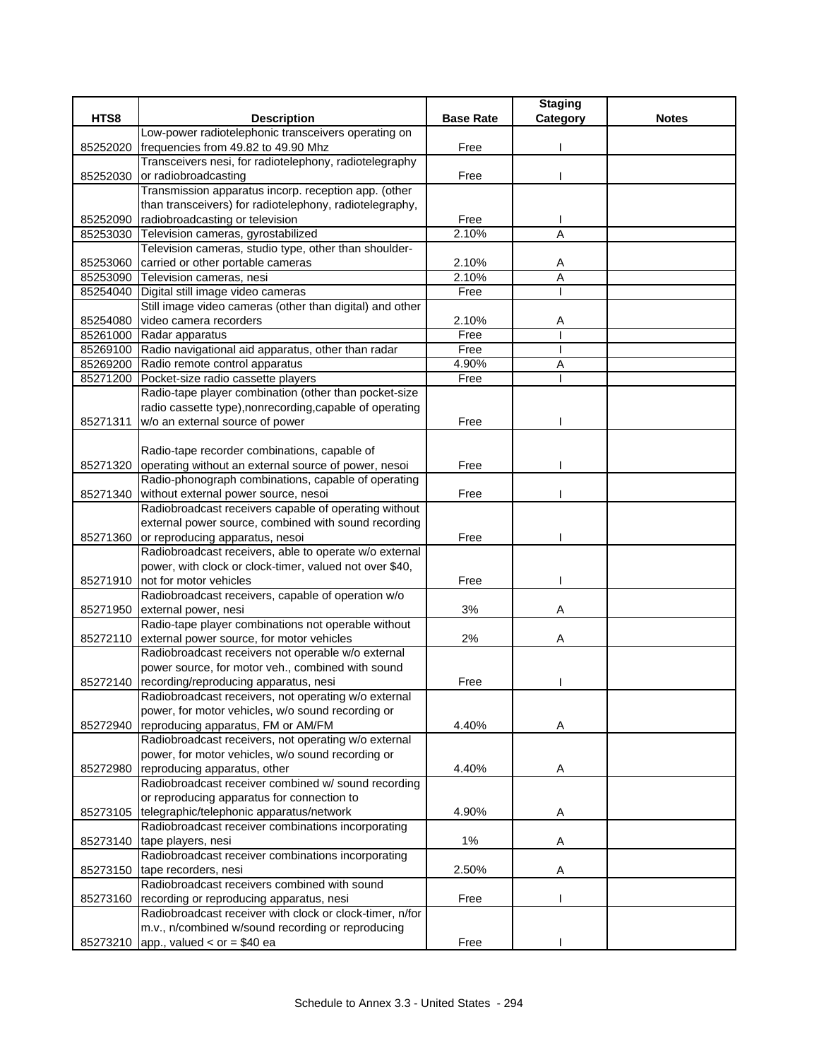| HTS8 | Description | Base Rate | Staging Category | Notes |
|---|---|---|---|---|
| 85252020 | Low-power radiotelephonic transceivers operating on frequencies from 49.82 to 49.90 Mhz | Free | I | |
| 85252030 | Transceivers nesi, for radiotelephony, radiotelegraphy or radiobroadcasting | Free | I | |
| 85252090 | Transmission apparatus incorp. reception app. (other than transceivers) for radiotelephony, radiotelegraphy, radiobroadcasting or television | Free | I | |
| 85253030 | Television cameras, gyrostabilized | 2.10% | A | |
| 85253060 | Television cameras, studio type, other than shoulder-carried or other portable cameras | 2.10% | A | |
| 85253090 | Television cameras, nesi | 2.10% | A | |
| 85254040 | Digital still image video cameras | Free | I | |
| 85254080 | Still image video cameras (other than digital) and other video camera recorders | 2.10% | A | |
| 85261000 | Radar apparatus | Free | I | |
| 85269100 | Radio navigational aid apparatus, other than radar | Free | I | |
| 85269200 | Radio remote control apparatus | 4.90% | A | |
| 85271200 | Pocket-size radio cassette players | Free | I | |
| 85271311 | Radio-tape player combination (other than pocket-size radio cassette type),nonrecording,capable of operating w/o an external source of power | Free | I | |
| 85271320 | Radio-tape recorder combinations, capable of operating without an external source of power, nesoi | Free | I | |
| 85271340 | Radio-phonograph combinations, capable of operating without external power source, nesoi | Free | I | |
| 85271360 | Radiobroadcast receivers capable of operating without external power source, combined with sound recording or reproducing apparatus, nesoi | Free | I | |
| 85271910 | Radiobroadcast receivers, able to operate w/o external power, with clock or clock-timer, valued not over $40, not for motor vehicles | Free | I | |
| 85271950 | Radiobroadcast receivers, capable of operation w/o external power, nesi | 3% | A | |
| 85272110 | Radio-tape player combinations not operable without external power source, for motor vehicles | 2% | A | |
| 85272140 | Radiobroadcast receivers not operable w/o external power source, for motor veh., combined with sound recording/reproducing apparatus, nesi | Free | I | |
| 85272940 | Radiobroadcast receivers, not operating w/o external power, for motor vehicles, w/o sound recording or reproducing apparatus, FM or AM/FM | 4.40% | A | |
| 85272980 | Radiobroadcast receivers, not operating w/o external power, for motor vehicles, w/o sound recording or reproducing apparatus, other | 4.40% | A | |
| 85273105 | Radiobroadcast receiver combined w/ sound recording or reproducing apparatus for connection to telegraphic/telephonic apparatus/network | 4.90% | A | |
| 85273140 | Radiobroadcast receiver combinations incorporating tape players, nesi | 1% | A | |
| 85273150 | Radiobroadcast receiver combinations incorporating tape recorders, nesi | 2.50% | A | |
| 85273160 | Radiobroadcast receivers combined with sound recording or reproducing apparatus, nesi | Free | I | |
| 85273210 | Radiobroadcast receiver with clock or clock-timer, n/for m.v., n/combined w/sound recording or reproducing app., valued < or = $40 ea | Free | I | |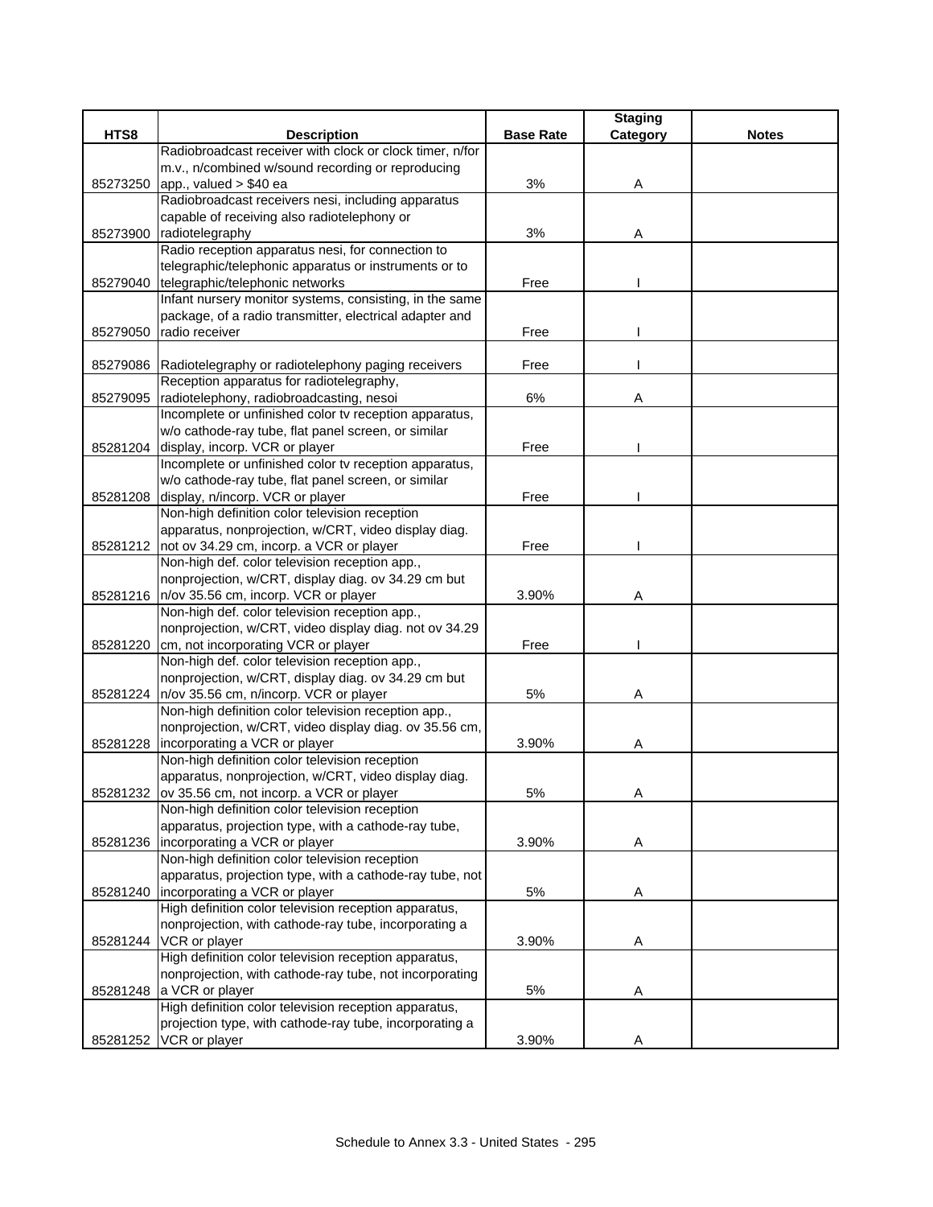| HTS8 | Description | Base Rate | Staging Category | Notes |
|---|---|---|---|---|
| 85273250 | Radiobroadcast receiver with clock or clock timer, n/for m.v., n/combined w/sound recording or reproducing app., valued > $40 ea | 3% | A | |
| 85273900 | Radiobroadcast receivers nesi, including apparatus capable of receiving also radiotelephony or radiotelegraphy | 3% | A | |
| 85279040 | Radio reception apparatus nesi, for connection to telegraphic/telephonic apparatus or instruments or to telegraphic/telephonic networks | Free | I | |
| 85279050 | Infant nursery monitor systems, consisting, in the same package, of a radio transmitter, electrical adapter and radio receiver | Free | I | |
| 85279086 | Radiotelegraphy or radiotelephony paging receivers | Free | I | |
| 85279095 | Reception apparatus for radiotelegraphy, radiotelephony, radiobroadcasting, nesoi | 6% | A | |
| 85281204 | Incomplete or unfinished color tv reception apparatus, w/o cathode-ray tube, flat panel screen, or similar display, incorp. VCR or player | Free | I | |
| 85281208 | Incomplete or unfinished color tv reception apparatus, w/o cathode-ray tube, flat panel screen, or similar display, n/incorp. VCR or player | Free | I | |
| 85281212 | Non-high definition color television reception apparatus, nonprojection, w/CRT, video display diag. not ov 34.29 cm, incorp. a VCR or player | Free | I | |
| 85281216 | Non-high def. color television reception app., nonprojection, w/CRT, display diag. ov 34.29 cm but n/ov 35.56 cm, incorp. VCR or player | 3.90% | A | |
| 85281220 | Non-high def. color television reception app., nonprojection, w/CRT, video display diag. not ov 34.29 cm, not incorporating VCR or player | Free | I | |
| 85281224 | Non-high def. color television reception app., nonprojection, w/CRT, display diag. ov 34.29 cm but n/ov 35.56 cm, n/incorp. VCR or player | 5% | A | |
| 85281228 | Non-high definition color television reception app., nonprojection, w/CRT, video display diag. ov 35.56 cm, incorporating a VCR or player | 3.90% | A | |
| 85281232 | Non-high definition color television reception apparatus, nonprojection, w/CRT, video display diag. ov 35.56 cm, not incorp. a VCR or player | 5% | A | |
| 85281236 | Non-high definition color television reception apparatus, projection type, with a cathode-ray tube, incorporating a VCR or player | 3.90% | A | |
| 85281240 | Non-high definition color television reception apparatus, projection type, with a cathode-ray tube, not incorporating a VCR or player | 5% | A | |
| 85281244 | High definition color television reception apparatus, nonprojection, with cathode-ray tube, incorporating a VCR or player | 3.90% | A | |
| 85281248 | High definition color television reception apparatus, nonprojection, with cathode-ray tube, not incorporating a VCR or player | 5% | A | |
| 85281252 | High definition color television reception apparatus, projection type, with cathode-ray tube, incorporating a VCR or player | 3.90% | A | |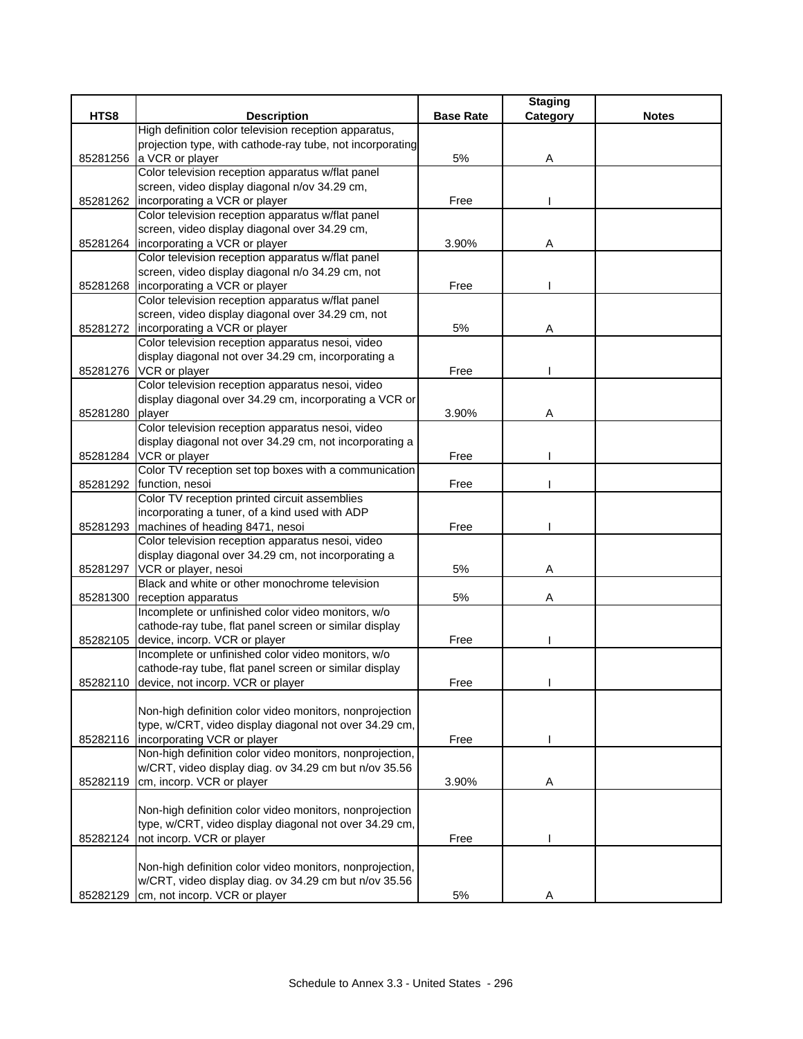| HTS8 | Description | Base Rate | Staging Category | Notes |
|---|---|---|---|---|
| 85281256 | High definition color television reception apparatus, projection type, with cathode-ray tube, not incorporating a VCR or player | 5% | A | |
| 85281262 | Color television reception apparatus w/flat panel screen, video display diagonal n/ov 34.29 cm, incorporating a VCR or player | Free | I | |
| 85281264 | Color television reception apparatus w/flat panel screen, video display diagonal over 34.29 cm, incorporating a VCR or player | 3.90% | A | |
| 85281268 | Color television reception apparatus w/flat panel screen, video display diagonal n/o 34.29 cm, not incorporating a VCR or player | Free | I | |
| 85281272 | Color television reception apparatus w/flat panel screen, video display diagonal over 34.29 cm, not incorporating a VCR or player | 5% | A | |
| 85281276 | Color television reception apparatus nesoi, video display diagonal not over 34.29 cm, incorporating a VCR or player | Free | I | |
| 85281280 | Color television reception apparatus nesoi, video display diagonal over 34.29 cm, incorporating a VCR or player | 3.90% | A | |
| 85281284 | Color television reception apparatus nesoi, video display diagonal not over 34.29 cm, not incorporating a VCR or player | Free | I | |
| 85281292 | Color TV reception set top boxes with a communication function, nesoi | Free | I | |
| 85281293 | Color TV reception printed circuit assemblies incorporating a tuner, of a kind used with ADP machines of heading 8471, nesoi | Free | I | |
| 85281297 | Color television reception apparatus nesoi, video display diagonal over 34.29 cm, not incorporating a VCR or player, nesoi | 5% | A | |
| 85281300 | Black and white or other monochrome television reception apparatus | 5% | A | |
| 85282105 | Incomplete or unfinished color video monitors, w/o cathode-ray tube, flat panel screen or similar display device, incorp. VCR or player | Free | I | |
| 85282110 | Incomplete or unfinished color video monitors, w/o cathode-ray tube, flat panel screen or similar display device, not incorp. VCR or player | Free | I | |
| 85282116 | Non-high definition color video monitors, nonprojection type, w/CRT, video display diagonal not over 34.29 cm, incorporating VCR or player | Free | I | |
| 85282119 | Non-high definition color video monitors, nonprojection, w/CRT, video display diag. ov 34.29 cm but n/ov 35.56 cm, incorp. VCR or player | 3.90% | A | |
| 85282124 | Non-high definition color video monitors, nonprojection type, w/CRT, video display diagonal not over 34.29 cm, not incorp. VCR or player | Free | I | |
| 85282129 | Non-high definition color video monitors, nonprojection, w/CRT, video display diag. ov 34.29 cm but n/ov 35.56 cm, not incorp. VCR or player | 5% | A | |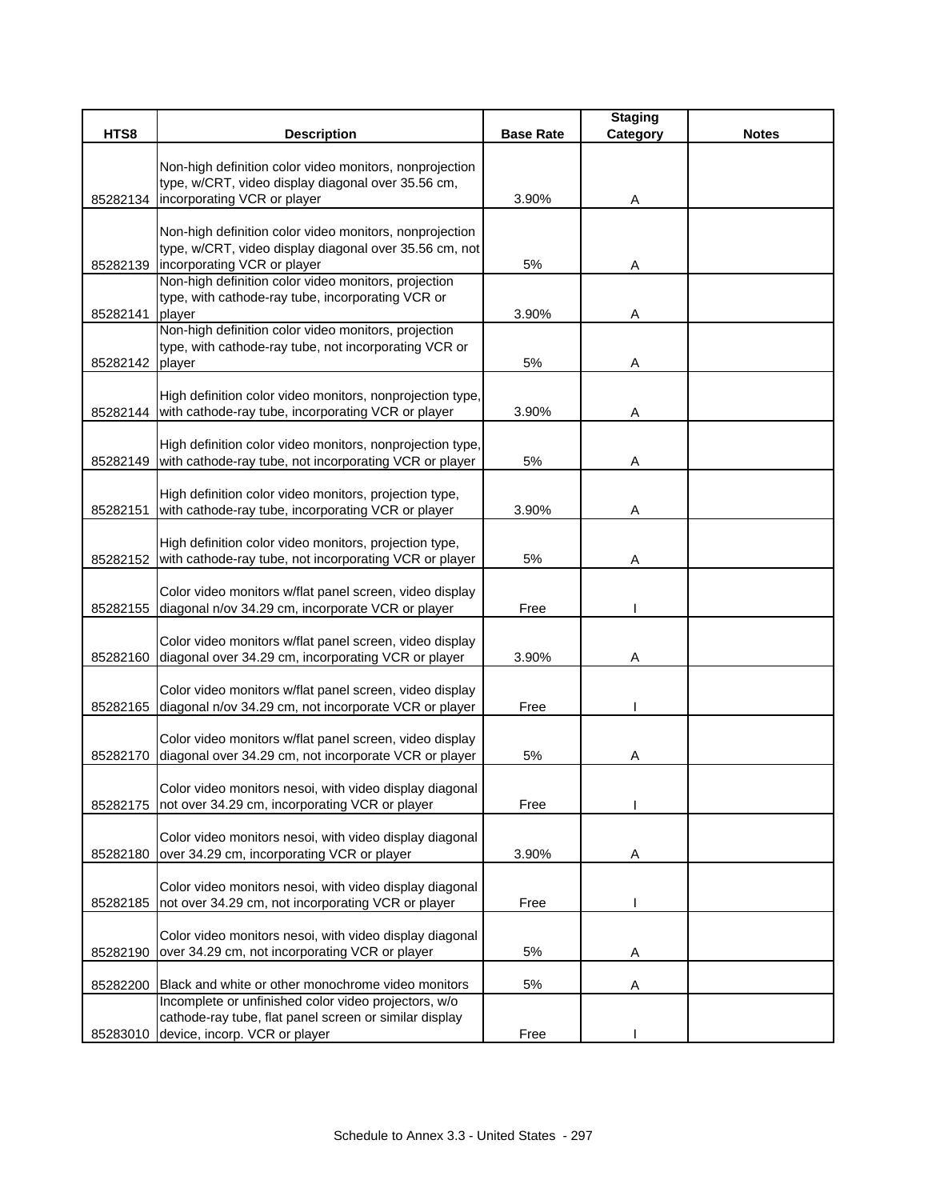| HTS8 | Description | Base Rate | Staging Category | Notes |
|---|---|---|---|---|
| 85282134 | Non-high definition color video monitors, nonprojection type, w/CRT, video display diagonal over 35.56 cm, incorporating VCR or player | 3.90% | A | |
| 85282139 | Non-high definition color video monitors, nonprojection type, w/CRT, video display diagonal over 35.56 cm, not incorporating VCR or player | 5% | A | |
| 85282141 | Non-high definition color video monitors, projection type, with cathode-ray tube, incorporating VCR or player | 3.90% | A | |
| 85282142 | Non-high definition color video monitors, projection type, with cathode-ray tube, not incorporating VCR or player | 5% | A | |
| 85282144 | High definition color video monitors, nonprojection type, with cathode-ray tube, incorporating VCR or player | 3.90% | A | |
| 85282149 | High definition color video monitors, nonprojection type, with cathode-ray tube, not incorporating VCR or player | 5% | A | |
| 85282151 | High definition color video monitors, projection type, with cathode-ray tube, incorporating VCR or player | 3.90% | A | |
| 85282152 | High definition color video monitors, projection type, with cathode-ray tube, not incorporating VCR or player | 5% | A | |
| 85282155 | Color video monitors w/flat panel screen, video display diagonal n/ov 34.29 cm, incorporate VCR or player | Free | I | |
| 85282160 | Color video monitors w/flat panel screen, video display diagonal over 34.29 cm, incorporating VCR or player | 3.90% | A | |
| 85282165 | Color video monitors w/flat panel screen, video display diagonal n/ov 34.29 cm, not incorporate VCR or player | Free | I | |
| 85282170 | Color video monitors w/flat panel screen, video display diagonal over 34.29 cm, not incorporate VCR or player | 5% | A | |
| 85282175 | Color video monitors nesoi, with video display diagonal not over 34.29 cm, incorporating VCR or player | Free | I | |
| 85282180 | Color video monitors nesoi, with video display diagonal over 34.29 cm, incorporating VCR or player | 3.90% | A | |
| 85282185 | Color video monitors nesoi, with video display diagonal not over 34.29 cm, not incorporating VCR or player | Free | I | |
| 85282190 | Color video monitors nesoi, with video display diagonal over 34.29 cm, not incorporating VCR or player | 5% | A | |
| 85282200 | Black and white or other monochrome video monitors | 5% | A | |
| 85283010 | Incomplete or unfinished color video projectors, w/o cathode-ray tube, flat panel screen or similar display device, incorp. VCR or player | Free | I | |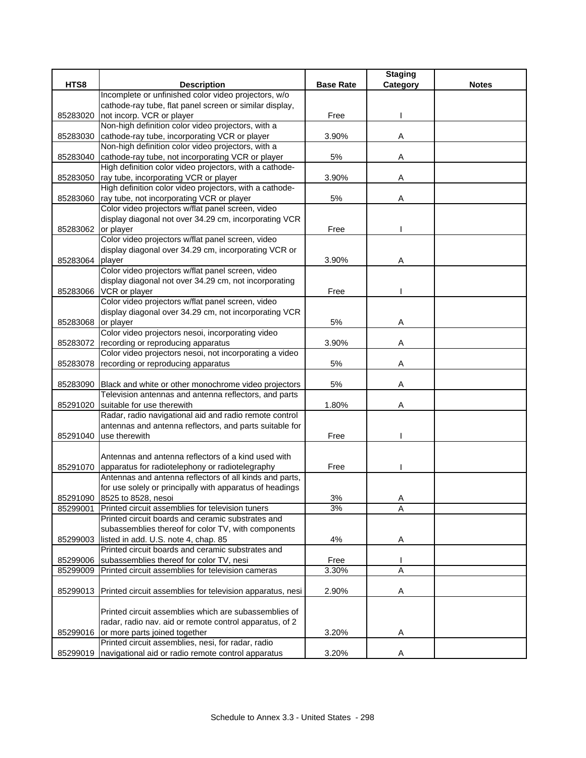| HTS8 | Description | Base Rate | Staging Category | Notes |
|---|---|---|---|---|
| 85283020 | Incomplete or unfinished color video projectors, w/o cathode-ray tube, flat panel screen or similar display, not incorp. VCR or player | Free | I | |
| 85283030 | Non-high definition color video projectors, with a cathode-ray tube, incorporating VCR or player | 3.90% | A | |
| 85283040 | Non-high definition color video projectors, with a cathode-ray tube, not incorporating VCR or player | 5% | A | |
| 85283050 | High definition color video projectors, with a cathode-ray tube, incorporating VCR or player | 3.90% | A | |
| 85283060 | High definition color video projectors, with a cathode-ray tube, not incorporating VCR or player | 5% | A | |
| 85283062 | Color video projectors w/flat panel screen, video display diagonal not over 34.29 cm, incorporating VCR or player | Free | I | |
| 85283064 | Color video projectors w/flat panel screen, video display diagonal over 34.29 cm, incorporating VCR or player | 3.90% | A | |
| 85283066 | Color video projectors w/flat panel screen, video display diagonal not over 34.29 cm, not incorporating VCR or player | Free | I | |
| 85283068 | Color video projectors w/flat panel screen, video display diagonal over 34.29 cm, not incorporating VCR or player | 5% | A | |
| 85283072 | Color video projectors nesoi, incorporating video recording or reproducing apparatus | 3.90% | A | |
| 85283078 | Color video projectors nesoi, not incorporating a video recording or reproducing apparatus | 5% | A | |
| 85283090 | Black and white or other monochrome video projectors | 5% | A | |
| 85291020 | Television antennas and antenna reflectors, and parts suitable for use therewith | 1.80% | A | |
| 85291040 | Radar, radio navigational aid and radio remote control antennas and antenna reflectors, and parts suitable for use therewith | Free | I | |
| 85291070 | Antennas and antenna reflectors of a kind used with apparatus for radiotelephony or radiotelegraphy | Free | I | |
| 85291090 | Antennas and antenna reflectors of all kinds and parts, for use solely or principally with apparatus of headings 8525 to 8528, nesoi | 3% | A | |
| 85299001 | Printed circuit assemblies for television tuners | 3% | A | |
| 85299003 | Printed circuit boards and ceramic substrates and subassemblies thereof for color TV, with components listed in add. U.S. note 4, chap. 85 | 4% | A | |
| 85299006 | Printed circuit boards and ceramic substrates and subassemblies thereof for color TV, nesi | Free | I | |
| 85299009 | Printed circuit assemblies for television cameras | 3.30% | A | |
| 85299013 | Printed circuit assemblies for television apparatus, nesi | 2.90% | A | |
| 85299016 | Printed circuit assemblies which are subassemblies of radar, radio nav. aid or remote control apparatus, of 2 or more parts joined together | 3.20% | A | |
| 85299019 | Printed circuit assemblies, nesi, for radar, radio navigational aid or radio remote control apparatus | 3.20% | A | |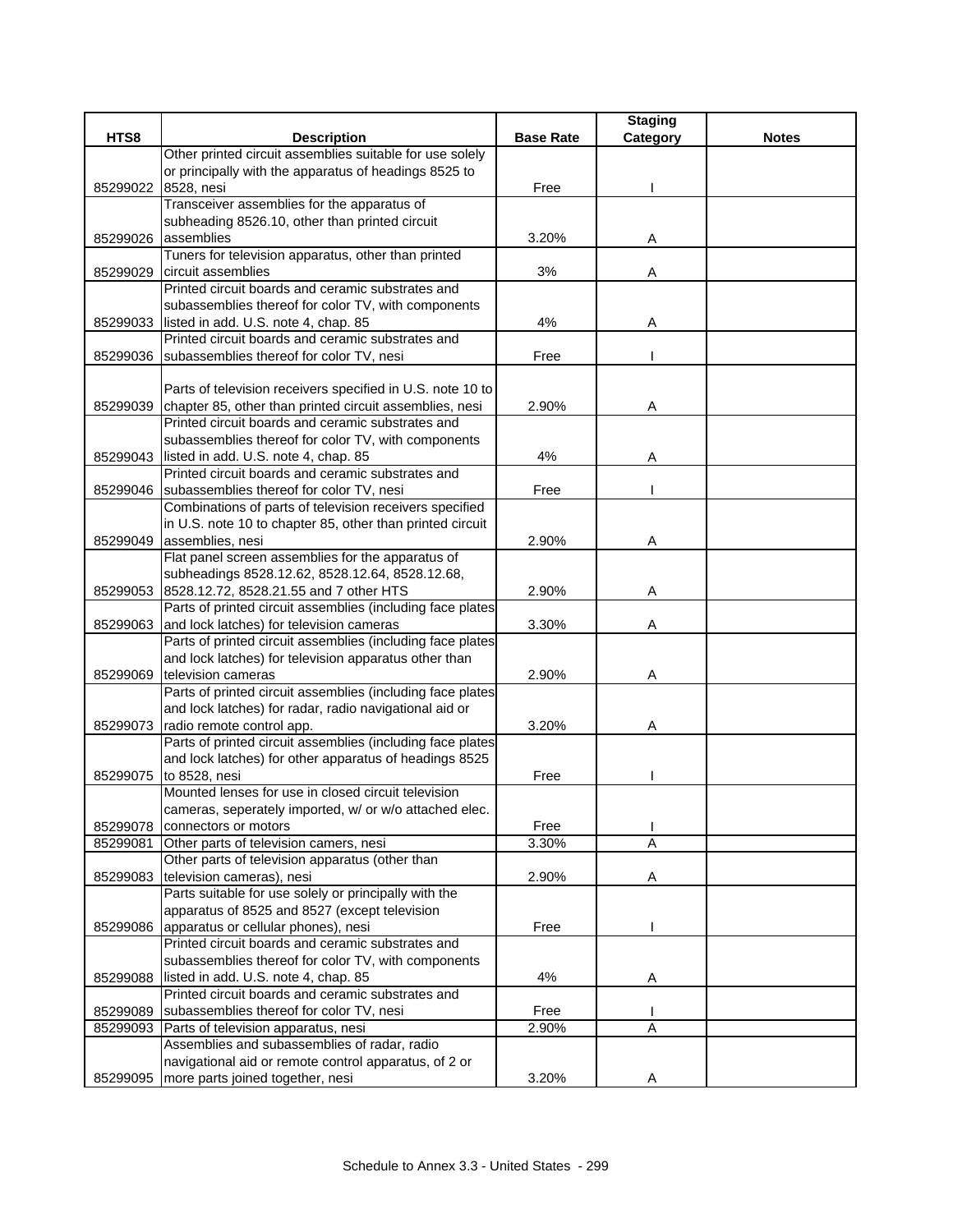| HTS8 | Description | Base Rate | Staging Category | Notes |
|---|---|---|---|---|
| 85299022 | Other printed circuit assemblies suitable for use solely or principally with the apparatus of headings 8525 to 8528, nesi | Free | I | |
| 85299026 | Transceiver assemblies for the apparatus of subheading 8526.10, other than printed circuit assemblies | 3.20% | A | |
| 85299029 | Tuners for television apparatus, other than printed circuit assemblies | 3% | A | |
| 85299033 | Printed circuit boards and ceramic substrates and subassemblies thereof for color TV, with components listed in add. U.S. note 4, chap. 85 | 4% | A | |
| 85299036 | Printed circuit boards and ceramic substrates and subassemblies thereof for color TV, nesi | Free | I | |
| 85299039 | Parts of television receivers specified in U.S. note 10 to chapter 85, other than printed circuit assemblies, nesi | 2.90% | A | |
| 85299043 | Printed circuit boards and ceramic substrates and subassemblies thereof for color TV, with components listed in add. U.S. note 4, chap. 85 | 4% | A | |
| 85299046 | Printed circuit boards and ceramic substrates and subassemblies thereof for color TV, nesi | Free | I | |
| 85299049 | Combinations of parts of television receivers specified in U.S. note 10 to chapter 85, other than printed circuit assemblies, nesi | 2.90% | A | |
| 85299053 | Flat panel screen assemblies for the apparatus of subheadings 8528.12.62, 8528.12.64, 8528.12.68, 8528.12.72, 8528.21.55 and 7 other HTS | 2.90% | A | |
| 85299063 | Parts of printed circuit assemblies (including face plates and lock latches) for television cameras | 3.30% | A | |
| 85299069 | Parts of printed circuit assemblies (including face plates and lock latches) for television apparatus other than television cameras | 2.90% | A | |
| 85299073 | Parts of printed circuit assemblies (including face plates and lock latches) for radar, radio navigational aid or radio remote control app. | 3.20% | A | |
| 85299075 | Parts of printed circuit assemblies (including face plates and lock latches) for other apparatus of headings 8525 to 8528, nesi | Free | I | |
| 85299078 | Mounted lenses for use in closed circuit television cameras, seperately imported, w/ or w/o attached elec. connectors or motors | Free | I | |
| 85299081 | Other parts of television camers, nesi | 3.30% | A | |
| 85299083 | Other parts of television apparatus (other than television cameras), nesi | 2.90% | A | |
| 85299086 | Parts suitable for use solely or principally with the apparatus of 8525 and 8527 (except television apparatus or cellular phones), nesi | Free | I | |
| 85299088 | Printed circuit boards and ceramic substrates and subassemblies thereof for color TV, with components listed in add. U.S. note 4, chap. 85 | 4% | A | |
| 85299089 | Printed circuit boards and ceramic substrates and subassemblies thereof for color TV, nesi | Free | I | |
| 85299093 | Parts of television apparatus, nesi | 2.90% | A | |
| 85299095 | Assemblies and subassemblies of radar, radio navigational aid or remote control apparatus, of 2 or more parts joined together, nesi | 3.20% | A | |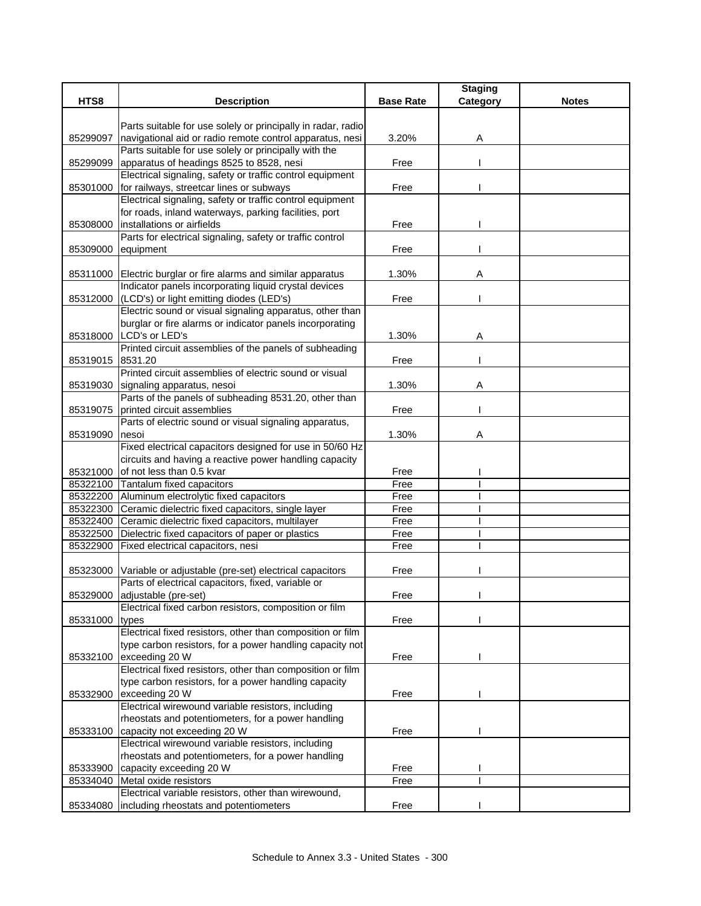| HTS8 | Description | Base Rate | Staging Category | Notes |
|---|---|---|---|---|
| 85299097 | Parts suitable for use solely or principally in radar, radio navigational aid or radio remote control apparatus, nesi | 3.20% | A | |
| 85299099 | Parts suitable for use solely or principally with the apparatus of headings 8525 to 8528, nesi | Free | I | |
| 85301000 | Electrical signaling, safety or traffic control equipment for railways, streetcar lines or subways | Free | I | |
| 85308000 | Electrical signaling, safety or traffic control equipment for roads, inland waterways, parking facilities, port installations or airfields | Free | I | |
| 85309000 | Parts for electrical signaling, safety or traffic control equipment | Free | I | |
| 85311000 | Electric burglar or fire alarms and similar apparatus | 1.30% | A | |
| 85312000 | Indicator panels incorporating liquid crystal devices (LCD's) or light emitting diodes (LED's) | Free | I | |
| 85318000 | Electric sound or visual signaling apparatus, other than burglar or fire alarms or indicator panels incorporating LCD's or LED's | 1.30% | A | |
| 85319015 | Printed circuit assemblies of the panels of subheading 8531.20 | Free | I | |
| 85319030 | Printed circuit assemblies of electric sound or visual signaling apparatus, nesoi | 1.30% | A | |
| 85319075 | Parts of the panels of subheading 8531.20, other than printed circuit assemblies | Free | I | |
| 85319090 | Parts of electric sound or visual signaling apparatus, nesoi | 1.30% | A | |
| 85321000 | Fixed electrical capacitors designed for use in 50/60 Hz circuits and having a reactive power handling capacity of not less than 0.5 kvar | Free | I | |
| 85322100 | Tantalum fixed capacitors | Free | I | |
| 85322200 | Aluminum electrolytic fixed capacitors | Free | I | |
| 85322300 | Ceramic dielectric fixed capacitors, single layer | Free | I | |
| 85322400 | Ceramic dielectric fixed capacitors, multilayer | Free | I | |
| 85322500 | Dielectric fixed capacitors of paper or plastics | Free | I | |
| 85322900 | Fixed electrical capacitors, nesi | Free | I | |
| 85323000 | Variable or adjustable (pre-set) electrical capacitors | Free | I | |
| 85329000 | Parts of electrical capacitors, fixed, variable or adjustable (pre-set) | Free | I | |
| 85331000 | Electrical fixed carbon resistors, composition or film types | Free | I | |
| 85332100 | Electrical fixed resistors, other than composition or film type carbon resistors, for a power handling capacity not exceeding 20 W | Free | I | |
| 85332900 | Electrical fixed resistors, other than composition or film type carbon resistors, for a power handling capacity exceeding 20 W | Free | I | |
| 85333100 | Electrical wirewound variable resistors, including rheostats and potentiometers, for a power handling capacity not exceeding 20 W | Free | I | |
| 85333900 | Electrical wirewound variable resistors, including rheostats and potentiometers, for a power handling capacity exceeding 20 W | Free | I | |
| 85334040 | Metal oxide resistors | Free | I | |
| 85334080 | Electrical variable resistors, other than wirewound, including rheostats and potentiometers | Free | I | |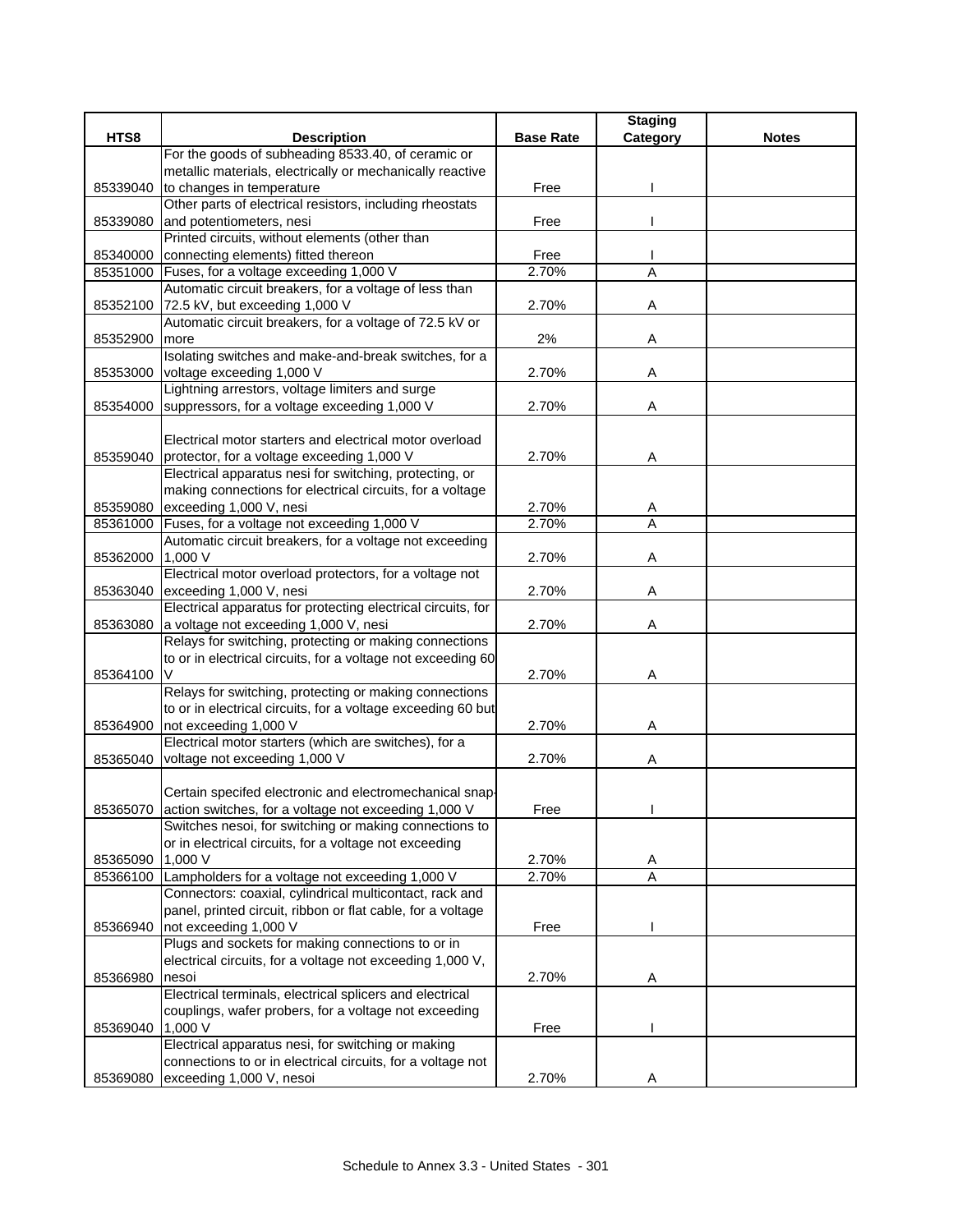| HTS8 | Description | Base Rate | Staging Category | Notes |
|---|---|---|---|---|
| 85339040 | For the goods of subheading 8533.40, of ceramic or metallic materials, electrically or mechanically reactive to changes in temperature | Free | I | |
| 85339080 | Other parts of electrical resistors, including rheostats and potentiometers, nesi | Free | I | |
| 85340000 | Printed circuits, without elements (other than connecting elements) fitted thereon | Free | I | |
| 85351000 | Fuses, for a voltage exceeding 1,000 V | 2.70% | A | |
| 85352100 | Automatic circuit breakers, for a voltage of less than 72.5 kV, but exceeding 1,000 V | 2.70% | A | |
| 85352900 | Automatic circuit breakers, for a voltage of 72.5 kV or more | 2% | A | |
| 85353000 | Isolating switches and make-and-break switches, for a voltage exceeding 1,000 V | 2.70% | A | |
| 85354000 | Lightning arrestors, voltage limiters and surge suppressors, for a voltage exceeding 1,000 V | 2.70% | A | |
| 85359040 | Electrical motor starters and electrical motor overload protector, for a voltage exceeding 1,000 V | 2.70% | A | |
| 85359080 | Electrical apparatus nesi for switching, protecting, or making connections for electrical circuits, for a voltage exceeding 1,000 V, nesi | 2.70% | A | |
| 85361000 | Fuses, for a voltage not exceeding 1,000 V | 2.70% | A | |
| 85362000 | Automatic circuit breakers, for a voltage not exceeding 1,000 V | 2.70% | A | |
| 85363040 | Electrical motor overload protectors, for a voltage not exceeding 1,000 V, nesi | 2.70% | A | |
| 85363080 | Electrical apparatus for protecting electrical circuits, for a voltage not exceeding 1,000 V, nesi | 2.70% | A | |
| 85364100 | Relays for switching, protecting or making connections to or in electrical circuits, for a voltage not exceeding 60 V | 2.70% | A | |
| 85364900 | Relays for switching, protecting or making connections to or in electrical circuits, for a voltage exceeding 60 but not exceeding 1,000 V | 2.70% | A | |
| 85365040 | Electrical motor starters (which are switches), for a voltage not exceeding 1,000 V | 2.70% | A | |
| 85365070 | Certain specifed electronic and electromechanical snap-action switches, for a voltage not exceeding 1,000 V | Free | I | |
| 85365090 | Switches nesoi, for switching or making connections to or in electrical circuits, for a voltage not exceeding 1,000 V | 2.70% | A | |
| 85366100 | Lampholders for a voltage not exceeding 1,000 V | 2.70% | A | |
| 85366940 | Connectors: coaxial, cylindrical multicontact, rack and panel, printed circuit, ribbon or flat cable, for a voltage not exceeding 1,000 V | Free | I | |
| 85366980 | Plugs and sockets for making connections to or in electrical circuits, for a voltage not exceeding 1,000 V, nesoi | 2.70% | A | |
| 85369040 | Electrical terminals, electrical splicers and electrical couplings, wafer probers, for a voltage not exceeding 1,000 V | Free | I | |
| 85369080 | Electrical apparatus nesi, for switching or making connections to or in electrical circuits, for a voltage not exceeding 1,000 V, nesoi | 2.70% | A | |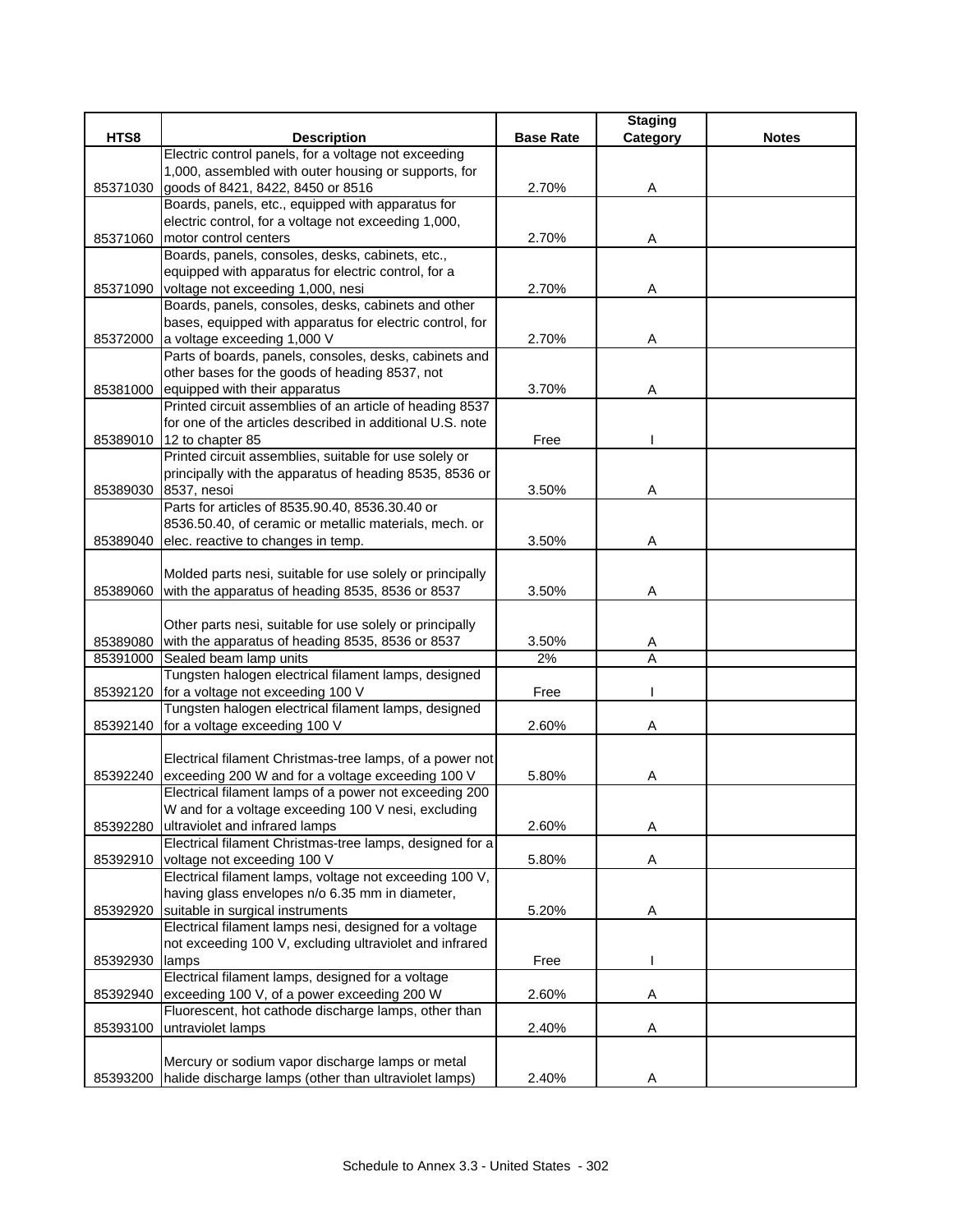| HTS8 | Description | Base Rate | Staging Category | Notes |
|---|---|---|---|---|
| 85371030 | Electric control panels, for a voltage not exceeding 1,000, assembled with outer housing or supports, for goods of 8421, 8422, 8450 or 8516 | 2.70% | A | |
| 85371060 | Boards, panels, etc., equipped with apparatus for electric control, for a voltage not exceeding 1,000, motor control centers | 2.70% | A | |
| 85371090 | Boards, panels, consoles, desks, cabinets, etc., equipped with apparatus for electric control, for a voltage not exceeding 1,000, nesi | 2.70% | A | |
| 85372000 | Boards, panels, consoles, desks, cabinets and other bases, equipped with apparatus for electric control, for a voltage exceeding 1,000 V | 2.70% | A | |
| 85381000 | Parts of boards, panels, consoles, desks, cabinets and other bases for the goods of heading 8537, not equipped with their apparatus | 3.70% | A | |
| 85389010 | Printed circuit assemblies of an article of heading 8537 for one of the articles described in additional U.S. note 12 to chapter 85 | Free | I | |
| 85389030 | Printed circuit assemblies, suitable for use solely or principally with the apparatus of heading 8535, 8536 or 8537, nesoi | 3.50% | A | |
| 85389040 | Parts for articles of 8535.90.40, 8536.30.40 or 8536.50.40, of ceramic or metallic materials, mech. or elec. reactive to changes in temp. | 3.50% | A | |
| 85389060 | Molded parts nesi, suitable for use solely or principally with the apparatus of heading 8535, 8536 or 8537 | 3.50% | A | |
| 85389080 | Other parts nesi, suitable for use solely or principally with the apparatus of heading 8535, 8536 or 8537 | 3.50% | A | |
| 85391000 | Sealed beam lamp units | 2% | A | |
| 85392120 | Tungsten halogen electrical filament lamps, designed for a voltage not exceeding 100 V | Free | I | |
| 85392140 | Tungsten halogen electrical filament lamps, designed for a voltage exceeding 100 V | 2.60% | A | |
| 85392240 | Electrical filament Christmas-tree lamps, of a power not exceeding 200 W and for a voltage exceeding 100 V | 5.80% | A | |
| 85392280 | Electrical filament lamps of a power not exceeding 200 W and for a voltage exceeding 100 V nesi, excluding ultraviolet and infrared lamps | 2.60% | A | |
| 85392910 | Electrical filament Christmas-tree lamps, designed for a voltage not exceeding 100 V | 5.80% | A | |
| 85392920 | Electrical filament lamps, voltage not exceeding 100 V, having glass envelopes n/o 6.35 mm in diameter, suitable in surgical instruments | 5.20% | A | |
| 85392930 | Electrical filament lamps nesi, designed for a voltage not exceeding 100 V, excluding ultraviolet and infrared lamps | Free | I | |
| 85392940 | Electrical filament lamps, designed for a voltage exceeding 100 V, of a power exceeding 200 W | 2.60% | A | |
| 85393100 | Fluorescent, hot cathode discharge lamps, other than untraviolet lamps | 2.40% | A | |
| 85393200 | Mercury or sodium vapor discharge lamps or metal halide discharge lamps (other than ultraviolet lamps) | 2.40% | A | |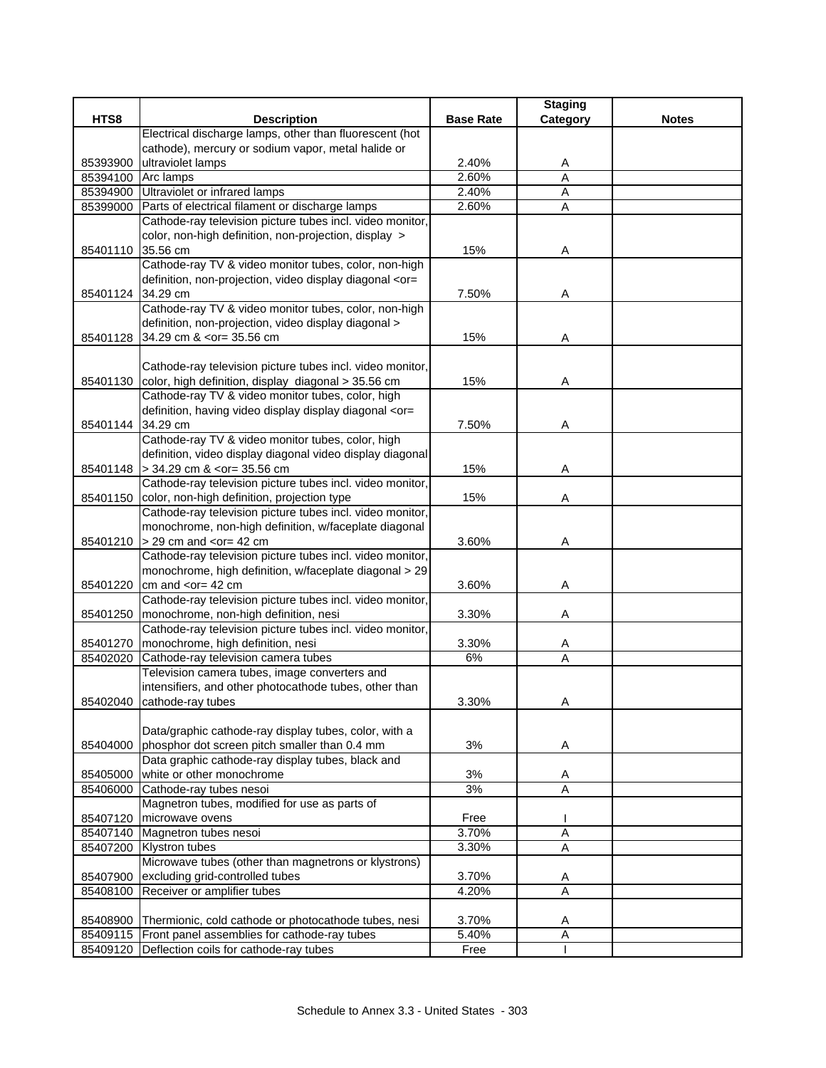| HTS8 | Description | Base Rate | Staging Category | Notes |
|---|---|---|---|---|
| 85393900 | Electrical discharge lamps, other than fluorescent (hot cathode), mercury or sodium vapor, metal halide or ultraviolet lamps | 2.40% | A | |
| 85394100 | Arc lamps | 2.60% | A | |
| 85394900 | Ultraviolet or infrared lamps | 2.40% | A | |
| 85399000 | Parts of electrical filament or discharge lamps | 2.60% | A | |
| 85401110 | Cathode-ray television picture tubes incl. video monitor, color, non-high definition, non-projection, display > 35.56 cm | 15% | A | |
| 85401124 | Cathode-ray TV & video monitor tubes, color, non-high definition, non-projection, video display diagonal <or= 34.29 cm | 7.50% | A | |
| 85401128 | Cathode-ray TV & video monitor tubes, color, non-high definition, non-projection, video display diagonal > 34.29 cm & <or= 35.56 cm | 15% | A | |
| 85401130 | Cathode-ray television picture tubes incl. video monitor, color, high definition, display diagonal > 35.56 cm | 15% | A | |
| 85401144 | Cathode-ray TV & video monitor tubes, color, high definition, having video display display diagonal <or= 34.29 cm | 7.50% | A | |
| 85401148 | Cathode-ray TV & video monitor tubes, color, high definition, video display diagonal video display diagonal > 34.29 cm & <or= 35.56 cm | 15% | A | |
| 85401150 | Cathode-ray television picture tubes incl. video monitor, color, non-high definition, projection type | 15% | A | |
| 85401210 | Cathode-ray television picture tubes incl. video monitor, monochrome, non-high definition, w/faceplate diagonal > 29 cm and <or= 42 cm | 3.60% | A | |
| 85401220 | Cathode-ray television picture tubes incl. video monitor, monochrome, high definition, w/faceplate diagonal > 29 cm and <or= 42 cm | 3.60% | A | |
| 85401250 | Cathode-ray television picture tubes incl. video monitor, monochrome, non-high definition, nesi | 3.30% | A | |
| 85401270 | Cathode-ray television picture tubes incl. video monitor, monochrome, high definition, nesi | 3.30% | A | |
| 85402020 | Cathode-ray television camera tubes | 6% | A | |
| 85402040 | Television camera tubes, image converters and intensifiers, and other photocathode tubes, other than cathode-ray tubes | 3.30% | A | |
| 85404000 | Data/graphic cathode-ray display tubes, color, with a phosphor dot screen pitch smaller than 0.4 mm | 3% | A | |
| 85405000 | Data graphic cathode-ray display tubes, black and white or other monochrome | 3% | A | |
| 85406000 | Cathode-ray tubes nesoi | 3% | A | |
| 85407120 | Magnetron tubes, modified for use as parts of microwave ovens | Free | I | |
| 85407140 | Magnetron tubes nesoi | 3.70% | A | |
| 85407200 | Klystron tubes | 3.30% | A | |
| 85407900 | Microwave tubes (other than magnetrons or klystrons) excluding grid-controlled tubes | 3.70% | A | |
| 85408100 | Receiver or amplifier tubes | 4.20% | A | |
| 85408900 | Thermionic, cold cathode or photocathode tubes, nesi | 3.70% | A | |
| 85409115 | Front panel assemblies for cathode-ray tubes | 5.40% | A | |
| 85409120 | Deflection coils for cathode-ray tubes | Free | I | |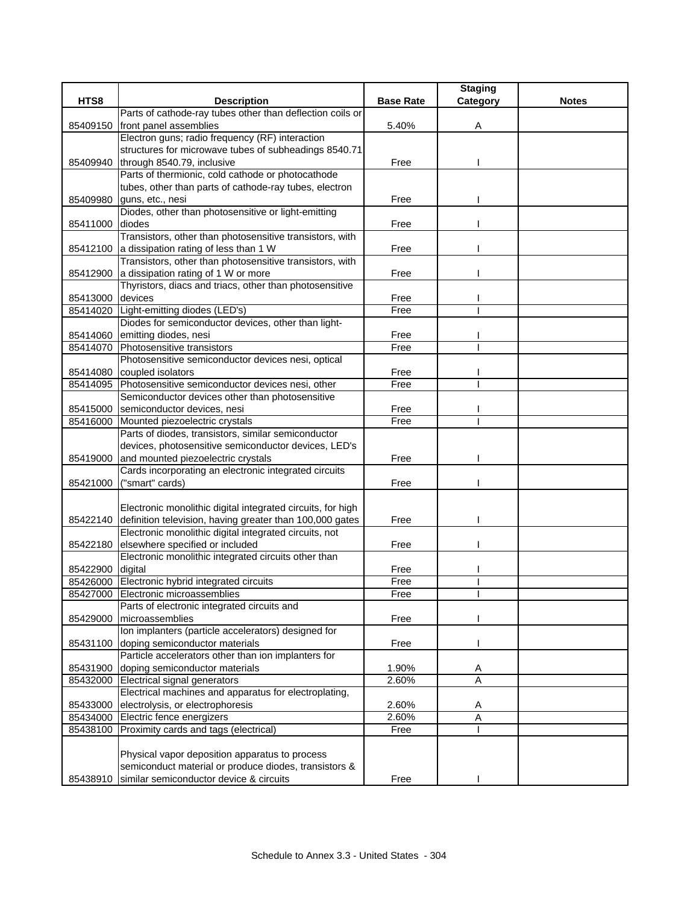| HTS8 | Description | Base Rate | Staging Category | Notes |
|---|---|---|---|---|
| 85409150 | Parts of cathode-ray tubes other than deflection coils or front panel assemblies | 5.40% | A | |
| 85409940 | Electron guns; radio frequency (RF) interaction structures for microwave tubes of subheadings 8540.71 through 8540.79, inclusive | Free | I | |
| 85409980 | Parts of thermionic, cold cathode or photocathode tubes, other than parts of cathode-ray tubes, electron guns, etc., nesi | Free | I | |
| 85411000 | Diodes, other than photosensitive or light-emitting diodes | Free | I | |
| 85412100 | Transistors, other than photosensitive transistors, with a dissipation rating of less than 1 W | Free | I | |
| 85412900 | Transistors, other than photosensitive transistors, with a dissipation rating of 1 W or more | Free | I | |
| 85413000 | Thyristors, diacs and triacs, other than photosensitive devices | Free | I | |
| 85414020 | Light-emitting diodes (LED's) | Free | I | |
| 85414060 | Diodes for semiconductor devices, other than light-emitting diodes, nesi | Free | I | |
| 85414070 | Photosensitive transistors | Free | I | |
| 85414080 | Photosensitive semiconductor devices nesi, optical coupled isolators | Free | I | |
| 85414095 | Photosensitive semiconductor devices nesi, other | Free | I | |
| 85415000 | Semiconductor devices other than photosensitive semiconductor devices, nesi | Free | I | |
| 85416000 | Mounted piezoelectric crystals | Free | I | |
| 85419000 | Parts of diodes, transistors, similar semiconductor devices, photosensitive semiconductor devices, LED's and mounted piezoelectric crystals | Free | I | |
| 85421000 | Cards incorporating an electronic integrated circuits ("smart" cards) | Free | I | |
| 85422140 | Electronic monolithic digital integrated circuits, for high definition television, having greater than 100,000 gates | Free | I | |
| 85422180 | Electronic monolithic digital integrated circuits, not elsewhere specified or included | Free | I | |
| 85422900 | Electronic monolithic integrated circuits other than digital | Free | I | |
| 85426000 | Electronic hybrid integrated circuits | Free | I | |
| 85427000 | Electronic microassemblies | Free | I | |
| 85429000 | Parts of electronic integrated circuits and microassemblies | Free | I | |
| 85431100 | Ion implanters (particle accelerators) designed for doping semiconductor materials | Free | I | |
| 85431900 | Particle accelerators other than ion implanters for doping semiconductor materials | 1.90% | A | |
| 85432000 | Electrical signal generators | 2.60% | A | |
| 85433000 | Electrical machines and apparatus for electroplating, electrolysis, or electrophoresis | 2.60% | A | |
| 85434000 | Electric fence energizers | 2.60% | A | |
| 85438100 | Proximity cards and tags (electrical) | Free | I | |
| 85438910 | Physical vapor deposition apparatus to process semiconduct material or produce diodes, transistors & similar semiconductor device & circuits | Free | I | |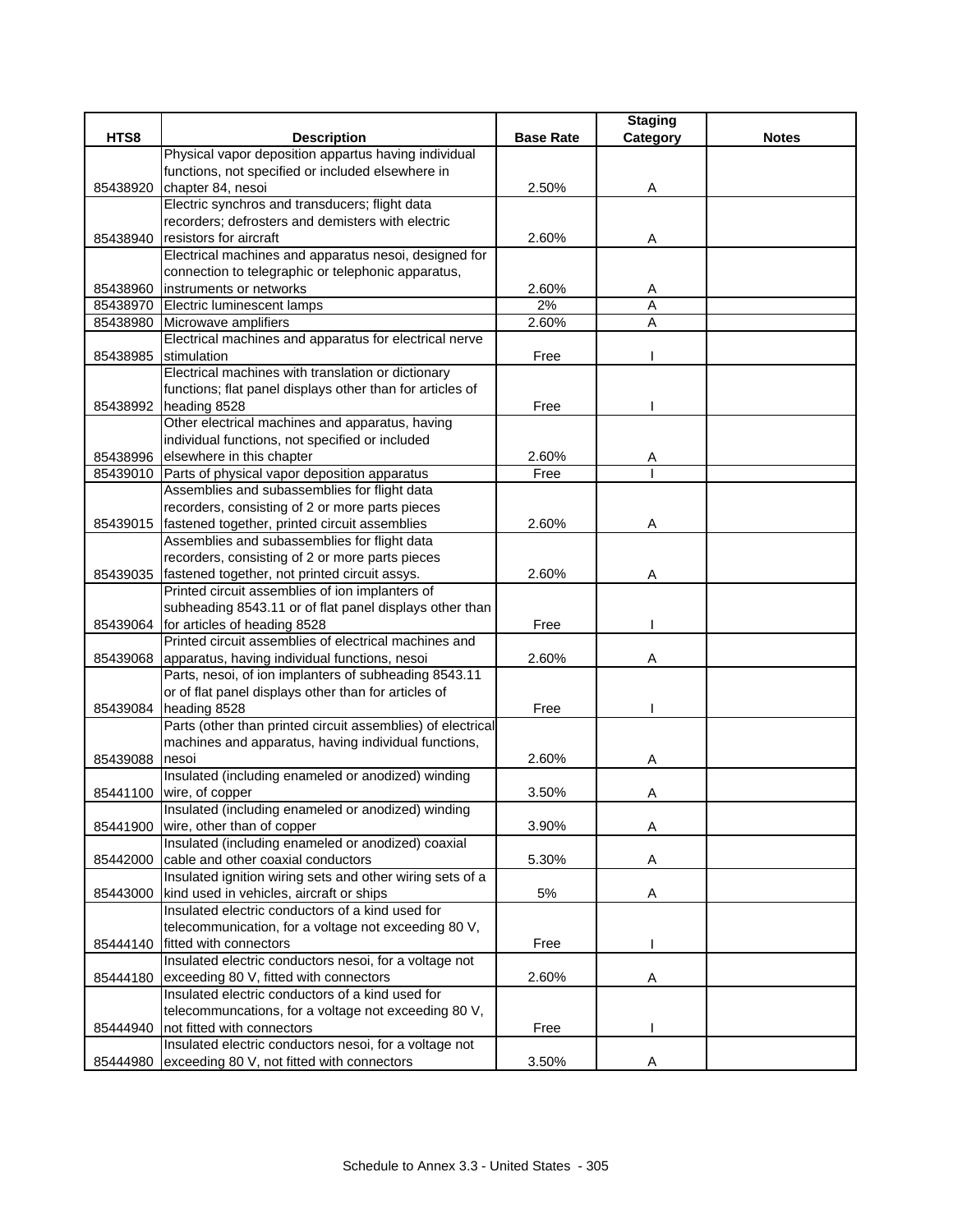| HTS8 | Description | Base Rate | Staging Category | Notes |
|---|---|---|---|---|
| 85438920 | Physical vapor deposition appartus having individual functions, not specified or included elsewhere in chapter 84, nesoi | 2.50% | A | |
| 85438940 | Electric synchros and transducers; flight data recorders; defrosters and demisters with electric resistors for aircraft | 2.60% | A | |
| 85438960 | Electrical machines and apparatus nesoi, designed for connection to telegraphic or telephonic apparatus, instruments or networks | 2.60% | A | |
| 85438970 | Electric luminescent lamps | 2% | A | |
| 85438980 | Microwave amplifiers | 2.60% | A | |
| 85438985 | Electrical machines and apparatus for electrical nerve stimulation | Free | I | |
| 85438992 | Electrical machines with translation or dictionary functions; flat panel displays other than for articles of heading 8528 | Free | I | |
| 85438996 | Other electrical machines and apparatus, having individual functions, not specified or included elsewhere in this chapter | 2.60% | A | |
| 85439010 | Parts of physical vapor deposition apparatus | Free | I | |
| 85439015 | Assemblies and subassemblies for flight data recorders, consisting of 2 or more parts pieces fastened together, printed circuit assemblies | 2.60% | A | |
| 85439035 | Assemblies and subassemblies for flight data recorders, consisting of 2 or more parts pieces fastened together, not printed circuit assys. | 2.60% | A | |
| 85439064 | Printed circuit assemblies of ion implanters of subheading 8543.11 or of flat panel displays other than for articles of heading 8528 | Free | I | |
| 85439068 | Printed circuit assemblies of electrical machines and apparatus, having individual functions, nesoi | 2.60% | A | |
| 85439084 | Parts, nesoi, of ion implanters of subheading 8543.11 or of flat panel displays other than for articles of heading 8528 | Free | I | |
| 85439088 | Parts (other than printed circuit assemblies) of electrical machines and apparatus, having individual functions, nesoi | 2.60% | A | |
| 85441100 | Insulated (including enameled or anodized) winding wire, of copper | 3.50% | A | |
| 85441900 | Insulated (including enameled or anodized) winding wire, other than of copper | 3.90% | A | |
| 85442000 | Insulated (including enameled or anodized) coaxial cable and other coaxial conductors | 5.30% | A | |
| 85443000 | Insulated ignition wiring sets and other wiring sets of a kind used in vehicles, aircraft or ships | 5% | A | |
| 85444140 | Insulated electric conductors of a kind used for telecommunication, for a voltage not exceeding 80 V, fitted with connectors | Free | I | |
| 85444180 | Insulated electric conductors nesoi, for a voltage not exceeding 80 V, fitted with connectors | 2.60% | A | |
| 85444940 | Insulated electric conductors of a kind used for telecommuncations, for a voltage not exceeding 80 V, not fitted with connectors | Free | I | |
| 85444980 | Insulated electric conductors nesoi, for a voltage not exceeding 80 V, not fitted with connectors | 3.50% | A | |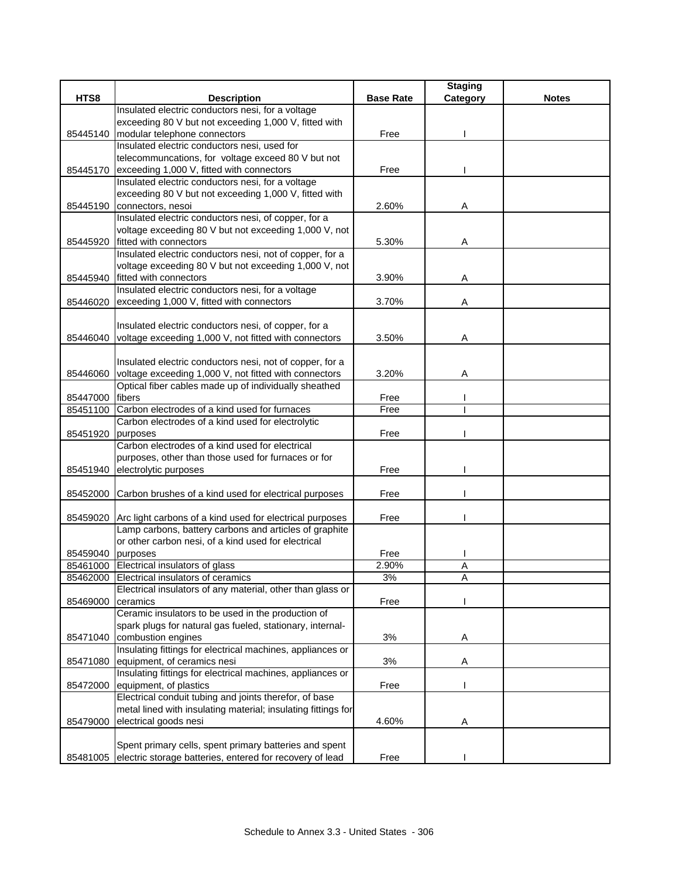| HTS8 | Description | Base Rate | Staging Category | Notes |
|---|---|---|---|---|
| 85445140 | Insulated electric conductors nesi, for a voltage exceeding 80 V but not exceeding 1,000 V, fitted with modular telephone connectors | Free | I | |
| 85445170 | Insulated electric conductors nesi, used for telecommuncations, for voltage exceed 80 V but not exceeding 1,000 V, fitted with connectors | Free | I | |
| 85445190 | Insulated electric conductors nesi, for a voltage exceeding 80 V but not exceeding 1,000 V, fitted with connectors, nesoi | 2.60% | A | |
| 85445920 | Insulated electric conductors nesi, of copper, for a voltage exceeding 80 V but not exceeding 1,000 V, not fitted with connectors | 5.30% | A | |
| 85445940 | Insulated electric conductors nesi, not of copper, for a voltage exceeding 80 V but not exceeding 1,000 V, not fitted with connectors | 3.90% | A | |
| 85446020 | Insulated electric conductors nesi, for a voltage exceeding 1,000 V, fitted with connectors | 3.70% | A | |
| 85446040 | Insulated electric conductors nesi, of copper, for a voltage exceeding 1,000 V, not fitted with connectors | 3.50% | A | |
| 85446060 | Insulated electric conductors nesi, not of copper, for a voltage exceeding 1,000 V, not fitted with connectors | 3.20% | A | |
| 85447000 | Optical fiber cables made up of individually sheathed fibers | Free | I | |
| 85451100 | Carbon electrodes of a kind used for furnaces | Free | I | |
| 85451920 | Carbon electrodes of a kind used for electrolytic purposes | Free | I | |
| 85451940 | Carbon electrodes of a kind used for electrical purposes, other than those used for furnaces or for electrolytic purposes | Free | I | |
| 85452000 | Carbon brushes of a kind used for electrical purposes | Free | I | |
| 85459020 | Arc light carbons of a kind used for electrical purposes | Free | I | |
| 85459040 | Lamp carbons, battery carbons and articles of graphite or other carbon nesi, of a kind used for electrical purposes | Free | I | |
| 85461000 | Electrical insulators of glass | 2.90% | A | |
| 85462000 | Electrical insulators of ceramics | 3% | A | |
| 85469000 | Electrical insulators of any material, other than glass or ceramics | Free | I | |
| 85471040 | Ceramic insulators to be used in the production of spark plugs for natural gas fueled, stationary, internal-combustion engines | 3% | A | |
| 85471080 | Insulating fittings for electrical machines, appliances or equipment, of ceramics nesi | 3% | A | |
| 85472000 | Insulating fittings for electrical machines, appliances or equipment, of plastics | Free | I | |
| 85479000 | Electrical conduit tubing and joints therefor, of base metal lined with insulating material; insulating fittings for electrical goods nesi | 4.60% | A | |
| 85481005 | Spent primary cells, spent primary batteries and spent electric storage batteries, entered for recovery of lead | Free | I | |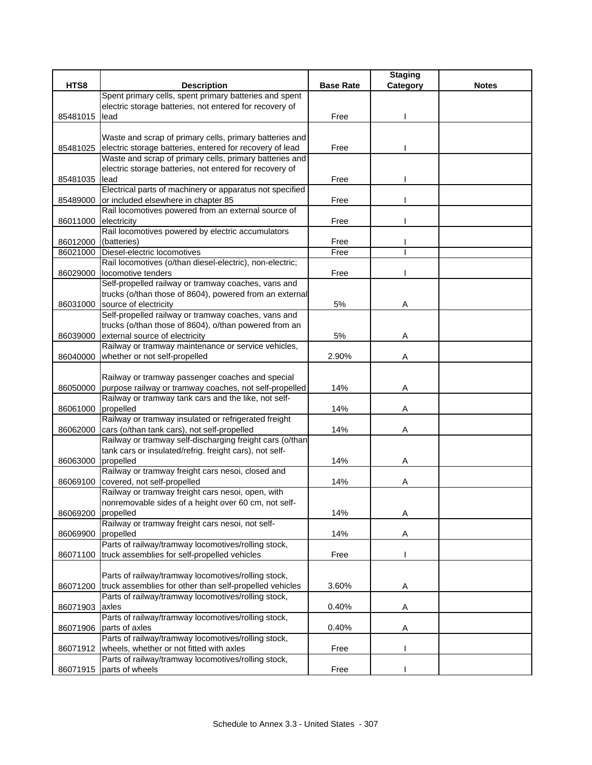| HTS8 | Description | Base Rate | Staging Category | Notes |
|---|---|---|---|---|
| 85481015 | Spent primary cells, spent primary batteries and spent electric storage batteries, not entered for recovery of lead | Free | I | |
| 85481025 | Waste and scrap of primary cells, primary batteries and electric storage batteries, entered for recovery of lead | Free | I | |
| 85481035 | Waste and scrap of primary cells, primary batteries and electric storage batteries, not entered for recovery of lead | Free | I | |
| 85489000 | Electrical parts of machinery or apparatus not specified or included elsewhere in chapter 85 | Free | I | |
| 86011000 | Rail locomotives powered from an external source of electricity | Free | I | |
| 86012000 | Rail locomotives powered by electric accumulators (batteries) | Free | I | |
| 86021000 | Diesel-electric locomotives | Free | I | |
| 86029000 | Rail locomotives (o/than diesel-electric), non-electric; locomotive tenders | Free | I | |
| 86031000 | Self-propelled railway or tramway coaches, vans and trucks (o/than those of 8604), powered from an external source of electricity | 5% | A | |
| 86039000 | Self-propelled railway or tramway coaches, vans and trucks (o/than those of 8604), o/than powered from an external source of electricity | 5% | A | |
| 86040000 | Railway or tramway maintenance or service vehicles, whether or not self-propelled | 2.90% | A | |
| 86050000 | Railway or tramway passenger coaches and special purpose railway or tramway coaches, not self-propelled | 14% | A | |
| 86061000 | Railway or tramway tank cars and the like, not self-propelled | 14% | A | |
| 86062000 | Railway or tramway insulated or refrigerated freight cars (o/than tank cars), not self-propelled | 14% | A | |
| 86063000 | Railway or tramway self-discharging freight cars (o/than tank cars or insulated/refrig. freight cars), not self-propelled | 14% | A | |
| 86069100 | Railway or tramway freight cars nesoi, closed and covered, not self-propelled | 14% | A | |
| 86069200 | Railway or tramway freight cars nesoi, open, with nonremovable sides of a height over 60 cm, not self-propelled | 14% | A | |
| 86069900 | Railway or tramway freight cars nesoi, not self-propelled | 14% | A | |
| 86071100 | Parts of railway/tramway locomotives/rolling stock, truck assemblies for self-propelled vehicles | Free | I | |
| 86071200 | Parts of railway/tramway locomotives/rolling stock, truck assemblies for other than self-propelled vehicles | 3.60% | A | |
| 86071903 | Parts of railway/tramway locomotives/rolling stock, axles | 0.40% | A | |
| 86071906 | Parts of railway/tramway locomotives/rolling stock, parts of axles | 0.40% | A | |
| 86071912 | Parts of railway/tramway locomotives/rolling stock, wheels, whether or not fitted with axles | Free | I | |
| 86071915 | Parts of railway/tramway locomotives/rolling stock, parts of wheels | Free | I | |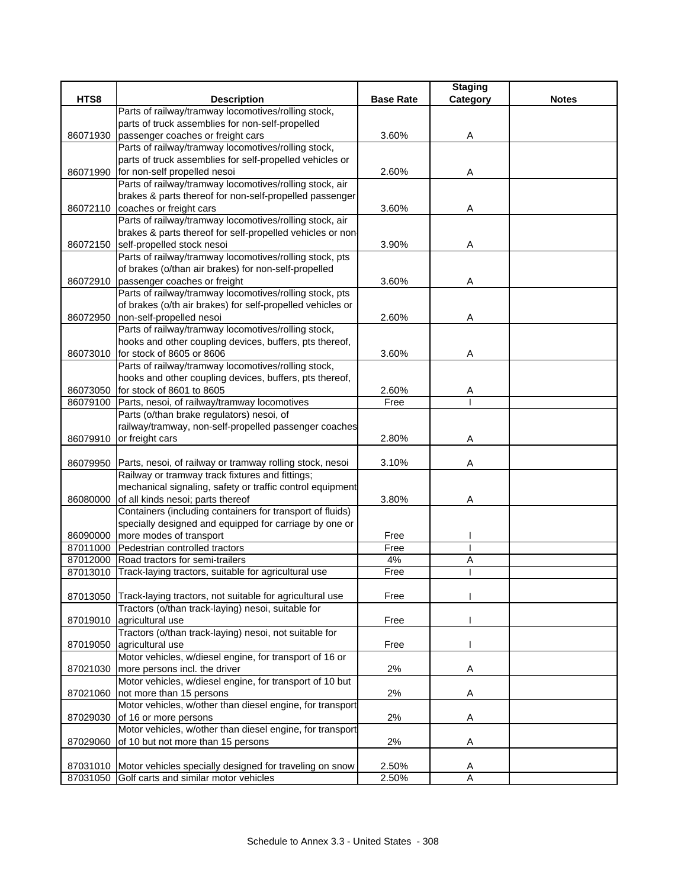| HTS8 | Description | Base Rate | Staging Category | Notes |
|---|---|---|---|---|
| 86071930 | Parts of railway/tramway locomotives/rolling stock, parts of truck assemblies for non-self-propelled passenger coaches or freight cars | 3.60% | A | |
| 86071990 | Parts of railway/tramway locomotives/rolling stock, parts of truck assemblies for self-propelled vehicles or for non-self propelled nesoi | 2.60% | A | |
| 86072110 | Parts of railway/tramway locomotives/rolling stock, air brakes & parts thereof for non-self-propelled passenger coaches or freight cars | 3.60% | A | |
| 86072150 | Parts of railway/tramway locomotives/rolling stock, air brakes & parts thereof for self-propelled vehicles or non-self-propelled stock nesoi | 3.90% | A | |
| 86072910 | Parts of railway/tramway locomotives/rolling stock, pts of brakes (o/than air brakes) for non-self-propelled passenger coaches or freight | 3.60% | A | |
| 86072950 | Parts of railway/tramway locomotives/rolling stock, pts of brakes (o/th air brakes) for self-propelled vehicles or non-self-propelled nesoi | 2.60% | A | |
| 86073010 | Parts of railway/tramway locomotives/rolling stock, hooks and other coupling devices, buffers, pts thereof, for stock of 8605 or 8606 | 3.60% | A | |
| 86073050 | Parts of railway/tramway locomotives/rolling stock, hooks and other coupling devices, buffers, pts thereof, for stock of 8601 to 8605 | 2.60% | A | |
| 86079100 | Parts, nesoi, of railway/tramway locomotives | Free | I | |
| 86079910 | Parts (o/than brake regulators) nesoi, of railway/tramway, non-self-propelled passenger coaches or freight cars | 2.80% | A | |
| 86079950 | Parts, nesoi, of railway or tramway rolling stock, nesoi | 3.10% | A | |
| 86080000 | Railway or tramway track fixtures and fittings; mechanical signaling, safety or traffic control equipment of all kinds nesoi; parts thereof | 3.80% | A | |
| 86090000 | Containers (including containers for transport of fluids) specially designed and equipped for carriage by one or more modes of transport | Free | I | |
| 87011000 | Pedestrian controlled tractors | Free | I | |
| 87012000 | Road tractors for semi-trailers | 4% | A | |
| 87013010 | Track-laying tractors, suitable for agricultural use | Free | I | |
| 87013050 | Track-laying tractors, not suitable for agricultural use | Free | I | |
| 87019010 | Tractors (o/than track-laying) nesoi, suitable for agricultural use | Free | I | |
| 87019050 | Tractors (o/than track-laying) nesoi, not suitable for agricultural use | Free | I | |
| 87021030 | Motor vehicles, w/diesel engine, for transport of 16 or more persons incl. the driver | 2% | A | |
| 87021060 | Motor vehicles, w/diesel engine, for transport of 10 but not more than 15 persons | 2% | A | |
| 87029030 | Motor vehicles, w/other than diesel engine, for transport of 16 or more persons | 2% | A | |
| 87029060 | Motor vehicles, w/other than diesel engine, for transport of 10 but not more than 15 persons | 2% | A | |
| 87031010 | Motor vehicles specially designed for traveling on snow | 2.50% | A | |
| 87031050 | Golf carts and similar motor vehicles | 2.50% | A | |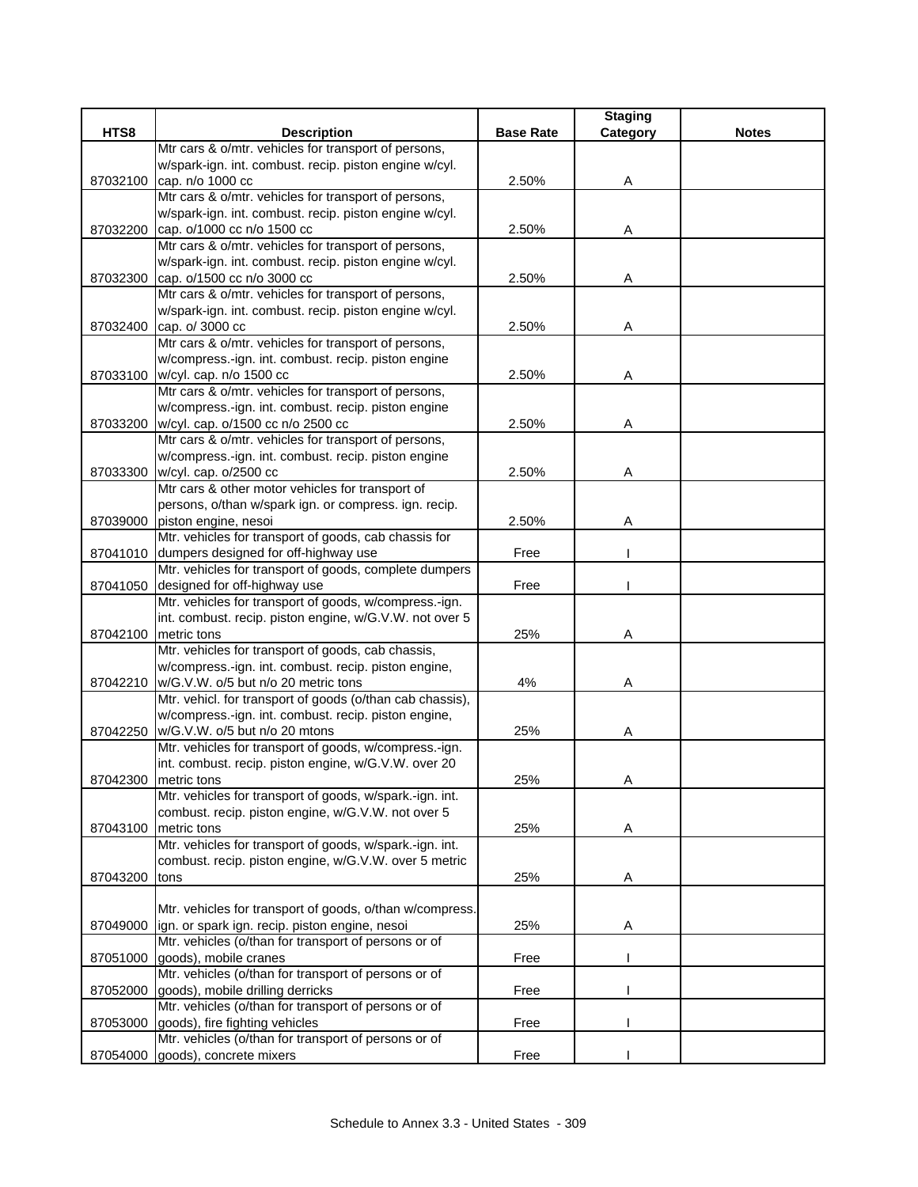| HTS8 | Description | Base Rate | Staging Category | Notes |
|---|---|---|---|---|
| 87032100 | Mtr cars & o/mtr. vehicles for transport of persons, w/spark-ign. int. combust. recip. piston engine w/cyl. cap. n/o 1000 cc | 2.50% | A | |
| 87032200 | Mtr cars & o/mtr. vehicles for transport of persons, w/spark-ign. int. combust. recip. piston engine w/cyl. cap. o/1000 cc n/o 1500 cc | 2.50% | A | |
| 87032300 | Mtr cars & o/mtr. vehicles for transport of persons, w/spark-ign. int. combust. recip. piston engine w/cyl. cap. o/1500 cc n/o 3000 cc | 2.50% | A | |
| 87032400 | Mtr cars & o/mtr. vehicles for transport of persons, w/spark-ign. int. combust. recip. piston engine w/cyl. cap. o/ 3000 cc | 2.50% | A | |
| 87033100 | Mtr cars & o/mtr. vehicles for transport of persons, w/compress.-ign. int. combust. recip. piston engine w/cyl. cap. n/o 1500 cc | 2.50% | A | |
| 87033200 | Mtr cars & o/mtr. vehicles for transport of persons, w/compress.-ign. int. combust. recip. piston engine w/cyl. cap. o/1500 cc n/o 2500 cc | 2.50% | A | |
| 87033300 | Mtr cars & o/mtr. vehicles for transport of persons, w/compress.-ign. int. combust. recip. piston engine w/cyl. cap. o/2500 cc | 2.50% | A | |
| 87039000 | Mtr cars & other motor vehicles for transport of persons, o/than w/spark ign. or compress. ign. recip. piston engine, nesoi | 2.50% | A | |
| 87041010 | Mtr. vehicles for transport of goods, cab chassis for dumpers designed for off-highway use | Free | I | |
| 87041050 | Mtr. vehicles for transport of goods, complete dumpers designed for off-highway use | Free | I | |
| 87042100 | Mtr. vehicles for transport of goods, w/compress.-ign. int. combust. recip. piston engine, w/G.V.W. not over 5 metric tons | 25% | A | |
| 87042210 | Mtr. vehicles for transport of goods, cab chassis, w/compress.-ign. int. combust. recip. piston engine, w/G.V.W. o/5 but n/o 20 metric tons | 4% | A | |
| 87042250 | Mtr. vehicl. for transport of goods (o/than cab chassis), w/compress.-ign. int. combust. recip. piston engine, w/G.V.W. o/5 but n/o 20 mtons | 25% | A | |
| 87042300 | Mtr. vehicles for transport of goods, w/compress.-ign. int. combust. recip. piston engine, w/G.V.W. over 20 metric tons | 25% | A | |
| 87043100 | Mtr. vehicles for transport of goods, w/spark.-ign. int. combust. recip. piston engine, w/G.V.W. not over 5 metric tons | 25% | A | |
| 87043200 | Mtr. vehicles for transport of goods, w/spark.-ign. int. combust. recip. piston engine, w/G.V.W. over 5 metric tons | 25% | A | |
| 87049000 | Mtr. vehicles for transport of goods, o/than w/compress. ign. or spark ign. recip. piston engine, nesoi | 25% | A | |
| 87051000 | Mtr. vehicles (o/than for transport of persons or of goods), mobile cranes | Free | I | |
| 87052000 | Mtr. vehicles (o/than for transport of persons or of goods), mobile drilling derricks | Free | I | |
| 87053000 | Mtr. vehicles (o/than for transport of persons or of goods), fire fighting vehicles | Free | I | |
| 87054000 | Mtr. vehicles (o/than for transport of persons or of goods), concrete mixers | Free | I | |

Schedule to Annex 3.3 - United States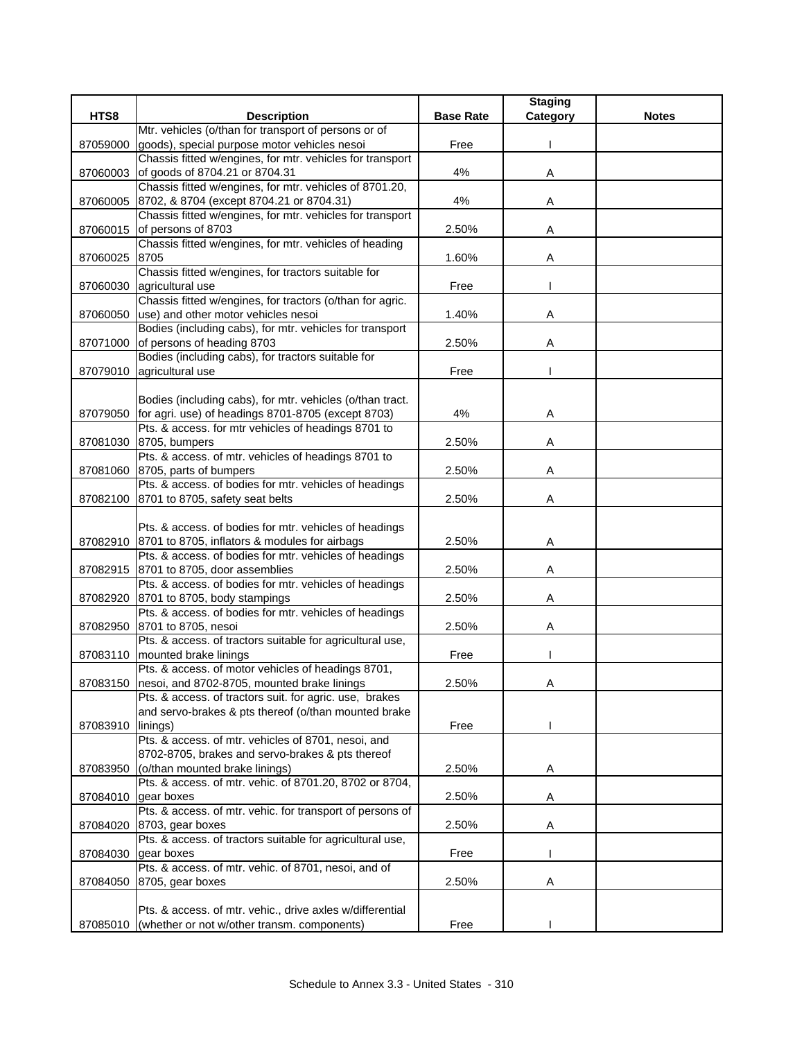| HTS8 | Description | Base Rate | Staging Category | Notes |
|---|---|---|---|---|
| 87059000 | Mtr. vehicles (o/than for transport of persons or of goods), special purpose motor vehicles nesoi | Free | I | |
| 87060003 | Chassis fitted w/engines, for mtr. vehicles for transport of goods of 8704.21 or 8704.31 | 4% | A | |
| 87060005 | Chassis fitted w/engines, for mtr. vehicles of 8701.20, 8702, & 8704 (except 8704.21 or 8704.31) | 4% | A | |
| 87060015 | Chassis fitted w/engines, for mtr. vehicles for transport of persons of 8703 | 2.50% | A | |
| 87060025 | Chassis fitted w/engines, for mtr. vehicles of heading 8705 | 1.60% | A | |
| 87060030 | Chassis fitted w/engines, for tractors suitable for agricultural use | Free | I | |
| 87060050 | Chassis fitted w/engines, for tractors (o/than for agric. use) and other motor vehicles nesoi | 1.40% | A | |
| 87071000 | Bodies (including cabs), for mtr. vehicles for transport of persons of heading 8703 | 2.50% | A | |
| 87079010 | Bodies (including cabs), for tractors suitable for agricultural use | Free | I | |
| 87079050 | Bodies (including cabs), for mtr. vehicles (o/than tract. for agri. use) of headings 8701-8705 (except 8703) | 4% | A | |
| 87081030 | Pts. & access. for mtr vehicles of headings 8701 to 8705, bumpers | 2.50% | A | |
| 87081060 | Pts. & access. of mtr. vehicles of headings 8701 to 8705, parts of bumpers | 2.50% | A | |
| 87082100 | Pts. & access. of bodies for mtr. vehicles of headings 8701 to 8705, safety seat belts | 2.50% | A | |
| 87082910 | Pts. & access. of bodies for mtr. vehicles of headings 8701 to 8705, inflators & modules for airbags | 2.50% | A | |
| 87082915 | Pts. & access. of bodies for mtr. vehicles of headings 8701 to 8705, door assemblies | 2.50% | A | |
| 87082920 | Pts. & access. of bodies for mtr. vehicles of headings 8701 to 8705, body stampings | 2.50% | A | |
| 87082950 | Pts. & access. of bodies for mtr. vehicles of headings 8701 to 8705, nesoi | 2.50% | A | |
| 87083110 | Pts. & access. of tractors suitable for agricultural use, mounted brake linings | Free | I | |
| 87083150 | Pts. & access. of motor vehicles of headings 8701, nesoi, and 8702-8705, mounted brake linings | 2.50% | A | |
| 87083910 | Pts. & access. of tractors suit. for agric. use, brakes and servo-brakes & pts thereof (o/than mounted brake linings) | Free | I | |
| 87083950 | Pts. & access. of mtr. vehicles of 8701, nesoi, and 8702-8705, brakes and servo-brakes & pts thereof (o/than mounted brake linings) | 2.50% | A | |
| 87084010 | Pts. & access. of mtr. vehic. of 8701.20, 8702 or 8704, gear boxes | 2.50% | A | |
| 87084020 | Pts. & access. of mtr. vehic. for transport of persons of 8703, gear boxes | 2.50% | A | |
| 87084030 | Pts. & access. of tractors suitable for agricultural use, gear boxes | Free | I | |
| 87084050 | Pts. & access. of mtr. vehic. of 8701, nesoi, and of 8705, gear boxes | 2.50% | A | |
| 87085010 | Pts. & access. of mtr. vehic., drive axles w/differential (whether or not w/other transm. components) | Free | I | |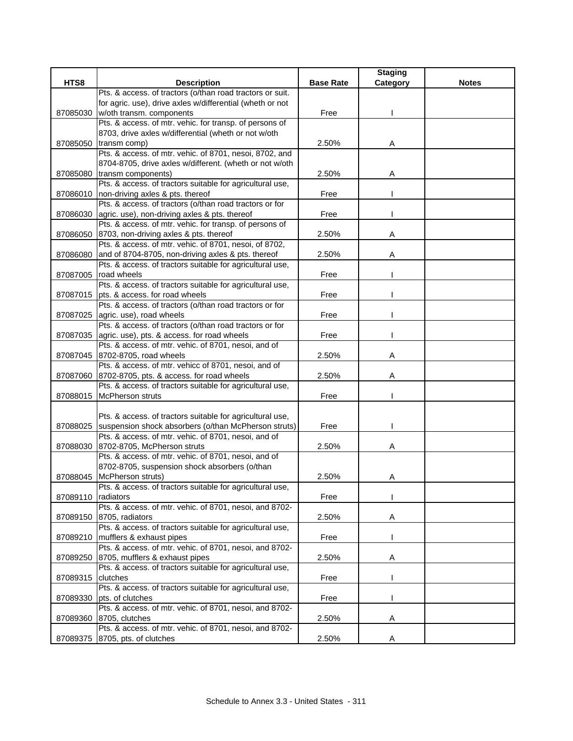| HTS8 | Description | Base Rate | Staging Category | Notes |
|---|---|---|---|---|
| 87085030 | Pts. & access. of tractors (o/than road tractors or suit. for agric. use), drive axles w/differential (wheth or not w/oth transm. components | Free | I | |
| 87085050 | Pts. & access. of mtr. vehic. for transp. of persons of 8703, drive axles w/differential (wheth or not w/oth transm comp) | 2.50% | A | |
| 87085080 | Pts. & access. of mtr. vehic. of 8701, nesoi, 8702, and 8704-8705, drive axles w/different. (wheth or not w/oth transm components) | 2.50% | A | |
| 87086010 | Pts. & access. of tractors suitable for agricultural use, non-driving axles & pts. thereof | Free | I | |
| 87086030 | Pts. & access. of tractors (o/than road tractors or for agric. use), non-driving axles & pts. thereof | Free | I | |
| 87086050 | Pts. & access. of mtr. vehic. for transp. of persons of 8703, non-driving axles & pts. thereof | 2.50% | A | |
| 87086080 | Pts. & access. of mtr. vehic. of 8701, nesoi, of 8702, and of 8704-8705, non-driving axles & pts. thereof | 2.50% | A | |
| 87087005 | Pts. & access. of tractors suitable for agricultural use, road wheels | Free | I | |
| 87087015 | Pts. & access. of tractors suitable for agricultural use, pts. & access. for road wheels | Free | I | |
| 87087025 | Pts. & access. of tractors (o/than road tractors or for agric. use), road wheels | Free | I | |
| 87087035 | Pts. & access. of tractors (o/than road tractors or for agric. use), pts. & access. for road wheels | Free | I | |
| 87087045 | Pts. & access. of mtr. vehic. of 8701, nesoi, and of 8702-8705, road wheels | 2.50% | A | |
| 87087060 | Pts. & access. of mtr. vehicc of 8701, nesoi, and of 8702-8705, pts. & access. for road wheels | 2.50% | A | |
| 87088015 | Pts. & access. of tractors suitable for agricultural use, McPherson struts | Free | I | |
| 87088025 | Pts. & access. of tractors suitable for agricultural use, suspension shock absorbers (o/than McPherson struts) | Free | I | |
| 87088030 | Pts. & access. of mtr. vehic. of 8701, nesoi, and of 8702-8705, McPherson struts | 2.50% | A | |
| 87088045 | Pts. & access. of mtr. vehic. of 8701, nesoi, and of 8702-8705, suspension shock absorbers (o/than McPherson struts) | 2.50% | A | |
| 87089110 | Pts. & access. of tractors suitable for agricultural use, radiators | Free | I | |
| 87089150 | Pts. & access. of mtr. vehic. of 8701, nesoi, and 8702-8705, radiators | 2.50% | A | |
| 87089210 | Pts. & access. of tractors suitable for agricultural use, mufflers & exhaust pipes | Free | I | |
| 87089250 | Pts. & access. of mtr. vehic. of 8701, nesoi, and 8702-8705, mufflers & exhaust pipes | 2.50% | A | |
| 87089315 | Pts. & access. of tractors suitable for agricultural use, clutches | Free | I | |
| 87089330 | Pts. & access. of tractors suitable for agricultural use, pts. of clutches | Free | I | |
| 87089360 | Pts. & access. of mtr. vehic. of 8701, nesoi, and 8702-8705, clutches | 2.50% | A | |
| 87089375 | Pts. & access. of mtr. vehic. of 8701, nesoi, and 8702-8705, pts. of clutches | 2.50% | A | |

Schedule to Annex 3.3 - United States - 311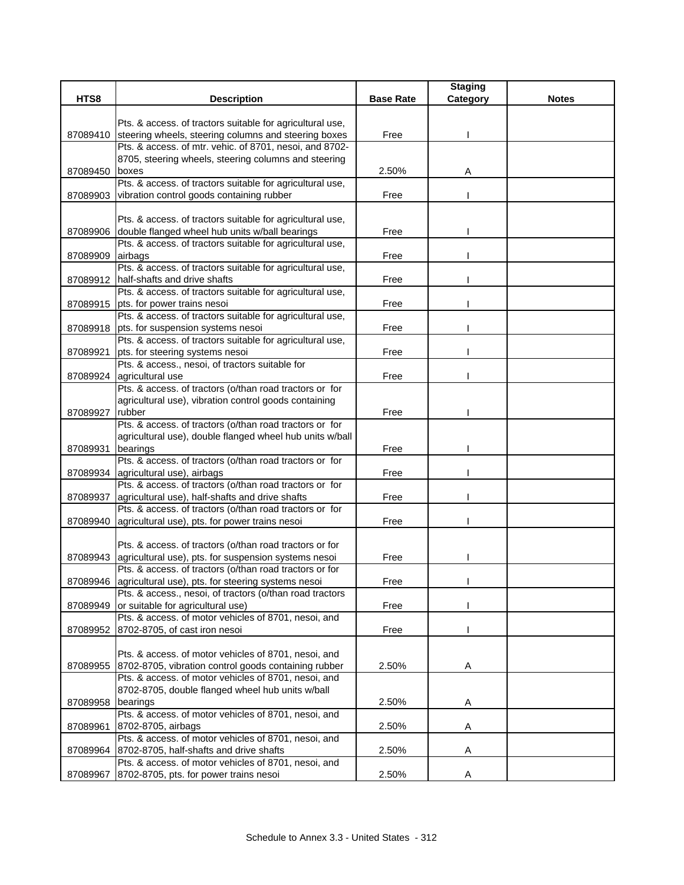| HTS8 | Description | Base Rate | Staging Category | Notes |
|---|---|---|---|---|
| 87089410 | Pts. & access. of tractors suitable for agricultural use, steering wheels, steering columns and steering boxes | Free | I | |
| 87089450 | Pts. & access. of mtr. vehic. of 8701, nesoi, and 8702-8705, steering wheels, steering columns and steering boxes | 2.50% | A | |
| 87089903 | Pts. & access. of tractors suitable for agricultural use, vibration control goods containing rubber | Free | I | |
| 87089906 | Pts. & access. of tractors suitable for agricultural use, double flanged wheel hub units w/ball bearings | Free | I | |
| 87089909 | Pts. & access. of tractors suitable for agricultural use, airbags | Free | I | |
| 87089912 | Pts. & access. of tractors suitable for agricultural use, half-shafts and drive shafts | Free | I | |
| 87089915 | Pts. & access. of tractors suitable for agricultural use, pts. for power trains nesoi | Free | I | |
| 87089918 | Pts. & access. of tractors suitable for agricultural use, pts. for suspension systems nesoi | Free | I | |
| 87089921 | Pts. & access. of tractors suitable for agricultural use, pts. for steering systems nesoi | Free | I | |
| 87089924 | Pts. & access., nesoi, of tractors suitable for agricultural use | Free | I | |
| 87089927 | Pts. & access. of tractors (o/than road tractors or for agricultural use), vibration control goods containing rubber | Free | I | |
| 87089931 | Pts. & access. of tractors (o/than road tractors or for agricultural use), double flanged wheel hub units w/ball bearings | Free | I | |
| 87089934 | Pts. & access. of tractors (o/than road tractors or for agricultural use), airbags | Free | I | |
| 87089937 | Pts. & access. of tractors (o/than road tractors or for agricultural use), half-shafts and drive shafts | Free | I | |
| 87089940 | Pts. & access. of tractors (o/than road tractors or for agricultural use), pts. for power trains nesoi | Free | I | |
| 87089943 | Pts. & access. of tractors (o/than road tractors or for agricultural use), pts. for suspension systems nesoi | Free | I | |
| 87089946 | Pts. & access. of tractors (o/than road tractors or for agricultural use), pts. for steering systems nesoi | Free | I | |
| 87089949 | Pts. & access., nesoi, of tractors (o/than road tractors or suitable for agricultural use) | Free | I | |
| 87089952 | Pts. & access. of motor vehicles of 8701, nesoi, and 8702-8705, of cast iron nesoi | Free | I | |
| 87089955 | Pts. & access. of motor vehicles of 8701, nesoi, and 8702-8705, vibration control goods containing rubber | 2.50% | A | |
| 87089958 | Pts. & access. of motor vehicles of 8701, nesoi, and 8702-8705, double flanged wheel hub units w/ball bearings | 2.50% | A | |
| 87089961 | Pts. & access. of motor vehicles of 8701, nesoi, and 8702-8705, airbags | 2.50% | A | |
| 87089964 | Pts. & access. of motor vehicles of 8701, nesoi, and 8702-8705, half-shafts and drive shafts | 2.50% | A | |
| 87089967 | Pts. & access. of motor vehicles of 8701, nesoi, and 8702-8705, pts. for power trains nesoi | 2.50% | A | |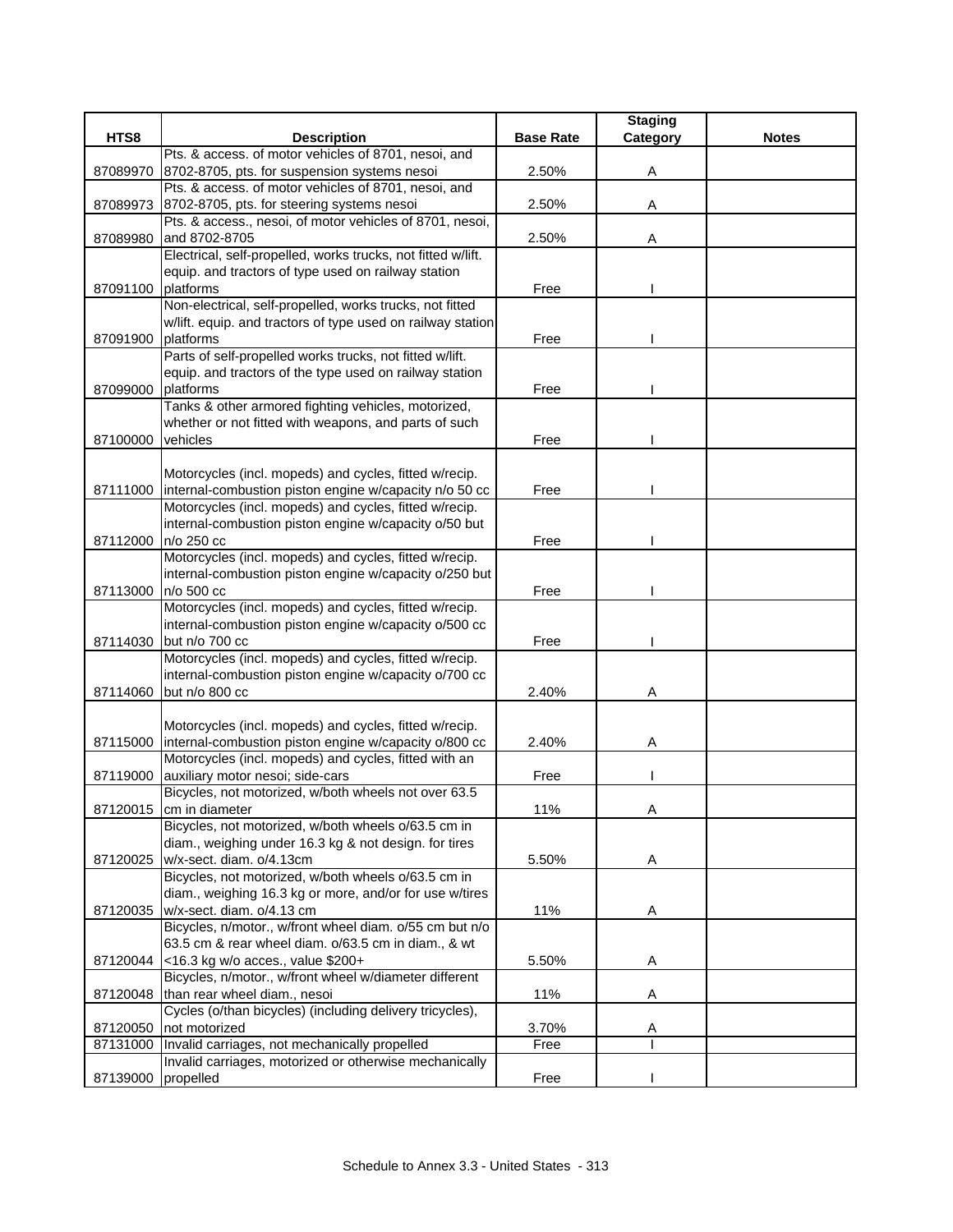| HTS8 | Description | Base Rate | Staging Category | Notes |
|---|---|---|---|---|
| 87089970 | Pts. & access. of motor vehicles of 8701, nesoi, and 8702-8705, pts. for suspension systems nesoi | 2.50% | A | |
| 87089973 | Pts. & access. of motor vehicles of 8701, nesoi, and 8702-8705, pts. for steering systems nesoi | 2.50% | A | |
| 87089980 | Pts. & access., nesoi, of motor vehicles of 8701, nesoi, and 8702-8705 | 2.50% | A | |
| 87091100 | Electrical, self-propelled, works trucks, not fitted w/lift. equip. and tractors of type used on railway station platforms | Free | I | |
| 87091900 | Non-electrical, self-propelled, works trucks, not fitted w/lift. equip. and tractors of type used on railway station platforms | Free | I | |
| 87099000 | Parts of self-propelled works trucks, not fitted w/lift. equip. and tractors of the type used on railway station platforms | Free | I | |
| 87100000 | Tanks & other armored fighting vehicles, motorized, whether or not fitted with weapons, and parts of such vehicles | Free | I | |
| 87111000 | Motorcycles (incl. mopeds) and cycles, fitted w/recip. internal-combustion piston engine w/capacity n/o 50 cc | Free | I | |
| 87112000 | Motorcycles (incl. mopeds) and cycles, fitted w/recip. internal-combustion piston engine w/capacity o/50 but n/o 250 cc | Free | I | |
| 87113000 | Motorcycles (incl. mopeds) and cycles, fitted w/recip. internal-combustion piston engine w/capacity o/250 but n/o 500 cc | Free | I | |
| 87114030 | Motorcycles (incl. mopeds) and cycles, fitted w/recip. internal-combustion piston engine w/capacity o/500 cc but n/o 700 cc | Free | I | |
| 87114060 | Motorcycles (incl. mopeds) and cycles, fitted w/recip. internal-combustion piston engine w/capacity o/700 cc but n/o 800 cc | 2.40% | A | |
| 87115000 | Motorcycles (incl. mopeds) and cycles, fitted w/recip. internal-combustion piston engine w/capacity o/800 cc | 2.40% | A | |
| 87119000 | Motorcycles (incl. mopeds) and cycles, fitted with an auxiliary motor nesoi; side-cars | Free | I | |
| 87120015 | Bicycles, not motorized, w/both wheels not over 63.5 cm in diameter | 11% | A | |
| 87120025 | Bicycles, not motorized, w/both wheels o/63.5 cm in diam., weighing under 16.3 kg & not design. for tires w/x-sect. diam. o/4.13cm | 5.50% | A | |
| 87120035 | Bicycles, not motorized, w/both wheels o/63.5 cm in diam., weighing 16.3 kg or more, and/or for use w/tires w/x-sect. diam. o/4.13 cm | 11% | A | |
| 87120044 | Bicycles, n/motor., w/front wheel diam. o/55 cm but n/o 63.5 cm & rear wheel diam. o/63.5 cm in diam., & wt <16.3 kg w/o acces., value $200+ | 5.50% | A | |
| 87120048 | Bicycles, n/motor., w/front wheel w/diameter different than rear wheel diam., nesoi | 11% | A | |
| 87120050 | Cycles (o/than bicycles) (including delivery tricycles), not motorized | 3.70% | A | |
| 87131000 | Invalid carriages, not mechanically propelled | Free | I | |
| 87139000 | Invalid carriages, motorized or otherwise mechanically propelled | Free | I | |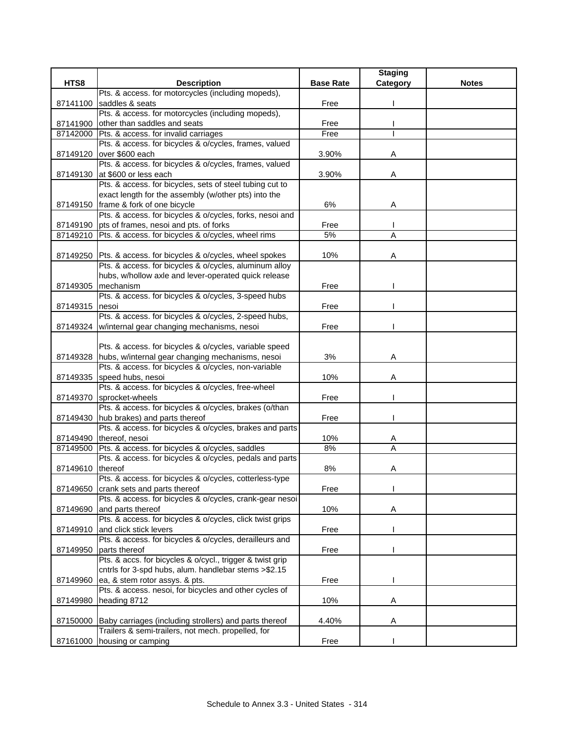| HTS8 | Description | Base Rate | Staging Category | Notes |
|---|---|---|---|---|
| 87141100 | Pts. & access. for motorcycles (including mopeds), saddles & seats | Free | I | |
| 87141900 | Pts. & access. for motorcycles (including mopeds), other than saddles and seats | Free | I | |
| 87142000 | Pts. & access. for invalid carriages | Free | I | |
| 87149120 | Pts. & access. for bicycles & o/cycles, frames, valued over $600 each | 3.90% | A | |
| 87149130 | Pts. & access. for bicycles & o/cycles, frames, valued at $600 or less each | 3.90% | A | |
| 87149150 | Pts. & access. for bicycles, sets of steel tubing cut to exact length for the assembly (w/other pts) into the frame & fork of one bicycle | 6% | A | |
| 87149190 | Pts. & access. for bicycles & o/cycles, forks, nesoi and pts of frames, nesoi and pts. of forks | Free | I | |
| 87149210 | Pts. & access. for bicycles & o/cycles, wheel rims | 5% | A | |
| 87149250 | Pts. & access. for bicycles & o/cycles, wheel spokes | 10% | A | |
| 87149305 | Pts. & access. for bicycles & o/cycles, aluminum alloy hubs, w/hollow axle and lever-operated quick release mechanism | Free | I | |
| 87149315 | Pts. & access. for bicycles & o/cycles, 3-speed hubs nesoi | Free | I | |
| 87149324 | Pts. & access. for bicycles & o/cycles, 2-speed hubs, w/internal gear changing mechanisms, nesoi | Free | I | |
| 87149328 | Pts. & access. for bicycles & o/cycles, variable speed hubs, w/internal gear changing mechanisms, nesoi | 3% | A | |
| 87149335 | Pts. & access. for bicycles & o/cycles, non-variable speed hubs, nesoi | 10% | A | |
| 87149370 | Pts. & access. for bicycles & o/cycles, free-wheel sprocket-wheels | Free | I | |
| 87149430 | Pts. & access. for bicycles & o/cycles, brakes (o/than hub brakes) and parts thereof | Free | I | |
| 87149490 | Pts. & access. for bicycles & o/cycles, brakes and parts thereof, nesoi | 10% | A | |
| 87149500 | Pts. & access. for bicycles & o/cycles, saddles | 8% | A | |
| 87149610 | Pts. & access. for bicycles & o/cycles, pedals and parts thereof | 8% | A | |
| 87149650 | Pts. & access. for bicycles & o/cycles, cotterless-type crank sets and parts thereof | Free | I | |
| 87149690 | Pts. & access. for bicycles & o/cycles, crank-gear nesoi and parts thereof | 10% | A | |
| 87149910 | Pts. & access. for bicycles & o/cycles, click twist grips and click stick levers | Free | I | |
| 87149950 | Pts. & access. for bicycles & o/cycles, derailleurs and parts thereof | Free | I | |
| 87149960 | Pts. & accs. for bicycles & o/cycl., trigger & twist grip cntrls for 3-spd hubs, alum. handlebar stems >$2.15 ea, & stem rotor assys. & pts. | Free | I | |
| 87149980 | Pts. & access. nesoi, for bicycles and other cycles of heading 8712 | 10% | A | |
| 87150000 | Baby carriages (including strollers) and parts thereof | 4.40% | A | |
| 87161000 | Trailers & semi-trailers, not mech. propelled, for housing or camping | Free | I | |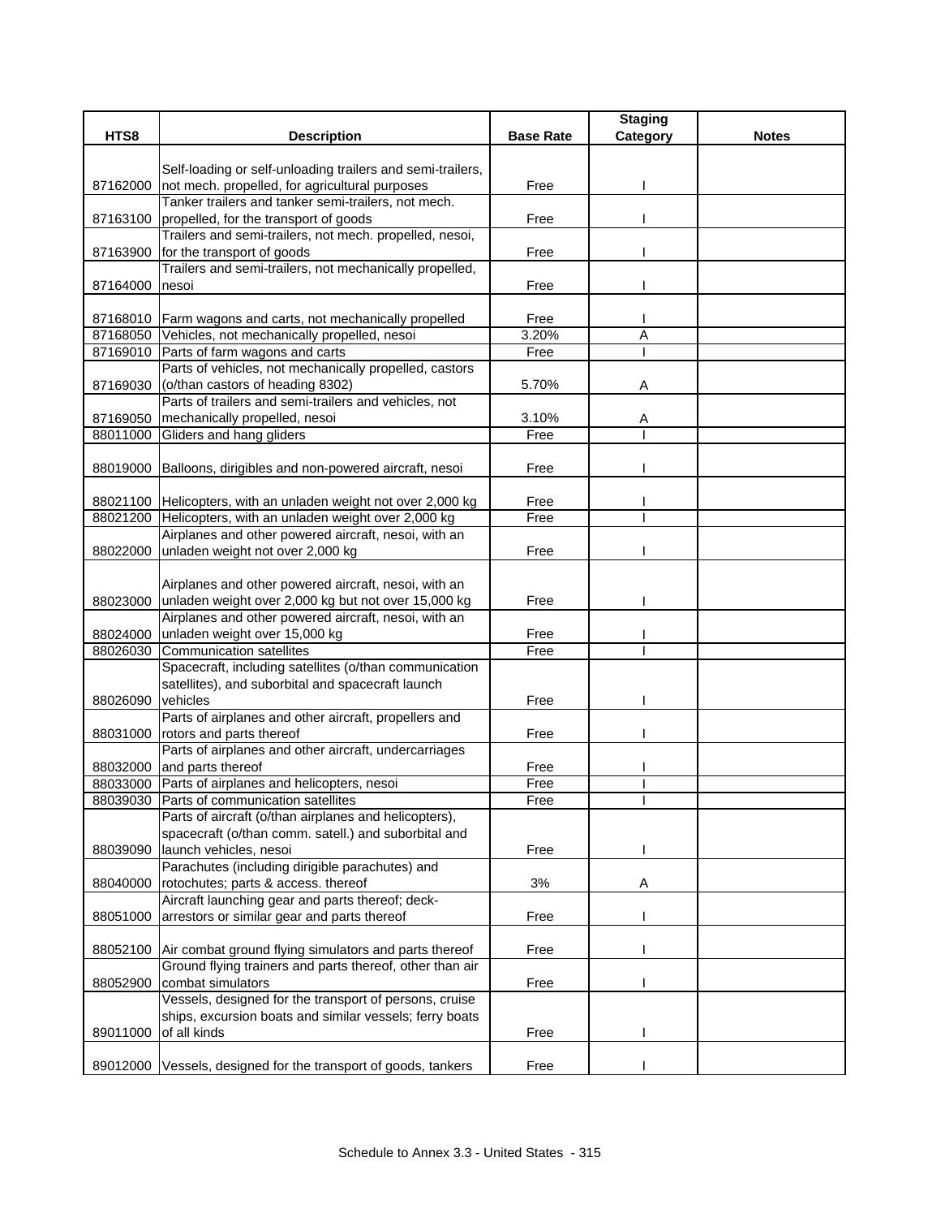| HTS8 | Description | Base Rate | Staging Category | Notes |
|---|---|---|---|---|
| 87162000 | Self-loading or self-unloading trailers and semi-trailers, not mech. propelled, for agricultural purposes | Free | I | |
| 87163100 | Tanker trailers and tanker semi-trailers, not mech. propelled, for the transport of goods | Free | I | |
| 87163900 | Trailers and semi-trailers, not mech. propelled, nesoi, for the transport of goods | Free | I | |
| 87164000 | Trailers and semi-trailers, not mechanically propelled, nesoi | Free | I | |
| 87168010 | Farm wagons and carts, not mechanically propelled | Free | I | |
| 87168050 | Vehicles, not mechanically propelled, nesoi | 3.20% | A | |
| 87169010 | Parts of farm wagons and carts | Free | I | |
| 87169030 | Parts of vehicles, not mechanically propelled, castors (o/than castors of heading 8302) | 5.70% | A | |
| 87169050 | Parts of trailers and semi-trailers and vehicles, not mechanically propelled, nesoi | 3.10% | A | |
| 88011000 | Gliders and hang gliders | Free | I | |
| 88019000 | Balloons, dirigibles and non-powered aircraft, nesoi | Free | I | |
| 88021100 | Helicopters, with an unladen weight not over 2,000 kg | Free | I | |
| 88021200 | Helicopters, with an unladen weight over 2,000 kg | Free | I | |
| 88022000 | Airplanes and other powered aircraft, nesoi, with an unladen weight not over 2,000 kg | Free | I | |
| 88023000 | Airplanes and other powered aircraft, nesoi, with an unladen weight over 2,000 kg but not over 15,000 kg | Free | I | |
| 88024000 | Airplanes and other powered aircraft, nesoi, with an unladen weight over 15,000 kg | Free | I | |
| 88026030 | Communication satellites | Free | I | |
| 88026090 | Spacecraft, including satellites (o/than communication satellites), and suborbital and spacecraft launch vehicles | Free | I | |
| 88031000 | Parts of airplanes and other aircraft, propellers and rotors and parts thereof | Free | I | |
| 88032000 | Parts of airplanes and other aircraft, undercarriages and parts thereof | Free | I | |
| 88033000 | Parts of airplanes and helicopters, nesoi | Free | I | |
| 88039030 | Parts of communication satellites | Free | I | |
| 88039090 | Parts of aircraft (o/than airplanes and helicopters), spacecraft (o/than comm. satell.) and suborbital and launch vehicles, nesoi | Free | I | |
| 88040000 | Parachutes (including dirigible parachutes) and rotochutes; parts & access. thereof | 3% | A | |
| 88051000 | Aircraft launching gear and parts thereof; deck-arrestors or similar gear and parts thereof | Free | I | |
| 88052100 | Air combat ground flying simulators and parts thereof | Free | I | |
| 88052900 | Ground flying trainers and parts thereof, other than air combat simulators | Free | I | |
| 89011000 | Vessels, designed for the transport of persons, cruise ships, excursion boats and similar vessels; ferry boats of all kinds | Free | I | |
| 89012000 | Vessels, designed for the transport of goods, tankers | Free | I | |

Schedule to Annex 3.3 - United States - 315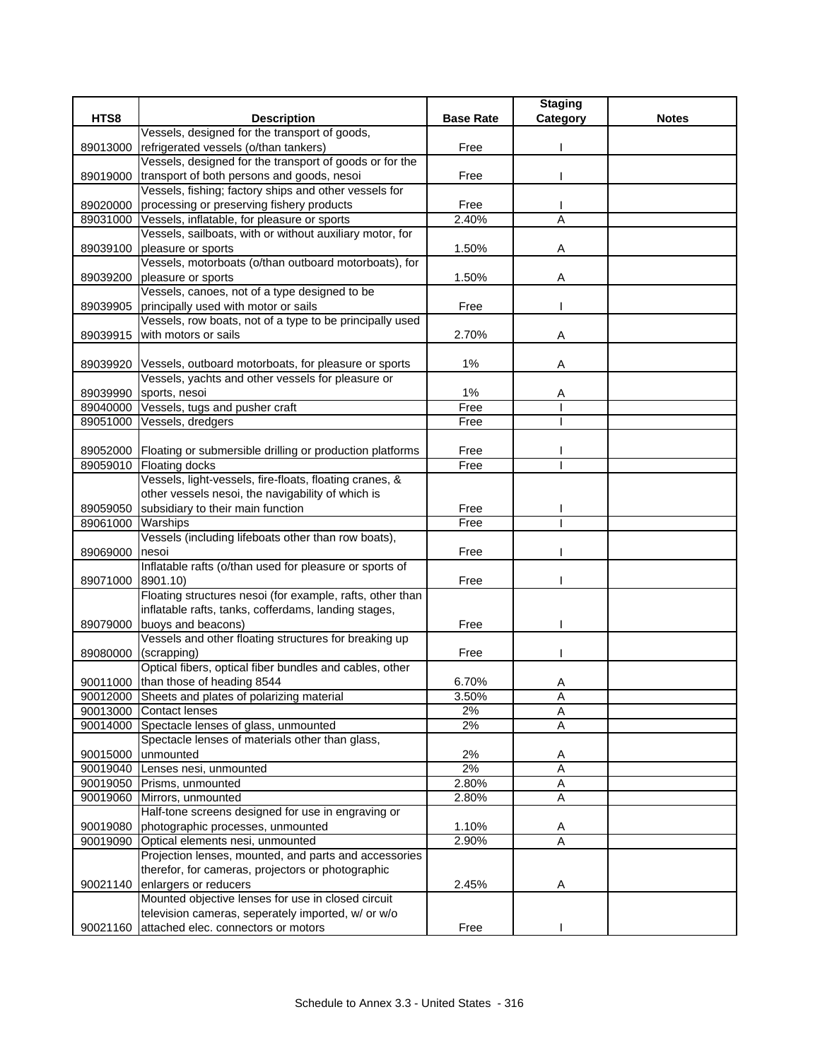| HTS8 | Description | Base Rate | Staging Category | Notes |
|---|---|---|---|---|
| 89013000 | Vessels, designed for the transport of goods, refrigerated vessels (o/than tankers) | Free | I | |
| 89019000 | Vessels, designed for the transport of goods or for the transport of both persons and goods, nesoi | Free | I | |
| 89020000 | Vessels, fishing; factory ships and other vessels for processing or preserving fishery products | Free | I | |
| 89031000 | Vessels, inflatable, for pleasure or sports | 2.40% | A | |
| 89039100 | Vessels, sailboats, with or without auxiliary motor, for pleasure or sports | 1.50% | A | |
| 89039200 | Vessels, motorboats (o/than outboard motorboats), for pleasure or sports | 1.50% | A | |
| 89039905 | Vessels, canoes, not of a type designed to be principally used with motor or sails | Free | I | |
| 89039915 | Vessels, row boats, not of a type to be principally used with motors or sails | 2.70% | A | |
| 89039920 | Vessels, outboard motorboats, for pleasure or sports | 1% | A | |
| 89039990 | Vessels, yachts and other vessels for pleasure or sports, nesoi | 1% | A | |
| 89040000 | Vessels, tugs and pusher craft | Free | I | |
| 89051000 | Vessels, dredgers | Free | I | |
| 89052000 | Floating or submersible drilling or production platforms | Free | I | |
| 89059010 | Floating docks | Free | I | |
| 89059050 | Vessels, light-vessels, fire-floats, floating cranes, & other vessels nesoi, the navigability of which is subsidiary to their main function | Free | I | |
| 89061000 | Warships | Free | I | |
| 89069000 | Vessels (including lifeboats other than row boats), nesoi | Free | I | |
| 89071000 | Inflatable rafts (o/than used for pleasure or sports of 8901.10) | Free | I | |
| 89079000 | Floating structures nesoi (for example, rafts, other than inflatable rafts, tanks, cofferdams, landing stages, buoys and beacons) | Free | I | |
| 89080000 | Vessels and other floating structures for breaking up (scrapping) | Free | I | |
| 90011000 | Optical fibers, optical fiber bundles and cables, other than those of heading 8544 | 6.70% | A | |
| 90012000 | Sheets and plates of polarizing material | 3.50% | A | |
| 90013000 | Contact lenses | 2% | A | |
| 90014000 | Spectacle lenses of glass, unmounted | 2% | A | |
| 90015000 | Spectacle lenses of materials other than glass, unmounted | 2% | A | |
| 90019040 | Lenses nesi, unmounted | 2% | A | |
| 90019050 | Prisms, unmounted | 2.80% | A | |
| 90019060 | Mirrors, unmounted | 2.80% | A | |
| 90019080 | Half-tone screens designed for use in engraving or photographic processes, unmounted | 1.10% | A | |
| 90019090 | Optical elements nesi, unmounted | 2.90% | A | |
| 90021140 | Projection lenses, mounted, and parts and accessories therefor, for cameras, projectors or photographic enlargers or reducers | 2.45% | A | |
| 90021160 | Mounted objective lenses for use in closed circuit television cameras, seperately imported, w/ or w/o attached elec. connectors or motors | Free | I | |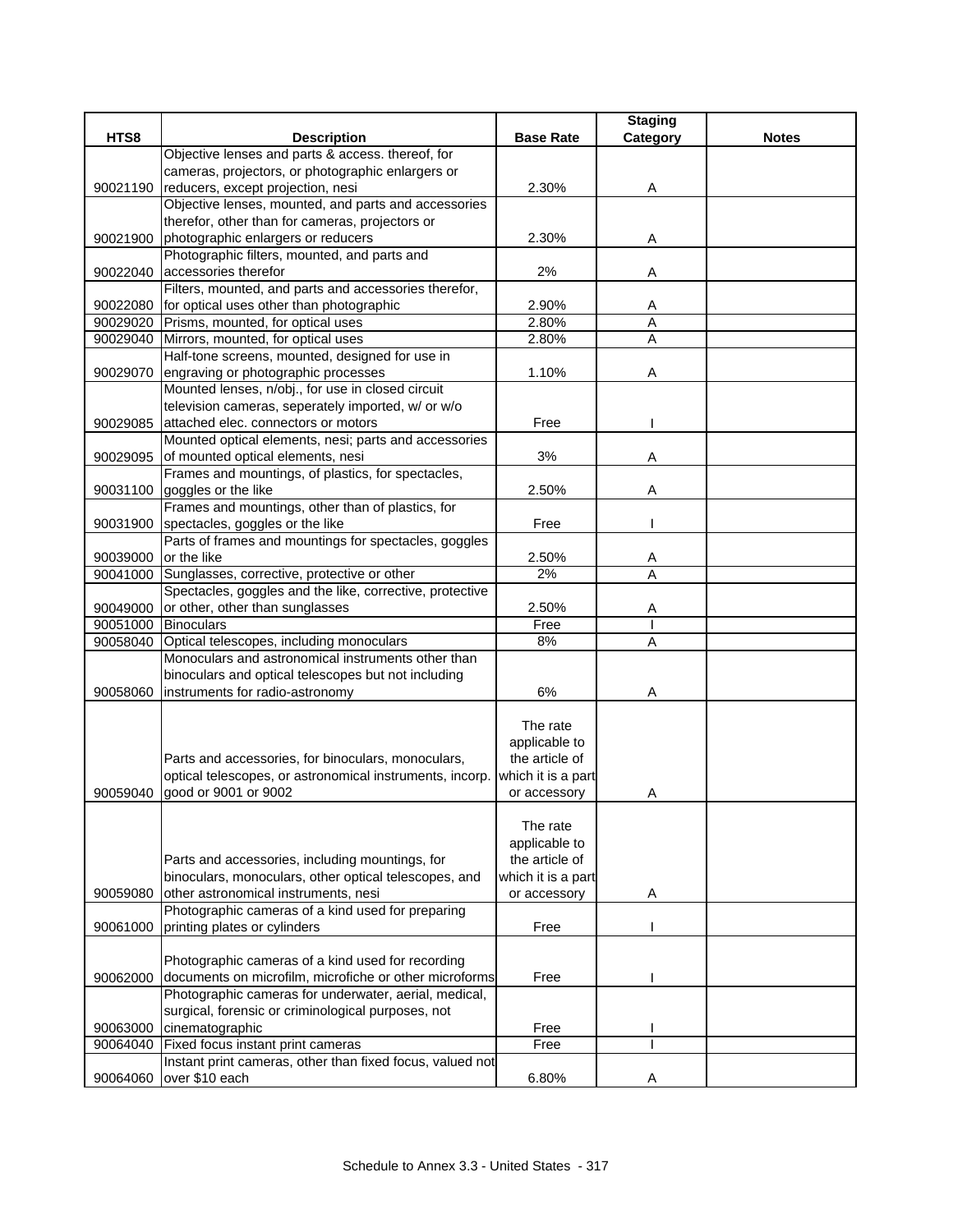| HTS8 | Description | Base Rate | Staging Category | Notes |
|---|---|---|---|---|
| 90021190 | Objective lenses and parts & access. thereof, for cameras, projectors, or photographic enlargers or reducers, except projection, nesi | 2.30% | A | |
| 90021900 | Objective lenses, mounted, and parts and accessories therefor, other than for cameras, projectors or photographic enlargers or reducers | 2.30% | A | |
| 90022040 | Photographic filters, mounted, and parts and accessories therefor | 2% | A | |
| 90022080 | Filters, mounted, and parts and accessories therefor, for optical uses other than photographic | 2.90% | A | |
| 90029020 | Prisms, mounted, for optical uses | 2.80% | A | |
| 90029040 | Mirrors, mounted, for optical uses | 2.80% | A | |
| 90029070 | Half-tone screens, mounted, designed for use in engraving or photographic processes | 1.10% | A | |
| 90029085 | Mounted lenses, n/obj., for use in closed circuit television cameras, seperately imported, w/ or w/o attached elec. connectors or motors | Free | I | |
| 90029095 | Mounted optical elements, nesi; parts and accessories of mounted optical elements, nesi | 3% | A | |
| 90031100 | Frames and mountings, of plastics, for spectacles, goggles or the like | 2.50% | A | |
| 90031900 | Frames and mountings, other than of plastics, for spectacles, goggles or the like | Free | I | |
| 90039000 | Parts of frames and mountings for spectacles, goggles or the like | 2.50% | A | |
| 90041000 | Sunglasses, corrective, protective or other | 2% | A | |
| 90049000 | Spectacles, goggles and the like, corrective, protective or other, other than sunglasses | 2.50% | A | |
| 90051000 | Binoculars | Free | I | |
| 90058040 | Optical telescopes, including monoculars | 8% | A | |
| 90058060 | Monoculars and astronomical instruments other than binoculars and optical telescopes but not including instruments for radio-astronomy | 6% | A | |
| 90059040 | Parts and accessories, for binoculars, monoculars, optical telescopes, or astronomical instruments, incorp. good or 9001 or 9002 | The rate applicable to the article of which it is a part or accessory | A | |
| 90059080 | Parts and accessories, including mountings, for binoculars, monoculars, other optical telescopes, and other astronomical instruments, nesi | The rate applicable to the article of which it is a part or accessory | A | |
| 90061000 | Photographic cameras of a kind used for preparing printing plates or cylinders | Free | I | |
| 90062000 | Photographic cameras of a kind used for recording documents on microfilm, microfiche or other microforms | Free | I | |
| 90063000 | Photographic cameras for underwater, aerial, medical, surgical, forensic or criminological purposes, not cinematographic | Free | I | |
| 90064040 | Fixed focus instant print cameras | Free | I | |
| 90064060 | Instant print cameras, other than fixed focus, valued not over $10 each | 6.80% | A | |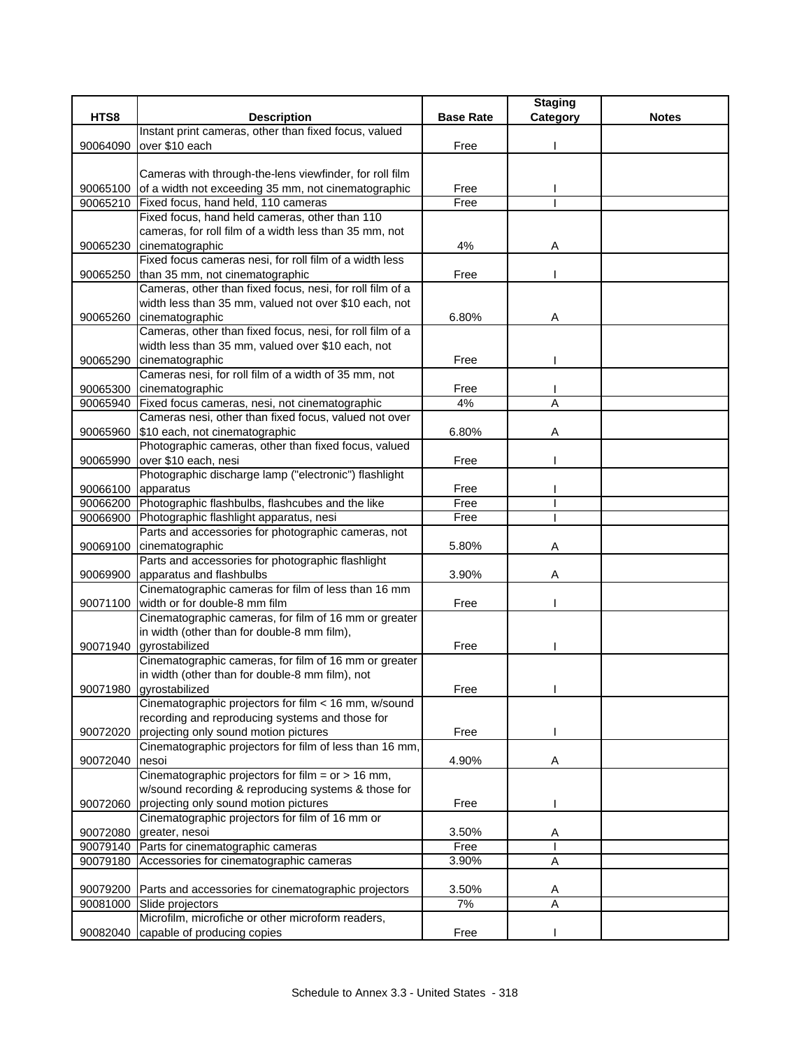| HTS8 | Description | Base Rate | Staging Category | Notes |
|---|---|---|---|---|
| 90064090 | Instant print cameras, other than fixed focus, valued over $10 each | Free | I | |
| 90065100 | Cameras with through-the-lens viewfinder, for roll film of a width not exceeding 35 mm, not cinematographic | Free | I | |
| 90065210 | Fixed focus, hand held, 110 cameras | Free | I | |
| 90065230 | Fixed focus, hand held cameras, other than 110 cameras, for roll film of a width less than 35 mm, not cinematographic | 4% | A | |
| 90065250 | Fixed focus cameras nesi, for roll film of a width less than 35 mm, not cinematographic | Free | I | |
| 90065260 | Cameras, other than fixed focus, nesi, for roll film of a width less than 35 mm, valued not over $10 each, not cinematographic | 6.80% | A | |
| 90065290 | Cameras, other than fixed focus, nesi, for roll film of a width less than 35 mm, valued over $10 each, not cinematographic | Free | I | |
| 90065300 | Cameras nesi, for roll film of a width of 35 mm, not cinematographic | Free | I | |
| 90065940 | Fixed focus cameras, nesi, not cinematographic | 4% | A | |
| 90065960 | Cameras nesi, other than fixed focus, valued not over $10 each, not cinematographic | 6.80% | A | |
| 90065990 | Photographic cameras, other than fixed focus, valued over $10 each, nesi | Free | I | |
| 90066100 | Photographic discharge lamp ("electronic") flashlight apparatus | Free | I | |
| 90066200 | Photographic flashbulbs, flashcubes and the like | Free | I | |
| 90066900 | Photographic flashlight apparatus, nesi | Free | I | |
| 90069100 | Parts and accessories for photographic cameras, not cinematographic | 5.80% | A | |
| 90069900 | Parts and accessories for photographic flashlight apparatus and flashbulbs | 3.90% | A | |
| 90071100 | Cinematographic cameras for film of less than 16 mm width or for double-8 mm film | Free | I | |
| 90071940 | Cinematographic cameras, for film of 16 mm or greater in width (other than for double-8 mm film), gyrostabilized | Free | I | |
| 90071980 | Cinematographic cameras, for film of 16 mm or greater in width (other than for double-8 mm film), not gyrostabilized | Free | I | |
| 90072020 | Cinematographic projectors for film < 16 mm, w/sound recording and reproducing systems and those for projecting only sound motion pictures | Free | I | |
| 90072040 | Cinematographic projectors for film of less than 16 mm, nesoi | 4.90% | A | |
| 90072060 | Cinematographic projectors for film = or > 16 mm, w/sound recording & reproducing systems & those for projecting only sound motion pictures | Free | I | |
| 90072080 | Cinematographic projectors for film of 16 mm or greater, nesoi | 3.50% | A | |
| 90079140 | Parts for cinematographic cameras | Free | I | |
| 90079180 | Accessories for cinematographic cameras | 3.90% | A | |
| 90079200 | Parts and accessories for cinematographic projectors | 3.50% | A | |
| 90081000 | Slide projectors | 7% | A | |
| 90082040 | Microfilm, microfiche or other microform readers, capable of producing copies | Free | I | |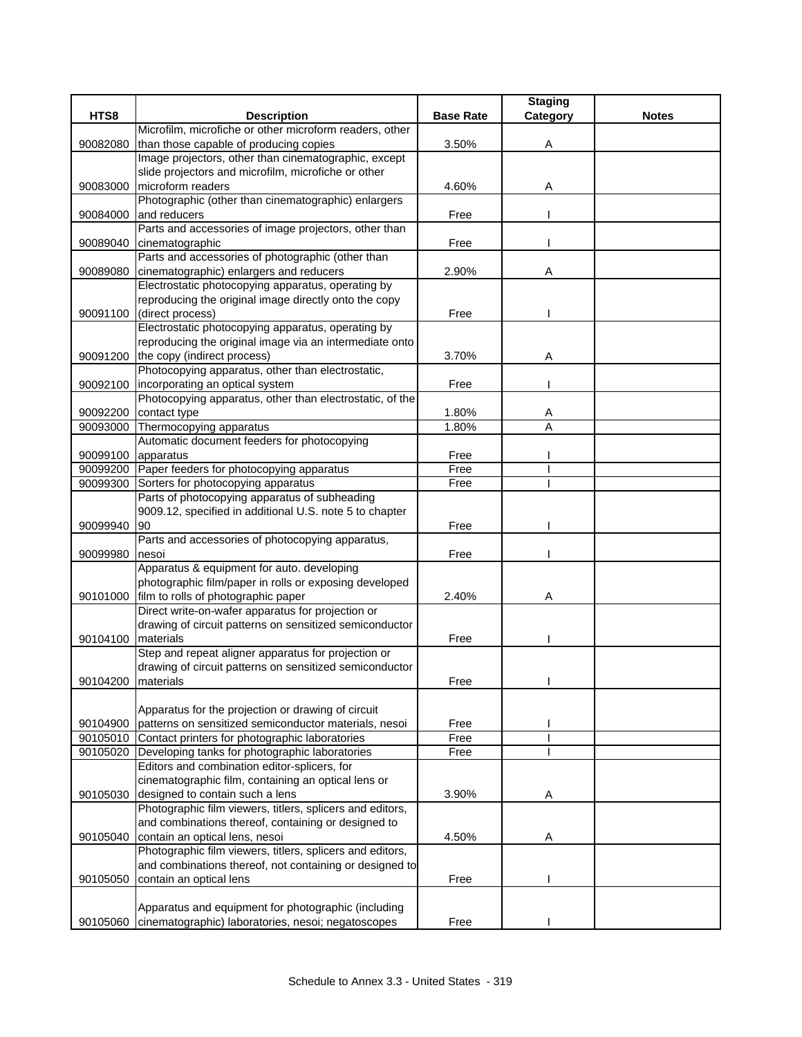| HTS8 | Description | Base Rate | Staging Category | Notes |
|---|---|---|---|---|
| 90082080 | Microfilm, microfiche or other microform readers, other than those capable of producing copies | 3.50% | A | |
| 90083000 | Image projectors, other than cinematographic, except slide projectors and microfilm, microfiche or other microform readers | 4.60% | A | |
| 90084000 | Photographic (other than cinematographic) enlargers and reducers | Free | I | |
| 90089040 | Parts and accessories of image projectors, other than cinematographic | Free | I | |
| 90089080 | Parts and accessories of photographic (other than cinematographic) enlargers and reducers | 2.90% | A | |
| 90091100 | Electrostatic photocopying apparatus, operating by reproducing the original image directly onto the copy (direct process) | Free | I | |
| 90091200 | Electrostatic photocopying apparatus, operating by reproducing the original image via an intermediate onto the copy (indirect process) | 3.70% | A | |
| 90092100 | Photocopying apparatus, other than electrostatic, incorporating an optical system | Free | I | |
| 90092200 | Photocopying apparatus, other than electrostatic, of the contact type | 1.80% | A | |
| 90093000 | Thermocopying apparatus | 1.80% | A | |
| 90099100 | Automatic document feeders for photocopying apparatus | Free | I | |
| 90099200 | Paper feeders for photocopying apparatus | Free | I | |
| 90099300 | Sorters for photocopying apparatus | Free | I | |
| 90099940 | Parts of photocopying apparatus of subheading 9009.12, specified in additional U.S. note 5 to chapter 90 | Free | I | |
| 90099980 | Parts and accessories of photocopying apparatus, nesoi | Free | I | |
| 90101000 | Apparatus & equipment for auto. developing photographic film/paper in rolls or exposing developed film to rolls of photographic paper | 2.40% | A | |
| 90104100 | Direct write-on-wafer apparatus for projection or drawing of circuit patterns on sensitized semiconductor materials | Free | I | |
| 90104200 | Step and repeat aligner apparatus for projection or drawing of circuit patterns on sensitized semiconductor materials | Free | I | |
| 90104900 | Apparatus for the projection or drawing of circuit patterns on sensitized semiconductor materials, nesoi | Free | I | |
| 90105010 | Contact printers for photographic laboratories | Free | I | |
| 90105020 | Developing tanks for photographic laboratories | Free | I | |
| 90105030 | Editors and combination editor-splicers, for cinematographic film, containing an optical lens or designed to contain such a lens | 3.90% | A | |
| 90105040 | Photographic film viewers, titlers, splicers and editors, and combinations thereof, containing or designed to contain an optical lens, nesoi | 4.50% | A | |
| 90105050 | Photographic film viewers, titlers, splicers and editors, and combinations thereof, not containing or designed to contain an optical lens | Free | I | |
| 90105060 | Apparatus and equipment for photographic (including cinematographic) laboratories, nesoi; negatoscopes | Free | I | |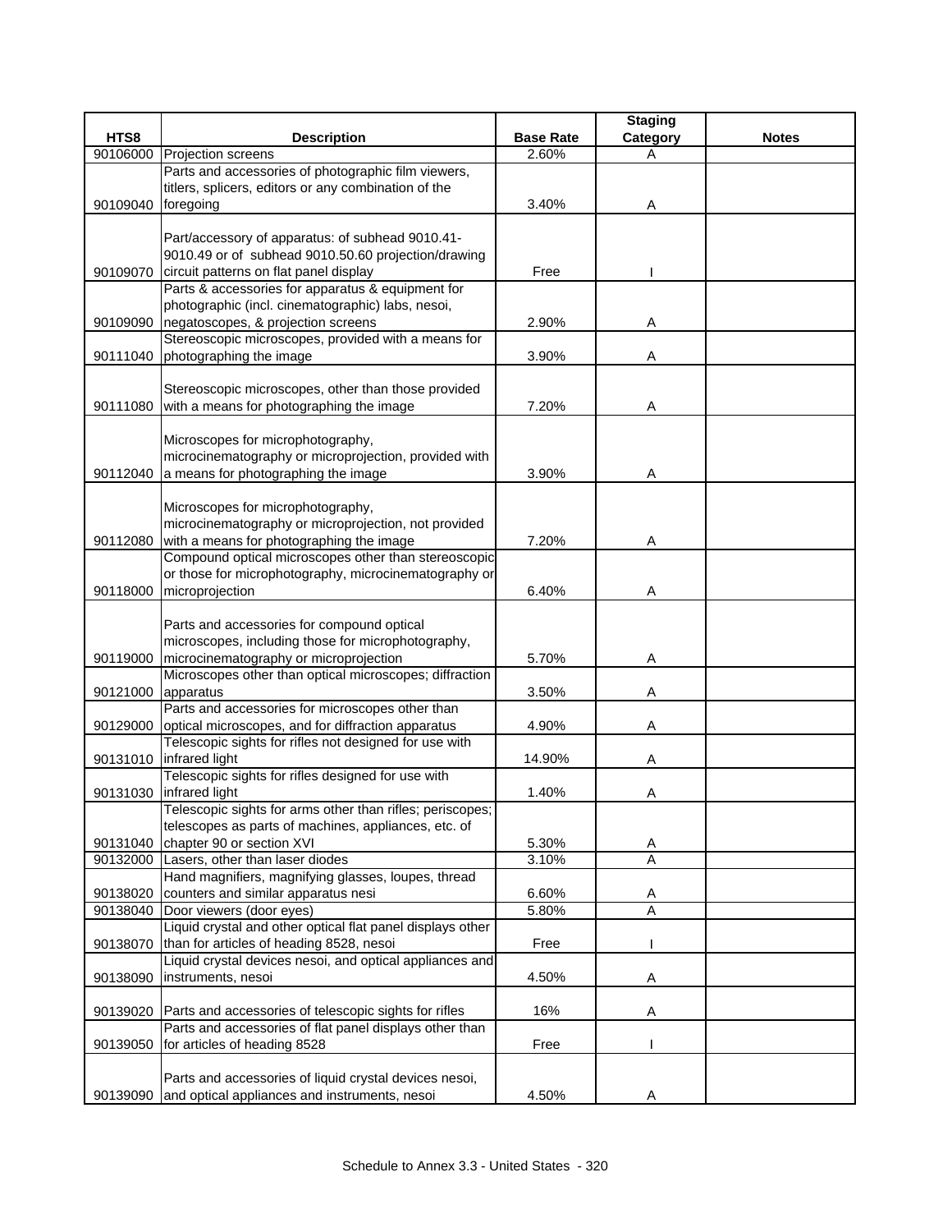| HTS8 | Description | Base Rate | Staging Category | Notes |
|---|---|---|---|---|
| 90106000 | Projection screens | 2.60% | A | |
| 90109040 | Parts and accessories of photographic film viewers, titlers, splicers, editors or any combination of the foregoing | 3.40% | A | |
| 90109070 | Part/accessory of apparatus: of subhead 9010.41-9010.49 or of subhead 9010.50.60 projection/drawing circuit patterns on flat panel display | Free | I | |
| 90109090 | Parts & accessories for apparatus & equipment for photographic (incl. cinematographic) labs, nesoi, negatoscopes, & projection screens | 2.90% | A | |
| 90111040 | Stereoscopic microscopes, provided with a means for photographing the image | 3.90% | A | |
| 90111080 | Stereoscopic microscopes, other than those provided with a means for photographing the image | 7.20% | A | |
| 90112040 | Microscopes for microphotography, microcinematography or microprojection, provided with a means for photographing the image | 3.90% | A | |
| 90112080 | Microscopes for microphotography, microcinematography or microprojection, not provided with a means for photographing the image | 7.20% | A | |
| 90118000 | Compound optical microscopes other than stereoscopic or those for microphotography, microcinematography or microprojection | 6.40% | A | |
| 90119000 | Parts and accessories for compound optical microscopes, including those for microphotography, microcinematography or microprojection | 5.70% | A | |
| 90121000 | Microscopes other than optical microscopes; diffraction apparatus | 3.50% | A | |
| 90129000 | Parts and accessories for microscopes other than optical microscopes, and for diffraction apparatus | 4.90% | A | |
| 90131010 | Telescopic sights for rifles not designed for use with infrared light | 14.90% | A | |
| 90131030 | Telescopic sights for rifles designed for use with infrared light | 1.40% | A | |
| 90131040 | Telescopic sights for arms other than rifles; periscopes; telescopes as parts of machines, appliances, etc. of chapter 90 or section XVI | 5.30% | A | |
| 90132000 | Lasers, other than laser diodes | 3.10% | A | |
| 90138020 | Hand magnifiers, magnifying glasses, loupes, thread counters and similar apparatus nesi | 6.60% | A | |
| 90138040 | Door viewers (door eyes) | 5.80% | A | |
| 90138070 | Liquid crystal and other optical flat panel displays other than for articles of heading 8528, nesoi | Free | I | |
| 90138090 | Liquid crystal devices nesoi, and optical appliances and instruments, nesoi | 4.50% | A | |
| 90139020 | Parts and accessories of telescopic sights for rifles | 16% | A | |
| 90139050 | Parts and accessories of flat panel displays other than for articles of heading 8528 | Free | I | |
| 90139090 | Parts and accessories of liquid crystal devices nesoi, and optical appliances and instruments, nesoi | 4.50% | A | |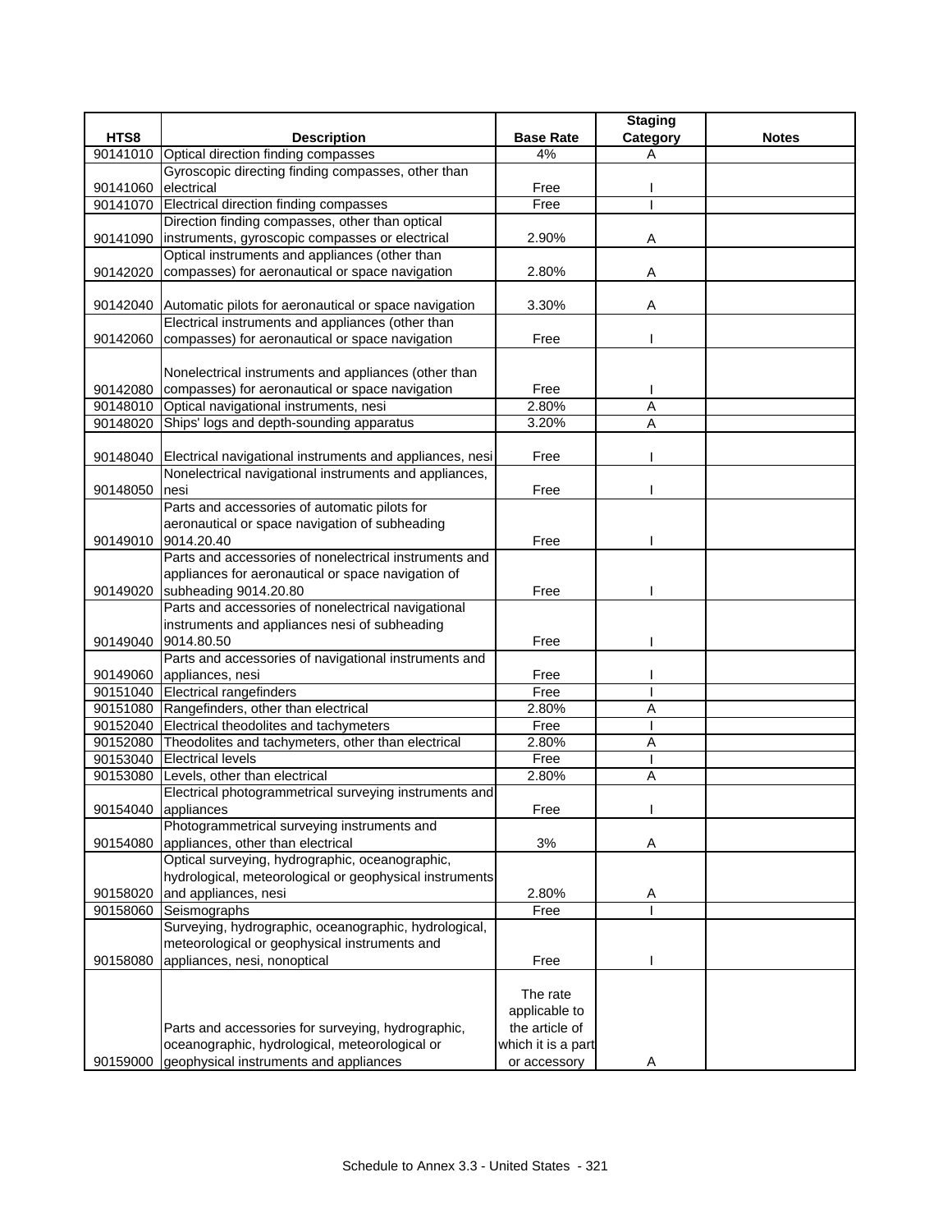| HTS8 | Description | Base Rate | Staging Category | Notes |
|---|---|---|---|---|
| 90141010 | Optical direction finding compasses | 4% | A | |
| 90141060 | Gyroscopic directing finding compasses, other than electrical | Free | I | |
| 90141070 | Electrical direction finding compasses | Free | I | |
| 90141090 | Direction finding compasses, other than optical instruments, gyroscopic compasses or electrical | 2.90% | A | |
| 90142020 | Optical instruments and appliances (other than compasses) for aeronautical or space navigation | 2.80% | A | |
| 90142040 | Automatic pilots for aeronautical or space navigation | 3.30% | A | |
| 90142060 | Electrical instruments and appliances (other than compasses) for aeronautical or space navigation | Free | I | |
| 90142080 | Nonelectrical instruments and appliances (other than compasses) for aeronautical or space navigation | Free | I | |
| 90148010 | Optical navigational instruments, nesi | 2.80% | A | |
| 90148020 | Ships' logs and depth-sounding apparatus | 3.20% | A | |
| 90148040 | Electrical navigational instruments and appliances, nesi | Free | I | |
| 90148050 | Nonelectrical navigational instruments and appliances, nesi | Free | I | |
| 90149010 | Parts and accessories of automatic pilots for aeronautical or space navigation of subheading 9014.20.40 | Free | I | |
| 90149020 | Parts and accessories of nonelectrical instruments and appliances for aeronautical or space navigation of subheading 9014.20.80 | Free | I | |
| 90149040 | Parts and accessories of nonelectrical navigational instruments and appliances nesi of subheading 9014.80.50 | Free | I | |
| 90149060 | Parts and accessories of navigational instruments and appliances, nesi | Free | I | |
| 90151040 | Electrical rangefinders | Free | I | |
| 90151080 | Rangefinders, other than electrical | 2.80% | A | |
| 90152040 | Electrical theodolites and tachymeters | Free | I | |
| 90152080 | Theodolites and tachymeters, other than electrical | 2.80% | A | |
| 90153040 | Electrical levels | Free | I | |
| 90153080 | Levels, other than electrical | 2.80% | A | |
| 90154040 | Electrical photogrammetrical surveying instruments and appliances | Free | I | |
| 90154080 | Photogrammetrical surveying instruments and appliances, other than electrical | 3% | A | |
| 90158020 | Optical surveying, hydrographic, oceanographic, hydrological, meteorological or geophysical instruments and appliances, nesi | 2.80% | A | |
| 90158060 | Seismographs | Free | I | |
| 90158080 | Surveying, hydrographic, oceanographic, hydrological, meteorological or geophysical instruments and appliances, nesi, nonoptical | Free | I | |
| 90159000 | Parts and accessories for surveying, hydrographic, oceanographic, hydrological, meteorological or geophysical instruments and appliances | The rate applicable to the article of which it is a part or accessory | A | |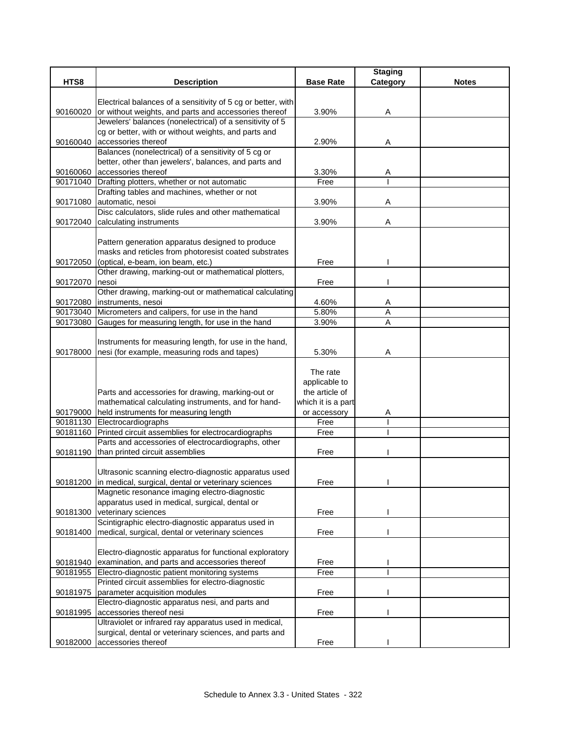| HTS8 | Description | Base Rate | Staging Category | Notes |
|---|---|---|---|---|
| 90160020 | Electrical balances of a sensitivity of 5 cg or better, with or without weights, and parts and accessories thereof | 3.90% | A | |
| 90160040 | Jewelers' balances (nonelectrical) of a sensitivity of 5 cg or better, with or without weights, and parts and accessories thereof | 2.90% | A | |
| 90160060 | Balances (nonelectrical) of a sensitivity of 5 cg or better, other than jewelers', balances, and parts and accessories thereof | 3.30% | A | |
| 90171040 | Drafting plotters, whether or not automatic | Free | I | |
| 90171080 | Drafting tables and machines, whether or not automatic, nesoi | 3.90% | A | |
| 90172040 | Disc calculators, slide rules and other mathematical calculating instruments | 3.90% | A | |
| 90172050 | Pattern generation apparatus designed to produce masks and reticles from photoresist coated substrates (optical, e-beam, ion beam, etc.) | Free | I | |
| 90172070 | Other drawing, marking-out or mathematical plotters, nesoi | Free | I | |
| 90172080 | Other drawing, marking-out or mathematical calculating instruments, nesoi | 4.60% | A | |
| 90173040 | Micrometers and calipers, for use in the hand | 5.80% | A | |
| 90173080 | Gauges for measuring length, for use in the hand | 3.90% | A | |
| 90178000 | Instruments for measuring length, for use in the hand, nesi (for example, measuring rods and tapes) | 5.30% | A | |
| 90179000 | Parts and accessories for drawing, marking-out or mathematical calculating instruments, and for hand-held instruments for measuring length | The rate applicable to the article of which it is a part or accessory | A | |
| 90181130 | Electrocardiographs | Free | I | |
| 90181160 | Printed circuit assemblies for electrocardiographs | Free | I | |
| 90181190 | Parts and accessories of electrocardiographs, other than printed circuit assemblies | Free | I | |
| 90181200 | Ultrasonic scanning electro-diagnostic apparatus used in medical, surgical, dental or veterinary sciences | Free | I | |
| 90181300 | Magnetic resonance imaging electro-diagnostic apparatus used in medical, surgical, dental or veterinary sciences | Free | I | |
| 90181400 | Scintigraphic electro-diagnostic apparatus used in medical, surgical, dental or veterinary sciences | Free | I | |
| 90181940 | Electro-diagnostic apparatus for functional exploratory examination, and parts and accessories thereof | Free | I | |
| 90181955 | Electro-diagnostic patient monitoring systems | Free | I | |
| 90181975 | Printed circuit assemblies for electro-diagnostic parameter acquisition modules | Free | I | |
| 90181995 | Electro-diagnostic apparatus nesi, and parts and accessories thereof nesi | Free | I | |
| 90182000 | Ultraviolet or infrared ray apparatus used in medical, surgical, dental or veterinary sciences, and parts and accessories thereof | Free | I | |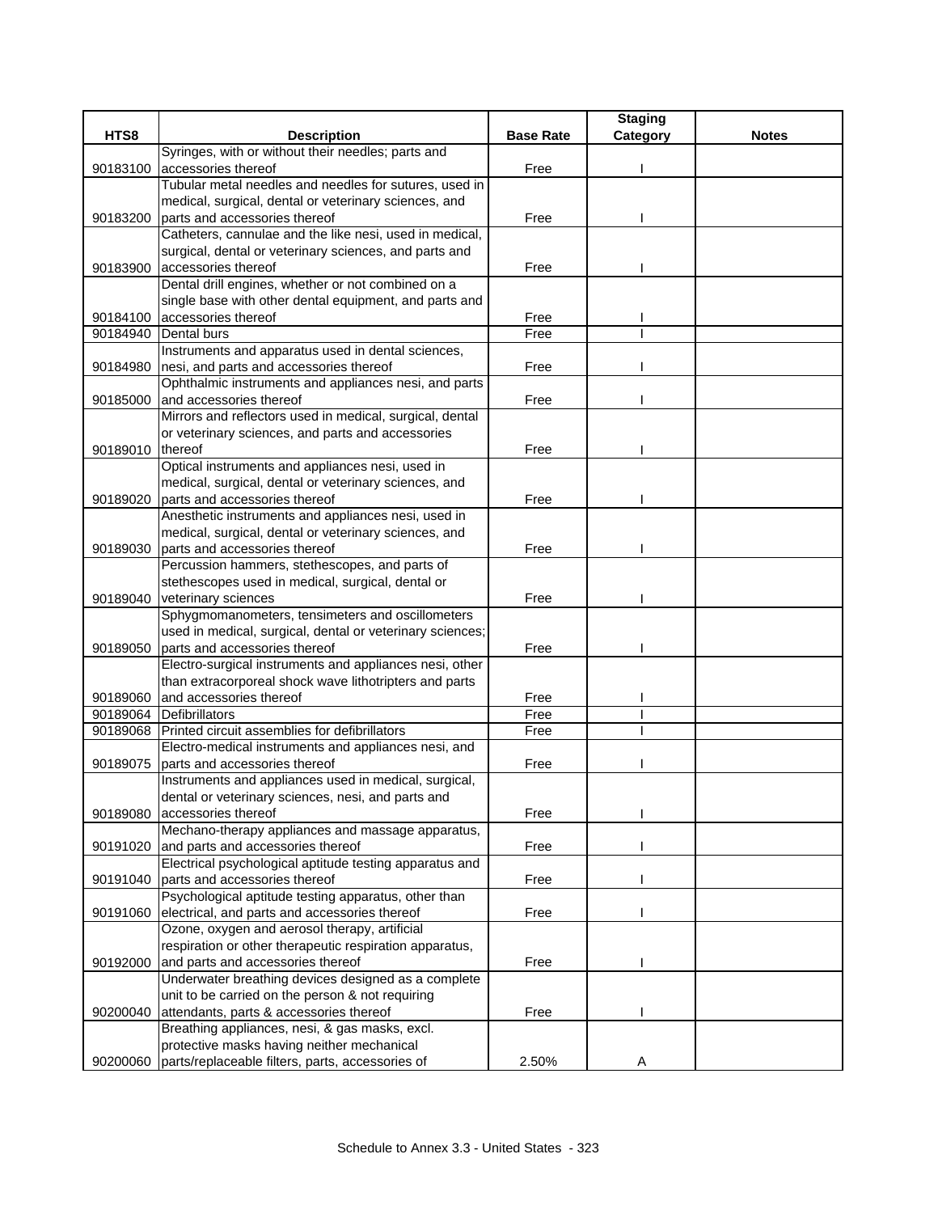| HTS8 | Description | Base Rate | Staging Category | Notes |
|---|---|---|---|---|
| 90183100 | Syringes, with or without their needles; parts and accessories thereof | Free | I | |
| 90183200 | Tubular metal needles and needles for sutures, used in medical, surgical, dental or veterinary sciences, and parts and accessories thereof | Free | I | |
| 90183900 | Catheters, cannulae and the like nesi, used in medical, surgical, dental or veterinary sciences, and parts and accessories thereof | Free | I | |
| 90184100 | Dental drill engines, whether or not combined on a single base with other dental equipment, and parts and accessories thereof | Free | I | |
| 90184940 | Dental burs | Free | I | |
| 90184980 | Instruments and apparatus used in dental sciences, nesi, and parts and accessories thereof | Free | I | |
| 90185000 | Ophthalmic instruments and appliances nesi, and parts and accessories thereof | Free | I | |
| 90189010 | Mirrors and reflectors used in medical, surgical, dental or veterinary sciences, and parts and accessories thereof | Free | I | |
| 90189020 | Optical instruments and appliances nesi, used in medical, surgical, dental or veterinary sciences, and parts and accessories thereof | Free | I | |
| 90189030 | Anesthetic instruments and appliances nesi, used in medical, surgical, dental or veterinary sciences, and parts and accessories thereof | Free | I | |
| 90189040 | Percussion hammers, stethescopes, and parts of stethescopes used in medical, surgical, dental or veterinary sciences | Free | I | |
| 90189050 | Sphygmomanometers, tensimeters and oscillometers used in medical, surgical, dental or veterinary sciences; parts and accessories thereof | Free | I | |
| 90189060 | Electro-surgical instruments and appliances nesi, other than extracorporeal shock wave lithotripters and parts and accessories thereof | Free | I | |
| 90189064 | Defibrillators | Free | I | |
| 90189068 | Printed circuit assemblies for defibrillators | Free | I | |
| 90189075 | Electro-medical instruments and appliances nesi, and parts and accessories thereof | Free | I | |
| 90189080 | Instruments and appliances used in medical, surgical, dental or veterinary sciences, nesi, and parts and accessories thereof | Free | I | |
| 90191020 | Mechano-therapy appliances and massage apparatus, and parts and accessories thereof | Free | I | |
| 90191040 | Electrical psychological aptitude testing apparatus and parts and accessories thereof | Free | I | |
| 90191060 | Psychological aptitude testing apparatus, other than electrical, and parts and accessories thereof | Free | I | |
| 90192000 | Ozone, oxygen and aerosol therapy, artificial respiration or other therapeutic respiration apparatus, and parts and accessories thereof | Free | I | |
| 90200040 | Underwater breathing devices designed as a complete unit to be carried on the person & not requiring attendants, parts & accessories thereof | Free | I | |
| 90200060 | Breathing appliances, nesi, & gas masks, excl. protective masks having neither mechanical parts/replaceable filters, parts, accessories of | 2.50% | A | |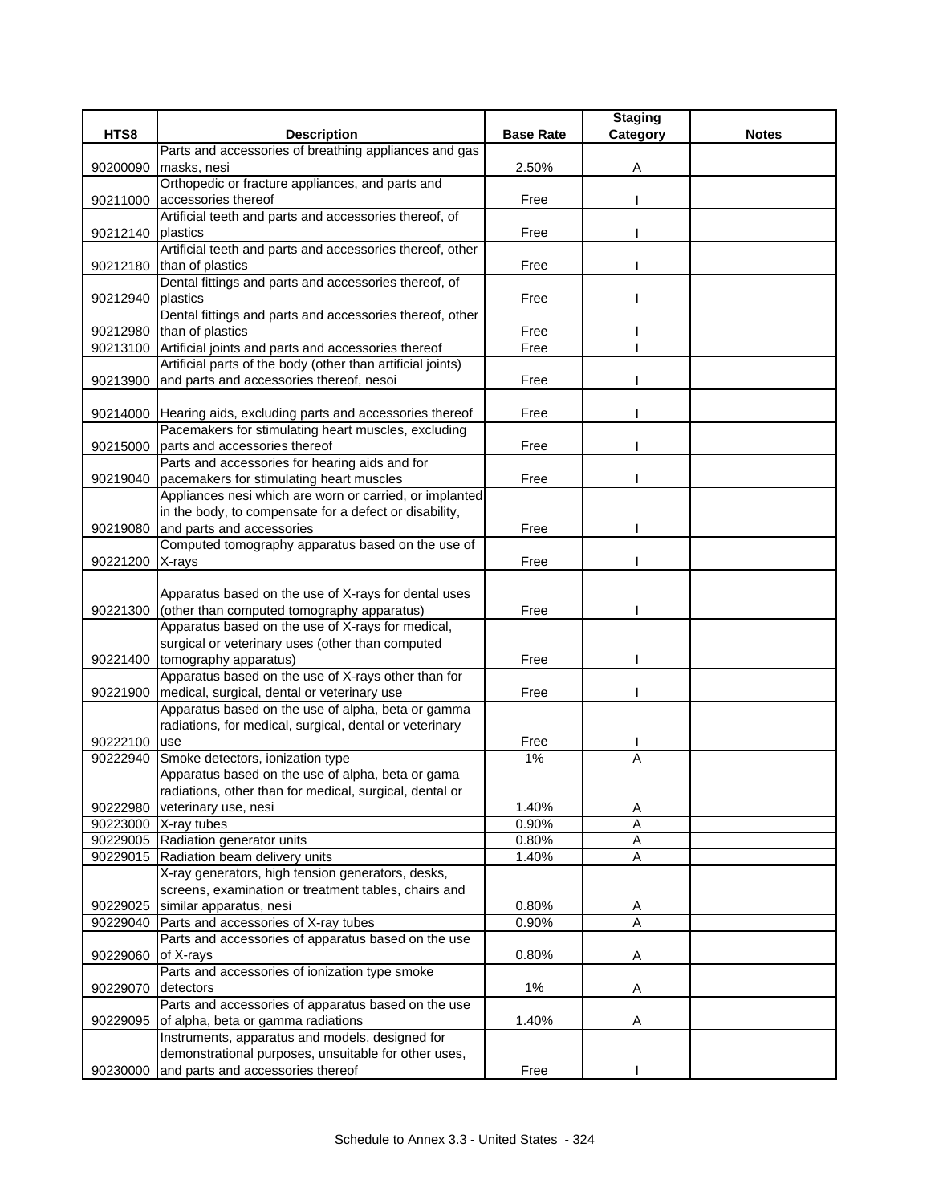| HTS8 | Description | Base Rate | Staging Category | Notes |
|---|---|---|---|---|
| 90200090 | Parts and accessories of breathing appliances and gas masks, nesi | 2.50% | A | |
| 90211000 | Orthopedic or fracture appliances, and parts and accessories thereof | Free | I | |
| 90212140 | Artificial teeth and parts and accessories thereof, of plastics | Free | I | |
| 90212180 | Artificial teeth and parts and accessories thereof, other than of plastics | Free | I | |
| 90212940 | Dental fittings and parts and accessories thereof, of plastics | Free | I | |
| 90212980 | Dental fittings and parts and accessories thereof, other than of plastics | Free | I | |
| 90213100 | Artificial joints and parts and accessories thereof | Free | I | |
| 90213900 | Artificial parts of the body (other than artificial joints) and parts and accessories thereof, nesoi | Free | I | |
| 90214000 | Hearing aids, excluding parts and accessories thereof | Free | I | |
| 90215000 | Pacemakers for stimulating heart muscles, excluding parts and accessories thereof | Free | I | |
| 90219040 | Parts and accessories for hearing aids and for pacemakers for stimulating heart muscles | Free | I | |
| 90219080 | Appliances nesi which are worn or carried, or implanted in the body, to compensate for a defect or disability, and parts and accessories | Free | I | |
| 90221200 | Computed tomography apparatus based on the use of X-rays | Free | I | |
| 90221300 | Apparatus based on the use of X-rays for dental uses (other than computed tomography apparatus) | Free | I | |
| 90221400 | Apparatus based on the use of X-rays for medical, surgical or veterinary uses (other than computed tomography apparatus) | Free | I | |
| 90221900 | Apparatus based on the use of X-rays other than for medical, surgical, dental or veterinary use | Free | I | |
| 90222100 | Apparatus based on the use of alpha, beta or gamma radiations, for medical, surgical, dental or veterinary use | Free | I | |
| 90222940 | Smoke detectors, ionization type | 1% | A | |
| 90222980 | Apparatus based on the use of alpha, beta or gama radiations, other than for medical, surgical, dental or veterinary use, nesi | 1.40% | A | |
| 90223000 | X-ray tubes | 0.90% | A | |
| 90229005 | Radiation generator units | 0.80% | A | |
| 90229015 | Radiation beam delivery units | 1.40% | A | |
| 90229025 | X-ray generators, high tension generators, desks, screens, examination or treatment tables, chairs and similar apparatus, nesi | 0.80% | A | |
| 90229040 | Parts and accessories of X-ray tubes | 0.90% | A | |
| 90229060 | Parts and accessories of apparatus based on the use of X-rays | 0.80% | A | |
| 90229070 | Parts and accessories of ionization type smoke detectors | 1% | A | |
| 90229095 | Parts and accessories of apparatus based on the use of alpha, beta or gamma radiations | 1.40% | A | |
| 90230000 | Instruments, apparatus and models, designed for demonstrational purposes, unsuitable for other uses, and parts and accessories thereof | Free | I | |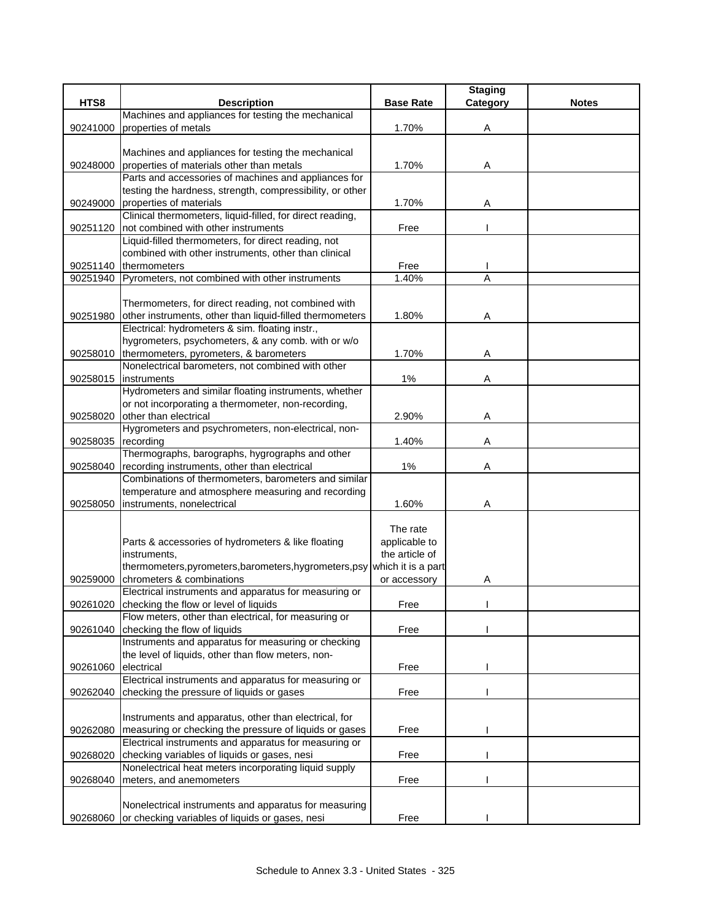| HTS8 | Description | Base Rate | Staging Category | Notes |
|---|---|---|---|---|
| 90241000 | Machines and appliances for testing the mechanical properties of metals | 1.70% | A | |
| 90248000 | Machines and appliances for testing the mechanical properties of materials other than metals | 1.70% | A | |
| 90249000 | Parts and accessories of machines and appliances for testing the hardness, strength, compressibility, or other properties of materials | 1.70% | A | |
| 90251120 | Clinical thermometers, liquid-filled, for direct reading, not combined with other instruments | Free | I | |
| 90251140 | Liquid-filled thermometers, for direct reading, not combined with other instruments, other than clinical thermometers | Free | I | |
| 90251940 | Pyrometers, not combined with other instruments | 1.40% | A | |
| 90251980 | Thermometers, for direct reading, not combined with other instruments, other than liquid-filled thermometers | 1.80% | A | |
| 90258010 | Electrical: hydrometers & sim. floating instr., hygrometers, psychometers, & any comb. with or w/o thermometers, pyrometers, & barometers | 1.70% | A | |
| 90258015 | Nonelectrical barometers, not combined with other instruments | 1% | A | |
| 90258020 | Hydrometers and similar floating instruments, whether or not incorporating a thermometer, non-recording, other than electrical | 2.90% | A | |
| 90258035 | Hygrometers and psychrometers, non-electrical, non-recording | 1.40% | A | |
| 90258040 | Thermographs, barographs, hygrographs and other recording instruments, other than electrical | 1% | A | |
| 90258050 | Combinations of thermometers, barometers and similar temperature and atmosphere measuring and recording instruments, nonelectrical | 1.60% | A | |
| 90259000 | Parts & accessories of hydrometers & like floating instruments, thermometers,pyrometers,barometers,hygrometers,psychrometers & combinations | The rate applicable to the article of which it is a part or accessory | A | |
| 90261020 | Electrical instruments and apparatus for measuring or checking the flow or level of liquids | Free | I | |
| 90261040 | Flow meters, other than electrical, for measuring or checking the flow of liquids | Free | I | |
| 90261060 | Instruments and apparatus for measuring or checking the level of liquids, other than flow meters, non-electrical | Free | I | |
| 90262040 | Electrical instruments and apparatus for measuring or checking the pressure of liquids or gases | Free | I | |
| 90262080 | Instruments and apparatus, other than electrical, for measuring or checking the pressure of liquids or gases | Free | I | |
| 90268020 | Electrical instruments and apparatus for measuring or checking variables of liquids or gases, nesi | Free | I | |
| 90268040 | Nonelectrical heat meters incorporating liquid supply meters, and anemometers | Free | I | |
| 90268060 | Nonelectrical instruments and apparatus for measuring or checking variables of liquids or gases, nesi | Free | I | |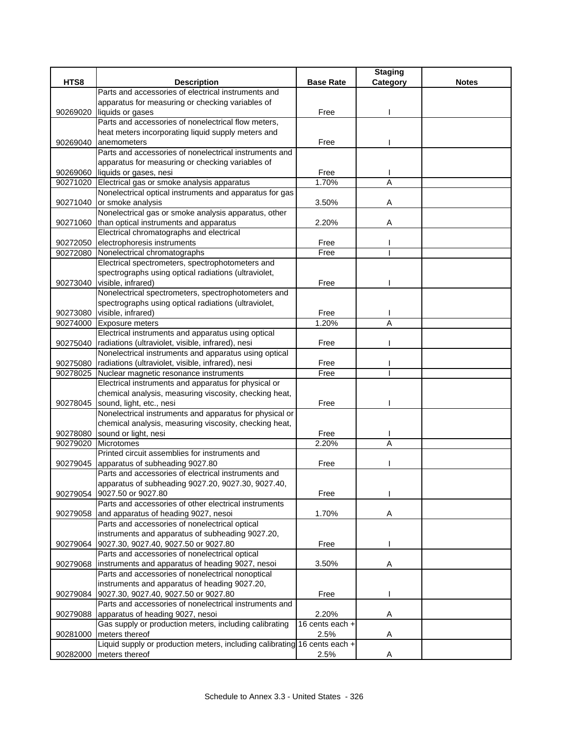| HTS8 | Description | Base Rate | Staging Category | Notes |
|---|---|---|---|---|
| 90269020 | Parts and accessories of electrical instruments and apparatus for measuring or checking variables of liquids or gases | Free | I | |
| 90269040 | Parts and accessories of nonelectrical flow meters, heat meters incorporating liquid supply meters and anemometers | Free | I | |
| 90269060 | Parts and accessories of nonelectrical instruments and apparatus for measuring or checking variables of liquids or gases, nesi | Free | I | |
| 90271020 | Electrical gas or smoke analysis apparatus | 1.70% | A | |
| 90271040 | Nonelectrical optical instruments and apparatus for gas or smoke analysis | 3.50% | A | |
| 90271060 | Nonelectrical gas or smoke analysis apparatus, other than optical instruments and apparatus | 2.20% | A | |
| 90272050 | Electrical chromatographs and electrical electrophoresis instruments | Free | I | |
| 90272080 | Nonelectrical chromatographs | Free | I | |
| 90273040 | Electrical spectrometers, spectrophotometers and spectrographs using optical radiations (ultraviolet, visible, infrared) | Free | I | |
| 90273080 | Nonelectrical spectrometers, spectrophotometers and spectrographs using optical radiations (ultraviolet, visible, infrared) | Free | I | |
| 90274000 | Exposure meters | 1.20% | A | |
| 90275040 | Electrical instruments and apparatus using optical radiations (ultraviolet, visible, infrared), nesi | Free | I | |
| 90275080 | Nonelectrical instruments and apparatus using optical radiations (ultraviolet, visible, infrared), nesi | Free | I | |
| 90278025 | Nuclear magnetic resonance instruments | Free | I | |
| 90278045 | Electrical instruments and apparatus for physical or chemical analysis, measuring viscosity, checking heat, sound, light, etc., nesi | Free | I | |
| 90278080 | Nonelectrical instruments and apparatus for physical or chemical analysis, measuring viscosity, checking heat, sound or light, nesi | Free | I | |
| 90279020 | Microtomes | 2.20% | A | |
| 90279045 | Printed circuit assemblies for instruments and apparatus of subheading 9027.80 | Free | I | |
| 90279054 | Parts and accessories of electrical instruments and apparatus of subheading 9027.20, 9027.30, 9027.40, 9027.50 or 9027.80 | Free | I | |
| 90279058 | Parts and accessories of other electrical instruments and apparatus of heading 9027, nesoi | 1.70% | A | |
| 90279064 | Parts and accessories of nonelectrical optical instruments and apparatus of subheading 9027.20, 9027.30, 9027.40, 9027.50 or 9027.80 | Free | I | |
| 90279068 | Parts and accessories of nonelectrical optical instruments and apparatus of heading 9027, nesoi | 3.50% | A | |
| 90279084 | Parts and accessories of nonelectrical nonoptical instruments and apparatus of heading 9027.20, 9027.30, 9027.40, 9027.50 or 9027.80 | Free | I | |
| 90279088 | Parts and accessories of nonelectrical instruments and apparatus of heading 9027, nesoi | 2.20% | A | |
| 90281000 | Gas supply or production meters, including calibrating meters thereof | 16 cents each + 2.5% | A | |
| 90282000 | Liquid supply or production meters, including calibrating meters thereof | 16 cents each + 2.5% | A | |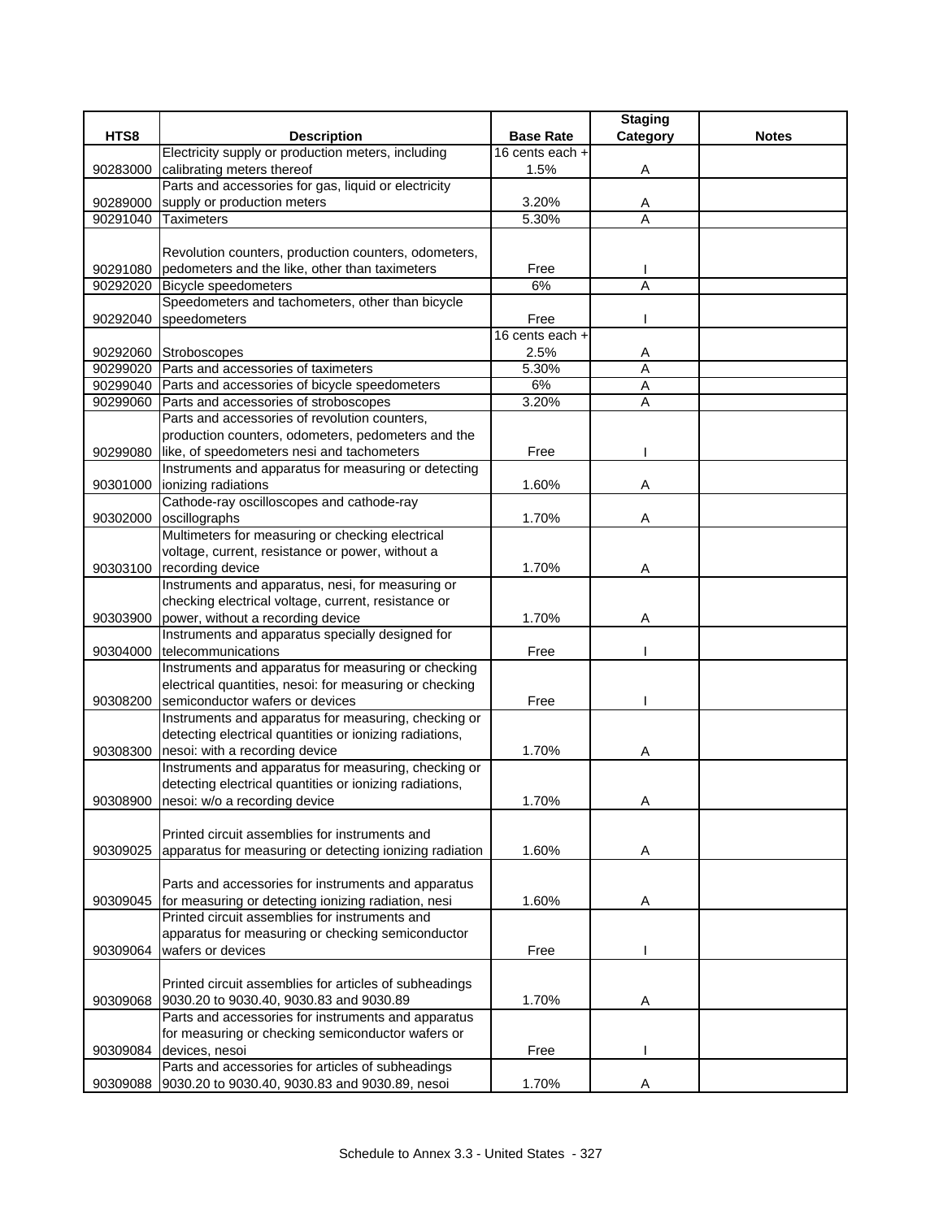| HTS8 | Description | Base Rate | Staging Category | Notes |
|---|---|---|---|---|
| 90283000 | Electricity supply or production meters, including calibrating meters thereof | 16 cents each + 1.5% | A | |
| 90289000 | Parts and accessories for gas, liquid or electricity supply or production meters | 3.20% | A | |
| 90291040 | Taximeters | 5.30% | A | |
| 90291080 | Revolution counters, production counters, odometers, pedometers and the like, other than taximeters | Free | I | |
| 90292020 | Bicycle speedometers | 6% | A | |
| 90292040 | Speedometers and tachometers, other than bicycle speedometers | Free | I | |
| 90292060 | Stroboscopes | 16 cents each + 2.5% | A | |
| 90299020 | Parts and accessories of taximeters | 5.30% | A | |
| 90299040 | Parts and accessories of bicycle speedometers | 6% | A | |
| 90299060 | Parts and accessories of stroboscopes | 3.20% | A | |
| 90299080 | Parts and accessories of revolution counters, production counters, odometers, pedometers and the like, of speedometers nesi and tachometers | Free | I | |
| 90301000 | Instruments and apparatus for measuring or detecting ionizing radiations | 1.60% | A | |
| 90302000 | Cathode-ray oscilloscopes and cathode-ray oscillographs | 1.70% | A | |
| 90303100 | Multimeters for measuring or checking electrical voltage, current, resistance or power, without a recording device | 1.70% | A | |
| 90303900 | Instruments and apparatus, nesi, for measuring or checking electrical voltage, current, resistance or power, without a recording device | 1.70% | A | |
| 90304000 | Instruments and apparatus specially designed for telecommunications | Free | I | |
| 90308200 | Instruments and apparatus for measuring or checking electrical quantities, nesoi: for measuring or checking semiconductor wafers or devices | Free | I | |
| 90308300 | Instruments and apparatus for measuring, checking or detecting electrical quantities or ionizing radiations, nesoi: with a recording device | 1.70% | A | |
| 90308900 | Instruments and apparatus for measuring, checking or detecting electrical quantities or ionizing radiations, nesoi: w/o a recording device | 1.70% | A | |
| 90309025 | Printed circuit assemblies for instruments and apparatus for measuring or detecting ionizing radiation | 1.60% | A | |
| 90309045 | Parts and accessories for instruments and apparatus for measuring or detecting ionizing radiation, nesi | 1.60% | A | |
| 90309064 | Printed circuit assemblies for instruments and apparatus for measuring or checking semiconductor wafers or devices | Free | I | |
| 90309068 | Printed circuit assemblies for articles of subheadings 9030.20 to 9030.40, 9030.83 and 9030.89 | 1.70% | A | |
| 90309084 | Parts and accessories for instruments and apparatus for measuring or checking semiconductor wafers or devices, nesoi | Free | I | |
| 90309088 | Parts and accessories for articles of subheadings 9030.20 to 9030.40, 9030.83 and 9030.89, nesoi | 1.70% | A | |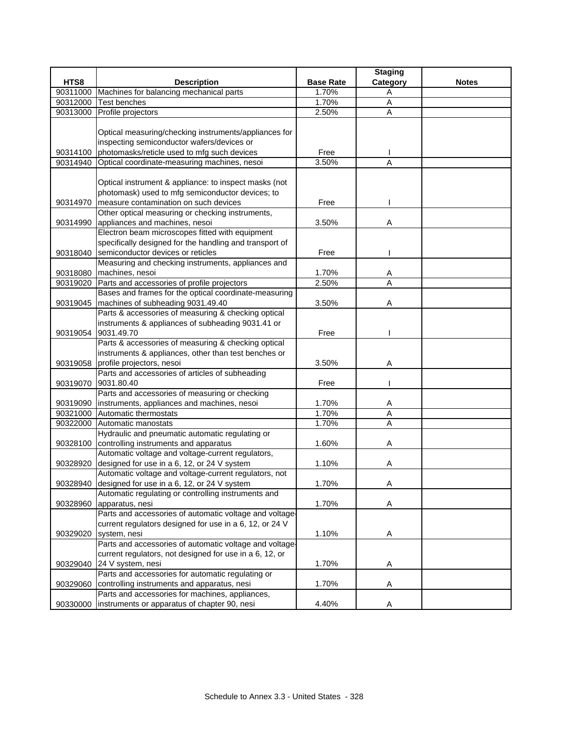| HTS8 | Description | Base Rate | Staging Category | Notes |
|---|---|---|---|---|
| 90311000 | Machines for balancing mechanical parts | 1.70% | A | |
| 90312000 | Test benches | 1.70% | A | |
| 90313000 | Profile projectors | 2.50% | A | |
| 90314100 | Optical measuring/checking instruments/appliances for inspecting semiconductor wafers/devices or photomasks/reticle used to mfg such devices | Free | I | |
| 90314940 | Optical coordinate-measuring machines, nesoi | 3.50% | A | |
| 90314970 | Optical instrument & appliance: to inspect masks (not photomask) used to mfg semiconductor devices; to measure contamination on such devices | Free | I | |
| 90314990 | Other optical measuring or checking instruments, appliances and machines, nesoi | 3.50% | A | |
| 90318040 | Electron beam microscopes fitted with equipment specifically designed for the handling and transport of semiconductor devices or reticles | Free | I | |
| 90318080 | Measuring and checking instruments, appliances and machines, nesoi | 1.70% | A | |
| 90319020 | Parts and accessories of profile projectors | 2.50% | A | |
| 90319045 | Bases and frames for the optical coordinate-measuring machines of subheading 9031.49.40 | 3.50% | A | |
| 90319054 | Parts & accessories of measuring & checking optical instruments & appliances of subheading 9031.41 or 9031.49.70 | Free | I | |
| 90319058 | Parts & accessories of measuring & checking optical instruments & appliances, other than test benches or profile projectors, nesoi | 3.50% | A | |
| 90319070 | Parts and accessories of articles of subheading 9031.80.40 | Free | I | |
| 90319090 | Parts and accessories of measuring or checking instruments, appliances and machines, nesoi | 1.70% | A | |
| 90321000 | Automatic thermostats | 1.70% | A | |
| 90322000 | Automatic manostats | 1.70% | A | |
| 90328100 | Hydraulic and pneumatic automatic regulating or controlling instruments and apparatus | 1.60% | A | |
| 90328920 | Automatic voltage and voltage-current regulators, designed for use in a 6, 12, or 24 V system | 1.10% | A | |
| 90328940 | Automatic voltage and voltage-current regulators, not designed for use in a 6, 12, or 24 V system | 1.70% | A | |
| 90328960 | Automatic regulating or controlling instruments and apparatus, nesi | 1.70% | A | |
| 90329020 | Parts and accessories of automatic voltage and voltage-current regulators designed for use in a 6, 12, or 24 V system, nesi | 1.10% | A | |
| 90329040 | Parts and accessories of automatic voltage and voltage-current regulators, not designed for use in a 6, 12, or 24 V system, nesi | 1.70% | A | |
| 90329060 | Parts and accessories for automatic regulating or controlling instruments and apparatus, nesi | 1.70% | A | |
| 90330000 | Parts and accessories for machines, appliances, instruments or apparatus of chapter 90, nesi | 4.40% | A | |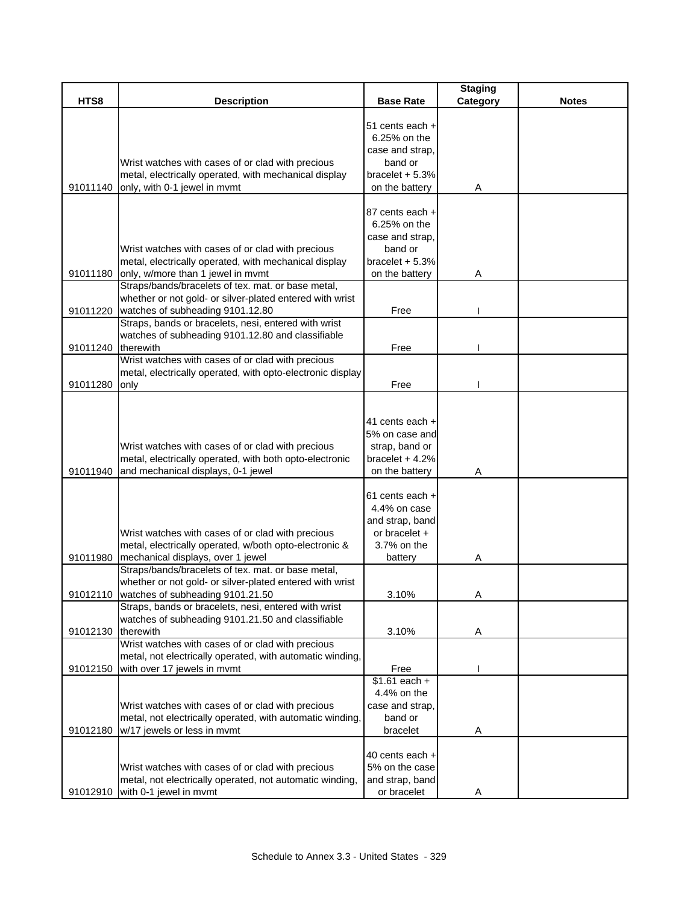| HTS8 | Description | Base Rate | Staging Category | Notes |
|---|---|---|---|---|
| 91011140 | Wrist watches with cases of or clad with precious metal, electrically operated, with mechanical display only, with 0-1 jewel in mvmt | 51 cents each + 6.25% on the case and strap, band or bracelet + 5.3% on the battery | A | |
| 91011180 | Wrist watches with cases of or clad with precious metal, electrically operated, with mechanical display only, w/more than 1 jewel in mvmt | 87 cents each + 6.25% on the case and strap, band or bracelet + 5.3% on the battery | A | |
| 91011220 | Straps/bands/bracelets of tex. mat. or base metal, whether or not gold- or silver-plated entered with wrist watches of subheading 9101.12.80 | Free | I | |
| 91011240 | Straps, bands or bracelets, nesi, entered with wrist watches of subheading 9101.12.80 and classifiable therewith | Free | I | |
| 91011280 | Wrist watches with cases of or clad with precious metal, electrically operated, with opto-electronic display only | Free | I | |
| 91011940 | Wrist watches with cases of or clad with precious metal, electrically operated, with both opto-electronic and mechanical displays, 0-1 jewel | 41 cents each + 5% on case and strap, band or bracelet + 4.2% on the battery | A | |
| 91011980 | Wrist watches with cases of or clad with precious metal, electrically operated, w/both opto-electronic & mechanical displays, over 1 jewel | 61 cents each + 4.4% on case and strap, band or bracelet + 3.7% on the battery | A | |
| 91012110 | Straps/bands/bracelets of tex. mat. or base metal, whether or not gold- or silver-plated entered with wrist watches of subheading 9101.21.50 | 3.10% | A | |
| 91012130 | Straps, bands or bracelets, nesi, entered with wrist watches of subheading 9101.21.50 and classifiable therewith | 3.10% | A | |
| 91012150 | Wrist watches with cases of or clad with precious metal, not electrically operated, with automatic winding, with over 17 jewels in mvmt | Free | I | |
| 91012180 | Wrist watches with cases of or clad with precious metal, not electrically operated, with automatic winding, w/17 jewels or less in mvmt | $1.61 each + 4.4% on the case and strap, band or bracelet | A | |
| 91012910 | Wrist watches with cases of or clad with precious metal, not electrically operated, not automatic winding, with 0-1 jewel in mvmt | 40 cents each + 5% on the case and strap, band or bracelet | A | |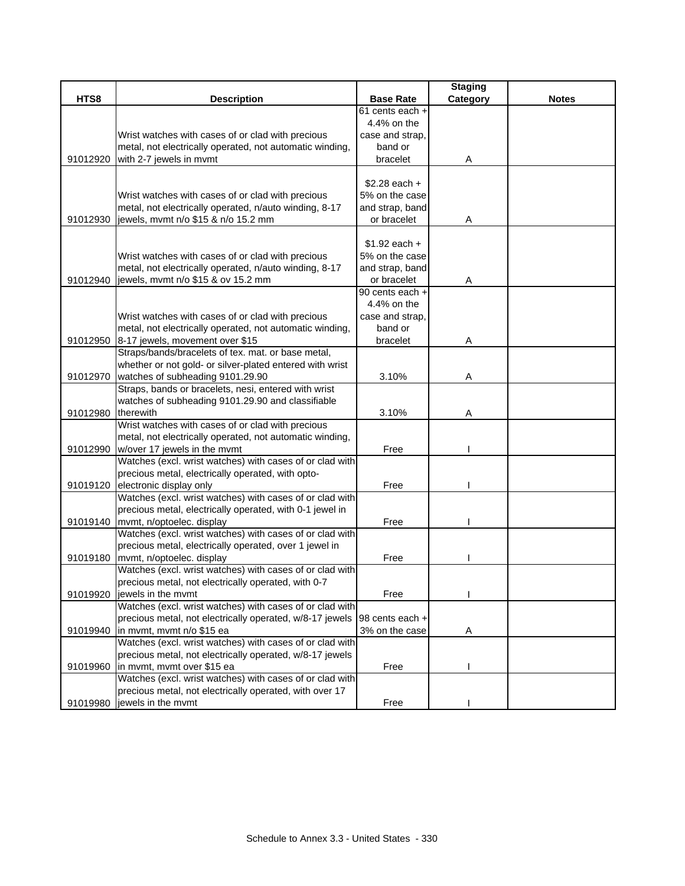| HTS8 | Description | Base Rate | Staging Category | Notes |
|---|---|---|---|---|
| 91012920 | Wrist watches with cases of or clad with precious metal, not electrically operated, not automatic winding, with 2-7 jewels in mvmt | 61 cents each + 4.4% on the case and strap, band or bracelet | A | |
| 91012930 | Wrist watches with cases of or clad with precious metal, not electrically operated, n/auto winding, 8-17 jewels, mvmt n/o $15 & n/o 15.2 mm | $2.28 each + 5% on the case and strap, band or bracelet | A | |
| 91012940 | Wrist watches with cases of or clad with precious metal, not electrically operated, n/auto winding, 8-17 jewels, mvmt n/o $15 & ov 15.2 mm | $1.92 each + 5% on the case and strap, band or bracelet | A | |
| 91012950 | Wrist watches with cases of or clad with precious metal, not electrically operated, not automatic winding, 8-17 jewels, movement over $15 | 90 cents each + 4.4% on the case and strap, band or bracelet | A | |
| 91012970 | Straps/bands/bracelets of tex. mat. or base metal, whether or not gold- or silver-plated entered with wrist watches of subheading 9101.29.90 | 3.10% | A | |
| 91012980 | Straps, bands or bracelets, nesi, entered with wrist watches of subheading 9101.29.90 and classifiable therewith | 3.10% | A | |
| 91012990 | Wrist watches with cases of or clad with precious metal, not electrically operated, not automatic winding, w/over 17 jewels in the mvmt | Free | I | |
| 91019120 | Watches (excl. wrist watches) with cases of or clad with precious metal, electrically operated, with opto-electronic display only | Free | I | |
| 91019140 | Watches (excl. wrist watches) with cases of or clad with precious metal, electrically operated, with 0-1 jewel in mvmt, n/optoelec. display | Free | I | |
| 91019180 | Watches (excl. wrist watches) with cases of or clad with precious metal, electrically operated, over 1 jewel in mvmt, n/optoelec. display | Free | I | |
| 91019920 | Watches (excl. wrist watches) with cases of or clad with precious metal, not electrically operated, with 0-7 jewels in the mvmt | Free | I | |
| 91019940 | Watches (excl. wrist watches) with cases of or clad with precious metal, not electrically operated, w/8-17 jewels in mvmt, mvmt n/o $15 ea | 98 cents each + 3% on the case | A | |
| 91019960 | Watches (excl. wrist watches) with cases of or clad with precious metal, not electrically operated, w/8-17 jewels in mvmt, mvmt over $15 ea | Free | I | |
| 91019980 | Watches (excl. wrist watches) with cases of or clad with precious metal, not electrically operated, with over 17 jewels in the mvmt | Free | I | |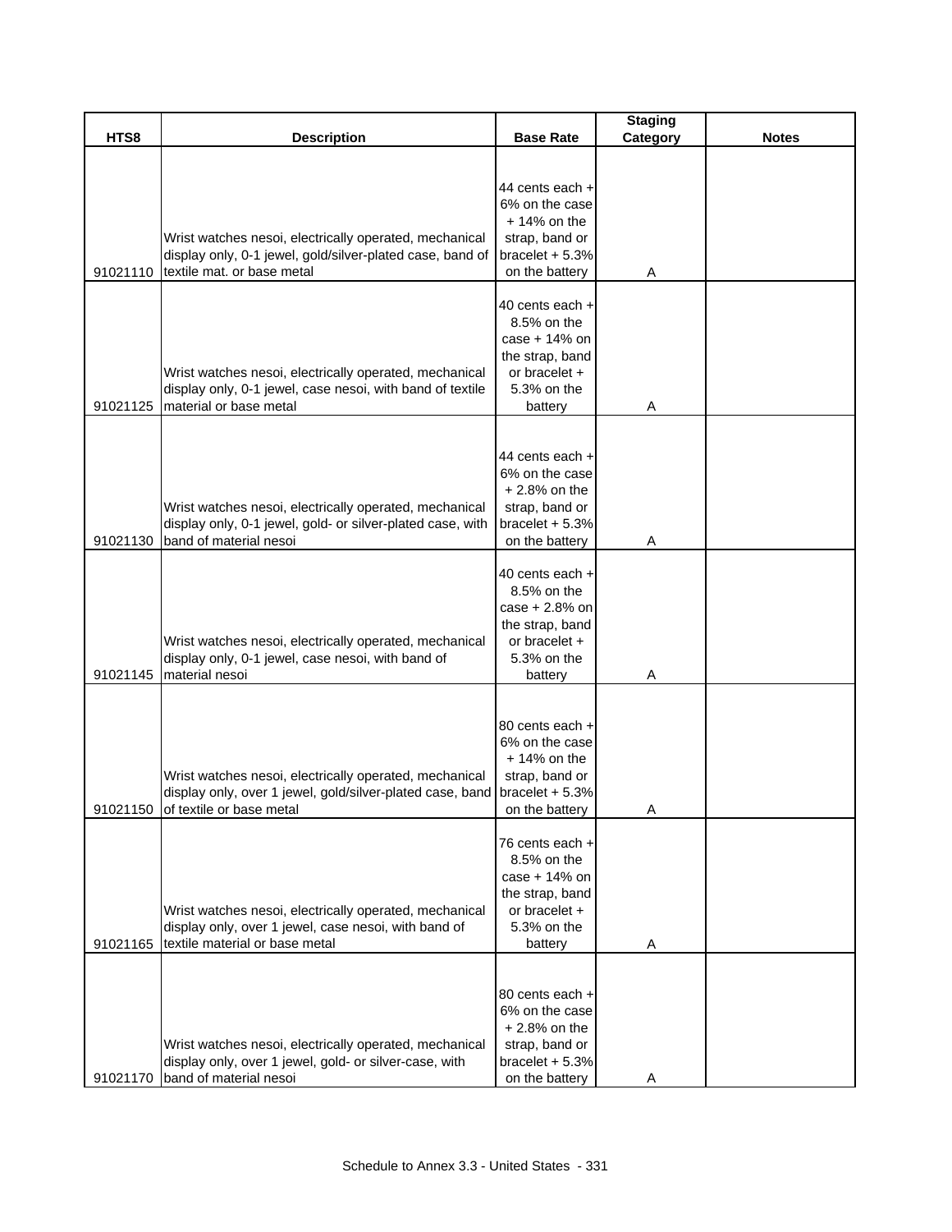| HTS8 | Description | Base Rate | Staging Category | Notes |
|---|---|---|---|---|
| 91021110 | Wrist watches nesoi, electrically operated, mechanical display only, 0-1 jewel, gold/silver-plated case, band of textile mat. or base metal | 44 cents each + 6% on the case + 14% on the strap, band or bracelet + 5.3% on the battery | A | |
| 91021125 | Wrist watches nesoi, electrically operated, mechanical display only, 0-1 jewel, case nesoi, with band of textile material or base metal | 40 cents each + 8.5% on the case + 14% on the strap, band or bracelet + 5.3% on the battery | A | |
| 91021130 | Wrist watches nesoi, electrically operated, mechanical display only, 0-1 jewel, gold- or silver-plated case, with band of material nesoi | 44 cents each + 6% on the case + 2.8% on the strap, band or bracelet + 5.3% on the battery | A | |
| 91021145 | Wrist watches nesoi, electrically operated, mechanical display only, 0-1 jewel, case nesoi, with band of material nesoi | 40 cents each + 8.5% on the case + 2.8% on the strap, band or bracelet + 5.3% on the battery | A | |
| 91021150 | Wrist watches nesoi, electrically operated, mechanical display only, over 1 jewel, gold/silver-plated case, band of textile or base metal | 80 cents each + 6% on the case + 14% on the strap, band or bracelet + 5.3% on the battery | A | |
| 91021165 | Wrist watches nesoi, electrically operated, mechanical display only, over 1 jewel, case nesoi, with band of textile material or base metal | 76 cents each + 8.5% on the case + 14% on the strap, band or bracelet + 5.3% on the battery | A | |
| 91021170 | Wrist watches nesoi, electrically operated, mechanical display only, over 1 jewel, gold- or silver-case, with band of material nesoi | 80 cents each + 6% on the case + 2.8% on the strap, band or bracelet + 5.3% on the battery | A | |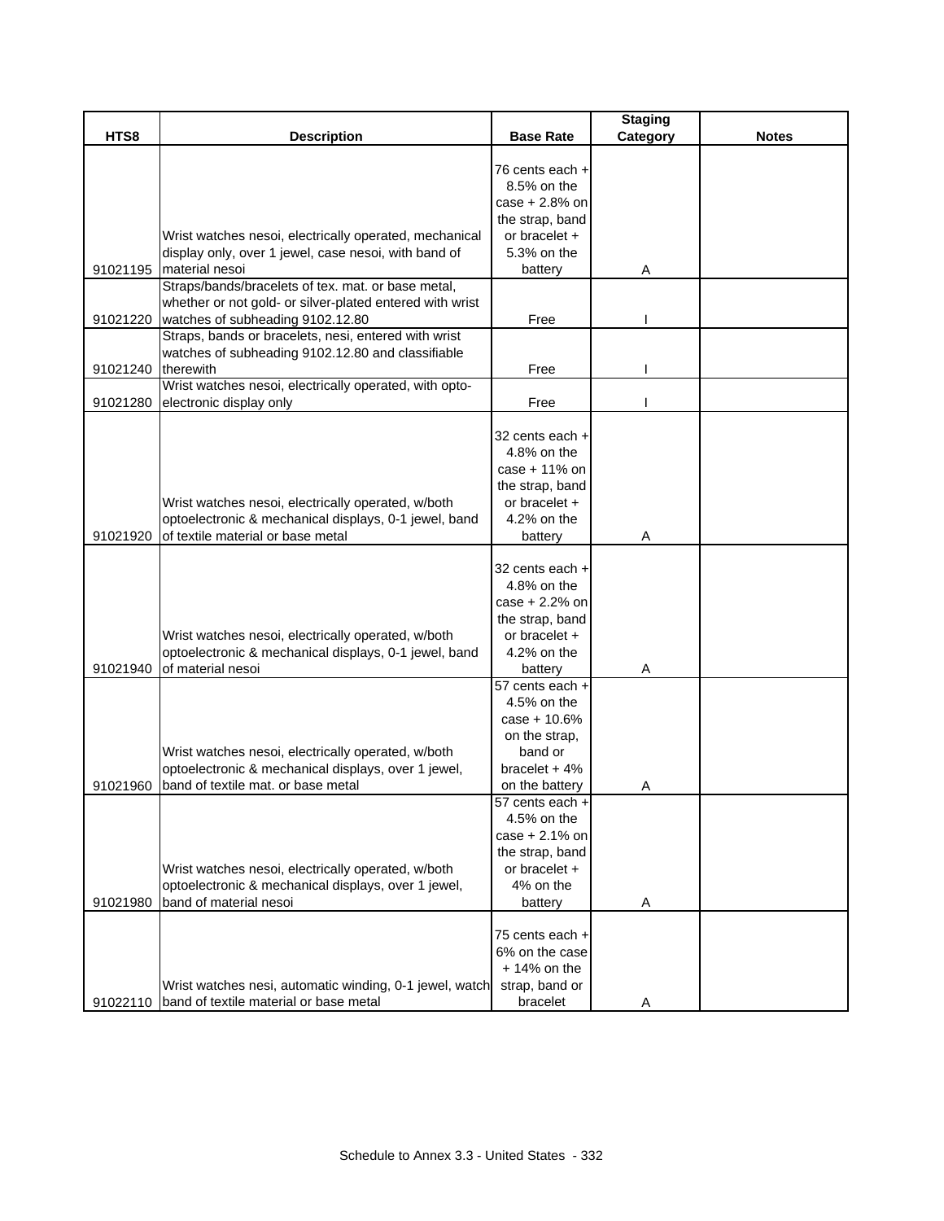| HTS8 | Description | Base Rate | Staging Category | Notes |
|---|---|---|---|---|
| 91021195 | Wrist watches nesoi, electrically operated, mechanical display only, over 1 jewel, case nesoi, with band of material nesoi | 76 cents each + 8.5% on the case + 2.8% on the strap, band or bracelet + 5.3% on the battery | A | |
| 91021220 | Straps/bands/bracelets of tex. mat. or base metal, whether or not gold- or silver-plated entered with wrist watches of subheading 9102.12.80 | Free | I | |
| 91021240 | Straps, bands or bracelets, nesi, entered with wrist watches of subheading 9102.12.80 and classifiable therewith | Free | I | |
| 91021280 | Wrist watches nesoi, electrically operated, with opto-electronic display only | Free | I | |
| 91021920 | Wrist watches nesoi, electrically operated, w/both optoelectronic & mechanical displays, 0-1 jewel, band of textile material or base metal | 32 cents each + 4.8% on the case + 11% on the strap, band or bracelet + 4.2% on the battery | A | |
| 91021940 | Wrist watches nesoi, electrically operated, w/both optoelectronic & mechanical displays, 0-1 jewel, band of material nesoi | 32 cents each + 4.8% on the case + 2.2% on the strap, band or bracelet + 4.2% on the battery | A | |
| 91021960 | Wrist watches nesoi, electrically operated, w/both optoelectronic & mechanical displays, over 1 jewel, band of textile mat. or base metal | 57 cents each + 4.5% on the case + 10.6% on the strap, band or bracelet + 4% on the battery | A | |
| 91021980 | Wrist watches nesoi, electrically operated, w/both optoelectronic & mechanical displays, over 1 jewel, band of material nesoi | 57 cents each + 4.5% on the case + 2.1% on the strap, band or bracelet + 4% on the battery | A | |
| 91022110 | Wrist watches nesi, automatic winding, 0-1 jewel, watch band of textile material or base metal | 75 cents each + 6% on the case + 14% on the strap, band or bracelet | A | |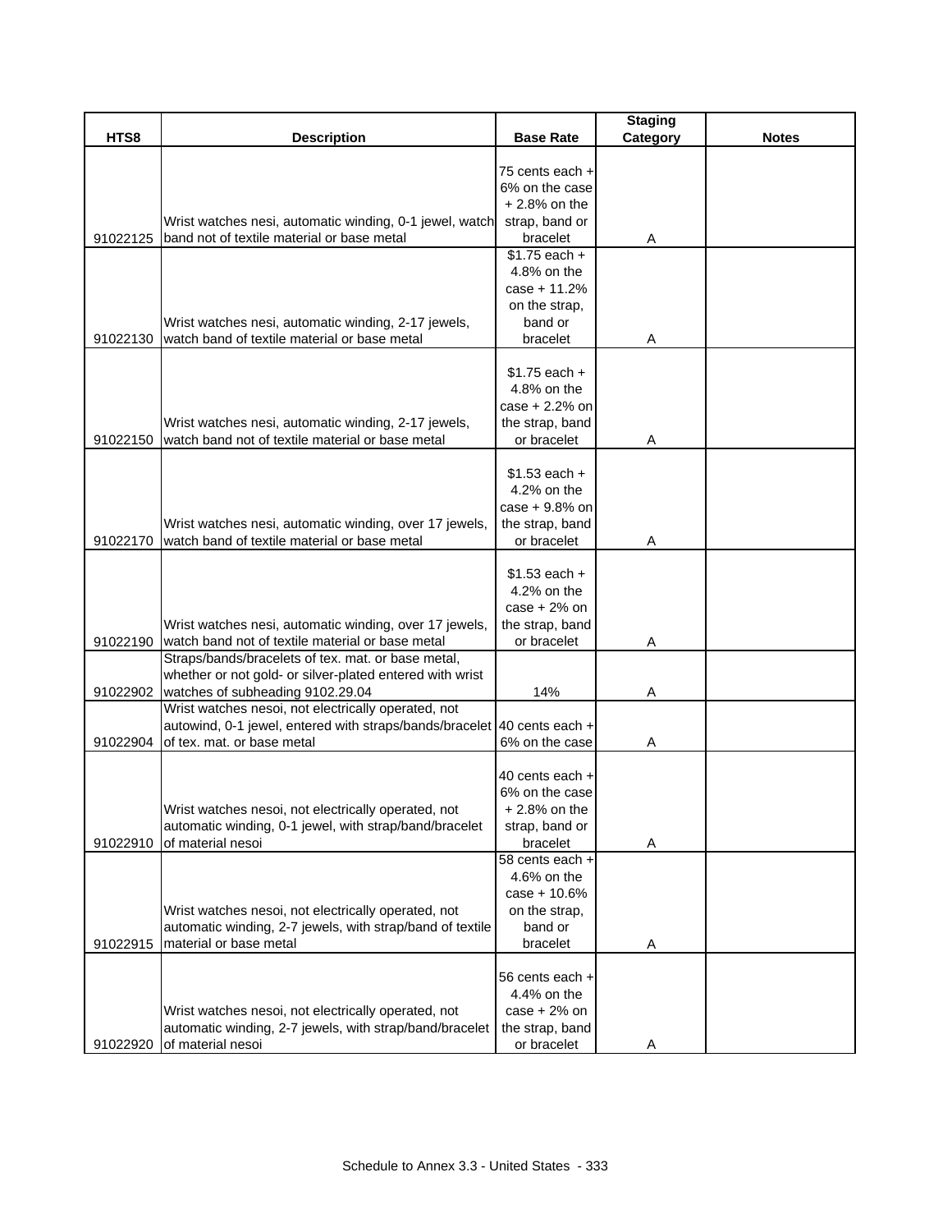| HTS8 | Description | Base Rate | Staging Category | Notes |
|---|---|---|---|---|
| 91022125 | Wrist watches nesi, automatic winding, 0-1 jewel, watch band not of textile material or base metal | 75 cents each + 6% on the case + 2.8% on the strap, band or bracelet | A | |
| 91022130 | Wrist watches nesi, automatic winding, 2-17 jewels, watch band of textile material or base metal | $1.75 each + 4.8% on the case + 11.2% on the strap, band or bracelet | A | |
| 91022150 | Wrist watches nesi, automatic winding, 2-17 jewels, watch band not of textile material or base metal | $1.75 each + 4.8% on the case + 2.2% on the strap, band or bracelet | A | |
| 91022170 | Wrist watches nesi, automatic winding, over 17 jewels, watch band of textile material or base metal | $1.53 each + 4.2% on the case + 9.8% on the strap, band or bracelet | A | |
| 91022190 | Wrist watches nesi, automatic winding, over 17 jewels, watch band not of textile material or base metal | $1.53 each + 4.2% on the case + 2% on the strap, band or bracelet | A | |
| 91022902 | Straps/bands/bracelets of tex. mat. or base metal, whether or not gold- or silver-plated entered with wrist watches of subheading 9102.29.04 | 14% | A | |
| 91022904 | Wrist watches nesoi, not electrically operated, not autowind, 0-1 jewel, entered with straps/bands/bracelet of tex. mat. or base metal | 40 cents each + 6% on the case | A | |
| 91022910 | Wrist watches nesoi, not electrically operated, not automatic winding, 0-1 jewel, with strap/band/bracelet of material nesoi | 40 cents each + 6% on the case + 2.8% on the strap, band or bracelet | A | |
| 91022915 | Wrist watches nesoi, not electrically operated, not automatic winding, 2-7 jewels, with strap/band of textile material or base metal | 58 cents each + 4.6% on the case + 10.6% on the strap, band or bracelet | A | |
| 91022920 | Wrist watches nesoi, not electrically operated, not automatic winding, 2-7 jewels, with strap/band/bracelet of material nesoi | 56 cents each + 4.4% on the case + 2% on the strap, band or bracelet | A | |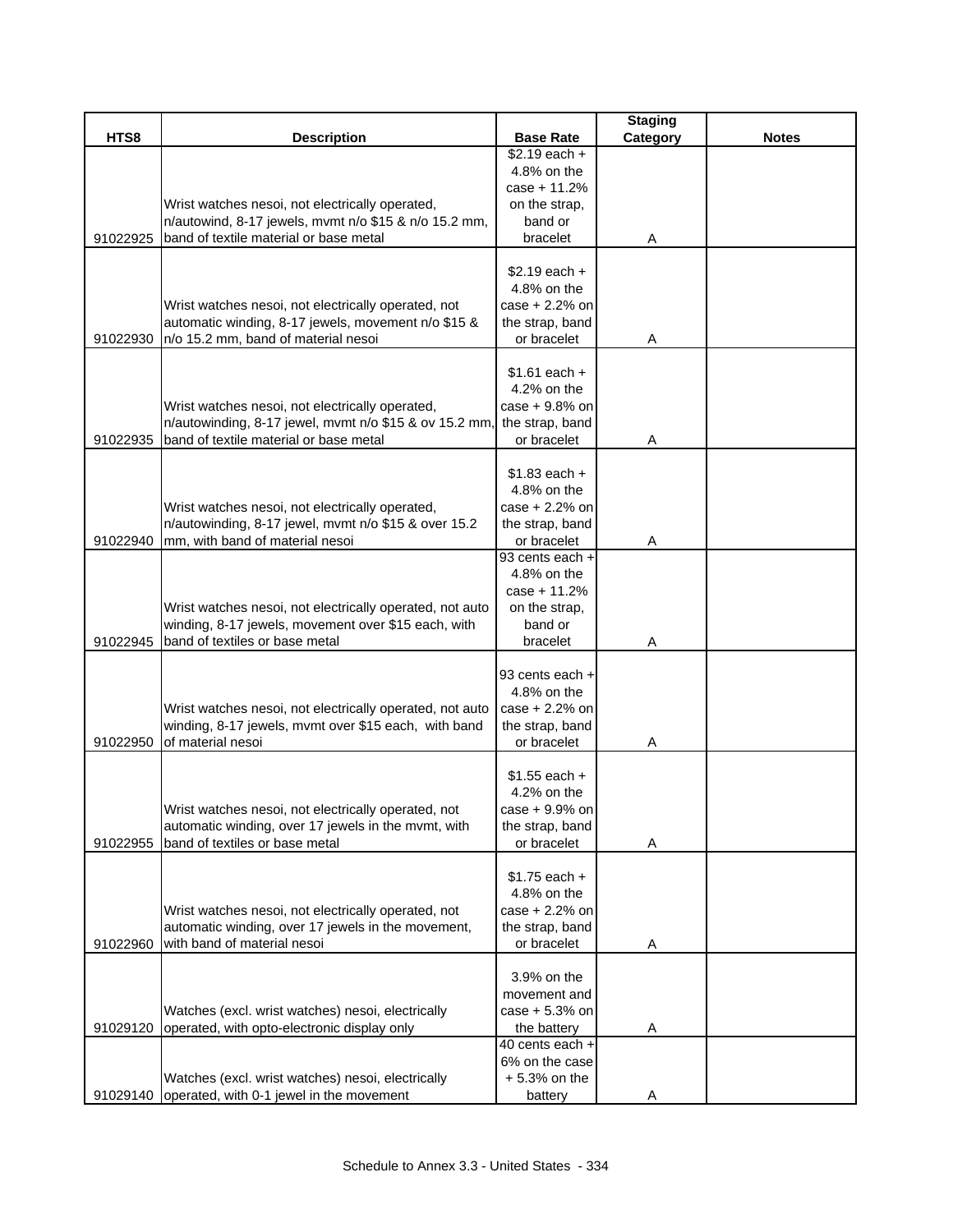| HTS8 | Description | Base Rate | Staging Category | Notes |
|---|---|---|---|---|
| 91022925 | Wrist watches nesoi, not electrically operated, n/autowind, 8-17 jewels, mvmt n/o $15 & n/o 15.2 mm, band of textile material or base metal | $2.19 each + 4.8% on the case + 11.2% on the strap, band or bracelet | A | |
| 91022930 | Wrist watches nesoi, not electrically operated, not automatic winding, 8-17 jewels, movement n/o $15 & n/o 15.2 mm, band of material nesoi | $2.19 each + 4.8% on the case + 2.2% on the strap, band or bracelet | A | |
| 91022935 | Wrist watches nesoi, not electrically operated, n/autowinding, 8-17 jewel, mvmt n/o $15 & ov 15.2 mm, band of textile material or base metal | $1.61 each + 4.2% on the case + 9.8% on the strap, band or bracelet | A | |
| 91022940 | Wrist watches nesoi, not electrically operated, n/autowinding, 8-17 jewel, mvmt n/o $15 & over 15.2 mm, with band of material nesoi | $1.83 each + 4.8% on the case + 2.2% on the strap, band or bracelet | A | |
| 91022945 | Wrist watches nesoi, not electrically operated, not auto winding, 8-17 jewels, movement over $15 each, with band of textiles or base metal | 93 cents each + 4.8% on the case + 11.2% on the strap, band or bracelet | A | |
| 91022950 | Wrist watches nesoi, not electrically operated, not auto winding, 8-17 jewels, mvmt over $15 each, with band of material nesoi | 93 cents each + 4.8% on the case + 2.2% on the strap, band or bracelet | A | |
| 91022955 | Wrist watches nesoi, not electrically operated, not automatic winding, over 17 jewels in the mvmt, with band of textiles or base metal | $1.55 each + 4.2% on the case + 9.9% on the strap, band or bracelet | A | |
| 91022960 | Wrist watches nesoi, not electrically operated, not automatic winding, over 17 jewels in the movement, with band of material nesoi | $1.75 each + 4.8% on the case + 2.2% on the strap, band or bracelet | A | |
| 91029120 | Watches (excl. wrist watches) nesoi, electrically operated, with opto-electronic display only | 3.9% on the movement and case + 5.3% on the battery | A | |
| 91029140 | Watches (excl. wrist watches) nesoi, electrically operated, with 0-1 jewel in the movement | 40 cents each + 6% on the case + 5.3% on the battery | A | |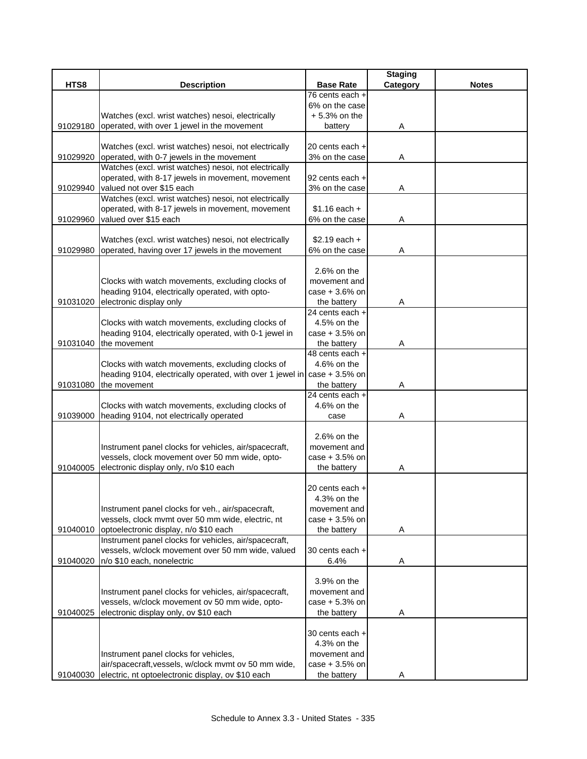| HTS8 | Description | Base Rate | Staging Category | Notes |
|---|---|---|---|---|
| 91029180 | Watches (excl. wrist watches) nesoi, electrically operated, with over 1 jewel in the movement | 76 cents each + 6% on the case + 5.3% on the battery | A | |
| 91029920 | Watches (excl. wrist watches) nesoi, not electrically operated, with 0-7 jewels in the movement | 20 cents each + 3% on the case | A | |
| 91029940 | Watches (excl. wrist watches) nesoi, not electrically operated, with 8-17 jewels in movement, movement valued not over $15 each | 92 cents each + 3% on the case | A | |
| 91029960 | Watches (excl. wrist watches) nesoi, not electrically operated, with 8-17 jewels in movement, movement valued over $15 each | $1.16 each + 6% on the case | A | |
| 91029980 | Watches (excl. wrist watches) nesoi, not electrically operated, having over 17 jewels in the movement | $2.19 each + 6% on the case | A | |
| 91031020 | Clocks with watch movements, excluding clocks of heading 9104, electrically operated, with opto-electronic display only | 2.6% on the movement and case + 3.6% on the battery | A | |
| 91031040 | Clocks with watch movements, excluding clocks of heading 9104, electrically operated, with 0-1 jewel in the movement | 24 cents each + 4.5% on the case + 3.5% on the battery | A | |
| 91031080 | Clocks with watch movements, excluding clocks of heading 9104, electrically operated, with over 1 jewel in the movement | 48 cents each + 4.6% on the case + 3.5% on the battery | A | |
| 91039000 | Clocks with watch movements, excluding clocks of heading 9104, not electrically operated | 24 cents each + 4.6% on the case | A | |
| 91040005 | Instrument panel clocks for vehicles, air/spacecraft, vessels, clock movement over 50 mm wide, opto-electronic display only, n/o $10 each | 2.6% on the movement and case + 3.5% on the battery | A | |
| 91040010 | Instrument panel clocks for veh., air/spacecraft, vessels, clock mvmt over 50 mm wide, electric, nt optoelectronic display, n/o $10 each | 20 cents each + 4.3% on the movement and case + 3.5% on the battery | A | |
| 91040020 | Instrument panel clocks for vehicles, air/spacecraft, vessels, w/clock movement over 50 mm wide, valued n/o $10 each, nonelectric | 30 cents each + 6.4% | A | |
| 91040025 | Instrument panel clocks for vehicles, air/spacecraft, vessels, w/clock movement ov 50 mm wide, opto-electronic display only, ov $10 each | 3.9% on the movement and case + 5.3% on the battery | A | |
| 91040030 | Instrument panel clocks for vehicles, air/spacecraft,vessels, w/clock mvmt ov 50 mm wide, electric, nt optoelectronic display, ov $10 each | 30 cents each + 4.3% on the movement and case + 3.5% on the battery | A | |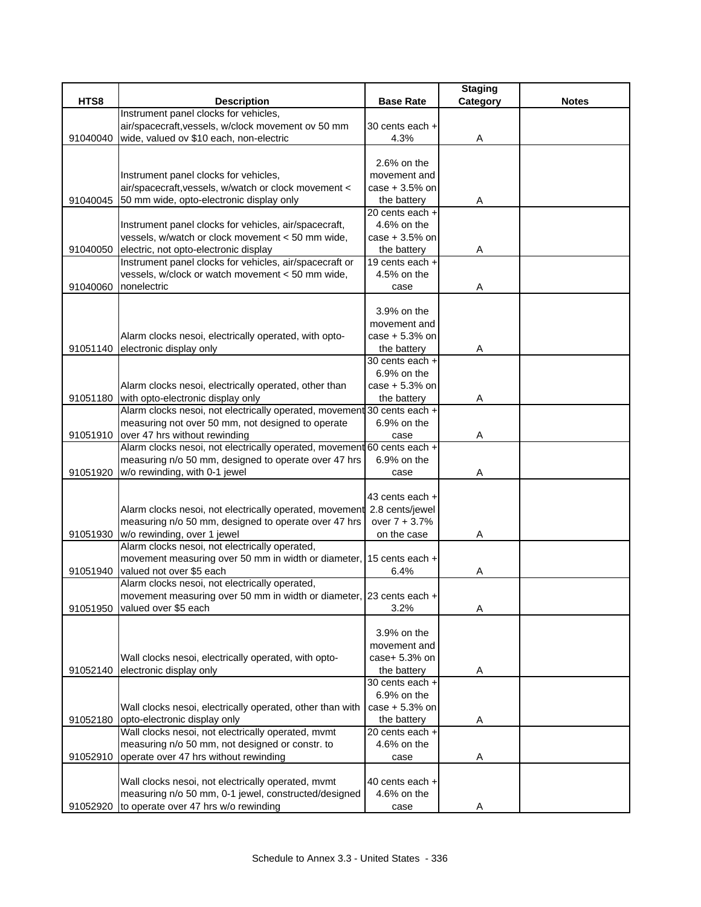| HTS8 | Description | Base Rate | Staging Category | Notes |
|---|---|---|---|---|
| 91040040 | Instrument panel clocks for vehicles, air/spacecraft,vessels, w/clock movement ov 50 mm wide, valued ov $10 each, non-electric | 30 cents each + 4.3% | A | |
| 91040045 | Instrument panel clocks for vehicles, air/spacecraft,vessels, w/watch or clock movement < 50 mm wide, opto-electronic display only | 2.6% on the movement and case + 3.5% on the battery | A | |
| 91040050 | Instrument panel clocks for vehicles, air/spacecraft, vessels, w/watch or clock movement < 50 mm wide, electric, not opto-electronic display | 20 cents each + 4.6% on the case + 3.5% on the battery | A | |
| 91040060 | Instrument panel clocks for vehicles, air/spacecraft or vessels, w/clock or watch movement < 50 mm wide, nonelectric | 19 cents each + 4.5% on the case | A | |
| 91051140 | Alarm clocks nesoi, electrically operated, with opto-electronic display only | 3.9% on the movement and case + 5.3% on the battery | A | |
| 91051180 | Alarm clocks nesoi, electrically operated, other than with opto-electronic display only | 30 cents each + 6.9% on the case + 5.3% on the battery | A | |
| 91051910 | Alarm clocks nesoi, not electrically operated, movement measuring not over 50 mm, not designed to operate over 47 hrs without rewinding | 30 cents each + 6.9% on the case | A | |
| 91051920 | Alarm clocks nesoi, not electrically operated, movement measuring n/o 50 mm, designed to operate over 47 hrs w/o rewinding, with 0-1 jewel | 60 cents each + 6.9% on the case | A | |
| 91051930 | Alarm clocks nesoi, not electrically operated, movement measuring n/o 50 mm, designed to operate over 47 hrs w/o rewinding, over 1 jewel | 43 cents each + 2.8 cents/jewel over 7 + 3.7% on the case | A | |
| 91051940 | Alarm clocks nesoi, not electrically operated, movement measuring over 50 mm in width or diameter, valued not over $5 each | 15 cents each + 6.4% | A | |
| 91051950 | Alarm clocks nesoi, not electrically operated, movement measuring over 50 mm in width or diameter, valued over $5 each | 23 cents each + 3.2% | A | |
| 91052140 | Wall clocks nesoi, electrically operated, with opto-electronic display only | 3.9% on the movement and case+ 5.3% on the battery | A | |
| 91052180 | Wall clocks nesoi, electrically operated, other than with opto-electronic display only | 30 cents each + 6.9% on the case + 5.3% on the battery | A | |
| 91052910 | Wall clocks nesoi, not electrically operated, mvmt measuring n/o 50 mm, not designed or constr. to operate over 47 hrs without rewinding | 20 cents each + 4.6% on the case | A | |
| 91052920 | Wall clocks nesoi, not electrically operated, mvmt measuring n/o 50 mm, 0-1 jewel, constructed/designed to operate over 47 hrs w/o rewinding | 40 cents each + 4.6% on the case | A | |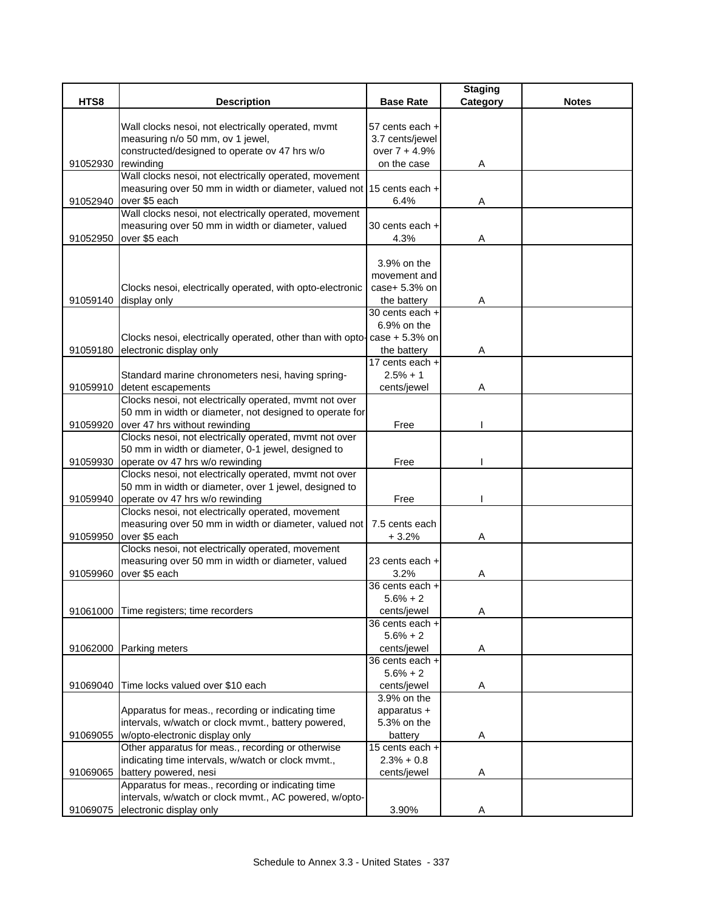| HTS8 | Description | Base Rate | Staging Category | Notes |
|---|---|---|---|---|
| 91052930 | Wall clocks nesoi, not electrically operated, mvmt measuring n/o 50 mm, ov 1 jewel, constructed/designed to operate ov 47 hrs w/o rewinding | 57 cents each + 3.7 cents/jewel over 7 + 4.9% on the case | A | |
| 91052940 | Wall clocks nesoi, not electrically operated, movement measuring over 50 mm in width or diameter, valued not over $5 each | 15 cents each + 6.4% | A | |
| 91052950 | Wall clocks nesoi, not electrically operated, movement measuring over 50 mm in width or diameter, valued over $5 each | 30 cents each + 4.3% | A | |
| 91059140 | Clocks nesoi, electrically operated, with opto-electronic display only | 3.9% on the movement and case+ 5.3% on the battery | A | |
| 91059180 | Clocks nesoi, electrically operated, other than with opto-electronic display only | 30 cents each + 6.9% on the case + 5.3% on the battery | A | |
| 91059910 | Standard marine chronometers nesi, having spring-detent escapements | 17 cents each + 2.5% + 1 cents/jewel | A | |
| 91059920 | Clocks nesoi, not electrically operated, mvmt not over 50 mm in width or diameter, not designed to operate for over 47 hrs without rewinding | Free | I | |
| 91059930 | Clocks nesoi, not electrically operated, mvmt not over 50 mm in width or diameter, 0-1 jewel, designed to operate ov 47 hrs w/o rewinding | Free | I | |
| 91059940 | Clocks nesoi, not electrically operated, mvmt not over 50 mm in width or diameter, over 1 jewel, designed to operate ov 47 hrs w/o rewinding | Free | I | |
| 91059950 | Clocks nesoi, not electrically operated, movement measuring over 50 mm in width or diameter, valued not over $5 each | 7.5 cents each + 3.2% | A | |
| 91059960 | Clocks nesoi, not electrically operated, movement measuring over 50 mm in width or diameter, valued over $5 each | 23 cents each + 3.2% | A | |
| 91061000 | Time registers; time recorders | 36 cents each + 5.6% + 2 cents/jewel | A | |
| 91062000 | Parking meters | 36 cents each + 5.6% + 2 cents/jewel | A | |
| 91069040 | Time locks valued over $10 each | 36 cents each + 5.6% + 2 cents/jewel | A | |
| 91069055 | Apparatus for meas., recording or indicating time intervals, w/watch or clock mvmt., battery powered, w/opto-electronic display only | 3.9% on the apparatus + 5.3% on the battery | A | |
| 91069065 | Other apparatus for meas., recording or otherwise indicating time intervals, w/watch or clock mvmt., battery powered, nesi | 15 cents each + 2.3% + 0.8 cents/jewel | A | |
| 91069075 | Apparatus for meas., recording or indicating time intervals, w/watch or clock mvmt., AC powered, w/opto-electronic display only | 3.90% | A | |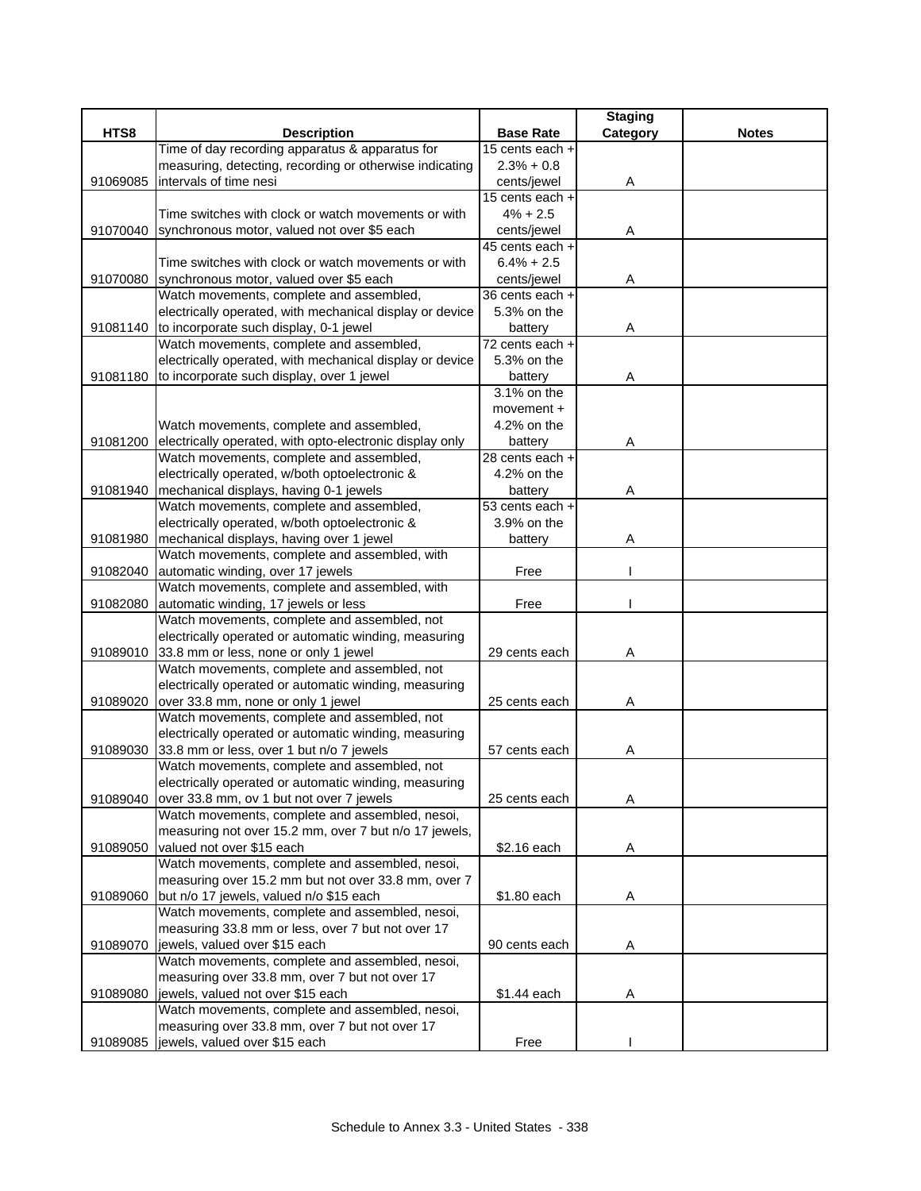| HTS8 | Description | Base Rate | Staging Category | Notes |
|---|---|---|---|---|
| 91069085 | Time of day recording apparatus & apparatus for measuring, detecting, recording or otherwise indicating intervals of time nesi | 15 cents each + 2.3% + 0.8 cents/jewel | A | |
| 91070040 | Time switches with clock or watch movements or with synchronous motor, valued not over $5 each | 15 cents each + 4% + 2.5 cents/jewel | A | |
| 91070080 | Time switches with clock or watch movements or with synchronous motor, valued over $5 each | 45 cents each + 6.4% + 2.5 cents/jewel | A | |
| 91081140 | Watch movements, complete and assembled, electrically operated, with mechanical display or device to incorporate such display, 0-1 jewel | 36 cents each + 5.3% on the battery | A | |
| 91081180 | Watch movements, complete and assembled, electrically operated, with mechanical display or device to incorporate such display, over 1 jewel | 72 cents each + 5.3% on the battery | A | |
| 91081200 | Watch movements, complete and assembled, electrically operated, with opto-electronic display only | 3.1% on the movement + 4.2% on the battery | A | |
| 91081940 | Watch movements, complete and assembled, electrically operated, w/both optoelectronic & mechanical displays, having 0-1 jewels | 28 cents each + 4.2% on the battery | A | |
| 91081980 | Watch movements, complete and assembled, electrically operated, w/both optoelectronic & mechanical displays, having over 1 jewel | 53 cents each + 3.9% on the battery | A | |
| 91082040 | Watch movements, complete and assembled, with automatic winding, over 17 jewels | Free | I | |
| 91082080 | Watch movements, complete and assembled, with automatic winding, 17 jewels or less | Free | I | |
| 91089010 | Watch movements, complete and assembled, not electrically operated or automatic winding, measuring 33.8 mm or less, none or only 1 jewel | 29 cents each | A | |
| 91089020 | Watch movements, complete and assembled, not electrically operated or automatic winding, measuring over 33.8 mm, none or only 1 jewel | 25 cents each | A | |
| 91089030 | Watch movements, complete and assembled, not electrically operated or automatic winding, measuring 33.8 mm or less, over 1 but n/o 7 jewels | 57 cents each | A | |
| 91089040 | Watch movements, complete and assembled, not electrically operated or automatic winding, measuring over 33.8 mm, ov 1 but not over 7 jewels | 25 cents each | A | |
| 91089050 | Watch movements, complete and assembled, nesoi, measuring not over 15.2 mm, over 7 but n/o 17 jewels, valued not over $15 each | $2.16 each | A | |
| 91089060 | Watch movements, complete and assembled, nesoi, measuring over 15.2 mm but not over 33.8 mm, over 7 but n/o 17 jewels, valued n/o $15 each | $1.80 each | A | |
| 91089070 | Watch movements, complete and assembled, nesoi, measuring 33.8 mm or less, over 7 but not over 17 jewels, valued over $15 each | 90 cents each | A | |
| 91089080 | Watch movements, complete and assembled, nesoi, measuring over 33.8 mm, over 7 but not over 17 jewels, valued not over $15 each | $1.44 each | A | |
| 91089085 | Watch movements, complete and assembled, nesoi, measuring over 33.8 mm, over 7 but not over 17 jewels, valued over $15 each | Free | I | |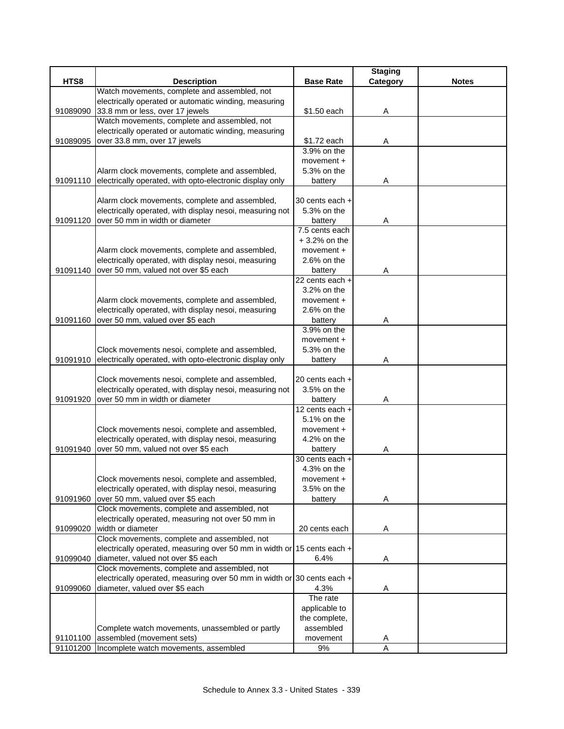| HTS8 | Description | Base Rate | Staging Category | Notes |
|---|---|---|---|---|
| 91089090 | Watch movements, complete and assembled, not electrically operated or automatic winding, measuring 33.8 mm or less, over 17 jewels | $1.50 each | A | |
| 91089095 | Watch movements, complete and assembled, not electrically operated or automatic winding, measuring over 33.8 mm, over 17 jewels | $1.72 each | A | |
| 91091110 | Alarm clock movements, complete and assembled, electrically operated, with opto-electronic display only | 3.9% on the movement + 5.3% on the battery | A | |
| 91091120 | Alarm clock movements, complete and assembled, electrically operated, with display nesoi, measuring not over 50 mm in width or diameter | 30 cents each + 5.3% on the battery | A | |
| 91091140 | Alarm clock movements, complete and assembled, electrically operated, with display nesoi, measuring over 50 mm, valued not over $5 each | 7.5 cents each + 3.2% on the movement + 2.6% on the battery | A | |
| 91091160 | Alarm clock movements, complete and assembled, electrically operated, with display nesoi, measuring over 50 mm, valued over $5 each | 22 cents each + 3.2% on the movement + 2.6% on the battery | A | |
| 91091910 | Clock movements nesoi, complete and assembled, electrically operated, with opto-electronic display only | 3.9% on the movement + 5.3% on the battery | A | |
| 91091920 | Clock movements nesoi, complete and assembled, electrically operated, with display nesoi, measuring not over 50 mm in width or diameter | 20 cents each + 3.5% on the battery | A | |
| 91091940 | Clock movements nesoi, complete and assembled, electrically operated, with display nesoi, measuring over 50 mm, valued not over $5 each | 12 cents each + 5.1% on the movement + 4.2% on the battery | A | |
| 91091960 | Clock movements nesoi, complete and assembled, electrically operated, with display nesoi, measuring over 50 mm, valued over $5 each | 30 cents each + 4.3% on the movement + 3.5% on the battery | A | |
| 91099020 | Clock movements, complete and assembled, not electrically operated, measuring not over 50 mm in width or diameter | 20 cents each | A | |
| 91099040 | Clock movements, complete and assembled, not electrically operated, measuring over 50 mm in width or diameter, valued not over $5 each | 15 cents each + 6.4% | A | |
| 91099060 | Clock movements, complete and assembled, not electrically operated, measuring over 50 mm in width or diameter, valued over $5 each | 30 cents each + 4.3% | A | |
| 91101100 | Complete watch movements, unassembled or partly assembled (movement sets) | The rate applicable to the complete, assembled movement | A | |
| 91101200 | Incomplete watch movements, assembled | 9% | A | |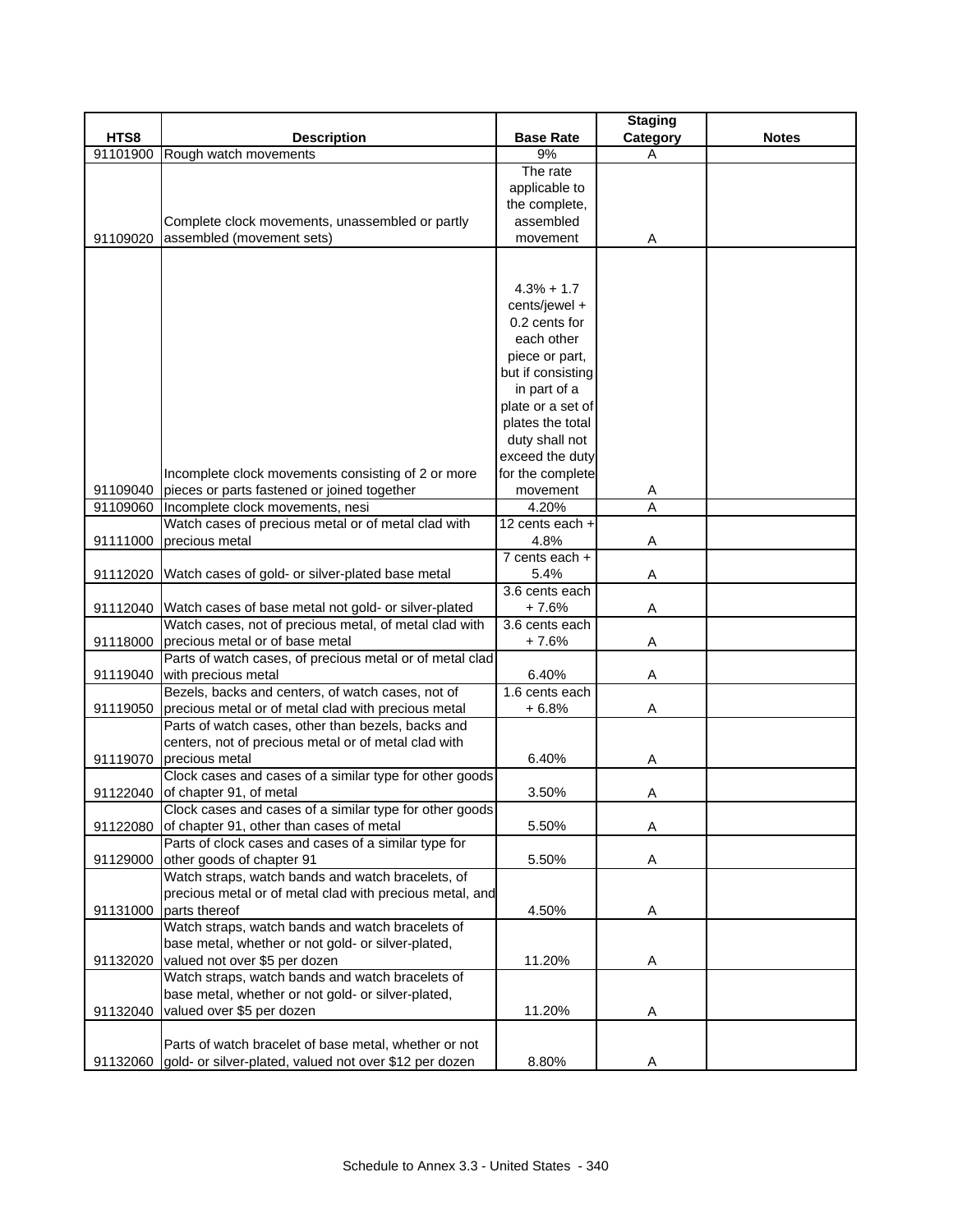| HTS8 | Description | Base Rate | Staging Category | Notes |
|---|---|---|---|---|
| 91101900 | Rough watch movements | 9% | A | |
| 91109020 | Complete clock movements, unassembled or partly assembled (movement sets) | The rate applicable to the complete, assembled movement | A | |
| 91109040 | Incomplete clock movements consisting of 2 or more pieces or parts fastened or joined together | 4.3% + 1.7 cents/jewel + 0.2 cents for each other piece or part, but if consisting in part of a plate or a set of plates the total duty shall not exceed the duty for the complete movement | A | |
| 91109060 | Incomplete clock movements, nesi | 4.20% | A | |
| 91111000 | Watch cases of precious metal or of metal clad with precious metal | 12 cents each + 4.8% | A | |
| 91112020 | Watch cases of gold- or silver-plated base metal | 7 cents each + 5.4% | A | |
| 91112040 | Watch cases of base metal not gold- or silver-plated | 3.6 cents each + 7.6% | A | |
| 91118000 | Watch cases, not of precious metal, of metal clad with precious metal or of base metal | 3.6 cents each + 7.6% | A | |
| 91119040 | Parts of watch cases, of precious metal or of metal clad with precious metal | 6.40% | A | |
| 91119050 | Bezels, backs and centers, of watch cases, not of precious metal or of metal clad with precious metal | 1.6 cents each + 6.8% | A | |
| 91119070 | Parts of watch cases, other than bezels, backs and centers, not of precious metal or of metal clad with precious metal | 6.40% | A | |
| 91122040 | Clock cases and cases of a similar type for other goods of chapter 91, of metal | 3.50% | A | |
| 91122080 | Clock cases and cases of a similar type for other goods of chapter 91, other than cases of metal | 5.50% | A | |
| 91129000 | Parts of clock cases and cases of a similar type for other goods of chapter 91 | 5.50% | A | |
| 91131000 | Watch straps, watch bands and watch bracelets, of precious metal or of metal clad with precious metal, and parts thereof | 4.50% | A | |
| 91132020 | Watch straps, watch bands and watch bracelets of base metal, whether or not gold- or silver-plated, valued not over $5 per dozen | 11.20% | A | |
| 91132040 | Watch straps, watch bands and watch bracelets of base metal, whether or not gold- or silver-plated, valued over $5 per dozen | 11.20% | A | |
| 91132060 | Parts of watch bracelet of base metal, whether or not gold- or silver-plated, valued not over $12 per dozen | 8.80% | A | |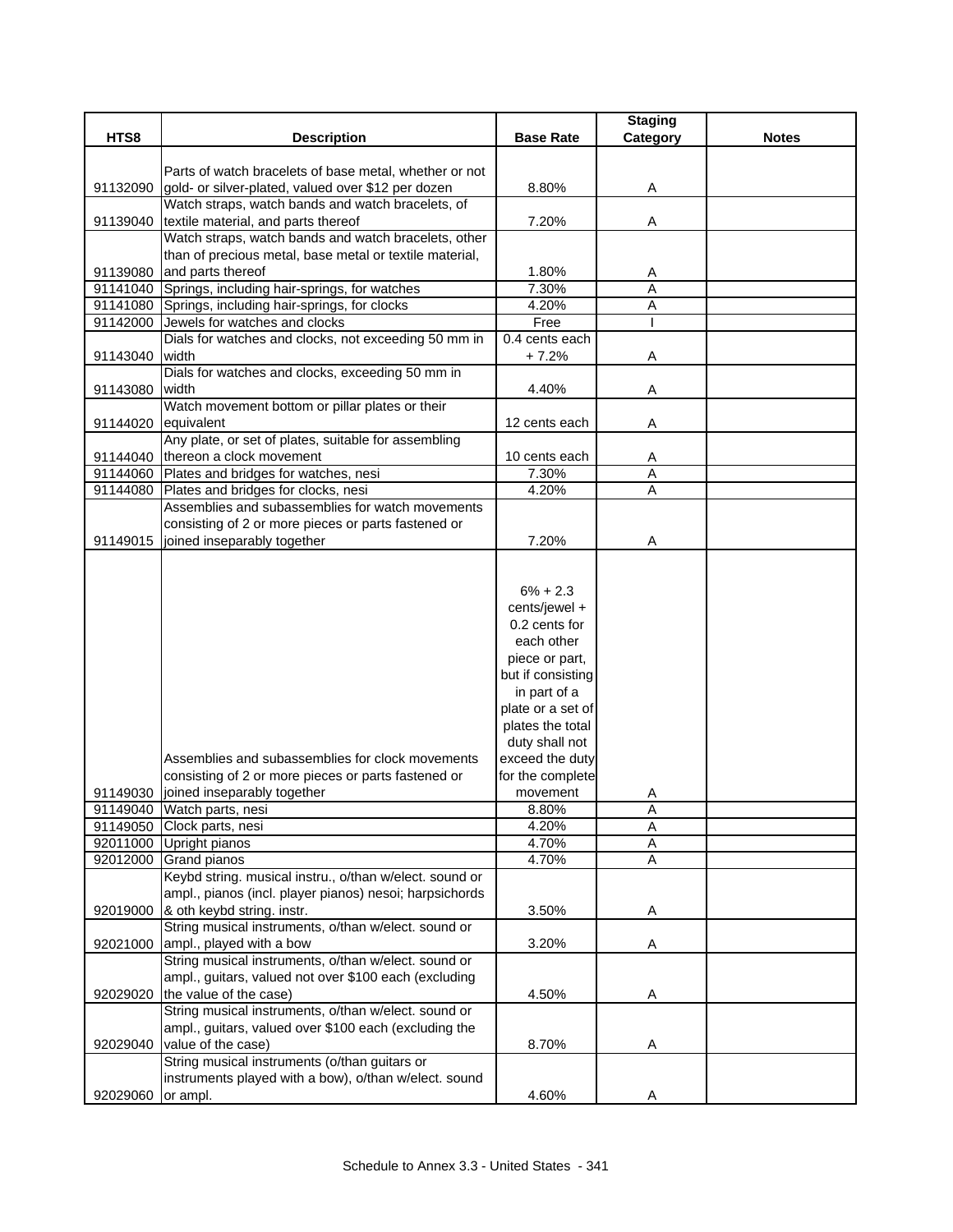| HTS8 | Description | Base Rate | Staging Category | Notes |
|---|---|---|---|---|
| 91132090 | Parts of watch bracelets of base metal, whether or not gold- or silver-plated, valued over $12 per dozen | 8.80% | A | |
| 91139040 | Watch straps, watch bands and watch bracelets, of textile material, and parts thereof | 7.20% | A | |
| 91139080 | Watch straps, watch bands and watch bracelets, other than of precious metal, base metal or textile material, and parts thereof | 1.80% | A | |
| 91141040 | Springs, including hair-springs, for watches | 7.30% | A | |
| 91141080 | Springs, including hair-springs, for clocks | 4.20% | A | |
| 91142000 | Jewels for watches and clocks | Free | I | |
| 91143040 | Dials for watches and clocks, not exceeding 50 mm in width | 0.4 cents each + 7.2% | A | |
| 91143080 | Dials for watches and clocks, exceeding 50 mm in width | 4.40% | A | |
| 91144020 | Watch movement bottom or pillar plates or their equivalent | 12 cents each | A | |
| 91144040 | Any plate, or set of plates, suitable for assembling thereon a clock movement | 10 cents each | A | |
| 91144060 | Plates and bridges for watches, nesi | 7.30% | A | |
| 91144080 | Plates and bridges for clocks, nesi | 4.20% | A | |
| 91149015 | Assemblies and subassemblies for watch movements consisting of 2 or more pieces or parts fastened or joined inseparably together | 7.20% | A | |
| 91149030 | Assemblies and subassemblies for clock movements consisting of 2 or more pieces or parts fastened or joined inseparably together | 6% + 2.3 cents/jewel + 0.2 cents for each other piece or part, but if consisting in part of a plate or a set of plates the total duty shall not exceed the duty for the complete movement | A | |
| 91149040 | Watch parts, nesi | 8.80% | A | |
| 91149050 | Clock parts, nesi | 4.20% | A | |
| 92011000 | Upright pianos | 4.70% | A | |
| 92012000 | Grand pianos | 4.70% | A | |
| 92019000 | Keybd string. musical instru., o/than w/elect. sound or ampl., pianos (incl. player pianos) nesoi; harpsichords & oth keybd string. instr. | 3.50% | A | |
| 92021000 | String musical instruments, o/than w/elect. sound or ampl., played with a bow | 3.20% | A | |
| 92029020 | String musical instruments, o/than w/elect. sound or ampl., guitars, valued not over $100 each (excluding the value of the case) | 4.50% | A | |
| 92029040 | String musical instruments, o/than w/elect. sound or ampl., guitars, valued over $100 each (excluding the value of the case) | 8.70% | A | |
| 92029060 | String musical instruments (o/than guitars or instruments played with a bow), o/than w/elect. sound or ampl. | 4.60% | A | |

Schedule to Annex 3.3 - United States - 341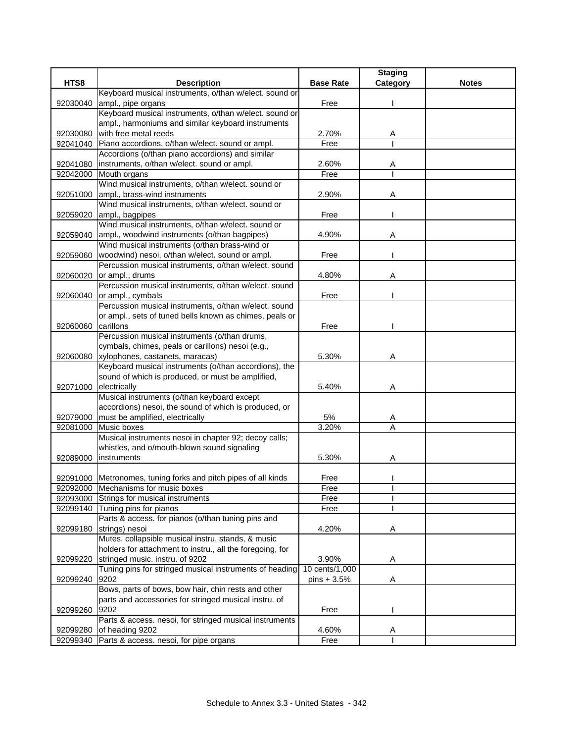| HTS8 | Description | Base Rate | Staging Category | Notes |
|---|---|---|---|---|
| 92030040 | Keyboard musical instruments, o/than w/elect. sound or ampl., pipe organs | Free | I | |
| 92030080 | Keyboard musical instruments, o/than w/elect. sound or ampl., harmoniums and similar keyboard instruments with free metal reeds | 2.70% | A | |
| 92041040 | Piano accordions, o/than w/elect. sound or ampl. | Free | I | |
| 92041080 | Accordions (o/than piano accordions) and similar instruments, o/than w/elect. sound or ampl. | 2.60% | A | |
| 92042000 | Mouth organs | Free | I | |
| 92051000 | Wind musical instruments, o/than w/elect. sound or ampl., brass-wind instruments | 2.90% | A | |
| 92059020 | Wind musical instruments, o/than w/elect. sound or ampl., bagpipes | Free | I | |
| 92059040 | Wind musical instruments, o/than w/elect. sound or ampl., woodwind instruments (o/than bagpipes) | 4.90% | A | |
| 92059060 | Wind musical instruments (o/than brass-wind or woodwind) nesoi, o/than w/elect. sound or ampl. | Free | I | |
| 92060020 | Percussion musical instruments, o/than w/elect. sound or ampl., drums | 4.80% | A | |
| 92060040 | Percussion musical instruments, o/than w/elect. sound or ampl., cymbals | Free | I | |
| 92060060 | Percussion musical instruments, o/than w/elect. sound or ampl., sets of tuned bells known as chimes, peals or carillons | Free | I | |
| 92060080 | Percussion musical instruments (o/than drums, cymbals, chimes, peals or carillons) nesoi (e.g., xylophones, castanets, maracas) | 5.30% | A | |
| 92071000 | Keyboard musical instruments (o/than accordions), the sound of which is produced, or must be amplified, electrically | 5.40% | A | |
| 92079000 | Musical instruments (o/than keyboard except accordions) nesoi, the sound of which is produced, or must be amplified, electrically | 5% | A | |
| 92081000 | Music boxes | 3.20% | A | |
| 92089000 | Musical instruments nesoi in chapter 92; decoy calls; whistles, and o/mouth-blown sound signaling instruments | 5.30% | A | |
| 92091000 | Metronomes, tuning forks and pitch pipes of all kinds | Free | I | |
| 92092000 | Mechanisms for music boxes | Free | I | |
| 92093000 | Strings for musical instruments | Free | I | |
| 92099140 | Tuning pins for pianos | Free | I | |
| 92099180 | Parts & access. for pianos (o/than tuning pins and strings) nesoi | 4.20% | A | |
| 92099220 | Mutes, collapsible musical instru. stands, & music holders for attachment to instru., all the foregoing, for stringed music. instru. of 9202 | 3.90% | A | |
| 92099240 | Tuning pins for stringed musical instruments of heading 9202 | 10 cents/1,000 pins + 3.5% | A | |
| 92099260 | Bows, parts of bows, bow hair, chin rests and other parts and accessories for stringed musical instru. of 9202 | Free | I | |
| 92099280 | Parts & access. nesoi, for stringed musical instruments of heading 9202 | 4.60% | A | |
| 92099340 | Parts & access. nesoi, for pipe organs | Free | I | |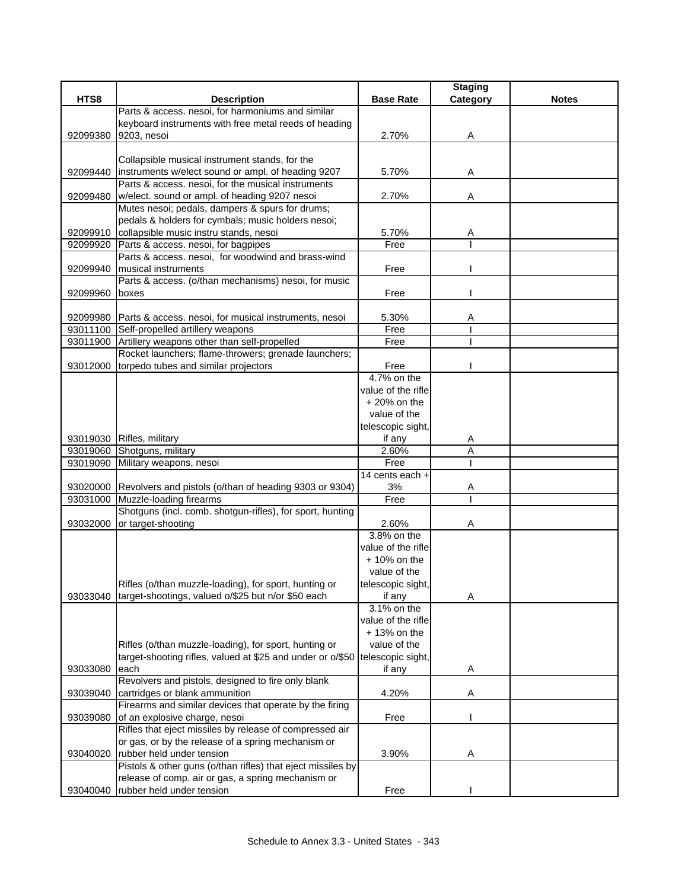| HTS8 | Description | Base Rate | Staging Category | Notes |
|---|---|---|---|---|
| 92099380 | Parts & access. nesoi, for harmoniums and similar keyboard instruments with free metal reeds of heading 9203, nesoi | 2.70% | A | |
| 92099440 | Collapsible musical instrument stands, for the instruments w/elect sound or ampl. of heading 9207 | 5.70% | A | |
| 92099480 | Parts & access. nesoi, for the musical instruments w/elect. sound or ampl. of heading 9207 nesoi | 2.70% | A | |
| 92099910 | Mutes nesoi; pedals, dampers & spurs for drums; pedals & holders for cymbals; music holders nesoi; collapsible music instru stands, nesoi | 5.70% | A | |
| 92099920 | Parts & access. nesoi, for bagpipes | Free | I | |
| 92099940 | Parts & access. nesoi, for woodwind and brass-wind musical instruments | Free | I | |
| 92099960 | Parts & access. (o/than mechanisms) nesoi, for music boxes | Free | I | |
| 92099980 | Parts & access. nesoi, for musical instruments, nesoi | 5.30% | A | |
| 93011100 | Self-propelled artillery weapons | Free | I | |
| 93011900 | Artillery weapons other than self-propelled | Free | I | |
| 93012000 | Rocket launchers; flame-throwers; grenade launchers; torpedo tubes and similar projectors | Free | I | |
| 93019030 | Rifles, military | 4.7% on the value of the rifle + 20% on the value of the telescopic sight, if any | A | |
| 93019060 | Shotguns, military | 2.60% | A | |
| 93019090 | Military weapons, nesoi | Free | I | |
| 93020000 | Revolvers and pistols (o/than of heading 9303 or 9304) | 14 cents each + 3% | A | |
| 93031000 | Muzzle-loading firearms | Free | I | |
| 93032000 | Shotguns (incl. comb. shotgun-rifles), for sport, hunting or target-shooting | 2.60% | A | |
| 93033040 | Rifles (o/than muzzle-loading), for sport, hunting or target-shootings, valued o/$25 but n/or $50 each | 3.8% on the value of the rifle + 10% on the value of the telescopic sight, if any | A | |
| 93033080 | Rifles (o/than muzzle-loading), for sport, hunting or target-shooting rifles, valued at $25 and under or o/$50 each | 3.1% on the value of the rifle + 13% on the value of the telescopic sight, if any | A | |
| 93039040 | Revolvers and pistols, designed to fire only blank cartridges or blank ammunition | 4.20% | A | |
| 93039080 | Firearms and similar devices that operate by the firing of an explosive charge, nesoi | Free | I | |
| 93040020 | Rifles that eject missiles by release of compressed air or gas, or by the release of a spring mechanism or rubber held under tension | 3.90% | A | |
| 93040040 | Pistols & other guns (o/than rifles) that eject missiles by release of comp. air or gas, a spring mechanism or rubber held under tension | Free | I | |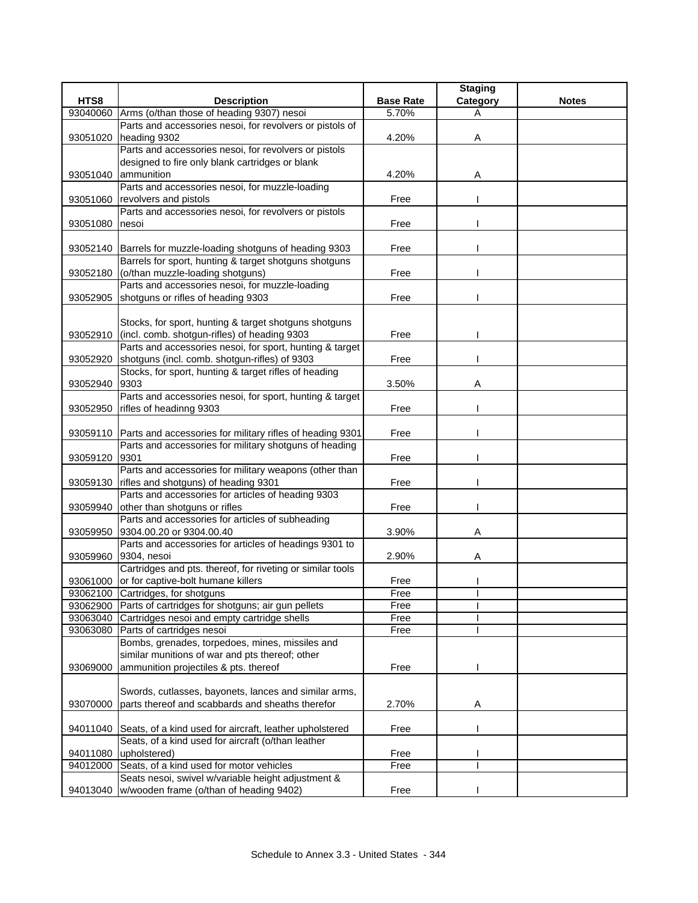| HTS8 | Description | Base Rate | Staging Category | Notes |
|---|---|---|---|---|
| 93040060 | Arms (o/than those of heading 9307) nesoi | 5.70% | A | |
| 93051020 | Parts and accessories nesoi, for revolvers or pistols of heading 9302 | 4.20% | A | |
| 93051040 | Parts and accessories nesoi, for revolvers or pistols designed to fire only blank cartridges or blank ammunition | 4.20% | A | |
| 93051060 | Parts and accessories nesoi, for muzzle-loading revolvers and pistols | Free | I | |
| 93051080 | Parts and accessories nesoi, for revolvers or pistols nesoi | Free | I | |
| 93052140 | Barrels for muzzle-loading shotguns of heading 9303 | Free | I | |
| 93052180 | Barrels for sport, hunting & target shotguns shotguns (o/than muzzle-loading shotguns) | Free | I | |
| 93052905 | Parts and accessories nesoi, for muzzle-loading shotguns or rifles of heading 9303 | Free | I | |
| 93052910 | Stocks, for sport, hunting & target shotguns shotguns (incl. comb. shotgun-rifles) of heading 9303 | Free | I | |
| 93052920 | Parts and accessories nesoi, for sport, hunting & target shotguns (incl. comb. shotgun-rifles) of 9303 | Free | I | |
| 93052940 | Stocks, for sport, hunting & target rifles of heading 9303 | 3.50% | A | |
| 93052950 | Parts and accessories nesoi, for sport, hunting & target rifles of headinng 9303 | Free | I | |
| 93059110 | Parts and accessories for military rifles of heading 9301 | Free | I | |
| 93059120 | Parts and accessories for military shotguns of heading 9301 | Free | I | |
| 93059130 | Parts and accessories for military weapons (other than rifles and shotguns) of heading 9301 | Free | I | |
| 93059940 | Parts and accessories for articles of heading 9303 other than shotguns or rifles | Free | I | |
| 93059950 | Parts and accessories for articles of subheading 9304.00.20 or 9304.00.40 | 3.90% | A | |
| 93059960 | Parts and accessories for articles of headings 9301 to 9304, nesoi | 2.90% | A | |
| 93061000 | Cartridges and pts. thereof, for riveting or similar tools or for captive-bolt humane killers | Free | I | |
| 93062100 | Cartridges, for shotguns | Free | I | |
| 93062900 | Parts of cartridges for shotguns; air gun pellets | Free | I | |
| 93063040 | Cartridges nesoi and empty cartridge shells | Free | I | |
| 93063080 | Parts of cartridges nesoi | Free | I | |
| 93069000 | Bombs, grenades, torpedoes, mines, missiles and similar munitions of war and pts thereof; other ammunition projectiles & pts. thereof | Free | I | |
| 93070000 | Swords, cutlasses, bayonets, lances and similar arms, parts thereof and scabbards and sheaths therefor | 2.70% | A | |
| 94011040 | Seats, of a kind used for aircraft, leather upholstered | Free | I | |
| 94011080 | Seats, of a kind used for aircraft (o/than leather upholstered) | Free | I | |
| 94012000 | Seats, of a kind used for motor vehicles | Free | I | |
| 94013040 | Seats nesoi, swivel w/variable height adjustment & w/wooden frame (o/than of heading 9402) | Free | I | |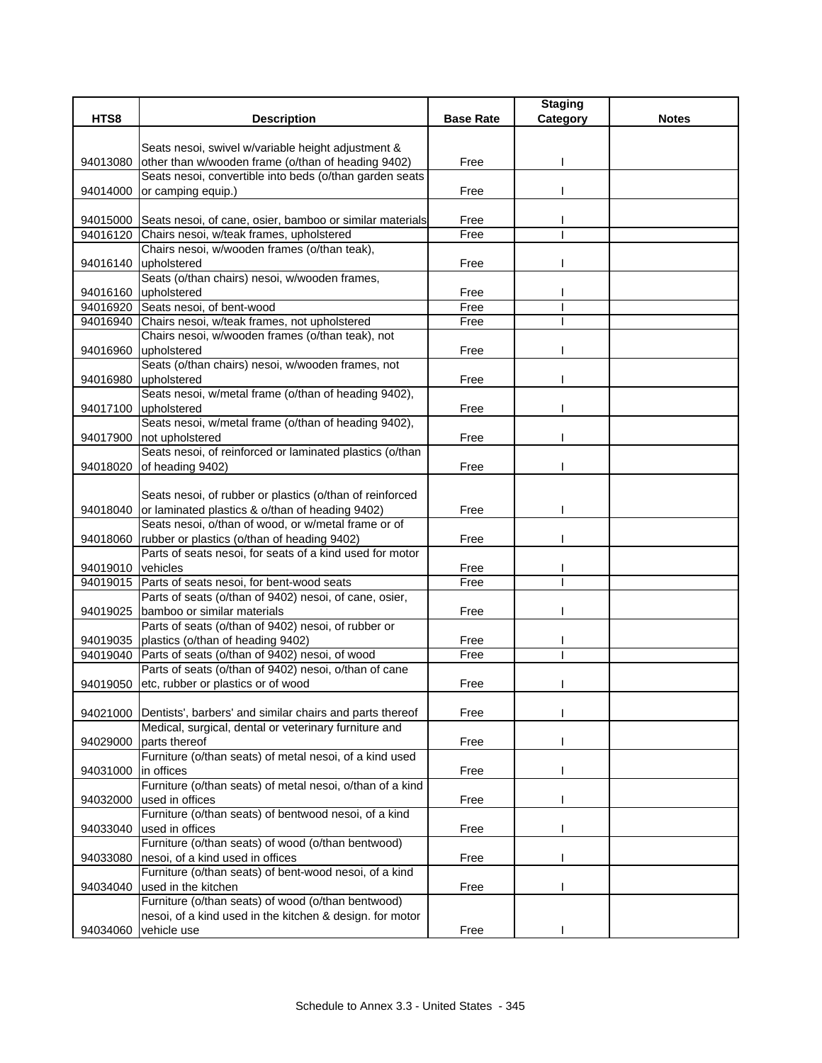| HTS8 | Description | Base Rate | Staging Category | Notes |
|---|---|---|---|---|
| 94013080 | Seats nesoi, swivel w/variable height adjustment & other than w/wooden frame (o/than of heading 9402) | Free | I | |
| 94014000 | Seats nesoi, convertible into beds (o/than garden seats or camping equip.) | Free | I | |
| 94015000 | Seats nesoi, of cane, osier, bamboo or similar materials | Free | I | |
| 94016120 | Chairs nesoi, w/teak frames, upholstered | Free | I | |
| 94016140 | Chairs nesoi, w/wooden frames (o/than teak), upholstered | Free | I | |
| 94016160 | Seats (o/than chairs) nesoi, w/wooden frames, upholstered | Free | I | |
| 94016920 | Seats nesoi, of bent-wood | Free | I | |
| 94016940 | Chairs nesoi, w/teak frames, not upholstered | Free | I | |
| 94016960 | Chairs nesoi, w/wooden frames (o/than teak), not upholstered | Free | I | |
| 94016980 | Seats (o/than chairs) nesoi, w/wooden frames, not upholstered | Free | I | |
| 94017100 | Seats nesoi, w/metal frame (o/than of heading 9402), upholstered | Free | I | |
| 94017900 | Seats nesoi, w/metal frame (o/than of heading 9402), not upholstered | Free | I | |
| 94018020 | Seats nesoi, of reinforced or laminated plastics (o/than of heading 9402) | Free | I | |
| 94018040 | Seats nesoi, of rubber or plastics (o/than of reinforced or laminated plastics & o/than of heading 9402) | Free | I | |
| 94018060 | Seats nesoi, o/than of wood, or w/metal frame or of rubber or plastics (o/than of heading 9402) | Free | I | |
| 94019010 | Parts of seats nesoi, for seats of a kind used for motor vehicles | Free | I | |
| 94019015 | Parts of seats nesoi, for bent-wood seats | Free | I | |
| 94019025 | Parts of seats (o/than of 9402) nesoi, of cane, osier, bamboo or similar materials | Free | I | |
| 94019035 | Parts of seats (o/than of 9402) nesoi, of rubber or plastics (o/than of heading 9402) | Free | I | |
| 94019040 | Parts of seats (o/than of 9402) nesoi, of wood | Free | I | |
| 94019050 | Parts of seats (o/than of 9402) nesoi, o/than of cane etc, rubber or plastics or of wood | Free | I | |
| 94021000 | Dentists', barbers' and similar chairs and parts thereof | Free | I | |
| 94029000 | Medical, surgical, dental or veterinary furniture and parts thereof | Free | I | |
| 94031000 | Furniture (o/than seats) of metal nesoi, of a kind used in offices | Free | I | |
| 94032000 | Furniture (o/than seats) of metal nesoi, o/than of a kind used in offices | Free | I | |
| 94033040 | Furniture (o/than seats) of bentwood nesoi, of a kind used in offices | Free | I | |
| 94033080 | Furniture (o/than seats) of wood (o/than bentwood) nesoi, of a kind used in offices | Free | I | |
| 94034040 | Furniture (o/than seats) of bent-wood nesoi, of a kind used in the kitchen | Free | I | |
| 94034060 | Furniture (o/than seats) of wood (o/than bentwood) nesoi, of a kind used in the kitchen & design. for motor vehicle use | Free | I | |

Schedule to Annex 3.3 - United States - 345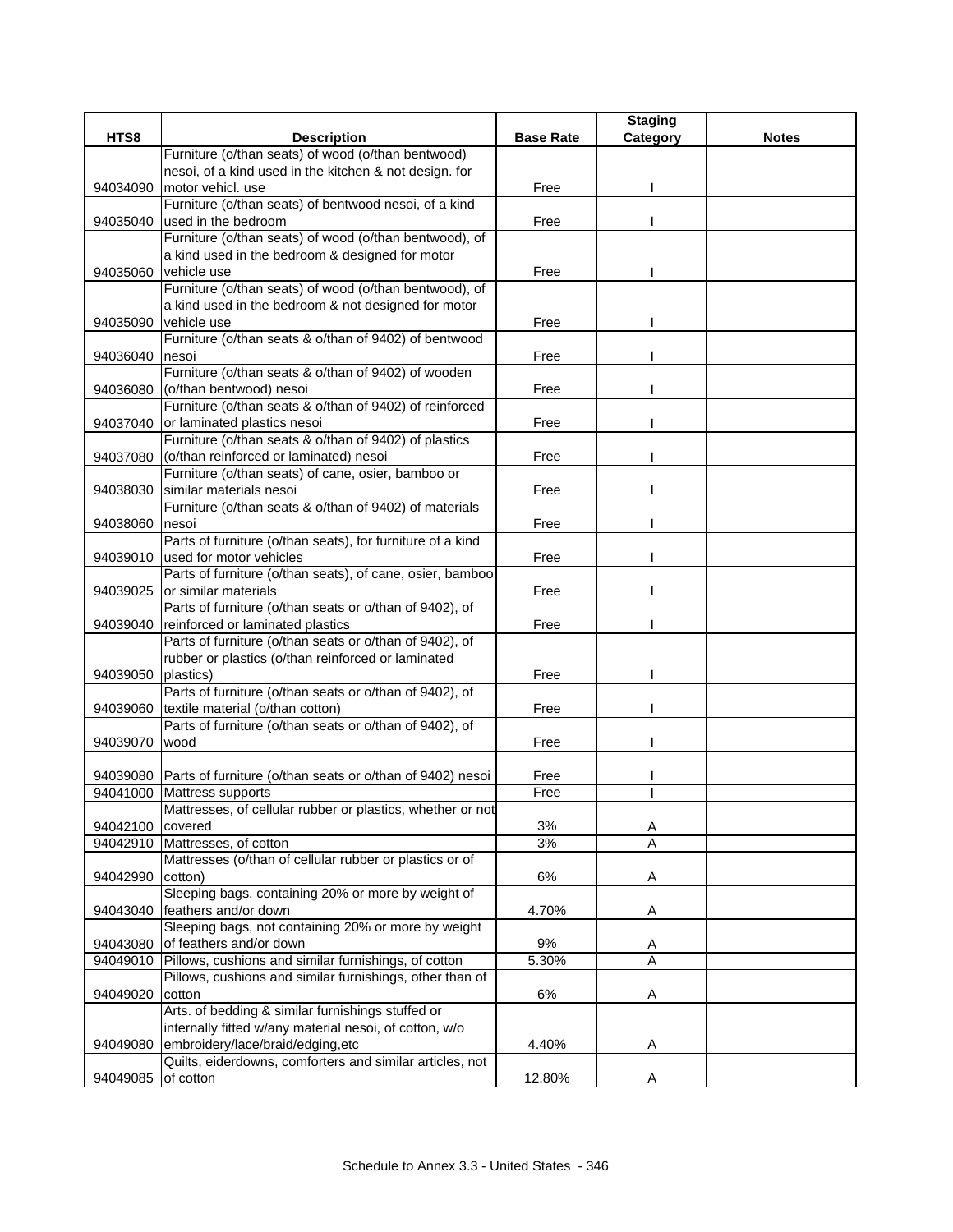| HTS8 | Description | Base Rate | Staging Category | Notes |
|---|---|---|---|---|
| 94034090 | Furniture (o/than seats) of wood (o/than bentwood) nesoi, of a kind used in the kitchen & not design. for motor vehicl. use | Free | I | |
| 94035040 | Furniture (o/than seats) of bentwood nesoi, of a kind used in the bedroom | Free | I | |
| 94035060 | Furniture (o/than seats) of wood (o/than bentwood), of a kind used in the bedroom & designed for motor vehicle use | Free | I | |
| 94035090 | Furniture (o/than seats) of wood (o/than bentwood), of a kind used in the bedroom & not designed for motor vehicle use | Free | I | |
| 94036040 | Furniture (o/than seats & o/than of 9402) of bentwood nesoi | Free | I | |
| 94036080 | Furniture (o/than seats & o/than of 9402) of wooden (o/than bentwood) nesoi | Free | I | |
| 94037040 | Furniture (o/than seats & o/than of 9402) of reinforced or laminated plastics nesoi | Free | I | |
| 94037080 | Furniture (o/than seats & o/than of 9402) of plastics (o/than reinforced or laminated) nesoi | Free | I | |
| 94038030 | Furniture (o/than seats) of cane, osier, bamboo or similar materials nesoi | Free | I | |
| 94038060 | Furniture (o/than seats & o/than of 9402) of materials nesoi | Free | I | |
| 94039010 | Parts of furniture (o/than seats), for furniture of a kind used for motor vehicles | Free | I | |
| 94039025 | Parts of furniture (o/than seats), of cane, osier, bamboo or similar materials | Free | I | |
| 94039040 | Parts of furniture (o/than seats or o/than of 9402), of reinforced or laminated plastics | Free | I | |
| 94039050 | Parts of furniture (o/than seats or o/than of 9402), of rubber or plastics (o/than reinforced or laminated plastics) | Free | I | |
| 94039060 | Parts of furniture (o/than seats or o/than of 9402), of textile material (o/than cotton) | Free | I | |
| 94039070 | Parts of furniture (o/than seats or o/than of 9402), of wood | Free | I | |
| 94039080 | Parts of furniture (o/than seats or o/than of 9402) nesoi | Free | I | |
| 94041000 | Mattress supports | Free | I | |
| 94042100 | Mattresses, of cellular rubber or plastics, whether or not covered | 3% | A | |
| 94042910 | Mattresses, of cotton | 3% | A | |
| 94042990 | Mattresses (o/than of cellular rubber or plastics or of cotton) | 6% | A | |
| 94043040 | Sleeping bags, containing 20% or more by weight of feathers and/or down | 4.70% | A | |
| 94043080 | Sleeping bags, not containing 20% or more by weight of feathers and/or down | 9% | A | |
| 94049010 | Pillows, cushions and similar furnishings, of cotton | 5.30% | A | |
| 94049020 | Pillows, cushions and similar furnishings, other than of cotton | 6% | A | |
| 94049080 | Arts. of bedding & similar furnishings stuffed or internally fitted w/any material nesoi, of cotton, w/o embroidery/lace/braid/edging,etc | 4.40% | A | |
| 94049085 | Quilts, eiderdowns, comforters and similar articles, not of cotton | 12.80% | A | |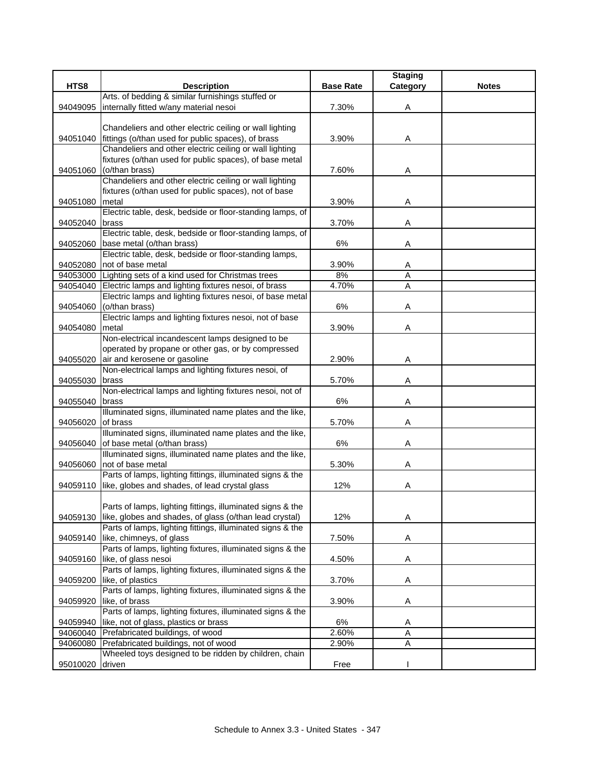| HTS8 | Description | Base Rate | Staging Category | Notes |
|---|---|---|---|---|
| 94049095 | Arts. of bedding & similar furnishings stuffed or internally fitted w/any material nesoi | 7.30% | A | |
| 94051040 | Chandeliers and other electric ceiling or wall lighting fittings (o/than used for public spaces), of brass | 3.90% | A | |
| 94051060 | Chandeliers and other electric ceiling or wall lighting fixtures (o/than used for public spaces), of base metal (o/than brass) | 7.60% | A | |
| 94051080 | Chandeliers and other electric ceiling or wall lighting fixtures (o/than used for public spaces), not of base metal | 3.90% | A | |
| 94052040 | Electric table, desk, bedside or floor-standing lamps, of brass | 3.70% | A | |
| 94052060 | Electric table, desk, bedside or floor-standing lamps, of base metal (o/than brass) | 6% | A | |
| 94052080 | Electric table, desk, bedside or floor-standing lamps, not of base metal | 3.90% | A | |
| 94053000 | Lighting sets of a kind used for Christmas trees | 8% | A | |
| 94054040 | Electric lamps and lighting fixtures nesoi, of brass | 4.70% | A | |
| 94054060 | Electric lamps and lighting fixtures nesoi, of base metal (o/than brass) | 6% | A | |
| 94054080 | Electric lamps and lighting fixtures nesoi, not of base metal | 3.90% | A | |
| 94055020 | Non-electrical incandescent lamps designed to be operated by propane or other gas, or by compressed air and kerosene or gasoline | 2.90% | A | |
| 94055030 | Non-electrical lamps and lighting fixtures nesoi, of brass | 5.70% | A | |
| 94055040 | Non-electrical lamps and lighting fixtures nesoi, not of brass | 6% | A | |
| 94056020 | Illuminated signs, illuminated name plates and the like, of brass | 5.70% | A | |
| 94056040 | Illuminated signs, illuminated name plates and the like, of base metal (o/than brass) | 6% | A | |
| 94056060 | Illuminated signs, illuminated name plates and the like, not of base metal | 5.30% | A | |
| 94059110 | Parts of lamps, lighting fittings, illuminated signs & the like, globes and shades, of lead crystal glass | 12% | A | |
| 94059130 | Parts of lamps, lighting fittings, illuminated signs & the like, globes and shades, of glass (o/than lead crystal) | 12% | A | |
| 94059140 | Parts of lamps, lighting fittings, illuminated signs & the like, chimneys, of glass | 7.50% | A | |
| 94059160 | Parts of lamps, lighting fixtures, illuminated signs & the like, of glass nesoi | 4.50% | A | |
| 94059200 | Parts of lamps, lighting fixtures, illuminated signs & the like, of plastics | 3.70% | A | |
| 94059920 | Parts of lamps, lighting fixtures, illuminated signs & the like, of brass | 3.90% | A | |
| 94059940 | Parts of lamps, lighting fixtures, illuminated signs & the like, not of glass, plastics or brass | 6% | A | |
| 94060040 | Prefabricated buildings, of wood | 2.60% | A | |
| 94060080 | Prefabricated buildings, not of wood | 2.90% | A | |
| 95010020 | Wheeled toys designed to be ridden by children, chain driven | Free | I | |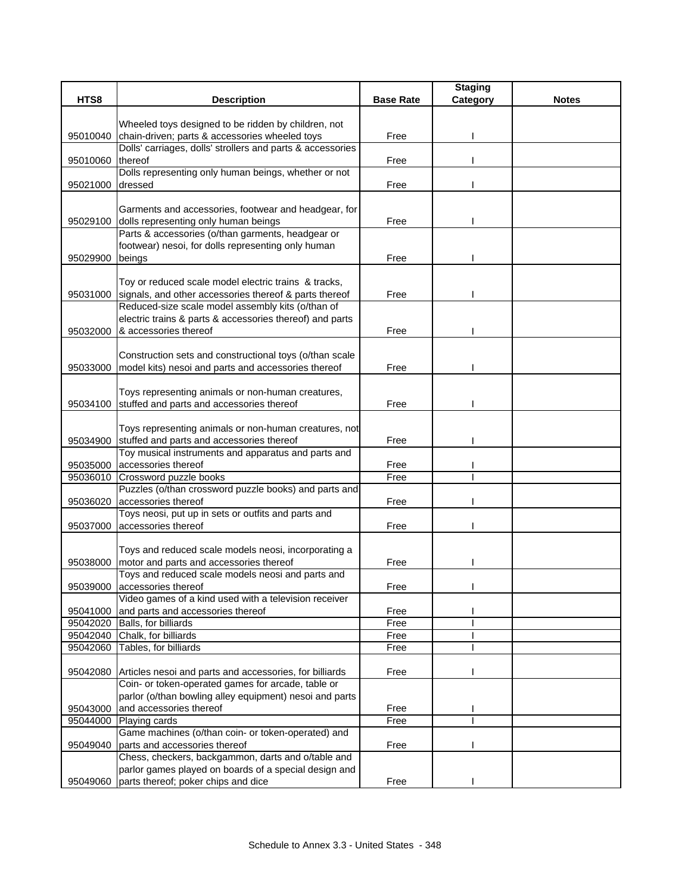| HTS8 | Description | Base Rate | Staging Category | Notes |
|---|---|---|---|---|
| 95010040 | Wheeled toys designed to be ridden by children, not chain-driven; parts & accessories wheeled toys | Free | I | |
| 95010060 | Dolls' carriages, dolls' strollers and parts & accessories thereof | Free | I | |
| 95021000 | Dolls representing only human beings, whether or not dressed | Free | I | |
| 95029100 | Garments and accessories, footwear and headgear, for dolls representing only human beings | Free | I | |
| 95029900 | Parts & accessories (o/than garments, headgear or footwear) nesoi, for dolls representing only human beings | Free | I | |
| 95031000 | Toy or reduced scale model electric trains & tracks, signals, and other accessories thereof & parts thereof | Free | I | |
| 95032000 | Reduced-size scale model assembly kits (o/than of electric trains & parts & accessories thereof) and parts & accessories thereof | Free | I | |
| 95033000 | Construction sets and constructional toys (o/than scale model kits) nesoi and parts and accessories thereof | Free | I | |
| 95034100 | Toys representing animals or non-human creatures, stuffed and parts and accessories thereof | Free | I | |
| 95034900 | Toys representing animals or non-human creatures, not stuffed and parts and accessories thereof | Free | I | |
| 95035000 | Toy musical instruments and apparatus and parts and accessories thereof | Free | I | |
| 95036010 | Crossword puzzle books | Free | I | |
| 95036020 | Puzzles (o/than crossword puzzle books) and parts and accessories thereof | Free | I | |
| 95037000 | Toys neosi, put up in sets or outfits and parts and accessories thereof | Free | I | |
| 95038000 | Toys and reduced scale models neosi, incorporating a motor and parts and accessories thereof | Free | I | |
| 95039000 | Toys and reduced scale models neosi and parts and accessories thereof | Free | I | |
| 95041000 | Video games of a kind used with a television receiver and parts and accessories thereof | Free | I | |
| 95042020 | Balls, for billiards | Free | I | |
| 95042040 | Chalk, for billiards | Free | I | |
| 95042060 | Tables, for billiards | Free | I | |
| 95042080 | Articles nesoi and parts and accessories, for billiards | Free | I | |
| 95043000 | Coin- or token-operated games for arcade, table or parlor (o/than bowling alley equipment) nesoi and parts and accessories thereof | Free | I | |
| 95044000 | Playing cards | Free | I | |
| 95049040 | Game machines (o/than coin- or token-operated) and parts and accessories thereof | Free | I | |
| 95049060 | Chess, checkers, backgammon, darts and o/table and parlor games played on boards of a special design and parts thereof; poker chips and dice | Free | I | |

Schedule to Annex 3.3 - United States - 348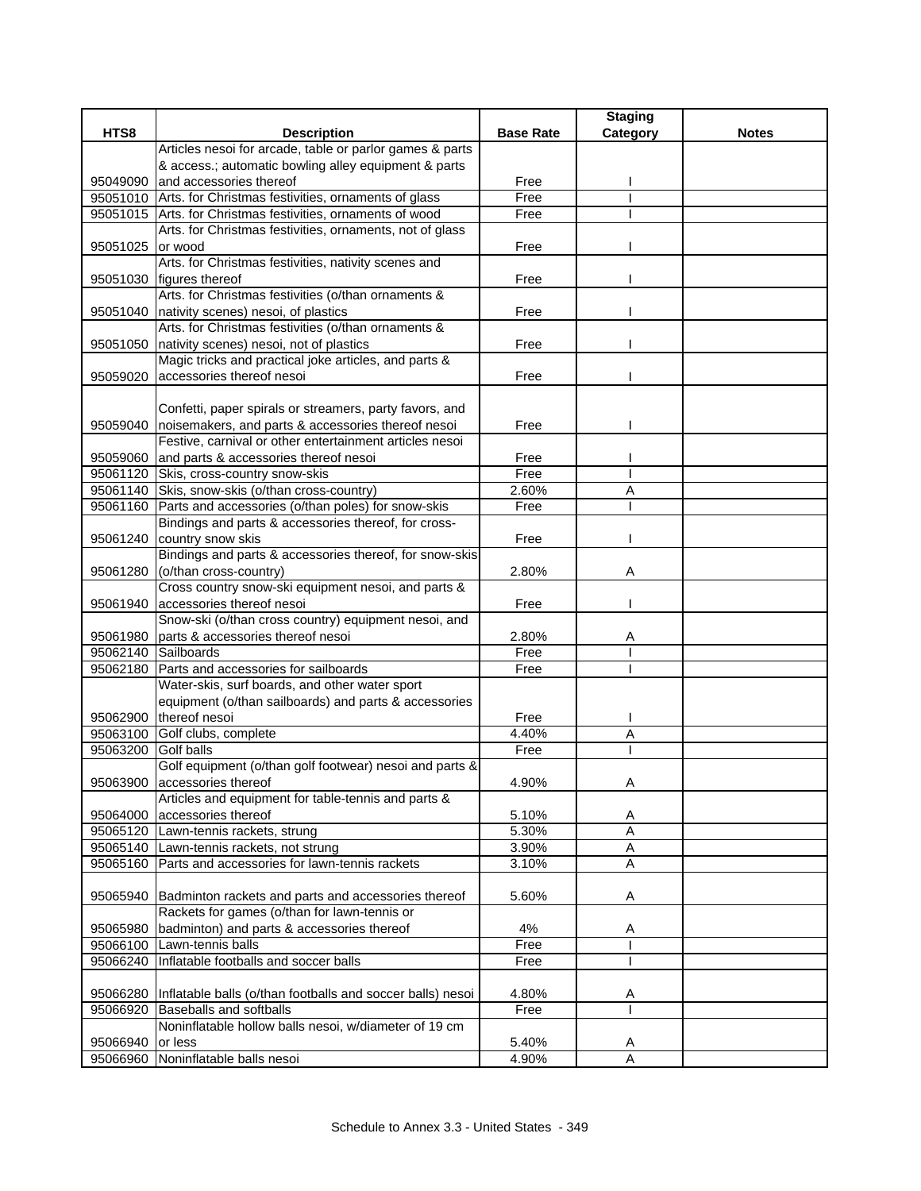| HTS8 | Description | Base Rate | Staging Category | Notes |
|---|---|---|---|---|
| 95049090 | Articles nesoi for arcade, table or parlor games & parts & access.; automatic bowling alley equipment & parts and accessories thereof | Free | I | |
| 95051010 | Arts. for Christmas festivities, ornaments of glass | Free | I | |
| 95051015 | Arts. for Christmas festivities, ornaments of wood | Free | I | |
| 95051025 | Arts. for Christmas festivities, ornaments, not of glass or wood | Free | I | |
| 95051030 | Arts. for Christmas festivities, nativity scenes and figures thereof | Free | I | |
| 95051040 | Arts. for Christmas festivities (o/than ornaments & nativity scenes) nesoi, of plastics | Free | I | |
| 95051050 | Arts. for Christmas festivities (o/than ornaments & nativity scenes) nesoi, not of plastics | Free | I | |
| 95059020 | Magic tricks and practical joke articles, and parts & accessories thereof nesoi | Free | I | |
| 95059040 | Confetti, paper spirals or streamers, party favors, and noisemakers, and parts & accessories thereof nesoi | Free | I | |
| 95059060 | Festive, carnival or other entertainment articles nesoi and parts & accessories thereof nesoi | Free | I | |
| 95061120 | Skis, cross-country snow-skis | Free | I | |
| 95061140 | Skis, snow-skis (o/than cross-country) | 2.60% | A | |
| 95061160 | Parts and accessories (o/than poles) for snow-skis | Free | I | |
| 95061240 | Bindings and parts & accessories thereof, for cross-country snow skis | Free | I | |
| 95061280 | Bindings and parts & accessories thereof, for snow-skis (o/than cross-country) | 2.80% | A | |
| 95061940 | Cross country snow-ski equipment nesoi, and parts & accessories thereof nesoi | Free | I | |
| 95061980 | Snow-ski (o/than cross country) equipment nesoi, and parts & accessories thereof nesoi | 2.80% | A | |
| 95062140 | Sailboards | Free | I | |
| 95062180 | Parts and accessories for sailboards | Free | I | |
| 95062900 | Water-skis, surf boards, and other water sport equipment (o/than sailboards) and parts & accessories thereof nesoi | Free | I | |
| 95063100 | Golf clubs, complete | 4.40% | A | |
| 95063200 | Golf balls | Free | I | |
| 95063900 | Golf equipment (o/than golf footwear) nesoi and parts & accessories thereof | 4.90% | A | |
| 95064000 | Articles and equipment for table-tennis and parts & accessories thereof | 5.10% | A | |
| 95065120 | Lawn-tennis rackets, strung | 5.30% | A | |
| 95065140 | Lawn-tennis rackets, not strung | 3.90% | A | |
| 95065160 | Parts and accessories for lawn-tennis rackets | 3.10% | A | |
| 95065940 | Badminton rackets and parts and accessories thereof | 5.60% | A | |
| 95065980 | Rackets for games (o/than for lawn-tennis or badminton) and parts & accessories thereof | 4% | A | |
| 95066100 | Lawn-tennis balls | Free | I | |
| 95066240 | Inflatable footballs and soccer balls | Free | I | |
| 95066280 | Inflatable balls (o/than footballs and soccer balls) nesoi | 4.80% | A | |
| 95066920 | Baseballs and softballs | Free | I | |
| 95066940 | Noninflatable hollow balls nesoi, w/diameter of 19 cm or less | 5.40% | A | |
| 95066960 | Noninflatable balls nesoi | 4.90% | A | |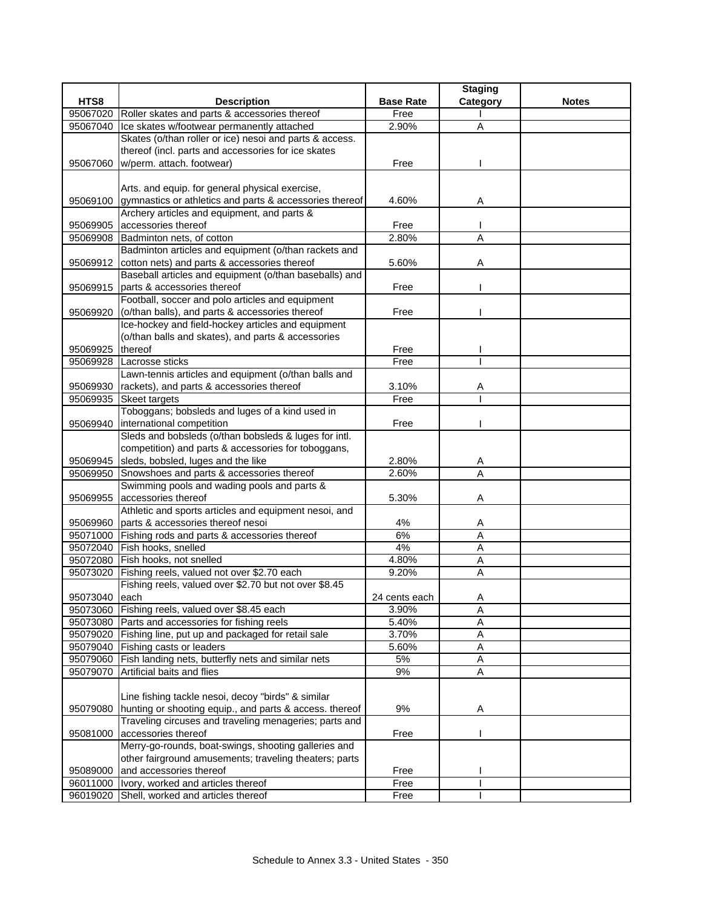| HTS8 | Description | Base Rate | Staging Category | Notes |
|---|---|---|---|---|
| 95067020 | Roller skates and parts & accessories thereof | Free | I | |
| 95067040 | Ice skates w/footwear permanently attached | 2.90% | A | |
| 95067060 | Skates (o/than roller or ice) nesoi and parts & access. thereof (incl. parts and accessories for ice skates w/perm. attach. footwear) | Free | I | |
| 95069100 | Arts. and equip. for general physical exercise, gymnastics or athletics and parts & accessories thereof | 4.60% | A | |
| 95069905 | Archery articles and equipment, and parts & accessories thereof | Free | I | |
| 95069908 | Badminton nets, of cotton | 2.80% | A | |
| 95069912 | Badminton articles and equipment (o/than rackets and cotton nets) and parts & accessories thereof | 5.60% | A | |
| 95069915 | Baseball articles and equipment (o/than baseballs) and parts & accessories thereof | Free | I | |
| 95069920 | Football, soccer and polo articles and equipment (o/than balls), and parts & accessories thereof | Free | I | |
| 95069925 | Ice-hockey and field-hockey articles and equipment (o/than balls and skates), and parts & accessories thereof | Free | I | |
| 95069928 | Lacrosse sticks | Free | I | |
| 95069930 | Lawn-tennis articles and equipment (o/than balls and rackets), and parts & accessories thereof | 3.10% | A | |
| 95069935 | Skeet targets | Free | I | |
| 95069940 | Toboggans; bobsleds and luges of a kind used in international competition | Free | I | |
| 95069945 | Sleds and bobsleds (o/than bobsleds & luges for intl. competition) and parts & accessories for toboggans, sleds, bobsled, luges and the like | 2.80% | A | |
| 95069950 | Snowshoes and parts & accessories thereof | 2.60% | A | |
| 95069955 | Swimming pools and wading pools and parts & accessories thereof | 5.30% | A | |
| 95069960 | Athletic and sports articles and equipment nesoi, and parts & accessories thereof nesoi | 4% | A | |
| 95071000 | Fishing rods and parts & accessories thereof | 6% | A | |
| 95072040 | Fish hooks, snelled | 4% | A | |
| 95072080 | Fish hooks, not snelled | 4.80% | A | |
| 95073020 | Fishing reels, valued not over $2.70 each | 9.20% | A | |
| 95073040 | Fishing reels, valued over $2.70 but not over $8.45 each | 24 cents each | A | |
| 95073060 | Fishing reels, valued over $8.45 each | 3.90% | A | |
| 95073080 | Parts and accessories for fishing reels | 5.40% | A | |
| 95079020 | Fishing line, put up and packaged for retail sale | 3.70% | A | |
| 95079040 | Fishing casts or leaders | 5.60% | A | |
| 95079060 | Fish landing nets, butterfly nets and similar nets | 5% | A | |
| 95079070 | Artificial baits and flies | 9% | A | |
| 95079080 | Line fishing tackle nesoi, decoy "birds" & similar hunting or shooting equip., and parts & access. thereof | 9% | A | |
| 95081000 | Traveling circuses and traveling menageries; parts and accessories thereof | Free | I | |
| 95089000 | Merry-go-rounds, boat-swings, shooting galleries and other fairground amusements; traveling theaters; parts and accessories thereof | Free | I | |
| 96011000 | Ivory, worked and articles thereof | Free | I | |
| 96019020 | Shell, worked and articles thereof | Free | I | |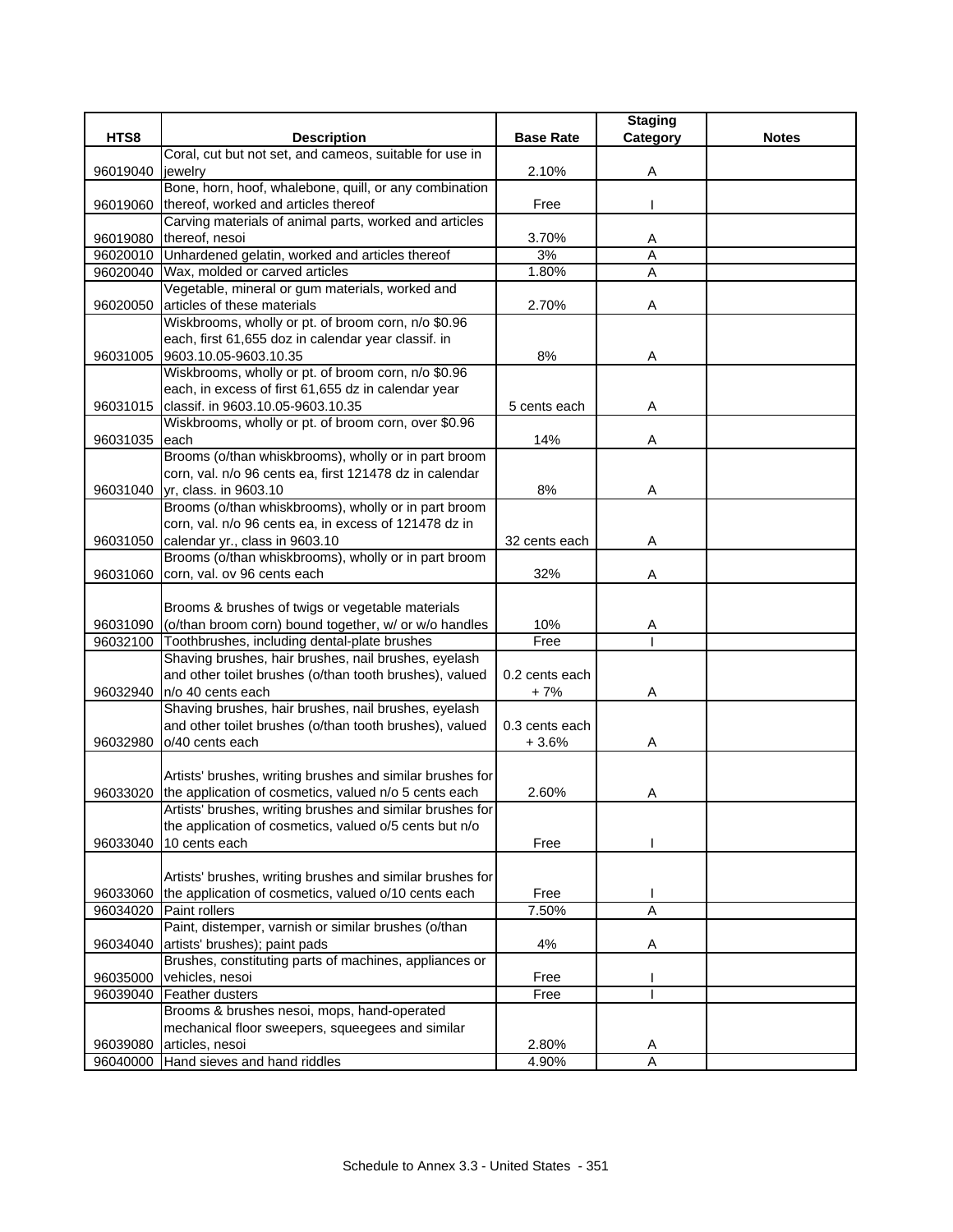| HTS8 | Description | Base Rate | Staging Category | Notes |
|---|---|---|---|---|
| 96019040 | Coral, cut but not set, and cameos, suitable for use in jewelry | 2.10% | A | |
| 96019060 | Bone, horn, hoof, whalebone, quill, or any combination thereof, worked and articles thereof | Free | I | |
| 96019080 | Carving materials of animal parts, worked and articles thereof, nesoi | 3.70% | A | |
| 96020010 | Unhardened gelatin, worked and articles thereof | 3% | A | |
| 96020040 | Wax, molded or carved articles | 1.80% | A | |
| 96020050 | Vegetable, mineral or gum materials, worked and articles of these materials | 2.70% | A | |
| 96031005 | Wiskbrooms, wholly or pt. of broom corn, n/o $0.96 each, first 61,655 doz in calendar year classif. in 9603.10.05-9603.10.35 | 8% | A | |
| 96031015 | Wiskbrooms, wholly or pt. of broom corn, n/o $0.96 each, in excess of first 61,655 dz in calendar year classif. in 9603.10.05-9603.10.35 | 5 cents each | A | |
| 96031035 | Wiskbrooms, wholly or pt. of broom corn, over $0.96 each | 14% | A | |
| 96031040 | Brooms (o/than whiskbrooms), wholly or in part broom corn, val. n/o 96 cents ea, first 121478 dz in calendar yr, class. in 9603.10 | 8% | A | |
| 96031050 | Brooms (o/than whiskbrooms), wholly or in part broom corn, val. n/o 96 cents ea, in excess of 121478 dz in calendar yr., class in 9603.10 | 32 cents each | A | |
| 96031060 | Brooms (o/than whiskbrooms), wholly or in part broom corn, val. ov 96 cents each | 32% | A | |
| 96031090 | Brooms & brushes of twigs or vegetable materials (o/than broom corn) bound together, w/ or w/o handles | 10% | A | |
| 96032100 | Toothbrushes, including dental-plate brushes | Free | I | |
| 96032940 | Shaving brushes, hair brushes, nail brushes, eyelash and other toilet brushes (o/than tooth brushes), valued n/o 40 cents each | 0.2 cents each + 7% | A | |
| 96032980 | Shaving brushes, hair brushes, nail brushes, eyelash and other toilet brushes (o/than tooth brushes), valued o/40 cents each | 0.3 cents each + 3.6% | A | |
| 96033020 | Artists' brushes, writing brushes and similar brushes for the application of cosmetics, valued n/o 5 cents each | 2.60% | A | |
| 96033040 | Artists' brushes, writing brushes and similar brushes for the application of cosmetics, valued o/5 cents but n/o 10 cents each | Free | I | |
| 96033060 | Artists' brushes, writing brushes and similar brushes for the application of cosmetics, valued o/10 cents each | Free | I | |
| 96034020 | Paint rollers | 7.50% | A | |
| 96034040 | Paint, distemper, varnish or similar brushes (o/than artists' brushes); paint pads | 4% | A | |
| 96035000 | Brushes, constituting parts of machines, appliances or vehicles, nesoi | Free | I | |
| 96039040 | Feather dusters | Free | I | |
| 96039080 | Brooms & brushes nesoi, mops, hand-operated mechanical floor sweepers, squeegees and similar articles, nesoi | 2.80% | A | |
| 96040000 | Hand sieves and hand riddles | 4.90% | A | |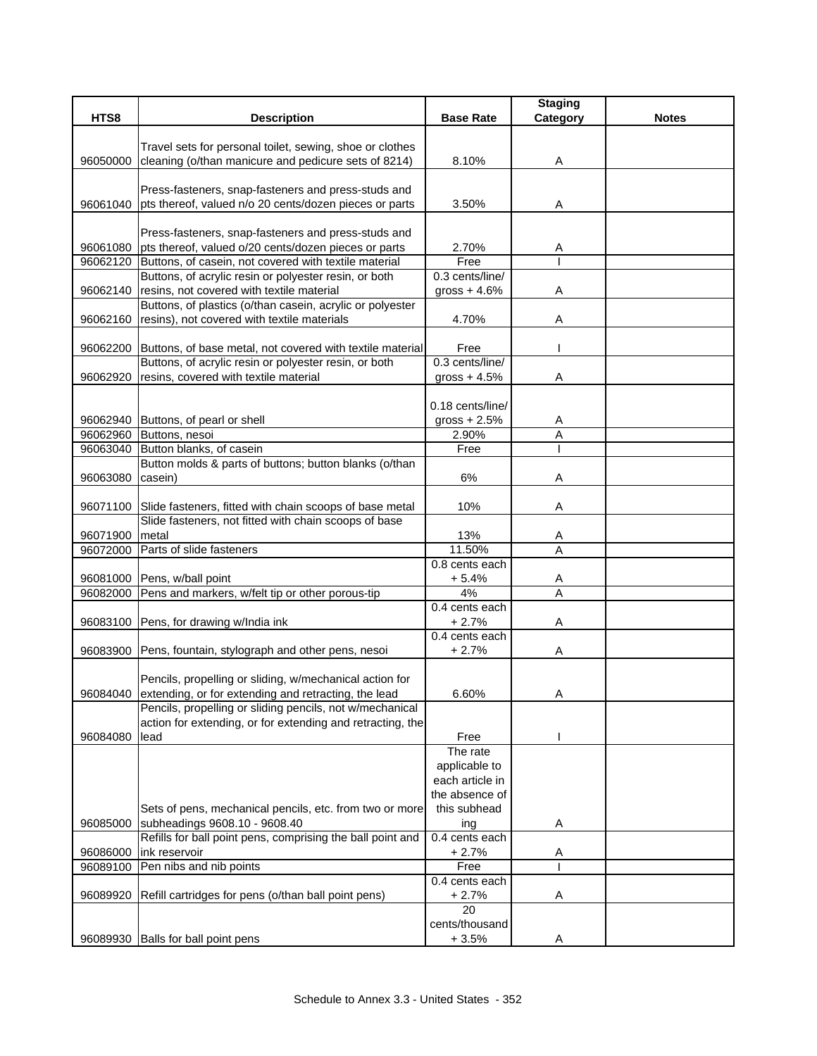| HTS8 | Description | Base Rate | Staging Category | Notes |
|---|---|---|---|---|
| 96050000 | Travel sets for personal toilet, sewing, shoe or clothes cleaning (o/than manicure and pedicure sets of 8214) | 8.10% | A | |
| 96061040 | Press-fasteners, snap-fasteners and press-studs and pts thereof, valued n/o 20 cents/dozen pieces or parts | 3.50% | A | |
| 96061080 | Press-fasteners, snap-fasteners and press-studs and pts thereof, valued o/20 cents/dozen pieces or parts | 2.70% | A | |
| 96062120 | Buttons, of casein, not covered with textile material | Free | I | |
| 96062140 | Buttons, of acrylic resin or polyester resin, or both resins, not covered with textile material | 0.3 cents/line/ gross + 4.6% | A | |
| 96062160 | Buttons, of plastics (o/than casein, acrylic or polyester resins), not covered with textile materials | 4.70% | A | |
| 96062200 | Buttons, of base metal, not covered with textile material | Free | I | |
| 96062920 | Buttons, of acrylic resin or polyester resin, or both resins, covered with textile material | 0.3 cents/line/ gross + 4.5% | A | |
| 96062940 | Buttons, of pearl or shell | 0.18 cents/line/ gross + 2.5% | A | |
| 96062960 | Buttons, nesoi | 2.90% | A | |
| 96063040 | Button blanks, of casein | Free | I | |
| 96063080 | Button molds & parts of buttons; button blanks (o/than casein) | 6% | A | |
| 96071100 | Slide fasteners, fitted with chain scoops of base metal | 10% | A | |
| 96071900 | Slide fasteners, not fitted with chain scoops of base metal | 13% | A | |
| 96072000 | Parts of slide fasteners | 11.50% | A | |
| 96081000 | Pens, w/ball point | 0.8 cents each + 5.4% | A | |
| 96082000 | Pens and markers, w/felt tip or other porous-tip | 4% | A | |
| 96083100 | Pens, for drawing w/India ink | 0.4 cents each + 2.7% | A | |
| 96083900 | Pens, fountain, stylograph and other pens, nesoi | 0.4 cents each + 2.7% | A | |
| 96084040 | Pencils, propelling or sliding, w/mechanical action for extending, or for extending and retracting, the lead | 6.60% | A | |
| 96084080 | Pencils, propelling or sliding pencils, not w/mechanical action for extending, or for extending and retracting, the lead | Free | I | |
| 96085000 | Sets of pens, mechanical pencils, etc. from two or more subheadings 9608.10 - 9608.40 | The rate applicable to each article in the absence of this subheading | A | |
| 96086000 | Refills for ball point pens, comprising the ball point and ink reservoir | 0.4 cents each + 2.7% | A | |
| 96089100 | Pen nibs and nib points | Free | I | |
| 96089920 | Refill cartridges for pens (o/than ball point pens) | 0.4 cents each + 2.7% | A | |
| 96089930 | Balls for ball point pens | 20 cents/thousand + 3.5% | A | |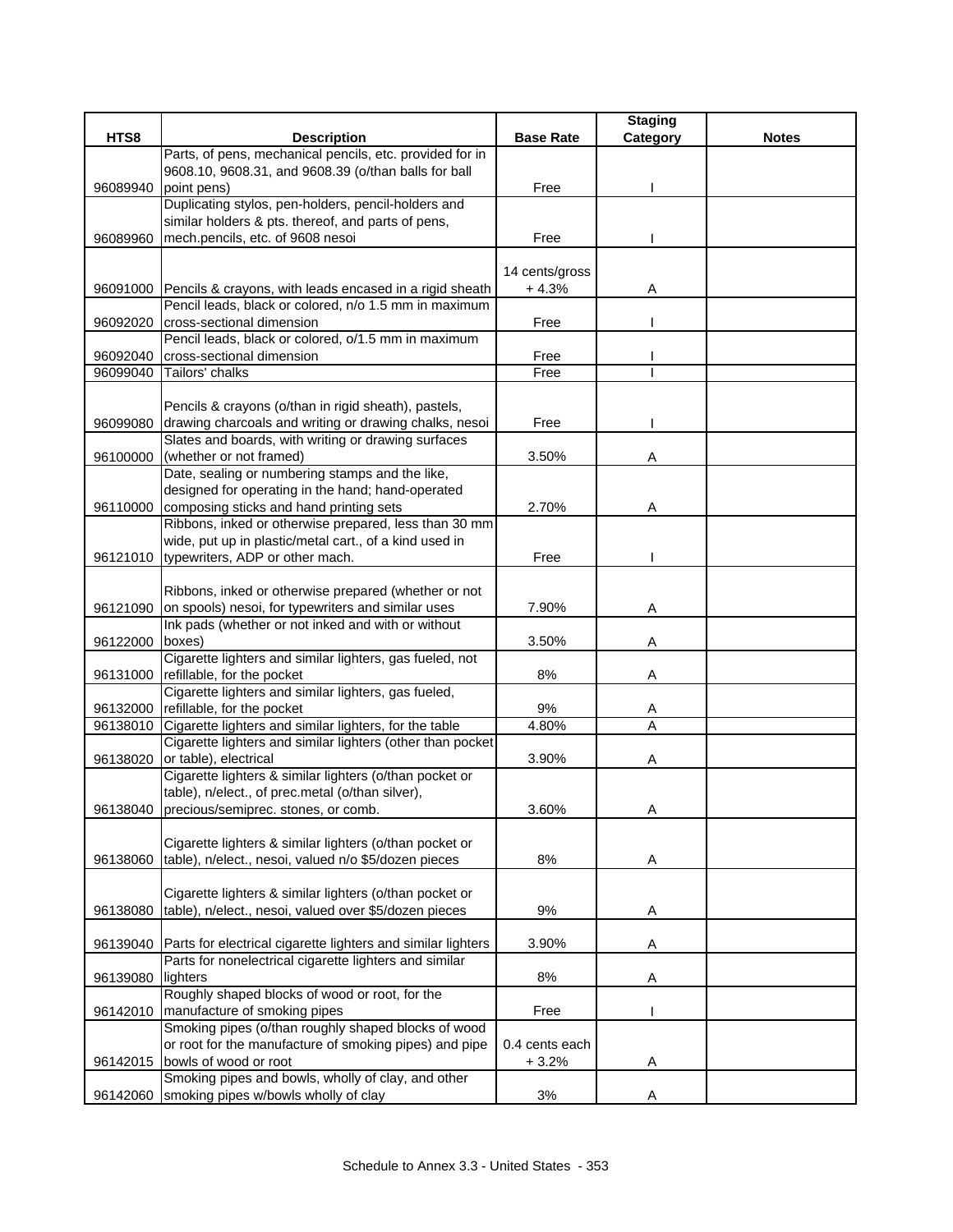| HTS8 | Description | Base Rate | Staging Category | Notes |
|---|---|---|---|---|
| 96089940 | Parts, of pens, mechanical pencils, etc. provided for in 9608.10, 9608.31, and 9608.39 (o/than balls for ball point pens) | Free | I | |
| 96089960 | Duplicating stylos, pen-holders, pencil-holders and similar holders & pts. thereof, and parts of pens, mech.pencils, etc. of 9608 nesoi | Free | I | |
| 96091000 | Pencils & crayons, with leads encased in a rigid sheath | 14 cents/gross + 4.3% | A | |
| 96092020 | Pencil leads, black or colored, n/o 1.5 mm in maximum cross-sectional dimension | Free | I | |
| 96092040 | Pencil leads, black or colored, o/1.5 mm in maximum cross-sectional dimension | Free | I | |
| 96099040 | Tailors' chalks | Free | I | |
| 96099080 | Pencils & crayons (o/than in rigid sheath), pastels, drawing charcoals and writing or drawing chalks, nesoi | Free | I | |
| 96100000 | Slates and boards, with writing or drawing surfaces (whether or not framed) | 3.50% | A | |
| 96110000 | Date, sealing or numbering stamps and the like, designed for operating in the hand; hand-operated composing sticks and hand printing sets | 2.70% | A | |
| 96121010 | Ribbons, inked or otherwise prepared, less than 30 mm wide, put up in plastic/metal cart., of a kind used in typewriters, ADP or other mach. | Free | I | |
| 96121090 | Ribbons, inked or otherwise prepared (whether or not on spools) nesoi, for typewriters and similar uses | 7.90% | A | |
| 96122000 | Ink pads (whether or not inked and with or without boxes) | 3.50% | A | |
| 96131000 | Cigarette lighters and similar lighters, gas fueled, not refillable, for the pocket | 8% | A | |
| 96132000 | Cigarette lighters and similar lighters, gas fueled, refillable, for the pocket | 9% | A | |
| 96138010 | Cigarette lighters and similar lighters, for the table | 4.80% | A | |
| 96138020 | Cigarette lighters and similar lighters (other than pocket or table), electrical | 3.90% | A | |
| 96138040 | Cigarette lighters & similar lighters (o/than pocket or table), n/elect., of prec.metal (o/than silver), precious/semiprec. stones, or comb. | 3.60% | A | |
| 96138060 | Cigarette lighters & similar lighters (o/than pocket or table), n/elect., nesoi, valued n/o $5/dozen pieces | 8% | A | |
| 96138080 | Cigarette lighters & similar lighters (o/than pocket or table), n/elect., nesoi, valued over $5/dozen pieces | 9% | A | |
| 96139040 | Parts for electrical cigarette lighters and similar lighters | 3.90% | A | |
| 96139080 | Parts for nonelectrical cigarette lighters and similar lighters | 8% | A | |
| 96142010 | Roughly shaped blocks of wood or root, for the manufacture of smoking pipes | Free | I | |
| 96142015 | Smoking pipes (o/than roughly shaped blocks of wood or root for the manufacture of smoking pipes) and pipe bowls of wood or root | 0.4 cents each + 3.2% | A | |
| 96142060 | Smoking pipes and bowls, wholly of clay, and other smoking pipes w/bowls wholly of clay | 3% | A | |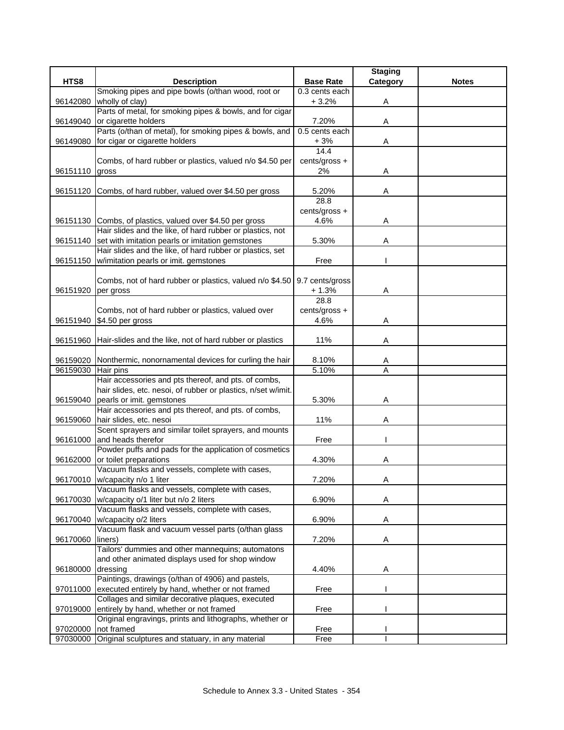| HTS8 | Description | Base Rate | Staging Category | Notes |
|---|---|---|---|---|
| 96142080 | Smoking pipes and pipe bowls (o/than wood, root or wholly of clay) | 0.3 cents each + 3.2% | A | |
| 96149040 | Parts of metal, for smoking pipes & bowls, and for cigar or cigarette holders | 7.20% | A | |
| 96149080 | Parts (o/than of metal), for smoking pipes & bowls, and for cigar or cigarette holders | 0.5 cents each + 3% | A | |
| 96151110 | Combs, of hard rubber or plastics, valued n/o $4.50 per gross | 14.4 cents/gross + 2% | A | |
| 96151120 | Combs, of hard rubber, valued over $4.50 per gross | 5.20% | A | |
| 96151130 | Combs, of plastics, valued over $4.50 per gross | 28.8 cents/gross + 4.6% | A | |
| 96151140 | Hair slides and the like, of hard rubber or plastics, not set with imitation pearls or imitation gemstones | 5.30% | A | |
| 96151150 | Hair slides and the like, of hard rubber or plastics, set w/imitation pearls or imit. gemstones | Free | I | |
| 96151920 | Combs, not of hard rubber or plastics, valued n/o $4.50 per gross | 9.7 cents/gross + 1.3% | A | |
| 96151940 | Combs, not of hard rubber or plastics, valued over $4.50 per gross | 28.8 cents/gross + 4.6% | A | |
| 96151960 | Hair-slides and the like, not of hard rubber or plastics | 11% | A | |
| 96159020 | Nonthermic, nonornamental devices for curling the hair | 8.10% | A | |
| 96159030 | Hair pins | 5.10% | A | |
| 96159040 | Hair accessories and pts thereof, and pts. of combs, hair slides, etc. nesoi, of rubber or plastics, n/set w/imit. pearls or imit. gemstones | 5.30% | A | |
| 96159060 | Hair accessories and pts thereof, and pts. of combs, hair slides, etc. nesoi | 11% | A | |
| 96161000 | Scent sprayers and similar toilet sprayers, and mounts and heads therefor | Free | I | |
| 96162000 | Powder puffs and pads for the application of cosmetics or toilet preparations | 4.30% | A | |
| 96170010 | Vacuum flasks and vessels, complete with cases, w/capacity n/o 1 liter | 7.20% | A | |
| 96170030 | Vacuum flasks and vessels, complete with cases, w/capacity o/1 liter but n/o 2 liters | 6.90% | A | |
| 96170040 | Vacuum flasks and vessels, complete with cases, w/capacity o/2 liters | 6.90% | A | |
| 96170060 | Vacuum flask and vacuum vessel parts (o/than glass liners) | 7.20% | A | |
| 96180000 | Tailors' dummies and other mannequins; automatons and other animated displays used for shop window dressing | 4.40% | A | |
| 97011000 | Paintings, drawings (o/than of 4906) and pastels, executed entirely by hand, whether or not framed | Free | I | |
| 97019000 | Collages and similar decorative plaques, executed entirely by hand, whether or not framed | Free | I | |
| 97020000 | Original engravings, prints and lithographs, whether or not framed | Free | I | |
| 97030000 | Original sculptures and statuary, in any material | Free | I | |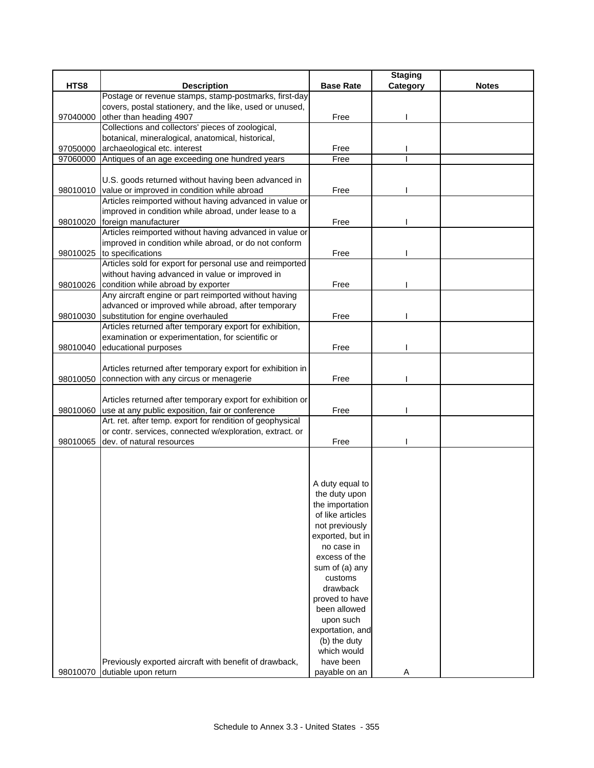| HTS8 | Description | Base Rate | Staging Category | Notes |
|---|---|---|---|---|
| 97040000 | Postage or revenue stamps, stamp-postmarks, first-day covers, postal stationery, and the like, used or unused, other than heading 4907 | Free | I | |
| 97050000 | Collections and collectors' pieces of zoological, botanical, mineralogical, anatomical, historical, archaeological etc. interest | Free | I | |
| 97060000 | Antiques of an age exceeding one hundred years | Free | I | |
| 98010010 | U.S. goods returned without having been advanced in value or improved in condition while abroad | Free | I | |
| 98010020 | Articles reimported without having advanced in value or improved in condition while abroad, under lease to a foreign manufacturer | Free | I | |
| 98010025 | Articles reimported without having advanced in value or improved in condition while abroad, or do not conform to specifications | Free | I | |
| 98010026 | Articles sold for export for personal use and reimported without having advanced in value or improved in condition while abroad by exporter | Free | I | |
| 98010030 | Any aircraft engine or part reimported without having advanced or improved while abroad, after temporary substitution for engine overhauled | Free | I | |
| 98010040 | Articles returned after temporary export for exhibition, examination or experimentation, for scientific or educational purposes | Free | I | |
| 98010050 | Articles returned after temporary export for exhibition in connection with any circus or menagerie | Free | I | |
| 98010060 | Articles returned after temporary export for exhibition or use at any public exposition, fair or conference | Free | I | |
| 98010065 | Art. ret. after temp. export for rendition of geophysical or contr. services, connected w/exploration, extract. or dev. of natural resources | Free | I | |
| 98010070 | Previously exported aircraft with benefit of drawback, dutiable upon return | A duty equal to the duty upon the importation of like articles not previously exported, but in no case in excess of the sum of (a) any customs drawback proved to have been allowed upon such exportation, and (b) the duty which would have been payable on an | A | |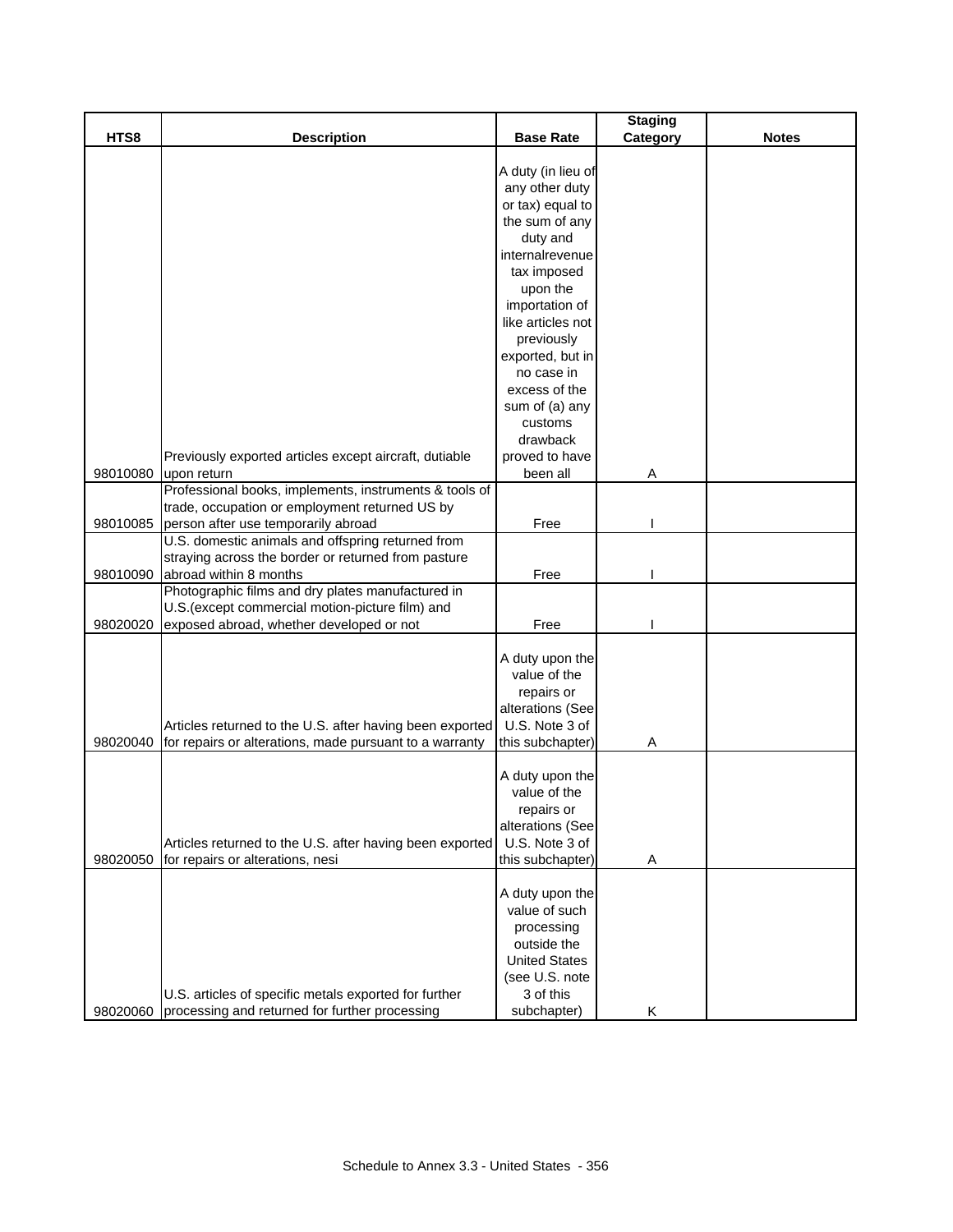| HTS8 | Description | Base Rate | Staging Category | Notes |
|---|---|---|---|---|
| 98010080 | Previously exported articles except aircraft, dutiable upon return | A duty (in lieu of any other duty or tax) equal to the sum of any duty and internalrevenue tax imposed upon the importation of like articles not previously exported, but in no case in excess of the sum of (a) any customs drawback proved to have been all | A | |
| 98010085 | Professional books, implements, instruments & tools of trade, occupation or employment returned US by person after use temporarily abroad | Free | I | |
| 98010090 | U.S. domestic animals and offspring returned from straying across the border or returned from pasture abroad within 8 months | Free | I | |
| 98020020 | Photographic films and dry plates manufactured in U.S.(except commercial motion-picture film) and exposed abroad, whether developed or not | Free | I | |
| 98020040 | Articles returned to the U.S. after having been exported for repairs or alterations, made pursuant to a warranty | A duty upon the value of the repairs or alterations (See U.S. Note 3 of this subchapter) | A | |
| 98020050 | Articles returned to the U.S. after having been exported for repairs or alterations, nesi | A duty upon the value of the repairs or alterations (See U.S. Note 3 of this subchapter) | A | |
| 98020060 | U.S. articles of specific metals exported for further processing and returned for further processing | A duty upon the value of such processing outside the United States (see U.S. note 3 of this subchapter) | K | |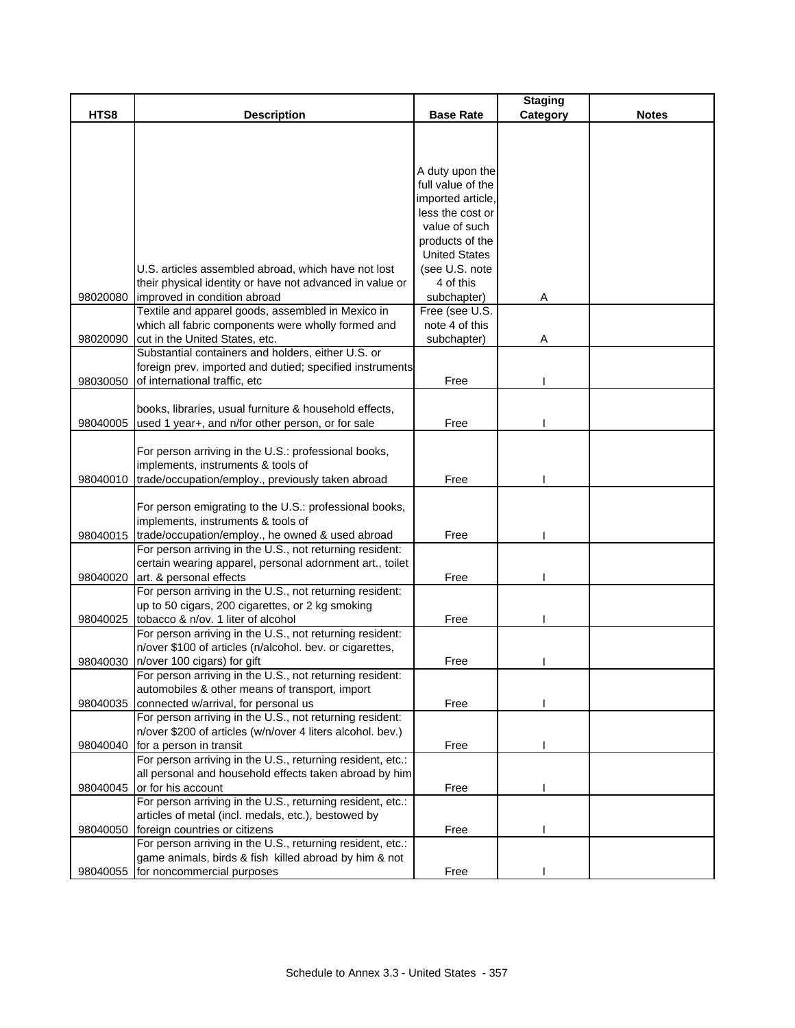| HTS8 | Description | Base Rate | Staging Category | Notes |
|---|---|---|---|---|
| 98020080 | U.S. articles assembled abroad, which have not lost their physical identity or have not advanced in value or improved in condition abroad | A duty upon the full value of the imported article, less the cost or value of such products of the United States (see U.S. note 4 of this subchapter) | A | |
| 98020090 | Textile and apparel goods, assembled in Mexico in which all fabric components were wholly formed and cut in the United States, etc. | Free (see U.S. note 4 of this subchapter) | A | |
| 98030050 | Substantial containers and holders, either U.S. or foreign prev. imported and dutied; specified instruments of international traffic, etc | Free | I | |
| 98040005 | books, libraries, usual furniture & household effects, used 1 year+, and n/for other person, or for sale | Free | I | |
| 98040010 | For person arriving in the U.S.: professional books, implements, instruments & tools of trade/occupation/employ., previously taken abroad | Free | I | |
| 98040015 | For person emigrating to the U.S.: professional books, implements, instruments & tools of trade/occupation/employ., he owned & used abroad | Free | I | |
| 98040020 | For person arriving in the U.S., not returning resident: certain wearing apparel, personal adornment art., toilet art. & personal effects | Free | I | |
| 98040025 | For person arriving in the U.S., not returning resident: up to 50 cigars, 200 cigarettes, or 2 kg smoking tobacco & n/ov. 1 liter of alcohol | Free | I | |
| 98040030 | For person arriving in the U.S., not returning resident: n/over $100 of articles (n/alcohol. bev. or cigarettes, n/over 100 cigars) for gift | Free | I | |
| 98040035 | For person arriving in the U.S., not returning resident: automobiles & other means of transport, import connected w/arrival, for personal us | Free | I | |
| 98040040 | For person arriving in the U.S., not returning resident: n/over $200 of articles (w/n/over 4 liters alcohol. bev.) for a person in transit | Free | I | |
| 98040045 | For person arriving in the U.S., returning resident, etc.: all personal and household effects taken abroad by him or for his account | Free | I | |
| 98040050 | For person arriving in the U.S., returning resident, etc.: articles of metal (incl. medals, etc.), bestowed by foreign countries or citizens | Free | I | |
| 98040055 | For person arriving in the U.S., returning resident, etc.: game animals, birds & fish killed abroad by him & not for noncommercial purposes | Free | I | |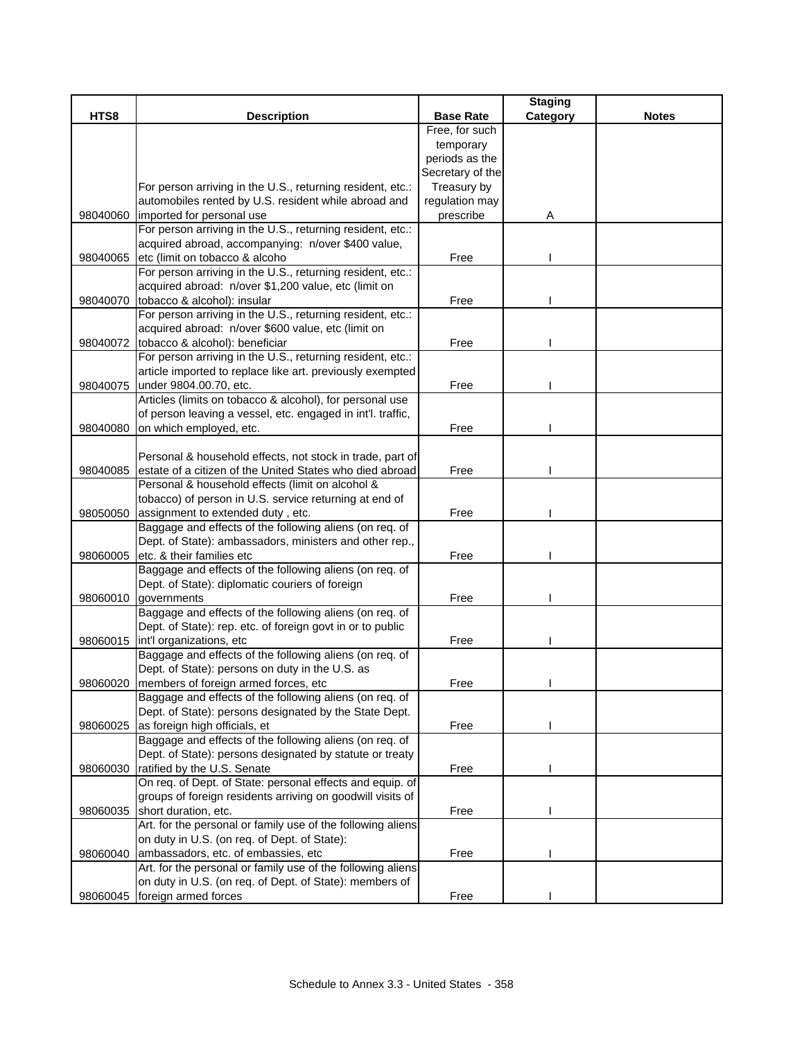| HTS8 | Description | Base Rate | Staging Category | Notes |
|---|---|---|---|---|
| 98040060 | For person arriving in the U.S., returning resident, etc.: automobiles rented by U.S. resident while abroad and imported for personal use | Free, for such temporary periods as the Secretary of the Treasury by regulation may prescribe | A | |
| 98040065 | For person arriving in the U.S., returning resident, etc.: acquired abroad, accompanying: n/over $400 value, etc (limit on tobacco & alcoho | Free | I | |
| 98040070 | For person arriving in the U.S., returning resident, etc.: acquired abroad: n/over $1,200 value, etc (limit on tobacco & alcohol): insular | Free | I | |
| 98040072 | For person arriving in the U.S., returning resident, etc.: acquired abroad: n/over $600 value, etc (limit on tobacco & alcohol): beneficiar | Free | I | |
| 98040075 | For person arriving in the U.S., returning resident, etc.: article imported to replace like art. previously exempted under 9804.00.70, etc. | Free | I | |
| 98040080 | Articles (limits on tobacco & alcohol), for personal use of person leaving a vessel, etc. engaged in int'l. traffic, on which employed, etc. | Free | I | |
| 98040085 | Personal & household effects, not stock in trade, part of estate of a citizen of the United States who died abroad | Free | I | |
| 98050050 | Personal & household effects (limit on alcohol & tobacco) of person in U.S. service returning at end of assignment to extended duty , etc. | Free | I | |
| 98060005 | Baggage and effects of the following aliens (on req. of Dept. of State): ambassadors, ministers and other rep., etc. & their families etc | Free | I | |
| 98060010 | Baggage and effects of the following aliens (on req. of Dept. of State): diplomatic couriers of foreign governments | Free | I | |
| 98060015 | Baggage and effects of the following aliens (on req. of Dept. of State): rep. etc. of foreign govt in or to public int'l organizations, etc | Free | I | |
| 98060020 | Baggage and effects of the following aliens (on req. of Dept. of State): persons on duty in the U.S. as members of foreign armed forces, etc | Free | I | |
| 98060025 | Baggage and effects of the following aliens (on req. of Dept. of State): persons designated by the State Dept. as foreign high officials, et | Free | I | |
| 98060030 | Baggage and effects of the following aliens (on req. of Dept. of State): persons designated by statute or treaty ratified by the U.S. Senate | Free | I | |
| 98060035 | On req. of Dept. of State: personal effects and equip. of groups of foreign residents arriving on goodwill visits of short duration, etc. | Free | I | |
| 98060040 | Art. for the personal or family use of the following aliens on duty in U.S. (on req. of Dept. of State): ambassadors, etc. of embassies, etc | Free | I | |
| 98060045 | Art. for the personal or family use of the following aliens on duty in U.S. (on req. of Dept. of State): members of foreign armed forces | Free | I | |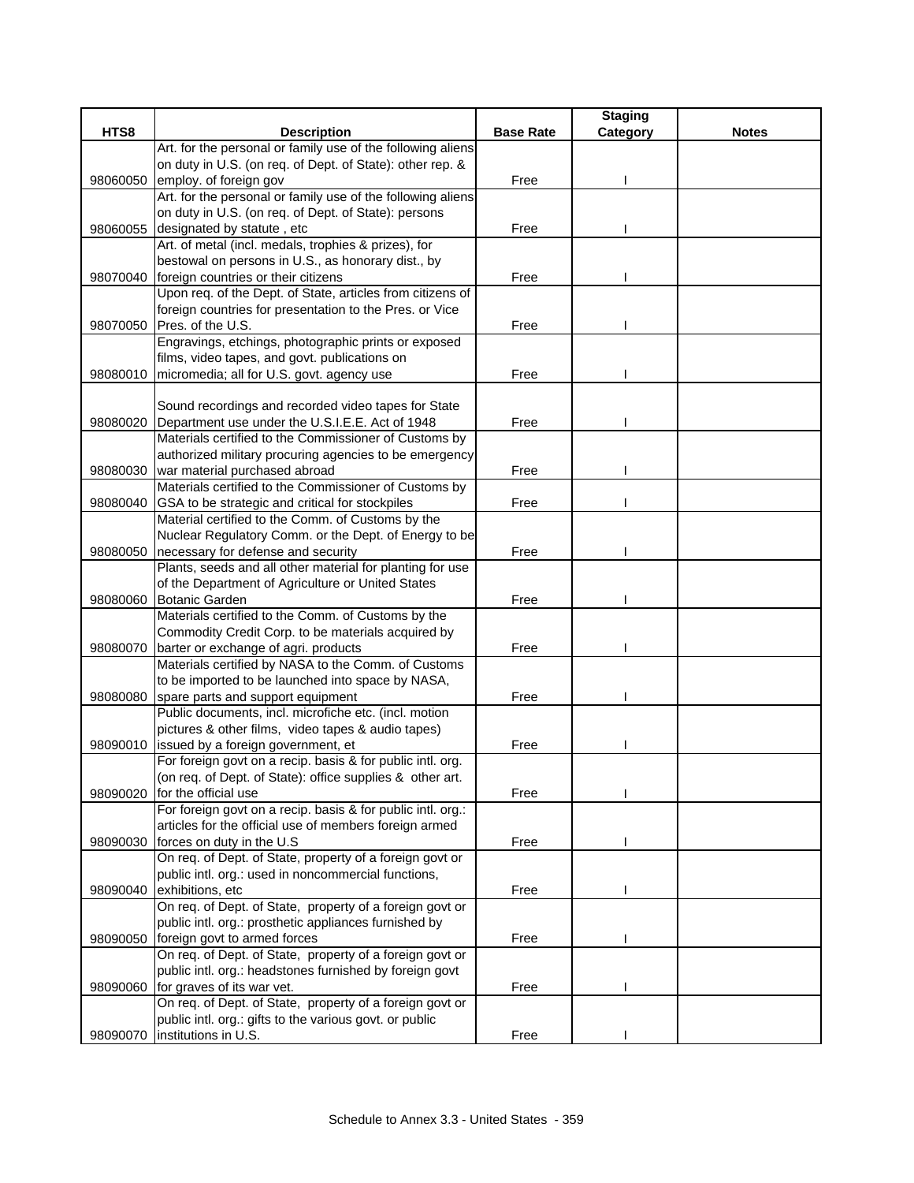| HTS8 | Description | Base Rate | Staging Category | Notes |
|---|---|---|---|---|
| 98060050 | Art. for the personal or family use of the following aliens on duty in U.S. (on req. of Dept. of State): other rep. & employ. of foreign gov | Free | I | |
| 98060055 | Art. for the personal or family use of the following aliens on duty in U.S. (on req. of Dept. of State): persons designated by statute , etc | Free | I | |
| 98070040 | Art. of metal (incl. medals, trophies & prizes), for bestowal on persons in U.S., as honorary dist., by foreign countries or their citizens | Free | I | |
| 98070050 | Upon req. of the Dept. of State, articles from citizens of foreign countries for presentation to the Pres. or Vice Pres. of the U.S. | Free | I | |
| 98080010 | Engravings, etchings, photographic prints or exposed films, video tapes, and govt. publications on micromedia; all for U.S. govt. agency use | Free | I | |
| 98080020 | Sound recordings and recorded video tapes for State Department use under the U.S.I.E.E. Act of 1948 | Free | I | |
| 98080030 | Materials certified to the Commissioner of Customs by authorized military procuring agencies to be emergency war material purchased abroad | Free | I | |
| 98080040 | Materials certified to the Commissioner of Customs by GSA to be strategic and critical for stockpiles | Free | I | |
| 98080050 | Material certified to the Comm. of Customs by the Nuclear Regulatory Comm. or the Dept. of Energy to be necessary for defense and security | Free | I | |
| 98080060 | Plants, seeds and all other material for planting for use of the Department of Agriculture or United States Botanic Garden | Free | I | |
| 98080070 | Materials certified to the Comm. of Customs by the Commodity Credit Corp. to be materials acquired by barter or exchange of agri. products | Free | I | |
| 98080080 | Materials certified by NASA to the Comm. of Customs to be imported to be launched into space by NASA, spare parts and support equipment | Free | I | |
| 98090010 | Public documents, incl. microfiche etc. (incl. motion pictures & other films, video tapes & audio tapes) issued by a foreign government, et | Free | I | |
| 98090020 | For foreign govt on a recip. basis & for public intl. org. (on req. of Dept. of State): office supplies & other art. for the official use | Free | I | |
| 98090030 | For foreign govt on a recip. basis & for public intl. org.: articles for the official use of members foreign armed forces on duty in the U.S | Free | I | |
| 98090040 | On req. of Dept. of State, property of a foreign govt or public intl. org.: used in noncommercial functions, exhibitions, etc | Free | I | |
| 98090050 | On req. of Dept. of State, property of a foreign govt or public intl. org.: prosthetic appliances furnished by foreign govt to armed forces | Free | I | |
| 98090060 | On req. of Dept. of State, property of a foreign govt or public intl. org.: headstones furnished by foreign govt for graves of its war vet. | Free | I | |
| 98090070 | On req. of Dept. of State, property of a foreign govt or public intl. org.: gifts to the various govt. or public institutions in U.S. | Free | I | |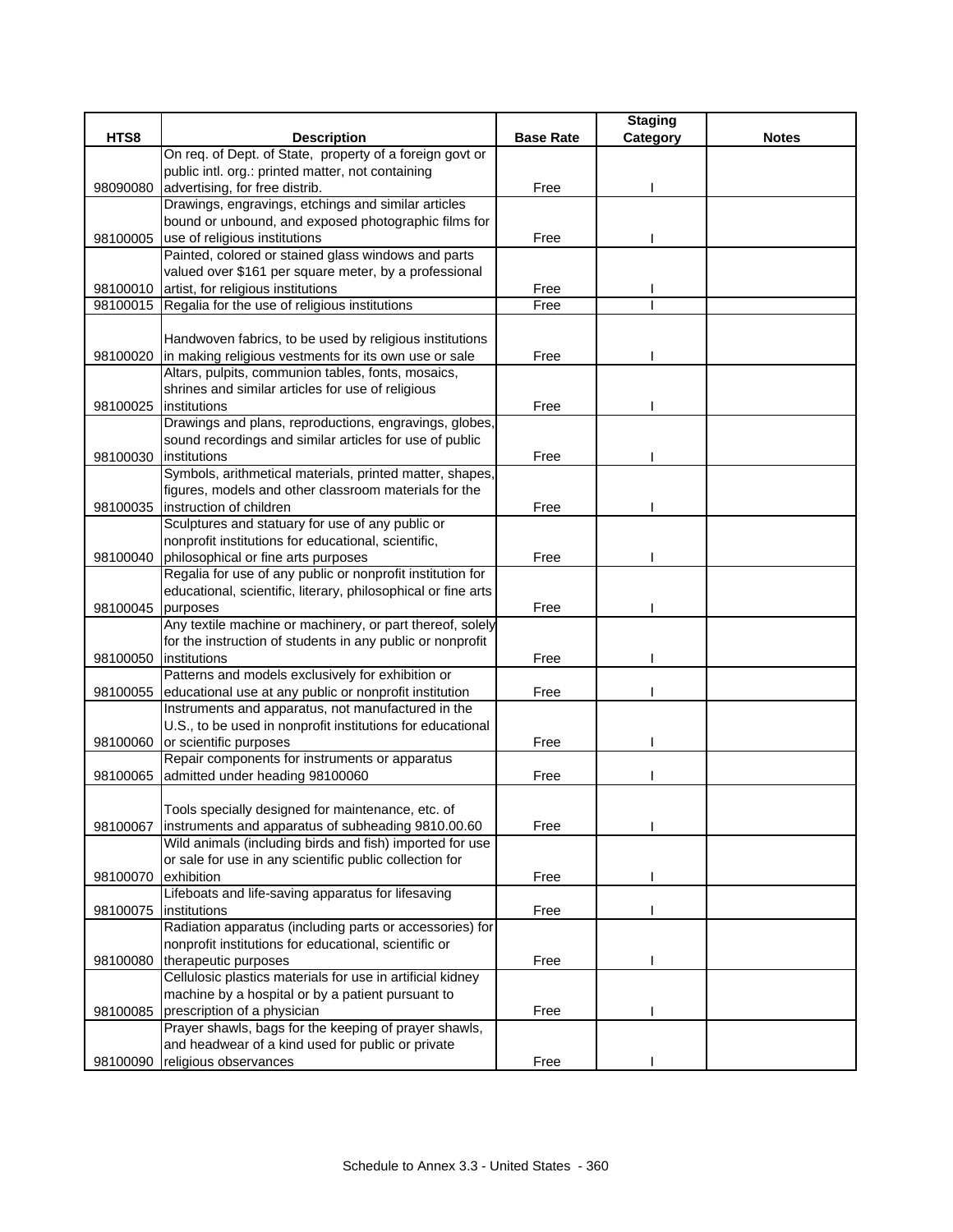| HTS8 | Description | Base Rate | Staging Category | Notes |
|---|---|---|---|---|
| 98090080 | On req. of Dept. of State, property of a foreign govt or public intl. org.: printed matter, not containing advertising, for free distrib. | Free | I | |
| 98100005 | Drawings, engravings, etchings and similar articles bound or unbound, and exposed photographic films for use of religious institutions | Free | I | |
| 98100010 | Painted, colored or stained glass windows and parts valued over $161 per square meter, by a professional artist, for religious institutions | Free | I | |
| 98100015 | Regalia for the use of religious institutions | Free | I | |
| 98100020 | Handwoven fabrics, to be used by religious institutions in making religious vestments for its own use or sale | Free | I | |
| 98100025 | Altars, pulpits, communion tables, fonts, mosaics, shrines and similar articles for use of religious institutions | Free | I | |
| 98100030 | Drawings and plans, reproductions, engravings, globes, sound recordings and similar articles for use of public institutions | Free | I | |
| 98100035 | Symbols, arithmetical materials, printed matter, shapes, figures, models and other classroom materials for the instruction of children | Free | I | |
| 98100040 | Sculptures and statuary for use of any public or nonprofit institutions for educational, scientific, philosophical or fine arts purposes | Free | I | |
| 98100045 | Regalia for use of any public or nonprofit institution for educational, scientific, literary, philosophical or fine arts purposes | Free | I | |
| 98100050 | Any textile machine or machinery, or part thereof, solely for the instruction of students in any public or nonprofit institutions | Free | I | |
| 98100055 | Patterns and models exclusively for exhibition or educational use at any public or nonprofit institution | Free | I | |
| 98100060 | Instruments and apparatus, not manufactured in the U.S., to be used in nonprofit institutions for educational or scientific purposes | Free | I | |
| 98100065 | Repair components for instruments or apparatus admitted under heading 98100060 | Free | I | |
| 98100067 | Tools specially designed for maintenance, etc. of instruments and apparatus of subheading 9810.00.60 | Free | I | |
| 98100070 | Wild animals (including birds and fish) imported for use or sale for use in any scientific public collection for exhibition | Free | I | |
| 98100075 | Lifeboats and life-saving apparatus for lifesaving institutions | Free | I | |
| 98100080 | Radiation apparatus (including parts or accessories) for nonprofit institutions for educational, scientific or therapeutic purposes | Free | I | |
| 98100085 | Cellulosic plastics materials for use in artificial kidney machine by a hospital or by a patient pursuant to prescription of a physician | Free | I | |
| 98100090 | Prayer shawls, bags for the keeping of prayer shawls, and headwear of a kind used for public or private religious observances | Free | I | |

Schedule to Annex 3.3 - United States - 360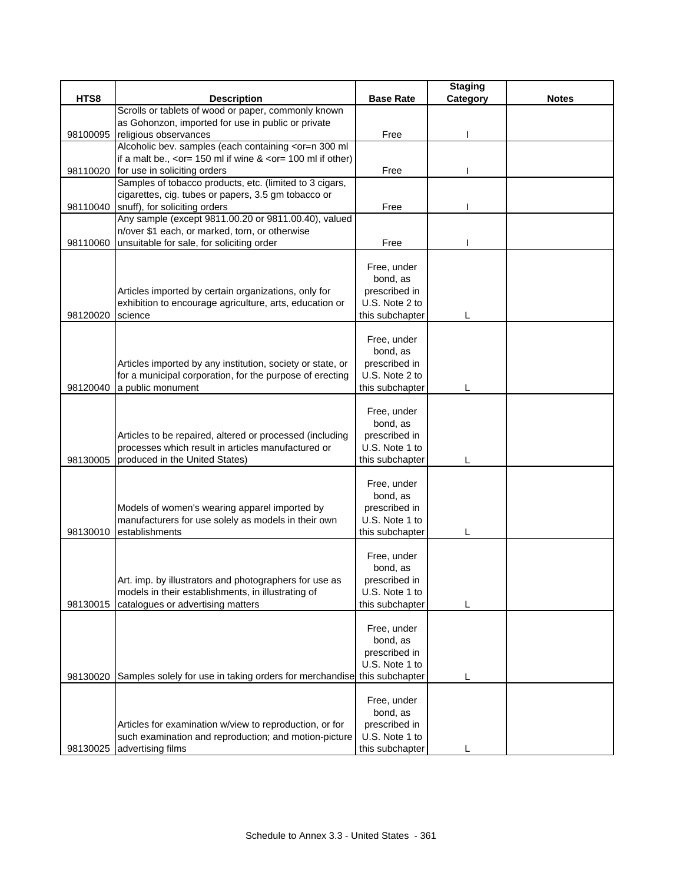| HTS8 | Description | Base Rate | Staging Category | Notes |
|---|---|---|---|---|
| 98100095 | Scrolls or tablets of wood or paper, commonly known as Gohonzon, imported for use in public or private religious observances | Free | I | |
| 98110020 | Alcoholic bev. samples (each containing <or=n 300 ml if a malt be., <or= 150 ml if wine & <or= 100 ml if other) for use in soliciting orders | Free | I | |
| 98110040 | Samples of tobacco products, etc. (limited to 3 cigars, cigarettes, cig. tubes or papers, 3.5 gm tobacco or snuff), for soliciting orders | Free | I | |
| 98110060 | Any sample (except 9811.00.20 or 9811.00.40), valued n/over $1 each, or marked, torn, or otherwise unsuitable for sale, for soliciting order | Free | I | |
| 98120020 | Articles imported by certain organizations, only for exhibition to encourage agriculture, arts, education or science | Free, under bond, as prescribed in U.S. Note 2 to this subchapter | L | |
| 98120040 | Articles imported by any institution, society or state, or for a municipal corporation, for the purpose of erecting a public monument | Free, under bond, as prescribed in U.S. Note 2 to this subchapter | L | |
| 98130005 | Articles to be repaired, altered or processed (including processes which result in articles manufactured or produced in the United States) | Free, under bond, as prescribed in U.S. Note 1 to this subchapter | L | |
| 98130010 | Models of women's wearing apparel imported by manufacturers for use solely as models in their own establishments | Free, under bond, as prescribed in U.S. Note 1 to this subchapter | L | |
| 98130015 | Art. imp. by illustrators and photographers for use as models in their establishments, in illustrating of catalogues or advertising matters | Free, under bond, as prescribed in U.S. Note 1 to this subchapter | L | |
| 98130020 | Samples solely for use in taking orders for merchandise | Free, under bond, as prescribed in U.S. Note 1 to this subchapter | L | |
| 98130025 | Articles for examination w/view to reproduction, or for such examination and reproduction; and motion-picture advertising films | Free, under bond, as prescribed in U.S. Note 1 to this subchapter | L | |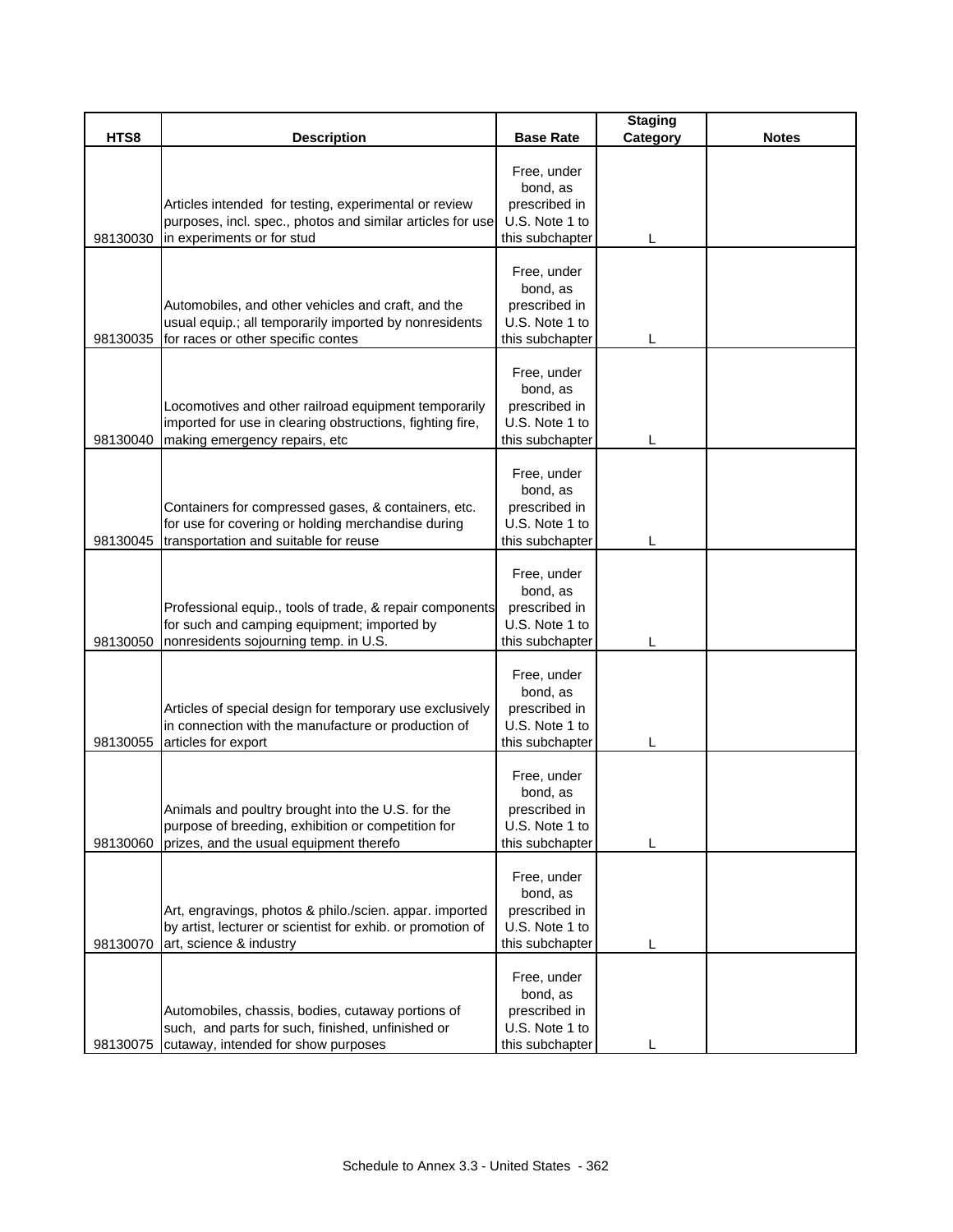| HTS8 | Description | Base Rate | Staging Category | Notes |
|---|---|---|---|---|
| 98130030 | Articles intended for testing, experimental or review purposes, incl. spec., photos and similar articles for use in experiments or for stud | Free, under bond, as prescribed in U.S. Note 1 to this subchapter | L | |
| 98130035 | Automobiles, and other vehicles and craft, and the usual equip.; all temporarily imported by nonresidents for races or other specific contes | Free, under bond, as prescribed in U.S. Note 1 to this subchapter | L | |
| 98130040 | Locomotives and other railroad equipment temporarily imported for use in clearing obstructions, fighting fire, making emergency repairs, etc | Free, under bond, as prescribed in U.S. Note 1 to this subchapter | L | |
| 98130045 | Containers for compressed gases, & containers, etc. for use for covering or holding merchandise during transportation and suitable for reuse | Free, under bond, as prescribed in U.S. Note 1 to this subchapter | L | |
| 98130050 | Professional equip., tools of trade, & repair components for such and camping equipment; imported by nonresidents sojourning temp. in U.S. | Free, under bond, as prescribed in U.S. Note 1 to this subchapter | L | |
| 98130055 | Articles of special design for temporary use exclusively in connection with the manufacture or production of articles for export | Free, under bond, as prescribed in U.S. Note 1 to this subchapter | L | |
| 98130060 | Animals and poultry brought into the U.S. for the purpose of breeding, exhibition or competition for prizes, and the usual equipment therefo | Free, under bond, as prescribed in U.S. Note 1 to this subchapter | L | |
| 98130070 | Art, engravings, photos & philo./scien. appar. imported by artist, lecturer or scientist for exhib. or promotion of art, science & industry | Free, under bond, as prescribed in U.S. Note 1 to this subchapter | L | |
| 98130075 | Automobiles, chassis, bodies, cutaway portions of such, and parts for such, finished, unfinished or cutaway, intended for show purposes | Free, under bond, as prescribed in U.S. Note 1 to this subchapter | L | |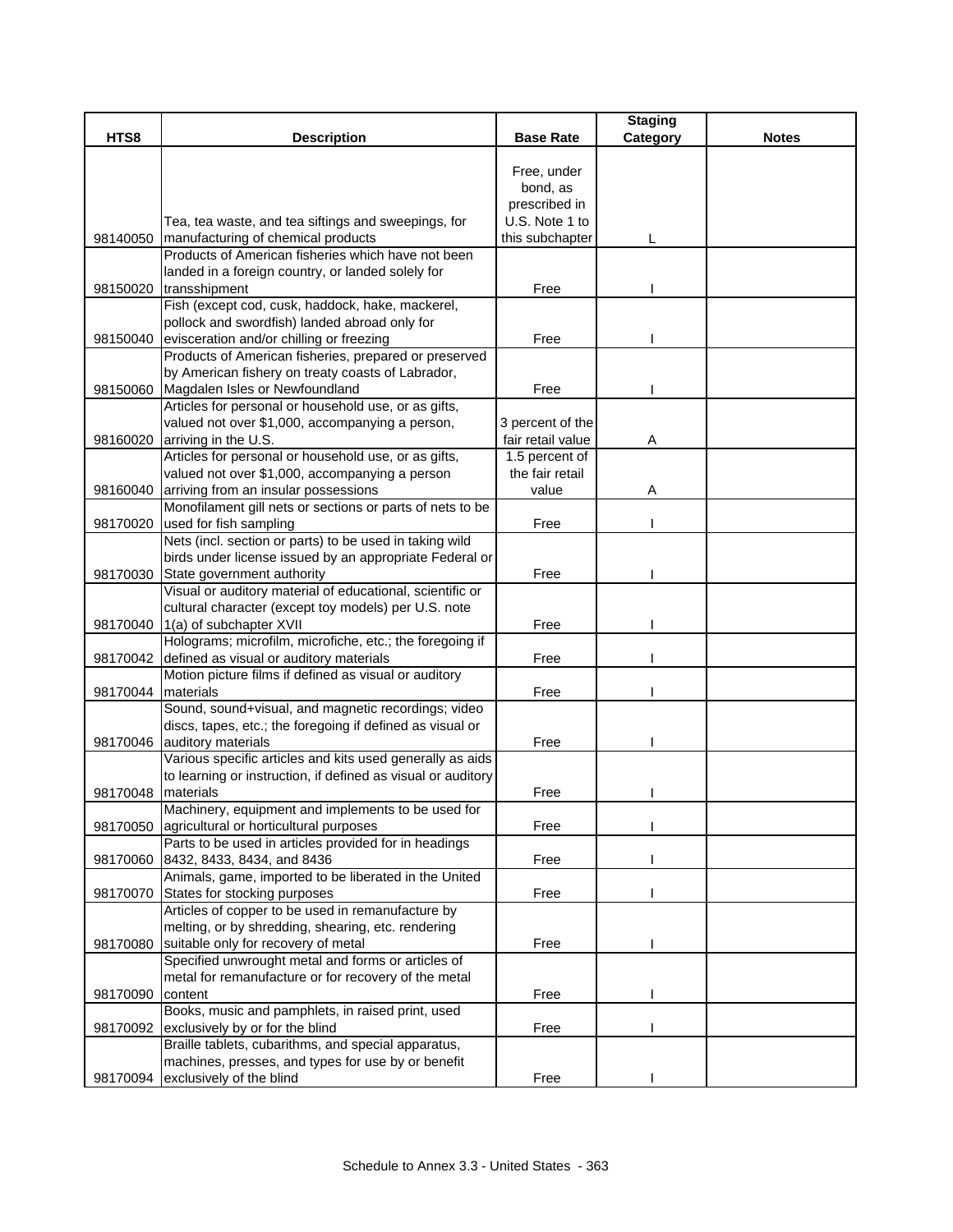| HTS8 | Description | Base Rate | Staging Category | Notes |
|---|---|---|---|---|
| 98140050 | Tea, tea waste, and tea siftings and sweepings, for manufacturing of chemical products | Free, under bond, as prescribed in U.S. Note 1 to this subchapter | L | |
| 98150020 | Products of American fisheries which have not been landed in a foreign country, or landed solely for transshipment | Free | I | |
| 98150040 | Fish (except cod, cusk, haddock, hake, mackerel, pollock and swordfish) landed abroad only for evisceration and/or chilling or freezing | Free | I | |
| 98150060 | Products of American fisheries, prepared or preserved by American fishery on treaty coasts of Labrador, Magdalen Isles or Newfoundland | Free | I | |
| 98160020 | Articles for personal or household use, or as gifts, valued not over $1,000, accompanying a person, arriving in the U.S. | 3 percent of the fair retail value | A | |
| 98160040 | Articles for personal or household use, or as gifts, valued not over $1,000, accompanying a person arriving from an insular possessions | 1.5 percent of the fair retail value | A | |
| 98170020 | Monofilament gill nets or sections or parts of nets to be used for fish sampling | Free | I | |
| 98170030 | Nets (incl. section or parts) to be used in taking wild birds under license issued by an appropriate Federal or State government authority | Free | I | |
| 98170040 | Visual or auditory material of educational, scientific or cultural character (except toy models) per U.S. note 1(a) of subchapter XVII | Free | I | |
| 98170042 | Holograms; microfilm, microfiche, etc.; the foregoing if defined as visual or auditory materials | Free | I | |
| 98170044 | Motion picture films if defined as visual or auditory materials | Free | I | |
| 98170046 | Sound, sound+visual, and magnetic recordings; video discs, tapes, etc.; the foregoing if defined as visual or auditory materials | Free | I | |
| 98170048 | Various specific articles and kits used generally as aids to learning or instruction, if defined as visual or auditory materials | Free | I | |
| 98170050 | Machinery, equipment and implements to be used for agricultural or horticultural purposes | Free | I | |
| 98170060 | Parts to be used in articles provided for in headings 8432, 8433, 8434, and 8436 | Free | I | |
| 98170070 | Animals, game, imported to be liberated in the United States for stocking purposes | Free | I | |
| 98170080 | Articles of copper to be used in remanufacture by melting, or by shredding, shearing, etc. rendering suitable only for recovery of metal | Free | I | |
| 98170090 | Specified unwrought metal and forms or articles of metal for remanufacture or for recovery of the metal content | Free | I | |
| 98170092 | Books, music and pamphlets, in raised print, used exclusively by or for the blind | Free | I | |
| 98170094 | Braille tablets, cubarithms, and special apparatus, machines, presses, and types for use by or benefit exclusively of the blind | Free | I | |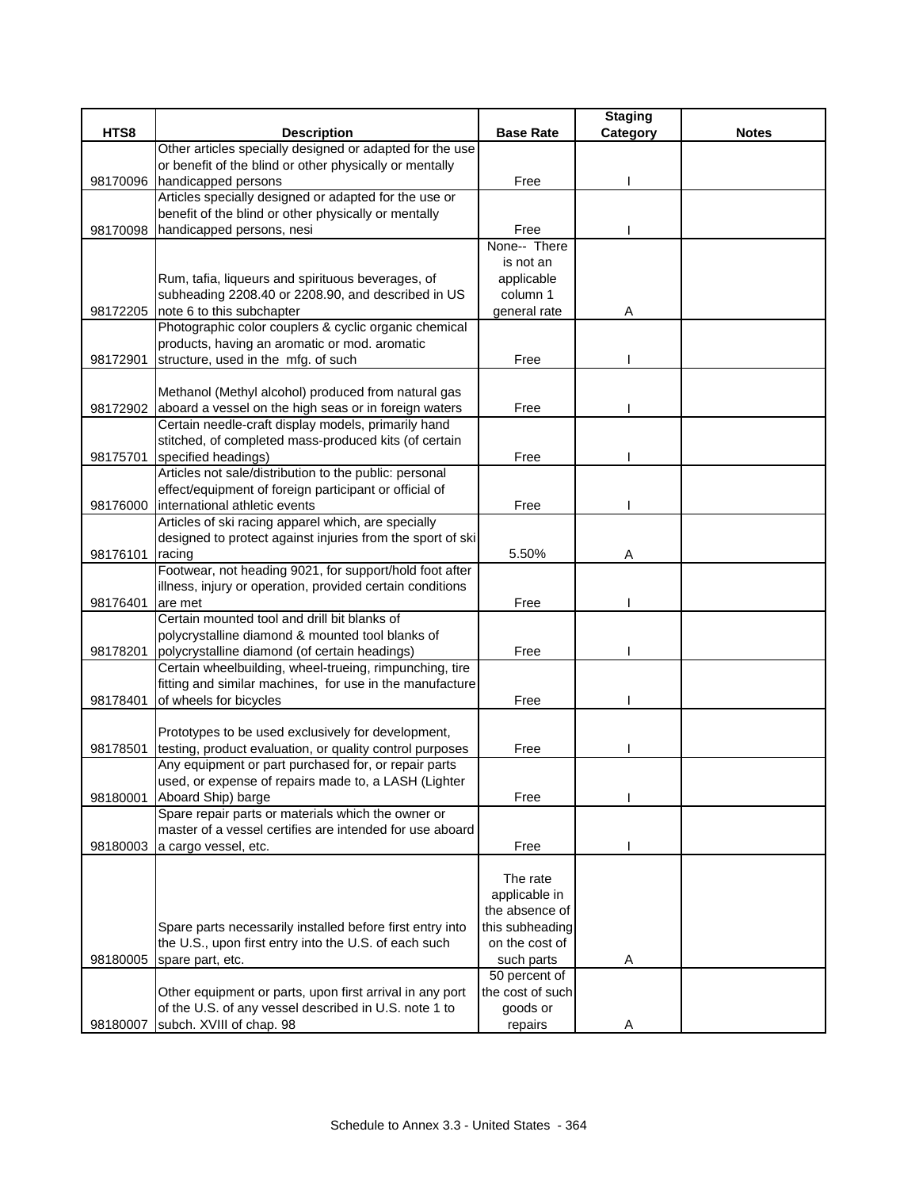| HTS8 | Description | Base Rate | Staging Category | Notes |
|---|---|---|---|---|
| 98170096 | Other articles specially designed or adapted for the use or benefit of the blind or other physically or mentally handicapped persons | Free | I | |
| 98170098 | Articles specially designed or adapted for the use or benefit of the blind or other physically or mentally handicapped persons, nesi | Free | I | |
| 98172205 | Rum, tafia, liqueurs and spirituous beverages, of subheading 2208.40 or 2208.90, and described in US note 6 to this subchapter | None-- There is not an applicable column 1 general rate | A | |
| 98172901 | Photographic color couplers & cyclic organic chemical products, having an aromatic or mod. aromatic structure, used in the mfg. of such | Free | I | |
| 98172902 | Methanol (Methyl alcohol) produced from natural gas aboard a vessel on the high seas or in foreign waters | Free | I | |
| 98175701 | Certain needle-craft display models, primarily hand stitched, of completed mass-produced kits (of certain specified headings) | Free | I | |
| 98176000 | Articles not sale/distribution to the public: personal effect/equipment of foreign participant or official of international athletic events | Free | I | |
| 98176101 | Articles of ski racing apparel which, are specially designed to protect against injuries from the sport of ski racing | 5.50% | A | |
| 98176401 | Footwear, not heading 9021, for support/hold foot after illness, injury or operation, provided certain conditions are met | Free | I | |
| 98178201 | Certain mounted tool and drill bit blanks of polycrystalline diamond & mounted tool blanks of polycrystalline diamond (of certain headings) | Free | I | |
| 98178401 | Certain wheelbuilding, wheel-trueing, rimpunching, tire fitting and similar machines, for use in the manufacture of wheels for bicycles | Free | I | |
| 98178501 | Prototypes to be used exclusively for development, testing, product evaluation, or quality control purposes | Free | I | |
| 98180001 | Any equipment or part purchased for, or repair parts used, or expense of repairs made to, a LASH (Lighter Aboard Ship) barge | Free | I | |
| 98180003 | Spare repair parts or materials which the owner or master of a vessel certifies are intended for use aboard a cargo vessel, etc. | Free | I | |
| 98180005 | Spare parts necessarily installed before first entry into the U.S., upon first entry into the U.S. of each such spare part, etc. | The rate applicable in the absence of this subheading on the cost of such parts | A | |
| 98180007 | Other equipment or parts, upon first arrival in any port of the U.S. of any vessel described in U.S. note 1 to subch. XVIII of chap. 98 | 50 percent of the cost of such goods or repairs | A | |